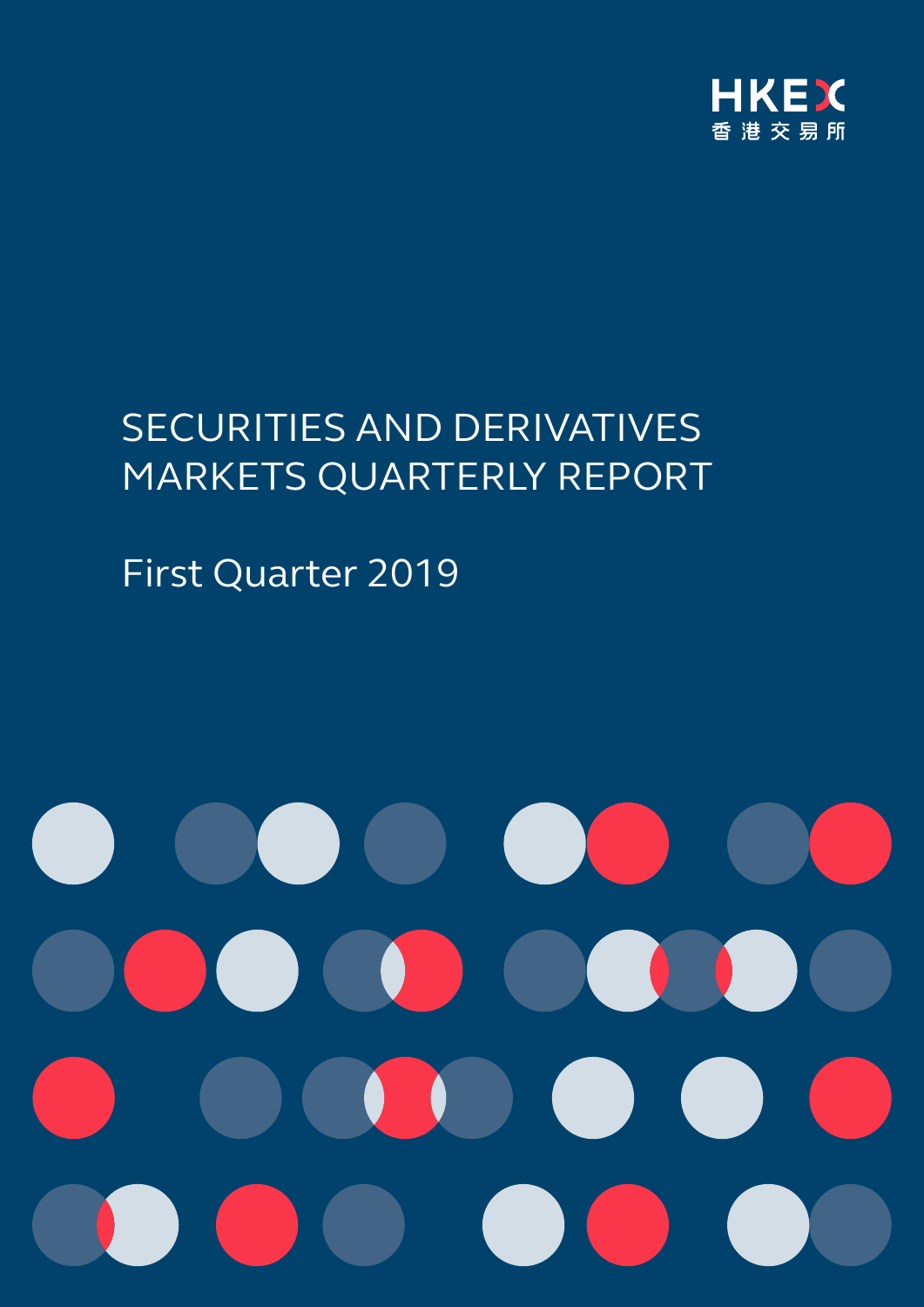HKEX
香港交易所

# SECURITIES AND DERIVATIVES MARKETS QUARTERLY REPORT

## First Quarter 2019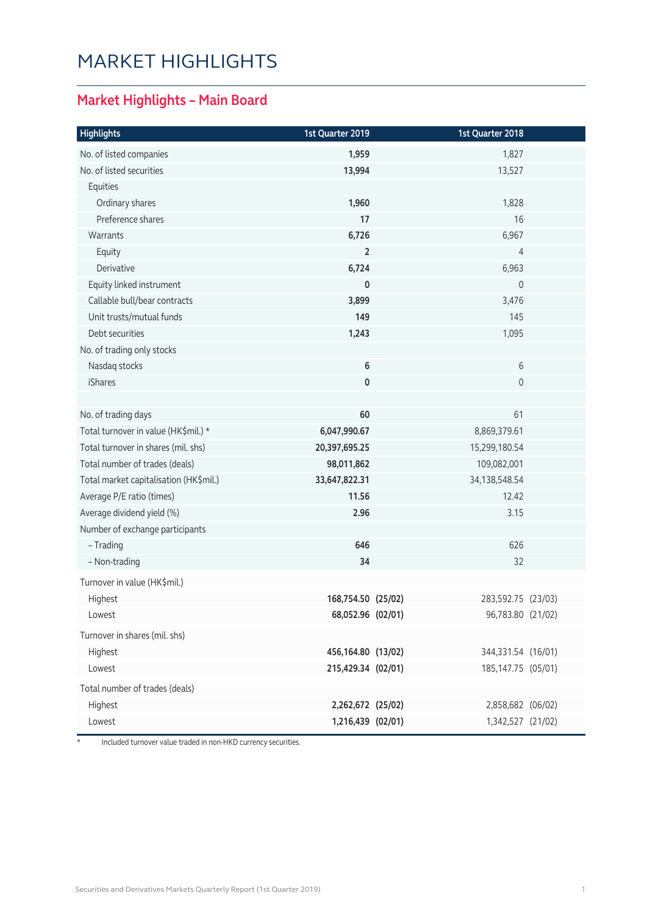# MARKET HIGHLIGHTS

## Market Highlights – Main Board

| Highlights | 1st Quarter 2019 | | 1st Quarter 2018 | |
|---|---|---|---|---|
| No. of listed companies | **1,959** | | 1,827 | |
| No. of listed securities | **13,994** | | 13,527 | |
| Equities | | | | |
| Ordinary shares | **1,960** | | 1,828 | |
| Preference shares | **17** | | 16 | |
| Warrants | **6,726** | | 6,967 | |
| Equity | **2** | | 4 | |
| Derivative | **6,724** | | 6,963 | |
| Equity linked instrument | **0** | | 0 | |
| Callable bull/bear contracts | **3,899** | | 3,476 | |
| Unit trusts/mutual funds | **149** | | 145 | |
| Debt securities | **1,243** | | 1,095 | |
| No. of trading only stocks | | | | |
| Nasdaq stocks | **6** | | 6 | |
| iShares | **0** | | 0 | |
| | | | | |
| No. of trading days | **60** | | 61 | |
| Total turnover in value (HK$mil.) * | **6,047,990.67** | | 8,869,379.61 | |
| Total turnover in shares (mil. shs) | **20,397,695.25** | | 15,299,180.54 | |
| Total number of trades (deals) | **98,011,862** | | 109,082,001 | |
| Total market capitalisation (HK$mil.) | **33,647,822.31** | | 34,138,548.54 | |
| Average P/E ratio (times) | **11.56** | | 12.42 | |
| Average dividend yield (%) | **2.96** | | 3.15 | |
| Number of exchange participants | | | | |
| – Trading | **646** | | 626 | |
| – Non-trading | **34** | | 32 | |
| Turnover in value (HK$mil.) | | | | |
| Highest | **168,754.50** | **(25/02)** | 283,592.75 | (23/03) |
| Lowest | **68,052.96** | **(02/01)** | 96,783.80 | (21/02) |
| Turnover in shares (mil. shs) | | | | |
| Highest | **456,164.80** | **(13/02)** | 344,331.54 | (16/01) |
| Lowest | **215,429.34** | **(02/01)** | 185,147.75 | (05/01) |
| Total number of trades (deals) | | | | |
| Highest | **2,262,672** | **(25/02)** | 2,858,682 | (06/02) |
| Lowest | **1,216,439** | **(02/01)** | 1,342,527 | (21/02) |

\* Included turnover value traded in non-HKD currency securities.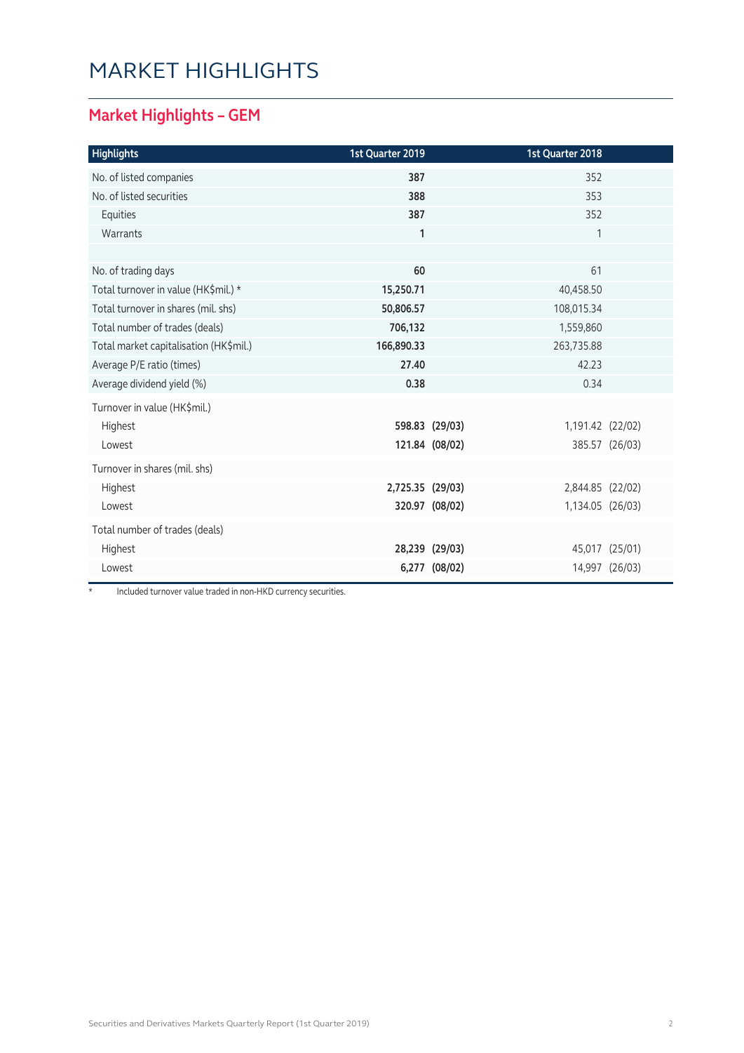# MARKET HIGHLIGHTS

## Market Highlights – GEM

| Highlights | 1st Quarter 2019 | | 1st Quarter 2018 | |
|---|---|---|---|---|
| No. of listed companies | **387** | | 352 | |
| No. of listed securities | **388** | | 353 | |
| Equities | **387** | | 352 | |
| Warrants | **1** | | 1 | |
| | | | | |
| No. of trading days | **60** | | 61 | |
| Total turnover in value (HK$mil.) * | **15,250.71** | | 40,458.50 | |
| Total turnover in shares (mil. shs) | **50,806.57** | | 108,015.34 | |
| Total number of trades (deals) | **706,132** | | 1,559,860 | |
| Total market capitalisation (HK$mil.) | **166,890.33** | | 263,735.88 | |
| Average P/E ratio (times) | **27.40** | | 42.23 | |
| Average dividend yield (%) | **0.38** | | 0.34 | |
| Turnover in value (HK$mil.) | | | | |
| Highest | **598.83** | **(29/03)** | 1,191.42 | (22/02) |
| Lowest | **121.84** | **(08/02)** | 385.57 | (26/03) |
| Turnover in shares (mil. shs) | | | | |
| Highest | **2,725.35** | **(29/03)** | 2,844.85 | (22/02) |
| Lowest | **320.97** | **(08/02)** | 1,134.05 | (26/03) |
| Total number of trades (deals) | | | | |
| Highest | **28,239** | **(29/03)** | 45,017 | (25/01) |
| Lowest | **6,277** | **(08/02)** | 14,997 | (26/03) |

* Included turnover value traded in non-HKD currency securities.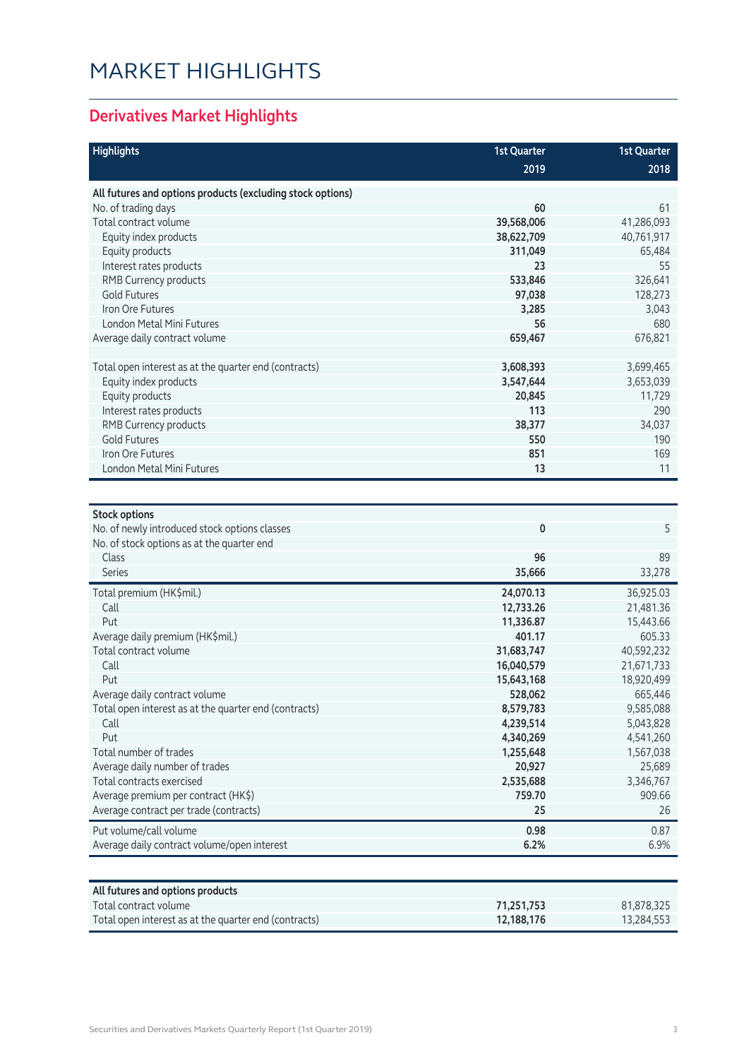# MARKET HIGHLIGHTS

## Derivatives Market Highlights

| Highlights | 1st Quarter 2019 | 1st Quarter 2018 |
|---|---|---|
| **All futures and options products (excluding stock options)** | | |
| No. of trading days | **60** | 61 |
| Total contract volume | **39,568,006** | 41,286,093 |
| Equity index products | **38,622,709** | 40,761,917 |
| Equity products | **311,049** | 65,484 |
| Interest rates products | **23** | 55 |
| RMB Currency products | **533,846** | 326,641 |
| Gold Futures | **97,038** | 128,273 |
| Iron Ore Futures | **3,285** | 3,043 |
| London Metal Mini Futures | **56** | 680 |
| Average daily contract volume | **659,467** | 676,821 |
| | | |
| Total open interest as at the quarter end (contracts) | **3,608,393** | 3,699,465 |
| Equity index products | **3,547,644** | 3,653,039 |
| Equity products | **20,845** | 11,729 |
| Interest rates products | **113** | 290 |
| RMB Currency products | **38,377** | 34,037 |
| Gold Futures | **550** | 190 |
| Iron Ore Futures | **851** | 169 |
| London Metal Mini Futures | **13** | 11 |

| Stock options | 1st Quarter 2019 | 1st Quarter 2018 |
|---|---|---|
| No. of newly introduced stock options classes | **0** | 5 |
| No. of stock options as at the quarter end | | |
| Class | **96** | 89 |
| Series | **35,666** | 33,278 |
| Total premium (HK$mil.) | **24,070.13** | 36,925.03 |
| Call | **12,733.26** | 21,481.36 |
| Put | **11,336.87** | 15,443.66 |
| Average daily premium (HK$mil.) | **401.17** | 605.33 |
| Total contract volume | **31,683,747** | 40,592,232 |
| Call | **16,040,579** | 21,671,733 |
| Put | **15,643,168** | 18,920,499 |
| Average daily contract volume | **528,062** | 665,446 |
| Total open interest as at the quarter end (contracts) | **8,579,783** | 9,585,088 |
| Call | **4,239,514** | 5,043,828 |
| Put | **4,340,269** | 4,541,260 |
| Total number of trades | **1,255,648** | 1,567,038 |
| Average daily number of trades | **20,927** | 25,689 |
| Total contracts exercised | **2,535,688** | 3,346,767 |
| Average premium per contract (HK$) | **759.70** | 909.66 |
| Average contract per trade (contracts) | **25** | 26 |
| Put volume/call volume | **0.98** | 0.87 |
| Average daily contract volume/open interest | **6.2%** | 6.9% |

| All futures and options products | 1st Quarter 2019 | 1st Quarter 2018 |
|---|---|---|
| Total contract volume | **71,251,753** | 81,878,325 |
| Total open interest as at the quarter end (contracts) | **12,188,176** | 13,284,553 |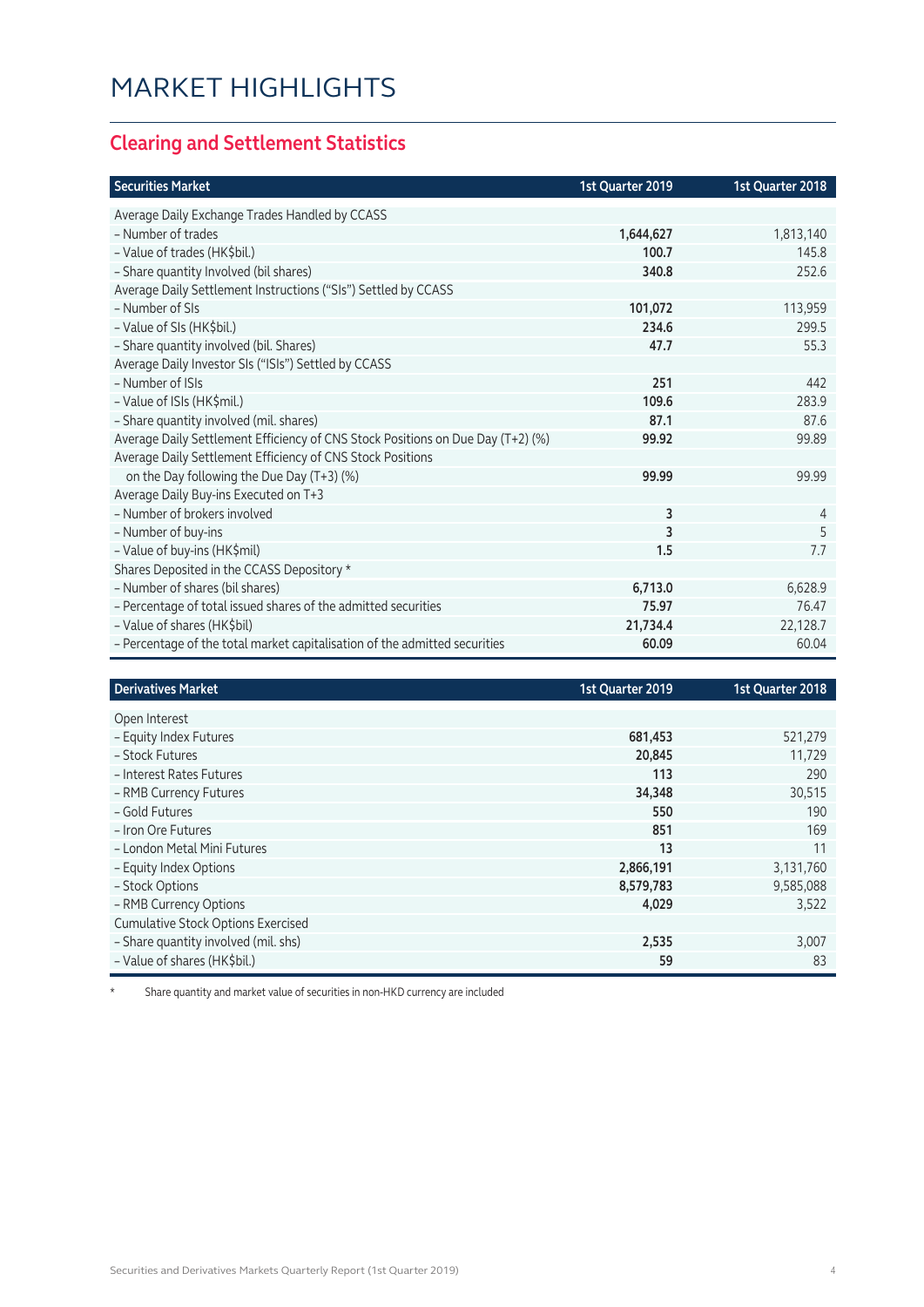# MARKET HIGHLIGHTS

## Clearing and Settlement Statistics

| Securities Market | 1st Quarter 2019 | 1st Quarter 2018 |
|---|---|---|
| Average Daily Exchange Trades Handled by CCASS | | |
| – Number of trades | **1,644,627** | 1,813,140 |
| – Value of trades (HK$bil.) | **100.7** | 145.8 |
| – Share quantity Involved (bil shares) | **340.8** | 252.6 |
| Average Daily Settlement Instructions ("SIs") Settled by CCASS | | |
| – Number of SIs | **101,072** | 113,959 |
| – Value of SIs (HK$bil.) | **234.6** | 299.5 |
| – Share quantity involved (bil. Shares) | **47.7** | 55.3 |
| Average Daily Investor SIs ("ISIs") Settled by CCASS | | |
| – Number of ISIs | **251** | 442 |
| – Value of ISIs (HK$mil.) | **109.6** | 283.9 |
| – Share quantity involved (mil. shares) | **87.1** | 87.6 |
| Average Daily Settlement Efficiency of CNS Stock Positions on Due Day (T+2) (%) | **99.92** | 99.89 |
| Average Daily Settlement Efficiency of CNS Stock Positions on the Day following the Due Day (T+3) (%) | **99.99** | 99.99 |
| Average Daily Buy-ins Executed on T+3 | | |
| – Number of brokers involved | **3** | 4 |
| – Number of buy-ins | **3** | 5 |
| – Value of buy-ins (HK$mil) | **1.5** | 7.7 |
| Shares Deposited in the CCASS Depository * | | |
| – Number of shares (bil shares) | **6,713.0** | 6,628.9 |
| – Percentage of total issued shares of the admitted securities | **75.97** | 76.47 |
| – Value of shares (HK$bil) | **21,734.4** | 22,128.7 |
| – Percentage of the total market capitalisation of the admitted securities | **60.09** | 60.04 |

| Derivatives Market | 1st Quarter 2019 | 1st Quarter 2018 |
|---|---|---|
| Open Interest | | |
| – Equity Index Futures | **681,453** | 521,279 |
| – Stock Futures | **20,845** | 11,729 |
| – Interest Rates Futures | **113** | 290 |
| – RMB Currency Futures | **34,348** | 30,515 |
| – Gold Futures | **550** | 190 |
| – Iron Ore Futures | **851** | 169 |
| – London Metal Mini Futures | **13** | 11 |
| – Equity Index Options | **2,866,191** | 3,131,760 |
| – Stock Options | **8,579,783** | 9,585,088 |
| – RMB Currency Options | **4,029** | 3,522 |
| Cumulative Stock Options Exercised | | |
| – Share quantity involved (mil. shs) | **2,535** | 3,007 |
| – Value of shares (HK$bil.) | **59** | 83 |

\* Share quantity and market value of securities in non-HKD currency are included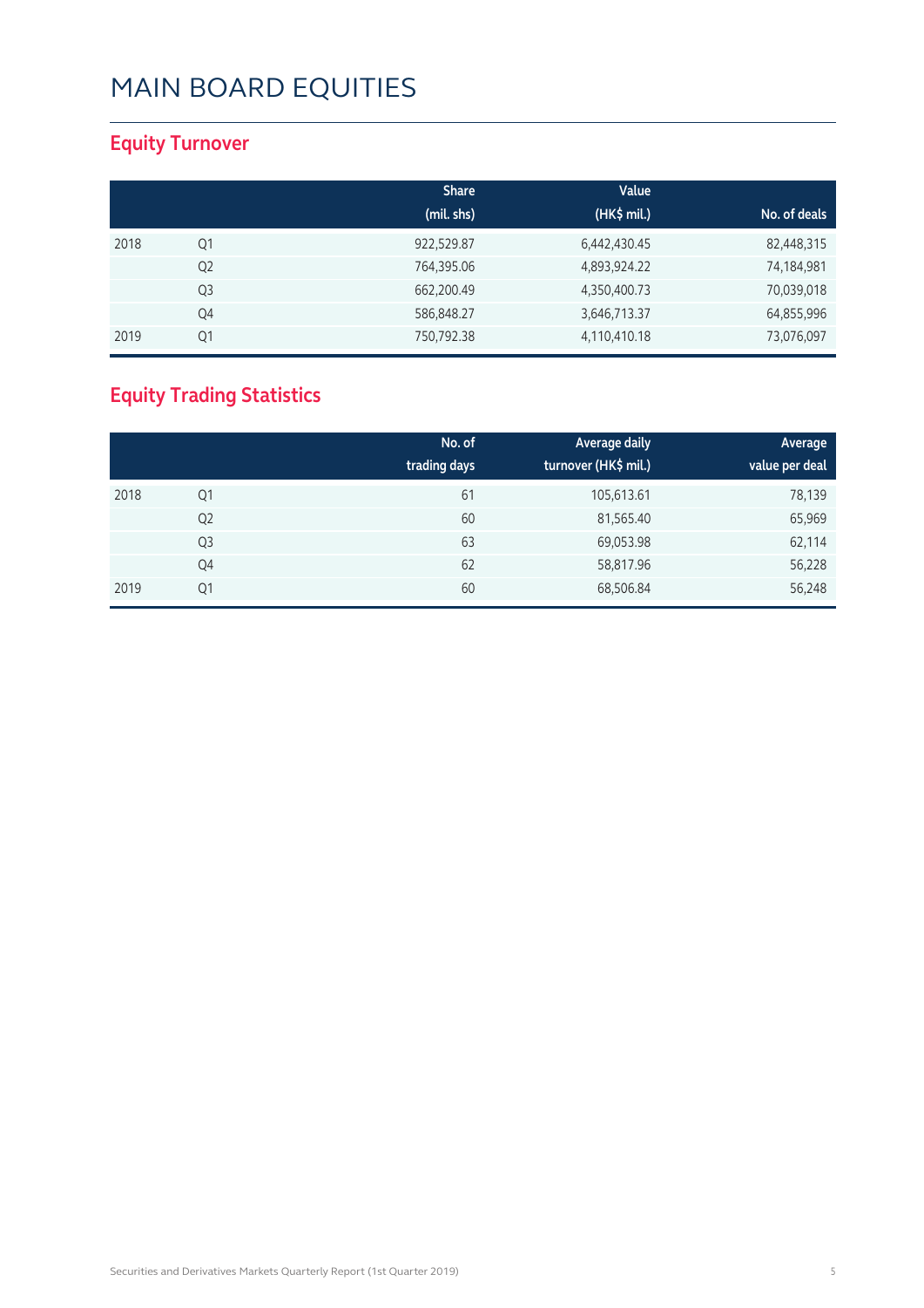# MAIN BOARD EQUITIES

## Equity Turnover

| | | Share (mil. shs) | Value (HK$ mil.) | No. of deals |
|---|---|---|---|---|
| 2018 | Q1 | 922,529.87 | 6,442,430.45 | 82,448,315 |
| | Q2 | 764,395.06 | 4,893,924.22 | 74,184,981 |
| | Q3 | 662,200.49 | 4,350,400.73 | 70,039,018 |
| | Q4 | 586,848.27 | 3,646,713.37 | 64,855,996 |
| 2019 | Q1 | 750,792.38 | 4,110,410.18 | 73,076,097 |

## Equity Trading Statistics

| | | No. of trading days | Average daily turnover (HK$ mil.) | Average value per deal |
|---|---|---|---|---|
| 2018 | Q1 | 61 | 105,613.61 | 78,139 |
| | Q2 | 60 | 81,565.40 | 65,969 |
| | Q3 | 63 | 69,053.98 | 62,114 |
| | Q4 | 62 | 58,817.96 | 56,228 |
| 2019 | Q1 | 60 | 68,506.84 | 56,248 |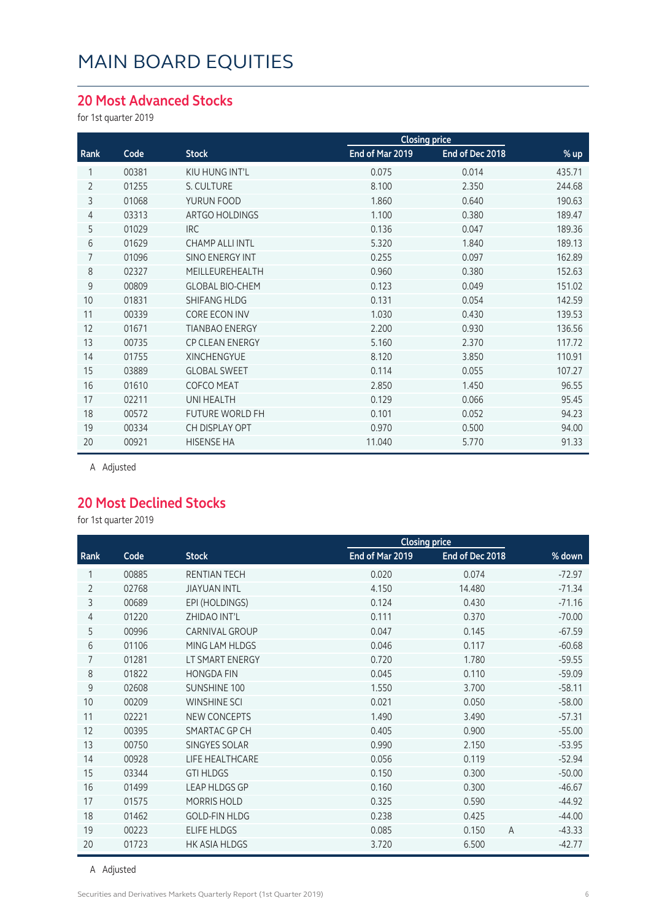# MAIN BOARD EQUITIES

## 20 Most Advanced Stocks

for 1st quarter 2019

| | | | Closing price | | |
|---|---|---|---|---|---|
| Rank | Code | Stock | End of Mar 2019 | End of Dec 2018 | % up |
| 1 | 00381 | KIU HUNG INT'L | 0.075 | 0.014 | 435.71 |
| 2 | 01255 | S. CULTURE | 8.100 | 2.350 | 244.68 |
| 3 | 01068 | YURUN FOOD | 1.860 | 0.640 | 190.63 |
| 4 | 03313 | ARTGO HOLDINGS | 1.100 | 0.380 | 189.47 |
| 5 | 01029 | IRC | 0.136 | 0.047 | 189.36 |
| 6 | 01629 | CHAMP ALLI INTL | 5.320 | 1.840 | 189.13 |
| 7 | 01096 | SINO ENERGY INT | 0.255 | 0.097 | 162.89 |
| 8 | 02327 | MEILLEUREHEALTH | 0.960 | 0.380 | 152.63 |
| 9 | 00809 | GLOBAL BIO-CHEM | 0.123 | 0.049 | 151.02 |
| 10 | 01831 | SHIFANG HLDG | 0.131 | 0.054 | 142.59 |
| 11 | 00339 | CORE ECON INV | 1.030 | 0.430 | 139.53 |
| 12 | 01671 | TIANBAO ENERGY | 2.200 | 0.930 | 136.56 |
| 13 | 00735 | CP CLEAN ENERGY | 5.160 | 2.370 | 117.72 |
| 14 | 01755 | XINCHENGYUE | 8.120 | 3.850 | 110.91 |
| 15 | 03889 | GLOBAL SWEET | 0.114 | 0.055 | 107.27 |
| 16 | 01610 | COFCO MEAT | 2.850 | 1.450 | 96.55 |
| 17 | 02211 | UNI HEALTH | 0.129 | 0.066 | 95.45 |
| 18 | 00572 | FUTURE WORLD FH | 0.101 | 0.052 | 94.23 |
| 19 | 00334 | CH DISPLAY OPT | 0.970 | 0.500 | 94.00 |
| 20 | 00921 | HISENSE HA | 11.040 | 5.770 | 91.33 |

A Adjusted

## 20 Most Declined Stocks

for 1st quarter 2019

| | | | Closing price | | | |
|---|---|---|---|---|---|---|
| Rank | Code | Stock | End of Mar 2019 | End of Dec 2018 | | % down |
| 1 | 00885 | RENTIAN TECH | 0.020 | 0.074 | | -72.97 |
| 2 | 02768 | JIAYUAN INTL | 4.150 | 14.480 | | -71.34 |
| 3 | 00689 | EPI (HOLDINGS) | 0.124 | 0.430 | | -71.16 |
| 4 | 01220 | ZHIDAO INT'L | 0.111 | 0.370 | | -70.00 |
| 5 | 00996 | CARNIVAL GROUP | 0.047 | 0.145 | | -67.59 |
| 6 | 01106 | MING LAM HLDGS | 0.046 | 0.117 | | -60.68 |
| 7 | 01281 | LT SMART ENERGY | 0.720 | 1.780 | | -59.55 |
| 8 | 01822 | HONGDA FIN | 0.045 | 0.110 | | -59.09 |
| 9 | 02608 | SUNSHINE 100 | 1.550 | 3.700 | | -58.11 |
| 10 | 00209 | WINSHINE SCI | 0.021 | 0.050 | | -58.00 |
| 11 | 02221 | NEW CONCEPTS | 1.490 | 3.490 | | -57.31 |
| 12 | 00395 | SMARTAC GP CH | 0.405 | 0.900 | | -55.00 |
| 13 | 00750 | SINGYES SOLAR | 0.990 | 2.150 | | -53.95 |
| 14 | 00928 | LIFE HEALTHCARE | 0.056 | 0.119 | | -52.94 |
| 15 | 03344 | GTI HLDGS | 0.150 | 0.300 | | -50.00 |
| 16 | 01499 | LEAP HLDGS GP | 0.160 | 0.300 | | -46.67 |
| 17 | 01575 | MORRIS HOLD | 0.325 | 0.590 | | -44.92 |
| 18 | 01462 | GOLD-FIN HLDG | 0.238 | 0.425 | | -44.00 |
| 19 | 00223 | ELIFE HLDGS | 0.085 | 0.150 | A | -43.33 |
| 20 | 01723 | HK ASIA HLDGS | 3.720 | 6.500 | | -42.77 |

A Adjusted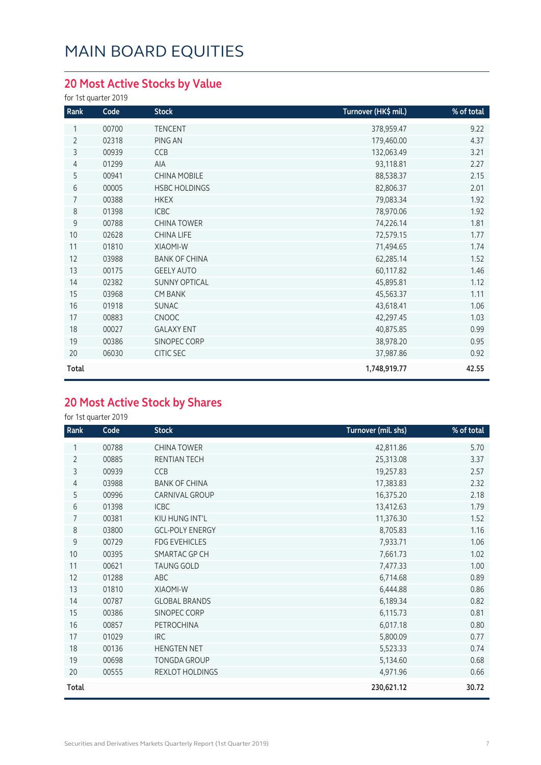# MAIN BOARD EQUITIES

## 20 Most Active Stocks by Value

for 1st quarter 2019

| Rank | Code | Stock | Turnover (HK$ mil.) | % of total |
|---|---|---|---|---|
| 1 | 00700 | TENCENT | 378,959.47 | 9.22 |
| 2 | 02318 | PING AN | 179,460.00 | 4.37 |
| 3 | 00939 | CCB | 132,063.49 | 3.21 |
| 4 | 01299 | AIA | 93,118.81 | 2.27 |
| 5 | 00941 | CHINA MOBILE | 88,538.37 | 2.15 |
| 6 | 00005 | HSBC HOLDINGS | 82,806.37 | 2.01 |
| 7 | 00388 | HKEX | 79,083.34 | 1.92 |
| 8 | 01398 | ICBC | 78,970.06 | 1.92 |
| 9 | 00788 | CHINA TOWER | 74,226.14 | 1.81 |
| 10 | 02628 | CHINA LIFE | 72,579.15 | 1.77 |
| 11 | 01810 | XIAOMI-W | 71,494.65 | 1.74 |
| 12 | 03988 | BANK OF CHINA | 62,285.14 | 1.52 |
| 13 | 00175 | GEELY AUTO | 60,117.82 | 1.46 |
| 14 | 02382 | SUNNY OPTICAL | 45,895.81 | 1.12 |
| 15 | 03968 | CM BANK | 45,563.37 | 1.11 |
| 16 | 01918 | SUNAC | 43,618.41 | 1.06 |
| 17 | 00883 | CNOOC | 42,297.45 | 1.03 |
| 18 | 00027 | GALAXY ENT | 40,875.85 | 0.99 |
| 19 | 00386 | SINOPEC CORP | 38,978.20 | 0.95 |
| 20 | 06030 | CITIC SEC | 37,987.86 | 0.92 |
| **Total** | | | **1,748,919.77** | **42.55** |

## 20 Most Active Stock by Shares

for 1st quarter 2019

| Rank | Code | Stock | Turnover (mil. shs) | % of total |
|---|---|---|---|---|
| 1 | 00788 | CHINA TOWER | 42,811.86 | 5.70 |
| 2 | 00885 | RENTIAN TECH | 25,313.08 | 3.37 |
| 3 | 00939 | CCB | 19,257.83 | 2.57 |
| 4 | 03988 | BANK OF CHINA | 17,383.83 | 2.32 |
| 5 | 00996 | CARNIVAL GROUP | 16,375.20 | 2.18 |
| 6 | 01398 | ICBC | 13,412.63 | 1.79 |
| 7 | 00381 | KIU HUNG INT'L | 11,376.30 | 1.52 |
| 8 | 03800 | GCL-POLY ENERGY | 8,705.83 | 1.16 |
| 9 | 00729 | FDG EVEHICLES | 7,933.71 | 1.06 |
| 10 | 00395 | SMARTAC GP CH | 7,661.73 | 1.02 |
| 11 | 00621 | TAUNG GOLD | 7,477.33 | 1.00 |
| 12 | 01288 | ABC | 6,714.68 | 0.89 |
| 13 | 01810 | XIAOMI-W | 6,444.88 | 0.86 |
| 14 | 00787 | GLOBAL BRANDS | 6,189.34 | 0.82 |
| 15 | 00386 | SINOPEC CORP | 6,115.73 | 0.81 |
| 16 | 00857 | PETROCHINA | 6,017.18 | 0.80 |
| 17 | 01029 | IRC | 5,800.09 | 0.77 |
| 18 | 00136 | HENGTEN NET | 5,523.33 | 0.74 |
| 19 | 00698 | TONGDA GROUP | 5,134.60 | 0.68 |
| 20 | 00555 | REXLOT HOLDINGS | 4,971.96 | 0.66 |
| **Total** | | | **230,621.12** | **30.72** |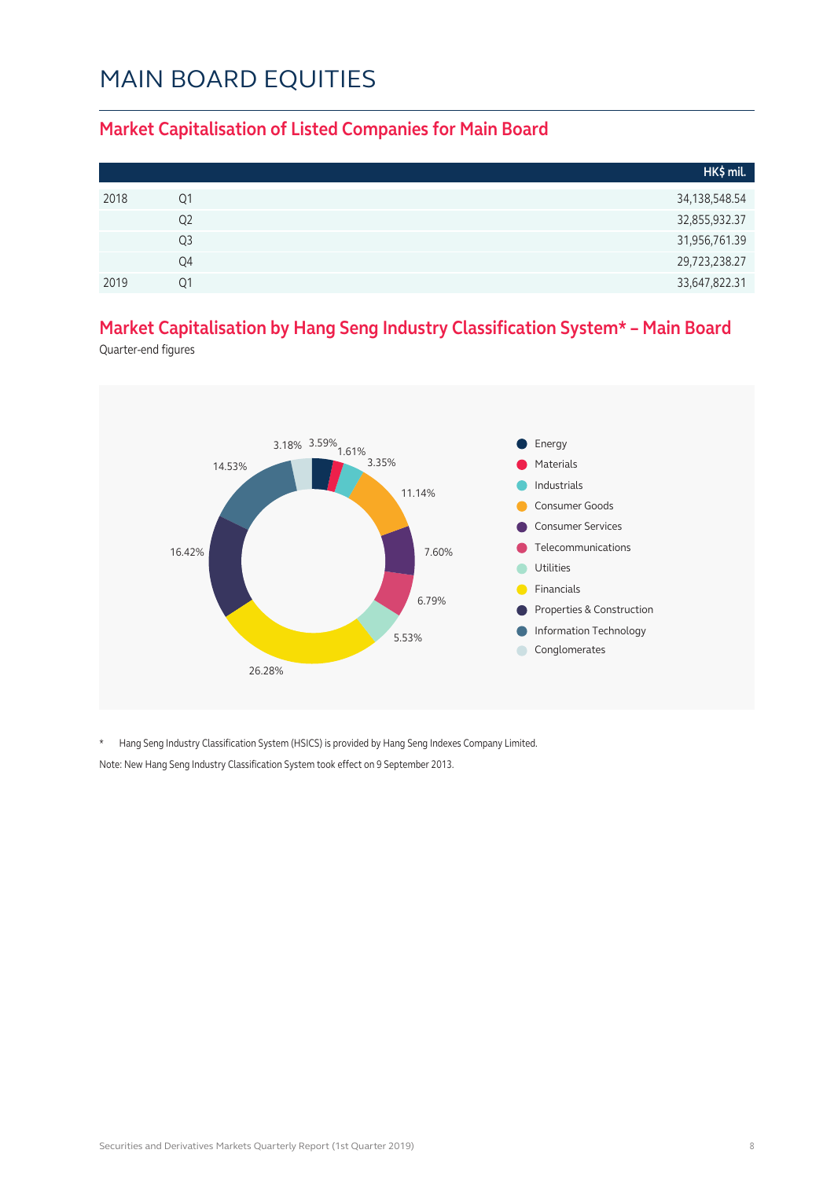# MAIN BOARD EQUITIES

## Market Capitalisation of Listed Companies for Main Board

| | | HK$ mil. |
|---|---|---|
| 2018 | Q1 | 34,138,548.54 |
| | Q2 | 32,855,932.37 |
| | Q3 | 31,956,761.39 |
| | Q4 | 29,723,238.27 |
| 2019 | Q1 | 33,647,822.31 |

## Market Capitalisation by Hang Seng Industry Classification System* – Main Board

Quarter-end figures

| Industry | % |
|---|---|
| Energy | 3.59% |
| Materials | 1.61% |
| Industrials | 3.35% |
| Consumer Goods | 11.14% |
| Consumer Services | 7.60% |
| Telecommunications | 6.79% |
| Utilities | 5.53% |
| Financials | 26.28% |
| Properties & Construction | 16.42% |
| Information Technology | 14.53% |
| Conglomerates | 3.18% |

\* Hang Seng Industry Classification System (HSICS) is provided by Hang Seng Indexes Company Limited.

Note: New Hang Seng Industry Classification System took effect on 9 September 2013.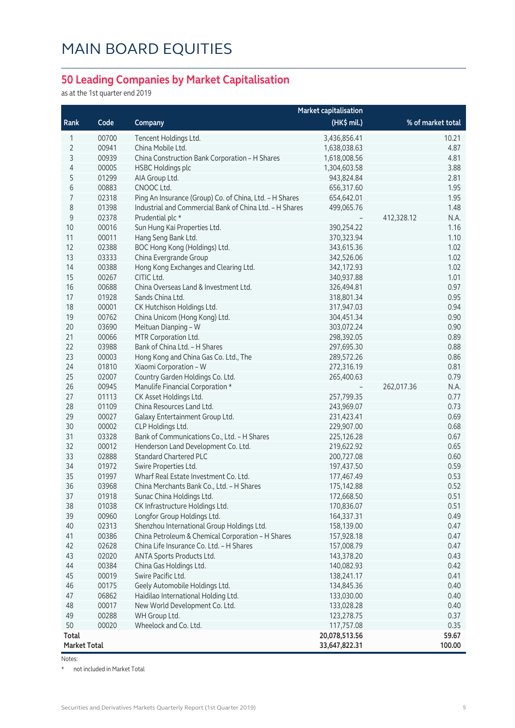# MAIN BOARD EQUITIES

## 50 Leading Companies by Market Capitalisation

as at the 1st quarter end 2019

| Rank | Code | Company | Market capitalisation (HK$ mil.) | | % of market total |
|---|---|---|---|---|---|
| 1 | 00700 | Tencent Holdings Ltd. | 3,436,856.41 | | 10.21 |
| 2 | 00941 | China Mobile Ltd. | 1,638,038.63 | | 4.87 |
| 3 | 00939 | China Construction Bank Corporation – H Shares | 1,618,008.56 | | 4.81 |
| 4 | 00005 | HSBC Holdings plc | 1,304,603.58 | | 3.88 |
| 5 | 01299 | AIA Group Ltd. | 943,824.84 | | 2.81 |
| 6 | 00883 | CNOOC Ltd. | 656,317.60 | | 1.95 |
| 7 | 02318 | Ping An Insurance (Group) Co. of China, Ltd. – H Shares | 654,642.01 | | 1.95 |
| 8 | 01398 | Industrial and Commercial Bank of China Ltd. – H Shares | 499,065.76 | | 1.48 |
| 9 | 02378 | Prudential plc * | – | 412,328.12 | N.A. |
| 10 | 00016 | Sun Hung Kai Properties Ltd. | 390,254.22 | | 1.16 |
| 11 | 00011 | Hang Seng Bank Ltd. | 370,323.94 | | 1.10 |
| 12 | 02388 | BOC Hong Kong (Holdings) Ltd. | 343,615.36 | | 1.02 |
| 13 | 03333 | China Evergrande Group | 342,526.06 | | 1.02 |
| 14 | 00388 | Hong Kong Exchanges and Clearing Ltd. | 342,172.93 | | 1.02 |
| 15 | 00267 | CITIC Ltd. | 340,937.88 | | 1.01 |
| 16 | 00688 | China Overseas Land & Investment Ltd. | 326,494.81 | | 0.97 |
| 17 | 01928 | Sands China Ltd. | 318,801.34 | | 0.95 |
| 18 | 00001 | CK Hutchison Holdings Ltd. | 317,947.03 | | 0.94 |
| 19 | 00762 | China Unicom (Hong Kong) Ltd. | 304,451.34 | | 0.90 |
| 20 | 03690 | Meituan Dianping – W | 303,072.24 | | 0.90 |
| 21 | 00066 | MTR Corporation Ltd. | 298,392.05 | | 0.89 |
| 22 | 03988 | Bank of China Ltd. – H Shares | 297,695.30 | | 0.88 |
| 23 | 00003 | Hong Kong and China Gas Co. Ltd., The | 289,572.26 | | 0.86 |
| 24 | 01810 | Xiaomi Corporation – W | 272,316.19 | | 0.81 |
| 25 | 02007 | Country Garden Holdings Co. Ltd. | 265,400.63 | | 0.79 |
| 26 | 00945 | Manulife Financial Corporation * | – | 262,017.36 | N.A. |
| 27 | 01113 | CK Asset Holdings Ltd. | 257,799.35 | | 0.77 |
| 28 | 01109 | China Resources Land Ltd. | 243,969.07 | | 0.73 |
| 29 | 00027 | Galaxy Entertainment Group Ltd. | 231,423.41 | | 0.69 |
| 30 | 00002 | CLP Holdings Ltd. | 229,907.00 | | 0.68 |
| 31 | 03328 | Bank of Communications Co., Ltd. – H Shares | 225,126.28 | | 0.67 |
| 32 | 00012 | Henderson Land Development Co. Ltd. | 219,622.92 | | 0.65 |
| 33 | 02888 | Standard Chartered PLC | 200,727.08 | | 0.60 |
| 34 | 01972 | Swire Properties Ltd. | 197,437.50 | | 0.59 |
| 35 | 01997 | Wharf Real Estate Investment Co. Ltd. | 177,467.49 | | 0.53 |
| 36 | 03968 | China Merchants Bank Co., Ltd. – H Shares | 175,142.88 | | 0.52 |
| 37 | 01918 | Sunac China Holdings Ltd. | 172,668.50 | | 0.51 |
| 38 | 01038 | CK Infrastructure Holdings Ltd. | 170,836.07 | | 0.51 |
| 39 | 00960 | Longfor Group Holdings Ltd. | 164,337.31 | | 0.49 |
| 40 | 02313 | Shenzhou International Group Holdings Ltd. | 158,139.00 | | 0.47 |
| 41 | 00386 | China Petroleum & Chemical Corporation – H Shares | 157,928.18 | | 0.47 |
| 42 | 02628 | China Life Insurance Co. Ltd. – H Shares | 157,008.79 | | 0.47 |
| 43 | 02020 | ANTA Sports Products Ltd. | 143,378.20 | | 0.43 |
| 44 | 00384 | China Gas Holdings Ltd. | 140,082.93 | | 0.42 |
| 45 | 00019 | Swire Pacific Ltd. | 138,241.17 | | 0.41 |
| 46 | 00175 | Geely Automobile Holdings Ltd. | 134,845.36 | | 0.40 |
| 47 | 06862 | Haidilao International Holding Ltd. | 133,030.00 | | 0.40 |
| 48 | 00017 | New World Development Co. Ltd. | 133,028.28 | | 0.40 |
| 49 | 00288 | WH Group Ltd. | 123,278.75 | | 0.37 |
| 50 | 00020 | Wheelock and Co. Ltd. | 117,757.08 | | 0.35 |
| **Total** | | | **20,078,513.56** | | **59.67** |
| **Market Total** | | | **33,647,822.31** | | **100.00** |

Notes:

\* not included in Market Total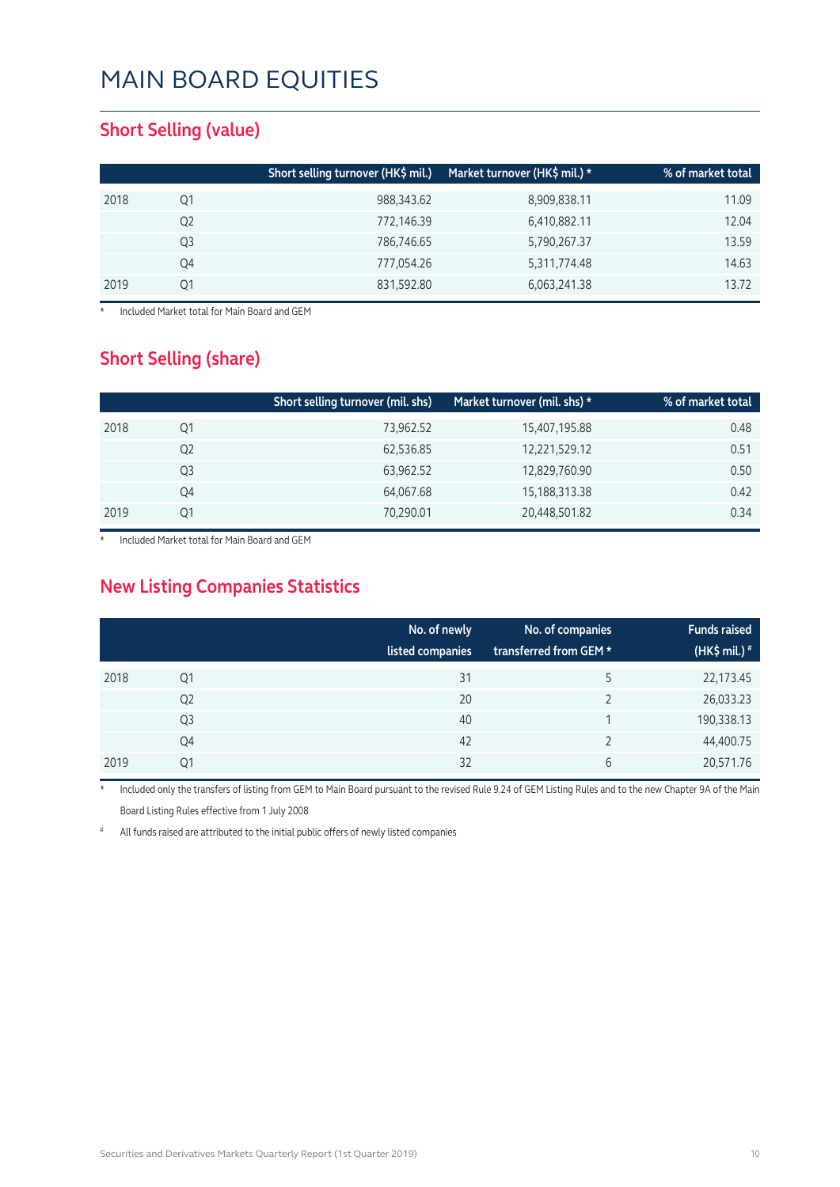# MAIN BOARD EQUITIES

## Short Selling (value)

| | | Short selling turnover (HK$ mil.) | Market turnover (HK$ mil.) * | % of market total |
|---|---|---|---|---|
| 2018 | Q1 | 988,343.62 | 8,909,838.11 | 11.09 |
| | Q2 | 772,146.39 | 6,410,882.11 | 12.04 |
| | Q3 | 786,746.65 | 5,790,267.37 | 13.59 |
| | Q4 | 777,054.26 | 5,311,774.48 | 14.63 |
| 2019 | Q1 | 831,592.80 | 6,063,241.38 | 13.72 |

* Included Market total for Main Board and GEM

## Short Selling (share)

| | | Short selling turnover (mil. shs) | Market turnover (mil. shs) * | % of market total |
|---|---|---|---|---|
| 2018 | Q1 | 73,962.52 | 15,407,195.88 | 0.48 |
| | Q2 | 62,536.85 | 12,221,529.12 | 0.51 |
| | Q3 | 63,962.52 | 12,829,760.90 | 0.50 |
| | Q4 | 64,067.68 | 15,188,313.38 | 0.42 |
| 2019 | Q1 | 70,290.01 | 20,448,501.82 | 0.34 |

* Included Market total for Main Board and GEM

## New Listing Companies Statistics

| | | No. of newly listed companies | No. of companies transferred from GEM * | Funds raised (HK$ mil.) # |
|---|---|---|---|---|
| 2018 | Q1 | 31 | 5 | 22,173.45 |
| | Q2 | 20 | 2 | 26,033.23 |
| | Q3 | 40 | 1 | 190,338.13 |
| | Q4 | 42 | 2 | 44,400.75 |
| 2019 | Q1 | 32 | 6 | 20,571.76 |

* Included only the transfers of listing from GEM to Main Board pursuant to the revised Rule 9.24 of GEM Listing Rules and to the new Chapter 9A of the Main Board Listing Rules effective from 1 July 2008

# All funds raised are attributed to the initial public offers of newly listed companies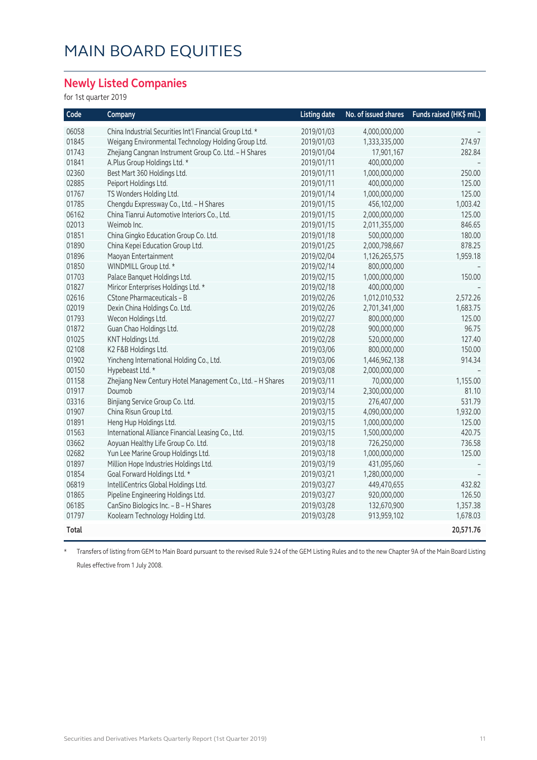# MAIN BOARD EQUITIES

## Newly Listed Companies

for 1st quarter 2019

| Code | Company | Listing date | No. of issued shares | Funds raised (HK$ mil.) |
|---|---|---|---|---|
| 06058 | China Industrial Securities Int'l Financial Group Ltd. * | 2019/01/03 | 4,000,000,000 | – |
| 01845 | Weigang Environmental Technology Holding Group Ltd. | 2019/01/03 | 1,333,335,000 | 274.97 |
| 01743 | Zhejiang Cangnan Instrument Group Co. Ltd. – H Shares | 2019/01/04 | 17,901,167 | 282.84 |
| 01841 | A.Plus Group Holdings Ltd. * | 2019/01/11 | 400,000,000 | – |
| 02360 | Best Mart 360 Holdings Ltd. | 2019/01/11 | 1,000,000,000 | 250.00 |
| 02885 | Peiport Holdings Ltd. | 2019/01/11 | 400,000,000 | 125.00 |
| 01767 | TS Wonders Holding Ltd. | 2019/01/14 | 1,000,000,000 | 125.00 |
| 01785 | Chengdu Expressway Co., Ltd. – H Shares | 2019/01/15 | 456,102,000 | 1,003.42 |
| 06162 | China Tianrui Automotive Interiors Co., Ltd. | 2019/01/15 | 2,000,000,000 | 125.00 |
| 02013 | Weimob Inc. | 2019/01/15 | 2,011,355,000 | 846.65 |
| 01851 | China Gingko Education Group Co. Ltd. | 2019/01/18 | 500,000,000 | 180.00 |
| 01890 | China Kepei Education Group Ltd. | 2019/01/25 | 2,000,798,667 | 878.25 |
| 01896 | Maoyan Entertainment | 2019/02/04 | 1,126,265,575 | 1,959.18 |
| 01850 | WINDMILL Group Ltd. * | 2019/02/14 | 800,000,000 | – |
| 01703 | Palace Banquet Holdings Ltd. | 2019/02/15 | 1,000,000,000 | 150.00 |
| 01827 | Miricor Enterprises Holdings Ltd. * | 2019/02/18 | 400,000,000 | – |
| 02616 | CStone Pharmaceuticals – B | 2019/02/26 | 1,012,010,532 | 2,572.26 |
| 02019 | Dexin China Holdings Co. Ltd. | 2019/02/26 | 2,701,341,000 | 1,683.75 |
| 01793 | Wecon Holdings Ltd. | 2019/02/27 | 800,000,000 | 125.00 |
| 01872 | Guan Chao Holdings Ltd. | 2019/02/28 | 900,000,000 | 96.75 |
| 01025 | KNT Holdings Ltd. | 2019/02/28 | 520,000,000 | 127.40 |
| 02108 | K2 F&B Holdings Ltd. | 2019/03/06 | 800,000,000 | 150.00 |
| 01902 | Yincheng International Holding Co., Ltd. | 2019/03/06 | 1,446,962,138 | 914.34 |
| 00150 | Hypebeast Ltd. * | 2019/03/08 | 2,000,000,000 | – |
| 01158 | Zhejiang New Century Hotel Management Co., Ltd. – H Shares | 2019/03/11 | 70,000,000 | 1,155.00 |
| 01917 | Doumob | 2019/03/14 | 2,300,000,000 | 81.10 |
| 03316 | Binjiang Service Group Co. Ltd. | 2019/03/15 | 276,407,000 | 531.79 |
| 01907 | China Risun Group Ltd. | 2019/03/15 | 4,090,000,000 | 1,932.00 |
| 01891 | Heng Hup Holdings Ltd. | 2019/03/15 | 1,000,000,000 | 125.00 |
| 01563 | International Alliance Financial Leasing Co., Ltd. | 2019/03/15 | 1,500,000,000 | 420.75 |
| 03662 | Aoyuan Healthy Life Group Co. Ltd. | 2019/03/18 | 726,250,000 | 736.58 |
| 02682 | Yun Lee Marine Group Holdings Ltd. | 2019/03/18 | 1,000,000,000 | 125.00 |
| 01897 | Million Hope Industries Holdings Ltd. | 2019/03/19 | 431,095,060 | – |
| 01854 | Goal Forward Holdings Ltd. * | 2019/03/21 | 1,280,000,000 | – |
| 06819 | IntelliCentrics Global Holdings Ltd. | 2019/03/27 | 449,470,655 | 432.82 |
| 01865 | Pipeline Engineering Holdings Ltd. | 2019/03/27 | 920,000,000 | 126.50 |
| 06185 | CanSino Biologics Inc. – B – H Shares | 2019/03/28 | 132,670,900 | 1,357.38 |
| 01797 | Koolearn Technology Holding Ltd. | 2019/03/28 | 913,959,102 | 1,678.03 |
| **Total** | | | | **20,571.76** |

\* Transfers of listing from GEM to Main Board pursuant to the revised Rule 9.24 of the GEM Listing Rules and to the new Chapter 9A of the Main Board Listing Rules effective from 1 July 2008.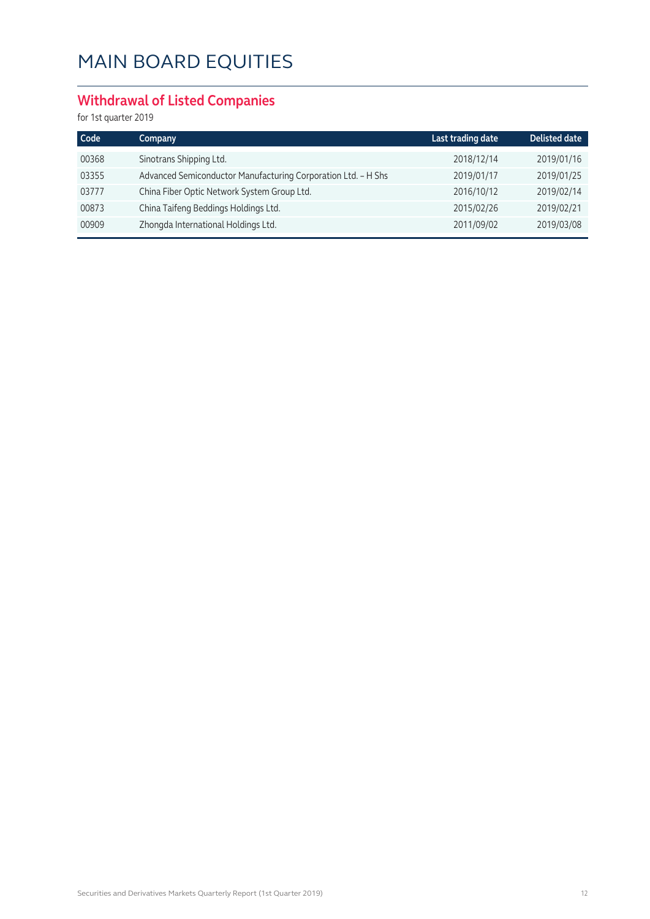# MAIN BOARD EQUITIES

## Withdrawal of Listed Companies

for 1st quarter 2019

| Code | Company | Last trading date | Delisted date |
|---|---|---|---|
| 00368 | Sinotrans Shipping Ltd. | 2018/12/14 | 2019/01/16 |
| 03355 | Advanced Semiconductor Manufacturing Corporation Ltd. - H Shs | 2019/01/17 | 2019/01/25 |
| 03777 | China Fiber Optic Network System Group Ltd. | 2016/10/12 | 2019/02/14 |
| 00873 | China Taifeng Beddings Holdings Ltd. | 2015/02/26 | 2019/02/21 |
| 00909 | Zhongda International Holdings Ltd. | 2011/09/02 | 2019/03/08 |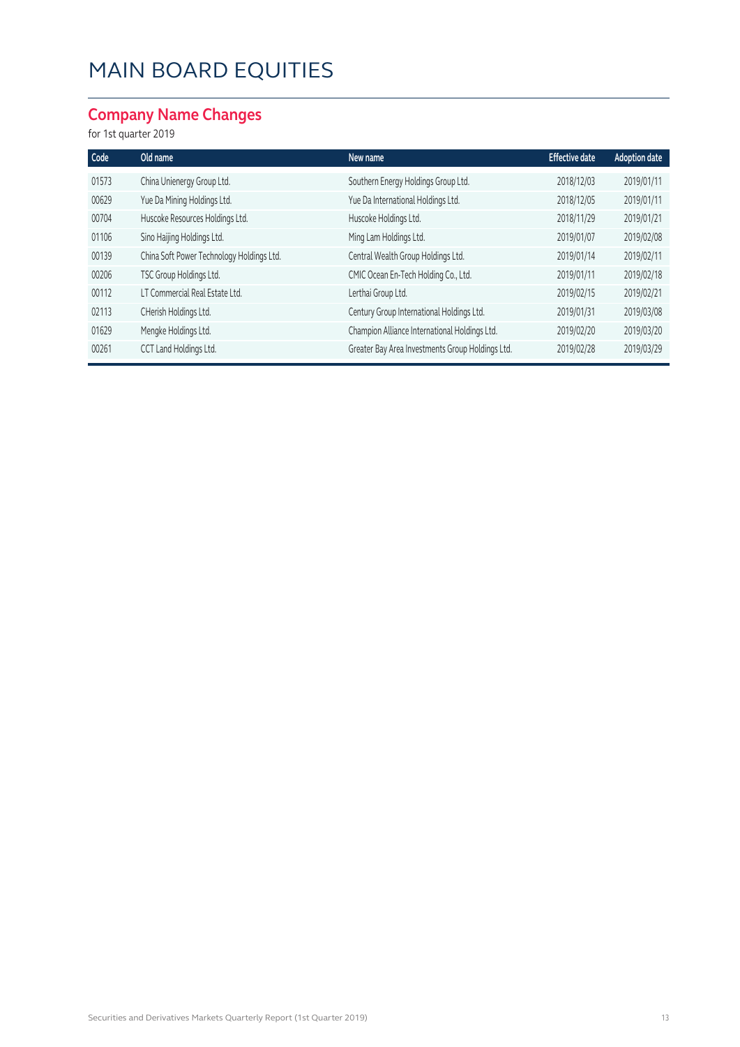# MAIN BOARD EQUITIES

## Company Name Changes

for 1st quarter 2019

| Code | Old name | New name | Effective date | Adoption date |
|---|---|---|---|---|
| 01573 | China Unienergy Group Ltd. | Southern Energy Holdings Group Ltd. | 2018/12/03 | 2019/01/11 |
| 00629 | Yue Da Mining Holdings Ltd. | Yue Da International Holdings Ltd. | 2018/12/05 | 2019/01/11 |
| 00704 | Huscoke Resources Holdings Ltd. | Huscoke Holdings Ltd. | 2018/11/29 | 2019/01/21 |
| 01106 | Sino Haijing Holdings Ltd. | Ming Lam Holdings Ltd. | 2019/01/07 | 2019/02/08 |
| 00139 | China Soft Power Technology Holdings Ltd. | Central Wealth Group Holdings Ltd. | 2019/01/14 | 2019/02/11 |
| 00206 | TSC Group Holdings Ltd. | CMIC Ocean En-Tech Holding Co., Ltd. | 2019/01/11 | 2019/02/18 |
| 00112 | LT Commercial Real Estate Ltd. | Lerthai Group Ltd. | 2019/02/15 | 2019/02/21 |
| 02113 | CHerish Holdings Ltd. | Century Group International Holdings Ltd. | 2019/01/31 | 2019/03/08 |
| 01629 | Mengke Holdings Ltd. | Champion Alliance International Holdings Ltd. | 2019/02/20 | 2019/03/20 |
| 00261 | CCT Land Holdings Ltd. | Greater Bay Area Investments Group Holdings Ltd. | 2019/02/28 | 2019/03/29 |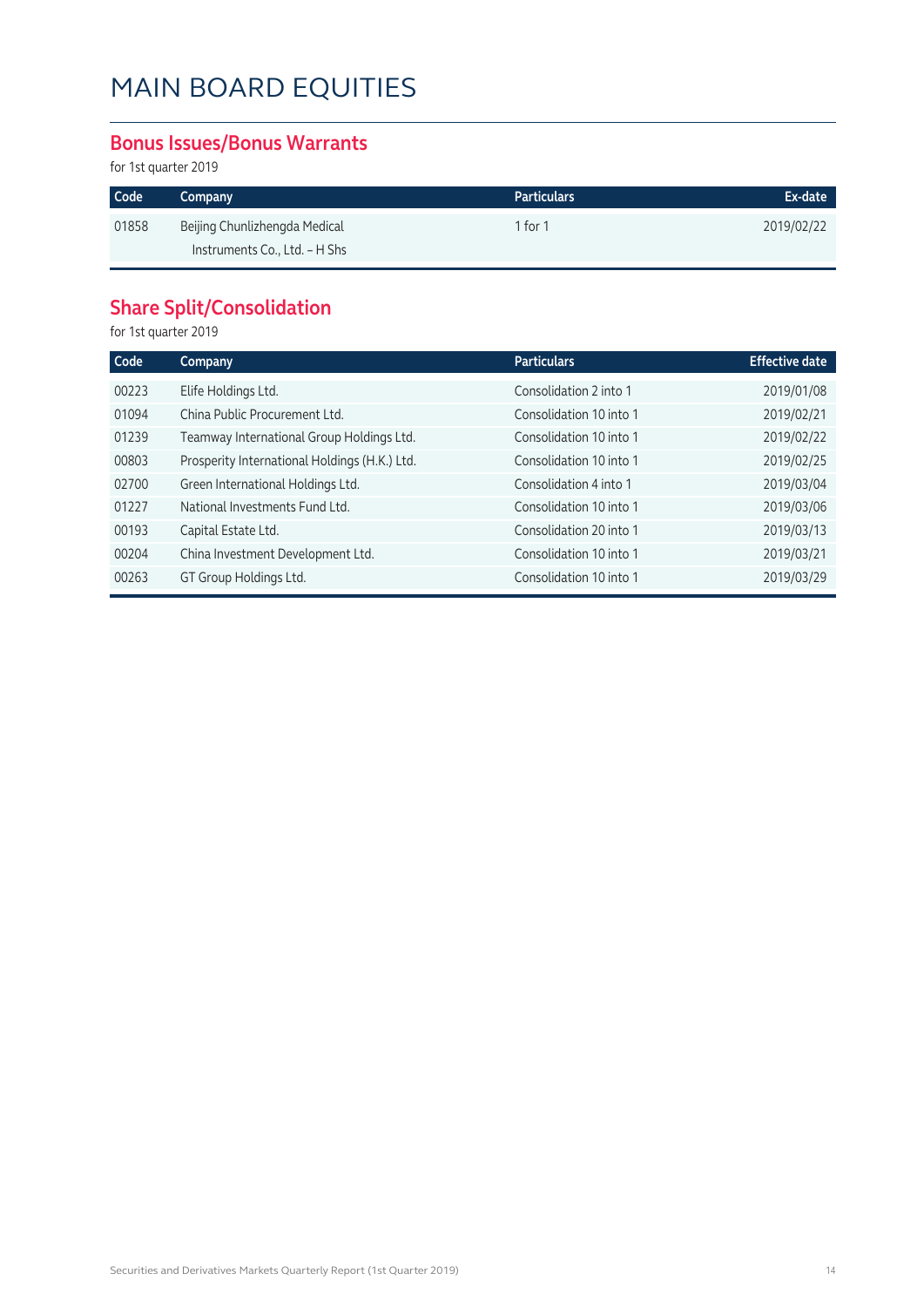# MAIN BOARD EQUITIES

## Bonus Issues/Bonus Warrants

for 1st quarter 2019

| Code | Company | Particulars | Ex-date |
|---|---|---|---|
| 01858 | Beijing Chunlizhengda Medical Instruments Co., Ltd. – H Shs | 1 for 1 | 2019/02/22 |

## Share Split/Consolidation

for 1st quarter 2019

| Code | Company | Particulars | Effective date |
|---|---|---|---|
| 00223 | Elife Holdings Ltd. | Consolidation 2 into 1 | 2019/01/08 |
| 01094 | China Public Procurement Ltd. | Consolidation 10 into 1 | 2019/02/21 |
| 01239 | Teamway International Group Holdings Ltd. | Consolidation 10 into 1 | 2019/02/22 |
| 00803 | Prosperity International Holdings (H.K.) Ltd. | Consolidation 10 into 1 | 2019/02/25 |
| 02700 | Green International Holdings Ltd. | Consolidation 4 into 1 | 2019/03/04 |
| 01227 | National Investments Fund Ltd. | Consolidation 10 into 1 | 2019/03/06 |
| 00193 | Capital Estate Ltd. | Consolidation 20 into 1 | 2019/03/13 |
| 00204 | China Investment Development Ltd. | Consolidation 10 into 1 | 2019/03/21 |
| 00263 | GT Group Holdings Ltd. | Consolidation 10 into 1 | 2019/03/29 |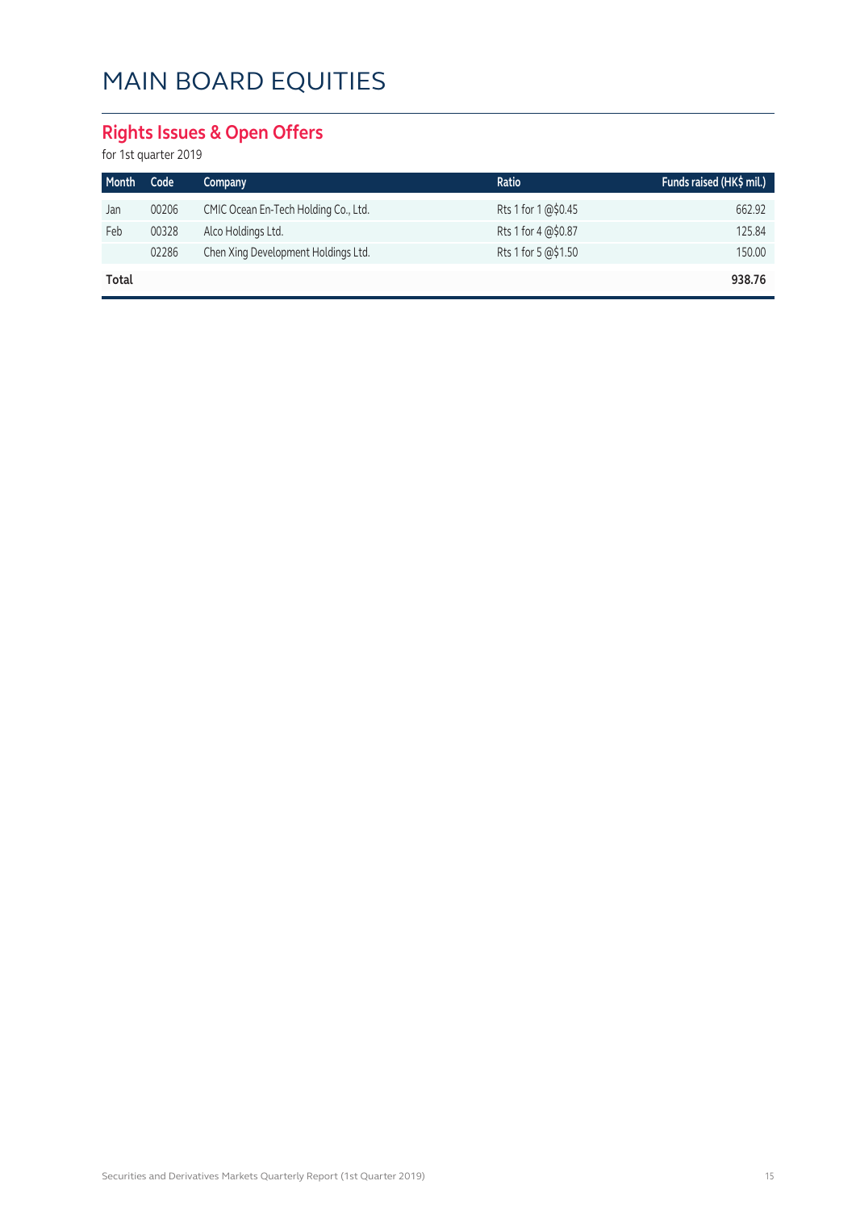# MAIN BOARD EQUITIES

## Rights Issues & Open Offers

for 1st quarter 2019

| Month | Code | Company | Ratio | Funds raised (HK$ mil.) |
|---|---|---|---|---|
| Jan | 00206 | CMIC Ocean En-Tech Holding Co., Ltd. | Rts 1 for 1 @$0.45 | 662.92 |
| Feb | 00328 | Alco Holdings Ltd. | Rts 1 for 4 @$0.87 | 125.84 |
| | 02286 | Chen Xing Development Holdings Ltd. | Rts 1 for 5 @$1.50 | 150.00 |
| **Total** | | | | **938.76** |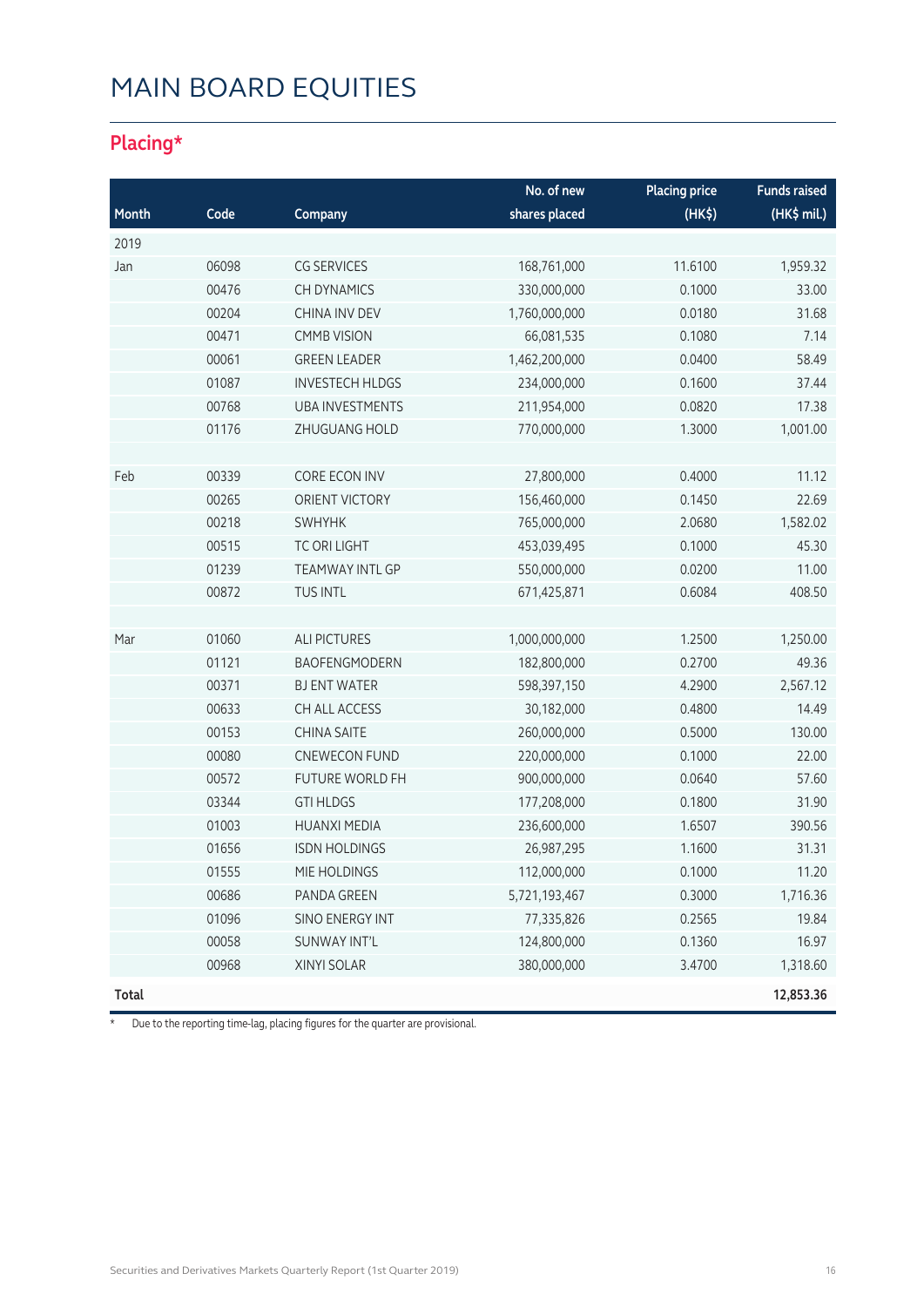# MAIN BOARD EQUITIES

## Placing*

| Month | Code | Company | No. of new shares placed | Placing price (HK$) | Funds raised (HK$ mil.) |
|---|---|---|---|---|---|
| 2019 | | | | | |
| Jan | 06098 | CG SERVICES | 168,761,000 | 11.6100 | 1,959.32 |
| | 00476 | CH DYNAMICS | 330,000,000 | 0.1000 | 33.00 |
| | 00204 | CHINA INV DEV | 1,760,000,000 | 0.0180 | 31.68 |
| | 00471 | CMMB VISION | 66,081,535 | 0.1080 | 7.14 |
| | 00061 | GREEN LEADER | 1,462,200,000 | 0.0400 | 58.49 |
| | 01087 | INVESTECH HLDGS | 234,000,000 | 0.1600 | 37.44 |
| | 00768 | UBA INVESTMENTS | 211,954,000 | 0.0820 | 17.38 |
| | 01176 | ZHUGUANG HOLD | 770,000,000 | 1.3000 | 1,001.00 |
| | | | | | |
| Feb | 00339 | CORE ECON INV | 27,800,000 | 0.4000 | 11.12 |
| | 00265 | ORIENT VICTORY | 156,460,000 | 0.1450 | 22.69 |
| | 00218 | SWHYHK | 765,000,000 | 2.0680 | 1,582.02 |
| | 00515 | TC ORI LIGHT | 453,039,495 | 0.1000 | 45.30 |
| | 01239 | TEAMWAY INTL GP | 550,000,000 | 0.0200 | 11.00 |
| | 00872 | TUS INTL | 671,425,871 | 0.6084 | 408.50 |
| | | | | | |
| Mar | 01060 | ALI PICTURES | 1,000,000,000 | 1.2500 | 1,250.00 |
| | 01121 | BAOFENGMODERN | 182,800,000 | 0.2700 | 49.36 |
| | 00371 | BJ ENT WATER | 598,397,150 | 4.2900 | 2,567.12 |
| | 00633 | CH ALL ACCESS | 30,182,000 | 0.4800 | 14.49 |
| | 00153 | CHINA SAITE | 260,000,000 | 0.5000 | 130.00 |
| | 00080 | CNEWECON FUND | 220,000,000 | 0.1000 | 22.00 |
| | 00572 | FUTURE WORLD FH | 900,000,000 | 0.0640 | 57.60 |
| | 03344 | GTI HLDGS | 177,208,000 | 0.1800 | 31.90 |
| | 01003 | HUANXI MEDIA | 236,600,000 | 1.6507 | 390.56 |
| | 01656 | ISDN HOLDINGS | 26,987,295 | 1.1600 | 31.31 |
| | 01555 | MIE HOLDINGS | 112,000,000 | 0.1000 | 11.20 |
| | 00686 | PANDA GREEN | 5,721,193,467 | 0.3000 | 1,716.36 |
| | 01096 | SINO ENERGY INT | 77,335,826 | 0.2565 | 19.84 |
| | 00058 | SUNWAY INT'L | 124,800,000 | 0.1360 | 16.97 |
| | 00968 | XINYI SOLAR | 380,000,000 | 3.4700 | 1,318.60 |
| **Total** | | | | | **12,853.36** |

* Due to the reporting time-lag, placing figures for the quarter are provisional.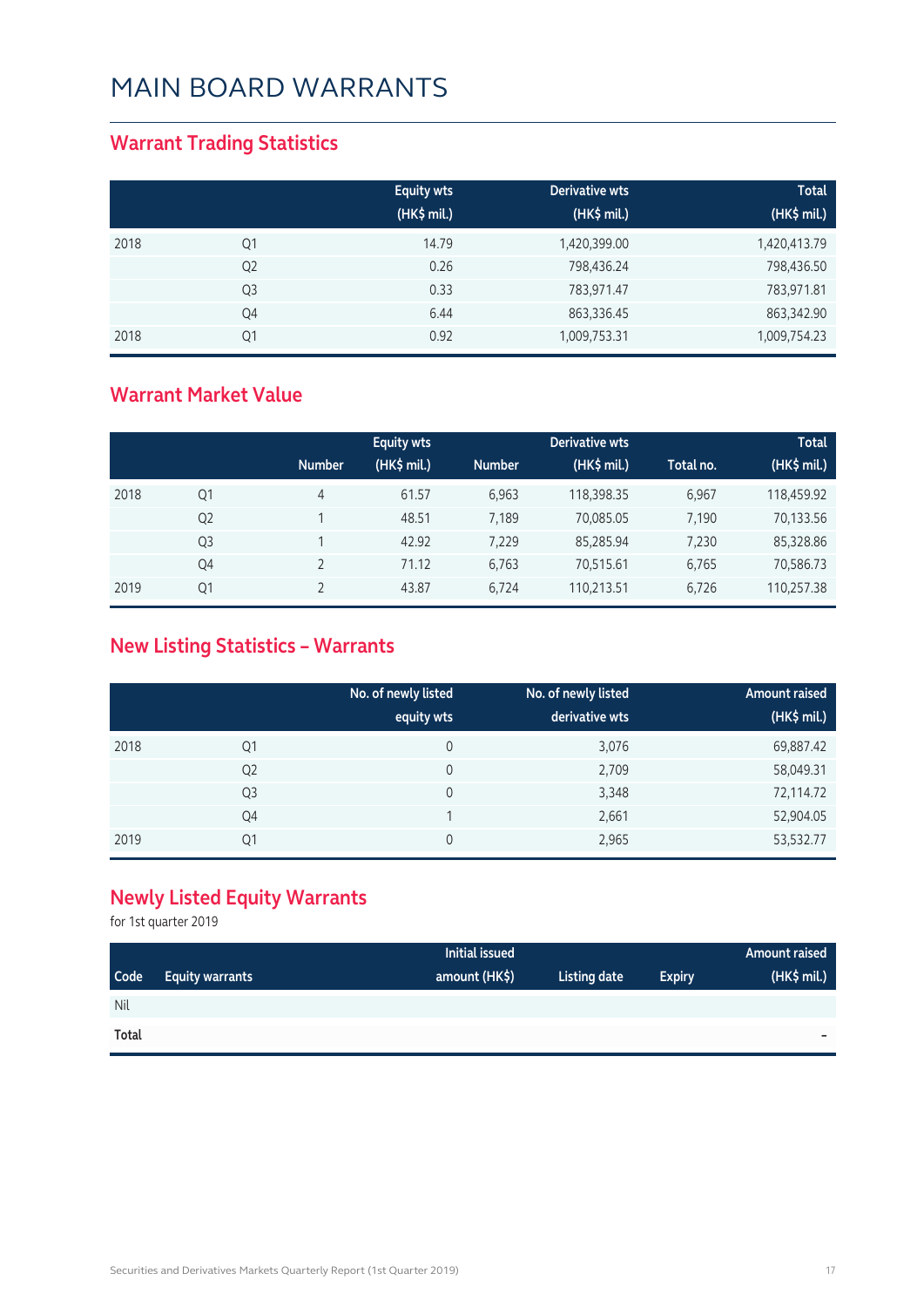# MAIN BOARD WARRANTS

## Warrant Trading Statistics

| | | Equity wts (HK$ mil.) | Derivative wts (HK$ mil.) | Total (HK$ mil.) |
|---|---|---|---|---|
| 2018 | Q1 | 14.79 | 1,420,399.00 | 1,420,413.79 |
| | Q2 | 0.26 | 798,436.24 | 798,436.50 |
| | Q3 | 0.33 | 783,971.47 | 783,971.81 |
| | Q4 | 6.44 | 863,336.45 | 863,342.90 |
| 2018 | Q1 | 0.92 | 1,009,753.31 | 1,009,754.23 |

## Warrant Market Value

| | | Equity wts | | Derivative wts | | | Total |
|---|---|---|---|---|---|---|---|
| | | Number | (HK$ mil.) | Number | (HK$ mil.) | Total no. | (HK$ mil.) |
| 2018 | Q1 | 4 | 61.57 | 6,963 | 118,398.35 | 6,967 | 118,459.92 |
| | Q2 | 1 | 48.51 | 7,189 | 70,085.05 | 7,190 | 70,133.56 |
| | Q3 | 1 | 42.92 | 7,229 | 85,285.94 | 7,230 | 85,328.86 |
| | Q4 | 2 | 71.12 | 6,763 | 70,515.61 | 6,765 | 70,586.73 |
| 2019 | Q1 | 2 | 43.87 | 6,724 | 110,213.51 | 6,726 | 110,257.38 |

## New Listing Statistics – Warrants

| | | No. of newly listed equity wts | No. of newly listed derivative wts | Amount raised (HK$ mil.) |
|---|---|---|---|---|
| 2018 | Q1 | 0 | 3,076 | 69,887.42 |
| | Q2 | 0 | 2,709 | 58,049.31 |
| | Q3 | 0 | 3,348 | 72,114.72 |
| | Q4 | 1 | 2,661 | 52,904.05 |
| 2019 | Q1 | 0 | 2,965 | 53,532.77 |

## Newly Listed Equity Warrants

for 1st quarter 2019

| Code | Equity warrants | Initial issued amount (HK$) | Listing date | Expiry | Amount raised (HK$ mil.) |
|---|---|---|---|---|---|
| Nil | | | | | |
| **Total** | | | | | - |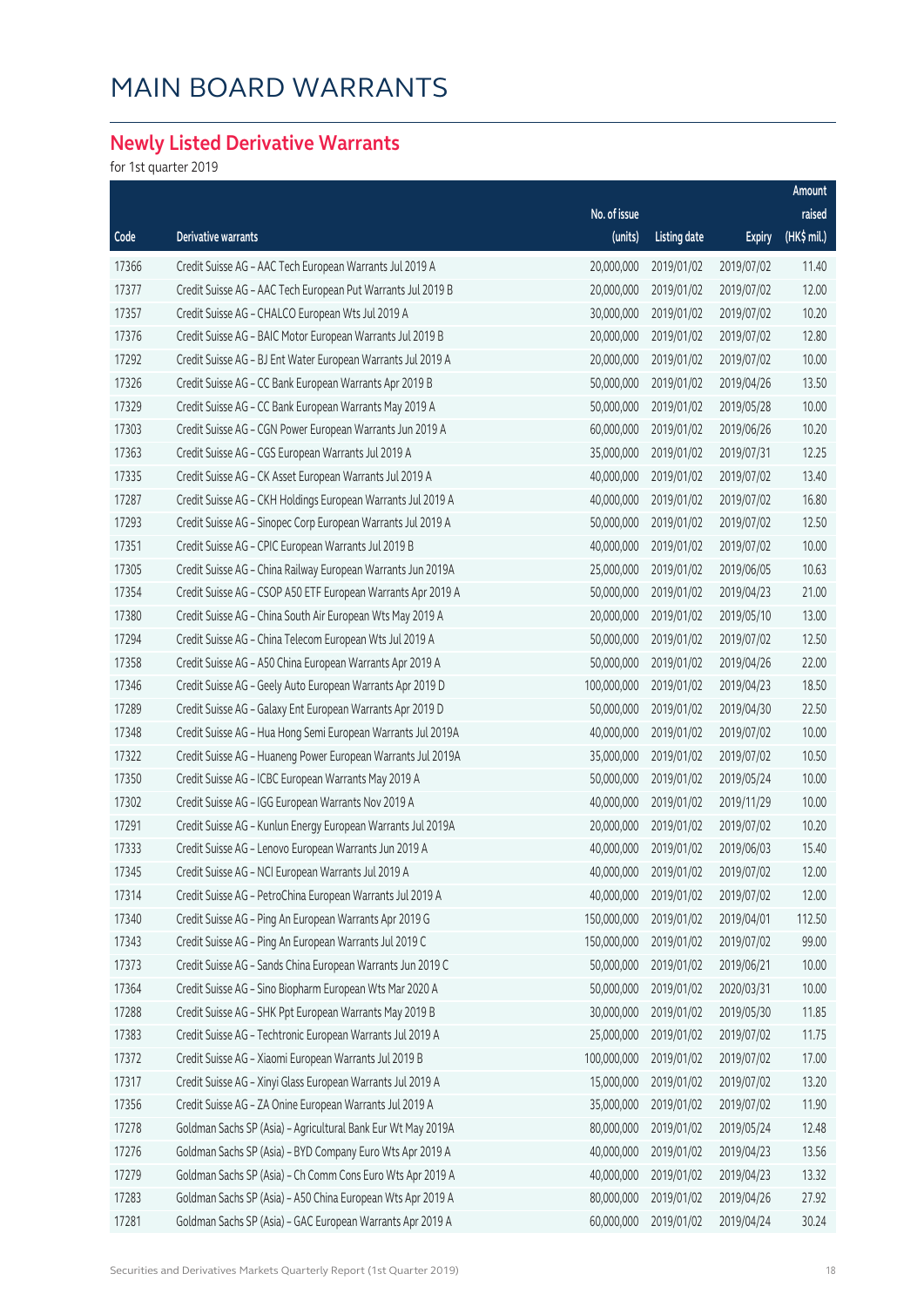# MAIN BOARD WARRANTS

## Newly Listed Derivative Warrants

for 1st quarter 2019

| Code | Derivative warrants | No. of issue (units) | Listing date | Expiry | Amount raised (HK$ mil.) |
|---|---|---|---|---|---|
| 17366 | Credit Suisse AG - AAC Tech European Warrants Jul 2019 A | 20,000,000 | 2019/01/02 | 2019/07/02 | 11.40 |
| 17377 | Credit Suisse AG - AAC Tech European Put Warrants Jul 2019 B | 20,000,000 | 2019/01/02 | 2019/07/02 | 12.00 |
| 17357 | Credit Suisse AG - CHALCO European Wts Jul 2019 A | 30,000,000 | 2019/01/02 | 2019/07/02 | 10.20 |
| 17376 | Credit Suisse AG - BAIC Motor European Warrants Jul 2019 B | 20,000,000 | 2019/01/02 | 2019/07/02 | 12.80 |
| 17292 | Credit Suisse AG - BJ Ent Water European Warrants Jul 2019 A | 20,000,000 | 2019/01/02 | 2019/07/02 | 10.00 |
| 17326 | Credit Suisse AG - CC Bank European Warrants Apr 2019 B | 50,000,000 | 2019/01/02 | 2019/04/26 | 13.50 |
| 17329 | Credit Suisse AG - CC Bank European Warrants May 2019 A | 50,000,000 | 2019/01/02 | 2019/05/28 | 10.00 |
| 17303 | Credit Suisse AG - CGN Power European Warrants Jun 2019 A | 60,000,000 | 2019/01/02 | 2019/06/26 | 10.20 |
| 17363 | Credit Suisse AG - CGS European Warrants Jul 2019 A | 35,000,000 | 2019/01/02 | 2019/07/31 | 12.25 |
| 17335 | Credit Suisse AG - CK Asset European Warrants Jul 2019 A | 40,000,000 | 2019/01/02 | 2019/07/02 | 13.40 |
| 17287 | Credit Suisse AG - CKH Holdings European Warrants Jul 2019 A | 40,000,000 | 2019/01/02 | 2019/07/02 | 16.80 |
| 17293 | Credit Suisse AG - Sinopec Corp European Warrants Jul 2019 A | 50,000,000 | 2019/01/02 | 2019/07/02 | 12.50 |
| 17351 | Credit Suisse AG - CPIC European Warrants Jul 2019 B | 40,000,000 | 2019/01/02 | 2019/07/02 | 10.00 |
| 17305 | Credit Suisse AG - China Railway European Warrants Jun 2019A | 25,000,000 | 2019/01/02 | 2019/06/05 | 10.63 |
| 17354 | Credit Suisse AG - CSOP A50 ETF European Warrants Apr 2019 A | 50,000,000 | 2019/01/02 | 2019/04/23 | 21.00 |
| 17380 | Credit Suisse AG - China South Air European Wts May 2019 A | 20,000,000 | 2019/01/02 | 2019/05/10 | 13.00 |
| 17294 | Credit Suisse AG - China Telecom European Wts Jul 2019 A | 50,000,000 | 2019/01/02 | 2019/07/02 | 12.50 |
| 17358 | Credit Suisse AG - A50 China European Warrants Apr 2019 A | 50,000,000 | 2019/01/02 | 2019/04/26 | 22.00 |
| 17346 | Credit Suisse AG - Geely Auto European Warrants Apr 2019 D | 100,000,000 | 2019/01/02 | 2019/04/23 | 18.50 |
| 17289 | Credit Suisse AG - Galaxy Ent European Warrants Apr 2019 D | 50,000,000 | 2019/01/02 | 2019/04/30 | 22.50 |
| 17348 | Credit Suisse AG - Hua Hong Semi European Warrants Jul 2019A | 40,000,000 | 2019/01/02 | 2019/07/02 | 10.00 |
| 17322 | Credit Suisse AG - Huaneng Power European Warrants Jul 2019A | 35,000,000 | 2019/01/02 | 2019/07/02 | 10.50 |
| 17350 | Credit Suisse AG - ICBC European Warrants May 2019 A | 50,000,000 | 2019/01/02 | 2019/05/24 | 10.00 |
| 17302 | Credit Suisse AG - IGG European Warrants Nov 2019 A | 40,000,000 | 2019/01/02 | 2019/11/29 | 10.00 |
| 17291 | Credit Suisse AG - Kunlun Energy European Warrants Jul 2019A | 20,000,000 | 2019/01/02 | 2019/07/02 | 10.20 |
| 17333 | Credit Suisse AG - Lenovo European Warrants Jun 2019 A | 40,000,000 | 2019/01/02 | 2019/06/03 | 15.40 |
| 17345 | Credit Suisse AG - NCI European Warrants Jul 2019 A | 40,000,000 | 2019/01/02 | 2019/07/02 | 12.00 |
| 17314 | Credit Suisse AG - PetroChina European Warrants Jul 2019 A | 40,000,000 | 2019/01/02 | 2019/07/02 | 12.00 |
| 17340 | Credit Suisse AG - Ping An European Warrants Apr 2019 G | 150,000,000 | 2019/01/02 | 2019/04/01 | 112.50 |
| 17343 | Credit Suisse AG - Ping An European Warrants Jul 2019 C | 150,000,000 | 2019/01/02 | 2019/07/02 | 99.00 |
| 17373 | Credit Suisse AG - Sands China European Warrants Jun 2019 C | 50,000,000 | 2019/01/02 | 2019/06/21 | 10.00 |
| 17364 | Credit Suisse AG - Sino Biopharm European Wts Mar 2020 A | 50,000,000 | 2019/01/02 | 2020/03/31 | 10.00 |
| 17288 | Credit Suisse AG - SHK Ppt European Warrants May 2019 B | 30,000,000 | 2019/01/02 | 2019/05/30 | 11.85 |
| 17383 | Credit Suisse AG - Techtronic European Warrants Jul 2019 A | 25,000,000 | 2019/01/02 | 2019/07/02 | 11.75 |
| 17372 | Credit Suisse AG - Xiaomi European Warrants Jul 2019 B | 100,000,000 | 2019/01/02 | 2019/07/02 | 17.00 |
| 17317 | Credit Suisse AG - Xinyi Glass European Warrants Jul 2019 A | 15,000,000 | 2019/01/02 | 2019/07/02 | 13.20 |
| 17356 | Credit Suisse AG - ZA Onine European Warrants Jul 2019 A | 35,000,000 | 2019/01/02 | 2019/07/02 | 11.90 |
| 17278 | Goldman Sachs SP (Asia) - Agricultural Bank Eur Wt May 2019A | 80,000,000 | 2019/01/02 | 2019/05/24 | 12.48 |
| 17276 | Goldman Sachs SP (Asia) - BYD Company Euro Wts Apr 2019 A | 40,000,000 | 2019/01/02 | 2019/04/23 | 13.56 |
| 17279 | Goldman Sachs SP (Asia) - Ch Comm Cons Euro Wts Apr 2019 A | 40,000,000 | 2019/01/02 | 2019/04/23 | 13.32 |
| 17283 | Goldman Sachs SP (Asia) - A50 China European Wts Apr 2019 A | 80,000,000 | 2019/01/02 | 2019/04/26 | 27.92 |
| 17281 | Goldman Sachs SP (Asia) - GAC European Warrants Apr 2019 A | 60,000,000 | 2019/01/02 | 2019/04/24 | 30.24 |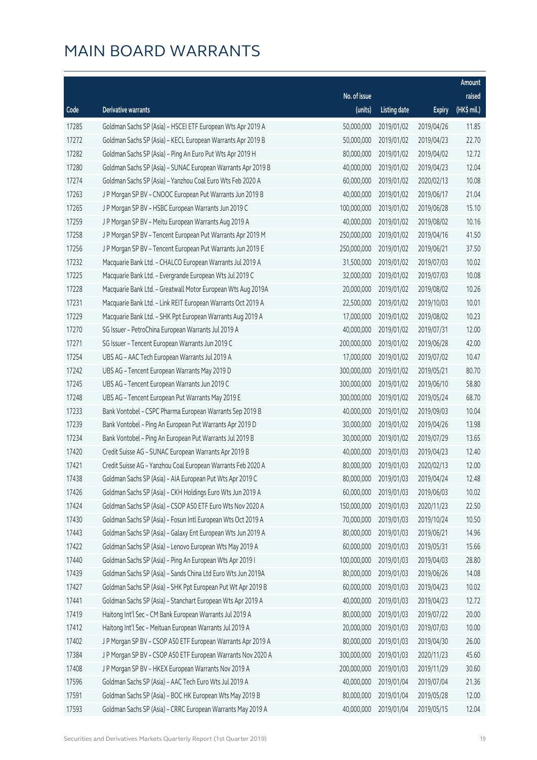# MAIN BOARD WARRANTS

| Code | Derivative warrants | No. of issue (units) | Listing date | Expiry | Amount raised (HK$ mil.) |
|---|---|---|---|---|---|
| 17285 | Goldman Sachs SP (Asia) - HSCEI ETF European Wts Apr 2019 A | 50,000,000 | 2019/01/02 | 2019/04/26 | 11.85 |
| 17272 | Goldman Sachs SP (Asia) - KECL European Warrants Apr 2019 B | 50,000,000 | 2019/01/02 | 2019/04/23 | 22.70 |
| 17282 | Goldman Sachs SP (Asia) - Ping An Euro Put Wts Apr 2019 H | 80,000,000 | 2019/01/02 | 2019/04/02 | 12.72 |
| 17280 | Goldman Sachs SP (Asia) - SUNAC European Warrants Apr 2019 B | 40,000,000 | 2019/01/02 | 2019/04/23 | 12.04 |
| 17274 | Goldman Sachs SP (Asia) - Yanzhou Coal Euro Wts Feb 2020 A | 60,000,000 | 2019/01/02 | 2020/02/13 | 10.08 |
| 17263 | J P Morgan SP BV - CNOOC European Put Warrants Jun 2019 B | 40,000,000 | 2019/01/02 | 2019/06/17 | 21.04 |
| 17265 | J P Morgan SP BV - HSBC European Warrants Jun 2019 C | 100,000,000 | 2019/01/02 | 2019/06/28 | 15.10 |
| 17259 | J P Morgan SP BV - Meitu European Warrants Aug 2019 A | 40,000,000 | 2019/01/02 | 2019/08/02 | 10.16 |
| 17258 | J P Morgan SP BV - Tencent European Put Warrants Apr 2019 M | 250,000,000 | 2019/01/02 | 2019/04/16 | 41.50 |
| 17256 | J P Morgan SP BV - Tencent European Put Warrants Jun 2019 E | 250,000,000 | 2019/01/02 | 2019/06/21 | 37.50 |
| 17232 | Macquarie Bank Ltd. - CHALCO European Warrants Jul 2019 A | 31,500,000 | 2019/01/02 | 2019/07/03 | 10.02 |
| 17225 | Macquarie Bank Ltd. - Evergrande European Wts Jul 2019 C | 32,000,000 | 2019/01/02 | 2019/07/03 | 10.08 |
| 17228 | Macquarie Bank Ltd. - Greatwall Motor European Wts Aug 2019A | 20,000,000 | 2019/01/02 | 2019/08/02 | 10.26 |
| 17231 | Macquarie Bank Ltd. - Link REIT European Warrants Oct 2019 A | 22,500,000 | 2019/01/02 | 2019/10/03 | 10.01 |
| 17229 | Macquarie Bank Ltd. - SHK Ppt European Warrants Aug 2019 A | 17,000,000 | 2019/01/02 | 2019/08/02 | 10.23 |
| 17270 | SG Issuer - PetroChina European Warrants Jul 2019 A | 40,000,000 | 2019/01/02 | 2019/07/31 | 12.00 |
| 17271 | SG Issuer - Tencent European Warrants Jun 2019 C | 200,000,000 | 2019/01/02 | 2019/06/28 | 42.00 |
| 17254 | UBS AG - AAC Tech European Warrants Jul 2019 A | 17,000,000 | 2019/01/02 | 2019/07/02 | 10.47 |
| 17242 | UBS AG - Tencent European Warrants May 2019 D | 300,000,000 | 2019/01/02 | 2019/05/21 | 80.70 |
| 17245 | UBS AG - Tencent European Warrants Jun 2019 C | 300,000,000 | 2019/01/02 | 2019/06/10 | 58.80 |
| 17248 | UBS AG - Tencent European Put Warrants May 2019 E | 300,000,000 | 2019/01/02 | 2019/05/24 | 68.70 |
| 17233 | Bank Vontobel - CSPC Pharma European Warrants Sep 2019 B | 40,000,000 | 2019/01/02 | 2019/09/03 | 10.04 |
| 17239 | Bank Vontobel - Ping An European Put Warrants Apr 2019 D | 30,000,000 | 2019/01/02 | 2019/04/26 | 13.98 |
| 17234 | Bank Vontobel - Ping An European Put Warrants Jul 2019 B | 30,000,000 | 2019/01/02 | 2019/07/29 | 13.65 |
| 17420 | Credit Suisse AG - SUNAC European Warrants Apr 2019 B | 40,000,000 | 2019/01/03 | 2019/04/23 | 12.40 |
| 17421 | Credit Suisse AG - Yanzhou Coal European Warrants Feb 2020 A | 80,000,000 | 2019/01/03 | 2020/02/13 | 12.00 |
| 17438 | Goldman Sachs SP (Asia) - AIA European Put Wts Apr 2019 C | 80,000,000 | 2019/01/03 | 2019/04/24 | 12.48 |
| 17426 | Goldman Sachs SP (Asia) - CKH Holdings Euro Wts Jun 2019 A | 60,000,000 | 2019/01/03 | 2019/06/03 | 10.02 |
| 17424 | Goldman Sachs SP (Asia) - CSOP A50 ETF Euro Wts Nov 2020 A | 150,000,000 | 2019/01/03 | 2020/11/23 | 22.50 |
| 17430 | Goldman Sachs SP (Asia) - Fosun Intl European Wts Oct 2019 A | 70,000,000 | 2019/01/03 | 2019/10/24 | 10.50 |
| 17443 | Goldman Sachs SP (Asia) - Galaxy Ent European Wts Jun 2019 A | 80,000,000 | 2019/01/03 | 2019/06/21 | 14.96 |
| 17422 | Goldman Sachs SP (Asia) - Lenovo European Wts May 2019 A | 60,000,000 | 2019/01/03 | 2019/05/31 | 15.66 |
| 17440 | Goldman Sachs SP (Asia) - Ping An European Wts Apr 2019 I | 100,000,000 | 2019/01/03 | 2019/04/03 | 28.80 |
| 17439 | Goldman Sachs SP (Asia) - Sands China Ltd Euro Wts Jun 2019A | 80,000,000 | 2019/01/03 | 2019/06/26 | 14.08 |
| 17427 | Goldman Sachs SP (Asia) - SHK Ppt European Put Wt Apr 2019 B | 60,000,000 | 2019/01/03 | 2019/04/23 | 10.02 |
| 17441 | Goldman Sachs SP (Asia) - Stanchart European Wts Apr 2019 A | 40,000,000 | 2019/01/03 | 2019/04/23 | 12.72 |
| 17419 | Haitong Int'l Sec - CM Bank European Warrants Jul 2019 A | 80,000,000 | 2019/01/03 | 2019/07/22 | 20.00 |
| 17412 | Haitong Int'l Sec - Meituan European Warrants Jul 2019 A | 20,000,000 | 2019/01/03 | 2019/07/03 | 10.00 |
| 17402 | J P Morgan SP BV - CSOP A50 ETF European Warrants Apr 2019 A | 80,000,000 | 2019/01/03 | 2019/04/30 | 26.00 |
| 17384 | J P Morgan SP BV - CSOP A50 ETF European Warrants Nov 2020 A | 300,000,000 | 2019/01/03 | 2020/11/23 | 45.60 |
| 17408 | J P Morgan SP BV - HKEX European Warrants Nov 2019 A | 200,000,000 | 2019/01/03 | 2019/11/29 | 30.60 |
| 17596 | Goldman Sachs SP (Asia) - AAC Tech Euro Wts Jul 2019 A | 40,000,000 | 2019/01/04 | 2019/07/04 | 21.36 |
| 17591 | Goldman Sachs SP (Asia) - BOC HK European Wts May 2019 B | 80,000,000 | 2019/01/04 | 2019/05/28 | 12.00 |
| 17593 | Goldman Sachs SP (Asia) - CRRC European Warrants May 2019 A | 40,000,000 | 2019/01/04 | 2019/05/15 | 12.04 |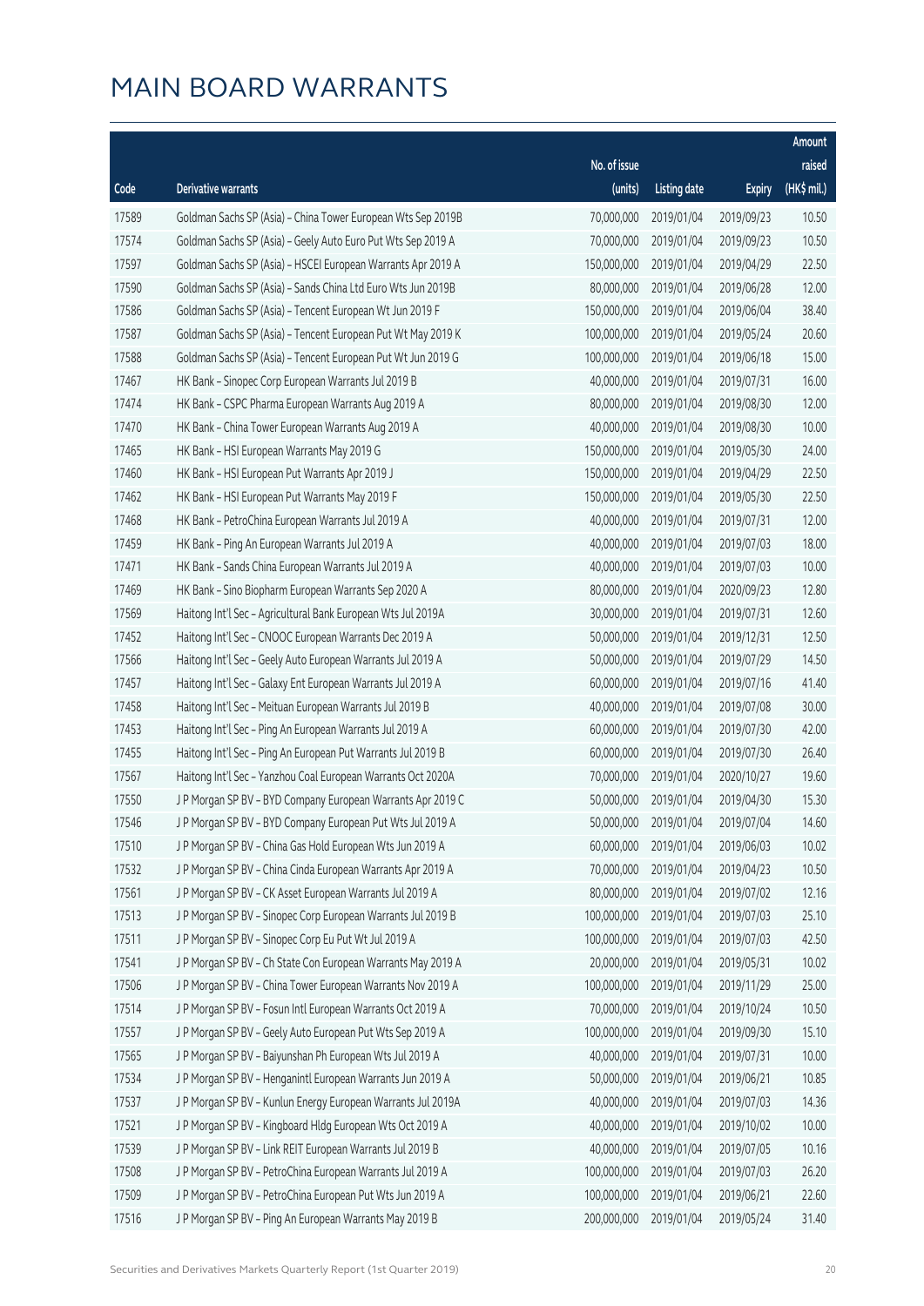# MAIN BOARD WARRANTS

| Code | Derivative warrants | No. of issue (units) | Listing date | Expiry | Amount raised (HK$ mil.) |
|---|---|---|---|---|---|
| 17589 | Goldman Sachs SP (Asia) – China Tower European Wts Sep 2019B | 70,000,000 | 2019/01/04 | 2019/09/23 | 10.50 |
| 17574 | Goldman Sachs SP (Asia) – Geely Auto Euro Put Wts Sep 2019 A | 70,000,000 | 2019/01/04 | 2019/09/23 | 10.50 |
| 17597 | Goldman Sachs SP (Asia) – HSCEI European Warrants Apr 2019 A | 150,000,000 | 2019/01/04 | 2019/04/29 | 22.50 |
| 17590 | Goldman Sachs SP (Asia) – Sands China Ltd Euro Wts Jun 2019B | 80,000,000 | 2019/01/04 | 2019/06/28 | 12.00 |
| 17586 | Goldman Sachs SP (Asia) – Tencent European Wt Jun 2019 F | 150,000,000 | 2019/01/04 | 2019/06/04 | 38.40 |
| 17587 | Goldman Sachs SP (Asia) – Tencent European Put Wt May 2019 K | 100,000,000 | 2019/01/04 | 2019/05/24 | 20.60 |
| 17588 | Goldman Sachs SP (Asia) – Tencent European Put Wt Jun 2019 G | 100,000,000 | 2019/01/04 | 2019/06/18 | 15.00 |
| 17467 | HK Bank – Sinopec Corp European Warrants Jul 2019 B | 40,000,000 | 2019/01/04 | 2019/07/31 | 16.00 |
| 17474 | HK Bank – CSPC Pharma European Warrants Aug 2019 A | 80,000,000 | 2019/01/04 | 2019/08/30 | 12.00 |
| 17470 | HK Bank – China Tower European Warrants Aug 2019 A | 40,000,000 | 2019/01/04 | 2019/08/30 | 10.00 |
| 17465 | HK Bank – HSI European Warrants May 2019 G | 150,000,000 | 2019/01/04 | 2019/05/30 | 24.00 |
| 17460 | HK Bank – HSI European Put Warrants Apr 2019 J | 150,000,000 | 2019/01/04 | 2019/04/29 | 22.50 |
| 17462 | HK Bank – HSI European Put Warrants May 2019 F | 150,000,000 | 2019/01/04 | 2019/05/30 | 22.50 |
| 17468 | HK Bank – PetroChina European Warrants Jul 2019 A | 40,000,000 | 2019/01/04 | 2019/07/31 | 12.00 |
| 17459 | HK Bank – Ping An European Warrants Jul 2019 A | 40,000,000 | 2019/01/04 | 2019/07/03 | 18.00 |
| 17471 | HK Bank – Sands China European Warrants Jul 2019 A | 40,000,000 | 2019/01/04 | 2019/07/03 | 10.00 |
| 17469 | HK Bank – Sino Biopharm European Warrants Sep 2020 A | 80,000,000 | 2019/01/04 | 2020/09/23 | 12.80 |
| 17569 | Haitong Int'l Sec – Agricultural Bank European Wts Jul 2019A | 30,000,000 | 2019/01/04 | 2019/07/31 | 12.60 |
| 17452 | Haitong Int'l Sec – CNOOC European Warrants Dec 2019 A | 50,000,000 | 2019/01/04 | 2019/12/31 | 12.50 |
| 17566 | Haitong Int'l Sec – Geely Auto European Warrants Jul 2019 A | 50,000,000 | 2019/01/04 | 2019/07/29 | 14.50 |
| 17457 | Haitong Int'l Sec – Galaxy Ent European Warrants Jul 2019 A | 60,000,000 | 2019/01/04 | 2019/07/16 | 41.40 |
| 17458 | Haitong Int'l Sec – Meituan European Warrants Jul 2019 B | 40,000,000 | 2019/01/04 | 2019/07/08 | 30.00 |
| 17453 | Haitong Int'l Sec – Ping An European Warrants Jul 2019 A | 60,000,000 | 2019/01/04 | 2019/07/30 | 42.00 |
| 17455 | Haitong Int'l Sec – Ping An European Put Warrants Jul 2019 B | 60,000,000 | 2019/01/04 | 2019/07/30 | 26.40 |
| 17567 | Haitong Int'l Sec – Yanzhou Coal European Warrants Oct 2020A | 70,000,000 | 2019/01/04 | 2020/10/27 | 19.60 |
| 17550 | J P Morgan SP BV – BYD Company European Warrants Apr 2019 C | 50,000,000 | 2019/01/04 | 2019/04/30 | 15.30 |
| 17546 | J P Morgan SP BV – BYD Company European Put Wts Jul 2019 A | 50,000,000 | 2019/01/04 | 2019/07/04 | 14.60 |
| 17510 | J P Morgan SP BV – China Gas Hold European Wts Jun 2019 A | 60,000,000 | 2019/01/04 | 2019/06/03 | 10.02 |
| 17532 | J P Morgan SP BV – China Cinda European Warrants Apr 2019 A | 70,000,000 | 2019/01/04 | 2019/04/23 | 10.50 |
| 17561 | J P Morgan SP BV – CK Asset European Warrants Jul 2019 A | 80,000,000 | 2019/01/04 | 2019/07/02 | 12.16 |
| 17513 | J P Morgan SP BV – Sinopec Corp European Warrants Jul 2019 B | 100,000,000 | 2019/01/04 | 2019/07/03 | 25.10 |
| 17511 | J P Morgan SP BV – Sinopec Corp Eu Put Wt Jul 2019 A | 100,000,000 | 2019/01/04 | 2019/07/03 | 42.50 |
| 17541 | J P Morgan SP BV – Ch State Con European Warrants May 2019 A | 20,000,000 | 2019/01/04 | 2019/05/31 | 10.02 |
| 17506 | J P Morgan SP BV – China Tower European Warrants Nov 2019 A | 100,000,000 | 2019/01/04 | 2019/11/29 | 25.00 |
| 17514 | J P Morgan SP BV – Fosun Intl European Warrants Oct 2019 A | 70,000,000 | 2019/01/04 | 2019/10/24 | 10.50 |
| 17557 | J P Morgan SP BV – Geely Auto European Put Wts Sep 2019 A | 100,000,000 | 2019/01/04 | 2019/09/30 | 15.10 |
| 17565 | J P Morgan SP BV – Baiyunshan Ph European Wts Jul 2019 A | 40,000,000 | 2019/01/04 | 2019/07/31 | 10.00 |
| 17534 | J P Morgan SP BV – Henganintl European Warrants Jun 2019 A | 50,000,000 | 2019/01/04 | 2019/06/21 | 10.85 |
| 17537 | J P Morgan SP BV – Kunlun Energy European Warrants Jul 2019A | 40,000,000 | 2019/01/04 | 2019/07/03 | 14.36 |
| 17521 | J P Morgan SP BV – Kingboard Hldg European Wts Oct 2019 A | 40,000,000 | 2019/01/04 | 2019/10/02 | 10.00 |
| 17539 | J P Morgan SP BV – Link REIT European Warrants Jul 2019 B | 40,000,000 | 2019/01/04 | 2019/07/05 | 10.16 |
| 17508 | J P Morgan SP BV – PetroChina European Warrants Jul 2019 A | 100,000,000 | 2019/01/04 | 2019/07/03 | 26.20 |
| 17509 | J P Morgan SP BV – PetroChina European Put Wts Jun 2019 A | 100,000,000 | 2019/01/04 | 2019/06/21 | 22.60 |
| 17516 | J P Morgan SP BV – Ping An European Warrants May 2019 B | 200,000,000 | 2019/01/04 | 2019/05/24 | 31.40 |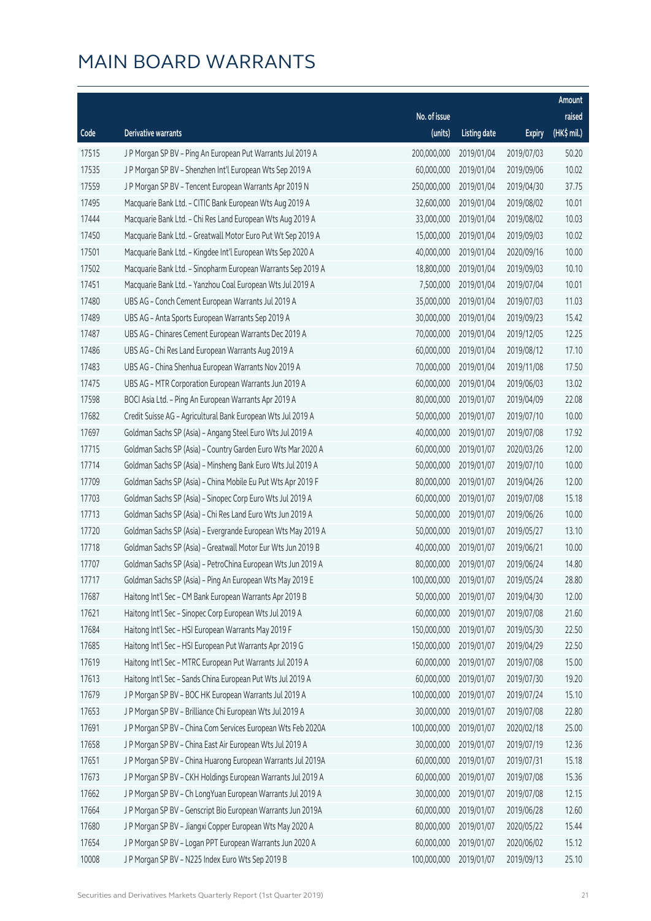# MAIN BOARD WARRANTS

| Code | Derivative warrants | No. of issue (units) | Listing date | Expiry | Amount raised (HK$ mil.) |
|---|---|---|---|---|---|
| 17515 | J P Morgan SP BV – Ping An European Put Warrants Jul 2019 A | 200,000,000 | 2019/01/04 | 2019/07/03 | 50.20 |
| 17535 | J P Morgan SP BV – Shenzhen Int'l European Wts Sep 2019 A | 60,000,000 | 2019/01/04 | 2019/09/06 | 10.02 |
| 17559 | J P Morgan SP BV – Tencent European Warrants Apr 2019 N | 250,000,000 | 2019/01/04 | 2019/04/30 | 37.75 |
| 17495 | Macquarie Bank Ltd. – CITIC Bank European Wts Aug 2019 A | 32,600,000 | 2019/01/04 | 2019/08/02 | 10.01 |
| 17444 | Macquarie Bank Ltd. – Chi Res Land European Wts Aug 2019 A | 33,000,000 | 2019/01/04 | 2019/08/02 | 10.03 |
| 17450 | Macquarie Bank Ltd. – Greatwall Motor Euro Put Wt Sep 2019 A | 15,000,000 | 2019/01/04 | 2019/09/03 | 10.02 |
| 17501 | Macquarie Bank Ltd. – Kingdee Int'l European Wts Sep 2020 A | 40,000,000 | 2019/01/04 | 2020/09/16 | 10.00 |
| 17502 | Macquarie Bank Ltd. – Sinopharm European Warrants Sep 2019 A | 18,800,000 | 2019/01/04 | 2019/09/03 | 10.10 |
| 17451 | Macquarie Bank Ltd. – Yanzhou Coal European Wts Jul 2019 A | 7,500,000 | 2019/01/04 | 2019/07/04 | 10.01 |
| 17480 | UBS AG – Conch Cement European Warrants Jul 2019 A | 35,000,000 | 2019/01/04 | 2019/07/03 | 11.03 |
| 17489 | UBS AG – Anta Sports European Warrants Sep 2019 A | 30,000,000 | 2019/01/04 | 2019/09/23 | 15.42 |
| 17487 | UBS AG – Chinares Cement European Warrants Dec 2019 A | 70,000,000 | 2019/01/04 | 2019/12/05 | 12.25 |
| 17486 | UBS AG – Chi Res Land European Warrants Aug 2019 A | 60,000,000 | 2019/01/04 | 2019/08/12 | 17.10 |
| 17483 | UBS AG – China Shenhua European Warrants Nov 2019 A | 70,000,000 | 2019/01/04 | 2019/11/08 | 17.50 |
| 17475 | UBS AG – MTR Corporation European Warrants Jun 2019 A | 60,000,000 | 2019/01/04 | 2019/06/03 | 13.02 |
| 17598 | BOCI Asia Ltd. – Ping An European Warrants Apr 2019 A | 80,000,000 | 2019/01/07 | 2019/04/09 | 22.08 |
| 17682 | Credit Suisse AG – Agricultural Bank European Wts Jul 2019 A | 50,000,000 | 2019/01/07 | 2019/07/10 | 10.00 |
| 17697 | Goldman Sachs SP (Asia) – Angang Steel Euro Wts Jul 2019 A | 40,000,000 | 2019/01/07 | 2019/07/08 | 17.92 |
| 17715 | Goldman Sachs SP (Asia) – Country Garden Euro Wts Mar 2020 A | 60,000,000 | 2019/01/07 | 2020/03/26 | 12.00 |
| 17714 | Goldman Sachs SP (Asia) – Minsheng Bank Euro Wts Jul 2019 A | 50,000,000 | 2019/01/07 | 2019/07/10 | 10.00 |
| 17709 | Goldman Sachs SP (Asia) – China Mobile Eu Put Wts Apr 2019 F | 80,000,000 | 2019/01/07 | 2019/04/26 | 12.00 |
| 17703 | Goldman Sachs SP (Asia) – Sinopec Corp Euro Wts Jul 2019 A | 60,000,000 | 2019/01/07 | 2019/07/08 | 15.18 |
| 17713 | Goldman Sachs SP (Asia) – Chi Res Land Euro Wts Jun 2019 A | 50,000,000 | 2019/01/07 | 2019/06/26 | 10.00 |
| 17720 | Goldman Sachs SP (Asia) – Evergrande European Wts May 2019 A | 50,000,000 | 2019/01/07 | 2019/05/27 | 13.10 |
| 17718 | Goldman Sachs SP (Asia) – Greatwall Motor Eur Wts Jun 2019 B | 40,000,000 | 2019/01/07 | 2019/06/21 | 10.00 |
| 17707 | Goldman Sachs SP (Asia) – PetroChina European Wts Jun 2019 A | 80,000,000 | 2019/01/07 | 2019/06/24 | 14.80 |
| 17717 | Goldman Sachs SP (Asia) – Ping An European Wts May 2019 E | 100,000,000 | 2019/01/07 | 2019/05/24 | 28.80 |
| 17687 | Haitong Int'l Sec – CM Bank European Warrants Apr 2019 B | 50,000,000 | 2019/01/07 | 2019/04/30 | 12.00 |
| 17621 | Haitong Int'l Sec – Sinopec Corp European Wts Jul 2019 A | 60,000,000 | 2019/01/07 | 2019/07/08 | 21.60 |
| 17684 | Haitong Int'l Sec – HSI European Warrants May 2019 F | 150,000,000 | 2019/01/07 | 2019/05/30 | 22.50 |
| 17685 | Haitong Int'l Sec – HSI European Put Warrants Apr 2019 G | 150,000,000 | 2019/01/07 | 2019/04/29 | 22.50 |
| 17619 | Haitong Int'l Sec – MTRC European Put Warrants Jul 2019 A | 60,000,000 | 2019/01/07 | 2019/07/08 | 15.00 |
| 17613 | Haitong Int'l Sec – Sands China European Put Wts Jul 2019 A | 60,000,000 | 2019/01/07 | 2019/07/30 | 19.20 |
| 17679 | J P Morgan SP BV – BOC HK European Warrants Jul 2019 A | 100,000,000 | 2019/01/07 | 2019/07/24 | 15.10 |
| 17653 | J P Morgan SP BV – Brilliance Chi European Wts Jul 2019 A | 30,000,000 | 2019/01/07 | 2019/07/08 | 22.80 |
| 17691 | J P Morgan SP BV – China Com Services European Wts Feb 2020A | 100,000,000 | 2019/01/07 | 2020/02/18 | 25.00 |
| 17658 | J P Morgan SP BV – China East Air European Wts Jul 2019 A | 30,000,000 | 2019/01/07 | 2019/07/19 | 12.36 |
| 17651 | J P Morgan SP BV – China Huarong European Warrants Jul 2019A | 60,000,000 | 2019/01/07 | 2019/07/31 | 15.18 |
| 17673 | J P Morgan SP BV – CKH Holdings European Warrants Jul 2019 A | 60,000,000 | 2019/01/07 | 2019/07/08 | 15.36 |
| 17662 | J P Morgan SP BV – Ch LongYuan European Warrants Jul 2019 A | 30,000,000 | 2019/01/07 | 2019/07/08 | 12.15 |
| 17664 | J P Morgan SP BV – Genscript Bio European Warrants Jun 2019A | 60,000,000 | 2019/01/07 | 2019/06/28 | 12.60 |
| 17680 | J P Morgan SP BV – Jiangxi Copper European Wts May 2020 A | 80,000,000 | 2019/01/07 | 2020/05/22 | 15.44 |
| 17654 | J P Morgan SP BV – Logan PPT European Warrants Jun 2020 A | 60,000,000 | 2019/01/07 | 2020/06/02 | 15.12 |
| 10008 | J P Morgan SP BV – N225 Index Euro Wts Sep 2019 B | 100,000,000 | 2019/01/07 | 2019/09/13 | 25.10 |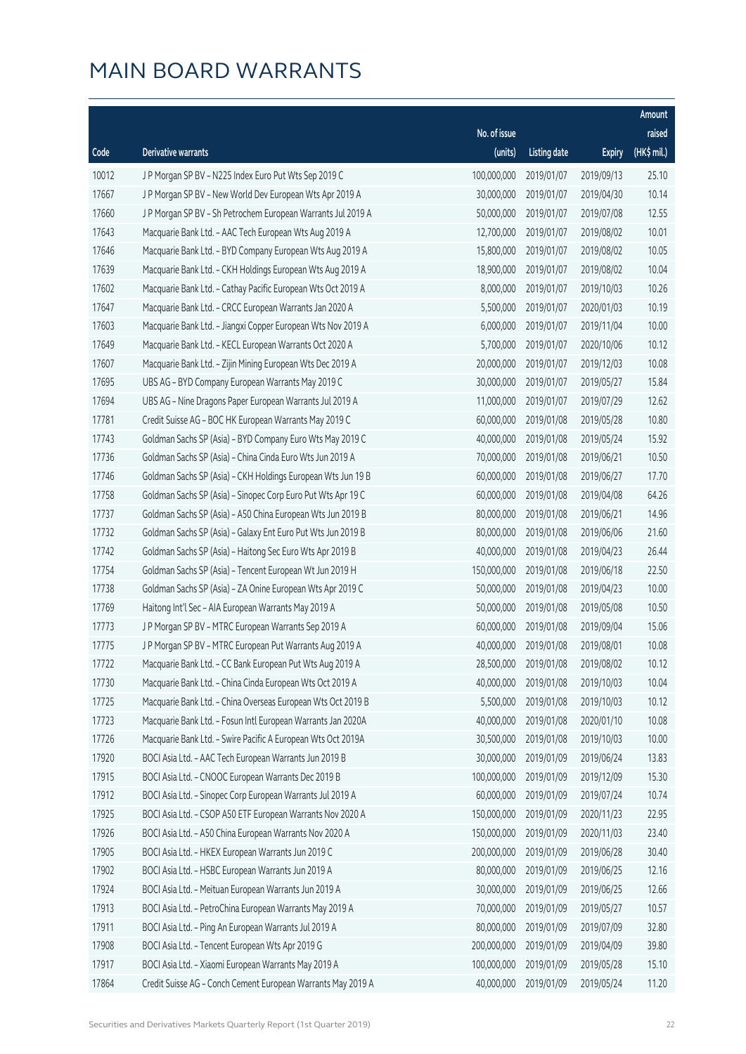# MAIN BOARD WARRANTS

| Code | Derivative warrants | No. of issue (units) | Listing date | Expiry | Amount raised (HK$ mil.) |
|---|---|---|---|---|---|
| 10012 | J P Morgan SP BV - N225 Index Euro Put Wts Sep 2019 C | 100,000,000 | 2019/01/07 | 2019/09/13 | 25.10 |
| 17667 | J P Morgan SP BV - New World Dev European Wts Apr 2019 A | 30,000,000 | 2019/01/07 | 2019/04/30 | 10.14 |
| 17660 | J P Morgan SP BV - Sh Petrochem European Warrants Jul 2019 A | 50,000,000 | 2019/01/07 | 2019/07/08 | 12.55 |
| 17643 | Macquarie Bank Ltd. - AAC Tech European Wts Aug 2019 A | 12,700,000 | 2019/01/07 | 2019/08/02 | 10.01 |
| 17646 | Macquarie Bank Ltd. - BYD Company European Wts Aug 2019 A | 15,800,000 | 2019/01/07 | 2019/08/02 | 10.05 |
| 17639 | Macquarie Bank Ltd. - CKH Holdings European Wts Aug 2019 A | 18,900,000 | 2019/01/07 | 2019/08/02 | 10.04 |
| 17602 | Macquarie Bank Ltd. - Cathay Pacific European Wts Oct 2019 A | 8,000,000 | 2019/01/07 | 2019/10/03 | 10.26 |
| 17647 | Macquarie Bank Ltd. - CRCC European Warrants Jan 2020 A | 5,500,000 | 2019/01/07 | 2020/01/03 | 10.19 |
| 17603 | Macquarie Bank Ltd. - Jiangxi Copper European Wts Nov 2019 A | 6,000,000 | 2019/01/07 | 2019/11/04 | 10.00 |
| 17649 | Macquarie Bank Ltd. - KECL European Warrants Oct 2020 A | 5,700,000 | 2019/01/07 | 2020/10/06 | 10.12 |
| 17607 | Macquarie Bank Ltd. - Zijin Mining European Wts Dec 2019 A | 20,000,000 | 2019/01/07 | 2019/12/03 | 10.08 |
| 17695 | UBS AG - BYD Company European Warrants May 2019 C | 30,000,000 | 2019/01/07 | 2019/05/27 | 15.84 |
| 17694 | UBS AG - Nine Dragons Paper European Warrants Jul 2019 A | 11,000,000 | 2019/01/07 | 2019/07/29 | 12.62 |
| 17781 | Credit Suisse AG - BOC HK European Warrants May 2019 C | 60,000,000 | 2019/01/08 | 2019/05/28 | 10.80 |
| 17743 | Goldman Sachs SP (Asia) - BYD Company Euro Wts May 2019 C | 40,000,000 | 2019/01/08 | 2019/05/24 | 15.92 |
| 17736 | Goldman Sachs SP (Asia) - China Cinda Euro Wts Jun 2019 A | 70,000,000 | 2019/01/08 | 2019/06/21 | 10.50 |
| 17746 | Goldman Sachs SP (Asia) - CKH Holdings European Wts Jun 19 B | 60,000,000 | 2019/01/08 | 2019/06/27 | 17.70 |
| 17758 | Goldman Sachs SP (Asia) - Sinopec Corp Euro Put Wts Apr 19 C | 60,000,000 | 2019/01/08 | 2019/04/08 | 64.26 |
| 17737 | Goldman Sachs SP (Asia) - A50 China European Wts Jun 2019 B | 80,000,000 | 2019/01/08 | 2019/06/21 | 14.96 |
| 17732 | Goldman Sachs SP (Asia) - Galaxy Ent Euro Put Wts Jun 2019 B | 80,000,000 | 2019/01/08 | 2019/06/06 | 21.60 |
| 17742 | Goldman Sachs SP (Asia) - Haitong Sec Euro Wts Apr 2019 B | 40,000,000 | 2019/01/08 | 2019/04/23 | 26.44 |
| 17754 | Goldman Sachs SP (Asia) - Tencent European Wt Jun 2019 H | 150,000,000 | 2019/01/08 | 2019/06/18 | 22.50 |
| 17738 | Goldman Sachs SP (Asia) - ZA Onine European Wts Apr 2019 C | 50,000,000 | 2019/01/08 | 2019/04/23 | 10.00 |
| 17769 | Haitong Int'l Sec - AIA European Warrants May 2019 A | 50,000,000 | 2019/01/08 | 2019/05/08 | 10.50 |
| 17773 | J P Morgan SP BV - MTRC European Warrants Sep 2019 A | 60,000,000 | 2019/01/08 | 2019/09/04 | 15.06 |
| 17775 | J P Morgan SP BV - MTRC European Put Warrants Aug 2019 A | 40,000,000 | 2019/01/08 | 2019/08/01 | 10.08 |
| 17722 | Macquarie Bank Ltd. - CC Bank European Put Wts Aug 2019 A | 28,500,000 | 2019/01/08 | 2019/08/02 | 10.12 |
| 17730 | Macquarie Bank Ltd. - China Cinda European Wts Oct 2019 A | 40,000,000 | 2019/01/08 | 2019/10/03 | 10.04 |
| 17725 | Macquarie Bank Ltd. - China Overseas European Wts Oct 2019 B | 5,500,000 | 2019/01/08 | 2019/10/03 | 10.12 |
| 17723 | Macquarie Bank Ltd. - Fosun Intl European Warrants Jan 2020A | 40,000,000 | 2019/01/08 | 2020/01/10 | 10.08 |
| 17726 | Macquarie Bank Ltd. - Swire Pacific A European Wts Oct 2019A | 30,500,000 | 2019/01/08 | 2019/10/03 | 10.00 |
| 17920 | BOCI Asia Ltd. - AAC Tech European Warrants Jun 2019 B | 30,000,000 | 2019/01/09 | 2019/06/24 | 13.83 |
| 17915 | BOCI Asia Ltd. - CNOOC European Warrants Dec 2019 B | 100,000,000 | 2019/01/09 | 2019/12/09 | 15.30 |
| 17912 | BOCI Asia Ltd. - Sinopec Corp European Warrants Jul 2019 A | 60,000,000 | 2019/01/09 | 2019/07/24 | 10.74 |
| 17925 | BOCI Asia Ltd. - CSOP A50 ETF European Warrants Nov 2020 A | 150,000,000 | 2019/01/09 | 2020/11/23 | 22.95 |
| 17926 | BOCI Asia Ltd. - A50 China European Warrants Nov 2020 A | 150,000,000 | 2019/01/09 | 2020/11/03 | 23.40 |
| 17905 | BOCI Asia Ltd. - HKEX European Warrants Jun 2019 C | 200,000,000 | 2019/01/09 | 2019/06/28 | 30.40 |
| 17902 | BOCI Asia Ltd. - HSBC European Warrants Jun 2019 A | 80,000,000 | 2019/01/09 | 2019/06/25 | 12.16 |
| 17924 | BOCI Asia Ltd. - Meituan European Warrants Jun 2019 A | 30,000,000 | 2019/01/09 | 2019/06/25 | 12.66 |
| 17913 | BOCI Asia Ltd. - PetroChina European Warrants May 2019 A | 70,000,000 | 2019/01/09 | 2019/05/27 | 10.57 |
| 17911 | BOCI Asia Ltd. - Ping An European Warrants Jul 2019 A | 80,000,000 | 2019/01/09 | 2019/07/09 | 32.80 |
| 17908 | BOCI Asia Ltd. - Tencent European Wts Apr 2019 G | 200,000,000 | 2019/01/09 | 2019/04/09 | 39.80 |
| 17917 | BOCI Asia Ltd. - Xiaomi European Warrants May 2019 A | 100,000,000 | 2019/01/09 | 2019/05/28 | 15.10 |
| 17864 | Credit Suisse AG - Conch Cement European Warrants May 2019 A | 40,000,000 | 2019/01/09 | 2019/05/24 | 11.20 |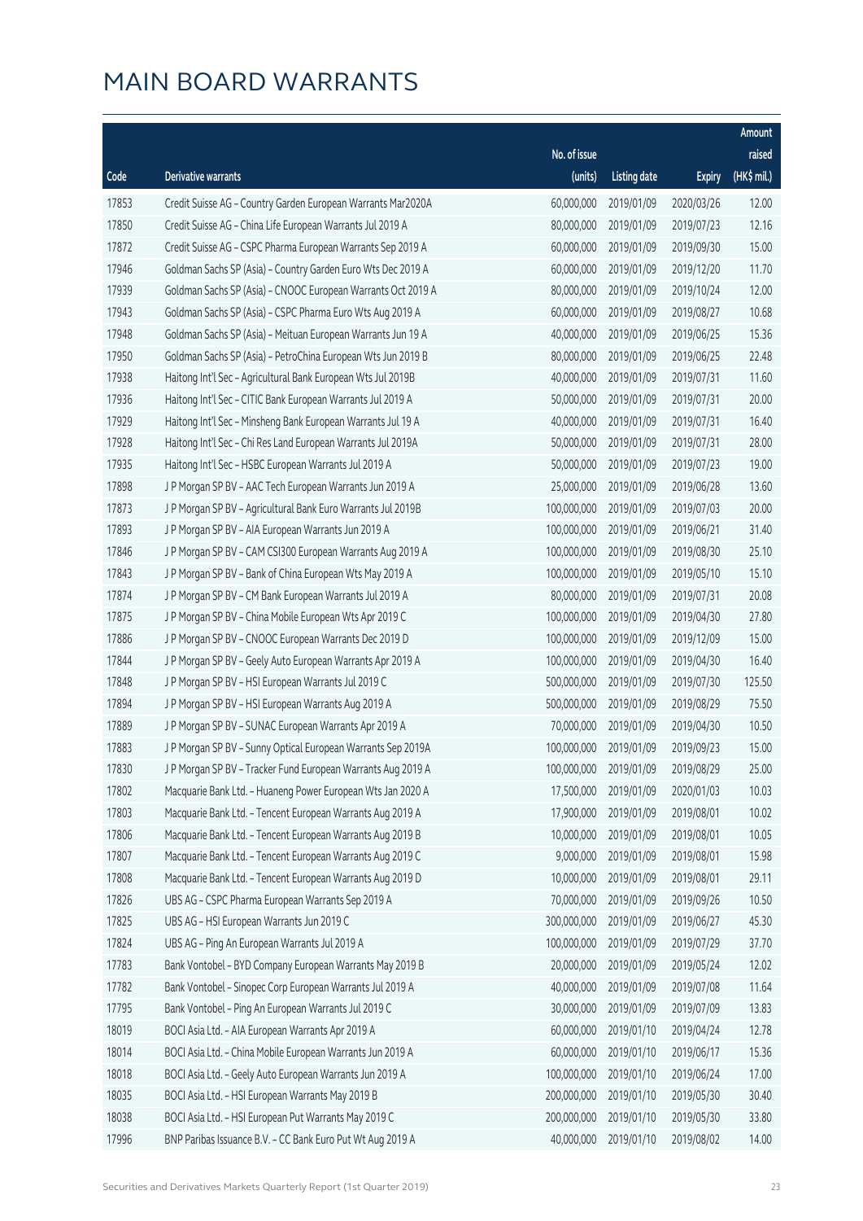# MAIN BOARD WARRANTS

| Code | Derivative warrants | No. of issue (units) | Listing date | Expiry | Amount raised (HK$ mil.) |
|---|---|---|---|---|---|
| 17853 | Credit Suisse AG – Country Garden European Warrants Mar2020A | 60,000,000 | 2019/01/09 | 2020/03/26 | 12.00 |
| 17850 | Credit Suisse AG – China Life European Warrants Jul 2019 A | 80,000,000 | 2019/01/09 | 2019/07/23 | 12.16 |
| 17872 | Credit Suisse AG – CSPC Pharma European Warrants Sep 2019 A | 60,000,000 | 2019/01/09 | 2019/09/30 | 15.00 |
| 17946 | Goldman Sachs SP (Asia) – Country Garden Euro Wts Dec 2019 A | 60,000,000 | 2019/01/09 | 2019/12/20 | 11.70 |
| 17939 | Goldman Sachs SP (Asia) – CNOOC European Warrants Oct 2019 A | 80,000,000 | 2019/01/09 | 2019/10/24 | 12.00 |
| 17943 | Goldman Sachs SP (Asia) – CSPC Pharma Euro Wts Aug 2019 A | 60,000,000 | 2019/01/09 | 2019/08/27 | 10.68 |
| 17948 | Goldman Sachs SP (Asia) – Meituan European Warrants Jun 19 A | 40,000,000 | 2019/01/09 | 2019/06/25 | 15.36 |
| 17950 | Goldman Sachs SP (Asia) – PetroChina European Wts Jun 2019 B | 80,000,000 | 2019/01/09 | 2019/06/25 | 22.48 |
| 17938 | Haitong Int'l Sec – Agricultural Bank European Wts Jul 2019B | 40,000,000 | 2019/01/09 | 2019/07/31 | 11.60 |
| 17936 | Haitong Int'l Sec – CITIC Bank European Warrants Jul 2019 A | 50,000,000 | 2019/01/09 | 2019/07/31 | 20.00 |
| 17929 | Haitong Int'l Sec – Minsheng Bank European Warrants Jul 19 A | 40,000,000 | 2019/01/09 | 2019/07/31 | 16.40 |
| 17928 | Haitong Int'l Sec – Chi Res Land European Warrants Jul 2019A | 50,000,000 | 2019/01/09 | 2019/07/31 | 28.00 |
| 17935 | Haitong Int'l Sec – HSBC European Warrants Jul 2019 A | 50,000,000 | 2019/01/09 | 2019/07/23 | 19.00 |
| 17898 | J P Morgan SP BV – AAC Tech European Warrants Jun 2019 A | 25,000,000 | 2019/01/09 | 2019/06/28 | 13.60 |
| 17873 | J P Morgan SP BV – Agricultural Bank Euro Warrants Jul 2019B | 100,000,000 | 2019/01/09 | 2019/07/03 | 20.00 |
| 17893 | J P Morgan SP BV – AIA European Warrants Jun 2019 A | 100,000,000 | 2019/01/09 | 2019/06/21 | 31.40 |
| 17846 | J P Morgan SP BV – CAM CSI300 European Warrants Aug 2019 A | 100,000,000 | 2019/01/09 | 2019/08/30 | 25.10 |
| 17843 | J P Morgan SP BV – Bank of China European Wts May 2019 A | 100,000,000 | 2019/01/09 | 2019/05/10 | 15.10 |
| 17874 | J P Morgan SP BV – CM Bank European Warrants Jul 2019 A | 80,000,000 | 2019/01/09 | 2019/07/31 | 20.08 |
| 17875 | J P Morgan SP BV – China Mobile European Wts Apr 2019 C | 100,000,000 | 2019/01/09 | 2019/04/30 | 27.80 |
| 17886 | J P Morgan SP BV – CNOOC European Warrants Dec 2019 D | 100,000,000 | 2019/01/09 | 2019/12/09 | 15.00 |
| 17844 | J P Morgan SP BV – Geely Auto European Warrants Apr 2019 A | 100,000,000 | 2019/01/09 | 2019/04/30 | 16.40 |
| 17848 | J P Morgan SP BV – HSI European Warrants Jul 2019 C | 500,000,000 | 2019/01/09 | 2019/07/30 | 125.50 |
| 17894 | J P Morgan SP BV – HSI European Warrants Aug 2019 A | 500,000,000 | 2019/01/09 | 2019/08/29 | 75.50 |
| 17889 | J P Morgan SP BV – SUNAC European Warrants Apr 2019 A | 70,000,000 | 2019/01/09 | 2019/04/30 | 10.50 |
| 17883 | J P Morgan SP BV – Sunny Optical European Warrants Sep 2019A | 100,000,000 | 2019/01/09 | 2019/09/23 | 15.00 |
| 17830 | J P Morgan SP BV – Tracker Fund European Warrants Aug 2019 A | 100,000,000 | 2019/01/09 | 2019/08/29 | 25.00 |
| 17802 | Macquarie Bank Ltd. – Huaneng Power European Wts Jan 2020 A | 17,500,000 | 2019/01/09 | 2020/01/03 | 10.03 |
| 17803 | Macquarie Bank Ltd. – Tencent European Warrants Aug 2019 A | 17,900,000 | 2019/01/09 | 2019/08/01 | 10.02 |
| 17806 | Macquarie Bank Ltd. – Tencent European Warrants Aug 2019 B | 10,000,000 | 2019/01/09 | 2019/08/01 | 10.05 |
| 17807 | Macquarie Bank Ltd. – Tencent European Warrants Aug 2019 C | 9,000,000 | 2019/01/09 | 2019/08/01 | 15.98 |
| 17808 | Macquarie Bank Ltd. – Tencent European Warrants Aug 2019 D | 10,000,000 | 2019/01/09 | 2019/08/01 | 29.11 |
| 17826 | UBS AG – CSPC Pharma European Warrants Sep 2019 A | 70,000,000 | 2019/01/09 | 2019/09/26 | 10.50 |
| 17825 | UBS AG – HSI European Warrants Jun 2019 C | 300,000,000 | 2019/01/09 | 2019/06/27 | 45.30 |
| 17824 | UBS AG – Ping An European Warrants Jul 2019 A | 100,000,000 | 2019/01/09 | 2019/07/29 | 37.70 |
| 17783 | Bank Vontobel – BYD Company European Warrants May 2019 B | 20,000,000 | 2019/01/09 | 2019/05/24 | 12.02 |
| 17782 | Bank Vontobel – Sinopec Corp European Warrants Jul 2019 A | 40,000,000 | 2019/01/09 | 2019/07/08 | 11.64 |
| 17795 | Bank Vontobel – Ping An European Warrants Jul 2019 C | 30,000,000 | 2019/01/09 | 2019/07/09 | 13.83 |
| 18019 | BOCI Asia Ltd. – AIA European Warrants Apr 2019 A | 60,000,000 | 2019/01/10 | 2019/04/24 | 12.78 |
| 18014 | BOCI Asia Ltd. – China Mobile European Warrants Jun 2019 A | 60,000,000 | 2019/01/10 | 2019/06/17 | 15.36 |
| 18018 | BOCI Asia Ltd. – Geely Auto European Warrants Jun 2019 A | 100,000,000 | 2019/01/10 | 2019/06/24 | 17.00 |
| 18035 | BOCI Asia Ltd. – HSI European Warrants May 2019 B | 200,000,000 | 2019/01/10 | 2019/05/30 | 30.40 |
| 18038 | BOCI Asia Ltd. – HSI European Put Warrants May 2019 C | 200,000,000 | 2019/01/10 | 2019/05/30 | 33.80 |
| 17996 | BNP Paribas Issuance B.V. – CC Bank Euro Put Wt Aug 2019 A | 40,000,000 | 2019/01/10 | 2019/08/02 | 14.00 |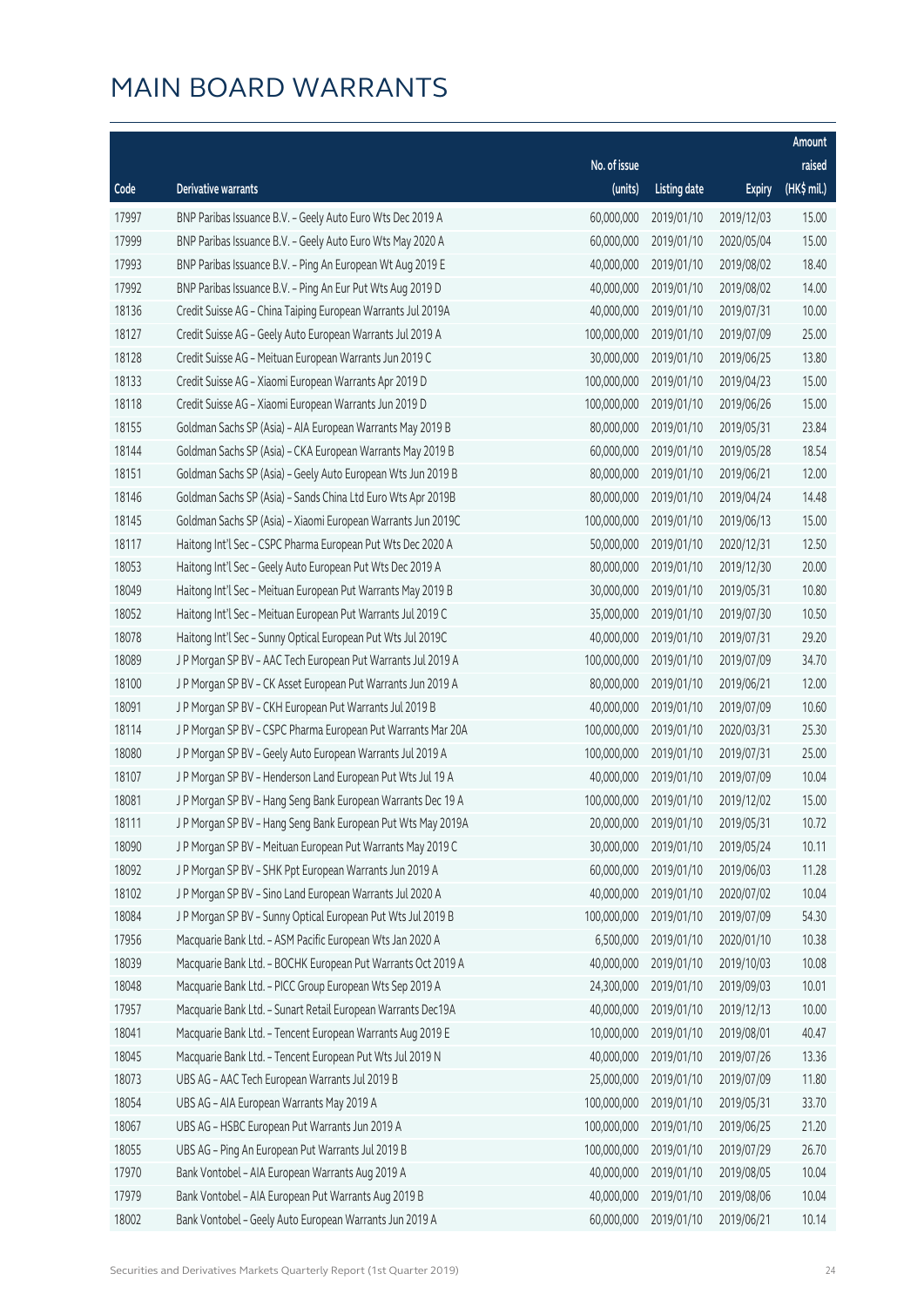# MAIN BOARD WARRANTS

| Code | Derivative warrants | No. of issue (units) | Listing date | Expiry | Amount raised (HK$ mil.) |
|---|---|---|---|---|---|
| 17997 | BNP Paribas Issuance B.V. - Geely Auto Euro Wts Dec 2019 A | 60,000,000 | 2019/01/10 | 2019/12/03 | 15.00 |
| 17999 | BNP Paribas Issuance B.V. - Geely Auto Euro Wts May 2020 A | 60,000,000 | 2019/01/10 | 2020/05/04 | 15.00 |
| 17993 | BNP Paribas Issuance B.V. - Ping An European Wt Aug 2019 E | 40,000,000 | 2019/01/10 | 2019/08/02 | 18.40 |
| 17992 | BNP Paribas Issuance B.V. - Ping An Eur Put Wts Aug 2019 D | 40,000,000 | 2019/01/10 | 2019/08/02 | 14.00 |
| 18136 | Credit Suisse AG - China Taiping European Warrants Jul 2019A | 40,000,000 | 2019/01/10 | 2019/07/31 | 10.00 |
| 18127 | Credit Suisse AG - Geely Auto European Warrants Jul 2019 A | 100,000,000 | 2019/01/10 | 2019/07/09 | 25.00 |
| 18128 | Credit Suisse AG - Meituan European Warrants Jun 2019 C | 30,000,000 | 2019/01/10 | 2019/06/25 | 13.80 |
| 18133 | Credit Suisse AG - Xiaomi European Warrants Apr 2019 D | 100,000,000 | 2019/01/10 | 2019/04/23 | 15.00 |
| 18118 | Credit Suisse AG - Xiaomi European Warrants Jun 2019 D | 100,000,000 | 2019/01/10 | 2019/06/26 | 15.00 |
| 18155 | Goldman Sachs SP (Asia) - AIA European Warrants May 2019 B | 80,000,000 | 2019/01/10 | 2019/05/31 | 23.84 |
| 18144 | Goldman Sachs SP (Asia) - CKA European Warrants May 2019 B | 60,000,000 | 2019/01/10 | 2019/05/28 | 18.54 |
| 18151 | Goldman Sachs SP (Asia) - Geely Auto European Wts Jun 2019 B | 80,000,000 | 2019/01/10 | 2019/06/21 | 12.00 |
| 18146 | Goldman Sachs SP (Asia) - Sands China Ltd Euro Wts Apr 2019B | 80,000,000 | 2019/01/10 | 2019/04/24 | 14.48 |
| 18145 | Goldman Sachs SP (Asia) - Xiaomi European Warrants Jun 2019C | 100,000,000 | 2019/01/10 | 2019/06/13 | 15.00 |
| 18117 | Haitong Int'l Sec - CSPC Pharma European Put Wts Dec 2020 A | 50,000,000 | 2019/01/10 | 2020/12/31 | 12.50 |
| 18053 | Haitong Int'l Sec - Geely Auto European Put Wts Dec 2019 A | 80,000,000 | 2019/01/10 | 2019/12/30 | 20.00 |
| 18049 | Haitong Int'l Sec - Meituan European Put Warrants May 2019 B | 30,000,000 | 2019/01/10 | 2019/05/31 | 10.80 |
| 18052 | Haitong Int'l Sec - Meituan European Put Warrants Jul 2019 C | 35,000,000 | 2019/01/10 | 2019/07/30 | 10.50 |
| 18078 | Haitong Int'l Sec - Sunny Optical European Put Wts Jul 2019C | 40,000,000 | 2019/01/10 | 2019/07/31 | 29.20 |
| 18089 | J P Morgan SP BV - AAC Tech European Put Warrants Jul 2019 A | 100,000,000 | 2019/01/10 | 2019/07/09 | 34.70 |
| 18100 | J P Morgan SP BV - CK Asset European Put Warrants Jun 2019 A | 80,000,000 | 2019/01/10 | 2019/06/21 | 12.00 |
| 18091 | J P Morgan SP BV - CKH European Put Warrants Jul 2019 B | 40,000,000 | 2019/01/10 | 2019/07/09 | 10.60 |
| 18114 | J P Morgan SP BV - CSPC Pharma European Put Warrants Mar 20A | 100,000,000 | 2019/01/10 | 2020/03/31 | 25.30 |
| 18080 | J P Morgan SP BV - Geely Auto European Warrants Jul 2019 A | 100,000,000 | 2019/01/10 | 2019/07/31 | 25.00 |
| 18107 | J P Morgan SP BV - Henderson Land European Put Wts Jul 19 A | 40,000,000 | 2019/01/10 | 2019/07/09 | 10.04 |
| 18081 | J P Morgan SP BV - Hang Seng Bank European Warrants Dec 19 A | 100,000,000 | 2019/01/10 | 2019/12/02 | 15.00 |
| 18111 | J P Morgan SP BV - Hang Seng Bank European Put Wts May 2019A | 20,000,000 | 2019/01/10 | 2019/05/31 | 10.72 |
| 18090 | J P Morgan SP BV - Meituan European Put Warrants May 2019 C | 30,000,000 | 2019/01/10 | 2019/05/24 | 10.11 |
| 18092 | J P Morgan SP BV - SHK Ppt European Warrants Jun 2019 A | 60,000,000 | 2019/01/10 | 2019/06/03 | 11.28 |
| 18102 | J P Morgan SP BV - Sino Land European Warrants Jul 2020 A | 40,000,000 | 2019/01/10 | 2020/07/02 | 10.04 |
| 18084 | J P Morgan SP BV - Sunny Optical European Put Wts Jul 2019 B | 100,000,000 | 2019/01/10 | 2019/07/09 | 54.30 |
| 17956 | Macquarie Bank Ltd. - ASM Pacific European Wts Jan 2020 A | 6,500,000 | 2019/01/10 | 2020/01/10 | 10.38 |
| 18039 | Macquarie Bank Ltd. - BOCHK European Put Warrants Oct 2019 A | 40,000,000 | 2019/01/10 | 2019/10/03 | 10.08 |
| 18048 | Macquarie Bank Ltd. - PICC Group European Wts Sep 2019 A | 24,300,000 | 2019/01/10 | 2019/09/03 | 10.01 |
| 17957 | Macquarie Bank Ltd. - Sunart Retail European Warrants Dec19A | 40,000,000 | 2019/01/10 | 2019/12/13 | 10.00 |
| 18041 | Macquarie Bank Ltd. - Tencent European Warrants Aug 2019 E | 10,000,000 | 2019/01/10 | 2019/08/01 | 40.47 |
| 18045 | Macquarie Bank Ltd. - Tencent European Put Wts Jul 2019 N | 40,000,000 | 2019/01/10 | 2019/07/26 | 13.36 |
| 18073 | UBS AG - AAC Tech European Warrants Jul 2019 B | 25,000,000 | 2019/01/10 | 2019/07/09 | 11.80 |
| 18054 | UBS AG - AIA European Warrants May 2019 A | 100,000,000 | 2019/01/10 | 2019/05/31 | 33.70 |
| 18067 | UBS AG - HSBC European Put Warrants Jun 2019 A | 100,000,000 | 2019/01/10 | 2019/06/25 | 21.20 |
| 18055 | UBS AG - Ping An European Put Warrants Jul 2019 B | 100,000,000 | 2019/01/10 | 2019/07/29 | 26.70 |
| 17970 | Bank Vontobel - AIA European Warrants Aug 2019 A | 40,000,000 | 2019/01/10 | 2019/08/05 | 10.04 |
| 17979 | Bank Vontobel - AIA European Put Warrants Aug 2019 B | 40,000,000 | 2019/01/10 | 2019/08/06 | 10.04 |
| 18002 | Bank Vontobel - Geely Auto European Warrants Jun 2019 A | 60,000,000 | 2019/01/10 | 2019/06/21 | 10.14 |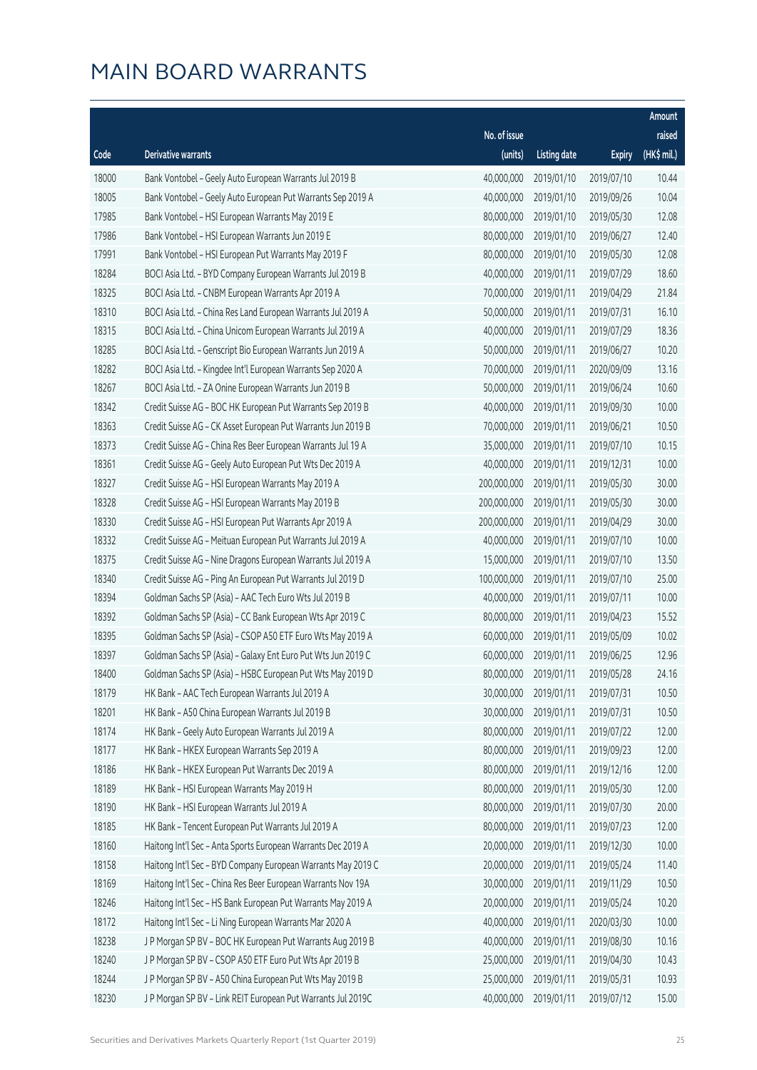# MAIN BOARD WARRANTS

| Code | Derivative warrants | No. of issue (units) | Listing date | Expiry | Amount raised (HK$ mil.) |
|---|---|---|---|---|---|
| 18000 | Bank Vontobel – Geely Auto European Warrants Jul 2019 B | 40,000,000 | 2019/01/10 | 2019/07/10 | 10.44 |
| 18005 | Bank Vontobel – Geely Auto European Put Warrants Sep 2019 A | 40,000,000 | 2019/01/10 | 2019/09/26 | 10.04 |
| 17985 | Bank Vontobel – HSI European Warrants May 2019 E | 80,000,000 | 2019/01/10 | 2019/05/30 | 12.08 |
| 17986 | Bank Vontobel – HSI European Warrants Jun 2019 E | 80,000,000 | 2019/01/10 | 2019/06/27 | 12.40 |
| 17991 | Bank Vontobel – HSI European Put Warrants May 2019 F | 80,000,000 | 2019/01/10 | 2019/05/30 | 12.08 |
| 18284 | BOCI Asia Ltd. – BYD Company European Warrants Jul 2019 B | 40,000,000 | 2019/01/11 | 2019/07/29 | 18.60 |
| 18325 | BOCI Asia Ltd. – CNBM European Warrants Apr 2019 A | 70,000,000 | 2019/01/11 | 2019/04/29 | 21.84 |
| 18310 | BOCI Asia Ltd. – China Res Land European Warrants Jul 2019 A | 50,000,000 | 2019/01/11 | 2019/07/31 | 16.10 |
| 18315 | BOCI Asia Ltd. – China Unicom European Warrants Jul 2019 A | 40,000,000 | 2019/01/11 | 2019/07/29 | 18.36 |
| 18285 | BOCI Asia Ltd. – Genscript Bio European Warrants Jun 2019 A | 50,000,000 | 2019/01/11 | 2019/06/27 | 10.20 |
| 18282 | BOCI Asia Ltd. – Kingdee Int'l European Warrants Sep 2020 A | 70,000,000 | 2019/01/11 | 2020/09/09 | 13.16 |
| 18267 | BOCI Asia Ltd. – ZA Onine European Warrants Jun 2019 B | 50,000,000 | 2019/01/11 | 2019/06/24 | 10.60 |
| 18342 | Credit Suisse AG – BOC HK European Put Warrants Sep 2019 B | 40,000,000 | 2019/01/11 | 2019/09/30 | 10.00 |
| 18363 | Credit Suisse AG – CK Asset European Put Warrants Jun 2019 B | 70,000,000 | 2019/01/11 | 2019/06/21 | 10.50 |
| 18373 | Credit Suisse AG – China Res Beer European Warrants Jul 19 A | 35,000,000 | 2019/01/11 | 2019/07/10 | 10.15 |
| 18361 | Credit Suisse AG – Geely Auto European Put Wts Dec 2019 A | 40,000,000 | 2019/01/11 | 2019/12/31 | 10.00 |
| 18327 | Credit Suisse AG – HSI European Warrants May 2019 A | 200,000,000 | 2019/01/11 | 2019/05/30 | 30.00 |
| 18328 | Credit Suisse AG – HSI European Warrants May 2019 B | 200,000,000 | 2019/01/11 | 2019/05/30 | 30.00 |
| 18330 | Credit Suisse AG – HSI European Put Warrants Apr 2019 A | 200,000,000 | 2019/01/11 | 2019/04/29 | 30.00 |
| 18332 | Credit Suisse AG – Meituan European Put Warrants Jul 2019 A | 40,000,000 | 2019/01/11 | 2019/07/10 | 10.00 |
| 18375 | Credit Suisse AG – Nine Dragons European Warrants Jul 2019 A | 15,000,000 | 2019/01/11 | 2019/07/10 | 13.50 |
| 18340 | Credit Suisse AG – Ping An European Put Warrants Jul 2019 D | 100,000,000 | 2019/01/11 | 2019/07/10 | 25.00 |
| 18394 | Goldman Sachs SP (Asia) – AAC Tech Euro Wts Jul 2019 B | 40,000,000 | 2019/01/11 | 2019/07/11 | 10.00 |
| 18392 | Goldman Sachs SP (Asia) – CC Bank European Wts Apr 2019 C | 80,000,000 | 2019/01/11 | 2019/04/23 | 15.52 |
| 18395 | Goldman Sachs SP (Asia) – CSOP A50 ETF Euro Wts May 2019 A | 60,000,000 | 2019/01/11 | 2019/05/09 | 10.02 |
| 18397 | Goldman Sachs SP (Asia) – Galaxy Ent Euro Put Wts Jun 2019 C | 60,000,000 | 2019/01/11 | 2019/06/25 | 12.96 |
| 18400 | Goldman Sachs SP (Asia) – HSBC European Put Wts May 2019 D | 80,000,000 | 2019/01/11 | 2019/05/28 | 24.16 |
| 18179 | HK Bank – AAC Tech European Warrants Jul 2019 A | 30,000,000 | 2019/01/11 | 2019/07/31 | 10.50 |
| 18201 | HK Bank – A50 China European Warrants Jul 2019 B | 30,000,000 | 2019/01/11 | 2019/07/31 | 10.50 |
| 18174 | HK Bank – Geely Auto European Warrants Jul 2019 A | 80,000,000 | 2019/01/11 | 2019/07/22 | 12.00 |
| 18177 | HK Bank – HKEX European Warrants Sep 2019 A | 80,000,000 | 2019/01/11 | 2019/09/23 | 12.00 |
| 18186 | HK Bank – HKEX European Put Warrants Dec 2019 A | 80,000,000 | 2019/01/11 | 2019/12/16 | 12.00 |
| 18189 | HK Bank – HSI European Warrants May 2019 H | 80,000,000 | 2019/01/11 | 2019/05/30 | 12.00 |
| 18190 | HK Bank – HSI European Warrants Jul 2019 A | 80,000,000 | 2019/01/11 | 2019/07/30 | 20.00 |
| 18185 | HK Bank – Tencent European Put Warrants Jul 2019 A | 80,000,000 | 2019/01/11 | 2019/07/23 | 12.00 |
| 18160 | Haitong Int'l Sec – Anta Sports European Warrants Dec 2019 A | 20,000,000 | 2019/01/11 | 2019/12/30 | 10.00 |
| 18158 | Haitong Int'l Sec – BYD Company European Warrants May 2019 C | 20,000,000 | 2019/01/11 | 2019/05/24 | 11.40 |
| 18169 | Haitong Int'l Sec – China Res Beer European Warrants Nov 19A | 30,000,000 | 2019/01/11 | 2019/11/29 | 10.50 |
| 18246 | Haitong Int'l Sec – HS Bank European Put Warrants May 2019 A | 20,000,000 | 2019/01/11 | 2019/05/24 | 10.20 |
| 18172 | Haitong Int'l Sec – Li Ning European Warrants Mar 2020 A | 40,000,000 | 2019/01/11 | 2020/03/30 | 10.00 |
| 18238 | J P Morgan SP BV – BOC HK European Put Warrants Aug 2019 B | 40,000,000 | 2019/01/11 | 2019/08/30 | 10.16 |
| 18240 | J P Morgan SP BV – CSOP A50 ETF Euro Put Wts Apr 2019 B | 25,000,000 | 2019/01/11 | 2019/04/30 | 10.43 |
| 18244 | J P Morgan SP BV – A50 China European Put Wts May 2019 B | 25,000,000 | 2019/01/11 | 2019/05/31 | 10.93 |
| 18230 | J P Morgan SP BV – Link REIT European Put Warrants Jul 2019C | 40,000,000 | 2019/01/11 | 2019/07/12 | 15.00 |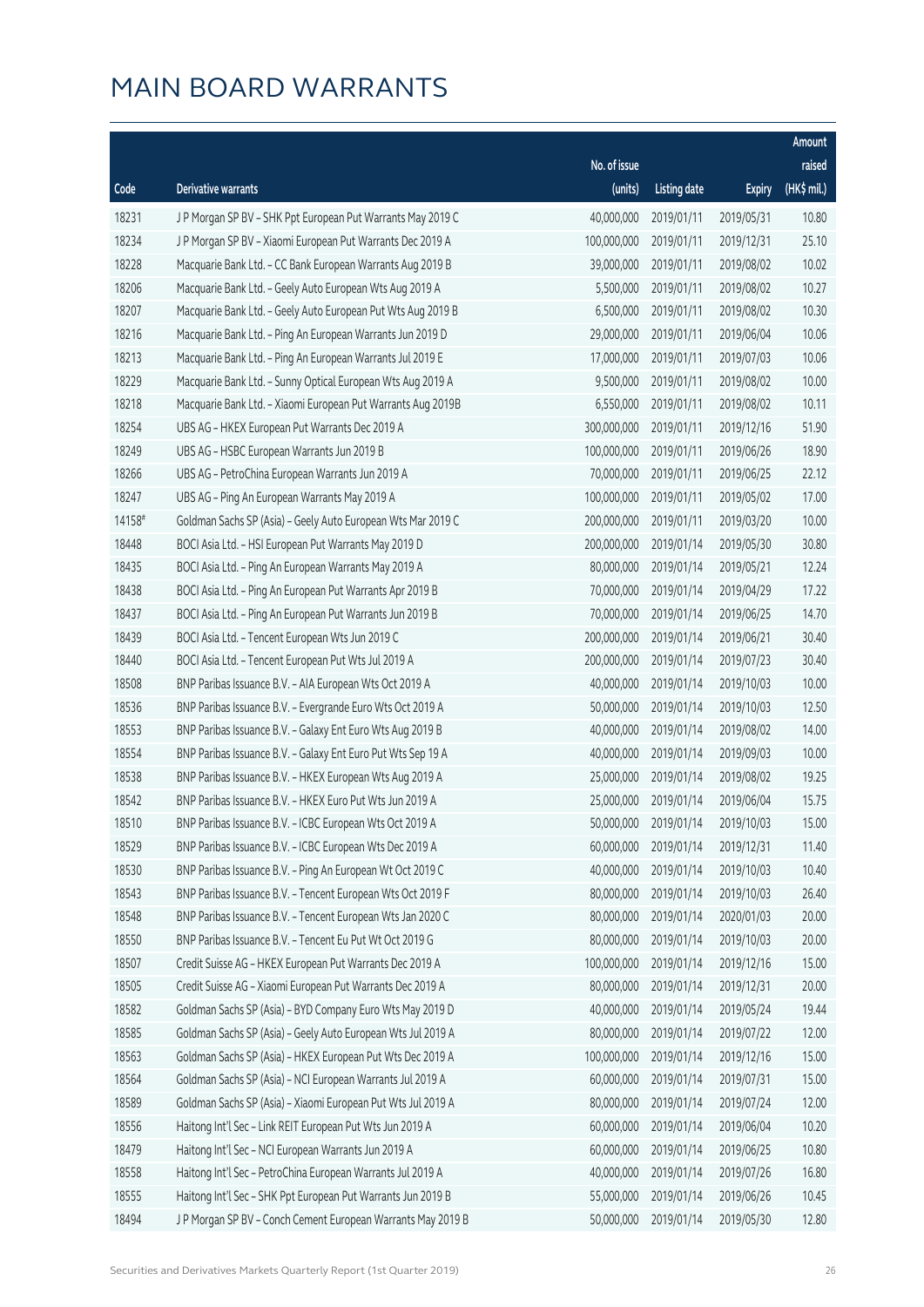# MAIN BOARD WARRANTS

| Code | Derivative warrants | No. of issue (units) | Listing date | Expiry | Amount raised (HK$ mil.) |
|---|---|---|---|---|---|
| 18231 | J P Morgan SP BV - SHK Ppt European Put Warrants May 2019 C | 40,000,000 | 2019/01/11 | 2019/05/31 | 10.80 |
| 18234 | J P Morgan SP BV - Xiaomi European Put Warrants Dec 2019 A | 100,000,000 | 2019/01/11 | 2019/12/31 | 25.10 |
| 18228 | Macquarie Bank Ltd. - CC Bank European Warrants Aug 2019 B | 39,000,000 | 2019/01/11 | 2019/08/02 | 10.02 |
| 18206 | Macquarie Bank Ltd. - Geely Auto European Wts Aug 2019 A | 5,500,000 | 2019/01/11 | 2019/08/02 | 10.27 |
| 18207 | Macquarie Bank Ltd. - Geely Auto European Put Wts Aug 2019 B | 6,500,000 | 2019/01/11 | 2019/08/02 | 10.30 |
| 18216 | Macquarie Bank Ltd. - Ping An European Warrants Jun 2019 D | 29,000,000 | 2019/01/11 | 2019/06/04 | 10.06 |
| 18213 | Macquarie Bank Ltd. - Ping An European Warrants Jul 2019 E | 17,000,000 | 2019/01/11 | 2019/07/03 | 10.06 |
| 18229 | Macquarie Bank Ltd. - Sunny Optical European Wts Aug 2019 A | 9,500,000 | 2019/01/11 | 2019/08/02 | 10.00 |
| 18218 | Macquarie Bank Ltd. - Xiaomi European Put Warrants Aug 2019B | 6,550,000 | 2019/01/11 | 2019/08/02 | 10.11 |
| 18254 | UBS AG - HKEX European Put Warrants Dec 2019 A | 300,000,000 | 2019/01/11 | 2019/12/16 | 51.90 |
| 18249 | UBS AG - HSBC European Warrants Jun 2019 B | 100,000,000 | 2019/01/11 | 2019/06/26 | 18.90 |
| 18266 | UBS AG - PetroChina European Warrants Jun 2019 A | 70,000,000 | 2019/01/11 | 2019/06/25 | 22.12 |
| 18247 | UBS AG - Ping An European Warrants May 2019 A | 100,000,000 | 2019/01/11 | 2019/05/02 | 17.00 |
| 14158# | Goldman Sachs SP (Asia) - Geely Auto European Wts Mar 2019 C | 200,000,000 | 2019/01/11 | 2019/03/20 | 10.00 |
| 18448 | BOCI Asia Ltd. - HSI European Put Warrants May 2019 D | 200,000,000 | 2019/01/14 | 2019/05/30 | 30.80 |
| 18435 | BOCI Asia Ltd. - Ping An European Warrants May 2019 A | 80,000,000 | 2019/01/14 | 2019/05/21 | 12.24 |
| 18438 | BOCI Asia Ltd. - Ping An European Put Warrants Apr 2019 B | 70,000,000 | 2019/01/14 | 2019/04/29 | 17.22 |
| 18437 | BOCI Asia Ltd. - Ping An European Put Warrants Jun 2019 B | 70,000,000 | 2019/01/14 | 2019/06/25 | 14.70 |
| 18439 | BOCI Asia Ltd. - Tencent European Wts Jun 2019 C | 200,000,000 | 2019/01/14 | 2019/06/21 | 30.40 |
| 18440 | BOCI Asia Ltd. - Tencent European Put Wts Jul 2019 A | 200,000,000 | 2019/01/14 | 2019/07/23 | 30.40 |
| 18508 | BNP Paribas Issuance B.V. - AIA European Wts Oct 2019 A | 40,000,000 | 2019/01/14 | 2019/10/03 | 10.00 |
| 18536 | BNP Paribas Issuance B.V. - Evergrande Euro Wts Oct 2019 A | 50,000,000 | 2019/01/14 | 2019/10/03 | 12.50 |
| 18553 | BNP Paribas Issuance B.V. - Galaxy Ent Euro Wts Aug 2019 B | 40,000,000 | 2019/01/14 | 2019/08/02 | 14.00 |
| 18554 | BNP Paribas Issuance B.V. - Galaxy Ent Euro Put Wts Sep 19 A | 40,000,000 | 2019/01/14 | 2019/09/03 | 10.00 |
| 18538 | BNP Paribas Issuance B.V. - HKEX European Wts Aug 2019 A | 25,000,000 | 2019/01/14 | 2019/08/02 | 19.25 |
| 18542 | BNP Paribas Issuance B.V. - HKEX Euro Put Wts Jun 2019 A | 25,000,000 | 2019/01/14 | 2019/06/04 | 15.75 |
| 18510 | BNP Paribas Issuance B.V. - ICBC European Wts Oct 2019 A | 50,000,000 | 2019/01/14 | 2019/10/03 | 15.00 |
| 18529 | BNP Paribas Issuance B.V. - ICBC European Wts Dec 2019 A | 60,000,000 | 2019/01/14 | 2019/12/31 | 11.40 |
| 18530 | BNP Paribas Issuance B.V. - Ping An European Wt Oct 2019 C | 40,000,000 | 2019/01/14 | 2019/10/03 | 10.40 |
| 18543 | BNP Paribas Issuance B.V. - Tencent European Wts Oct 2019 F | 80,000,000 | 2019/01/14 | 2019/10/03 | 26.40 |
| 18548 | BNP Paribas Issuance B.V. - Tencent European Wts Jan 2020 C | 80,000,000 | 2019/01/14 | 2020/01/03 | 20.00 |
| 18550 | BNP Paribas Issuance B.V. - Tencent Eu Put Wt Oct 2019 G | 80,000,000 | 2019/01/14 | 2019/10/03 | 20.00 |
| 18507 | Credit Suisse AG - HKEX European Put Warrants Dec 2019 A | 100,000,000 | 2019/01/14 | 2019/12/16 | 15.00 |
| 18505 | Credit Suisse AG - Xiaomi European Put Warrants Dec 2019 A | 80,000,000 | 2019/01/14 | 2019/12/31 | 20.00 |
| 18582 | Goldman Sachs SP (Asia) - BYD Company Euro Wts May 2019 D | 40,000,000 | 2019/01/14 | 2019/05/24 | 19.44 |
| 18585 | Goldman Sachs SP (Asia) - Geely Auto European Wts Jul 2019 A | 80,000,000 | 2019/01/14 | 2019/07/22 | 12.00 |
| 18563 | Goldman Sachs SP (Asia) - HKEX European Put Wts Dec 2019 A | 100,000,000 | 2019/01/14 | 2019/12/16 | 15.00 |
| 18564 | Goldman Sachs SP (Asia) - NCI European Warrants Jul 2019 A | 60,000,000 | 2019/01/14 | 2019/07/31 | 15.00 |
| 18589 | Goldman Sachs SP (Asia) - Xiaomi European Put Wts Jul 2019 A | 80,000,000 | 2019/01/14 | 2019/07/24 | 12.00 |
| 18556 | Haitong Int'l Sec - Link REIT European Put Wts Jun 2019 A | 60,000,000 | 2019/01/14 | 2019/06/04 | 10.20 |
| 18479 | Haitong Int'l Sec - NCI European Warrants Jun 2019 A | 60,000,000 | 2019/01/14 | 2019/06/25 | 10.80 |
| 18558 | Haitong Int'l Sec - PetroChina European Warrants Jul 2019 A | 40,000,000 | 2019/01/14 | 2019/07/26 | 16.80 |
| 18555 | Haitong Int'l Sec - SHK Ppt European Put Warrants Jun 2019 B | 55,000,000 | 2019/01/14 | 2019/06/26 | 10.45 |
| 18494 | J P Morgan SP BV - Conch Cement European Warrants May 2019 B | 50,000,000 | 2019/01/14 | 2019/05/30 | 12.80 |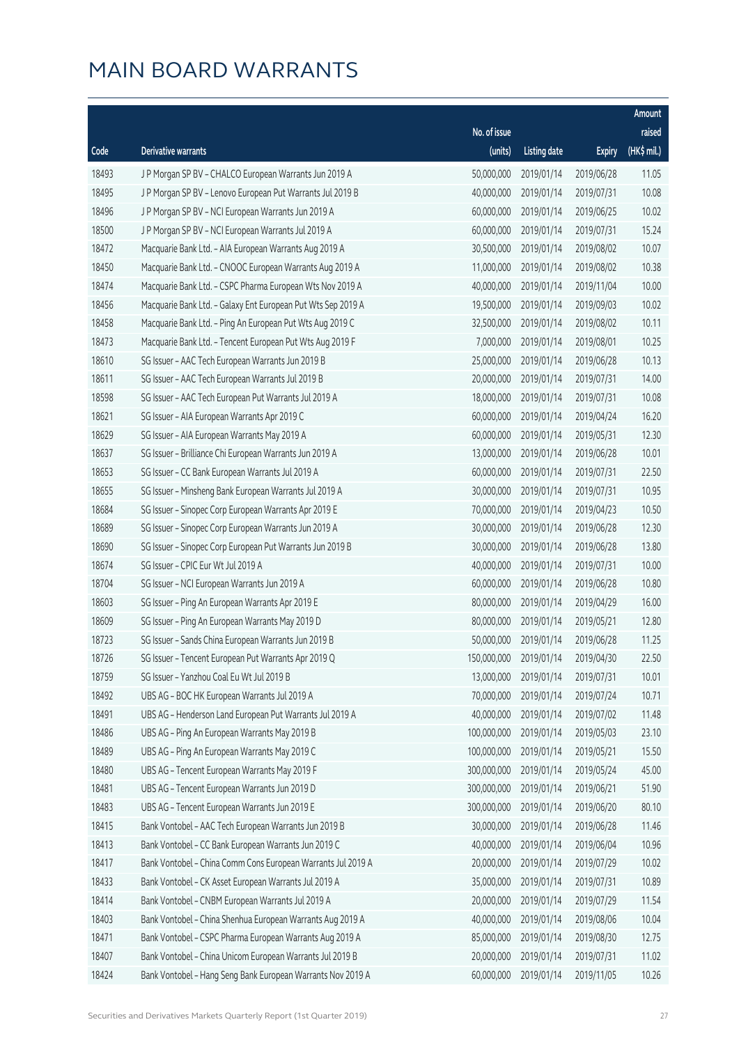# MAIN BOARD WARRANTS

| Code | Derivative warrants | No. of issue (units) | Listing date | Expiry | Amount raised (HK$ mil.) |
|---|---|---|---|---|---|
| 18493 | J P Morgan SP BV – CHALCO European Warrants Jun 2019 A | 50,000,000 | 2019/01/14 | 2019/06/28 | 11.05 |
| 18495 | J P Morgan SP BV – Lenovo European Put Warrants Jul 2019 B | 40,000,000 | 2019/01/14 | 2019/07/31 | 10.08 |
| 18496 | J P Morgan SP BV – NCI European Warrants Jun 2019 A | 60,000,000 | 2019/01/14 | 2019/06/25 | 10.02 |
| 18500 | J P Morgan SP BV – NCI European Warrants Jul 2019 A | 60,000,000 | 2019/01/14 | 2019/07/31 | 15.24 |
| 18472 | Macquarie Bank Ltd. – AIA European Warrants Aug 2019 A | 30,500,000 | 2019/01/14 | 2019/08/02 | 10.07 |
| 18450 | Macquarie Bank Ltd. – CNOOC European Warrants Aug 2019 A | 11,000,000 | 2019/01/14 | 2019/08/02 | 10.38 |
| 18474 | Macquarie Bank Ltd. – CSPC Pharma European Wts Nov 2019 A | 40,000,000 | 2019/01/14 | 2019/11/04 | 10.00 |
| 18456 | Macquarie Bank Ltd. – Galaxy Ent European Put Wts Sep 2019 A | 19,500,000 | 2019/01/14 | 2019/09/03 | 10.02 |
| 18458 | Macquarie Bank Ltd. – Ping An European Put Wts Aug 2019 C | 32,500,000 | 2019/01/14 | 2019/08/02 | 10.11 |
| 18473 | Macquarie Bank Ltd. – Tencent European Put Wts Aug 2019 F | 7,000,000 | 2019/01/14 | 2019/08/01 | 10.25 |
| 18610 | SG Issuer – AAC Tech European Warrants Jun 2019 B | 25,000,000 | 2019/01/14 | 2019/06/28 | 10.13 |
| 18611 | SG Issuer – AAC Tech European Warrants Jul 2019 B | 20,000,000 | 2019/01/14 | 2019/07/31 | 14.00 |
| 18598 | SG Issuer – AAC Tech European Put Warrants Jul 2019 A | 18,000,000 | 2019/01/14 | 2019/07/31 | 10.08 |
| 18621 | SG Issuer – AIA European Warrants Apr 2019 C | 60,000,000 | 2019/01/14 | 2019/04/24 | 16.20 |
| 18629 | SG Issuer – AIA European Warrants May 2019 A | 60,000,000 | 2019/01/14 | 2019/05/31 | 12.30 |
| 18637 | SG Issuer – Brilliance Chi European Warrants Jun 2019 A | 13,000,000 | 2019/01/14 | 2019/06/28 | 10.01 |
| 18653 | SG Issuer – CC Bank European Warrants Jul 2019 A | 60,000,000 | 2019/01/14 | 2019/07/31 | 22.50 |
| 18655 | SG Issuer – Minsheng Bank European Warrants Jul 2019 A | 30,000,000 | 2019/01/14 | 2019/07/31 | 10.95 |
| 18684 | SG Issuer – Sinopec Corp European Warrants Apr 2019 E | 70,000,000 | 2019/01/14 | 2019/04/23 | 10.50 |
| 18689 | SG Issuer – Sinopec Corp European Warrants Jun 2019 A | 30,000,000 | 2019/01/14 | 2019/06/28 | 12.30 |
| 18690 | SG Issuer – Sinopec Corp European Put Warrants Jun 2019 B | 30,000,000 | 2019/01/14 | 2019/06/28 | 13.80 |
| 18674 | SG Issuer – CPIC Eur Wt Jul 2019 A | 40,000,000 | 2019/01/14 | 2019/07/31 | 10.00 |
| 18704 | SG Issuer – NCI European Warrants Jun 2019 A | 60,000,000 | 2019/01/14 | 2019/06/28 | 10.80 |
| 18603 | SG Issuer – Ping An European Warrants Apr 2019 E | 80,000,000 | 2019/01/14 | 2019/04/29 | 16.00 |
| 18609 | SG Issuer – Ping An European Warrants May 2019 D | 80,000,000 | 2019/01/14 | 2019/05/21 | 12.80 |
| 18723 | SG Issuer – Sands China European Warrants Jun 2019 B | 50,000,000 | 2019/01/14 | 2019/06/28 | 11.25 |
| 18726 | SG Issuer – Tencent European Put Warrants Apr 2019 Q | 150,000,000 | 2019/01/14 | 2019/04/30 | 22.50 |
| 18759 | SG Issuer – Yanzhou Coal Eu Wt Jul 2019 B | 13,000,000 | 2019/01/14 | 2019/07/31 | 10.01 |
| 18492 | UBS AG – BOC HK European Warrants Jul 2019 A | 70,000,000 | 2019/01/14 | 2019/07/24 | 10.71 |
| 18491 | UBS AG – Henderson Land European Put Warrants Jul 2019 A | 40,000,000 | 2019/01/14 | 2019/07/02 | 11.48 |
| 18486 | UBS AG – Ping An European Warrants May 2019 B | 100,000,000 | 2019/01/14 | 2019/05/03 | 23.10 |
| 18489 | UBS AG – Ping An European Warrants May 2019 C | 100,000,000 | 2019/01/14 | 2019/05/21 | 15.50 |
| 18480 | UBS AG – Tencent European Warrants May 2019 F | 300,000,000 | 2019/01/14 | 2019/05/24 | 45.00 |
| 18481 | UBS AG – Tencent European Warrants Jun 2019 D | 300,000,000 | 2019/01/14 | 2019/06/21 | 51.90 |
| 18483 | UBS AG – Tencent European Warrants Jun 2019 E | 300,000,000 | 2019/01/14 | 2019/06/20 | 80.10 |
| 18415 | Bank Vontobel – AAC Tech European Warrants Jun 2019 B | 30,000,000 | 2019/01/14 | 2019/06/28 | 11.46 |
| 18413 | Bank Vontobel – CC Bank European Warrants Jun 2019 C | 40,000,000 | 2019/01/14 | 2019/06/04 | 10.96 |
| 18417 | Bank Vontobel – China Comm Cons European Warrants Jul 2019 A | 20,000,000 | 2019/01/14 | 2019/07/29 | 10.02 |
| 18433 | Bank Vontobel – CK Asset European Warrants Jul 2019 A | 35,000,000 | 2019/01/14 | 2019/07/31 | 10.89 |
| 18414 | Bank Vontobel – CNBM European Warrants Jul 2019 A | 20,000,000 | 2019/01/14 | 2019/07/29 | 11.54 |
| 18403 | Bank Vontobel – China Shenhua European Warrants Aug 2019 A | 40,000,000 | 2019/01/14 | 2019/08/06 | 10.04 |
| 18471 | Bank Vontobel – CSPC Pharma European Warrants Aug 2019 A | 85,000,000 | 2019/01/14 | 2019/08/30 | 12.75 |
| 18407 | Bank Vontobel – China Unicom European Warrants Jul 2019 B | 20,000,000 | 2019/01/14 | 2019/07/31 | 11.02 |
| 18424 | Bank Vontobel – Hang Seng Bank European Warrants Nov 2019 A | 60,000,000 | 2019/01/14 | 2019/11/05 | 10.26 |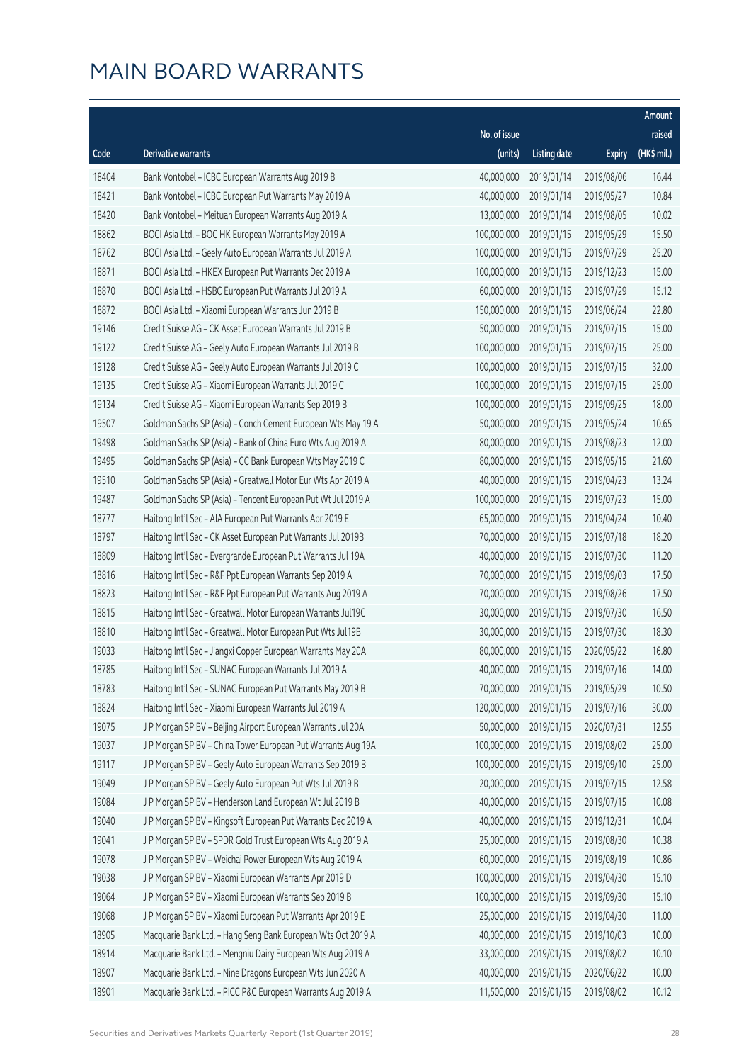# MAIN BOARD WARRANTS

| Code | Derivative warrants | No. of issue (units) | Listing date | Expiry | Amount raised (HK$ mil.) |
|---|---|---|---|---|---|
| 18404 | Bank Vontobel – ICBC European Warrants Aug 2019 B | 40,000,000 | 2019/01/14 | 2019/08/06 | 16.44 |
| 18421 | Bank Vontobel – ICBC European Put Warrants May 2019 A | 40,000,000 | 2019/01/14 | 2019/05/27 | 10.84 |
| 18420 | Bank Vontobel – Meituan European Warrants Aug 2019 A | 13,000,000 | 2019/01/14 | 2019/08/05 | 10.02 |
| 18862 | BOCI Asia Ltd. – BOC HK European Warrants May 2019 A | 100,000,000 | 2019/01/15 | 2019/05/29 | 15.50 |
| 18762 | BOCI Asia Ltd. – Geely Auto European Warrants Jul 2019 A | 100,000,000 | 2019/01/15 | 2019/07/29 | 25.20 |
| 18871 | BOCI Asia Ltd. – HKEX European Put Warrants Dec 2019 A | 100,000,000 | 2019/01/15 | 2019/12/23 | 15.00 |
| 18870 | BOCI Asia Ltd. – HSBC European Put Warrants Jul 2019 A | 60,000,000 | 2019/01/15 | 2019/07/29 | 15.12 |
| 18872 | BOCI Asia Ltd. – Xiaomi European Warrants Jun 2019 B | 150,000,000 | 2019/01/15 | 2019/06/24 | 22.80 |
| 19146 | Credit Suisse AG – CK Asset European Warrants Jul 2019 B | 50,000,000 | 2019/01/15 | 2019/07/15 | 15.00 |
| 19122 | Credit Suisse AG – Geely Auto European Warrants Jul 2019 B | 100,000,000 | 2019/01/15 | 2019/07/15 | 25.00 |
| 19128 | Credit Suisse AG – Geely Auto European Warrants Jul 2019 C | 100,000,000 | 2019/01/15 | 2019/07/15 | 32.00 |
| 19135 | Credit Suisse AG – Xiaomi European Warrants Jul 2019 C | 100,000,000 | 2019/01/15 | 2019/07/15 | 25.00 |
| 19134 | Credit Suisse AG – Xiaomi European Warrants Sep 2019 B | 100,000,000 | 2019/01/15 | 2019/09/25 | 18.00 |
| 19507 | Goldman Sachs SP (Asia) – Conch Cement European Wts May 19 A | 50,000,000 | 2019/01/15 | 2019/05/24 | 10.65 |
| 19498 | Goldman Sachs SP (Asia) – Bank of China Euro Wts Aug 2019 A | 80,000,000 | 2019/01/15 | 2019/08/23 | 12.00 |
| 19495 | Goldman Sachs SP (Asia) – CC Bank European Wts May 2019 C | 80,000,000 | 2019/01/15 | 2019/05/15 | 21.60 |
| 19510 | Goldman Sachs SP (Asia) – Greatwall Motor Eur Wts Apr 2019 A | 40,000,000 | 2019/01/15 | 2019/04/23 | 13.24 |
| 19487 | Goldman Sachs SP (Asia) – Tencent European Put Wt Jul 2019 A | 100,000,000 | 2019/01/15 | 2019/07/23 | 15.00 |
| 18777 | Haitong Int'l Sec – AIA European Put Warrants Apr 2019 E | 65,000,000 | 2019/01/15 | 2019/04/24 | 10.40 |
| 18797 | Haitong Int'l Sec – CK Asset European Put Warrants Jul 2019B | 70,000,000 | 2019/01/15 | 2019/07/18 | 18.20 |
| 18809 | Haitong Int'l Sec – Evergrande European Put Warrants Jul 19A | 40,000,000 | 2019/01/15 | 2019/07/30 | 11.20 |
| 18816 | Haitong Int'l Sec – R&F Ppt European Warrants Sep 2019 A | 70,000,000 | 2019/01/15 | 2019/09/03 | 17.50 |
| 18823 | Haitong Int'l Sec – R&F Ppt European Put Warrants Aug 2019 A | 70,000,000 | 2019/01/15 | 2019/08/26 | 17.50 |
| 18815 | Haitong Int'l Sec – Greatwall Motor European Warrants Jul19C | 30,000,000 | 2019/01/15 | 2019/07/30 | 16.50 |
| 18810 | Haitong Int'l Sec – Greatwall Motor European Put Wts Jul19B | 30,000,000 | 2019/01/15 | 2019/07/30 | 18.30 |
| 19033 | Haitong Int'l Sec – Jiangxi Copper European Warrants May 20A | 80,000,000 | 2019/01/15 | 2020/05/22 | 16.80 |
| 18785 | Haitong Int'l Sec – SUNAC European Warrants Jul 2019 A | 40,000,000 | 2019/01/15 | 2019/07/16 | 14.00 |
| 18783 | Haitong Int'l Sec – SUNAC European Put Warrants May 2019 B | 70,000,000 | 2019/01/15 | 2019/05/29 | 10.50 |
| 18824 | Haitong Int'l Sec – Xiaomi European Warrants Jul 2019 A | 120,000,000 | 2019/01/15 | 2019/07/16 | 30.00 |
| 19075 | J P Morgan SP BV – Beijing Airport European Warrants Jul 20A | 50,000,000 | 2019/01/15 | 2020/07/31 | 12.55 |
| 19037 | J P Morgan SP BV – China Tower European Put Warrants Aug 19A | 100,000,000 | 2019/01/15 | 2019/08/02 | 25.00 |
| 19117 | J P Morgan SP BV – Geely Auto European Warrants Sep 2019 B | 100,000,000 | 2019/01/15 | 2019/09/10 | 25.00 |
| 19049 | J P Morgan SP BV – Geely Auto European Put Wts Jul 2019 B | 20,000,000 | 2019/01/15 | 2019/07/15 | 12.58 |
| 19084 | J P Morgan SP BV – Henderson Land European Wt Jul 2019 B | 40,000,000 | 2019/01/15 | 2019/07/15 | 10.08 |
| 19040 | J P Morgan SP BV – Kingsoft European Put Warrants Dec 2019 A | 40,000,000 | 2019/01/15 | 2019/12/31 | 10.04 |
| 19041 | J P Morgan SP BV – SPDR Gold Trust European Wts Aug 2019 A | 25,000,000 | 2019/01/15 | 2019/08/30 | 10.38 |
| 19078 | J P Morgan SP BV – Weichai Power European Wts Aug 2019 A | 60,000,000 | 2019/01/15 | 2019/08/19 | 10.86 |
| 19038 | J P Morgan SP BV – Xiaomi European Warrants Apr 2019 D | 100,000,000 | 2019/01/15 | 2019/04/30 | 15.10 |
| 19064 | J P Morgan SP BV – Xiaomi European Warrants Sep 2019 B | 100,000,000 | 2019/01/15 | 2019/09/30 | 15.10 |
| 19068 | J P Morgan SP BV – Xiaomi European Put Warrants Apr 2019 E | 25,000,000 | 2019/01/15 | 2019/04/30 | 11.00 |
| 18905 | Macquarie Bank Ltd. – Hang Seng Bank European Wts Oct 2019 A | 40,000,000 | 2019/01/15 | 2019/10/03 | 10.00 |
| 18914 | Macquarie Bank Ltd. – Mengniu Dairy European Wts Aug 2019 A | 33,000,000 | 2019/01/15 | 2019/08/02 | 10.10 |
| 18907 | Macquarie Bank Ltd. – Nine Dragons European Wts Jun 2020 A | 40,000,000 | 2019/01/15 | 2020/06/22 | 10.00 |
| 18901 | Macquarie Bank Ltd. – PICC P&C European Warrants Aug 2019 A | 11,500,000 | 2019/01/15 | 2019/08/02 | 10.12 |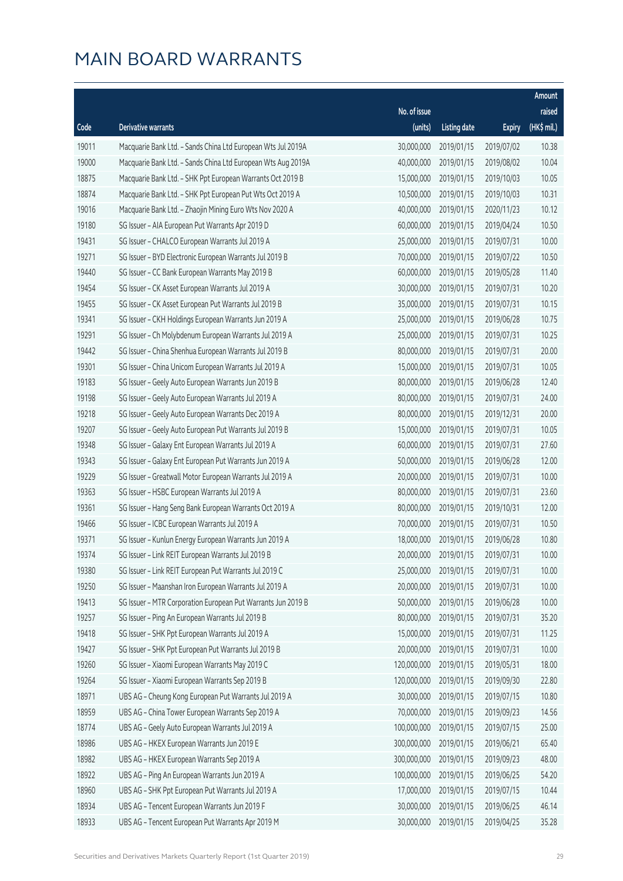# MAIN BOARD WARRANTS

| Code | Derivative warrants | No. of issue (units) | Listing date | Expiry | Amount raised (HK$ mil.) |
|---|---|---|---|---|---|
| 19011 | Macquarie Bank Ltd. - Sands China Ltd European Wts Jul 2019A | 30,000,000 | 2019/01/15 | 2019/07/02 | 10.38 |
| 19000 | Macquarie Bank Ltd. - Sands China Ltd European Wts Aug 2019A | 40,000,000 | 2019/01/15 | 2019/08/02 | 10.04 |
| 18875 | Macquarie Bank Ltd. - SHK Ppt European Warrants Oct 2019 B | 15,000,000 | 2019/01/15 | 2019/10/03 | 10.05 |
| 18874 | Macquarie Bank Ltd. - SHK Ppt European Put Wts Oct 2019 A | 10,500,000 | 2019/01/15 | 2019/10/03 | 10.31 |
| 19016 | Macquarie Bank Ltd. - Zhaojin Mining Euro Wts Nov 2020 A | 40,000,000 | 2019/01/15 | 2020/11/23 | 10.12 |
| 19180 | SG Issuer - AIA European Put Warrants Apr 2019 D | 60,000,000 | 2019/01/15 | 2019/04/24 | 10.50 |
| 19431 | SG Issuer - CHALCO European Warrants Jul 2019 A | 25,000,000 | 2019/01/15 | 2019/07/31 | 10.00 |
| 19271 | SG Issuer - BYD Electronic European Warrants Jul 2019 B | 70,000,000 | 2019/01/15 | 2019/07/22 | 10.50 |
| 19440 | SG Issuer - CC Bank European Warrants May 2019 B | 60,000,000 | 2019/01/15 | 2019/05/28 | 11.40 |
| 19454 | SG Issuer - CK Asset European Warrants Jul 2019 A | 30,000,000 | 2019/01/15 | 2019/07/31 | 10.20 |
| 19455 | SG Issuer - CK Asset European Put Warrants Jul 2019 B | 35,000,000 | 2019/01/15 | 2019/07/31 | 10.15 |
| 19341 | SG Issuer - CKH Holdings European Warrants Jun 2019 A | 25,000,000 | 2019/01/15 | 2019/06/28 | 10.75 |
| 19291 | SG Issuer - Ch Molybdenum European Warrants Jul 2019 A | 25,000,000 | 2019/01/15 | 2019/07/31 | 10.25 |
| 19442 | SG Issuer - China Shenhua European Warrants Jul 2019 B | 80,000,000 | 2019/01/15 | 2019/07/31 | 20.00 |
| 19301 | SG Issuer - China Unicom European Warrants Jul 2019 A | 15,000,000 | 2019/01/15 | 2019/07/31 | 10.05 |
| 19183 | SG Issuer - Geely Auto European Warrants Jun 2019 B | 80,000,000 | 2019/01/15 | 2019/06/28 | 12.40 |
| 19198 | SG Issuer - Geely Auto European Warrants Jul 2019 A | 80,000,000 | 2019/01/15 | 2019/07/31 | 24.00 |
| 19218 | SG Issuer - Geely Auto European Warrants Dec 2019 A | 80,000,000 | 2019/01/15 | 2019/12/31 | 20.00 |
| 19207 | SG Issuer - Geely Auto European Put Warrants Jul 2019 B | 15,000,000 | 2019/01/15 | 2019/07/31 | 10.05 |
| 19348 | SG Issuer - Galaxy Ent European Warrants Jul 2019 A | 60,000,000 | 2019/01/15 | 2019/07/31 | 27.60 |
| 19343 | SG Issuer - Galaxy Ent European Put Warrants Jun 2019 A | 50,000,000 | 2019/01/15 | 2019/06/28 | 12.00 |
| 19229 | SG Issuer - Greatwall Motor European Warrants Jul 2019 A | 20,000,000 | 2019/01/15 | 2019/07/31 | 10.00 |
| 19363 | SG Issuer - HSBC European Warrants Jul 2019 A | 80,000,000 | 2019/01/15 | 2019/07/31 | 23.60 |
| 19361 | SG Issuer - Hang Seng Bank European Warrants Oct 2019 A | 80,000,000 | 2019/01/15 | 2019/10/31 | 12.00 |
| 19466 | SG Issuer - ICBC European Warrants Jul 2019 A | 70,000,000 | 2019/01/15 | 2019/07/31 | 10.50 |
| 19371 | SG Issuer - Kunlun Energy European Warrants Jun 2019 A | 18,000,000 | 2019/01/15 | 2019/06/28 | 10.80 |
| 19374 | SG Issuer - Link REIT European Warrants Jul 2019 B | 20,000,000 | 2019/01/15 | 2019/07/31 | 10.00 |
| 19380 | SG Issuer - Link REIT European Put Warrants Jul 2019 C | 25,000,000 | 2019/01/15 | 2019/07/31 | 10.00 |
| 19250 | SG Issuer - Maanshan Iron European Warrants Jul 2019 A | 20,000,000 | 2019/01/15 | 2019/07/31 | 10.00 |
| 19413 | SG Issuer - MTR Corporation European Put Warrants Jun 2019 B | 50,000,000 | 2019/01/15 | 2019/06/28 | 10.00 |
| 19257 | SG Issuer - Ping An European Warrants Jul 2019 B | 80,000,000 | 2019/01/15 | 2019/07/31 | 35.20 |
| 19418 | SG Issuer - SHK Ppt European Warrants Jul 2019 A | 15,000,000 | 2019/01/15 | 2019/07/31 | 11.25 |
| 19427 | SG Issuer - SHK Ppt European Put Warrants Jul 2019 B | 20,000,000 | 2019/01/15 | 2019/07/31 | 10.00 |
| 19260 | SG Issuer - Xiaomi European Warrants May 2019 C | 120,000,000 | 2019/01/15 | 2019/05/31 | 18.00 |
| 19264 | SG Issuer - Xiaomi European Warrants Sep 2019 B | 120,000,000 | 2019/01/15 | 2019/09/30 | 22.80 |
| 18971 | UBS AG - Cheung Kong European Put Warrants Jul 2019 A | 30,000,000 | 2019/01/15 | 2019/07/15 | 10.80 |
| 18959 | UBS AG - China Tower European Warrants Sep 2019 A | 70,000,000 | 2019/01/15 | 2019/09/23 | 14.56 |
| 18774 | UBS AG - Geely Auto European Warrants Jul 2019 A | 100,000,000 | 2019/01/15 | 2019/07/15 | 25.00 |
| 18986 | UBS AG - HKEX European Warrants Jun 2019 E | 300,000,000 | 2019/01/15 | 2019/06/21 | 65.40 |
| 18982 | UBS AG - HKEX European Warrants Sep 2019 A | 300,000,000 | 2019/01/15 | 2019/09/23 | 48.00 |
| 18922 | UBS AG - Ping An European Warrants Jun 2019 A | 100,000,000 | 2019/01/15 | 2019/06/25 | 54.20 |
| 18960 | UBS AG - SHK Ppt European Put Warrants Jul 2019 A | 17,000,000 | 2019/01/15 | 2019/07/15 | 10.44 |
| 18934 | UBS AG - Tencent European Warrants Jun 2019 F | 30,000,000 | 2019/01/15 | 2019/06/25 | 46.14 |
| 18933 | UBS AG - Tencent European Put Warrants Apr 2019 M | 30,000,000 | 2019/01/15 | 2019/04/25 | 35.28 |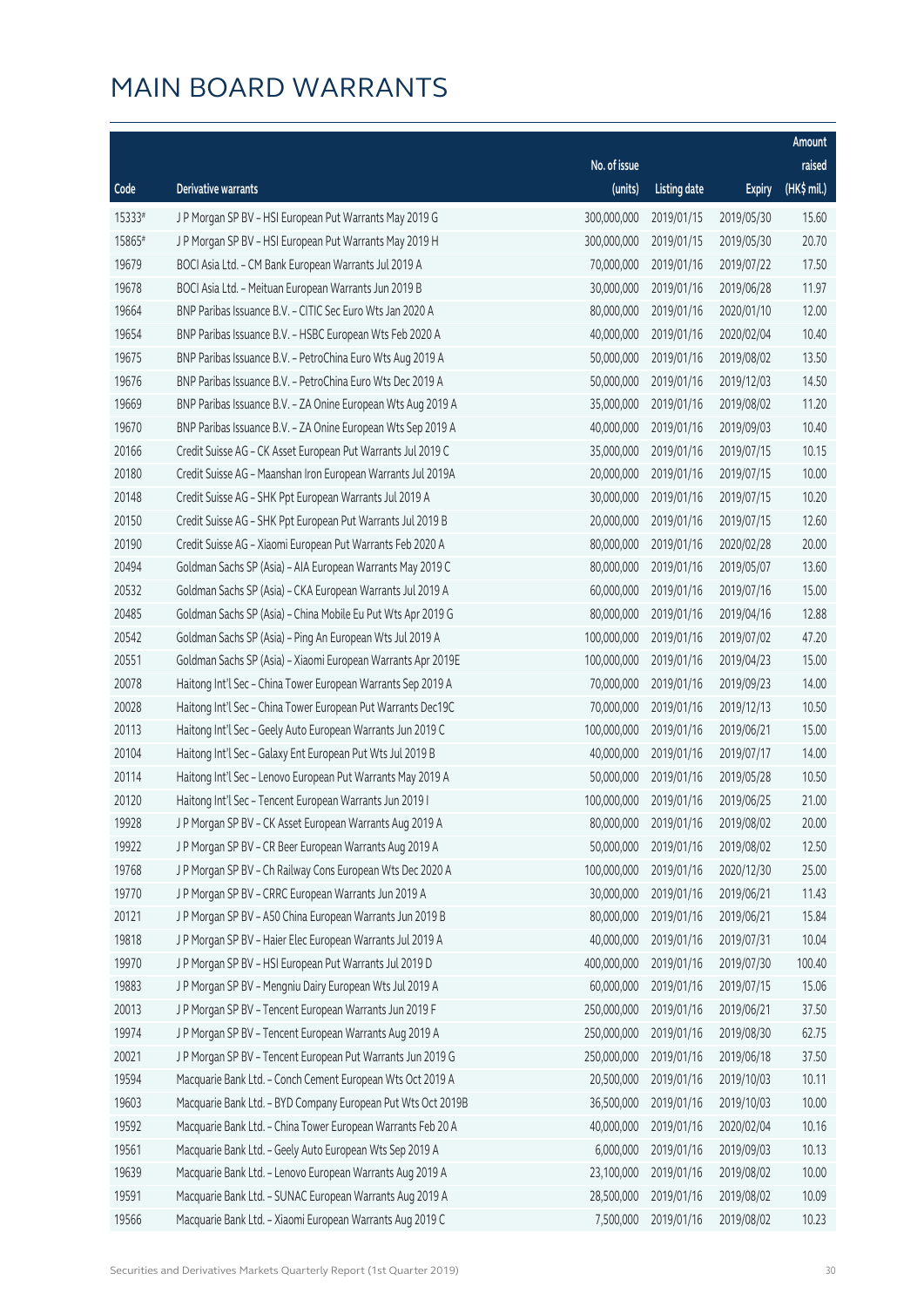# MAIN BOARD WARRANTS

| Code | Derivative warrants | No. of issue (units) | Listing date | Expiry | Amount raised (HK$ mil.) |
|---|---|---|---|---|---|
| 15333# | J P Morgan SP BV - HSI European Put Warrants May 2019 G | 300,000,000 | 2019/01/15 | 2019/05/30 | 15.60 |
| 15865# | J P Morgan SP BV - HSI European Put Warrants May 2019 H | 300,000,000 | 2019/01/15 | 2019/05/30 | 20.70 |
| 19679 | BOCI Asia Ltd. - CM Bank European Warrants Jul 2019 A | 70,000,000 | 2019/01/16 | 2019/07/22 | 17.50 |
| 19678 | BOCI Asia Ltd. - Meituan European Warrants Jun 2019 B | 30,000,000 | 2019/01/16 | 2019/06/28 | 11.97 |
| 19664 | BNP Paribas Issuance B.V. - CITIC Sec Euro Wts Jan 2020 A | 80,000,000 | 2019/01/16 | 2020/01/10 | 12.00 |
| 19654 | BNP Paribas Issuance B.V. - HSBC European Wts Feb 2020 A | 40,000,000 | 2019/01/16 | 2020/02/04 | 10.40 |
| 19675 | BNP Paribas Issuance B.V. - PetroChina Euro Wts Aug 2019 A | 50,000,000 | 2019/01/16 | 2019/08/02 | 13.50 |
| 19676 | BNP Paribas Issuance B.V. - PetroChina Euro Wts Dec 2019 A | 50,000,000 | 2019/01/16 | 2019/12/03 | 14.50 |
| 19669 | BNP Paribas Issuance B.V. - ZA Onine European Wts Aug 2019 A | 35,000,000 | 2019/01/16 | 2019/08/02 | 11.20 |
| 19670 | BNP Paribas Issuance B.V. - ZA Onine European Wts Sep 2019 A | 40,000,000 | 2019/01/16 | 2019/09/03 | 10.40 |
| 20166 | Credit Suisse AG - CK Asset European Put Warrants Jul 2019 C | 35,000,000 | 2019/01/16 | 2019/07/15 | 10.15 |
| 20180 | Credit Suisse AG - Maanshan Iron European Warrants Jul 2019A | 20,000,000 | 2019/01/16 | 2019/07/15 | 10.00 |
| 20148 | Credit Suisse AG - SHK Ppt European Warrants Jul 2019 A | 30,000,000 | 2019/01/16 | 2019/07/15 | 10.20 |
| 20150 | Credit Suisse AG - SHK Ppt European Put Warrants Jul 2019 B | 20,000,000 | 2019/01/16 | 2019/07/15 | 12.60 |
| 20190 | Credit Suisse AG - Xiaomi European Put Warrants Feb 2020 A | 80,000,000 | 2019/01/16 | 2020/02/28 | 20.00 |
| 20494 | Goldman Sachs SP (Asia) - AIA European Warrants May 2019 C | 80,000,000 | 2019/01/16 | 2019/05/07 | 13.60 |
| 20532 | Goldman Sachs SP (Asia) - CKA European Warrants Jul 2019 A | 60,000,000 | 2019/01/16 | 2019/07/16 | 15.00 |
| 20485 | Goldman Sachs SP (Asia) - China Mobile Eu Put Wts Apr 2019 G | 80,000,000 | 2019/01/16 | 2019/04/16 | 12.88 |
| 20542 | Goldman Sachs SP (Asia) - Ping An European Wts Jul 2019 A | 100,000,000 | 2019/01/16 | 2019/07/02 | 47.20 |
| 20551 | Goldman Sachs SP (Asia) - Xiaomi European Warrants Apr 2019E | 100,000,000 | 2019/01/16 | 2019/04/23 | 15.00 |
| 20078 | Haitong Int'l Sec - China Tower European Warrants Sep 2019 A | 70,000,000 | 2019/01/16 | 2019/09/23 | 14.00 |
| 20028 | Haitong Int'l Sec - China Tower European Put Warrants Dec19C | 70,000,000 | 2019/01/16 | 2019/12/13 | 10.50 |
| 20113 | Haitong Int'l Sec - Geely Auto European Warrants Jun 2019 C | 100,000,000 | 2019/01/16 | 2019/06/21 | 15.00 |
| 20104 | Haitong Int'l Sec - Galaxy Ent European Put Wts Jul 2019 B | 40,000,000 | 2019/01/16 | 2019/07/17 | 14.00 |
| 20114 | Haitong Int'l Sec - Lenovo European Put Warrants May 2019 A | 50,000,000 | 2019/01/16 | 2019/05/28 | 10.50 |
| 20120 | Haitong Int'l Sec - Tencent European Warrants Jun 2019 I | 100,000,000 | 2019/01/16 | 2019/06/25 | 21.00 |
| 19928 | J P Morgan SP BV - CK Asset European Warrants Aug 2019 A | 80,000,000 | 2019/01/16 | 2019/08/02 | 20.00 |
| 19922 | J P Morgan SP BV - CR Beer European Warrants Aug 2019 A | 50,000,000 | 2019/01/16 | 2019/08/02 | 12.50 |
| 19768 | J P Morgan SP BV - Ch Railway Cons European Wts Dec 2020 A | 100,000,000 | 2019/01/16 | 2020/12/30 | 25.00 |
| 19770 | J P Morgan SP BV - CRRC European Warrants Jun 2019 A | 30,000,000 | 2019/01/16 | 2019/06/21 | 11.43 |
| 20121 | J P Morgan SP BV - A50 China European Warrants Jun 2019 B | 80,000,000 | 2019/01/16 | 2019/06/21 | 15.84 |
| 19818 | J P Morgan SP BV - Haier Elec European Warrants Jul 2019 A | 40,000,000 | 2019/01/16 | 2019/07/31 | 10.04 |
| 19970 | J P Morgan SP BV - HSI European Put Warrants Jul 2019 D | 400,000,000 | 2019/01/16 | 2019/07/30 | 100.40 |
| 19883 | J P Morgan SP BV - Mengniu Dairy European Wts Jul 2019 A | 60,000,000 | 2019/01/16 | 2019/07/15 | 15.06 |
| 20013 | J P Morgan SP BV - Tencent European Warrants Jun 2019 F | 250,000,000 | 2019/01/16 | 2019/06/21 | 37.50 |
| 19974 | J P Morgan SP BV - Tencent European Warrants Aug 2019 A | 250,000,000 | 2019/01/16 | 2019/08/30 | 62.75 |
| 20021 | J P Morgan SP BV - Tencent European Put Warrants Jun 2019 G | 250,000,000 | 2019/01/16 | 2019/06/18 | 37.50 |
| 19594 | Macquarie Bank Ltd. - Conch Cement European Wts Oct 2019 A | 20,500,000 | 2019/01/16 | 2019/10/03 | 10.11 |
| 19603 | Macquarie Bank Ltd. - BYD Company European Put Wts Oct 2019B | 36,500,000 | 2019/01/16 | 2019/10/03 | 10.00 |
| 19592 | Macquarie Bank Ltd. - China Tower European Warrants Feb 20 A | 40,000,000 | 2019/01/16 | 2020/02/04 | 10.16 |
| 19561 | Macquarie Bank Ltd. - Geely Auto European Wts Sep 2019 A | 6,000,000 | 2019/01/16 | 2019/09/03 | 10.13 |
| 19639 | Macquarie Bank Ltd. - Lenovo European Warrants Aug 2019 A | 23,100,000 | 2019/01/16 | 2019/08/02 | 10.00 |
| 19591 | Macquarie Bank Ltd. - SUNAC European Warrants Aug 2019 A | 28,500,000 | 2019/01/16 | 2019/08/02 | 10.09 |
| 19566 | Macquarie Bank Ltd. - Xiaomi European Warrants Aug 2019 C | 7,500,000 | 2019/01/16 | 2019/08/02 | 10.23 |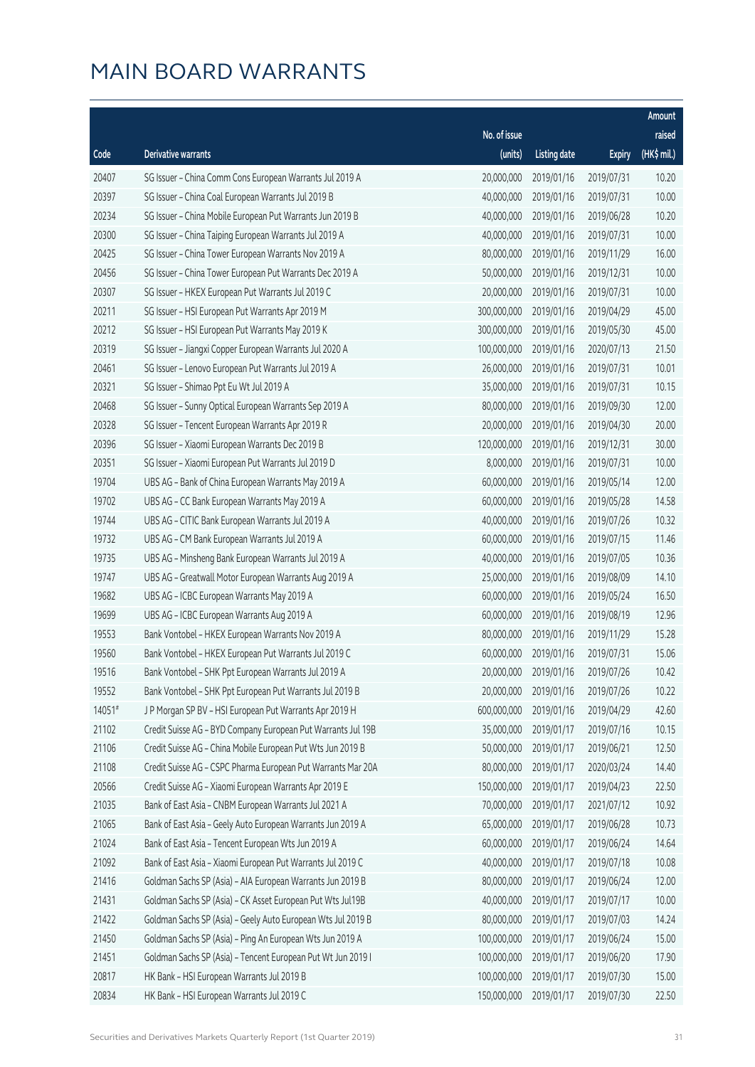# MAIN BOARD WARRANTS

| Code | Derivative warrants | No. of issue (units) | Listing date | Expiry | Amount raised (HK$ mil.) |
|---|---|---|---|---|---|
| 20407 | SG Issuer – China Comm Cons European Warrants Jul 2019 A | 20,000,000 | 2019/01/16 | 2019/07/31 | 10.20 |
| 20397 | SG Issuer – China Coal European Warrants Jul 2019 B | 40,000,000 | 2019/01/16 | 2019/07/31 | 10.00 |
| 20234 | SG Issuer – China Mobile European Put Warrants Jun 2019 B | 40,000,000 | 2019/01/16 | 2019/06/28 | 10.20 |
| 20300 | SG Issuer – China Taiping European Warrants Jul 2019 A | 40,000,000 | 2019/01/16 | 2019/07/31 | 10.00 |
| 20425 | SG Issuer – China Tower European Warrants Nov 2019 A | 80,000,000 | 2019/01/16 | 2019/11/29 | 16.00 |
| 20456 | SG Issuer – China Tower European Put Warrants Dec 2019 A | 50,000,000 | 2019/01/16 | 2019/12/31 | 10.00 |
| 20307 | SG Issuer – HKEX European Put Warrants Jul 2019 C | 20,000,000 | 2019/01/16 | 2019/07/31 | 10.00 |
| 20211 | SG Issuer – HSI European Put Warrants Apr 2019 M | 300,000,000 | 2019/01/16 | 2019/04/29 | 45.00 |
| 20212 | SG Issuer – HSI European Put Warrants May 2019 K | 300,000,000 | 2019/01/16 | 2019/05/30 | 45.00 |
| 20319 | SG Issuer – Jiangxi Copper European Warrants Jul 2020 A | 100,000,000 | 2019/01/16 | 2020/07/13 | 21.50 |
| 20461 | SG Issuer – Lenovo European Put Warrants Jul 2019 A | 26,000,000 | 2019/01/16 | 2019/07/31 | 10.01 |
| 20321 | SG Issuer – Shimao Ppt Eu Wt Jul 2019 A | 35,000,000 | 2019/01/16 | 2019/07/31 | 10.15 |
| 20468 | SG Issuer – Sunny Optical European Warrants Sep 2019 A | 80,000,000 | 2019/01/16 | 2019/09/30 | 12.00 |
| 20328 | SG Issuer – Tencent European Warrants Apr 2019 R | 20,000,000 | 2019/01/16 | 2019/04/30 | 20.00 |
| 20396 | SG Issuer – Xiaomi European Warrants Dec 2019 B | 120,000,000 | 2019/01/16 | 2019/12/31 | 30.00 |
| 20351 | SG Issuer – Xiaomi European Put Warrants Jul 2019 D | 8,000,000 | 2019/01/16 | 2019/07/31 | 10.00 |
| 19704 | UBS AG – Bank of China European Warrants May 2019 A | 60,000,000 | 2019/01/16 | 2019/05/14 | 12.00 |
| 19702 | UBS AG – CC Bank European Warrants May 2019 A | 60,000,000 | 2019/01/16 | 2019/05/28 | 14.58 |
| 19744 | UBS AG – CITIC Bank European Warrants Jul 2019 A | 40,000,000 | 2019/01/16 | 2019/07/26 | 10.32 |
| 19732 | UBS AG – CM Bank European Warrants Jul 2019 A | 60,000,000 | 2019/01/16 | 2019/07/15 | 11.46 |
| 19735 | UBS AG – Minsheng Bank European Warrants Jul 2019 A | 40,000,000 | 2019/01/16 | 2019/07/05 | 10.36 |
| 19747 | UBS AG – Greatwall Motor European Warrants Aug 2019 A | 25,000,000 | 2019/01/16 | 2019/08/09 | 14.10 |
| 19682 | UBS AG – ICBC European Warrants May 2019 A | 60,000,000 | 2019/01/16 | 2019/05/24 | 16.50 |
| 19699 | UBS AG – ICBC European Warrants Aug 2019 A | 60,000,000 | 2019/01/16 | 2019/08/19 | 12.96 |
| 19553 | Bank Vontobel – HKEX European Warrants Nov 2019 A | 80,000,000 | 2019/01/16 | 2019/11/29 | 15.28 |
| 19560 | Bank Vontobel – HKEX European Put Warrants Jul 2019 C | 60,000,000 | 2019/01/16 | 2019/07/31 | 15.06 |
| 19516 | Bank Vontobel – SHK Ppt European Warrants Jul 2019 A | 20,000,000 | 2019/01/16 | 2019/07/26 | 10.42 |
| 19552 | Bank Vontobel – SHK Ppt European Put Warrants Jul 2019 B | 20,000,000 | 2019/01/16 | 2019/07/26 | 10.22 |
| 14051# | J P Morgan SP BV – HSI European Put Warrants Apr 2019 H | 600,000,000 | 2019/01/16 | 2019/04/29 | 42.60 |
| 21102 | Credit Suisse AG – BYD Company European Put Warrants Jul 19B | 35,000,000 | 2019/01/17 | 2019/07/16 | 10.15 |
| 21106 | Credit Suisse AG – China Mobile European Put Wts Jun 2019 B | 50,000,000 | 2019/01/17 | 2019/06/21 | 12.50 |
| 21108 | Credit Suisse AG – CSPC Pharma European Put Warrants Mar 20A | 80,000,000 | 2019/01/17 | 2020/03/24 | 14.40 |
| 20566 | Credit Suisse AG – Xiaomi European Warrants Apr 2019 E | 150,000,000 | 2019/01/17 | 2019/04/23 | 22.50 |
| 21035 | Bank of East Asia – CNBM European Warrants Jul 2021 A | 70,000,000 | 2019/01/17 | 2021/07/12 | 10.92 |
| 21065 | Bank of East Asia – Geely Auto European Warrants Jun 2019 A | 65,000,000 | 2019/01/17 | 2019/06/28 | 10.73 |
| 21024 | Bank of East Asia – Tencent European Wts Jun 2019 A | 60,000,000 | 2019/01/17 | 2019/06/24 | 14.64 |
| 21092 | Bank of East Asia – Xiaomi European Put Warrants Jul 2019 C | 40,000,000 | 2019/01/17 | 2019/07/18 | 10.08 |
| 21416 | Goldman Sachs SP (Asia) – AIA European Warrants Jun 2019 B | 80,000,000 | 2019/01/17 | 2019/06/24 | 12.00 |
| 21431 | Goldman Sachs SP (Asia) – CK Asset European Put Wts Jul19B | 40,000,000 | 2019/01/17 | 2019/07/17 | 10.00 |
| 21422 | Goldman Sachs SP (Asia) – Geely Auto European Wts Jul 2019 B | 80,000,000 | 2019/01/17 | 2019/07/03 | 14.24 |
| 21450 | Goldman Sachs SP (Asia) – Ping An European Wts Jun 2019 A | 100,000,000 | 2019/01/17 | 2019/06/24 | 15.00 |
| 21451 | Goldman Sachs SP (Asia) – Tencent European Put Wt Jun 2019 I | 100,000,000 | 2019/01/17 | 2019/06/20 | 17.90 |
| 20817 | HK Bank – HSI European Warrants Jul 2019 B | 100,000,000 | 2019/01/17 | 2019/07/30 | 15.00 |
| 20834 | HK Bank – HSI European Warrants Jul 2019 C | 150,000,000 | 2019/01/17 | 2019/07/30 | 22.50 |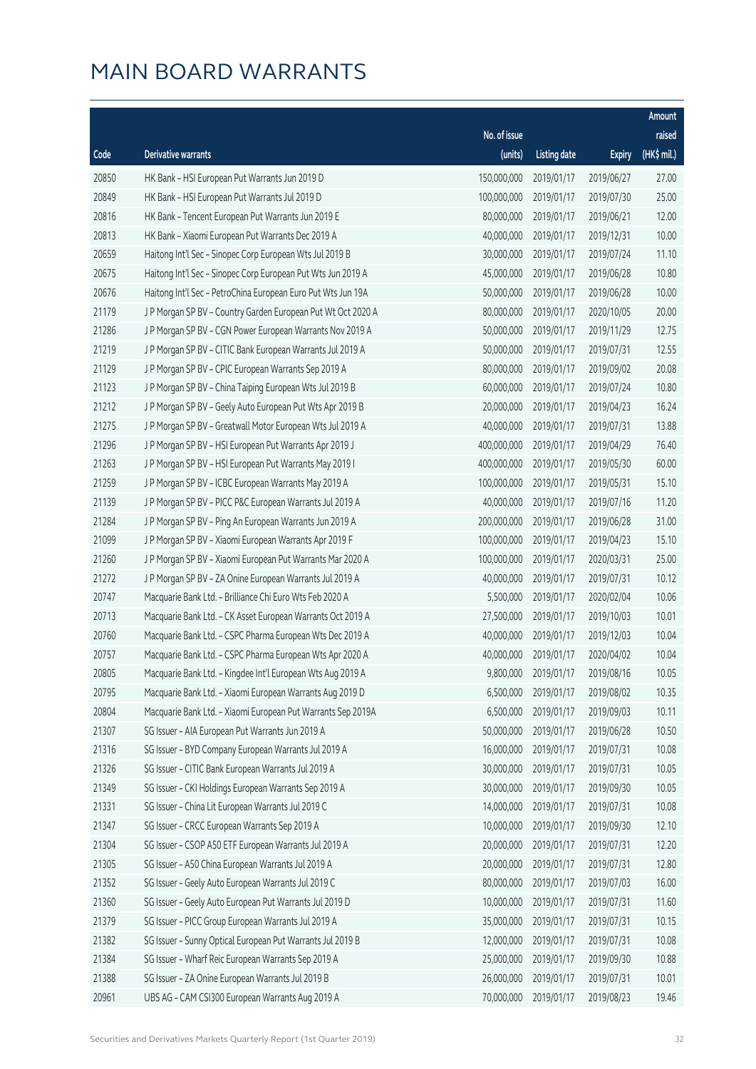# MAIN BOARD WARRANTS

| Code | Derivative warrants | No. of issue (units) | Listing date | Expiry | Amount raised (HK$ mil.) |
|---|---|---|---|---|---|
| 20850 | HK Bank – HSI European Put Warrants Jun 2019 D | 150,000,000 | 2019/01/17 | 2019/06/27 | 27.00 |
| 20849 | HK Bank – HSI European Put Warrants Jul 2019 D | 100,000,000 | 2019/01/17 | 2019/07/30 | 25.00 |
| 20816 | HK Bank – Tencent European Put Warrants Jun 2019 E | 80,000,000 | 2019/01/17 | 2019/06/21 | 12.00 |
| 20813 | HK Bank – Xiaomi European Put Warrants Dec 2019 A | 40,000,000 | 2019/01/17 | 2019/12/31 | 10.00 |
| 20659 | Haitong Int'l Sec – Sinopec Corp European Wts Jul 2019 B | 30,000,000 | 2019/01/17 | 2019/07/24 | 11.10 |
| 20675 | Haitong Int'l Sec – Sinopec Corp European Put Wts Jun 2019 A | 45,000,000 | 2019/01/17 | 2019/06/28 | 10.80 |
| 20676 | Haitong Int'l Sec – PetroChina European Euro Put Wts Jun 19A | 50,000,000 | 2019/01/17 | 2019/06/28 | 10.00 |
| 21179 | J P Morgan SP BV – Country Garden European Put Wt Oct 2020 A | 80,000,000 | 2019/01/17 | 2020/10/05 | 20.00 |
| 21286 | J P Morgan SP BV – CGN Power European Warrants Nov 2019 A | 50,000,000 | 2019/01/17 | 2019/11/29 | 12.75 |
| 21219 | J P Morgan SP BV – CITIC Bank European Warrants Jul 2019 A | 50,000,000 | 2019/01/17 | 2019/07/31 | 12.55 |
| 21129 | J P Morgan SP BV – CPIC European Warrants Sep 2019 A | 80,000,000 | 2019/01/17 | 2019/09/02 | 20.08 |
| 21123 | J P Morgan SP BV – China Taiping European Wts Jul 2019 B | 60,000,000 | 2019/01/17 | 2019/07/24 | 10.80 |
| 21212 | J P Morgan SP BV – Geely Auto European Put Wts Apr 2019 B | 20,000,000 | 2019/01/17 | 2019/04/23 | 16.24 |
| 21275 | J P Morgan SP BV – Greatwall Motor European Wts Jul 2019 A | 40,000,000 | 2019/01/17 | 2019/07/31 | 13.88 |
| 21296 | J P Morgan SP BV – HSI European Put Warrants Apr 2019 J | 400,000,000 | 2019/01/17 | 2019/04/29 | 76.40 |
| 21263 | J P Morgan SP BV – HSI European Put Warrants May 2019 I | 400,000,000 | 2019/01/17 | 2019/05/30 | 60.00 |
| 21259 | J P Morgan SP BV – ICBC European Warrants May 2019 A | 100,000,000 | 2019/01/17 | 2019/05/31 | 15.10 |
| 21139 | J P Morgan SP BV – PICC P&C European Warrants Jul 2019 A | 40,000,000 | 2019/01/17 | 2019/07/16 | 11.20 |
| 21284 | J P Morgan SP BV – Ping An European Warrants Jun 2019 A | 200,000,000 | 2019/01/17 | 2019/06/28 | 31.00 |
| 21099 | J P Morgan SP BV – Xiaomi European Warrants Apr 2019 F | 100,000,000 | 2019/01/17 | 2019/04/23 | 15.10 |
| 21260 | J P Morgan SP BV – Xiaomi European Put Warrants Mar 2020 A | 100,000,000 | 2019/01/17 | 2020/03/31 | 25.00 |
| 21272 | J P Morgan SP BV – ZA Onine European Warrants Jul 2019 A | 40,000,000 | 2019/01/17 | 2019/07/31 | 10.12 |
| 20747 | Macquarie Bank Ltd. – Brilliance Chi Euro Wts Feb 2020 A | 5,500,000 | 2019/01/17 | 2020/02/04 | 10.06 |
| 20713 | Macquarie Bank Ltd. – CK Asset European Warrants Oct 2019 A | 27,500,000 | 2019/01/17 | 2019/10/03 | 10.01 |
| 20760 | Macquarie Bank Ltd. – CSPC Pharma European Wts Dec 2019 A | 40,000,000 | 2019/01/17 | 2019/12/03 | 10.04 |
| 20757 | Macquarie Bank Ltd. – CSPC Pharma European Wts Apr 2020 A | 40,000,000 | 2019/01/17 | 2020/04/02 | 10.04 |
| 20805 | Macquarie Bank Ltd. – Kingdee Int'l European Wts Aug 2019 A | 9,800,000 | 2019/01/17 | 2019/08/16 | 10.05 |
| 20795 | Macquarie Bank Ltd. – Xiaomi European Warrants Aug 2019 D | 6,500,000 | 2019/01/17 | 2019/08/02 | 10.35 |
| 20804 | Macquarie Bank Ltd. – Xiaomi European Put Warrants Sep 2019A | 6,500,000 | 2019/01/17 | 2019/09/03 | 10.11 |
| 21307 | SG Issuer – AIA European Put Warrants Jun 2019 A | 50,000,000 | 2019/01/17 | 2019/06/28 | 10.50 |
| 21316 | SG Issuer – BYD Company European Warrants Jul 2019 A | 16,000,000 | 2019/01/17 | 2019/07/31 | 10.08 |
| 21326 | SG Issuer – CITIC Bank European Warrants Jul 2019 A | 30,000,000 | 2019/01/17 | 2019/07/31 | 10.05 |
| 21349 | SG Issuer – CKI Holdings European Warrants Sep 2019 A | 30,000,000 | 2019/01/17 | 2019/09/30 | 10.05 |
| 21331 | SG Issuer – China Lit European Warrants Jul 2019 C | 14,000,000 | 2019/01/17 | 2019/07/31 | 10.08 |
| 21347 | SG Issuer – CRCC European Warrants Sep 2019 A | 10,000,000 | 2019/01/17 | 2019/09/30 | 12.10 |
| 21304 | SG Issuer – CSOP A50 ETF European Warrants Jul 2019 A | 20,000,000 | 2019/01/17 | 2019/07/31 | 12.20 |
| 21305 | SG Issuer – A50 China European Warrants Jul 2019 A | 20,000,000 | 2019/01/17 | 2019/07/31 | 12.80 |
| 21352 | SG Issuer – Geely Auto European Warrants Jul 2019 C | 80,000,000 | 2019/01/17 | 2019/07/03 | 16.00 |
| 21360 | SG Issuer – Geely Auto European Put Warrants Jul 2019 D | 10,000,000 | 2019/01/17 | 2019/07/31 | 11.60 |
| 21379 | SG Issuer – PICC Group European Warrants Jul 2019 A | 35,000,000 | 2019/01/17 | 2019/07/31 | 10.15 |
| 21382 | SG Issuer – Sunny Optical European Put Warrants Jul 2019 B | 12,000,000 | 2019/01/17 | 2019/07/31 | 10.08 |
| 21384 | SG Issuer – Wharf Reic European Warrants Sep 2019 A | 25,000,000 | 2019/01/17 | 2019/09/30 | 10.88 |
| 21388 | SG Issuer – ZA Onine European Warrants Jul 2019 B | 26,000,000 | 2019/01/17 | 2019/07/31 | 10.01 |
| 20961 | UBS AG – CAM CSI300 European Warrants Aug 2019 A | 70,000,000 | 2019/01/17 | 2019/08/23 | 19.46 |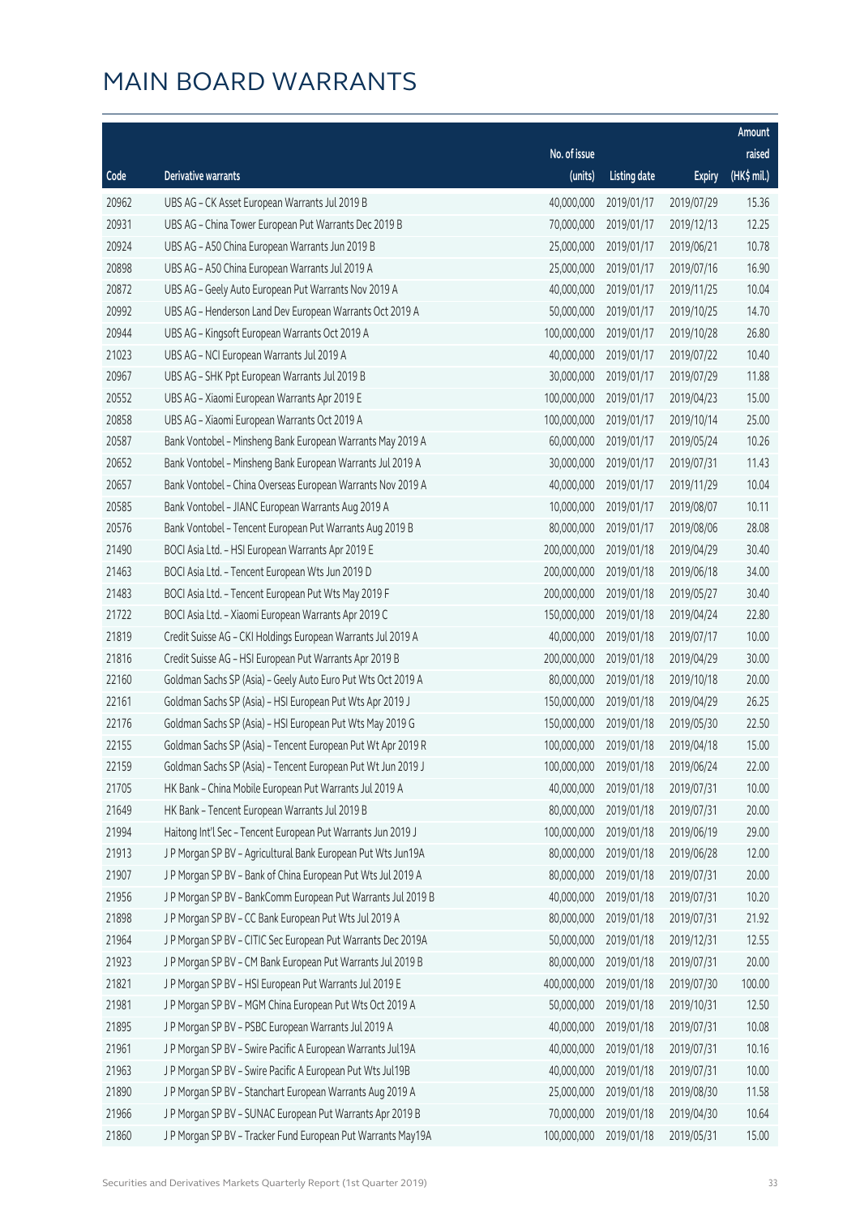# MAIN BOARD WARRANTS

| Code | Derivative warrants | No. of issue (units) | Listing date | Expiry | Amount raised (HK$ mil.) |
|---|---|---|---|---|---|
| 20962 | UBS AG - CK Asset European Warrants Jul 2019 B | 40,000,000 | 2019/01/17 | 2019/07/29 | 15.36 |
| 20931 | UBS AG - China Tower European Put Warrants Dec 2019 B | 70,000,000 | 2019/01/17 | 2019/12/13 | 12.25 |
| 20924 | UBS AG - A50 China European Warrants Jun 2019 B | 25,000,000 | 2019/01/17 | 2019/06/21 | 10.78 |
| 20898 | UBS AG - A50 China European Warrants Jul 2019 A | 25,000,000 | 2019/01/17 | 2019/07/16 | 16.90 |
| 20872 | UBS AG - Geely Auto European Put Warrants Nov 2019 A | 40,000,000 | 2019/01/17 | 2019/11/25 | 10.04 |
| 20992 | UBS AG - Henderson Land Dev European Warrants Oct 2019 A | 50,000,000 | 2019/01/17 | 2019/10/25 | 14.70 |
| 20944 | UBS AG - Kingsoft European Warrants Oct 2019 A | 100,000,000 | 2019/01/17 | 2019/10/28 | 26.80 |
| 21023 | UBS AG - NCI European Warrants Jul 2019 A | 40,000,000 | 2019/01/17 | 2019/07/22 | 10.40 |
| 20967 | UBS AG - SHK Ppt European Warrants Jul 2019 B | 30,000,000 | 2019/01/17 | 2019/07/29 | 11.88 |
| 20552 | UBS AG - Xiaomi European Warrants Apr 2019 E | 100,000,000 | 2019/01/17 | 2019/04/23 | 15.00 |
| 20858 | UBS AG - Xiaomi European Warrants Oct 2019 A | 100,000,000 | 2019/01/17 | 2019/10/14 | 25.00 |
| 20587 | Bank Vontobel - Minsheng Bank European Warrants May 2019 A | 60,000,000 | 2019/01/17 | 2019/05/24 | 10.26 |
| 20652 | Bank Vontobel - Minsheng Bank European Warrants Jul 2019 A | 30,000,000 | 2019/01/17 | 2019/07/31 | 11.43 |
| 20657 | Bank Vontobel - China Overseas European Warrants Nov 2019 A | 40,000,000 | 2019/01/17 | 2019/11/29 | 10.04 |
| 20585 | Bank Vontobel - JIANC European Warrants Aug 2019 A | 10,000,000 | 2019/01/17 | 2019/08/07 | 10.11 |
| 20576 | Bank Vontobel - Tencent European Put Warrants Aug 2019 B | 80,000,000 | 2019/01/17 | 2019/08/06 | 28.08 |
| 21490 | BOCI Asia Ltd. - HSI European Warrants Apr 2019 E | 200,000,000 | 2019/01/18 | 2019/04/29 | 30.40 |
| 21463 | BOCI Asia Ltd. - Tencent European Wts Jun 2019 D | 200,000,000 | 2019/01/18 | 2019/06/18 | 34.00 |
| 21483 | BOCI Asia Ltd. - Tencent European Put Wts May 2019 F | 200,000,000 | 2019/01/18 | 2019/05/27 | 30.40 |
| 21722 | BOCI Asia Ltd. - Xiaomi European Warrants Apr 2019 C | 150,000,000 | 2019/01/18 | 2019/04/24 | 22.80 |
| 21819 | Credit Suisse AG - CKI Holdings European Warrants Jul 2019 A | 40,000,000 | 2019/01/18 | 2019/07/17 | 10.00 |
| 21816 | Credit Suisse AG - HSI European Put Warrants Apr 2019 B | 200,000,000 | 2019/01/18 | 2019/04/29 | 30.00 |
| 22160 | Goldman Sachs SP (Asia) - Geely Auto Euro Put Wts Oct 2019 A | 80,000,000 | 2019/01/18 | 2019/10/18 | 20.00 |
| 22161 | Goldman Sachs SP (Asia) - HSI European Put Wts Apr 2019 J | 150,000,000 | 2019/01/18 | 2019/04/29 | 26.25 |
| 22176 | Goldman Sachs SP (Asia) - HSI European Put Wts May 2019 G | 150,000,000 | 2019/01/18 | 2019/05/30 | 22.50 |
| 22155 | Goldman Sachs SP (Asia) - Tencent European Put Wt Apr 2019 R | 100,000,000 | 2019/01/18 | 2019/04/18 | 15.00 |
| 22159 | Goldman Sachs SP (Asia) - Tencent European Put Wt Jun 2019 J | 100,000,000 | 2019/01/18 | 2019/06/24 | 22.00 |
| 21705 | HK Bank - China Mobile European Put Warrants Jul 2019 A | 40,000,000 | 2019/01/18 | 2019/07/31 | 10.00 |
| 21649 | HK Bank - Tencent European Warrants Jul 2019 B | 80,000,000 | 2019/01/18 | 2019/07/31 | 20.00 |
| 21994 | Haitong Int'l Sec - Tencent European Put Warrants Jun 2019 J | 100,000,000 | 2019/01/18 | 2019/06/19 | 29.00 |
| 21913 | J P Morgan SP BV - Agricultural Bank European Put Wts Jun19A | 80,000,000 | 2019/01/18 | 2019/06/28 | 12.00 |
| 21907 | J P Morgan SP BV - Bank of China European Put Wts Jul 2019 A | 80,000,000 | 2019/01/18 | 2019/07/31 | 20.00 |
| 21956 | J P Morgan SP BV - BankComm European Put Warrants Jul 2019 B | 40,000,000 | 2019/01/18 | 2019/07/31 | 10.20 |
| 21898 | J P Morgan SP BV - CC Bank European Put Wts Jul 2019 A | 80,000,000 | 2019/01/18 | 2019/07/31 | 21.92 |
| 21964 | J P Morgan SP BV - CITIC Sec European Put Warrants Dec 2019A | 50,000,000 | 2019/01/18 | 2019/12/31 | 12.55 |
| 21923 | J P Morgan SP BV - CM Bank European Put Warrants Jul 2019 B | 80,000,000 | 2019/01/18 | 2019/07/31 | 20.00 |
| 21821 | J P Morgan SP BV - HSI European Put Warrants Jul 2019 E | 400,000,000 | 2019/01/18 | 2019/07/30 | 100.00 |
| 21981 | J P Morgan SP BV - MGM China European Put Wts Oct 2019 A | 50,000,000 | 2019/01/18 | 2019/10/31 | 12.50 |
| 21895 | J P Morgan SP BV - PSBC European Warrants Jul 2019 A | 40,000,000 | 2019/01/18 | 2019/07/31 | 10.08 |
| 21961 | J P Morgan SP BV - Swire Pacific A European Warrants Jul19A | 40,000,000 | 2019/01/18 | 2019/07/31 | 10.16 |
| 21963 | J P Morgan SP BV - Swire Pacific A European Put Wts Jul19B | 40,000,000 | 2019/01/18 | 2019/07/31 | 10.00 |
| 21890 | J P Morgan SP BV - Stanchart European Warrants Aug 2019 A | 25,000,000 | 2019/01/18 | 2019/08/30 | 11.58 |
| 21966 | J P Morgan SP BV - SUNAC European Put Warrants Apr 2019 B | 70,000,000 | 2019/01/18 | 2019/04/30 | 10.64 |
| 21860 | J P Morgan SP BV - Tracker Fund European Put Warrants May19A | 100,000,000 | 2019/01/18 | 2019/05/31 | 15.00 |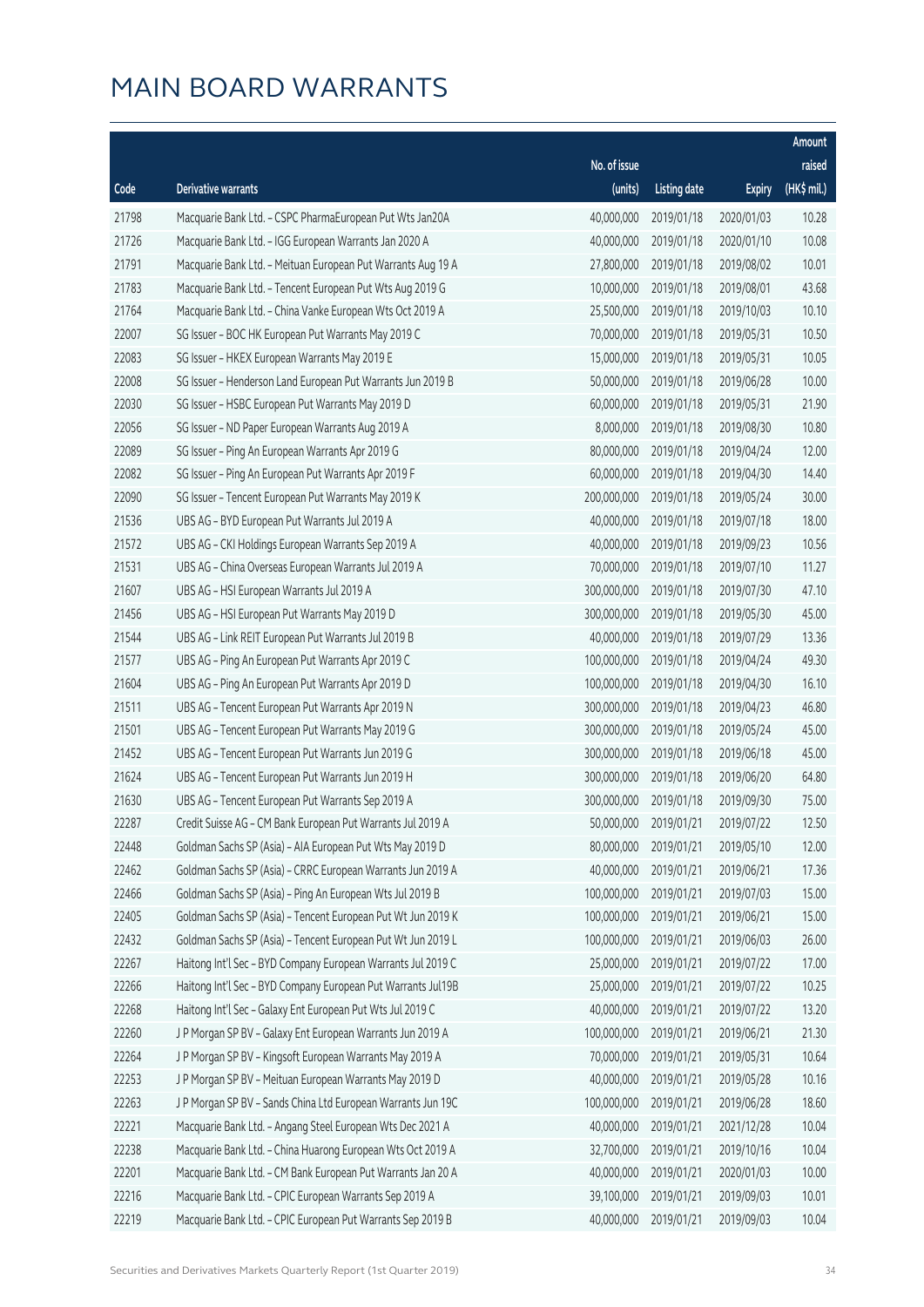# MAIN BOARD WARRANTS

| Code | Derivative warrants | No. of issue (units) | Listing date | Expiry | Amount raised (HK$ mil.) |
|---|---|---|---|---|---|
| 21798 | Macquarie Bank Ltd. - CSPC PharmaEuropean Put Wts Jan20A | 40,000,000 | 2019/01/18 | 2020/01/03 | 10.28 |
| 21726 | Macquarie Bank Ltd. - IGG European Warrants Jan 2020 A | 40,000,000 | 2019/01/18 | 2020/01/10 | 10.08 |
| 21791 | Macquarie Bank Ltd. - Meituan European Put Warrants Aug 19 A | 27,800,000 | 2019/01/18 | 2019/08/02 | 10.01 |
| 21783 | Macquarie Bank Ltd. - Tencent European Put Wts Aug 2019 G | 10,000,000 | 2019/01/18 | 2019/08/01 | 43.68 |
| 21764 | Macquarie Bank Ltd. - China Vanke European Wts Oct 2019 A | 25,500,000 | 2019/01/18 | 2019/10/03 | 10.10 |
| 22007 | SG Issuer - BOC HK European Put Warrants May 2019 C | 70,000,000 | 2019/01/18 | 2019/05/31 | 10.50 |
| 22083 | SG Issuer - HKEX European Warrants May 2019 E | 15,000,000 | 2019/01/18 | 2019/05/31 | 10.05 |
| 22008 | SG Issuer - Henderson Land European Put Warrants Jun 2019 B | 50,000,000 | 2019/01/18 | 2019/06/28 | 10.00 |
| 22030 | SG Issuer - HSBC European Put Warrants May 2019 D | 60,000,000 | 2019/01/18 | 2019/05/31 | 21.90 |
| 22056 | SG Issuer - ND Paper European Warrants Aug 2019 A | 8,000,000 | 2019/01/18 | 2019/08/30 | 10.80 |
| 22089 | SG Issuer - Ping An European Warrants Apr 2019 G | 80,000,000 | 2019/01/18 | 2019/04/24 | 12.00 |
| 22082 | SG Issuer - Ping An European Put Warrants Apr 2019 F | 60,000,000 | 2019/01/18 | 2019/04/30 | 14.40 |
| 22090 | SG Issuer - Tencent European Put Warrants May 2019 K | 200,000,000 | 2019/01/18 | 2019/05/24 | 30.00 |
| 21536 | UBS AG - BYD European Put Warrants Jul 2019 A | 40,000,000 | 2019/01/18 | 2019/07/18 | 18.00 |
| 21572 | UBS AG - CKI Holdings European Warrants Sep 2019 A | 40,000,000 | 2019/01/18 | 2019/09/23 | 10.56 |
| 21531 | UBS AG - China Overseas European Warrants Jul 2019 A | 70,000,000 | 2019/01/18 | 2019/07/10 | 11.27 |
| 21607 | UBS AG - HSI European Warrants Jul 2019 A | 300,000,000 | 2019/01/18 | 2019/07/30 | 47.10 |
| 21456 | UBS AG - HSI European Put Warrants May 2019 D | 300,000,000 | 2019/01/18 | 2019/05/30 | 45.00 |
| 21544 | UBS AG - Link REIT European Put Warrants Jul 2019 B | 40,000,000 | 2019/01/18 | 2019/07/29 | 13.36 |
| 21577 | UBS AG - Ping An European Put Warrants Apr 2019 C | 100,000,000 | 2019/01/18 | 2019/04/24 | 49.30 |
| 21604 | UBS AG - Ping An European Put Warrants Apr 2019 D | 100,000,000 | 2019/01/18 | 2019/04/30 | 16.10 |
| 21511 | UBS AG - Tencent European Put Warrants Apr 2019 N | 300,000,000 | 2019/01/18 | 2019/04/23 | 46.80 |
| 21501 | UBS AG - Tencent European Put Warrants May 2019 G | 300,000,000 | 2019/01/18 | 2019/05/24 | 45.00 |
| 21452 | UBS AG - Tencent European Put Warrants Jun 2019 G | 300,000,000 | 2019/01/18 | 2019/06/18 | 45.00 |
| 21624 | UBS AG - Tencent European Put Warrants Jun 2019 H | 300,000,000 | 2019/01/18 | 2019/06/20 | 64.80 |
| 21630 | UBS AG - Tencent European Put Warrants Sep 2019 A | 300,000,000 | 2019/01/18 | 2019/09/30 | 75.00 |
| 22287 | Credit Suisse AG - CM Bank European Put Warrants Jul 2019 A | 50,000,000 | 2019/01/21 | 2019/07/22 | 12.50 |
| 22448 | Goldman Sachs SP (Asia) - AIA European Put Wts May 2019 D | 80,000,000 | 2019/01/21 | 2019/05/10 | 12.00 |
| 22462 | Goldman Sachs SP (Asia) - CRRC European Warrants Jun 2019 A | 40,000,000 | 2019/01/21 | 2019/06/21 | 17.36 |
| 22466 | Goldman Sachs SP (Asia) - Ping An European Wts Jul 2019 B | 100,000,000 | 2019/01/21 | 2019/07/03 | 15.00 |
| 22405 | Goldman Sachs SP (Asia) - Tencent European Put Wt Jun 2019 K | 100,000,000 | 2019/01/21 | 2019/06/21 | 15.00 |
| 22432 | Goldman Sachs SP (Asia) - Tencent European Put Wt Jun 2019 L | 100,000,000 | 2019/01/21 | 2019/06/03 | 26.00 |
| 22267 | Haitong Int'l Sec - BYD Company European Warrants Jul 2019 C | 25,000,000 | 2019/01/21 | 2019/07/22 | 17.00 |
| 22266 | Haitong Int'l Sec - BYD Company European Put Warrants Jul19B | 25,000,000 | 2019/01/21 | 2019/07/22 | 10.25 |
| 22268 | Haitong Int'l Sec - Galaxy Ent European Put Wts Jul 2019 C | 40,000,000 | 2019/01/21 | 2019/07/22 | 13.20 |
| 22260 | J P Morgan SP BV - Galaxy Ent European Warrants Jun 2019 A | 100,000,000 | 2019/01/21 | 2019/06/21 | 21.30 |
| 22264 | J P Morgan SP BV - Kingsoft European Warrants May 2019 A | 70,000,000 | 2019/01/21 | 2019/05/31 | 10.64 |
| 22253 | J P Morgan SP BV - Meituan European Warrants May 2019 D | 40,000,000 | 2019/01/21 | 2019/05/28 | 10.16 |
| 22263 | J P Morgan SP BV - Sands China Ltd European Warrants Jun 19C | 100,000,000 | 2019/01/21 | 2019/06/28 | 18.60 |
| 22221 | Macquarie Bank Ltd. - Angang Steel European Wts Dec 2021 A | 40,000,000 | 2019/01/21 | 2021/12/28 | 10.04 |
| 22238 | Macquarie Bank Ltd. - China Huarong European Wts Oct 2019 A | 32,700,000 | 2019/01/21 | 2019/10/16 | 10.04 |
| 22201 | Macquarie Bank Ltd. - CM Bank European Put Warrants Jan 20 A | 40,000,000 | 2019/01/21 | 2020/01/03 | 10.00 |
| 22216 | Macquarie Bank Ltd. - CPIC European Warrants Sep 2019 A | 39,100,000 | 2019/01/21 | 2019/09/03 | 10.01 |
| 22219 | Macquarie Bank Ltd. - CPIC European Put Warrants Sep 2019 B | 40,000,000 | 2019/01/21 | 2019/09/03 | 10.04 |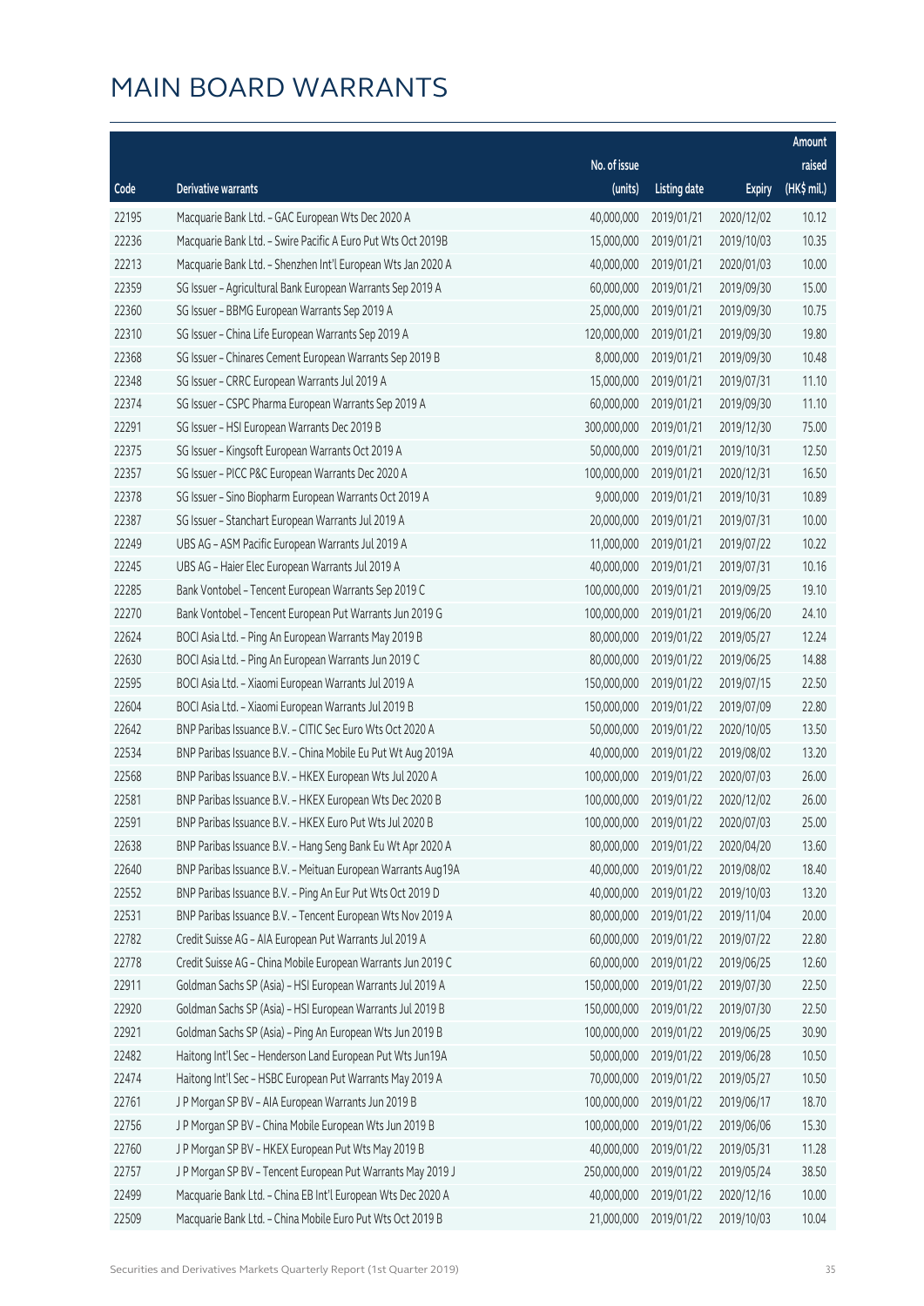# MAIN BOARD WARRANTS

| Code | Derivative warrants | No. of issue (units) | Listing date | Expiry | Amount raised (HK$ mil.) |
|---|---|---|---|---|---|
| 22195 | Macquarie Bank Ltd. - GAC European Wts Dec 2020 A | 40,000,000 | 2019/01/21 | 2020/12/02 | 10.12 |
| 22236 | Macquarie Bank Ltd. - Swire Pacific A Euro Put Wts Oct 2019B | 15,000,000 | 2019/01/21 | 2019/10/03 | 10.35 |
| 22213 | Macquarie Bank Ltd. - Shenzhen Int'l European Wts Jan 2020 A | 40,000,000 | 2019/01/21 | 2020/01/03 | 10.00 |
| 22359 | SG Issuer - Agricultural Bank European Warrants Sep 2019 A | 60,000,000 | 2019/01/21 | 2019/09/30 | 15.00 |
| 22360 | SG Issuer - BBMG European Warrants Sep 2019 A | 25,000,000 | 2019/01/21 | 2019/09/30 | 10.75 |
| 22310 | SG Issuer - China Life European Warrants Sep 2019 A | 120,000,000 | 2019/01/21 | 2019/09/30 | 19.80 |
| 22368 | SG Issuer - Chinares Cement European Warrants Sep 2019 B | 8,000,000 | 2019/01/21 | 2019/09/30 | 10.48 |
| 22348 | SG Issuer - CRRC European Warrants Jul 2019 A | 15,000,000 | 2019/01/21 | 2019/07/31 | 11.10 |
| 22374 | SG Issuer - CSPC Pharma European Warrants Sep 2019 A | 60,000,000 | 2019/01/21 | 2019/09/30 | 11.10 |
| 22291 | SG Issuer - HSI European Warrants Dec 2019 B | 300,000,000 | 2019/01/21 | 2019/12/30 | 75.00 |
| 22375 | SG Issuer - Kingsoft European Warrants Oct 2019 A | 50,000,000 | 2019/01/21 | 2019/10/31 | 12.50 |
| 22357 | SG Issuer - PICC P&C European Warrants Dec 2020 A | 100,000,000 | 2019/01/21 | 2020/12/31 | 16.50 |
| 22378 | SG Issuer - Sino Biopharm European Warrants Oct 2019 A | 9,000,000 | 2019/01/21 | 2019/10/31 | 10.89 |
| 22387 | SG Issuer - Stanchart European Warrants Jul 2019 A | 20,000,000 | 2019/01/21 | 2019/07/31 | 10.00 |
| 22249 | UBS AG - ASM Pacific European Warrants Jul 2019 A | 11,000,000 | 2019/01/21 | 2019/07/22 | 10.22 |
| 22245 | UBS AG - Haier Elec European Warrants Jul 2019 A | 40,000,000 | 2019/01/21 | 2019/07/31 | 10.16 |
| 22285 | Bank Vontobel - Tencent European Warrants Sep 2019 C | 100,000,000 | 2019/01/21 | 2019/09/25 | 19.10 |
| 22270 | Bank Vontobel - Tencent European Put Warrants Jun 2019 G | 100,000,000 | 2019/01/21 | 2019/06/20 | 24.10 |
| 22624 | BOCI Asia Ltd. - Ping An European Warrants May 2019 B | 80,000,000 | 2019/01/22 | 2019/05/27 | 12.24 |
| 22630 | BOCI Asia Ltd. - Ping An European Warrants Jun 2019 C | 80,000,000 | 2019/01/22 | 2019/06/25 | 14.88 |
| 22595 | BOCI Asia Ltd. - Xiaomi European Warrants Jul 2019 A | 150,000,000 | 2019/01/22 | 2019/07/15 | 22.50 |
| 22604 | BOCI Asia Ltd. - Xiaomi European Warrants Jul 2019 B | 150,000,000 | 2019/01/22 | 2019/07/09 | 22.80 |
| 22642 | BNP Paribas Issuance B.V. - CITIC Sec Euro Wts Oct 2020 A | 50,000,000 | 2019/01/22 | 2020/10/05 | 13.50 |
| 22534 | BNP Paribas Issuance B.V. - China Mobile Eu Put Wt Aug 2019A | 40,000,000 | 2019/01/22 | 2019/08/02 | 13.20 |
| 22568 | BNP Paribas Issuance B.V. - HKEX European Wts Jul 2020 A | 100,000,000 | 2019/01/22 | 2020/07/03 | 26.00 |
| 22581 | BNP Paribas Issuance B.V. - HKEX European Wts Dec 2020 B | 100,000,000 | 2019/01/22 | 2020/12/02 | 26.00 |
| 22591 | BNP Paribas Issuance B.V. - HKEX Euro Put Wts Jul 2020 B | 100,000,000 | 2019/01/22 | 2020/07/03 | 25.00 |
| 22638 | BNP Paribas Issuance B.V. - Hang Seng Bank Eu Wt Apr 2020 A | 80,000,000 | 2019/01/22 | 2020/04/20 | 13.60 |
| 22640 | BNP Paribas Issuance B.V. - Meituan European Warrants Aug19A | 40,000,000 | 2019/01/22 | 2019/08/02 | 18.40 |
| 22552 | BNP Paribas Issuance B.V. - Ping An Eur Put Wts Oct 2019 D | 40,000,000 | 2019/01/22 | 2019/10/03 | 13.20 |
| 22531 | BNP Paribas Issuance B.V. - Tencent European Wts Nov 2019 A | 80,000,000 | 2019/01/22 | 2019/11/04 | 20.00 |
| 22782 | Credit Suisse AG - AIA European Put Warrants Jul 2019 A | 60,000,000 | 2019/01/22 | 2019/07/22 | 22.80 |
| 22778 | Credit Suisse AG - China Mobile European Warrants Jun 2019 C | 60,000,000 | 2019/01/22 | 2019/06/25 | 12.60 |
| 22911 | Goldman Sachs SP (Asia) - HSI European Warrants Jul 2019 A | 150,000,000 | 2019/01/22 | 2019/07/30 | 22.50 |
| 22920 | Goldman Sachs SP (Asia) - HSI European Warrants Jul 2019 B | 150,000,000 | 2019/01/22 | 2019/07/30 | 22.50 |
| 22921 | Goldman Sachs SP (Asia) - Ping An European Wts Jun 2019 B | 100,000,000 | 2019/01/22 | 2019/06/25 | 30.90 |
| 22482 | Haitong Int'l Sec - Henderson Land European Put Wts Jun19A | 50,000,000 | 2019/01/22 | 2019/06/28 | 10.50 |
| 22474 | Haitong Int'l Sec - HSBC European Put Warrants May 2019 A | 70,000,000 | 2019/01/22 | 2019/05/27 | 10.50 |
| 22761 | J P Morgan SP BV - AIA European Warrants Jun 2019 B | 100,000,000 | 2019/01/22 | 2019/06/17 | 18.70 |
| 22756 | J P Morgan SP BV - China Mobile European Wts Jun 2019 B | 100,000,000 | 2019/01/22 | 2019/06/06 | 15.30 |
| 22760 | J P Morgan SP BV - HKEX European Put Wts May 2019 B | 40,000,000 | 2019/01/22 | 2019/05/31 | 11.28 |
| 22757 | J P Morgan SP BV - Tencent European Put Warrants May 2019 J | 250,000,000 | 2019/01/22 | 2019/05/24 | 38.50 |
| 22499 | Macquarie Bank Ltd. - China EB Int'l European Wts Dec 2020 A | 40,000,000 | 2019/01/22 | 2020/12/16 | 10.00 |
| 22509 | Macquarie Bank Ltd. - China Mobile Euro Put Wts Oct 2019 B | 21,000,000 | 2019/01/22 | 2019/10/03 | 10.04 |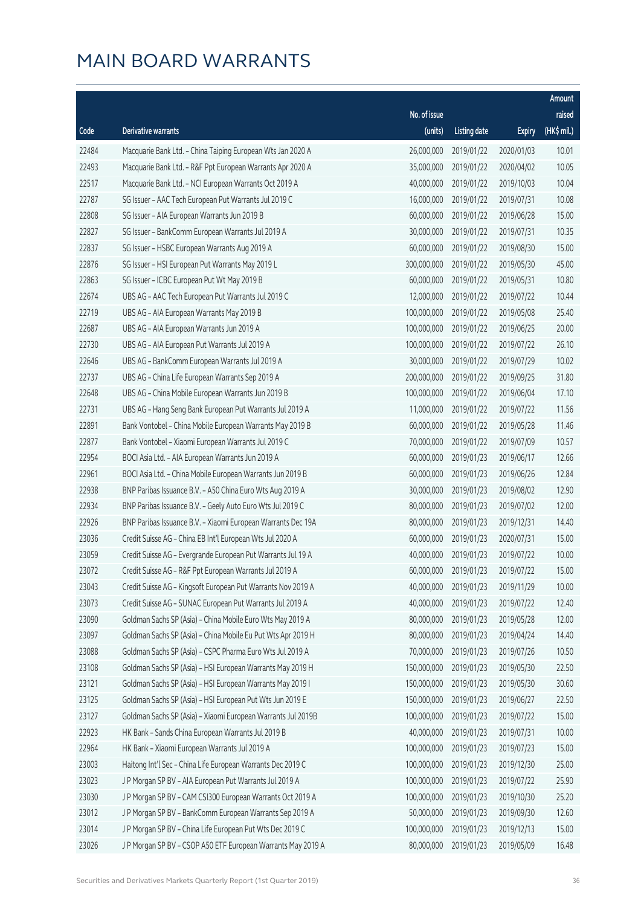# MAIN BOARD WARRANTS

| Code | Derivative warrants | No. of issue (units) | Listing date | Expiry | Amount raised (HK$ mil.) |
|---|---|---|---|---|---|
| 22484 | Macquarie Bank Ltd. - China Taiping European Wts Jan 2020 A | 26,000,000 | 2019/01/22 | 2020/01/03 | 10.01 |
| 22493 | Macquarie Bank Ltd. - R&F Ppt European Warrants Apr 2020 A | 35,000,000 | 2019/01/22 | 2020/04/02 | 10.05 |
| 22517 | Macquarie Bank Ltd. - NCI European Warrants Oct 2019 A | 40,000,000 | 2019/01/22 | 2019/10/03 | 10.04 |
| 22787 | SG Issuer - AAC Tech European Put Warrants Jul 2019 C | 16,000,000 | 2019/01/22 | 2019/07/31 | 10.08 |
| 22808 | SG Issuer - AIA European Warrants Jun 2019 B | 60,000,000 | 2019/01/22 | 2019/06/28 | 15.00 |
| 22827 | SG Issuer - BankComm European Warrants Jul 2019 A | 30,000,000 | 2019/01/22 | 2019/07/31 | 10.35 |
| 22837 | SG Issuer - HSBC European Warrants Aug 2019 A | 60,000,000 | 2019/01/22 | 2019/08/30 | 15.00 |
| 22876 | SG Issuer - HSI European Put Warrants May 2019 L | 300,000,000 | 2019/01/22 | 2019/05/30 | 45.00 |
| 22863 | SG Issuer - ICBC European Put Wt May 2019 B | 60,000,000 | 2019/01/22 | 2019/05/31 | 10.80 |
| 22674 | UBS AG - AAC Tech European Put Warrants Jul 2019 C | 12,000,000 | 2019/01/22 | 2019/07/22 | 10.44 |
| 22719 | UBS AG - AIA European Warrants May 2019 B | 100,000,000 | 2019/01/22 | 2019/05/08 | 25.40 |
| 22687 | UBS AG - AIA European Warrants Jun 2019 A | 100,000,000 | 2019/01/22 | 2019/06/25 | 20.00 |
| 22730 | UBS AG - AIA European Put Warrants Jul 2019 A | 100,000,000 | 2019/01/22 | 2019/07/22 | 26.10 |
| 22646 | UBS AG - BankComm European Warrants Jul 2019 A | 30,000,000 | 2019/01/22 | 2019/07/29 | 10.02 |
| 22737 | UBS AG - China Life European Warrants Sep 2019 A | 200,000,000 | 2019/01/22 | 2019/09/25 | 31.80 |
| 22648 | UBS AG - China Mobile European Warrants Jun 2019 B | 100,000,000 | 2019/01/22 | 2019/06/04 | 17.10 |
| 22731 | UBS AG - Hang Seng Bank European Put Warrants Jul 2019 A | 11,000,000 | 2019/01/22 | 2019/07/22 | 11.56 |
| 22891 | Bank Vontobel - China Mobile European Warrants May 2019 B | 60,000,000 | 2019/01/22 | 2019/05/28 | 11.46 |
| 22877 | Bank Vontobel - Xiaomi European Warrants Jul 2019 C | 70,000,000 | 2019/01/22 | 2019/07/09 | 10.57 |
| 22954 | BOCI Asia Ltd. - AIA European Warrants Jun 2019 A | 60,000,000 | 2019/01/23 | 2019/06/17 | 12.66 |
| 22961 | BOCI Asia Ltd. - China Mobile European Warrants Jun 2019 B | 60,000,000 | 2019/01/23 | 2019/06/26 | 12.84 |
| 22938 | BNP Paribas Issuance B.V. - A50 China Euro Wts Aug 2019 A | 30,000,000 | 2019/01/23 | 2019/08/02 | 12.90 |
| 22934 | BNP Paribas Issuance B.V. - Geely Auto Euro Wts Jul 2019 C | 80,000,000 | 2019/01/23 | 2019/07/02 | 12.00 |
| 22926 | BNP Paribas Issuance B.V. - Xiaomi European Warrants Dec 19A | 80,000,000 | 2019/01/23 | 2019/12/31 | 14.40 |
| 23036 | Credit Suisse AG - China EB Int'l European Wts Jul 2020 A | 60,000,000 | 2019/01/23 | 2020/07/31 | 15.00 |
| 23059 | Credit Suisse AG - Evergrande European Put Warrants Jul 19 A | 40,000,000 | 2019/01/23 | 2019/07/22 | 10.00 |
| 23072 | Credit Suisse AG - R&F Ppt European Warrants Jul 2019 A | 60,000,000 | 2019/01/23 | 2019/07/22 | 15.00 |
| 23043 | Credit Suisse AG - Kingsoft European Put Warrants Nov 2019 A | 40,000,000 | 2019/01/23 | 2019/11/29 | 10.00 |
| 23073 | Credit Suisse AG - SUNAC European Put Warrants Jul 2019 A | 40,000,000 | 2019/01/23 | 2019/07/22 | 12.40 |
| 23090 | Goldman Sachs SP (Asia) - China Mobile Euro Wts May 2019 A | 80,000,000 | 2019/01/23 | 2019/05/28 | 12.00 |
| 23097 | Goldman Sachs SP (Asia) - China Mobile Eu Put Wts Apr 2019 H | 80,000,000 | 2019/01/23 | 2019/04/24 | 14.40 |
| 23088 | Goldman Sachs SP (Asia) - CSPC Pharma Euro Wts Jul 2019 A | 70,000,000 | 2019/01/23 | 2019/07/26 | 10.50 |
| 23108 | Goldman Sachs SP (Asia) - HSI European Warrants May 2019 H | 150,000,000 | 2019/01/23 | 2019/05/30 | 22.50 |
| 23121 | Goldman Sachs SP (Asia) - HSI European Warrants May 2019 I | 150,000,000 | 2019/01/23 | 2019/05/30 | 30.60 |
| 23125 | Goldman Sachs SP (Asia) - HSI European Put Wts Jun 2019 E | 150,000,000 | 2019/01/23 | 2019/06/27 | 22.50 |
| 23127 | Goldman Sachs SP (Asia) - Xiaomi European Warrants Jul 2019B | 100,000,000 | 2019/01/23 | 2019/07/22 | 15.00 |
| 22923 | HK Bank - Sands China European Warrants Jul 2019 B | 40,000,000 | 2019/01/23 | 2019/07/31 | 10.00 |
| 22964 | HK Bank - Xiaomi European Warrants Jul 2019 A | 100,000,000 | 2019/01/23 | 2019/07/23 | 15.00 |
| 23003 | Haitong Int'l Sec - China Life European Warrants Dec 2019 C | 100,000,000 | 2019/01/23 | 2019/12/30 | 25.00 |
| 23023 | J P Morgan SP BV - AIA European Put Warrants Jul 2019 A | 100,000,000 | 2019/01/23 | 2019/07/22 | 25.90 |
| 23030 | J P Morgan SP BV - CAM CSI300 European Warrants Oct 2019 A | 100,000,000 | 2019/01/23 | 2019/10/30 | 25.20 |
| 23012 | J P Morgan SP BV - BankComm European Warrants Sep 2019 A | 50,000,000 | 2019/01/23 | 2019/09/30 | 12.60 |
| 23014 | J P Morgan SP BV - China Life European Put Wts Dec 2019 C | 100,000,000 | 2019/01/23 | 2019/12/13 | 15.00 |
| 23026 | J P Morgan SP BV - CSOP A50 ETF European Warrants May 2019 A | 80,000,000 | 2019/01/23 | 2019/05/09 | 16.48 |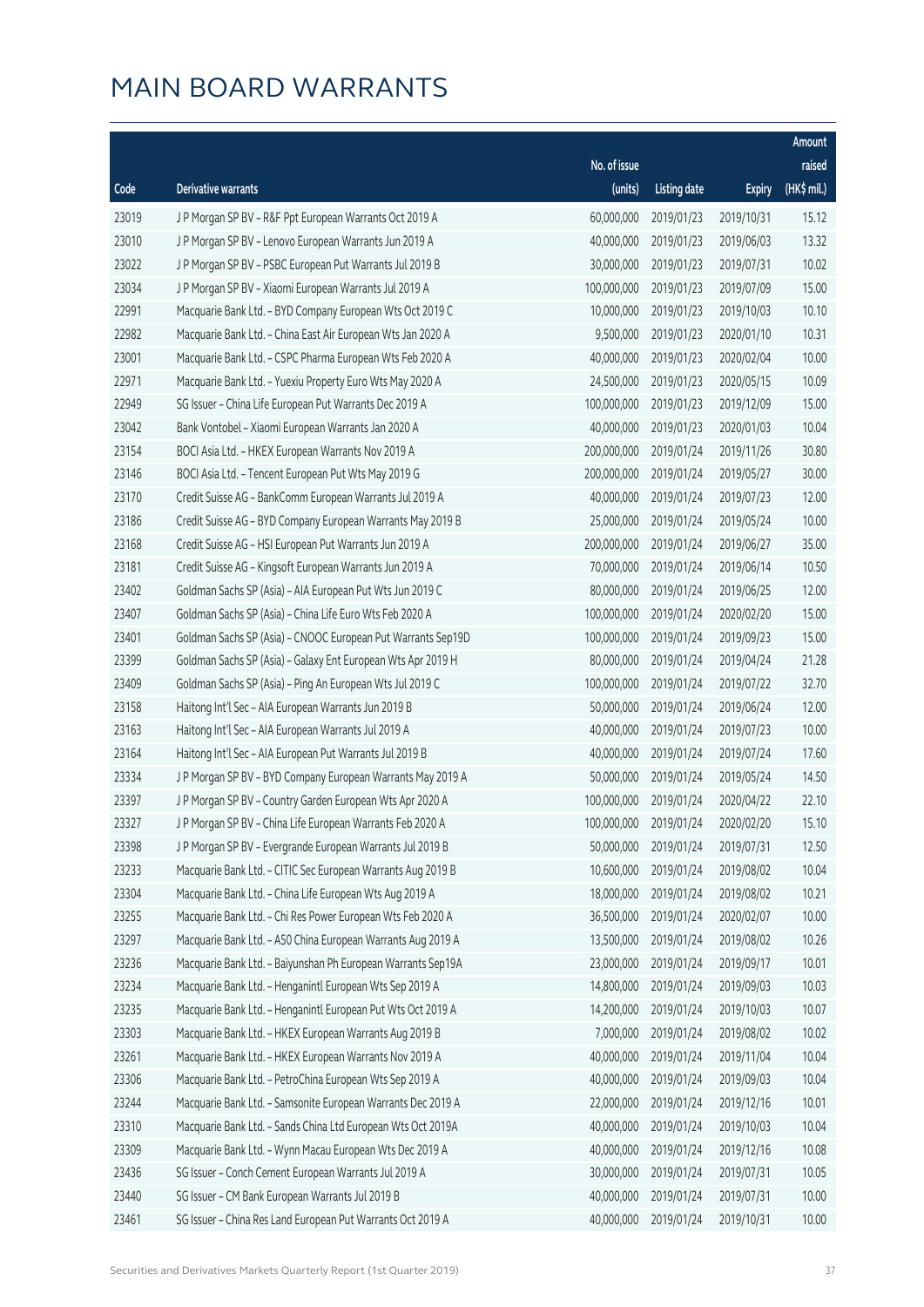# MAIN BOARD WARRANTS

| Code | Derivative warrants | No. of issue (units) | Listing date | Expiry | Amount raised (HK$ mil.) |
|---|---|---|---|---|---|
| 23019 | J P Morgan SP BV – R&F Ppt European Warrants Oct 2019 A | 60,000,000 | 2019/01/23 | 2019/10/31 | 15.12 |
| 23010 | J P Morgan SP BV – Lenovo European Warrants Jun 2019 A | 40,000,000 | 2019/01/23 | 2019/06/03 | 13.32 |
| 23022 | J P Morgan SP BV – PSBC European Put Warrants Jul 2019 B | 30,000,000 | 2019/01/23 | 2019/07/31 | 10.02 |
| 23034 | J P Morgan SP BV – Xiaomi European Warrants Jul 2019 A | 100,000,000 | 2019/01/23 | 2019/07/09 | 15.00 |
| 22991 | Macquarie Bank Ltd. – BYD Company European Wts Oct 2019 C | 10,000,000 | 2019/01/23 | 2019/10/03 | 10.10 |
| 22982 | Macquarie Bank Ltd. – China East Air European Wts Jan 2020 A | 9,500,000 | 2019/01/23 | 2020/01/10 | 10.31 |
| 23001 | Macquarie Bank Ltd. – CSPC Pharma European Wts Feb 2020 A | 40,000,000 | 2019/01/23 | 2020/02/04 | 10.00 |
| 22971 | Macquarie Bank Ltd. – Yuexiu Property Euro Wts May 2020 A | 24,500,000 | 2019/01/23 | 2020/05/15 | 10.09 |
| 22949 | SG Issuer – China Life European Put Warrants Dec 2019 A | 100,000,000 | 2019/01/23 | 2019/12/09 | 15.00 |
| 23042 | Bank Vontobel – Xiaomi European Warrants Jan 2020 A | 40,000,000 | 2019/01/23 | 2020/01/03 | 10.04 |
| 23154 | BOCI Asia Ltd. – HKEX European Warrants Nov 2019 A | 200,000,000 | 2019/01/24 | 2019/11/26 | 30.80 |
| 23146 | BOCI Asia Ltd. – Tencent European Put Wts May 2019 G | 200,000,000 | 2019/01/24 | 2019/05/27 | 30.00 |
| 23170 | Credit Suisse AG – BankComm European Warrants Jul 2019 A | 40,000,000 | 2019/01/24 | 2019/07/23 | 12.00 |
| 23186 | Credit Suisse AG – BYD Company European Warrants May 2019 B | 25,000,000 | 2019/01/24 | 2019/05/24 | 10.00 |
| 23168 | Credit Suisse AG – HSI European Put Warrants Jun 2019 A | 200,000,000 | 2019/01/24 | 2019/06/27 | 35.00 |
| 23181 | Credit Suisse AG – Kingsoft European Warrants Jun 2019 A | 70,000,000 | 2019/01/24 | 2019/06/14 | 10.50 |
| 23402 | Goldman Sachs SP (Asia) – AIA European Put Wts Jun 2019 C | 80,000,000 | 2019/01/24 | 2019/06/25 | 12.00 |
| 23407 | Goldman Sachs SP (Asia) – China Life Euro Wts Feb 2020 A | 100,000,000 | 2019/01/24 | 2020/02/20 | 15.00 |
| 23401 | Goldman Sachs SP (Asia) – CNOOC European Put Warrants Sep19D | 100,000,000 | 2019/01/24 | 2019/09/23 | 15.00 |
| 23399 | Goldman Sachs SP (Asia) – Galaxy Ent European Wts Apr 2019 H | 80,000,000 | 2019/01/24 | 2019/04/24 | 21.28 |
| 23409 | Goldman Sachs SP (Asia) – Ping An European Wts Jul 2019 C | 100,000,000 | 2019/01/24 | 2019/07/22 | 32.70 |
| 23158 | Haitong Int'l Sec – AIA European Warrants Jun 2019 B | 50,000,000 | 2019/01/24 | 2019/06/24 | 12.00 |
| 23163 | Haitong Int'l Sec – AIA European Warrants Jul 2019 A | 40,000,000 | 2019/01/24 | 2019/07/23 | 10.00 |
| 23164 | Haitong Int'l Sec – AIA European Put Warrants Jul 2019 B | 40,000,000 | 2019/01/24 | 2019/07/24 | 17.60 |
| 23334 | J P Morgan SP BV – BYD Company European Warrants May 2019 A | 50,000,000 | 2019/01/24 | 2019/05/24 | 14.50 |
| 23397 | J P Morgan SP BV – Country Garden European Wts Apr 2020 A | 100,000,000 | 2019/01/24 | 2020/04/22 | 22.10 |
| 23327 | J P Morgan SP BV – China Life European Warrants Feb 2020 A | 100,000,000 | 2019/01/24 | 2020/02/20 | 15.10 |
| 23398 | J P Morgan SP BV – Evergrande European Warrants Jul 2019 B | 50,000,000 | 2019/01/24 | 2019/07/31 | 12.50 |
| 23233 | Macquarie Bank Ltd. – CITIC Sec European Warrants Aug 2019 B | 10,600,000 | 2019/01/24 | 2019/08/02 | 10.04 |
| 23304 | Macquarie Bank Ltd. – China Life European Wts Aug 2019 A | 18,000,000 | 2019/01/24 | 2019/08/02 | 10.21 |
| 23255 | Macquarie Bank Ltd. – Chi Res Power European Wts Feb 2020 A | 36,500,000 | 2019/01/24 | 2020/02/07 | 10.00 |
| 23297 | Macquarie Bank Ltd. – A50 China European Warrants Aug 2019 A | 13,500,000 | 2019/01/24 | 2019/08/02 | 10.26 |
| 23236 | Macquarie Bank Ltd. – Baiyunshan Ph European Warrants Sep19A | 23,000,000 | 2019/01/24 | 2019/09/17 | 10.01 |
| 23234 | Macquarie Bank Ltd. – Henganintl European Wts Sep 2019 A | 14,800,000 | 2019/01/24 | 2019/09/03 | 10.03 |
| 23235 | Macquarie Bank Ltd. – Henganintl European Put Wts Oct 2019 A | 14,200,000 | 2019/01/24 | 2019/10/03 | 10.07 |
| 23303 | Macquarie Bank Ltd. – HKEX European Warrants Aug 2019 B | 7,000,000 | 2019/01/24 | 2019/08/02 | 10.02 |
| 23261 | Macquarie Bank Ltd. – HKEX European Warrants Nov 2019 A | 40,000,000 | 2019/01/24 | 2019/11/04 | 10.04 |
| 23306 | Macquarie Bank Ltd. – PetroChina European Wts Sep 2019 A | 40,000,000 | 2019/01/24 | 2019/09/03 | 10.04 |
| 23244 | Macquarie Bank Ltd. – Samsonite European Warrants Dec 2019 A | 22,000,000 | 2019/01/24 | 2019/12/16 | 10.01 |
| 23310 | Macquarie Bank Ltd. – Sands China Ltd European Wts Oct 2019A | 40,000,000 | 2019/01/24 | 2019/10/03 | 10.04 |
| 23309 | Macquarie Bank Ltd. – Wynn Macau European Wts Dec 2019 A | 40,000,000 | 2019/01/24 | 2019/12/16 | 10.08 |
| 23436 | SG Issuer – Conch Cement European Warrants Jul 2019 A | 30,000,000 | 2019/01/24 | 2019/07/31 | 10.05 |
| 23440 | SG Issuer – CM Bank European Warrants Jul 2019 B | 40,000,000 | 2019/01/24 | 2019/07/31 | 10.00 |
| 23461 | SG Issuer – China Res Land European Put Warrants Oct 2019 A | 40,000,000 | 2019/01/24 | 2019/10/31 | 10.00 |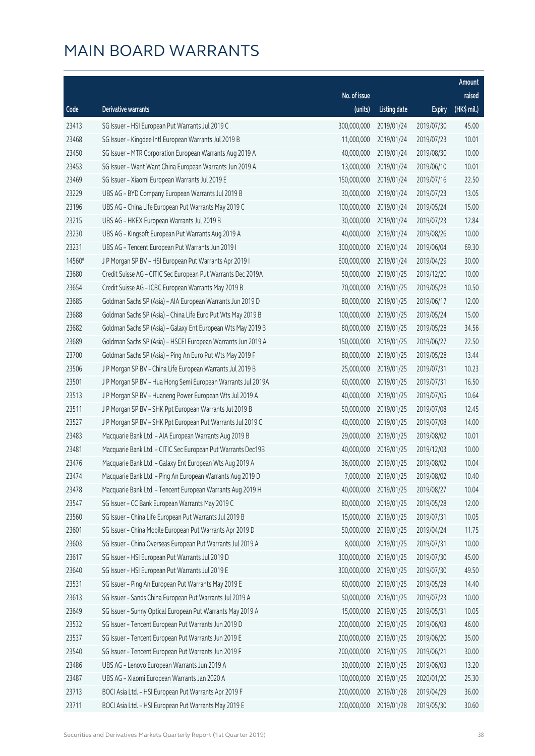# MAIN BOARD WARRANTS

| Code | Derivative warrants | No. of issue (units) | Listing date | Expiry | Amount raised (HK$ mil.) |
|---|---|---|---|---|---|
| 23413 | SG Issuer – HSI European Put Warrants Jul 2019 C | 300,000,000 | 2019/01/24 | 2019/07/30 | 45.00 |
| 23468 | SG Issuer – Kingdee Intl European Warrants Jul 2019 B | 11,000,000 | 2019/01/24 | 2019/07/23 | 10.01 |
| 23450 | SG Issuer – MTR Corporation European Warrants Aug 2019 A | 40,000,000 | 2019/01/24 | 2019/08/30 | 10.00 |
| 23453 | SG Issuer – Want Want China European Warrants Jun 2019 A | 13,000,000 | 2019/01/24 | 2019/06/10 | 10.01 |
| 23469 | SG Issuer – Xiaomi European Warrants Jul 2019 E | 150,000,000 | 2019/01/24 | 2019/07/16 | 22.50 |
| 23229 | UBS AG – BYD Company European Warrants Jul 2019 B | 30,000,000 | 2019/01/24 | 2019/07/23 | 13.05 |
| 23196 | UBS AG – China Life European Put Warrants May 2019 C | 100,000,000 | 2019/01/24 | 2019/05/24 | 15.00 |
| 23215 | UBS AG – HKEX European Warrants Jul 2019 B | 30,000,000 | 2019/01/24 | 2019/07/23 | 12.84 |
| 23230 | UBS AG – Kingsoft European Put Warrants Aug 2019 A | 40,000,000 | 2019/01/24 | 2019/08/26 | 10.00 |
| 23231 | UBS AG – Tencent European Put Warrants Jun 2019 I | 300,000,000 | 2019/01/24 | 2019/06/04 | 69.30 |
| 14560# | J P Morgan SP BV – HSI European Put Warrants Apr 2019 I | 600,000,000 | 2019/01/24 | 2019/04/29 | 30.00 |
| 23680 | Credit Suisse AG – CITIC Sec European Put Warrants Dec 2019A | 50,000,000 | 2019/01/25 | 2019/12/20 | 10.00 |
| 23654 | Credit Suisse AG – ICBC European Warrants May 2019 B | 70,000,000 | 2019/01/25 | 2019/05/28 | 10.50 |
| 23685 | Goldman Sachs SP (Asia) – AIA European Warrants Jun 2019 D | 80,000,000 | 2019/01/25 | 2019/06/17 | 12.00 |
| 23688 | Goldman Sachs SP (Asia) – China Life Euro Put Wts May 2019 B | 100,000,000 | 2019/01/25 | 2019/05/24 | 15.00 |
| 23682 | Goldman Sachs SP (Asia) – Galaxy Ent European Wts May 2019 B | 80,000,000 | 2019/01/25 | 2019/05/28 | 34.56 |
| 23689 | Goldman Sachs SP (Asia) – HSCEI European Warrants Jun 2019 A | 150,000,000 | 2019/01/25 | 2019/06/27 | 22.50 |
| 23700 | Goldman Sachs SP (Asia) – Ping An Euro Put Wts May 2019 F | 80,000,000 | 2019/01/25 | 2019/05/28 | 13.44 |
| 23506 | J P Morgan SP BV – China Life European Warrants Jul 2019 B | 25,000,000 | 2019/01/25 | 2019/07/31 | 10.23 |
| 23501 | J P Morgan SP BV – Hua Hong Semi European Warrants Jul 2019A | 60,000,000 | 2019/01/25 | 2019/07/31 | 16.50 |
| 23513 | J P Morgan SP BV – Huaneng Power European Wts Jul 2019 A | 40,000,000 | 2019/01/25 | 2019/07/05 | 10.64 |
| 23511 | J P Morgan SP BV – SHK Ppt European Warrants Jul 2019 B | 50,000,000 | 2019/01/25 | 2019/07/08 | 12.45 |
| 23527 | J P Morgan SP BV – SHK Ppt European Put Warrants Jul 2019 C | 40,000,000 | 2019/01/25 | 2019/07/08 | 14.00 |
| 23483 | Macquarie Bank Ltd. – AIA European Warrants Aug 2019 B | 29,000,000 | 2019/01/25 | 2019/08/02 | 10.01 |
| 23481 | Macquarie Bank Ltd. – CITIC Sec European Put Warrants Dec19B | 40,000,000 | 2019/01/25 | 2019/12/03 | 10.00 |
| 23476 | Macquarie Bank Ltd. – Galaxy Ent European Wts Aug 2019 A | 36,000,000 | 2019/01/25 | 2019/08/02 | 10.04 |
| 23474 | Macquarie Bank Ltd. – Ping An European Warrants Aug 2019 D | 7,000,000 | 2019/01/25 | 2019/08/02 | 10.40 |
| 23478 | Macquarie Bank Ltd. – Tencent European Warrants Aug 2019 H | 40,000,000 | 2019/01/25 | 2019/08/27 | 10.04 |
| 23547 | SG Issuer – CC Bank European Warrants May 2019 C | 80,000,000 | 2019/01/25 | 2019/05/28 | 12.00 |
| 23560 | SG Issuer – China Life European Put Warrants Jul 2019 B | 15,000,000 | 2019/01/25 | 2019/07/31 | 10.05 |
| 23601 | SG Issuer – China Mobile European Put Warrants Apr 2019 D | 50,000,000 | 2019/01/25 | 2019/04/24 | 11.75 |
| 23603 | SG Issuer – China Overseas European Put Warrants Jul 2019 A | 8,000,000 | 2019/01/25 | 2019/07/31 | 10.00 |
| 23617 | SG Issuer – HSI European Put Warrants Jul 2019 D | 300,000,000 | 2019/01/25 | 2019/07/30 | 45.00 |
| 23640 | SG Issuer – HSI European Put Warrants Jul 2019 E | 300,000,000 | 2019/01/25 | 2019/07/30 | 49.50 |
| 23531 | SG Issuer – Ping An European Put Warrants May 2019 E | 60,000,000 | 2019/01/25 | 2019/05/28 | 14.40 |
| 23613 | SG Issuer – Sands China European Put Warrants Jul 2019 A | 50,000,000 | 2019/01/25 | 2019/07/23 | 10.00 |
| 23649 | SG Issuer – Sunny Optical European Put Warrants May 2019 A | 15,000,000 | 2019/01/25 | 2019/05/31 | 10.05 |
| 23532 | SG Issuer – Tencent European Put Warrants Jun 2019 D | 200,000,000 | 2019/01/25 | 2019/06/03 | 46.00 |
| 23537 | SG Issuer – Tencent European Put Warrants Jun 2019 E | 200,000,000 | 2019/01/25 | 2019/06/20 | 35.00 |
| 23540 | SG Issuer – Tencent European Put Warrants Jun 2019 F | 200,000,000 | 2019/01/25 | 2019/06/21 | 30.00 |
| 23486 | UBS AG – Lenovo European Warrants Jun 2019 A | 30,000,000 | 2019/01/25 | 2019/06/03 | 13.20 |
| 23487 | UBS AG – Xiaomi European Warrants Jan 2020 A | 100,000,000 | 2019/01/25 | 2020/01/20 | 25.30 |
| 23713 | BOCI Asia Ltd. – HSI European Put Warrants Apr 2019 F | 200,000,000 | 2019/01/28 | 2019/04/29 | 36.00 |
| 23711 | BOCI Asia Ltd. – HSI European Put Warrants May 2019 E | 200,000,000 | 2019/01/28 | 2019/05/30 | 30.60 |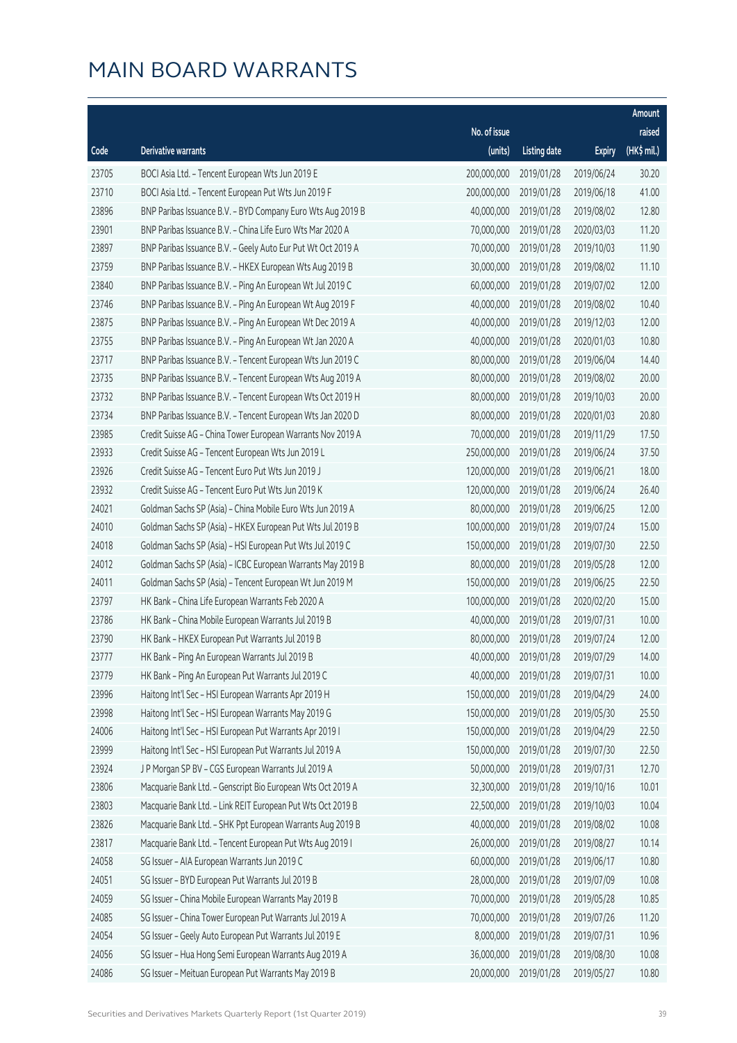# MAIN BOARD WARRANTS

| Code | Derivative warrants | No. of issue (units) | Listing date | Expiry | Amount raised (HK$ mil.) |
|---|---|---|---|---|---|
| 23705 | BOCI Asia Ltd. - Tencent European Wts Jun 2019 E | 200,000,000 | 2019/01/28 | 2019/06/24 | 30.20 |
| 23710 | BOCI Asia Ltd. - Tencent European Put Wts Jun 2019 F | 200,000,000 | 2019/01/28 | 2019/06/18 | 41.00 |
| 23896 | BNP Paribas Issuance B.V. - BYD Company Euro Wts Aug 2019 B | 40,000,000 | 2019/01/28 | 2019/08/02 | 12.80 |
| 23901 | BNP Paribas Issuance B.V. - China Life Euro Wts Mar 2020 A | 70,000,000 | 2019/01/28 | 2020/03/03 | 11.20 |
| 23897 | BNP Paribas Issuance B.V. - Geely Auto Eur Put Wt Oct 2019 A | 70,000,000 | 2019/01/28 | 2019/10/03 | 11.90 |
| 23759 | BNP Paribas Issuance B.V. - HKEX European Wts Aug 2019 B | 30,000,000 | 2019/01/28 | 2019/08/02 | 11.10 |
| 23840 | BNP Paribas Issuance B.V. - Ping An European Wt Jul 2019 C | 60,000,000 | 2019/01/28 | 2019/07/02 | 12.00 |
| 23746 | BNP Paribas Issuance B.V. - Ping An European Wt Aug 2019 F | 40,000,000 | 2019/01/28 | 2019/08/02 | 10.40 |
| 23875 | BNP Paribas Issuance B.V. - Ping An European Wt Dec 2019 A | 40,000,000 | 2019/01/28 | 2019/12/03 | 12.00 |
| 23755 | BNP Paribas Issuance B.V. - Ping An European Wt Jan 2020 A | 40,000,000 | 2019/01/28 | 2020/01/03 | 10.80 |
| 23717 | BNP Paribas Issuance B.V. - Tencent European Wts Jun 2019 C | 80,000,000 | 2019/01/28 | 2019/06/04 | 14.40 |
| 23735 | BNP Paribas Issuance B.V. - Tencent European Wts Aug 2019 A | 80,000,000 | 2019/01/28 | 2019/08/02 | 20.00 |
| 23732 | BNP Paribas Issuance B.V. - Tencent European Wts Oct 2019 H | 80,000,000 | 2019/01/28 | 2019/10/03 | 20.00 |
| 23734 | BNP Paribas Issuance B.V. - Tencent European Wts Jan 2020 D | 80,000,000 | 2019/01/28 | 2020/01/03 | 20.80 |
| 23985 | Credit Suisse AG - China Tower European Warrants Nov 2019 A | 70,000,000 | 2019/01/28 | 2019/11/29 | 17.50 |
| 23933 | Credit Suisse AG - Tencent European Wts Jun 2019 L | 250,000,000 | 2019/01/28 | 2019/06/24 | 37.50 |
| 23926 | Credit Suisse AG - Tencent Euro Put Wts Jun 2019 J | 120,000,000 | 2019/01/28 | 2019/06/21 | 18.00 |
| 23932 | Credit Suisse AG - Tencent Euro Put Wts Jun 2019 K | 120,000,000 | 2019/01/28 | 2019/06/24 | 26.40 |
| 24021 | Goldman Sachs SP (Asia) - China Mobile Euro Wts Jun 2019 A | 80,000,000 | 2019/01/28 | 2019/06/25 | 12.00 |
| 24010 | Goldman Sachs SP (Asia) - HKEX European Put Wts Jul 2019 B | 100,000,000 | 2019/01/28 | 2019/07/24 | 15.00 |
| 24018 | Goldman Sachs SP (Asia) - HSI European Put Wts Jul 2019 C | 150,000,000 | 2019/01/28 | 2019/07/30 | 22.50 |
| 24012 | Goldman Sachs SP (Asia) - ICBC European Warrants May 2019 B | 80,000,000 | 2019/01/28 | 2019/05/28 | 12.00 |
| 24011 | Goldman Sachs SP (Asia) - Tencent European Wt Jun 2019 M | 150,000,000 | 2019/01/28 | 2019/06/25 | 22.50 |
| 23797 | HK Bank - China Life European Warrants Feb 2020 A | 100,000,000 | 2019/01/28 | 2020/02/20 | 15.00 |
| 23786 | HK Bank - China Mobile European Warrants Jul 2019 B | 40,000,000 | 2019/01/28 | 2019/07/31 | 10.00 |
| 23790 | HK Bank - HKEX European Put Warrants Jul 2019 B | 80,000,000 | 2019/01/28 | 2019/07/24 | 12.00 |
| 23777 | HK Bank - Ping An European Warrants Jul 2019 B | 40,000,000 | 2019/01/28 | 2019/07/29 | 14.00 |
| 23779 | HK Bank - Ping An European Put Warrants Jul 2019 C | 40,000,000 | 2019/01/28 | 2019/07/31 | 10.00 |
| 23996 | Haitong Int'l Sec - HSI European Warrants Apr 2019 H | 150,000,000 | 2019/01/28 | 2019/04/29 | 24.00 |
| 23998 | Haitong Int'l Sec - HSI European Warrants May 2019 G | 150,000,000 | 2019/01/28 | 2019/05/30 | 25.50 |
| 24006 | Haitong Int'l Sec - HSI European Put Warrants Apr 2019 I | 150,000,000 | 2019/01/28 | 2019/04/29 | 22.50 |
| 23999 | Haitong Int'l Sec - HSI European Put Warrants Jul 2019 A | 150,000,000 | 2019/01/28 | 2019/07/30 | 22.50 |
| 23924 | J P Morgan SP BV - CGS European Warrants Jul 2019 A | 50,000,000 | 2019/01/28 | 2019/07/31 | 12.70 |
| 23806 | Macquarie Bank Ltd. - Genscript Bio European Wts Oct 2019 A | 32,300,000 | 2019/01/28 | 2019/10/16 | 10.01 |
| 23803 | Macquarie Bank Ltd. - Link REIT European Put Wts Oct 2019 B | 22,500,000 | 2019/01/28 | 2019/10/03 | 10.04 |
| 23826 | Macquarie Bank Ltd. - SHK Ppt European Warrants Aug 2019 B | 40,000,000 | 2019/01/28 | 2019/08/02 | 10.08 |
| 23817 | Macquarie Bank Ltd. - Tencent European Put Wts Aug 2019 I | 26,000,000 | 2019/01/28 | 2019/08/27 | 10.14 |
| 24058 | SG Issuer - AIA European Warrants Jun 2019 C | 60,000,000 | 2019/01/28 | 2019/06/17 | 10.80 |
| 24051 | SG Issuer - BYD European Put Warrants Jul 2019 B | 28,000,000 | 2019/01/28 | 2019/07/09 | 10.08 |
| 24059 | SG Issuer - China Mobile European Warrants May 2019 B | 70,000,000 | 2019/01/28 | 2019/05/28 | 10.85 |
| 24085 | SG Issuer - China Tower European Put Warrants Jul 2019 A | 70,000,000 | 2019/01/28 | 2019/07/26 | 11.20 |
| 24054 | SG Issuer - Geely Auto European Put Warrants Jul 2019 E | 8,000,000 | 2019/01/28 | 2019/07/31 | 10.96 |
| 24056 | SG Issuer - Hua Hong Semi European Warrants Aug 2019 A | 36,000,000 | 2019/01/28 | 2019/08/30 | 10.08 |
| 24086 | SG Issuer - Meituan European Put Warrants May 2019 B | 20,000,000 | 2019/01/28 | 2019/05/27 | 10.80 |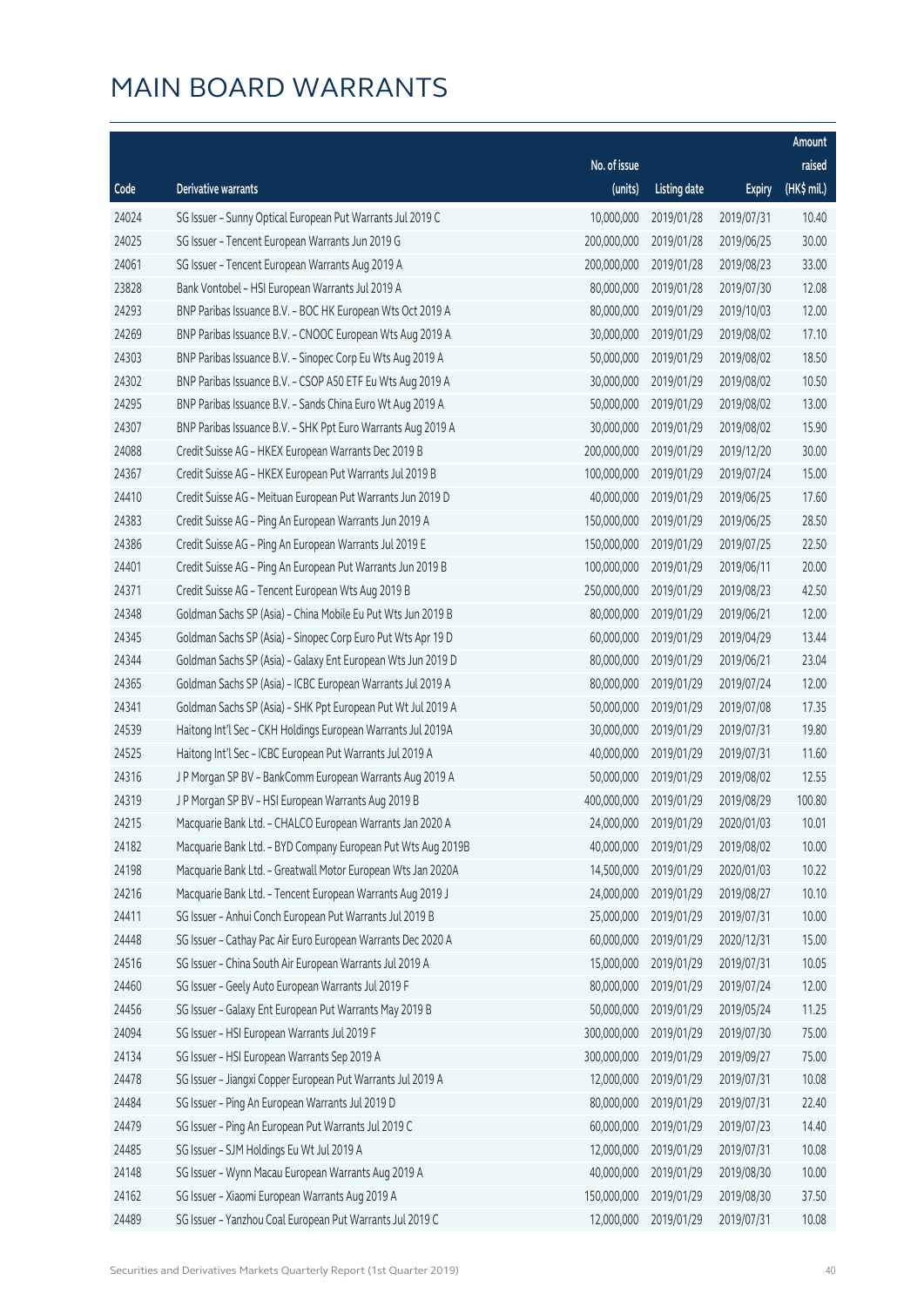# MAIN BOARD WARRANTS

| Code | Derivative warrants | No. of issue (units) | Listing date | Expiry | Amount raised (HK$ mil.) |
|---|---|---|---|---|---|
| 24024 | SG Issuer - Sunny Optical European Put Warrants Jul 2019 C | 10,000,000 | 2019/01/28 | 2019/07/31 | 10.40 |
| 24025 | SG Issuer - Tencent European Warrants Jun 2019 G | 200,000,000 | 2019/01/28 | 2019/06/25 | 30.00 |
| 24061 | SG Issuer - Tencent European Warrants Aug 2019 A | 200,000,000 | 2019/01/28 | 2019/08/23 | 33.00 |
| 23828 | Bank Vontobel - HSI European Warrants Jul 2019 A | 80,000,000 | 2019/01/28 | 2019/07/30 | 12.08 |
| 24293 | BNP Paribas Issuance B.V. - BOC HK European Wts Oct 2019 A | 80,000,000 | 2019/01/29 | 2019/10/03 | 12.00 |
| 24269 | BNP Paribas Issuance B.V. - CNOOC European Wts Aug 2019 A | 30,000,000 | 2019/01/29 | 2019/08/02 | 17.10 |
| 24303 | BNP Paribas Issuance B.V. - Sinopec Corp Eu Wts Aug 2019 A | 50,000,000 | 2019/01/29 | 2019/08/02 | 18.50 |
| 24302 | BNP Paribas Issuance B.V. - CSOP A50 ETF Eu Wts Aug 2019 A | 30,000,000 | 2019/01/29 | 2019/08/02 | 10.50 |
| 24295 | BNP Paribas Issuance B.V. - Sands China Euro Wt Aug 2019 A | 50,000,000 | 2019/01/29 | 2019/08/02 | 13.00 |
| 24307 | BNP Paribas Issuance B.V. - SHK Ppt Euro Warrants Aug 2019 A | 30,000,000 | 2019/01/29 | 2019/08/02 | 15.90 |
| 24088 | Credit Suisse AG - HKEX European Warrants Dec 2019 B | 200,000,000 | 2019/01/29 | 2019/12/20 | 30.00 |
| 24367 | Credit Suisse AG - HKEX European Put Warrants Jul 2019 B | 100,000,000 | 2019/01/29 | 2019/07/24 | 15.00 |
| 24410 | Credit Suisse AG - Meituan European Put Warrants Jun 2019 D | 40,000,000 | 2019/01/29 | 2019/06/25 | 17.60 |
| 24383 | Credit Suisse AG - Ping An European Warrants Jun 2019 A | 150,000,000 | 2019/01/29 | 2019/06/25 | 28.50 |
| 24386 | Credit Suisse AG - Ping An European Warrants Jul 2019 E | 150,000,000 | 2019/01/29 | 2019/07/25 | 22.50 |
| 24401 | Credit Suisse AG - Ping An European Put Warrants Jun 2019 B | 100,000,000 | 2019/01/29 | 2019/06/11 | 20.00 |
| 24371 | Credit Suisse AG - Tencent European Wts Aug 2019 B | 250,000,000 | 2019/01/29 | 2019/08/23 | 42.50 |
| 24348 | Goldman Sachs SP (Asia) - China Mobile Eu Put Wts Jun 2019 B | 80,000,000 | 2019/01/29 | 2019/06/21 | 12.00 |
| 24345 | Goldman Sachs SP (Asia) - Sinopec Corp Euro Put Wts Apr 19 D | 60,000,000 | 2019/01/29 | 2019/04/29 | 13.44 |
| 24344 | Goldman Sachs SP (Asia) - Galaxy Ent European Wts Jun 2019 D | 80,000,000 | 2019/01/29 | 2019/06/21 | 23.04 |
| 24365 | Goldman Sachs SP (Asia) - ICBC European Warrants Jul 2019 A | 80,000,000 | 2019/01/29 | 2019/07/24 | 12.00 |
| 24341 | Goldman Sachs SP (Asia) - SHK Ppt European Put Wt Jul 2019 A | 50,000,000 | 2019/01/29 | 2019/07/08 | 17.35 |
| 24539 | Haitong Int'l Sec - CKH Holdings European Warrants Jul 2019A | 30,000,000 | 2019/01/29 | 2019/07/31 | 19.80 |
| 24525 | Haitong Int'l Sec - ICBC European Put Warrants Jul 2019 A | 40,000,000 | 2019/01/29 | 2019/07/31 | 11.60 |
| 24316 | J P Morgan SP BV - BankComm European Warrants Aug 2019 A | 50,000,000 | 2019/01/29 | 2019/08/02 | 12.55 |
| 24319 | J P Morgan SP BV - HSI European Warrants Aug 2019 B | 400,000,000 | 2019/01/29 | 2019/08/29 | 100.80 |
| 24215 | Macquarie Bank Ltd. - CHALCO European Warrants Jan 2020 A | 24,000,000 | 2019/01/29 | 2020/01/03 | 10.01 |
| 24182 | Macquarie Bank Ltd. - BYD Company European Put Wts Aug 2019B | 40,000,000 | 2019/01/29 | 2019/08/02 | 10.00 |
| 24198 | Macquarie Bank Ltd. - Greatwall Motor European Wts Jan 2020A | 14,500,000 | 2019/01/29 | 2020/01/03 | 10.22 |
| 24216 | Macquarie Bank Ltd. - Tencent European Warrants Aug 2019 J | 24,000,000 | 2019/01/29 | 2019/08/27 | 10.10 |
| 24411 | SG Issuer - Anhui Conch European Put Warrants Jul 2019 B | 25,000,000 | 2019/01/29 | 2019/07/31 | 10.00 |
| 24448 | SG Issuer - Cathay Pac Air Euro European Warrants Dec 2020 A | 60,000,000 | 2019/01/29 | 2020/12/31 | 15.00 |
| 24516 | SG Issuer - China South Air European Warrants Jul 2019 A | 15,000,000 | 2019/01/29 | 2019/07/31 | 10.05 |
| 24460 | SG Issuer - Geely Auto European Warrants Jul 2019 F | 80,000,000 | 2019/01/29 | 2019/07/24 | 12.00 |
| 24456 | SG Issuer - Galaxy Ent European Put Warrants May 2019 B | 50,000,000 | 2019/01/29 | 2019/05/24 | 11.25 |
| 24094 | SG Issuer - HSI European Warrants Jul 2019 F | 300,000,000 | 2019/01/29 | 2019/07/30 | 75.00 |
| 24134 | SG Issuer - HSI European Warrants Sep 2019 A | 300,000,000 | 2019/01/29 | 2019/09/27 | 75.00 |
| 24478 | SG Issuer - Jiangxi Copper European Put Warrants Jul 2019 A | 12,000,000 | 2019/01/29 | 2019/07/31 | 10.08 |
| 24484 | SG Issuer - Ping An European Warrants Jul 2019 D | 80,000,000 | 2019/01/29 | 2019/07/31 | 22.40 |
| 24479 | SG Issuer - Ping An European Put Warrants Jul 2019 C | 60,000,000 | 2019/01/29 | 2019/07/23 | 14.40 |
| 24485 | SG Issuer - SJM Holdings Eu Wt Jul 2019 A | 12,000,000 | 2019/01/29 | 2019/07/31 | 10.08 |
| 24148 | SG Issuer - Wynn Macau European Warrants Aug 2019 A | 40,000,000 | 2019/01/29 | 2019/08/30 | 10.00 |
| 24162 | SG Issuer - Xiaomi European Warrants Aug 2019 A | 150,000,000 | 2019/01/29 | 2019/08/30 | 37.50 |
| 24489 | SG Issuer - Yanzhou Coal European Put Warrants Jul 2019 C | 12,000,000 | 2019/01/29 | 2019/07/31 | 10.08 |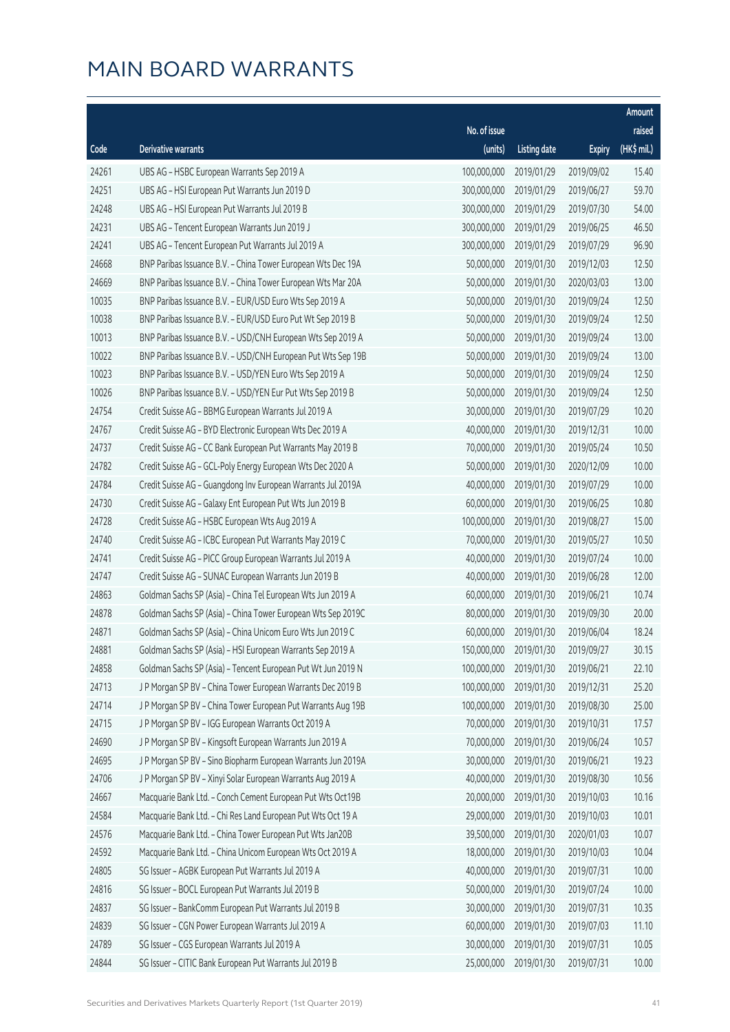# MAIN BOARD WARRANTS

| Code | Derivative warrants | No. of issue (units) | Listing date | Expiry | Amount raised (HK$ mil.) |
|---|---|---|---|---|---|
| 24261 | UBS AG - HSBC European Warrants Sep 2019 A | 100,000,000 | 2019/01/29 | 2019/09/02 | 15.40 |
| 24251 | UBS AG - HSI European Put Warrants Jun 2019 D | 300,000,000 | 2019/01/29 | 2019/06/27 | 59.70 |
| 24248 | UBS AG - HSI European Put Warrants Jul 2019 B | 300,000,000 | 2019/01/29 | 2019/07/30 | 54.00 |
| 24231 | UBS AG - Tencent European Warrants Jun 2019 J | 300,000,000 | 2019/01/29 | 2019/06/25 | 46.50 |
| 24241 | UBS AG - Tencent European Put Warrants Jul 2019 A | 300,000,000 | 2019/01/29 | 2019/07/29 | 96.90 |
| 24668 | BNP Paribas Issuance B.V. - China Tower European Wts Dec 19A | 50,000,000 | 2019/01/30 | 2019/12/03 | 12.50 |
| 24669 | BNP Paribas Issuance B.V. - China Tower European Wts Mar 20A | 50,000,000 | 2019/01/30 | 2020/03/03 | 13.00 |
| 10035 | BNP Paribas Issuance B.V. - EUR/USD Euro Wts Sep 2019 A | 50,000,000 | 2019/01/30 | 2019/09/24 | 12.50 |
| 10038 | BNP Paribas Issuance B.V. - EUR/USD Euro Put Wt Sep 2019 B | 50,000,000 | 2019/01/30 | 2019/09/24 | 12.50 |
| 10013 | BNP Paribas Issuance B.V. - USD/CNH European Wts Sep 2019 A | 50,000,000 | 2019/01/30 | 2019/09/24 | 13.00 |
| 10022 | BNP Paribas Issuance B.V. - USD/CNH European Put Wts Sep 19B | 50,000,000 | 2019/01/30 | 2019/09/24 | 13.00 |
| 10023 | BNP Paribas Issuance B.V. - USD/YEN Euro Wts Sep 2019 A | 50,000,000 | 2019/01/30 | 2019/09/24 | 12.50 |
| 10026 | BNP Paribas Issuance B.V. - USD/YEN Eur Put Wts Sep 2019 B | 50,000,000 | 2019/01/30 | 2019/09/24 | 12.50 |
| 24754 | Credit Suisse AG - BBMG European Warrants Jul 2019 A | 30,000,000 | 2019/01/30 | 2019/07/29 | 10.20 |
| 24767 | Credit Suisse AG - BYD Electronic European Wts Dec 2019 A | 40,000,000 | 2019/01/30 | 2019/12/31 | 10.00 |
| 24737 | Credit Suisse AG - CC Bank European Put Warrants May 2019 B | 70,000,000 | 2019/01/30 | 2019/05/24 | 10.50 |
| 24782 | Credit Suisse AG - GCL-Poly Energy European Wts Dec 2020 A | 50,000,000 | 2019/01/30 | 2020/12/09 | 10.00 |
| 24784 | Credit Suisse AG - Guangdong Inv European Warrants Jul 2019A | 40,000,000 | 2019/01/30 | 2019/07/29 | 10.00 |
| 24730 | Credit Suisse AG - Galaxy Ent European Put Wts Jun 2019 B | 60,000,000 | 2019/01/30 | 2019/06/25 | 10.80 |
| 24728 | Credit Suisse AG - HSBC European Wts Aug 2019 A | 100,000,000 | 2019/01/30 | 2019/08/27 | 15.00 |
| 24740 | Credit Suisse AG - ICBC European Put Warrants May 2019 C | 70,000,000 | 2019/01/30 | 2019/05/27 | 10.50 |
| 24741 | Credit Suisse AG - PICC Group European Warrants Jul 2019 A | 40,000,000 | 2019/01/30 | 2019/07/24 | 10.00 |
| 24747 | Credit Suisse AG - SUNAC European Warrants Jun 2019 B | 40,000,000 | 2019/01/30 | 2019/06/28 | 12.00 |
| 24863 | Goldman Sachs SP (Asia) - China Tel European Wts Jun 2019 A | 60,000,000 | 2019/01/30 | 2019/06/21 | 10.74 |
| 24878 | Goldman Sachs SP (Asia) - China Tower European Wts Sep 2019C | 80,000,000 | 2019/01/30 | 2019/09/30 | 20.00 |
| 24871 | Goldman Sachs SP (Asia) - China Unicom Euro Wts Jun 2019 C | 60,000,000 | 2019/01/30 | 2019/06/04 | 18.24 |
| 24881 | Goldman Sachs SP (Asia) - HSI European Warrants Sep 2019 A | 150,000,000 | 2019/01/30 | 2019/09/27 | 30.15 |
| 24858 | Goldman Sachs SP (Asia) - Tencent European Put Wt Jun 2019 N | 100,000,000 | 2019/01/30 | 2019/06/21 | 22.10 |
| 24713 | J P Morgan SP BV - China Tower European Warrants Dec 2019 B | 100,000,000 | 2019/01/30 | 2019/12/31 | 25.20 |
| 24714 | J P Morgan SP BV - China Tower European Put Warrants Aug 19B | 100,000,000 | 2019/01/30 | 2019/08/30 | 25.00 |
| 24715 | J P Morgan SP BV - IGG European Warrants Oct 2019 A | 70,000,000 | 2019/01/30 | 2019/10/31 | 17.57 |
| 24690 | J P Morgan SP BV - Kingsoft European Warrants Jun 2019 A | 70,000,000 | 2019/01/30 | 2019/06/24 | 10.57 |
| 24695 | J P Morgan SP BV - Sino Biopharm European Warrants Jun 2019A | 30,000,000 | 2019/01/30 | 2019/06/21 | 19.23 |
| 24706 | J P Morgan SP BV - Xinyi Solar European Warrants Aug 2019 A | 40,000,000 | 2019/01/30 | 2019/08/30 | 10.56 |
| 24667 | Macquarie Bank Ltd. - Conch Cement European Put Wts Oct19B | 20,000,000 | 2019/01/30 | 2019/10/03 | 10.16 |
| 24584 | Macquarie Bank Ltd. - Chi Res Land European Put Wts Oct 19 A | 29,000,000 | 2019/01/30 | 2019/10/03 | 10.01 |
| 24576 | Macquarie Bank Ltd. - China Tower European Put Wts Jan20B | 39,500,000 | 2019/01/30 | 2020/01/03 | 10.07 |
| 24592 | Macquarie Bank Ltd. - China Unicom European Wts Oct 2019 A | 18,000,000 | 2019/01/30 | 2019/10/03 | 10.04 |
| 24805 | SG Issuer - AGBK European Put Warrants Jul 2019 A | 40,000,000 | 2019/01/30 | 2019/07/31 | 10.00 |
| 24816 | SG Issuer - BOCL European Put Warrants Jul 2019 B | 50,000,000 | 2019/01/30 | 2019/07/24 | 10.00 |
| 24837 | SG Issuer - BankComm European Put Warrants Jul 2019 B | 30,000,000 | 2019/01/30 | 2019/07/31 | 10.35 |
| 24839 | SG Issuer - CGN Power European Warrants Jul 2019 A | 60,000,000 | 2019/01/30 | 2019/07/03 | 11.10 |
| 24789 | SG Issuer - CGS European Warrants Jul 2019 A | 30,000,000 | 2019/01/30 | 2019/07/31 | 10.05 |
| 24844 | SG Issuer - CITIC Bank European Put Warrants Jul 2019 B | 25,000,000 | 2019/01/30 | 2019/07/31 | 10.00 |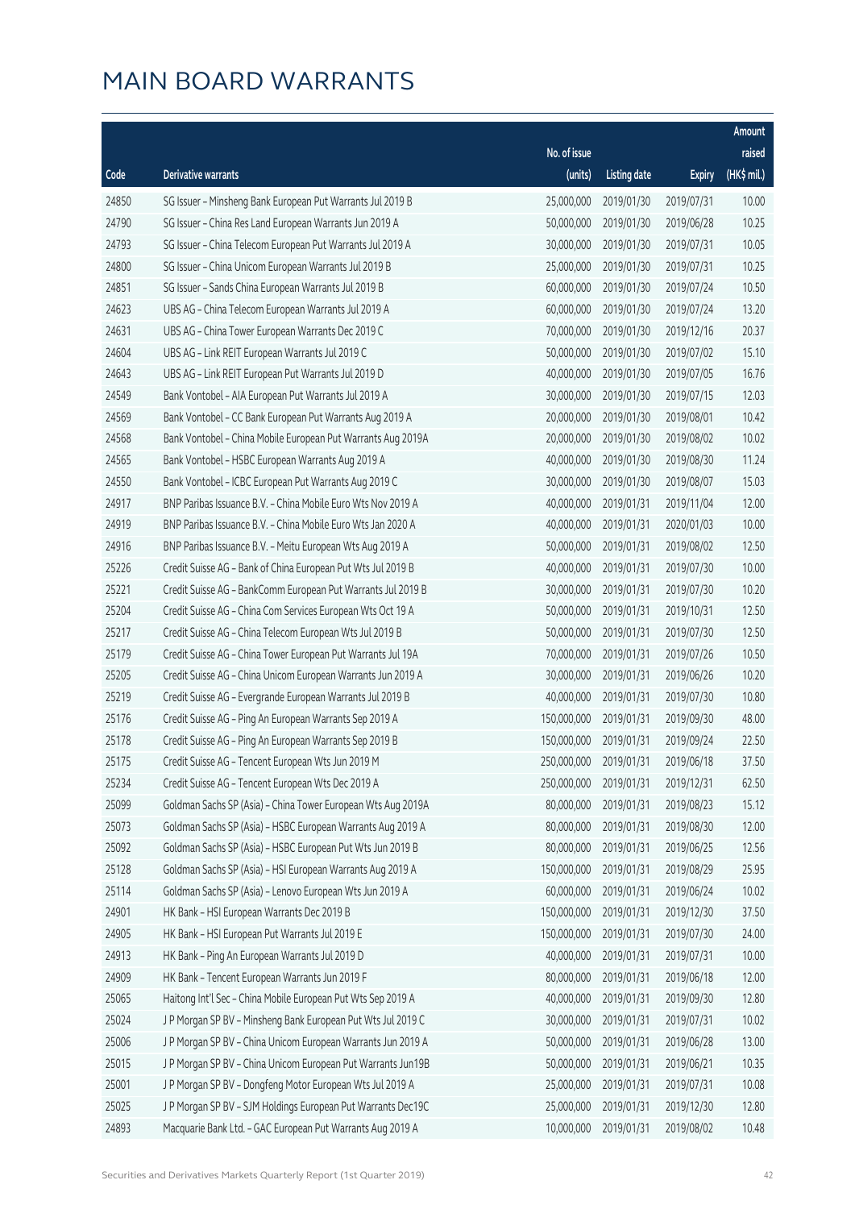# MAIN BOARD WARRANTS

| Code | Derivative warrants | No. of issue (units) | Listing date | Expiry | Amount raised (HK$ mil.) |
|---|---|---|---|---|---|
| 24850 | SG Issuer – Minsheng Bank European Put Warrants Jul 2019 B | 25,000,000 | 2019/01/30 | 2019/07/31 | 10.00 |
| 24790 | SG Issuer – China Res Land European Warrants Jun 2019 A | 50,000,000 | 2019/01/30 | 2019/06/28 | 10.25 |
| 24793 | SG Issuer – China Telecom European Put Warrants Jul 2019 A | 30,000,000 | 2019/01/30 | 2019/07/31 | 10.05 |
| 24800 | SG Issuer – China Unicom European Warrants Jul 2019 B | 25,000,000 | 2019/01/30 | 2019/07/31 | 10.25 |
| 24851 | SG Issuer – Sands China European Warrants Jul 2019 B | 60,000,000 | 2019/01/30 | 2019/07/24 | 10.50 |
| 24623 | UBS AG – China Telecom European Warrants Jul 2019 A | 60,000,000 | 2019/01/30 | 2019/07/24 | 13.20 |
| 24631 | UBS AG – China Tower European Warrants Dec 2019 C | 70,000,000 | 2019/01/30 | 2019/12/16 | 20.37 |
| 24604 | UBS AG – Link REIT European Warrants Jul 2019 C | 50,000,000 | 2019/01/30 | 2019/07/02 | 15.10 |
| 24643 | UBS AG – Link REIT European Put Warrants Jul 2019 D | 40,000,000 | 2019/01/30 | 2019/07/05 | 16.76 |
| 24549 | Bank Vontobel – AIA European Put Warrants Jul 2019 A | 30,000,000 | 2019/01/30 | 2019/07/15 | 12.03 |
| 24569 | Bank Vontobel – CC Bank European Put Warrants Aug 2019 A | 20,000,000 | 2019/01/30 | 2019/08/01 | 10.42 |
| 24568 | Bank Vontobel – China Mobile European Put Warrants Aug 2019A | 20,000,000 | 2019/01/30 | 2019/08/02 | 10.02 |
| 24565 | Bank Vontobel – HSBC European Warrants Aug 2019 A | 40,000,000 | 2019/01/30 | 2019/08/30 | 11.24 |
| 24550 | Bank Vontobel – ICBC European Put Warrants Aug 2019 C | 30,000,000 | 2019/01/30 | 2019/08/07 | 15.03 |
| 24917 | BNP Paribas Issuance B.V. – China Mobile Euro Wts Nov 2019 A | 40,000,000 | 2019/01/31 | 2019/11/04 | 12.00 |
| 24919 | BNP Paribas Issuance B.V. – China Mobile Euro Wts Jan 2020 A | 40,000,000 | 2019/01/31 | 2020/01/03 | 10.00 |
| 24916 | BNP Paribas Issuance B.V. – Meitu European Wts Aug 2019 A | 50,000,000 | 2019/01/31 | 2019/08/02 | 12.50 |
| 25226 | Credit Suisse AG – Bank of China European Put Wts Jul 2019 B | 40,000,000 | 2019/01/31 | 2019/07/30 | 10.00 |
| 25221 | Credit Suisse AG – BankComm European Put Warrants Jul 2019 B | 30,000,000 | 2019/01/31 | 2019/07/30 | 10.20 |
| 25204 | Credit Suisse AG – China Com Services European Wts Oct 19 A | 50,000,000 | 2019/01/31 | 2019/10/31 | 12.50 |
| 25217 | Credit Suisse AG – China Telecom European Wts Jul 2019 B | 50,000,000 | 2019/01/31 | 2019/07/30 | 12.50 |
| 25179 | Credit Suisse AG – China Tower European Put Warrants Jul 19A | 70,000,000 | 2019/01/31 | 2019/07/26 | 10.50 |
| 25205 | Credit Suisse AG – China Unicom European Warrants Jun 2019 A | 30,000,000 | 2019/01/31 | 2019/06/26 | 10.20 |
| 25219 | Credit Suisse AG – Evergrande European Warrants Jul 2019 B | 40,000,000 | 2019/01/31 | 2019/07/30 | 10.80 |
| 25176 | Credit Suisse AG – Ping An European Warrants Sep 2019 A | 150,000,000 | 2019/01/31 | 2019/09/30 | 48.00 |
| 25178 | Credit Suisse AG – Ping An European Warrants Sep 2019 B | 150,000,000 | 2019/01/31 | 2019/09/24 | 22.50 |
| 25175 | Credit Suisse AG – Tencent European Wts Jun 2019 M | 250,000,000 | 2019/01/31 | 2019/06/18 | 37.50 |
| 25234 | Credit Suisse AG – Tencent European Wts Dec 2019 A | 250,000,000 | 2019/01/31 | 2019/12/31 | 62.50 |
| 25099 | Goldman Sachs SP (Asia) – China Tower European Wts Aug 2019A | 80,000,000 | 2019/01/31 | 2019/08/23 | 15.12 |
| 25073 | Goldman Sachs SP (Asia) – HSBC European Warrants Aug 2019 A | 80,000,000 | 2019/01/31 | 2019/08/30 | 12.00 |
| 25092 | Goldman Sachs SP (Asia) – HSBC European Put Wts Jun 2019 B | 80,000,000 | 2019/01/31 | 2019/06/25 | 12.56 |
| 25128 | Goldman Sachs SP (Asia) – HSI European Warrants Aug 2019 A | 150,000,000 | 2019/01/31 | 2019/08/29 | 25.95 |
| 25114 | Goldman Sachs SP (Asia) – Lenovo European Wts Jun 2019 A | 60,000,000 | 2019/01/31 | 2019/06/24 | 10.02 |
| 24901 | HK Bank – HSI European Warrants Dec 2019 B | 150,000,000 | 2019/01/31 | 2019/12/30 | 37.50 |
| 24905 | HK Bank – HSI European Put Warrants Jul 2019 E | 150,000,000 | 2019/01/31 | 2019/07/30 | 24.00 |
| 24913 | HK Bank – Ping An European Warrants Jul 2019 D | 40,000,000 | 2019/01/31 | 2019/07/31 | 10.00 |
| 24909 | HK Bank – Tencent European Warrants Jun 2019 F | 80,000,000 | 2019/01/31 | 2019/06/18 | 12.00 |
| 25065 | Haitong Int'l Sec – China Mobile European Put Wts Sep 2019 A | 40,000,000 | 2019/01/31 | 2019/09/30 | 12.80 |
| 25024 | J P Morgan SP BV – Minsheng Bank European Put Wts Jul 2019 C | 30,000,000 | 2019/01/31 | 2019/07/31 | 10.02 |
| 25006 | J P Morgan SP BV – China Unicom European Warrants Jun 2019 A | 50,000,000 | 2019/01/31 | 2019/06/28 | 13.00 |
| 25015 | J P Morgan SP BV – China Unicom European Put Warrants Jun19B | 50,000,000 | 2019/01/31 | 2019/06/21 | 10.35 |
| 25001 | J P Morgan SP BV – Dongfeng Motor European Wts Jul 2019 A | 25,000,000 | 2019/01/31 | 2019/07/31 | 10.08 |
| 25025 | J P Morgan SP BV – SJM Holdings European Put Warrants Dec19C | 25,000,000 | 2019/01/31 | 2019/12/30 | 12.80 |
| 24893 | Macquarie Bank Ltd. – GAC European Put Warrants Aug 2019 A | 10,000,000 | 2019/01/31 | 2019/08/02 | 10.48 |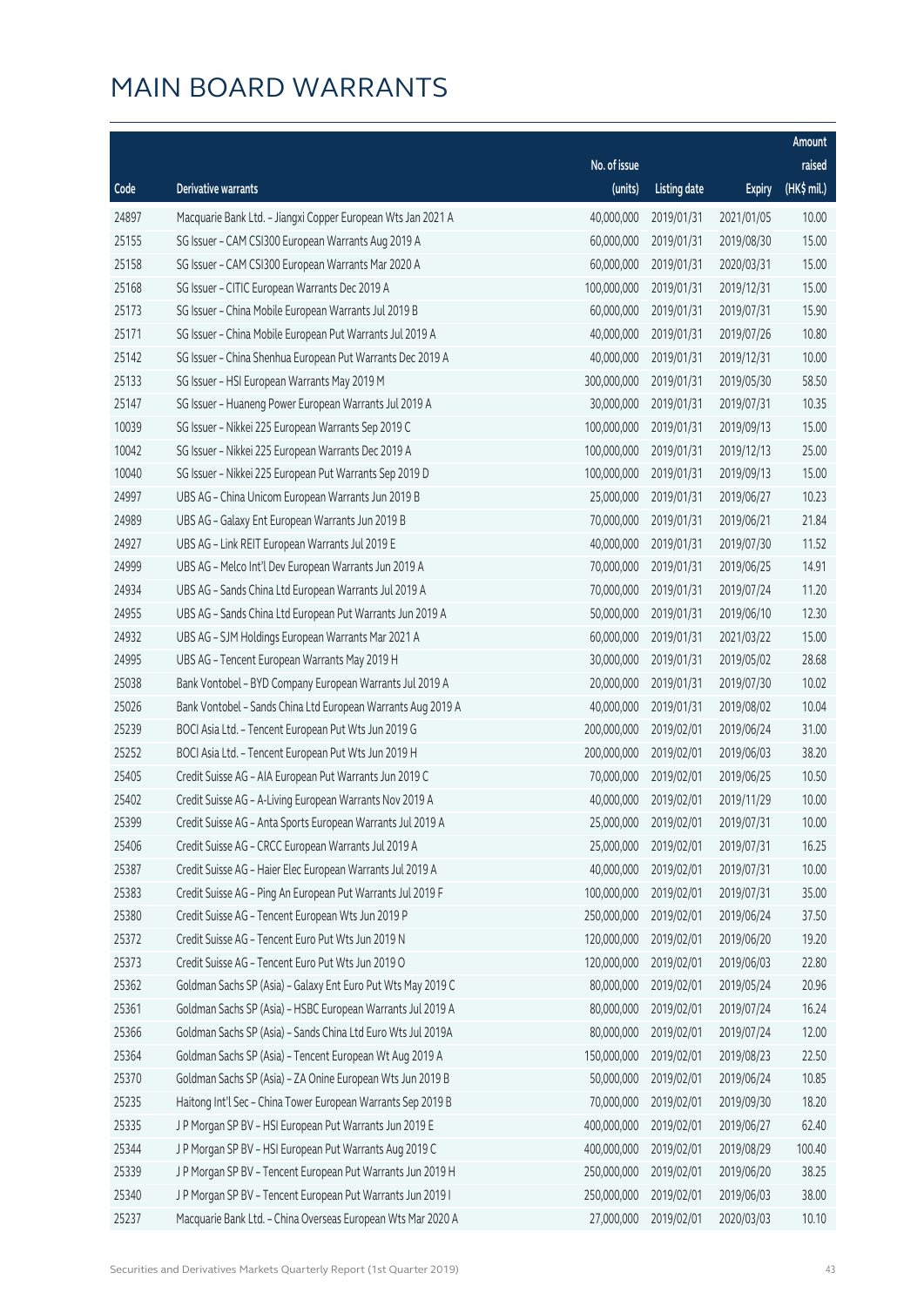# MAIN BOARD WARRANTS

| Code | Derivative warrants | No. of issue (units) | Listing date | Expiry | Amount raised (HK$ mil.) |
|---|---|---|---|---|---|
| 24897 | Macquarie Bank Ltd. - Jiangxi Copper European Wts Jan 2021 A | 40,000,000 | 2019/01/31 | 2021/01/05 | 10.00 |
| 25155 | SG Issuer - CAM CSI300 European Warrants Aug 2019 A | 60,000,000 | 2019/01/31 | 2019/08/30 | 15.00 |
| 25158 | SG Issuer - CAM CSI300 European Warrants Mar 2020 A | 60,000,000 | 2019/01/31 | 2020/03/31 | 15.00 |
| 25168 | SG Issuer - CITIC European Warrants Dec 2019 A | 100,000,000 | 2019/01/31 | 2019/12/31 | 15.00 |
| 25173 | SG Issuer - China Mobile European Warrants Jul 2019 B | 60,000,000 | 2019/01/31 | 2019/07/31 | 15.90 |
| 25171 | SG Issuer - China Mobile European Put Warrants Jul 2019 A | 40,000,000 | 2019/01/31 | 2019/07/26 | 10.80 |
| 25142 | SG Issuer - China Shenhua European Put Warrants Dec 2019 A | 40,000,000 | 2019/01/31 | 2019/12/31 | 10.00 |
| 25133 | SG Issuer - HSI European Warrants May 2019 M | 300,000,000 | 2019/01/31 | 2019/05/30 | 58.50 |
| 25147 | SG Issuer - Huaneng Power European Warrants Jul 2019 A | 30,000,000 | 2019/01/31 | 2019/07/31 | 10.35 |
| 10039 | SG Issuer - Nikkei 225 European Warrants Sep 2019 C | 100,000,000 | 2019/01/31 | 2019/09/13 | 15.00 |
| 10042 | SG Issuer - Nikkei 225 European Warrants Dec 2019 A | 100,000,000 | 2019/01/31 | 2019/12/13 | 25.00 |
| 10040 | SG Issuer - Nikkei 225 European Put Warrants Sep 2019 D | 100,000,000 | 2019/01/31 | 2019/09/13 | 15.00 |
| 24997 | UBS AG - China Unicom European Warrants Jun 2019 B | 25,000,000 | 2019/01/31 | 2019/06/27 | 10.23 |
| 24989 | UBS AG - Galaxy Ent European Warrants Jun 2019 B | 70,000,000 | 2019/01/31 | 2019/06/21 | 21.84 |
| 24927 | UBS AG - Link REIT European Warrants Jul 2019 E | 40,000,000 | 2019/01/31 | 2019/07/30 | 11.52 |
| 24999 | UBS AG - Melco Int'l Dev European Warrants Jun 2019 A | 70,000,000 | 2019/01/31 | 2019/06/25 | 14.91 |
| 24934 | UBS AG - Sands China Ltd European Warrants Jul 2019 A | 70,000,000 | 2019/01/31 | 2019/07/24 | 11.20 |
| 24955 | UBS AG - Sands China Ltd European Put Warrants Jun 2019 A | 50,000,000 | 2019/01/31 | 2019/06/10 | 12.30 |
| 24932 | UBS AG - SJM Holdings European Warrants Mar 2021 A | 60,000,000 | 2019/01/31 | 2021/03/22 | 15.00 |
| 24995 | UBS AG - Tencent European Warrants May 2019 H | 30,000,000 | 2019/01/31 | 2019/05/02 | 28.68 |
| 25038 | Bank Vontobel - BYD Company European Warrants Jul 2019 A | 20,000,000 | 2019/01/31 | 2019/07/30 | 10.02 |
| 25026 | Bank Vontobel - Sands China Ltd European Warrants Aug 2019 A | 40,000,000 | 2019/01/31 | 2019/08/02 | 10.04 |
| 25239 | BOCI Asia Ltd. - Tencent European Put Wts Jun 2019 G | 200,000,000 | 2019/02/01 | 2019/06/24 | 31.00 |
| 25252 | BOCI Asia Ltd. - Tencent European Put Wts Jun 2019 H | 200,000,000 | 2019/02/01 | 2019/06/03 | 38.20 |
| 25405 | Credit Suisse AG - AIA European Put Warrants Jun 2019 C | 70,000,000 | 2019/02/01 | 2019/06/25 | 10.50 |
| 25402 | Credit Suisse AG - A-Living European Warrants Nov 2019 A | 40,000,000 | 2019/02/01 | 2019/11/29 | 10.00 |
| 25399 | Credit Suisse AG - Anta Sports European Warrants Jul 2019 A | 25,000,000 | 2019/02/01 | 2019/07/31 | 10.00 |
| 25406 | Credit Suisse AG - CRCC European Warrants Jul 2019 A | 25,000,000 | 2019/02/01 | 2019/07/31 | 16.25 |
| 25387 | Credit Suisse AG - Haier Elec European Warrants Jul 2019 A | 40,000,000 | 2019/02/01 | 2019/07/31 | 10.00 |
| 25383 | Credit Suisse AG - Ping An European Put Warrants Jul 2019 F | 100,000,000 | 2019/02/01 | 2019/07/31 | 35.00 |
| 25380 | Credit Suisse AG - Tencent European Wts Jun 2019 P | 250,000,000 | 2019/02/01 | 2019/06/24 | 37.50 |
| 25372 | Credit Suisse AG - Tencent Euro Put Wts Jun 2019 N | 120,000,000 | 2019/02/01 | 2019/06/20 | 19.20 |
| 25373 | Credit Suisse AG - Tencent Euro Put Wts Jun 2019 O | 120,000,000 | 2019/02/01 | 2019/06/03 | 22.80 |
| 25362 | Goldman Sachs SP (Asia) - Galaxy Ent Euro Put Wts May 2019 C | 80,000,000 | 2019/02/01 | 2019/05/24 | 20.96 |
| 25361 | Goldman Sachs SP (Asia) - HSBC European Warrants Jul 2019 A | 80,000,000 | 2019/02/01 | 2019/07/24 | 16.24 |
| 25366 | Goldman Sachs SP (Asia) - Sands China Ltd Euro Wts Jul 2019A | 80,000,000 | 2019/02/01 | 2019/07/24 | 12.00 |
| 25364 | Goldman Sachs SP (Asia) - Tencent European Wt Aug 2019 A | 150,000,000 | 2019/02/01 | 2019/08/23 | 22.50 |
| 25370 | Goldman Sachs SP (Asia) - ZA Onine European Wts Jun 2019 B | 50,000,000 | 2019/02/01 | 2019/06/24 | 10.85 |
| 25235 | Haitong Int'l Sec - China Tower European Warrants Sep 2019 B | 70,000,000 | 2019/02/01 | 2019/09/30 | 18.20 |
| 25335 | J P Morgan SP BV - HSI European Put Warrants Jun 2019 E | 400,000,000 | 2019/02/01 | 2019/06/27 | 62.40 |
| 25344 | J P Morgan SP BV - HSI European Put Warrants Aug 2019 C | 400,000,000 | 2019/02/01 | 2019/08/29 | 100.40 |
| 25339 | J P Morgan SP BV - Tencent European Put Warrants Jun 2019 H | 250,000,000 | 2019/02/01 | 2019/06/20 | 38.25 |
| 25340 | J P Morgan SP BV - Tencent European Put Warrants Jun 2019 I | 250,000,000 | 2019/02/01 | 2019/06/03 | 38.00 |
| 25237 | Macquarie Bank Ltd. - China Overseas European Wts Mar 2020 A | 27,000,000 | 2019/02/01 | 2020/03/03 | 10.10 |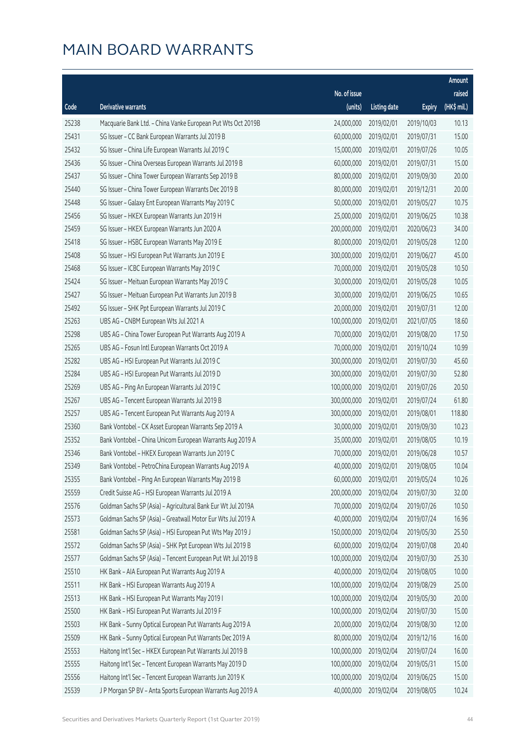# MAIN BOARD WARRANTS

| Code | Derivative warrants | No. of issue (units) | Listing date | Expiry | Amount raised (HK$ mil.) |
|---|---|---|---|---|---|
| 25238 | Macquarie Bank Ltd. - China Vanke European Put Wts Oct 2019B | 24,000,000 | 2019/02/01 | 2019/10/03 | 10.13 |
| 25431 | SG Issuer - CC Bank European Warrants Jul 2019 B | 60,000,000 | 2019/02/01 | 2019/07/31 | 15.00 |
| 25432 | SG Issuer - China Life European Warrants Jul 2019 C | 15,000,000 | 2019/02/01 | 2019/07/26 | 10.05 |
| 25436 | SG Issuer - China Overseas European Warrants Jul 2019 B | 60,000,000 | 2019/02/01 | 2019/07/31 | 15.00 |
| 25437 | SG Issuer - China Tower European Warrants Sep 2019 B | 80,000,000 | 2019/02/01 | 2019/09/30 | 20.00 |
| 25440 | SG Issuer - China Tower European Warrants Dec 2019 B | 80,000,000 | 2019/02/01 | 2019/12/31 | 20.00 |
| 25448 | SG Issuer - Galaxy Ent European Warrants May 2019 C | 50,000,000 | 2019/02/01 | 2019/05/27 | 10.75 |
| 25456 | SG Issuer - HKEX European Warrants Jun 2019 H | 25,000,000 | 2019/02/01 | 2019/06/25 | 10.38 |
| 25459 | SG Issuer - HKEX European Warrants Jun 2020 A | 200,000,000 | 2019/02/01 | 2020/06/23 | 34.00 |
| 25418 | SG Issuer - HSBC European Warrants May 2019 E | 80,000,000 | 2019/02/01 | 2019/05/28 | 12.00 |
| 25408 | SG Issuer - HSI European Put Warrants Jun 2019 E | 300,000,000 | 2019/02/01 | 2019/06/27 | 45.00 |
| 25468 | SG Issuer - ICBC European Warrants May 2019 C | 70,000,000 | 2019/02/01 | 2019/05/28 | 10.50 |
| 25424 | SG Issuer - Meituan European Warrants May 2019 C | 30,000,000 | 2019/02/01 | 2019/05/28 | 10.05 |
| 25427 | SG Issuer - Meituan European Put Warrants Jun 2019 B | 30,000,000 | 2019/02/01 | 2019/06/25 | 10.65 |
| 25492 | SG Issuer - SHK Ppt European Warrants Jul 2019 C | 20,000,000 | 2019/02/01 | 2019/07/31 | 12.00 |
| 25263 | UBS AG - CNBM European Wts Jul 2021 A | 100,000,000 | 2019/02/01 | 2021/07/05 | 18.60 |
| 25298 | UBS AG - China Tower European Put Warrants Aug 2019 A | 70,000,000 | 2019/02/01 | 2019/08/20 | 17.50 |
| 25265 | UBS AG - Fosun Intl European Warrants Oct 2019 A | 70,000,000 | 2019/02/01 | 2019/10/24 | 10.99 |
| 25282 | UBS AG - HSI European Put Warrants Jul 2019 C | 300,000,000 | 2019/02/01 | 2019/07/30 | 45.60 |
| 25284 | UBS AG - HSI European Put Warrants Jul 2019 D | 300,000,000 | 2019/02/01 | 2019/07/30 | 52.80 |
| 25269 | UBS AG - Ping An European Warrants Jul 2019 C | 100,000,000 | 2019/02/01 | 2019/07/26 | 20.50 |
| 25267 | UBS AG - Tencent European Warrants Jul 2019 B | 300,000,000 | 2019/02/01 | 2019/07/24 | 61.80 |
| 25257 | UBS AG - Tencent European Put Warrants Aug 2019 A | 300,000,000 | 2019/02/01 | 2019/08/01 | 118.80 |
| 25360 | Bank Vontobel - CK Asset European Warrants Sep 2019 A | 30,000,000 | 2019/02/01 | 2019/09/30 | 10.23 |
| 25352 | Bank Vontobel - China Unicom European Warrants Aug 2019 A | 35,000,000 | 2019/02/01 | 2019/08/05 | 10.19 |
| 25346 | Bank Vontobel - HKEX European Warrants Jun 2019 C | 70,000,000 | 2019/02/01 | 2019/06/28 | 10.57 |
| 25349 | Bank Vontobel - PetroChina European Warrants Aug 2019 A | 40,000,000 | 2019/02/01 | 2019/08/05 | 10.04 |
| 25355 | Bank Vontobel - Ping An European Warrants May 2019 B | 60,000,000 | 2019/02/01 | 2019/05/24 | 10.26 |
| 25559 | Credit Suisse AG - HSI European Warrants Jul 2019 A | 200,000,000 | 2019/02/04 | 2019/07/30 | 32.00 |
| 25576 | Goldman Sachs SP (Asia) - Agricultural Bank Eur Wt Jul 2019A | 70,000,000 | 2019/02/04 | 2019/07/26 | 10.50 |
| 25573 | Goldman Sachs SP (Asia) - Greatwall Motor Eur Wts Jul 2019 A | 40,000,000 | 2019/02/04 | 2019/07/24 | 16.96 |
| 25581 | Goldman Sachs SP (Asia) - HSI European Put Wts May 2019 J | 150,000,000 | 2019/02/04 | 2019/05/30 | 25.50 |
| 25572 | Goldman Sachs SP (Asia) - SHK Ppt European Wts Jul 2019 B | 60,000,000 | 2019/02/04 | 2019/07/08 | 20.40 |
| 25577 | Goldman Sachs SP (Asia) - Tencent European Put Wt Jul 2019 B | 100,000,000 | 2019/02/04 | 2019/07/30 | 25.30 |
| 25510 | HK Bank - AIA European Put Warrants Aug 2019 A | 40,000,000 | 2019/02/04 | 2019/08/05 | 10.00 |
| 25511 | HK Bank - HSI European Warrants Aug 2019 A | 100,000,000 | 2019/02/04 | 2019/08/29 | 25.00 |
| 25513 | HK Bank - HSI European Put Warrants May 2019 I | 100,000,000 | 2019/02/04 | 2019/05/30 | 20.00 |
| 25500 | HK Bank - HSI European Put Warrants Jul 2019 F | 100,000,000 | 2019/02/04 | 2019/07/30 | 15.00 |
| 25503 | HK Bank - Sunny Optical European Put Warrants Aug 2019 A | 20,000,000 | 2019/02/04 | 2019/08/30 | 12.00 |
| 25509 | HK Bank - Sunny Optical European Put Warrants Dec 2019 A | 80,000,000 | 2019/02/04 | 2019/12/16 | 16.00 |
| 25553 | Haitong Int'l Sec - HKEX European Put Warrants Jul 2019 B | 100,000,000 | 2019/02/04 | 2019/07/24 | 16.00 |
| 25555 | Haitong Int'l Sec - Tencent European Warrants May 2019 D | 100,000,000 | 2019/02/04 | 2019/05/31 | 15.00 |
| 25556 | Haitong Int'l Sec - Tencent European Warrants Jun 2019 K | 100,000,000 | 2019/02/04 | 2019/06/25 | 15.00 |
| 25539 | J P Morgan SP BV - Anta Sports European Warrants Aug 2019 A | 40,000,000 | 2019/02/04 | 2019/08/05 | 10.24 |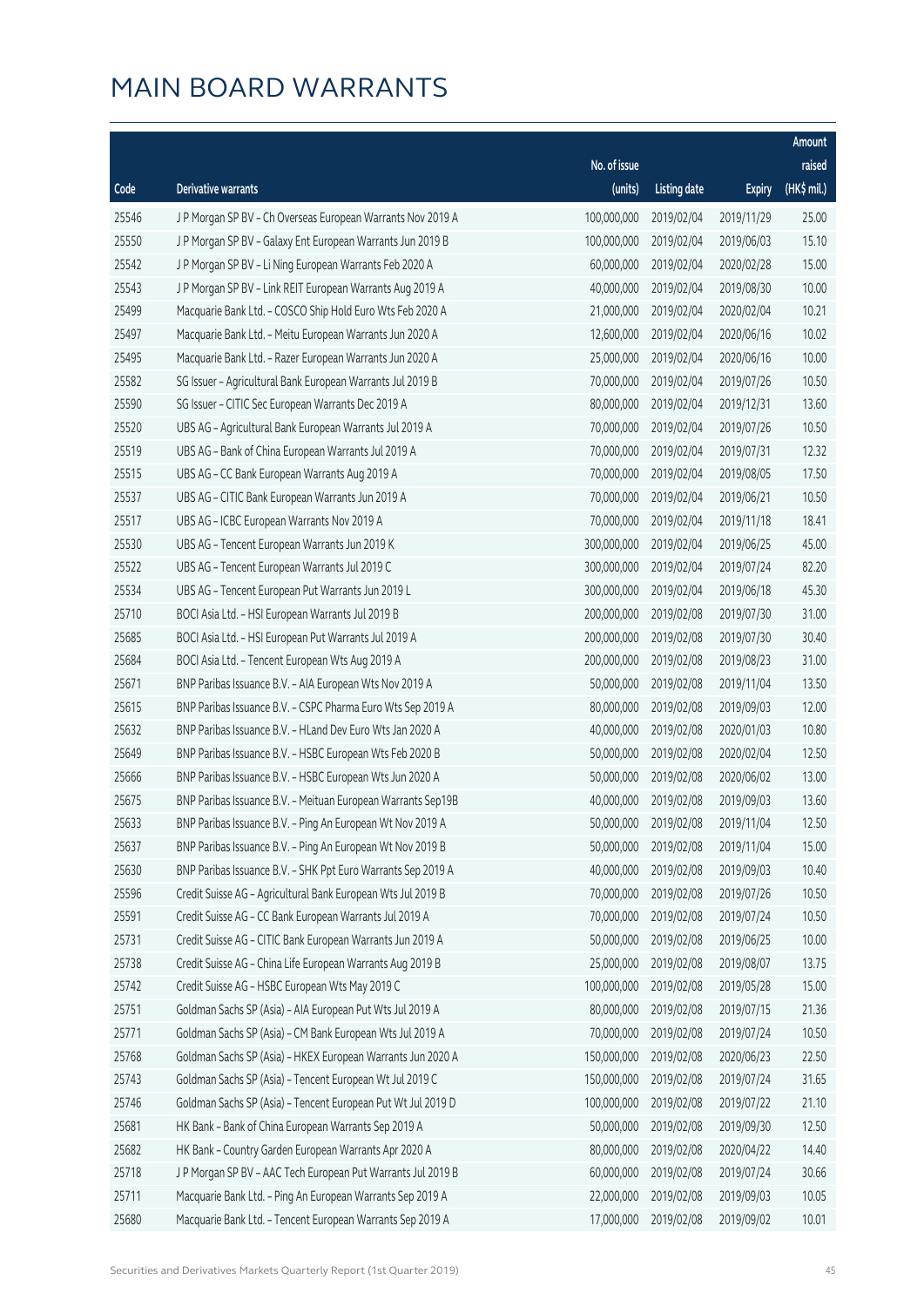# MAIN BOARD WARRANTS

| Code | Derivative warrants | No. of issue (units) | Listing date | Expiry | Amount raised (HK$ mil.) |
|---|---|---|---|---|---|
| 25546 | J P Morgan SP BV - Ch Overseas European Warrants Nov 2019 A | 100,000,000 | 2019/02/04 | 2019/11/29 | 25.00 |
| 25550 | J P Morgan SP BV - Galaxy Ent European Warrants Jun 2019 B | 100,000,000 | 2019/02/04 | 2019/06/03 | 15.10 |
| 25542 | J P Morgan SP BV - Li Ning European Warrants Feb 2020 A | 60,000,000 | 2019/02/04 | 2020/02/28 | 15.00 |
| 25543 | J P Morgan SP BV - Link REIT European Warrants Aug 2019 A | 40,000,000 | 2019/02/04 | 2019/08/30 | 10.00 |
| 25499 | Macquarie Bank Ltd. - COSCO Ship Hold Euro Wts Feb 2020 A | 21,000,000 | 2019/02/04 | 2020/02/04 | 10.21 |
| 25497 | Macquarie Bank Ltd. - Meitu European Warrants Jun 2020 A | 12,600,000 | 2019/02/04 | 2020/06/16 | 10.02 |
| 25495 | Macquarie Bank Ltd. - Razer European Warrants Jun 2020 A | 25,000,000 | 2019/02/04 | 2020/06/16 | 10.00 |
| 25582 | SG Issuer - Agricultural Bank European Warrants Jul 2019 B | 70,000,000 | 2019/02/04 | 2019/07/26 | 10.50 |
| 25590 | SG Issuer - CITIC Sec European Warrants Dec 2019 A | 80,000,000 | 2019/02/04 | 2019/12/31 | 13.60 |
| 25520 | UBS AG - Agricultural Bank European Warrants Jul 2019 A | 70,000,000 | 2019/02/04 | 2019/07/26 | 10.50 |
| 25519 | UBS AG - Bank of China European Warrants Jul 2019 A | 70,000,000 | 2019/02/04 | 2019/07/31 | 12.32 |
| 25515 | UBS AG - CC Bank European Warrants Aug 2019 A | 70,000,000 | 2019/02/04 | 2019/08/05 | 17.50 |
| 25537 | UBS AG - CITIC Bank European Warrants Jun 2019 A | 70,000,000 | 2019/02/04 | 2019/06/21 | 10.50 |
| 25517 | UBS AG - ICBC European Warrants Nov 2019 A | 70,000,000 | 2019/02/04 | 2019/11/18 | 18.41 |
| 25530 | UBS AG - Tencent European Warrants Jun 2019 K | 300,000,000 | 2019/02/04 | 2019/06/25 | 45.00 |
| 25522 | UBS AG - Tencent European Warrants Jul 2019 C | 300,000,000 | 2019/02/04 | 2019/07/24 | 82.20 |
| 25534 | UBS AG - Tencent European Put Warrants Jun 2019 L | 300,000,000 | 2019/02/04 | 2019/06/18 | 45.30 |
| 25710 | BOCI Asia Ltd. - HSI European Warrants Jul 2019 B | 200,000,000 | 2019/02/08 | 2019/07/30 | 31.00 |
| 25685 | BOCI Asia Ltd. - HSI European Put Warrants Jul 2019 A | 200,000,000 | 2019/02/08 | 2019/07/30 | 30.40 |
| 25684 | BOCI Asia Ltd. - Tencent European Wts Aug 2019 A | 200,000,000 | 2019/02/08 | 2019/08/23 | 31.00 |
| 25671 | BNP Paribas Issuance B.V. - AIA European Wts Nov 2019 A | 50,000,000 | 2019/02/08 | 2019/11/04 | 13.50 |
| 25615 | BNP Paribas Issuance B.V. - CSPC Pharma Euro Wts Sep 2019 A | 80,000,000 | 2019/02/08 | 2019/09/03 | 12.00 |
| 25632 | BNP Paribas Issuance B.V. - HLand Dev Euro Wts Jan 2020 A | 40,000,000 | 2019/02/08 | 2020/01/03 | 10.80 |
| 25649 | BNP Paribas Issuance B.V. - HSBC European Wts Feb 2020 B | 50,000,000 | 2019/02/08 | 2020/02/04 | 12.50 |
| 25666 | BNP Paribas Issuance B.V. - HSBC European Wts Jun 2020 A | 50,000,000 | 2019/02/08 | 2020/06/02 | 13.00 |
| 25675 | BNP Paribas Issuance B.V. - Meituan European Warrants Sep19B | 40,000,000 | 2019/02/08 | 2019/09/03 | 13.60 |
| 25633 | BNP Paribas Issuance B.V. - Ping An European Wt Nov 2019 A | 50,000,000 | 2019/02/08 | 2019/11/04 | 12.50 |
| 25637 | BNP Paribas Issuance B.V. - Ping An European Wt Nov 2019 B | 50,000,000 | 2019/02/08 | 2019/11/04 | 15.00 |
| 25630 | BNP Paribas Issuance B.V. - SHK Ppt Euro Warrants Sep 2019 A | 40,000,000 | 2019/02/08 | 2019/09/03 | 10.40 |
| 25596 | Credit Suisse AG - Agricultural Bank European Wts Jul 2019 B | 70,000,000 | 2019/02/08 | 2019/07/26 | 10.50 |
| 25591 | Credit Suisse AG - CC Bank European Warrants Jul 2019 A | 70,000,000 | 2019/02/08 | 2019/07/24 | 10.50 |
| 25731 | Credit Suisse AG - CITIC Bank European Warrants Jun 2019 A | 50,000,000 | 2019/02/08 | 2019/06/25 | 10.00 |
| 25738 | Credit Suisse AG - China Life European Warrants Aug 2019 B | 25,000,000 | 2019/02/08 | 2019/08/07 | 13.75 |
| 25742 | Credit Suisse AG - HSBC European Wts May 2019 C | 100,000,000 | 2019/02/08 | 2019/05/28 | 15.00 |
| 25751 | Goldman Sachs SP (Asia) - AIA European Put Wts Jul 2019 A | 80,000,000 | 2019/02/08 | 2019/07/15 | 21.36 |
| 25771 | Goldman Sachs SP (Asia) - CM Bank European Wts Jul 2019 A | 70,000,000 | 2019/02/08 | 2019/07/24 | 10.50 |
| 25768 | Goldman Sachs SP (Asia) - HKEX European Warrants Jun 2020 A | 150,000,000 | 2019/02/08 | 2020/06/23 | 22.50 |
| 25743 | Goldman Sachs SP (Asia) - Tencent European Wt Jul 2019 C | 150,000,000 | 2019/02/08 | 2019/07/24 | 31.65 |
| 25746 | Goldman Sachs SP (Asia) - Tencent European Put Wt Jul 2019 D | 100,000,000 | 2019/02/08 | 2019/07/22 | 21.10 |
| 25681 | HK Bank - Bank of China European Warrants Sep 2019 A | 50,000,000 | 2019/02/08 | 2019/09/30 | 12.50 |
| 25682 | HK Bank - Country Garden European Warrants Apr 2020 A | 80,000,000 | 2019/02/08 | 2020/04/22 | 14.40 |
| 25718 | J P Morgan SP BV - AAC Tech European Put Warrants Jul 2019 B | 60,000,000 | 2019/02/08 | 2019/07/24 | 30.66 |
| 25711 | Macquarie Bank Ltd. - Ping An European Warrants Sep 2019 A | 22,000,000 | 2019/02/08 | 2019/09/03 | 10.05 |
| 25680 | Macquarie Bank Ltd. - Tencent European Warrants Sep 2019 A | 17,000,000 | 2019/02/08 | 2019/09/02 | 10.01 |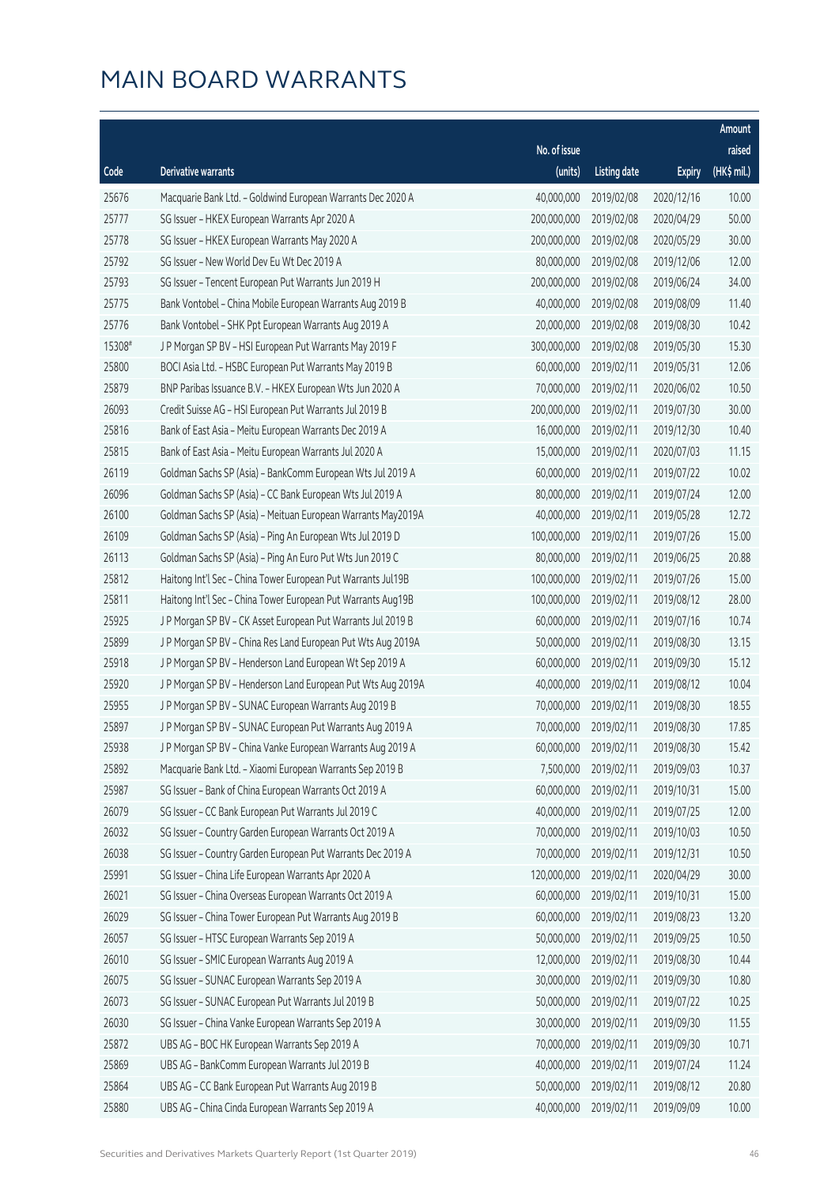# MAIN BOARD WARRANTS

| Code | Derivative warrants | No. of issue (units) | Listing date | Expiry | Amount raised (HK$ mil.) |
|---|---|---|---|---|---|
| 25676 | Macquarie Bank Ltd. - Goldwind European Warrants Dec 2020 A | 40,000,000 | 2019/02/08 | 2020/12/16 | 10.00 |
| 25777 | SG Issuer - HKEX European Warrants Apr 2020 A | 200,000,000 | 2019/02/08 | 2020/04/29 | 50.00 |
| 25778 | SG Issuer - HKEX European Warrants May 2020 A | 200,000,000 | 2019/02/08 | 2020/05/29 | 30.00 |
| 25792 | SG Issuer - New World Dev Eu Wt Dec 2019 A | 80,000,000 | 2019/02/08 | 2019/12/06 | 12.00 |
| 25793 | SG Issuer - Tencent European Put Warrants Jun 2019 H | 200,000,000 | 2019/02/08 | 2019/06/24 | 34.00 |
| 25775 | Bank Vontobel - China Mobile European Warrants Aug 2019 B | 40,000,000 | 2019/02/08 | 2019/08/09 | 11.40 |
| 25776 | Bank Vontobel - SHK Ppt European Warrants Aug 2019 A | 20,000,000 | 2019/02/08 | 2019/08/30 | 10.42 |
| 15308# | J P Morgan SP BV - HSI European Put Warrants May 2019 F | 300,000,000 | 2019/02/08 | 2019/05/30 | 15.30 |
| 25800 | BOCI Asia Ltd. - HSBC European Put Warrants May 2019 B | 60,000,000 | 2019/02/11 | 2019/05/31 | 12.06 |
| 25879 | BNP Paribas Issuance B.V. - HKEX European Wts Jun 2020 A | 70,000,000 | 2019/02/11 | 2020/06/02 | 10.50 |
| 26093 | Credit Suisse AG - HSI European Put Warrants Jul 2019 B | 200,000,000 | 2019/02/11 | 2019/07/30 | 30.00 |
| 25816 | Bank of East Asia - Meitu European Warrants Dec 2019 A | 16,000,000 | 2019/02/11 | 2019/12/30 | 10.40 |
| 25815 | Bank of East Asia - Meitu European Warrants Jul 2020 A | 15,000,000 | 2019/02/11 | 2020/07/03 | 11.15 |
| 26119 | Goldman Sachs SP (Asia) - BankComm European Wts Jul 2019 A | 60,000,000 | 2019/02/11 | 2019/07/22 | 10.02 |
| 26096 | Goldman Sachs SP (Asia) - CC Bank European Wts Jul 2019 A | 80,000,000 | 2019/02/11 | 2019/07/24 | 12.00 |
| 26100 | Goldman Sachs SP (Asia) - Meituan European Warrants May2019A | 40,000,000 | 2019/02/11 | 2019/05/28 | 12.72 |
| 26109 | Goldman Sachs SP (Asia) - Ping An European Wts Jul 2019 D | 100,000,000 | 2019/02/11 | 2019/07/26 | 15.00 |
| 26113 | Goldman Sachs SP (Asia) - Ping An Euro Put Wts Jun 2019 C | 80,000,000 | 2019/02/11 | 2019/06/25 | 20.88 |
| 25812 | Haitong Int'l Sec - China Tower European Put Warrants Jul19B | 100,000,000 | 2019/02/11 | 2019/07/26 | 15.00 |
| 25811 | Haitong Int'l Sec - China Tower European Put Warrants Aug19B | 100,000,000 | 2019/02/11 | 2019/08/12 | 28.00 |
| 25925 | J P Morgan SP BV - CK Asset European Put Warrants Jul 2019 B | 60,000,000 | 2019/02/11 | 2019/07/16 | 10.74 |
| 25899 | J P Morgan SP BV - China Res Land European Put Wts Aug 2019A | 50,000,000 | 2019/02/11 | 2019/08/30 | 13.15 |
| 25918 | J P Morgan SP BV - Henderson Land European Wt Sep 2019 A | 60,000,000 | 2019/02/11 | 2019/09/30 | 15.12 |
| 25920 | J P Morgan SP BV - Henderson Land European Put Wts Aug 2019A | 40,000,000 | 2019/02/11 | 2019/08/12 | 10.04 |
| 25955 | J P Morgan SP BV - SUNAC European Warrants Aug 2019 B | 70,000,000 | 2019/02/11 | 2019/08/30 | 18.55 |
| 25897 | J P Morgan SP BV - SUNAC European Put Warrants Aug 2019 A | 70,000,000 | 2019/02/11 | 2019/08/30 | 17.85 |
| 25938 | J P Morgan SP BV - China Vanke European Warrants Aug 2019 A | 60,000,000 | 2019/02/11 | 2019/08/30 | 15.42 |
| 25892 | Macquarie Bank Ltd. - Xiaomi European Warrants Sep 2019 B | 7,500,000 | 2019/02/11 | 2019/09/03 | 10.37 |
| 25987 | SG Issuer - Bank of China European Warrants Oct 2019 A | 60,000,000 | 2019/02/11 | 2019/10/31 | 15.00 |
| 26079 | SG Issuer - CC Bank European Put Warrants Jul 2019 C | 40,000,000 | 2019/02/11 | 2019/07/25 | 12.00 |
| 26032 | SG Issuer - Country Garden European Warrants Oct 2019 A | 70,000,000 | 2019/02/11 | 2019/10/03 | 10.50 |
| 26038 | SG Issuer - Country Garden European Put Warrants Dec 2019 A | 70,000,000 | 2019/02/11 | 2019/12/31 | 10.50 |
| 25991 | SG Issuer - China Life European Warrants Apr 2020 A | 120,000,000 | 2019/02/11 | 2020/04/29 | 30.00 |
| 26021 | SG Issuer - China Overseas European Warrants Oct 2019 A | 60,000,000 | 2019/02/11 | 2019/10/31 | 15.00 |
| 26029 | SG Issuer - China Tower European Put Warrants Aug 2019 B | 60,000,000 | 2019/02/11 | 2019/08/23 | 13.20 |
| 26057 | SG Issuer - HTSC European Warrants Sep 2019 A | 50,000,000 | 2019/02/11 | 2019/09/25 | 10.50 |
| 26010 | SG Issuer - SMIC European Warrants Aug 2019 A | 12,000,000 | 2019/02/11 | 2019/08/30 | 10.44 |
| 26075 | SG Issuer - SUNAC European Warrants Sep 2019 A | 30,000,000 | 2019/02/11 | 2019/09/30 | 10.80 |
| 26073 | SG Issuer - SUNAC European Put Warrants Jul 2019 B | 50,000,000 | 2019/02/11 | 2019/07/22 | 10.25 |
| 26030 | SG Issuer - China Vanke European Warrants Sep 2019 A | 30,000,000 | 2019/02/11 | 2019/09/30 | 11.55 |
| 25872 | UBS AG - BOC HK European Warrants Sep 2019 A | 70,000,000 | 2019/02/11 | 2019/09/30 | 10.71 |
| 25869 | UBS AG - BankComm European Warrants Jul 2019 B | 40,000,000 | 2019/02/11 | 2019/07/24 | 11.24 |
| 25864 | UBS AG - CC Bank European Put Warrants Aug 2019 B | 50,000,000 | 2019/02/11 | 2019/08/12 | 20.80 |
| 25880 | UBS AG - China Cinda European Warrants Sep 2019 A | 40,000,000 | 2019/02/11 | 2019/09/09 | 10.00 |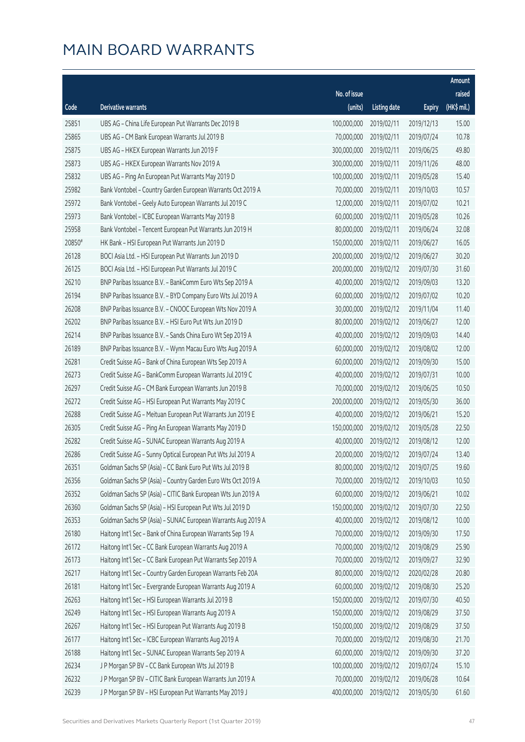# MAIN BOARD WARRANTS

| Code | Derivative warrants | No. of issue (units) | Listing date | Expiry | Amount raised (HK$ mil.) |
|---|---|---|---|---|---|
| 25851 | UBS AG - China Life European Put Warrants Dec 2019 B | 100,000,000 | 2019/02/11 | 2019/12/13 | 15.00 |
| 25865 | UBS AG - CM Bank European Warrants Jul 2019 B | 70,000,000 | 2019/02/11 | 2019/07/24 | 10.78 |
| 25875 | UBS AG - HKEX European Warrants Jun 2019 F | 300,000,000 | 2019/02/11 | 2019/06/25 | 49.80 |
| 25873 | UBS AG - HKEX European Warrants Nov 2019 A | 300,000,000 | 2019/02/11 | 2019/11/26 | 48.00 |
| 25832 | UBS AG - Ping An European Put Warrants May 2019 D | 100,000,000 | 2019/02/11 | 2019/05/28 | 15.40 |
| 25982 | Bank Vontobel - Country Garden European Warrants Oct 2019 A | 70,000,000 | 2019/02/11 | 2019/10/03 | 10.57 |
| 25972 | Bank Vontobel - Geely Auto European Warrants Jul 2019 C | 12,000,000 | 2019/02/11 | 2019/07/02 | 10.21 |
| 25973 | Bank Vontobel - ICBC European Warrants May 2019 B | 60,000,000 | 2019/02/11 | 2019/05/28 | 10.26 |
| 25958 | Bank Vontobel - Tencent European Put Warrants Jun 2019 H | 80,000,000 | 2019/02/11 | 2019/06/24 | 32.08 |
| 20850# | HK Bank - HSI European Put Warrants Jun 2019 D | 150,000,000 | 2019/02/11 | 2019/06/27 | 16.05 |
| 26128 | BOCI Asia Ltd. - HSI European Put Warrants Jun 2019 D | 200,000,000 | 2019/02/12 | 2019/06/27 | 30.20 |
| 26125 | BOCI Asia Ltd. - HSI European Put Warrants Jul 2019 C | 200,000,000 | 2019/02/12 | 2019/07/30 | 31.60 |
| 26210 | BNP Paribas Issuance B.V. - BankComm Euro Wts Sep 2019 A | 40,000,000 | 2019/02/12 | 2019/09/03 | 13.20 |
| 26194 | BNP Paribas Issuance B.V. - BYD Company Euro Wts Jul 2019 A | 60,000,000 | 2019/02/12 | 2019/07/02 | 10.20 |
| 26208 | BNP Paribas Issuance B.V. - CNOOC European Wts Nov 2019 A | 30,000,000 | 2019/02/12 | 2019/11/04 | 11.40 |
| 26202 | BNP Paribas Issuance B.V. - HSI Euro Put Wts Jun 2019 D | 80,000,000 | 2019/02/12 | 2019/06/27 | 12.00 |
| 26214 | BNP Paribas Issuance B.V. - Sands China Euro Wt Sep 2019 A | 40,000,000 | 2019/02/12 | 2019/09/03 | 14.40 |
| 26189 | BNP Paribas Issuance B.V. - Wynn Macau Euro Wts Aug 2019 A | 60,000,000 | 2019/02/12 | 2019/08/02 | 12.00 |
| 26281 | Credit Suisse AG - Bank of China European Wts Sep 2019 A | 60,000,000 | 2019/02/12 | 2019/09/30 | 15.00 |
| 26273 | Credit Suisse AG - BankComm European Warrants Jul 2019 C | 40,000,000 | 2019/02/12 | 2019/07/31 | 10.00 |
| 26297 | Credit Suisse AG - CM Bank European Warrants Jun 2019 B | 70,000,000 | 2019/02/12 | 2019/06/25 | 10.50 |
| 26272 | Credit Suisse AG - HSI European Put Warrants May 2019 C | 200,000,000 | 2019/02/12 | 2019/05/30 | 36.00 |
| 26288 | Credit Suisse AG - Meituan European Put Warrants Jun 2019 E | 40,000,000 | 2019/02/12 | 2019/06/21 | 15.20 |
| 26305 | Credit Suisse AG - Ping An European Warrants May 2019 D | 150,000,000 | 2019/02/12 | 2019/05/28 | 22.50 |
| 26282 | Credit Suisse AG - SUNAC European Warrants Aug 2019 A | 40,000,000 | 2019/02/12 | 2019/08/12 | 12.00 |
| 26286 | Credit Suisse AG - Sunny Optical European Put Wts Jul 2019 A | 20,000,000 | 2019/02/12 | 2019/07/24 | 13.40 |
| 26351 | Goldman Sachs SP (Asia) - CC Bank Euro Put Wts Jul 2019 B | 80,000,000 | 2019/02/12 | 2019/07/25 | 19.60 |
| 26356 | Goldman Sachs SP (Asia) - Country Garden Euro Wts Oct 2019 A | 70,000,000 | 2019/02/12 | 2019/10/03 | 10.50 |
| 26352 | Goldman Sachs SP (Asia) - CITIC Bank European Wts Jun 2019 A | 60,000,000 | 2019/02/12 | 2019/06/21 | 10.02 |
| 26360 | Goldman Sachs SP (Asia) - HSI European Put Wts Jul 2019 D | 150,000,000 | 2019/02/12 | 2019/07/30 | 22.50 |
| 26353 | Goldman Sachs SP (Asia) - SUNAC European Warrants Aug 2019 A | 40,000,000 | 2019/02/12 | 2019/08/12 | 10.00 |
| 26180 | Haitong Int'l Sec - Bank of China European Warrants Sep 19 A | 70,000,000 | 2019/02/12 | 2019/09/30 | 17.50 |
| 26172 | Haitong Int'l Sec - CC Bank European Warrants Aug 2019 A | 70,000,000 | 2019/02/12 | 2019/08/29 | 25.90 |
| 26173 | Haitong Int'l Sec - CC Bank European Put Warrants Sep 2019 A | 70,000,000 | 2019/02/12 | 2019/09/27 | 32.90 |
| 26217 | Haitong Int'l Sec - Country Garden European Warrants Feb 20A | 80,000,000 | 2019/02/12 | 2020/02/28 | 20.80 |
| 26181 | Haitong Int'l Sec - Evergrande European Warrants Aug 2019 A | 60,000,000 | 2019/02/12 | 2019/08/30 | 25.20 |
| 26263 | Haitong Int'l Sec - HSI European Warrants Jul 2019 B | 150,000,000 | 2019/02/12 | 2019/07/30 | 40.50 |
| 26249 | Haitong Int'l Sec - HSI European Warrants Aug 2019 A | 150,000,000 | 2019/02/12 | 2019/08/29 | 37.50 |
| 26267 | Haitong Int'l Sec - HSI European Put Warrants Aug 2019 B | 150,000,000 | 2019/02/12 | 2019/08/29 | 37.50 |
| 26177 | Haitong Int'l Sec - ICBC European Warrants Aug 2019 A | 70,000,000 | 2019/02/12 | 2019/08/30 | 21.70 |
| 26188 | Haitong Int'l Sec - SUNAC European Warrants Sep 2019 A | 60,000,000 | 2019/02/12 | 2019/09/30 | 37.20 |
| 26234 | J P Morgan SP BV - CC Bank European Wts Jul 2019 B | 100,000,000 | 2019/02/12 | 2019/07/24 | 15.10 |
| 26232 | J P Morgan SP BV - CITIC Bank European Warrants Jun 2019 A | 70,000,000 | 2019/02/12 | 2019/06/28 | 10.64 |
| 26239 | J P Morgan SP BV - HSI European Put Warrants May 2019 J | 400,000,000 | 2019/02/12 | 2019/05/30 | 61.60 |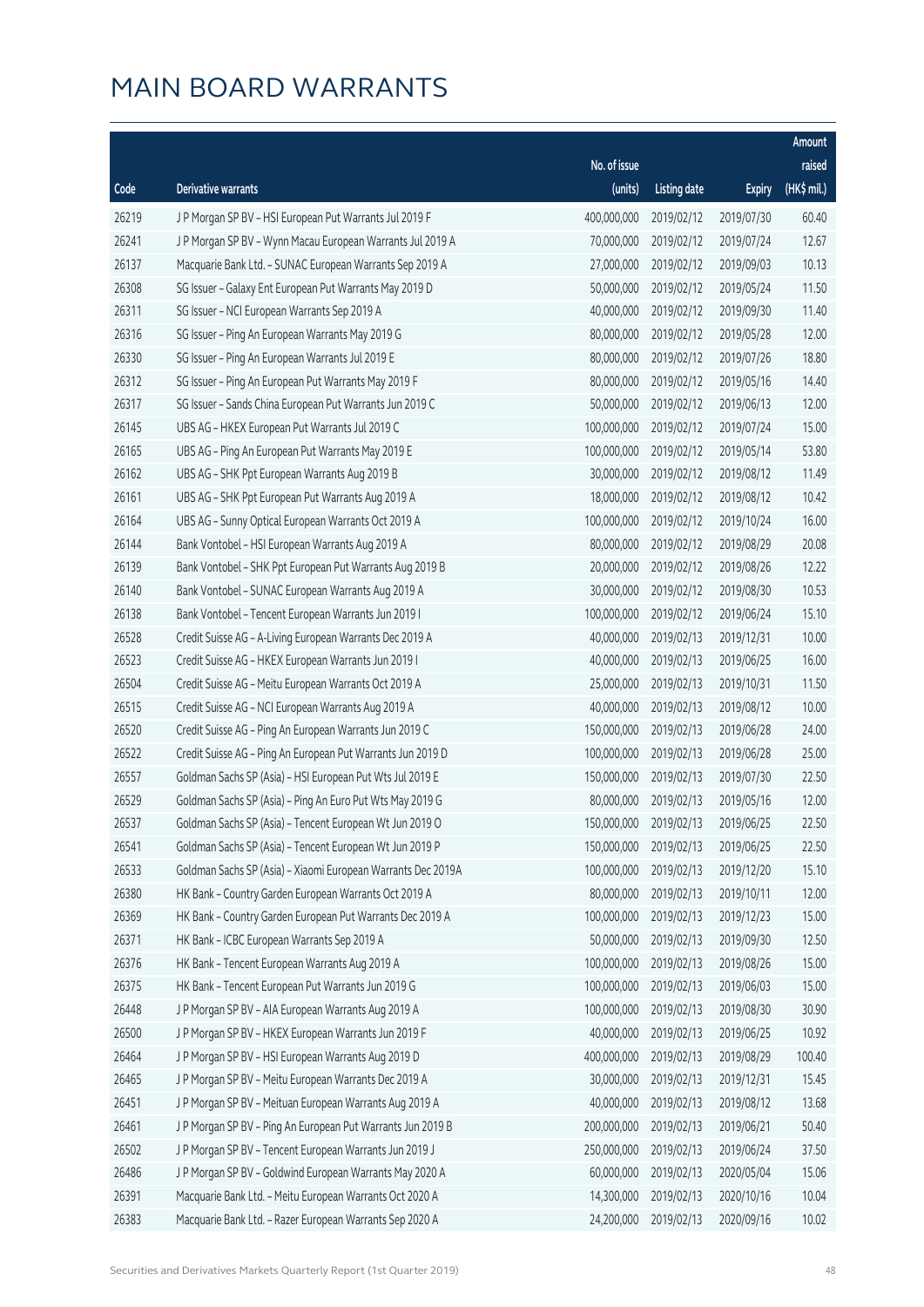# MAIN BOARD WARRANTS

| Code | Derivative warrants | No. of issue (units) | Listing date | Expiry | Amount raised (HK$ mil.) |
|---|---|---|---|---|---|
| 26219 | J P Morgan SP BV – HSI European Put Warrants Jul 2019 F | 400,000,000 | 2019/02/12 | 2019/07/30 | 60.40 |
| 26241 | J P Morgan SP BV – Wynn Macau European Warrants Jul 2019 A | 70,000,000 | 2019/02/12 | 2019/07/24 | 12.67 |
| 26137 | Macquarie Bank Ltd. – SUNAC European Warrants Sep 2019 A | 27,000,000 | 2019/02/12 | 2019/09/03 | 10.13 |
| 26308 | SG Issuer – Galaxy Ent European Put Warrants May 2019 D | 50,000,000 | 2019/02/12 | 2019/05/24 | 11.50 |
| 26311 | SG Issuer – NCI European Warrants Sep 2019 A | 40,000,000 | 2019/02/12 | 2019/09/30 | 11.40 |
| 26316 | SG Issuer – Ping An European Warrants May 2019 G | 80,000,000 | 2019/02/12 | 2019/05/28 | 12.00 |
| 26330 | SG Issuer – Ping An European Warrants Jul 2019 E | 80,000,000 | 2019/02/12 | 2019/07/26 | 18.80 |
| 26312 | SG Issuer – Ping An European Put Warrants May 2019 F | 80,000,000 | 2019/02/12 | 2019/05/16 | 14.40 |
| 26317 | SG Issuer – Sands China European Put Warrants Jun 2019 C | 50,000,000 | 2019/02/12 | 2019/06/13 | 12.00 |
| 26145 | UBS AG – HKEX European Put Warrants Jul 2019 C | 100,000,000 | 2019/02/12 | 2019/07/24 | 15.00 |
| 26165 | UBS AG – Ping An European Put Warrants May 2019 E | 100,000,000 | 2019/02/12 | 2019/05/14 | 53.80 |
| 26162 | UBS AG – SHK Ppt European Warrants Aug 2019 B | 30,000,000 | 2019/02/12 | 2019/08/12 | 11.49 |
| 26161 | UBS AG – SHK Ppt European Put Warrants Aug 2019 A | 18,000,000 | 2019/02/12 | 2019/08/12 | 10.42 |
| 26164 | UBS AG – Sunny Optical European Warrants Oct 2019 A | 100,000,000 | 2019/02/12 | 2019/10/24 | 16.00 |
| 26144 | Bank Vontobel – HSI European Warrants Aug 2019 A | 80,000,000 | 2019/02/12 | 2019/08/29 | 20.08 |
| 26139 | Bank Vontobel – SHK Ppt European Put Warrants Aug 2019 B | 20,000,000 | 2019/02/12 | 2019/08/26 | 12.22 |
| 26140 | Bank Vontobel – SUNAC European Warrants Aug 2019 A | 30,000,000 | 2019/02/12 | 2019/08/30 | 10.53 |
| 26138 | Bank Vontobel – Tencent European Warrants Jun 2019 I | 100,000,000 | 2019/02/12 | 2019/06/24 | 15.10 |
| 26528 | Credit Suisse AG – A-Living European Warrants Dec 2019 A | 40,000,000 | 2019/02/13 | 2019/12/31 | 10.00 |
| 26523 | Credit Suisse AG – HKEX European Warrants Jun 2019 I | 40,000,000 | 2019/02/13 | 2019/06/25 | 16.00 |
| 26504 | Credit Suisse AG – Meitu European Warrants Oct 2019 A | 25,000,000 | 2019/02/13 | 2019/10/31 | 11.50 |
| 26515 | Credit Suisse AG – NCI European Warrants Aug 2019 A | 40,000,000 | 2019/02/13 | 2019/08/12 | 10.00 |
| 26520 | Credit Suisse AG – Ping An European Warrants Jun 2019 C | 150,000,000 | 2019/02/13 | 2019/06/28 | 24.00 |
| 26522 | Credit Suisse AG – Ping An European Put Warrants Jun 2019 D | 100,000,000 | 2019/02/13 | 2019/06/28 | 25.00 |
| 26557 | Goldman Sachs SP (Asia) – HSI European Put Wts Jul 2019 E | 150,000,000 | 2019/02/13 | 2019/07/30 | 22.50 |
| 26529 | Goldman Sachs SP (Asia) – Ping An Euro Put Wts May 2019 G | 80,000,000 | 2019/02/13 | 2019/05/16 | 12.00 |
| 26537 | Goldman Sachs SP (Asia) – Tencent European Wt Jun 2019 O | 150,000,000 | 2019/02/13 | 2019/06/25 | 22.50 |
| 26541 | Goldman Sachs SP (Asia) – Tencent European Wt Jun 2019 P | 150,000,000 | 2019/02/13 | 2019/06/25 | 22.50 |
| 26533 | Goldman Sachs SP (Asia) – Xiaomi European Warrants Dec 2019A | 100,000,000 | 2019/02/13 | 2019/12/20 | 15.10 |
| 26380 | HK Bank – Country Garden European Warrants Oct 2019 A | 80,000,000 | 2019/02/13 | 2019/10/11 | 12.00 |
| 26369 | HK Bank – Country Garden European Put Warrants Dec 2019 A | 100,000,000 | 2019/02/13 | 2019/12/23 | 15.00 |
| 26371 | HK Bank – ICBC European Warrants Sep 2019 A | 50,000,000 | 2019/02/13 | 2019/09/30 | 12.50 |
| 26376 | HK Bank – Tencent European Warrants Aug 2019 A | 100,000,000 | 2019/02/13 | 2019/08/26 | 15.00 |
| 26375 | HK Bank – Tencent European Put Warrants Jun 2019 G | 100,000,000 | 2019/02/13 | 2019/06/03 | 15.00 |
| 26448 | J P Morgan SP BV – AIA European Warrants Aug 2019 A | 100,000,000 | 2019/02/13 | 2019/08/30 | 30.90 |
| 26500 | J P Morgan SP BV – HKEX European Warrants Jun 2019 F | 40,000,000 | 2019/02/13 | 2019/06/25 | 10.92 |
| 26464 | J P Morgan SP BV – HSI European Warrants Aug 2019 D | 400,000,000 | 2019/02/13 | 2019/08/29 | 100.40 |
| 26465 | J P Morgan SP BV – Meitu European Warrants Dec 2019 A | 30,000,000 | 2019/02/13 | 2019/12/31 | 15.45 |
| 26451 | J P Morgan SP BV – Meituan European Warrants Aug 2019 A | 40,000,000 | 2019/02/13 | 2019/08/12 | 13.68 |
| 26461 | J P Morgan SP BV – Ping An European Put Warrants Jun 2019 B | 200,000,000 | 2019/02/13 | 2019/06/21 | 50.40 |
| 26502 | J P Morgan SP BV – Tencent European Warrants Jun 2019 J | 250,000,000 | 2019/02/13 | 2019/06/24 | 37.50 |
| 26486 | J P Morgan SP BV – Goldwind European Warrants May 2020 A | 60,000,000 | 2019/02/13 | 2020/05/04 | 15.06 |
| 26391 | Macquarie Bank Ltd. – Meitu European Warrants Oct 2020 A | 14,300,000 | 2019/02/13 | 2020/10/16 | 10.04 |
| 26383 | Macquarie Bank Ltd. – Razer European Warrants Sep 2020 A | 24,200,000 | 2019/02/13 | 2020/09/16 | 10.02 |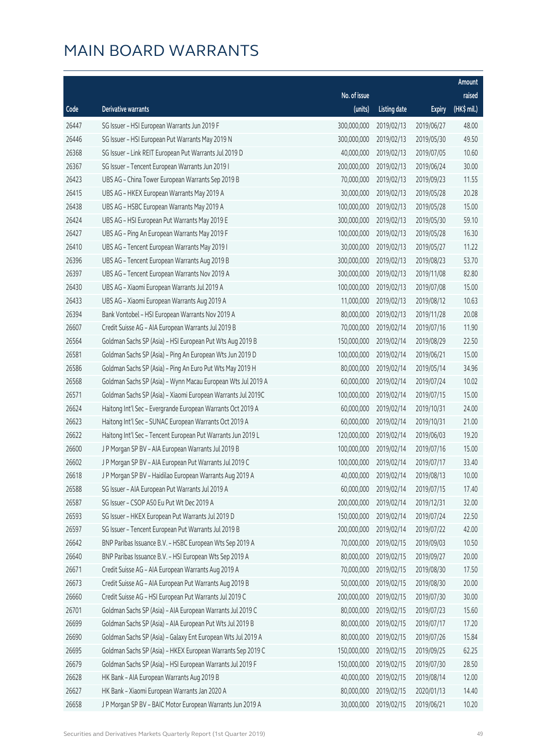# MAIN BOARD WARRANTS

| Code | Derivative warrants | No. of issue (units) | Listing date | Expiry | Amount raised (HK$ mil.) |
|---|---|---|---|---|---|
| 26447 | SG Issuer – HSI European Warrants Jun 2019 F | 300,000,000 | 2019/02/13 | 2019/06/27 | 48.00 |
| 26446 | SG Issuer – HSI European Put Warrants May 2019 N | 300,000,000 | 2019/02/13 | 2019/05/30 | 49.50 |
| 26368 | SG Issuer – Link REIT European Put Warrants Jul 2019 D | 40,000,000 | 2019/02/13 | 2019/07/05 | 10.60 |
| 26367 | SG Issuer – Tencent European Warrants Jun 2019 I | 200,000,000 | 2019/02/13 | 2019/06/24 | 30.00 |
| 26423 | UBS AG – China Tower European Warrants Sep 2019 B | 70,000,000 | 2019/02/13 | 2019/09/23 | 11.55 |
| 26415 | UBS AG – HKEX European Warrants May 2019 A | 30,000,000 | 2019/02/13 | 2019/05/28 | 20.28 |
| 26438 | UBS AG – HSBC European Warrants May 2019 A | 100,000,000 | 2019/02/13 | 2019/05/28 | 15.00 |
| 26424 | UBS AG – HSI European Put Warrants May 2019 E | 300,000,000 | 2019/02/13 | 2019/05/30 | 59.10 |
| 26427 | UBS AG – Ping An European Warrants May 2019 F | 100,000,000 | 2019/02/13 | 2019/05/28 | 16.30 |
| 26410 | UBS AG – Tencent European Warrants May 2019 I | 30,000,000 | 2019/02/13 | 2019/05/27 | 11.22 |
| 26396 | UBS AG – Tencent European Warrants Aug 2019 B | 300,000,000 | 2019/02/13 | 2019/08/23 | 53.70 |
| 26397 | UBS AG – Tencent European Warrants Nov 2019 A | 300,000,000 | 2019/02/13 | 2019/11/08 | 82.80 |
| 26430 | UBS AG – Xiaomi European Warrants Jul 2019 A | 100,000,000 | 2019/02/13 | 2019/07/08 | 15.00 |
| 26433 | UBS AG – Xiaomi European Warrants Aug 2019 A | 11,000,000 | 2019/02/13 | 2019/08/12 | 10.63 |
| 26394 | Bank Vontobel – HSI European Warrants Nov 2019 A | 80,000,000 | 2019/02/13 | 2019/11/28 | 20.08 |
| 26607 | Credit Suisse AG – AIA European Warrants Jul 2019 B | 70,000,000 | 2019/02/14 | 2019/07/16 | 11.90 |
| 26564 | Goldman Sachs SP (Asia) – HSI European Put Wts Aug 2019 B | 150,000,000 | 2019/02/14 | 2019/08/29 | 22.50 |
| 26581 | Goldman Sachs SP (Asia) – Ping An European Wts Jun 2019 D | 100,000,000 | 2019/02/14 | 2019/06/21 | 15.00 |
| 26586 | Goldman Sachs SP (Asia) – Ping An Euro Put Wts May 2019 H | 80,000,000 | 2019/02/14 | 2019/05/14 | 34.96 |
| 26568 | Goldman Sachs SP (Asia) – Wynn Macau European Wts Jul 2019 A | 60,000,000 | 2019/02/14 | 2019/07/24 | 10.02 |
| 26571 | Goldman Sachs SP (Asia) – Xiaomi European Warrants Jul 2019C | 100,000,000 | 2019/02/14 | 2019/07/15 | 15.00 |
| 26624 | Haitong Int'l Sec – Evergrande European Warrants Oct 2019 A | 60,000,000 | 2019/02/14 | 2019/10/31 | 24.00 |
| 26623 | Haitong Int'l Sec – SUNAC European Warrants Oct 2019 A | 60,000,000 | 2019/02/14 | 2019/10/31 | 21.00 |
| 26622 | Haitong Int'l Sec – Tencent European Put Warrants Jun 2019 L | 120,000,000 | 2019/02/14 | 2019/06/03 | 19.20 |
| 26600 | J P Morgan SP BV – AIA European Warrants Jul 2019 B | 100,000,000 | 2019/02/14 | 2019/07/16 | 15.00 |
| 26602 | J P Morgan SP BV – AIA European Put Warrants Jul 2019 C | 100,000,000 | 2019/02/14 | 2019/07/17 | 33.40 |
| 26618 | J P Morgan SP BV – Haidilao European Warrants Aug 2019 A | 40,000,000 | 2019/02/14 | 2019/08/13 | 10.00 |
| 26588 | SG Issuer – AIA European Put Warrants Jul 2019 A | 60,000,000 | 2019/02/14 | 2019/07/15 | 17.40 |
| 26587 | SG Issuer – CSOP A50 Eu Put Wt Dec 2019 A | 200,000,000 | 2019/02/14 | 2019/12/31 | 32.00 |
| 26593 | SG Issuer – HKEX European Put Warrants Jul 2019 D | 150,000,000 | 2019/02/14 | 2019/07/24 | 22.50 |
| 26597 | SG Issuer – Tencent European Put Warrants Jul 2019 B | 200,000,000 | 2019/02/14 | 2019/07/22 | 42.00 |
| 26642 | BNP Paribas Issuance B.V. – HSBC European Wts Sep 2019 A | 70,000,000 | 2019/02/15 | 2019/09/03 | 10.50 |
| 26640 | BNP Paribas Issuance B.V. – HSI European Wts Sep 2019 A | 80,000,000 | 2019/02/15 | 2019/09/27 | 20.00 |
| 26671 | Credit Suisse AG – AIA European Warrants Aug 2019 A | 70,000,000 | 2019/02/15 | 2019/08/30 | 17.50 |
| 26673 | Credit Suisse AG – AIA European Put Warrants Aug 2019 B | 50,000,000 | 2019/02/15 | 2019/08/30 | 20.00 |
| 26660 | Credit Suisse AG – HSI European Put Warrants Jul 2019 C | 200,000,000 | 2019/02/15 | 2019/07/30 | 30.00 |
| 26701 | Goldman Sachs SP (Asia) – AIA European Warrants Jul 2019 C | 80,000,000 | 2019/02/15 | 2019/07/23 | 15.60 |
| 26699 | Goldman Sachs SP (Asia) – AIA European Put Wts Jul 2019 B | 80,000,000 | 2019/02/15 | 2019/07/17 | 17.20 |
| 26690 | Goldman Sachs SP (Asia) – Galaxy Ent European Wts Jul 2019 A | 80,000,000 | 2019/02/15 | 2019/07/26 | 15.84 |
| 26695 | Goldman Sachs SP (Asia) – HKEX European Warrants Sep 2019 C | 150,000,000 | 2019/02/15 | 2019/09/25 | 62.25 |
| 26679 | Goldman Sachs SP (Asia) – HSI European Warrants Jul 2019 F | 150,000,000 | 2019/02/15 | 2019/07/30 | 28.50 |
| 26628 | HK Bank – AIA European Warrants Aug 2019 B | 40,000,000 | 2019/02/15 | 2019/08/14 | 12.00 |
| 26627 | HK Bank – Xiaomi European Warrants Jan 2020 A | 80,000,000 | 2019/02/15 | 2020/01/13 | 14.40 |
| 26658 | J P Morgan SP BV – BAIC Motor European Warrants Jun 2019 A | 30,000,000 | 2019/02/15 | 2019/06/21 | 10.20 |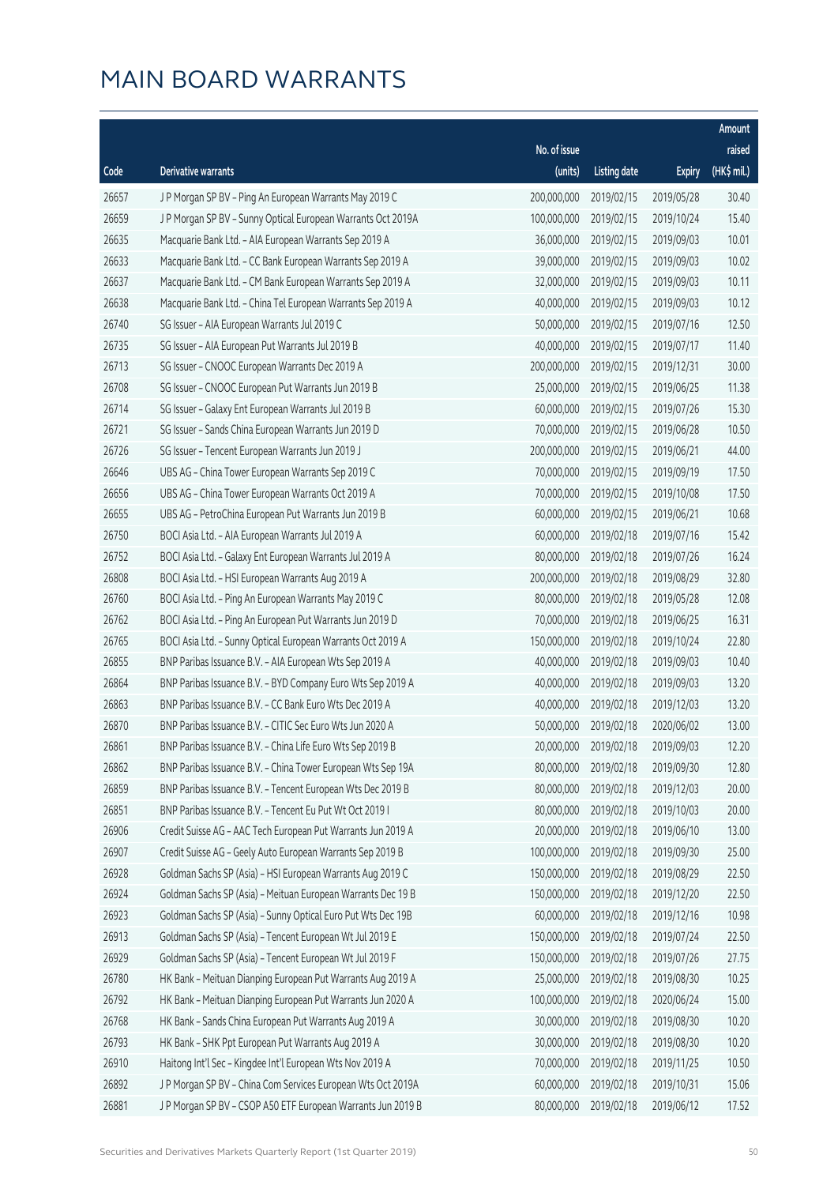# MAIN BOARD WARRANTS

| Code | Derivative warrants | No. of issue (units) | Listing date | Expiry | Amount raised (HK$ mil.) |
|---|---|---|---|---|---|
| 26657 | J P Morgan SP BV - Ping An European Warrants May 2019 C | 200,000,000 | 2019/02/15 | 2019/05/28 | 30.40 |
| 26659 | J P Morgan SP BV - Sunny Optical European Warrants Oct 2019A | 100,000,000 | 2019/02/15 | 2019/10/24 | 15.40 |
| 26635 | Macquarie Bank Ltd. - AIA European Warrants Sep 2019 A | 36,000,000 | 2019/02/15 | 2019/09/03 | 10.01 |
| 26633 | Macquarie Bank Ltd. - CC Bank European Warrants Sep 2019 A | 39,000,000 | 2019/02/15 | 2019/09/03 | 10.02 |
| 26637 | Macquarie Bank Ltd. - CM Bank European Warrants Sep 2019 A | 32,000,000 | 2019/02/15 | 2019/09/03 | 10.11 |
| 26638 | Macquarie Bank Ltd. - China Tel European Warrants Sep 2019 A | 40,000,000 | 2019/02/15 | 2019/09/03 | 10.12 |
| 26740 | SG Issuer - AIA European Warrants Jul 2019 C | 50,000,000 | 2019/02/15 | 2019/07/16 | 12.50 |
| 26735 | SG Issuer - AIA European Put Warrants Jul 2019 B | 40,000,000 | 2019/02/15 | 2019/07/17 | 11.40 |
| 26713 | SG Issuer - CNOOC European Warrants Dec 2019 A | 200,000,000 | 2019/02/15 | 2019/12/31 | 30.00 |
| 26708 | SG Issuer - CNOOC European Put Warrants Jun 2019 B | 25,000,000 | 2019/02/15 | 2019/06/25 | 11.38 |
| 26714 | SG Issuer - Galaxy Ent European Warrants Jul 2019 B | 60,000,000 | 2019/02/15 | 2019/07/26 | 15.30 |
| 26721 | SG Issuer - Sands China European Warrants Jun 2019 D | 70,000,000 | 2019/02/15 | 2019/06/28 | 10.50 |
| 26726 | SG Issuer - Tencent European Warrants Jun 2019 J | 200,000,000 | 2019/02/15 | 2019/06/21 | 44.00 |
| 26646 | UBS AG - China Tower European Warrants Sep 2019 C | 70,000,000 | 2019/02/15 | 2019/09/19 | 17.50 |
| 26656 | UBS AG - China Tower European Warrants Oct 2019 A | 70,000,000 | 2019/02/15 | 2019/10/08 | 17.50 |
| 26655 | UBS AG - PetroChina European Put Warrants Jun 2019 B | 60,000,000 | 2019/02/15 | 2019/06/21 | 10.68 |
| 26750 | BOCI Asia Ltd. - AIA European Warrants Jul 2019 A | 60,000,000 | 2019/02/18 | 2019/07/16 | 15.42 |
| 26752 | BOCI Asia Ltd. - Galaxy Ent European Warrants Jul 2019 A | 80,000,000 | 2019/02/18 | 2019/07/26 | 16.24 |
| 26808 | BOCI Asia Ltd. - HSI European Warrants Aug 2019 A | 200,000,000 | 2019/02/18 | 2019/08/29 | 32.80 |
| 26760 | BOCI Asia Ltd. - Ping An European Warrants May 2019 C | 80,000,000 | 2019/02/18 | 2019/05/28 | 12.08 |
| 26762 | BOCI Asia Ltd. - Ping An European Put Warrants Jun 2019 D | 70,000,000 | 2019/02/18 | 2019/06/25 | 16.31 |
| 26765 | BOCI Asia Ltd. - Sunny Optical European Warrants Oct 2019 A | 150,000,000 | 2019/02/18 | 2019/10/24 | 22.80 |
| 26855 | BNP Paribas Issuance B.V. - AIA European Wts Sep 2019 A | 40,000,000 | 2019/02/18 | 2019/09/03 | 10.40 |
| 26864 | BNP Paribas Issuance B.V. - BYD Company Euro Wts Sep 2019 A | 40,000,000 | 2019/02/18 | 2019/09/03 | 13.20 |
| 26863 | BNP Paribas Issuance B.V. - CC Bank Euro Wts Dec 2019 A | 40,000,000 | 2019/02/18 | 2019/12/03 | 13.20 |
| 26870 | BNP Paribas Issuance B.V. - CITIC Sec Euro Wts Jun 2020 A | 50,000,000 | 2019/02/18 | 2020/06/02 | 13.00 |
| 26861 | BNP Paribas Issuance B.V. - China Life Euro Wts Sep 2019 B | 20,000,000 | 2019/02/18 | 2019/09/03 | 12.20 |
| 26862 | BNP Paribas Issuance B.V. - China Tower European Wts Sep 19A | 80,000,000 | 2019/02/18 | 2019/09/30 | 12.80 |
| 26859 | BNP Paribas Issuance B.V. - Tencent European Wts Dec 2019 B | 80,000,000 | 2019/02/18 | 2019/12/03 | 20.00 |
| 26851 | BNP Paribas Issuance B.V. - Tencent Eu Put Wt Oct 2019 I | 80,000,000 | 2019/02/18 | 2019/10/03 | 20.00 |
| 26906 | Credit Suisse AG - AAC Tech European Put Warrants Jun 2019 A | 20,000,000 | 2019/02/18 | 2019/06/10 | 13.00 |
| 26907 | Credit Suisse AG - Geely Auto European Warrants Sep 2019 B | 100,000,000 | 2019/02/18 | 2019/09/30 | 25.00 |
| 26928 | Goldman Sachs SP (Asia) - HSI European Warrants Aug 2019 C | 150,000,000 | 2019/02/18 | 2019/08/29 | 22.50 |
| 26924 | Goldman Sachs SP (Asia) - Meituan European Warrants Dec 19 B | 150,000,000 | 2019/02/18 | 2019/12/20 | 22.50 |
| 26923 | Goldman Sachs SP (Asia) - Sunny Optical Euro Put Wts Dec 19B | 60,000,000 | 2019/02/18 | 2019/12/16 | 10.98 |
| 26913 | Goldman Sachs SP (Asia) - Tencent European Wt Jul 2019 E | 150,000,000 | 2019/02/18 | 2019/07/24 | 22.50 |
| 26929 | Goldman Sachs SP (Asia) - Tencent European Wt Jul 2019 F | 150,000,000 | 2019/02/18 | 2019/07/26 | 27.75 |
| 26780 | HK Bank - Meituan Dianping European Put Warrants Aug 2019 A | 25,000,000 | 2019/02/18 | 2019/08/30 | 10.25 |
| 26792 | HK Bank - Meituan Dianping European Put Warrants Jun 2020 A | 100,000,000 | 2019/02/18 | 2020/06/24 | 15.00 |
| 26768 | HK Bank - Sands China European Put Warrants Aug 2019 A | 30,000,000 | 2019/02/18 | 2019/08/30 | 10.20 |
| 26793 | HK Bank - SHK Ppt European Put Warrants Aug 2019 A | 30,000,000 | 2019/02/18 | 2019/08/30 | 10.20 |
| 26910 | Haitong Int'l Sec - Kingdee Int'l European Wts Nov 2019 A | 70,000,000 | 2019/02/18 | 2019/11/25 | 10.50 |
| 26892 | J P Morgan SP BV - China Com Services European Wts Oct 2019A | 60,000,000 | 2019/02/18 | 2019/10/31 | 15.06 |
| 26881 | J P Morgan SP BV - CSOP A50 ETF European Warrants Jun 2019 B | 80,000,000 | 2019/02/18 | 2019/06/12 | 17.52 |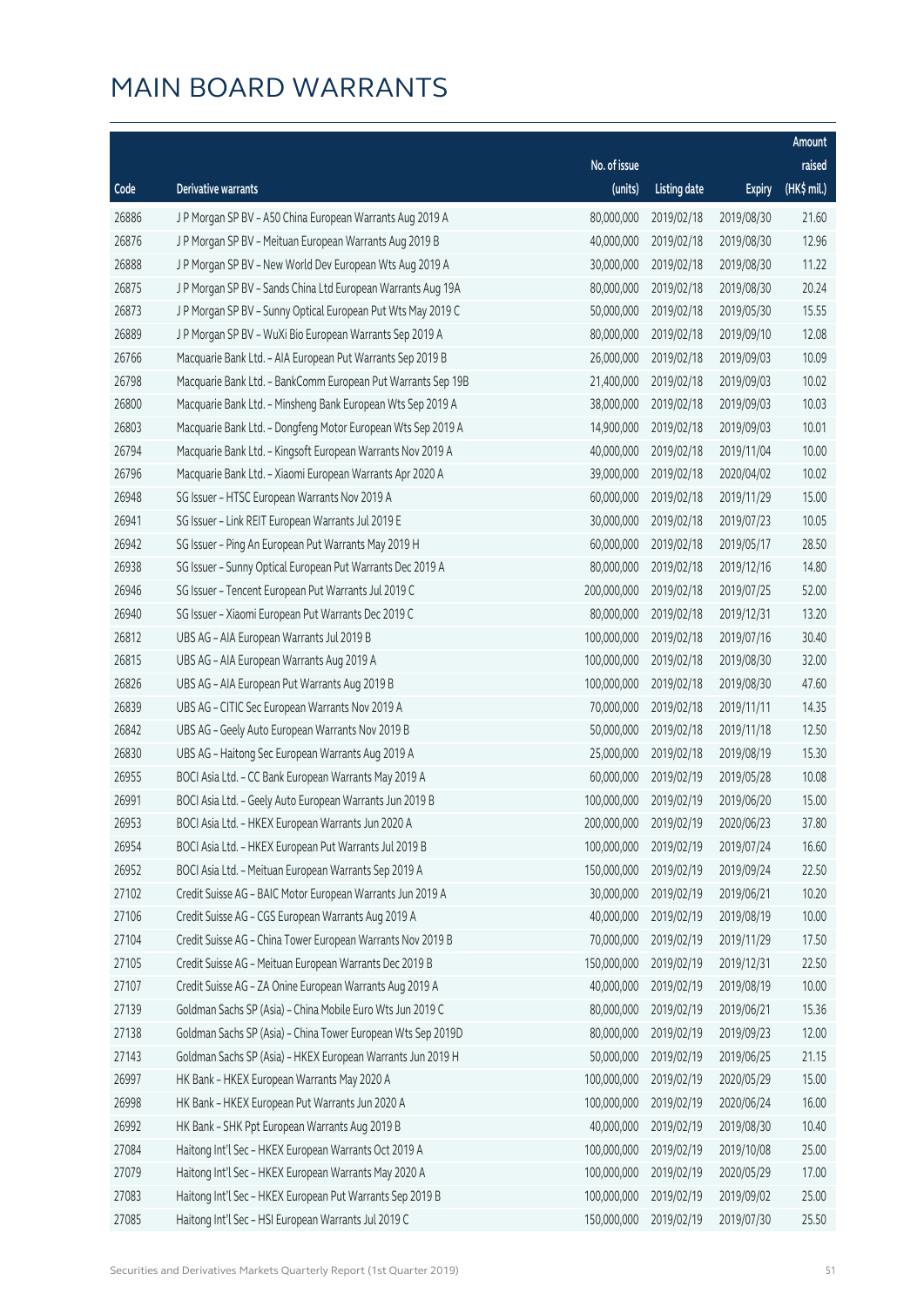# MAIN BOARD WARRANTS

| Code | Derivative warrants | No. of issue (units) | Listing date | Expiry | Amount raised (HK$ mil.) |
|---|---|---|---|---|---|
| 26886 | J P Morgan SP BV – A50 China European Warrants Aug 2019 A | 80,000,000 | 2019/02/18 | 2019/08/30 | 21.60 |
| 26876 | J P Morgan SP BV – Meituan European Warrants Aug 2019 B | 40,000,000 | 2019/02/18 | 2019/08/30 | 12.96 |
| 26888 | J P Morgan SP BV – New World Dev European Wts Aug 2019 A | 30,000,000 | 2019/02/18 | 2019/08/30 | 11.22 |
| 26875 | J P Morgan SP BV – Sands China Ltd European Warrants Aug 19A | 80,000,000 | 2019/02/18 | 2019/08/30 | 20.24 |
| 26873 | J P Morgan SP BV – Sunny Optical European Put Wts May 2019 C | 50,000,000 | 2019/02/18 | 2019/05/30 | 15.55 |
| 26889 | J P Morgan SP BV – WuXi Bio European Warrants Sep 2019 A | 80,000,000 | 2019/02/18 | 2019/09/10 | 12.08 |
| 26766 | Macquarie Bank Ltd. – AIA European Put Warrants Sep 2019 B | 26,000,000 | 2019/02/18 | 2019/09/03 | 10.09 |
| 26798 | Macquarie Bank Ltd. – BankComm European Put Warrants Sep 19B | 21,400,000 | 2019/02/18 | 2019/09/03 | 10.02 |
| 26800 | Macquarie Bank Ltd. – Minsheng Bank European Wts Sep 2019 A | 38,000,000 | 2019/02/18 | 2019/09/03 | 10.03 |
| 26803 | Macquarie Bank Ltd. – Dongfeng Motor European Wts Sep 2019 A | 14,900,000 | 2019/02/18 | 2019/09/03 | 10.01 |
| 26794 | Macquarie Bank Ltd. – Kingsoft European Warrants Nov 2019 A | 40,000,000 | 2019/02/18 | 2019/11/04 | 10.00 |
| 26796 | Macquarie Bank Ltd. – Xiaomi European Warrants Apr 2020 A | 39,000,000 | 2019/02/18 | 2020/04/02 | 10.02 |
| 26948 | SG Issuer – HTSC European Warrants Nov 2019 A | 60,000,000 | 2019/02/18 | 2019/11/29 | 15.00 |
| 26941 | SG Issuer – Link REIT European Warrants Jul 2019 E | 30,000,000 | 2019/02/18 | 2019/07/23 | 10.05 |
| 26942 | SG Issuer – Ping An European Put Warrants May 2019 H | 60,000,000 | 2019/02/18 | 2019/05/17 | 28.50 |
| 26938 | SG Issuer – Sunny Optical European Put Warrants Dec 2019 A | 80,000,000 | 2019/02/18 | 2019/12/16 | 14.80 |
| 26946 | SG Issuer – Tencent European Put Warrants Jul 2019 C | 200,000,000 | 2019/02/18 | 2019/07/25 | 52.00 |
| 26940 | SG Issuer – Xiaomi European Put Warrants Dec 2019 C | 80,000,000 | 2019/02/18 | 2019/12/31 | 13.20 |
| 26812 | UBS AG – AIA European Warrants Jul 2019 B | 100,000,000 | 2019/02/18 | 2019/07/16 | 30.40 |
| 26815 | UBS AG – AIA European Warrants Aug 2019 A | 100,000,000 | 2019/02/18 | 2019/08/30 | 32.00 |
| 26826 | UBS AG – AIA European Put Warrants Aug 2019 B | 100,000,000 | 2019/02/18 | 2019/08/30 | 47.60 |
| 26839 | UBS AG – CITIC Sec European Warrants Nov 2019 A | 70,000,000 | 2019/02/18 | 2019/11/11 | 14.35 |
| 26842 | UBS AG – Geely Auto European Warrants Nov 2019 B | 50,000,000 | 2019/02/18 | 2019/11/18 | 12.50 |
| 26830 | UBS AG – Haitong Sec European Warrants Aug 2019 A | 25,000,000 | 2019/02/18 | 2019/08/19 | 15.30 |
| 26955 | BOCI Asia Ltd. – CC Bank European Warrants May 2019 A | 60,000,000 | 2019/02/19 | 2019/05/28 | 10.08 |
| 26991 | BOCI Asia Ltd. – Geely Auto European Warrants Jun 2019 B | 100,000,000 | 2019/02/19 | 2019/06/20 | 15.00 |
| 26953 | BOCI Asia Ltd. – HKEX European Warrants Jun 2020 A | 200,000,000 | 2019/02/19 | 2020/06/23 | 37.80 |
| 26954 | BOCI Asia Ltd. – HKEX European Put Warrants Jul 2019 B | 100,000,000 | 2019/02/19 | 2019/07/24 | 16.60 |
| 26952 | BOCI Asia Ltd. – Meituan European Warrants Sep 2019 A | 150,000,000 | 2019/02/19 | 2019/09/24 | 22.50 |
| 27102 | Credit Suisse AG – BAIC Motor European Warrants Jun 2019 A | 30,000,000 | 2019/02/19 | 2019/06/21 | 10.20 |
| 27106 | Credit Suisse AG – CGS European Warrants Aug 2019 A | 40,000,000 | 2019/02/19 | 2019/08/19 | 10.00 |
| 27104 | Credit Suisse AG – China Tower European Warrants Nov 2019 B | 70,000,000 | 2019/02/19 | 2019/11/29 | 17.50 |
| 27105 | Credit Suisse AG – Meituan European Warrants Dec 2019 B | 150,000,000 | 2019/02/19 | 2019/12/31 | 22.50 |
| 27107 | Credit Suisse AG – ZA Onine European Warrants Aug 2019 A | 40,000,000 | 2019/02/19 | 2019/08/19 | 10.00 |
| 27139 | Goldman Sachs SP (Asia) – China Mobile Euro Wts Jun 2019 C | 80,000,000 | 2019/02/19 | 2019/06/21 | 15.36 |
| 27138 | Goldman Sachs SP (Asia) – China Tower European Wts Sep 2019D | 80,000,000 | 2019/02/19 | 2019/09/23 | 12.00 |
| 27143 | Goldman Sachs SP (Asia) – HKEX European Warrants Jun 2019 H | 50,000,000 | 2019/02/19 | 2019/06/25 | 21.15 |
| 26997 | HK Bank – HKEX European Warrants May 2020 A | 100,000,000 | 2019/02/19 | 2020/05/29 | 15.00 |
| 26998 | HK Bank – HKEX European Put Warrants Jun 2020 A | 100,000,000 | 2019/02/19 | 2020/06/24 | 16.00 |
| 26992 | HK Bank – SHK Ppt European Warrants Aug 2019 B | 40,000,000 | 2019/02/19 | 2019/08/30 | 10.40 |
| 27084 | Haitong Int'l Sec – HKEX European Warrants Oct 2019 A | 100,000,000 | 2019/02/19 | 2019/10/08 | 25.00 |
| 27079 | Haitong Int'l Sec – HKEX European Warrants May 2020 A | 100,000,000 | 2019/02/19 | 2020/05/29 | 17.00 |
| 27083 | Haitong Int'l Sec – HKEX European Put Warrants Sep 2019 B | 100,000,000 | 2019/02/19 | 2019/09/02 | 25.00 |
| 27085 | Haitong Int'l Sec – HSI European Warrants Jul 2019 C | 150,000,000 | 2019/02/19 | 2019/07/30 | 25.50 |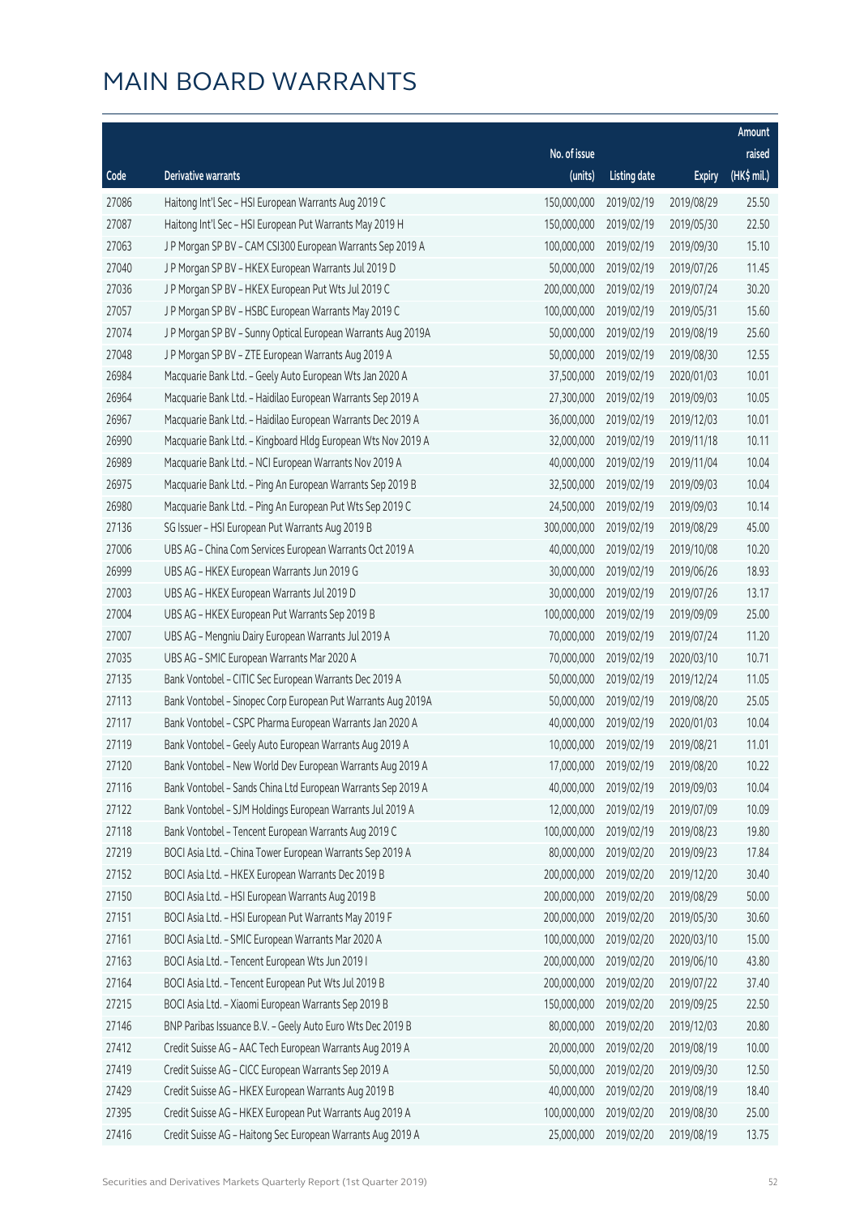# MAIN BOARD WARRANTS

| Code | Derivative warrants | No. of issue (units) | Listing date | Expiry | Amount raised (HK$ mil.) |
|---|---|---|---|---|---|
| 27086 | Haitong Int'l Sec - HSI European Warrants Aug 2019 C | 150,000,000 | 2019/02/19 | 2019/08/29 | 25.50 |
| 27087 | Haitong Int'l Sec - HSI European Put Warrants May 2019 H | 150,000,000 | 2019/02/19 | 2019/05/30 | 22.50 |
| 27063 | J P Morgan SP BV - CAM CSI300 European Warrants Sep 2019 A | 100,000,000 | 2019/02/19 | 2019/09/30 | 15.10 |
| 27040 | J P Morgan SP BV - HKEX European Warrants Jul 2019 D | 50,000,000 | 2019/02/19 | 2019/07/26 | 11.45 |
| 27036 | J P Morgan SP BV - HKEX European Put Wts Jul 2019 C | 200,000,000 | 2019/02/19 | 2019/07/24 | 30.20 |
| 27057 | J P Morgan SP BV - HSBC European Warrants May 2019 C | 100,000,000 | 2019/02/19 | 2019/05/31 | 15.60 |
| 27074 | J P Morgan SP BV - Sunny Optical European Warrants Aug 2019A | 50,000,000 | 2019/02/19 | 2019/08/19 | 25.60 |
| 27048 | J P Morgan SP BV - ZTE European Warrants Aug 2019 A | 50,000,000 | 2019/02/19 | 2019/08/30 | 12.55 |
| 26984 | Macquarie Bank Ltd. - Geely Auto European Wts Jan 2020 A | 37,500,000 | 2019/02/19 | 2020/01/03 | 10.01 |
| 26964 | Macquarie Bank Ltd. - Haidilao European Warrants Sep 2019 A | 27,300,000 | 2019/02/19 | 2019/09/03 | 10.05 |
| 26967 | Macquarie Bank Ltd. - Haidilao European Warrants Dec 2019 A | 36,000,000 | 2019/02/19 | 2019/12/03 | 10.01 |
| 26990 | Macquarie Bank Ltd. - Kingboard Hldg European Wts Nov 2019 A | 32,000,000 | 2019/02/19 | 2019/11/18 | 10.11 |
| 26989 | Macquarie Bank Ltd. - NCI European Warrants Nov 2019 A | 40,000,000 | 2019/02/19 | 2019/11/04 | 10.04 |
| 26975 | Macquarie Bank Ltd. - Ping An European Warrants Sep 2019 B | 32,500,000 | 2019/02/19 | 2019/09/03 | 10.04 |
| 26980 | Macquarie Bank Ltd. - Ping An European Put Wts Sep 2019 C | 24,500,000 | 2019/02/19 | 2019/09/03 | 10.14 |
| 27136 | SG Issuer - HSI European Put Warrants Aug 2019 B | 300,000,000 | 2019/02/19 | 2019/08/29 | 45.00 |
| 27006 | UBS AG - China Com Services European Warrants Oct 2019 A | 40,000,000 | 2019/02/19 | 2019/10/08 | 10.20 |
| 26999 | UBS AG - HKEX European Warrants Jun 2019 G | 30,000,000 | 2019/02/19 | 2019/06/26 | 18.93 |
| 27003 | UBS AG - HKEX European Warrants Jul 2019 D | 30,000,000 | 2019/02/19 | 2019/07/26 | 13.17 |
| 27004 | UBS AG - HKEX European Put Warrants Sep 2019 B | 100,000,000 | 2019/02/19 | 2019/09/09 | 25.00 |
| 27007 | UBS AG - Mengniu Dairy European Warrants Jul 2019 A | 70,000,000 | 2019/02/19 | 2019/07/24 | 11.20 |
| 27035 | UBS AG - SMIC European Warrants Mar 2020 A | 70,000,000 | 2019/02/19 | 2020/03/10 | 10.71 |
| 27135 | Bank Vontobel - CITIC Sec European Warrants Dec 2019 A | 50,000,000 | 2019/02/19 | 2019/12/24 | 11.05 |
| 27113 | Bank Vontobel - Sinopec Corp European Put Warrants Aug 2019A | 50,000,000 | 2019/02/19 | 2019/08/20 | 25.05 |
| 27117 | Bank Vontobel - CSPC Pharma European Warrants Jan 2020 A | 40,000,000 | 2019/02/19 | 2020/01/03 | 10.04 |
| 27119 | Bank Vontobel - Geely Auto European Warrants Aug 2019 A | 10,000,000 | 2019/02/19 | 2019/08/21 | 11.01 |
| 27120 | Bank Vontobel - New World Dev European Warrants Aug 2019 A | 17,000,000 | 2019/02/19 | 2019/08/20 | 10.22 |
| 27116 | Bank Vontobel - Sands China Ltd European Warrants Sep 2019 A | 40,000,000 | 2019/02/19 | 2019/09/03 | 10.04 |
| 27122 | Bank Vontobel - SJM Holdings European Warrants Jul 2019 A | 12,000,000 | 2019/02/19 | 2019/07/09 | 10.09 |
| 27118 | Bank Vontobel - Tencent European Warrants Aug 2019 C | 100,000,000 | 2019/02/19 | 2019/08/23 | 19.80 |
| 27219 | BOCI Asia Ltd. - China Tower European Warrants Sep 2019 A | 80,000,000 | 2019/02/20 | 2019/09/23 | 17.84 |
| 27152 | BOCI Asia Ltd. - HKEX European Warrants Dec 2019 B | 200,000,000 | 2019/02/20 | 2019/12/20 | 30.40 |
| 27150 | BOCI Asia Ltd. - HSI European Warrants Aug 2019 B | 200,000,000 | 2019/02/20 | 2019/08/29 | 50.00 |
| 27151 | BOCI Asia Ltd. - HSI European Put Warrants May 2019 F | 200,000,000 | 2019/02/20 | 2019/05/30 | 30.60 |
| 27161 | BOCI Asia Ltd. - SMIC European Warrants Mar 2020 A | 100,000,000 | 2019/02/20 | 2020/03/10 | 15.00 |
| 27163 | BOCI Asia Ltd. - Tencent European Wts Jun 2019 I | 200,000,000 | 2019/02/20 | 2019/06/10 | 43.80 |
| 27164 | BOCI Asia Ltd. - Tencent European Put Wts Jul 2019 B | 200,000,000 | 2019/02/20 | 2019/07/22 | 37.40 |
| 27215 | BOCI Asia Ltd. - Xiaomi European Warrants Sep 2019 B | 150,000,000 | 2019/02/20 | 2019/09/25 | 22.50 |
| 27146 | BNP Paribas Issuance B.V. - Geely Auto Euro Wts Dec 2019 B | 80,000,000 | 2019/02/20 | 2019/12/03 | 20.80 |
| 27412 | Credit Suisse AG - AAC Tech European Warrants Aug 2019 A | 20,000,000 | 2019/02/20 | 2019/08/19 | 10.00 |
| 27419 | Credit Suisse AG - CICC European Warrants Sep 2019 A | 50,000,000 | 2019/02/20 | 2019/09/30 | 12.50 |
| 27429 | Credit Suisse AG - HKEX European Warrants Aug 2019 B | 40,000,000 | 2019/02/20 | 2019/08/19 | 18.40 |
| 27395 | Credit Suisse AG - HKEX European Put Warrants Aug 2019 A | 100,000,000 | 2019/02/20 | 2019/08/30 | 25.00 |
| 27416 | Credit Suisse AG - Haitong Sec European Warrants Aug 2019 A | 25,000,000 | 2019/02/20 | 2019/08/19 | 13.75 |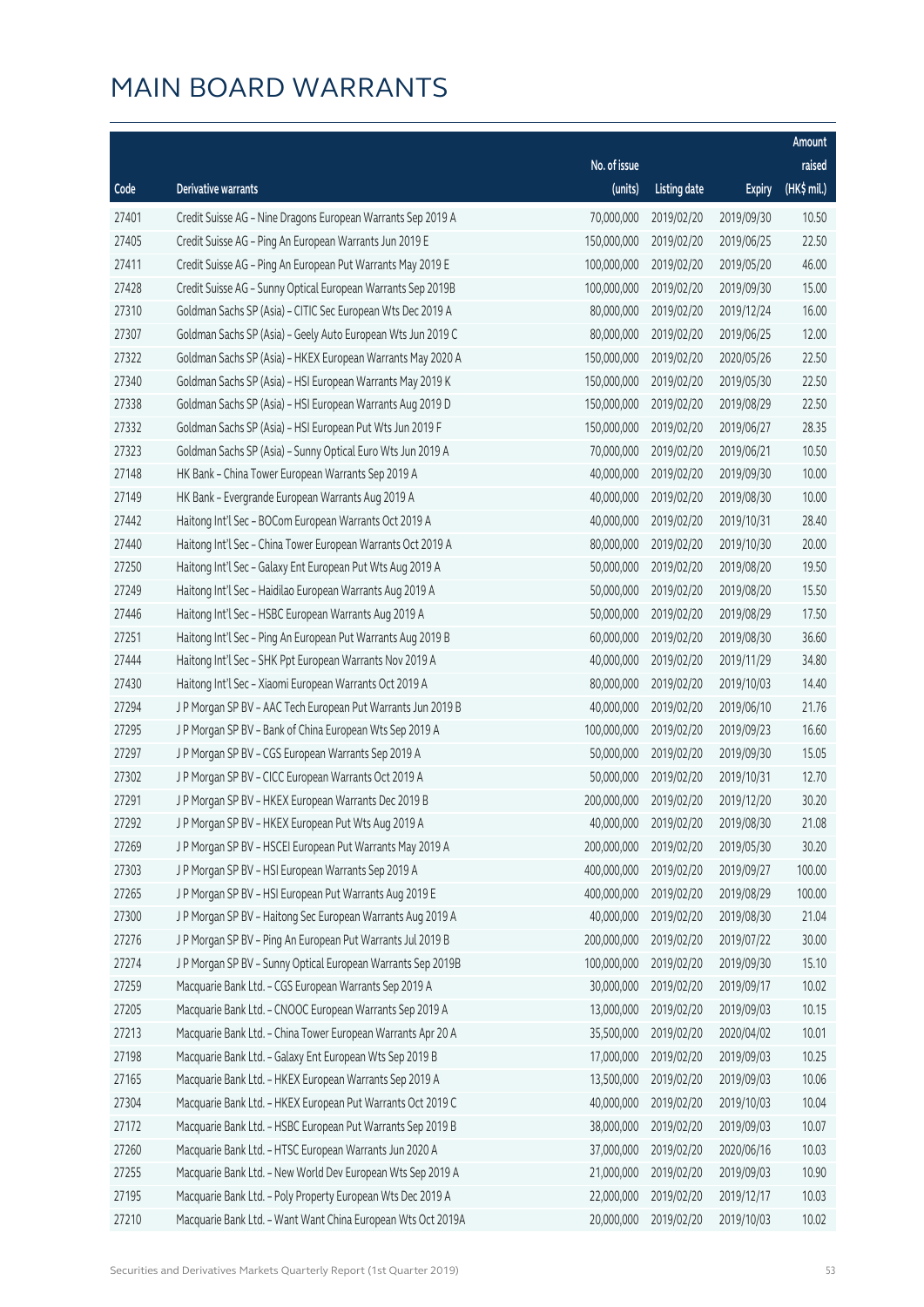# MAIN BOARD WARRANTS

| Code | Derivative warrants | No. of issue (units) | Listing date | Expiry | Amount raised (HK$ mil.) |
|---|---|---|---|---|---|
| 27401 | Credit Suisse AG - Nine Dragons European Warrants Sep 2019 A | 70,000,000 | 2019/02/20 | 2019/09/30 | 10.50 |
| 27405 | Credit Suisse AG - Ping An European Warrants Jun 2019 E | 150,000,000 | 2019/02/20 | 2019/06/25 | 22.50 |
| 27411 | Credit Suisse AG - Ping An European Put Warrants May 2019 E | 100,000,000 | 2019/02/20 | 2019/05/20 | 46.00 |
| 27428 | Credit Suisse AG - Sunny Optical European Warrants Sep 2019B | 100,000,000 | 2019/02/20 | 2019/09/30 | 15.00 |
| 27310 | Goldman Sachs SP (Asia) - CITIC Sec European Wts Dec 2019 A | 80,000,000 | 2019/02/20 | 2019/12/24 | 16.00 |
| 27307 | Goldman Sachs SP (Asia) - Geely Auto European Wts Jun 2019 C | 80,000,000 | 2019/02/20 | 2019/06/25 | 12.00 |
| 27322 | Goldman Sachs SP (Asia) - HKEX European Warrants May 2020 A | 150,000,000 | 2019/02/20 | 2020/05/26 | 22.50 |
| 27340 | Goldman Sachs SP (Asia) - HSI European Warrants May 2019 K | 150,000,000 | 2019/02/20 | 2019/05/30 | 22.50 |
| 27338 | Goldman Sachs SP (Asia) - HSI European Warrants Aug 2019 D | 150,000,000 | 2019/02/20 | 2019/08/29 | 22.50 |
| 27332 | Goldman Sachs SP (Asia) - HSI European Put Wts Jun 2019 F | 150,000,000 | 2019/02/20 | 2019/06/27 | 28.35 |
| 27323 | Goldman Sachs SP (Asia) - Sunny Optical Euro Wts Jun 2019 A | 70,000,000 | 2019/02/20 | 2019/06/21 | 10.50 |
| 27148 | HK Bank - China Tower European Warrants Sep 2019 A | 40,000,000 | 2019/02/20 | 2019/09/30 | 10.00 |
| 27149 | HK Bank - Evergrande European Warrants Aug 2019 A | 40,000,000 | 2019/02/20 | 2019/08/30 | 10.00 |
| 27442 | Haitong Int'l Sec - BOCom European Warrants Oct 2019 A | 40,000,000 | 2019/02/20 | 2019/10/31 | 28.40 |
| 27440 | Haitong Int'l Sec - China Tower European Warrants Oct 2019 A | 80,000,000 | 2019/02/20 | 2019/10/30 | 20.00 |
| 27250 | Haitong Int'l Sec - Galaxy Ent European Put Wts Aug 2019 A | 50,000,000 | 2019/02/20 | 2019/08/20 | 19.50 |
| 27249 | Haitong Int'l Sec - Haidilao European Warrants Aug 2019 A | 50,000,000 | 2019/02/20 | 2019/08/20 | 15.50 |
| 27446 | Haitong Int'l Sec - HSBC European Warrants Aug 2019 A | 50,000,000 | 2019/02/20 | 2019/08/29 | 17.50 |
| 27251 | Haitong Int'l Sec - Ping An European Put Warrants Aug 2019 B | 60,000,000 | 2019/02/20 | 2019/08/30 | 36.60 |
| 27444 | Haitong Int'l Sec - SHK Ppt European Warrants Nov 2019 A | 40,000,000 | 2019/02/20 | 2019/11/29 | 34.80 |
| 27430 | Haitong Int'l Sec - Xiaomi European Warrants Oct 2019 A | 80,000,000 | 2019/02/20 | 2019/10/03 | 14.40 |
| 27294 | J P Morgan SP BV - AAC Tech European Put Warrants Jun 2019 B | 40,000,000 | 2019/02/20 | 2019/06/10 | 21.76 |
| 27295 | J P Morgan SP BV - Bank of China European Wts Sep 2019 A | 100,000,000 | 2019/02/20 | 2019/09/23 | 16.60 |
| 27297 | J P Morgan SP BV - CGS European Warrants Sep 2019 A | 50,000,000 | 2019/02/20 | 2019/09/30 | 15.05 |
| 27302 | J P Morgan SP BV - CICC European Warrants Oct 2019 A | 50,000,000 | 2019/02/20 | 2019/10/31 | 12.70 |
| 27291 | J P Morgan SP BV - HKEX European Warrants Dec 2019 B | 200,000,000 | 2019/02/20 | 2019/12/20 | 30.20 |
| 27292 | J P Morgan SP BV - HKEX European Put Wts Aug 2019 A | 40,000,000 | 2019/02/20 | 2019/08/30 | 21.08 |
| 27269 | J P Morgan SP BV - HSCEI European Put Warrants May 2019 A | 200,000,000 | 2019/02/20 | 2019/05/30 | 30.20 |
| 27303 | J P Morgan SP BV - HSI European Warrants Sep 2019 A | 400,000,000 | 2019/02/20 | 2019/09/27 | 100.00 |
| 27265 | J P Morgan SP BV - HSI European Put Warrants Aug 2019 E | 400,000,000 | 2019/02/20 | 2019/08/29 | 100.00 |
| 27300 | J P Morgan SP BV - Haitong Sec European Warrants Aug 2019 A | 40,000,000 | 2019/02/20 | 2019/08/30 | 21.04 |
| 27276 | J P Morgan SP BV - Ping An European Put Warrants Jul 2019 B | 200,000,000 | 2019/02/20 | 2019/07/22 | 30.00 |
| 27274 | J P Morgan SP BV - Sunny Optical European Warrants Sep 2019B | 100,000,000 | 2019/02/20 | 2019/09/30 | 15.10 |
| 27259 | Macquarie Bank Ltd. - CGS European Warrants Sep 2019 A | 30,000,000 | 2019/02/20 | 2019/09/17 | 10.02 |
| 27205 | Macquarie Bank Ltd. - CNOOC European Warrants Sep 2019 A | 13,000,000 | 2019/02/20 | 2019/09/03 | 10.15 |
| 27213 | Macquarie Bank Ltd. - China Tower European Warrants Apr 20 A | 35,500,000 | 2019/02/20 | 2020/04/02 | 10.01 |
| 27198 | Macquarie Bank Ltd. - Galaxy Ent European Wts Sep 2019 B | 17,000,000 | 2019/02/20 | 2019/09/03 | 10.25 |
| 27165 | Macquarie Bank Ltd. - HKEX European Warrants Sep 2019 A | 13,500,000 | 2019/02/20 | 2019/09/03 | 10.06 |
| 27304 | Macquarie Bank Ltd. - HKEX European Put Warrants Oct 2019 C | 40,000,000 | 2019/02/20 | 2019/10/03 | 10.04 |
| 27172 | Macquarie Bank Ltd. - HSBC European Put Warrants Sep 2019 B | 38,000,000 | 2019/02/20 | 2019/09/03 | 10.07 |
| 27260 | Macquarie Bank Ltd. - HTSC European Warrants Jun 2020 A | 37,000,000 | 2019/02/20 | 2020/06/16 | 10.03 |
| 27255 | Macquarie Bank Ltd. - New World Dev European Wts Sep 2019 A | 21,000,000 | 2019/02/20 | 2019/09/03 | 10.90 |
| 27195 | Macquarie Bank Ltd. - Poly Property European Wts Dec 2019 A | 22,000,000 | 2019/02/20 | 2019/12/17 | 10.03 |
| 27210 | Macquarie Bank Ltd. - Want Want China European Wts Oct 2019A | 20,000,000 | 2019/02/20 | 2019/10/03 | 10.02 |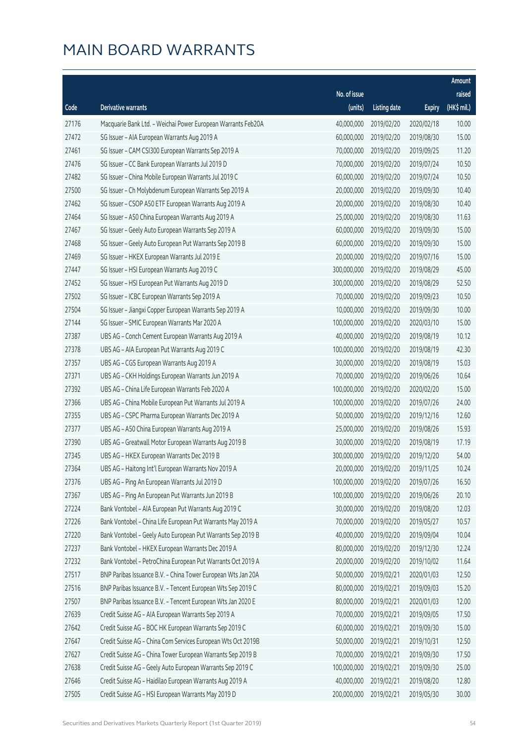# MAIN BOARD WARRANTS

| Code | Derivative warrants | No. of issue (units) | Listing date | Expiry | Amount raised (HK$ mil.) |
|---|---|---|---|---|---|
| 27176 | Macquarie Bank Ltd. - Weichai Power European Warrants Feb20A | 40,000,000 | 2019/02/20 | 2020/02/18 | 10.00 |
| 27472 | SG Issuer – AIA European Warrants Aug 2019 A | 60,000,000 | 2019/02/20 | 2019/08/30 | 15.00 |
| 27461 | SG Issuer – CAM CSI300 European Warrants Sep 2019 A | 70,000,000 | 2019/02/20 | 2019/09/25 | 11.20 |
| 27476 | SG Issuer – CC Bank European Warrants Jul 2019 D | 70,000,000 | 2019/02/20 | 2019/07/24 | 10.50 |
| 27482 | SG Issuer – China Mobile European Warrants Jul 2019 C | 60,000,000 | 2019/02/20 | 2019/07/24 | 10.50 |
| 27500 | SG Issuer – Ch Molybdenum European Warrants Sep 2019 A | 20,000,000 | 2019/02/20 | 2019/09/30 | 10.40 |
| 27462 | SG Issuer – CSOP A50 ETF European Warrants Aug 2019 A | 20,000,000 | 2019/02/20 | 2019/08/30 | 10.40 |
| 27464 | SG Issuer – A50 China European Warrants Aug 2019 A | 25,000,000 | 2019/02/20 | 2019/08/30 | 11.63 |
| 27467 | SG Issuer – Geely Auto European Warrants Sep 2019 A | 60,000,000 | 2019/02/20 | 2019/09/30 | 15.00 |
| 27468 | SG Issuer – Geely Auto European Put Warrants Sep 2019 B | 60,000,000 | 2019/02/20 | 2019/09/30 | 15.00 |
| 27469 | SG Issuer – HKEX European Warrants Jul 2019 E | 20,000,000 | 2019/02/20 | 2019/07/16 | 15.00 |
| 27447 | SG Issuer – HSI European Warrants Aug 2019 C | 300,000,000 | 2019/02/20 | 2019/08/29 | 45.00 |
| 27452 | SG Issuer – HSI European Put Warrants Aug 2019 D | 300,000,000 | 2019/02/20 | 2019/08/29 | 52.50 |
| 27502 | SG Issuer – ICBC European Warrants Sep 2019 A | 70,000,000 | 2019/02/20 | 2019/09/23 | 10.50 |
| 27504 | SG Issuer – Jiangxi Copper European Warrants Sep 2019 A | 10,000,000 | 2019/02/20 | 2019/09/30 | 10.00 |
| 27144 | SG Issuer – SMIC European Warrants Mar 2020 A | 100,000,000 | 2019/02/20 | 2020/03/10 | 15.00 |
| 27387 | UBS AG – Conch Cement European Warrants Aug 2019 A | 40,000,000 | 2019/02/20 | 2019/08/19 | 10.12 |
| 27378 | UBS AG – AIA European Put Warrants Aug 2019 C | 100,000,000 | 2019/02/20 | 2019/08/19 | 42.30 |
| 27357 | UBS AG – CGS European Warrants Aug 2019 A | 30,000,000 | 2019/02/20 | 2019/08/19 | 15.03 |
| 27371 | UBS AG – CKH Holdings European Warrants Jun 2019 A | 70,000,000 | 2019/02/20 | 2019/06/26 | 10.64 |
| 27392 | UBS AG – China Life European Warrants Feb 2020 A | 100,000,000 | 2019/02/20 | 2020/02/20 | 15.00 |
| 27366 | UBS AG – China Mobile European Put Warrants Jul 2019 A | 100,000,000 | 2019/02/20 | 2019/07/26 | 24.00 |
| 27355 | UBS AG – CSPC Pharma European Warrants Dec 2019 A | 50,000,000 | 2019/02/20 | 2019/12/16 | 12.60 |
| 27377 | UBS AG – A50 China European Warrants Aug 2019 A | 25,000,000 | 2019/02/20 | 2019/08/26 | 15.93 |
| 27390 | UBS AG – Greatwall Motor European Warrants Aug 2019 B | 30,000,000 | 2019/02/20 | 2019/08/19 | 17.19 |
| 27345 | UBS AG – HKEX European Warrants Dec 2019 B | 300,000,000 | 2019/02/20 | 2019/12/20 | 54.00 |
| 27364 | UBS AG – Haitong Int'l European Warrants Nov 2019 A | 20,000,000 | 2019/02/20 | 2019/11/25 | 10.24 |
| 27376 | UBS AG – Ping An European Warrants Jul 2019 D | 100,000,000 | 2019/02/20 | 2019/07/26 | 16.50 |
| 27367 | UBS AG – Ping An European Put Warrants Jun 2019 B | 100,000,000 | 2019/02/20 | 2019/06/26 | 20.10 |
| 27224 | Bank Vontobel – AIA European Put Warrants Aug 2019 C | 30,000,000 | 2019/02/20 | 2019/08/20 | 12.03 |
| 27226 | Bank Vontobel – China Life European Put Warrants May 2019 A | 70,000,000 | 2019/02/20 | 2019/05/27 | 10.57 |
| 27220 | Bank Vontobel – Geely Auto European Put Warrants Sep 2019 B | 40,000,000 | 2019/02/20 | 2019/09/04 | 10.04 |
| 27237 | Bank Vontobel – HKEX European Warrants Dec 2019 A | 80,000,000 | 2019/02/20 | 2019/12/30 | 12.24 |
| 27232 | Bank Vontobel – PetroChina European Put Warrants Oct 2019 A | 20,000,000 | 2019/02/20 | 2019/10/02 | 11.64 |
| 27517 | BNP Paribas Issuance B.V. – China Tower European Wts Jan 20A | 50,000,000 | 2019/02/21 | 2020/01/03 | 12.50 |
| 27516 | BNP Paribas Issuance B.V. – Tencent European Wts Sep 2019 C | 80,000,000 | 2019/02/21 | 2019/09/03 | 15.20 |
| 27507 | BNP Paribas Issuance B.V. – Tencent European Wts Jan 2020 E | 80,000,000 | 2019/02/21 | 2020/01/03 | 12.00 |
| 27639 | Credit Suisse AG – AIA European Warrants Sep 2019 A | 70,000,000 | 2019/02/21 | 2019/09/05 | 17.50 |
| 27642 | Credit Suisse AG – BOC HK European Warrants Sep 2019 C | 60,000,000 | 2019/02/21 | 2019/09/30 | 15.00 |
| 27647 | Credit Suisse AG – China Com Services European Wts Oct 2019B | 50,000,000 | 2019/02/21 | 2019/10/31 | 12.50 |
| 27627 | Credit Suisse AG – China Tower European Warrants Sep 2019 B | 70,000,000 | 2019/02/21 | 2019/09/30 | 17.50 |
| 27638 | Credit Suisse AG – Geely Auto European Warrants Sep 2019 C | 100,000,000 | 2019/02/21 | 2019/09/30 | 25.00 |
| 27646 | Credit Suisse AG – Haidilao European Warrants Aug 2019 A | 40,000,000 | 2019/02/21 | 2019/08/20 | 12.80 |
| 27505 | Credit Suisse AG – HSI European Warrants May 2019 D | 200,000,000 | 2019/02/21 | 2019/05/30 | 30.00 |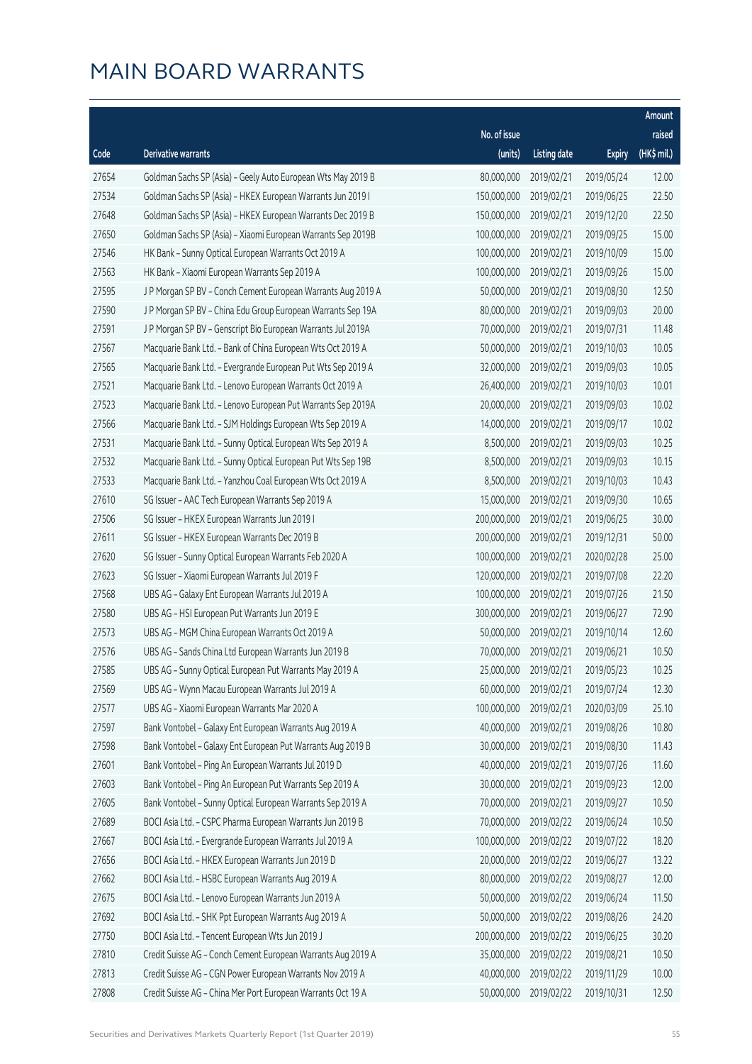# MAIN BOARD WARRANTS

| Code | Derivative warrants | No. of issue (units) | Listing date | Expiry | Amount raised (HK$ mil.) |
|---|---|---|---|---|---|
| 27654 | Goldman Sachs SP (Asia) - Geely Auto European Wts May 2019 B | 80,000,000 | 2019/02/21 | 2019/05/24 | 12.00 |
| 27534 | Goldman Sachs SP (Asia) - HKEX European Warrants Jun 2019 I | 150,000,000 | 2019/02/21 | 2019/06/25 | 22.50 |
| 27648 | Goldman Sachs SP (Asia) - HKEX European Warrants Dec 2019 B | 150,000,000 | 2019/02/21 | 2019/12/20 | 22.50 |
| 27650 | Goldman Sachs SP (Asia) - Xiaomi European Warrants Sep 2019B | 100,000,000 | 2019/02/21 | 2019/09/25 | 15.00 |
| 27546 | HK Bank - Sunny Optical European Warrants Oct 2019 A | 100,000,000 | 2019/02/21 | 2019/10/09 | 15.00 |
| 27563 | HK Bank - Xiaomi European Warrants Sep 2019 A | 100,000,000 | 2019/02/21 | 2019/09/26 | 15.00 |
| 27595 | J P Morgan SP BV - Conch Cement European Warrants Aug 2019 A | 50,000,000 | 2019/02/21 | 2019/08/30 | 12.50 |
| 27590 | J P Morgan SP BV - China Edu Group European Warrants Sep 19A | 80,000,000 | 2019/02/21 | 2019/09/03 | 20.00 |
| 27591 | J P Morgan SP BV - Genscript Bio European Warrants Jul 2019A | 70,000,000 | 2019/02/21 | 2019/07/31 | 11.48 |
| 27567 | Macquarie Bank Ltd. - Bank of China European Wts Oct 2019 A | 50,000,000 | 2019/02/21 | 2019/10/03 | 10.05 |
| 27565 | Macquarie Bank Ltd. - Evergrande European Put Wts Sep 2019 A | 32,000,000 | 2019/02/21 | 2019/09/03 | 10.05 |
| 27521 | Macquarie Bank Ltd. - Lenovo European Warrants Oct 2019 A | 26,400,000 | 2019/02/21 | 2019/10/03 | 10.01 |
| 27523 | Macquarie Bank Ltd. - Lenovo European Put Warrants Sep 2019A | 20,000,000 | 2019/02/21 | 2019/09/03 | 10.02 |
| 27566 | Macquarie Bank Ltd. - SJM Holdings European Wts Sep 2019 A | 14,000,000 | 2019/02/21 | 2019/09/17 | 10.02 |
| 27531 | Macquarie Bank Ltd. - Sunny Optical European Wts Sep 2019 A | 8,500,000 | 2019/02/21 | 2019/09/03 | 10.25 |
| 27532 | Macquarie Bank Ltd. - Sunny Optical European Put Wts Sep 19B | 8,500,000 | 2019/02/21 | 2019/09/03 | 10.15 |
| 27533 | Macquarie Bank Ltd. - Yanzhou Coal European Wts Oct 2019 A | 8,500,000 | 2019/02/21 | 2019/10/03 | 10.43 |
| 27610 | SG Issuer - AAC Tech European Warrants Sep 2019 A | 15,000,000 | 2019/02/21 | 2019/09/30 | 10.65 |
| 27506 | SG Issuer - HKEX European Warrants Jun 2019 I | 200,000,000 | 2019/02/21 | 2019/06/25 | 30.00 |
| 27611 | SG Issuer - HKEX European Warrants Dec 2019 B | 200,000,000 | 2019/02/21 | 2019/12/31 | 50.00 |
| 27620 | SG Issuer - Sunny Optical European Warrants Feb 2020 A | 100,000,000 | 2019/02/21 | 2020/02/28 | 25.00 |
| 27623 | SG Issuer - Xiaomi European Warrants Jul 2019 F | 120,000,000 | 2019/02/21 | 2019/07/08 | 22.20 |
| 27568 | UBS AG - Galaxy Ent European Warrants Jul 2019 A | 100,000,000 | 2019/02/21 | 2019/07/26 | 21.50 |
| 27580 | UBS AG - HSI European Put Warrants Jun 2019 E | 300,000,000 | 2019/02/21 | 2019/06/27 | 72.90 |
| 27573 | UBS AG - MGM China European Warrants Oct 2019 A | 50,000,000 | 2019/02/21 | 2019/10/14 | 12.60 |
| 27576 | UBS AG - Sands China Ltd European Warrants Jun 2019 B | 70,000,000 | 2019/02/21 | 2019/06/21 | 10.50 |
| 27585 | UBS AG - Sunny Optical European Put Warrants May 2019 A | 25,000,000 | 2019/02/21 | 2019/05/23 | 10.25 |
| 27569 | UBS AG - Wynn Macau European Warrants Jul 2019 A | 60,000,000 | 2019/02/21 | 2019/07/24 | 12.30 |
| 27577 | UBS AG - Xiaomi European Warrants Mar 2020 A | 100,000,000 | 2019/02/21 | 2020/03/09 | 25.10 |
| 27597 | Bank Vontobel - Galaxy Ent European Warrants Aug 2019 A | 40,000,000 | 2019/02/21 | 2019/08/26 | 10.80 |
| 27598 | Bank Vontobel - Galaxy Ent European Put Warrants Aug 2019 B | 30,000,000 | 2019/02/21 | 2019/08/30 | 11.43 |
| 27601 | Bank Vontobel - Ping An European Warrants Jul 2019 D | 40,000,000 | 2019/02/21 | 2019/07/26 | 11.60 |
| 27603 | Bank Vontobel - Ping An European Put Warrants Sep 2019 A | 30,000,000 | 2019/02/21 | 2019/09/23 | 12.00 |
| 27605 | Bank Vontobel - Sunny Optical European Warrants Sep 2019 A | 70,000,000 | 2019/02/21 | 2019/09/27 | 10.50 |
| 27689 | BOCI Asia Ltd. - CSPC Pharma European Warrants Jun 2019 B | 70,000,000 | 2019/02/22 | 2019/06/24 | 10.50 |
| 27667 | BOCI Asia Ltd. - Evergrande European Warrants Jul 2019 A | 100,000,000 | 2019/02/22 | 2019/07/22 | 18.20 |
| 27656 | BOCI Asia Ltd. - HKEX European Warrants Jun 2019 D | 20,000,000 | 2019/02/22 | 2019/06/27 | 13.22 |
| 27662 | BOCI Asia Ltd. - HSBC European Warrants Aug 2019 A | 80,000,000 | 2019/02/22 | 2019/08/27 | 12.00 |
| 27675 | BOCI Asia Ltd. - Lenovo European Warrants Jun 2019 A | 50,000,000 | 2019/02/22 | 2019/06/24 | 11.50 |
| 27692 | BOCI Asia Ltd. - SHK Ppt European Warrants Aug 2019 A | 50,000,000 | 2019/02/22 | 2019/08/26 | 24.20 |
| 27750 | BOCI Asia Ltd. - Tencent European Wts Jun 2019 J | 200,000,000 | 2019/02/22 | 2019/06/25 | 30.20 |
| 27810 | Credit Suisse AG - Conch Cement European Warrants Aug 2019 A | 35,000,000 | 2019/02/22 | 2019/08/21 | 10.50 |
| 27813 | Credit Suisse AG - CGN Power European Warrants Nov 2019 A | 40,000,000 | 2019/02/22 | 2019/11/29 | 10.00 |
| 27808 | Credit Suisse AG - China Mer Port European Warrants Oct 19 A | 50,000,000 | 2019/02/22 | 2019/10/31 | 12.50 |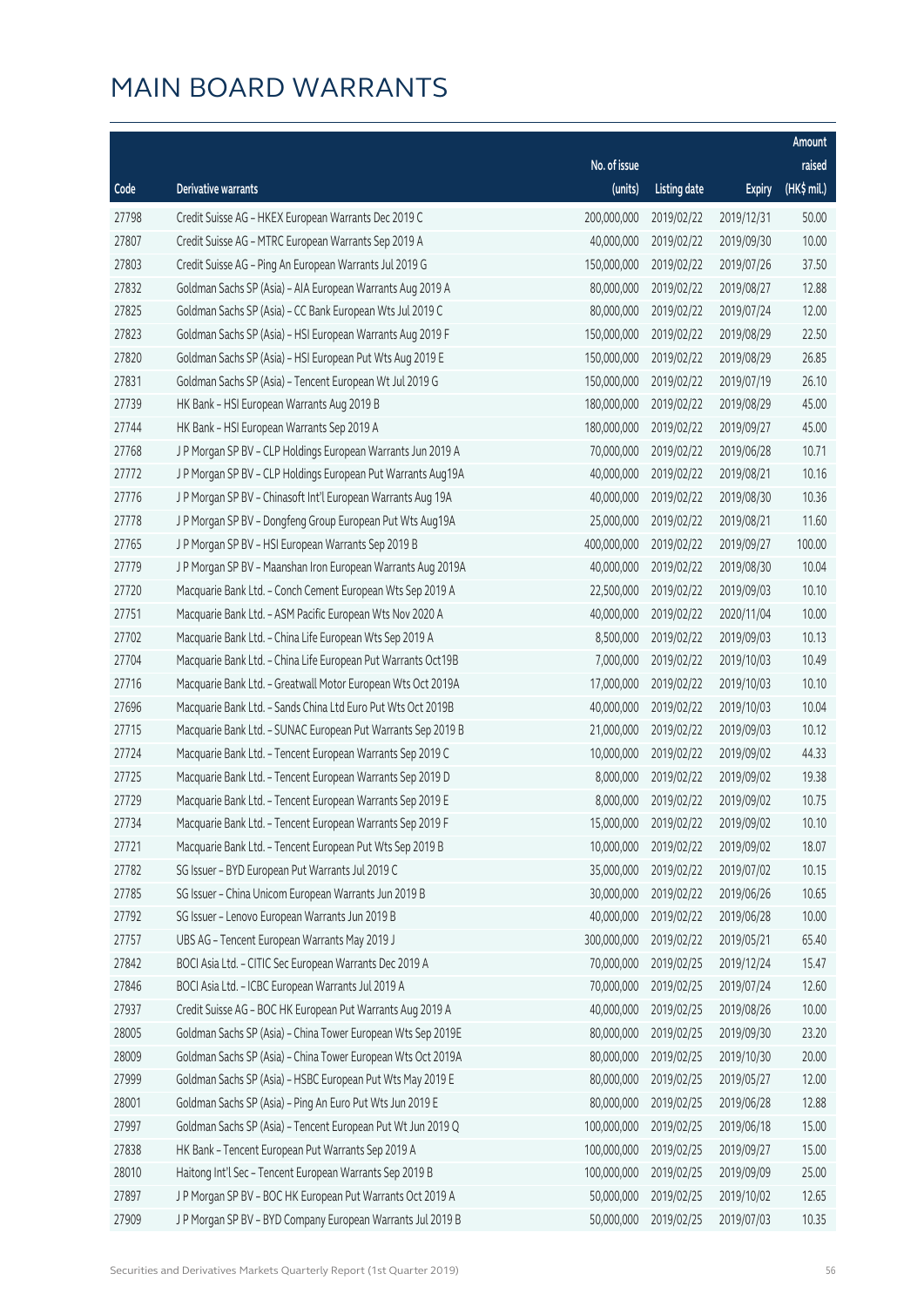# MAIN BOARD WARRANTS

| Code | Derivative warrants | No. of issue (units) | Listing date | Expiry | Amount raised (HK$ mil.) |
|---|---|---|---|---|---|
| 27798 | Credit Suisse AG - HKEX European Warrants Dec 2019 C | 200,000,000 | 2019/02/22 | 2019/12/31 | 50.00 |
| 27807 | Credit Suisse AG - MTRC European Warrants Sep 2019 A | 40,000,000 | 2019/02/22 | 2019/09/30 | 10.00 |
| 27803 | Credit Suisse AG - Ping An European Warrants Jul 2019 G | 150,000,000 | 2019/02/22 | 2019/07/26 | 37.50 |
| 27832 | Goldman Sachs SP (Asia) - AIA European Warrants Aug 2019 A | 80,000,000 | 2019/02/22 | 2019/08/27 | 12.88 |
| 27825 | Goldman Sachs SP (Asia) - CC Bank European Wts Jul 2019 C | 80,000,000 | 2019/02/22 | 2019/07/24 | 12.00 |
| 27823 | Goldman Sachs SP (Asia) - HSI European Warrants Aug 2019 F | 150,000,000 | 2019/02/22 | 2019/08/29 | 22.50 |
| 27820 | Goldman Sachs SP (Asia) - HSI European Put Wts Aug 2019 E | 150,000,000 | 2019/02/22 | 2019/08/29 | 26.85 |
| 27831 | Goldman Sachs SP (Asia) - Tencent European Wt Jul 2019 G | 150,000,000 | 2019/02/22 | 2019/07/19 | 26.10 |
| 27739 | HK Bank - HSI European Warrants Aug 2019 B | 180,000,000 | 2019/02/22 | 2019/08/29 | 45.00 |
| 27744 | HK Bank - HSI European Warrants Sep 2019 A | 180,000,000 | 2019/02/22 | 2019/09/27 | 45.00 |
| 27768 | J P Morgan SP BV - CLP Holdings European Warrants Jun 2019 A | 70,000,000 | 2019/02/22 | 2019/06/28 | 10.71 |
| 27772 | J P Morgan SP BV - CLP Holdings European Put Warrants Aug19A | 40,000,000 | 2019/02/22 | 2019/08/21 | 10.16 |
| 27776 | J P Morgan SP BV - Chinasoft Int'l European Warrants Aug 19A | 40,000,000 | 2019/02/22 | 2019/08/30 | 10.36 |
| 27778 | J P Morgan SP BV - Dongfeng Group European Put Wts Aug19A | 25,000,000 | 2019/02/22 | 2019/08/21 | 11.60 |
| 27765 | J P Morgan SP BV - HSI European Warrants Sep 2019 B | 400,000,000 | 2019/02/22 | 2019/09/27 | 100.00 |
| 27779 | J P Morgan SP BV - Maanshan Iron European Warrants Aug 2019A | 40,000,000 | 2019/02/22 | 2019/08/30 | 10.04 |
| 27720 | Macquarie Bank Ltd. - Conch Cement European Wts Sep 2019 A | 22,500,000 | 2019/02/22 | 2019/09/03 | 10.10 |
| 27751 | Macquarie Bank Ltd. - ASM Pacific European Wts Nov 2020 A | 40,000,000 | 2019/02/22 | 2020/11/04 | 10.00 |
| 27702 | Macquarie Bank Ltd. - China Life European Wts Sep 2019 A | 8,500,000 | 2019/02/22 | 2019/09/03 | 10.13 |
| 27704 | Macquarie Bank Ltd. - China Life European Put Warrants Oct19B | 7,000,000 | 2019/02/22 | 2019/10/03 | 10.49 |
| 27716 | Macquarie Bank Ltd. - Greatwall Motor European Wts Oct 2019A | 17,000,000 | 2019/02/22 | 2019/10/03 | 10.10 |
| 27696 | Macquarie Bank Ltd. - Sands China Ltd Euro Put Wts Oct 2019B | 40,000,000 | 2019/02/22 | 2019/10/03 | 10.04 |
| 27715 | Macquarie Bank Ltd. - SUNAC European Put Warrants Sep 2019 B | 21,000,000 | 2019/02/22 | 2019/09/03 | 10.12 |
| 27724 | Macquarie Bank Ltd. - Tencent European Warrants Sep 2019 C | 10,000,000 | 2019/02/22 | 2019/09/02 | 44.33 |
| 27725 | Macquarie Bank Ltd. - Tencent European Warrants Sep 2019 D | 8,000,000 | 2019/02/22 | 2019/09/02 | 19.38 |
| 27729 | Macquarie Bank Ltd. - Tencent European Warrants Sep 2019 E | 8,000,000 | 2019/02/22 | 2019/09/02 | 10.75 |
| 27734 | Macquarie Bank Ltd. - Tencent European Warrants Sep 2019 F | 15,000,000 | 2019/02/22 | 2019/09/02 | 10.10 |
| 27721 | Macquarie Bank Ltd. - Tencent European Put Wts Sep 2019 B | 10,000,000 | 2019/02/22 | 2019/09/02 | 18.07 |
| 27782 | SG Issuer - BYD European Put Warrants Jul 2019 C | 35,000,000 | 2019/02/22 | 2019/07/02 | 10.15 |
| 27785 | SG Issuer - China Unicom European Warrants Jun 2019 B | 30,000,000 | 2019/02/22 | 2019/06/26 | 10.65 |
| 27792 | SG Issuer - Lenovo European Warrants Jun 2019 B | 40,000,000 | 2019/02/22 | 2019/06/28 | 10.00 |
| 27757 | UBS AG - Tencent European Warrants May 2019 J | 300,000,000 | 2019/02/22 | 2019/05/21 | 65.40 |
| 27842 | BOCI Asia Ltd. - CITIC Sec European Warrants Dec 2019 A | 70,000,000 | 2019/02/25 | 2019/12/24 | 15.47 |
| 27846 | BOCI Asia Ltd. - ICBC European Warrants Jul 2019 A | 70,000,000 | 2019/02/25 | 2019/07/24 | 12.60 |
| 27937 | Credit Suisse AG - BOC HK European Put Warrants Aug 2019 A | 40,000,000 | 2019/02/25 | 2019/08/26 | 10.00 |
| 28005 | Goldman Sachs SP (Asia) - China Tower European Wts Sep 2019E | 80,000,000 | 2019/02/25 | 2019/09/30 | 23.20 |
| 28009 | Goldman Sachs SP (Asia) - China Tower European Wts Oct 2019A | 80,000,000 | 2019/02/25 | 2019/10/30 | 20.00 |
| 27999 | Goldman Sachs SP (Asia) - HSBC European Put Wts May 2019 E | 80,000,000 | 2019/02/25 | 2019/05/27 | 12.00 |
| 28001 | Goldman Sachs SP (Asia) - Ping An Euro Put Wts Jun 2019 E | 80,000,000 | 2019/02/25 | 2019/06/28 | 12.88 |
| 27997 | Goldman Sachs SP (Asia) - Tencent European Put Wt Jun 2019 Q | 100,000,000 | 2019/02/25 | 2019/06/18 | 15.00 |
| 27838 | HK Bank - Tencent European Put Warrants Sep 2019 A | 100,000,000 | 2019/02/25 | 2019/09/27 | 15.00 |
| 28010 | Haitong Int'l Sec - Tencent European Warrants Sep 2019 B | 100,000,000 | 2019/02/25 | 2019/09/09 | 25.00 |
| 27897 | J P Morgan SP BV - BOC HK European Put Warrants Oct 2019 A | 50,000,000 | 2019/02/25 | 2019/10/02 | 12.65 |
| 27909 | J P Morgan SP BV - BYD Company European Warrants Jul 2019 B | 50,000,000 | 2019/02/25 | 2019/07/03 | 10.35 |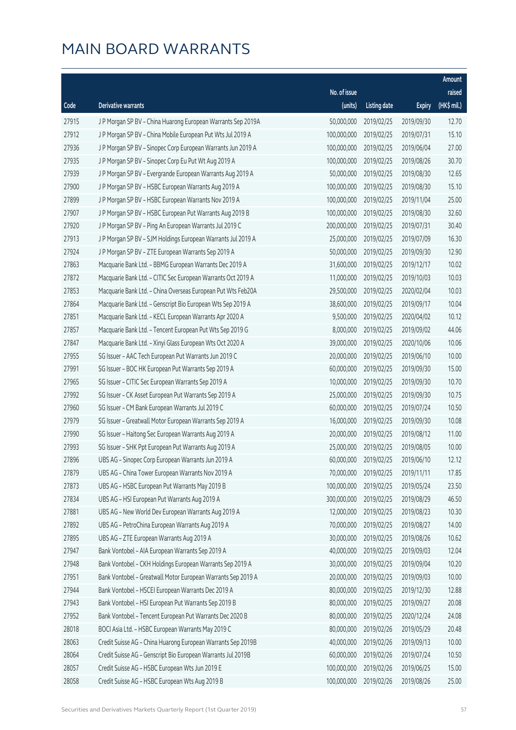# MAIN BOARD WARRANTS

| Code | Derivative warrants | No. of issue (units) | Listing date | Expiry | Amount raised (HK$ mil.) |
|---|---|---|---|---|---|
| 27915 | J P Morgan SP BV – China Huarong European Warrants Sep 2019A | 50,000,000 | 2019/02/25 | 2019/09/30 | 12.70 |
| 27912 | J P Morgan SP BV – China Mobile European Put Wts Jul 2019 A | 100,000,000 | 2019/02/25 | 2019/07/31 | 15.10 |
| 27936 | J P Morgan SP BV – Sinopec Corp European Warrants Jun 2019 A | 100,000,000 | 2019/02/25 | 2019/06/04 | 27.00 |
| 27935 | J P Morgan SP BV – Sinopec Corp Eu Put Wt Aug 2019 A | 100,000,000 | 2019/02/25 | 2019/08/26 | 30.70 |
| 27939 | J P Morgan SP BV – Evergrande European Warrants Aug 2019 A | 50,000,000 | 2019/02/25 | 2019/08/30 | 12.65 |
| 27900 | J P Morgan SP BV – HSBC European Warrants Aug 2019 A | 100,000,000 | 2019/02/25 | 2019/08/30 | 15.10 |
| 27899 | J P Morgan SP BV – HSBC European Warrants Nov 2019 A | 100,000,000 | 2019/02/25 | 2019/11/04 | 25.00 |
| 27907 | J P Morgan SP BV – HSBC European Put Warrants Aug 2019 B | 100,000,000 | 2019/02/25 | 2019/08/30 | 32.60 |
| 27920 | J P Morgan SP BV – Ping An European Warrants Jul 2019 C | 200,000,000 | 2019/02/25 | 2019/07/31 | 30.40 |
| 27913 | J P Morgan SP BV – SJM Holdings European Warrants Jul 2019 A | 25,000,000 | 2019/02/25 | 2019/07/09 | 16.30 |
| 27924 | J P Morgan SP BV – ZTE European Warrants Sep 2019 A | 50,000,000 | 2019/02/25 | 2019/09/30 | 12.90 |
| 27863 | Macquarie Bank Ltd. – BBMG European Warrants Dec 2019 A | 31,600,000 | 2019/02/25 | 2019/12/17 | 10.02 |
| 27872 | Macquarie Bank Ltd. – CITIC Sec European Warrants Oct 2019 A | 11,000,000 | 2019/02/25 | 2019/10/03 | 10.03 |
| 27853 | Macquarie Bank Ltd. – China Overseas European Put Wts Feb20A | 29,500,000 | 2019/02/25 | 2020/02/04 | 10.03 |
| 27864 | Macquarie Bank Ltd. – Genscript Bio European Wts Sep 2019 A | 38,600,000 | 2019/02/25 | 2019/09/17 | 10.04 |
| 27851 | Macquarie Bank Ltd. – KECL European Warrants Apr 2020 A | 9,500,000 | 2019/02/25 | 2020/04/02 | 10.12 |
| 27857 | Macquarie Bank Ltd. – Tencent European Put Wts Sep 2019 G | 8,000,000 | 2019/02/25 | 2019/09/02 | 44.06 |
| 27847 | Macquarie Bank Ltd. – Xinyi Glass European Wts Oct 2020 A | 39,000,000 | 2019/02/25 | 2020/10/06 | 10.06 |
| 27955 | SG Issuer – AAC Tech European Put Warrants Jun 2019 C | 20,000,000 | 2019/02/25 | 2019/06/10 | 10.00 |
| 27991 | SG Issuer – BOC HK European Put Warrants Sep 2019 A | 60,000,000 | 2019/02/25 | 2019/09/30 | 15.00 |
| 27965 | SG Issuer – CITIC Sec European Warrants Sep 2019 A | 10,000,000 | 2019/02/25 | 2019/09/30 | 10.70 |
| 27992 | SG Issuer – CK Asset European Put Warrants Sep 2019 A | 25,000,000 | 2019/02/25 | 2019/09/30 | 10.75 |
| 27960 | SG Issuer – CM Bank European Warrants Jul 2019 C | 60,000,000 | 2019/02/25 | 2019/07/24 | 10.50 |
| 27979 | SG Issuer – Greatwall Motor European Warrants Sep 2019 A | 16,000,000 | 2019/02/25 | 2019/09/30 | 10.08 |
| 27990 | SG Issuer – Haitong Sec European Warrants Aug 2019 A | 20,000,000 | 2019/02/25 | 2019/08/12 | 11.00 |
| 27993 | SG Issuer – SHK Ppt European Put Warrants Aug 2019 A | 25,000,000 | 2019/02/25 | 2019/08/05 | 10.00 |
| 27896 | UBS AG – Sinopec Corp European Warrants Jun 2019 A | 60,000,000 | 2019/02/25 | 2019/06/10 | 12.12 |
| 27879 | UBS AG – China Tower European Warrants Nov 2019 A | 70,000,000 | 2019/02/25 | 2019/11/11 | 17.85 |
| 27873 | UBS AG – HSBC European Put Warrants May 2019 B | 100,000,000 | 2019/02/25 | 2019/05/24 | 23.50 |
| 27834 | UBS AG – HSI European Put Warrants Aug 2019 A | 300,000,000 | 2019/02/25 | 2019/08/29 | 46.50 |
| 27881 | UBS AG – New World Dev European Warrants Aug 2019 A | 12,000,000 | 2019/02/25 | 2019/08/23 | 10.30 |
| 27892 | UBS AG – PetroChina European Warrants Aug 2019 A | 70,000,000 | 2019/02/25 | 2019/08/27 | 14.00 |
| 27895 | UBS AG – ZTE European Warrants Aug 2019 A | 30,000,000 | 2019/02/25 | 2019/08/26 | 10.62 |
| 27947 | Bank Vontobel – AIA European Warrants Sep 2019 A | 40,000,000 | 2019/02/25 | 2019/09/03 | 12.04 |
| 27948 | Bank Vontobel – CKH Holdings European Warrants Sep 2019 A | 30,000,000 | 2019/02/25 | 2019/09/04 | 10.20 |
| 27951 | Bank Vontobel – Greatwall Motor European Warrants Sep 2019 A | 20,000,000 | 2019/02/25 | 2019/09/03 | 10.00 |
| 27944 | Bank Vontobel – HSCEI European Warrants Dec 2019 A | 80,000,000 | 2019/02/25 | 2019/12/30 | 12.88 |
| 27943 | Bank Vontobel – HSI European Put Warrants Sep 2019 B | 80,000,000 | 2019/02/25 | 2019/09/27 | 20.08 |
| 27952 | Bank Vontobel – Tencent European Put Warrants Dec 2020 B | 80,000,000 | 2019/02/25 | 2020/12/24 | 24.08 |
| 28018 | BOCI Asia Ltd. – HSBC European Warrants May 2019 C | 80,000,000 | 2019/02/26 | 2019/05/29 | 20.48 |
| 28063 | Credit Suisse AG – China Huarong European Warrants Sep 2019B | 40,000,000 | 2019/02/26 | 2019/09/13 | 10.00 |
| 28064 | Credit Suisse AG – Genscript Bio European Warrants Jul 2019B | 60,000,000 | 2019/02/26 | 2019/07/24 | 10.50 |
| 28057 | Credit Suisse AG – HSBC European Wts Jun 2019 E | 100,000,000 | 2019/02/26 | 2019/06/25 | 15.00 |
| 28058 | Credit Suisse AG – HSBC European Wts Aug 2019 B | 100,000,000 | 2019/02/26 | 2019/08/26 | 25.00 |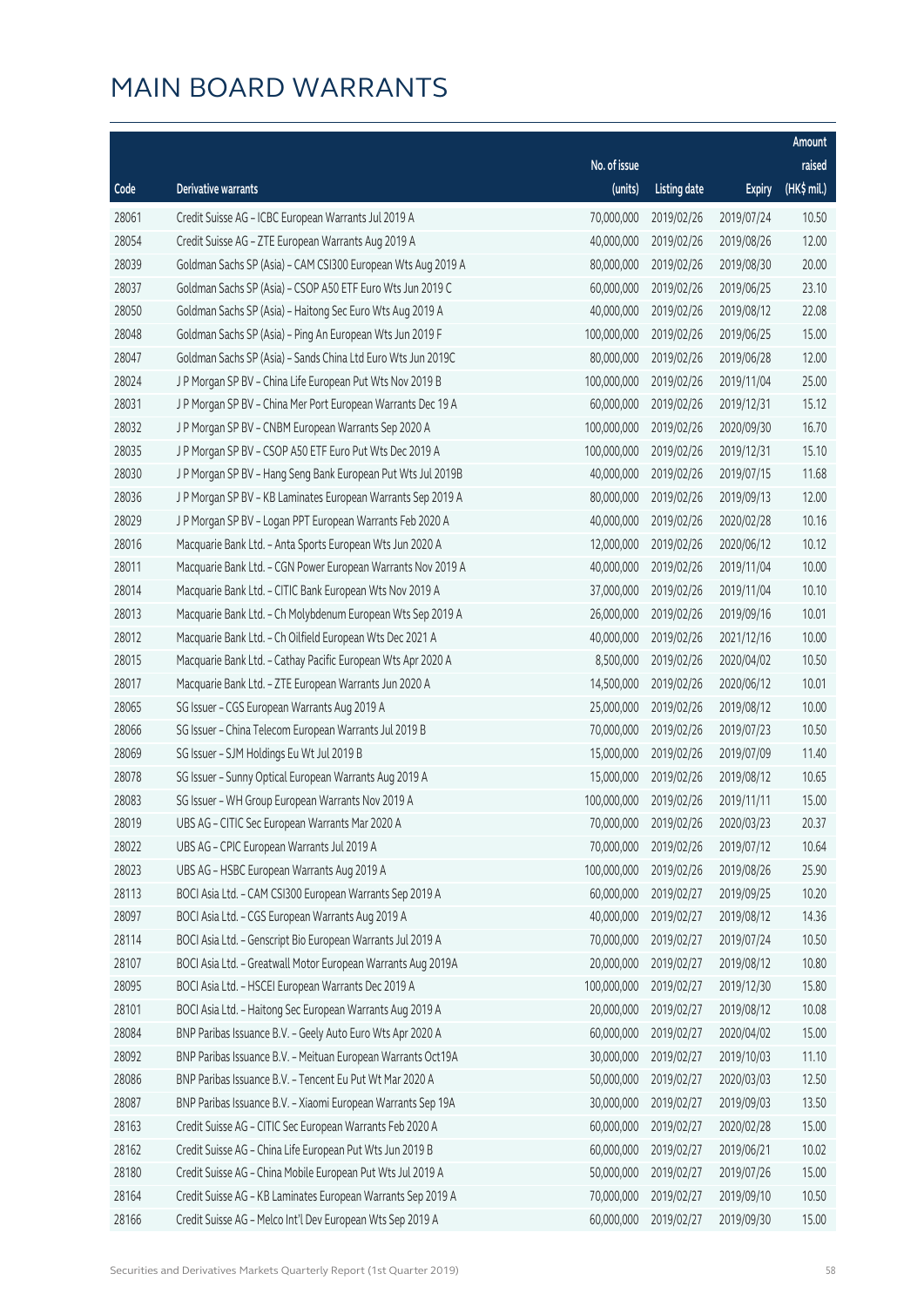# MAIN BOARD WARRANTS

| Code | Derivative warrants | No. of issue (units) | Listing date | Expiry | Amount raised (HK$ mil.) |
|---|---|---|---|---|---|
| 28061 | Credit Suisse AG - ICBC European Warrants Jul 2019 A | 70,000,000 | 2019/02/26 | 2019/07/24 | 10.50 |
| 28054 | Credit Suisse AG - ZTE European Warrants Aug 2019 A | 40,000,000 | 2019/02/26 | 2019/08/26 | 12.00 |
| 28039 | Goldman Sachs SP (Asia) - CAM CSI300 European Wts Aug 2019 A | 80,000,000 | 2019/02/26 | 2019/08/30 | 20.00 |
| 28037 | Goldman Sachs SP (Asia) - CSOP A50 ETF Euro Wts Jun 2019 C | 60,000,000 | 2019/02/26 | 2019/06/25 | 23.10 |
| 28050 | Goldman Sachs SP (Asia) - Haitong Sec Euro Wts Aug 2019 A | 40,000,000 | 2019/02/26 | 2019/08/12 | 22.08 |
| 28048 | Goldman Sachs SP (Asia) - Ping An European Wts Jun 2019 F | 100,000,000 | 2019/02/26 | 2019/06/25 | 15.00 |
| 28047 | Goldman Sachs SP (Asia) - Sands China Ltd Euro Wts Jun 2019C | 80,000,000 | 2019/02/26 | 2019/06/28 | 12.00 |
| 28024 | J P Morgan SP BV - China Life European Put Wts Nov 2019 B | 100,000,000 | 2019/02/26 | 2019/11/04 | 25.00 |
| 28031 | J P Morgan SP BV - China Mer Port European Warrants Dec 19 A | 60,000,000 | 2019/02/26 | 2019/12/31 | 15.12 |
| 28032 | J P Morgan SP BV - CNBM European Warrants Sep 2020 A | 100,000,000 | 2019/02/26 | 2020/09/30 | 16.70 |
| 28035 | J P Morgan SP BV - CSOP A50 ETF Euro Put Wts Dec 2019 A | 100,000,000 | 2019/02/26 | 2019/12/31 | 15.10 |
| 28030 | J P Morgan SP BV - Hang Seng Bank European Put Wts Jul 2019B | 40,000,000 | 2019/02/26 | 2019/07/15 | 11.68 |
| 28036 | J P Morgan SP BV - KB Laminates European Warrants Sep 2019 A | 80,000,000 | 2019/02/26 | 2019/09/13 | 12.00 |
| 28029 | J P Morgan SP BV - Logan PPT European Warrants Feb 2020 A | 40,000,000 | 2019/02/26 | 2020/02/28 | 10.16 |
| 28016 | Macquarie Bank Ltd. - Anta Sports European Wts Jun 2020 A | 12,000,000 | 2019/02/26 | 2020/06/12 | 10.12 |
| 28011 | Macquarie Bank Ltd. - CGN Power European Warrants Nov 2019 A | 40,000,000 | 2019/02/26 | 2019/11/04 | 10.00 |
| 28014 | Macquarie Bank Ltd. - CITIC Bank European Wts Nov 2019 A | 37,000,000 | 2019/02/26 | 2019/11/04 | 10.10 |
| 28013 | Macquarie Bank Ltd. - Ch Molybdenum European Wts Sep 2019 A | 26,000,000 | 2019/02/26 | 2019/09/16 | 10.01 |
| 28012 | Macquarie Bank Ltd. - Ch Oilfield European Wts Dec 2021 A | 40,000,000 | 2019/02/26 | 2021/12/16 | 10.00 |
| 28015 | Macquarie Bank Ltd. - Cathay Pacific European Wts Apr 2020 A | 8,500,000 | 2019/02/26 | 2020/04/02 | 10.50 |
| 28017 | Macquarie Bank Ltd. - ZTE European Warrants Jun 2020 A | 14,500,000 | 2019/02/26 | 2020/06/12 | 10.01 |
| 28065 | SG Issuer - CGS European Warrants Aug 2019 A | 25,000,000 | 2019/02/26 | 2019/08/12 | 10.00 |
| 28066 | SG Issuer - China Telecom European Warrants Jul 2019 B | 70,000,000 | 2019/02/26 | 2019/07/23 | 10.50 |
| 28069 | SG Issuer - SJM Holdings Eu Wt Jul 2019 B | 15,000,000 | 2019/02/26 | 2019/07/09 | 11.40 |
| 28078 | SG Issuer - Sunny Optical European Warrants Aug 2019 A | 15,000,000 | 2019/02/26 | 2019/08/12 | 10.65 |
| 28083 | SG Issuer - WH Group European Warrants Nov 2019 A | 100,000,000 | 2019/02/26 | 2019/11/11 | 15.00 |
| 28019 | UBS AG - CITIC Sec European Warrants Mar 2020 A | 70,000,000 | 2019/02/26 | 2020/03/23 | 20.37 |
| 28022 | UBS AG - CPIC European Warrants Jul 2019 A | 70,000,000 | 2019/02/26 | 2019/07/12 | 10.64 |
| 28023 | UBS AG - HSBC European Warrants Aug 2019 A | 100,000,000 | 2019/02/26 | 2019/08/26 | 25.90 |
| 28113 | BOCI Asia Ltd. - CAM CSI300 European Warrants Sep 2019 A | 60,000,000 | 2019/02/27 | 2019/09/25 | 10.20 |
| 28097 | BOCI Asia Ltd. - CGS European Warrants Aug 2019 A | 40,000,000 | 2019/02/27 | 2019/08/12 | 14.36 |
| 28114 | BOCI Asia Ltd. - Genscript Bio European Warrants Jul 2019 A | 70,000,000 | 2019/02/27 | 2019/07/24 | 10.50 |
| 28107 | BOCI Asia Ltd. - Greatwall Motor European Warrants Aug 2019A | 20,000,000 | 2019/02/27 | 2019/08/12 | 10.80 |
| 28095 | BOCI Asia Ltd. - HSCEI European Warrants Dec 2019 A | 100,000,000 | 2019/02/27 | 2019/12/30 | 15.80 |
| 28101 | BOCI Asia Ltd. - Haitong Sec European Warrants Aug 2019 A | 20,000,000 | 2019/02/27 | 2019/08/12 | 10.08 |
| 28084 | BNP Paribas Issuance B.V. - Geely Auto Euro Wts Apr 2020 A | 60,000,000 | 2019/02/27 | 2020/04/02 | 15.00 |
| 28092 | BNP Paribas Issuance B.V. - Meituan European Warrants Oct19A | 30,000,000 | 2019/02/27 | 2019/10/03 | 11.10 |
| 28086 | BNP Paribas Issuance B.V. - Tencent Eu Put Wt Mar 2020 A | 50,000,000 | 2019/02/27 | 2020/03/03 | 12.50 |
| 28087 | BNP Paribas Issuance B.V. - Xiaomi European Warrants Sep 19A | 30,000,000 | 2019/02/27 | 2019/09/03 | 13.50 |
| 28163 | Credit Suisse AG - CITIC Sec European Warrants Feb 2020 A | 60,000,000 | 2019/02/27 | 2020/02/28 | 15.00 |
| 28162 | Credit Suisse AG - China Life European Put Wts Jun 2019 B | 60,000,000 | 2019/02/27 | 2019/06/21 | 10.02 |
| 28180 | Credit Suisse AG - China Mobile European Put Wts Jul 2019 A | 50,000,000 | 2019/02/27 | 2019/07/26 | 15.00 |
| 28164 | Credit Suisse AG - KB Laminates European Warrants Sep 2019 A | 70,000,000 | 2019/02/27 | 2019/09/10 | 10.50 |
| 28166 | Credit Suisse AG - Melco Int'l Dev European Wts Sep 2019 A | 60,000,000 | 2019/02/27 | 2019/09/30 | 15.00 |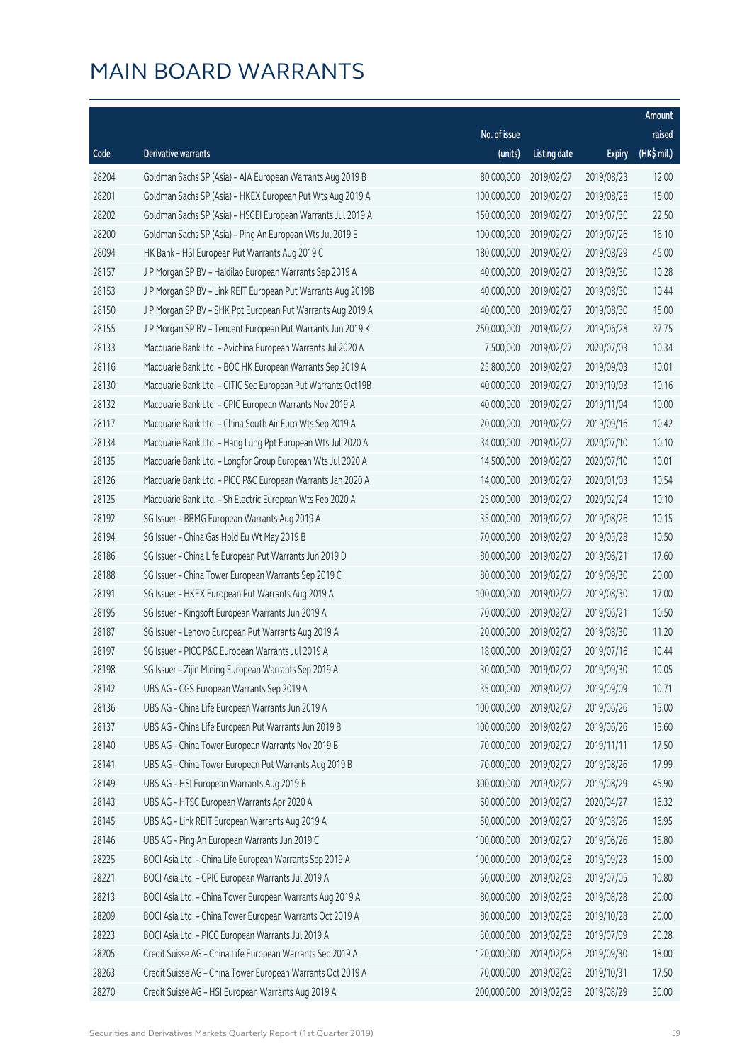# MAIN BOARD WARRANTS

| Code | Derivative warrants | No. of issue (units) | Listing date | Expiry | Amount raised (HK$ mil.) |
|---|---|---|---|---|---|
| 28204 | Goldman Sachs SP (Asia) – AIA European Warrants Aug 2019 B | 80,000,000 | 2019/02/27 | 2019/08/23 | 12.00 |
| 28201 | Goldman Sachs SP (Asia) – HKEX European Put Wts Aug 2019 A | 100,000,000 | 2019/02/27 | 2019/08/28 | 15.00 |
| 28202 | Goldman Sachs SP (Asia) – HSCEI European Warrants Jul 2019 A | 150,000,000 | 2019/02/27 | 2019/07/30 | 22.50 |
| 28200 | Goldman Sachs SP (Asia) – Ping An European Wts Jul 2019 E | 100,000,000 | 2019/02/27 | 2019/07/26 | 16.10 |
| 28094 | HK Bank – HSI European Put Warrants Aug 2019 C | 180,000,000 | 2019/02/27 | 2019/08/29 | 45.00 |
| 28157 | J P Morgan SP BV – Haidilao European Warrants Sep 2019 A | 40,000,000 | 2019/02/27 | 2019/09/30 | 10.28 |
| 28153 | J P Morgan SP BV – Link REIT European Put Warrants Aug 2019B | 40,000,000 | 2019/02/27 | 2019/08/30 | 10.44 |
| 28150 | J P Morgan SP BV – SHK Ppt European Put Warrants Aug 2019 A | 40,000,000 | 2019/02/27 | 2019/08/30 | 15.00 |
| 28155 | J P Morgan SP BV – Tencent European Put Warrants Jun 2019 K | 250,000,000 | 2019/02/27 | 2019/06/28 | 37.75 |
| 28133 | Macquarie Bank Ltd. – Avichina European Warrants Jul 2020 A | 7,500,000 | 2019/02/27 | 2020/07/03 | 10.34 |
| 28116 | Macquarie Bank Ltd. – BOC HK European Warrants Sep 2019 A | 25,800,000 | 2019/02/27 | 2019/09/03 | 10.01 |
| 28130 | Macquarie Bank Ltd. – CITIC Sec European Put Warrants Oct19B | 40,000,000 | 2019/02/27 | 2019/10/03 | 10.16 |
| 28132 | Macquarie Bank Ltd. – CPIC European Warrants Nov 2019 A | 40,000,000 | 2019/02/27 | 2019/11/04 | 10.00 |
| 28117 | Macquarie Bank Ltd. – China South Air Euro Wts Sep 2019 A | 20,000,000 | 2019/02/27 | 2019/09/16 | 10.42 |
| 28134 | Macquarie Bank Ltd. – Hang Lung Ppt European Wts Jul 2020 A | 34,000,000 | 2019/02/27 | 2020/07/10 | 10.10 |
| 28135 | Macquarie Bank Ltd. – Longfor Group European Wts Jul 2020 A | 14,500,000 | 2019/02/27 | 2020/07/10 | 10.01 |
| 28126 | Macquarie Bank Ltd. – PICC P&C European Warrants Jan 2020 A | 14,000,000 | 2019/02/27 | 2020/01/03 | 10.54 |
| 28125 | Macquarie Bank Ltd. – Sh Electric European Wts Feb 2020 A | 25,000,000 | 2019/02/27 | 2020/02/24 | 10.10 |
| 28192 | SG Issuer – BBMG European Warrants Aug 2019 A | 35,000,000 | 2019/02/27 | 2019/08/26 | 10.15 |
| 28194 | SG Issuer – China Gas Hold Eu Wt May 2019 B | 70,000,000 | 2019/02/27 | 2019/05/28 | 10.50 |
| 28186 | SG Issuer – China Life European Put Warrants Jun 2019 D | 80,000,000 | 2019/02/27 | 2019/06/21 | 17.60 |
| 28188 | SG Issuer – China Tower European Warrants Sep 2019 C | 80,000,000 | 2019/02/27 | 2019/09/30 | 20.00 |
| 28191 | SG Issuer – HKEX European Put Warrants Aug 2019 A | 100,000,000 | 2019/02/27 | 2019/08/30 | 17.00 |
| 28195 | SG Issuer – Kingsoft European Warrants Jun 2019 A | 70,000,000 | 2019/02/27 | 2019/06/21 | 10.50 |
| 28187 | SG Issuer – Lenovo European Put Warrants Aug 2019 A | 20,000,000 | 2019/02/27 | 2019/08/30 | 11.20 |
| 28197 | SG Issuer – PICC P&C European Warrants Jul 2019 A | 18,000,000 | 2019/02/27 | 2019/07/16 | 10.44 |
| 28198 | SG Issuer – Zijin Mining European Warrants Sep 2019 A | 30,000,000 | 2019/02/27 | 2019/09/30 | 10.05 |
| 28142 | UBS AG – CGS European Warrants Sep 2019 A | 35,000,000 | 2019/02/27 | 2019/09/09 | 10.71 |
| 28136 | UBS AG – China Life European Warrants Jun 2019 A | 100,000,000 | 2019/02/27 | 2019/06/26 | 15.00 |
| 28137 | UBS AG – China Life European Put Warrants Jun 2019 B | 100,000,000 | 2019/02/27 | 2019/06/26 | 15.60 |
| 28140 | UBS AG – China Tower European Warrants Nov 2019 B | 70,000,000 | 2019/02/27 | 2019/11/11 | 17.50 |
| 28141 | UBS AG – China Tower European Put Warrants Aug 2019 B | 70,000,000 | 2019/02/27 | 2019/08/26 | 17.99 |
| 28149 | UBS AG – HSI European Warrants Aug 2019 B | 300,000,000 | 2019/02/27 | 2019/08/29 | 45.90 |
| 28143 | UBS AG – HTSC European Warrants Apr 2020 A | 60,000,000 | 2019/02/27 | 2020/04/27 | 16.32 |
| 28145 | UBS AG – Link REIT European Warrants Aug 2019 A | 50,000,000 | 2019/02/27 | 2019/08/26 | 16.95 |
| 28146 | UBS AG – Ping An European Warrants Jun 2019 C | 100,000,000 | 2019/02/27 | 2019/06/26 | 15.80 |
| 28225 | BOCI Asia Ltd. – China Life European Warrants Sep 2019 A | 100,000,000 | 2019/02/28 | 2019/09/23 | 15.00 |
| 28221 | BOCI Asia Ltd. – CPIC European Warrants Jul 2019 A | 60,000,000 | 2019/02/28 | 2019/07/05 | 10.80 |
| 28213 | BOCI Asia Ltd. – China Tower European Warrants Aug 2019 A | 80,000,000 | 2019/02/28 | 2019/08/28 | 20.00 |
| 28209 | BOCI Asia Ltd. – China Tower European Warrants Oct 2019 A | 80,000,000 | 2019/02/28 | 2019/10/28 | 20.00 |
| 28223 | BOCI Asia Ltd. – PICC European Warrants Jul 2019 A | 30,000,000 | 2019/02/28 | 2019/07/09 | 20.28 |
| 28205 | Credit Suisse AG – China Life European Warrants Sep 2019 A | 120,000,000 | 2019/02/28 | 2019/09/30 | 18.00 |
| 28263 | Credit Suisse AG – China Tower European Warrants Oct 2019 A | 70,000,000 | 2019/02/28 | 2019/10/31 | 17.50 |
| 28270 | Credit Suisse AG – HSI European Warrants Aug 2019 A | 200,000,000 | 2019/02/28 | 2019/08/29 | 30.00 |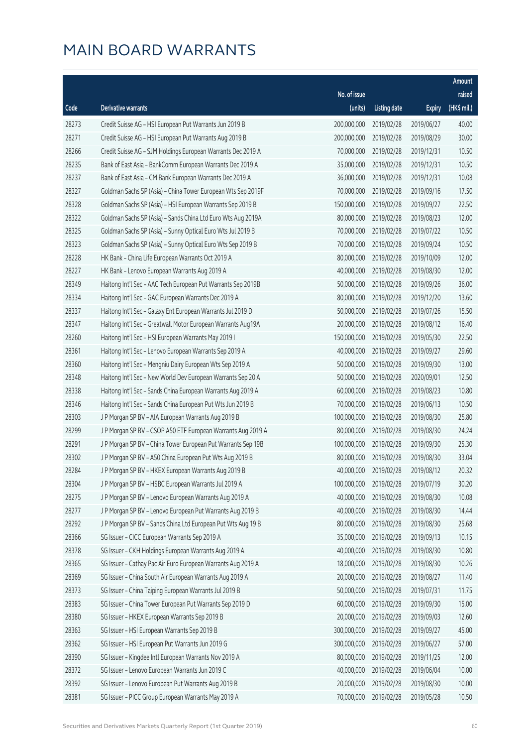# MAIN BOARD WARRANTS

| Code | Derivative warrants | No. of issue (units) | Listing date | Expiry | Amount raised (HK$ mil.) |
|---|---|---|---|---|---|
| 28273 | Credit Suisse AG – HSI European Put Warrants Jun 2019 B | 200,000,000 | 2019/02/28 | 2019/06/27 | 40.00 |
| 28271 | Credit Suisse AG – HSI European Put Warrants Aug 2019 B | 200,000,000 | 2019/02/28 | 2019/08/29 | 30.00 |
| 28266 | Credit Suisse AG – SJM Holdings European Warrants Dec 2019 A | 70,000,000 | 2019/02/28 | 2019/12/31 | 10.50 |
| 28235 | Bank of East Asia – BankComm European Warrants Dec 2019 A | 35,000,000 | 2019/02/28 | 2019/12/31 | 10.50 |
| 28237 | Bank of East Asia – CM Bank European Warrants Dec 2019 A | 36,000,000 | 2019/02/28 | 2019/12/31 | 10.08 |
| 28327 | Goldman Sachs SP (Asia) – China Tower European Wts Sep 2019F | 70,000,000 | 2019/02/28 | 2019/09/16 | 17.50 |
| 28328 | Goldman Sachs SP (Asia) – HSI European Warrants Sep 2019 B | 150,000,000 | 2019/02/28 | 2019/09/27 | 22.50 |
| 28322 | Goldman Sachs SP (Asia) – Sands China Ltd Euro Wts Aug 2019A | 80,000,000 | 2019/02/28 | 2019/08/23 | 12.00 |
| 28325 | Goldman Sachs SP (Asia) – Sunny Optical Euro Wts Jul 2019 B | 70,000,000 | 2019/02/28 | 2019/07/22 | 10.50 |
| 28323 | Goldman Sachs SP (Asia) – Sunny Optical Euro Wts Sep 2019 B | 70,000,000 | 2019/02/28 | 2019/09/24 | 10.50 |
| 28228 | HK Bank – China Life European Warrants Oct 2019 A | 80,000,000 | 2019/02/28 | 2019/10/09 | 12.00 |
| 28227 | HK Bank – Lenovo European Warrants Aug 2019 A | 40,000,000 | 2019/02/28 | 2019/08/30 | 12.00 |
| 28349 | Haitong Int'l Sec – AAC Tech European Put Warrants Sep 2019B | 50,000,000 | 2019/02/28 | 2019/09/26 | 36.00 |
| 28334 | Haitong Int'l Sec – GAC European Warrants Dec 2019 A | 80,000,000 | 2019/02/28 | 2019/12/20 | 13.60 |
| 28337 | Haitong Int'l Sec – Galaxy Ent European Warrants Jul 2019 D | 50,000,000 | 2019/02/28 | 2019/07/26 | 15.50 |
| 28347 | Haitong Int'l Sec – Greatwall Motor European Warrants Aug19A | 20,000,000 | 2019/02/28 | 2019/08/12 | 16.40 |
| 28260 | Haitong Int'l Sec – HSI European Warrants May 2019 I | 150,000,000 | 2019/02/28 | 2019/05/30 | 22.50 |
| 28361 | Haitong Int'l Sec – Lenovo European Warrants Sep 2019 A | 40,000,000 | 2019/02/28 | 2019/09/27 | 29.60 |
| 28360 | Haitong Int'l Sec – Mengniu Dairy European Wts Sep 2019 A | 50,000,000 | 2019/02/28 | 2019/09/30 | 13.00 |
| 28348 | Haitong Int'l Sec – New World Dev European Warrants Sep 20 A | 50,000,000 | 2019/02/28 | 2020/09/01 | 12.50 |
| 28338 | Haitong Int'l Sec – Sands China European Warrants Aug 2019 A | 60,000,000 | 2019/02/28 | 2019/08/23 | 10.80 |
| 28346 | Haitong Int'l Sec – Sands China European Put Wts Jun 2019 B | 70,000,000 | 2019/02/28 | 2019/06/13 | 10.50 |
| 28303 | J P Morgan SP BV – AIA European Warrants Aug 2019 B | 100,000,000 | 2019/02/28 | 2019/08/30 | 25.80 |
| 28299 | J P Morgan SP BV – CSOP A50 ETF European Warrants Aug 2019 A | 80,000,000 | 2019/02/28 | 2019/08/30 | 24.24 |
| 28291 | J P Morgan SP BV – China Tower European Put Warrants Sep 19B | 100,000,000 | 2019/02/28 | 2019/09/30 | 25.30 |
| 28302 | J P Morgan SP BV – A50 China European Put Wts Aug 2019 B | 80,000,000 | 2019/02/28 | 2019/08/30 | 33.04 |
| 28284 | J P Morgan SP BV – HKEX European Warrants Aug 2019 B | 40,000,000 | 2019/02/28 | 2019/08/12 | 20.32 |
| 28304 | J P Morgan SP BV – HSBC European Warrants Jul 2019 A | 100,000,000 | 2019/02/28 | 2019/07/19 | 30.20 |
| 28275 | J P Morgan SP BV – Lenovo European Warrants Aug 2019 A | 40,000,000 | 2019/02/28 | 2019/08/30 | 10.08 |
| 28277 | J P Morgan SP BV – Lenovo European Put Warrants Aug 2019 B | 40,000,000 | 2019/02/28 | 2019/08/30 | 14.44 |
| 28292 | J P Morgan SP BV – Sands China Ltd European Put Wts Aug 19 B | 80,000,000 | 2019/02/28 | 2019/08/30 | 25.68 |
| 28366 | SG Issuer – CICC European Warrants Sep 2019 A | 35,000,000 | 2019/02/28 | 2019/09/13 | 10.15 |
| 28378 | SG Issuer – CKH Holdings European Warrants Aug 2019 A | 40,000,000 | 2019/02/28 | 2019/08/30 | 10.80 |
| 28365 | SG Issuer – Cathay Pac Air Euro European Warrants Aug 2019 A | 18,000,000 | 2019/02/28 | 2019/08/30 | 10.26 |
| 28369 | SG Issuer – China South Air European Warrants Aug 2019 A | 20,000,000 | 2019/02/28 | 2019/08/27 | 11.40 |
| 28373 | SG Issuer – China Taiping European Warrants Jul 2019 B | 50,000,000 | 2019/02/28 | 2019/07/31 | 11.75 |
| 28383 | SG Issuer – China Tower European Put Warrants Sep 2019 D | 60,000,000 | 2019/02/28 | 2019/09/30 | 15.00 |
| 28380 | SG Issuer – HKEX European Warrants Sep 2019 B | 20,000,000 | 2019/02/28 | 2019/09/03 | 12.60 |
| 28363 | SG Issuer – HSI European Warrants Sep 2019 B | 300,000,000 | 2019/02/28 | 2019/09/27 | 45.00 |
| 28362 | SG Issuer – HSI European Put Warrants Jun 2019 G | 300,000,000 | 2019/02/28 | 2019/06/27 | 57.00 |
| 28390 | SG Issuer – Kingdee Intl European Warrants Nov 2019 A | 80,000,000 | 2019/02/28 | 2019/11/25 | 12.00 |
| 28372 | SG Issuer – Lenovo European Warrants Jun 2019 C | 40,000,000 | 2019/02/28 | 2019/06/04 | 10.00 |
| 28392 | SG Issuer – Lenovo European Put Warrants Aug 2019 B | 20,000,000 | 2019/02/28 | 2019/08/30 | 10.00 |
| 28381 | SG Issuer – PICC Group European Warrants May 2019 A | 70,000,000 | 2019/02/28 | 2019/05/28 | 10.50 |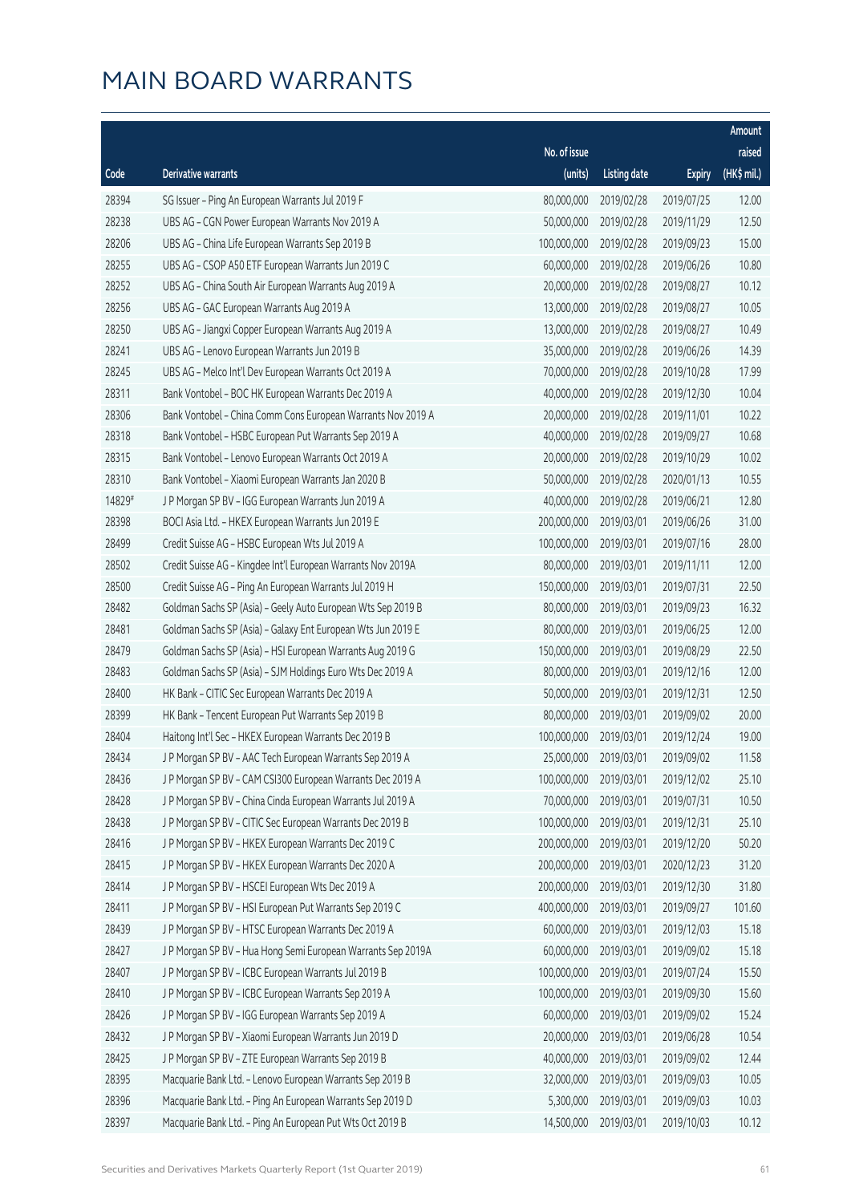# MAIN BOARD WARRANTS

| Code | Derivative warrants | No. of issue (units) | Listing date | Expiry | Amount raised (HK$ mil.) |
|---|---|---|---|---|---|
| 28394 | SG Issuer - Ping An European Warrants Jul 2019 F | 80,000,000 | 2019/02/28 | 2019/07/25 | 12.00 |
| 28238 | UBS AG - CGN Power European Warrants Nov 2019 A | 50,000,000 | 2019/02/28 | 2019/11/29 | 12.50 |
| 28206 | UBS AG - China Life European Warrants Sep 2019 B | 100,000,000 | 2019/02/28 | 2019/09/23 | 15.00 |
| 28255 | UBS AG - CSOP A50 ETF European Warrants Jun 2019 C | 60,000,000 | 2019/02/28 | 2019/06/26 | 10.80 |
| 28252 | UBS AG - China South Air European Warrants Aug 2019 A | 20,000,000 | 2019/02/28 | 2019/08/27 | 10.12 |
| 28256 | UBS AG - GAC European Warrants Aug 2019 A | 13,000,000 | 2019/02/28 | 2019/08/27 | 10.05 |
| 28250 | UBS AG - Jiangxi Copper European Warrants Aug 2019 A | 13,000,000 | 2019/02/28 | 2019/08/27 | 10.49 |
| 28241 | UBS AG - Lenovo European Warrants Jun 2019 B | 35,000,000 | 2019/02/28 | 2019/06/26 | 14.39 |
| 28245 | UBS AG - Melco Int'l Dev European Warrants Oct 2019 A | 70,000,000 | 2019/02/28 | 2019/10/28 | 17.99 |
| 28311 | Bank Vontobel - BOC HK European Warrants Dec 2019 A | 40,000,000 | 2019/02/28 | 2019/12/30 | 10.04 |
| 28306 | Bank Vontobel - China Comm Cons European Warrants Nov 2019 A | 20,000,000 | 2019/02/28 | 2019/11/01 | 10.22 |
| 28318 | Bank Vontobel - HSBC European Put Warrants Sep 2019 A | 40,000,000 | 2019/02/28 | 2019/09/27 | 10.68 |
| 28315 | Bank Vontobel - Lenovo European Warrants Oct 2019 A | 20,000,000 | 2019/02/28 | 2019/10/29 | 10.02 |
| 28310 | Bank Vontobel - Xiaomi European Warrants Jan 2020 B | 50,000,000 | 2019/02/28 | 2020/01/13 | 10.55 |
| 14829# | J P Morgan SP BV - IGG European Warrants Jun 2019 A | 40,000,000 | 2019/02/28 | 2019/06/21 | 12.80 |
| 28398 | BOCI Asia Ltd. - HKEX European Warrants Jun 2019 E | 200,000,000 | 2019/03/01 | 2019/06/26 | 31.00 |
| 28499 | Credit Suisse AG - HSBC European Wts Jul 2019 A | 100,000,000 | 2019/03/01 | 2019/07/16 | 28.00 |
| 28502 | Credit Suisse AG - Kingdee Int'l European Warrants Nov 2019A | 80,000,000 | 2019/03/01 | 2019/11/11 | 12.00 |
| 28500 | Credit Suisse AG - Ping An European Warrants Jul 2019 H | 150,000,000 | 2019/03/01 | 2019/07/31 | 22.50 |
| 28482 | Goldman Sachs SP (Asia) - Geely Auto European Wts Sep 2019 B | 80,000,000 | 2019/03/01 | 2019/09/23 | 16.32 |
| 28481 | Goldman Sachs SP (Asia) - Galaxy Ent European Wts Jun 2019 E | 80,000,000 | 2019/03/01 | 2019/06/25 | 12.00 |
| 28479 | Goldman Sachs SP (Asia) - HSI European Warrants Aug 2019 G | 150,000,000 | 2019/03/01 | 2019/08/29 | 22.50 |
| 28483 | Goldman Sachs SP (Asia) - SJM Holdings Euro Wts Dec 2019 A | 80,000,000 | 2019/03/01 | 2019/12/16 | 12.00 |
| 28400 | HK Bank - CITIC Sec European Warrants Dec 2019 A | 50,000,000 | 2019/03/01 | 2019/12/31 | 12.50 |
| 28399 | HK Bank - Tencent European Put Warrants Sep 2019 B | 80,000,000 | 2019/03/01 | 2019/09/02 | 20.00 |
| 28404 | Haitong Int'l Sec - HKEX European Warrants Dec 2019 B | 100,000,000 | 2019/03/01 | 2019/12/24 | 19.00 |
| 28434 | J P Morgan SP BV - AAC Tech European Warrants Sep 2019 A | 25,000,000 | 2019/03/01 | 2019/09/02 | 11.58 |
| 28436 | J P Morgan SP BV - CAM CSI300 European Warrants Dec 2019 A | 100,000,000 | 2019/03/01 | 2019/12/02 | 25.10 |
| 28428 | J P Morgan SP BV - China Cinda European Warrants Jul 2019 A | 70,000,000 | 2019/03/01 | 2019/07/31 | 10.50 |
| 28438 | J P Morgan SP BV - CITIC Sec European Warrants Dec 2019 B | 100,000,000 | 2019/03/01 | 2019/12/31 | 25.10 |
| 28416 | J P Morgan SP BV - HKEX European Warrants Dec 2019 C | 200,000,000 | 2019/03/01 | 2019/12/20 | 50.20 |
| 28415 | J P Morgan SP BV - HKEX European Warrants Dec 2020 A | 200,000,000 | 2019/03/01 | 2020/12/23 | 31.20 |
| 28414 | J P Morgan SP BV - HSCEI European Wts Dec 2019 A | 200,000,000 | 2019/03/01 | 2019/12/30 | 31.80 |
| 28411 | J P Morgan SP BV - HSI European Put Warrants Sep 2019 C | 400,000,000 | 2019/03/01 | 2019/09/27 | 101.60 |
| 28439 | J P Morgan SP BV - HTSC European Warrants Dec 2019 A | 60,000,000 | 2019/03/01 | 2019/12/03 | 15.18 |
| 28427 | J P Morgan SP BV - Hua Hong Semi European Warrants Sep 2019A | 60,000,000 | 2019/03/01 | 2019/09/02 | 15.18 |
| 28407 | J P Morgan SP BV - ICBC European Warrants Jul 2019 B | 100,000,000 | 2019/03/01 | 2019/07/24 | 15.50 |
| 28410 | J P Morgan SP BV - ICBC European Warrants Sep 2019 A | 100,000,000 | 2019/03/01 | 2019/09/30 | 15.60 |
| 28426 | J P Morgan SP BV - IGG European Warrants Sep 2019 A | 60,000,000 | 2019/03/01 | 2019/09/02 | 15.24 |
| 28432 | J P Morgan SP BV - Xiaomi European Warrants Jun 2019 D | 20,000,000 | 2019/03/01 | 2019/06/28 | 10.54 |
| 28425 | J P Morgan SP BV - ZTE European Warrants Sep 2019 B | 40,000,000 | 2019/03/01 | 2019/09/02 | 12.44 |
| 28395 | Macquarie Bank Ltd. - Lenovo European Warrants Sep 2019 B | 32,000,000 | 2019/03/01 | 2019/09/03 | 10.05 |
| 28396 | Macquarie Bank Ltd. - Ping An European Warrants Sep 2019 D | 5,300,000 | 2019/03/01 | 2019/09/03 | 10.03 |
| 28397 | Macquarie Bank Ltd. - Ping An European Put Wts Oct 2019 B | 14,500,000 | 2019/03/01 | 2019/10/03 | 10.12 |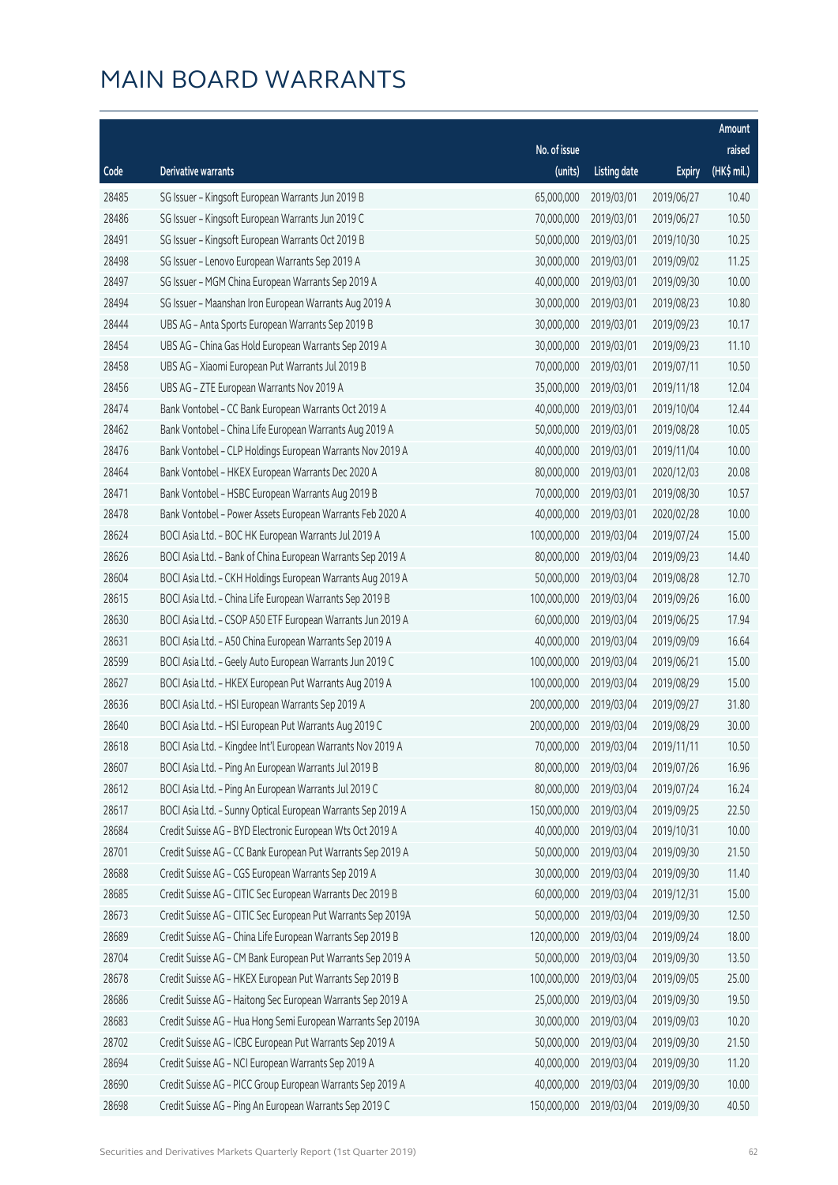# MAIN BOARD WARRANTS

| Code | Derivative warrants | No. of issue (units) | Listing date | Expiry | Amount raised (HK$ mil.) |
|---|---|---|---|---|---|
| 28485 | SG Issuer – Kingsoft European Warrants Jun 2019 B | 65,000,000 | 2019/03/01 | 2019/06/27 | 10.40 |
| 28486 | SG Issuer – Kingsoft European Warrants Jun 2019 C | 70,000,000 | 2019/03/01 | 2019/06/27 | 10.50 |
| 28491 | SG Issuer – Kingsoft European Warrants Oct 2019 B | 50,000,000 | 2019/03/01 | 2019/10/30 | 10.25 |
| 28498 | SG Issuer – Lenovo European Warrants Sep 2019 A | 30,000,000 | 2019/03/01 | 2019/09/02 | 11.25 |
| 28497 | SG Issuer – MGM China European Warrants Sep 2019 A | 40,000,000 | 2019/03/01 | 2019/09/30 | 10.00 |
| 28494 | SG Issuer – Maanshan Iron European Warrants Aug 2019 A | 30,000,000 | 2019/03/01 | 2019/08/23 | 10.80 |
| 28444 | UBS AG – Anta Sports European Warrants Sep 2019 B | 30,000,000 | 2019/03/01 | 2019/09/23 | 10.17 |
| 28454 | UBS AG – China Gas Hold European Warrants Sep 2019 A | 30,000,000 | 2019/03/01 | 2019/09/23 | 11.10 |
| 28458 | UBS AG – Xiaomi European Put Warrants Jul 2019 B | 70,000,000 | 2019/03/01 | 2019/07/11 | 10.50 |
| 28456 | UBS AG – ZTE European Warrants Nov 2019 A | 35,000,000 | 2019/03/01 | 2019/11/18 | 12.04 |
| 28474 | Bank Vontobel – CC Bank European Warrants Oct 2019 A | 40,000,000 | 2019/03/01 | 2019/10/04 | 12.44 |
| 28462 | Bank Vontobel – China Life European Warrants Aug 2019 A | 50,000,000 | 2019/03/01 | 2019/08/28 | 10.05 |
| 28476 | Bank Vontobel – CLP Holdings European Warrants Nov 2019 A | 40,000,000 | 2019/03/01 | 2019/11/04 | 10.00 |
| 28464 | Bank Vontobel – HKEX European Warrants Dec 2020 A | 80,000,000 | 2019/03/01 | 2020/12/03 | 20.08 |
| 28471 | Bank Vontobel – HSBC European Warrants Aug 2019 B | 70,000,000 | 2019/03/01 | 2019/08/30 | 10.57 |
| 28478 | Bank Vontobel – Power Assets European Warrants Feb 2020 A | 40,000,000 | 2019/03/01 | 2020/02/28 | 10.00 |
| 28624 | BOCI Asia Ltd. – BOC HK European Warrants Jul 2019 A | 100,000,000 | 2019/03/04 | 2019/07/24 | 15.00 |
| 28626 | BOCI Asia Ltd. – Bank of China European Warrants Sep 2019 A | 80,000,000 | 2019/03/04 | 2019/09/23 | 14.40 |
| 28604 | BOCI Asia Ltd. – CKH Holdings European Warrants Aug 2019 A | 50,000,000 | 2019/03/04 | 2019/08/28 | 12.70 |
| 28615 | BOCI Asia Ltd. – China Life European Warrants Sep 2019 B | 100,000,000 | 2019/03/04 | 2019/09/26 | 16.00 |
| 28630 | BOCI Asia Ltd. – CSOP A50 ETF European Warrants Jun 2019 A | 60,000,000 | 2019/03/04 | 2019/06/25 | 17.94 |
| 28631 | BOCI Asia Ltd. – A50 China European Warrants Sep 2019 A | 40,000,000 | 2019/03/04 | 2019/09/09 | 16.64 |
| 28599 | BOCI Asia Ltd. – Geely Auto European Warrants Jun 2019 C | 100,000,000 | 2019/03/04 | 2019/06/21 | 15.00 |
| 28627 | BOCI Asia Ltd. – HKEX European Put Warrants Aug 2019 A | 100,000,000 | 2019/03/04 | 2019/08/29 | 15.00 |
| 28636 | BOCI Asia Ltd. – HSI European Warrants Sep 2019 A | 200,000,000 | 2019/03/04 | 2019/09/27 | 31.80 |
| 28640 | BOCI Asia Ltd. – HSI European Put Warrants Aug 2019 C | 200,000,000 | 2019/03/04 | 2019/08/29 | 30.00 |
| 28618 | BOCI Asia Ltd. – Kingdee Int'l European Warrants Nov 2019 A | 70,000,000 | 2019/03/04 | 2019/11/11 | 10.50 |
| 28607 | BOCI Asia Ltd. – Ping An European Warrants Jul 2019 B | 80,000,000 | 2019/03/04 | 2019/07/26 | 16.96 |
| 28612 | BOCI Asia Ltd. – Ping An European Warrants Jul 2019 C | 80,000,000 | 2019/03/04 | 2019/07/24 | 16.24 |
| 28617 | BOCI Asia Ltd. – Sunny Optical European Warrants Sep 2019 A | 150,000,000 | 2019/03/04 | 2019/09/25 | 22.50 |
| 28684 | Credit Suisse AG – BYD Electronic European Wts Oct 2019 A | 40,000,000 | 2019/03/04 | 2019/10/31 | 10.00 |
| 28701 | Credit Suisse AG – CC Bank European Put Warrants Sep 2019 A | 50,000,000 | 2019/03/04 | 2019/09/30 | 21.50 |
| 28688 | Credit Suisse AG – CGS European Warrants Sep 2019 A | 30,000,000 | 2019/03/04 | 2019/09/30 | 11.40 |
| 28685 | Credit Suisse AG – CITIC Sec European Warrants Dec 2019 B | 60,000,000 | 2019/03/04 | 2019/12/31 | 15.00 |
| 28673 | Credit Suisse AG – CITIC Sec European Put Warrants Sep 2019A | 50,000,000 | 2019/03/04 | 2019/09/30 | 12.50 |
| 28689 | Credit Suisse AG – China Life European Warrants Sep 2019 B | 120,000,000 | 2019/03/04 | 2019/09/24 | 18.00 |
| 28704 | Credit Suisse AG – CM Bank European Put Warrants Sep 2019 A | 50,000,000 | 2019/03/04 | 2019/09/30 | 13.50 |
| 28678 | Credit Suisse AG – HKEX European Put Warrants Sep 2019 B | 100,000,000 | 2019/03/04 | 2019/09/05 | 25.00 |
| 28686 | Credit Suisse AG – Haitong Sec European Warrants Sep 2019 A | 25,000,000 | 2019/03/04 | 2019/09/30 | 19.50 |
| 28683 | Credit Suisse AG – Hua Hong Semi European Warrants Sep 2019A | 30,000,000 | 2019/03/04 | 2019/09/03 | 10.20 |
| 28702 | Credit Suisse AG – ICBC European Put Warrants Sep 2019 A | 50,000,000 | 2019/03/04 | 2019/09/30 | 21.50 |
| 28694 | Credit Suisse AG – NCI European Warrants Sep 2019 A | 40,000,000 | 2019/03/04 | 2019/09/30 | 11.20 |
| 28690 | Credit Suisse AG – PICC Group European Warrants Sep 2019 A | 40,000,000 | 2019/03/04 | 2019/09/30 | 10.00 |
| 28698 | Credit Suisse AG – Ping An European Warrants Sep 2019 C | 150,000,000 | 2019/03/04 | 2019/09/30 | 40.50 |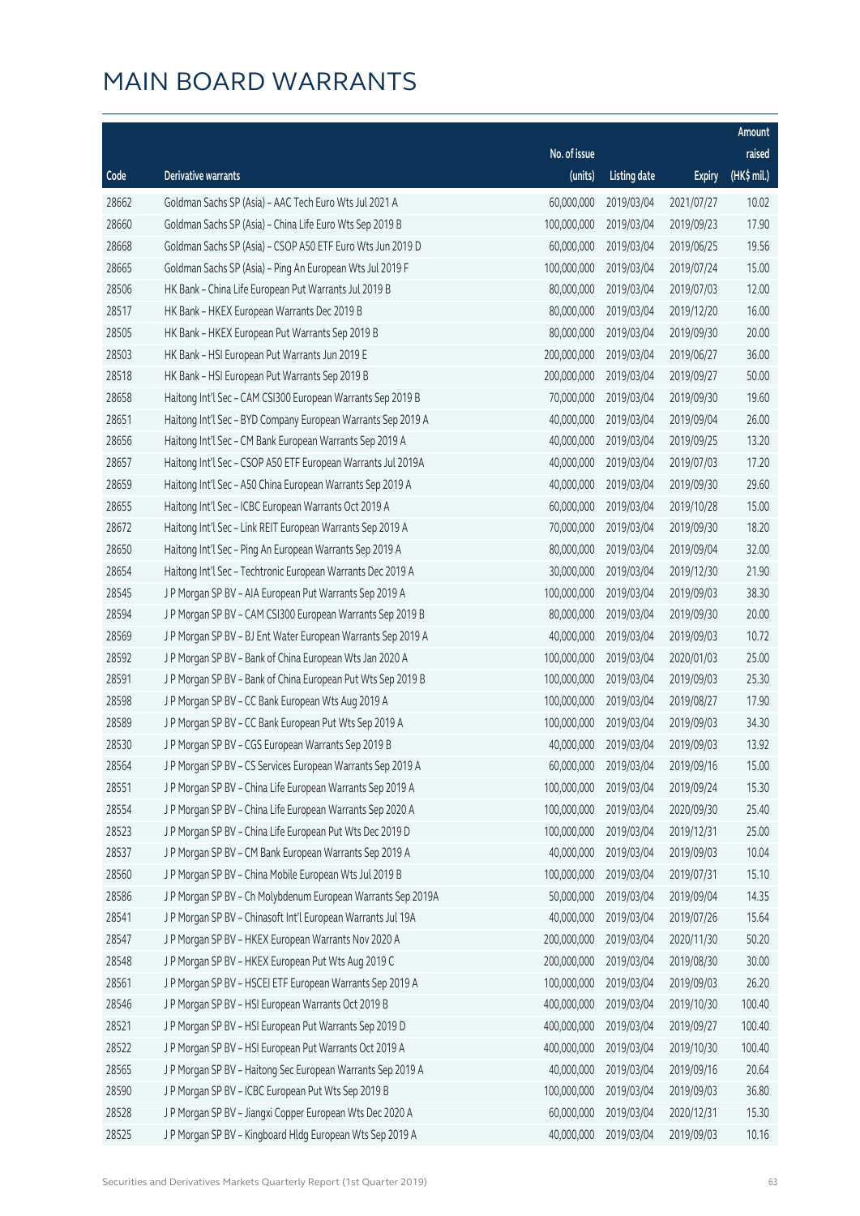# MAIN BOARD WARRANTS

| Code | Derivative warrants | No. of issue (units) | Listing date | Expiry | Amount raised (HK$ mil.) |
|---|---|---|---|---|---|
| 28662 | Goldman Sachs SP (Asia) – AAC Tech Euro Wts Jul 2021 A | 60,000,000 | 2019/03/04 | 2021/07/27 | 10.02 |
| 28660 | Goldman Sachs SP (Asia) – China Life Euro Wts Sep 2019 B | 100,000,000 | 2019/03/04 | 2019/09/23 | 17.90 |
| 28668 | Goldman Sachs SP (Asia) – CSOP A50 ETF Euro Wts Jun 2019 D | 60,000,000 | 2019/03/04 | 2019/06/25 | 19.56 |
| 28665 | Goldman Sachs SP (Asia) – Ping An European Wts Jul 2019 F | 100,000,000 | 2019/03/04 | 2019/07/24 | 15.00 |
| 28506 | HK Bank – China Life European Put Warrants Jul 2019 B | 80,000,000 | 2019/03/04 | 2019/07/03 | 12.00 |
| 28517 | HK Bank – HKEX European Warrants Dec 2019 B | 80,000,000 | 2019/03/04 | 2019/12/20 | 16.00 |
| 28505 | HK Bank – HKEX European Put Warrants Sep 2019 B | 80,000,000 | 2019/03/04 | 2019/09/30 | 20.00 |
| 28503 | HK Bank – HSI European Put Warrants Jun 2019 E | 200,000,000 | 2019/03/04 | 2019/06/27 | 36.00 |
| 28518 | HK Bank – HSI European Put Warrants Sep 2019 B | 200,000,000 | 2019/03/04 | 2019/09/27 | 50.00 |
| 28658 | Haitong Int'l Sec – CAM CSI300 European Warrants Sep 2019 B | 70,000,000 | 2019/03/04 | 2019/09/30 | 19.60 |
| 28651 | Haitong Int'l Sec – BYD Company European Warrants Sep 2019 A | 40,000,000 | 2019/03/04 | 2019/09/04 | 26.00 |
| 28656 | Haitong Int'l Sec – CM Bank European Warrants Sep 2019 A | 40,000,000 | 2019/03/04 | 2019/09/25 | 13.20 |
| 28657 | Haitong Int'l Sec – CSOP A50 ETF European Warrants Jul 2019A | 40,000,000 | 2019/03/04 | 2019/07/03 | 17.20 |
| 28659 | Haitong Int'l Sec – A50 China European Warrants Sep 2019 A | 40,000,000 | 2019/03/04 | 2019/09/30 | 29.60 |
| 28655 | Haitong Int'l Sec – ICBC European Warrants Oct 2019 A | 60,000,000 | 2019/03/04 | 2019/10/28 | 15.00 |
| 28672 | Haitong Int'l Sec – Link REIT European Warrants Sep 2019 A | 70,000,000 | 2019/03/04 | 2019/09/30 | 18.20 |
| 28650 | Haitong Int'l Sec – Ping An European Warrants Sep 2019 A | 80,000,000 | 2019/03/04 | 2019/09/04 | 32.00 |
| 28654 | Haitong Int'l Sec – Techtronic European Warrants Dec 2019 A | 30,000,000 | 2019/03/04 | 2019/12/30 | 21.90 |
| 28545 | J P Morgan SP BV – AIA European Put Warrants Sep 2019 A | 100,000,000 | 2019/03/04 | 2019/09/03 | 38.30 |
| 28594 | J P Morgan SP BV – CAM CSI300 European Warrants Sep 2019 B | 80,000,000 | 2019/03/04 | 2019/09/30 | 20.00 |
| 28569 | J P Morgan SP BV – BJ Ent Water European Warrants Sep 2019 A | 40,000,000 | 2019/03/04 | 2019/09/03 | 10.72 |
| 28592 | J P Morgan SP BV – Bank of China European Wts Jan 2020 A | 100,000,000 | 2019/03/04 | 2020/01/03 | 25.00 |
| 28591 | J P Morgan SP BV – Bank of China European Put Wts Sep 2019 B | 100,000,000 | 2019/03/04 | 2019/09/03 | 25.30 |
| 28598 | J P Morgan SP BV – CC Bank European Wts Aug 2019 A | 100,000,000 | 2019/03/04 | 2019/08/27 | 17.90 |
| 28589 | J P Morgan SP BV – CC Bank European Put Wts Sep 2019 A | 100,000,000 | 2019/03/04 | 2019/09/03 | 34.30 |
| 28530 | J P Morgan SP BV – CGS European Warrants Sep 2019 B | 40,000,000 | 2019/03/04 | 2019/09/03 | 13.92 |
| 28564 | J P Morgan SP BV – CS Services European Warrants Sep 2019 A | 60,000,000 | 2019/03/04 | 2019/09/16 | 15.00 |
| 28551 | J P Morgan SP BV – China Life European Warrants Sep 2019 A | 100,000,000 | 2019/03/04 | 2019/09/24 | 15.30 |
| 28554 | J P Morgan SP BV – China Life European Warrants Sep 2020 A | 100,000,000 | 2019/03/04 | 2020/09/30 | 25.40 |
| 28523 | J P Morgan SP BV – China Life European Put Wts Dec 2019 D | 100,000,000 | 2019/03/04 | 2019/12/31 | 25.00 |
| 28537 | J P Morgan SP BV – CM Bank European Warrants Sep 2019 A | 40,000,000 | 2019/03/04 | 2019/09/03 | 10.04 |
| 28560 | J P Morgan SP BV – China Mobile European Wts Jul 2019 B | 100,000,000 | 2019/03/04 | 2019/07/31 | 15.10 |
| 28586 | J P Morgan SP BV – Ch Molybdenum European Warrants Sep 2019A | 50,000,000 | 2019/03/04 | 2019/09/04 | 14.35 |
| 28541 | J P Morgan SP BV – Chinasoft Int'l European Warrants Jul 19A | 40,000,000 | 2019/03/04 | 2019/07/26 | 15.64 |
| 28547 | J P Morgan SP BV – HKEX European Warrants Nov 2020 A | 200,000,000 | 2019/03/04 | 2020/11/30 | 50.20 |
| 28548 | J P Morgan SP BV – HKEX European Put Wts Aug 2019 C | 200,000,000 | 2019/03/04 | 2019/08/30 | 30.00 |
| 28561 | J P Morgan SP BV – HSCEI ETF European Warrants Sep 2019 A | 100,000,000 | 2019/03/04 | 2019/09/03 | 26.20 |
| 28546 | J P Morgan SP BV – HSI European Warrants Oct 2019 B | 400,000,000 | 2019/03/04 | 2019/10/30 | 100.40 |
| 28521 | J P Morgan SP BV – HSI European Put Warrants Sep 2019 D | 400,000,000 | 2019/03/04 | 2019/09/27 | 100.40 |
| 28522 | J P Morgan SP BV – HSI European Put Warrants Oct 2019 A | 400,000,000 | 2019/03/04 | 2019/10/30 | 100.40 |
| 28565 | J P Morgan SP BV – Haitong Sec European Warrants Sep 2019 A | 40,000,000 | 2019/03/04 | 2019/09/16 | 20.64 |
| 28590 | J P Morgan SP BV – ICBC European Put Wts Sep 2019 B | 100,000,000 | 2019/03/04 | 2019/09/03 | 36.80 |
| 28528 | J P Morgan SP BV – Jiangxi Copper European Wts Dec 2020 A | 60,000,000 | 2019/03/04 | 2020/12/31 | 15.30 |
| 28525 | J P Morgan SP BV – Kingboard Hldg European Wts Sep 2019 A | 40,000,000 | 2019/03/04 | 2019/09/03 | 10.16 |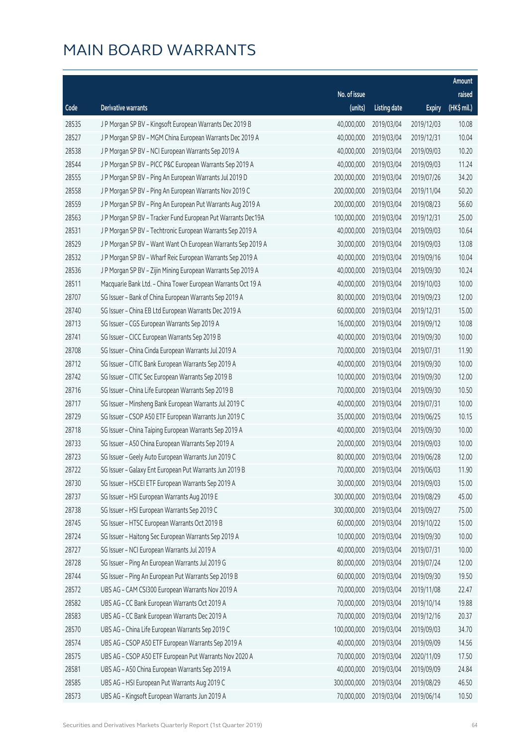# MAIN BOARD WARRANTS

| Code | Derivative warrants | No. of issue (units) | Listing date | Expiry | Amount raised (HK$ mil.) |
|---|---|---|---|---|---|
| 28535 | J P Morgan SP BV – Kingsoft European Warrants Dec 2019 B | 40,000,000 | 2019/03/04 | 2019/12/03 | 10.08 |
| 28527 | J P Morgan SP BV – MGM China European Warrants Dec 2019 A | 40,000,000 | 2019/03/04 | 2019/12/31 | 10.04 |
| 28538 | J P Morgan SP BV – NCI European Warrants Sep 2019 A | 40,000,000 | 2019/03/04 | 2019/09/03 | 10.20 |
| 28544 | J P Morgan SP BV – PICC P&C European Warrants Sep 2019 A | 40,000,000 | 2019/03/04 | 2019/09/03 | 11.24 |
| 28555 | J P Morgan SP BV – Ping An European Warrants Jul 2019 D | 200,000,000 | 2019/03/04 | 2019/07/26 | 34.20 |
| 28558 | J P Morgan SP BV – Ping An European Warrants Nov 2019 C | 200,000,000 | 2019/03/04 | 2019/11/04 | 50.20 |
| 28559 | J P Morgan SP BV – Ping An European Put Warrants Aug 2019 A | 200,000,000 | 2019/03/04 | 2019/08/23 | 56.60 |
| 28563 | J P Morgan SP BV – Tracker Fund European Put Warrants Dec19A | 100,000,000 | 2019/03/04 | 2019/12/31 | 25.00 |
| 28531 | J P Morgan SP BV – Techtronic European Warrants Sep 2019 A | 40,000,000 | 2019/03/04 | 2019/09/03 | 10.64 |
| 28529 | J P Morgan SP BV – Want Want Ch European Warrants Sep 2019 A | 30,000,000 | 2019/03/04 | 2019/09/03 | 13.08 |
| 28532 | J P Morgan SP BV – Wharf Reic European Warrants Sep 2019 A | 40,000,000 | 2019/03/04 | 2019/09/16 | 10.04 |
| 28536 | J P Morgan SP BV – Zijin Mining European Warrants Sep 2019 A | 40,000,000 | 2019/03/04 | 2019/09/30 | 10.24 |
| 28511 | Macquarie Bank Ltd. – China Tower European Warrants Oct 19 A | 40,000,000 | 2019/03/04 | 2019/10/03 | 10.00 |
| 28707 | SG Issuer – Bank of China European Warrants Sep 2019 A | 80,000,000 | 2019/03/04 | 2019/09/23 | 12.00 |
| 28740 | SG Issuer – China EB Ltd European Warrants Dec 2019 A | 60,000,000 | 2019/03/04 | 2019/12/31 | 15.00 |
| 28713 | SG Issuer – CGS European Warrants Sep 2019 A | 16,000,000 | 2019/03/04 | 2019/09/12 | 10.08 |
| 28741 | SG Issuer – CICC European Warrants Sep 2019 B | 40,000,000 | 2019/03/04 | 2019/09/30 | 10.00 |
| 28708 | SG Issuer – China Cinda European Warrants Jul 2019 A | 70,000,000 | 2019/03/04 | 2019/07/31 | 11.90 |
| 28712 | SG Issuer – CITIC Bank European Warrants Sep 2019 A | 40,000,000 | 2019/03/04 | 2019/09/30 | 10.00 |
| 28742 | SG Issuer – CITIC Sec European Warrants Sep 2019 B | 10,000,000 | 2019/03/04 | 2019/09/30 | 12.00 |
| 28716 | SG Issuer – China Life European Warrants Sep 2019 B | 70,000,000 | 2019/03/04 | 2019/09/30 | 10.50 |
| 28717 | SG Issuer – Minsheng Bank European Warrants Jul 2019 C | 40,000,000 | 2019/03/04 | 2019/07/31 | 10.00 |
| 28729 | SG Issuer – CSOP A50 ETF European Warrants Jun 2019 C | 35,000,000 | 2019/03/04 | 2019/06/25 | 10.15 |
| 28718 | SG Issuer – China Taiping European Warrants Sep 2019 A | 40,000,000 | 2019/03/04 | 2019/09/30 | 10.00 |
| 28733 | SG Issuer – A50 China European Warrants Sep 2019 A | 20,000,000 | 2019/03/04 | 2019/09/03 | 10.00 |
| 28723 | SG Issuer – Geely Auto European Warrants Jun 2019 C | 80,000,000 | 2019/03/04 | 2019/06/28 | 12.00 |
| 28722 | SG Issuer – Galaxy Ent European Put Warrants Jun 2019 B | 70,000,000 | 2019/03/04 | 2019/06/03 | 11.90 |
| 28730 | SG Issuer – HSCEI ETF European Warrants Sep 2019 A | 30,000,000 | 2019/03/04 | 2019/09/03 | 15.00 |
| 28737 | SG Issuer – HSI European Warrants Aug 2019 E | 300,000,000 | 2019/03/04 | 2019/08/29 | 45.00 |
| 28738 | SG Issuer – HSI European Warrants Sep 2019 C | 300,000,000 | 2019/03/04 | 2019/09/27 | 75.00 |
| 28745 | SG Issuer – HTSC European Warrants Oct 2019 B | 60,000,000 | 2019/03/04 | 2019/10/22 | 15.00 |
| 28724 | SG Issuer – Haitong Sec European Warrants Sep 2019 A | 10,000,000 | 2019/03/04 | 2019/09/30 | 10.00 |
| 28727 | SG Issuer – NCI European Warrants Jul 2019 A | 40,000,000 | 2019/03/04 | 2019/07/31 | 10.00 |
| 28728 | SG Issuer – Ping An European Warrants Jul 2019 G | 80,000,000 | 2019/03/04 | 2019/07/24 | 12.00 |
| 28744 | SG Issuer – Ping An European Put Warrants Sep 2019 B | 60,000,000 | 2019/03/04 | 2019/09/30 | 19.50 |
| 28572 | UBS AG – CAM CSI300 European Warrants Nov 2019 A | 70,000,000 | 2019/03/04 | 2019/11/08 | 22.47 |
| 28582 | UBS AG – CC Bank European Warrants Oct 2019 A | 70,000,000 | 2019/03/04 | 2019/10/14 | 19.88 |
| 28583 | UBS AG – CC Bank European Warrants Dec 2019 A | 70,000,000 | 2019/03/04 | 2019/12/16 | 20.37 |
| 28570 | UBS AG – China Life European Warrants Sep 2019 C | 100,000,000 | 2019/03/04 | 2019/09/03 | 34.70 |
| 28574 | UBS AG – CSOP A50 ETF European Warrants Sep 2019 A | 40,000,000 | 2019/03/04 | 2019/09/09 | 14.56 |
| 28575 | UBS AG – CSOP A50 ETF European Put Warrants Nov 2020 A | 70,000,000 | 2019/03/04 | 2020/11/09 | 17.50 |
| 28581 | UBS AG – A50 China European Warrants Sep 2019 A | 40,000,000 | 2019/03/04 | 2019/09/09 | 24.84 |
| 28585 | UBS AG – HSI European Put Warrants Aug 2019 C | 300,000,000 | 2019/03/04 | 2019/08/29 | 46.50 |
| 28573 | UBS AG – Kingsoft European Warrants Jun 2019 A | 70,000,000 | 2019/03/04 | 2019/06/14 | 10.50 |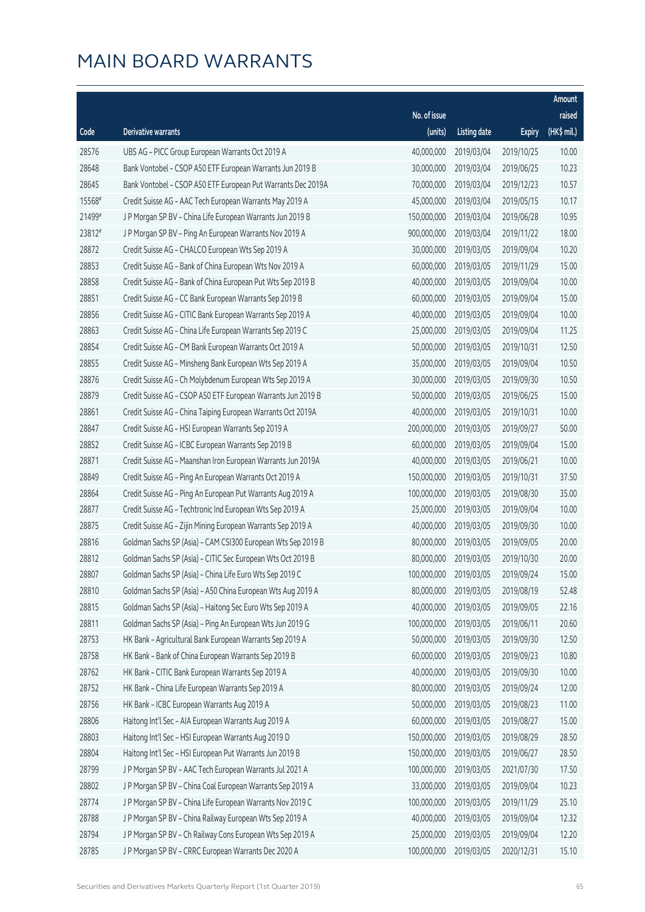# MAIN BOARD WARRANTS

| Code | Derivative warrants | No. of issue (units) | Listing date | Expiry | Amount raised (HK$ mil.) |
|---|---|---|---|---|---|
| 28576 | UBS AG - PICC Group European Warrants Oct 2019 A | 40,000,000 | 2019/03/04 | 2019/10/25 | 10.00 |
| 28648 | Bank Vontobel - CSOP A50 ETF European Warrants Jun 2019 B | 30,000,000 | 2019/03/04 | 2019/06/25 | 10.23 |
| 28645 | Bank Vontobel - CSOP A50 ETF European Put Warrants Dec 2019A | 70,000,000 | 2019/03/04 | 2019/12/23 | 10.57 |
| 15568# | Credit Suisse AG - AAC Tech European Warrants May 2019 A | 45,000,000 | 2019/03/04 | 2019/05/15 | 10.17 |
| 21499# | J P Morgan SP BV - China Life European Warrants Jun 2019 B | 150,000,000 | 2019/03/04 | 2019/06/28 | 10.95 |
| 23812# | J P Morgan SP BV - Ping An European Warrants Nov 2019 A | 900,000,000 | 2019/03/04 | 2019/11/22 | 18.00 |
| 28872 | Credit Suisse AG - CHALCO European Wts Sep 2019 A | 30,000,000 | 2019/03/05 | 2019/09/04 | 10.20 |
| 28853 | Credit Suisse AG - Bank of China European Wts Nov 2019 A | 60,000,000 | 2019/03/05 | 2019/11/29 | 15.00 |
| 28858 | Credit Suisse AG - Bank of China European Put Wts Sep 2019 B | 40,000,000 | 2019/03/05 | 2019/09/04 | 10.00 |
| 28851 | Credit Suisse AG - CC Bank European Warrants Sep 2019 B | 60,000,000 | 2019/03/05 | 2019/09/04 | 15.00 |
| 28856 | Credit Suisse AG - CITIC Bank European Warrants Sep 2019 A | 40,000,000 | 2019/03/05 | 2019/09/04 | 10.00 |
| 28863 | Credit Suisse AG - China Life European Warrants Sep 2019 C | 25,000,000 | 2019/03/05 | 2019/09/04 | 11.25 |
| 28854 | Credit Suisse AG - CM Bank European Warrants Oct 2019 A | 50,000,000 | 2019/03/05 | 2019/10/31 | 12.50 |
| 28855 | Credit Suisse AG - Minsheng Bank European Wts Sep 2019 A | 35,000,000 | 2019/03/05 | 2019/09/04 | 10.50 |
| 28876 | Credit Suisse AG - Ch Molybdenum European Wts Sep 2019 A | 30,000,000 | 2019/03/05 | 2019/09/30 | 10.50 |
| 28879 | Credit Suisse AG - CSOP A50 ETF European Warrants Jun 2019 B | 50,000,000 | 2019/03/05 | 2019/06/25 | 15.00 |
| 28861 | Credit Suisse AG - China Taiping European Warrants Oct 2019A | 40,000,000 | 2019/03/05 | 2019/10/31 | 10.00 |
| 28847 | Credit Suisse AG - HSI European Warrants Sep 2019 A | 200,000,000 | 2019/03/05 | 2019/09/27 | 50.00 |
| 28852 | Credit Suisse AG - ICBC European Warrants Sep 2019 B | 60,000,000 | 2019/03/05 | 2019/09/04 | 15.00 |
| 28871 | Credit Suisse AG - Maanshan Iron European Warrants Jun 2019A | 40,000,000 | 2019/03/05 | 2019/06/21 | 10.00 |
| 28849 | Credit Suisse AG - Ping An European Warrants Oct 2019 A | 150,000,000 | 2019/03/05 | 2019/10/31 | 37.50 |
| 28864 | Credit Suisse AG - Ping An European Put Warrants Aug 2019 A | 100,000,000 | 2019/03/05 | 2019/08/30 | 35.00 |
| 28877 | Credit Suisse AG - Techtronic Ind European Wts Sep 2019 A | 25,000,000 | 2019/03/05 | 2019/09/04 | 10.00 |
| 28875 | Credit Suisse AG - Zijin Mining European Warrants Sep 2019 A | 40,000,000 | 2019/03/05 | 2019/09/30 | 10.00 |
| 28816 | Goldman Sachs SP (Asia) - CAM CSI300 European Wts Sep 2019 B | 80,000,000 | 2019/03/05 | 2019/09/05 | 20.00 |
| 28812 | Goldman Sachs SP (Asia) - CITIC Sec European Wts Oct 2019 B | 80,000,000 | 2019/03/05 | 2019/10/30 | 20.00 |
| 28807 | Goldman Sachs SP (Asia) - China Life Euro Wts Sep 2019 C | 100,000,000 | 2019/03/05 | 2019/09/24 | 15.00 |
| 28810 | Goldman Sachs SP (Asia) - A50 China European Wts Aug 2019 A | 80,000,000 | 2019/03/05 | 2019/08/19 | 52.48 |
| 28815 | Goldman Sachs SP (Asia) - Haitong Sec Euro Wts Sep 2019 A | 40,000,000 | 2019/03/05 | 2019/09/05 | 22.16 |
| 28811 | Goldman Sachs SP (Asia) - Ping An European Wts Jun 2019 G | 100,000,000 | 2019/03/05 | 2019/06/11 | 20.60 |
| 28753 | HK Bank - Agricultural Bank European Warrants Sep 2019 A | 50,000,000 | 2019/03/05 | 2019/09/30 | 12.50 |
| 28758 | HK Bank - Bank of China European Warrants Sep 2019 B | 60,000,000 | 2019/03/05 | 2019/09/23 | 10.80 |
| 28762 | HK Bank - CITIC Bank European Warrants Sep 2019 A | 40,000,000 | 2019/03/05 | 2019/09/30 | 10.00 |
| 28752 | HK Bank - China Life European Warrants Sep 2019 A | 80,000,000 | 2019/03/05 | 2019/09/24 | 12.00 |
| 28756 | HK Bank - ICBC European Warrants Aug 2019 A | 50,000,000 | 2019/03/05 | 2019/08/23 | 11.00 |
| 28806 | Haitong Int'l Sec - AIA European Warrants Aug 2019 A | 60,000,000 | 2019/03/05 | 2019/08/27 | 15.00 |
| 28803 | Haitong Int'l Sec - HSI European Warrants Aug 2019 D | 150,000,000 | 2019/03/05 | 2019/08/29 | 28.50 |
| 28804 | Haitong Int'l Sec - HSI European Put Warrants Jun 2019 B | 150,000,000 | 2019/03/05 | 2019/06/27 | 28.50 |
| 28799 | J P Morgan SP BV - AAC Tech European Warrants Jul 2021 A | 100,000,000 | 2019/03/05 | 2021/07/30 | 17.50 |
| 28802 | J P Morgan SP BV - China Coal European Warrants Sep 2019 A | 33,000,000 | 2019/03/05 | 2019/09/04 | 10.23 |
| 28774 | J P Morgan SP BV - China Life European Warrants Nov 2019 C | 100,000,000 | 2019/03/05 | 2019/11/29 | 25.10 |
| 28788 | J P Morgan SP BV - China Railway European Wts Sep 2019 A | 40,000,000 | 2019/03/05 | 2019/09/04 | 12.32 |
| 28794 | J P Morgan SP BV - Ch Railway Cons European Wts Sep 2019 A | 25,000,000 | 2019/03/05 | 2019/09/04 | 12.20 |
| 28785 | J P Morgan SP BV - CRRC European Warrants Dec 2020 A | 100,000,000 | 2019/03/05 | 2020/12/31 | 15.10 |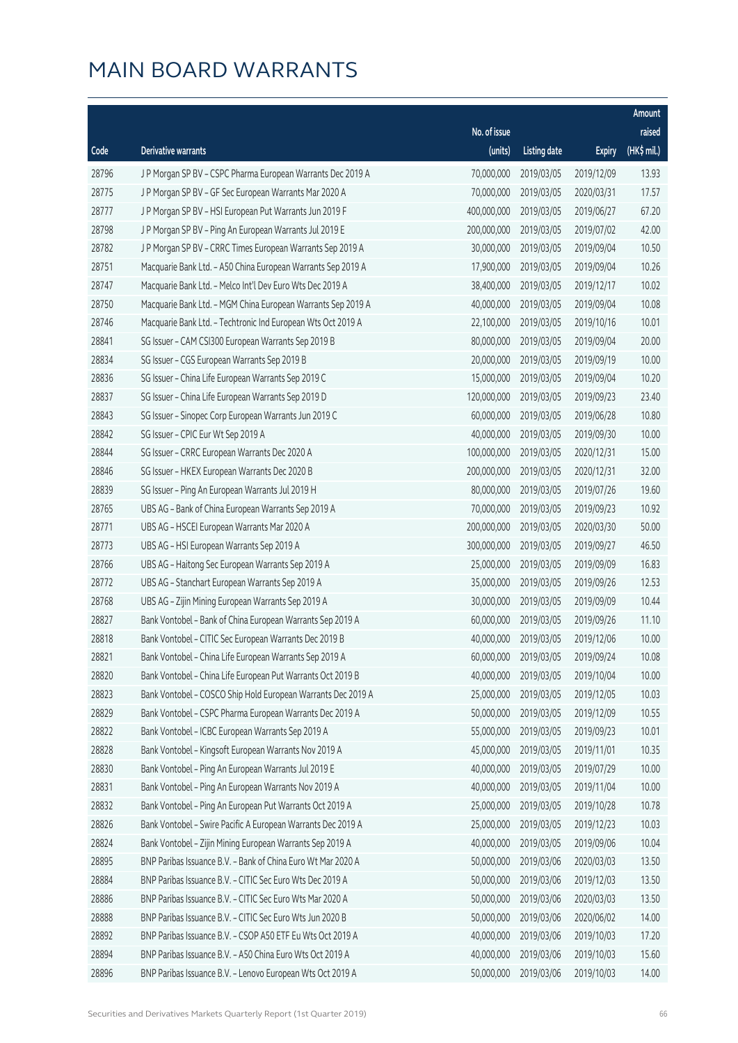# MAIN BOARD WARRANTS

| Code | Derivative warrants | No. of issue (units) | Listing date | Expiry | Amount raised (HK$ mil.) |
|---|---|---|---|---|---|
| 28796 | J P Morgan SP BV – CSPC Pharma European Warrants Dec 2019 A | 70,000,000 | 2019/03/05 | 2019/12/09 | 13.93 |
| 28775 | J P Morgan SP BV – GF Sec European Warrants Mar 2020 A | 70,000,000 | 2019/03/05 | 2020/03/31 | 17.57 |
| 28777 | J P Morgan SP BV – HSI European Put Warrants Jun 2019 F | 400,000,000 | 2019/03/05 | 2019/06/27 | 67.20 |
| 28798 | J P Morgan SP BV – Ping An European Warrants Jul 2019 E | 200,000,000 | 2019/03/05 | 2019/07/02 | 42.00 |
| 28782 | J P Morgan SP BV – CRRC Times European Warrants Sep 2019 A | 30,000,000 | 2019/03/05 | 2019/09/04 | 10.50 |
| 28751 | Macquarie Bank Ltd. – A50 China European Warrants Sep 2019 A | 17,900,000 | 2019/03/05 | 2019/09/04 | 10.26 |
| 28747 | Macquarie Bank Ltd. – Melco Int'l Dev Euro Wts Dec 2019 A | 38,400,000 | 2019/03/05 | 2019/12/17 | 10.02 |
| 28750 | Macquarie Bank Ltd. – MGM China European Warrants Sep 2019 A | 40,000,000 | 2019/03/05 | 2019/09/04 | 10.08 |
| 28746 | Macquarie Bank Ltd. – Techtronic Ind European Wts Oct 2019 A | 22,100,000 | 2019/03/05 | 2019/10/16 | 10.01 |
| 28841 | SG Issuer – CAM CSI300 European Warrants Sep 2019 B | 80,000,000 | 2019/03/05 | 2019/09/04 | 20.00 |
| 28834 | SG Issuer – CGS European Warrants Sep 2019 B | 20,000,000 | 2019/03/05 | 2019/09/19 | 10.00 |
| 28836 | SG Issuer – China Life European Warrants Sep 2019 C | 15,000,000 | 2019/03/05 | 2019/09/04 | 10.20 |
| 28837 | SG Issuer – China Life European Warrants Sep 2019 D | 120,000,000 | 2019/03/05 | 2019/09/23 | 23.40 |
| 28843 | SG Issuer – Sinopec Corp European Warrants Jun 2019 C | 60,000,000 | 2019/03/05 | 2019/06/28 | 10.80 |
| 28842 | SG Issuer – CPIC Eur Wt Sep 2019 A | 40,000,000 | 2019/03/05 | 2019/09/30 | 10.00 |
| 28844 | SG Issuer – CRRC European Warrants Dec 2020 A | 100,000,000 | 2019/03/05 | 2020/12/31 | 15.00 |
| 28846 | SG Issuer – HKEX European Warrants Dec 2020 B | 200,000,000 | 2019/03/05 | 2020/12/31 | 32.00 |
| 28839 | SG Issuer – Ping An European Warrants Jul 2019 H | 80,000,000 | 2019/03/05 | 2019/07/26 | 19.60 |
| 28765 | UBS AG – Bank of China European Warrants Sep 2019 A | 70,000,000 | 2019/03/05 | 2019/09/23 | 10.92 |
| 28771 | UBS AG – HSCEI European Warrants Mar 2020 A | 200,000,000 | 2019/03/05 | 2020/03/30 | 50.00 |
| 28773 | UBS AG – HSI European Warrants Sep 2019 A | 300,000,000 | 2019/03/05 | 2019/09/27 | 46.50 |
| 28766 | UBS AG – Haitong Sec European Warrants Sep 2019 A | 25,000,000 | 2019/03/05 | 2019/09/09 | 16.83 |
| 28772 | UBS AG – Stanchart European Warrants Sep 2019 A | 35,000,000 | 2019/03/05 | 2019/09/26 | 12.53 |
| 28768 | UBS AG – Zijin Mining European Warrants Sep 2019 A | 30,000,000 | 2019/03/05 | 2019/09/09 | 10.44 |
| 28827 | Bank Vontobel – Bank of China European Warrants Sep 2019 A | 60,000,000 | 2019/03/05 | 2019/09/26 | 11.10 |
| 28818 | Bank Vontobel – CITIC Sec European Warrants Dec 2019 B | 40,000,000 | 2019/03/05 | 2019/12/06 | 10.00 |
| 28821 | Bank Vontobel – China Life European Warrants Sep 2019 A | 60,000,000 | 2019/03/05 | 2019/09/24 | 10.08 |
| 28820 | Bank Vontobel – China Life European Put Warrants Oct 2019 B | 40,000,000 | 2019/03/05 | 2019/10/04 | 10.00 |
| 28823 | Bank Vontobel – COSCO Ship Hold European Warrants Dec 2019 A | 25,000,000 | 2019/03/05 | 2019/12/05 | 10.03 |
| 28829 | Bank Vontobel – CSPC Pharma European Warrants Dec 2019 A | 50,000,000 | 2019/03/05 | 2019/12/09 | 10.55 |
| 28822 | Bank Vontobel – ICBC European Warrants Sep 2019 A | 55,000,000 | 2019/03/05 | 2019/09/23 | 10.01 |
| 28828 | Bank Vontobel – Kingsoft European Warrants Nov 2019 A | 45,000,000 | 2019/03/05 | 2019/11/01 | 10.35 |
| 28830 | Bank Vontobel – Ping An European Warrants Jul 2019 E | 40,000,000 | 2019/03/05 | 2019/07/29 | 10.00 |
| 28831 | Bank Vontobel – Ping An European Warrants Nov 2019 A | 40,000,000 | 2019/03/05 | 2019/11/04 | 10.00 |
| 28832 | Bank Vontobel – Ping An European Put Warrants Oct 2019 A | 25,000,000 | 2019/03/05 | 2019/10/28 | 10.78 |
| 28826 | Bank Vontobel – Swire Pacific A European Warrants Dec 2019 A | 25,000,000 | 2019/03/05 | 2019/12/23 | 10.03 |
| 28824 | Bank Vontobel – Zijin Mining European Warrants Sep 2019 A | 40,000,000 | 2019/03/05 | 2019/09/06 | 10.04 |
| 28895 | BNP Paribas Issuance B.V. – Bank of China Euro Wt Mar 2020 A | 50,000,000 | 2019/03/06 | 2020/03/03 | 13.50 |
| 28884 | BNP Paribas Issuance B.V. – CITIC Sec Euro Wts Dec 2019 A | 50,000,000 | 2019/03/06 | 2019/12/03 | 13.50 |
| 28886 | BNP Paribas Issuance B.V. – CITIC Sec Euro Wts Mar 2020 A | 50,000,000 | 2019/03/06 | 2020/03/03 | 13.50 |
| 28888 | BNP Paribas Issuance B.V. – CITIC Sec Euro Wts Jun 2020 B | 50,000,000 | 2019/03/06 | 2020/06/02 | 14.00 |
| 28892 | BNP Paribas Issuance B.V. – CSOP A50 ETF Eu Wts Oct 2019 A | 40,000,000 | 2019/03/06 | 2019/10/03 | 17.20 |
| 28894 | BNP Paribas Issuance B.V. – A50 China Euro Wts Oct 2019 A | 40,000,000 | 2019/03/06 | 2019/10/03 | 15.60 |
| 28896 | BNP Paribas Issuance B.V. – Lenovo European Wts Oct 2019 A | 50,000,000 | 2019/03/06 | 2019/10/03 | 14.00 |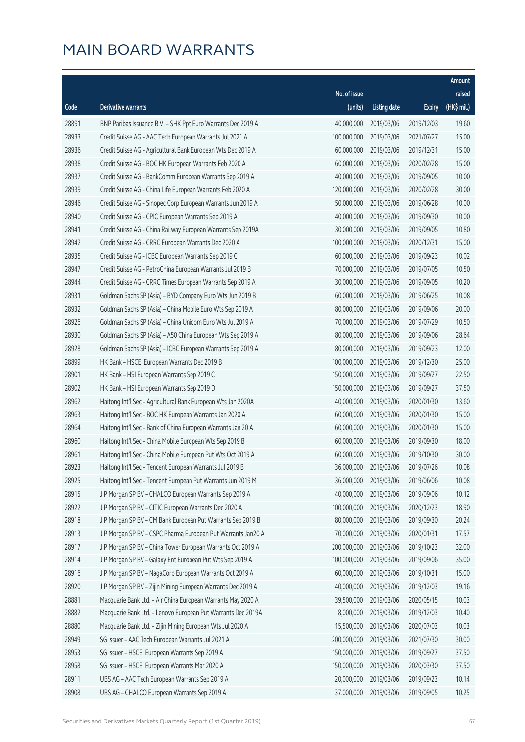# MAIN BOARD WARRANTS

| Code | Derivative warrants | No. of issue (units) | Listing date | Expiry | Amount raised (HK$ mil.) |
|---|---|---|---|---|---|
| 28891 | BNP Paribas Issuance B.V. - SHK Ppt Euro Warrants Dec 2019 A | 40,000,000 | 2019/03/06 | 2019/12/03 | 19.60 |
| 28933 | Credit Suisse AG - AAC Tech European Warrants Jul 2021 A | 100,000,000 | 2019/03/06 | 2021/07/27 | 15.00 |
| 28936 | Credit Suisse AG - Agricultural Bank European Wts Dec 2019 A | 60,000,000 | 2019/03/06 | 2019/12/31 | 15.00 |
| 28938 | Credit Suisse AG - BOC HK European Warrants Feb 2020 A | 60,000,000 | 2019/03/06 | 2020/02/28 | 15.00 |
| 28937 | Credit Suisse AG - BankComm European Warrants Sep 2019 A | 40,000,000 | 2019/03/06 | 2019/09/05 | 10.00 |
| 28939 | Credit Suisse AG - China Life European Warrants Feb 2020 A | 120,000,000 | 2019/03/06 | 2020/02/28 | 30.00 |
| 28946 | Credit Suisse AG - Sinopec Corp European Warrants Jun 2019 A | 50,000,000 | 2019/03/06 | 2019/06/28 | 10.00 |
| 28940 | Credit Suisse AG - CPIC European Warrants Sep 2019 A | 40,000,000 | 2019/03/06 | 2019/09/30 | 10.00 |
| 28941 | Credit Suisse AG - China Railway European Warrants Sep 2019A | 30,000,000 | 2019/03/06 | 2019/09/05 | 10.80 |
| 28942 | Credit Suisse AG - CRRC European Warrants Dec 2020 A | 100,000,000 | 2019/03/06 | 2020/12/31 | 15.00 |
| 28935 | Credit Suisse AG - ICBC European Warrants Sep 2019 C | 60,000,000 | 2019/03/06 | 2019/09/23 | 10.02 |
| 28947 | Credit Suisse AG - PetroChina European Warrants Jul 2019 B | 70,000,000 | 2019/03/06 | 2019/07/05 | 10.50 |
| 28944 | Credit Suisse AG - CRRC Times European Warrants Sep 2019 A | 30,000,000 | 2019/03/06 | 2019/09/05 | 10.20 |
| 28931 | Goldman Sachs SP (Asia) - BYD Company Euro Wts Jun 2019 B | 60,000,000 | 2019/03/06 | 2019/06/25 | 10.08 |
| 28932 | Goldman Sachs SP (Asia) - China Mobile Euro Wts Sep 2019 A | 80,000,000 | 2019/03/06 | 2019/09/06 | 20.00 |
| 28926 | Goldman Sachs SP (Asia) - China Unicom Euro Wts Jul 2019 A | 70,000,000 | 2019/03/06 | 2019/07/29 | 10.50 |
| 28930 | Goldman Sachs SP (Asia) - A50 China European Wts Sep 2019 A | 80,000,000 | 2019/03/06 | 2019/09/06 | 28.64 |
| 28928 | Goldman Sachs SP (Asia) - ICBC European Wts Sep 2019 A | 80,000,000 | 2019/03/06 | 2019/09/23 | 12.00 |
| 28899 | HK Bank - HSCEI European Warrants Dec 2019 B | 100,000,000 | 2019/03/06 | 2019/12/30 | 25.00 |
| 28901 | HK Bank - HSI European Warrants Sep 2019 C | 150,000,000 | 2019/03/06 | 2019/09/27 | 22.50 |
| 28902 | HK Bank - HSI European Warrants Sep 2019 D | 150,000,000 | 2019/03/06 | 2019/09/27 | 37.50 |
| 28962 | Haitong Int'l Sec - Agricultural Bank European Wts Jan 2020A | 40,000,000 | 2019/03/06 | 2020/01/30 | 13.60 |
| 28963 | Haitong Int'l Sec - BOC HK European Warrants Jan 2020 A | 60,000,000 | 2019/03/06 | 2020/01/30 | 15.00 |
| 28964 | Haitong Int'l Sec - Bank of China European Warrants Jan 20 A | 60,000,000 | 2019/03/06 | 2020/01/30 | 15.00 |
| 28960 | Haitong Int'l Sec - China Mobile European Wts Sep 2019 B | 60,000,000 | 2019/03/06 | 2019/09/30 | 18.00 |
| 28961 | Haitong Int'l Sec - China Mobile European Put Wts Oct 2019 A | 60,000,000 | 2019/03/06 | 2019/10/30 | 30.00 |
| 28923 | Haitong Int'l Sec - Tencent European Warrants Jul 2019 B | 36,000,000 | 2019/03/06 | 2019/07/26 | 10.08 |
| 28925 | Haitong Int'l Sec - Tencent European Put Warrants Jun 2019 M | 36,000,000 | 2019/03/06 | 2019/06/06 | 10.08 |
| 28915 | J P Morgan SP BV - CHALCO European Warrants Sep 2019 A | 40,000,000 | 2019/03/06 | 2019/09/06 | 10.12 |
| 28922 | J P Morgan SP BV - CITIC European Warrants Dec 2020 A | 100,000,000 | 2019/03/06 | 2020/12/23 | 18.90 |
| 28918 | J P Morgan SP BV - CM Bank European Put Warrants Sep 2019 B | 80,000,000 | 2019/03/06 | 2019/09/30 | 20.24 |
| 28913 | J P Morgan SP BV - CSPC Pharma European Put Warrants Jan20 A | 70,000,000 | 2019/03/06 | 2020/01/31 | 17.57 |
| 28917 | J P Morgan SP BV - China Tower European Warrants Oct 2019 A | 200,000,000 | 2019/03/06 | 2019/10/23 | 32.00 |
| 28914 | J P Morgan SP BV - Galaxy Ent European Put Wts Sep 2019 A | 100,000,000 | 2019/03/06 | 2019/09/06 | 35.00 |
| 28916 | J P Morgan SP BV - NagaCorp European Warrants Oct 2019 A | 60,000,000 | 2019/03/06 | 2019/10/31 | 15.00 |
| 28920 | J P Morgan SP BV - Zijin Mining European Warrants Dec 2019 A | 40,000,000 | 2019/03/06 | 2019/12/03 | 19.16 |
| 28881 | Macquarie Bank Ltd. - Air China European Warrants May 2020 A | 39,500,000 | 2019/03/06 | 2020/05/15 | 10.03 |
| 28882 | Macquarie Bank Ltd. - Lenovo European Put Warrants Dec 2019A | 8,000,000 | 2019/03/06 | 2019/12/03 | 10.40 |
| 28880 | Macquarie Bank Ltd. - Zijin Mining European Wts Jul 2020 A | 15,500,000 | 2019/03/06 | 2020/07/03 | 10.03 |
| 28949 | SG Issuer - AAC Tech European Warrants Jul 2021 A | 200,000,000 | 2019/03/06 | 2021/07/30 | 30.00 |
| 28953 | SG Issuer - HSCEI European Warrants Sep 2019 A | 150,000,000 | 2019/03/06 | 2019/09/27 | 37.50 |
| 28958 | SG Issuer - HSCEI European Warrants Mar 2020 A | 150,000,000 | 2019/03/06 | 2020/03/30 | 37.50 |
| 28911 | UBS AG - AAC Tech European Warrants Sep 2019 A | 20,000,000 | 2019/03/06 | 2019/09/23 | 10.14 |
| 28908 | UBS AG - CHALCO European Warrants Sep 2019 A | 37,000,000 | 2019/03/06 | 2019/09/05 | 10.25 |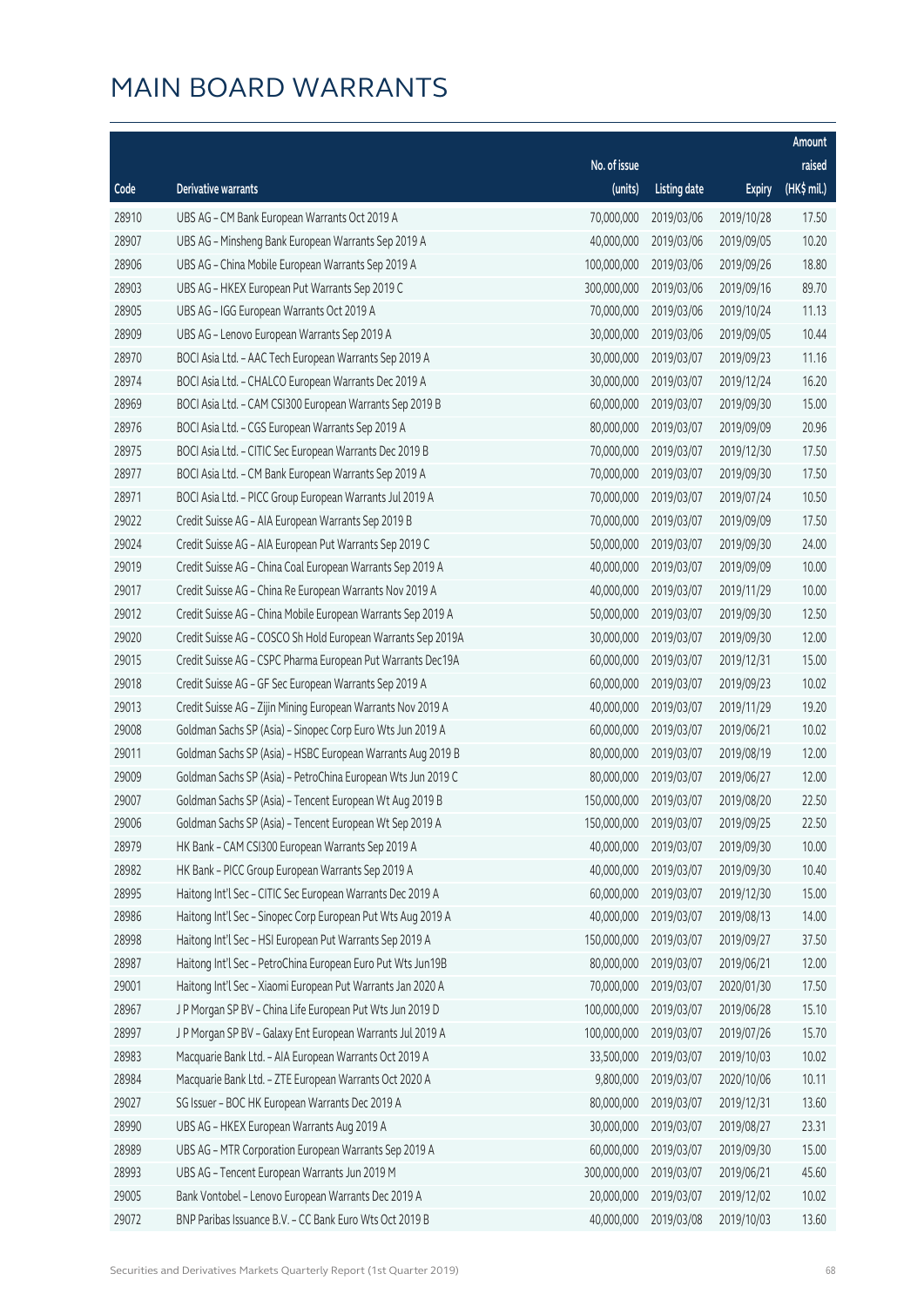# MAIN BOARD WARRANTS

| Code | Derivative warrants | No. of issue (units) | Listing date | Expiry | Amount raised (HK$ mil.) |
|---|---|---|---|---|---|
| 28910 | UBS AG - CM Bank European Warrants Oct 2019 A | 70,000,000 | 2019/03/06 | 2019/10/28 | 17.50 |
| 28907 | UBS AG - Minsheng Bank European Warrants Sep 2019 A | 40,000,000 | 2019/03/06 | 2019/09/05 | 10.20 |
| 28906 | UBS AG - China Mobile European Warrants Sep 2019 A | 100,000,000 | 2019/03/06 | 2019/09/26 | 18.80 |
| 28903 | UBS AG - HKEX European Put Warrants Sep 2019 C | 300,000,000 | 2019/03/06 | 2019/09/16 | 89.70 |
| 28905 | UBS AG - IGG European Warrants Oct 2019 A | 70,000,000 | 2019/03/06 | 2019/10/24 | 11.13 |
| 28909 | UBS AG - Lenovo European Warrants Sep 2019 A | 30,000,000 | 2019/03/06 | 2019/09/05 | 10.44 |
| 28970 | BOCI Asia Ltd. - AAC Tech European Warrants Sep 2019 A | 30,000,000 | 2019/03/07 | 2019/09/23 | 11.16 |
| 28974 | BOCI Asia Ltd. - CHALCO European Warrants Dec 2019 A | 30,000,000 | 2019/03/07 | 2019/12/24 | 16.20 |
| 28969 | BOCI Asia Ltd. - CAM CSI300 European Warrants Sep 2019 B | 60,000,000 | 2019/03/07 | 2019/09/30 | 15.00 |
| 28976 | BOCI Asia Ltd. - CGS European Warrants Sep 2019 A | 80,000,000 | 2019/03/07 | 2019/09/09 | 20.96 |
| 28975 | BOCI Asia Ltd. - CITIC Sec European Warrants Dec 2019 B | 70,000,000 | 2019/03/07 | 2019/12/30 | 17.50 |
| 28977 | BOCI Asia Ltd. - CM Bank European Warrants Sep 2019 A | 70,000,000 | 2019/03/07 | 2019/09/30 | 17.50 |
| 28971 | BOCI Asia Ltd. - PICC Group European Warrants Jul 2019 A | 70,000,000 | 2019/03/07 | 2019/07/24 | 10.50 |
| 29022 | Credit Suisse AG - AIA European Warrants Sep 2019 B | 70,000,000 | 2019/03/07 | 2019/09/09 | 17.50 |
| 29024 | Credit Suisse AG - AIA European Put Warrants Sep 2019 C | 50,000,000 | 2019/03/07 | 2019/09/30 | 24.00 |
| 29019 | Credit Suisse AG - China Coal European Warrants Sep 2019 A | 40,000,000 | 2019/03/07 | 2019/09/09 | 10.00 |
| 29017 | Credit Suisse AG - China Re European Warrants Nov 2019 A | 40,000,000 | 2019/03/07 | 2019/11/29 | 10.00 |
| 29012 | Credit Suisse AG - China Mobile European Warrants Sep 2019 A | 50,000,000 | 2019/03/07 | 2019/09/30 | 12.50 |
| 29020 | Credit Suisse AG - COSCO Sh Hold European Warrants Sep 2019A | 30,000,000 | 2019/03/07 | 2019/09/30 | 12.00 |
| 29015 | Credit Suisse AG - CSPC Pharma European Put Warrants Dec19A | 60,000,000 | 2019/03/07 | 2019/12/31 | 15.00 |
| 29018 | Credit Suisse AG - GF Sec European Warrants Sep 2019 A | 60,000,000 | 2019/03/07 | 2019/09/23 | 10.02 |
| 29013 | Credit Suisse AG - Zijin Mining European Warrants Nov 2019 A | 40,000,000 | 2019/03/07 | 2019/11/29 | 19.20 |
| 29008 | Goldman Sachs SP (Asia) - Sinopec Corp Euro Wts Jun 2019 A | 60,000,000 | 2019/03/07 | 2019/06/21 | 10.02 |
| 29011 | Goldman Sachs SP (Asia) - HSBC European Warrants Aug 2019 B | 80,000,000 | 2019/03/07 | 2019/08/19 | 12.00 |
| 29009 | Goldman Sachs SP (Asia) - PetroChina European Wts Jun 2019 C | 80,000,000 | 2019/03/07 | 2019/06/27 | 12.00 |
| 29007 | Goldman Sachs SP (Asia) - Tencent European Wt Aug 2019 B | 150,000,000 | 2019/03/07 | 2019/08/20 | 22.50 |
| 29006 | Goldman Sachs SP (Asia) - Tencent European Wt Sep 2019 A | 150,000,000 | 2019/03/07 | 2019/09/25 | 22.50 |
| 28979 | HK Bank - CAM CSI300 European Warrants Sep 2019 A | 40,000,000 | 2019/03/07 | 2019/09/30 | 10.00 |
| 28982 | HK Bank - PICC Group European Warrants Sep 2019 A | 40,000,000 | 2019/03/07 | 2019/09/30 | 10.40 |
| 28995 | Haitong Int'l Sec - CITIC Sec European Warrants Dec 2019 A | 60,000,000 | 2019/03/07 | 2019/12/30 | 15.00 |
| 28986 | Haitong Int'l Sec - Sinopec Corp European Put Wts Aug 2019 A | 40,000,000 | 2019/03/07 | 2019/08/13 | 14.00 |
| 28998 | Haitong Int'l Sec - HSI European Put Warrants Sep 2019 A | 150,000,000 | 2019/03/07 | 2019/09/27 | 37.50 |
| 28987 | Haitong Int'l Sec - PetroChina European Euro Put Wts Jun19B | 80,000,000 | 2019/03/07 | 2019/06/21 | 12.00 |
| 29001 | Haitong Int'l Sec - Xiaomi European Put Warrants Jan 2020 A | 70,000,000 | 2019/03/07 | 2020/01/30 | 17.50 |
| 28967 | J P Morgan SP BV - China Life European Put Wts Jun 2019 D | 100,000,000 | 2019/03/07 | 2019/06/28 | 15.10 |
| 28997 | J P Morgan SP BV - Galaxy Ent European Warrants Jul 2019 A | 100,000,000 | 2019/03/07 | 2019/07/26 | 15.70 |
| 28983 | Macquarie Bank Ltd. - AIA European Warrants Oct 2019 A | 33,500,000 | 2019/03/07 | 2019/10/03 | 10.02 |
| 28984 | Macquarie Bank Ltd. - ZTE European Warrants Oct 2020 A | 9,800,000 | 2019/03/07 | 2020/10/06 | 10.11 |
| 29027 | SG Issuer - BOC HK European Warrants Dec 2019 A | 80,000,000 | 2019/03/07 | 2019/12/31 | 13.60 |
| 28990 | UBS AG - HKEX European Warrants Aug 2019 A | 30,000,000 | 2019/03/07 | 2019/08/27 | 23.31 |
| 28989 | UBS AG - MTR Corporation European Warrants Sep 2019 A | 60,000,000 | 2019/03/07 | 2019/09/30 | 15.00 |
| 28993 | UBS AG - Tencent European Warrants Jun 2019 M | 300,000,000 | 2019/03/07 | 2019/06/21 | 45.60 |
| 29005 | Bank Vontobel - Lenovo European Warrants Dec 2019 A | 20,000,000 | 2019/03/07 | 2019/12/02 | 10.02 |
| 29072 | BNP Paribas Issuance B.V. - CC Bank Euro Wts Oct 2019 B | 40,000,000 | 2019/03/08 | 2019/10/03 | 13.60 |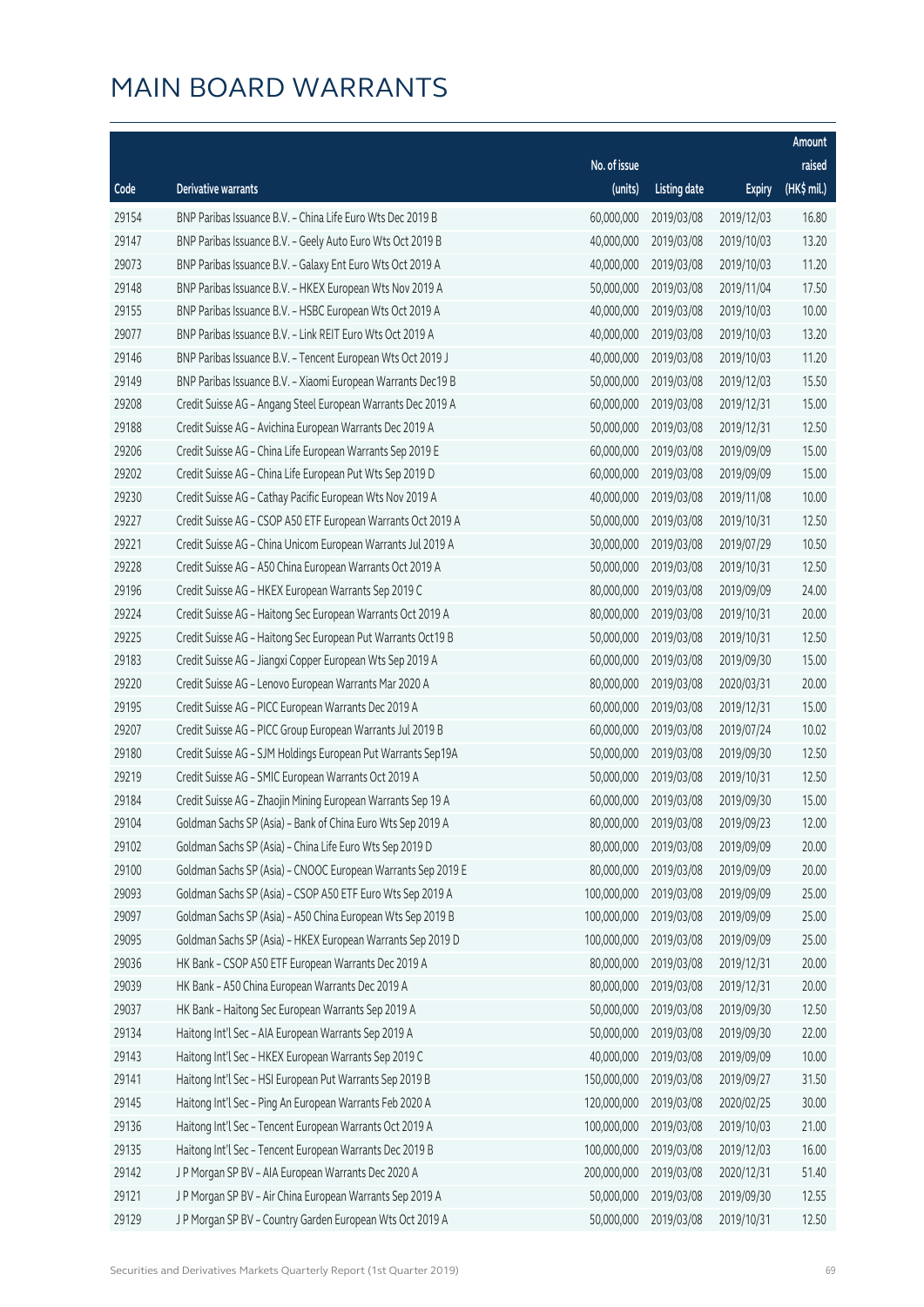# MAIN BOARD WARRANTS

| Code | Derivative warrants | No. of issue (units) | Listing date | Expiry | Amount raised (HK$ mil.) |
|---|---|---|---|---|---|
| 29154 | BNP Paribas Issuance B.V. – China Life Euro Wts Dec 2019 B | 60,000,000 | 2019/03/08 | 2019/12/03 | 16.80 |
| 29147 | BNP Paribas Issuance B.V. – Geely Auto Euro Wts Oct 2019 B | 40,000,000 | 2019/03/08 | 2019/10/03 | 13.20 |
| 29073 | BNP Paribas Issuance B.V. – Galaxy Ent Euro Wts Oct 2019 A | 40,000,000 | 2019/03/08 | 2019/10/03 | 11.20 |
| 29148 | BNP Paribas Issuance B.V. – HKEX European Wts Nov 2019 A | 50,000,000 | 2019/03/08 | 2019/11/04 | 17.50 |
| 29155 | BNP Paribas Issuance B.V. – HSBC European Wts Oct 2019 A | 40,000,000 | 2019/03/08 | 2019/10/03 | 10.00 |
| 29077 | BNP Paribas Issuance B.V. – Link REIT Euro Wts Oct 2019 A | 40,000,000 | 2019/03/08 | 2019/10/03 | 13.20 |
| 29146 | BNP Paribas Issuance B.V. – Tencent European Wts Oct 2019 J | 40,000,000 | 2019/03/08 | 2019/10/03 | 11.20 |
| 29149 | BNP Paribas Issuance B.V. – Xiaomi European Warrants Dec19 B | 50,000,000 | 2019/03/08 | 2019/12/03 | 15.50 |
| 29208 | Credit Suisse AG – Angang Steel European Warrants Dec 2019 A | 60,000,000 | 2019/03/08 | 2019/12/31 | 15.00 |
| 29188 | Credit Suisse AG – Avichina European Warrants Dec 2019 A | 50,000,000 | 2019/03/08 | 2019/12/31 | 12.50 |
| 29206 | Credit Suisse AG – China Life European Warrants Sep 2019 E | 60,000,000 | 2019/03/08 | 2019/09/09 | 15.00 |
| 29202 | Credit Suisse AG – China Life European Put Wts Sep 2019 D | 60,000,000 | 2019/03/08 | 2019/09/09 | 15.00 |
| 29230 | Credit Suisse AG – Cathay Pacific European Wts Nov 2019 A | 40,000,000 | 2019/03/08 | 2019/11/08 | 10.00 |
| 29227 | Credit Suisse AG – CSOP A50 ETF European Warrants Oct 2019 A | 50,000,000 | 2019/03/08 | 2019/10/31 | 12.50 |
| 29221 | Credit Suisse AG – China Unicom European Warrants Jul 2019 A | 30,000,000 | 2019/03/08 | 2019/07/29 | 10.50 |
| 29228 | Credit Suisse AG – A50 China European Warrants Oct 2019 A | 50,000,000 | 2019/03/08 | 2019/10/31 | 12.50 |
| 29196 | Credit Suisse AG – HKEX European Warrants Sep 2019 C | 80,000,000 | 2019/03/08 | 2019/09/09 | 24.00 |
| 29224 | Credit Suisse AG – Haitong Sec European Warrants Oct 2019 A | 80,000,000 | 2019/03/08 | 2019/10/31 | 20.00 |
| 29225 | Credit Suisse AG – Haitong Sec European Put Warrants Oct19 B | 50,000,000 | 2019/03/08 | 2019/10/31 | 12.50 |
| 29183 | Credit Suisse AG – Jiangxi Copper European Wts Sep 2019 A | 60,000,000 | 2019/03/08 | 2019/09/30 | 15.00 |
| 29220 | Credit Suisse AG – Lenovo European Warrants Mar 2020 A | 80,000,000 | 2019/03/08 | 2020/03/31 | 20.00 |
| 29195 | Credit Suisse AG – PICC European Warrants Dec 2019 A | 60,000,000 | 2019/03/08 | 2019/12/31 | 15.00 |
| 29207 | Credit Suisse AG – PICC Group European Warrants Jul 2019 B | 60,000,000 | 2019/03/08 | 2019/07/24 | 10.02 |
| 29180 | Credit Suisse AG – SJM Holdings European Put Warrants Sep19A | 50,000,000 | 2019/03/08 | 2019/09/30 | 12.50 |
| 29219 | Credit Suisse AG – SMIC European Warrants Oct 2019 A | 50,000,000 | 2019/03/08 | 2019/10/31 | 12.50 |
| 29184 | Credit Suisse AG – Zhaojin Mining European Warrants Sep 19 A | 60,000,000 | 2019/03/08 | 2019/09/30 | 15.00 |
| 29104 | Goldman Sachs SP (Asia) – Bank of China Euro Wts Sep 2019 A | 80,000,000 | 2019/03/08 | 2019/09/23 | 12.00 |
| 29102 | Goldman Sachs SP (Asia) – China Life Euro Wts Sep 2019 D | 80,000,000 | 2019/03/08 | 2019/09/09 | 20.00 |
| 29100 | Goldman Sachs SP (Asia) – CNOOC European Warrants Sep 2019 E | 80,000,000 | 2019/03/08 | 2019/09/09 | 20.00 |
| 29093 | Goldman Sachs SP (Asia) – CSOP A50 ETF Euro Wts Sep 2019 A | 100,000,000 | 2019/03/08 | 2019/09/09 | 25.00 |
| 29097 | Goldman Sachs SP (Asia) – A50 China European Wts Sep 2019 B | 100,000,000 | 2019/03/08 | 2019/09/09 | 25.00 |
| 29095 | Goldman Sachs SP (Asia) – HKEX European Warrants Sep 2019 D | 100,000,000 | 2019/03/08 | 2019/09/09 | 25.00 |
| 29036 | HK Bank – CSOP A50 ETF European Warrants Dec 2019 A | 80,000,000 | 2019/03/08 | 2019/12/31 | 20.00 |
| 29039 | HK Bank – A50 China European Warrants Dec 2019 A | 80,000,000 | 2019/03/08 | 2019/12/31 | 20.00 |
| 29037 | HK Bank – Haitong Sec European Warrants Sep 2019 A | 50,000,000 | 2019/03/08 | 2019/09/30 | 12.50 |
| 29134 | Haitong Int'l Sec – AIA European Warrants Sep 2019 A | 50,000,000 | 2019/03/08 | 2019/09/30 | 22.00 |
| 29143 | Haitong Int'l Sec – HKEX European Warrants Sep 2019 C | 40,000,000 | 2019/03/08 | 2019/09/09 | 10.00 |
| 29141 | Haitong Int'l Sec – HSI European Put Warrants Sep 2019 B | 150,000,000 | 2019/03/08 | 2019/09/27 | 31.50 |
| 29145 | Haitong Int'l Sec – Ping An European Warrants Feb 2020 A | 120,000,000 | 2019/03/08 | 2020/02/25 | 30.00 |
| 29136 | Haitong Int'l Sec – Tencent European Warrants Oct 2019 A | 100,000,000 | 2019/03/08 | 2019/10/03 | 21.00 |
| 29135 | Haitong Int'l Sec – Tencent European Warrants Dec 2019 B | 100,000,000 | 2019/03/08 | 2019/12/03 | 16.00 |
| 29142 | J P Morgan SP BV – AIA European Warrants Dec 2020 A | 200,000,000 | 2019/03/08 | 2020/12/31 | 51.40 |
| 29121 | J P Morgan SP BV – Air China European Warrants Sep 2019 A | 50,000,000 | 2019/03/08 | 2019/09/30 | 12.55 |
| 29129 | J P Morgan SP BV – Country Garden European Wts Oct 2019 A | 50,000,000 | 2019/03/08 | 2019/10/31 | 12.50 |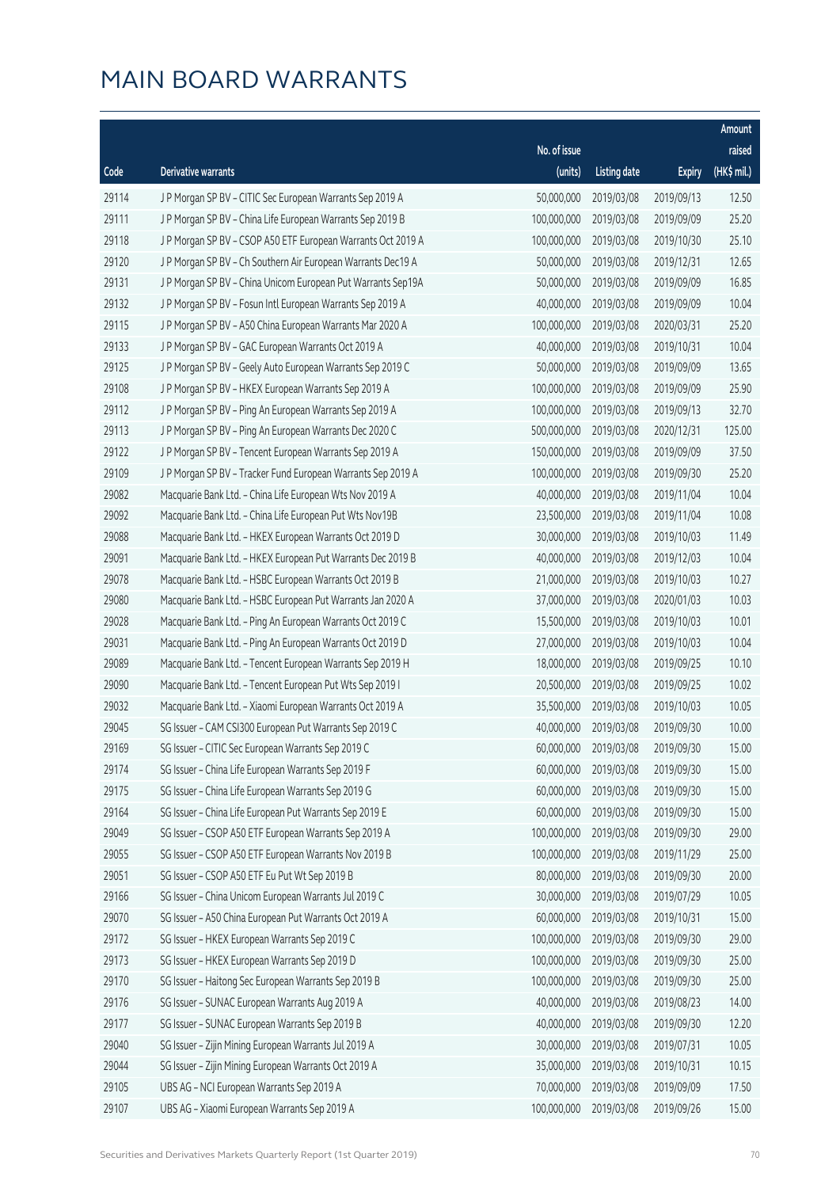# MAIN BOARD WARRANTS

| Code | Derivative warrants | No. of issue (units) | Listing date | Expiry | Amount raised (HK$ mil.) |
|---|---|---|---|---|---|
| 29114 | J P Morgan SP BV – CITIC Sec European Warrants Sep 2019 A | 50,000,000 | 2019/03/08 | 2019/09/13 | 12.50 |
| 29111 | J P Morgan SP BV – China Life European Warrants Sep 2019 B | 100,000,000 | 2019/03/08 | 2019/09/09 | 25.20 |
| 29118 | J P Morgan SP BV – CSOP A50 ETF European Warrants Oct 2019 A | 100,000,000 | 2019/03/08 | 2019/10/30 | 25.10 |
| 29120 | J P Morgan SP BV – Ch Southern Air European Warrants Dec19 A | 50,000,000 | 2019/03/08 | 2019/12/31 | 12.65 |
| 29131 | J P Morgan SP BV – China Unicom European Put Warrants Sep19A | 50,000,000 | 2019/03/08 | 2019/09/09 | 16.85 |
| 29132 | J P Morgan SP BV – Fosun Intl European Warrants Sep 2019 A | 40,000,000 | 2019/03/08 | 2019/09/09 | 10.04 |
| 29115 | J P Morgan SP BV – A50 China European Warrants Mar 2020 A | 100,000,000 | 2019/03/08 | 2020/03/31 | 25.20 |
| 29133 | J P Morgan SP BV – GAC European Warrants Oct 2019 A | 40,000,000 | 2019/03/08 | 2019/10/31 | 10.04 |
| 29125 | J P Morgan SP BV – Geely Auto European Warrants Sep 2019 C | 50,000,000 | 2019/03/08 | 2019/09/09 | 13.65 |
| 29108 | J P Morgan SP BV – HKEX European Warrants Sep 2019 A | 100,000,000 | 2019/03/08 | 2019/09/09 | 25.90 |
| 29112 | J P Morgan SP BV – Ping An European Warrants Sep 2019 A | 100,000,000 | 2019/03/08 | 2019/09/13 | 32.70 |
| 29113 | J P Morgan SP BV – Ping An European Warrants Dec 2020 C | 500,000,000 | 2019/03/08 | 2020/12/31 | 125.00 |
| 29122 | J P Morgan SP BV – Tencent European Warrants Sep 2019 A | 150,000,000 | 2019/03/08 | 2019/09/09 | 37.50 |
| 29109 | J P Morgan SP BV – Tracker Fund European Warrants Sep 2019 A | 100,000,000 | 2019/03/08 | 2019/09/30 | 25.20 |
| 29082 | Macquarie Bank Ltd. – China Life European Wts Nov 2019 A | 40,000,000 | 2019/03/08 | 2019/11/04 | 10.04 |
| 29092 | Macquarie Bank Ltd. – China Life European Put Wts Nov19B | 23,500,000 | 2019/03/08 | 2019/11/04 | 10.08 |
| 29088 | Macquarie Bank Ltd. – HKEX European Warrants Oct 2019 D | 30,000,000 | 2019/03/08 | 2019/10/03 | 11.49 |
| 29091 | Macquarie Bank Ltd. – HKEX European Put Warrants Dec 2019 B | 40,000,000 | 2019/03/08 | 2019/12/03 | 10.04 |
| 29078 | Macquarie Bank Ltd. – HSBC European Warrants Oct 2019 B | 21,000,000 | 2019/03/08 | 2019/10/03 | 10.27 |
| 29080 | Macquarie Bank Ltd. – HSBC European Put Warrants Jan 2020 A | 37,000,000 | 2019/03/08 | 2020/01/03 | 10.03 |
| 29028 | Macquarie Bank Ltd. – Ping An European Warrants Oct 2019 C | 15,500,000 | 2019/03/08 | 2019/10/03 | 10.01 |
| 29031 | Macquarie Bank Ltd. – Ping An European Warrants Oct 2019 D | 27,000,000 | 2019/03/08 | 2019/10/03 | 10.04 |
| 29089 | Macquarie Bank Ltd. – Tencent European Warrants Sep 2019 H | 18,000,000 | 2019/03/08 | 2019/09/25 | 10.10 |
| 29090 | Macquarie Bank Ltd. – Tencent European Put Wts Sep 2019 I | 20,500,000 | 2019/03/08 | 2019/09/25 | 10.02 |
| 29032 | Macquarie Bank Ltd. – Xiaomi European Warrants Oct 2019 A | 35,500,000 | 2019/03/08 | 2019/10/03 | 10.05 |
| 29045 | SG Issuer – CAM CSI300 European Put Warrants Sep 2019 C | 40,000,000 | 2019/03/08 | 2019/09/30 | 10.00 |
| 29169 | SG Issuer – CITIC Sec European Warrants Sep 2019 C | 60,000,000 | 2019/03/08 | 2019/09/30 | 15.00 |
| 29174 | SG Issuer – China Life European Warrants Sep 2019 F | 60,000,000 | 2019/03/08 | 2019/09/30 | 15.00 |
| 29175 | SG Issuer – China Life European Warrants Sep 2019 G | 60,000,000 | 2019/03/08 | 2019/09/30 | 15.00 |
| 29164 | SG Issuer – China Life European Put Warrants Sep 2019 E | 60,000,000 | 2019/03/08 | 2019/09/30 | 15.00 |
| 29049 | SG Issuer – CSOP A50 ETF European Warrants Sep 2019 A | 100,000,000 | 2019/03/08 | 2019/09/30 | 29.00 |
| 29055 | SG Issuer – CSOP A50 ETF European Warrants Nov 2019 B | 100,000,000 | 2019/03/08 | 2019/11/29 | 25.00 |
| 29051 | SG Issuer – CSOP A50 ETF Eu Put Wt Sep 2019 B | 80,000,000 | 2019/03/08 | 2019/09/30 | 20.00 |
| 29166 | SG Issuer – China Unicom European Warrants Jul 2019 C | 30,000,000 | 2019/03/08 | 2019/07/29 | 10.05 |
| 29070 | SG Issuer – A50 China European Put Warrants Oct 2019 A | 60,000,000 | 2019/03/08 | 2019/10/31 | 15.00 |
| 29172 | SG Issuer – HKEX European Warrants Sep 2019 C | 100,000,000 | 2019/03/08 | 2019/09/30 | 29.00 |
| 29173 | SG Issuer – HKEX European Warrants Sep 2019 D | 100,000,000 | 2019/03/08 | 2019/09/30 | 25.00 |
| 29170 | SG Issuer – Haitong Sec European Warrants Sep 2019 B | 100,000,000 | 2019/03/08 | 2019/09/30 | 25.00 |
| 29176 | SG Issuer – SUNAC European Warrants Aug 2019 A | 40,000,000 | 2019/03/08 | 2019/08/23 | 14.00 |
| 29177 | SG Issuer – SUNAC European Warrants Sep 2019 B | 40,000,000 | 2019/03/08 | 2019/09/30 | 12.20 |
| 29040 | SG Issuer – Zijin Mining European Warrants Jul 2019 A | 30,000,000 | 2019/03/08 | 2019/07/31 | 10.05 |
| 29044 | SG Issuer – Zijin Mining European Warrants Oct 2019 A | 35,000,000 | 2019/03/08 | 2019/10/31 | 10.15 |
| 29105 | UBS AG – NCI European Warrants Sep 2019 A | 70,000,000 | 2019/03/08 | 2019/09/09 | 17.50 |
| 29107 | UBS AG – Xiaomi European Warrants Sep 2019 A | 100,000,000 | 2019/03/08 | 2019/09/26 | 15.00 |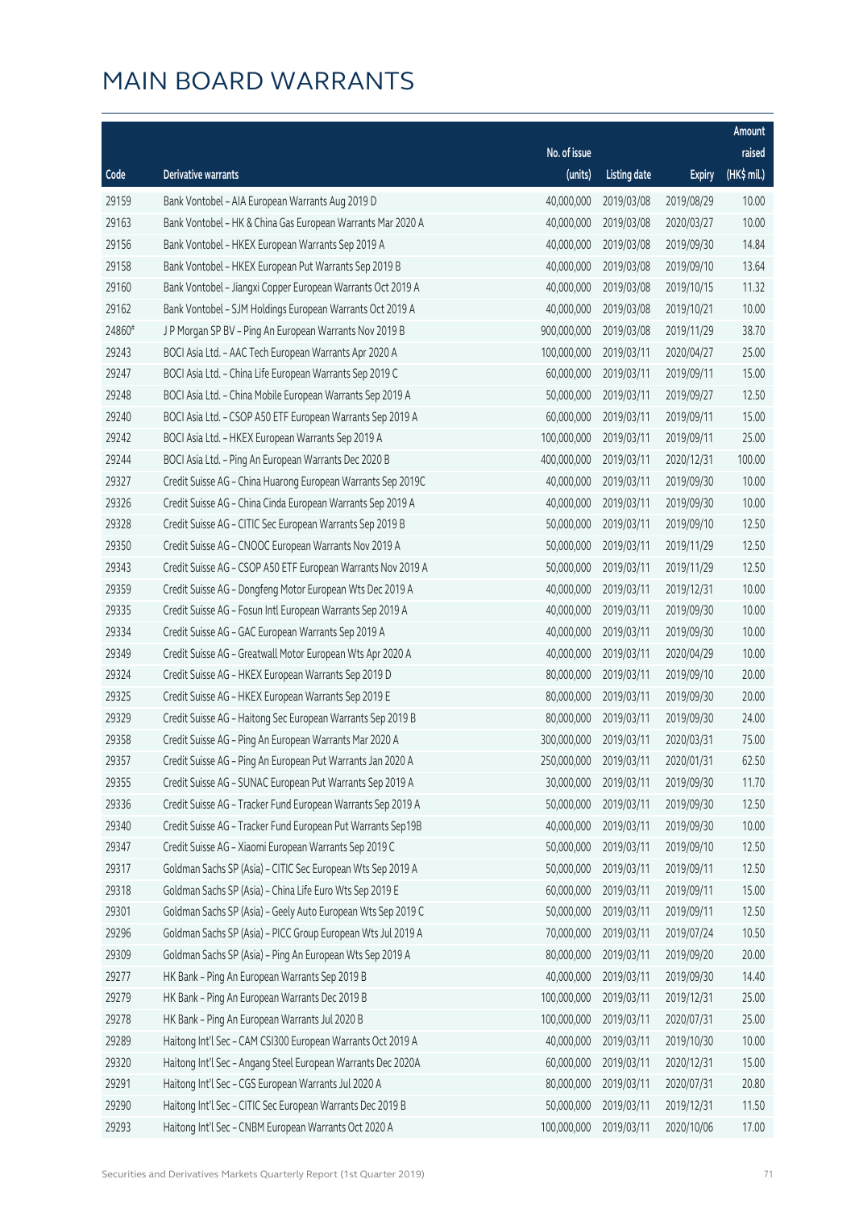# MAIN BOARD WARRANTS

| Code | Derivative warrants | No. of issue (units) | Listing date | Expiry | Amount raised (HK$ mil.) |
|---|---|---|---|---|---|
| 29159 | Bank Vontobel – AIA European Warrants Aug 2019 D | 40,000,000 | 2019/03/08 | 2019/08/29 | 10.00 |
| 29163 | Bank Vontobel – HK & China Gas European Warrants Mar 2020 A | 40,000,000 | 2019/03/08 | 2020/03/27 | 10.00 |
| 29156 | Bank Vontobel – HKEX European Warrants Sep 2019 A | 40,000,000 | 2019/03/08 | 2019/09/30 | 14.84 |
| 29158 | Bank Vontobel – HKEX European Put Warrants Sep 2019 B | 40,000,000 | 2019/03/08 | 2019/09/10 | 13.64 |
| 29160 | Bank Vontobel – Jiangxi Copper European Warrants Oct 2019 A | 40,000,000 | 2019/03/08 | 2019/10/15 | 11.32 |
| 29162 | Bank Vontobel – SJM Holdings European Warrants Oct 2019 A | 40,000,000 | 2019/03/08 | 2019/10/21 | 10.00 |
| 24860# | J P Morgan SP BV – Ping An European Warrants Nov 2019 B | 900,000,000 | 2019/03/08 | 2019/11/29 | 38.70 |
| 29243 | BOCI Asia Ltd. – AAC Tech European Warrants Apr 2020 A | 100,000,000 | 2019/03/11 | 2020/04/27 | 25.00 |
| 29247 | BOCI Asia Ltd. – China Life European Warrants Sep 2019 C | 60,000,000 | 2019/03/11 | 2019/09/11 | 15.00 |
| 29248 | BOCI Asia Ltd. – China Mobile European Warrants Sep 2019 A | 50,000,000 | 2019/03/11 | 2019/09/27 | 12.50 |
| 29240 | BOCI Asia Ltd. – CSOP A50 ETF European Warrants Sep 2019 A | 60,000,000 | 2019/03/11 | 2019/09/11 | 15.00 |
| 29242 | BOCI Asia Ltd. – HKEX European Warrants Sep 2019 A | 100,000,000 | 2019/03/11 | 2019/09/11 | 25.00 |
| 29244 | BOCI Asia Ltd. – Ping An European Warrants Dec 2020 B | 400,000,000 | 2019/03/11 | 2020/12/31 | 100.00 |
| 29327 | Credit Suisse AG – China Huarong European Warrants Sep 2019C | 40,000,000 | 2019/03/11 | 2019/09/30 | 10.00 |
| 29326 | Credit Suisse AG – China Cinda European Warrants Sep 2019 A | 40,000,000 | 2019/03/11 | 2019/09/30 | 10.00 |
| 29328 | Credit Suisse AG – CITIC Sec European Warrants Sep 2019 B | 50,000,000 | 2019/03/11 | 2019/09/10 | 12.50 |
| 29350 | Credit Suisse AG – CNOOC European Warrants Nov 2019 A | 50,000,000 | 2019/03/11 | 2019/11/29 | 12.50 |
| 29343 | Credit Suisse AG – CSOP A50 ETF European Warrants Nov 2019 A | 50,000,000 | 2019/03/11 | 2019/11/29 | 12.50 |
| 29359 | Credit Suisse AG – Dongfeng Motor European Wts Dec 2019 A | 40,000,000 | 2019/03/11 | 2019/12/31 | 10.00 |
| 29335 | Credit Suisse AG – Fosun Intl European Warrants Sep 2019 A | 40,000,000 | 2019/03/11 | 2019/09/30 | 10.00 |
| 29334 | Credit Suisse AG – GAC European Warrants Sep 2019 A | 40,000,000 | 2019/03/11 | 2019/09/30 | 10.00 |
| 29349 | Credit Suisse AG – Greatwall Motor European Wts Apr 2020 A | 40,000,000 | 2019/03/11 | 2020/04/29 | 10.00 |
| 29324 | Credit Suisse AG – HKEX European Warrants Sep 2019 D | 80,000,000 | 2019/03/11 | 2019/09/10 | 20.00 |
| 29325 | Credit Suisse AG – HKEX European Warrants Sep 2019 E | 80,000,000 | 2019/03/11 | 2019/09/30 | 20.00 |
| 29329 | Credit Suisse AG – Haitong Sec European Warrants Sep 2019 B | 80,000,000 | 2019/03/11 | 2019/09/30 | 24.00 |
| 29358 | Credit Suisse AG – Ping An European Warrants Mar 2020 A | 300,000,000 | 2019/03/11 | 2020/03/31 | 75.00 |
| 29357 | Credit Suisse AG – Ping An European Put Warrants Jan 2020 A | 250,000,000 | 2019/03/11 | 2020/01/31 | 62.50 |
| 29355 | Credit Suisse AG – SUNAC European Put Warrants Sep 2019 A | 30,000,000 | 2019/03/11 | 2019/09/30 | 11.70 |
| 29336 | Credit Suisse AG – Tracker Fund European Warrants Sep 2019 A | 50,000,000 | 2019/03/11 | 2019/09/30 | 12.50 |
| 29340 | Credit Suisse AG – Tracker Fund European Put Warrants Sep19B | 40,000,000 | 2019/03/11 | 2019/09/30 | 10.00 |
| 29347 | Credit Suisse AG – Xiaomi European Warrants Sep 2019 C | 50,000,000 | 2019/03/11 | 2019/09/10 | 12.50 |
| 29317 | Goldman Sachs SP (Asia) – CITIC Sec European Wts Sep 2019 A | 50,000,000 | 2019/03/11 | 2019/09/11 | 12.50 |
| 29318 | Goldman Sachs SP (Asia) – China Life Euro Wts Sep 2019 E | 60,000,000 | 2019/03/11 | 2019/09/11 | 15.00 |
| 29301 | Goldman Sachs SP (Asia) – Geely Auto European Wts Sep 2019 C | 50,000,000 | 2019/03/11 | 2019/09/11 | 12.50 |
| 29296 | Goldman Sachs SP (Asia) – PICC Group European Wts Jul 2019 A | 70,000,000 | 2019/03/11 | 2019/07/24 | 10.50 |
| 29309 | Goldman Sachs SP (Asia) – Ping An European Wts Sep 2019 A | 80,000,000 | 2019/03/11 | 2019/09/20 | 20.00 |
| 29277 | HK Bank – Ping An European Warrants Sep 2019 B | 40,000,000 | 2019/03/11 | 2019/09/30 | 14.40 |
| 29279 | HK Bank – Ping An European Warrants Dec 2019 B | 100,000,000 | 2019/03/11 | 2019/12/31 | 25.00 |
| 29278 | HK Bank – Ping An European Warrants Jul 2020 B | 100,000,000 | 2019/03/11 | 2020/07/31 | 25.00 |
| 29289 | Haitong Int'l Sec – CAM CSI300 European Warrants Oct 2019 A | 40,000,000 | 2019/03/11 | 2019/10/30 | 10.00 |
| 29320 | Haitong Int'l Sec – Angang Steel European Warrants Dec 2020A | 60,000,000 | 2019/03/11 | 2020/12/31 | 15.00 |
| 29291 | Haitong Int'l Sec – CGS European Warrants Jul 2020 A | 80,000,000 | 2019/03/11 | 2020/07/31 | 20.80 |
| 29290 | Haitong Int'l Sec – CITIC Sec European Warrants Dec 2019 B | 50,000,000 | 2019/03/11 | 2019/12/31 | 11.50 |
| 29293 | Haitong Int'l Sec – CNBM European Warrants Oct 2020 A | 100,000,000 | 2019/03/11 | 2020/10/06 | 17.00 |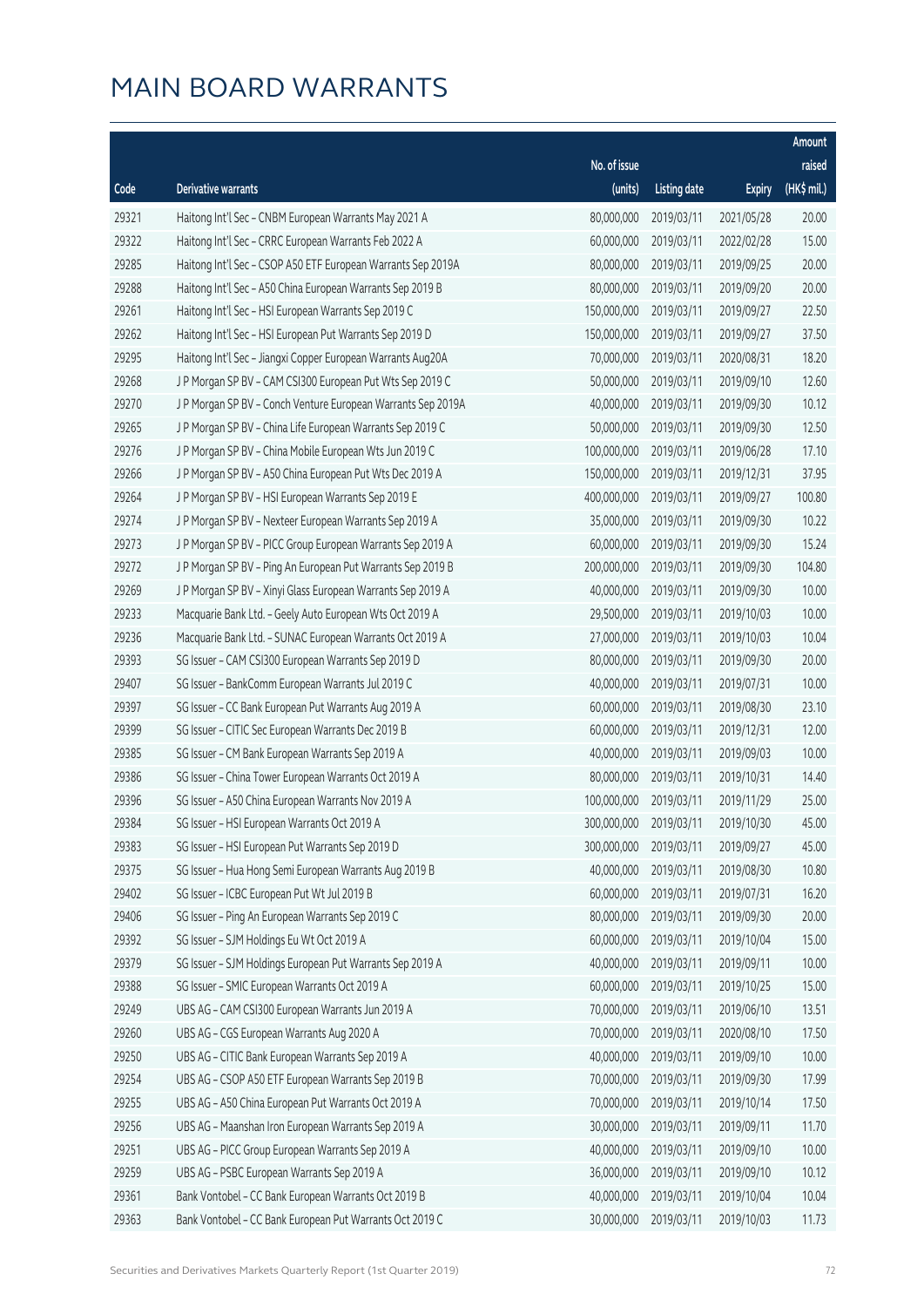# MAIN BOARD WARRANTS

| Code | Derivative warrants | No. of issue (units) | Listing date | Expiry | Amount raised (HK$ mil.) |
|---|---|---|---|---|---|
| 29321 | Haitong Int'l Sec – CNBM European Warrants May 2021 A | 80,000,000 | 2019/03/11 | 2021/05/28 | 20.00 |
| 29322 | Haitong Int'l Sec – CRRC European Warrants Feb 2022 A | 60,000,000 | 2019/03/11 | 2022/02/28 | 15.00 |
| 29285 | Haitong Int'l Sec – CSOP A50 ETF European Warrants Sep 2019A | 80,000,000 | 2019/03/11 | 2019/09/25 | 20.00 |
| 29288 | Haitong Int'l Sec – A50 China European Warrants Sep 2019 B | 80,000,000 | 2019/03/11 | 2019/09/20 | 20.00 |
| 29261 | Haitong Int'l Sec – HSI European Warrants Sep 2019 C | 150,000,000 | 2019/03/11 | 2019/09/27 | 22.50 |
| 29262 | Haitong Int'l Sec – HSI European Put Warrants Sep 2019 D | 150,000,000 | 2019/03/11 | 2019/09/27 | 37.50 |
| 29295 | Haitong Int'l Sec – Jiangxi Copper European Warrants Aug20A | 70,000,000 | 2019/03/11 | 2020/08/31 | 18.20 |
| 29268 | J P Morgan SP BV – CAM CSI300 European Put Wts Sep 2019 C | 50,000,000 | 2019/03/11 | 2019/09/10 | 12.60 |
| 29270 | J P Morgan SP BV – Conch Venture European Warrants Sep 2019A | 40,000,000 | 2019/03/11 | 2019/09/30 | 10.12 |
| 29265 | J P Morgan SP BV – China Life European Warrants Sep 2019 C | 50,000,000 | 2019/03/11 | 2019/09/30 | 12.50 |
| 29276 | J P Morgan SP BV – China Mobile European Wts Jun 2019 C | 100,000,000 | 2019/03/11 | 2019/06/28 | 17.10 |
| 29266 | J P Morgan SP BV – A50 China European Put Wts Dec 2019 A | 150,000,000 | 2019/03/11 | 2019/12/31 | 37.95 |
| 29264 | J P Morgan SP BV – HSI European Warrants Sep 2019 E | 400,000,000 | 2019/03/11 | 2019/09/27 | 100.80 |
| 29274 | J P Morgan SP BV – Nexteer European Warrants Sep 2019 A | 35,000,000 | 2019/03/11 | 2019/09/30 | 10.22 |
| 29273 | J P Morgan SP BV – PICC Group European Warrants Sep 2019 A | 60,000,000 | 2019/03/11 | 2019/09/30 | 15.24 |
| 29272 | J P Morgan SP BV – Ping An European Put Warrants Sep 2019 B | 200,000,000 | 2019/03/11 | 2019/09/30 | 104.80 |
| 29269 | J P Morgan SP BV – Xinyi Glass European Warrants Sep 2019 A | 40,000,000 | 2019/03/11 | 2019/09/30 | 10.00 |
| 29233 | Macquarie Bank Ltd. – Geely Auto European Wts Oct 2019 A | 29,500,000 | 2019/03/11 | 2019/10/03 | 10.00 |
| 29236 | Macquarie Bank Ltd. – SUNAC European Warrants Oct 2019 A | 27,000,000 | 2019/03/11 | 2019/10/03 | 10.04 |
| 29393 | SG Issuer – CAM CSI300 European Warrants Sep 2019 D | 80,000,000 | 2019/03/11 | 2019/09/30 | 20.00 |
| 29407 | SG Issuer – BankComm European Warrants Jul 2019 C | 40,000,000 | 2019/03/11 | 2019/07/31 | 10.00 |
| 29397 | SG Issuer – CC Bank European Put Warrants Aug 2019 A | 60,000,000 | 2019/03/11 | 2019/08/30 | 23.10 |
| 29399 | SG Issuer – CITIC Sec European Warrants Dec 2019 B | 60,000,000 | 2019/03/11 | 2019/12/31 | 12.00 |
| 29385 | SG Issuer – CM Bank European Warrants Sep 2019 A | 40,000,000 | 2019/03/11 | 2019/09/03 | 10.00 |
| 29386 | SG Issuer – China Tower European Warrants Oct 2019 A | 80,000,000 | 2019/03/11 | 2019/10/31 | 14.40 |
| 29396 | SG Issuer – A50 China European Warrants Nov 2019 A | 100,000,000 | 2019/03/11 | 2019/11/29 | 25.00 |
| 29384 | SG Issuer – HSI European Warrants Oct 2019 A | 300,000,000 | 2019/03/11 | 2019/10/30 | 45.00 |
| 29383 | SG Issuer – HSI European Put Warrants Sep 2019 D | 300,000,000 | 2019/03/11 | 2019/09/27 | 45.00 |
| 29375 | SG Issuer – Hua Hong Semi European Warrants Aug 2019 B | 40,000,000 | 2019/03/11 | 2019/08/30 | 10.80 |
| 29402 | SG Issuer – ICBC European Put Wt Jul 2019 B | 60,000,000 | 2019/03/11 | 2019/07/31 | 16.20 |
| 29406 | SG Issuer – Ping An European Warrants Sep 2019 C | 80,000,000 | 2019/03/11 | 2019/09/30 | 20.00 |
| 29392 | SG Issuer – SJM Holdings Eu Wt Oct 2019 A | 60,000,000 | 2019/03/11 | 2019/10/04 | 15.00 |
| 29379 | SG Issuer – SJM Holdings European Put Warrants Sep 2019 A | 40,000,000 | 2019/03/11 | 2019/09/11 | 10.00 |
| 29388 | SG Issuer – SMIC European Warrants Oct 2019 A | 60,000,000 | 2019/03/11 | 2019/10/25 | 15.00 |
| 29249 | UBS AG – CAM CSI300 European Warrants Jun 2019 A | 70,000,000 | 2019/03/11 | 2019/06/10 | 13.51 |
| 29260 | UBS AG – CGS European Warrants Aug 2020 A | 70,000,000 | 2019/03/11 | 2020/08/10 | 17.50 |
| 29250 | UBS AG – CITIC Bank European Warrants Sep 2019 A | 40,000,000 | 2019/03/11 | 2019/09/10 | 10.00 |
| 29254 | UBS AG – CSOP A50 ETF European Warrants Sep 2019 B | 70,000,000 | 2019/03/11 | 2019/09/30 | 17.99 |
| 29255 | UBS AG – A50 China European Put Warrants Oct 2019 A | 70,000,000 | 2019/03/11 | 2019/10/14 | 17.50 |
| 29256 | UBS AG – Maanshan Iron European Warrants Sep 2019 A | 30,000,000 | 2019/03/11 | 2019/09/11 | 11.70 |
| 29251 | UBS AG – PICC Group European Warrants Sep 2019 A | 40,000,000 | 2019/03/11 | 2019/09/10 | 10.00 |
| 29259 | UBS AG – PSBC European Warrants Sep 2019 A | 36,000,000 | 2019/03/11 | 2019/09/10 | 10.12 |
| 29361 | Bank Vontobel – CC Bank European Warrants Oct 2019 B | 40,000,000 | 2019/03/11 | 2019/10/04 | 10.04 |
| 29363 | Bank Vontobel – CC Bank European Put Warrants Oct 2019 C | 30,000,000 | 2019/03/11 | 2019/10/03 | 11.73 |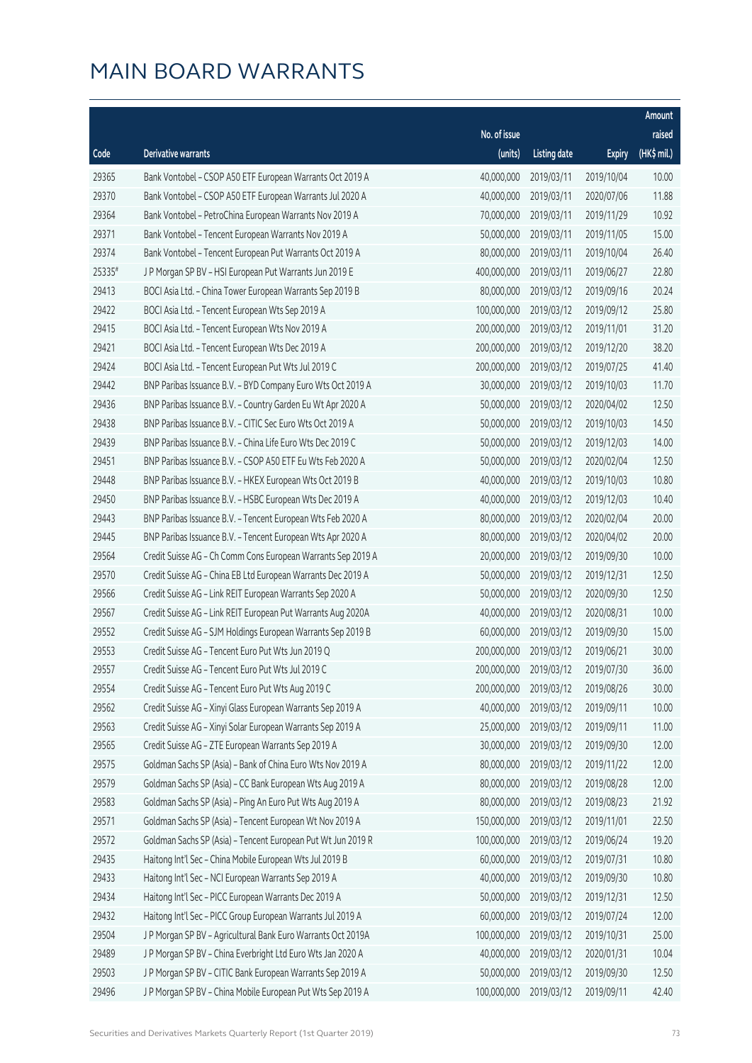# MAIN BOARD WARRANTS

| Code | Derivative warrants | No. of issue (units) | Listing date | Expiry | Amount raised (HK$ mil.) |
|---|---|---|---|---|---|
| 29365 | Bank Vontobel - CSOP A50 ETF European Warrants Oct 2019 A | 40,000,000 | 2019/03/11 | 2019/10/04 | 10.00 |
| 29370 | Bank Vontobel - CSOP A50 ETF European Warrants Jul 2020 A | 40,000,000 | 2019/03/11 | 2020/07/06 | 11.88 |
| 29364 | Bank Vontobel - PetroChina European Warrants Nov 2019 A | 70,000,000 | 2019/03/11 | 2019/11/29 | 10.92 |
| 29371 | Bank Vontobel - Tencent European Warrants Nov 2019 A | 50,000,000 | 2019/03/11 | 2019/11/05 | 15.00 |
| 29374 | Bank Vontobel - Tencent European Put Warrants Oct 2019 A | 80,000,000 | 2019/03/11 | 2019/10/04 | 26.40 |
| 25335# | J P Morgan SP BV - HSI European Put Warrants Jun 2019 E | 400,000,000 | 2019/03/11 | 2019/06/27 | 22.80 |
| 29413 | BOCI Asia Ltd. - China Tower European Warrants Sep 2019 B | 80,000,000 | 2019/03/12 | 2019/09/16 | 20.24 |
| 29422 | BOCI Asia Ltd. - Tencent European Wts Sep 2019 A | 100,000,000 | 2019/03/12 | 2019/09/12 | 25.80 |
| 29415 | BOCI Asia Ltd. - Tencent European Wts Nov 2019 A | 200,000,000 | 2019/03/12 | 2019/11/01 | 31.20 |
| 29421 | BOCI Asia Ltd. - Tencent European Wts Dec 2019 A | 200,000,000 | 2019/03/12 | 2019/12/20 | 38.20 |
| 29424 | BOCI Asia Ltd. - Tencent European Put Wts Jul 2019 C | 200,000,000 | 2019/03/12 | 2019/07/25 | 41.40 |
| 29442 | BNP Paribas Issuance B.V. - BYD Company Euro Wts Oct 2019 A | 30,000,000 | 2019/03/12 | 2019/10/03 | 11.70 |
| 29436 | BNP Paribas Issuance B.V. - Country Garden Eu Wt Apr 2020 A | 50,000,000 | 2019/03/12 | 2020/04/02 | 12.50 |
| 29438 | BNP Paribas Issuance B.V. - CITIC Sec Euro Wts Oct 2019 A | 50,000,000 | 2019/03/12 | 2019/10/03 | 14.50 |
| 29439 | BNP Paribas Issuance B.V. - China Life Euro Wts Dec 2019 C | 50,000,000 | 2019/03/12 | 2019/12/03 | 14.00 |
| 29451 | BNP Paribas Issuance B.V. - CSOP A50 ETF Eu Wts Feb 2020 A | 50,000,000 | 2019/03/12 | 2020/02/04 | 12.50 |
| 29448 | BNP Paribas Issuance B.V. - HKEX European Wts Oct 2019 B | 40,000,000 | 2019/03/12 | 2019/10/03 | 10.80 |
| 29450 | BNP Paribas Issuance B.V. - HSBC European Wts Dec 2019 A | 40,000,000 | 2019/03/12 | 2019/12/03 | 10.40 |
| 29443 | BNP Paribas Issuance B.V. - Tencent European Wts Feb 2020 A | 80,000,000 | 2019/03/12 | 2020/02/04 | 20.00 |
| 29445 | BNP Paribas Issuance B.V. - Tencent European Wts Apr 2020 A | 80,000,000 | 2019/03/12 | 2020/04/02 | 20.00 |
| 29564 | Credit Suisse AG - Ch Comm Cons European Warrants Sep 2019 A | 20,000,000 | 2019/03/12 | 2019/09/30 | 10.00 |
| 29570 | Credit Suisse AG - China EB Ltd European Warrants Dec 2019 A | 50,000,000 | 2019/03/12 | 2019/12/31 | 12.50 |
| 29566 | Credit Suisse AG - Link REIT European Warrants Sep 2020 A | 50,000,000 | 2019/03/12 | 2020/09/30 | 12.50 |
| 29567 | Credit Suisse AG - Link REIT European Put Warrants Aug 2020A | 40,000,000 | 2019/03/12 | 2020/08/31 | 10.00 |
| 29552 | Credit Suisse AG - SJM Holdings European Warrants Sep 2019 B | 60,000,000 | 2019/03/12 | 2019/09/30 | 15.00 |
| 29553 | Credit Suisse AG - Tencent Euro Put Wts Jun 2019 Q | 200,000,000 | 2019/03/12 | 2019/06/21 | 30.00 |
| 29557 | Credit Suisse AG - Tencent Euro Put Wts Jul 2019 C | 200,000,000 | 2019/03/12 | 2019/07/30 | 36.00 |
| 29554 | Credit Suisse AG - Tencent Euro Put Wts Aug 2019 C | 200,000,000 | 2019/03/12 | 2019/08/26 | 30.00 |
| 29562 | Credit Suisse AG - Xinyi Glass European Warrants Sep 2019 A | 40,000,000 | 2019/03/12 | 2019/09/11 | 10.00 |
| 29563 | Credit Suisse AG - Xinyi Solar European Warrants Sep 2019 A | 25,000,000 | 2019/03/12 | 2019/09/11 | 11.00 |
| 29565 | Credit Suisse AG - ZTE European Warrants Sep 2019 A | 30,000,000 | 2019/03/12 | 2019/09/30 | 12.00 |
| 29575 | Goldman Sachs SP (Asia) - Bank of China Euro Wts Nov 2019 A | 80,000,000 | 2019/03/12 | 2019/11/22 | 12.00 |
| 29579 | Goldman Sachs SP (Asia) - CC Bank European Wts Aug 2019 A | 80,000,000 | 2019/03/12 | 2019/08/28 | 12.00 |
| 29583 | Goldman Sachs SP (Asia) - Ping An Euro Put Wts Aug 2019 A | 80,000,000 | 2019/03/12 | 2019/08/23 | 21.92 |
| 29571 | Goldman Sachs SP (Asia) - Tencent European Wt Nov 2019 A | 150,000,000 | 2019/03/12 | 2019/11/01 | 22.50 |
| 29572 | Goldman Sachs SP (Asia) - Tencent European Put Wt Jun 2019 R | 100,000,000 | 2019/03/12 | 2019/06/24 | 19.20 |
| 29435 | Haitong Int'l Sec - China Mobile European Wts Jul 2019 B | 60,000,000 | 2019/03/12 | 2019/07/31 | 10.80 |
| 29433 | Haitong Int'l Sec - NCI European Warrants Sep 2019 A | 40,000,000 | 2019/03/12 | 2019/09/30 | 10.80 |
| 29434 | Haitong Int'l Sec - PICC European Warrants Dec 2019 A | 50,000,000 | 2019/03/12 | 2019/12/31 | 12.50 |
| 29432 | Haitong Int'l Sec - PICC Group European Warrants Jul 2019 A | 60,000,000 | 2019/03/12 | 2019/07/24 | 12.00 |
| 29504 | J P Morgan SP BV - Agricultural Bank Euro Warrants Oct 2019A | 100,000,000 | 2019/03/12 | 2019/10/31 | 25.00 |
| 29489 | J P Morgan SP BV - China Everbright Ltd Euro Wts Jan 2020 A | 40,000,000 | 2019/03/12 | 2020/01/31 | 10.04 |
| 29503 | J P Morgan SP BV - CITIC Bank European Warrants Sep 2019 A | 50,000,000 | 2019/03/12 | 2019/09/30 | 12.50 |
| 29496 | J P Morgan SP BV - China Mobile European Put Wts Sep 2019 A | 100,000,000 | 2019/03/12 | 2019/09/11 | 42.40 |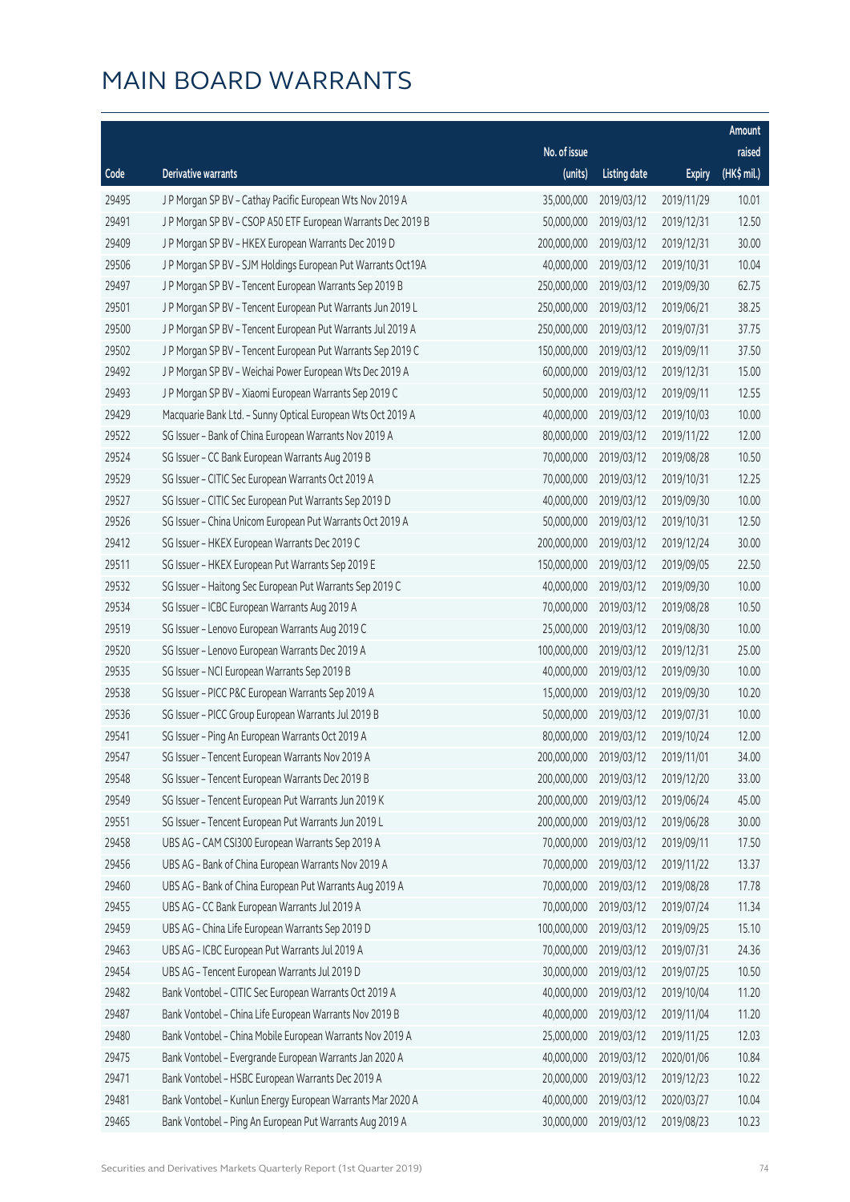# MAIN BOARD WARRANTS

| Code | Derivative warrants | No. of issue (units) | Listing date | Expiry | Amount raised (HK$ mil.) |
|---|---|---|---|---|---|
| 29495 | J P Morgan SP BV – Cathay Pacific European Wts Nov 2019 A | 35,000,000 | 2019/03/12 | 2019/11/29 | 10.01 |
| 29491 | J P Morgan SP BV – CSOP A50 ETF European Warrants Dec 2019 B | 50,000,000 | 2019/03/12 | 2019/12/31 | 12.50 |
| 29409 | J P Morgan SP BV – HKEX European Warrants Dec 2019 D | 200,000,000 | 2019/03/12 | 2019/12/31 | 30.00 |
| 29506 | J P Morgan SP BV – SJM Holdings European Put Warrants Oct19A | 40,000,000 | 2019/03/12 | 2019/10/31 | 10.04 |
| 29497 | J P Morgan SP BV – Tencent European Warrants Sep 2019 B | 250,000,000 | 2019/03/12 | 2019/09/30 | 62.75 |
| 29501 | J P Morgan SP BV – Tencent European Put Warrants Jun 2019 L | 250,000,000 | 2019/03/12 | 2019/06/21 | 38.25 |
| 29500 | J P Morgan SP BV – Tencent European Put Warrants Jul 2019 A | 250,000,000 | 2019/03/12 | 2019/07/31 | 37.75 |
| 29502 | J P Morgan SP BV – Tencent European Put Warrants Sep 2019 C | 150,000,000 | 2019/03/12 | 2019/09/11 | 37.50 |
| 29492 | J P Morgan SP BV – Weichai Power European Wts Dec 2019 A | 60,000,000 | 2019/03/12 | 2019/12/31 | 15.00 |
| 29493 | J P Morgan SP BV – Xiaomi European Warrants Sep 2019 C | 50,000,000 | 2019/03/12 | 2019/09/11 | 12.55 |
| 29429 | Macquarie Bank Ltd. – Sunny Optical European Wts Oct 2019 A | 40,000,000 | 2019/03/12 | 2019/10/03 | 10.00 |
| 29522 | SG Issuer – Bank of China European Warrants Nov 2019 A | 80,000,000 | 2019/03/12 | 2019/11/22 | 12.00 |
| 29524 | SG Issuer – CC Bank European Warrants Aug 2019 B | 70,000,000 | 2019/03/12 | 2019/08/28 | 10.50 |
| 29529 | SG Issuer – CITIC Sec European Warrants Oct 2019 A | 70,000,000 | 2019/03/12 | 2019/10/31 | 12.25 |
| 29527 | SG Issuer – CITIC Sec European Put Warrants Sep 2019 D | 40,000,000 | 2019/03/12 | 2019/09/30 | 10.00 |
| 29526 | SG Issuer – China Unicom European Warrants Oct 2019 A | 50,000,000 | 2019/03/12 | 2019/10/31 | 12.50 |
| 29412 | SG Issuer – HKEX European Warrants Dec 2019 C | 200,000,000 | 2019/03/12 | 2019/12/24 | 30.00 |
| 29511 | SG Issuer – HKEX European Put Warrants Sep 2019 E | 150,000,000 | 2019/03/12 | 2019/09/05 | 22.50 |
| 29532 | SG Issuer – Haitong Sec European Put Warrants Sep 2019 C | 40,000,000 | 2019/03/12 | 2019/09/30 | 10.00 |
| 29534 | SG Issuer – ICBC European Warrants Aug 2019 A | 70,000,000 | 2019/03/12 | 2019/08/28 | 10.50 |
| 29519 | SG Issuer – Lenovo European Warrants Aug 2019 C | 25,000,000 | 2019/03/12 | 2019/08/30 | 10.00 |
| 29520 | SG Issuer – Lenovo European Warrants Dec 2019 A | 100,000,000 | 2019/03/12 | 2019/12/31 | 25.00 |
| 29535 | SG Issuer – NCI European Warrants Sep 2019 B | 40,000,000 | 2019/03/12 | 2019/09/30 | 10.00 |
| 29538 | SG Issuer – PICC P&C European Warrants Sep 2019 A | 15,000,000 | 2019/03/12 | 2019/09/30 | 10.20 |
| 29536 | SG Issuer – PICC Group European Warrants Jul 2019 B | 50,000,000 | 2019/03/12 | 2019/07/31 | 10.00 |
| 29541 | SG Issuer – Ping An European Warrants Oct 2019 A | 80,000,000 | 2019/03/12 | 2019/10/24 | 12.00 |
| 29547 | SG Issuer – Tencent European Warrants Nov 2019 A | 200,000,000 | 2019/03/12 | 2019/11/01 | 34.00 |
| 29548 | SG Issuer – Tencent European Warrants Dec 2019 B | 200,000,000 | 2019/03/12 | 2019/12/20 | 33.00 |
| 29549 | SG Issuer – Tencent European Put Warrants Jun 2019 K | 200,000,000 | 2019/03/12 | 2019/06/24 | 45.00 |
| 29551 | SG Issuer – Tencent European Put Warrants Jun 2019 L | 200,000,000 | 2019/03/12 | 2019/06/28 | 30.00 |
| 29458 | UBS AG – CAM CSI300 European Warrants Sep 2019 A | 70,000,000 | 2019/03/12 | 2019/09/11 | 17.50 |
| 29456 | UBS AG – Bank of China European Warrants Nov 2019 A | 70,000,000 | 2019/03/12 | 2019/11/22 | 13.37 |
| 29460 | UBS AG – Bank of China European Put Warrants Aug 2019 A | 70,000,000 | 2019/03/12 | 2019/08/28 | 17.78 |
| 29455 | UBS AG – CC Bank European Warrants Jul 2019 A | 70,000,000 | 2019/03/12 | 2019/07/24 | 11.34 |
| 29459 | UBS AG – China Life European Warrants Sep 2019 D | 100,000,000 | 2019/03/12 | 2019/09/25 | 15.10 |
| 29463 | UBS AG – ICBC European Put Warrants Jul 2019 A | 70,000,000 | 2019/03/12 | 2019/07/31 | 24.36 |
| 29454 | UBS AG – Tencent European Warrants Jul 2019 D | 30,000,000 | 2019/03/12 | 2019/07/25 | 10.50 |
| 29482 | Bank Vontobel – CITIC Sec European Warrants Oct 2019 A | 40,000,000 | 2019/03/12 | 2019/10/04 | 11.20 |
| 29487 | Bank Vontobel – China Life European Warrants Nov 2019 B | 40,000,000 | 2019/03/12 | 2019/11/04 | 11.20 |
| 29480 | Bank Vontobel – China Mobile European Warrants Nov 2019 A | 25,000,000 | 2019/03/12 | 2019/11/25 | 12.03 |
| 29475 | Bank Vontobel – Evergrande European Warrants Jan 2020 A | 40,000,000 | 2019/03/12 | 2020/01/06 | 10.84 |
| 29471 | Bank Vontobel – HSBC European Warrants Dec 2019 A | 20,000,000 | 2019/03/12 | 2019/12/23 | 10.22 |
| 29481 | Bank Vontobel – Kunlun Energy European Warrants Mar 2020 A | 40,000,000 | 2019/03/12 | 2020/03/27 | 10.04 |
| 29465 | Bank Vontobel – Ping An European Put Warrants Aug 2019 A | 30,000,000 | 2019/03/12 | 2019/08/23 | 10.23 |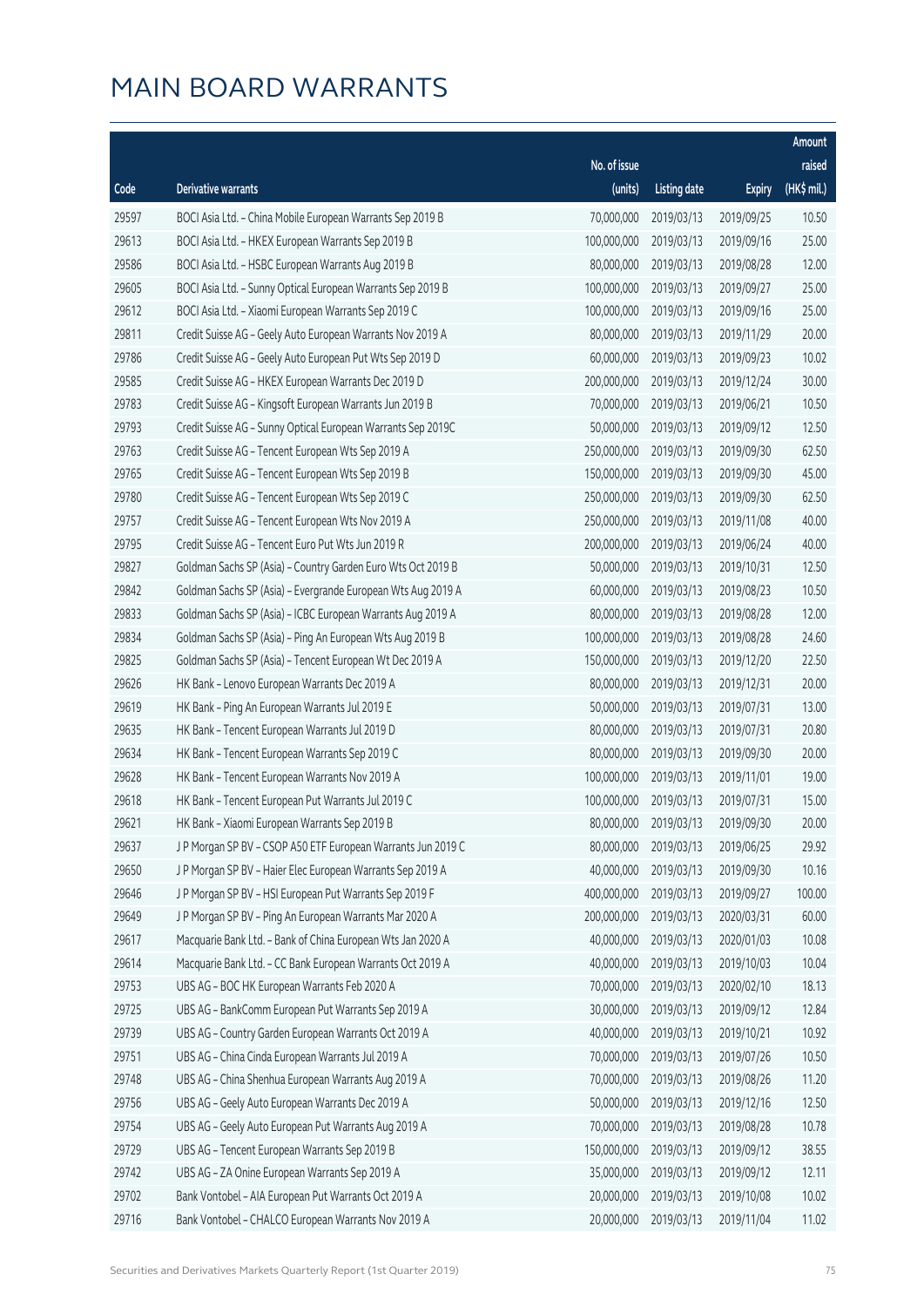# MAIN BOARD WARRANTS

| Code | Derivative warrants | No. of issue (units) | Listing date | Expiry | Amount raised (HK$ mil.) |
|---|---|---|---|---|---|
| 29597 | BOCI Asia Ltd. – China Mobile European Warrants Sep 2019 B | 70,000,000 | 2019/03/13 | 2019/09/25 | 10.50 |
| 29613 | BOCI Asia Ltd. – HKEX European Warrants Sep 2019 B | 100,000,000 | 2019/03/13 | 2019/09/16 | 25.00 |
| 29586 | BOCI Asia Ltd. – HSBC European Warrants Aug 2019 B | 80,000,000 | 2019/03/13 | 2019/08/28 | 12.00 |
| 29605 | BOCI Asia Ltd. – Sunny Optical European Warrants Sep 2019 B | 100,000,000 | 2019/03/13 | 2019/09/27 | 25.00 |
| 29612 | BOCI Asia Ltd. – Xiaomi European Warrants Sep 2019 C | 100,000,000 | 2019/03/13 | 2019/09/16 | 25.00 |
| 29811 | Credit Suisse AG – Geely Auto European Warrants Nov 2019 A | 80,000,000 | 2019/03/13 | 2019/11/29 | 20.00 |
| 29786 | Credit Suisse AG – Geely Auto European Put Wts Sep 2019 D | 60,000,000 | 2019/03/13 | 2019/09/23 | 10.02 |
| 29585 | Credit Suisse AG – HKEX European Warrants Dec 2019 D | 200,000,000 | 2019/03/13 | 2019/12/24 | 30.00 |
| 29783 | Credit Suisse AG – Kingsoft European Warrants Jun 2019 B | 70,000,000 | 2019/03/13 | 2019/06/21 | 10.50 |
| 29793 | Credit Suisse AG – Sunny Optical European Warrants Sep 2019C | 50,000,000 | 2019/03/13 | 2019/09/12 | 12.50 |
| 29763 | Credit Suisse AG – Tencent European Wts Sep 2019 A | 250,000,000 | 2019/03/13 | 2019/09/30 | 62.50 |
| 29765 | Credit Suisse AG – Tencent European Wts Sep 2019 B | 150,000,000 | 2019/03/13 | 2019/09/30 | 45.00 |
| 29780 | Credit Suisse AG – Tencent European Wts Sep 2019 C | 250,000,000 | 2019/03/13 | 2019/09/30 | 62.50 |
| 29757 | Credit Suisse AG – Tencent European Wts Nov 2019 A | 250,000,000 | 2019/03/13 | 2019/11/08 | 40.00 |
| 29795 | Credit Suisse AG – Tencent Euro Put Wts Jun 2019 R | 200,000,000 | 2019/03/13 | 2019/06/24 | 40.00 |
| 29827 | Goldman Sachs SP (Asia) – Country Garden Euro Wts Oct 2019 B | 50,000,000 | 2019/03/13 | 2019/10/31 | 12.50 |
| 29842 | Goldman Sachs SP (Asia) – Evergrande European Wts Aug 2019 A | 60,000,000 | 2019/03/13 | 2019/08/23 | 10.50 |
| 29833 | Goldman Sachs SP (Asia) – ICBC European Warrants Aug 2019 A | 80,000,000 | 2019/03/13 | 2019/08/28 | 12.00 |
| 29834 | Goldman Sachs SP (Asia) – Ping An European Wts Aug 2019 B | 100,000,000 | 2019/03/13 | 2019/08/28 | 24.60 |
| 29825 | Goldman Sachs SP (Asia) – Tencent European Wt Dec 2019 A | 150,000,000 | 2019/03/13 | 2019/12/20 | 22.50 |
| 29626 | HK Bank – Lenovo European Warrants Dec 2019 A | 80,000,000 | 2019/03/13 | 2019/12/31 | 20.00 |
| 29619 | HK Bank – Ping An European Warrants Jul 2019 E | 50,000,000 | 2019/03/13 | 2019/07/31 | 13.00 |
| 29635 | HK Bank – Tencent European Warrants Jul 2019 D | 80,000,000 | 2019/03/13 | 2019/07/31 | 20.80 |
| 29634 | HK Bank – Tencent European Warrants Sep 2019 C | 80,000,000 | 2019/03/13 | 2019/09/30 | 20.00 |
| 29628 | HK Bank – Tencent European Warrants Nov 2019 A | 100,000,000 | 2019/03/13 | 2019/11/01 | 19.00 |
| 29618 | HK Bank – Tencent European Put Warrants Jul 2019 C | 100,000,000 | 2019/03/13 | 2019/07/31 | 15.00 |
| 29621 | HK Bank – Xiaomi European Warrants Sep 2019 B | 80,000,000 | 2019/03/13 | 2019/09/30 | 20.00 |
| 29637 | J P Morgan SP BV – CSOP A50 ETF European Warrants Jun 2019 C | 80,000,000 | 2019/03/13 | 2019/06/25 | 29.92 |
| 29650 | J P Morgan SP BV – Haier Elec European Warrants Sep 2019 A | 40,000,000 | 2019/03/13 | 2019/09/30 | 10.16 |
| 29646 | J P Morgan SP BV – HSI European Put Warrants Sep 2019 F | 400,000,000 | 2019/03/13 | 2019/09/27 | 100.00 |
| 29649 | J P Morgan SP BV – Ping An European Warrants Mar 2020 A | 200,000,000 | 2019/03/13 | 2020/03/31 | 60.00 |
| 29617 | Macquarie Bank Ltd. – Bank of China European Wts Jan 2020 A | 40,000,000 | 2019/03/13 | 2020/01/03 | 10.08 |
| 29614 | Macquarie Bank Ltd. – CC Bank European Warrants Oct 2019 A | 40,000,000 | 2019/03/13 | 2019/10/03 | 10.04 |
| 29753 | UBS AG – BOC HK European Warrants Feb 2020 A | 70,000,000 | 2019/03/13 | 2020/02/10 | 18.13 |
| 29725 | UBS AG – BankComm European Put Warrants Sep 2019 A | 30,000,000 | 2019/03/13 | 2019/09/12 | 12.84 |
| 29739 | UBS AG – Country Garden European Warrants Oct 2019 A | 40,000,000 | 2019/03/13 | 2019/10/21 | 10.92 |
| 29751 | UBS AG – China Cinda European Warrants Jul 2019 A | 70,000,000 | 2019/03/13 | 2019/07/26 | 10.50 |
| 29748 | UBS AG – China Shenhua European Warrants Aug 2019 A | 70,000,000 | 2019/03/13 | 2019/08/26 | 11.20 |
| 29756 | UBS AG – Geely Auto European Warrants Dec 2019 A | 50,000,000 | 2019/03/13 | 2019/12/16 | 12.50 |
| 29754 | UBS AG – Geely Auto European Put Warrants Aug 2019 A | 70,000,000 | 2019/03/13 | 2019/08/28 | 10.78 |
| 29729 | UBS AG – Tencent European Warrants Sep 2019 B | 150,000,000 | 2019/03/13 | 2019/09/12 | 38.55 |
| 29742 | UBS AG – ZA Onine European Warrants Sep 2019 A | 35,000,000 | 2019/03/13 | 2019/09/12 | 12.11 |
| 29702 | Bank Vontobel – AIA European Put Warrants Oct 2019 A | 20,000,000 | 2019/03/13 | 2019/10/08 | 10.02 |
| 29716 | Bank Vontobel – CHALCO European Warrants Nov 2019 A | 20,000,000 | 2019/03/13 | 2019/11/04 | 11.02 |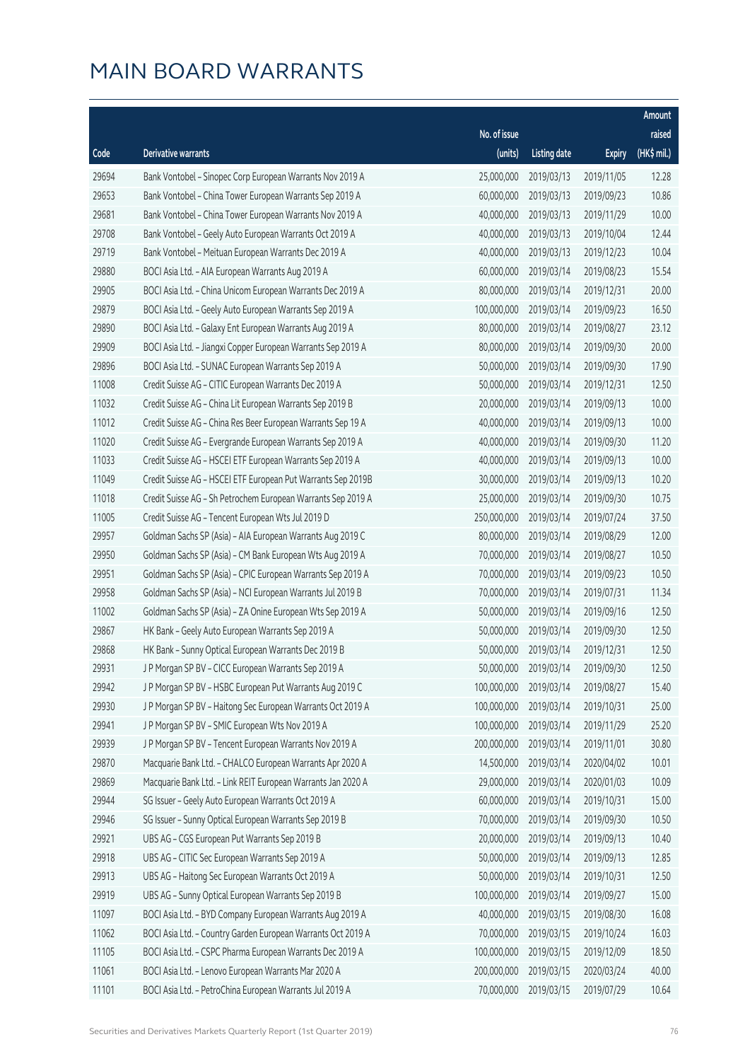# MAIN BOARD WARRANTS

| Code | Derivative warrants | No. of issue (units) | Listing date | Expiry | Amount raised (HK$ mil.) |
|---|---|---|---|---|---|
| 29694 | Bank Vontobel - Sinopec Corp European Warrants Nov 2019 A | 25,000,000 | 2019/03/13 | 2019/11/05 | 12.28 |
| 29653 | Bank Vontobel - China Tower European Warrants Sep 2019 A | 60,000,000 | 2019/03/13 | 2019/09/23 | 10.86 |
| 29681 | Bank Vontobel - China Tower European Warrants Nov 2019 A | 40,000,000 | 2019/03/13 | 2019/11/29 | 10.00 |
| 29708 | Bank Vontobel - Geely Auto European Warrants Oct 2019 A | 40,000,000 | 2019/03/13 | 2019/10/04 | 12.44 |
| 29719 | Bank Vontobel - Meituan European Warrants Dec 2019 A | 40,000,000 | 2019/03/13 | 2019/12/23 | 10.04 |
| 29880 | BOCI Asia Ltd. - AIA European Warrants Aug 2019 A | 60,000,000 | 2019/03/14 | 2019/08/23 | 15.54 |
| 29905 | BOCI Asia Ltd. - China Unicom European Warrants Dec 2019 A | 80,000,000 | 2019/03/14 | 2019/12/31 | 20.00 |
| 29879 | BOCI Asia Ltd. - Geely Auto European Warrants Sep 2019 A | 100,000,000 | 2019/03/14 | 2019/09/23 | 16.50 |
| 29890 | BOCI Asia Ltd. - Galaxy Ent European Warrants Aug 2019 A | 80,000,000 | 2019/03/14 | 2019/08/27 | 23.12 |
| 29909 | BOCI Asia Ltd. - Jiangxi Copper European Warrants Sep 2019 A | 80,000,000 | 2019/03/14 | 2019/09/30 | 20.00 |
| 29896 | BOCI Asia Ltd. - SUNAC European Warrants Sep 2019 A | 50,000,000 | 2019/03/14 | 2019/09/30 | 17.90 |
| 11008 | Credit Suisse AG - CITIC European Warrants Dec 2019 A | 50,000,000 | 2019/03/14 | 2019/12/31 | 12.50 |
| 11032 | Credit Suisse AG - China Lit European Warrants Sep 2019 B | 20,000,000 | 2019/03/14 | 2019/09/13 | 10.00 |
| 11012 | Credit Suisse AG - China Res Beer European Warrants Sep 19 A | 40,000,000 | 2019/03/14 | 2019/09/13 | 10.00 |
| 11020 | Credit Suisse AG - Evergrande European Warrants Sep 2019 A | 40,000,000 | 2019/03/14 | 2019/09/30 | 11.20 |
| 11033 | Credit Suisse AG - HSCEI ETF European Warrants Sep 2019 A | 40,000,000 | 2019/03/14 | 2019/09/13 | 10.00 |
| 11049 | Credit Suisse AG - HSCEI ETF European Put Warrants Sep 2019B | 30,000,000 | 2019/03/14 | 2019/09/13 | 10.20 |
| 11018 | Credit Suisse AG - Sh Petrochem European Warrants Sep 2019 A | 25,000,000 | 2019/03/14 | 2019/09/30 | 10.75 |
| 11005 | Credit Suisse AG - Tencent European Wts Jul 2019 D | 250,000,000 | 2019/03/14 | 2019/07/24 | 37.50 |
| 29957 | Goldman Sachs SP (Asia) - AIA European Warrants Aug 2019 C | 80,000,000 | 2019/03/14 | 2019/08/29 | 12.00 |
| 29950 | Goldman Sachs SP (Asia) - CM Bank European Wts Aug 2019 A | 70,000,000 | 2019/03/14 | 2019/08/27 | 10.50 |
| 29951 | Goldman Sachs SP (Asia) - CPIC European Warrants Sep 2019 A | 70,000,000 | 2019/03/14 | 2019/09/23 | 10.50 |
| 29958 | Goldman Sachs SP (Asia) - NCI European Warrants Jul 2019 B | 70,000,000 | 2019/03/14 | 2019/07/31 | 11.34 |
| 11002 | Goldman Sachs SP (Asia) - ZA Onine European Wts Sep 2019 A | 50,000,000 | 2019/03/14 | 2019/09/16 | 12.50 |
| 29867 | HK Bank - Geely Auto European Warrants Sep 2019 A | 50,000,000 | 2019/03/14 | 2019/09/30 | 12.50 |
| 29868 | HK Bank - Sunny Optical European Warrants Dec 2019 B | 50,000,000 | 2019/03/14 | 2019/12/31 | 12.50 |
| 29931 | J P Morgan SP BV - CICC European Warrants Sep 2019 A | 50,000,000 | 2019/03/14 | 2019/09/30 | 12.50 |
| 29942 | J P Morgan SP BV - HSBC European Put Warrants Aug 2019 C | 100,000,000 | 2019/03/14 | 2019/08/27 | 15.40 |
| 29930 | J P Morgan SP BV - Haitong Sec European Warrants Oct 2019 A | 100,000,000 | 2019/03/14 | 2019/10/31 | 25.00 |
| 29941 | J P Morgan SP BV - SMIC European Wts Nov 2019 A | 100,000,000 | 2019/03/14 | 2019/11/29 | 25.20 |
| 29939 | J P Morgan SP BV - Tencent European Warrants Nov 2019 A | 200,000,000 | 2019/03/14 | 2019/11/01 | 30.80 |
| 29870 | Macquarie Bank Ltd. - CHALCO European Warrants Apr 2020 A | 14,500,000 | 2019/03/14 | 2020/04/02 | 10.01 |
| 29869 | Macquarie Bank Ltd. - Link REIT European Warrants Jan 2020 A | 29,000,000 | 2019/03/14 | 2020/01/03 | 10.09 |
| 29944 | SG Issuer - Geely Auto European Warrants Oct 2019 A | 60,000,000 | 2019/03/14 | 2019/10/31 | 15.00 |
| 29946 | SG Issuer - Sunny Optical European Warrants Sep 2019 B | 70,000,000 | 2019/03/14 | 2019/09/30 | 10.50 |
| 29921 | UBS AG - CGS European Put Warrants Sep 2019 B | 20,000,000 | 2019/03/14 | 2019/09/13 | 10.40 |
| 29918 | UBS AG - CITIC Sec European Warrants Sep 2019 A | 50,000,000 | 2019/03/14 | 2019/09/13 | 12.85 |
| 29913 | UBS AG - Haitong Sec European Warrants Oct 2019 A | 50,000,000 | 2019/03/14 | 2019/10/31 | 12.50 |
| 29919 | UBS AG - Sunny Optical European Warrants Sep 2019 B | 100,000,000 | 2019/03/14 | 2019/09/27 | 15.00 |
| 11097 | BOCI Asia Ltd. - BYD Company European Warrants Aug 2019 A | 40,000,000 | 2019/03/15 | 2019/08/30 | 16.08 |
| 11062 | BOCI Asia Ltd. - Country Garden European Warrants Oct 2019 A | 70,000,000 | 2019/03/15 | 2019/10/24 | 16.03 |
| 11105 | BOCI Asia Ltd. - CSPC Pharma European Warrants Dec 2019 A | 100,000,000 | 2019/03/15 | 2019/12/09 | 18.50 |
| 11061 | BOCI Asia Ltd. - Lenovo European Warrants Mar 2020 A | 200,000,000 | 2019/03/15 | 2020/03/24 | 40.00 |
| 11101 | BOCI Asia Ltd. - PetroChina European Warrants Jul 2019 A | 70,000,000 | 2019/03/15 | 2019/07/29 | 10.64 |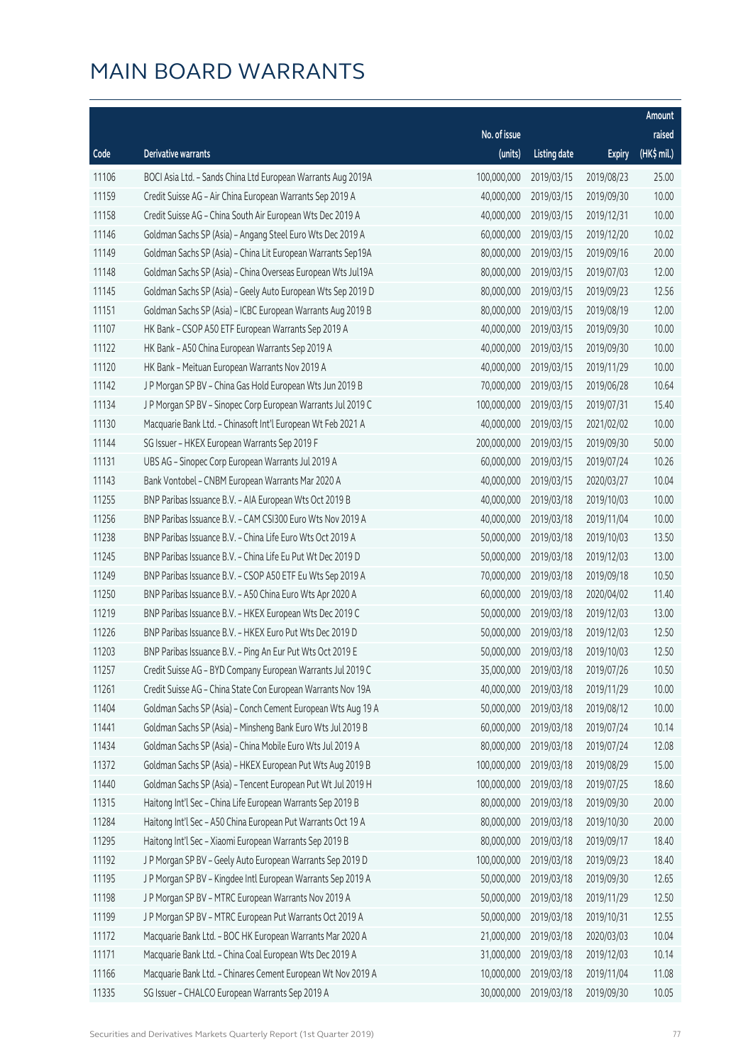# MAIN BOARD WARRANTS

| Code | Derivative warrants | No. of issue (units) | Listing date | Expiry | Amount raised (HK$ mil.) |
|---|---|---|---|---|---|
| 11106 | BOCI Asia Ltd. – Sands China Ltd European Warrants Aug 2019A | 100,000,000 | 2019/03/15 | 2019/08/23 | 25.00 |
| 11159 | Credit Suisse AG – Air China European Warrants Sep 2019 A | 40,000,000 | 2019/03/15 | 2019/09/30 | 10.00 |
| 11158 | Credit Suisse AG – China South Air European Wts Dec 2019 A | 40,000,000 | 2019/03/15 | 2019/12/31 | 10.00 |
| 11146 | Goldman Sachs SP (Asia) – Angang Steel Euro Wts Dec 2019 A | 60,000,000 | 2019/03/15 | 2019/12/20 | 10.02 |
| 11149 | Goldman Sachs SP (Asia) – China Lit European Warrants Sep19A | 80,000,000 | 2019/03/15 | 2019/09/16 | 20.00 |
| 11148 | Goldman Sachs SP (Asia) – China Overseas European Wts Jul19A | 80,000,000 | 2019/03/15 | 2019/07/03 | 12.00 |
| 11145 | Goldman Sachs SP (Asia) – Geely Auto European Wts Sep 2019 D | 80,000,000 | 2019/03/15 | 2019/09/23 | 12.56 |
| 11151 | Goldman Sachs SP (Asia) – ICBC European Warrants Aug 2019 B | 80,000,000 | 2019/03/15 | 2019/08/19 | 12.00 |
| 11107 | HK Bank – CSOP A50 ETF European Warrants Sep 2019 A | 40,000,000 | 2019/03/15 | 2019/09/30 | 10.00 |
| 11122 | HK Bank – A50 China European Warrants Sep 2019 A | 40,000,000 | 2019/03/15 | 2019/09/30 | 10.00 |
| 11120 | HK Bank – Meituan European Warrants Nov 2019 A | 40,000,000 | 2019/03/15 | 2019/11/29 | 10.00 |
| 11142 | J P Morgan SP BV – China Gas Hold European Wts Jun 2019 B | 70,000,000 | 2019/03/15 | 2019/06/28 | 10.64 |
| 11134 | J P Morgan SP BV – Sinopec Corp European Warrants Jul 2019 C | 100,000,000 | 2019/03/15 | 2019/07/31 | 15.40 |
| 11130 | Macquarie Bank Ltd. – Chinasoft Int'l European Wt Feb 2021 A | 40,000,000 | 2019/03/15 | 2021/02/02 | 10.00 |
| 11144 | SG Issuer – HKEX European Warrants Sep 2019 F | 200,000,000 | 2019/03/15 | 2019/09/30 | 50.00 |
| 11131 | UBS AG – Sinopec Corp European Warrants Jul 2019 A | 60,000,000 | 2019/03/15 | 2019/07/24 | 10.26 |
| 11143 | Bank Vontobel – CNBM European Warrants Mar 2020 A | 40,000,000 | 2019/03/15 | 2020/03/27 | 10.04 |
| 11255 | BNP Paribas Issuance B.V. – AIA European Wts Oct 2019 B | 40,000,000 | 2019/03/18 | 2019/10/03 | 10.00 |
| 11256 | BNP Paribas Issuance B.V. – CAM CSI300 Euro Wts Nov 2019 A | 40,000,000 | 2019/03/18 | 2019/11/04 | 10.00 |
| 11238 | BNP Paribas Issuance B.V. – China Life Euro Wts Oct 2019 A | 50,000,000 | 2019/03/18 | 2019/10/03 | 13.50 |
| 11245 | BNP Paribas Issuance B.V. – China Life Eu Put Wt Dec 2019 D | 50,000,000 | 2019/03/18 | 2019/12/03 | 13.00 |
| 11249 | BNP Paribas Issuance B.V. – CSOP A50 ETF Eu Wts Sep 2019 A | 70,000,000 | 2019/03/18 | 2019/09/18 | 10.50 |
| 11250 | BNP Paribas Issuance B.V. – A50 China Euro Wts Apr 2020 A | 60,000,000 | 2019/03/18 | 2020/04/02 | 11.40 |
| 11219 | BNP Paribas Issuance B.V. – HKEX European Wts Dec 2019 C | 50,000,000 | 2019/03/18 | 2019/12/03 | 13.00 |
| 11226 | BNP Paribas Issuance B.V. – HKEX Euro Put Wts Dec 2019 D | 50,000,000 | 2019/03/18 | 2019/12/03 | 12.50 |
| 11203 | BNP Paribas Issuance B.V. – Ping An Eur Put Wts Oct 2019 E | 50,000,000 | 2019/03/18 | 2019/10/03 | 12.50 |
| 11257 | Credit Suisse AG – BYD Company European Warrants Jul 2019 C | 35,000,000 | 2019/03/18 | 2019/07/26 | 10.50 |
| 11261 | Credit Suisse AG – China State Con European Warrants Nov 19A | 40,000,000 | 2019/03/18 | 2019/11/29 | 10.00 |
| 11404 | Goldman Sachs SP (Asia) – Conch Cement European Wts Aug 19 A | 50,000,000 | 2019/03/18 | 2019/08/12 | 10.00 |
| 11441 | Goldman Sachs SP (Asia) – Minsheng Bank Euro Wts Jul 2019 B | 60,000,000 | 2019/03/18 | 2019/07/24 | 10.14 |
| 11434 | Goldman Sachs SP (Asia) – China Mobile Euro Wts Jul 2019 A | 80,000,000 | 2019/03/18 | 2019/07/24 | 12.08 |
| 11372 | Goldman Sachs SP (Asia) – HKEX European Put Wts Aug 2019 B | 100,000,000 | 2019/03/18 | 2019/08/29 | 15.00 |
| 11440 | Goldman Sachs SP (Asia) – Tencent European Put Wt Jul 2019 H | 100,000,000 | 2019/03/18 | 2019/07/25 | 18.60 |
| 11315 | Haitong Int'l Sec – China Life European Warrants Sep 2019 B | 80,000,000 | 2019/03/18 | 2019/09/30 | 20.00 |
| 11284 | Haitong Int'l Sec – A50 China European Put Warrants Oct 19 A | 80,000,000 | 2019/03/18 | 2019/10/30 | 20.00 |
| 11295 | Haitong Int'l Sec – Xiaomi European Warrants Sep 2019 B | 80,000,000 | 2019/03/18 | 2019/09/17 | 18.40 |
| 11192 | J P Morgan SP BV – Geely Auto European Warrants Sep 2019 D | 100,000,000 | 2019/03/18 | 2019/09/23 | 18.40 |
| 11195 | J P Morgan SP BV – Kingdee Intl European Warrants Sep 2019 A | 50,000,000 | 2019/03/18 | 2019/09/30 | 12.65 |
| 11198 | J P Morgan SP BV – MTRC European Warrants Nov 2019 A | 50,000,000 | 2019/03/18 | 2019/11/29 | 12.50 |
| 11199 | J P Morgan SP BV – MTRC European Put Warrants Oct 2019 A | 50,000,000 | 2019/03/18 | 2019/10/31 | 12.55 |
| 11172 | Macquarie Bank Ltd. – BOC HK European Warrants Mar 2020 A | 21,000,000 | 2019/03/18 | 2020/03/03 | 10.04 |
| 11171 | Macquarie Bank Ltd. – China Coal European Wts Dec 2019 A | 31,000,000 | 2019/03/18 | 2019/12/03 | 10.14 |
| 11166 | Macquarie Bank Ltd. – Chinares Cement European Wt Nov 2019 A | 10,000,000 | 2019/03/18 | 2019/11/04 | 11.08 |
| 11335 | SG Issuer – CHALCO European Warrants Sep 2019 A | 30,000,000 | 2019/03/18 | 2019/09/30 | 10.05 |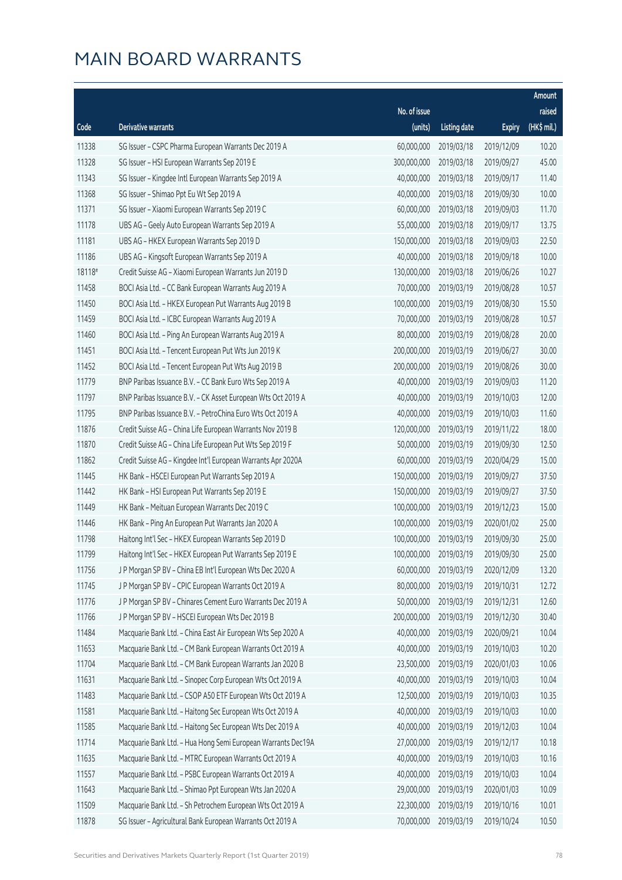# MAIN BOARD WARRANTS

| Code | Derivative warrants | No. of issue (units) | Listing date | Expiry | Amount raised (HK$ mil.) |
|---|---|---|---|---|---|
| 11338 | SG Issuer – CSPC Pharma European Warrants Dec 2019 A | 60,000,000 | 2019/03/18 | 2019/12/09 | 10.20 |
| 11328 | SG Issuer – HSI European Warrants Sep 2019 E | 300,000,000 | 2019/03/18 | 2019/09/27 | 45.00 |
| 11343 | SG Issuer – Kingdee Intl European Warrants Sep 2019 A | 40,000,000 | 2019/03/18 | 2019/09/17 | 11.40 |
| 11368 | SG Issuer – Shimao Ppt Eu Wt Sep 2019 A | 40,000,000 | 2019/03/18 | 2019/09/30 | 10.00 |
| 11371 | SG Issuer – Xiaomi European Warrants Sep 2019 C | 60,000,000 | 2019/03/18 | 2019/09/03 | 11.70 |
| 11178 | UBS AG – Geely Auto European Warrants Sep 2019 A | 55,000,000 | 2019/03/18 | 2019/09/17 | 13.75 |
| 11181 | UBS AG – HKEX European Warrants Sep 2019 D | 150,000,000 | 2019/03/18 | 2019/09/03 | 22.50 |
| 11186 | UBS AG – Kingsoft European Warrants Sep 2019 A | 40,000,000 | 2019/03/18 | 2019/09/18 | 10.00 |
| 18118# | Credit Suisse AG – Xiaomi European Warrants Jun 2019 D | 130,000,000 | 2019/03/18 | 2019/06/26 | 10.27 |
| 11458 | BOCI Asia Ltd. – CC Bank European Warrants Aug 2019 A | 70,000,000 | 2019/03/19 | 2019/08/28 | 10.57 |
| 11450 | BOCI Asia Ltd. – HKEX European Put Warrants Aug 2019 B | 100,000,000 | 2019/03/19 | 2019/08/30 | 15.50 |
| 11459 | BOCI Asia Ltd. – ICBC European Warrants Aug 2019 A | 70,000,000 | 2019/03/19 | 2019/08/28 | 10.57 |
| 11460 | BOCI Asia Ltd. – Ping An European Warrants Aug 2019 A | 80,000,000 | 2019/03/19 | 2019/08/28 | 20.00 |
| 11451 | BOCI Asia Ltd. – Tencent European Put Wts Jun 2019 K | 200,000,000 | 2019/03/19 | 2019/06/27 | 30.00 |
| 11452 | BOCI Asia Ltd. – Tencent European Put Wts Aug 2019 B | 200,000,000 | 2019/03/19 | 2019/08/26 | 30.00 |
| 11779 | BNP Paribas Issuance B.V. – CC Bank Euro Wts Sep 2019 A | 40,000,000 | 2019/03/19 | 2019/09/03 | 11.20 |
| 11797 | BNP Paribas Issuance B.V. – CK Asset European Wts Oct 2019 A | 40,000,000 | 2019/03/19 | 2019/10/03 | 12.00 |
| 11795 | BNP Paribas Issuance B.V. – PetroChina Euro Wts Oct 2019 A | 40,000,000 | 2019/03/19 | 2019/10/03 | 11.60 |
| 11876 | Credit Suisse AG – China Life European Warrants Nov 2019 B | 120,000,000 | 2019/03/19 | 2019/11/22 | 18.00 |
| 11870 | Credit Suisse AG – China Life European Put Wts Sep 2019 F | 50,000,000 | 2019/03/19 | 2019/09/30 | 12.50 |
| 11862 | Credit Suisse AG – Kingdee Int'l European Warrants Apr 2020A | 60,000,000 | 2019/03/19 | 2020/04/29 | 15.00 |
| 11445 | HK Bank – HSCEI European Put Warrants Sep 2019 A | 150,000,000 | 2019/03/19 | 2019/09/27 | 37.50 |
| 11442 | HK Bank – HSI European Put Warrants Sep 2019 E | 150,000,000 | 2019/03/19 | 2019/09/27 | 37.50 |
| 11449 | HK Bank – Meituan European Warrants Dec 2019 C | 100,000,000 | 2019/03/19 | 2019/12/23 | 15.00 |
| 11446 | HK Bank – Ping An European Put Warrants Jan 2020 A | 100,000,000 | 2019/03/19 | 2020/01/02 | 25.00 |
| 11798 | Haitong Int'l Sec – HKEX European Warrants Sep 2019 D | 100,000,000 | 2019/03/19 | 2019/09/30 | 25.00 |
| 11799 | Haitong Int'l Sec – HKEX European Put Warrants Sep 2019 E | 100,000,000 | 2019/03/19 | 2019/09/30 | 25.00 |
| 11756 | J P Morgan SP BV – China EB Int'l European Wts Dec 2020 A | 60,000,000 | 2019/03/19 | 2020/12/09 | 13.20 |
| 11745 | J P Morgan SP BV – CPIC European Warrants Oct 2019 A | 80,000,000 | 2019/03/19 | 2019/10/31 | 12.72 |
| 11776 | J P Morgan SP BV – Chinares Cement Euro Warrants Dec 2019 A | 50,000,000 | 2019/03/19 | 2019/12/31 | 12.60 |
| 11766 | J P Morgan SP BV – HSCEI European Wts Dec 2019 B | 200,000,000 | 2019/03/19 | 2019/12/30 | 30.40 |
| 11484 | Macquarie Bank Ltd. – China East Air European Wts Sep 2020 A | 40,000,000 | 2019/03/19 | 2020/09/21 | 10.04 |
| 11653 | Macquarie Bank Ltd. – CM Bank European Warrants Oct 2019 A | 40,000,000 | 2019/03/19 | 2019/10/03 | 10.20 |
| 11704 | Macquarie Bank Ltd. – CM Bank European Warrants Jan 2020 B | 23,500,000 | 2019/03/19 | 2020/01/03 | 10.06 |
| 11631 | Macquarie Bank Ltd. – Sinopec Corp European Wts Oct 2019 A | 40,000,000 | 2019/03/19 | 2019/10/03 | 10.04 |
| 11483 | Macquarie Bank Ltd. – CSOP A50 ETF European Wts Oct 2019 A | 12,500,000 | 2019/03/19 | 2019/10/03 | 10.35 |
| 11581 | Macquarie Bank Ltd. – Haitong Sec European Wts Oct 2019 A | 40,000,000 | 2019/03/19 | 2019/10/03 | 10.00 |
| 11585 | Macquarie Bank Ltd. – Haitong Sec European Wts Dec 2019 A | 40,000,000 | 2019/03/19 | 2019/12/03 | 10.04 |
| 11714 | Macquarie Bank Ltd. – Hua Hong Semi European Warrants Dec19A | 27,000,000 | 2019/03/19 | 2019/12/17 | 10.18 |
| 11635 | Macquarie Bank Ltd. – MTRC European Warrants Oct 2019 A | 40,000,000 | 2019/03/19 | 2019/10/03 | 10.16 |
| 11557 | Macquarie Bank Ltd. – PSBC European Warrants Oct 2019 A | 40,000,000 | 2019/03/19 | 2019/10/03 | 10.04 |
| 11643 | Macquarie Bank Ltd. – Shimao Ppt European Wts Jan 2020 A | 29,000,000 | 2019/03/19 | 2020/01/03 | 10.09 |
| 11509 | Macquarie Bank Ltd. – Sh Petrochem European Wts Oct 2019 A | 22,300,000 | 2019/03/19 | 2019/10/16 | 10.01 |
| 11878 | SG Issuer – Agricultural Bank European Warrants Oct 2019 A | 70,000,000 | 2019/03/19 | 2019/10/24 | 10.50 |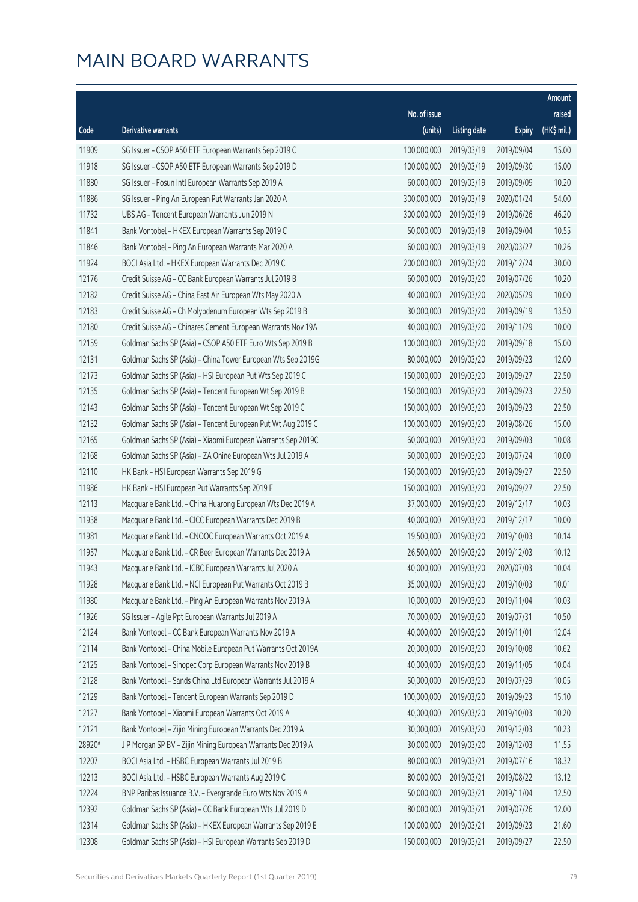# MAIN BOARD WARRANTS

| Code | Derivative warrants | No. of issue (units) | Listing date | Expiry | Amount raised (HK$ mil.) |
|---|---|---|---|---|---|
| 11909 | SG Issuer – CSOP A50 ETF European Warrants Sep 2019 C | 100,000,000 | 2019/03/19 | 2019/09/04 | 15.00 |
| 11918 | SG Issuer – CSOP A50 ETF European Warrants Sep 2019 D | 100,000,000 | 2019/03/19 | 2019/09/30 | 15.00 |
| 11880 | SG Issuer – Fosun Intl European Warrants Sep 2019 A | 60,000,000 | 2019/03/19 | 2019/09/09 | 10.20 |
| 11886 | SG Issuer – Ping An European Put Warrants Jan 2020 A | 300,000,000 | 2019/03/19 | 2020/01/24 | 54.00 |
| 11732 | UBS AG – Tencent European Warrants Jun 2019 N | 300,000,000 | 2019/03/19 | 2019/06/26 | 46.20 |
| 11841 | Bank Vontobel – HKEX European Warrants Sep 2019 C | 50,000,000 | 2019/03/19 | 2019/09/04 | 10.55 |
| 11846 | Bank Vontobel – Ping An European Warrants Mar 2020 A | 60,000,000 | 2019/03/19 | 2020/03/27 | 10.26 |
| 11924 | BOCI Asia Ltd. – HKEX European Warrants Dec 2019 C | 200,000,000 | 2019/03/20 | 2019/12/24 | 30.00 |
| 12176 | Credit Suisse AG – CC Bank European Warrants Jul 2019 B | 60,000,000 | 2019/03/20 | 2019/07/26 | 10.20 |
| 12182 | Credit Suisse AG – China East Air European Wts May 2020 A | 40,000,000 | 2019/03/20 | 2020/05/29 | 10.00 |
| 12183 | Credit Suisse AG – Ch Molybdenum European Wts Sep 2019 B | 30,000,000 | 2019/03/20 | 2019/09/19 | 13.50 |
| 12180 | Credit Suisse AG – Chinares Cement European Warrants Nov 19A | 40,000,000 | 2019/03/20 | 2019/11/29 | 10.00 |
| 12159 | Goldman Sachs SP (Asia) – CSOP A50 ETF Euro Wts Sep 2019 B | 100,000,000 | 2019/03/20 | 2019/09/18 | 15.00 |
| 12131 | Goldman Sachs SP (Asia) – China Tower European Wts Sep 2019G | 80,000,000 | 2019/03/20 | 2019/09/23 | 12.00 |
| 12173 | Goldman Sachs SP (Asia) – HSI European Put Wts Sep 2019 C | 150,000,000 | 2019/03/20 | 2019/09/27 | 22.50 |
| 12135 | Goldman Sachs SP (Asia) – Tencent European Wt Sep 2019 B | 150,000,000 | 2019/03/20 | 2019/09/23 | 22.50 |
| 12143 | Goldman Sachs SP (Asia) – Tencent European Wt Sep 2019 C | 150,000,000 | 2019/03/20 | 2019/09/23 | 22.50 |
| 12132 | Goldman Sachs SP (Asia) – Tencent European Put Wt Aug 2019 C | 100,000,000 | 2019/03/20 | 2019/08/26 | 15.00 |
| 12165 | Goldman Sachs SP (Asia) – Xiaomi European Warrants Sep 2019C | 60,000,000 | 2019/03/20 | 2019/09/03 | 10.08 |
| 12168 | Goldman Sachs SP (Asia) – ZA Onine European Wts Jul 2019 A | 50,000,000 | 2019/03/20 | 2019/07/24 | 10.00 |
| 12110 | HK Bank – HSI European Warrants Sep 2019 G | 150,000,000 | 2019/03/20 | 2019/09/27 | 22.50 |
| 11986 | HK Bank – HSI European Put Warrants Sep 2019 F | 150,000,000 | 2019/03/20 | 2019/09/27 | 22.50 |
| 12113 | Macquarie Bank Ltd. – China Huarong European Wts Dec 2019 A | 37,000,000 | 2019/03/20 | 2019/12/17 | 10.03 |
| 11938 | Macquarie Bank Ltd. – CICC European Warrants Dec 2019 B | 40,000,000 | 2019/03/20 | 2019/12/17 | 10.00 |
| 11981 | Macquarie Bank Ltd. – CNOOC European Warrants Oct 2019 A | 19,500,000 | 2019/03/20 | 2019/10/03 | 10.14 |
| 11957 | Macquarie Bank Ltd. – CR Beer European Warrants Dec 2019 A | 26,500,000 | 2019/03/20 | 2019/12/03 | 10.12 |
| 11943 | Macquarie Bank Ltd. – ICBC European Warrants Jul 2020 A | 40,000,000 | 2019/03/20 | 2020/07/03 | 10.04 |
| 11928 | Macquarie Bank Ltd. – NCI European Put Warrants Oct 2019 B | 35,000,000 | 2019/03/20 | 2019/10/03 | 10.01 |
| 11980 | Macquarie Bank Ltd. – Ping An European Warrants Nov 2019 A | 10,000,000 | 2019/03/20 | 2019/11/04 | 10.03 |
| 11926 | SG Issuer – Agile Ppt European Warrants Jul 2019 A | 70,000,000 | 2019/03/20 | 2019/07/31 | 10.50 |
| 12124 | Bank Vontobel – CC Bank European Warrants Nov 2019 A | 40,000,000 | 2019/03/20 | 2019/11/01 | 12.04 |
| 12114 | Bank Vontobel – China Mobile European Put Warrants Oct 2019A | 20,000,000 | 2019/03/20 | 2019/10/08 | 10.62 |
| 12125 | Bank Vontobel – Sinopec Corp European Warrants Nov 2019 B | 40,000,000 | 2019/03/20 | 2019/11/05 | 10.04 |
| 12128 | Bank Vontobel – Sands China Ltd European Warrants Jul 2019 A | 50,000,000 | 2019/03/20 | 2019/07/29 | 10.05 |
| 12129 | Bank Vontobel – Tencent European Warrants Sep 2019 D | 100,000,000 | 2019/03/20 | 2019/09/23 | 15.10 |
| 12127 | Bank Vontobel – Xiaomi European Warrants Oct 2019 A | 40,000,000 | 2019/03/20 | 2019/10/03 | 10.20 |
| 12121 | Bank Vontobel – Zijin Mining European Warrants Dec 2019 A | 30,000,000 | 2019/03/20 | 2019/12/03 | 10.23 |
| 28920# | J P Morgan SP BV – Zijin Mining European Warrants Dec 2019 A | 30,000,000 | 2019/03/20 | 2019/12/03 | 11.55 |
| 12207 | BOCI Asia Ltd. – HSBC European Warrants Jul 2019 B | 80,000,000 | 2019/03/21 | 2019/07/16 | 18.32 |
| 12213 | BOCI Asia Ltd. – HSBC European Warrants Aug 2019 C | 80,000,000 | 2019/03/21 | 2019/08/22 | 13.12 |
| 12224 | BNP Paribas Issuance B.V. – Evergrande Euro Wts Nov 2019 A | 50,000,000 | 2019/03/21 | 2019/11/04 | 12.50 |
| 12392 | Goldman Sachs SP (Asia) – CC Bank European Wts Jul 2019 D | 80,000,000 | 2019/03/21 | 2019/07/26 | 12.00 |
| 12314 | Goldman Sachs SP (Asia) – HKEX European Warrants Sep 2019 E | 100,000,000 | 2019/03/21 | 2019/09/23 | 21.60 |
| 12308 | Goldman Sachs SP (Asia) – HSI European Warrants Sep 2019 D | 150,000,000 | 2019/03/21 | 2019/09/27 | 22.50 |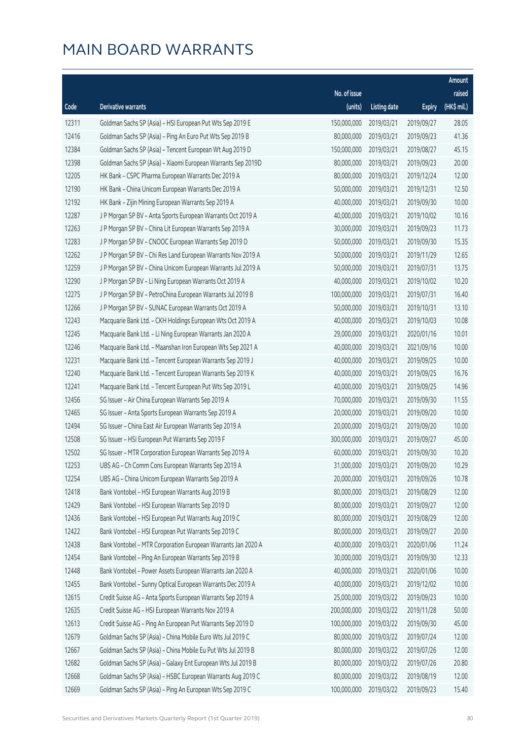# MAIN BOARD WARRANTS

| Code | Derivative warrants | No. of issue (units) | Listing date | Expiry | Amount raised (HK$ mil.) |
|---|---|---|---|---|---|
| 12311 | Goldman Sachs SP (Asia) – HSI European Put Wts Sep 2019 E | 150,000,000 | 2019/03/21 | 2019/09/27 | 28.05 |
| 12416 | Goldman Sachs SP (Asia) – Ping An Euro Put Wts Sep 2019 B | 80,000,000 | 2019/03/21 | 2019/09/23 | 41.36 |
| 12384 | Goldman Sachs SP (Asia) – Tencent European Wt Aug 2019 D | 150,000,000 | 2019/03/21 | 2019/08/27 | 45.15 |
| 12398 | Goldman Sachs SP (Asia) – Xiaomi European Warrants Sep 2019D | 80,000,000 | 2019/03/21 | 2019/09/23 | 20.00 |
| 12205 | HK Bank – CSPC Pharma European Warrants Dec 2019 A | 80,000,000 | 2019/03/21 | 2019/12/24 | 12.00 |
| 12190 | HK Bank – China Unicom European Warrants Dec 2019 A | 50,000,000 | 2019/03/21 | 2019/12/31 | 12.50 |
| 12192 | HK Bank – Zijin Mining European Warrants Sep 2019 A | 40,000,000 | 2019/03/21 | 2019/09/30 | 10.00 |
| 12287 | J P Morgan SP BV – Anta Sports European Warrants Oct 2019 A | 40,000,000 | 2019/03/21 | 2019/10/02 | 10.16 |
| 12263 | J P Morgan SP BV – China Lit European Warrants Sep 2019 A | 30,000,000 | 2019/03/21 | 2019/09/23 | 11.73 |
| 12283 | J P Morgan SP BV – CNOOC European Warrants Sep 2019 D | 50,000,000 | 2019/03/21 | 2019/09/30 | 15.35 |
| 12262 | J P Morgan SP BV – Chi Res Land European Warrants Nov 2019 A | 50,000,000 | 2019/03/21 | 2019/11/29 | 12.65 |
| 12259 | J P Morgan SP BV – China Unicom European Warrants Jul 2019 A | 50,000,000 | 2019/03/21 | 2019/07/31 | 13.75 |
| 12290 | J P Morgan SP BV – Li Ning European Warrants Oct 2019 A | 40,000,000 | 2019/03/21 | 2019/10/02 | 10.20 |
| 12275 | J P Morgan SP BV – PetroChina European Warrants Jul 2019 B | 100,000,000 | 2019/03/21 | 2019/07/31 | 16.40 |
| 12266 | J P Morgan SP BV – SUNAC European Warrants Oct 2019 A | 50,000,000 | 2019/03/21 | 2019/10/31 | 13.10 |
| 12243 | Macquarie Bank Ltd. – CKH Holdings European Wts Oct 2019 A | 40,000,000 | 2019/03/21 | 2019/10/03 | 10.08 |
| 12245 | Macquarie Bank Ltd. – Li Ning European Warrants Jan 2020 A | 29,000,000 | 2019/03/21 | 2020/01/16 | 10.01 |
| 12246 | Macquarie Bank Ltd. – Maanshan Iron European Wts Sep 2021 A | 40,000,000 | 2019/03/21 | 2021/09/16 | 10.00 |
| 12231 | Macquarie Bank Ltd. – Tencent European Warrants Sep 2019 J | 40,000,000 | 2019/03/21 | 2019/09/25 | 10.00 |
| 12240 | Macquarie Bank Ltd. – Tencent European Warrants Sep 2019 K | 40,000,000 | 2019/03/21 | 2019/09/25 | 16.76 |
| 12241 | Macquarie Bank Ltd. – Tencent European Put Wts Sep 2019 L | 40,000,000 | 2019/03/21 | 2019/09/25 | 14.96 |
| 12456 | SG Issuer – Air China European Warrants Sep 2019 A | 70,000,000 | 2019/03/21 | 2019/09/30 | 11.55 |
| 12465 | SG Issuer – Anta Sports European Warrants Sep 2019 A | 20,000,000 | 2019/03/21 | 2019/09/20 | 10.00 |
| 12494 | SG Issuer – China East Air European Warrants Sep 2019 A | 20,000,000 | 2019/03/21 | 2019/09/20 | 10.00 |
| 12508 | SG Issuer – HSI European Put Warrants Sep 2019 F | 300,000,000 | 2019/03/21 | 2019/09/27 | 45.00 |
| 12502 | SG Issuer – MTR Corporation European Warrants Sep 2019 A | 60,000,000 | 2019/03/21 | 2019/09/30 | 10.20 |
| 12253 | UBS AG – Ch Comm Cons European Warrants Sep 2019 A | 31,000,000 | 2019/03/21 | 2019/09/20 | 10.29 |
| 12254 | UBS AG – China Unicom European Warrants Sep 2019 A | 20,000,000 | 2019/03/21 | 2019/09/26 | 10.78 |
| 12418 | Bank Vontobel – HSI European Warrants Aug 2019 B | 80,000,000 | 2019/03/21 | 2019/08/29 | 12.00 |
| 12429 | Bank Vontobel – HSI European Warrants Sep 2019 D | 80,000,000 | 2019/03/21 | 2019/09/27 | 12.00 |
| 12436 | Bank Vontobel – HSI European Put Warrants Aug 2019 C | 80,000,000 | 2019/03/21 | 2019/08/29 | 12.00 |
| 12422 | Bank Vontobel – HSI European Put Warrants Sep 2019 C | 80,000,000 | 2019/03/21 | 2019/09/27 | 20.00 |
| 12438 | Bank Vontobel – MTR Corporation European Warrants Jan 2020 A | 40,000,000 | 2019/03/21 | 2020/01/06 | 11.24 |
| 12454 | Bank Vontobel – Ping An European Warrants Sep 2019 B | 30,000,000 | 2019/03/21 | 2019/09/30 | 12.33 |
| 12448 | Bank Vontobel – Power Assets European Warrants Jan 2020 A | 40,000,000 | 2019/03/21 | 2020/01/06 | 10.00 |
| 12455 | Bank Vontobel – Sunny Optical European Warrants Dec 2019 A | 40,000,000 | 2019/03/21 | 2019/12/02 | 10.00 |
| 12615 | Credit Suisse AG – Anta Sports European Warrants Sep 2019 A | 25,000,000 | 2019/03/22 | 2019/09/23 | 10.00 |
| 12635 | Credit Suisse AG – HSI European Warrants Nov 2019 A | 200,000,000 | 2019/03/22 | 2019/11/28 | 50.00 |
| 12613 | Credit Suisse AG – Ping An European Put Warrants Sep 2019 D | 100,000,000 | 2019/03/22 | 2019/09/30 | 45.00 |
| 12679 | Goldman Sachs SP (Asia) – China Mobile Euro Wts Jul 2019 C | 80,000,000 | 2019/03/22 | 2019/07/24 | 12.00 |
| 12667 | Goldman Sachs SP (Asia) – China Mobile Eu Put Wts Jul 2019 B | 80,000,000 | 2019/03/22 | 2019/07/26 | 12.00 |
| 12682 | Goldman Sachs SP (Asia) – Galaxy Ent European Wts Jul 2019 B | 80,000,000 | 2019/03/22 | 2019/07/26 | 20.80 |
| 12668 | Goldman Sachs SP (Asia) – HSBC European Warrants Aug 2019 C | 80,000,000 | 2019/03/22 | 2019/08/19 | 12.00 |
| 12669 | Goldman Sachs SP (Asia) – Ping An European Wts Sep 2019 C | 100,000,000 | 2019/03/22 | 2019/09/23 | 15.40 |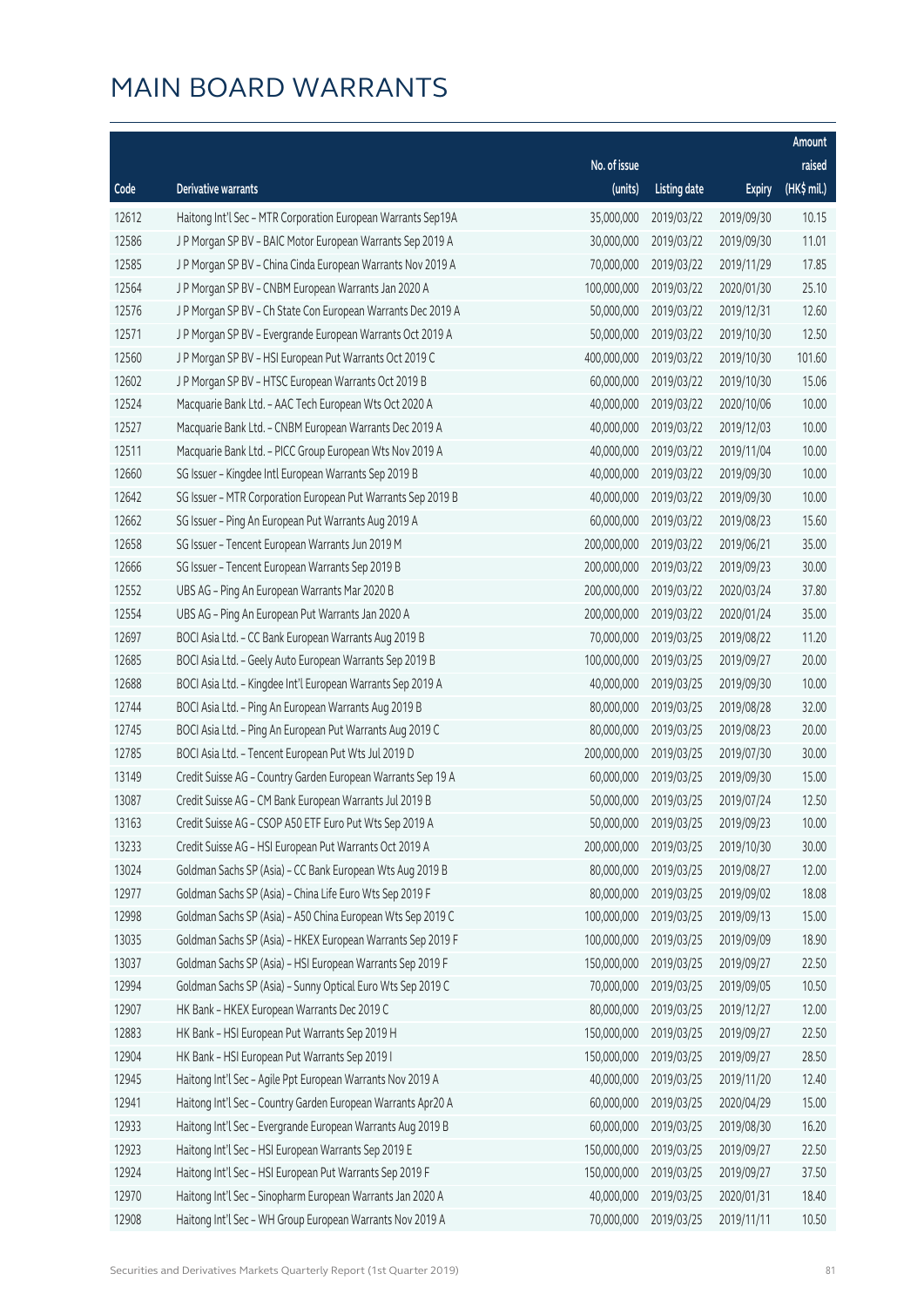# MAIN BOARD WARRANTS

| Code | Derivative warrants | No. of issue (units) | Listing date | Expiry | Amount raised (HK$ mil.) |
|---|---|---|---|---|---|
| 12612 | Haitong Int'l Sec – MTR Corporation European Warrants Sep19A | 35,000,000 | 2019/03/22 | 2019/09/30 | 10.15 |
| 12586 | J P Morgan SP BV – BAIC Motor European Warrants Sep 2019 A | 30,000,000 | 2019/03/22 | 2019/09/30 | 11.01 |
| 12585 | J P Morgan SP BV – China Cinda European Warrants Nov 2019 A | 70,000,000 | 2019/03/22 | 2019/11/29 | 17.85 |
| 12564 | J P Morgan SP BV – CNBM European Warrants Jan 2020 A | 100,000,000 | 2019/03/22 | 2020/01/30 | 25.10 |
| 12576 | J P Morgan SP BV – Ch State Con European Warrants Dec 2019 A | 50,000,000 | 2019/03/22 | 2019/12/31 | 12.60 |
| 12571 | J P Morgan SP BV – Evergrande European Warrants Oct 2019 A | 50,000,000 | 2019/03/22 | 2019/10/30 | 12.50 |
| 12560 | J P Morgan SP BV – HSI European Put Warrants Oct 2019 C | 400,000,000 | 2019/03/22 | 2019/10/30 | 101.60 |
| 12602 | J P Morgan SP BV – HTSC European Warrants Oct 2019 B | 60,000,000 | 2019/03/22 | 2019/10/30 | 15.06 |
| 12524 | Macquarie Bank Ltd. – AAC Tech European Wts Oct 2020 A | 40,000,000 | 2019/03/22 | 2020/10/06 | 10.00 |
| 12527 | Macquarie Bank Ltd. – CNBM European Warrants Dec 2019 A | 40,000,000 | 2019/03/22 | 2019/12/03 | 10.00 |
| 12511 | Macquarie Bank Ltd. – PICC Group European Wts Nov 2019 A | 40,000,000 | 2019/03/22 | 2019/11/04 | 10.00 |
| 12660 | SG Issuer – Kingdee Intl European Warrants Sep 2019 B | 40,000,000 | 2019/03/22 | 2019/09/30 | 10.00 |
| 12642 | SG Issuer – MTR Corporation European Put Warrants Sep 2019 B | 40,000,000 | 2019/03/22 | 2019/09/30 | 10.00 |
| 12662 | SG Issuer – Ping An European Put Warrants Aug 2019 A | 60,000,000 | 2019/03/22 | 2019/08/23 | 15.60 |
| 12658 | SG Issuer – Tencent European Warrants Jun 2019 M | 200,000,000 | 2019/03/22 | 2019/06/21 | 35.00 |
| 12666 | SG Issuer – Tencent European Warrants Sep 2019 B | 200,000,000 | 2019/03/22 | 2019/09/23 | 30.00 |
| 12552 | UBS AG – Ping An European Warrants Mar 2020 B | 200,000,000 | 2019/03/22 | 2020/03/24 | 37.80 |
| 12554 | UBS AG – Ping An European Put Warrants Jan 2020 A | 200,000,000 | 2019/03/22 | 2020/01/24 | 35.00 |
| 12697 | BOCI Asia Ltd. – CC Bank European Warrants Aug 2019 B | 70,000,000 | 2019/03/25 | 2019/08/22 | 11.20 |
| 12685 | BOCI Asia Ltd. – Geely Auto European Warrants Sep 2019 B | 100,000,000 | 2019/03/25 | 2019/09/27 | 20.00 |
| 12688 | BOCI Asia Ltd. – Kingdee Int'l European Warrants Sep 2019 A | 40,000,000 | 2019/03/25 | 2019/09/30 | 10.00 |
| 12744 | BOCI Asia Ltd. – Ping An European Warrants Aug 2019 B | 80,000,000 | 2019/03/25 | 2019/08/28 | 32.00 |
| 12745 | BOCI Asia Ltd. – Ping An European Put Warrants Aug 2019 C | 80,000,000 | 2019/03/25 | 2019/08/23 | 20.00 |
| 12785 | BOCI Asia Ltd. – Tencent European Put Wts Jul 2019 D | 200,000,000 | 2019/03/25 | 2019/07/30 | 30.00 |
| 13149 | Credit Suisse AG – Country Garden European Warrants Sep 19 A | 60,000,000 | 2019/03/25 | 2019/09/30 | 15.00 |
| 13087 | Credit Suisse AG – CM Bank European Warrants Jul 2019 B | 50,000,000 | 2019/03/25 | 2019/07/24 | 12.50 |
| 13163 | Credit Suisse AG – CSOP A50 ETF Euro Put Wts Sep 2019 A | 50,000,000 | 2019/03/25 | 2019/09/23 | 10.00 |
| 13233 | Credit Suisse AG – HSI European Put Warrants Oct 2019 A | 200,000,000 | 2019/03/25 | 2019/10/30 | 30.00 |
| 13024 | Goldman Sachs SP (Asia) – CC Bank European Wts Aug 2019 B | 80,000,000 | 2019/03/25 | 2019/08/27 | 12.00 |
| 12977 | Goldman Sachs SP (Asia) – China Life Euro Wts Sep 2019 F | 80,000,000 | 2019/03/25 | 2019/09/02 | 18.08 |
| 12998 | Goldman Sachs SP (Asia) – A50 China European Wts Sep 2019 C | 100,000,000 | 2019/03/25 | 2019/09/13 | 15.00 |
| 13035 | Goldman Sachs SP (Asia) – HKEX European Warrants Sep 2019 F | 100,000,000 | 2019/03/25 | 2019/09/09 | 18.90 |
| 13037 | Goldman Sachs SP (Asia) – HSI European Warrants Sep 2019 F | 150,000,000 | 2019/03/25 | 2019/09/27 | 22.50 |
| 12994 | Goldman Sachs SP (Asia) – Sunny Optical Euro Wts Sep 2019 C | 70,000,000 | 2019/03/25 | 2019/09/05 | 10.50 |
| 12907 | HK Bank – HKEX European Warrants Dec 2019 C | 80,000,000 | 2019/03/25 | 2019/12/27 | 12.00 |
| 12883 | HK Bank – HSI European Put Warrants Sep 2019 H | 150,000,000 | 2019/03/25 | 2019/09/27 | 22.50 |
| 12904 | HK Bank – HSI European Put Warrants Sep 2019 I | 150,000,000 | 2019/03/25 | 2019/09/27 | 28.50 |
| 12945 | Haitong Int'l Sec – Agile Ppt European Warrants Nov 2019 A | 40,000,000 | 2019/03/25 | 2019/11/20 | 12.40 |
| 12941 | Haitong Int'l Sec – Country Garden European Warrants Apr20 A | 60,000,000 | 2019/03/25 | 2020/04/29 | 15.00 |
| 12933 | Haitong Int'l Sec – Evergrande European Warrants Aug 2019 B | 60,000,000 | 2019/03/25 | 2019/08/30 | 16.20 |
| 12923 | Haitong Int'l Sec – HSI European Warrants Sep 2019 E | 150,000,000 | 2019/03/25 | 2019/09/27 | 22.50 |
| 12924 | Haitong Int'l Sec – HSI European Put Warrants Sep 2019 F | 150,000,000 | 2019/03/25 | 2019/09/27 | 37.50 |
| 12970 | Haitong Int'l Sec – Sinopharm European Warrants Jan 2020 A | 40,000,000 | 2019/03/25 | 2020/01/31 | 18.40 |
| 12908 | Haitong Int'l Sec – WH Group European Warrants Nov 2019 A | 70,000,000 | 2019/03/25 | 2019/11/11 | 10.50 |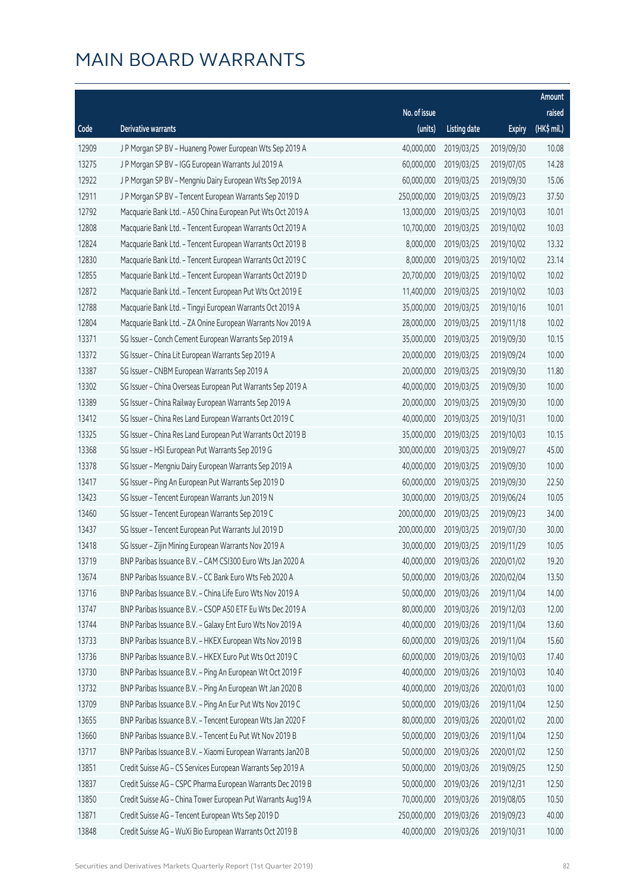# MAIN BOARD WARRANTS

| Code | Derivative warrants | No. of issue (units) | Listing date | Expiry | Amount raised (HK$ mil.) |
|---|---|---|---|---|---|
| 12909 | J P Morgan SP BV - Huaneng Power European Wts Sep 2019 A | 40,000,000 | 2019/03/25 | 2019/09/30 | 10.08 |
| 13275 | J P Morgan SP BV - IGG European Warrants Jul 2019 A | 60,000,000 | 2019/03/25 | 2019/07/05 | 14.28 |
| 12922 | J P Morgan SP BV - Mengniu Dairy European Wts Sep 2019 A | 60,000,000 | 2019/03/25 | 2019/09/30 | 15.06 |
| 12911 | J P Morgan SP BV - Tencent European Warrants Sep 2019 D | 250,000,000 | 2019/03/25 | 2019/09/23 | 37.50 |
| 12792 | Macquarie Bank Ltd. - A50 China European Put Wts Oct 2019 A | 13,000,000 | 2019/03/25 | 2019/10/03 | 10.01 |
| 12808 | Macquarie Bank Ltd. - Tencent European Warrants Oct 2019 A | 10,700,000 | 2019/03/25 | 2019/10/02 | 10.03 |
| 12824 | Macquarie Bank Ltd. - Tencent European Warrants Oct 2019 B | 8,000,000 | 2019/03/25 | 2019/10/02 | 13.32 |
| 12830 | Macquarie Bank Ltd. - Tencent European Warrants Oct 2019 C | 8,000,000 | 2019/03/25 | 2019/10/02 | 23.14 |
| 12855 | Macquarie Bank Ltd. - Tencent European Warrants Oct 2019 D | 20,700,000 | 2019/03/25 | 2019/10/02 | 10.02 |
| 12872 | Macquarie Bank Ltd. - Tencent European Put Wts Oct 2019 E | 11,400,000 | 2019/03/25 | 2019/10/02 | 10.03 |
| 12788 | Macquarie Bank Ltd. - Tingyi European Warrants Oct 2019 A | 35,000,000 | 2019/03/25 | 2019/10/16 | 10.01 |
| 12804 | Macquarie Bank Ltd. - ZA Onine European Warrants Nov 2019 A | 28,000,000 | 2019/03/25 | 2019/11/18 | 10.02 |
| 13371 | SG Issuer - Conch Cement European Warrants Sep 2019 A | 35,000,000 | 2019/03/25 | 2019/09/30 | 10.15 |
| 13372 | SG Issuer - China Lit European Warrants Sep 2019 A | 20,000,000 | 2019/03/25 | 2019/09/24 | 10.00 |
| 13387 | SG Issuer - CNBM European Warrants Sep 2019 A | 20,000,000 | 2019/03/25 | 2019/09/30 | 11.80 |
| 13302 | SG Issuer - China Overseas European Put Warrants Sep 2019 A | 40,000,000 | 2019/03/25 | 2019/09/30 | 10.00 |
| 13389 | SG Issuer - China Railway European Warrants Sep 2019 A | 20,000,000 | 2019/03/25 | 2019/09/30 | 10.00 |
| 13412 | SG Issuer - China Res Land European Warrants Oct 2019 C | 40,000,000 | 2019/03/25 | 2019/10/31 | 10.00 |
| 13325 | SG Issuer - China Res Land European Put Warrants Oct 2019 B | 35,000,000 | 2019/03/25 | 2019/10/03 | 10.15 |
| 13368 | SG Issuer - HSI European Put Warrants Sep 2019 G | 300,000,000 | 2019/03/25 | 2019/09/27 | 45.00 |
| 13378 | SG Issuer - Mengniu Dairy European Warrants Sep 2019 A | 40,000,000 | 2019/03/25 | 2019/09/30 | 10.00 |
| 13417 | SG Issuer - Ping An European Put Warrants Sep 2019 D | 60,000,000 | 2019/03/25 | 2019/09/30 | 22.50 |
| 13423 | SG Issuer - Tencent European Warrants Jun 2019 N | 30,000,000 | 2019/03/25 | 2019/06/24 | 10.05 |
| 13460 | SG Issuer - Tencent European Warrants Sep 2019 C | 200,000,000 | 2019/03/25 | 2019/09/23 | 34.00 |
| 13437 | SG Issuer - Tencent European Put Warrants Jul 2019 D | 200,000,000 | 2019/03/25 | 2019/07/30 | 30.00 |
| 13418 | SG Issuer - Zijin Mining European Warrants Nov 2019 A | 30,000,000 | 2019/03/25 | 2019/11/29 | 10.05 |
| 13719 | BNP Paribas Issuance B.V. - CAM CSI300 Euro Wts Jan 2020 A | 40,000,000 | 2019/03/26 | 2020/01/02 | 19.20 |
| 13674 | BNP Paribas Issuance B.V. - CC Bank Euro Wts Feb 2020 A | 50,000,000 | 2019/03/26 | 2020/02/04 | 13.50 |
| 13716 | BNP Paribas Issuance B.V. - China Life Euro Wts Nov 2019 A | 50,000,000 | 2019/03/26 | 2019/11/04 | 14.00 |
| 13747 | BNP Paribas Issuance B.V. - CSOP A50 ETF Eu Wts Dec 2019 A | 80,000,000 | 2019/03/26 | 2019/12/03 | 12.00 |
| 13744 | BNP Paribas Issuance B.V. - Galaxy Ent Euro Wts Nov 2019 A | 40,000,000 | 2019/03/26 | 2019/11/04 | 13.60 |
| 13733 | BNP Paribas Issuance B.V. - HKEX European Wts Nov 2019 B | 60,000,000 | 2019/03/26 | 2019/11/04 | 15.60 |
| 13736 | BNP Paribas Issuance B.V. - HKEX Euro Put Wts Oct 2019 C | 60,000,000 | 2019/03/26 | 2019/10/03 | 17.40 |
| 13730 | BNP Paribas Issuance B.V. - Ping An European Wt Oct 2019 F | 40,000,000 | 2019/03/26 | 2019/10/03 | 10.40 |
| 13732 | BNP Paribas Issuance B.V. - Ping An European Wt Jan 2020 B | 40,000,000 | 2019/03/26 | 2020/01/03 | 10.00 |
| 13709 | BNP Paribas Issuance B.V. - Ping An Eur Put Wts Nov 2019 C | 50,000,000 | 2019/03/26 | 2019/11/04 | 12.50 |
| 13655 | BNP Paribas Issuance B.V. - Tencent European Wts Jan 2020 F | 80,000,000 | 2019/03/26 | 2020/01/02 | 20.00 |
| 13660 | BNP Paribas Issuance B.V. - Tencent Eu Put Wt Nov 2019 B | 50,000,000 | 2019/03/26 | 2019/11/04 | 12.50 |
| 13717 | BNP Paribas Issuance B.V. - Xiaomi European Warrants Jan20 B | 50,000,000 | 2019/03/26 | 2020/01/02 | 12.50 |
| 13851 | Credit Suisse AG - CS Services European Warrants Sep 2019 A | 50,000,000 | 2019/03/26 | 2019/09/25 | 12.50 |
| 13837 | Credit Suisse AG - CSPC Pharma European Warrants Dec 2019 B | 50,000,000 | 2019/03/26 | 2019/12/31 | 12.50 |
| 13850 | Credit Suisse AG - China Tower European Put Warrants Aug19 A | 70,000,000 | 2019/03/26 | 2019/08/05 | 10.50 |
| 13871 | Credit Suisse AG - Tencent European Wts Sep 2019 D | 250,000,000 | 2019/03/26 | 2019/09/23 | 40.00 |
| 13848 | Credit Suisse AG - WuXi Bio European Warrants Oct 2019 B | 40,000,000 | 2019/03/26 | 2019/10/31 | 10.00 |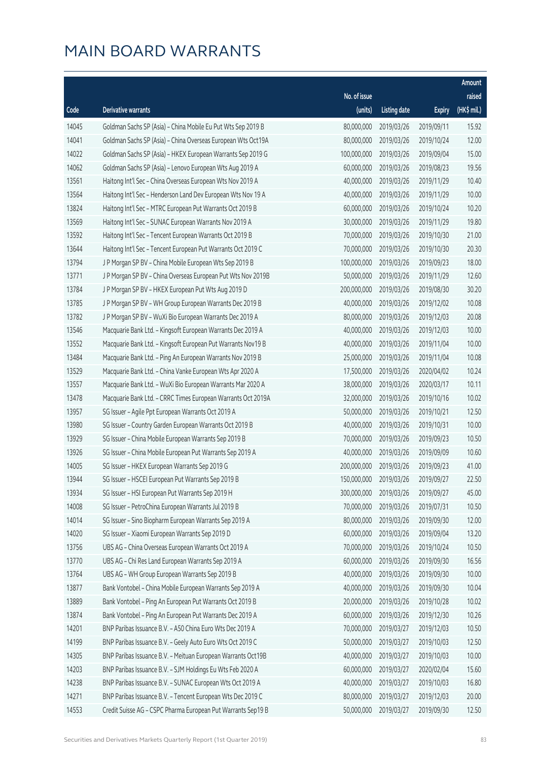# MAIN BOARD WARRANTS

| Code | Derivative warrants | No. of issue (units) | Listing date | Expiry | Amount raised (HK$ mil.) |
|---|---|---|---|---|---|
| 14045 | Goldman Sachs SP (Asia) – China Mobile Eu Put Wts Sep 2019 B | 80,000,000 | 2019/03/26 | 2019/09/11 | 15.92 |
| 14041 | Goldman Sachs SP (Asia) – China Overseas European Wts Oct19A | 80,000,000 | 2019/03/26 | 2019/10/24 | 12.00 |
| 14022 | Goldman Sachs SP (Asia) – HKEX European Warrants Sep 2019 G | 100,000,000 | 2019/03/26 | 2019/09/04 | 15.00 |
| 14062 | Goldman Sachs SP (Asia) – Lenovo European Wts Aug 2019 A | 60,000,000 | 2019/03/26 | 2019/08/23 | 19.56 |
| 13561 | Haitong Int'l Sec – China Overseas European Wts Nov 2019 A | 40,000,000 | 2019/03/26 | 2019/11/29 | 10.40 |
| 13564 | Haitong Int'l Sec – Henderson Land Dev European Wts Nov 19 A | 40,000,000 | 2019/03/26 | 2019/11/29 | 10.00 |
| 13824 | Haitong Int'l Sec – MTRC European Put Warrants Oct 2019 B | 60,000,000 | 2019/03/26 | 2019/10/24 | 10.20 |
| 13569 | Haitong Int'l Sec – SUNAC European Warrants Nov 2019 A | 30,000,000 | 2019/03/26 | 2019/11/29 | 19.80 |
| 13592 | Haitong Int'l Sec – Tencent European Warrants Oct 2019 B | 70,000,000 | 2019/03/26 | 2019/10/30 | 21.00 |
| 13644 | Haitong Int'l Sec – Tencent European Put Warrants Oct 2019 C | 70,000,000 | 2019/03/26 | 2019/10/30 | 20.30 |
| 13794 | J P Morgan SP BV – China Mobile European Wts Sep 2019 B | 100,000,000 | 2019/03/26 | 2019/09/23 | 18.00 |
| 13771 | J P Morgan SP BV – China Overseas European Put Wts Nov 2019B | 50,000,000 | 2019/03/26 | 2019/11/29 | 12.60 |
| 13784 | J P Morgan SP BV – HKEX European Put Wts Aug 2019 D | 200,000,000 | 2019/03/26 | 2019/08/30 | 30.20 |
| 13785 | J P Morgan SP BV – WH Group European Warrants Dec 2019 B | 40,000,000 | 2019/03/26 | 2019/12/02 | 10.08 |
| 13782 | J P Morgan SP BV – WuXi Bio European Warrants Dec 2019 A | 80,000,000 | 2019/03/26 | 2019/12/03 | 20.08 |
| 13546 | Macquarie Bank Ltd. – Kingsoft European Warrants Dec 2019 A | 40,000,000 | 2019/03/26 | 2019/12/03 | 10.00 |
| 13552 | Macquarie Bank Ltd. – Kingsoft European Put Warrants Nov19 B | 40,000,000 | 2019/03/26 | 2019/11/04 | 10.00 |
| 13484 | Macquarie Bank Ltd. – Ping An European Warrants Nov 2019 B | 25,000,000 | 2019/03/26 | 2019/11/04 | 10.08 |
| 13529 | Macquarie Bank Ltd. – China Vanke European Wts Apr 2020 A | 17,500,000 | 2019/03/26 | 2020/04/02 | 10.24 |
| 13557 | Macquarie Bank Ltd. – WuXi Bio European Warrants Mar 2020 A | 38,000,000 | 2019/03/26 | 2020/03/17 | 10.11 |
| 13478 | Macquarie Bank Ltd. – CRRC Times European Warrants Oct 2019A | 32,000,000 | 2019/03/26 | 2019/10/16 | 10.02 |
| 13957 | SG Issuer – Agile Ppt European Warrants Oct 2019 A | 50,000,000 | 2019/03/26 | 2019/10/21 | 12.50 |
| 13980 | SG Issuer – Country Garden European Warrants Oct 2019 B | 40,000,000 | 2019/03/26 | 2019/10/31 | 10.00 |
| 13929 | SG Issuer – China Mobile European Warrants Sep 2019 B | 70,000,000 | 2019/03/26 | 2019/09/23 | 10.50 |
| 13926 | SG Issuer – China Mobile European Put Warrants Sep 2019 A | 40,000,000 | 2019/03/26 | 2019/09/09 | 10.60 |
| 14005 | SG Issuer – HKEX European Warrants Sep 2019 G | 200,000,000 | 2019/03/26 | 2019/09/23 | 41.00 |
| 13944 | SG Issuer – HSCEI European Put Warrants Sep 2019 B | 150,000,000 | 2019/03/26 | 2019/09/27 | 22.50 |
| 13934 | SG Issuer – HSI European Put Warrants Sep 2019 H | 300,000,000 | 2019/03/26 | 2019/09/27 | 45.00 |
| 14008 | SG Issuer – PetroChina European Warrants Jul 2019 B | 70,000,000 | 2019/03/26 | 2019/07/31 | 10.50 |
| 14014 | SG Issuer – Sino Biopharm European Warrants Sep 2019 A | 80,000,000 | 2019/03/26 | 2019/09/30 | 12.00 |
| 14020 | SG Issuer – Xiaomi European Warrants Sep 2019 D | 60,000,000 | 2019/03/26 | 2019/09/04 | 13.20 |
| 13756 | UBS AG – China Overseas European Warrants Oct 2019 A | 70,000,000 | 2019/03/26 | 2019/10/24 | 10.50 |
| 13770 | UBS AG – Chi Res Land European Warrants Sep 2019 A | 60,000,000 | 2019/03/26 | 2019/09/30 | 16.56 |
| 13764 | UBS AG – WH Group European Warrants Sep 2019 B | 40,000,000 | 2019/03/26 | 2019/09/30 | 10.00 |
| 13877 | Bank Vontobel – China Mobile European Warrants Sep 2019 A | 40,000,000 | 2019/03/26 | 2019/09/30 | 10.04 |
| 13889 | Bank Vontobel – Ping An European Put Warrants Oct 2019 B | 20,000,000 | 2019/03/26 | 2019/10/28 | 10.02 |
| 13874 | Bank Vontobel – Ping An European Put Warrants Dec 2019 A | 60,000,000 | 2019/03/26 | 2019/12/30 | 10.26 |
| 14201 | BNP Paribas Issuance B.V. – A50 China Euro Wts Dec 2019 A | 70,000,000 | 2019/03/27 | 2019/12/03 | 10.50 |
| 14199 | BNP Paribas Issuance B.V. – Geely Auto Euro Wts Oct 2019 C | 50,000,000 | 2019/03/27 | 2019/10/03 | 12.50 |
| 14305 | BNP Paribas Issuance B.V. – Meituan European Warrants Oct19B | 40,000,000 | 2019/03/27 | 2019/10/03 | 10.00 |
| 14203 | BNP Paribas Issuance B.V. – SJM Holdings Eu Wts Feb 2020 A | 60,000,000 | 2019/03/27 | 2020/02/04 | 15.60 |
| 14238 | BNP Paribas Issuance B.V. – SUNAC European Wts Oct 2019 A | 40,000,000 | 2019/03/27 | 2019/10/03 | 16.80 |
| 14271 | BNP Paribas Issuance B.V. – Tencent European Wts Dec 2019 C | 80,000,000 | 2019/03/27 | 2019/12/03 | 20.00 |
| 14553 | Credit Suisse AG – CSPC Pharma European Put Warrants Sep19 B | 50,000,000 | 2019/03/27 | 2019/09/30 | 12.50 |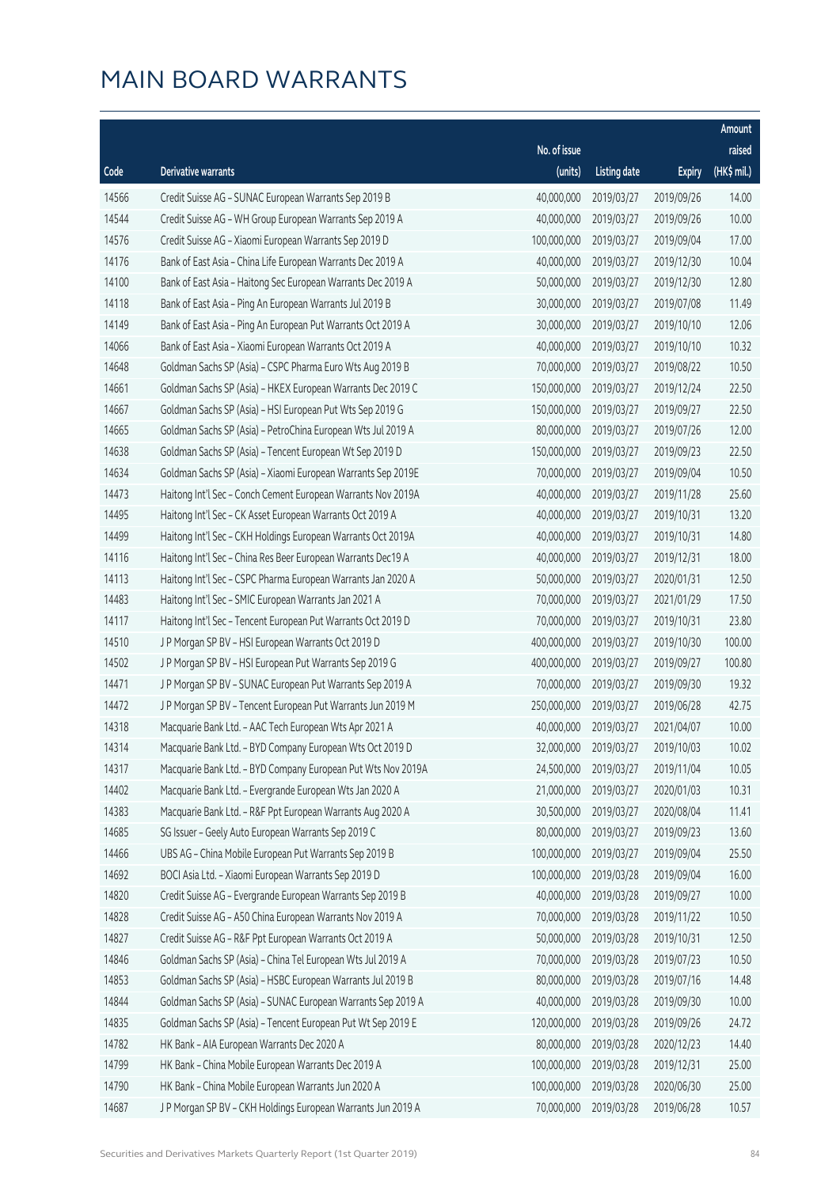# MAIN BOARD WARRANTS

| Code | Derivative warrants | No. of issue (units) | Listing date | Expiry | Amount raised (HK$ mil.) |
|---|---|---|---|---|---|
| 14566 | Credit Suisse AG – SUNAC European Warrants Sep 2019 B | 40,000,000 | 2019/03/27 | 2019/09/26 | 14.00 |
| 14544 | Credit Suisse AG – WH Group European Warrants Sep 2019 A | 40,000,000 | 2019/03/27 | 2019/09/26 | 10.00 |
| 14576 | Credit Suisse AG – Xiaomi European Warrants Sep 2019 D | 100,000,000 | 2019/03/27 | 2019/09/04 | 17.00 |
| 14176 | Bank of East Asia – China Life European Warrants Dec 2019 A | 40,000,000 | 2019/03/27 | 2019/12/30 | 10.04 |
| 14100 | Bank of East Asia – Haitong Sec European Warrants Dec 2019 A | 50,000,000 | 2019/03/27 | 2019/12/30 | 12.80 |
| 14118 | Bank of East Asia – Ping An European Warrants Jul 2019 B | 30,000,000 | 2019/03/27 | 2019/07/08 | 11.49 |
| 14149 | Bank of East Asia – Ping An European Put Warrants Oct 2019 A | 30,000,000 | 2019/03/27 | 2019/10/10 | 12.06 |
| 14066 | Bank of East Asia – Xiaomi European Warrants Oct 2019 A | 40,000,000 | 2019/03/27 | 2019/10/10 | 10.32 |
| 14648 | Goldman Sachs SP (Asia) – CSPC Pharma Euro Wts Aug 2019 B | 70,000,000 | 2019/03/27 | 2019/08/22 | 10.50 |
| 14661 | Goldman Sachs SP (Asia) – HKEX European Warrants Dec 2019 C | 150,000,000 | 2019/03/27 | 2019/12/24 | 22.50 |
| 14667 | Goldman Sachs SP (Asia) – HSI European Put Wts Sep 2019 G | 150,000,000 | 2019/03/27 | 2019/09/27 | 22.50 |
| 14665 | Goldman Sachs SP (Asia) – PetroChina European Wts Jul 2019 A | 80,000,000 | 2019/03/27 | 2019/07/26 | 12.00 |
| 14638 | Goldman Sachs SP (Asia) – Tencent European Wt Sep 2019 D | 150,000,000 | 2019/03/27 | 2019/09/23 | 22.50 |
| 14634 | Goldman Sachs SP (Asia) – Xiaomi European Warrants Sep 2019E | 70,000,000 | 2019/03/27 | 2019/09/04 | 10.50 |
| 14473 | Haitong Int'l Sec – Conch Cement European Warrants Nov 2019A | 40,000,000 | 2019/03/27 | 2019/11/28 | 25.60 |
| 14495 | Haitong Int'l Sec – CK Asset European Warrants Oct 2019 A | 40,000,000 | 2019/03/27 | 2019/10/31 | 13.20 |
| 14499 | Haitong Int'l Sec – CKH Holdings European Warrants Oct 2019A | 40,000,000 | 2019/03/27 | 2019/10/31 | 14.80 |
| 14116 | Haitong Int'l Sec – China Res Beer European Warrants Dec19 A | 40,000,000 | 2019/03/27 | 2019/12/31 | 18.00 |
| 14113 | Haitong Int'l Sec – CSPC Pharma European Warrants Jan 2020 A | 50,000,000 | 2019/03/27 | 2020/01/31 | 12.50 |
| 14483 | Haitong Int'l Sec – SMIC European Warrants Jan 2021 A | 70,000,000 | 2019/03/27 | 2021/01/29 | 17.50 |
| 14117 | Haitong Int'l Sec – Tencent European Put Warrants Oct 2019 D | 70,000,000 | 2019/03/27 | 2019/10/31 | 23.80 |
| 14510 | J P Morgan SP BV – HSI European Warrants Oct 2019 D | 400,000,000 | 2019/03/27 | 2019/10/30 | 100.00 |
| 14502 | J P Morgan SP BV – HSI European Put Warrants Sep 2019 G | 400,000,000 | 2019/03/27 | 2019/09/27 | 100.80 |
| 14471 | J P Morgan SP BV – SUNAC European Put Warrants Sep 2019 A | 70,000,000 | 2019/03/27 | 2019/09/30 | 19.32 |
| 14472 | J P Morgan SP BV – Tencent European Put Warrants Jun 2019 M | 250,000,000 | 2019/03/27 | 2019/06/28 | 42.75 |
| 14318 | Macquarie Bank Ltd. – AAC Tech European Wts Apr 2021 A | 40,000,000 | 2019/03/27 | 2021/04/07 | 10.00 |
| 14314 | Macquarie Bank Ltd. – BYD Company European Wts Oct 2019 D | 32,000,000 | 2019/03/27 | 2019/10/03 | 10.02 |
| 14317 | Macquarie Bank Ltd. – BYD Company European Put Wts Nov 2019A | 24,500,000 | 2019/03/27 | 2019/11/04 | 10.05 |
| 14402 | Macquarie Bank Ltd. – Evergrande European Wts Jan 2020 A | 21,000,000 | 2019/03/27 | 2020/01/03 | 10.31 |
| 14383 | Macquarie Bank Ltd. – R&F Ppt European Warrants Aug 2020 A | 30,500,000 | 2019/03/27 | 2020/08/04 | 11.41 |
| 14685 | SG Issuer – Geely Auto European Warrants Sep 2019 C | 80,000,000 | 2019/03/27 | 2019/09/23 | 13.60 |
| 14466 | UBS AG – China Mobile European Put Warrants Sep 2019 B | 100,000,000 | 2019/03/27 | 2019/09/04 | 25.50 |
| 14692 | BOCI Asia Ltd. – Xiaomi European Warrants Sep 2019 D | 100,000,000 | 2019/03/28 | 2019/09/04 | 16.00 |
| 14820 | Credit Suisse AG – Evergrande European Warrants Sep 2019 B | 40,000,000 | 2019/03/28 | 2019/09/27 | 10.00 |
| 14828 | Credit Suisse AG – A50 China European Warrants Nov 2019 A | 70,000,000 | 2019/03/28 | 2019/11/22 | 10.50 |
| 14827 | Credit Suisse AG – R&F Ppt European Warrants Oct 2019 A | 50,000,000 | 2019/03/28 | 2019/10/31 | 12.50 |
| 14846 | Goldman Sachs SP (Asia) – China Tel European Wts Jul 2019 A | 70,000,000 | 2019/03/28 | 2019/07/23 | 10.50 |
| 14853 | Goldman Sachs SP (Asia) – HSBC European Warrants Jul 2019 B | 80,000,000 | 2019/03/28 | 2019/07/16 | 14.48 |
| 14844 | Goldman Sachs SP (Asia) – SUNAC European Warrants Sep 2019 A | 40,000,000 | 2019/03/28 | 2019/09/30 | 10.00 |
| 14835 | Goldman Sachs SP (Asia) – Tencent European Put Wt Sep 2019 E | 120,000,000 | 2019/03/28 | 2019/09/26 | 24.72 |
| 14782 | HK Bank – AIA European Warrants Dec 2020 A | 80,000,000 | 2019/03/28 | 2020/12/23 | 14.40 |
| 14799 | HK Bank – China Mobile European Warrants Dec 2019 A | 100,000,000 | 2019/03/28 | 2019/12/31 | 25.00 |
| 14790 | HK Bank – China Mobile European Warrants Jun 2020 A | 100,000,000 | 2019/03/28 | 2020/06/30 | 25.00 |
| 14687 | J P Morgan SP BV – CKH Holdings European Warrants Jun 2019 A | 70,000,000 | 2019/03/28 | 2019/06/28 | 10.57 |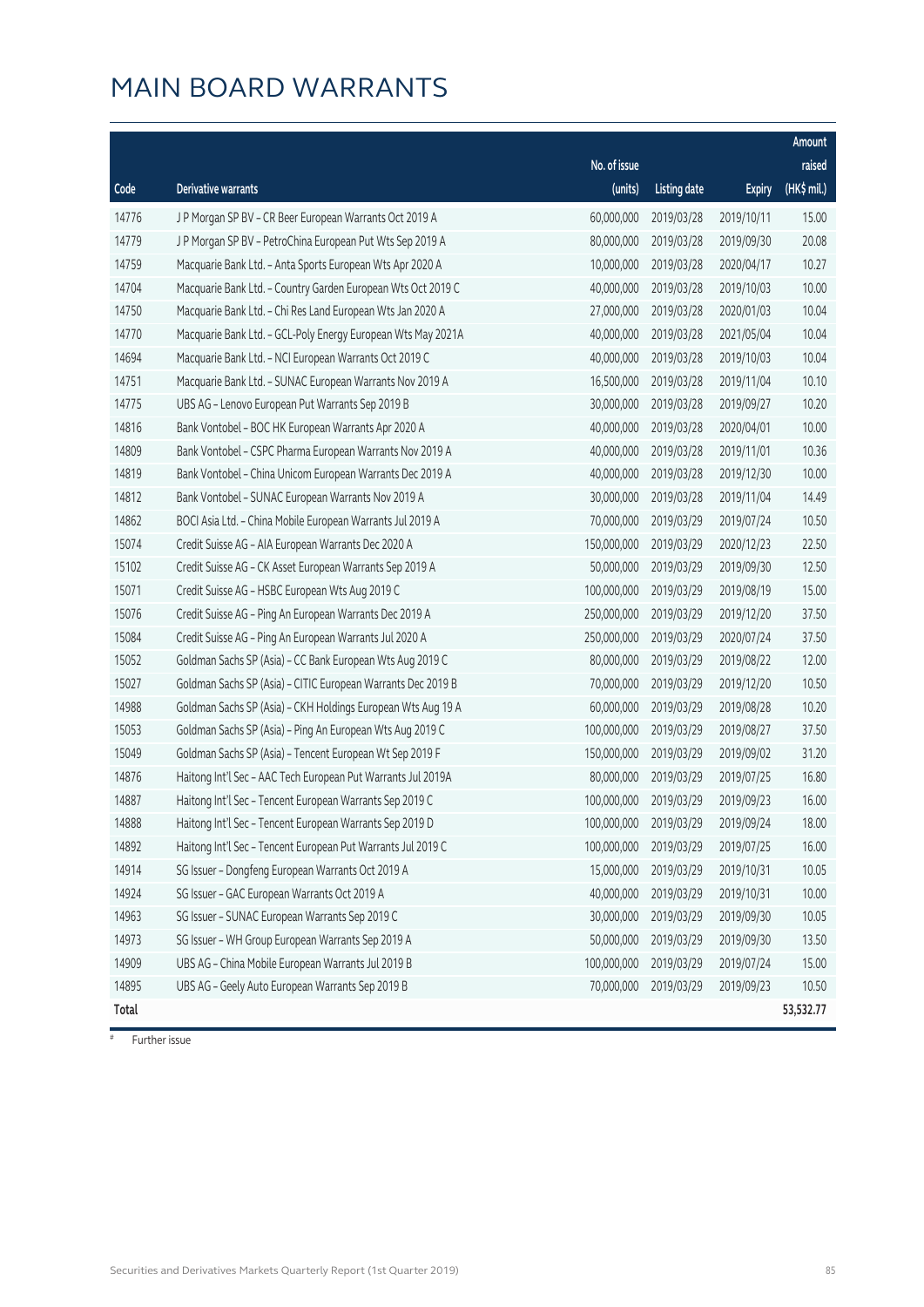# MAIN BOARD WARRANTS

| Code | Derivative warrants | No. of issue (units) | Listing date | Expiry | Amount raised (HK$ mil.) |
|---|---|---|---|---|---|
| 14776 | J P Morgan SP BV – CR Beer European Warrants Oct 2019 A | 60,000,000 | 2019/03/28 | 2019/10/11 | 15.00 |
| 14779 | J P Morgan SP BV – PetroChina European Put Wts Sep 2019 A | 80,000,000 | 2019/03/28 | 2019/09/30 | 20.08 |
| 14759 | Macquarie Bank Ltd. – Anta Sports European Wts Apr 2020 A | 10,000,000 | 2019/03/28 | 2020/04/17 | 10.27 |
| 14704 | Macquarie Bank Ltd. – Country Garden European Wts Oct 2019 C | 40,000,000 | 2019/03/28 | 2019/10/03 | 10.00 |
| 14750 | Macquarie Bank Ltd. – Chi Res Land European Wts Jan 2020 A | 27,000,000 | 2019/03/28 | 2020/01/03 | 10.04 |
| 14770 | Macquarie Bank Ltd. – GCL-Poly Energy European Wts May 2021A | 40,000,000 | 2019/03/28 | 2021/05/04 | 10.04 |
| 14694 | Macquarie Bank Ltd. – NCI European Warrants Oct 2019 C | 40,000,000 | 2019/03/28 | 2019/10/03 | 10.04 |
| 14751 | Macquarie Bank Ltd. – SUNAC European Warrants Nov 2019 A | 16,500,000 | 2019/03/28 | 2019/11/04 | 10.10 |
| 14775 | UBS AG – Lenovo European Put Warrants Sep 2019 B | 30,000,000 | 2019/03/28 | 2019/09/27 | 10.20 |
| 14816 | Bank Vontobel – BOC HK European Warrants Apr 2020 A | 40,000,000 | 2019/03/28 | 2020/04/01 | 10.00 |
| 14809 | Bank Vontobel – CSPC Pharma European Warrants Nov 2019 A | 40,000,000 | 2019/03/28 | 2019/11/01 | 10.36 |
| 14819 | Bank Vontobel – China Unicom European Warrants Dec 2019 A | 40,000,000 | 2019/03/28 | 2019/12/30 | 10.00 |
| 14812 | Bank Vontobel – SUNAC European Warrants Nov 2019 A | 30,000,000 | 2019/03/28 | 2019/11/04 | 14.49 |
| 14862 | BOCI Asia Ltd. – China Mobile European Warrants Jul 2019 A | 70,000,000 | 2019/03/29 | 2019/07/24 | 10.50 |
| 15074 | Credit Suisse AG – AIA European Warrants Dec 2020 A | 150,000,000 | 2019/03/29 | 2020/12/23 | 22.50 |
| 15102 | Credit Suisse AG – CK Asset European Warrants Sep 2019 A | 50,000,000 | 2019/03/29 | 2019/09/30 | 12.50 |
| 15071 | Credit Suisse AG – HSBC European Wts Aug 2019 C | 100,000,000 | 2019/03/29 | 2019/08/19 | 15.00 |
| 15076 | Credit Suisse AG – Ping An European Warrants Dec 2019 A | 250,000,000 | 2019/03/29 | 2019/12/20 | 37.50 |
| 15084 | Credit Suisse AG – Ping An European Warrants Jul 2020 A | 250,000,000 | 2019/03/29 | 2020/07/24 | 37.50 |
| 15052 | Goldman Sachs SP (Asia) – CC Bank European Wts Aug 2019 C | 80,000,000 | 2019/03/29 | 2019/08/22 | 12.00 |
| 15027 | Goldman Sachs SP (Asia) – CITIC European Warrants Dec 2019 B | 70,000,000 | 2019/03/29 | 2019/12/20 | 10.50 |
| 14988 | Goldman Sachs SP (Asia) – CKH Holdings European Wts Aug 19 A | 60,000,000 | 2019/03/29 | 2019/08/28 | 10.20 |
| 15053 | Goldman Sachs SP (Asia) – Ping An European Wts Aug 2019 C | 100,000,000 | 2019/03/29 | 2019/08/27 | 37.50 |
| 15049 | Goldman Sachs SP (Asia) – Tencent European Wt Sep 2019 F | 150,000,000 | 2019/03/29 | 2019/09/02 | 31.20 |
| 14876 | Haitong Int'l Sec – AAC Tech European Put Warrants Jul 2019A | 80,000,000 | 2019/03/29 | 2019/07/25 | 16.80 |
| 14887 | Haitong Int'l Sec – Tencent European Warrants Sep 2019 C | 100,000,000 | 2019/03/29 | 2019/09/23 | 16.00 |
| 14888 | Haitong Int'l Sec – Tencent European Warrants Sep 2019 D | 100,000,000 | 2019/03/29 | 2019/09/24 | 18.00 |
| 14892 | Haitong Int'l Sec – Tencent European Put Warrants Jul 2019 C | 100,000,000 | 2019/03/29 | 2019/07/25 | 16.00 |
| 14914 | SG Issuer – Dongfeng European Warrants Oct 2019 A | 15,000,000 | 2019/03/29 | 2019/10/31 | 10.05 |
| 14924 | SG Issuer – GAC European Warrants Oct 2019 A | 40,000,000 | 2019/03/29 | 2019/10/31 | 10.00 |
| 14963 | SG Issuer – SUNAC European Warrants Sep 2019 C | 30,000,000 | 2019/03/29 | 2019/09/30 | 10.05 |
| 14973 | SG Issuer – WH Group European Warrants Sep 2019 A | 50,000,000 | 2019/03/29 | 2019/09/30 | 13.50 |
| 14909 | UBS AG – China Mobile European Warrants Jul 2019 B | 100,000,000 | 2019/03/29 | 2019/07/24 | 15.00 |
| 14895 | UBS AG – Geely Auto European Warrants Sep 2019 B | 70,000,000 | 2019/03/29 | 2019/09/23 | 10.50 |
| **Total** | | | | | **53,532.77** |

# Further issue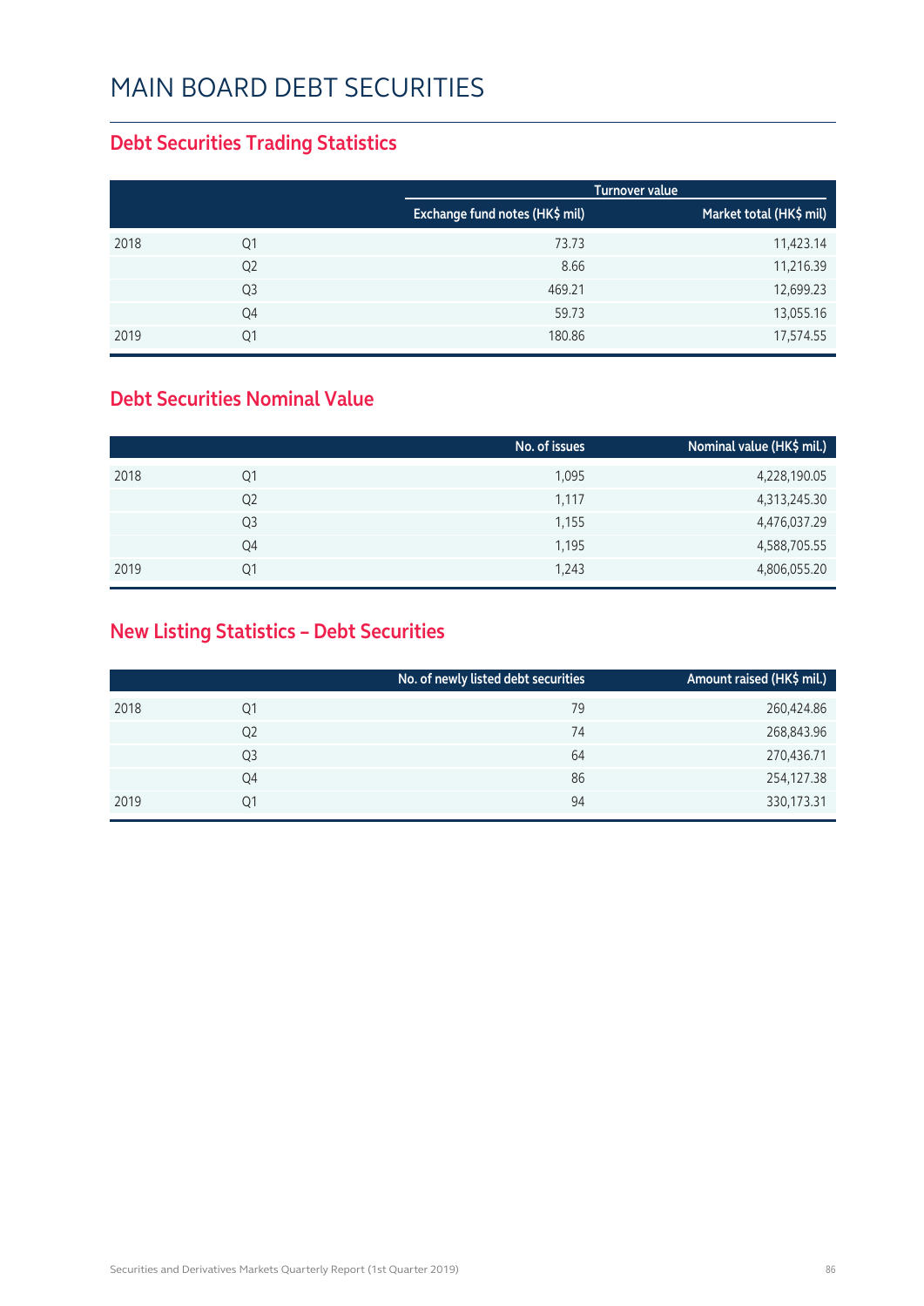# MAIN BOARD DEBT SECURITIES

## Debt Securities Trading Statistics

| | | Turnover value | |
|---|---|---|---|
| | | Exchange fund notes (HK$ mil) | Market total (HK$ mil) |
| 2018 | Q1 | 73.73 | 11,423.14 |
| | Q2 | 8.66 | 11,216.39 |
| | Q3 | 469.21 | 12,699.23 |
| | Q4 | 59.73 | 13,055.16 |
| 2019 | Q1 | 180.86 | 17,574.55 |

## Debt Securities Nominal Value

| | | No. of issues | Nominal value (HK$ mil.) |
|---|---|---|---|
| 2018 | Q1 | 1,095 | 4,228,190.05 |
| | Q2 | 1,117 | 4,313,245.30 |
| | Q3 | 1,155 | 4,476,037.29 |
| | Q4 | 1,195 | 4,588,705.55 |
| 2019 | Q1 | 1,243 | 4,806,055.20 |

## New Listing Statistics – Debt Securities

| | | No. of newly listed debt securities | Amount raised (HK$ mil.) |
|---|---|---|---|
| 2018 | Q1 | 79 | 260,424.86 |
| | Q2 | 74 | 268,843.96 |
| | Q3 | 64 | 270,436.71 |
| | Q4 | 86 | 254,127.38 |
| 2019 | Q1 | 94 | 330,173.31 |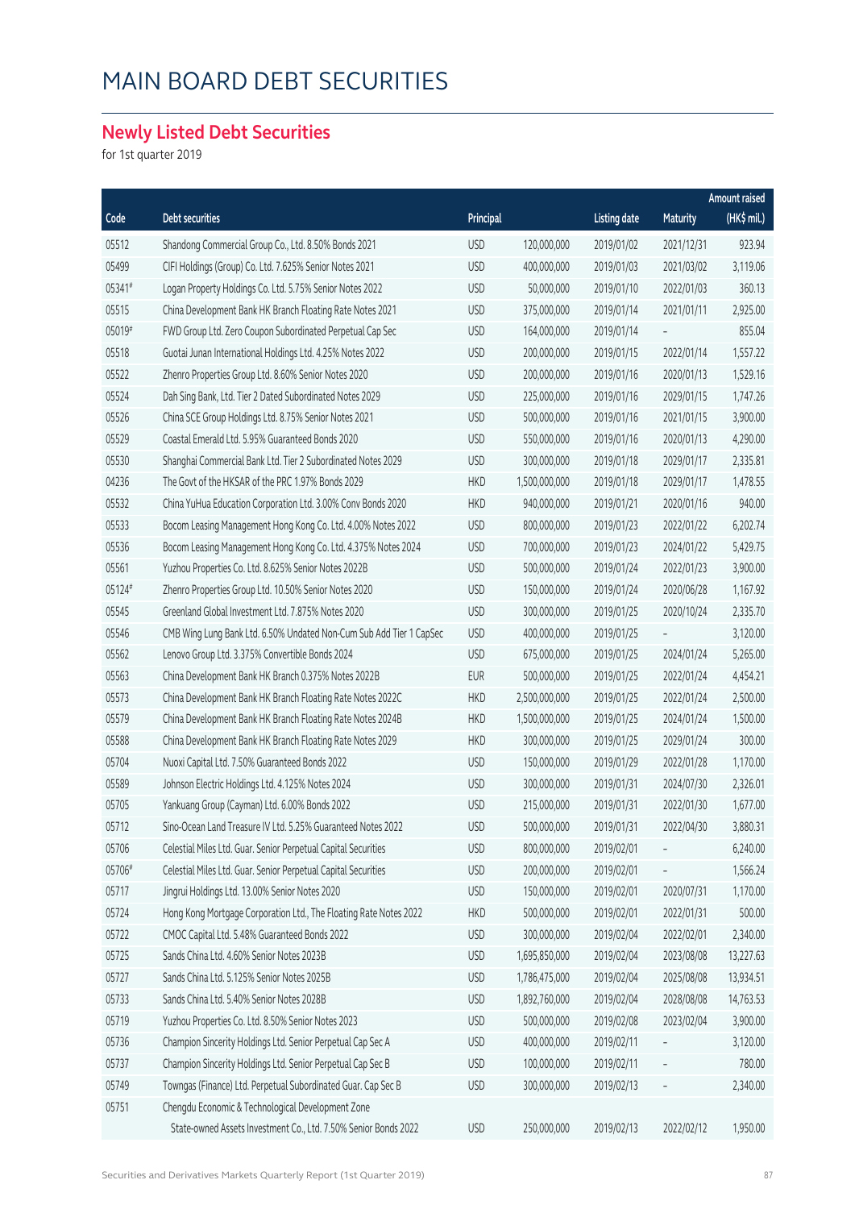# MAIN BOARD DEBT SECURITIES

## Newly Listed Debt Securities

for 1st quarter 2019

| Code | Debt securities | Principal | | Listing date | Maturity | Amount raised (HK$ mil.) |
|---|---|---|---|---|---|---|
| 05512 | Shandong Commercial Group Co., Ltd. 8.50% Bonds 2021 | USD | 120,000,000 | 2019/01/02 | 2021/12/31 | 923.94 |
| 05499 | CIFI Holdings (Group) Co. Ltd. 7.625% Senior Notes 2021 | USD | 400,000,000 | 2019/01/03 | 2021/03/02 | 3,119.06 |
| 05341# | Logan Property Holdings Co. Ltd. 5.75% Senior Notes 2022 | USD | 50,000,000 | 2019/01/10 | 2022/01/03 | 360.13 |
| 05515 | China Development Bank HK Branch Floating Rate Notes 2021 | USD | 375,000,000 | 2019/01/14 | 2021/01/11 | 2,925.00 |
| 05019# | FWD Group Ltd. Zero Coupon Subordinated Perpetual Cap Sec | USD | 164,000,000 | 2019/01/14 | – | 855.04 |
| 05518 | Guotai Junan International Holdings Ltd. 4.25% Notes 2022 | USD | 200,000,000 | 2019/01/15 | 2022/01/14 | 1,557.22 |
| 05522 | Zhenro Properties Group Ltd. 8.60% Senior Notes 2020 | USD | 200,000,000 | 2019/01/16 | 2020/01/13 | 1,529.16 |
| 05524 | Dah Sing Bank, Ltd. Tier 2 Dated Subordinated Notes 2029 | USD | 225,000,000 | 2019/01/16 | 2029/01/15 | 1,747.26 |
| 05526 | China SCE Group Holdings Ltd. 8.75% Senior Notes 2021 | USD | 500,000,000 | 2019/01/16 | 2021/01/15 | 3,900.00 |
| 05529 | Coastal Emerald Ltd. 5.95% Guaranteed Bonds 2020 | USD | 550,000,000 | 2019/01/16 | 2020/01/13 | 4,290.00 |
| 05530 | Shanghai Commercial Bank Ltd. Tier 2 Subordinated Notes 2029 | USD | 300,000,000 | 2019/01/18 | 2029/01/17 | 2,335.81 |
| 04236 | The Govt of the HKSAR of the PRC 1.97% Bonds 2029 | HKD | 1,500,000,000 | 2019/01/18 | 2029/01/17 | 1,478.55 |
| 05532 | China YuHua Education Corporation Ltd. 3.00% Conv Bonds 2020 | HKD | 940,000,000 | 2019/01/21 | 2020/01/16 | 940.00 |
| 05533 | Bocom Leasing Management Hong Kong Co. Ltd. 4.00% Notes 2022 | USD | 800,000,000 | 2019/01/23 | 2022/01/22 | 6,202.74 |
| 05536 | Bocom Leasing Management Hong Kong Co. Ltd. 4.375% Notes 2024 | USD | 700,000,000 | 2019/01/23 | 2024/01/22 | 5,429.75 |
| 05561 | Yuzhou Properties Co. Ltd. 8.625% Senior Notes 2022B | USD | 500,000,000 | 2019/01/24 | 2022/01/23 | 3,900.00 |
| 05124# | Zhenro Properties Group Ltd. 10.50% Senior Notes 2020 | USD | 150,000,000 | 2019/01/24 | 2020/06/28 | 1,167.92 |
| 05545 | Greenland Global Investment Ltd. 7.875% Notes 2020 | USD | 300,000,000 | 2019/01/25 | 2020/10/24 | 2,335.70 |
| 05546 | CMB Wing Lung Bank Ltd. 6.50% Undated Non-Cum Sub Add Tier 1 CapSec | USD | 400,000,000 | 2019/01/25 | – | 3,120.00 |
| 05562 | Lenovo Group Ltd. 3.375% Convertible Bonds 2024 | USD | 675,000,000 | 2019/01/25 | 2024/01/24 | 5,265.00 |
| 05563 | China Development Bank HK Branch 0.375% Notes 2022B | EUR | 500,000,000 | 2019/01/25 | 2022/01/24 | 4,454.21 |
| 05573 | China Development Bank HK Branch Floating Rate Notes 2022C | HKD | 2,500,000,000 | 2019/01/25 | 2022/01/24 | 2,500.00 |
| 05579 | China Development Bank HK Branch Floating Rate Notes 2024B | HKD | 1,500,000,000 | 2019/01/25 | 2024/01/24 | 1,500.00 |
| 05588 | China Development Bank HK Branch Floating Rate Notes 2029 | HKD | 300,000,000 | 2019/01/25 | 2029/01/24 | 300.00 |
| 05704 | Nuoxi Capital Ltd. 7.50% Guaranteed Bonds 2022 | USD | 150,000,000 | 2019/01/29 | 2022/01/28 | 1,170.00 |
| 05589 | Johnson Electric Holdings Ltd. 4.125% Notes 2024 | USD | 300,000,000 | 2019/01/31 | 2024/07/30 | 2,326.01 |
| 05705 | Yankuang Group (Cayman) Ltd. 6.00% Bonds 2022 | USD | 215,000,000 | 2019/01/31 | 2022/01/30 | 1,677.00 |
| 05712 | Sino-Ocean Land Treasure IV Ltd. 5.25% Guaranteed Notes 2022 | USD | 500,000,000 | 2019/01/31 | 2022/04/30 | 3,880.31 |
| 05706 | Celestial Miles Ltd. Guar. Senior Perpetual Capital Securities | USD | 800,000,000 | 2019/02/01 | – | 6,240.00 |
| 05706# | Celestial Miles Ltd. Guar. Senior Perpetual Capital Securities | USD | 200,000,000 | 2019/02/01 | – | 1,566.24 |
| 05717 | Jingrui Holdings Ltd. 13.00% Senior Notes 2020 | USD | 150,000,000 | 2019/02/01 | 2020/07/31 | 1,170.00 |
| 05724 | Hong Kong Mortgage Corporation Ltd., The Floating Rate Notes 2022 | HKD | 500,000,000 | 2019/02/01 | 2022/01/31 | 500.00 |
| 05722 | CMOC Capital Ltd. 5.48% Guaranteed Bonds 2022 | USD | 300,000,000 | 2019/02/04 | 2022/02/01 | 2,340.00 |
| 05725 | Sands China Ltd. 4.60% Senior Notes 2023B | USD | 1,695,850,000 | 2019/02/04 | 2023/08/08 | 13,227.63 |
| 05727 | Sands China Ltd. 5.125% Senior Notes 2025B | USD | 1,786,475,000 | 2019/02/04 | 2025/08/08 | 13,934.51 |
| 05733 | Sands China Ltd. 5.40% Senior Notes 2028B | USD | 1,892,760,000 | 2019/02/04 | 2028/08/08 | 14,763.53 |
| 05719 | Yuzhou Properties Co. Ltd. 8.50% Senior Notes 2023 | USD | 500,000,000 | 2019/02/08 | 2023/02/04 | 3,900.00 |
| 05736 | Champion Sincerity Holdings Ltd. Senior Perpetual Cap Sec A | USD | 400,000,000 | 2019/02/11 | – | 3,120.00 |
| 05737 | Champion Sincerity Holdings Ltd. Senior Perpetual Cap Sec B | USD | 100,000,000 | 2019/02/11 | – | 780.00 |
| 05749 | Towngas (Finance) Ltd. Perpetual Subordinated Guar. Cap Sec B | USD | 300,000,000 | 2019/02/13 | – | 2,340.00 |
| 05751 | Chengdu Economic & Technological Development Zone State-owned Assets Investment Co., Ltd. 7.50% Senior Bonds 2022 | USD | 250,000,000 | 2019/02/13 | 2022/02/12 | 1,950.00 |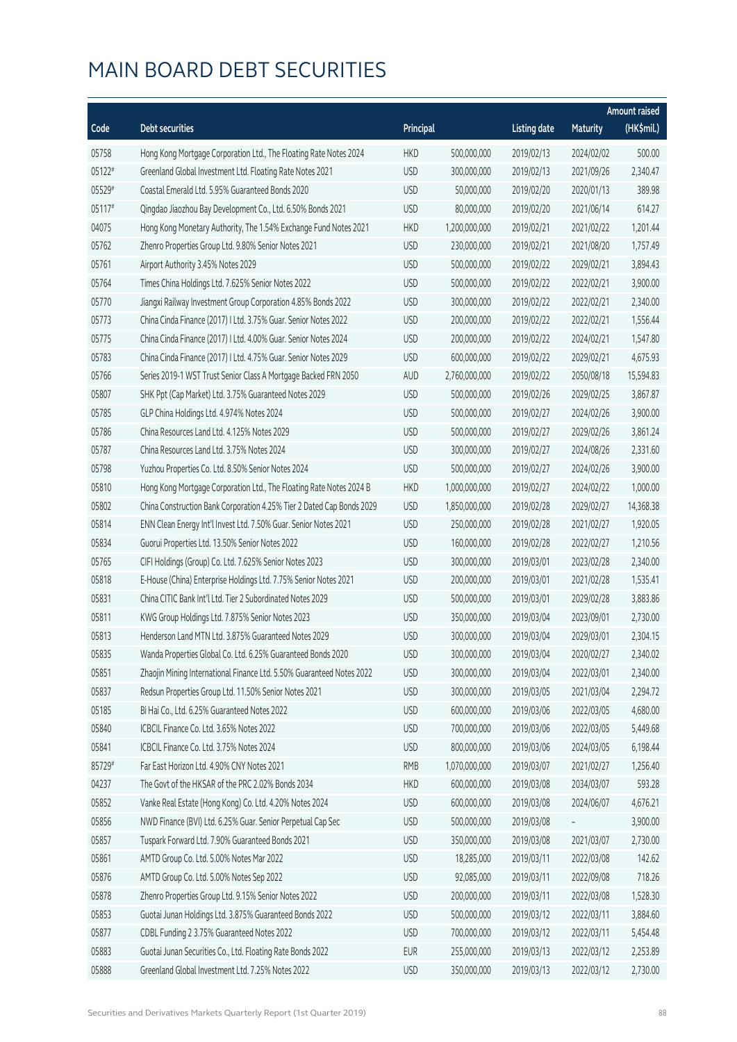# MAIN BOARD DEBT SECURITIES

| Code | Debt securities | Principal | | Listing date | Maturity | Amount raised (HK$mil.) |
|---|---|---|---|---|---|---|
| 05758 | Hong Kong Mortgage Corporation Ltd., The Floating Rate Notes 2024 | HKD | 500,000,000 | 2019/02/13 | 2024/02/02 | 500.00 |
| 05122# | Greenland Global Investment Ltd. Floating Rate Notes 2021 | USD | 300,000,000 | 2019/02/13 | 2021/09/26 | 2,340.47 |
| 05529# | Coastal Emerald Ltd. 5.95% Guaranteed Bonds 2020 | USD | 50,000,000 | 2019/02/20 | 2020/01/13 | 389.98 |
| 05117# | Qingdao Jiaozhou Bay Development Co., Ltd. 6.50% Bonds 2021 | USD | 80,000,000 | 2019/02/20 | 2021/06/14 | 614.27 |
| 04075 | Hong Kong Monetary Authority, The 1.54% Exchange Fund Notes 2021 | HKD | 1,200,000,000 | 2019/02/21 | 2021/02/22 | 1,201.44 |
| 05762 | Zhenro Properties Group Ltd. 9.80% Senior Notes 2021 | USD | 230,000,000 | 2019/02/21 | 2021/08/20 | 1,757.49 |
| 05761 | Airport Authority 3.45% Notes 2029 | USD | 500,000,000 | 2019/02/22 | 2029/02/21 | 3,894.43 |
| 05764 | Times China Holdings Ltd. 7.625% Senior Notes 2022 | USD | 500,000,000 | 2019/02/22 | 2022/02/21 | 3,900.00 |
| 05770 | Jiangxi Railway Investment Group Corporation 4.85% Bonds 2022 | USD | 300,000,000 | 2019/02/22 | 2022/02/21 | 2,340.00 |
| 05773 | China Cinda Finance (2017) I Ltd. 3.75% Guar. Senior Notes 2022 | USD | 200,000,000 | 2019/02/22 | 2022/02/21 | 1,556.44 |
| 05775 | China Cinda Finance (2017) I Ltd. 4.00% Guar. Senior Notes 2024 | USD | 200,000,000 | 2019/02/22 | 2024/02/21 | 1,547.80 |
| 05783 | China Cinda Finance (2017) I Ltd. 4.75% Guar. Senior Notes 2029 | USD | 600,000,000 | 2019/02/22 | 2029/02/21 | 4,675.93 |
| 05766 | Series 2019-1 WST Trust Senior Class A Mortgage Backed FRN 2050 | AUD | 2,760,000,000 | 2019/02/22 | 2050/08/18 | 15,594.83 |
| 05807 | SHK Ppt (Cap Market) Ltd. 3.75% Guaranteed Notes 2029 | USD | 500,000,000 | 2019/02/26 | 2029/02/25 | 3,867.87 |
| 05785 | GLP China Holdings Ltd. 4.974% Notes 2024 | USD | 500,000,000 | 2019/02/27 | 2024/02/26 | 3,900.00 |
| 05786 | China Resources Land Ltd. 4.125% Notes 2029 | USD | 500,000,000 | 2019/02/27 | 2029/02/26 | 3,861.24 |
| 05787 | China Resources Land Ltd. 3.75% Notes 2024 | USD | 300,000,000 | 2019/02/27 | 2024/08/26 | 2,331.60 |
| 05798 | Yuzhou Properties Co. Ltd. 8.50% Senior Notes 2024 | USD | 500,000,000 | 2019/02/27 | 2024/02/26 | 3,900.00 |
| 05810 | Hong Kong Mortgage Corporation Ltd., The Floating Rate Notes 2024 B | HKD | 1,000,000,000 | 2019/02/27 | 2024/02/22 | 1,000.00 |
| 05802 | China Construction Bank Corporation 4.25% Tier 2 Dated Cap Bonds 2029 | USD | 1,850,000,000 | 2019/02/28 | 2029/02/27 | 14,368.38 |
| 05814 | ENN Clean Energy Int'l Invest Ltd. 7.50% Guar. Senior Notes 2021 | USD | 250,000,000 | 2019/02/28 | 2021/02/27 | 1,920.05 |
| 05834 | Guorui Properties Ltd. 13.50% Senior Notes 2022 | USD | 160,000,000 | 2019/02/28 | 2022/02/27 | 1,210.56 |
| 05765 | CIFI Holdings (Group) Co. Ltd. 7.625% Senior Notes 2023 | USD | 300,000,000 | 2019/03/01 | 2023/02/28 | 2,340.00 |
| 05818 | E-House (China) Enterprise Holdings Ltd. 7.75% Senior Notes 2021 | USD | 200,000,000 | 2019/03/01 | 2021/02/28 | 1,535.41 |
| 05831 | China CITIC Bank Int'l Ltd. Tier 2 Subordinated Notes 2029 | USD | 500,000,000 | 2019/03/01 | 2029/02/28 | 3,883.86 |
| 05811 | KWG Group Holdings Ltd. 7.875% Senior Notes 2023 | USD | 350,000,000 | 2019/03/04 | 2023/09/01 | 2,730.00 |
| 05813 | Henderson Land MTN Ltd. 3.875% Guaranteed Notes 2029 | USD | 300,000,000 | 2019/03/04 | 2029/03/01 | 2,304.15 |
| 05835 | Wanda Properties Global Co. Ltd. 6.25% Guaranteed Bonds 2020 | USD | 300,000,000 | 2019/03/04 | 2020/02/27 | 2,340.02 |
| 05851 | Zhaojin Mining International Finance Ltd. 5.50% Guaranteed Notes 2022 | USD | 300,000,000 | 2019/03/04 | 2022/03/01 | 2,340.00 |
| 05837 | Redsun Properties Group Ltd. 11.50% Senior Notes 2021 | USD | 300,000,000 | 2019/03/05 | 2021/03/04 | 2,294.72 |
| 05185 | Bi Hai Co., Ltd. 6.25% Guaranteed Notes 2022 | USD | 600,000,000 | 2019/03/06 | 2022/03/05 | 4,680.00 |
| 05840 | ICBCIL Finance Co. Ltd. 3.65% Notes 2022 | USD | 700,000,000 | 2019/03/06 | 2022/03/05 | 5,449.68 |
| 05841 | ICBCIL Finance Co. Ltd. 3.75% Notes 2024 | USD | 800,000,000 | 2019/03/06 | 2024/03/05 | 6,198.44 |
| 85729# | Far East Horizon Ltd. 4.90% CNY Notes 2021 | RMB | 1,070,000,000 | 2019/03/07 | 2021/02/27 | 1,256.40 |
| 04237 | The Govt of the HKSAR of the PRC 2.02% Bonds 2034 | HKD | 600,000,000 | 2019/03/08 | 2034/03/07 | 593.28 |
| 05852 | Vanke Real Estate (Hong Kong) Co. Ltd. 4.20% Notes 2024 | USD | 600,000,000 | 2019/03/08 | 2024/06/07 | 4,676.21 |
| 05856 | NWD Finance (BVI) Ltd. 6.25% Guar. Senior Perpetual Cap Sec | USD | 500,000,000 | 2019/03/08 | - | 3,900.00 |
| 05857 | Tuspark Forward Ltd. 7.90% Guaranteed Bonds 2021 | USD | 350,000,000 | 2019/03/08 | 2021/03/07 | 2,730.00 |
| 05861 | AMTD Group Co. Ltd. 5.00% Notes Mar 2022 | USD | 18,285,000 | 2019/03/11 | 2022/03/08 | 142.62 |
| 05876 | AMTD Group Co. Ltd. 5.00% Notes Sep 2022 | USD | 92,085,000 | 2019/03/11 | 2022/09/08 | 718.26 |
| 05878 | Zhenro Properties Group Ltd. 9.15% Senior Notes 2022 | USD | 200,000,000 | 2019/03/11 | 2022/03/08 | 1,528.30 |
| 05853 | Guotai Junan Holdings Ltd. 3.875% Guaranteed Bonds 2022 | USD | 500,000,000 | 2019/03/12 | 2022/03/11 | 3,884.60 |
| 05877 | CDBL Funding 2 3.75% Guaranteed Notes 2022 | USD | 700,000,000 | 2019/03/12 | 2022/03/11 | 5,454.48 |
| 05883 | Guotai Junan Securities Co., Ltd. Floating Rate Bonds 2022 | EUR | 255,000,000 | 2019/03/13 | 2022/03/12 | 2,253.89 |
| 05888 | Greenland Global Investment Ltd. 7.25% Notes 2022 | USD | 350,000,000 | 2019/03/13 | 2022/03/12 | 2,730.00 |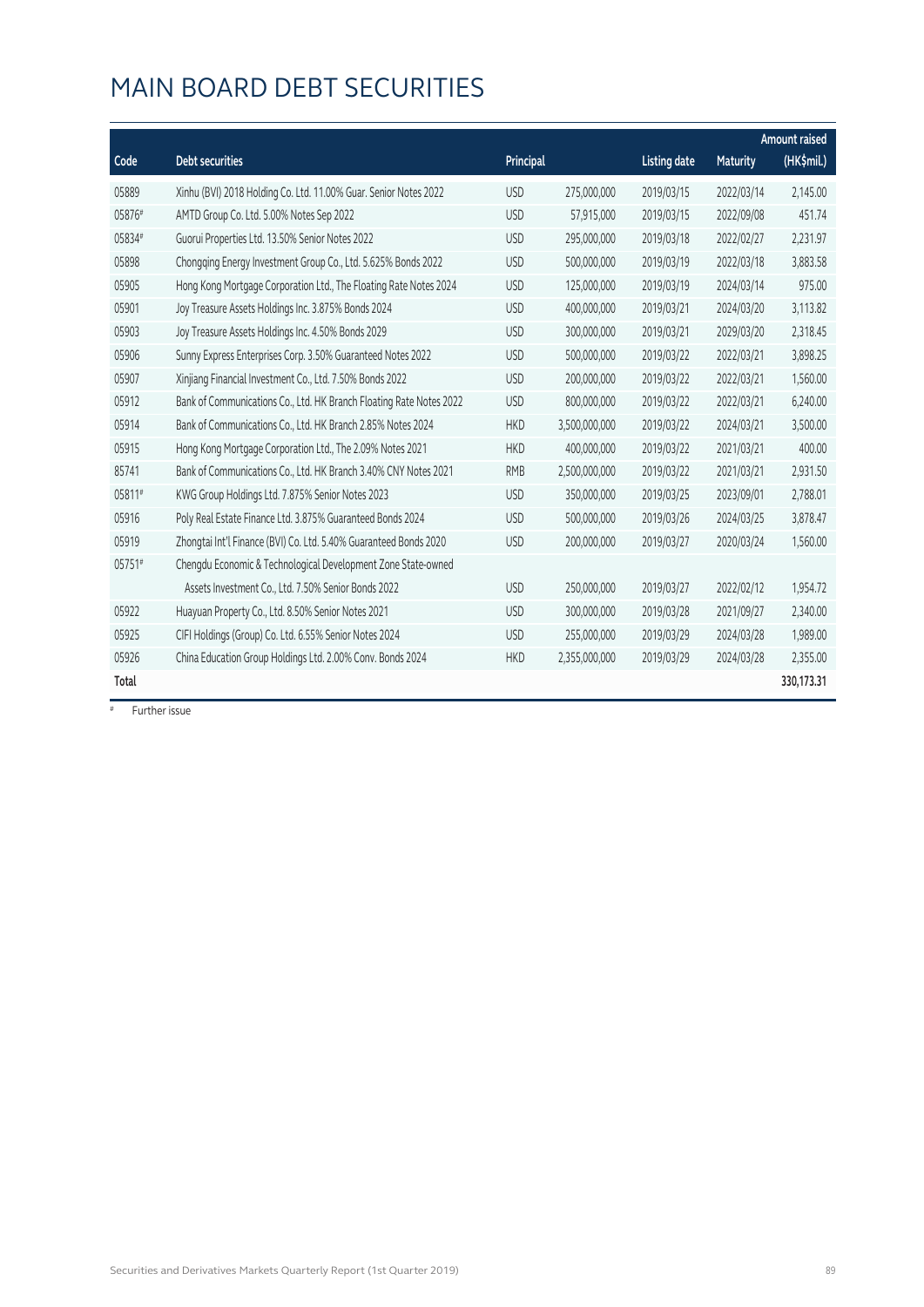# MAIN BOARD DEBT SECURITIES

| Code | Debt securities | Principal | | Listing date | Maturity | Amount raised (HK$mil.) |
|---|---|---|---|---|---|---|
| 05889 | Xinhu (BVI) 2018 Holding Co. Ltd. 11.00% Guar. Senior Notes 2022 | USD | 275,000,000 | 2019/03/15 | 2022/03/14 | 2,145.00 |
| 05876# | AMTD Group Co. Ltd. 5.00% Notes Sep 2022 | USD | 57,915,000 | 2019/03/15 | 2022/09/08 | 451.74 |
| 05834# | Guorui Properties Ltd. 13.50% Senior Notes 2022 | USD | 295,000,000 | 2019/03/18 | 2022/02/27 | 2,231.97 |
| 05898 | Chongqing Energy Investment Group Co., Ltd. 5.625% Bonds 2022 | USD | 500,000,000 | 2019/03/19 | 2022/03/18 | 3,883.58 |
| 05905 | Hong Kong Mortgage Corporation Ltd., The Floating Rate Notes 2024 | USD | 125,000,000 | 2019/03/19 | 2024/03/14 | 975.00 |
| 05901 | Joy Treasure Assets Holdings Inc. 3.875% Bonds 2024 | USD | 400,000,000 | 2019/03/21 | 2024/03/20 | 3,113.82 |
| 05903 | Joy Treasure Assets Holdings Inc. 4.50% Bonds 2029 | USD | 300,000,000 | 2019/03/21 | 2029/03/20 | 2,318.45 |
| 05906 | Sunny Express Enterprises Corp. 3.50% Guaranteed Notes 2022 | USD | 500,000,000 | 2019/03/22 | 2022/03/21 | 3,898.25 |
| 05907 | Xinjiang Financial Investment Co., Ltd. 7.50% Bonds 2022 | USD | 200,000,000 | 2019/03/22 | 2022/03/21 | 1,560.00 |
| 05912 | Bank of Communications Co., Ltd. HK Branch Floating Rate Notes 2022 | USD | 800,000,000 | 2019/03/22 | 2022/03/21 | 6,240.00 |
| 05914 | Bank of Communications Co., Ltd. HK Branch 2.85% Notes 2024 | HKD | 3,500,000,000 | 2019/03/22 | 2024/03/21 | 3,500.00 |
| 05915 | Hong Kong Mortgage Corporation Ltd., The 2.09% Notes 2021 | HKD | 400,000,000 | 2019/03/22 | 2021/03/21 | 400.00 |
| 85741 | Bank of Communications Co., Ltd. HK Branch 3.40% CNY Notes 2021 | RMB | 2,500,000,000 | 2019/03/22 | 2021/03/21 | 2,931.50 |
| 05811# | KWG Group Holdings Ltd. 7.875% Senior Notes 2023 | USD | 350,000,000 | 2019/03/25 | 2023/09/01 | 2,788.01 |
| 05916 | Poly Real Estate Finance Ltd. 3.875% Guaranteed Bonds 2024 | USD | 500,000,000 | 2019/03/26 | 2024/03/25 | 3,878.47 |
| 05919 | Zhongtai Int'l Finance (BVI) Co. Ltd. 5.40% Guaranteed Bonds 2020 | USD | 200,000,000 | 2019/03/27 | 2020/03/24 | 1,560.00 |
| 05751# | Chengdu Economic & Technological Development Zone State-owned Assets Investment Co., Ltd. 7.50% Senior Bonds 2022 | USD | 250,000,000 | 2019/03/27 | 2022/02/12 | 1,954.72 |
| 05922 | Huayuan Property Co., Ltd. 8.50% Senior Notes 2021 | USD | 300,000,000 | 2019/03/28 | 2021/09/27 | 2,340.00 |
| 05925 | CIFI Holdings (Group) Co. Ltd. 6.55% Senior Notes 2024 | USD | 255,000,000 | 2019/03/29 | 2024/03/28 | 1,989.00 |
| 05926 | China Education Group Holdings Ltd. 2.00% Conv. Bonds 2024 | HKD | 2,355,000,000 | 2019/03/29 | 2024/03/28 | 2,355.00 |
| **Total** | | | | | | **330,173.31** |

# Further issue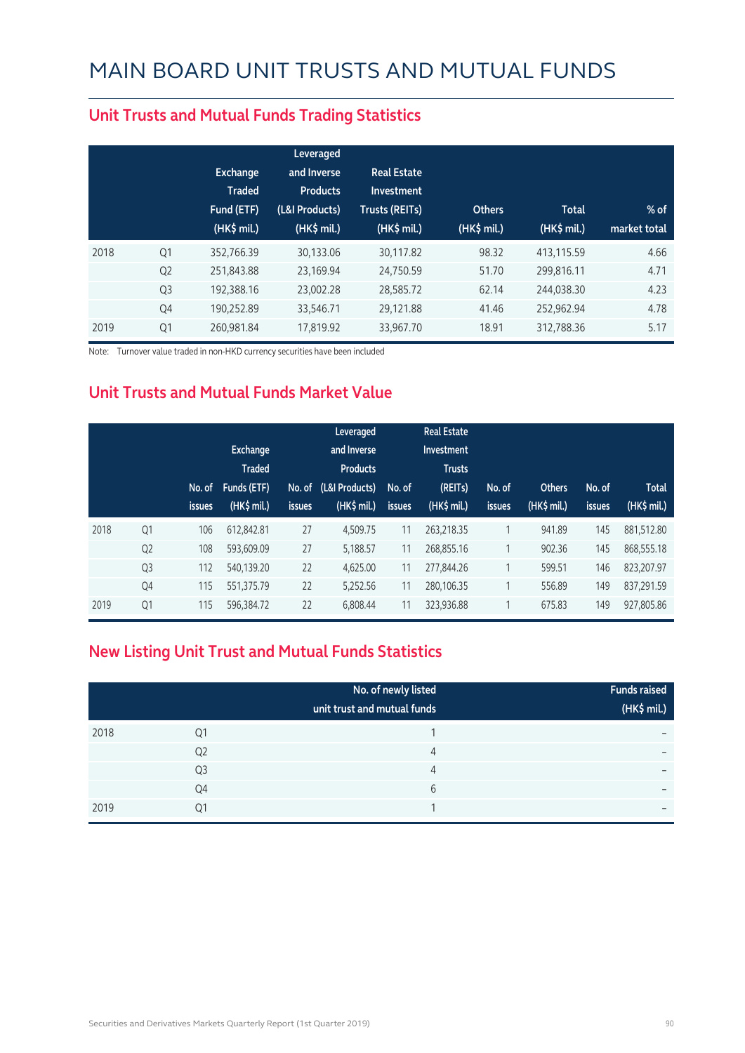# MAIN BOARD UNIT TRUSTS AND MUTUAL FUNDS

## Unit Trusts and Mutual Funds Trading Statistics

| | | Exchange Traded Fund (ETF) (HK$ mil.) | Leveraged and Inverse Products (L&I Products) (HK$ mil.) | Real Estate Investment Trusts (REITs) (HK$ mil.) | Others (HK$ mil.) | Total (HK$ mil.) | % of market total |
|---|---|---|---|---|---|---|---|
| 2018 | Q1 | 352,766.39 | 30,133.06 | 30,117.82 | 98.32 | 413,115.59 | 4.66 |
| | Q2 | 251,843.88 | 23,169.94 | 24,750.59 | 51.70 | 299,816.11 | 4.71 |
| | Q3 | 192,388.16 | 23,002.28 | 28,585.72 | 62.14 | 244,038.30 | 4.23 |
| | Q4 | 190,252.89 | 33,546.71 | 29,121.88 | 41.46 | 252,962.94 | 4.78 |
| 2019 | Q1 | 260,981.84 | 17,819.92 | 33,967.70 | 18.91 | 312,788.36 | 5.17 |

Note: Turnover value traded in non-HKD currency securities have been included

## Unit Trusts and Mutual Funds Market Value

| | | No. of issues | Exchange Traded Funds (ETF) (HK$ mil.) | No. of issues | Leveraged and Inverse Products (L&I Products) (HK$ mil.) | No. of issues | Real Estate Investment Trusts (REITs) (HK$ mil.) | No. of issues | Others (HK$ mil.) | No. of issues | Total (HK$ mil.) |
|---|---|---|---|---|---|---|---|---|---|---|---|
| 2018 | Q1 | 106 | 612,842.81 | 27 | 4,509.75 | 11 | 263,218.35 | 1 | 941.89 | 145 | 881,512.80 |
| | Q2 | 108 | 593,609.09 | 27 | 5,188.57 | 11 | 268,855.16 | 1 | 902.36 | 145 | 868,555.18 |
| | Q3 | 112 | 540,139.20 | 22 | 4,625.00 | 11 | 277,844.26 | 1 | 599.51 | 146 | 823,207.97 |
| | Q4 | 115 | 551,375.79 | 22 | 5,252.56 | 11 | 280,106.35 | 1 | 556.89 | 149 | 837,291.59 |
| 2019 | Q1 | 115 | 596,384.72 | 22 | 6,808.44 | 11 | 323,936.88 | 1 | 675.83 | 149 | 927,805.86 |

## New Listing Unit Trust and Mutual Funds Statistics

| | | No. of newly listed unit trust and mutual funds | Funds raised (HK$ mil.) |
|---|---|---|---|
| 2018 | Q1 | 1 | – |
| | Q2 | 4 | – |
| | Q3 | 4 | – |
| | Q4 | 6 | – |
| 2019 | Q1 | 1 | – |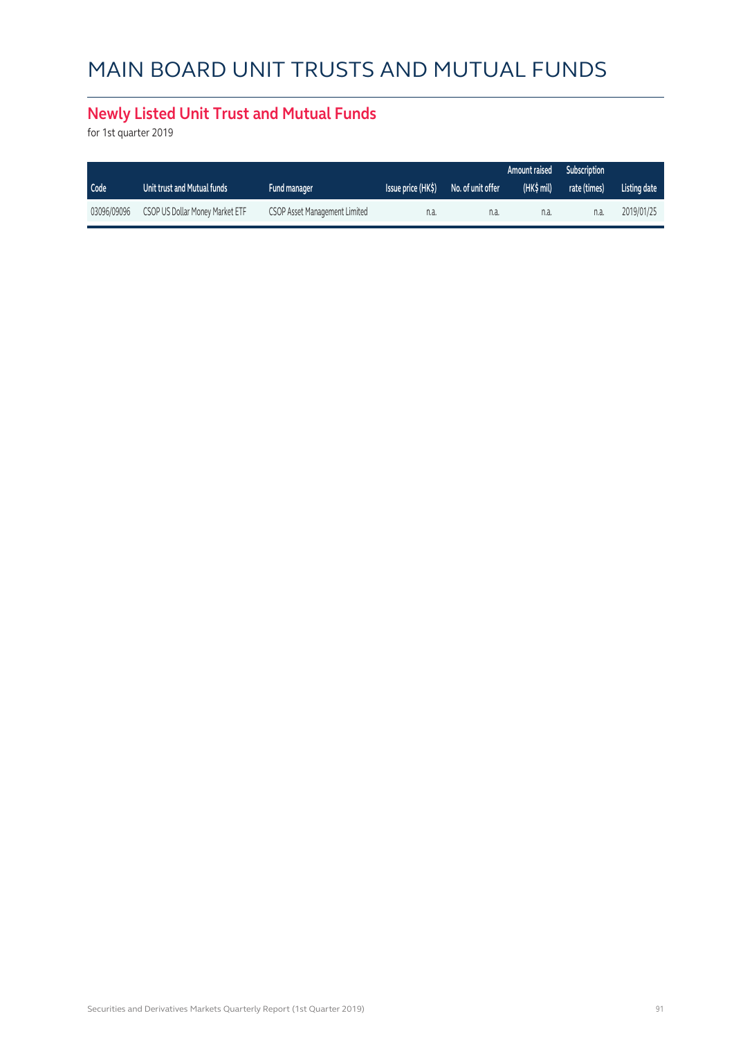# MAIN BOARD UNIT TRUSTS AND MUTUAL FUNDS

## Newly Listed Unit Trust and Mutual Funds

for 1st quarter 2019

| Code | Unit trust and Mutual funds | Fund manager | Issue price (HK$) | No. of unit offer | Amount raised (HK$ mil) | Subscription rate (times) | Listing date |
|---|---|---|---|---|---|---|---|
| 03096/09096 | CSOP US Dollar Money Market ETF | CSOP Asset Management Limited | n.a. | n.a. | n.a. | n.a. | 2019/01/25 |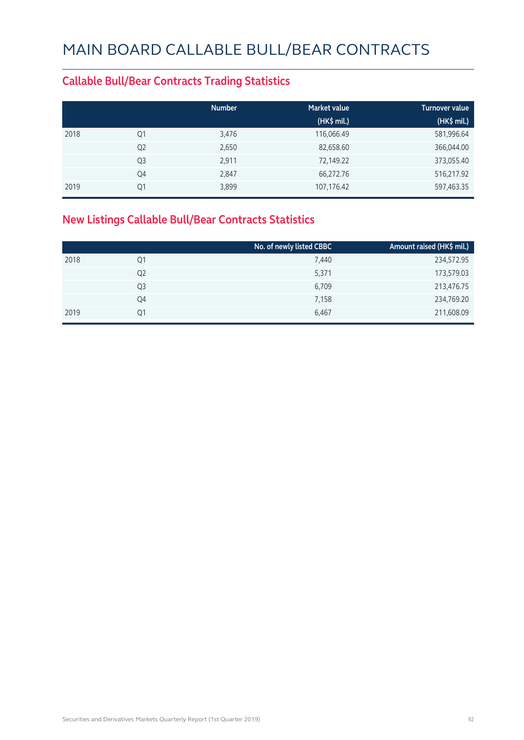# MAIN BOARD CALLABLE BULL/BEAR CONTRACTS

## Callable Bull/Bear Contracts Trading Statistics

| | | Number | Market value (HK$ mil.) | Turnover value (HK$ mil.) |
|---|---|---|---|---|
| 2018 | Q1 | 3,476 | 116,066.49 | 581,996.64 |
| | Q2 | 2,650 | 82,658.60 | 366,044.00 |
| | Q3 | 2,911 | 72,149.22 | 373,055.40 |
| | Q4 | 2,847 | 66,272.76 | 516,217.92 |
| 2019 | Q1 | 3,899 | 107,176.42 | 597,463.35 |

## New Listings Callable Bull/Bear Contracts Statistics

| | | No. of newly listed CBBC | Amount raised (HK$ mil.) |
|---|---|---|---|
| 2018 | Q1 | 7,440 | 234,572.95 |
| | Q2 | 5,371 | 173,579.03 |
| | Q3 | 6,709 | 213,476.75 |
| | Q4 | 7,158 | 234,769.20 |
| 2019 | Q1 | 6,467 | 211,608.09 |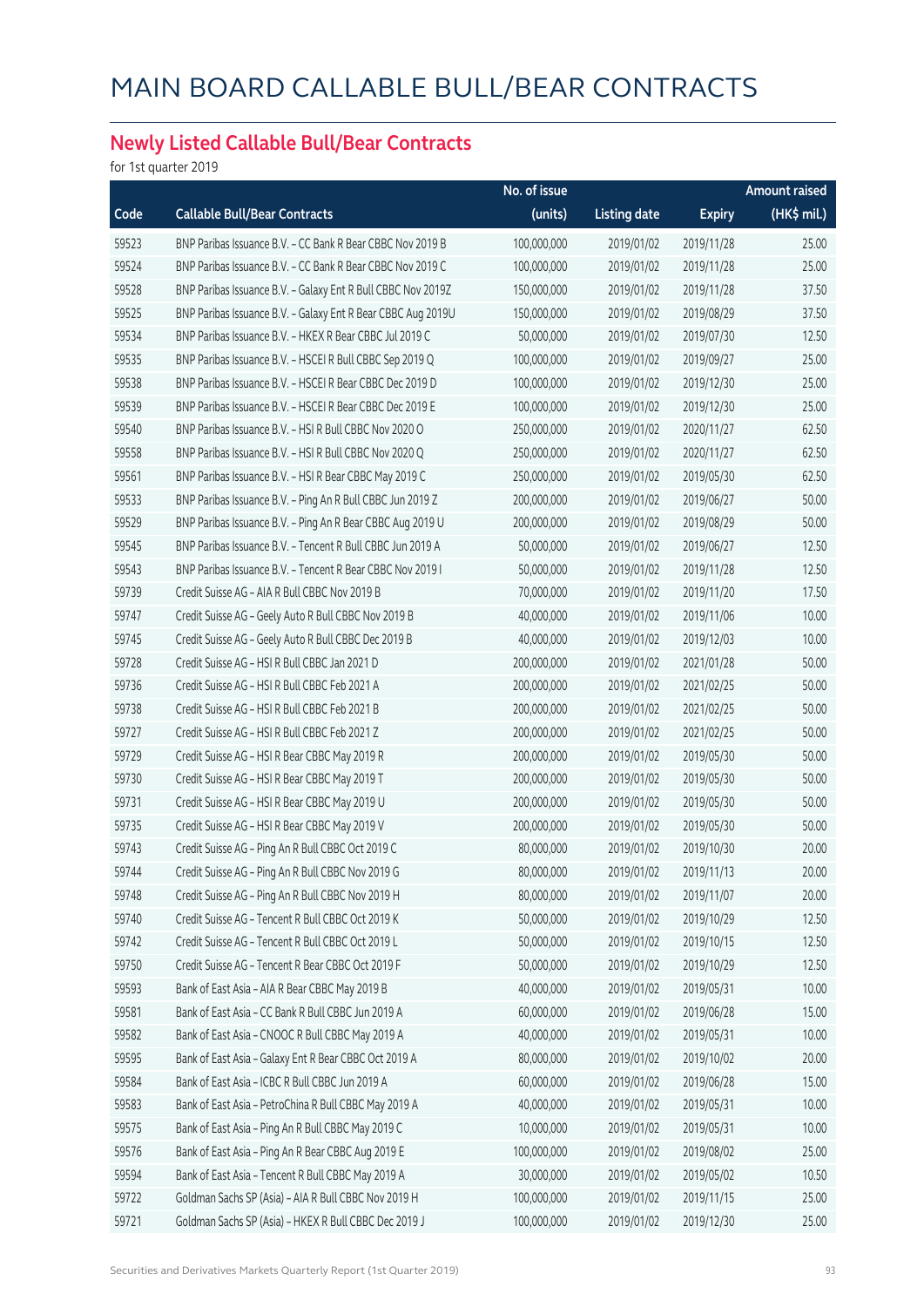# MAIN BOARD CALLABLE BULL/BEAR CONTRACTS

## Newly Listed Callable Bull/Bear Contracts

for 1st quarter 2019

| Code | Callable Bull/Bear Contracts | No. of issue (units) | Listing date | Expiry | Amount raised (HK$ mil.) |
|---|---|---|---|---|---|
| 59523 | BNP Paribas Issuance B.V. – CC Bank R Bear CBBC Nov 2019 B | 100,000,000 | 2019/01/02 | 2019/11/28 | 25.00 |
| 59524 | BNP Paribas Issuance B.V. – CC Bank R Bear CBBC Nov 2019 C | 100,000,000 | 2019/01/02 | 2019/11/28 | 25.00 |
| 59528 | BNP Paribas Issuance B.V. – Galaxy Ent R Bull CBBC Nov 2019Z | 150,000,000 | 2019/01/02 | 2019/11/28 | 37.50 |
| 59525 | BNP Paribas Issuance B.V. – Galaxy Ent R Bear CBBC Aug 2019U | 150,000,000 | 2019/01/02 | 2019/08/29 | 37.50 |
| 59534 | BNP Paribas Issuance B.V. – HKEX R Bear CBBC Jul 2019 C | 50,000,000 | 2019/01/02 | 2019/07/30 | 12.50 |
| 59535 | BNP Paribas Issuance B.V. – HSCEI R Bull CBBC Sep 2019 Q | 100,000,000 | 2019/01/02 | 2019/09/27 | 25.00 |
| 59538 | BNP Paribas Issuance B.V. – HSCEI R Bear CBBC Dec 2019 D | 100,000,000 | 2019/01/02 | 2019/12/30 | 25.00 |
| 59539 | BNP Paribas Issuance B.V. – HSCEI R Bear CBBC Dec 2019 E | 100,000,000 | 2019/01/02 | 2019/12/30 | 25.00 |
| 59540 | BNP Paribas Issuance B.V. – HSI R Bull CBBC Nov 2020 O | 250,000,000 | 2019/01/02 | 2020/11/27 | 62.50 |
| 59558 | BNP Paribas Issuance B.V. – HSI R Bull CBBC Nov 2020 Q | 250,000,000 | 2019/01/02 | 2020/11/27 | 62.50 |
| 59561 | BNP Paribas Issuance B.V. – HSI R Bear CBBC May 2019 C | 250,000,000 | 2019/01/02 | 2019/05/30 | 62.50 |
| 59533 | BNP Paribas Issuance B.V. – Ping An R Bull CBBC Jun 2019 Z | 200,000,000 | 2019/01/02 | 2019/06/27 | 50.00 |
| 59529 | BNP Paribas Issuance B.V. – Ping An R Bear CBBC Aug 2019 U | 200,000,000 | 2019/01/02 | 2019/08/29 | 50.00 |
| 59545 | BNP Paribas Issuance B.V. – Tencent R Bull CBBC Jun 2019 A | 50,000,000 | 2019/01/02 | 2019/06/27 | 12.50 |
| 59543 | BNP Paribas Issuance B.V. – Tencent R Bear CBBC Nov 2019 I | 50,000,000 | 2019/01/02 | 2019/11/28 | 12.50 |
| 59739 | Credit Suisse AG – AIA R Bull CBBC Nov 2019 B | 70,000,000 | 2019/01/02 | 2019/11/20 | 17.50 |
| 59747 | Credit Suisse AG – Geely Auto R Bull CBBC Nov 2019 B | 40,000,000 | 2019/01/02 | 2019/11/06 | 10.00 |
| 59745 | Credit Suisse AG – Geely Auto R Bull CBBC Dec 2019 B | 40,000,000 | 2019/01/02 | 2019/12/03 | 10.00 |
| 59728 | Credit Suisse AG – HSI R Bull CBBC Jan 2021 D | 200,000,000 | 2019/01/02 | 2021/01/28 | 50.00 |
| 59736 | Credit Suisse AG – HSI R Bull CBBC Feb 2021 A | 200,000,000 | 2019/01/02 | 2021/02/25 | 50.00 |
| 59738 | Credit Suisse AG – HSI R Bull CBBC Feb 2021 B | 200,000,000 | 2019/01/02 | 2021/02/25 | 50.00 |
| 59727 | Credit Suisse AG – HSI R Bull CBBC Feb 2021 Z | 200,000,000 | 2019/01/02 | 2021/02/25 | 50.00 |
| 59729 | Credit Suisse AG – HSI R Bear CBBC May 2019 R | 200,000,000 | 2019/01/02 | 2019/05/30 | 50.00 |
| 59730 | Credit Suisse AG – HSI R Bear CBBC May 2019 T | 200,000,000 | 2019/01/02 | 2019/05/30 | 50.00 |
| 59731 | Credit Suisse AG – HSI R Bear CBBC May 2019 U | 200,000,000 | 2019/01/02 | 2019/05/30 | 50.00 |
| 59735 | Credit Suisse AG – HSI R Bear CBBC May 2019 V | 200,000,000 | 2019/01/02 | 2019/05/30 | 50.00 |
| 59743 | Credit Suisse AG – Ping An R Bull CBBC Oct 2019 C | 80,000,000 | 2019/01/02 | 2019/10/30 | 20.00 |
| 59744 | Credit Suisse AG – Ping An R Bull CBBC Nov 2019 G | 80,000,000 | 2019/01/02 | 2019/11/13 | 20.00 |
| 59748 | Credit Suisse AG – Ping An R Bull CBBC Nov 2019 H | 80,000,000 | 2019/01/02 | 2019/11/07 | 20.00 |
| 59740 | Credit Suisse AG – Tencent R Bull CBBC Oct 2019 K | 50,000,000 | 2019/01/02 | 2019/10/29 | 12.50 |
| 59742 | Credit Suisse AG – Tencent R Bull CBBC Oct 2019 L | 50,000,000 | 2019/01/02 | 2019/10/15 | 12.50 |
| 59750 | Credit Suisse AG – Tencent R Bear CBBC Oct 2019 F | 50,000,000 | 2019/01/02 | 2019/10/29 | 12.50 |
| 59593 | Bank of East Asia – AIA R Bear CBBC May 2019 B | 40,000,000 | 2019/01/02 | 2019/05/31 | 10.00 |
| 59581 | Bank of East Asia – CC Bank R Bull CBBC Jun 2019 A | 60,000,000 | 2019/01/02 | 2019/06/28 | 15.00 |
| 59582 | Bank of East Asia – CNOOC R Bull CBBC May 2019 A | 40,000,000 | 2019/01/02 | 2019/05/31 | 10.00 |
| 59595 | Bank of East Asia – Galaxy Ent R Bear CBBC Oct 2019 A | 80,000,000 | 2019/01/02 | 2019/10/02 | 20.00 |
| 59584 | Bank of East Asia – ICBC R Bull CBBC Jun 2019 A | 60,000,000 | 2019/01/02 | 2019/06/28 | 15.00 |
| 59583 | Bank of East Asia – PetroChina R Bull CBBC May 2019 A | 40,000,000 | 2019/01/02 | 2019/05/31 | 10.00 |
| 59575 | Bank of East Asia – Ping An R Bull CBBC May 2019 C | 10,000,000 | 2019/01/02 | 2019/05/31 | 10.00 |
| 59576 | Bank of East Asia – Ping An R Bear CBBC Aug 2019 E | 100,000,000 | 2019/01/02 | 2019/08/02 | 25.00 |
| 59594 | Bank of East Asia – Tencent R Bull CBBC May 2019 A | 30,000,000 | 2019/01/02 | 2019/05/02 | 10.50 |
| 59722 | Goldman Sachs SP (Asia) – AIA R Bull CBBC Nov 2019 H | 100,000,000 | 2019/01/02 | 2019/11/15 | 25.00 |
| 59721 | Goldman Sachs SP (Asia) – HKEX R Bull CBBC Dec 2019 J | 100,000,000 | 2019/01/02 | 2019/12/30 | 25.00 |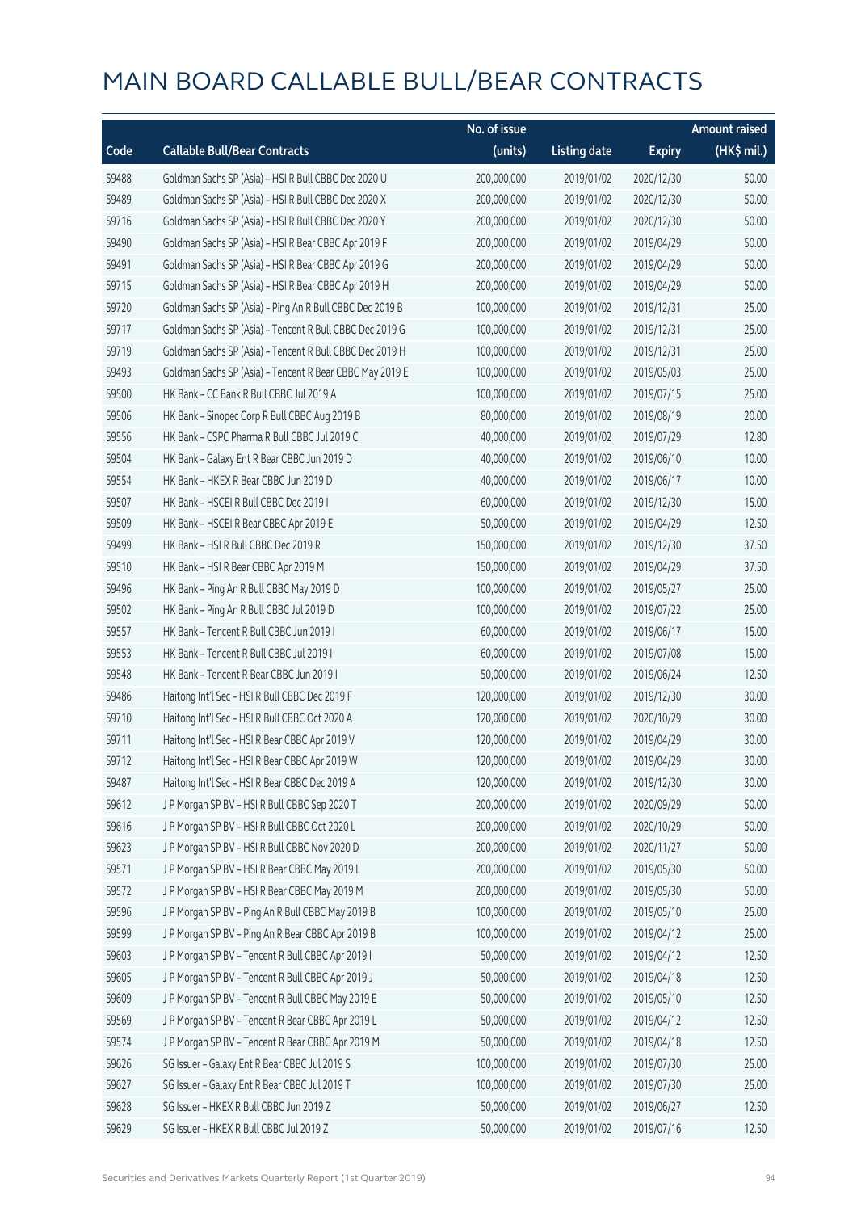# MAIN BOARD CALLABLE BULL/BEAR CONTRACTS

| Code | Callable Bull/Bear Contracts | No. of issue (units) | Listing date | Expiry | Amount raised (HK$ mil.) |
|---|---|---|---|---|---|
| 59488 | Goldman Sachs SP (Asia) – HSI R Bull CBBC Dec 2020 U | 200,000,000 | 2019/01/02 | 2020/12/30 | 50.00 |
| 59489 | Goldman Sachs SP (Asia) – HSI R Bull CBBC Dec 2020 X | 200,000,000 | 2019/01/02 | 2020/12/30 | 50.00 |
| 59716 | Goldman Sachs SP (Asia) – HSI R Bull CBBC Dec 2020 Y | 200,000,000 | 2019/01/02 | 2020/12/30 | 50.00 |
| 59490 | Goldman Sachs SP (Asia) – HSI R Bear CBBC Apr 2019 F | 200,000,000 | 2019/01/02 | 2019/04/29 | 50.00 |
| 59491 | Goldman Sachs SP (Asia) – HSI R Bear CBBC Apr 2019 G | 200,000,000 | 2019/01/02 | 2019/04/29 | 50.00 |
| 59715 | Goldman Sachs SP (Asia) – HSI R Bear CBBC Apr 2019 H | 200,000,000 | 2019/01/02 | 2019/04/29 | 50.00 |
| 59720 | Goldman Sachs SP (Asia) – Ping An R Bull CBBC Dec 2019 B | 100,000,000 | 2019/01/02 | 2019/12/31 | 25.00 |
| 59717 | Goldman Sachs SP (Asia) – Tencent R Bull CBBC Dec 2019 G | 100,000,000 | 2019/01/02 | 2019/12/31 | 25.00 |
| 59719 | Goldman Sachs SP (Asia) – Tencent R Bull CBBC Dec 2019 H | 100,000,000 | 2019/01/02 | 2019/12/31 | 25.00 |
| 59493 | Goldman Sachs SP (Asia) – Tencent R Bear CBBC May 2019 E | 100,000,000 | 2019/01/02 | 2019/05/03 | 25.00 |
| 59500 | HK Bank – CC Bank R Bull CBBC Jul 2019 A | 100,000,000 | 2019/01/02 | 2019/07/15 | 25.00 |
| 59506 | HK Bank – Sinopec Corp R Bull CBBC Aug 2019 B | 80,000,000 | 2019/01/02 | 2019/08/19 | 20.00 |
| 59556 | HK Bank – CSPC Pharma R Bull CBBC Jul 2019 C | 40,000,000 | 2019/01/02 | 2019/07/29 | 12.80 |
| 59504 | HK Bank – Galaxy Ent R Bear CBBC Jun 2019 D | 40,000,000 | 2019/01/02 | 2019/06/10 | 10.00 |
| 59554 | HK Bank – HKEX R Bear CBBC Jun 2019 D | 40,000,000 | 2019/01/02 | 2019/06/17 | 10.00 |
| 59507 | HK Bank – HSCEI R Bull CBBC Dec 2019 I | 60,000,000 | 2019/01/02 | 2019/12/30 | 15.00 |
| 59509 | HK Bank – HSCEI R Bear CBBC Apr 2019 E | 50,000,000 | 2019/01/02 | 2019/04/29 | 12.50 |
| 59499 | HK Bank – HSI R Bull CBBC Dec 2019 R | 150,000,000 | 2019/01/02 | 2019/12/30 | 37.50 |
| 59510 | HK Bank – HSI R Bear CBBC Apr 2019 M | 150,000,000 | 2019/01/02 | 2019/04/29 | 37.50 |
| 59496 | HK Bank – Ping An R Bull CBBC May 2019 D | 100,000,000 | 2019/01/02 | 2019/05/27 | 25.00 |
| 59502 | HK Bank – Ping An R Bull CBBC Jul 2019 D | 100,000,000 | 2019/01/02 | 2019/07/22 | 25.00 |
| 59557 | HK Bank – Tencent R Bull CBBC Jun 2019 I | 60,000,000 | 2019/01/02 | 2019/06/17 | 15.00 |
| 59553 | HK Bank – Tencent R Bull CBBC Jul 2019 I | 60,000,000 | 2019/01/02 | 2019/07/08 | 15.00 |
| 59548 | HK Bank – Tencent R Bear CBBC Jun 2019 I | 50,000,000 | 2019/01/02 | 2019/06/24 | 12.50 |
| 59486 | Haitong Int'l Sec – HSI R Bull CBBC Dec 2019 F | 120,000,000 | 2019/01/02 | 2019/12/30 | 30.00 |
| 59710 | Haitong Int'l Sec – HSI R Bull CBBC Oct 2020 A | 120,000,000 | 2019/01/02 | 2020/10/29 | 30.00 |
| 59711 | Haitong Int'l Sec – HSI R Bear CBBC Apr 2019 V | 120,000,000 | 2019/01/02 | 2019/04/29 | 30.00 |
| 59712 | Haitong Int'l Sec – HSI R Bear CBBC Apr 2019 W | 120,000,000 | 2019/01/02 | 2019/04/29 | 30.00 |
| 59487 | Haitong Int'l Sec – HSI R Bear CBBC Dec 2019 A | 120,000,000 | 2019/01/02 | 2019/12/30 | 30.00 |
| 59612 | J P Morgan SP BV – HSI R Bull CBBC Sep 2020 T | 200,000,000 | 2019/01/02 | 2020/09/29 | 50.00 |
| 59616 | J P Morgan SP BV – HSI R Bull CBBC Oct 2020 L | 200,000,000 | 2019/01/02 | 2020/10/29 | 50.00 |
| 59623 | J P Morgan SP BV – HSI R Bull CBBC Nov 2020 D | 200,000,000 | 2019/01/02 | 2020/11/27 | 50.00 |
| 59571 | J P Morgan SP BV – HSI R Bear CBBC May 2019 L | 200,000,000 | 2019/01/02 | 2019/05/30 | 50.00 |
| 59572 | J P Morgan SP BV – HSI R Bear CBBC May 2019 M | 200,000,000 | 2019/01/02 | 2019/05/30 | 50.00 |
| 59596 | J P Morgan SP BV – Ping An R Bull CBBC May 2019 B | 100,000,000 | 2019/01/02 | 2019/05/10 | 25.00 |
| 59599 | J P Morgan SP BV – Ping An R Bear CBBC Apr 2019 B | 100,000,000 | 2019/01/02 | 2019/04/12 | 25.00 |
| 59603 | J P Morgan SP BV – Tencent R Bull CBBC Apr 2019 I | 50,000,000 | 2019/01/02 | 2019/04/12 | 12.50 |
| 59605 | J P Morgan SP BV – Tencent R Bull CBBC Apr 2019 J | 50,000,000 | 2019/01/02 | 2019/04/18 | 12.50 |
| 59609 | J P Morgan SP BV – Tencent R Bull CBBC May 2019 E | 50,000,000 | 2019/01/02 | 2019/05/10 | 12.50 |
| 59569 | J P Morgan SP BV – Tencent R Bear CBBC Apr 2019 L | 50,000,000 | 2019/01/02 | 2019/04/12 | 12.50 |
| 59574 | J P Morgan SP BV – Tencent R Bear CBBC Apr 2019 M | 50,000,000 | 2019/01/02 | 2019/04/18 | 12.50 |
| 59626 | SG Issuer – Galaxy Ent R Bear CBBC Jul 2019 S | 100,000,000 | 2019/01/02 | 2019/07/30 | 25.00 |
| 59627 | SG Issuer – Galaxy Ent R Bear CBBC Jul 2019 T | 100,000,000 | 2019/01/02 | 2019/07/30 | 25.00 |
| 59628 | SG Issuer – HKEX R Bull CBBC Jun 2019 Z | 50,000,000 | 2019/01/02 | 2019/06/27 | 12.50 |
| 59629 | SG Issuer – HKEX R Bull CBBC Jul 2019 Z | 50,000,000 | 2019/01/02 | 2019/07/16 | 12.50 |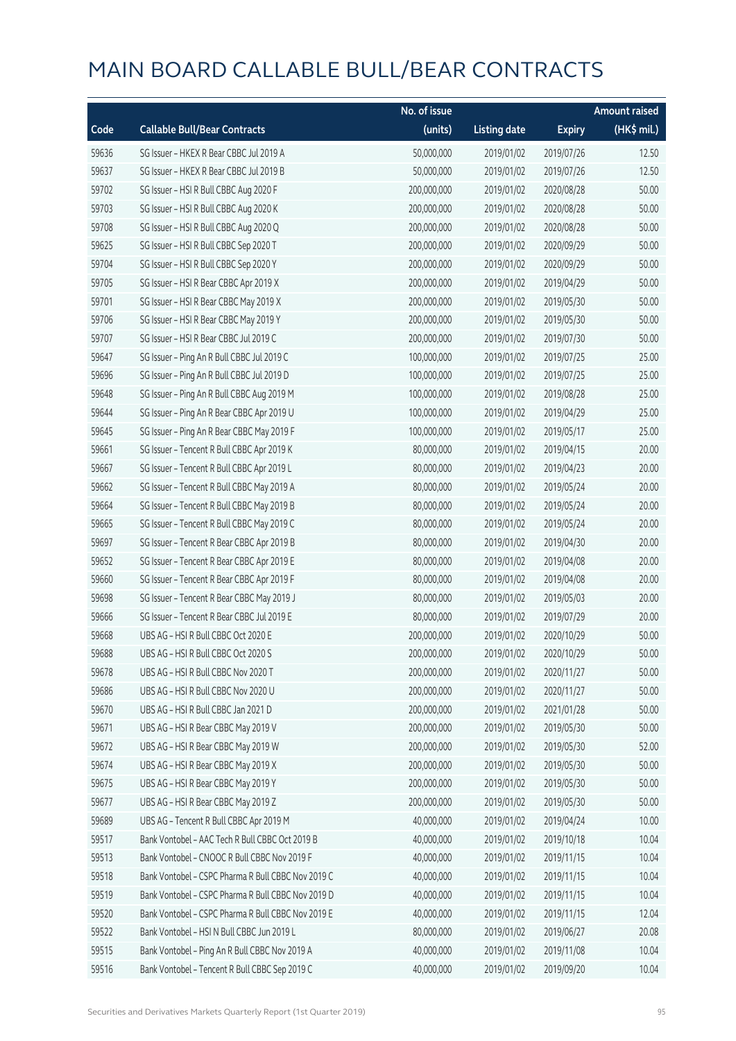# MAIN BOARD CALLABLE BULL/BEAR CONTRACTS

| Code | Callable Bull/Bear Contracts | No. of issue (units) | Listing date | Expiry | Amount raised (HK$ mil.) |
|---|---|---|---|---|---|
| 59636 | SG Issuer – HKEX R Bear CBBC Jul 2019 A | 50,000,000 | 2019/01/02 | 2019/07/26 | 12.50 |
| 59637 | SG Issuer – HKEX R Bear CBBC Jul 2019 B | 50,000,000 | 2019/01/02 | 2019/07/26 | 12.50 |
| 59702 | SG Issuer – HSI R Bull CBBC Aug 2020 F | 200,000,000 | 2019/01/02 | 2020/08/28 | 50.00 |
| 59703 | SG Issuer – HSI R Bull CBBC Aug 2020 K | 200,000,000 | 2019/01/02 | 2020/08/28 | 50.00 |
| 59708 | SG Issuer – HSI R Bull CBBC Aug 2020 Q | 200,000,000 | 2019/01/02 | 2020/08/28 | 50.00 |
| 59625 | SG Issuer – HSI R Bull CBBC Sep 2020 T | 200,000,000 | 2019/01/02 | 2020/09/29 | 50.00 |
| 59704 | SG Issuer – HSI R Bull CBBC Sep 2020 Y | 200,000,000 | 2019/01/02 | 2020/09/29 | 50.00 |
| 59705 | SG Issuer – HSI R Bear CBBC Apr 2019 X | 200,000,000 | 2019/01/02 | 2019/04/29 | 50.00 |
| 59701 | SG Issuer – HSI R Bear CBBC May 2019 X | 200,000,000 | 2019/01/02 | 2019/05/30 | 50.00 |
| 59706 | SG Issuer – HSI R Bear CBBC May 2019 Y | 200,000,000 | 2019/01/02 | 2019/05/30 | 50.00 |
| 59707 | SG Issuer – HSI R Bear CBBC Jul 2019 C | 200,000,000 | 2019/01/02 | 2019/07/30 | 50.00 |
| 59647 | SG Issuer – Ping An R Bull CBBC Jul 2019 C | 100,000,000 | 2019/01/02 | 2019/07/25 | 25.00 |
| 59696 | SG Issuer – Ping An R Bull CBBC Jul 2019 D | 100,000,000 | 2019/01/02 | 2019/07/25 | 25.00 |
| 59648 | SG Issuer – Ping An R Bull CBBC Aug 2019 M | 100,000,000 | 2019/01/02 | 2019/08/28 | 25.00 |
| 59644 | SG Issuer – Ping An R Bear CBBC Apr 2019 U | 100,000,000 | 2019/01/02 | 2019/04/29 | 25.00 |
| 59645 | SG Issuer – Ping An R Bear CBBC May 2019 F | 100,000,000 | 2019/01/02 | 2019/05/17 | 25.00 |
| 59661 | SG Issuer – Tencent R Bull CBBC Apr 2019 K | 80,000,000 | 2019/01/02 | 2019/04/15 | 20.00 |
| 59667 | SG Issuer – Tencent R Bull CBBC Apr 2019 L | 80,000,000 | 2019/01/02 | 2019/04/23 | 20.00 |
| 59662 | SG Issuer – Tencent R Bull CBBC May 2019 A | 80,000,000 | 2019/01/02 | 2019/05/24 | 20.00 |
| 59664 | SG Issuer – Tencent R Bull CBBC May 2019 B | 80,000,000 | 2019/01/02 | 2019/05/24 | 20.00 |
| 59665 | SG Issuer – Tencent R Bull CBBC May 2019 C | 80,000,000 | 2019/01/02 | 2019/05/24 | 20.00 |
| 59697 | SG Issuer – Tencent R Bear CBBC Apr 2019 B | 80,000,000 | 2019/01/02 | 2019/04/30 | 20.00 |
| 59652 | SG Issuer – Tencent R Bear CBBC Apr 2019 E | 80,000,000 | 2019/01/02 | 2019/04/08 | 20.00 |
| 59660 | SG Issuer – Tencent R Bear CBBC Apr 2019 F | 80,000,000 | 2019/01/02 | 2019/04/08 | 20.00 |
| 59698 | SG Issuer – Tencent R Bear CBBC May 2019 J | 80,000,000 | 2019/01/02 | 2019/05/03 | 20.00 |
| 59666 | SG Issuer – Tencent R Bear CBBC Jul 2019 E | 80,000,000 | 2019/01/02 | 2019/07/29 | 20.00 |
| 59668 | UBS AG – HSI R Bull CBBC Oct 2020 E | 200,000,000 | 2019/01/02 | 2020/10/29 | 50.00 |
| 59688 | UBS AG – HSI R Bull CBBC Oct 2020 S | 200,000,000 | 2019/01/02 | 2020/10/29 | 50.00 |
| 59678 | UBS AG – HSI R Bull CBBC Nov 2020 T | 200,000,000 | 2019/01/02 | 2020/11/27 | 50.00 |
| 59686 | UBS AG – HSI R Bull CBBC Nov 2020 U | 200,000,000 | 2019/01/02 | 2020/11/27 | 50.00 |
| 59670 | UBS AG – HSI R Bull CBBC Jan 2021 D | 200,000,000 | 2019/01/02 | 2021/01/28 | 50.00 |
| 59671 | UBS AG – HSI R Bear CBBC May 2019 V | 200,000,000 | 2019/01/02 | 2019/05/30 | 50.00 |
| 59672 | UBS AG – HSI R Bear CBBC May 2019 W | 200,000,000 | 2019/01/02 | 2019/05/30 | 52.00 |
| 59674 | UBS AG – HSI R Bear CBBC May 2019 X | 200,000,000 | 2019/01/02 | 2019/05/30 | 50.00 |
| 59675 | UBS AG – HSI R Bear CBBC May 2019 Y | 200,000,000 | 2019/01/02 | 2019/05/30 | 50.00 |
| 59677 | UBS AG – HSI R Bear CBBC May 2019 Z | 200,000,000 | 2019/01/02 | 2019/05/30 | 50.00 |
| 59689 | UBS AG – Tencent R Bull CBBC Apr 2019 M | 40,000,000 | 2019/01/02 | 2019/04/24 | 10.00 |
| 59517 | Bank Vontobel – AAC Tech R Bull CBBC Oct 2019 B | 40,000,000 | 2019/01/02 | 2019/10/18 | 10.04 |
| 59513 | Bank Vontobel – CNOOC R Bull CBBC Nov 2019 F | 40,000,000 | 2019/01/02 | 2019/11/15 | 10.04 |
| 59518 | Bank Vontobel – CSPC Pharma R Bull CBBC Nov 2019 C | 40,000,000 | 2019/01/02 | 2019/11/15 | 10.04 |
| 59519 | Bank Vontobel – CSPC Pharma R Bull CBBC Nov 2019 D | 40,000,000 | 2019/01/02 | 2019/11/15 | 10.04 |
| 59520 | Bank Vontobel – CSPC Pharma R Bull CBBC Nov 2019 E | 40,000,000 | 2019/01/02 | 2019/11/15 | 12.04 |
| 59522 | Bank Vontobel – HSI N Bull CBBC Jun 2019 L | 80,000,000 | 2019/01/02 | 2019/06/27 | 20.08 |
| 59515 | Bank Vontobel – Ping An R Bull CBBC Nov 2019 A | 40,000,000 | 2019/01/02 | 2019/11/08 | 10.04 |
| 59516 | Bank Vontobel – Tencent R Bull CBBC Sep 2019 C | 40,000,000 | 2019/01/02 | 2019/09/20 | 10.04 |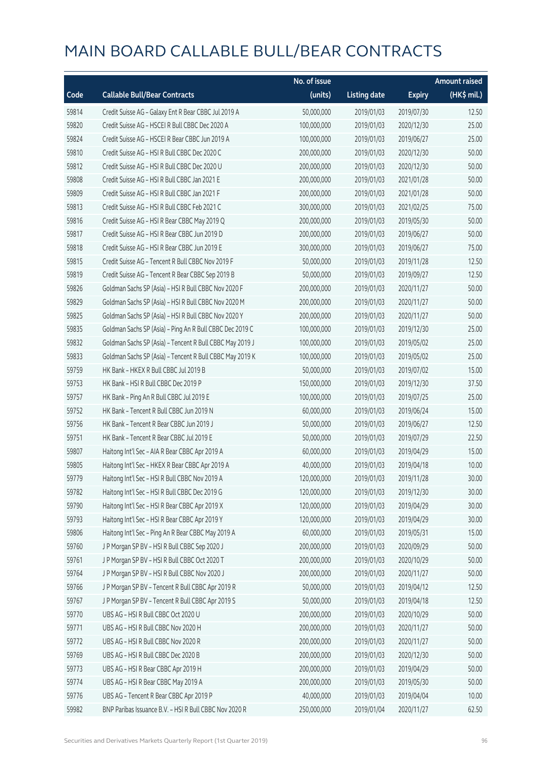# MAIN BOARD CALLABLE BULL/BEAR CONTRACTS

| Code | Callable Bull/Bear Contracts | No. of issue (units) | Listing date | Expiry | Amount raised (HK$ mil.) |
|---|---|---|---|---|---|
| 59814 | Credit Suisse AG – Galaxy Ent R Bear CBBC Jul 2019 A | 50,000,000 | 2019/01/03 | 2019/07/30 | 12.50 |
| 59820 | Credit Suisse AG – HSCEI R Bull CBBC Dec 2020 A | 100,000,000 | 2019/01/03 | 2020/12/30 | 25.00 |
| 59824 | Credit Suisse AG – HSCEI R Bear CBBC Jun 2019 A | 100,000,000 | 2019/01/03 | 2019/06/27 | 25.00 |
| 59810 | Credit Suisse AG – HSI R Bull CBBC Dec 2020 C | 200,000,000 | 2019/01/03 | 2020/12/30 | 50.00 |
| 59812 | Credit Suisse AG – HSI R Bull CBBC Dec 2020 U | 200,000,000 | 2019/01/03 | 2020/12/30 | 50.00 |
| 59808 | Credit Suisse AG – HSI R Bull CBBC Jan 2021 E | 200,000,000 | 2019/01/03 | 2021/01/28 | 50.00 |
| 59809 | Credit Suisse AG – HSI R Bull CBBC Jan 2021 F | 200,000,000 | 2019/01/03 | 2021/01/28 | 50.00 |
| 59813 | Credit Suisse AG – HSI R Bull CBBC Feb 2021 C | 300,000,000 | 2019/01/03 | 2021/02/25 | 75.00 |
| 59816 | Credit Suisse AG – HSI R Bear CBBC May 2019 Q | 200,000,000 | 2019/01/03 | 2019/05/30 | 50.00 |
| 59817 | Credit Suisse AG – HSI R Bear CBBC Jun 2019 D | 200,000,000 | 2019/01/03 | 2019/06/27 | 50.00 |
| 59818 | Credit Suisse AG – HSI R Bear CBBC Jun 2019 E | 300,000,000 | 2019/01/03 | 2019/06/27 | 75.00 |
| 59815 | Credit Suisse AG – Tencent R Bull CBBC Nov 2019 F | 50,000,000 | 2019/01/03 | 2019/11/28 | 12.50 |
| 59819 | Credit Suisse AG – Tencent R Bear CBBC Sep 2019 B | 50,000,000 | 2019/01/03 | 2019/09/27 | 12.50 |
| 59826 | Goldman Sachs SP (Asia) – HSI R Bull CBBC Nov 2020 F | 200,000,000 | 2019/01/03 | 2020/11/27 | 50.00 |
| 59829 | Goldman Sachs SP (Asia) – HSI R Bull CBBC Nov 2020 M | 200,000,000 | 2019/01/03 | 2020/11/27 | 50.00 |
| 59825 | Goldman Sachs SP (Asia) – HSI R Bull CBBC Nov 2020 Y | 200,000,000 | 2019/01/03 | 2020/11/27 | 50.00 |
| 59835 | Goldman Sachs SP (Asia) – Ping An R Bull CBBC Dec 2019 C | 100,000,000 | 2019/01/03 | 2019/12/30 | 25.00 |
| 59832 | Goldman Sachs SP (Asia) – Tencent R Bull CBBC May 2019 J | 100,000,000 | 2019/01/03 | 2019/05/02 | 25.00 |
| 59833 | Goldman Sachs SP (Asia) – Tencent R Bull CBBC May 2019 K | 100,000,000 | 2019/01/03 | 2019/05/02 | 25.00 |
| 59759 | HK Bank – HKEX R Bull CBBC Jul 2019 B | 50,000,000 | 2019/01/03 | 2019/07/02 | 15.00 |
| 59753 | HK Bank – HSI R Bull CBBC Dec 2019 P | 150,000,000 | 2019/01/03 | 2019/12/30 | 37.50 |
| 59757 | HK Bank – Ping An R Bull CBBC Jul 2019 E | 100,000,000 | 2019/01/03 | 2019/07/25 | 25.00 |
| 59752 | HK Bank – Tencent R Bull CBBC Jun 2019 N | 60,000,000 | 2019/01/03 | 2019/06/24 | 15.00 |
| 59756 | HK Bank – Tencent R Bear CBBC Jun 2019 J | 50,000,000 | 2019/01/03 | 2019/06/27 | 12.50 |
| 59751 | HK Bank – Tencent R Bear CBBC Jul 2019 E | 50,000,000 | 2019/01/03 | 2019/07/29 | 22.50 |
| 59807 | Haitong Int'l Sec – AIA R Bear CBBC Apr 2019 A | 60,000,000 | 2019/01/03 | 2019/04/29 | 15.00 |
| 59805 | Haitong Int'l Sec – HKEX R Bear CBBC Apr 2019 A | 40,000,000 | 2019/01/03 | 2019/04/18 | 10.00 |
| 59779 | Haitong Int'l Sec – HSI R Bull CBBC Nov 2019 A | 120,000,000 | 2019/01/03 | 2019/11/28 | 30.00 |
| 59782 | Haitong Int'l Sec – HSI R Bull CBBC Dec 2019 G | 120,000,000 | 2019/01/03 | 2019/12/30 | 30.00 |
| 59790 | Haitong Int'l Sec – HSI R Bear CBBC Apr 2019 X | 120,000,000 | 2019/01/03 | 2019/04/29 | 30.00 |
| 59793 | Haitong Int'l Sec – HSI R Bear CBBC Apr 2019 Y | 120,000,000 | 2019/01/03 | 2019/04/29 | 30.00 |
| 59806 | Haitong Int'l Sec – Ping An R Bear CBBC May 2019 A | 60,000,000 | 2019/01/03 | 2019/05/31 | 15.00 |
| 59760 | J P Morgan SP BV – HSI R Bull CBBC Sep 2020 J | 200,000,000 | 2019/01/03 | 2020/09/29 | 50.00 |
| 59761 | J P Morgan SP BV – HSI R Bull CBBC Oct 2020 T | 200,000,000 | 2019/01/03 | 2020/10/29 | 50.00 |
| 59764 | J P Morgan SP BV – HSI R Bull CBBC Nov 2020 J | 200,000,000 | 2019/01/03 | 2020/11/27 | 50.00 |
| 59766 | J P Morgan SP BV – Tencent R Bull CBBC Apr 2019 R | 50,000,000 | 2019/01/03 | 2019/04/12 | 12.50 |
| 59767 | J P Morgan SP BV – Tencent R Bull CBBC Apr 2019 S | 50,000,000 | 2019/01/03 | 2019/04/18 | 12.50 |
| 59770 | UBS AG – HSI R Bull CBBC Oct 2020 U | 200,000,000 | 2019/01/03 | 2020/10/29 | 50.00 |
| 59771 | UBS AG – HSI R Bull CBBC Nov 2020 H | 200,000,000 | 2019/01/03 | 2020/11/27 | 50.00 |
| 59772 | UBS AG – HSI R Bull CBBC Nov 2020 R | 200,000,000 | 2019/01/03 | 2020/11/27 | 50.00 |
| 59769 | UBS AG – HSI R Bull CBBC Dec 2020 B | 200,000,000 | 2019/01/03 | 2020/12/30 | 50.00 |
| 59773 | UBS AG – HSI R Bear CBBC Apr 2019 H | 200,000,000 | 2019/01/03 | 2019/04/29 | 50.00 |
| 59774 | UBS AG – HSI R Bear CBBC May 2019 A | 200,000,000 | 2019/01/03 | 2019/05/30 | 50.00 |
| 59776 | UBS AG – Tencent R Bear CBBC Apr 2019 P | 40,000,000 | 2019/01/03 | 2019/04/04 | 10.00 |
| 59982 | BNP Paribas Issuance B.V. – HSI R Bull CBBC Nov 2020 R | 250,000,000 | 2019/01/04 | 2020/11/27 | 62.50 |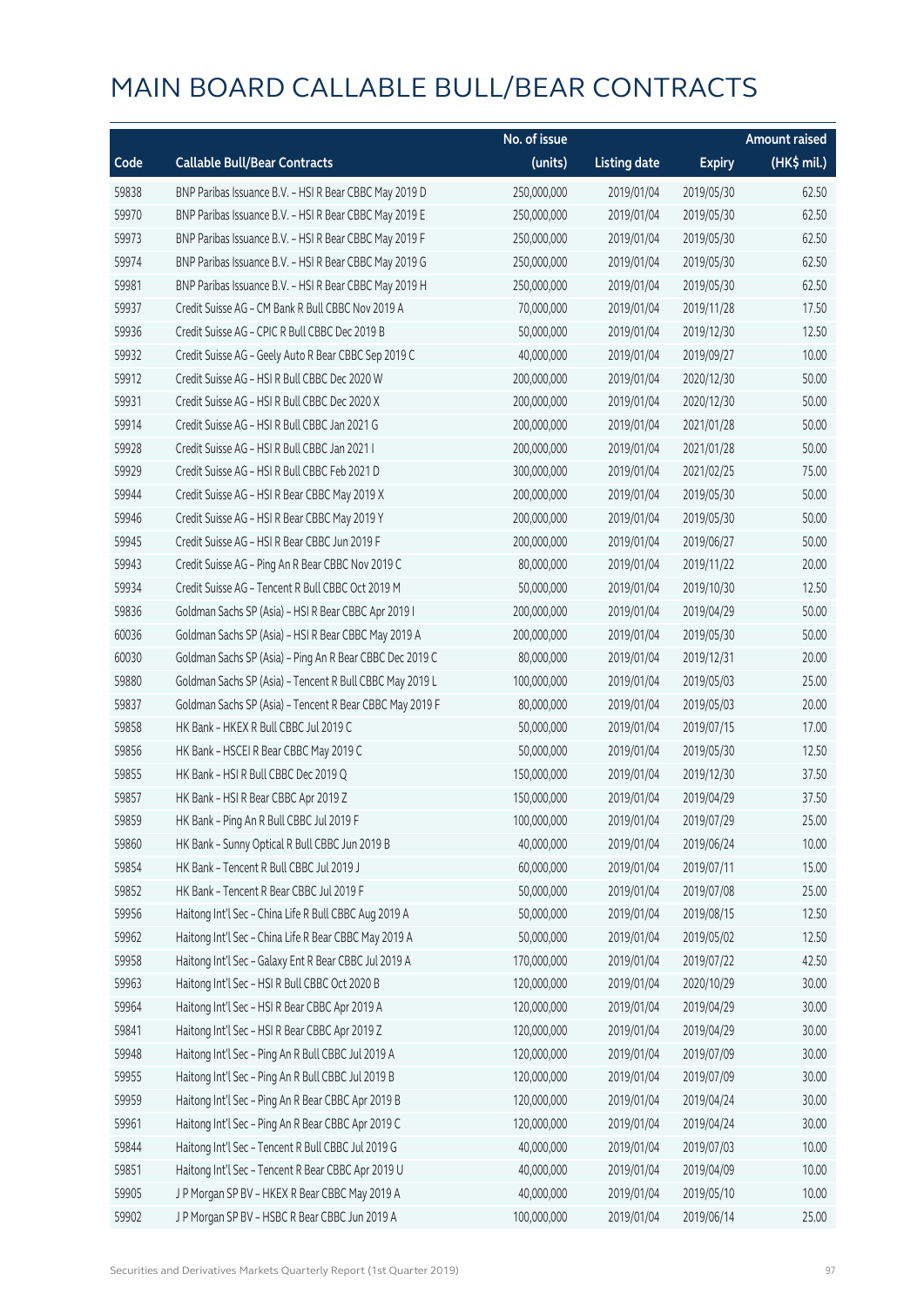# MAIN BOARD CALLABLE BULL/BEAR CONTRACTS

| Code | Callable Bull/Bear Contracts | No. of issue (units) | Listing date | Expiry | Amount raised (HK$ mil.) |
|---|---|---|---|---|---|
| 59838 | BNP Paribas Issuance B.V. – HSI R Bear CBBC May 2019 D | 250,000,000 | 2019/01/04 | 2019/05/30 | 62.50 |
| 59970 | BNP Paribas Issuance B.V. – HSI R Bear CBBC May 2019 E | 250,000,000 | 2019/01/04 | 2019/05/30 | 62.50 |
| 59973 | BNP Paribas Issuance B.V. – HSI R Bear CBBC May 2019 F | 250,000,000 | 2019/01/04 | 2019/05/30 | 62.50 |
| 59974 | BNP Paribas Issuance B.V. – HSI R Bear CBBC May 2019 G | 250,000,000 | 2019/01/04 | 2019/05/30 | 62.50 |
| 59981 | BNP Paribas Issuance B.V. – HSI R Bear CBBC May 2019 H | 250,000,000 | 2019/01/04 | 2019/05/30 | 62.50 |
| 59937 | Credit Suisse AG – CM Bank R Bull CBBC Nov 2019 A | 70,000,000 | 2019/01/04 | 2019/11/28 | 17.50 |
| 59936 | Credit Suisse AG – CPIC R Bull CBBC Dec 2019 B | 50,000,000 | 2019/01/04 | 2019/12/30 | 12.50 |
| 59932 | Credit Suisse AG – Geely Auto R Bear CBBC Sep 2019 C | 40,000,000 | 2019/01/04 | 2019/09/27 | 10.00 |
| 59912 | Credit Suisse AG – HSI R Bull CBBC Dec 2020 W | 200,000,000 | 2019/01/04 | 2020/12/30 | 50.00 |
| 59931 | Credit Suisse AG – HSI R Bull CBBC Dec 2020 X | 200,000,000 | 2019/01/04 | 2020/12/30 | 50.00 |
| 59914 | Credit Suisse AG – HSI R Bull CBBC Jan 2021 G | 200,000,000 | 2019/01/04 | 2021/01/28 | 50.00 |
| 59928 | Credit Suisse AG – HSI R Bull CBBC Jan 2021 I | 200,000,000 | 2019/01/04 | 2021/01/28 | 50.00 |
| 59929 | Credit Suisse AG – HSI R Bull CBBC Feb 2021 D | 300,000,000 | 2019/01/04 | 2021/02/25 | 75.00 |
| 59944 | Credit Suisse AG – HSI R Bear CBBC May 2019 X | 200,000,000 | 2019/01/04 | 2019/05/30 | 50.00 |
| 59946 | Credit Suisse AG – HSI R Bear CBBC May 2019 Y | 200,000,000 | 2019/01/04 | 2019/05/30 | 50.00 |
| 59945 | Credit Suisse AG – HSI R Bear CBBC Jun 2019 F | 200,000,000 | 2019/01/04 | 2019/06/27 | 50.00 |
| 59943 | Credit Suisse AG – Ping An R Bear CBBC Nov 2019 C | 80,000,000 | 2019/01/04 | 2019/11/22 | 20.00 |
| 59934 | Credit Suisse AG – Tencent R Bull CBBC Oct 2019 M | 50,000,000 | 2019/01/04 | 2019/10/30 | 12.50 |
| 59836 | Goldman Sachs SP (Asia) – HSI R Bear CBBC Apr 2019 I | 200,000,000 | 2019/01/04 | 2019/04/29 | 50.00 |
| 60036 | Goldman Sachs SP (Asia) – HSI R Bear CBBC May 2019 A | 200,000,000 | 2019/01/04 | 2019/05/30 | 50.00 |
| 60030 | Goldman Sachs SP (Asia) – Ping An R Bear CBBC Dec 2019 C | 80,000,000 | 2019/01/04 | 2019/12/31 | 20.00 |
| 59880 | Goldman Sachs SP (Asia) – Tencent R Bull CBBC May 2019 L | 100,000,000 | 2019/01/04 | 2019/05/03 | 25.00 |
| 59837 | Goldman Sachs SP (Asia) – Tencent R Bear CBBC May 2019 F | 80,000,000 | 2019/01/04 | 2019/05/03 | 20.00 |
| 59858 | HK Bank – HKEX R Bull CBBC Jul 2019 C | 50,000,000 | 2019/01/04 | 2019/07/15 | 17.00 |
| 59856 | HK Bank – HSCEI R Bear CBBC May 2019 C | 50,000,000 | 2019/01/04 | 2019/05/30 | 12.50 |
| 59855 | HK Bank – HSI R Bull CBBC Dec 2019 Q | 150,000,000 | 2019/01/04 | 2019/12/30 | 37.50 |
| 59857 | HK Bank – HSI R Bear CBBC Apr 2019 Z | 150,000,000 | 2019/01/04 | 2019/04/29 | 37.50 |
| 59859 | HK Bank – Ping An R Bull CBBC Jul 2019 F | 100,000,000 | 2019/01/04 | 2019/07/29 | 25.00 |
| 59860 | HK Bank – Sunny Optical R Bull CBBC Jun 2019 B | 40,000,000 | 2019/01/04 | 2019/06/24 | 10.00 |
| 59854 | HK Bank – Tencent R Bull CBBC Jul 2019 J | 60,000,000 | 2019/01/04 | 2019/07/11 | 15.00 |
| 59852 | HK Bank – Tencent R Bear CBBC Jul 2019 F | 50,000,000 | 2019/01/04 | 2019/07/08 | 25.00 |
| 59956 | Haitong Int'l Sec – China Life R Bull CBBC Aug 2019 A | 50,000,000 | 2019/01/04 | 2019/08/15 | 12.50 |
| 59962 | Haitong Int'l Sec – China Life R Bear CBBC May 2019 A | 50,000,000 | 2019/01/04 | 2019/05/02 | 12.50 |
| 59958 | Haitong Int'l Sec – Galaxy Ent R Bear CBBC Jul 2019 A | 170,000,000 | 2019/01/04 | 2019/07/22 | 42.50 |
| 59963 | Haitong Int'l Sec – HSI R Bull CBBC Oct 2020 B | 120,000,000 | 2019/01/04 | 2020/10/29 | 30.00 |
| 59964 | Haitong Int'l Sec – HSI R Bear CBBC Apr 2019 A | 120,000,000 | 2019/01/04 | 2019/04/29 | 30.00 |
| 59841 | Haitong Int'l Sec – HSI R Bear CBBC Apr 2019 Z | 120,000,000 | 2019/01/04 | 2019/04/29 | 30.00 |
| 59948 | Haitong Int'l Sec – Ping An R Bull CBBC Jul 2019 A | 120,000,000 | 2019/01/04 | 2019/07/09 | 30.00 |
| 59955 | Haitong Int'l Sec – Ping An R Bull CBBC Jul 2019 B | 120,000,000 | 2019/01/04 | 2019/07/09 | 30.00 |
| 59959 | Haitong Int'l Sec – Ping An R Bear CBBC Apr 2019 B | 120,000,000 | 2019/01/04 | 2019/04/24 | 30.00 |
| 59961 | Haitong Int'l Sec – Ping An R Bear CBBC Apr 2019 C | 120,000,000 | 2019/01/04 | 2019/04/24 | 30.00 |
| 59844 | Haitong Int'l Sec – Tencent R Bull CBBC Jul 2019 G | 40,000,000 | 2019/01/04 | 2019/07/03 | 10.00 |
| 59851 | Haitong Int'l Sec – Tencent R Bear CBBC Apr 2019 U | 40,000,000 | 2019/01/04 | 2019/04/09 | 10.00 |
| 59905 | J P Morgan SP BV – HKEX R Bear CBBC May 2019 A | 40,000,000 | 2019/01/04 | 2019/05/10 | 10.00 |
| 59902 | J P Morgan SP BV – HSBC R Bear CBBC Jun 2019 A | 100,000,000 | 2019/01/04 | 2019/06/14 | 25.00 |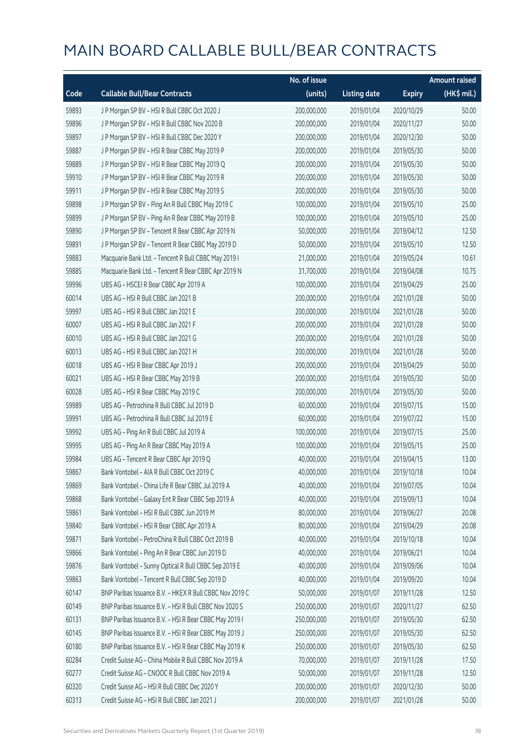# MAIN BOARD CALLABLE BULL/BEAR CONTRACTS

| Code | Callable Bull/Bear Contracts | No. of issue (units) | Listing date | Expiry | Amount raised (HK$ mil.) |
|---|---|---|---|---|---|
| 59893 | J P Morgan SP BV – HSI R Bull CBBC Oct 2020 J | 200,000,000 | 2019/01/04 | 2020/10/29 | 50.00 |
| 59896 | J P Morgan SP BV – HSI R Bull CBBC Nov 2020 B | 200,000,000 | 2019/01/04 | 2020/11/27 | 50.00 |
| 59897 | J P Morgan SP BV – HSI R Bull CBBC Dec 2020 Y | 200,000,000 | 2019/01/04 | 2020/12/30 | 50.00 |
| 59887 | J P Morgan SP BV – HSI R Bear CBBC May 2019 P | 200,000,000 | 2019/01/04 | 2019/05/30 | 50.00 |
| 59889 | J P Morgan SP BV – HSI R Bear CBBC May 2019 Q | 200,000,000 | 2019/01/04 | 2019/05/30 | 50.00 |
| 59910 | J P Morgan SP BV – HSI R Bear CBBC May 2019 R | 200,000,000 | 2019/01/04 | 2019/05/30 | 50.00 |
| 59911 | J P Morgan SP BV – HSI R Bear CBBC May 2019 S | 200,000,000 | 2019/01/04 | 2019/05/30 | 50.00 |
| 59898 | J P Morgan SP BV – Ping An R Bull CBBC May 2019 C | 100,000,000 | 2019/01/04 | 2019/05/10 | 25.00 |
| 59899 | J P Morgan SP BV – Ping An R Bear CBBC May 2019 B | 100,000,000 | 2019/01/04 | 2019/05/10 | 25.00 |
| 59890 | J P Morgan SP BV – Tencent R Bear CBBC Apr 2019 N | 50,000,000 | 2019/01/04 | 2019/04/12 | 12.50 |
| 59891 | J P Morgan SP BV – Tencent R Bear CBBC May 2019 D | 50,000,000 | 2019/01/04 | 2019/05/10 | 12.50 |
| 59883 | Macquarie Bank Ltd. – Tencent R Bull CBBC May 2019 I | 21,000,000 | 2019/01/04 | 2019/05/24 | 10.61 |
| 59885 | Macquarie Bank Ltd. – Tencent R Bear CBBC Apr 2019 N | 31,700,000 | 2019/01/04 | 2019/04/08 | 10.75 |
| 59996 | UBS AG – HSCEI R Bear CBBC Apr 2019 A | 100,000,000 | 2019/01/04 | 2019/04/29 | 25.00 |
| 60014 | UBS AG – HSI R Bull CBBC Jan 2021 B | 200,000,000 | 2019/01/04 | 2021/01/28 | 50.00 |
| 59997 | UBS AG – HSI R Bull CBBC Jan 2021 E | 200,000,000 | 2019/01/04 | 2021/01/28 | 50.00 |
| 60007 | UBS AG – HSI R Bull CBBC Jan 2021 F | 200,000,000 | 2019/01/04 | 2021/01/28 | 50.00 |
| 60010 | UBS AG – HSI R Bull CBBC Jan 2021 G | 200,000,000 | 2019/01/04 | 2021/01/28 | 50.00 |
| 60013 | UBS AG – HSI R Bull CBBC Jan 2021 H | 200,000,000 | 2019/01/04 | 2021/01/28 | 50.00 |
| 60018 | UBS AG – HSI R Bear CBBC Apr 2019 J | 200,000,000 | 2019/01/04 | 2019/04/29 | 50.00 |
| 60021 | UBS AG – HSI R Bear CBBC May 2019 B | 200,000,000 | 2019/01/04 | 2019/05/30 | 50.00 |
| 60028 | UBS AG – HSI R Bear CBBC May 2019 C | 200,000,000 | 2019/01/04 | 2019/05/30 | 50.00 |
| 59989 | UBS AG – Petrochina R Bull CBBC Jul 2019 D | 60,000,000 | 2019/01/04 | 2019/07/15 | 15.00 |
| 59991 | UBS AG – Petrochina R Bull CBBC Jul 2019 E | 60,000,000 | 2019/01/04 | 2019/07/22 | 15.00 |
| 59992 | UBS AG – Ping An R Bull CBBC Jul 2019 A | 100,000,000 | 2019/01/04 | 2019/07/15 | 25.00 |
| 59995 | UBS AG – Ping An R Bear CBBC May 2019 A | 100,000,000 | 2019/01/04 | 2019/05/15 | 25.00 |
| 59984 | UBS AG – Tencent R Bear CBBC Apr 2019 Q | 40,000,000 | 2019/01/04 | 2019/04/15 | 13.00 |
| 59867 | Bank Vontobel – AIA R Bull CBBC Oct 2019 C | 40,000,000 | 2019/01/04 | 2019/10/18 | 10.04 |
| 59869 | Bank Vontobel – China Life R Bear CBBC Jul 2019 A | 40,000,000 | 2019/01/04 | 2019/07/05 | 10.04 |
| 59868 | Bank Vontobel – Galaxy Ent R Bear CBBC Sep 2019 A | 40,000,000 | 2019/01/04 | 2019/09/13 | 10.04 |
| 59861 | Bank Vontobel – HSI R Bull CBBC Jun 2019 M | 80,000,000 | 2019/01/04 | 2019/06/27 | 20.08 |
| 59840 | Bank Vontobel – HSI R Bear CBBC Apr 2019 A | 80,000,000 | 2019/01/04 | 2019/04/29 | 20.08 |
| 59871 | Bank Vontobel – PetroChina R Bull CBBC Oct 2019 B | 40,000,000 | 2019/01/04 | 2019/10/18 | 10.04 |
| 59866 | Bank Vontobel – Ping An R Bear CBBC Jun 2019 D | 40,000,000 | 2019/01/04 | 2019/06/21 | 10.04 |
| 59876 | Bank Vontobel – Sunny Optical R Bull CBBC Sep 2019 E | 40,000,000 | 2019/01/04 | 2019/09/06 | 10.04 |
| 59863 | Bank Vontobel – Tencent R Bull CBBC Sep 2019 D | 40,000,000 | 2019/01/04 | 2019/09/20 | 10.04 |
| 60147 | BNP Paribas Issuance B.V. – HKEX R Bull CBBC Nov 2019 C | 50,000,000 | 2019/01/07 | 2019/11/28 | 12.50 |
| 60149 | BNP Paribas Issuance B.V. – HSI R Bull CBBC Nov 2020 S | 250,000,000 | 2019/01/07 | 2020/11/27 | 62.50 |
| 60131 | BNP Paribas Issuance B.V. – HSI R Bear CBBC May 2019 I | 250,000,000 | 2019/01/07 | 2019/05/30 | 62.50 |
| 60145 | BNP Paribas Issuance B.V. – HSI R Bear CBBC May 2019 J | 250,000,000 | 2019/01/07 | 2019/05/30 | 62.50 |
| 60180 | BNP Paribas Issuance B.V. – HSI R Bear CBBC May 2019 K | 250,000,000 | 2019/01/07 | 2019/05/30 | 62.50 |
| 60284 | Credit Suisse AG – China Mobile R Bull CBBC Nov 2019 A | 70,000,000 | 2019/01/07 | 2019/11/28 | 17.50 |
| 60277 | Credit Suisse AG – CNOOC R Bull CBBC Nov 2019 A | 50,000,000 | 2019/01/07 | 2019/11/28 | 12.50 |
| 60320 | Credit Suisse AG – HSI R Bull CBBC Dec 2020 Y | 200,000,000 | 2019/01/07 | 2020/12/30 | 50.00 |
| 60313 | Credit Suisse AG – HSI R Bull CBBC Jan 2021 J | 200,000,000 | 2019/01/07 | 2021/01/28 | 50.00 |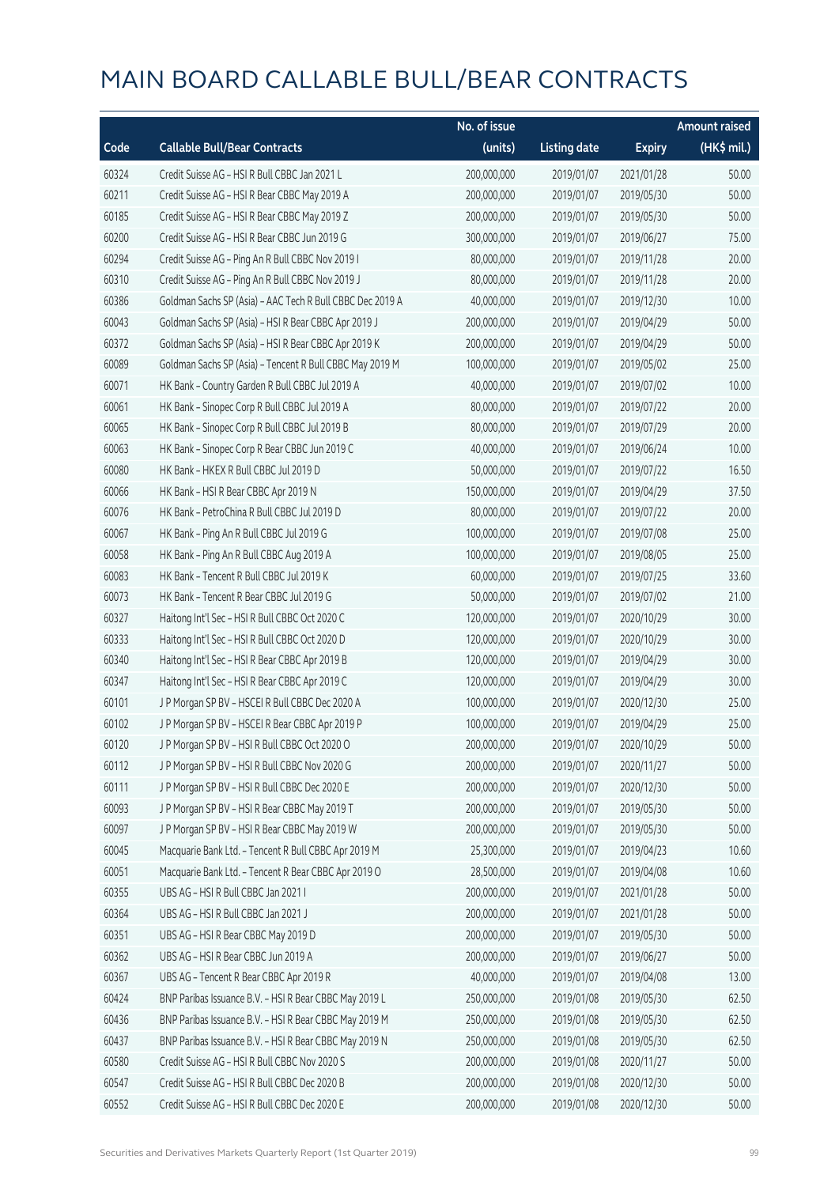# MAIN BOARD CALLABLE BULL/BEAR CONTRACTS

| Code | Callable Bull/Bear Contracts | No. of issue (units) | Listing date | Expiry | Amount raised (HK$ mil.) |
|---|---|---|---|---|---|
| 60324 | Credit Suisse AG – HSI R Bull CBBC Jan 2021 L | 200,000,000 | 2019/01/07 | 2021/01/28 | 50.00 |
| 60211 | Credit Suisse AG – HSI R Bear CBBC May 2019 A | 200,000,000 | 2019/01/07 | 2019/05/30 | 50.00 |
| 60185 | Credit Suisse AG – HSI R Bear CBBC May 2019 Z | 200,000,000 | 2019/01/07 | 2019/05/30 | 50.00 |
| 60200 | Credit Suisse AG – HSI R Bear CBBC Jun 2019 G | 300,000,000 | 2019/01/07 | 2019/06/27 | 75.00 |
| 60294 | Credit Suisse AG – Ping An R Bull CBBC Nov 2019 I | 80,000,000 | 2019/01/07 | 2019/11/28 | 20.00 |
| 60310 | Credit Suisse AG – Ping An R Bull CBBC Nov 2019 J | 80,000,000 | 2019/01/07 | 2019/11/28 | 20.00 |
| 60386 | Goldman Sachs SP (Asia) – AAC Tech R Bull CBBC Dec 2019 A | 40,000,000 | 2019/01/07 | 2019/12/30 | 10.00 |
| 60043 | Goldman Sachs SP (Asia) – HSI R Bear CBBC Apr 2019 J | 200,000,000 | 2019/01/07 | 2019/04/29 | 50.00 |
| 60372 | Goldman Sachs SP (Asia) – HSI R Bear CBBC Apr 2019 K | 200,000,000 | 2019/01/07 | 2019/04/29 | 50.00 |
| 60089 | Goldman Sachs SP (Asia) – Tencent R Bull CBBC May 2019 M | 100,000,000 | 2019/01/07 | 2019/05/02 | 25.00 |
| 60071 | HK Bank – Country Garden R Bull CBBC Jul 2019 A | 40,000,000 | 2019/01/07 | 2019/07/02 | 10.00 |
| 60061 | HK Bank – Sinopec Corp R Bull CBBC Jul 2019 A | 80,000,000 | 2019/01/07 | 2019/07/22 | 20.00 |
| 60065 | HK Bank – Sinopec Corp R Bull CBBC Jul 2019 B | 80,000,000 | 2019/01/07 | 2019/07/29 | 20.00 |
| 60063 | HK Bank – Sinopec Corp R Bear CBBC Jun 2019 C | 40,000,000 | 2019/01/07 | 2019/06/24 | 10.00 |
| 60080 | HK Bank – HKEX R Bull CBBC Jul 2019 D | 50,000,000 | 2019/01/07 | 2019/07/22 | 16.50 |
| 60066 | HK Bank – HSI R Bear CBBC Apr 2019 N | 150,000,000 | 2019/01/07 | 2019/04/29 | 37.50 |
| 60076 | HK Bank – PetroChina R Bull CBBC Jul 2019 D | 80,000,000 | 2019/01/07 | 2019/07/22 | 20.00 |
| 60067 | HK Bank – Ping An R Bull CBBC Jul 2019 G | 100,000,000 | 2019/01/07 | 2019/07/08 | 25.00 |
| 60058 | HK Bank – Ping An R Bull CBBC Aug 2019 A | 100,000,000 | 2019/01/07 | 2019/08/05 | 25.00 |
| 60083 | HK Bank – Tencent R Bull CBBC Jul 2019 K | 60,000,000 | 2019/01/07 | 2019/07/25 | 33.60 |
| 60073 | HK Bank – Tencent R Bear CBBC Jul 2019 G | 50,000,000 | 2019/01/07 | 2019/07/02 | 21.00 |
| 60327 | Haitong Int'l Sec – HSI R Bull CBBC Oct 2020 C | 120,000,000 | 2019/01/07 | 2020/10/29 | 30.00 |
| 60333 | Haitong Int'l Sec – HSI R Bull CBBC Oct 2020 D | 120,000,000 | 2019/01/07 | 2020/10/29 | 30.00 |
| 60340 | Haitong Int'l Sec – HSI R Bear CBBC Apr 2019 B | 120,000,000 | 2019/01/07 | 2019/04/29 | 30.00 |
| 60347 | Haitong Int'l Sec – HSI R Bear CBBC Apr 2019 C | 120,000,000 | 2019/01/07 | 2019/04/29 | 30.00 |
| 60101 | J P Morgan SP BV – HSCEI R Bull CBBC Dec 2020 A | 100,000,000 | 2019/01/07 | 2020/12/30 | 25.00 |
| 60102 | J P Morgan SP BV – HSCEI R Bear CBBC Apr 2019 P | 100,000,000 | 2019/01/07 | 2019/04/29 | 25.00 |
| 60120 | J P Morgan SP BV – HSI R Bull CBBC Oct 2020 O | 200,000,000 | 2019/01/07 | 2020/10/29 | 50.00 |
| 60112 | J P Morgan SP BV – HSI R Bull CBBC Nov 2020 G | 200,000,000 | 2019/01/07 | 2020/11/27 | 50.00 |
| 60111 | J P Morgan SP BV – HSI R Bull CBBC Dec 2020 E | 200,000,000 | 2019/01/07 | 2020/12/30 | 50.00 |
| 60093 | J P Morgan SP BV – HSI R Bear CBBC May 2019 T | 200,000,000 | 2019/01/07 | 2019/05/30 | 50.00 |
| 60097 | J P Morgan SP BV – HSI R Bear CBBC May 2019 W | 200,000,000 | 2019/01/07 | 2019/05/30 | 50.00 |
| 60045 | Macquarie Bank Ltd. – Tencent R Bull CBBC Apr 2019 M | 25,300,000 | 2019/01/07 | 2019/04/23 | 10.60 |
| 60051 | Macquarie Bank Ltd. – Tencent R Bear CBBC Apr 2019 O | 28,500,000 | 2019/01/07 | 2019/04/08 | 10.60 |
| 60355 | UBS AG – HSI R Bull CBBC Jan 2021 I | 200,000,000 | 2019/01/07 | 2021/01/28 | 50.00 |
| 60364 | UBS AG – HSI R Bull CBBC Jan 2021 J | 200,000,000 | 2019/01/07 | 2021/01/28 | 50.00 |
| 60351 | UBS AG – HSI R Bear CBBC May 2019 D | 200,000,000 | 2019/01/07 | 2019/05/30 | 50.00 |
| 60362 | UBS AG – HSI R Bear CBBC Jun 2019 A | 200,000,000 | 2019/01/07 | 2019/06/27 | 50.00 |
| 60367 | UBS AG – Tencent R Bear CBBC Apr 2019 R | 40,000,000 | 2019/01/07 | 2019/04/08 | 13.00 |
| 60424 | BNP Paribas Issuance B.V. – HSI R Bear CBBC May 2019 L | 250,000,000 | 2019/01/08 | 2019/05/30 | 62.50 |
| 60436 | BNP Paribas Issuance B.V. – HSI R Bear CBBC May 2019 M | 250,000,000 | 2019/01/08 | 2019/05/30 | 62.50 |
| 60437 | BNP Paribas Issuance B.V. – HSI R Bear CBBC May 2019 N | 250,000,000 | 2019/01/08 | 2019/05/30 | 62.50 |
| 60580 | Credit Suisse AG – HSI R Bull CBBC Nov 2020 S | 200,000,000 | 2019/01/08 | 2020/11/27 | 50.00 |
| 60547 | Credit Suisse AG – HSI R Bull CBBC Dec 2020 B | 200,000,000 | 2019/01/08 | 2020/12/30 | 50.00 |
| 60552 | Credit Suisse AG – HSI R Bull CBBC Dec 2020 E | 200,000,000 | 2019/01/08 | 2020/12/30 | 50.00 |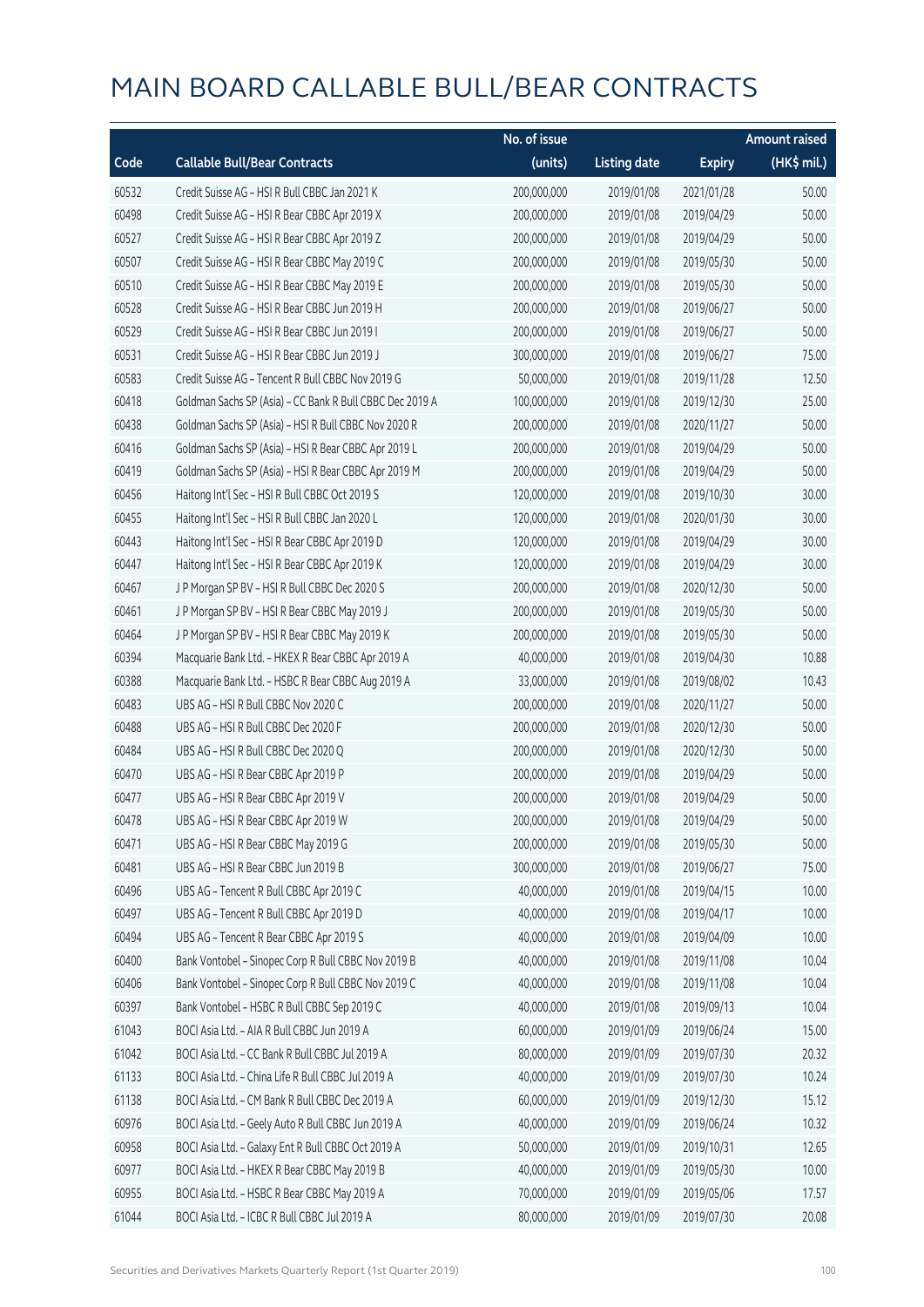# MAIN BOARD CALLABLE BULL/BEAR CONTRACTS

| Code | Callable Bull/Bear Contracts | No. of issue (units) | Listing date | Expiry | Amount raised (HK$ mil.) |
|---|---|---|---|---|---|
| 60532 | Credit Suisse AG – HSI R Bull CBBC Jan 2021 K | 200,000,000 | 2019/01/08 | 2021/01/28 | 50.00 |
| 60498 | Credit Suisse AG – HSI R Bear CBBC Apr 2019 X | 200,000,000 | 2019/01/08 | 2019/04/29 | 50.00 |
| 60527 | Credit Suisse AG – HSI R Bear CBBC Apr 2019 Z | 200,000,000 | 2019/01/08 | 2019/04/29 | 50.00 |
| 60507 | Credit Suisse AG – HSI R Bear CBBC May 2019 C | 200,000,000 | 2019/01/08 | 2019/05/30 | 50.00 |
| 60510 | Credit Suisse AG – HSI R Bear CBBC May 2019 E | 200,000,000 | 2019/01/08 | 2019/05/30 | 50.00 |
| 60528 | Credit Suisse AG – HSI R Bear CBBC Jun 2019 H | 200,000,000 | 2019/01/08 | 2019/06/27 | 50.00 |
| 60529 | Credit Suisse AG – HSI R Bear CBBC Jun 2019 I | 200,000,000 | 2019/01/08 | 2019/06/27 | 50.00 |
| 60531 | Credit Suisse AG – HSI R Bear CBBC Jun 2019 J | 300,000,000 | 2019/01/08 | 2019/06/27 | 75.00 |
| 60583 | Credit Suisse AG – Tencent R Bull CBBC Nov 2019 G | 50,000,000 | 2019/01/08 | 2019/11/28 | 12.50 |
| 60418 | Goldman Sachs SP (Asia) – CC Bank R Bull CBBC Dec 2019 A | 100,000,000 | 2019/01/08 | 2019/12/30 | 25.00 |
| 60438 | Goldman Sachs SP (Asia) – HSI R Bull CBBC Nov 2020 R | 200,000,000 | 2019/01/08 | 2020/11/27 | 50.00 |
| 60416 | Goldman Sachs SP (Asia) – HSI R Bear CBBC Apr 2019 L | 200,000,000 | 2019/01/08 | 2019/04/29 | 50.00 |
| 60419 | Goldman Sachs SP (Asia) – HSI R Bear CBBC Apr 2019 M | 200,000,000 | 2019/01/08 | 2019/04/29 | 50.00 |
| 60456 | Haitong Int'l Sec – HSI R Bull CBBC Oct 2019 S | 120,000,000 | 2019/01/08 | 2019/10/30 | 30.00 |
| 60455 | Haitong Int'l Sec – HSI R Bull CBBC Jan 2020 L | 120,000,000 | 2019/01/08 | 2020/01/30 | 30.00 |
| 60443 | Haitong Int'l Sec – HSI R Bear CBBC Apr 2019 D | 120,000,000 | 2019/01/08 | 2019/04/29 | 30.00 |
| 60447 | Haitong Int'l Sec – HSI R Bear CBBC Apr 2019 K | 120,000,000 | 2019/01/08 | 2019/04/29 | 30.00 |
| 60467 | J P Morgan SP BV – HSI R Bull CBBC Dec 2020 S | 200,000,000 | 2019/01/08 | 2020/12/30 | 50.00 |
| 60461 | J P Morgan SP BV – HSI R Bear CBBC May 2019 J | 200,000,000 | 2019/01/08 | 2019/05/30 | 50.00 |
| 60464 | J P Morgan SP BV – HSI R Bear CBBC May 2019 K | 200,000,000 | 2019/01/08 | 2019/05/30 | 50.00 |
| 60394 | Macquarie Bank Ltd. – HKEX R Bear CBBC Apr 2019 A | 40,000,000 | 2019/01/08 | 2019/04/30 | 10.88 |
| 60388 | Macquarie Bank Ltd. – HSBC R Bear CBBC Aug 2019 A | 33,000,000 | 2019/01/08 | 2019/08/02 | 10.43 |
| 60483 | UBS AG – HSI R Bull CBBC Nov 2020 C | 200,000,000 | 2019/01/08 | 2020/11/27 | 50.00 |
| 60488 | UBS AG – HSI R Bull CBBC Dec 2020 F | 200,000,000 | 2019/01/08 | 2020/12/30 | 50.00 |
| 60484 | UBS AG – HSI R Bull CBBC Dec 2020 Q | 200,000,000 | 2019/01/08 | 2020/12/30 | 50.00 |
| 60470 | UBS AG – HSI R Bear CBBC Apr 2019 P | 200,000,000 | 2019/01/08 | 2019/04/29 | 50.00 |
| 60477 | UBS AG – HSI R Bear CBBC Apr 2019 V | 200,000,000 | 2019/01/08 | 2019/04/29 | 50.00 |
| 60478 | UBS AG – HSI R Bear CBBC Apr 2019 W | 200,000,000 | 2019/01/08 | 2019/04/29 | 50.00 |
| 60471 | UBS AG – HSI R Bear CBBC May 2019 G | 200,000,000 | 2019/01/08 | 2019/05/30 | 50.00 |
| 60481 | UBS AG – HSI R Bear CBBC Jun 2019 B | 300,000,000 | 2019/01/08 | 2019/06/27 | 75.00 |
| 60496 | UBS AG – Tencent R Bull CBBC Apr 2019 C | 40,000,000 | 2019/01/08 | 2019/04/15 | 10.00 |
| 60497 | UBS AG – Tencent R Bull CBBC Apr 2019 D | 40,000,000 | 2019/01/08 | 2019/04/17 | 10.00 |
| 60494 | UBS AG – Tencent R Bear CBBC Apr 2019 S | 40,000,000 | 2019/01/08 | 2019/04/09 | 10.00 |
| 60400 | Bank Vontobel – Sinopec Corp R Bull CBBC Nov 2019 B | 40,000,000 | 2019/01/08 | 2019/11/08 | 10.04 |
| 60406 | Bank Vontobel – Sinopec Corp R Bull CBBC Nov 2019 C | 40,000,000 | 2019/01/08 | 2019/11/08 | 10.04 |
| 60397 | Bank Vontobel – HSBC R Bull CBBC Sep 2019 C | 40,000,000 | 2019/01/08 | 2019/09/13 | 10.04 |
| 61043 | BOCI Asia Ltd. – AIA R Bull CBBC Jun 2019 A | 60,000,000 | 2019/01/09 | 2019/06/24 | 15.00 |
| 61042 | BOCI Asia Ltd. – CC Bank R Bull CBBC Jul 2019 A | 80,000,000 | 2019/01/09 | 2019/07/30 | 20.32 |
| 61133 | BOCI Asia Ltd. – China Life R Bull CBBC Jul 2019 A | 40,000,000 | 2019/01/09 | 2019/07/30 | 10.24 |
| 61138 | BOCI Asia Ltd. – CM Bank R Bull CBBC Dec 2019 A | 60,000,000 | 2019/01/09 | 2019/12/30 | 15.12 |
| 60976 | BOCI Asia Ltd. – Geely Auto R Bull CBBC Jun 2019 A | 40,000,000 | 2019/01/09 | 2019/06/24 | 10.32 |
| 60958 | BOCI Asia Ltd. – Galaxy Ent R Bull CBBC Oct 2019 A | 50,000,000 | 2019/01/09 | 2019/10/31 | 12.65 |
| 60977 | BOCI Asia Ltd. – HKEX R Bear CBBC May 2019 B | 40,000,000 | 2019/01/09 | 2019/05/30 | 10.00 |
| 60955 | BOCI Asia Ltd. – HSBC R Bear CBBC May 2019 A | 70,000,000 | 2019/01/09 | 2019/05/06 | 17.57 |
| 61044 | BOCI Asia Ltd. – ICBC R Bull CBBC Jul 2019 A | 80,000,000 | 2019/01/09 | 2019/07/30 | 20.08 |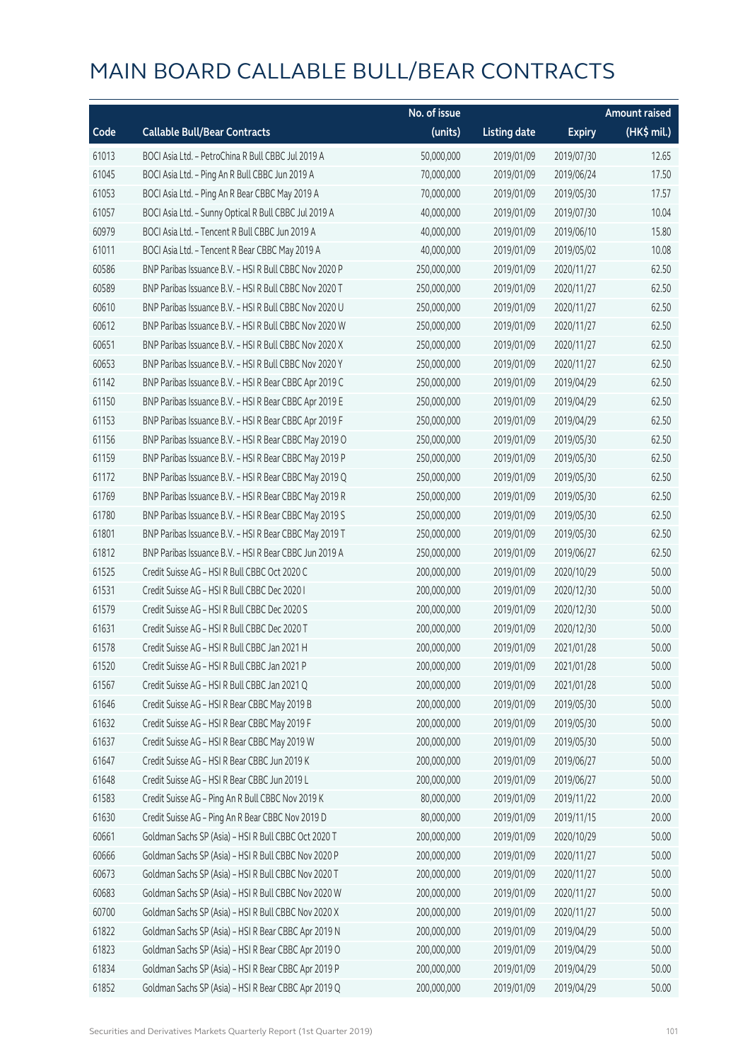# MAIN BOARD CALLABLE BULL/BEAR CONTRACTS

| Code | Callable Bull/Bear Contracts | No. of issue (units) | Listing date | Expiry | Amount raised (HK$ mil.) |
|---|---|---|---|---|---|
| 61013 | BOCI Asia Ltd. – PetroChina R Bull CBBC Jul 2019 A | 50,000,000 | 2019/01/09 | 2019/07/30 | 12.65 |
| 61045 | BOCI Asia Ltd. – Ping An R Bull CBBC Jun 2019 A | 70,000,000 | 2019/01/09 | 2019/06/24 | 17.50 |
| 61053 | BOCI Asia Ltd. – Ping An R Bear CBBC May 2019 A | 70,000,000 | 2019/01/09 | 2019/05/30 | 17.57 |
| 61057 | BOCI Asia Ltd. – Sunny Optical R Bull CBBC Jul 2019 A | 40,000,000 | 2019/01/09 | 2019/07/30 | 10.04 |
| 60979 | BOCI Asia Ltd. – Tencent R Bull CBBC Jun 2019 A | 40,000,000 | 2019/01/09 | 2019/06/10 | 15.80 |
| 61011 | BOCI Asia Ltd. – Tencent R Bear CBBC May 2019 A | 40,000,000 | 2019/01/09 | 2019/05/02 | 10.08 |
| 60586 | BNP Paribas Issuance B.V. – HSI R Bull CBBC Nov 2020 P | 250,000,000 | 2019/01/09 | 2020/11/27 | 62.50 |
| 60589 | BNP Paribas Issuance B.V. – HSI R Bull CBBC Nov 2020 T | 250,000,000 | 2019/01/09 | 2020/11/27 | 62.50 |
| 60610 | BNP Paribas Issuance B.V. – HSI R Bull CBBC Nov 2020 U | 250,000,000 | 2019/01/09 | 2020/11/27 | 62.50 |
| 60612 | BNP Paribas Issuance B.V. – HSI R Bull CBBC Nov 2020 W | 250,000,000 | 2019/01/09 | 2020/11/27 | 62.50 |
| 60651 | BNP Paribas Issuance B.V. – HSI R Bull CBBC Nov 2020 X | 250,000,000 | 2019/01/09 | 2020/11/27 | 62.50 |
| 60653 | BNP Paribas Issuance B.V. – HSI R Bull CBBC Nov 2020 Y | 250,000,000 | 2019/01/09 | 2020/11/27 | 62.50 |
| 61142 | BNP Paribas Issuance B.V. – HSI R Bear CBBC Apr 2019 C | 250,000,000 | 2019/01/09 | 2019/04/29 | 62.50 |
| 61150 | BNP Paribas Issuance B.V. – HSI R Bear CBBC Apr 2019 E | 250,000,000 | 2019/01/09 | 2019/04/29 | 62.50 |
| 61153 | BNP Paribas Issuance B.V. – HSI R Bear CBBC Apr 2019 F | 250,000,000 | 2019/01/09 | 2019/04/29 | 62.50 |
| 61156 | BNP Paribas Issuance B.V. – HSI R Bear CBBC May 2019 O | 250,000,000 | 2019/01/09 | 2019/05/30 | 62.50 |
| 61159 | BNP Paribas Issuance B.V. – HSI R Bear CBBC May 2019 P | 250,000,000 | 2019/01/09 | 2019/05/30 | 62.50 |
| 61172 | BNP Paribas Issuance B.V. – HSI R Bear CBBC May 2019 Q | 250,000,000 | 2019/01/09 | 2019/05/30 | 62.50 |
| 61769 | BNP Paribas Issuance B.V. – HSI R Bear CBBC May 2019 R | 250,000,000 | 2019/01/09 | 2019/05/30 | 62.50 |
| 61780 | BNP Paribas Issuance B.V. – HSI R Bear CBBC May 2019 S | 250,000,000 | 2019/01/09 | 2019/05/30 | 62.50 |
| 61801 | BNP Paribas Issuance B.V. – HSI R Bear CBBC May 2019 T | 250,000,000 | 2019/01/09 | 2019/05/30 | 62.50 |
| 61812 | BNP Paribas Issuance B.V. – HSI R Bear CBBC Jun 2019 A | 250,000,000 | 2019/01/09 | 2019/06/27 | 62.50 |
| 61525 | Credit Suisse AG – HSI R Bull CBBC Oct 2020 C | 200,000,000 | 2019/01/09 | 2020/10/29 | 50.00 |
| 61531 | Credit Suisse AG – HSI R Bull CBBC Dec 2020 I | 200,000,000 | 2019/01/09 | 2020/12/30 | 50.00 |
| 61579 | Credit Suisse AG – HSI R Bull CBBC Dec 2020 S | 200,000,000 | 2019/01/09 | 2020/12/30 | 50.00 |
| 61631 | Credit Suisse AG – HSI R Bull CBBC Dec 2020 T | 200,000,000 | 2019/01/09 | 2020/12/30 | 50.00 |
| 61578 | Credit Suisse AG – HSI R Bull CBBC Jan 2021 H | 200,000,000 | 2019/01/09 | 2021/01/28 | 50.00 |
| 61520 | Credit Suisse AG – HSI R Bull CBBC Jan 2021 P | 200,000,000 | 2019/01/09 | 2021/01/28 | 50.00 |
| 61567 | Credit Suisse AG – HSI R Bull CBBC Jan 2021 Q | 200,000,000 | 2019/01/09 | 2021/01/28 | 50.00 |
| 61646 | Credit Suisse AG – HSI R Bear CBBC May 2019 B | 200,000,000 | 2019/01/09 | 2019/05/30 | 50.00 |
| 61632 | Credit Suisse AG – HSI R Bear CBBC May 2019 F | 200,000,000 | 2019/01/09 | 2019/05/30 | 50.00 |
| 61637 | Credit Suisse AG – HSI R Bear CBBC May 2019 W | 200,000,000 | 2019/01/09 | 2019/05/30 | 50.00 |
| 61647 | Credit Suisse AG – HSI R Bear CBBC Jun 2019 K | 200,000,000 | 2019/01/09 | 2019/06/27 | 50.00 |
| 61648 | Credit Suisse AG – HSI R Bear CBBC Jun 2019 L | 200,000,000 | 2019/01/09 | 2019/06/27 | 50.00 |
| 61583 | Credit Suisse AG – Ping An R Bull CBBC Nov 2019 K | 80,000,000 | 2019/01/09 | 2019/11/22 | 20.00 |
| 61630 | Credit Suisse AG – Ping An R Bear CBBC Nov 2019 D | 80,000,000 | 2019/01/09 | 2019/11/15 | 20.00 |
| 60661 | Goldman Sachs SP (Asia) – HSI R Bull CBBC Oct 2020 T | 200,000,000 | 2019/01/09 | 2020/10/29 | 50.00 |
| 60666 | Goldman Sachs SP (Asia) – HSI R Bull CBBC Nov 2020 P | 200,000,000 | 2019/01/09 | 2020/11/27 | 50.00 |
| 60673 | Goldman Sachs SP (Asia) – HSI R Bull CBBC Nov 2020 T | 200,000,000 | 2019/01/09 | 2020/11/27 | 50.00 |
| 60683 | Goldman Sachs SP (Asia) – HSI R Bull CBBC Nov 2020 W | 200,000,000 | 2019/01/09 | 2020/11/27 | 50.00 |
| 60700 | Goldman Sachs SP (Asia) – HSI R Bull CBBC Nov 2020 X | 200,000,000 | 2019/01/09 | 2020/11/27 | 50.00 |
| 61822 | Goldman Sachs SP (Asia) – HSI R Bear CBBC Apr 2019 N | 200,000,000 | 2019/01/09 | 2019/04/29 | 50.00 |
| 61823 | Goldman Sachs SP (Asia) – HSI R Bear CBBC Apr 2019 O | 200,000,000 | 2019/01/09 | 2019/04/29 | 50.00 |
| 61834 | Goldman Sachs SP (Asia) – HSI R Bear CBBC Apr 2019 P | 200,000,000 | 2019/01/09 | 2019/04/29 | 50.00 |
| 61852 | Goldman Sachs SP (Asia) – HSI R Bear CBBC Apr 2019 Q | 200,000,000 | 2019/01/09 | 2019/04/29 | 50.00 |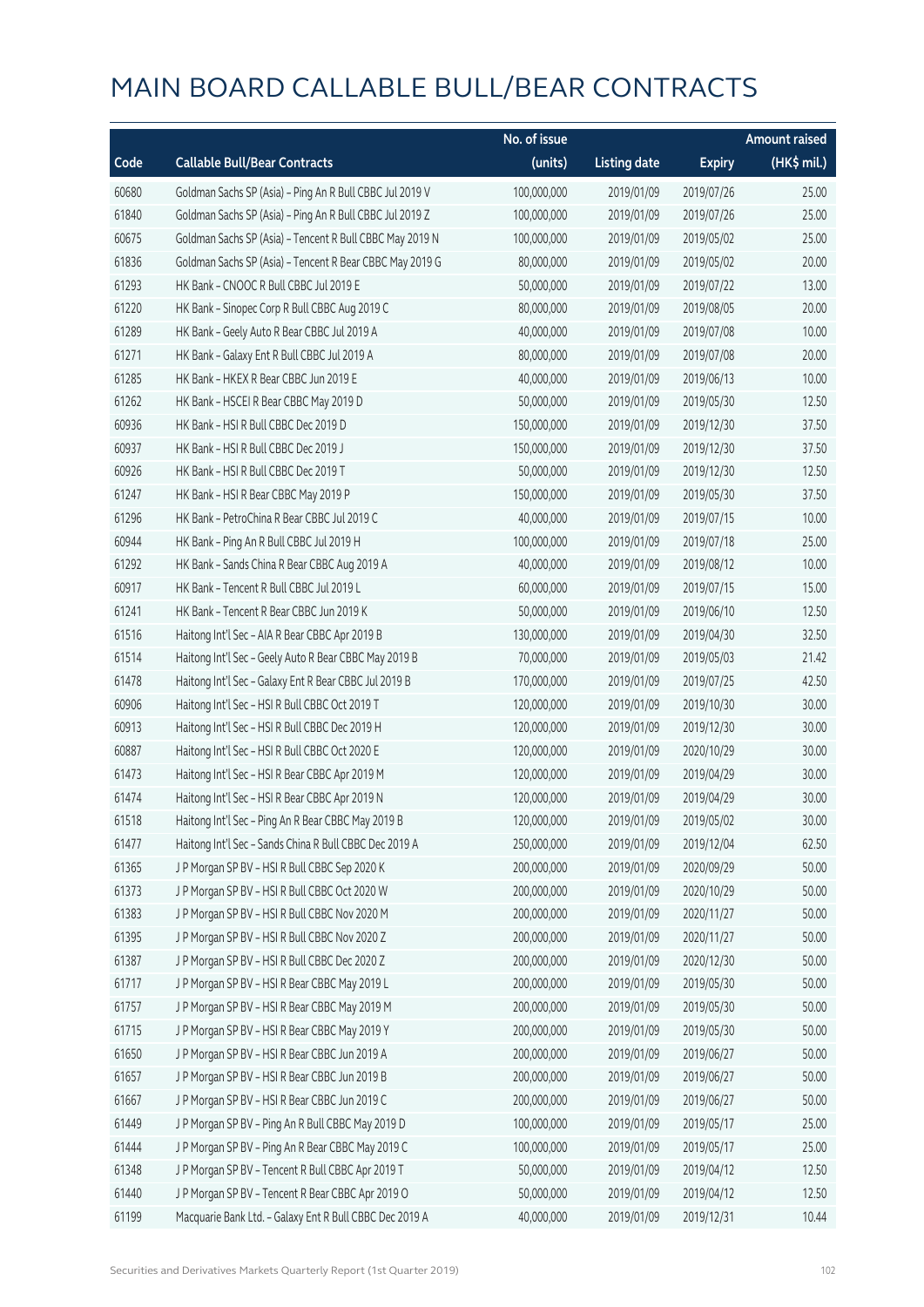# MAIN BOARD CALLABLE BULL/BEAR CONTRACTS

| Code | Callable Bull/Bear Contracts | No. of issue (units) | Listing date | Expiry | Amount raised (HK$ mil.) |
|---|---|---|---|---|---|
| 60680 | Goldman Sachs SP (Asia) - Ping An R Bull CBBC Jul 2019 V | 100,000,000 | 2019/01/09 | 2019/07/26 | 25.00 |
| 61840 | Goldman Sachs SP (Asia) - Ping An R Bull CBBC Jul 2019 Z | 100,000,000 | 2019/01/09 | 2019/07/26 | 25.00 |
| 60675 | Goldman Sachs SP (Asia) - Tencent R Bull CBBC May 2019 N | 100,000,000 | 2019/01/09 | 2019/05/02 | 25.00 |
| 61836 | Goldman Sachs SP (Asia) - Tencent R Bear CBBC May 2019 G | 80,000,000 | 2019/01/09 | 2019/05/02 | 20.00 |
| 61293 | HK Bank - CNOOC R Bull CBBC Jul 2019 E | 50,000,000 | 2019/01/09 | 2019/07/22 | 13.00 |
| 61220 | HK Bank - Sinopec Corp R Bull CBBC Aug 2019 C | 80,000,000 | 2019/01/09 | 2019/08/05 | 20.00 |
| 61289 | HK Bank - Geely Auto R Bear CBBC Jul 2019 A | 40,000,000 | 2019/01/09 | 2019/07/08 | 10.00 |
| 61271 | HK Bank - Galaxy Ent R Bull CBBC Jul 2019 A | 80,000,000 | 2019/01/09 | 2019/07/08 | 20.00 |
| 61285 | HK Bank - HKEX R Bear CBBC Jun 2019 E | 40,000,000 | 2019/01/09 | 2019/06/13 | 10.00 |
| 61262 | HK Bank - HSCEI R Bear CBBC May 2019 D | 50,000,000 | 2019/01/09 | 2019/05/30 | 12.50 |
| 60936 | HK Bank - HSI R Bull CBBC Dec 2019 D | 150,000,000 | 2019/01/09 | 2019/12/30 | 37.50 |
| 60937 | HK Bank - HSI R Bull CBBC Dec 2019 J | 150,000,000 | 2019/01/09 | 2019/12/30 | 37.50 |
| 60926 | HK Bank - HSI R Bull CBBC Dec 2019 T | 50,000,000 | 2019/01/09 | 2019/12/30 | 12.50 |
| 61247 | HK Bank - HSI R Bear CBBC May 2019 P | 150,000,000 | 2019/01/09 | 2019/05/30 | 37.50 |
| 61296 | HK Bank - PetroChina R Bear CBBC Jul 2019 C | 40,000,000 | 2019/01/09 | 2019/07/15 | 10.00 |
| 60944 | HK Bank - Ping An R Bull CBBC Jul 2019 H | 100,000,000 | 2019/01/09 | 2019/07/18 | 25.00 |
| 61292 | HK Bank - Sands China R Bear CBBC Aug 2019 A | 40,000,000 | 2019/01/09 | 2019/08/12 | 10.00 |
| 60917 | HK Bank - Tencent R Bull CBBC Jul 2019 L | 60,000,000 | 2019/01/09 | 2019/07/15 | 15.00 |
| 61241 | HK Bank - Tencent R Bear CBBC Jun 2019 K | 50,000,000 | 2019/01/09 | 2019/06/10 | 12.50 |
| 61516 | Haitong Int'l Sec - AIA R Bear CBBC Apr 2019 B | 130,000,000 | 2019/01/09 | 2019/04/30 | 32.50 |
| 61514 | Haitong Int'l Sec - Geely Auto R Bear CBBC May 2019 B | 70,000,000 | 2019/01/09 | 2019/05/03 | 21.42 |
| 61478 | Haitong Int'l Sec - Galaxy Ent R Bear CBBC Jul 2019 B | 170,000,000 | 2019/01/09 | 2019/07/25 | 42.50 |
| 60906 | Haitong Int'l Sec - HSI R Bull CBBC Oct 2019 T | 120,000,000 | 2019/01/09 | 2019/10/30 | 30.00 |
| 60913 | Haitong Int'l Sec - HSI R Bull CBBC Dec 2019 H | 120,000,000 | 2019/01/09 | 2019/12/30 | 30.00 |
| 60887 | Haitong Int'l Sec - HSI R Bull CBBC Oct 2020 E | 120,000,000 | 2019/01/09 | 2020/10/29 | 30.00 |
| 61473 | Haitong Int'l Sec - HSI R Bear CBBC Apr 2019 M | 120,000,000 | 2019/01/09 | 2019/04/29 | 30.00 |
| 61474 | Haitong Int'l Sec - HSI R Bear CBBC Apr 2019 N | 120,000,000 | 2019/01/09 | 2019/04/29 | 30.00 |
| 61518 | Haitong Int'l Sec - Ping An R Bear CBBC May 2019 B | 120,000,000 | 2019/01/09 | 2019/05/02 | 30.00 |
| 61477 | Haitong Int'l Sec - Sands China R Bull CBBC Dec 2019 A | 250,000,000 | 2019/01/09 | 2019/12/04 | 62.50 |
| 61365 | J P Morgan SP BV - HSI R Bull CBBC Sep 2020 K | 200,000,000 | 2019/01/09 | 2020/09/29 | 50.00 |
| 61373 | J P Morgan SP BV - HSI R Bull CBBC Oct 2020 W | 200,000,000 | 2019/01/09 | 2020/10/29 | 50.00 |
| 61383 | J P Morgan SP BV - HSI R Bull CBBC Nov 2020 M | 200,000,000 | 2019/01/09 | 2020/11/27 | 50.00 |
| 61395 | J P Morgan SP BV - HSI R Bull CBBC Nov 2020 Z | 200,000,000 | 2019/01/09 | 2020/11/27 | 50.00 |
| 61387 | J P Morgan SP BV - HSI R Bull CBBC Dec 2020 Z | 200,000,000 | 2019/01/09 | 2020/12/30 | 50.00 |
| 61717 | J P Morgan SP BV - HSI R Bear CBBC May 2019 L | 200,000,000 | 2019/01/09 | 2019/05/30 | 50.00 |
| 61757 | J P Morgan SP BV - HSI R Bear CBBC May 2019 M | 200,000,000 | 2019/01/09 | 2019/05/30 | 50.00 |
| 61715 | J P Morgan SP BV - HSI R Bear CBBC May 2019 Y | 200,000,000 | 2019/01/09 | 2019/05/30 | 50.00 |
| 61650 | J P Morgan SP BV - HSI R Bear CBBC Jun 2019 A | 200,000,000 | 2019/01/09 | 2019/06/27 | 50.00 |
| 61657 | J P Morgan SP BV - HSI R Bear CBBC Jun 2019 B | 200,000,000 | 2019/01/09 | 2019/06/27 | 50.00 |
| 61667 | J P Morgan SP BV - HSI R Bear CBBC Jun 2019 C | 200,000,000 | 2019/01/09 | 2019/06/27 | 50.00 |
| 61449 | J P Morgan SP BV - Ping An R Bull CBBC May 2019 D | 100,000,000 | 2019/01/09 | 2019/05/17 | 25.00 |
| 61444 | J P Morgan SP BV - Ping An R Bear CBBC May 2019 C | 100,000,000 | 2019/01/09 | 2019/05/17 | 25.00 |
| 61348 | J P Morgan SP BV - Tencent R Bull CBBC Apr 2019 T | 50,000,000 | 2019/01/09 | 2019/04/12 | 12.50 |
| 61440 | J P Morgan SP BV - Tencent R Bear CBBC Apr 2019 O | 50,000,000 | 2019/01/09 | 2019/04/12 | 12.50 |
| 61199 | Macquarie Bank Ltd. - Galaxy Ent R Bull CBBC Dec 2019 A | 40,000,000 | 2019/01/09 | 2019/12/31 | 10.44 |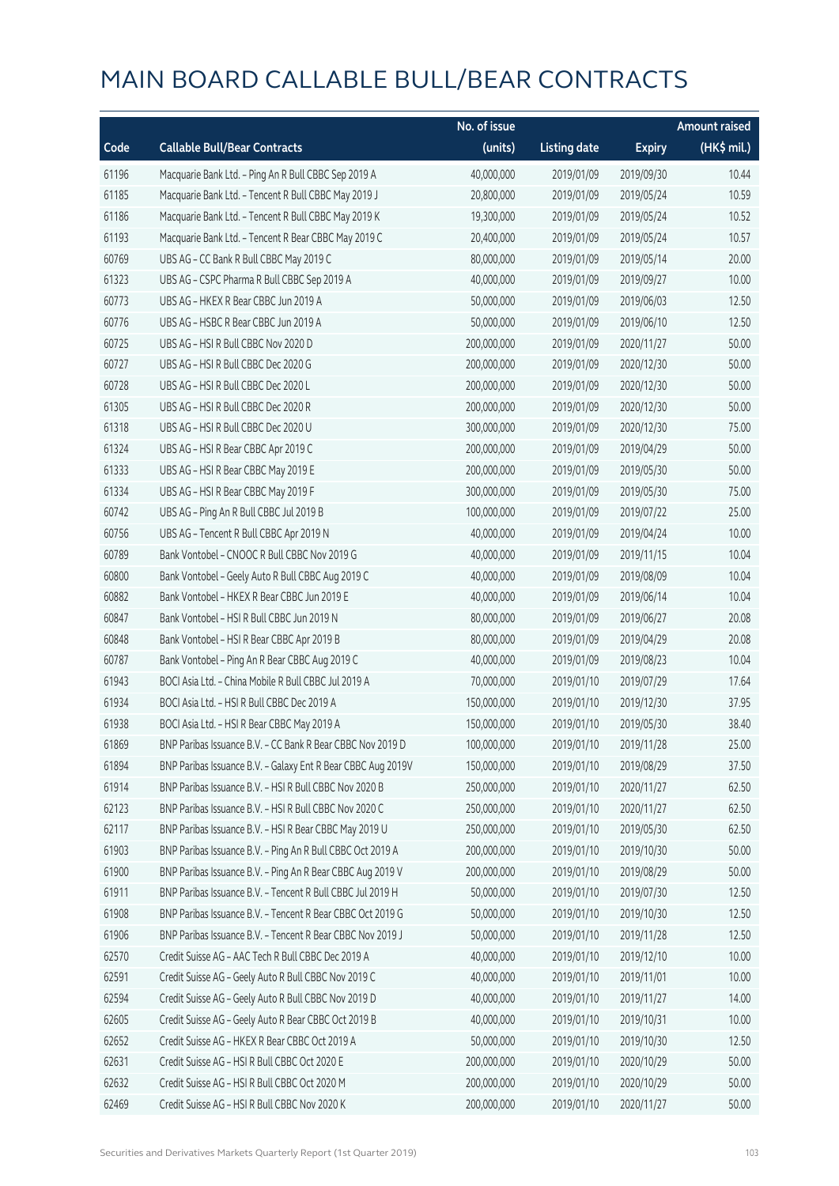# MAIN BOARD CALLABLE BULL/BEAR CONTRACTS

| Code | Callable Bull/Bear Contracts | No. of issue (units) | Listing date | Expiry | Amount raised (HK$ mil.) |
|---|---|---|---|---|---|
| 61196 | Macquarie Bank Ltd. - Ping An R Bull CBBC Sep 2019 A | 40,000,000 | 2019/01/09 | 2019/09/30 | 10.44 |
| 61185 | Macquarie Bank Ltd. - Tencent R Bull CBBC May 2019 J | 20,800,000 | 2019/01/09 | 2019/05/24 | 10.59 |
| 61186 | Macquarie Bank Ltd. - Tencent R Bull CBBC May 2019 K | 19,300,000 | 2019/01/09 | 2019/05/24 | 10.52 |
| 61193 | Macquarie Bank Ltd. - Tencent R Bear CBBC May 2019 C | 20,400,000 | 2019/01/09 | 2019/05/24 | 10.57 |
| 60769 | UBS AG - CC Bank R Bull CBBC May 2019 C | 80,000,000 | 2019/01/09 | 2019/05/14 | 20.00 |
| 61323 | UBS AG - CSPC Pharma R Bull CBBC Sep 2019 A | 40,000,000 | 2019/01/09 | 2019/09/27 | 10.00 |
| 60773 | UBS AG - HKEX R Bear CBBC Jun 2019 A | 50,000,000 | 2019/01/09 | 2019/06/03 | 12.50 |
| 60776 | UBS AG - HSBC R Bear CBBC Jun 2019 A | 50,000,000 | 2019/01/09 | 2019/06/10 | 12.50 |
| 60725 | UBS AG - HSI R Bull CBBC Nov 2020 D | 200,000,000 | 2019/01/09 | 2020/11/27 | 50.00 |
| 60727 | UBS AG - HSI R Bull CBBC Dec 2020 G | 200,000,000 | 2019/01/09 | 2020/12/30 | 50.00 |
| 60728 | UBS AG - HSI R Bull CBBC Dec 2020 L | 200,000,000 | 2019/01/09 | 2020/12/30 | 50.00 |
| 61305 | UBS AG - HSI R Bull CBBC Dec 2020 R | 200,000,000 | 2019/01/09 | 2020/12/30 | 50.00 |
| 61318 | UBS AG - HSI R Bull CBBC Dec 2020 U | 300,000,000 | 2019/01/09 | 2020/12/30 | 75.00 |
| 61324 | UBS AG - HSI R Bear CBBC Apr 2019 C | 200,000,000 | 2019/01/09 | 2019/04/29 | 50.00 |
| 61333 | UBS AG - HSI R Bear CBBC May 2019 E | 200,000,000 | 2019/01/09 | 2019/05/30 | 50.00 |
| 61334 | UBS AG - HSI R Bear CBBC May 2019 F | 300,000,000 | 2019/01/09 | 2019/05/30 | 75.00 |
| 60742 | UBS AG - Ping An R Bull CBBC Jul 2019 B | 100,000,000 | 2019/01/09 | 2019/07/22 | 25.00 |
| 60756 | UBS AG - Tencent R Bull CBBC Apr 2019 N | 40,000,000 | 2019/01/09 | 2019/04/24 | 10.00 |
| 60789 | Bank Vontobel - CNOOC R Bull CBBC Nov 2019 G | 40,000,000 | 2019/01/09 | 2019/11/15 | 10.04 |
| 60800 | Bank Vontobel - Geely Auto R Bull CBBC Aug 2019 C | 40,000,000 | 2019/01/09 | 2019/08/09 | 10.04 |
| 60882 | Bank Vontobel - HKEX R Bear CBBC Jun 2019 E | 40,000,000 | 2019/01/09 | 2019/06/14 | 10.04 |
| 60847 | Bank Vontobel - HSI R Bull CBBC Jun 2019 N | 80,000,000 | 2019/01/09 | 2019/06/27 | 20.08 |
| 60848 | Bank Vontobel - HSI R Bear CBBC Apr 2019 B | 80,000,000 | 2019/01/09 | 2019/04/29 | 20.08 |
| 60787 | Bank Vontobel - Ping An R Bear CBBC Aug 2019 C | 40,000,000 | 2019/01/09 | 2019/08/23 | 10.04 |
| 61943 | BOCI Asia Ltd. - China Mobile R Bull CBBC Jul 2019 A | 70,000,000 | 2019/01/10 | 2019/07/29 | 17.64 |
| 61934 | BOCI Asia Ltd. - HSI R Bull CBBC Dec 2019 A | 150,000,000 | 2019/01/10 | 2019/12/30 | 37.95 |
| 61938 | BOCI Asia Ltd. - HSI R Bear CBBC May 2019 A | 150,000,000 | 2019/01/10 | 2019/05/30 | 38.40 |
| 61869 | BNP Paribas Issuance B.V. - CC Bank R Bear CBBC Nov 2019 D | 100,000,000 | 2019/01/10 | 2019/11/28 | 25.00 |
| 61894 | BNP Paribas Issuance B.V. - Galaxy Ent R Bear CBBC Aug 2019V | 150,000,000 | 2019/01/10 | 2019/08/29 | 37.50 |
| 61914 | BNP Paribas Issuance B.V. - HSI R Bull CBBC Nov 2020 B | 250,000,000 | 2019/01/10 | 2020/11/27 | 62.50 |
| 62123 | BNP Paribas Issuance B.V. - HSI R Bull CBBC Nov 2020 C | 250,000,000 | 2019/01/10 | 2020/11/27 | 62.50 |
| 62117 | BNP Paribas Issuance B.V. - HSI R Bear CBBC May 2019 U | 250,000,000 | 2019/01/10 | 2019/05/30 | 62.50 |
| 61903 | BNP Paribas Issuance B.V. - Ping An R Bull CBBC Oct 2019 A | 200,000,000 | 2019/01/10 | 2019/10/30 | 50.00 |
| 61900 | BNP Paribas Issuance B.V. - Ping An R Bear CBBC Aug 2019 V | 200,000,000 | 2019/01/10 | 2019/08/29 | 50.00 |
| 61911 | BNP Paribas Issuance B.V. - Tencent R Bull CBBC Jul 2019 H | 50,000,000 | 2019/01/10 | 2019/07/30 | 12.50 |
| 61908 | BNP Paribas Issuance B.V. - Tencent R Bear CBBC Oct 2019 G | 50,000,000 | 2019/01/10 | 2019/10/30 | 12.50 |
| 61906 | BNP Paribas Issuance B.V. - Tencent R Bear CBBC Nov 2019 J | 50,000,000 | 2019/01/10 | 2019/11/28 | 12.50 |
| 62570 | Credit Suisse AG - AAC Tech R Bull CBBC Dec 2019 A | 40,000,000 | 2019/01/10 | 2019/12/10 | 10.00 |
| 62591 | Credit Suisse AG - Geely Auto R Bull CBBC Nov 2019 C | 40,000,000 | 2019/01/10 | 2019/11/01 | 10.00 |
| 62594 | Credit Suisse AG - Geely Auto R Bull CBBC Nov 2019 D | 40,000,000 | 2019/01/10 | 2019/11/27 | 14.00 |
| 62605 | Credit Suisse AG - Geely Auto R Bear CBBC Oct 2019 B | 40,000,000 | 2019/01/10 | 2019/10/31 | 10.00 |
| 62652 | Credit Suisse AG - HKEX R Bear CBBC Oct 2019 A | 50,000,000 | 2019/01/10 | 2019/10/30 | 12.50 |
| 62631 | Credit Suisse AG - HSI R Bull CBBC Oct 2020 E | 200,000,000 | 2019/01/10 | 2020/10/29 | 50.00 |
| 62632 | Credit Suisse AG - HSI R Bull CBBC Oct 2020 M | 200,000,000 | 2019/01/10 | 2020/10/29 | 50.00 |
| 62469 | Credit Suisse AG - HSI R Bull CBBC Nov 2020 K | 200,000,000 | 2019/01/10 | 2020/11/27 | 50.00 |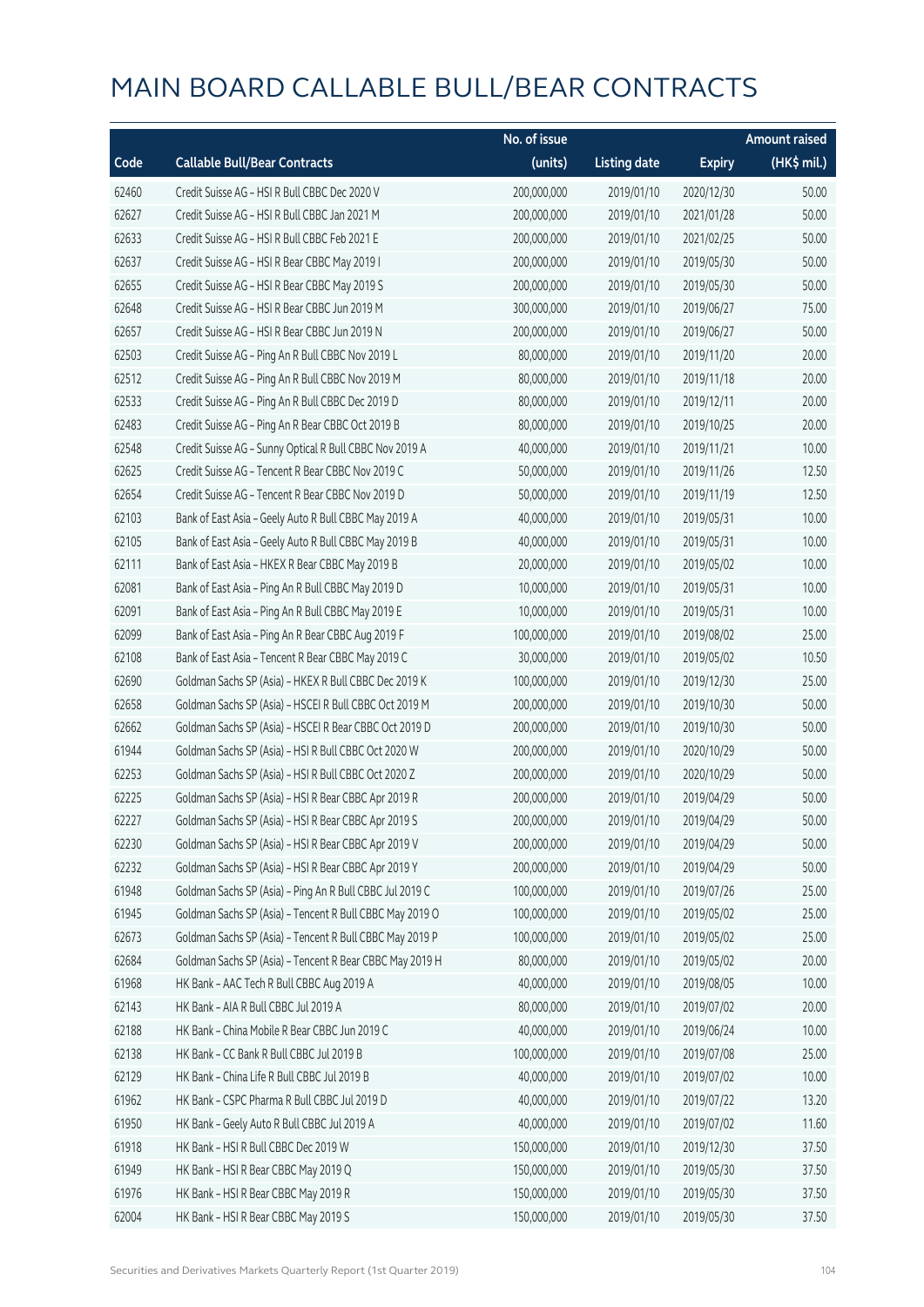# MAIN BOARD CALLABLE BULL/BEAR CONTRACTS

| Code | Callable Bull/Bear Contracts | No. of issue (units) | Listing date | Expiry | Amount raised (HK$ mil.) |
|---|---|---|---|---|---|
| 62460 | Credit Suisse AG – HSI R Bull CBBC Dec 2020 V | 200,000,000 | 2019/01/10 | 2020/12/30 | 50.00 |
| 62627 | Credit Suisse AG – HSI R Bull CBBC Jan 2021 M | 200,000,000 | 2019/01/10 | 2021/01/28 | 50.00 |
| 62633 | Credit Suisse AG – HSI R Bull CBBC Feb 2021 E | 200,000,000 | 2019/01/10 | 2021/02/25 | 50.00 |
| 62637 | Credit Suisse AG – HSI R Bear CBBC May 2019 I | 200,000,000 | 2019/01/10 | 2019/05/30 | 50.00 |
| 62655 | Credit Suisse AG – HSI R Bear CBBC May 2019 S | 200,000,000 | 2019/01/10 | 2019/05/30 | 50.00 |
| 62648 | Credit Suisse AG – HSI R Bear CBBC Jun 2019 M | 300,000,000 | 2019/01/10 | 2019/06/27 | 75.00 |
| 62657 | Credit Suisse AG – HSI R Bear CBBC Jun 2019 N | 200,000,000 | 2019/01/10 | 2019/06/27 | 50.00 |
| 62503 | Credit Suisse AG – Ping An R Bull CBBC Nov 2019 L | 80,000,000 | 2019/01/10 | 2019/11/20 | 20.00 |
| 62512 | Credit Suisse AG – Ping An R Bull CBBC Nov 2019 M | 80,000,000 | 2019/01/10 | 2019/11/18 | 20.00 |
| 62533 | Credit Suisse AG – Ping An R Bull CBBC Dec 2019 D | 80,000,000 | 2019/01/10 | 2019/12/11 | 20.00 |
| 62483 | Credit Suisse AG – Ping An R Bear CBBC Oct 2019 B | 80,000,000 | 2019/01/10 | 2019/10/25 | 20.00 |
| 62548 | Credit Suisse AG – Sunny Optical R Bull CBBC Nov 2019 A | 40,000,000 | 2019/01/10 | 2019/11/21 | 10.00 |
| 62625 | Credit Suisse AG – Tencent R Bear CBBC Nov 2019 C | 50,000,000 | 2019/01/10 | 2019/11/26 | 12.50 |
| 62654 | Credit Suisse AG – Tencent R Bear CBBC Nov 2019 D | 50,000,000 | 2019/01/10 | 2019/11/19 | 12.50 |
| 62103 | Bank of East Asia – Geely Auto R Bull CBBC May 2019 A | 40,000,000 | 2019/01/10 | 2019/05/31 | 10.00 |
| 62105 | Bank of East Asia – Geely Auto R Bull CBBC May 2019 B | 40,000,000 | 2019/01/10 | 2019/05/31 | 10.00 |
| 62111 | Bank of East Asia – HKEX R Bear CBBC May 2019 B | 20,000,000 | 2019/01/10 | 2019/05/02 | 10.00 |
| 62081 | Bank of East Asia – Ping An R Bull CBBC May 2019 D | 10,000,000 | 2019/01/10 | 2019/05/31 | 10.00 |
| 62091 | Bank of East Asia – Ping An R Bull CBBC May 2019 E | 10,000,000 | 2019/01/10 | 2019/05/31 | 10.00 |
| 62099 | Bank of East Asia – Ping An R Bear CBBC Aug 2019 F | 100,000,000 | 2019/01/10 | 2019/08/02 | 25.00 |
| 62108 | Bank of East Asia – Tencent R Bear CBBC May 2019 C | 30,000,000 | 2019/01/10 | 2019/05/02 | 10.50 |
| 62690 | Goldman Sachs SP (Asia) – HKEX R Bull CBBC Dec 2019 K | 100,000,000 | 2019/01/10 | 2019/12/30 | 25.00 |
| 62658 | Goldman Sachs SP (Asia) – HSCEI R Bull CBBC Oct 2019 M | 200,000,000 | 2019/01/10 | 2019/10/30 | 50.00 |
| 62662 | Goldman Sachs SP (Asia) – HSCEI R Bear CBBC Oct 2019 D | 200,000,000 | 2019/01/10 | 2019/10/30 | 50.00 |
| 61944 | Goldman Sachs SP (Asia) – HSI R Bull CBBC Oct 2020 W | 200,000,000 | 2019/01/10 | 2020/10/29 | 50.00 |
| 62253 | Goldman Sachs SP (Asia) – HSI R Bull CBBC Oct 2020 Z | 200,000,000 | 2019/01/10 | 2020/10/29 | 50.00 |
| 62225 | Goldman Sachs SP (Asia) – HSI R Bear CBBC Apr 2019 R | 200,000,000 | 2019/01/10 | 2019/04/29 | 50.00 |
| 62227 | Goldman Sachs SP (Asia) – HSI R Bear CBBC Apr 2019 S | 200,000,000 | 2019/01/10 | 2019/04/29 | 50.00 |
| 62230 | Goldman Sachs SP (Asia) – HSI R Bear CBBC Apr 2019 V | 200,000,000 | 2019/01/10 | 2019/04/29 | 50.00 |
| 62232 | Goldman Sachs SP (Asia) – HSI R Bear CBBC Apr 2019 Y | 200,000,000 | 2019/01/10 | 2019/04/29 | 50.00 |
| 61948 | Goldman Sachs SP (Asia) – Ping An R Bull CBBC Jul 2019 C | 100,000,000 | 2019/01/10 | 2019/07/26 | 25.00 |
| 61945 | Goldman Sachs SP (Asia) – Tencent R Bull CBBC May 2019 O | 100,000,000 | 2019/01/10 | 2019/05/02 | 25.00 |
| 62673 | Goldman Sachs SP (Asia) – Tencent R Bull CBBC May 2019 P | 100,000,000 | 2019/01/10 | 2019/05/02 | 25.00 |
| 62684 | Goldman Sachs SP (Asia) – Tencent R Bear CBBC May 2019 H | 80,000,000 | 2019/01/10 | 2019/05/02 | 20.00 |
| 61968 | HK Bank – AAC Tech R Bull CBBC Aug 2019 A | 40,000,000 | 2019/01/10 | 2019/08/05 | 10.00 |
| 62143 | HK Bank – AIA R Bull CBBC Jul 2019 A | 80,000,000 | 2019/01/10 | 2019/07/02 | 20.00 |
| 62188 | HK Bank – China Mobile R Bear CBBC Jun 2019 C | 40,000,000 | 2019/01/10 | 2019/06/24 | 10.00 |
| 62138 | HK Bank – CC Bank R Bull CBBC Jul 2019 B | 100,000,000 | 2019/01/10 | 2019/07/08 | 25.00 |
| 62129 | HK Bank – China Life R Bull CBBC Jul 2019 B | 40,000,000 | 2019/01/10 | 2019/07/02 | 10.00 |
| 61962 | HK Bank – CSPC Pharma R Bull CBBC Jul 2019 D | 40,000,000 | 2019/01/10 | 2019/07/22 | 13.20 |
| 61950 | HK Bank – Geely Auto R Bull CBBC Jul 2019 A | 40,000,000 | 2019/01/10 | 2019/07/02 | 11.60 |
| 61918 | HK Bank – HSI R Bull CBBC Dec 2019 W | 150,000,000 | 2019/01/10 | 2019/12/30 | 37.50 |
| 61949 | HK Bank – HSI R Bear CBBC May 2019 Q | 150,000,000 | 2019/01/10 | 2019/05/30 | 37.50 |
| 61976 | HK Bank – HSI R Bear CBBC May 2019 R | 150,000,000 | 2019/01/10 | 2019/05/30 | 37.50 |
| 62004 | HK Bank – HSI R Bear CBBC May 2019 S | 150,000,000 | 2019/01/10 | 2019/05/30 | 37.50 |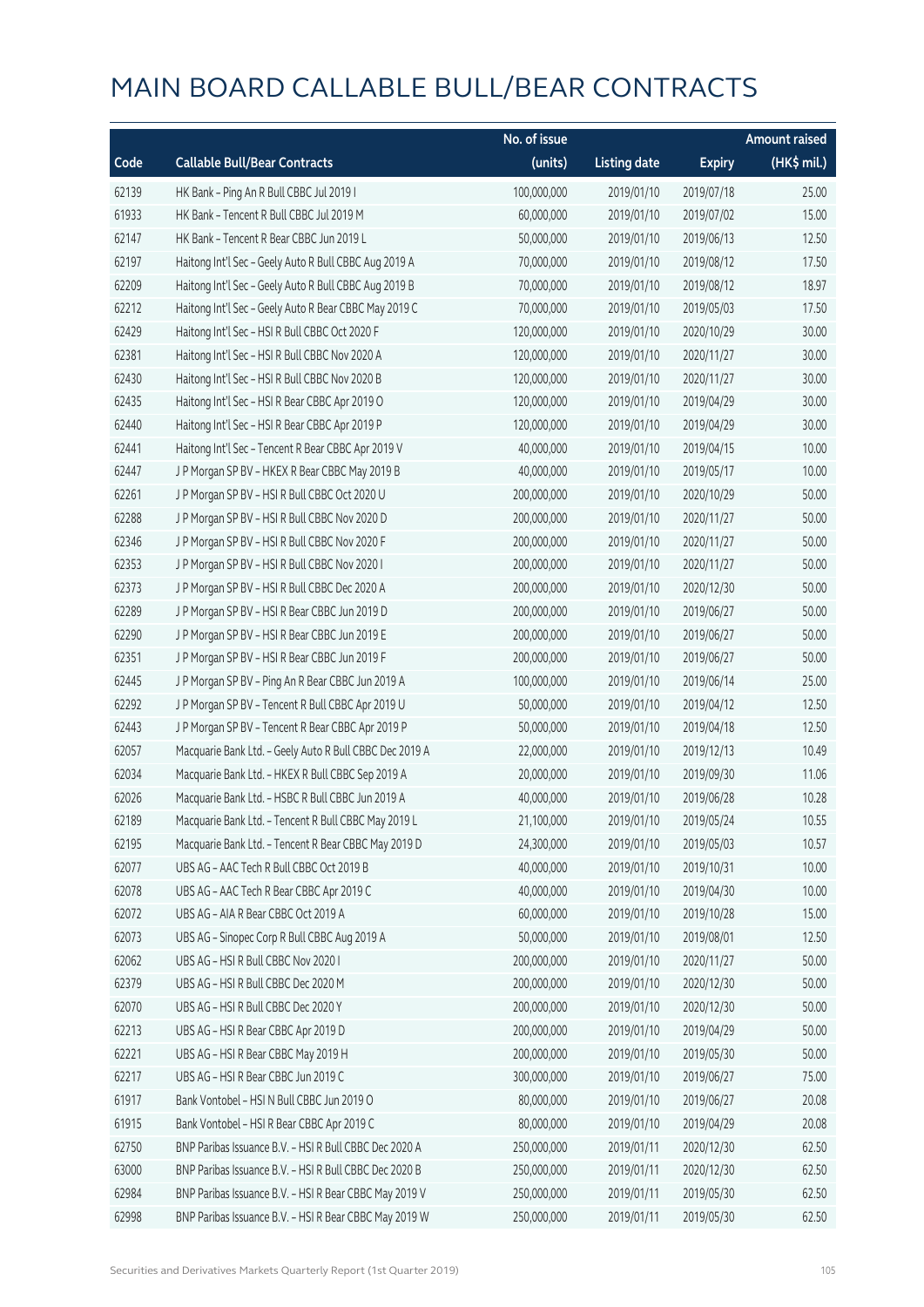# MAIN BOARD CALLABLE BULL/BEAR CONTRACTS

| Code | Callable Bull/Bear Contracts | No. of issue (units) | Listing date | Expiry | Amount raised (HK$ mil.) |
|---|---|---|---|---|---|
| 62139 | HK Bank – Ping An R Bull CBBC Jul 2019 I | 100,000,000 | 2019/01/10 | 2019/07/18 | 25.00 |
| 61933 | HK Bank – Tencent R Bull CBBC Jul 2019 M | 60,000,000 | 2019/01/10 | 2019/07/02 | 15.00 |
| 62147 | HK Bank – Tencent R Bear CBBC Jun 2019 L | 50,000,000 | 2019/01/10 | 2019/06/13 | 12.50 |
| 62197 | Haitong Int'l Sec – Geely Auto R Bull CBBC Aug 2019 A | 70,000,000 | 2019/01/10 | 2019/08/12 | 17.50 |
| 62209 | Haitong Int'l Sec – Geely Auto R Bull CBBC Aug 2019 B | 70,000,000 | 2019/01/10 | 2019/08/12 | 18.97 |
| 62212 | Haitong Int'l Sec – Geely Auto R Bear CBBC May 2019 C | 70,000,000 | 2019/01/10 | 2019/05/03 | 17.50 |
| 62429 | Haitong Int'l Sec – HSI R Bull CBBC Oct 2020 F | 120,000,000 | 2019/01/10 | 2020/10/29 | 30.00 |
| 62381 | Haitong Int'l Sec – HSI R Bull CBBC Nov 2020 A | 120,000,000 | 2019/01/10 | 2020/11/27 | 30.00 |
| 62430 | Haitong Int'l Sec – HSI R Bull CBBC Nov 2020 B | 120,000,000 | 2019/01/10 | 2020/11/27 | 30.00 |
| 62435 | Haitong Int'l Sec – HSI R Bear CBBC Apr 2019 O | 120,000,000 | 2019/01/10 | 2019/04/29 | 30.00 |
| 62440 | Haitong Int'l Sec – HSI R Bear CBBC Apr 2019 P | 120,000,000 | 2019/01/10 | 2019/04/29 | 30.00 |
| 62441 | Haitong Int'l Sec – Tencent R Bear CBBC Apr 2019 V | 40,000,000 | 2019/01/10 | 2019/04/15 | 10.00 |
| 62447 | J P Morgan SP BV – HKEX R Bear CBBC May 2019 B | 40,000,000 | 2019/01/10 | 2019/05/17 | 10.00 |
| 62261 | J P Morgan SP BV – HSI R Bull CBBC Oct 2020 U | 200,000,000 | 2019/01/10 | 2020/10/29 | 50.00 |
| 62288 | J P Morgan SP BV – HSI R Bull CBBC Nov 2020 D | 200,000,000 | 2019/01/10 | 2020/11/27 | 50.00 |
| 62346 | J P Morgan SP BV – HSI R Bull CBBC Nov 2020 F | 200,000,000 | 2019/01/10 | 2020/11/27 | 50.00 |
| 62353 | J P Morgan SP BV – HSI R Bull CBBC Nov 2020 I | 200,000,000 | 2019/01/10 | 2020/11/27 | 50.00 |
| 62373 | J P Morgan SP BV – HSI R Bull CBBC Dec 2020 A | 200,000,000 | 2019/01/10 | 2020/12/30 | 50.00 |
| 62289 | J P Morgan SP BV – HSI R Bear CBBC Jun 2019 D | 200,000,000 | 2019/01/10 | 2019/06/27 | 50.00 |
| 62290 | J P Morgan SP BV – HSI R Bear CBBC Jun 2019 E | 200,000,000 | 2019/01/10 | 2019/06/27 | 50.00 |
| 62351 | J P Morgan SP BV – HSI R Bear CBBC Jun 2019 F | 200,000,000 | 2019/01/10 | 2019/06/27 | 50.00 |
| 62445 | J P Morgan SP BV – Ping An R Bear CBBC Jun 2019 A | 100,000,000 | 2019/01/10 | 2019/06/14 | 25.00 |
| 62292 | J P Morgan SP BV – Tencent R Bull CBBC Apr 2019 U | 50,000,000 | 2019/01/10 | 2019/04/12 | 12.50 |
| 62443 | J P Morgan SP BV – Tencent R Bear CBBC Apr 2019 P | 50,000,000 | 2019/01/10 | 2019/04/18 | 12.50 |
| 62057 | Macquarie Bank Ltd. – Geely Auto R Bull CBBC Dec 2019 A | 22,000,000 | 2019/01/10 | 2019/12/13 | 10.49 |
| 62034 | Macquarie Bank Ltd. – HKEX R Bull CBBC Sep 2019 A | 20,000,000 | 2019/01/10 | 2019/09/30 | 11.06 |
| 62026 | Macquarie Bank Ltd. – HSBC R Bull CBBC Jun 2019 A | 40,000,000 | 2019/01/10 | 2019/06/28 | 10.28 |
| 62189 | Macquarie Bank Ltd. – Tencent R Bull CBBC May 2019 L | 21,100,000 | 2019/01/10 | 2019/05/24 | 10.55 |
| 62195 | Macquarie Bank Ltd. – Tencent R Bear CBBC May 2019 D | 24,300,000 | 2019/01/10 | 2019/05/03 | 10.57 |
| 62077 | UBS AG – AAC Tech R Bull CBBC Oct 2019 B | 40,000,000 | 2019/01/10 | 2019/10/31 | 10.00 |
| 62078 | UBS AG – AAC Tech R Bear CBBC Apr 2019 C | 40,000,000 | 2019/01/10 | 2019/04/30 | 10.00 |
| 62072 | UBS AG – AIA R Bear CBBC Oct 2019 A | 60,000,000 | 2019/01/10 | 2019/10/28 | 15.00 |
| 62073 | UBS AG – Sinopec Corp R Bull CBBC Aug 2019 A | 50,000,000 | 2019/01/10 | 2019/08/01 | 12.50 |
| 62062 | UBS AG – HSI R Bull CBBC Nov 2020 I | 200,000,000 | 2019/01/10 | 2020/11/27 | 50.00 |
| 62379 | UBS AG – HSI R Bull CBBC Dec 2020 M | 200,000,000 | 2019/01/10 | 2020/12/30 | 50.00 |
| 62070 | UBS AG – HSI R Bull CBBC Dec 2020 Y | 200,000,000 | 2019/01/10 | 2020/12/30 | 50.00 |
| 62213 | UBS AG – HSI R Bear CBBC Apr 2019 D | 200,000,000 | 2019/01/10 | 2019/04/29 | 50.00 |
| 62221 | UBS AG – HSI R Bear CBBC May 2019 H | 200,000,000 | 2019/01/10 | 2019/05/30 | 50.00 |
| 62217 | UBS AG – HSI R Bear CBBC Jun 2019 C | 300,000,000 | 2019/01/10 | 2019/06/27 | 75.00 |
| 61917 | Bank Vontobel – HSI N Bull CBBC Jun 2019 O | 80,000,000 | 2019/01/10 | 2019/06/27 | 20.08 |
| 61915 | Bank Vontobel – HSI R Bear CBBC Apr 2019 C | 80,000,000 | 2019/01/10 | 2019/04/29 | 20.08 |
| 62750 | BNP Paribas Issuance B.V. – HSI R Bull CBBC Dec 2020 A | 250,000,000 | 2019/01/11 | 2020/12/30 | 62.50 |
| 63000 | BNP Paribas Issuance B.V. – HSI R Bull CBBC Dec 2020 B | 250,000,000 | 2019/01/11 | 2020/12/30 | 62.50 |
| 62984 | BNP Paribas Issuance B.V. – HSI R Bear CBBC May 2019 V | 250,000,000 | 2019/01/11 | 2019/05/30 | 62.50 |
| 62998 | BNP Paribas Issuance B.V. – HSI R Bear CBBC May 2019 W | 250,000,000 | 2019/01/11 | 2019/05/30 | 62.50 |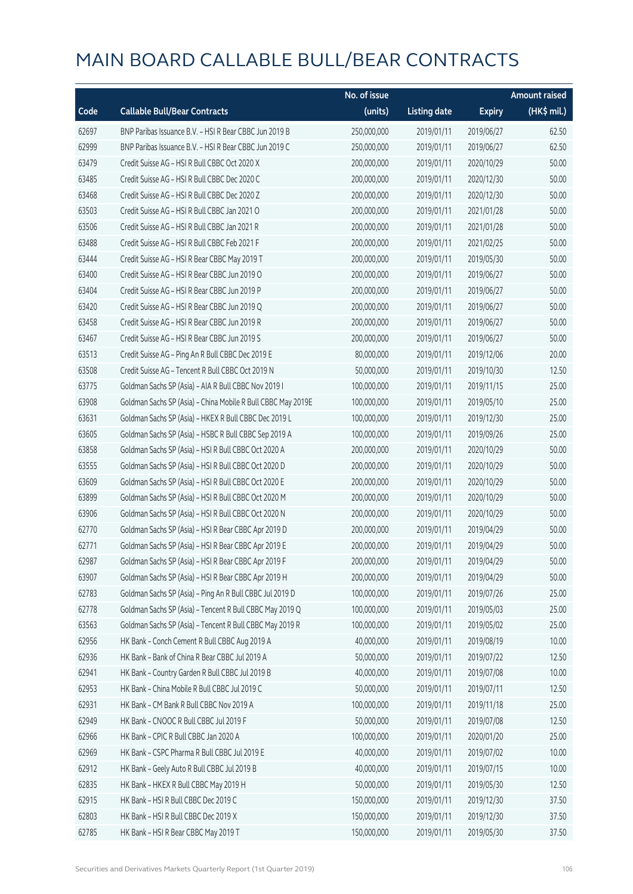# MAIN BOARD CALLABLE BULL/BEAR CONTRACTS

| Code | Callable Bull/Bear Contracts | No. of issue (units) | Listing date | Expiry | Amount raised (HK$ mil.) |
|---|---|---|---|---|---|
| 62697 | BNP Paribas Issuance B.V. – HSI R Bear CBBC Jun 2019 B | 250,000,000 | 2019/01/11 | 2019/06/27 | 62.50 |
| 62999 | BNP Paribas Issuance B.V. – HSI R Bear CBBC Jun 2019 C | 250,000,000 | 2019/01/11 | 2019/06/27 | 62.50 |
| 63479 | Credit Suisse AG – HSI R Bull CBBC Oct 2020 X | 200,000,000 | 2019/01/11 | 2020/10/29 | 50.00 |
| 63485 | Credit Suisse AG – HSI R Bull CBBC Dec 2020 C | 200,000,000 | 2019/01/11 | 2020/12/30 | 50.00 |
| 63468 | Credit Suisse AG – HSI R Bull CBBC Dec 2020 Z | 200,000,000 | 2019/01/11 | 2020/12/30 | 50.00 |
| 63503 | Credit Suisse AG – HSI R Bull CBBC Jan 2021 O | 200,000,000 | 2019/01/11 | 2021/01/28 | 50.00 |
| 63506 | Credit Suisse AG – HSI R Bull CBBC Jan 2021 R | 200,000,000 | 2019/01/11 | 2021/01/28 | 50.00 |
| 63488 | Credit Suisse AG – HSI R Bull CBBC Feb 2021 F | 200,000,000 | 2019/01/11 | 2021/02/25 | 50.00 |
| 63444 | Credit Suisse AG – HSI R Bear CBBC May 2019 T | 200,000,000 | 2019/01/11 | 2019/05/30 | 50.00 |
| 63400 | Credit Suisse AG – HSI R Bear CBBC Jun 2019 O | 200,000,000 | 2019/01/11 | 2019/06/27 | 50.00 |
| 63404 | Credit Suisse AG – HSI R Bear CBBC Jun 2019 P | 200,000,000 | 2019/01/11 | 2019/06/27 | 50.00 |
| 63420 | Credit Suisse AG – HSI R Bear CBBC Jun 2019 Q | 200,000,000 | 2019/01/11 | 2019/06/27 | 50.00 |
| 63458 | Credit Suisse AG – HSI R Bear CBBC Jun 2019 R | 200,000,000 | 2019/01/11 | 2019/06/27 | 50.00 |
| 63467 | Credit Suisse AG – HSI R Bear CBBC Jun 2019 S | 200,000,000 | 2019/01/11 | 2019/06/27 | 50.00 |
| 63513 | Credit Suisse AG – Ping An R Bull CBBC Dec 2019 E | 80,000,000 | 2019/01/11 | 2019/12/06 | 20.00 |
| 63508 | Credit Suisse AG – Tencent R Bull CBBC Oct 2019 N | 50,000,000 | 2019/01/11 | 2019/10/30 | 12.50 |
| 63775 | Goldman Sachs SP (Asia) – AIA R Bull CBBC Nov 2019 I | 100,000,000 | 2019/01/11 | 2019/11/15 | 25.00 |
| 63908 | Goldman Sachs SP (Asia) – China Mobile R Bull CBBC May 2019E | 100,000,000 | 2019/01/11 | 2019/05/10 | 25.00 |
| 63631 | Goldman Sachs SP (Asia) – HKEX R Bull CBBC Dec 2019 L | 100,000,000 | 2019/01/11 | 2019/12/30 | 25.00 |
| 63605 | Goldman Sachs SP (Asia) – HSBC R Bull CBBC Sep 2019 A | 100,000,000 | 2019/01/11 | 2019/09/26 | 25.00 |
| 63858 | Goldman Sachs SP (Asia) – HSI R Bull CBBC Oct 2020 A | 200,000,000 | 2019/01/11 | 2020/10/29 | 50.00 |
| 63555 | Goldman Sachs SP (Asia) – HSI R Bull CBBC Oct 2020 D | 200,000,000 | 2019/01/11 | 2020/10/29 | 50.00 |
| 63609 | Goldman Sachs SP (Asia) – HSI R Bull CBBC Oct 2020 E | 200,000,000 | 2019/01/11 | 2020/10/29 | 50.00 |
| 63899 | Goldman Sachs SP (Asia) – HSI R Bull CBBC Oct 2020 M | 200,000,000 | 2019/01/11 | 2020/10/29 | 50.00 |
| 63906 | Goldman Sachs SP (Asia) – HSI R Bull CBBC Oct 2020 N | 200,000,000 | 2019/01/11 | 2020/10/29 | 50.00 |
| 62770 | Goldman Sachs SP (Asia) – HSI R Bear CBBC Apr 2019 D | 200,000,000 | 2019/01/11 | 2019/04/29 | 50.00 |
| 62771 | Goldman Sachs SP (Asia) – HSI R Bear CBBC Apr 2019 E | 200,000,000 | 2019/01/11 | 2019/04/29 | 50.00 |
| 62987 | Goldman Sachs SP (Asia) – HSI R Bear CBBC Apr 2019 F | 200,000,000 | 2019/01/11 | 2019/04/29 | 50.00 |
| 63907 | Goldman Sachs SP (Asia) – HSI R Bear CBBC Apr 2019 H | 200,000,000 | 2019/01/11 | 2019/04/29 | 50.00 |
| 62783 | Goldman Sachs SP (Asia) – Ping An R Bull CBBC Jul 2019 D | 100,000,000 | 2019/01/11 | 2019/07/26 | 25.00 |
| 62778 | Goldman Sachs SP (Asia) – Tencent R Bull CBBC May 2019 Q | 100,000,000 | 2019/01/11 | 2019/05/03 | 25.00 |
| 63563 | Goldman Sachs SP (Asia) – Tencent R Bull CBBC May 2019 R | 100,000,000 | 2019/01/11 | 2019/05/02 | 25.00 |
| 62956 | HK Bank – Conch Cement R Bull CBBC Aug 2019 A | 40,000,000 | 2019/01/11 | 2019/08/19 | 10.00 |
| 62936 | HK Bank – Bank of China R Bear CBBC Jul 2019 A | 50,000,000 | 2019/01/11 | 2019/07/22 | 12.50 |
| 62941 | HK Bank – Country Garden R Bull CBBC Jul 2019 B | 40,000,000 | 2019/01/11 | 2019/07/08 | 10.00 |
| 62953 | HK Bank – China Mobile R Bull CBBC Jul 2019 C | 50,000,000 | 2019/01/11 | 2019/07/11 | 12.50 |
| 62931 | HK Bank – CM Bank R Bull CBBC Nov 2019 A | 100,000,000 | 2019/01/11 | 2019/11/18 | 25.00 |
| 62949 | HK Bank – CNOOC R Bull CBBC Jul 2019 F | 50,000,000 | 2019/01/11 | 2019/07/08 | 12.50 |
| 62966 | HK Bank – CPIC R Bull CBBC Jan 2020 A | 100,000,000 | 2019/01/11 | 2020/01/20 | 25.00 |
| 62969 | HK Bank – CSPC Pharma R Bull CBBC Jul 2019 E | 40,000,000 | 2019/01/11 | 2019/07/02 | 10.00 |
| 62912 | HK Bank – Geely Auto R Bull CBBC Jul 2019 B | 40,000,000 | 2019/01/11 | 2019/07/15 | 10.00 |
| 62835 | HK Bank – HKEX R Bull CBBC May 2019 H | 50,000,000 | 2019/01/11 | 2019/05/30 | 12.50 |
| 62915 | HK Bank – HSI R Bull CBBC Dec 2019 C | 150,000,000 | 2019/01/11 | 2019/12/30 | 37.50 |
| 62803 | HK Bank – HSI R Bull CBBC Dec 2019 X | 150,000,000 | 2019/01/11 | 2019/12/30 | 37.50 |
| 62785 | HK Bank – HSI R Bear CBBC May 2019 T | 150,000,000 | 2019/01/11 | 2019/05/30 | 37.50 |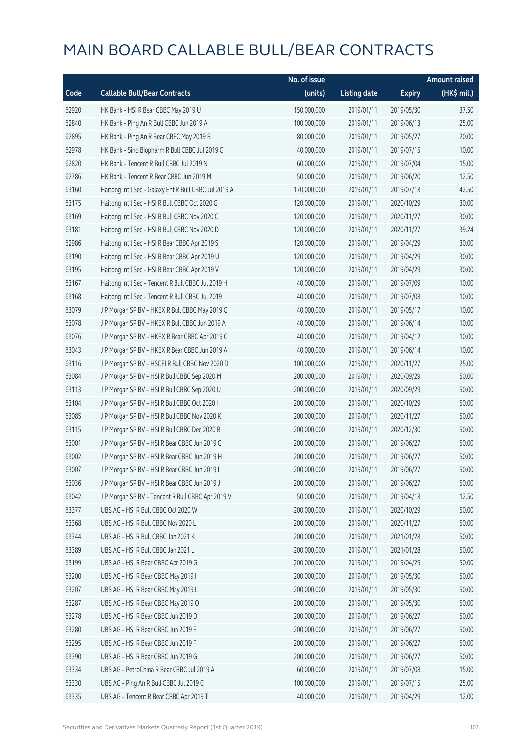# MAIN BOARD CALLABLE BULL/BEAR CONTRACTS

| Code | Callable Bull/Bear Contracts | No. of issue (units) | Listing date | Expiry | Amount raised (HK$ mil.) |
|---|---|---|---|---|---|
| 62920 | HK Bank – HSI R Bear CBBC May 2019 U | 150,000,000 | 2019/01/11 | 2019/05/30 | 37.50 |
| 62840 | HK Bank – Ping An R Bull CBBC Jun 2019 A | 100,000,000 | 2019/01/11 | 2019/06/13 | 25.00 |
| 62895 | HK Bank – Ping An R Bear CBBC May 2019 B | 80,000,000 | 2019/01/11 | 2019/05/27 | 20.00 |
| 62978 | HK Bank – Sino Biopharm R Bull CBBC Jul 2019 C | 40,000,000 | 2019/01/11 | 2019/07/15 | 10.00 |
| 62820 | HK Bank – Tencent R Bull CBBC Jul 2019 N | 60,000,000 | 2019/01/11 | 2019/07/04 | 15.00 |
| 62786 | HK Bank – Tencent R Bear CBBC Jun 2019 M | 50,000,000 | 2019/01/11 | 2019/06/20 | 12.50 |
| 63160 | Haitong Int'l Sec – Galaxy Ent R Bull CBBC Jul 2019 A | 170,000,000 | 2019/01/11 | 2019/07/18 | 42.50 |
| 63175 | Haitong Int'l Sec – HSI R Bull CBBC Oct 2020 G | 120,000,000 | 2019/01/11 | 2020/10/29 | 30.00 |
| 63169 | Haitong Int'l Sec – HSI R Bull CBBC Nov 2020 C | 120,000,000 | 2019/01/11 | 2020/11/27 | 30.00 |
| 63181 | Haitong Int'l Sec – HSI R Bull CBBC Nov 2020 D | 120,000,000 | 2019/01/11 | 2020/11/27 | 39.24 |
| 62986 | Haitong Int'l Sec – HSI R Bear CBBC Apr 2019 S | 120,000,000 | 2019/01/11 | 2019/04/29 | 30.00 |
| 63190 | Haitong Int'l Sec – HSI R Bear CBBC Apr 2019 U | 120,000,000 | 2019/01/11 | 2019/04/29 | 30.00 |
| 63195 | Haitong Int'l Sec – HSI R Bear CBBC Apr 2019 V | 120,000,000 | 2019/01/11 | 2019/04/29 | 30.00 |
| 63167 | Haitong Int'l Sec – Tencent R Bull CBBC Jul 2019 H | 40,000,000 | 2019/01/11 | 2019/07/09 | 10.00 |
| 63168 | Haitong Int'l Sec – Tencent R Bull CBBC Jul 2019 I | 40,000,000 | 2019/01/11 | 2019/07/08 | 10.00 |
| 63079 | J P Morgan SP BV – HKEX R Bull CBBC May 2019 G | 40,000,000 | 2019/01/11 | 2019/05/17 | 10.00 |
| 63078 | J P Morgan SP BV – HKEX R Bull CBBC Jun 2019 A | 40,000,000 | 2019/01/11 | 2019/06/14 | 10.00 |
| 63076 | J P Morgan SP BV – HKEX R Bear CBBC Apr 2019 C | 40,000,000 | 2019/01/11 | 2019/04/12 | 10.00 |
| 63043 | J P Morgan SP BV – HKEX R Bear CBBC Jun 2019 A | 40,000,000 | 2019/01/11 | 2019/06/14 | 10.00 |
| 63116 | J P Morgan SP BV – HSCEI R Bull CBBC Nov 2020 D | 100,000,000 | 2019/01/11 | 2020/11/27 | 25.00 |
| 63084 | J P Morgan SP BV – HSI R Bull CBBC Sep 2020 M | 200,000,000 | 2019/01/11 | 2020/09/29 | 50.00 |
| 63113 | J P Morgan SP BV – HSI R Bull CBBC Sep 2020 U | 200,000,000 | 2019/01/11 | 2020/09/29 | 50.00 |
| 63104 | J P Morgan SP BV – HSI R Bull CBBC Oct 2020 I | 200,000,000 | 2019/01/11 | 2020/10/29 | 50.00 |
| 63085 | J P Morgan SP BV – HSI R Bull CBBC Nov 2020 K | 200,000,000 | 2019/01/11 | 2020/11/27 | 50.00 |
| 63115 | J P Morgan SP BV – HSI R Bull CBBC Dec 2020 B | 200,000,000 | 2019/01/11 | 2020/12/30 | 50.00 |
| 63001 | J P Morgan SP BV – HSI R Bear CBBC Jun 2019 G | 200,000,000 | 2019/01/11 | 2019/06/27 | 50.00 |
| 63002 | J P Morgan SP BV – HSI R Bear CBBC Jun 2019 H | 200,000,000 | 2019/01/11 | 2019/06/27 | 50.00 |
| 63007 | J P Morgan SP BV – HSI R Bear CBBC Jun 2019 I | 200,000,000 | 2019/01/11 | 2019/06/27 | 50.00 |
| 63036 | J P Morgan SP BV – HSI R Bear CBBC Jun 2019 J | 200,000,000 | 2019/01/11 | 2019/06/27 | 50.00 |
| 63042 | J P Morgan SP BV – Tencent R Bull CBBC Apr 2019 V | 50,000,000 | 2019/01/11 | 2019/04/18 | 12.50 |
| 63377 | UBS AG – HSI R Bull CBBC Oct 2020 W | 200,000,000 | 2019/01/11 | 2020/10/29 | 50.00 |
| 63368 | UBS AG – HSI R Bull CBBC Nov 2020 L | 200,000,000 | 2019/01/11 | 2020/11/27 | 50.00 |
| 63344 | UBS AG – HSI R Bull CBBC Jan 2021 K | 200,000,000 | 2019/01/11 | 2021/01/28 | 50.00 |
| 63389 | UBS AG – HSI R Bull CBBC Jan 2021 L | 200,000,000 | 2019/01/11 | 2021/01/28 | 50.00 |
| 63199 | UBS AG – HSI R Bear CBBC Apr 2019 G | 200,000,000 | 2019/01/11 | 2019/04/29 | 50.00 |
| 63200 | UBS AG – HSI R Bear CBBC May 2019 I | 200,000,000 | 2019/01/11 | 2019/05/30 | 50.00 |
| 63207 | UBS AG – HSI R Bear CBBC May 2019 L | 200,000,000 | 2019/01/11 | 2019/05/30 | 50.00 |
| 63287 | UBS AG – HSI R Bear CBBC May 2019 O | 200,000,000 | 2019/01/11 | 2019/05/30 | 50.00 |
| 63278 | UBS AG – HSI R Bear CBBC Jun 2019 D | 200,000,000 | 2019/01/11 | 2019/06/27 | 50.00 |
| 63280 | UBS AG – HSI R Bear CBBC Jun 2019 E | 200,000,000 | 2019/01/11 | 2019/06/27 | 50.00 |
| 63295 | UBS AG – HSI R Bear CBBC Jun 2019 F | 200,000,000 | 2019/01/11 | 2019/06/27 | 50.00 |
| 63390 | UBS AG – HSI R Bear CBBC Jun 2019 G | 200,000,000 | 2019/01/11 | 2019/06/27 | 50.00 |
| 63334 | UBS AG – PetroChina R Bear CBBC Jul 2019 A | 60,000,000 | 2019/01/11 | 2019/07/08 | 15.00 |
| 63330 | UBS AG – Ping An R Bull CBBC Jul 2019 C | 100,000,000 | 2019/01/11 | 2019/07/15 | 25.00 |
| 63335 | UBS AG – Tencent R Bear CBBC Apr 2019 T | 40,000,000 | 2019/01/11 | 2019/04/29 | 12.00 |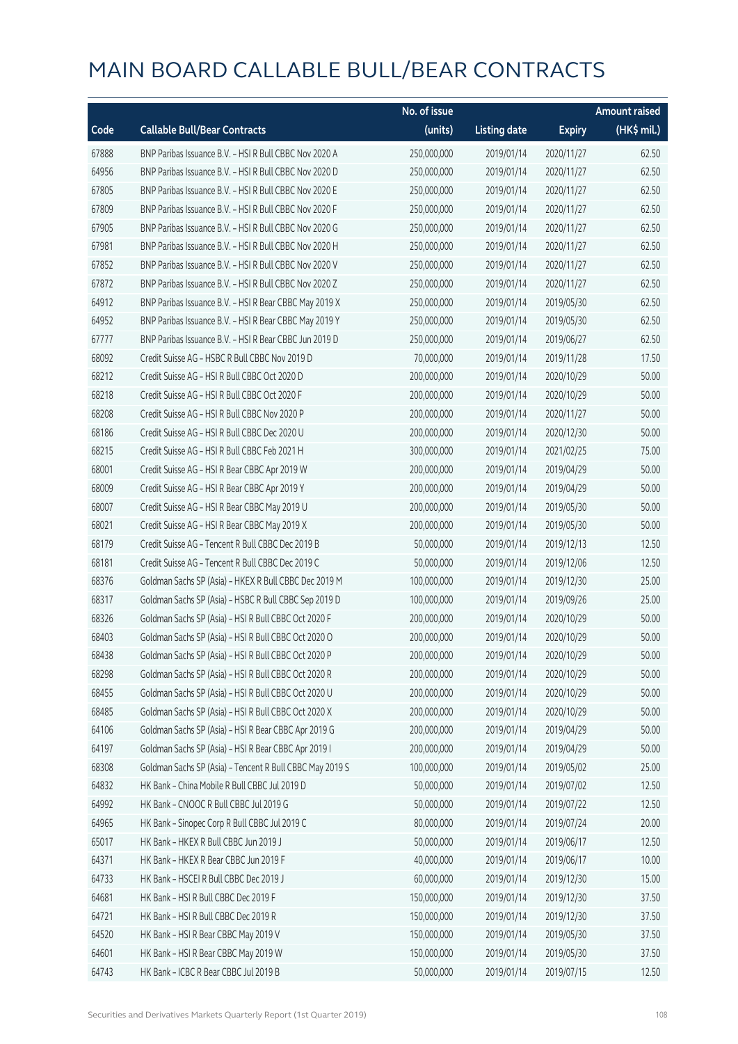# MAIN BOARD CALLABLE BULL/BEAR CONTRACTS

| Code | Callable Bull/Bear Contracts | No. of issue (units) | Listing date | Expiry | Amount raised (HK$ mil.) |
|---|---|---|---|---|---|
| 67888 | BNP Paribas Issuance B.V. – HSI R Bull CBBC Nov 2020 A | 250,000,000 | 2019/01/14 | 2020/11/27 | 62.50 |
| 64956 | BNP Paribas Issuance B.V. – HSI R Bull CBBC Nov 2020 D | 250,000,000 | 2019/01/14 | 2020/11/27 | 62.50 |
| 67805 | BNP Paribas Issuance B.V. – HSI R Bull CBBC Nov 2020 E | 250,000,000 | 2019/01/14 | 2020/11/27 | 62.50 |
| 67809 | BNP Paribas Issuance B.V. – HSI R Bull CBBC Nov 2020 F | 250,000,000 | 2019/01/14 | 2020/11/27 | 62.50 |
| 67905 | BNP Paribas Issuance B.V. – HSI R Bull CBBC Nov 2020 G | 250,000,000 | 2019/01/14 | 2020/11/27 | 62.50 |
| 67981 | BNP Paribas Issuance B.V. – HSI R Bull CBBC Nov 2020 H | 250,000,000 | 2019/01/14 | 2020/11/27 | 62.50 |
| 67852 | BNP Paribas Issuance B.V. – HSI R Bull CBBC Nov 2020 V | 250,000,000 | 2019/01/14 | 2020/11/27 | 62.50 |
| 67872 | BNP Paribas Issuance B.V. – HSI R Bull CBBC Nov 2020 Z | 250,000,000 | 2019/01/14 | 2020/11/27 | 62.50 |
| 64912 | BNP Paribas Issuance B.V. – HSI R Bear CBBC May 2019 X | 250,000,000 | 2019/01/14 | 2019/05/30 | 62.50 |
| 64952 | BNP Paribas Issuance B.V. – HSI R Bear CBBC May 2019 Y | 250,000,000 | 2019/01/14 | 2019/05/30 | 62.50 |
| 67777 | BNP Paribas Issuance B.V. – HSI R Bear CBBC Jun 2019 D | 250,000,000 | 2019/01/14 | 2019/06/27 | 62.50 |
| 68092 | Credit Suisse AG – HSBC R Bull CBBC Nov 2019 D | 70,000,000 | 2019/01/14 | 2019/11/28 | 17.50 |
| 68212 | Credit Suisse AG – HSI R Bull CBBC Oct 2020 D | 200,000,000 | 2019/01/14 | 2020/10/29 | 50.00 |
| 68218 | Credit Suisse AG – HSI R Bull CBBC Oct 2020 F | 200,000,000 | 2019/01/14 | 2020/10/29 | 50.00 |
| 68208 | Credit Suisse AG – HSI R Bull CBBC Nov 2020 P | 200,000,000 | 2019/01/14 | 2020/11/27 | 50.00 |
| 68186 | Credit Suisse AG – HSI R Bull CBBC Dec 2020 U | 200,000,000 | 2019/01/14 | 2020/12/30 | 50.00 |
| 68215 | Credit Suisse AG – HSI R Bull CBBC Feb 2021 H | 300,000,000 | 2019/01/14 | 2021/02/25 | 75.00 |
| 68001 | Credit Suisse AG – HSI R Bear CBBC Apr 2019 W | 200,000,000 | 2019/01/14 | 2019/04/29 | 50.00 |
| 68009 | Credit Suisse AG – HSI R Bear CBBC Apr 2019 Y | 200,000,000 | 2019/01/14 | 2019/04/29 | 50.00 |
| 68007 | Credit Suisse AG – HSI R Bear CBBC May 2019 U | 200,000,000 | 2019/01/14 | 2019/05/30 | 50.00 |
| 68021 | Credit Suisse AG – HSI R Bear CBBC May 2019 X | 200,000,000 | 2019/01/14 | 2019/05/30 | 50.00 |
| 68179 | Credit Suisse AG – Tencent R Bull CBBC Dec 2019 B | 50,000,000 | 2019/01/14 | 2019/12/13 | 12.50 |
| 68181 | Credit Suisse AG – Tencent R Bull CBBC Dec 2019 C | 50,000,000 | 2019/01/14 | 2019/12/06 | 12.50 |
| 68376 | Goldman Sachs SP (Asia) – HKEX R Bull CBBC Dec 2019 M | 100,000,000 | 2019/01/14 | 2019/12/30 | 25.00 |
| 68317 | Goldman Sachs SP (Asia) – HSBC R Bull CBBC Sep 2019 D | 100,000,000 | 2019/01/14 | 2019/09/26 | 25.00 |
| 68326 | Goldman Sachs SP (Asia) – HSI R Bull CBBC Oct 2020 F | 200,000,000 | 2019/01/14 | 2020/10/29 | 50.00 |
| 68403 | Goldman Sachs SP (Asia) – HSI R Bull CBBC Oct 2020 O | 200,000,000 | 2019/01/14 | 2020/10/29 | 50.00 |
| 68438 | Goldman Sachs SP (Asia) – HSI R Bull CBBC Oct 2020 P | 200,000,000 | 2019/01/14 | 2020/10/29 | 50.00 |
| 68298 | Goldman Sachs SP (Asia) – HSI R Bull CBBC Oct 2020 R | 200,000,000 | 2019/01/14 | 2020/10/29 | 50.00 |
| 68455 | Goldman Sachs SP (Asia) – HSI R Bull CBBC Oct 2020 U | 200,000,000 | 2019/01/14 | 2020/10/29 | 50.00 |
| 68485 | Goldman Sachs SP (Asia) – HSI R Bull CBBC Oct 2020 X | 200,000,000 | 2019/01/14 | 2020/10/29 | 50.00 |
| 64106 | Goldman Sachs SP (Asia) – HSI R Bear CBBC Apr 2019 G | 200,000,000 | 2019/01/14 | 2019/04/29 | 50.00 |
| 64197 | Goldman Sachs SP (Asia) – HSI R Bear CBBC Apr 2019 I | 200,000,000 | 2019/01/14 | 2019/04/29 | 50.00 |
| 68308 | Goldman Sachs SP (Asia) – Tencent R Bull CBBC May 2019 S | 100,000,000 | 2019/01/14 | 2019/05/02 | 25.00 |
| 64832 | HK Bank – China Mobile R Bull CBBC Jul 2019 D | 50,000,000 | 2019/01/14 | 2019/07/02 | 12.50 |
| 64992 | HK Bank – CNOOC R Bull CBBC Jul 2019 G | 50,000,000 | 2019/01/14 | 2019/07/22 | 12.50 |
| 64965 | HK Bank – Sinopec Corp R Bull CBBC Jul 2019 C | 80,000,000 | 2019/01/14 | 2019/07/24 | 20.00 |
| 65017 | HK Bank – HKEX R Bull CBBC Jun 2019 J | 50,000,000 | 2019/01/14 | 2019/06/17 | 12.50 |
| 64371 | HK Bank – HKEX R Bear CBBC Jun 2019 F | 40,000,000 | 2019/01/14 | 2019/06/17 | 10.00 |
| 64733 | HK Bank – HSCEI R Bull CBBC Dec 2019 J | 60,000,000 | 2019/01/14 | 2019/12/30 | 15.00 |
| 64681 | HK Bank – HSI R Bull CBBC Dec 2019 F | 150,000,000 | 2019/01/14 | 2019/12/30 | 37.50 |
| 64721 | HK Bank – HSI R Bull CBBC Dec 2019 R | 150,000,000 | 2019/01/14 | 2019/12/30 | 37.50 |
| 64520 | HK Bank – HSI R Bear CBBC May 2019 V | 150,000,000 | 2019/01/14 | 2019/05/30 | 37.50 |
| 64601 | HK Bank – HSI R Bear CBBC May 2019 W | 150,000,000 | 2019/01/14 | 2019/05/30 | 37.50 |
| 64743 | HK Bank – ICBC R Bear CBBC Jul 2019 B | 50,000,000 | 2019/01/14 | 2019/07/15 | 12.50 |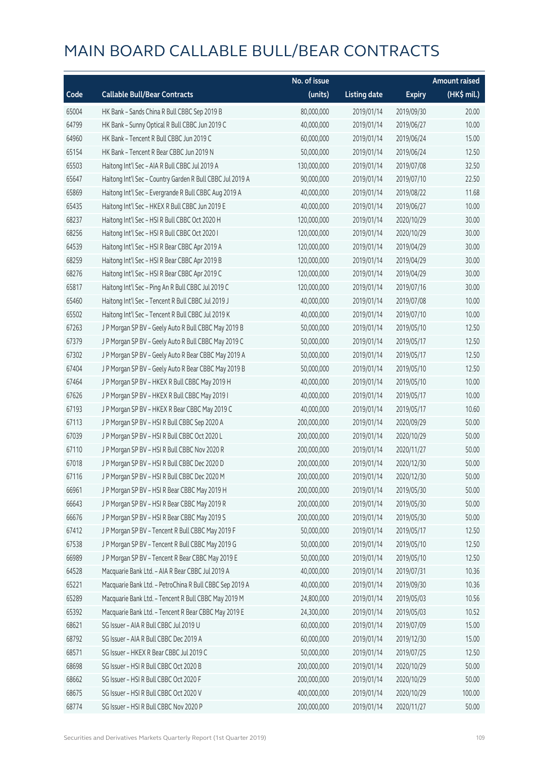# MAIN BOARD CALLABLE BULL/BEAR CONTRACTS

| Code | Callable Bull/Bear Contracts | No. of issue (units) | Listing date | Expiry | Amount raised (HK$ mil.) |
|---|---|---|---|---|---|
| 65004 | HK Bank – Sands China R Bull CBBC Sep 2019 B | 80,000,000 | 2019/01/14 | 2019/09/30 | 20.00 |
| 64799 | HK Bank – Sunny Optical R Bull CBBC Jun 2019 C | 40,000,000 | 2019/01/14 | 2019/06/27 | 10.00 |
| 64960 | HK Bank – Tencent R Bull CBBC Jun 2019 C | 60,000,000 | 2019/01/14 | 2019/06/24 | 15.00 |
| 65154 | HK Bank – Tencent R Bear CBBC Jun 2019 N | 50,000,000 | 2019/01/14 | 2019/06/24 | 12.50 |
| 65503 | Haitong Int'l Sec – AIA R Bull CBBC Jul 2019 A | 130,000,000 | 2019/01/14 | 2019/07/08 | 32.50 |
| 65647 | Haitong Int'l Sec – Country Garden R Bull CBBC Jul 2019 A | 90,000,000 | 2019/01/14 | 2019/07/10 | 22.50 |
| 65869 | Haitong Int'l Sec – Evergrande R Bull CBBC Aug 2019 A | 40,000,000 | 2019/01/14 | 2019/08/22 | 11.68 |
| 65435 | Haitong Int'l Sec – HKEX R Bull CBBC Jun 2019 E | 40,000,000 | 2019/01/14 | 2019/06/27 | 10.00 |
| 68237 | Haitong Int'l Sec – HSI R Bull CBBC Oct 2020 H | 120,000,000 | 2019/01/14 | 2020/10/29 | 30.00 |
| 68256 | Haitong Int'l Sec – HSI R Bull CBBC Oct 2020 I | 120,000,000 | 2019/01/14 | 2020/10/29 | 30.00 |
| 64539 | Haitong Int'l Sec – HSI R Bear CBBC Apr 2019 A | 120,000,000 | 2019/01/14 | 2019/04/29 | 30.00 |
| 68259 | Haitong Int'l Sec – HSI R Bear CBBC Apr 2019 B | 120,000,000 | 2019/01/14 | 2019/04/29 | 30.00 |
| 68276 | Haitong Int'l Sec – HSI R Bear CBBC Apr 2019 C | 120,000,000 | 2019/01/14 | 2019/04/29 | 30.00 |
| 65817 | Haitong Int'l Sec – Ping An R Bull CBBC Jul 2019 C | 120,000,000 | 2019/01/14 | 2019/07/16 | 30.00 |
| 65460 | Haitong Int'l Sec – Tencent R Bull CBBC Jul 2019 J | 40,000,000 | 2019/01/14 | 2019/07/08 | 10.00 |
| 65502 | Haitong Int'l Sec – Tencent R Bull CBBC Jul 2019 K | 40,000,000 | 2019/01/14 | 2019/07/10 | 10.00 |
| 67263 | J P Morgan SP BV – Geely Auto R Bull CBBC May 2019 B | 50,000,000 | 2019/01/14 | 2019/05/10 | 12.50 |
| 67379 | J P Morgan SP BV – Geely Auto R Bull CBBC May 2019 C | 50,000,000 | 2019/01/14 | 2019/05/17 | 12.50 |
| 67302 | J P Morgan SP BV – Geely Auto R Bear CBBC May 2019 A | 50,000,000 | 2019/01/14 | 2019/05/17 | 12.50 |
| 67404 | J P Morgan SP BV – Geely Auto R Bear CBBC May 2019 B | 50,000,000 | 2019/01/14 | 2019/05/10 | 12.50 |
| 67464 | J P Morgan SP BV – HKEX R Bull CBBC May 2019 H | 40,000,000 | 2019/01/14 | 2019/05/10 | 10.00 |
| 67626 | J P Morgan SP BV – HKEX R Bull CBBC May 2019 I | 40,000,000 | 2019/01/14 | 2019/05/17 | 10.00 |
| 67193 | J P Morgan SP BV – HKEX R Bear CBBC May 2019 C | 40,000,000 | 2019/01/14 | 2019/05/17 | 10.60 |
| 67113 | J P Morgan SP BV – HSI R Bull CBBC Sep 2020 A | 200,000,000 | 2019/01/14 | 2020/09/29 | 50.00 |
| 67039 | J P Morgan SP BV – HSI R Bull CBBC Oct 2020 L | 200,000,000 | 2019/01/14 | 2020/10/29 | 50.00 |
| 67110 | J P Morgan SP BV – HSI R Bull CBBC Nov 2020 R | 200,000,000 | 2019/01/14 | 2020/11/27 | 50.00 |
| 67018 | J P Morgan SP BV – HSI R Bull CBBC Dec 2020 D | 200,000,000 | 2019/01/14 | 2020/12/30 | 50.00 |
| 67116 | J P Morgan SP BV – HSI R Bull CBBC Dec 2020 M | 200,000,000 | 2019/01/14 | 2020/12/30 | 50.00 |
| 66961 | J P Morgan SP BV – HSI R Bear CBBC May 2019 H | 200,000,000 | 2019/01/14 | 2019/05/30 | 50.00 |
| 66643 | J P Morgan SP BV – HSI R Bear CBBC May 2019 R | 200,000,000 | 2019/01/14 | 2019/05/30 | 50.00 |
| 66676 | J P Morgan SP BV – HSI R Bear CBBC May 2019 S | 200,000,000 | 2019/01/14 | 2019/05/30 | 50.00 |
| 67412 | J P Morgan SP BV – Tencent R Bull CBBC May 2019 F | 50,000,000 | 2019/01/14 | 2019/05/17 | 12.50 |
| 67538 | J P Morgan SP BV – Tencent R Bull CBBC May 2019 G | 50,000,000 | 2019/01/14 | 2019/05/10 | 12.50 |
| 66989 | J P Morgan SP BV – Tencent R Bear CBBC May 2019 E | 50,000,000 | 2019/01/14 | 2019/05/10 | 12.50 |
| 64528 | Macquarie Bank Ltd. – AIA R Bear CBBC Jul 2019 A | 40,000,000 | 2019/01/14 | 2019/07/31 | 10.36 |
| 65221 | Macquarie Bank Ltd. – PetroChina R Bull CBBC Sep 2019 A | 40,000,000 | 2019/01/14 | 2019/09/30 | 10.36 |
| 65289 | Macquarie Bank Ltd. – Tencent R Bull CBBC May 2019 M | 24,800,000 | 2019/01/14 | 2019/05/03 | 10.56 |
| 65392 | Macquarie Bank Ltd. – Tencent R Bear CBBC May 2019 E | 24,300,000 | 2019/01/14 | 2019/05/03 | 10.52 |
| 68621 | SG Issuer – AIA R Bull CBBC Jul 2019 U | 60,000,000 | 2019/01/14 | 2019/07/09 | 15.00 |
| 68792 | SG Issuer – AIA R Bull CBBC Dec 2019 A | 60,000,000 | 2019/01/14 | 2019/12/30 | 15.00 |
| 68571 | SG Issuer – HKEX R Bear CBBC Jul 2019 C | 50,000,000 | 2019/01/14 | 2019/07/25 | 12.50 |
| 68698 | SG Issuer – HSI R Bull CBBC Oct 2020 B | 200,000,000 | 2019/01/14 | 2020/10/29 | 50.00 |
| 68662 | SG Issuer – HSI R Bull CBBC Oct 2020 F | 200,000,000 | 2019/01/14 | 2020/10/29 | 50.00 |
| 68675 | SG Issuer – HSI R Bull CBBC Oct 2020 V | 400,000,000 | 2019/01/14 | 2020/10/29 | 100.00 |
| 68774 | SG Issuer – HSI R Bull CBBC Nov 2020 P | 200,000,000 | 2019/01/14 | 2020/11/27 | 50.00 |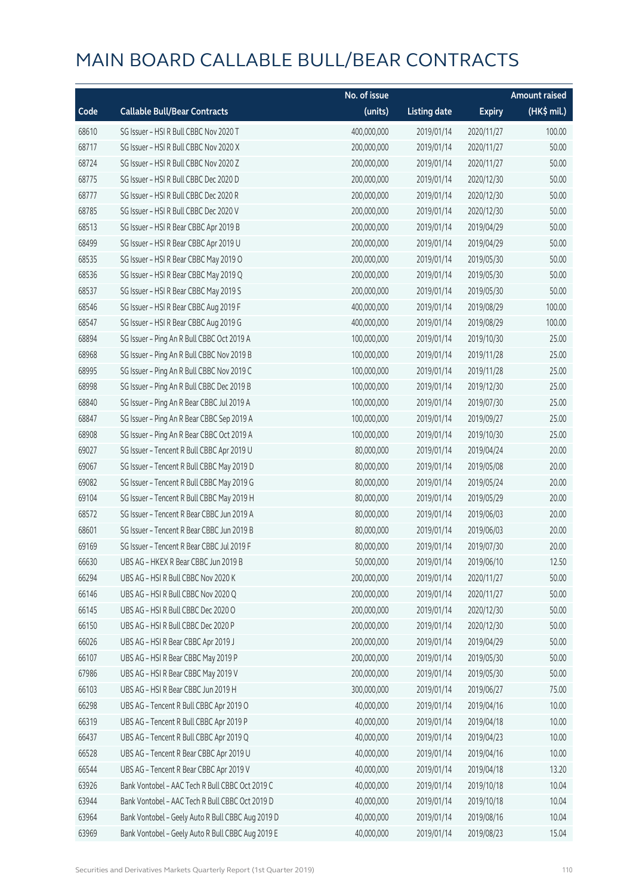# MAIN BOARD CALLABLE BULL/BEAR CONTRACTS

| Code | Callable Bull/Bear Contracts | No. of issue (units) | Listing date | Expiry | Amount raised (HK$ mil.) |
|---|---|---|---|---|---|
| 68610 | SG Issuer – HSI R Bull CBBC Nov 2020 T | 400,000,000 | 2019/01/14 | 2020/11/27 | 100.00 |
| 68717 | SG Issuer – HSI R Bull CBBC Nov 2020 X | 200,000,000 | 2019/01/14 | 2020/11/27 | 50.00 |
| 68724 | SG Issuer – HSI R Bull CBBC Nov 2020 Z | 200,000,000 | 2019/01/14 | 2020/11/27 | 50.00 |
| 68775 | SG Issuer – HSI R Bull CBBC Dec 2020 D | 200,000,000 | 2019/01/14 | 2020/12/30 | 50.00 |
| 68777 | SG Issuer – HSI R Bull CBBC Dec 2020 R | 200,000,000 | 2019/01/14 | 2020/12/30 | 50.00 |
| 68785 | SG Issuer – HSI R Bull CBBC Dec 2020 V | 200,000,000 | 2019/01/14 | 2020/12/30 | 50.00 |
| 68513 | SG Issuer – HSI R Bear CBBC Apr 2019 B | 200,000,000 | 2019/01/14 | 2019/04/29 | 50.00 |
| 68499 | SG Issuer – HSI R Bear CBBC Apr 2019 U | 200,000,000 | 2019/01/14 | 2019/04/29 | 50.00 |
| 68535 | SG Issuer – HSI R Bear CBBC May 2019 O | 200,000,000 | 2019/01/14 | 2019/05/30 | 50.00 |
| 68536 | SG Issuer – HSI R Bear CBBC May 2019 Q | 200,000,000 | 2019/01/14 | 2019/05/30 | 50.00 |
| 68537 | SG Issuer – HSI R Bear CBBC May 2019 S | 200,000,000 | 2019/01/14 | 2019/05/30 | 50.00 |
| 68546 | SG Issuer – HSI R Bear CBBC Aug 2019 F | 400,000,000 | 2019/01/14 | 2019/08/29 | 100.00 |
| 68547 | SG Issuer – HSI R Bear CBBC Aug 2019 G | 400,000,000 | 2019/01/14 | 2019/08/29 | 100.00 |
| 68894 | SG Issuer – Ping An R Bull CBBC Oct 2019 A | 100,000,000 | 2019/01/14 | 2019/10/30 | 25.00 |
| 68968 | SG Issuer – Ping An R Bull CBBC Nov 2019 B | 100,000,000 | 2019/01/14 | 2019/11/28 | 25.00 |
| 68995 | SG Issuer – Ping An R Bull CBBC Nov 2019 C | 100,000,000 | 2019/01/14 | 2019/11/28 | 25.00 |
| 68998 | SG Issuer – Ping An R Bull CBBC Dec 2019 B | 100,000,000 | 2019/01/14 | 2019/12/30 | 25.00 |
| 68840 | SG Issuer – Ping An R Bear CBBC Jul 2019 A | 100,000,000 | 2019/01/14 | 2019/07/30 | 25.00 |
| 68847 | SG Issuer – Ping An R Bear CBBC Sep 2019 A | 100,000,000 | 2019/01/14 | 2019/09/27 | 25.00 |
| 68908 | SG Issuer – Ping An R Bear CBBC Oct 2019 A | 100,000,000 | 2019/01/14 | 2019/10/30 | 25.00 |
| 69027 | SG Issuer – Tencent R Bull CBBC Apr 2019 U | 80,000,000 | 2019/01/14 | 2019/04/24 | 20.00 |
| 69067 | SG Issuer – Tencent R Bull CBBC May 2019 D | 80,000,000 | 2019/01/14 | 2019/05/08 | 20.00 |
| 69082 | SG Issuer – Tencent R Bull CBBC May 2019 G | 80,000,000 | 2019/01/14 | 2019/05/24 | 20.00 |
| 69104 | SG Issuer – Tencent R Bull CBBC May 2019 H | 80,000,000 | 2019/01/14 | 2019/05/29 | 20.00 |
| 68572 | SG Issuer – Tencent R Bear CBBC Jun 2019 A | 80,000,000 | 2019/01/14 | 2019/06/03 | 20.00 |
| 68601 | SG Issuer – Tencent R Bear CBBC Jun 2019 B | 80,000,000 | 2019/01/14 | 2019/06/03 | 20.00 |
| 69169 | SG Issuer – Tencent R Bear CBBC Jul 2019 F | 80,000,000 | 2019/01/14 | 2019/07/30 | 20.00 |
| 66630 | UBS AG – HKEX R Bear CBBC Jun 2019 B | 50,000,000 | 2019/01/14 | 2019/06/10 | 12.50 |
| 66294 | UBS AG – HSI R Bull CBBC Nov 2020 K | 200,000,000 | 2019/01/14 | 2020/11/27 | 50.00 |
| 66146 | UBS AG – HSI R Bull CBBC Nov 2020 Q | 200,000,000 | 2019/01/14 | 2020/11/27 | 50.00 |
| 66145 | UBS AG – HSI R Bull CBBC Dec 2020 O | 200,000,000 | 2019/01/14 | 2020/12/30 | 50.00 |
| 66150 | UBS AG – HSI R Bull CBBC Dec 2020 P | 200,000,000 | 2019/01/14 | 2020/12/30 | 50.00 |
| 66026 | UBS AG – HSI R Bear CBBC Apr 2019 J | 200,000,000 | 2019/01/14 | 2019/04/29 | 50.00 |
| 66107 | UBS AG – HSI R Bear CBBC May 2019 P | 200,000,000 | 2019/01/14 | 2019/05/30 | 50.00 |
| 67986 | UBS AG – HSI R Bear CBBC May 2019 V | 200,000,000 | 2019/01/14 | 2019/05/30 | 50.00 |
| 66103 | UBS AG – HSI R Bear CBBC Jun 2019 H | 300,000,000 | 2019/01/14 | 2019/06/27 | 75.00 |
| 66298 | UBS AG – Tencent R Bull CBBC Apr 2019 O | 40,000,000 | 2019/01/14 | 2019/04/16 | 10.00 |
| 66319 | UBS AG – Tencent R Bull CBBC Apr 2019 P | 40,000,000 | 2019/01/14 | 2019/04/18 | 10.00 |
| 66437 | UBS AG – Tencent R Bull CBBC Apr 2019 Q | 40,000,000 | 2019/01/14 | 2019/04/23 | 10.00 |
| 66528 | UBS AG – Tencent R Bear CBBC Apr 2019 U | 40,000,000 | 2019/01/14 | 2019/04/16 | 10.00 |
| 66544 | UBS AG – Tencent R Bear CBBC Apr 2019 V | 40,000,000 | 2019/01/14 | 2019/04/18 | 13.20 |
| 63926 | Bank Vontobel – AAC Tech R Bull CBBC Oct 2019 C | 40,000,000 | 2019/01/14 | 2019/10/18 | 10.04 |
| 63944 | Bank Vontobel – AAC Tech R Bull CBBC Oct 2019 D | 40,000,000 | 2019/01/14 | 2019/10/18 | 10.04 |
| 63964 | Bank Vontobel – Geely Auto R Bull CBBC Aug 2019 D | 40,000,000 | 2019/01/14 | 2019/08/16 | 10.04 |
| 63969 | Bank Vontobel – Geely Auto R Bull CBBC Aug 2019 E | 40,000,000 | 2019/01/14 | 2019/08/23 | 15.04 |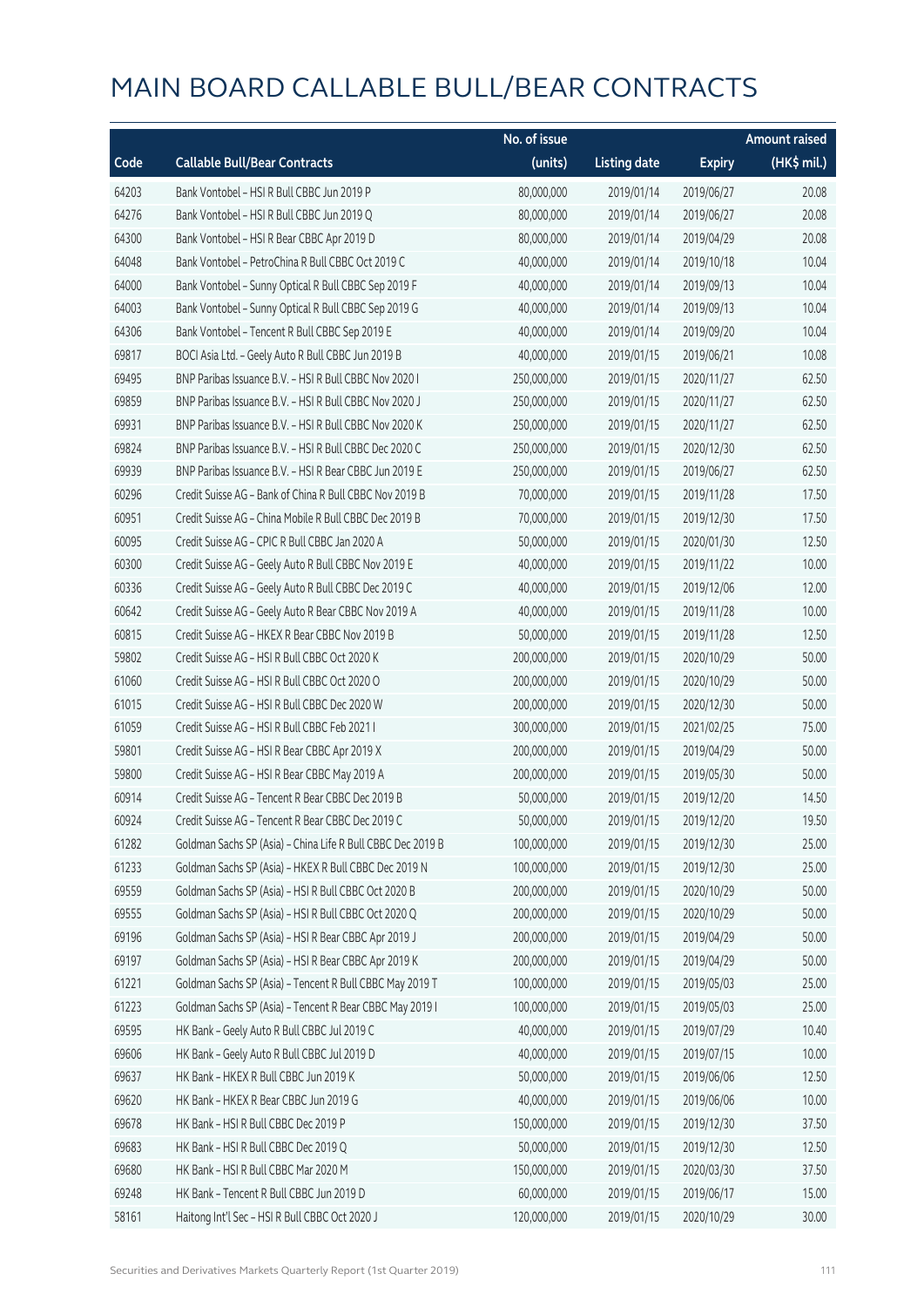# MAIN BOARD CALLABLE BULL/BEAR CONTRACTS

| Code | Callable Bull/Bear Contracts | No. of issue (units) | Listing date | Expiry | Amount raised (HK$ mil.) |
|---|---|---|---|---|---|
| 64203 | Bank Vontobel – HSI R Bull CBBC Jun 2019 P | 80,000,000 | 2019/01/14 | 2019/06/27 | 20.08 |
| 64276 | Bank Vontobel – HSI R Bull CBBC Jun 2019 Q | 80,000,000 | 2019/01/14 | 2019/06/27 | 20.08 |
| 64300 | Bank Vontobel – HSI R Bear CBBC Apr 2019 D | 80,000,000 | 2019/01/14 | 2019/04/29 | 20.08 |
| 64048 | Bank Vontobel – PetroChina R Bull CBBC Oct 2019 C | 40,000,000 | 2019/01/14 | 2019/10/18 | 10.04 |
| 64000 | Bank Vontobel – Sunny Optical R Bull CBBC Sep 2019 F | 40,000,000 | 2019/01/14 | 2019/09/13 | 10.04 |
| 64003 | Bank Vontobel – Sunny Optical R Bull CBBC Sep 2019 G | 40,000,000 | 2019/01/14 | 2019/09/13 | 10.04 |
| 64306 | Bank Vontobel – Tencent R Bull CBBC Sep 2019 E | 40,000,000 | 2019/01/14 | 2019/09/20 | 10.04 |
| 69817 | BOCI Asia Ltd. – Geely Auto R Bull CBBC Jun 2019 B | 40,000,000 | 2019/01/15 | 2019/06/21 | 10.08 |
| 69495 | BNP Paribas Issuance B.V. – HSI R Bull CBBC Nov 2020 I | 250,000,000 | 2019/01/15 | 2020/11/27 | 62.50 |
| 69859 | BNP Paribas Issuance B.V. – HSI R Bull CBBC Nov 2020 J | 250,000,000 | 2019/01/15 | 2020/11/27 | 62.50 |
| 69931 | BNP Paribas Issuance B.V. – HSI R Bull CBBC Nov 2020 K | 250,000,000 | 2019/01/15 | 2020/11/27 | 62.50 |
| 69824 | BNP Paribas Issuance B.V. – HSI R Bull CBBC Dec 2020 C | 250,000,000 | 2019/01/15 | 2020/12/30 | 62.50 |
| 69939 | BNP Paribas Issuance B.V. – HSI R Bear CBBC Jun 2019 E | 250,000,000 | 2019/01/15 | 2019/06/27 | 62.50 |
| 60296 | Credit Suisse AG – Bank of China R Bull CBBC Nov 2019 B | 70,000,000 | 2019/01/15 | 2019/11/28 | 17.50 |
| 60951 | Credit Suisse AG – China Mobile R Bull CBBC Dec 2019 B | 70,000,000 | 2019/01/15 | 2019/12/30 | 17.50 |
| 60095 | Credit Suisse AG – CPIC R Bull CBBC Jan 2020 A | 50,000,000 | 2019/01/15 | 2020/01/30 | 12.50 |
| 60300 | Credit Suisse AG – Geely Auto R Bull CBBC Nov 2019 E | 40,000,000 | 2019/01/15 | 2019/11/22 | 10.00 |
| 60336 | Credit Suisse AG – Geely Auto R Bull CBBC Dec 2019 C | 40,000,000 | 2019/01/15 | 2019/12/06 | 12.00 |
| 60642 | Credit Suisse AG – Geely Auto R Bear CBBC Nov 2019 A | 40,000,000 | 2019/01/15 | 2019/11/28 | 10.00 |
| 60815 | Credit Suisse AG – HKEX R Bear CBBC Nov 2019 B | 50,000,000 | 2019/01/15 | 2019/11/28 | 12.50 |
| 59802 | Credit Suisse AG – HSI R Bull CBBC Oct 2020 K | 200,000,000 | 2019/01/15 | 2020/10/29 | 50.00 |
| 61060 | Credit Suisse AG – HSI R Bull CBBC Oct 2020 O | 200,000,000 | 2019/01/15 | 2020/10/29 | 50.00 |
| 61015 | Credit Suisse AG – HSI R Bull CBBC Dec 2020 W | 200,000,000 | 2019/01/15 | 2020/12/30 | 50.00 |
| 61059 | Credit Suisse AG – HSI R Bull CBBC Feb 2021 I | 300,000,000 | 2019/01/15 | 2021/02/25 | 75.00 |
| 59801 | Credit Suisse AG – HSI R Bear CBBC Apr 2019 X | 200,000,000 | 2019/01/15 | 2019/04/29 | 50.00 |
| 59800 | Credit Suisse AG – HSI R Bear CBBC May 2019 A | 200,000,000 | 2019/01/15 | 2019/05/30 | 50.00 |
| 60914 | Credit Suisse AG – Tencent R Bear CBBC Dec 2019 B | 50,000,000 | 2019/01/15 | 2019/12/20 | 14.50 |
| 60924 | Credit Suisse AG – Tencent R Bear CBBC Dec 2019 C | 50,000,000 | 2019/01/15 | 2019/12/20 | 19.50 |
| 61282 | Goldman Sachs SP (Asia) – China Life R Bull CBBC Dec 2019 B | 100,000,000 | 2019/01/15 | 2019/12/30 | 25.00 |
| 61233 | Goldman Sachs SP (Asia) – HKEX R Bull CBBC Dec 2019 N | 100,000,000 | 2019/01/15 | 2019/12/30 | 25.00 |
| 69559 | Goldman Sachs SP (Asia) – HSI R Bull CBBC Oct 2020 B | 200,000,000 | 2019/01/15 | 2020/10/29 | 50.00 |
| 69555 | Goldman Sachs SP (Asia) – HSI R Bull CBBC Oct 2020 Q | 200,000,000 | 2019/01/15 | 2020/10/29 | 50.00 |
| 69196 | Goldman Sachs SP (Asia) – HSI R Bear CBBC Apr 2019 J | 200,000,000 | 2019/01/15 | 2019/04/29 | 50.00 |
| 69197 | Goldman Sachs SP (Asia) – HSI R Bear CBBC Apr 2019 K | 200,000,000 | 2019/01/15 | 2019/04/29 | 50.00 |
| 61221 | Goldman Sachs SP (Asia) – Tencent R Bull CBBC May 2019 T | 100,000,000 | 2019/01/15 | 2019/05/03 | 25.00 |
| 61223 | Goldman Sachs SP (Asia) – Tencent R Bear CBBC May 2019 I | 100,000,000 | 2019/01/15 | 2019/05/03 | 25.00 |
| 69595 | HK Bank – Geely Auto R Bull CBBC Jul 2019 C | 40,000,000 | 2019/01/15 | 2019/07/29 | 10.40 |
| 69606 | HK Bank – Geely Auto R Bull CBBC Jul 2019 D | 40,000,000 | 2019/01/15 | 2019/07/15 | 10.00 |
| 69637 | HK Bank – HKEX R Bull CBBC Jun 2019 K | 50,000,000 | 2019/01/15 | 2019/06/06 | 12.50 |
| 69620 | HK Bank – HKEX R Bear CBBC Jun 2019 G | 40,000,000 | 2019/01/15 | 2019/06/06 | 10.00 |
| 69678 | HK Bank – HSI R Bull CBBC Dec 2019 P | 150,000,000 | 2019/01/15 | 2019/12/30 | 37.50 |
| 69683 | HK Bank – HSI R Bull CBBC Dec 2019 Q | 50,000,000 | 2019/01/15 | 2019/12/30 | 12.50 |
| 69680 | HK Bank – HSI R Bull CBBC Mar 2020 M | 150,000,000 | 2019/01/15 | 2020/03/30 | 37.50 |
| 69248 | HK Bank – Tencent R Bull CBBC Jun 2019 D | 60,000,000 | 2019/01/15 | 2019/06/17 | 15.00 |
| 58161 | Haitong Int'l Sec – HSI R Bull CBBC Oct 2020 J | 120,000,000 | 2019/01/15 | 2020/10/29 | 30.00 |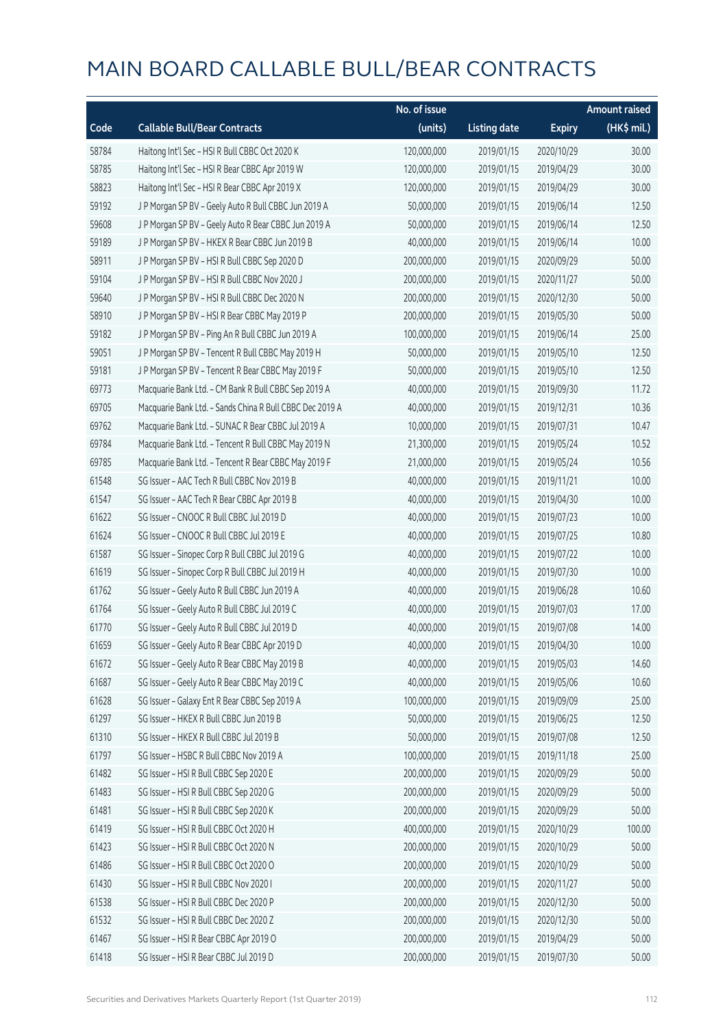# MAIN BOARD CALLABLE BULL/BEAR CONTRACTS

| Code | Callable Bull/Bear Contracts | No. of issue (units) | Listing date | Expiry | Amount raised (HK$ mil.) |
|---|---|---|---|---|---|
| 58784 | Haitong Int'l Sec – HSI R Bull CBBC Oct 2020 K | 120,000,000 | 2019/01/15 | 2020/10/29 | 30.00 |
| 58785 | Haitong Int'l Sec – HSI R Bear CBBC Apr 2019 W | 120,000,000 | 2019/01/15 | 2019/04/29 | 30.00 |
| 58823 | Haitong Int'l Sec – HSI R Bear CBBC Apr 2019 X | 120,000,000 | 2019/01/15 | 2019/04/29 | 30.00 |
| 59192 | J P Morgan SP BV – Geely Auto R Bull CBBC Jun 2019 A | 50,000,000 | 2019/01/15 | 2019/06/14 | 12.50 |
| 59608 | J P Morgan SP BV – Geely Auto R Bear CBBC Jun 2019 A | 50,000,000 | 2019/01/15 | 2019/06/14 | 12.50 |
| 59189 | J P Morgan SP BV – HKEX R Bear CBBC Jun 2019 B | 40,000,000 | 2019/01/15 | 2019/06/14 | 10.00 |
| 58911 | J P Morgan SP BV – HSI R Bull CBBC Sep 2020 D | 200,000,000 | 2019/01/15 | 2020/09/29 | 50.00 |
| 59104 | J P Morgan SP BV – HSI R Bull CBBC Nov 2020 J | 200,000,000 | 2019/01/15 | 2020/11/27 | 50.00 |
| 59640 | J P Morgan SP BV – HSI R Bull CBBC Dec 2020 N | 200,000,000 | 2019/01/15 | 2020/12/30 | 50.00 |
| 58910 | J P Morgan SP BV – HSI R Bear CBBC May 2019 P | 200,000,000 | 2019/01/15 | 2019/05/30 | 50.00 |
| 59182 | J P Morgan SP BV – Ping An R Bull CBBC Jun 2019 A | 100,000,000 | 2019/01/15 | 2019/06/14 | 25.00 |
| 59051 | J P Morgan SP BV – Tencent R Bull CBBC May 2019 H | 50,000,000 | 2019/01/15 | 2019/05/10 | 12.50 |
| 59181 | J P Morgan SP BV – Tencent R Bear CBBC May 2019 F | 50,000,000 | 2019/01/15 | 2019/05/10 | 12.50 |
| 69773 | Macquarie Bank Ltd. – CM Bank R Bull CBBC Sep 2019 A | 40,000,000 | 2019/01/15 | 2019/09/30 | 11.72 |
| 69705 | Macquarie Bank Ltd. – Sands China R Bull CBBC Dec 2019 A | 40,000,000 | 2019/01/15 | 2019/12/31 | 10.36 |
| 69762 | Macquarie Bank Ltd. – SUNAC R Bear CBBC Jul 2019 A | 10,000,000 | 2019/01/15 | 2019/07/31 | 10.47 |
| 69784 | Macquarie Bank Ltd. – Tencent R Bull CBBC May 2019 N | 21,300,000 | 2019/01/15 | 2019/05/24 | 10.52 |
| 69785 | Macquarie Bank Ltd. – Tencent R Bear CBBC May 2019 F | 21,000,000 | 2019/01/15 | 2019/05/24 | 10.56 |
| 61548 | SG Issuer – AAC Tech R Bull CBBC Nov 2019 B | 40,000,000 | 2019/01/15 | 2019/11/21 | 10.00 |
| 61547 | SG Issuer – AAC Tech R Bear CBBC Apr 2019 B | 40,000,000 | 2019/01/15 | 2019/04/30 | 10.00 |
| 61622 | SG Issuer – CNOOC R Bull CBBC Jul 2019 D | 40,000,000 | 2019/01/15 | 2019/07/23 | 10.00 |
| 61624 | SG Issuer – CNOOC R Bull CBBC Jul 2019 E | 40,000,000 | 2019/01/15 | 2019/07/25 | 10.80 |
| 61587 | SG Issuer – Sinopec Corp R Bull CBBC Jul 2019 G | 40,000,000 | 2019/01/15 | 2019/07/22 | 10.00 |
| 61619 | SG Issuer – Sinopec Corp R Bull CBBC Jul 2019 H | 40,000,000 | 2019/01/15 | 2019/07/30 | 10.00 |
| 61762 | SG Issuer – Geely Auto R Bull CBBC Jun 2019 A | 40,000,000 | 2019/01/15 | 2019/06/28 | 10.60 |
| 61764 | SG Issuer – Geely Auto R Bull CBBC Jul 2019 C | 40,000,000 | 2019/01/15 | 2019/07/03 | 17.00 |
| 61770 | SG Issuer – Geely Auto R Bull CBBC Jul 2019 D | 40,000,000 | 2019/01/15 | 2019/07/08 | 14.00 |
| 61659 | SG Issuer – Geely Auto R Bear CBBC Apr 2019 D | 40,000,000 | 2019/01/15 | 2019/04/30 | 10.00 |
| 61672 | SG Issuer – Geely Auto R Bear CBBC May 2019 B | 40,000,000 | 2019/01/15 | 2019/05/03 | 14.60 |
| 61687 | SG Issuer – Geely Auto R Bear CBBC May 2019 C | 40,000,000 | 2019/01/15 | 2019/05/06 | 10.60 |
| 61628 | SG Issuer – Galaxy Ent R Bear CBBC Sep 2019 A | 100,000,000 | 2019/01/15 | 2019/09/09 | 25.00 |
| 61297 | SG Issuer – HKEX R Bull CBBC Jun 2019 B | 50,000,000 | 2019/01/15 | 2019/06/25 | 12.50 |
| 61310 | SG Issuer – HKEX R Bull CBBC Jul 2019 B | 50,000,000 | 2019/01/15 | 2019/07/08 | 12.50 |
| 61797 | SG Issuer – HSBC R Bull CBBC Nov 2019 A | 100,000,000 | 2019/01/15 | 2019/11/18 | 25.00 |
| 61482 | SG Issuer – HSI R Bull CBBC Sep 2020 E | 200,000,000 | 2019/01/15 | 2020/09/29 | 50.00 |
| 61483 | SG Issuer – HSI R Bull CBBC Sep 2020 G | 200,000,000 | 2019/01/15 | 2020/09/29 | 50.00 |
| 61481 | SG Issuer – HSI R Bull CBBC Sep 2020 K | 200,000,000 | 2019/01/15 | 2020/09/29 | 50.00 |
| 61419 | SG Issuer – HSI R Bull CBBC Oct 2020 H | 400,000,000 | 2019/01/15 | 2020/10/29 | 100.00 |
| 61423 | SG Issuer – HSI R Bull CBBC Oct 2020 N | 200,000,000 | 2019/01/15 | 2020/10/29 | 50.00 |
| 61486 | SG Issuer – HSI R Bull CBBC Oct 2020 O | 200,000,000 | 2019/01/15 | 2020/10/29 | 50.00 |
| 61430 | SG Issuer – HSI R Bull CBBC Nov 2020 I | 200,000,000 | 2019/01/15 | 2020/11/27 | 50.00 |
| 61538 | SG Issuer – HSI R Bull CBBC Dec 2020 P | 200,000,000 | 2019/01/15 | 2020/12/30 | 50.00 |
| 61532 | SG Issuer – HSI R Bull CBBC Dec 2020 Z | 200,000,000 | 2019/01/15 | 2020/12/30 | 50.00 |
| 61467 | SG Issuer – HSI R Bear CBBC Apr 2019 O | 200,000,000 | 2019/01/15 | 2019/04/29 | 50.00 |
| 61418 | SG Issuer – HSI R Bear CBBC Jul 2019 D | 200,000,000 | 2019/01/15 | 2019/07/30 | 50.00 |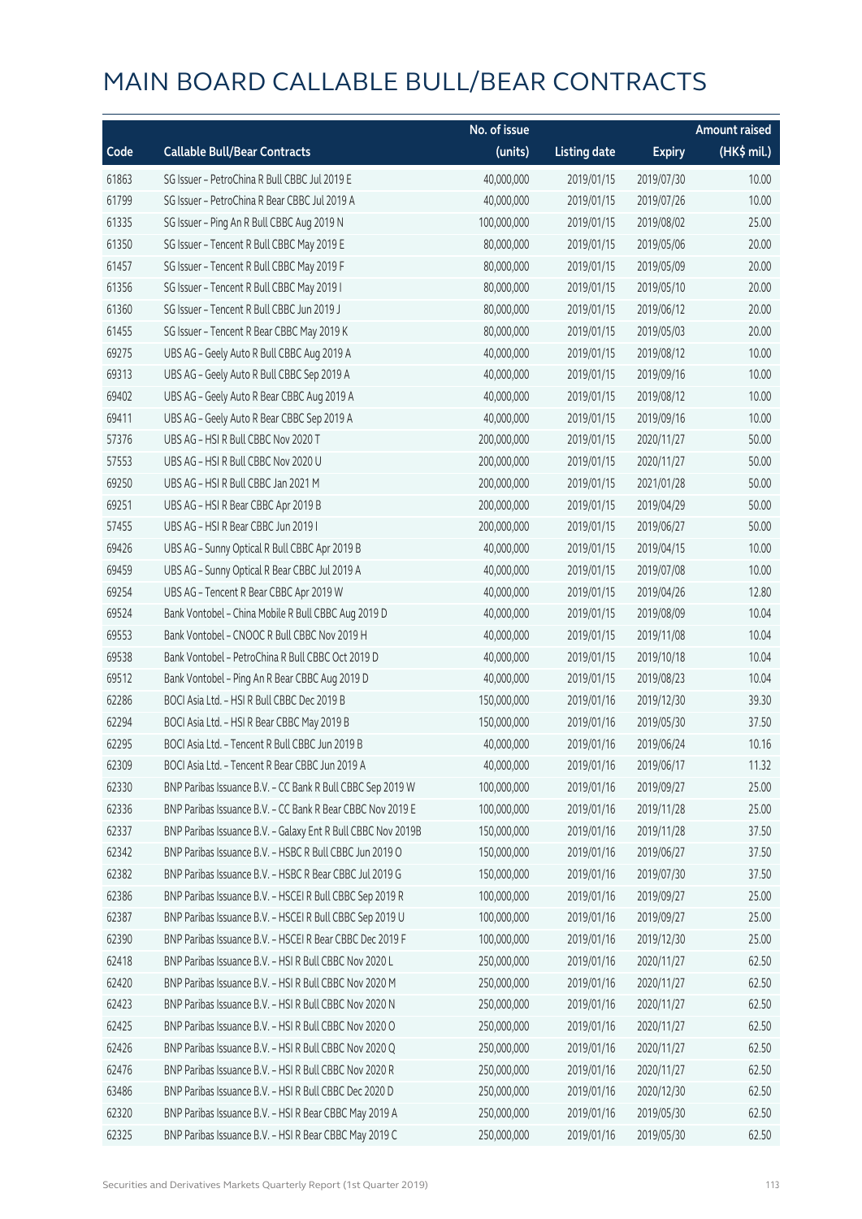# MAIN BOARD CALLABLE BULL/BEAR CONTRACTS

| Code | Callable Bull/Bear Contracts | No. of issue (units) | Listing date | Expiry | Amount raised (HK$ mil.) |
|---|---|---|---|---|---|
| 61863 | SG Issuer – PetroChina R Bull CBBC Jul 2019 E | 40,000,000 | 2019/01/15 | 2019/07/30 | 10.00 |
| 61799 | SG Issuer – PetroChina R Bear CBBC Jul 2019 A | 40,000,000 | 2019/01/15 | 2019/07/26 | 10.00 |
| 61335 | SG Issuer – Ping An R Bull CBBC Aug 2019 N | 100,000,000 | 2019/01/15 | 2019/08/02 | 25.00 |
| 61350 | SG Issuer – Tencent R Bull CBBC May 2019 E | 80,000,000 | 2019/01/15 | 2019/05/06 | 20.00 |
| 61457 | SG Issuer – Tencent R Bull CBBC May 2019 F | 80,000,000 | 2019/01/15 | 2019/05/09 | 20.00 |
| 61356 | SG Issuer – Tencent R Bull CBBC May 2019 I | 80,000,000 | 2019/01/15 | 2019/05/10 | 20.00 |
| 61360 | SG Issuer – Tencent R Bull CBBC Jun 2019 J | 80,000,000 | 2019/01/15 | 2019/06/12 | 20.00 |
| 61455 | SG Issuer – Tencent R Bear CBBC May 2019 K | 80,000,000 | 2019/01/15 | 2019/05/03 | 20.00 |
| 69275 | UBS AG – Geely Auto R Bull CBBC Aug 2019 A | 40,000,000 | 2019/01/15 | 2019/08/12 | 10.00 |
| 69313 | UBS AG – Geely Auto R Bull CBBC Sep 2019 A | 40,000,000 | 2019/01/15 | 2019/09/16 | 10.00 |
| 69402 | UBS AG – Geely Auto R Bear CBBC Aug 2019 A | 40,000,000 | 2019/01/15 | 2019/08/12 | 10.00 |
| 69411 | UBS AG – Geely Auto R Bear CBBC Sep 2019 A | 40,000,000 | 2019/01/15 | 2019/09/16 | 10.00 |
| 57376 | UBS AG – HSI R Bull CBBC Nov 2020 T | 200,000,000 | 2019/01/15 | 2020/11/27 | 50.00 |
| 57553 | UBS AG – HSI R Bull CBBC Nov 2020 U | 200,000,000 | 2019/01/15 | 2020/11/27 | 50.00 |
| 69250 | UBS AG – HSI R Bull CBBC Jan 2021 M | 200,000,000 | 2019/01/15 | 2021/01/28 | 50.00 |
| 69251 | UBS AG – HSI R Bear CBBC Apr 2019 B | 200,000,000 | 2019/01/15 | 2019/04/29 | 50.00 |
| 57455 | UBS AG – HSI R Bear CBBC Jun 2019 I | 200,000,000 | 2019/01/15 | 2019/06/27 | 50.00 |
| 69426 | UBS AG – Sunny Optical R Bull CBBC Apr 2019 B | 40,000,000 | 2019/01/15 | 2019/04/15 | 10.00 |
| 69459 | UBS AG – Sunny Optical R Bear CBBC Jul 2019 A | 40,000,000 | 2019/01/15 | 2019/07/08 | 10.00 |
| 69254 | UBS AG – Tencent R Bear CBBC Apr 2019 W | 40,000,000 | 2019/01/15 | 2019/04/26 | 12.80 |
| 69524 | Bank Vontobel – China Mobile R Bull CBBC Aug 2019 D | 40,000,000 | 2019/01/15 | 2019/08/09 | 10.04 |
| 69553 | Bank Vontobel – CNOOC R Bull CBBC Nov 2019 H | 40,000,000 | 2019/01/15 | 2019/11/08 | 10.04 |
| 69538 | Bank Vontobel – PetroChina R Bull CBBC Oct 2019 D | 40,000,000 | 2019/01/15 | 2019/10/18 | 10.04 |
| 69512 | Bank Vontobel – Ping An R Bear CBBC Aug 2019 D | 40,000,000 | 2019/01/15 | 2019/08/23 | 10.04 |
| 62286 | BOCI Asia Ltd. – HSI R Bull CBBC Dec 2019 B | 150,000,000 | 2019/01/16 | 2019/12/30 | 39.30 |
| 62294 | BOCI Asia Ltd. – HSI R Bear CBBC May 2019 B | 150,000,000 | 2019/01/16 | 2019/05/30 | 37.50 |
| 62295 | BOCI Asia Ltd. – Tencent R Bull CBBC Jun 2019 B | 40,000,000 | 2019/01/16 | 2019/06/24 | 10.16 |
| 62309 | BOCI Asia Ltd. – Tencent R Bear CBBC Jun 2019 A | 40,000,000 | 2019/01/16 | 2019/06/17 | 11.32 |
| 62330 | BNP Paribas Issuance B.V. – CC Bank R Bull CBBC Sep 2019 W | 100,000,000 | 2019/01/16 | 2019/09/27 | 25.00 |
| 62336 | BNP Paribas Issuance B.V. – CC Bank R Bear CBBC Nov 2019 E | 100,000,000 | 2019/01/16 | 2019/11/28 | 25.00 |
| 62337 | BNP Paribas Issuance B.V. – Galaxy Ent R Bull CBBC Nov 2019B | 150,000,000 | 2019/01/16 | 2019/11/28 | 37.50 |
| 62342 | BNP Paribas Issuance B.V. – HSBC R Bull CBBC Jun 2019 O | 150,000,000 | 2019/01/16 | 2019/06/27 | 37.50 |
| 62382 | BNP Paribas Issuance B.V. – HSBC R Bear CBBC Jul 2019 G | 150,000,000 | 2019/01/16 | 2019/07/30 | 37.50 |
| 62386 | BNP Paribas Issuance B.V. – HSCEI R Bull CBBC Sep 2019 R | 100,000,000 | 2019/01/16 | 2019/09/27 | 25.00 |
| 62387 | BNP Paribas Issuance B.V. – HSCEI R Bull CBBC Sep 2019 U | 100,000,000 | 2019/01/16 | 2019/09/27 | 25.00 |
| 62390 | BNP Paribas Issuance B.V. – HSCEI R Bear CBBC Dec 2019 F | 100,000,000 | 2019/01/16 | 2019/12/30 | 25.00 |
| 62418 | BNP Paribas Issuance B.V. – HSI R Bull CBBC Nov 2020 L | 250,000,000 | 2019/01/16 | 2020/11/27 | 62.50 |
| 62420 | BNP Paribas Issuance B.V. – HSI R Bull CBBC Nov 2020 M | 250,000,000 | 2019/01/16 | 2020/11/27 | 62.50 |
| 62423 | BNP Paribas Issuance B.V. – HSI R Bull CBBC Nov 2020 N | 250,000,000 | 2019/01/16 | 2020/11/27 | 62.50 |
| 62425 | BNP Paribas Issuance B.V. – HSI R Bull CBBC Nov 2020 O | 250,000,000 | 2019/01/16 | 2020/11/27 | 62.50 |
| 62426 | BNP Paribas Issuance B.V. – HSI R Bull CBBC Nov 2020 Q | 250,000,000 | 2019/01/16 | 2020/11/27 | 62.50 |
| 62476 | BNP Paribas Issuance B.V. – HSI R Bull CBBC Nov 2020 R | 250,000,000 | 2019/01/16 | 2020/11/27 | 62.50 |
| 63486 | BNP Paribas Issuance B.V. – HSI R Bull CBBC Dec 2020 D | 250,000,000 | 2019/01/16 | 2020/12/30 | 62.50 |
| 62320 | BNP Paribas Issuance B.V. – HSI R Bear CBBC May 2019 A | 250,000,000 | 2019/01/16 | 2019/05/30 | 62.50 |
| 62325 | BNP Paribas Issuance B.V. – HSI R Bear CBBC May 2019 C | 250,000,000 | 2019/01/16 | 2019/05/30 | 62.50 |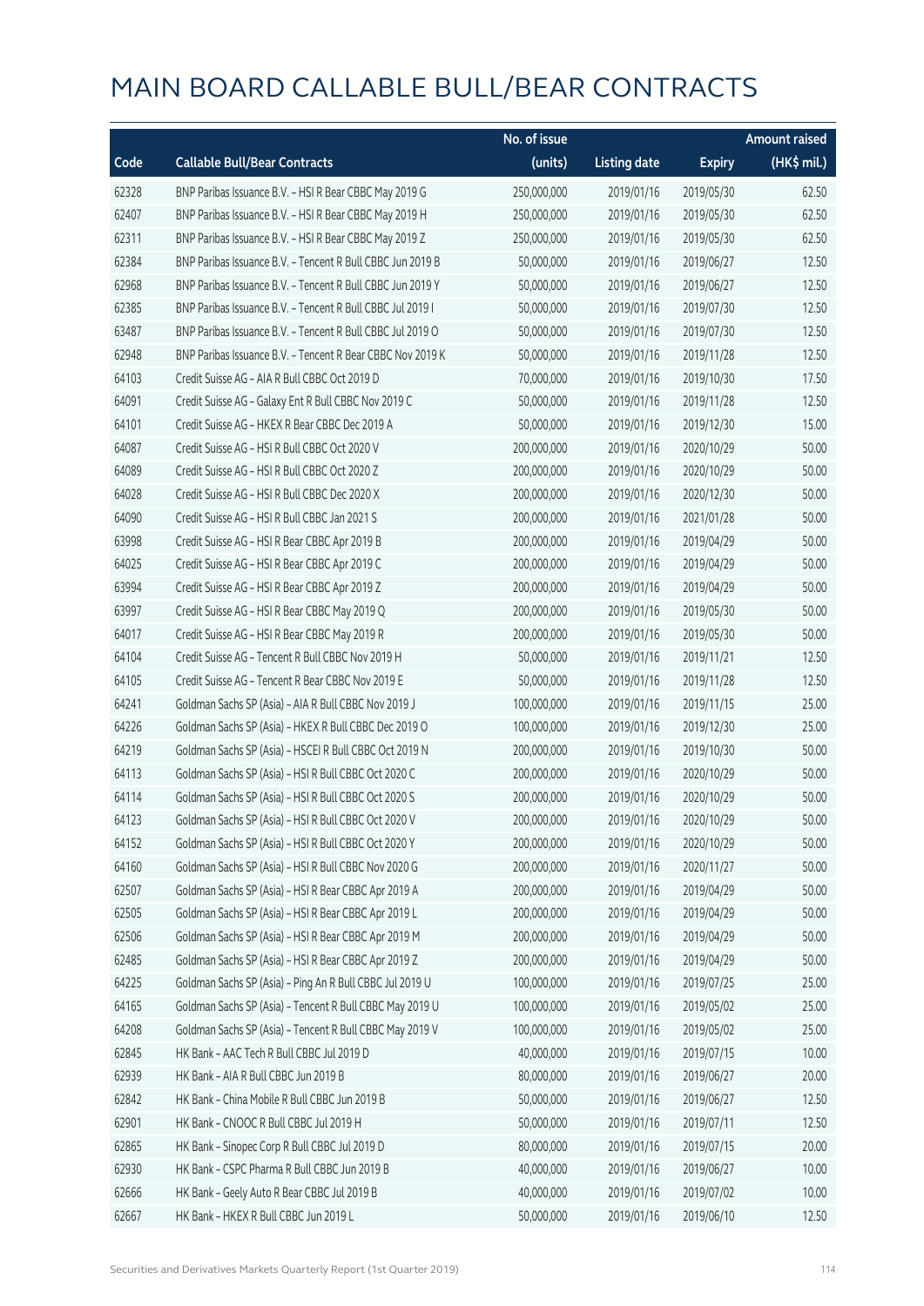# MAIN BOARD CALLABLE BULL/BEAR CONTRACTS

| Code | Callable Bull/Bear Contracts | No. of issue (units) | Listing date | Expiry | Amount raised (HK$ mil.) |
|---|---|---|---|---|---|
| 62328 | BNP Paribas Issuance B.V. – HSI R Bear CBBC May 2019 G | 250,000,000 | 2019/01/16 | 2019/05/30 | 62.50 |
| 62407 | BNP Paribas Issuance B.V. – HSI R Bear CBBC May 2019 H | 250,000,000 | 2019/01/16 | 2019/05/30 | 62.50 |
| 62311 | BNP Paribas Issuance B.V. – HSI R Bear CBBC May 2019 Z | 250,000,000 | 2019/01/16 | 2019/05/30 | 62.50 |
| 62384 | BNP Paribas Issuance B.V. – Tencent R Bull CBBC Jun 2019 B | 50,000,000 | 2019/01/16 | 2019/06/27 | 12.50 |
| 62968 | BNP Paribas Issuance B.V. – Tencent R Bull CBBC Jun 2019 Y | 50,000,000 | 2019/01/16 | 2019/06/27 | 12.50 |
| 62385 | BNP Paribas Issuance B.V. – Tencent R Bull CBBC Jul 2019 I | 50,000,000 | 2019/01/16 | 2019/07/30 | 12.50 |
| 63487 | BNP Paribas Issuance B.V. – Tencent R Bull CBBC Jul 2019 O | 50,000,000 | 2019/01/16 | 2019/07/30 | 12.50 |
| 62948 | BNP Paribas Issuance B.V. – Tencent R Bear CBBC Nov 2019 K | 50,000,000 | 2019/01/16 | 2019/11/28 | 12.50 |
| 64103 | Credit Suisse AG – AIA R Bull CBBC Oct 2019 D | 70,000,000 | 2019/01/16 | 2019/10/30 | 17.50 |
| 64091 | Credit Suisse AG – Galaxy Ent R Bull CBBC Nov 2019 C | 50,000,000 | 2019/01/16 | 2019/11/28 | 12.50 |
| 64101 | Credit Suisse AG – HKEX R Bear CBBC Dec 2019 A | 50,000,000 | 2019/01/16 | 2019/12/30 | 15.00 |
| 64087 | Credit Suisse AG – HSI R Bull CBBC Oct 2020 V | 200,000,000 | 2019/01/16 | 2020/10/29 | 50.00 |
| 64089 | Credit Suisse AG – HSI R Bull CBBC Oct 2020 Z | 200,000,000 | 2019/01/16 | 2020/10/29 | 50.00 |
| 64028 | Credit Suisse AG – HSI R Bull CBBC Dec 2020 X | 200,000,000 | 2019/01/16 | 2020/12/30 | 50.00 |
| 64090 | Credit Suisse AG – HSI R Bull CBBC Jan 2021 S | 200,000,000 | 2019/01/16 | 2021/01/28 | 50.00 |
| 63998 | Credit Suisse AG – HSI R Bear CBBC Apr 2019 B | 200,000,000 | 2019/01/16 | 2019/04/29 | 50.00 |
| 64025 | Credit Suisse AG – HSI R Bear CBBC Apr 2019 C | 200,000,000 | 2019/01/16 | 2019/04/29 | 50.00 |
| 63994 | Credit Suisse AG – HSI R Bear CBBC Apr 2019 Z | 200,000,000 | 2019/01/16 | 2019/04/29 | 50.00 |
| 63997 | Credit Suisse AG – HSI R Bear CBBC May 2019 Q | 200,000,000 | 2019/01/16 | 2019/05/30 | 50.00 |
| 64017 | Credit Suisse AG – HSI R Bear CBBC May 2019 R | 200,000,000 | 2019/01/16 | 2019/05/30 | 50.00 |
| 64104 | Credit Suisse AG – Tencent R Bull CBBC Nov 2019 H | 50,000,000 | 2019/01/16 | 2019/11/21 | 12.50 |
| 64105 | Credit Suisse AG – Tencent R Bear CBBC Nov 2019 E | 50,000,000 | 2019/01/16 | 2019/11/28 | 12.50 |
| 64241 | Goldman Sachs SP (Asia) – AIA R Bull CBBC Nov 2019 J | 100,000,000 | 2019/01/16 | 2019/11/15 | 25.00 |
| 64226 | Goldman Sachs SP (Asia) – HKEX R Bull CBBC Dec 2019 O | 100,000,000 | 2019/01/16 | 2019/12/30 | 25.00 |
| 64219 | Goldman Sachs SP (Asia) – HSCEI R Bull CBBC Oct 2019 N | 200,000,000 | 2019/01/16 | 2019/10/30 | 50.00 |
| 64113 | Goldman Sachs SP (Asia) – HSI R Bull CBBC Oct 2020 C | 200,000,000 | 2019/01/16 | 2020/10/29 | 50.00 |
| 64114 | Goldman Sachs SP (Asia) – HSI R Bull CBBC Oct 2020 S | 200,000,000 | 2019/01/16 | 2020/10/29 | 50.00 |
| 64123 | Goldman Sachs SP (Asia) – HSI R Bull CBBC Oct 2020 V | 200,000,000 | 2019/01/16 | 2020/10/29 | 50.00 |
| 64152 | Goldman Sachs SP (Asia) – HSI R Bull CBBC Oct 2020 Y | 200,000,000 | 2019/01/16 | 2020/10/29 | 50.00 |
| 64160 | Goldman Sachs SP (Asia) – HSI R Bull CBBC Nov 2020 G | 200,000,000 | 2019/01/16 | 2020/11/27 | 50.00 |
| 62507 | Goldman Sachs SP (Asia) – HSI R Bear CBBC Apr 2019 A | 200,000,000 | 2019/01/16 | 2019/04/29 | 50.00 |
| 62505 | Goldman Sachs SP (Asia) – HSI R Bear CBBC Apr 2019 L | 200,000,000 | 2019/01/16 | 2019/04/29 | 50.00 |
| 62506 | Goldman Sachs SP (Asia) – HSI R Bear CBBC Apr 2019 M | 200,000,000 | 2019/01/16 | 2019/04/29 | 50.00 |
| 62485 | Goldman Sachs SP (Asia) – HSI R Bear CBBC Apr 2019 Z | 200,000,000 | 2019/01/16 | 2019/04/29 | 50.00 |
| 64225 | Goldman Sachs SP (Asia) – Ping An R Bull CBBC Jul 2019 U | 100,000,000 | 2019/01/16 | 2019/07/25 | 25.00 |
| 64165 | Goldman Sachs SP (Asia) – Tencent R Bull CBBC May 2019 U | 100,000,000 | 2019/01/16 | 2019/05/02 | 25.00 |
| 64208 | Goldman Sachs SP (Asia) – Tencent R Bull CBBC May 2019 V | 100,000,000 | 2019/01/16 | 2019/05/02 | 25.00 |
| 62845 | HK Bank – AAC Tech R Bull CBBC Jul 2019 D | 40,000,000 | 2019/01/16 | 2019/07/15 | 10.00 |
| 62939 | HK Bank – AIA R Bull CBBC Jun 2019 B | 80,000,000 | 2019/01/16 | 2019/06/27 | 20.00 |
| 62842 | HK Bank – China Mobile R Bull CBBC Jun 2019 B | 50,000,000 | 2019/01/16 | 2019/06/27 | 12.50 |
| 62901 | HK Bank – CNOOC R Bull CBBC Jul 2019 H | 50,000,000 | 2019/01/16 | 2019/07/11 | 12.50 |
| 62865 | HK Bank – Sinopec Corp R Bull CBBC Jul 2019 D | 80,000,000 | 2019/01/16 | 2019/07/15 | 20.00 |
| 62930 | HK Bank – CSPC Pharma R Bull CBBC Jun 2019 B | 40,000,000 | 2019/01/16 | 2019/06/27 | 10.00 |
| 62666 | HK Bank – Geely Auto R Bear CBBC Jul 2019 B | 40,000,000 | 2019/01/16 | 2019/07/02 | 10.00 |
| 62667 | HK Bank – HKEX R Bull CBBC Jun 2019 L | 50,000,000 | 2019/01/16 | 2019/06/10 | 12.50 |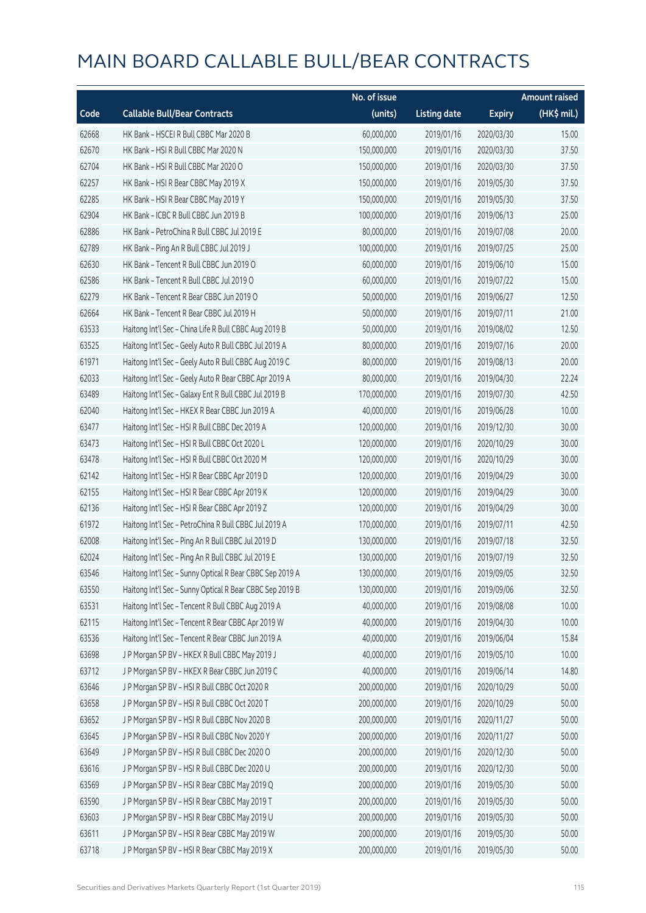# MAIN BOARD CALLABLE BULL/BEAR CONTRACTS

| Code | Callable Bull/Bear Contracts | No. of issue (units) | Listing date | Expiry | Amount raised (HK$ mil.) |
|---|---|---|---|---|---|
| 62668 | HK Bank – HSCEI R Bull CBBC Mar 2020 B | 60,000,000 | 2019/01/16 | 2020/03/30 | 15.00 |
| 62670 | HK Bank – HSI R Bull CBBC Mar 2020 N | 150,000,000 | 2019/01/16 | 2020/03/30 | 37.50 |
| 62704 | HK Bank – HSI R Bull CBBC Mar 2020 O | 150,000,000 | 2019/01/16 | 2020/03/30 | 37.50 |
| 62257 | HK Bank – HSI R Bear CBBC May 2019 X | 150,000,000 | 2019/01/16 | 2019/05/30 | 37.50 |
| 62285 | HK Bank – HSI R Bear CBBC May 2019 Y | 150,000,000 | 2019/01/16 | 2019/05/30 | 37.50 |
| 62904 | HK Bank – ICBC R Bull CBBC Jun 2019 B | 100,000,000 | 2019/01/16 | 2019/06/13 | 25.00 |
| 62886 | HK Bank – PetroChina R Bull CBBC Jul 2019 E | 80,000,000 | 2019/01/16 | 2019/07/08 | 20.00 |
| 62789 | HK Bank – Ping An R Bull CBBC Jul 2019 J | 100,000,000 | 2019/01/16 | 2019/07/25 | 25.00 |
| 62630 | HK Bank – Tencent R Bull CBBC Jun 2019 O | 60,000,000 | 2019/01/16 | 2019/06/10 | 15.00 |
| 62586 | HK Bank – Tencent R Bull CBBC Jul 2019 O | 60,000,000 | 2019/01/16 | 2019/07/22 | 15.00 |
| 62279 | HK Bank – Tencent R Bear CBBC Jun 2019 O | 50,000,000 | 2019/01/16 | 2019/06/27 | 12.50 |
| 62664 | HK Bank – Tencent R Bear CBBC Jul 2019 H | 50,000,000 | 2019/01/16 | 2019/07/11 | 21.00 |
| 63533 | Haitong Int'l Sec – China Life R Bull CBBC Aug 2019 B | 50,000,000 | 2019/01/16 | 2019/08/02 | 12.50 |
| 63525 | Haitong Int'l Sec – Geely Auto R Bull CBBC Jul 2019 A | 80,000,000 | 2019/01/16 | 2019/07/16 | 20.00 |
| 61971 | Haitong Int'l Sec – Geely Auto R Bull CBBC Aug 2019 C | 80,000,000 | 2019/01/16 | 2019/08/13 | 20.00 |
| 62033 | Haitong Int'l Sec – Geely Auto R Bear CBBC Apr 2019 A | 80,000,000 | 2019/01/16 | 2019/04/30 | 22.24 |
| 63489 | Haitong Int'l Sec – Galaxy Ent R Bull CBBC Jul 2019 B | 170,000,000 | 2019/01/16 | 2019/07/30 | 42.50 |
| 62040 | Haitong Int'l Sec – HKEX R Bear CBBC Jun 2019 A | 40,000,000 | 2019/01/16 | 2019/06/28 | 10.00 |
| 63477 | Haitong Int'l Sec – HSI R Bull CBBC Dec 2019 A | 120,000,000 | 2019/01/16 | 2019/12/30 | 30.00 |
| 63473 | Haitong Int'l Sec – HSI R Bull CBBC Oct 2020 L | 120,000,000 | 2019/01/16 | 2020/10/29 | 30.00 |
| 63478 | Haitong Int'l Sec – HSI R Bull CBBC Oct 2020 M | 120,000,000 | 2019/01/16 | 2020/10/29 | 30.00 |
| 62142 | Haitong Int'l Sec – HSI R Bear CBBC Apr 2019 D | 120,000,000 | 2019/01/16 | 2019/04/29 | 30.00 |
| 62155 | Haitong Int'l Sec – HSI R Bear CBBC Apr 2019 K | 120,000,000 | 2019/01/16 | 2019/04/29 | 30.00 |
| 62136 | Haitong Int'l Sec – HSI R Bear CBBC Apr 2019 Z | 120,000,000 | 2019/01/16 | 2019/04/29 | 30.00 |
| 61972 | Haitong Int'l Sec – PetroChina R Bull CBBC Jul 2019 A | 170,000,000 | 2019/01/16 | 2019/07/11 | 42.50 |
| 62008 | Haitong Int'l Sec – Ping An R Bull CBBC Jul 2019 D | 130,000,000 | 2019/01/16 | 2019/07/18 | 32.50 |
| 62024 | Haitong Int'l Sec – Ping An R Bull CBBC Jul 2019 E | 130,000,000 | 2019/01/16 | 2019/07/19 | 32.50 |
| 63546 | Haitong Int'l Sec – Sunny Optical R Bear CBBC Sep 2019 A | 130,000,000 | 2019/01/16 | 2019/09/05 | 32.50 |
| 63550 | Haitong Int'l Sec – Sunny Optical R Bear CBBC Sep 2019 B | 130,000,000 | 2019/01/16 | 2019/09/06 | 32.50 |
| 63531 | Haitong Int'l Sec – Tencent R Bull CBBC Aug 2019 A | 40,000,000 | 2019/01/16 | 2019/08/08 | 10.00 |
| 62115 | Haitong Int'l Sec – Tencent R Bear CBBC Apr 2019 W | 40,000,000 | 2019/01/16 | 2019/04/30 | 10.00 |
| 63536 | Haitong Int'l Sec – Tencent R Bear CBBC Jun 2019 A | 40,000,000 | 2019/01/16 | 2019/06/04 | 15.84 |
| 63698 | J P Morgan SP BV – HKEX R Bull CBBC May 2019 J | 40,000,000 | 2019/01/16 | 2019/05/10 | 10.00 |
| 63712 | J P Morgan SP BV – HKEX R Bear CBBC Jun 2019 C | 40,000,000 | 2019/01/16 | 2019/06/14 | 14.80 |
| 63646 | J P Morgan SP BV – HSI R Bull CBBC Oct 2020 R | 200,000,000 | 2019/01/16 | 2020/10/29 | 50.00 |
| 63658 | J P Morgan SP BV – HSI R Bull CBBC Oct 2020 T | 200,000,000 | 2019/01/16 | 2020/10/29 | 50.00 |
| 63652 | J P Morgan SP BV – HSI R Bull CBBC Nov 2020 B | 200,000,000 | 2019/01/16 | 2020/11/27 | 50.00 |
| 63645 | J P Morgan SP BV – HSI R Bull CBBC Nov 2020 Y | 200,000,000 | 2019/01/16 | 2020/11/27 | 50.00 |
| 63649 | J P Morgan SP BV – HSI R Bull CBBC Dec 2020 O | 200,000,000 | 2019/01/16 | 2020/12/30 | 50.00 |
| 63616 | J P Morgan SP BV – HSI R Bull CBBC Dec 2020 U | 200,000,000 | 2019/01/16 | 2020/12/30 | 50.00 |
| 63569 | J P Morgan SP BV – HSI R Bear CBBC May 2019 Q | 200,000,000 | 2019/01/16 | 2019/05/30 | 50.00 |
| 63590 | J P Morgan SP BV – HSI R Bear CBBC May 2019 T | 200,000,000 | 2019/01/16 | 2019/05/30 | 50.00 |
| 63603 | J P Morgan SP BV – HSI R Bear CBBC May 2019 U | 200,000,000 | 2019/01/16 | 2019/05/30 | 50.00 |
| 63611 | J P Morgan SP BV – HSI R Bear CBBC May 2019 W | 200,000,000 | 2019/01/16 | 2019/05/30 | 50.00 |
| 63718 | J P Morgan SP BV – HSI R Bear CBBC May 2019 X | 200,000,000 | 2019/01/16 | 2019/05/30 | 50.00 |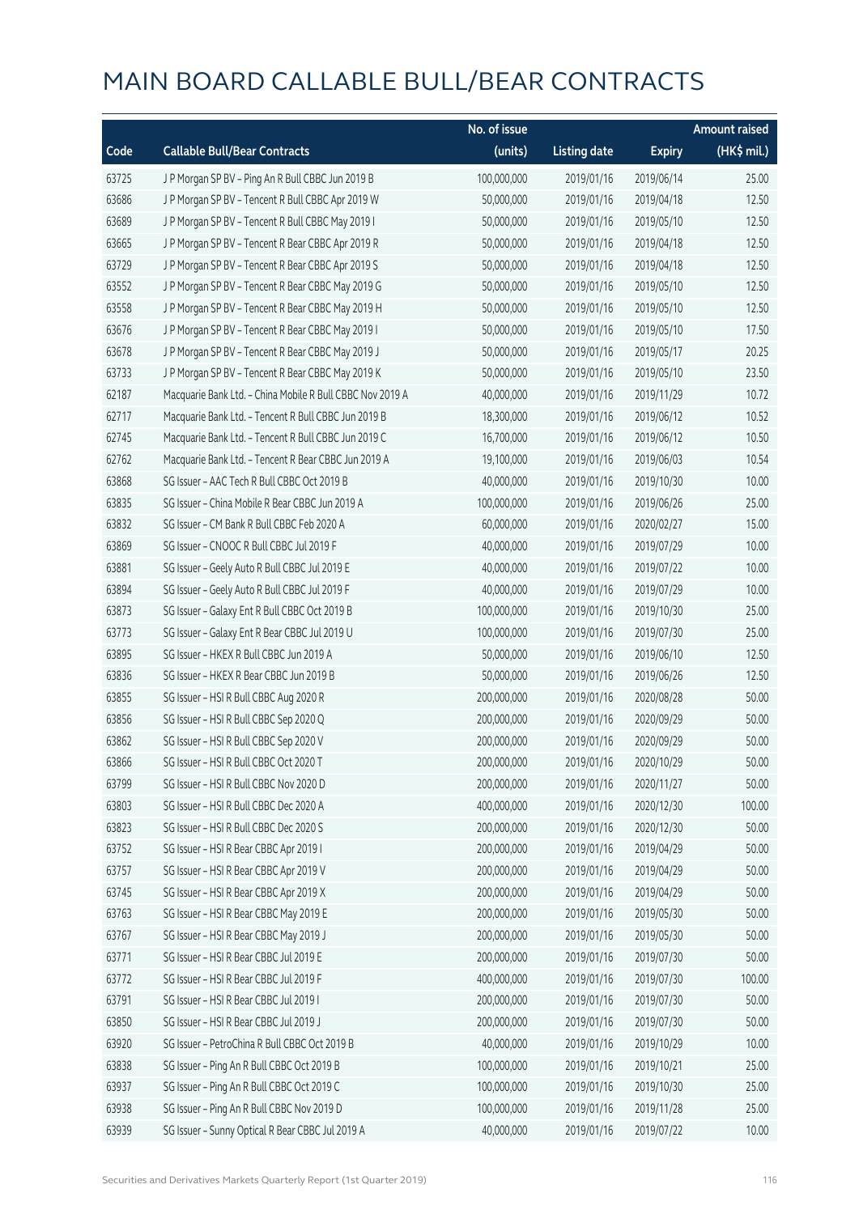# MAIN BOARD CALLABLE BULL/BEAR CONTRACTS

| Code | Callable Bull/Bear Contracts | No. of issue (units) | Listing date | Expiry | Amount raised (HK$ mil.) |
|---|---|---|---|---|---|
| 63725 | J P Morgan SP BV – Ping An R Bull CBBC Jun 2019 B | 100,000,000 | 2019/01/16 | 2019/06/14 | 25.00 |
| 63686 | J P Morgan SP BV – Tencent R Bull CBBC Apr 2019 W | 50,000,000 | 2019/01/16 | 2019/04/18 | 12.50 |
| 63689 | J P Morgan SP BV – Tencent R Bull CBBC May 2019 I | 50,000,000 | 2019/01/16 | 2019/05/10 | 12.50 |
| 63665 | J P Morgan SP BV – Tencent R Bear CBBC Apr 2019 R | 50,000,000 | 2019/01/16 | 2019/04/18 | 12.50 |
| 63729 | J P Morgan SP BV – Tencent R Bear CBBC Apr 2019 S | 50,000,000 | 2019/01/16 | 2019/04/18 | 12.50 |
| 63552 | J P Morgan SP BV – Tencent R Bear CBBC May 2019 G | 50,000,000 | 2019/01/16 | 2019/05/10 | 12.50 |
| 63558 | J P Morgan SP BV – Tencent R Bear CBBC May 2019 H | 50,000,000 | 2019/01/16 | 2019/05/10 | 12.50 |
| 63676 | J P Morgan SP BV – Tencent R Bear CBBC May 2019 I | 50,000,000 | 2019/01/16 | 2019/05/10 | 17.50 |
| 63678 | J P Morgan SP BV – Tencent R Bear CBBC May 2019 J | 50,000,000 | 2019/01/16 | 2019/05/17 | 20.25 |
| 63733 | J P Morgan SP BV – Tencent R Bear CBBC May 2019 K | 50,000,000 | 2019/01/16 | 2019/05/10 | 23.50 |
| 62187 | Macquarie Bank Ltd. – China Mobile R Bull CBBC Nov 2019 A | 40,000,000 | 2019/01/16 | 2019/11/29 | 10.72 |
| 62717 | Macquarie Bank Ltd. – Tencent R Bull CBBC Jun 2019 B | 18,300,000 | 2019/01/16 | 2019/06/12 | 10.52 |
| 62745 | Macquarie Bank Ltd. – Tencent R Bull CBBC Jun 2019 C | 16,700,000 | 2019/01/16 | 2019/06/12 | 10.50 |
| 62762 | Macquarie Bank Ltd. – Tencent R Bear CBBC Jun 2019 A | 19,100,000 | 2019/01/16 | 2019/06/03 | 10.54 |
| 63868 | SG Issuer – AAC Tech R Bull CBBC Oct 2019 B | 40,000,000 | 2019/01/16 | 2019/10/30 | 10.00 |
| 63835 | SG Issuer – China Mobile R Bear CBBC Jun 2019 A | 100,000,000 | 2019/01/16 | 2019/06/26 | 25.00 |
| 63832 | SG Issuer – CM Bank R Bull CBBC Feb 2020 A | 60,000,000 | 2019/01/16 | 2020/02/27 | 15.00 |
| 63869 | SG Issuer – CNOOC R Bull CBBC Jul 2019 F | 40,000,000 | 2019/01/16 | 2019/07/29 | 10.00 |
| 63881 | SG Issuer – Geely Auto R Bull CBBC Jul 2019 E | 40,000,000 | 2019/01/16 | 2019/07/22 | 10.00 |
| 63894 | SG Issuer – Geely Auto R Bull CBBC Jul 2019 F | 40,000,000 | 2019/01/16 | 2019/07/29 | 10.00 |
| 63873 | SG Issuer – Galaxy Ent R Bull CBBC Oct 2019 B | 100,000,000 | 2019/01/16 | 2019/10/30 | 25.00 |
| 63773 | SG Issuer – Galaxy Ent R Bear CBBC Jul 2019 U | 100,000,000 | 2019/01/16 | 2019/07/30 | 25.00 |
| 63895 | SG Issuer – HKEX R Bull CBBC Jun 2019 A | 50,000,000 | 2019/01/16 | 2019/06/10 | 12.50 |
| 63836 | SG Issuer – HKEX R Bear CBBC Jun 2019 B | 50,000,000 | 2019/01/16 | 2019/06/26 | 12.50 |
| 63855 | SG Issuer – HSI R Bull CBBC Aug 2020 R | 200,000,000 | 2019/01/16 | 2020/08/28 | 50.00 |
| 63856 | SG Issuer – HSI R Bull CBBC Sep 2020 Q | 200,000,000 | 2019/01/16 | 2020/09/29 | 50.00 |
| 63862 | SG Issuer – HSI R Bull CBBC Sep 2020 V | 200,000,000 | 2019/01/16 | 2020/09/29 | 50.00 |
| 63866 | SG Issuer – HSI R Bull CBBC Oct 2020 T | 200,000,000 | 2019/01/16 | 2020/10/29 | 50.00 |
| 63799 | SG Issuer – HSI R Bull CBBC Nov 2020 D | 200,000,000 | 2019/01/16 | 2020/11/27 | 50.00 |
| 63803 | SG Issuer – HSI R Bull CBBC Dec 2020 A | 400,000,000 | 2019/01/16 | 2020/12/30 | 100.00 |
| 63823 | SG Issuer – HSI R Bull CBBC Dec 2020 S | 200,000,000 | 2019/01/16 | 2020/12/30 | 50.00 |
| 63752 | SG Issuer – HSI R Bear CBBC Apr 2019 I | 200,000,000 | 2019/01/16 | 2019/04/29 | 50.00 |
| 63757 | SG Issuer – HSI R Bear CBBC Apr 2019 V | 200,000,000 | 2019/01/16 | 2019/04/29 | 50.00 |
| 63745 | SG Issuer – HSI R Bear CBBC Apr 2019 X | 200,000,000 | 2019/01/16 | 2019/04/29 | 50.00 |
| 63763 | SG Issuer – HSI R Bear CBBC May 2019 E | 200,000,000 | 2019/01/16 | 2019/05/30 | 50.00 |
| 63767 | SG Issuer – HSI R Bear CBBC May 2019 J | 200,000,000 | 2019/01/16 | 2019/05/30 | 50.00 |
| 63771 | SG Issuer – HSI R Bear CBBC Jul 2019 E | 200,000,000 | 2019/01/16 | 2019/07/30 | 50.00 |
| 63772 | SG Issuer – HSI R Bear CBBC Jul 2019 F | 400,000,000 | 2019/01/16 | 2019/07/30 | 100.00 |
| 63791 | SG Issuer – HSI R Bear CBBC Jul 2019 I | 200,000,000 | 2019/01/16 | 2019/07/30 | 50.00 |
| 63850 | SG Issuer – HSI R Bear CBBC Jul 2019 J | 200,000,000 | 2019/01/16 | 2019/07/30 | 50.00 |
| 63920 | SG Issuer – PetroChina R Bull CBBC Oct 2019 B | 40,000,000 | 2019/01/16 | 2019/10/29 | 10.00 |
| 63838 | SG Issuer – Ping An R Bull CBBC Oct 2019 B | 100,000,000 | 2019/01/16 | 2019/10/21 | 25.00 |
| 63937 | SG Issuer – Ping An R Bull CBBC Oct 2019 C | 100,000,000 | 2019/01/16 | 2019/10/30 | 25.00 |
| 63938 | SG Issuer – Ping An R Bull CBBC Nov 2019 D | 100,000,000 | 2019/01/16 | 2019/11/28 | 25.00 |
| 63939 | SG Issuer – Sunny Optical R Bear CBBC Jul 2019 A | 40,000,000 | 2019/01/16 | 2019/07/22 | 10.00 |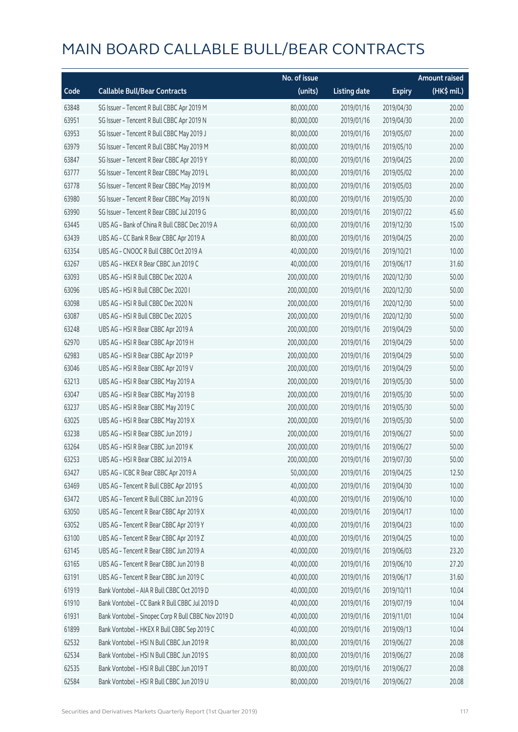# MAIN BOARD CALLABLE BULL/BEAR CONTRACTS

| Code | Callable Bull/Bear Contracts | No. of issue (units) | Listing date | Expiry | Amount raised (HK$ mil.) |
|---|---|---|---|---|---|
| 63848 | SG Issuer – Tencent R Bull CBBC Apr 2019 M | 80,000,000 | 2019/01/16 | 2019/04/30 | 20.00 |
| 63951 | SG Issuer – Tencent R Bull CBBC Apr 2019 N | 80,000,000 | 2019/01/16 | 2019/04/30 | 20.00 |
| 63953 | SG Issuer – Tencent R Bull CBBC May 2019 J | 80,000,000 | 2019/01/16 | 2019/05/07 | 20.00 |
| 63979 | SG Issuer – Tencent R Bull CBBC May 2019 M | 80,000,000 | 2019/01/16 | 2019/05/10 | 20.00 |
| 63847 | SG Issuer – Tencent R Bear CBBC Apr 2019 Y | 80,000,000 | 2019/01/16 | 2019/04/25 | 20.00 |
| 63777 | SG Issuer – Tencent R Bear CBBC May 2019 L | 80,000,000 | 2019/01/16 | 2019/05/02 | 20.00 |
| 63778 | SG Issuer – Tencent R Bear CBBC May 2019 M | 80,000,000 | 2019/01/16 | 2019/05/03 | 20.00 |
| 63980 | SG Issuer – Tencent R Bear CBBC May 2019 N | 80,000,000 | 2019/01/16 | 2019/05/30 | 20.00 |
| 63990 | SG Issuer – Tencent R Bear CBBC Jul 2019 G | 80,000,000 | 2019/01/16 | 2019/07/22 | 45.60 |
| 63445 | UBS AG – Bank of China R Bull CBBC Dec 2019 A | 60,000,000 | 2019/01/16 | 2019/12/30 | 15.00 |
| 63439 | UBS AG – CC Bank R Bear CBBC Apr 2019 A | 80,000,000 | 2019/01/16 | 2019/04/25 | 20.00 |
| 63354 | UBS AG – CNOOC R Bull CBBC Oct 2019 A | 40,000,000 | 2019/01/16 | 2019/10/21 | 10.00 |
| 63267 | UBS AG – HKEX R Bear CBBC Jun 2019 C | 40,000,000 | 2019/01/16 | 2019/06/17 | 31.60 |
| 63093 | UBS AG – HSI R Bull CBBC Dec 2020 A | 200,000,000 | 2019/01/16 | 2020/12/30 | 50.00 |
| 63096 | UBS AG – HSI R Bull CBBC Dec 2020 I | 200,000,000 | 2019/01/16 | 2020/12/30 | 50.00 |
| 63098 | UBS AG – HSI R Bull CBBC Dec 2020 N | 200,000,000 | 2019/01/16 | 2020/12/30 | 50.00 |
| 63087 | UBS AG – HSI R Bull CBBC Dec 2020 S | 200,000,000 | 2019/01/16 | 2020/12/30 | 50.00 |
| 63248 | UBS AG – HSI R Bear CBBC Apr 2019 A | 200,000,000 | 2019/01/16 | 2019/04/29 | 50.00 |
| 62970 | UBS AG – HSI R Bear CBBC Apr 2019 H | 200,000,000 | 2019/01/16 | 2019/04/29 | 50.00 |
| 62983 | UBS AG – HSI R Bear CBBC Apr 2019 P | 200,000,000 | 2019/01/16 | 2019/04/29 | 50.00 |
| 63046 | UBS AG – HSI R Bear CBBC Apr 2019 V | 200,000,000 | 2019/01/16 | 2019/04/29 | 50.00 |
| 63213 | UBS AG – HSI R Bear CBBC May 2019 A | 200,000,000 | 2019/01/16 | 2019/05/30 | 50.00 |
| 63047 | UBS AG – HSI R Bear CBBC May 2019 B | 200,000,000 | 2019/01/16 | 2019/05/30 | 50.00 |
| 63237 | UBS AG – HSI R Bear CBBC May 2019 C | 200,000,000 | 2019/01/16 | 2019/05/30 | 50.00 |
| 63025 | UBS AG – HSI R Bear CBBC May 2019 X | 200,000,000 | 2019/01/16 | 2019/05/30 | 50.00 |
| 63238 | UBS AG – HSI R Bear CBBC Jun 2019 J | 200,000,000 | 2019/01/16 | 2019/06/27 | 50.00 |
| 63264 | UBS AG – HSI R Bear CBBC Jun 2019 K | 200,000,000 | 2019/01/16 | 2019/06/27 | 50.00 |
| 63253 | UBS AG – HSI R Bear CBBC Jul 2019 A | 200,000,000 | 2019/01/16 | 2019/07/30 | 50.00 |
| 63427 | UBS AG – ICBC R Bear CBBC Apr 2019 A | 50,000,000 | 2019/01/16 | 2019/04/25 | 12.50 |
| 63469 | UBS AG – Tencent R Bull CBBC Apr 2019 S | 40,000,000 | 2019/01/16 | 2019/04/30 | 10.00 |
| 63472 | UBS AG – Tencent R Bull CBBC Jun 2019 G | 40,000,000 | 2019/01/16 | 2019/06/10 | 10.00 |
| 63050 | UBS AG – Tencent R Bear CBBC Apr 2019 X | 40,000,000 | 2019/01/16 | 2019/04/17 | 10.00 |
| 63052 | UBS AG – Tencent R Bear CBBC Apr 2019 Y | 40,000,000 | 2019/01/16 | 2019/04/23 | 10.00 |
| 63100 | UBS AG – Tencent R Bear CBBC Apr 2019 Z | 40,000,000 | 2019/01/16 | 2019/04/25 | 10.00 |
| 63145 | UBS AG – Tencent R Bear CBBC Jun 2019 A | 40,000,000 | 2019/01/16 | 2019/06/03 | 23.20 |
| 63165 | UBS AG – Tencent R Bear CBBC Jun 2019 B | 40,000,000 | 2019/01/16 | 2019/06/10 | 27.20 |
| 63191 | UBS AG – Tencent R Bear CBBC Jun 2019 C | 40,000,000 | 2019/01/16 | 2019/06/17 | 31.60 |
| 61919 | Bank Vontobel – AIA R Bull CBBC Oct 2019 D | 40,000,000 | 2019/01/16 | 2019/10/11 | 10.04 |
| 61910 | Bank Vontobel – CC Bank R Bull CBBC Jul 2019 D | 40,000,000 | 2019/01/16 | 2019/07/19 | 10.04 |
| 61931 | Bank Vontobel – Sinopec Corp R Bull CBBC Nov 2019 D | 40,000,000 | 2019/01/16 | 2019/11/01 | 10.04 |
| 61899 | Bank Vontobel – HKEX R Bull CBBC Sep 2019 C | 40,000,000 | 2019/01/16 | 2019/09/13 | 10.04 |
| 62532 | Bank Vontobel – HSI N Bull CBBC Jun 2019 R | 80,000,000 | 2019/01/16 | 2019/06/27 | 20.08 |
| 62534 | Bank Vontobel – HSI N Bull CBBC Jun 2019 S | 80,000,000 | 2019/01/16 | 2019/06/27 | 20.08 |
| 62535 | Bank Vontobel – HSI R Bull CBBC Jun 2019 T | 80,000,000 | 2019/01/16 | 2019/06/27 | 20.08 |
| 62584 | Bank Vontobel – HSI R Bull CBBC Jun 2019 U | 80,000,000 | 2019/01/16 | 2019/06/27 | 20.08 |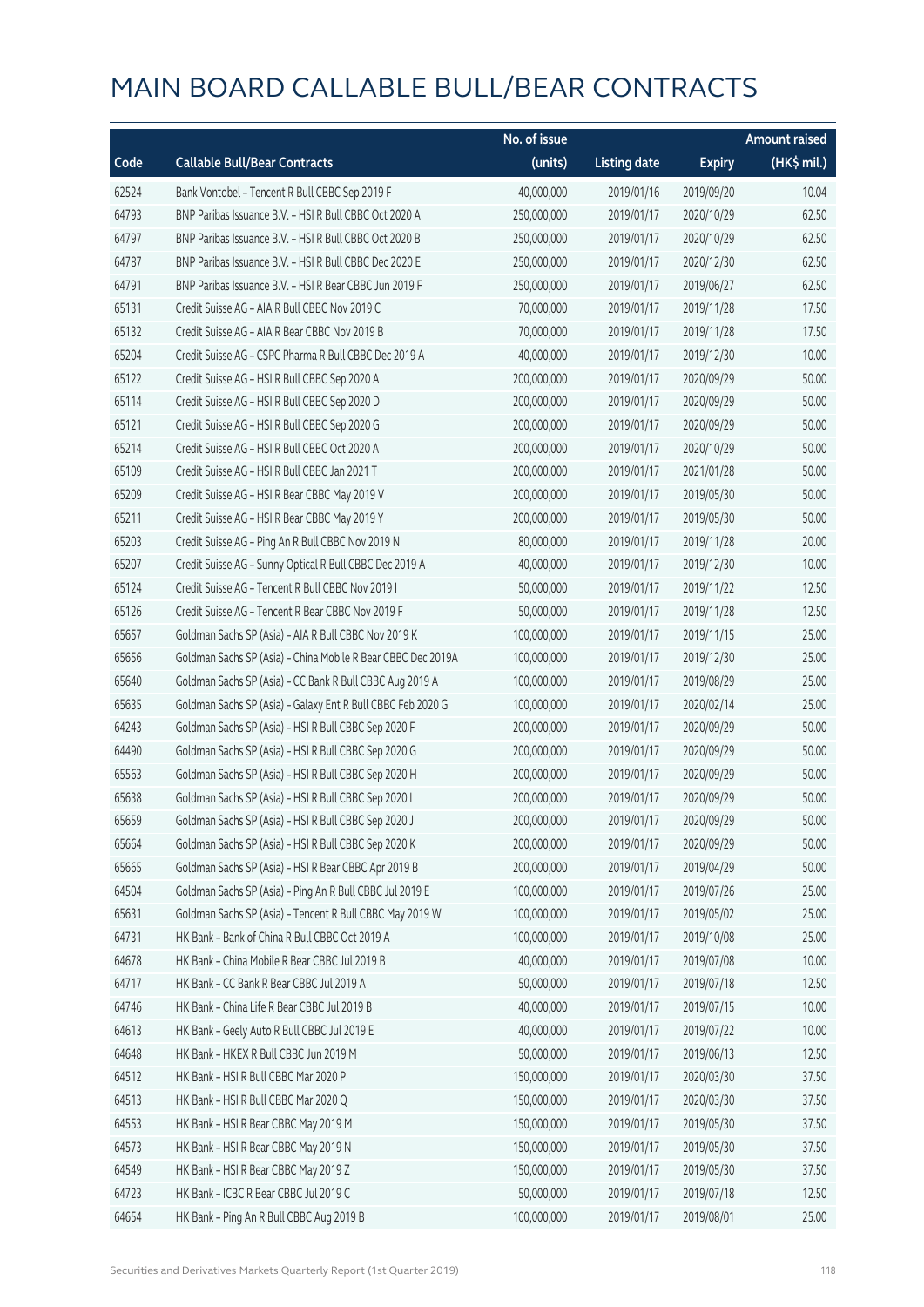# MAIN BOARD CALLABLE BULL/BEAR CONTRACTS

| Code | Callable Bull/Bear Contracts | No. of issue (units) | Listing date | Expiry | Amount raised (HK$ mil.) |
|---|---|---|---|---|---|
| 62524 | Bank Vontobel – Tencent R Bull CBBC Sep 2019 F | 40,000,000 | 2019/01/16 | 2019/09/20 | 10.04 |
| 64793 | BNP Paribas Issuance B.V. – HSI R Bull CBBC Oct 2020 A | 250,000,000 | 2019/01/17 | 2020/10/29 | 62.50 |
| 64797 | BNP Paribas Issuance B.V. – HSI R Bull CBBC Oct 2020 B | 250,000,000 | 2019/01/17 | 2020/10/29 | 62.50 |
| 64787 | BNP Paribas Issuance B.V. – HSI R Bull CBBC Dec 2020 E | 250,000,000 | 2019/01/17 | 2020/12/30 | 62.50 |
| 64791 | BNP Paribas Issuance B.V. – HSI R Bear CBBC Jun 2019 F | 250,000,000 | 2019/01/17 | 2019/06/27 | 62.50 |
| 65131 | Credit Suisse AG – AIA R Bull CBBC Nov 2019 C | 70,000,000 | 2019/01/17 | 2019/11/28 | 17.50 |
| 65132 | Credit Suisse AG – AIA R Bear CBBC Nov 2019 B | 70,000,000 | 2019/01/17 | 2019/11/28 | 17.50 |
| 65204 | Credit Suisse AG – CSPC Pharma R Bull CBBC Dec 2019 A | 40,000,000 | 2019/01/17 | 2019/12/30 | 10.00 |
| 65122 | Credit Suisse AG – HSI R Bull CBBC Sep 2020 A | 200,000,000 | 2019/01/17 | 2020/09/29 | 50.00 |
| 65114 | Credit Suisse AG – HSI R Bull CBBC Sep 2020 D | 200,000,000 | 2019/01/17 | 2020/09/29 | 50.00 |
| 65121 | Credit Suisse AG – HSI R Bull CBBC Sep 2020 G | 200,000,000 | 2019/01/17 | 2020/09/29 | 50.00 |
| 65214 | Credit Suisse AG – HSI R Bull CBBC Oct 2020 A | 200,000,000 | 2019/01/17 | 2020/10/29 | 50.00 |
| 65109 | Credit Suisse AG – HSI R Bull CBBC Jan 2021 T | 200,000,000 | 2019/01/17 | 2021/01/28 | 50.00 |
| 65209 | Credit Suisse AG – HSI R Bear CBBC May 2019 V | 200,000,000 | 2019/01/17 | 2019/05/30 | 50.00 |
| 65211 | Credit Suisse AG – HSI R Bear CBBC May 2019 Y | 200,000,000 | 2019/01/17 | 2019/05/30 | 50.00 |
| 65203 | Credit Suisse AG – Ping An R Bull CBBC Nov 2019 N | 80,000,000 | 2019/01/17 | 2019/11/28 | 20.00 |
| 65207 | Credit Suisse AG – Sunny Optical R Bull CBBC Dec 2019 A | 40,000,000 | 2019/01/17 | 2019/12/30 | 10.00 |
| 65124 | Credit Suisse AG – Tencent R Bull CBBC Nov 2019 I | 50,000,000 | 2019/01/17 | 2019/11/22 | 12.50 |
| 65126 | Credit Suisse AG – Tencent R Bear CBBC Nov 2019 F | 50,000,000 | 2019/01/17 | 2019/11/28 | 12.50 |
| 65657 | Goldman Sachs SP (Asia) – AIA R Bull CBBC Nov 2019 K | 100,000,000 | 2019/01/17 | 2019/11/15 | 25.00 |
| 65656 | Goldman Sachs SP (Asia) – China Mobile R Bear CBBC Dec 2019A | 100,000,000 | 2019/01/17 | 2019/12/30 | 25.00 |
| 65640 | Goldman Sachs SP (Asia) – CC Bank R Bull CBBC Aug 2019 A | 100,000,000 | 2019/01/17 | 2019/08/29 | 25.00 |
| 65635 | Goldman Sachs SP (Asia) – Galaxy Ent R Bull CBBC Feb 2020 G | 100,000,000 | 2019/01/17 | 2020/02/14 | 25.00 |
| 64243 | Goldman Sachs SP (Asia) – HSI R Bull CBBC Sep 2020 F | 200,000,000 | 2019/01/17 | 2020/09/29 | 50.00 |
| 64490 | Goldman Sachs SP (Asia) – HSI R Bull CBBC Sep 2020 G | 200,000,000 | 2019/01/17 | 2020/09/29 | 50.00 |
| 65563 | Goldman Sachs SP (Asia) – HSI R Bull CBBC Sep 2020 H | 200,000,000 | 2019/01/17 | 2020/09/29 | 50.00 |
| 65638 | Goldman Sachs SP (Asia) – HSI R Bull CBBC Sep 2020 I | 200,000,000 | 2019/01/17 | 2020/09/29 | 50.00 |
| 65659 | Goldman Sachs SP (Asia) – HSI R Bull CBBC Sep 2020 J | 200,000,000 | 2019/01/17 | 2020/09/29 | 50.00 |
| 65664 | Goldman Sachs SP (Asia) – HSI R Bull CBBC Sep 2020 K | 200,000,000 | 2019/01/17 | 2020/09/29 | 50.00 |
| 65665 | Goldman Sachs SP (Asia) – HSI R Bear CBBC Apr 2019 B | 200,000,000 | 2019/01/17 | 2019/04/29 | 50.00 |
| 64504 | Goldman Sachs SP (Asia) – Ping An R Bull CBBC Jul 2019 E | 100,000,000 | 2019/01/17 | 2019/07/26 | 25.00 |
| 65631 | Goldman Sachs SP (Asia) – Tencent R Bull CBBC May 2019 W | 100,000,000 | 2019/01/17 | 2019/05/02 | 25.00 |
| 64731 | HK Bank – Bank of China R Bull CBBC Oct 2019 A | 100,000,000 | 2019/01/17 | 2019/10/08 | 25.00 |
| 64678 | HK Bank – China Mobile R Bear CBBC Jul 2019 B | 40,000,000 | 2019/01/17 | 2019/07/08 | 10.00 |
| 64717 | HK Bank – CC Bank R Bear CBBC Jul 2019 A | 50,000,000 | 2019/01/17 | 2019/07/18 | 12.50 |
| 64746 | HK Bank – China Life R Bear CBBC Jul 2019 B | 40,000,000 | 2019/01/17 | 2019/07/15 | 10.00 |
| 64613 | HK Bank – Geely Auto R Bull CBBC Jul 2019 E | 40,000,000 | 2019/01/17 | 2019/07/22 | 10.00 |
| 64648 | HK Bank – HKEX R Bull CBBC Jun 2019 M | 50,000,000 | 2019/01/17 | 2019/06/13 | 12.50 |
| 64512 | HK Bank – HSI R Bull CBBC Mar 2020 P | 150,000,000 | 2019/01/17 | 2020/03/30 | 37.50 |
| 64513 | HK Bank – HSI R Bull CBBC Mar 2020 Q | 150,000,000 | 2019/01/17 | 2020/03/30 | 37.50 |
| 64553 | HK Bank – HSI R Bear CBBC May 2019 M | 150,000,000 | 2019/01/17 | 2019/05/30 | 37.50 |
| 64573 | HK Bank – HSI R Bear CBBC May 2019 N | 150,000,000 | 2019/01/17 | 2019/05/30 | 37.50 |
| 64549 | HK Bank – HSI R Bear CBBC May 2019 Z | 150,000,000 | 2019/01/17 | 2019/05/30 | 37.50 |
| 64723 | HK Bank – ICBC R Bear CBBC Jul 2019 C | 50,000,000 | 2019/01/17 | 2019/07/18 | 12.50 |
| 64654 | HK Bank – Ping An R Bull CBBC Aug 2019 B | 100,000,000 | 2019/01/17 | 2019/08/01 | 25.00 |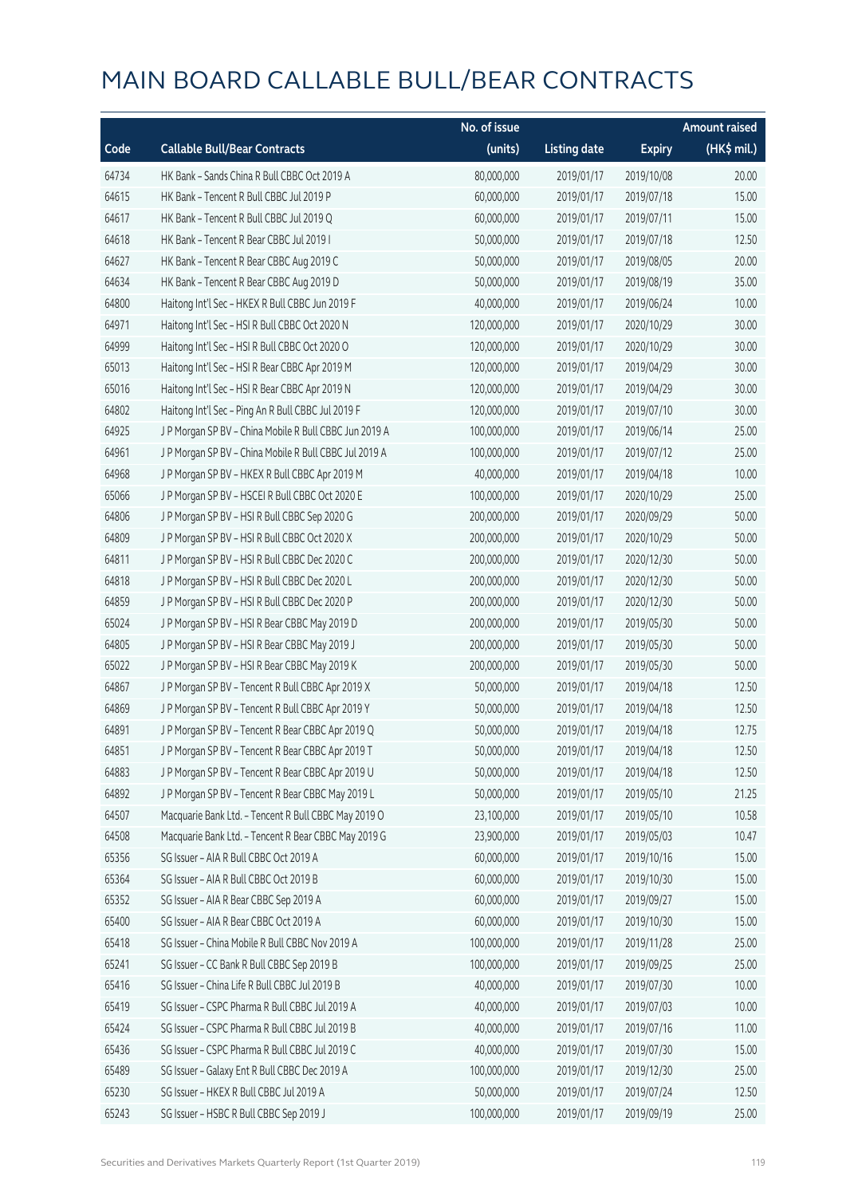# MAIN BOARD CALLABLE BULL/BEAR CONTRACTS

| Code | Callable Bull/Bear Contracts | No. of issue (units) | Listing date | Expiry | Amount raised (HK$ mil.) |
|---|---|---|---|---|---|
| 64734 | HK Bank – Sands China R Bull CBBC Oct 2019 A | 80,000,000 | 2019/01/17 | 2019/10/08 | 20.00 |
| 64615 | HK Bank – Tencent R Bull CBBC Jul 2019 P | 60,000,000 | 2019/01/17 | 2019/07/18 | 15.00 |
| 64617 | HK Bank – Tencent R Bull CBBC Jul 2019 Q | 60,000,000 | 2019/01/17 | 2019/07/11 | 15.00 |
| 64618 | HK Bank – Tencent R Bear CBBC Jul 2019 I | 50,000,000 | 2019/01/17 | 2019/07/18 | 12.50 |
| 64627 | HK Bank – Tencent R Bear CBBC Aug 2019 C | 50,000,000 | 2019/01/17 | 2019/08/05 | 20.00 |
| 64634 | HK Bank – Tencent R Bear CBBC Aug 2019 D | 50,000,000 | 2019/01/17 | 2019/08/19 | 35.00 |
| 64800 | Haitong Int'l Sec – HKEX R Bull CBBC Jun 2019 F | 40,000,000 | 2019/01/17 | 2019/06/24 | 10.00 |
| 64971 | Haitong Int'l Sec – HSI R Bull CBBC Oct 2020 N | 120,000,000 | 2019/01/17 | 2020/10/29 | 30.00 |
| 64999 | Haitong Int'l Sec – HSI R Bull CBBC Oct 2020 O | 120,000,000 | 2019/01/17 | 2020/10/29 | 30.00 |
| 65013 | Haitong Int'l Sec – HSI R Bear CBBC Apr 2019 M | 120,000,000 | 2019/01/17 | 2019/04/29 | 30.00 |
| 65016 | Haitong Int'l Sec – HSI R Bear CBBC Apr 2019 N | 120,000,000 | 2019/01/17 | 2019/04/29 | 30.00 |
| 64802 | Haitong Int'l Sec – Ping An R Bull CBBC Jul 2019 F | 120,000,000 | 2019/01/17 | 2019/07/10 | 30.00 |
| 64925 | J P Morgan SP BV – China Mobile R Bull CBBC Jun 2019 A | 100,000,000 | 2019/01/17 | 2019/06/14 | 25.00 |
| 64961 | J P Morgan SP BV – China Mobile R Bull CBBC Jul 2019 A | 100,000,000 | 2019/01/17 | 2019/07/12 | 25.00 |
| 64968 | J P Morgan SP BV – HKEX R Bull CBBC Apr 2019 M | 40,000,000 | 2019/01/17 | 2019/04/18 | 10.00 |
| 65066 | J P Morgan SP BV – HSCEI R Bull CBBC Oct 2020 E | 100,000,000 | 2019/01/17 | 2020/10/29 | 25.00 |
| 64806 | J P Morgan SP BV – HSI R Bull CBBC Sep 2020 G | 200,000,000 | 2019/01/17 | 2020/09/29 | 50.00 |
| 64809 | J P Morgan SP BV – HSI R Bull CBBC Oct 2020 X | 200,000,000 | 2019/01/17 | 2020/10/29 | 50.00 |
| 64811 | J P Morgan SP BV – HSI R Bull CBBC Dec 2020 C | 200,000,000 | 2019/01/17 | 2020/12/30 | 50.00 |
| 64818 | J P Morgan SP BV – HSI R Bull CBBC Dec 2020 L | 200,000,000 | 2019/01/17 | 2020/12/30 | 50.00 |
| 64859 | J P Morgan SP BV – HSI R Bull CBBC Dec 2020 P | 200,000,000 | 2019/01/17 | 2020/12/30 | 50.00 |
| 65024 | J P Morgan SP BV – HSI R Bear CBBC May 2019 D | 200,000,000 | 2019/01/17 | 2019/05/30 | 50.00 |
| 64805 | J P Morgan SP BV – HSI R Bear CBBC May 2019 J | 200,000,000 | 2019/01/17 | 2019/05/30 | 50.00 |
| 65022 | J P Morgan SP BV – HSI R Bear CBBC May 2019 K | 200,000,000 | 2019/01/17 | 2019/05/30 | 50.00 |
| 64867 | J P Morgan SP BV – Tencent R Bull CBBC Apr 2019 X | 50,000,000 | 2019/01/17 | 2019/04/18 | 12.50 |
| 64869 | J P Morgan SP BV – Tencent R Bull CBBC Apr 2019 Y | 50,000,000 | 2019/01/17 | 2019/04/18 | 12.50 |
| 64891 | J P Morgan SP BV – Tencent R Bear CBBC Apr 2019 Q | 50,000,000 | 2019/01/17 | 2019/04/18 | 12.75 |
| 64851 | J P Morgan SP BV – Tencent R Bear CBBC Apr 2019 T | 50,000,000 | 2019/01/17 | 2019/04/18 | 12.50 |
| 64883 | J P Morgan SP BV – Tencent R Bear CBBC Apr 2019 U | 50,000,000 | 2019/01/17 | 2019/04/18 | 12.50 |
| 64892 | J P Morgan SP BV – Tencent R Bear CBBC May 2019 L | 50,000,000 | 2019/01/17 | 2019/05/10 | 21.25 |
| 64507 | Macquarie Bank Ltd. – Tencent R Bull CBBC May 2019 O | 23,100,000 | 2019/01/17 | 2019/05/10 | 10.58 |
| 64508 | Macquarie Bank Ltd. – Tencent R Bear CBBC May 2019 G | 23,900,000 | 2019/01/17 | 2019/05/03 | 10.47 |
| 65356 | SG Issuer – AIA R Bull CBBC Oct 2019 A | 60,000,000 | 2019/01/17 | 2019/10/16 | 15.00 |
| 65364 | SG Issuer – AIA R Bull CBBC Oct 2019 B | 60,000,000 | 2019/01/17 | 2019/10/30 | 15.00 |
| 65352 | SG Issuer – AIA R Bear CBBC Sep 2019 A | 60,000,000 | 2019/01/17 | 2019/09/27 | 15.00 |
| 65400 | SG Issuer – AIA R Bear CBBC Oct 2019 A | 60,000,000 | 2019/01/17 | 2019/10/30 | 15.00 |
| 65418 | SG Issuer – China Mobile R Bull CBBC Nov 2019 A | 100,000,000 | 2019/01/17 | 2019/11/28 | 25.00 |
| 65241 | SG Issuer – CC Bank R Bull CBBC Sep 2019 B | 100,000,000 | 2019/01/17 | 2019/09/25 | 25.00 |
| 65416 | SG Issuer – China Life R Bull CBBC Jul 2019 B | 40,000,000 | 2019/01/17 | 2019/07/30 | 10.00 |
| 65419 | SG Issuer – CSPC Pharma R Bull CBBC Jul 2019 A | 40,000,000 | 2019/01/17 | 2019/07/03 | 10.00 |
| 65424 | SG Issuer – CSPC Pharma R Bull CBBC Jul 2019 B | 40,000,000 | 2019/01/17 | 2019/07/16 | 11.00 |
| 65436 | SG Issuer – CSPC Pharma R Bull CBBC Jul 2019 C | 40,000,000 | 2019/01/17 | 2019/07/30 | 15.00 |
| 65489 | SG Issuer – Galaxy Ent R Bull CBBC Dec 2019 A | 100,000,000 | 2019/01/17 | 2019/12/30 | 25.00 |
| 65230 | SG Issuer – HKEX R Bull CBBC Jul 2019 A | 50,000,000 | 2019/01/17 | 2019/07/24 | 12.50 |
| 65243 | SG Issuer – HSBC R Bull CBBC Sep 2019 J | 100,000,000 | 2019/01/17 | 2019/09/19 | 25.00 |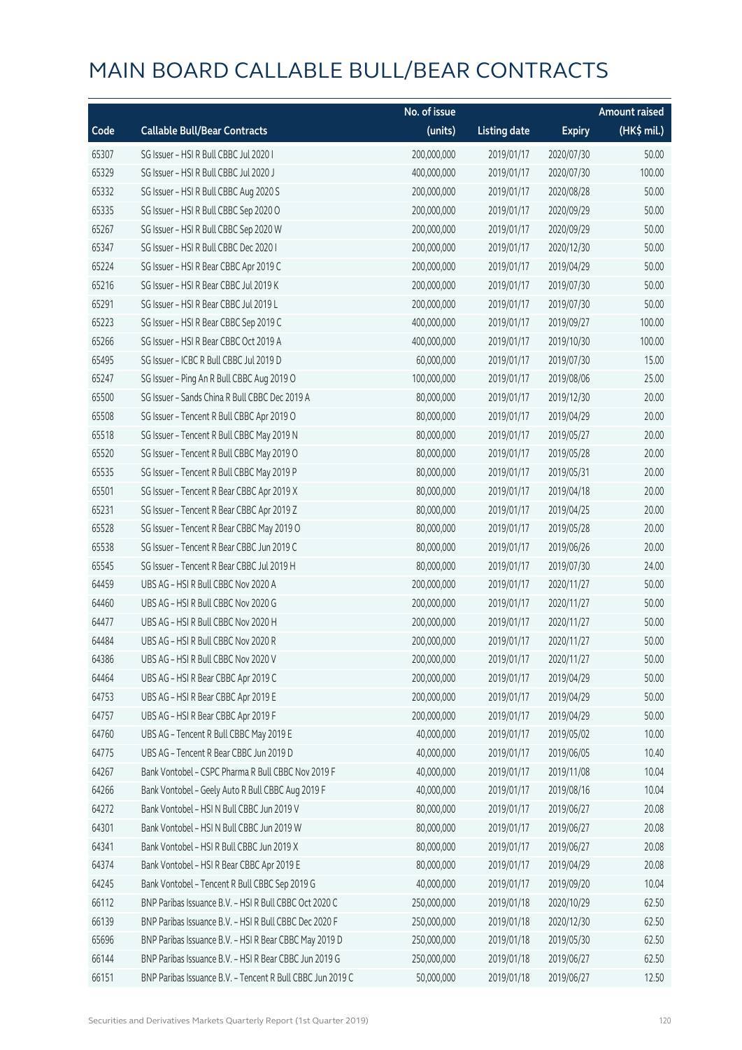# MAIN BOARD CALLABLE BULL/BEAR CONTRACTS

| Code | Callable Bull/Bear Contracts | No. of issue (units) | Listing date | Expiry | Amount raised (HK$ mil.) |
|---|---|---|---|---|---|
| 65307 | SG Issuer – HSI R Bull CBBC Jul 2020 I | 200,000,000 | 2019/01/17 | 2020/07/30 | 50.00 |
| 65329 | SG Issuer – HSI R Bull CBBC Jul 2020 J | 400,000,000 | 2019/01/17 | 2020/07/30 | 100.00 |
| 65332 | SG Issuer – HSI R Bull CBBC Aug 2020 S | 200,000,000 | 2019/01/17 | 2020/08/28 | 50.00 |
| 65335 | SG Issuer – HSI R Bull CBBC Sep 2020 O | 200,000,000 | 2019/01/17 | 2020/09/29 | 50.00 |
| 65267 | SG Issuer – HSI R Bull CBBC Sep 2020 W | 200,000,000 | 2019/01/17 | 2020/09/29 | 50.00 |
| 65347 | SG Issuer – HSI R Bull CBBC Dec 2020 I | 200,000,000 | 2019/01/17 | 2020/12/30 | 50.00 |
| 65224 | SG Issuer – HSI R Bear CBBC Apr 2019 C | 200,000,000 | 2019/01/17 | 2019/04/29 | 50.00 |
| 65216 | SG Issuer – HSI R Bear CBBC Jul 2019 K | 200,000,000 | 2019/01/17 | 2019/07/30 | 50.00 |
| 65291 | SG Issuer – HSI R Bear CBBC Jul 2019 L | 200,000,000 | 2019/01/17 | 2019/07/30 | 50.00 |
| 65223 | SG Issuer – HSI R Bear CBBC Sep 2019 C | 400,000,000 | 2019/01/17 | 2019/09/27 | 100.00 |
| 65266 | SG Issuer – HSI R Bear CBBC Oct 2019 A | 400,000,000 | 2019/01/17 | 2019/10/30 | 100.00 |
| 65495 | SG Issuer – ICBC R Bull CBBC Jul 2019 D | 60,000,000 | 2019/01/17 | 2019/07/30 | 15.00 |
| 65247 | SG Issuer – Ping An R Bull CBBC Aug 2019 O | 100,000,000 | 2019/01/17 | 2019/08/06 | 25.00 |
| 65500 | SG Issuer – Sands China R Bull CBBC Dec 2019 A | 80,000,000 | 2019/01/17 | 2019/12/30 | 20.00 |
| 65508 | SG Issuer – Tencent R Bull CBBC Apr 2019 O | 80,000,000 | 2019/01/17 | 2019/04/29 | 20.00 |
| 65518 | SG Issuer – Tencent R Bull CBBC May 2019 N | 80,000,000 | 2019/01/17 | 2019/05/27 | 20.00 |
| 65520 | SG Issuer – Tencent R Bull CBBC May 2019 O | 80,000,000 | 2019/01/17 | 2019/05/28 | 20.00 |
| 65535 | SG Issuer – Tencent R Bull CBBC May 2019 P | 80,000,000 | 2019/01/17 | 2019/05/31 | 20.00 |
| 65501 | SG Issuer – Tencent R Bear CBBC Apr 2019 X | 80,000,000 | 2019/01/17 | 2019/04/18 | 20.00 |
| 65231 | SG Issuer – Tencent R Bear CBBC Apr 2019 Z | 80,000,000 | 2019/01/17 | 2019/04/25 | 20.00 |
| 65528 | SG Issuer – Tencent R Bear CBBC May 2019 O | 80,000,000 | 2019/01/17 | 2019/05/28 | 20.00 |
| 65538 | SG Issuer – Tencent R Bear CBBC Jun 2019 C | 80,000,000 | 2019/01/17 | 2019/06/26 | 20.00 |
| 65545 | SG Issuer – Tencent R Bear CBBC Jul 2019 H | 80,000,000 | 2019/01/17 | 2019/07/30 | 24.00 |
| 64459 | UBS AG – HSI R Bull CBBC Nov 2020 A | 200,000,000 | 2019/01/17 | 2020/11/27 | 50.00 |
| 64460 | UBS AG – HSI R Bull CBBC Nov 2020 G | 200,000,000 | 2019/01/17 | 2020/11/27 | 50.00 |
| 64477 | UBS AG – HSI R Bull CBBC Nov 2020 H | 200,000,000 | 2019/01/17 | 2020/11/27 | 50.00 |
| 64484 | UBS AG – HSI R Bull CBBC Nov 2020 R | 200,000,000 | 2019/01/17 | 2020/11/27 | 50.00 |
| 64386 | UBS AG – HSI R Bull CBBC Nov 2020 V | 200,000,000 | 2019/01/17 | 2020/11/27 | 50.00 |
| 64464 | UBS AG – HSI R Bear CBBC Apr 2019 C | 200,000,000 | 2019/01/17 | 2019/04/29 | 50.00 |
| 64753 | UBS AG – HSI R Bear CBBC Apr 2019 E | 200,000,000 | 2019/01/17 | 2019/04/29 | 50.00 |
| 64757 | UBS AG – HSI R Bear CBBC Apr 2019 F | 200,000,000 | 2019/01/17 | 2019/04/29 | 50.00 |
| 64760 | UBS AG – Tencent R Bull CBBC May 2019 E | 40,000,000 | 2019/01/17 | 2019/05/02 | 10.00 |
| 64775 | UBS AG – Tencent R Bear CBBC Jun 2019 D | 40,000,000 | 2019/01/17 | 2019/06/05 | 10.40 |
| 64267 | Bank Vontobel – CSPC Pharma R Bull CBBC Nov 2019 F | 40,000,000 | 2019/01/17 | 2019/11/08 | 10.04 |
| 64266 | Bank Vontobel – Geely Auto R Bull CBBC Aug 2019 F | 40,000,000 | 2019/01/17 | 2019/08/16 | 10.04 |
| 64272 | Bank Vontobel – HSI N Bull CBBC Jun 2019 V | 80,000,000 | 2019/01/17 | 2019/06/27 | 20.08 |
| 64301 | Bank Vontobel – HSI N Bull CBBC Jun 2019 W | 80,000,000 | 2019/01/17 | 2019/06/27 | 20.08 |
| 64341 | Bank Vontobel – HSI R Bull CBBC Jun 2019 X | 80,000,000 | 2019/01/17 | 2019/06/27 | 20.08 |
| 64374 | Bank Vontobel – HSI R Bear CBBC Apr 2019 E | 80,000,000 | 2019/01/17 | 2019/04/29 | 20.08 |
| 64245 | Bank Vontobel – Tencent R Bull CBBC Sep 2019 G | 40,000,000 | 2019/01/17 | 2019/09/20 | 10.04 |
| 66112 | BNP Paribas Issuance B.V. – HSI R Bull CBBC Oct 2020 C | 250,000,000 | 2019/01/18 | 2020/10/29 | 62.50 |
| 66139 | BNP Paribas Issuance B.V. – HSI R Bull CBBC Dec 2020 F | 250,000,000 | 2019/01/18 | 2020/12/30 | 62.50 |
| 65696 | BNP Paribas Issuance B.V. – HSI R Bear CBBC May 2019 D | 250,000,000 | 2019/01/18 | 2019/05/30 | 62.50 |
| 66144 | BNP Paribas Issuance B.V. – HSI R Bear CBBC Jun 2019 G | 250,000,000 | 2019/01/18 | 2019/06/27 | 62.50 |
| 66151 | BNP Paribas Issuance B.V. – Tencent R Bull CBBC Jun 2019 C | 50,000,000 | 2019/01/18 | 2019/06/27 | 12.50 |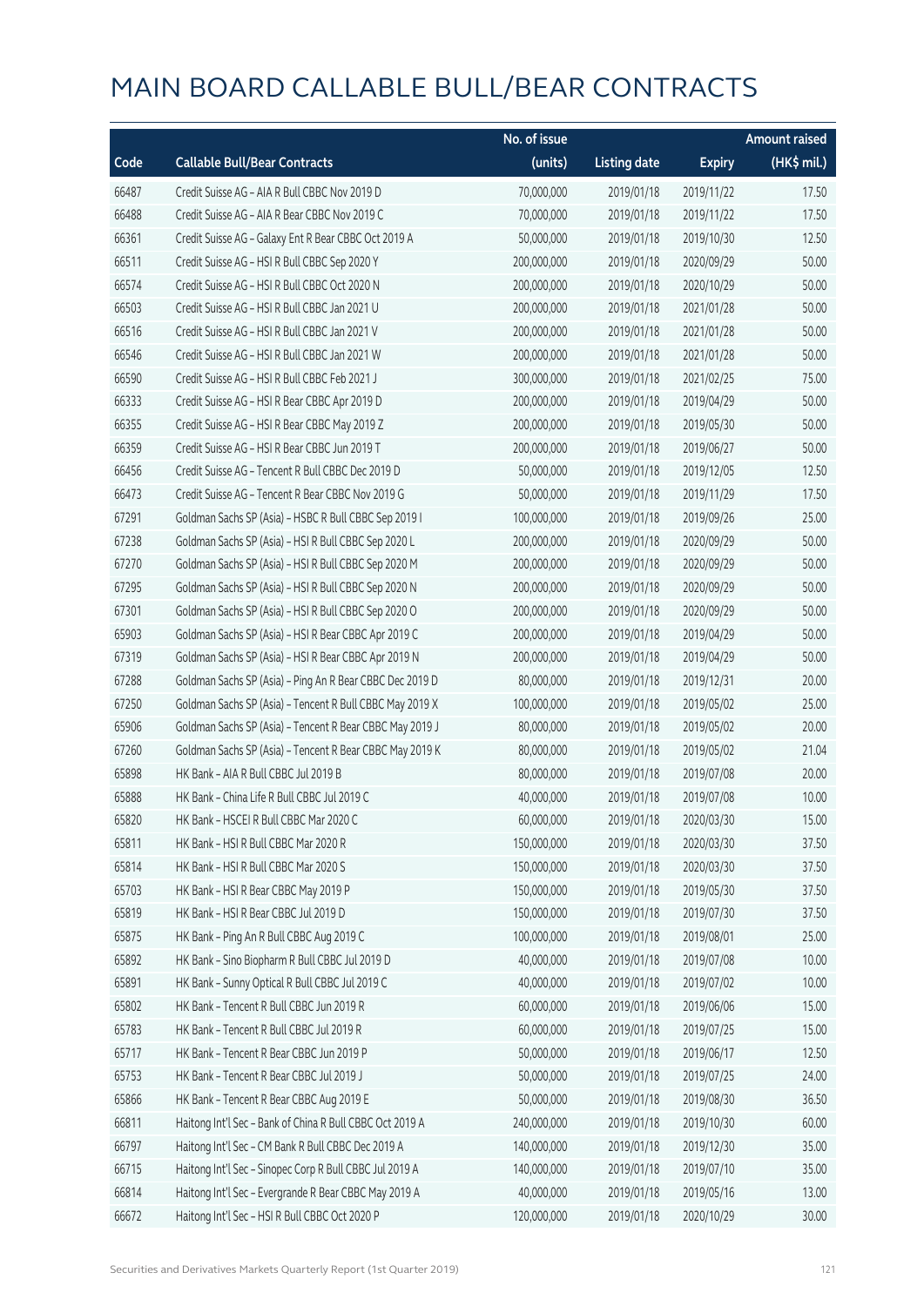# MAIN BOARD CALLABLE BULL/BEAR CONTRACTS

| Code | Callable Bull/Bear Contracts | No. of issue (units) | Listing date | Expiry | Amount raised (HK$ mil.) |
|---|---|---|---|---|---|
| 66487 | Credit Suisse AG – AIA R Bull CBBC Nov 2019 D | 70,000,000 | 2019/01/18 | 2019/11/22 | 17.50 |
| 66488 | Credit Suisse AG – AIA R Bear CBBC Nov 2019 C | 70,000,000 | 2019/01/18 | 2019/11/22 | 17.50 |
| 66361 | Credit Suisse AG – Galaxy Ent R Bear CBBC Oct 2019 A | 50,000,000 | 2019/01/18 | 2019/10/30 | 12.50 |
| 66511 | Credit Suisse AG – HSI R Bull CBBC Sep 2020 Y | 200,000,000 | 2019/01/18 | 2020/09/29 | 50.00 |
| 66574 | Credit Suisse AG – HSI R Bull CBBC Oct 2020 N | 200,000,000 | 2019/01/18 | 2020/10/29 | 50.00 |
| 66503 | Credit Suisse AG – HSI R Bull CBBC Jan 2021 U | 200,000,000 | 2019/01/18 | 2021/01/28 | 50.00 |
| 66516 | Credit Suisse AG – HSI R Bull CBBC Jan 2021 V | 200,000,000 | 2019/01/18 | 2021/01/28 | 50.00 |
| 66546 | Credit Suisse AG – HSI R Bull CBBC Jan 2021 W | 200,000,000 | 2019/01/18 | 2021/01/28 | 50.00 |
| 66590 | Credit Suisse AG – HSI R Bull CBBC Feb 2021 J | 300,000,000 | 2019/01/18 | 2021/02/25 | 75.00 |
| 66333 | Credit Suisse AG – HSI R Bear CBBC Apr 2019 D | 200,000,000 | 2019/01/18 | 2019/04/29 | 50.00 |
| 66355 | Credit Suisse AG – HSI R Bear CBBC May 2019 Z | 200,000,000 | 2019/01/18 | 2019/05/30 | 50.00 |
| 66359 | Credit Suisse AG – HSI R Bear CBBC Jun 2019 T | 200,000,000 | 2019/01/18 | 2019/06/27 | 50.00 |
| 66456 | Credit Suisse AG – Tencent R Bull CBBC Dec 2019 D | 50,000,000 | 2019/01/18 | 2019/12/05 | 12.50 |
| 66473 | Credit Suisse AG – Tencent R Bear CBBC Nov 2019 G | 50,000,000 | 2019/01/18 | 2019/11/29 | 17.50 |
| 67291 | Goldman Sachs SP (Asia) – HSBC R Bull CBBC Sep 2019 I | 100,000,000 | 2019/01/18 | 2019/09/26 | 25.00 |
| 67238 | Goldman Sachs SP (Asia) – HSI R Bull CBBC Sep 2020 L | 200,000,000 | 2019/01/18 | 2020/09/29 | 50.00 |
| 67270 | Goldman Sachs SP (Asia) – HSI R Bull CBBC Sep 2020 M | 200,000,000 | 2019/01/18 | 2020/09/29 | 50.00 |
| 67295 | Goldman Sachs SP (Asia) – HSI R Bull CBBC Sep 2020 N | 200,000,000 | 2019/01/18 | 2020/09/29 | 50.00 |
| 67301 | Goldman Sachs SP (Asia) – HSI R Bull CBBC Sep 2020 O | 200,000,000 | 2019/01/18 | 2020/09/29 | 50.00 |
| 65903 | Goldman Sachs SP (Asia) – HSI R Bear CBBC Apr 2019 C | 200,000,000 | 2019/01/18 | 2019/04/29 | 50.00 |
| 67319 | Goldman Sachs SP (Asia) – HSI R Bear CBBC Apr 2019 N | 200,000,000 | 2019/01/18 | 2019/04/29 | 50.00 |
| 67288 | Goldman Sachs SP (Asia) – Ping An R Bear CBBC Dec 2019 D | 80,000,000 | 2019/01/18 | 2019/12/31 | 20.00 |
| 67250 | Goldman Sachs SP (Asia) – Tencent R Bull CBBC May 2019 X | 100,000,000 | 2019/01/18 | 2019/05/02 | 25.00 |
| 65906 | Goldman Sachs SP (Asia) – Tencent R Bear CBBC May 2019 J | 80,000,000 | 2019/01/18 | 2019/05/02 | 20.00 |
| 67260 | Goldman Sachs SP (Asia) – Tencent R Bear CBBC May 2019 K | 80,000,000 | 2019/01/18 | 2019/05/02 | 21.04 |
| 65898 | HK Bank – AIA R Bull CBBC Jul 2019 B | 80,000,000 | 2019/01/18 | 2019/07/08 | 20.00 |
| 65888 | HK Bank – China Life R Bull CBBC Jul 2019 C | 40,000,000 | 2019/01/18 | 2019/07/08 | 10.00 |
| 65820 | HK Bank – HSCEI R Bull CBBC Mar 2020 C | 60,000,000 | 2019/01/18 | 2020/03/30 | 15.00 |
| 65811 | HK Bank – HSI R Bull CBBC Mar 2020 R | 150,000,000 | 2019/01/18 | 2020/03/30 | 37.50 |
| 65814 | HK Bank – HSI R Bull CBBC Mar 2020 S | 150,000,000 | 2019/01/18 | 2020/03/30 | 37.50 |
| 65703 | HK Bank – HSI R Bear CBBC May 2019 P | 150,000,000 | 2019/01/18 | 2019/05/30 | 37.50 |
| 65819 | HK Bank – HSI R Bear CBBC Jul 2019 D | 150,000,000 | 2019/01/18 | 2019/07/30 | 37.50 |
| 65875 | HK Bank – Ping An R Bull CBBC Aug 2019 C | 100,000,000 | 2019/01/18 | 2019/08/01 | 25.00 |
| 65892 | HK Bank – Sino Biopharm R Bull CBBC Jul 2019 D | 40,000,000 | 2019/01/18 | 2019/07/08 | 10.00 |
| 65891 | HK Bank – Sunny Optical R Bull CBBC Jul 2019 C | 40,000,000 | 2019/01/18 | 2019/07/02 | 10.00 |
| 65802 | HK Bank – Tencent R Bull CBBC Jun 2019 R | 60,000,000 | 2019/01/18 | 2019/06/06 | 15.00 |
| 65783 | HK Bank – Tencent R Bull CBBC Jul 2019 R | 60,000,000 | 2019/01/18 | 2019/07/25 | 15.00 |
| 65717 | HK Bank – Tencent R Bear CBBC Jun 2019 P | 50,000,000 | 2019/01/18 | 2019/06/17 | 12.50 |
| 65753 | HK Bank – Tencent R Bear CBBC Jul 2019 J | 50,000,000 | 2019/01/18 | 2019/07/25 | 24.00 |
| 65866 | HK Bank – Tencent R Bear CBBC Aug 2019 E | 50,000,000 | 2019/01/18 | 2019/08/30 | 36.50 |
| 66811 | Haitong Int'l Sec – Bank of China R Bull CBBC Oct 2019 A | 240,000,000 | 2019/01/18 | 2019/10/30 | 60.00 |
| 66797 | Haitong Int'l Sec – CM Bank R Bull CBBC Dec 2019 A | 140,000,000 | 2019/01/18 | 2019/12/30 | 35.00 |
| 66715 | Haitong Int'l Sec – Sinopec Corp R Bull CBBC Jul 2019 A | 140,000,000 | 2019/01/18 | 2019/07/10 | 35.00 |
| 66814 | Haitong Int'l Sec – Evergrande R Bear CBBC May 2019 A | 40,000,000 | 2019/01/18 | 2019/05/16 | 13.00 |
| 66672 | Haitong Int'l Sec – HSI R Bull CBBC Oct 2020 P | 120,000,000 | 2019/01/18 | 2020/10/29 | 30.00 |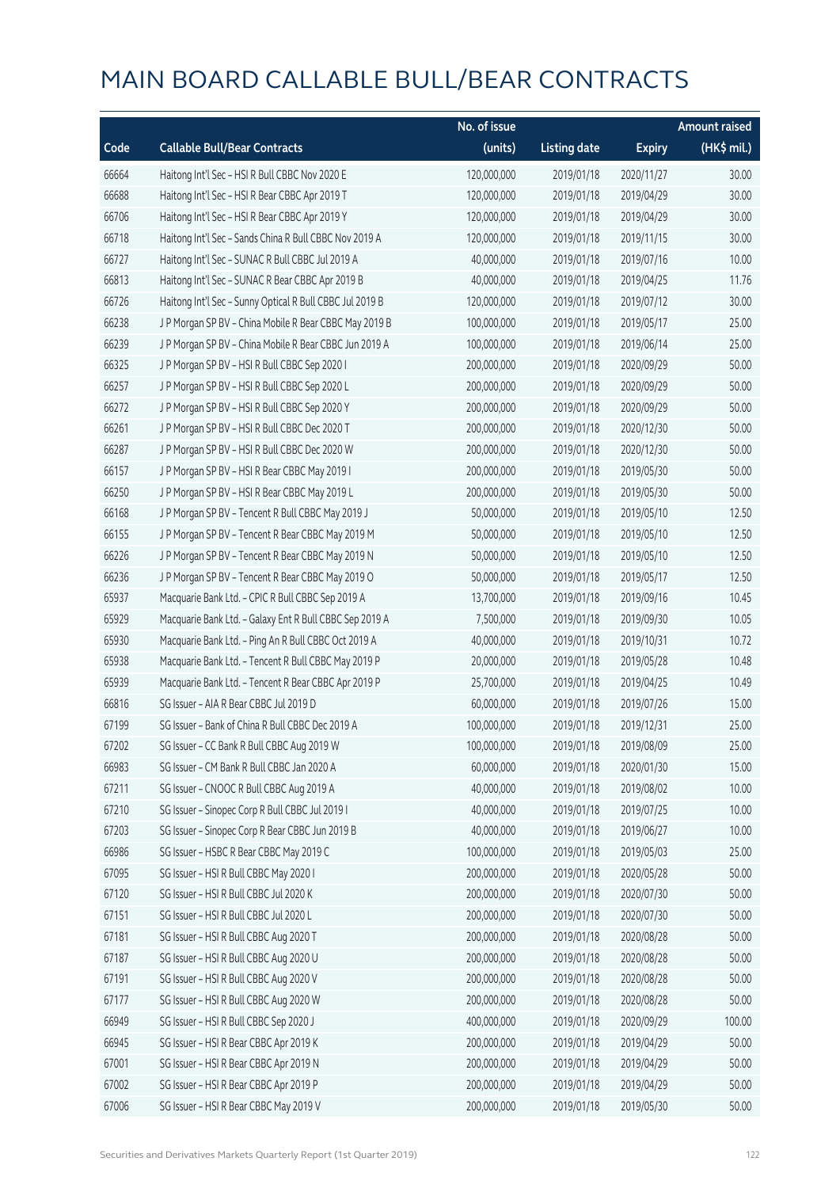# MAIN BOARD CALLABLE BULL/BEAR CONTRACTS

| Code | Callable Bull/Bear Contracts | No. of issue (units) | Listing date | Expiry | Amount raised (HK$ mil.) |
|---|---|---|---|---|---|
| 66664 | Haitong Int'l Sec – HSI R Bull CBBC Nov 2020 E | 120,000,000 | 2019/01/18 | 2020/11/27 | 30.00 |
| 66688 | Haitong Int'l Sec – HSI R Bear CBBC Apr 2019 T | 120,000,000 | 2019/01/18 | 2019/04/29 | 30.00 |
| 66706 | Haitong Int'l Sec – HSI R Bear CBBC Apr 2019 Y | 120,000,000 | 2019/01/18 | 2019/04/29 | 30.00 |
| 66718 | Haitong Int'l Sec – Sands China R Bull CBBC Nov 2019 A | 120,000,000 | 2019/01/18 | 2019/11/15 | 30.00 |
| 66727 | Haitong Int'l Sec – SUNAC R Bull CBBC Jul 2019 A | 40,000,000 | 2019/01/18 | 2019/07/16 | 10.00 |
| 66813 | Haitong Int'l Sec – SUNAC R Bear CBBC Apr 2019 B | 40,000,000 | 2019/01/18 | 2019/04/25 | 11.76 |
| 66726 | Haitong Int'l Sec – Sunny Optical R Bull CBBC Jul 2019 B | 120,000,000 | 2019/01/18 | 2019/07/12 | 30.00 |
| 66238 | J P Morgan SP BV – China Mobile R Bear CBBC May 2019 B | 100,000,000 | 2019/01/18 | 2019/05/17 | 25.00 |
| 66239 | J P Morgan SP BV – China Mobile R Bear CBBC Jun 2019 A | 100,000,000 | 2019/01/18 | 2019/06/14 | 25.00 |
| 66325 | J P Morgan SP BV – HSI R Bull CBBC Sep 2020 I | 200,000,000 | 2019/01/18 | 2020/09/29 | 50.00 |
| 66257 | J P Morgan SP BV – HSI R Bull CBBC Sep 2020 L | 200,000,000 | 2019/01/18 | 2020/09/29 | 50.00 |
| 66272 | J P Morgan SP BV – HSI R Bull CBBC Sep 2020 Y | 200,000,000 | 2019/01/18 | 2020/09/29 | 50.00 |
| 66261 | J P Morgan SP BV – HSI R Bull CBBC Dec 2020 T | 200,000,000 | 2019/01/18 | 2020/12/30 | 50.00 |
| 66287 | J P Morgan SP BV – HSI R Bull CBBC Dec 2020 W | 200,000,000 | 2019/01/18 | 2020/12/30 | 50.00 |
| 66157 | J P Morgan SP BV – HSI R Bear CBBC May 2019 I | 200,000,000 | 2019/01/18 | 2019/05/30 | 50.00 |
| 66250 | J P Morgan SP BV – HSI R Bear CBBC May 2019 L | 200,000,000 | 2019/01/18 | 2019/05/30 | 50.00 |
| 66168 | J P Morgan SP BV – Tencent R Bull CBBC May 2019 J | 50,000,000 | 2019/01/18 | 2019/05/10 | 12.50 |
| 66155 | J P Morgan SP BV – Tencent R Bear CBBC May 2019 M | 50,000,000 | 2019/01/18 | 2019/05/10 | 12.50 |
| 66226 | J P Morgan SP BV – Tencent R Bear CBBC May 2019 N | 50,000,000 | 2019/01/18 | 2019/05/10 | 12.50 |
| 66236 | J P Morgan SP BV – Tencent R Bear CBBC May 2019 O | 50,000,000 | 2019/01/18 | 2019/05/17 | 12.50 |
| 65937 | Macquarie Bank Ltd. – CPIC R Bull CBBC Sep 2019 A | 13,700,000 | 2019/01/18 | 2019/09/16 | 10.45 |
| 65929 | Macquarie Bank Ltd. – Galaxy Ent R Bull CBBC Sep 2019 A | 7,500,000 | 2019/01/18 | 2019/09/30 | 10.05 |
| 65930 | Macquarie Bank Ltd. – Ping An R Bull CBBC Oct 2019 A | 40,000,000 | 2019/01/18 | 2019/10/31 | 10.72 |
| 65938 | Macquarie Bank Ltd. – Tencent R Bull CBBC May 2019 P | 20,000,000 | 2019/01/18 | 2019/05/28 | 10.48 |
| 65939 | Macquarie Bank Ltd. – Tencent R Bear CBBC Apr 2019 P | 25,700,000 | 2019/01/18 | 2019/04/25 | 10.49 |
| 66816 | SG Issuer – AIA R Bear CBBC Jul 2019 D | 60,000,000 | 2019/01/18 | 2019/07/26 | 15.00 |
| 67199 | SG Issuer – Bank of China R Bull CBBC Dec 2019 A | 100,000,000 | 2019/01/18 | 2019/12/31 | 25.00 |
| 67202 | SG Issuer – CC Bank R Bull CBBC Aug 2019 W | 100,000,000 | 2019/01/18 | 2019/08/09 | 25.00 |
| 66983 | SG Issuer – CM Bank R Bull CBBC Jan 2020 A | 60,000,000 | 2019/01/18 | 2020/01/30 | 15.00 |
| 67211 | SG Issuer – CNOOC R Bull CBBC Aug 2019 A | 40,000,000 | 2019/01/18 | 2019/08/02 | 10.00 |
| 67210 | SG Issuer – Sinopec Corp R Bull CBBC Jul 2019 I | 40,000,000 | 2019/01/18 | 2019/07/25 | 10.00 |
| 67203 | SG Issuer – Sinopec Corp R Bear CBBC Jun 2019 B | 40,000,000 | 2019/01/18 | 2019/06/27 | 10.00 |
| 66986 | SG Issuer – HSBC R Bear CBBC May 2019 C | 100,000,000 | 2019/01/18 | 2019/05/03 | 25.00 |
| 67095 | SG Issuer – HSI R Bull CBBC May 2020 I | 200,000,000 | 2019/01/18 | 2020/05/28 | 50.00 |
| 67120 | SG Issuer – HSI R Bull CBBC Jul 2020 K | 200,000,000 | 2019/01/18 | 2020/07/30 | 50.00 |
| 67151 | SG Issuer – HSI R Bull CBBC Jul 2020 L | 200,000,000 | 2019/01/18 | 2020/07/30 | 50.00 |
| 67181 | SG Issuer – HSI R Bull CBBC Aug 2020 T | 200,000,000 | 2019/01/18 | 2020/08/28 | 50.00 |
| 67187 | SG Issuer – HSI R Bull CBBC Aug 2020 U | 200,000,000 | 2019/01/18 | 2020/08/28 | 50.00 |
| 67191 | SG Issuer – HSI R Bull CBBC Aug 2020 V | 200,000,000 | 2019/01/18 | 2020/08/28 | 50.00 |
| 67177 | SG Issuer – HSI R Bull CBBC Aug 2020 W | 200,000,000 | 2019/01/18 | 2020/08/28 | 50.00 |
| 66949 | SG Issuer – HSI R Bull CBBC Sep 2020 J | 400,000,000 | 2019/01/18 | 2020/09/29 | 100.00 |
| 66945 | SG Issuer – HSI R Bear CBBC Apr 2019 K | 200,000,000 | 2019/01/18 | 2019/04/29 | 50.00 |
| 67001 | SG Issuer – HSI R Bear CBBC Apr 2019 N | 200,000,000 | 2019/01/18 | 2019/04/29 | 50.00 |
| 67002 | SG Issuer – HSI R Bear CBBC Apr 2019 P | 200,000,000 | 2019/01/18 | 2019/04/29 | 50.00 |
| 67006 | SG Issuer – HSI R Bear CBBC May 2019 V | 200,000,000 | 2019/01/18 | 2019/05/30 | 50.00 |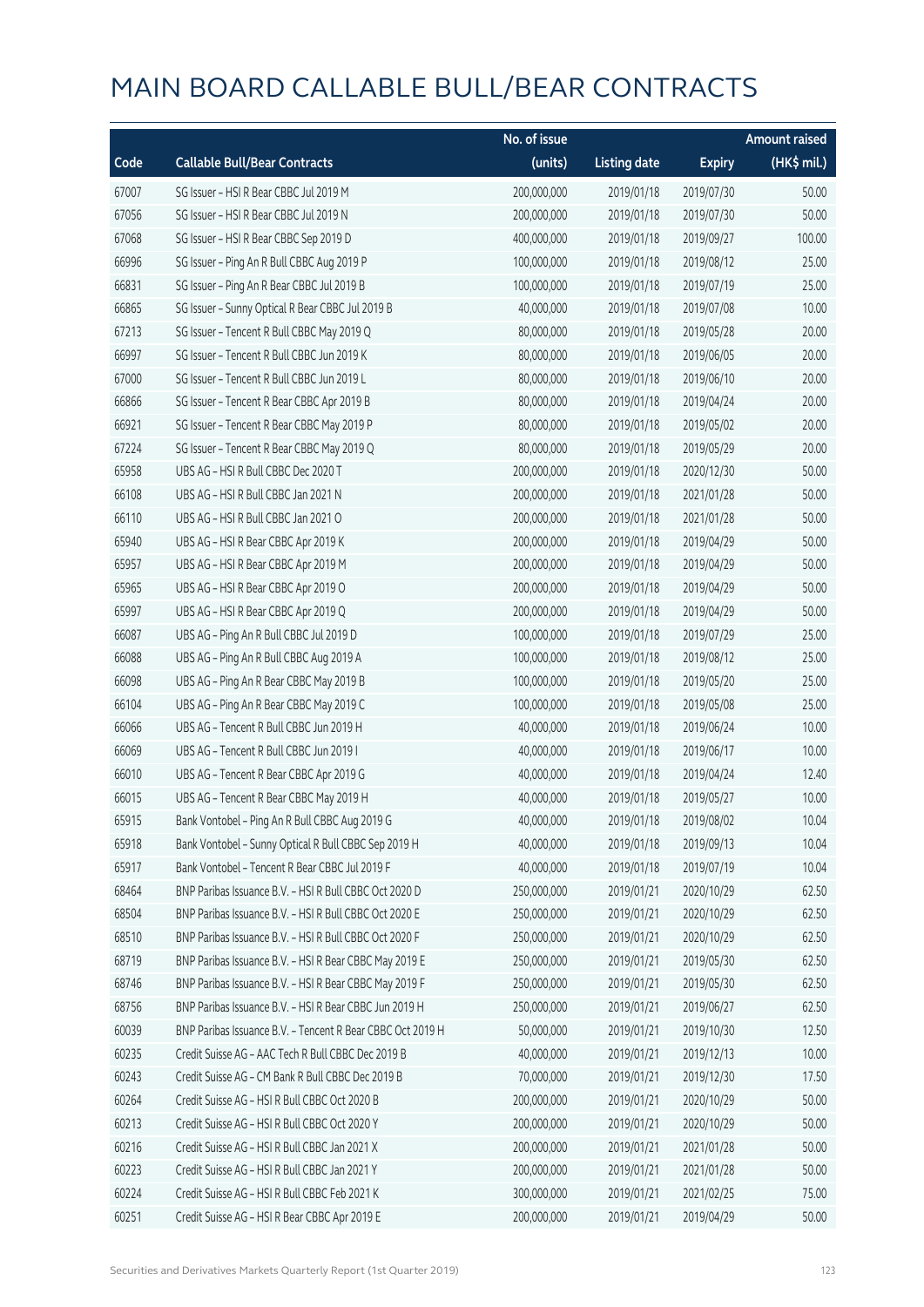# MAIN BOARD CALLABLE BULL/BEAR CONTRACTS

| Code | Callable Bull/Bear Contracts | No. of issue (units) | Listing date | Expiry | Amount raised (HK$ mil.) |
|---|---|---|---|---|---|
| 67007 | SG Issuer – HSI R Bear CBBC Jul 2019 M | 200,000,000 | 2019/01/18 | 2019/07/30 | 50.00 |
| 67056 | SG Issuer – HSI R Bear CBBC Jul 2019 N | 200,000,000 | 2019/01/18 | 2019/07/30 | 50.00 |
| 67068 | SG Issuer – HSI R Bear CBBC Sep 2019 D | 400,000,000 | 2019/01/18 | 2019/09/27 | 100.00 |
| 66996 | SG Issuer – Ping An R Bull CBBC Aug 2019 P | 100,000,000 | 2019/01/18 | 2019/08/12 | 25.00 |
| 66831 | SG Issuer – Ping An R Bear CBBC Jul 2019 B | 100,000,000 | 2019/01/18 | 2019/07/19 | 25.00 |
| 66865 | SG Issuer – Sunny Optical R Bear CBBC Jul 2019 B | 40,000,000 | 2019/01/18 | 2019/07/08 | 10.00 |
| 67213 | SG Issuer – Tencent R Bull CBBC May 2019 Q | 80,000,000 | 2019/01/18 | 2019/05/28 | 20.00 |
| 66997 | SG Issuer – Tencent R Bull CBBC Jun 2019 K | 80,000,000 | 2019/01/18 | 2019/06/05 | 20.00 |
| 67000 | SG Issuer – Tencent R Bull CBBC Jun 2019 L | 80,000,000 | 2019/01/18 | 2019/06/10 | 20.00 |
| 66866 | SG Issuer – Tencent R Bear CBBC Apr 2019 B | 80,000,000 | 2019/01/18 | 2019/04/24 | 20.00 |
| 66921 | SG Issuer – Tencent R Bear CBBC May 2019 P | 80,000,000 | 2019/01/18 | 2019/05/02 | 20.00 |
| 67224 | SG Issuer – Tencent R Bear CBBC May 2019 Q | 80,000,000 | 2019/01/18 | 2019/05/29 | 20.00 |
| 65958 | UBS AG – HSI R Bull CBBC Dec 2020 T | 200,000,000 | 2019/01/18 | 2020/12/30 | 50.00 |
| 66108 | UBS AG – HSI R Bull CBBC Jan 2021 N | 200,000,000 | 2019/01/18 | 2021/01/28 | 50.00 |
| 66110 | UBS AG – HSI R Bull CBBC Jan 2021 O | 200,000,000 | 2019/01/18 | 2021/01/28 | 50.00 |
| 65940 | UBS AG – HSI R Bear CBBC Apr 2019 K | 200,000,000 | 2019/01/18 | 2019/04/29 | 50.00 |
| 65957 | UBS AG – HSI R Bear CBBC Apr 2019 M | 200,000,000 | 2019/01/18 | 2019/04/29 | 50.00 |
| 65965 | UBS AG – HSI R Bear CBBC Apr 2019 O | 200,000,000 | 2019/01/18 | 2019/04/29 | 50.00 |
| 65997 | UBS AG – HSI R Bear CBBC Apr 2019 Q | 200,000,000 | 2019/01/18 | 2019/04/29 | 50.00 |
| 66087 | UBS AG – Ping An R Bull CBBC Jul 2019 D | 100,000,000 | 2019/01/18 | 2019/07/29 | 25.00 |
| 66088 | UBS AG – Ping An R Bull CBBC Aug 2019 A | 100,000,000 | 2019/01/18 | 2019/08/12 | 25.00 |
| 66098 | UBS AG – Ping An R Bear CBBC May 2019 B | 100,000,000 | 2019/01/18 | 2019/05/20 | 25.00 |
| 66104 | UBS AG – Ping An R Bear CBBC May 2019 C | 100,000,000 | 2019/01/18 | 2019/05/08 | 25.00 |
| 66066 | UBS AG – Tencent R Bull CBBC Jun 2019 H | 40,000,000 | 2019/01/18 | 2019/06/24 | 10.00 |
| 66069 | UBS AG – Tencent R Bull CBBC Jun 2019 I | 40,000,000 | 2019/01/18 | 2019/06/17 | 10.00 |
| 66010 | UBS AG – Tencent R Bear CBBC Apr 2019 G | 40,000,000 | 2019/01/18 | 2019/04/24 | 12.40 |
| 66015 | UBS AG – Tencent R Bear CBBC May 2019 H | 40,000,000 | 2019/01/18 | 2019/05/27 | 10.00 |
| 65915 | Bank Vontobel – Ping An R Bull CBBC Aug 2019 G | 40,000,000 | 2019/01/18 | 2019/08/02 | 10.04 |
| 65918 | Bank Vontobel – Sunny Optical R Bull CBBC Sep 2019 H | 40,000,000 | 2019/01/18 | 2019/09/13 | 10.04 |
| 65917 | Bank Vontobel – Tencent R Bear CBBC Jul 2019 F | 40,000,000 | 2019/01/18 | 2019/07/19 | 10.04 |
| 68464 | BNP Paribas Issuance B.V. – HSI R Bull CBBC Oct 2020 D | 250,000,000 | 2019/01/21 | 2020/10/29 | 62.50 |
| 68504 | BNP Paribas Issuance B.V. – HSI R Bull CBBC Oct 2020 E | 250,000,000 | 2019/01/21 | 2020/10/29 | 62.50 |
| 68510 | BNP Paribas Issuance B.V. – HSI R Bull CBBC Oct 2020 F | 250,000,000 | 2019/01/21 | 2020/10/29 | 62.50 |
| 68719 | BNP Paribas Issuance B.V. – HSI R Bear CBBC May 2019 E | 250,000,000 | 2019/01/21 | 2019/05/30 | 62.50 |
| 68746 | BNP Paribas Issuance B.V. – HSI R Bear CBBC May 2019 F | 250,000,000 | 2019/01/21 | 2019/05/30 | 62.50 |
| 68756 | BNP Paribas Issuance B.V. – HSI R Bear CBBC Jun 2019 H | 250,000,000 | 2019/01/21 | 2019/06/27 | 62.50 |
| 60039 | BNP Paribas Issuance B.V. – Tencent R Bear CBBC Oct 2019 H | 50,000,000 | 2019/01/21 | 2019/10/30 | 12.50 |
| 60235 | Credit Suisse AG – AAC Tech R Bull CBBC Dec 2019 B | 40,000,000 | 2019/01/21 | 2019/12/13 | 10.00 |
| 60243 | Credit Suisse AG – CM Bank R Bull CBBC Dec 2019 B | 70,000,000 | 2019/01/21 | 2019/12/30 | 17.50 |
| 60264 | Credit Suisse AG – HSI R Bull CBBC Oct 2020 B | 200,000,000 | 2019/01/21 | 2020/10/29 | 50.00 |
| 60213 | Credit Suisse AG – HSI R Bull CBBC Oct 2020 Y | 200,000,000 | 2019/01/21 | 2020/10/29 | 50.00 |
| 60216 | Credit Suisse AG – HSI R Bull CBBC Jan 2021 X | 200,000,000 | 2019/01/21 | 2021/01/28 | 50.00 |
| 60223 | Credit Suisse AG – HSI R Bull CBBC Jan 2021 Y | 200,000,000 | 2019/01/21 | 2021/01/28 | 50.00 |
| 60224 | Credit Suisse AG – HSI R Bull CBBC Feb 2021 K | 300,000,000 | 2019/01/21 | 2021/02/25 | 75.00 |
| 60251 | Credit Suisse AG – HSI R Bear CBBC Apr 2019 E | 200,000,000 | 2019/01/21 | 2019/04/29 | 50.00 |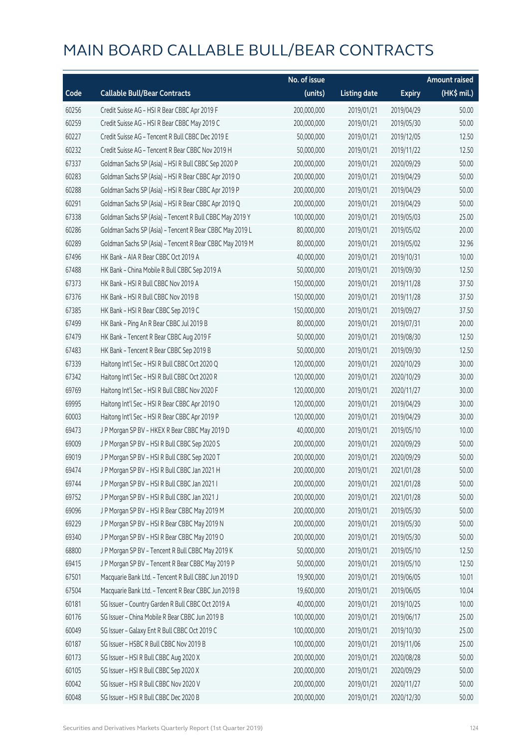# MAIN BOARD CALLABLE BULL/BEAR CONTRACTS

| Code | Callable Bull/Bear Contracts | No. of issue (units) | Listing date | Expiry | Amount raised (HK$ mil.) |
|---|---|---|---|---|---|
| 60256 | Credit Suisse AG – HSI R Bear CBBC Apr 2019 F | 200,000,000 | 2019/01/21 | 2019/04/29 | 50.00 |
| 60259 | Credit Suisse AG – HSI R Bear CBBC May 2019 C | 200,000,000 | 2019/01/21 | 2019/05/30 | 50.00 |
| 60227 | Credit Suisse AG – Tencent R Bull CBBC Dec 2019 E | 50,000,000 | 2019/01/21 | 2019/12/05 | 12.50 |
| 60232 | Credit Suisse AG – Tencent R Bear CBBC Nov 2019 H | 50,000,000 | 2019/01/21 | 2019/11/22 | 12.50 |
| 67337 | Goldman Sachs SP (Asia) – HSI R Bull CBBC Sep 2020 P | 200,000,000 | 2019/01/21 | 2020/09/29 | 50.00 |
| 60283 | Goldman Sachs SP (Asia) – HSI R Bear CBBC Apr 2019 O | 200,000,000 | 2019/01/21 | 2019/04/29 | 50.00 |
| 60288 | Goldman Sachs SP (Asia) – HSI R Bear CBBC Apr 2019 P | 200,000,000 | 2019/01/21 | 2019/04/29 | 50.00 |
| 60291 | Goldman Sachs SP (Asia) – HSI R Bear CBBC Apr 2019 Q | 200,000,000 | 2019/01/21 | 2019/04/29 | 50.00 |
| 67338 | Goldman Sachs SP (Asia) – Tencent R Bull CBBC May 2019 Y | 100,000,000 | 2019/01/21 | 2019/05/03 | 25.00 |
| 60286 | Goldman Sachs SP (Asia) – Tencent R Bear CBBC May 2019 L | 80,000,000 | 2019/01/21 | 2019/05/02 | 20.00 |
| 60289 | Goldman Sachs SP (Asia) – Tencent R Bear CBBC May 2019 M | 80,000,000 | 2019/01/21 | 2019/05/02 | 32.96 |
| 67496 | HK Bank – AIA R Bear CBBC Oct 2019 A | 40,000,000 | 2019/01/21 | 2019/10/31 | 10.00 |
| 67488 | HK Bank – China Mobile R Bull CBBC Sep 2019 A | 50,000,000 | 2019/01/21 | 2019/09/30 | 12.50 |
| 67373 | HK Bank – HSI R Bull CBBC Nov 2019 A | 150,000,000 | 2019/01/21 | 2019/11/28 | 37.50 |
| 67376 | HK Bank – HSI R Bull CBBC Nov 2019 B | 150,000,000 | 2019/01/21 | 2019/11/28 | 37.50 |
| 67385 | HK Bank – HSI R Bear CBBC Sep 2019 C | 150,000,000 | 2019/01/21 | 2019/09/27 | 37.50 |
| 67499 | HK Bank – Ping An R Bear CBBC Jul 2019 B | 80,000,000 | 2019/01/21 | 2019/07/31 | 20.00 |
| 67479 | HK Bank – Tencent R Bear CBBC Aug 2019 F | 50,000,000 | 2019/01/21 | 2019/08/30 | 12.50 |
| 67483 | HK Bank – Tencent R Bear CBBC Sep 2019 B | 50,000,000 | 2019/01/21 | 2019/09/30 | 12.50 |
| 67339 | Haitong Int'l Sec – HSI R Bull CBBC Oct 2020 Q | 120,000,000 | 2019/01/21 | 2020/10/29 | 30.00 |
| 67342 | Haitong Int'l Sec – HSI R Bull CBBC Oct 2020 R | 120,000,000 | 2019/01/21 | 2020/10/29 | 30.00 |
| 69769 | Haitong Int'l Sec – HSI R Bull CBBC Nov 2020 F | 120,000,000 | 2019/01/21 | 2020/11/27 | 30.00 |
| 69995 | Haitong Int'l Sec – HSI R Bear CBBC Apr 2019 O | 120,000,000 | 2019/01/21 | 2019/04/29 | 30.00 |
| 60003 | Haitong Int'l Sec – HSI R Bear CBBC Apr 2019 P | 120,000,000 | 2019/01/21 | 2019/04/29 | 30.00 |
| 69473 | J P Morgan SP BV – HKEX R Bear CBBC May 2019 D | 40,000,000 | 2019/01/21 | 2019/05/10 | 10.00 |
| 69009 | J P Morgan SP BV – HSI R Bull CBBC Sep 2020 S | 200,000,000 | 2019/01/21 | 2020/09/29 | 50.00 |
| 69019 | J P Morgan SP BV – HSI R Bull CBBC Sep 2020 T | 200,000,000 | 2019/01/21 | 2020/09/29 | 50.00 |
| 69474 | J P Morgan SP BV – HSI R Bull CBBC Jan 2021 H | 200,000,000 | 2019/01/21 | 2021/01/28 | 50.00 |
| 69744 | J P Morgan SP BV – HSI R Bull CBBC Jan 2021 I | 200,000,000 | 2019/01/21 | 2021/01/28 | 50.00 |
| 69752 | J P Morgan SP BV – HSI R Bull CBBC Jan 2021 J | 200,000,000 | 2019/01/21 | 2021/01/28 | 50.00 |
| 69096 | J P Morgan SP BV – HSI R Bear CBBC May 2019 M | 200,000,000 | 2019/01/21 | 2019/05/30 | 50.00 |
| 69229 | J P Morgan SP BV – HSI R Bear CBBC May 2019 N | 200,000,000 | 2019/01/21 | 2019/05/30 | 50.00 |
| 69340 | J P Morgan SP BV – HSI R Bear CBBC May 2019 O | 200,000,000 | 2019/01/21 | 2019/05/30 | 50.00 |
| 68800 | J P Morgan SP BV – Tencent R Bull CBBC May 2019 K | 50,000,000 | 2019/01/21 | 2019/05/10 | 12.50 |
| 69415 | J P Morgan SP BV – Tencent R Bear CBBC May 2019 P | 50,000,000 | 2019/01/21 | 2019/05/10 | 12.50 |
| 67501 | Macquarie Bank Ltd. – Tencent R Bull CBBC Jun 2019 D | 19,900,000 | 2019/01/21 | 2019/06/05 | 10.01 |
| 67504 | Macquarie Bank Ltd. – Tencent R Bear CBBC Jun 2019 B | 19,600,000 | 2019/01/21 | 2019/06/05 | 10.04 |
| 60181 | SG Issuer – Country Garden R Bull CBBC Oct 2019 A | 40,000,000 | 2019/01/21 | 2019/10/25 | 10.00 |
| 60176 | SG Issuer – China Mobile R Bear CBBC Jun 2019 B | 100,000,000 | 2019/01/21 | 2019/06/17 | 25.00 |
| 60049 | SG Issuer – Galaxy Ent R Bull CBBC Oct 2019 C | 100,000,000 | 2019/01/21 | 2019/10/30 | 25.00 |
| 60187 | SG Issuer – HSBC R Bull CBBC Nov 2019 B | 100,000,000 | 2019/01/21 | 2019/11/06 | 25.00 |
| 60173 | SG Issuer – HSI R Bull CBBC Aug 2020 X | 200,000,000 | 2019/01/21 | 2020/08/28 | 50.00 |
| 60105 | SG Issuer – HSI R Bull CBBC Sep 2020 X | 200,000,000 | 2019/01/21 | 2020/09/29 | 50.00 |
| 60042 | SG Issuer – HSI R Bull CBBC Nov 2020 V | 200,000,000 | 2019/01/21 | 2020/11/27 | 50.00 |
| 60048 | SG Issuer – HSI R Bull CBBC Dec 2020 B | 200,000,000 | 2019/01/21 | 2020/12/30 | 50.00 |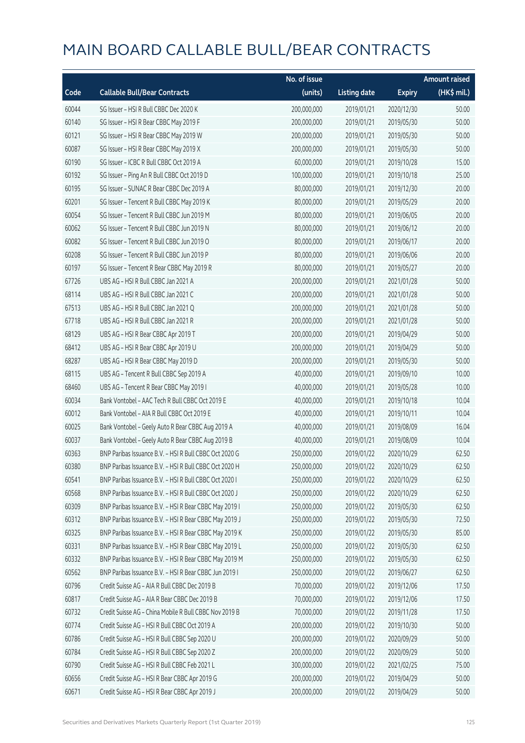# MAIN BOARD CALLABLE BULL/BEAR CONTRACTS

| Code | Callable Bull/Bear Contracts | No. of issue (units) | Listing date | Expiry | Amount raised (HK$ mil.) |
|---|---|---|---|---|---|
| 60044 | SG Issuer – HSI R Bull CBBC Dec 2020 K | 200,000,000 | 2019/01/21 | 2020/12/30 | 50.00 |
| 60140 | SG Issuer – HSI R Bear CBBC May 2019 F | 200,000,000 | 2019/01/21 | 2019/05/30 | 50.00 |
| 60121 | SG Issuer – HSI R Bear CBBC May 2019 W | 200,000,000 | 2019/01/21 | 2019/05/30 | 50.00 |
| 60087 | SG Issuer – HSI R Bear CBBC May 2019 X | 200,000,000 | 2019/01/21 | 2019/05/30 | 50.00 |
| 60190 | SG Issuer – ICBC R Bull CBBC Oct 2019 A | 60,000,000 | 2019/01/21 | 2019/10/28 | 15.00 |
| 60192 | SG Issuer – Ping An R Bull CBBC Oct 2019 D | 100,000,000 | 2019/01/21 | 2019/10/18 | 25.00 |
| 60195 | SG Issuer – SUNAC R Bear CBBC Dec 2019 A | 80,000,000 | 2019/01/21 | 2019/12/30 | 20.00 |
| 60201 | SG Issuer – Tencent R Bull CBBC May 2019 K | 80,000,000 | 2019/01/21 | 2019/05/29 | 20.00 |
| 60054 | SG Issuer – Tencent R Bull CBBC Jun 2019 M | 80,000,000 | 2019/01/21 | 2019/06/05 | 20.00 |
| 60062 | SG Issuer – Tencent R Bull CBBC Jun 2019 N | 80,000,000 | 2019/01/21 | 2019/06/12 | 20.00 |
| 60082 | SG Issuer – Tencent R Bull CBBC Jun 2019 O | 80,000,000 | 2019/01/21 | 2019/06/17 | 20.00 |
| 60208 | SG Issuer – Tencent R Bull CBBC Jun 2019 P | 80,000,000 | 2019/01/21 | 2019/06/06 | 20.00 |
| 60197 | SG Issuer – Tencent R Bear CBBC May 2019 R | 80,000,000 | 2019/01/21 | 2019/05/27 | 20.00 |
| 67726 | UBS AG – HSI R Bull CBBC Jan 2021 A | 200,000,000 | 2019/01/21 | 2021/01/28 | 50.00 |
| 68114 | UBS AG – HSI R Bull CBBC Jan 2021 C | 200,000,000 | 2019/01/21 | 2021/01/28 | 50.00 |
| 67513 | UBS AG – HSI R Bull CBBC Jan 2021 Q | 200,000,000 | 2019/01/21 | 2021/01/28 | 50.00 |
| 67718 | UBS AG – HSI R Bull CBBC Jan 2021 R | 200,000,000 | 2019/01/21 | 2021/01/28 | 50.00 |
| 68129 | UBS AG – HSI R Bear CBBC Apr 2019 T | 200,000,000 | 2019/01/21 | 2019/04/29 | 50.00 |
| 68412 | UBS AG – HSI R Bear CBBC Apr 2019 U | 200,000,000 | 2019/01/21 | 2019/04/29 | 50.00 |
| 68287 | UBS AG – HSI R Bear CBBC May 2019 D | 200,000,000 | 2019/01/21 | 2019/05/30 | 50.00 |
| 68115 | UBS AG – Tencent R Bull CBBC Sep 2019 A | 40,000,000 | 2019/01/21 | 2019/09/10 | 10.00 |
| 68460 | UBS AG – Tencent R Bear CBBC May 2019 I | 40,000,000 | 2019/01/21 | 2019/05/28 | 10.00 |
| 60034 | Bank Vontobel – AAC Tech R Bull CBBC Oct 2019 E | 40,000,000 | 2019/01/21 | 2019/10/18 | 10.04 |
| 60012 | Bank Vontobel – AIA R Bull CBBC Oct 2019 E | 40,000,000 | 2019/01/21 | 2019/10/11 | 10.04 |
| 60025 | Bank Vontobel – Geely Auto R Bear CBBC Aug 2019 A | 40,000,000 | 2019/01/21 | 2019/08/09 | 16.04 |
| 60037 | Bank Vontobel – Geely Auto R Bear CBBC Aug 2019 B | 40,000,000 | 2019/01/21 | 2019/08/09 | 10.04 |
| 60363 | BNP Paribas Issuance B.V. – HSI R Bull CBBC Oct 2020 G | 250,000,000 | 2019/01/22 | 2020/10/29 | 62.50 |
| 60380 | BNP Paribas Issuance B.V. – HSI R Bull CBBC Oct 2020 H | 250,000,000 | 2019/01/22 | 2020/10/29 | 62.50 |
| 60541 | BNP Paribas Issuance B.V. – HSI R Bull CBBC Oct 2020 I | 250,000,000 | 2019/01/22 | 2020/10/29 | 62.50 |
| 60568 | BNP Paribas Issuance B.V. – HSI R Bull CBBC Oct 2020 J | 250,000,000 | 2019/01/22 | 2020/10/29 | 62.50 |
| 60309 | BNP Paribas Issuance B.V. – HSI R Bear CBBC May 2019 I | 250,000,000 | 2019/01/22 | 2019/05/30 | 62.50 |
| 60312 | BNP Paribas Issuance B.V. – HSI R Bear CBBC May 2019 J | 250,000,000 | 2019/01/22 | 2019/05/30 | 72.50 |
| 60325 | BNP Paribas Issuance B.V. – HSI R Bear CBBC May 2019 K | 250,000,000 | 2019/01/22 | 2019/05/30 | 85.00 |
| 60331 | BNP Paribas Issuance B.V. – HSI R Bear CBBC May 2019 L | 250,000,000 | 2019/01/22 | 2019/05/30 | 62.50 |
| 60332 | BNP Paribas Issuance B.V. – HSI R Bear CBBC May 2019 M | 250,000,000 | 2019/01/22 | 2019/05/30 | 62.50 |
| 60562 | BNP Paribas Issuance B.V. – HSI R Bear CBBC Jun 2019 I | 250,000,000 | 2019/01/22 | 2019/06/27 | 62.50 |
| 60796 | Credit Suisse AG – AIA R Bull CBBC Dec 2019 B | 70,000,000 | 2019/01/22 | 2019/12/06 | 17.50 |
| 60817 | Credit Suisse AG – AIA R Bear CBBC Dec 2019 B | 70,000,000 | 2019/01/22 | 2019/12/06 | 17.50 |
| 60732 | Credit Suisse AG – China Mobile R Bull CBBC Nov 2019 B | 70,000,000 | 2019/01/22 | 2019/11/28 | 17.50 |
| 60774 | Credit Suisse AG – HSI R Bull CBBC Oct 2019 A | 200,000,000 | 2019/01/22 | 2019/10/30 | 50.00 |
| 60786 | Credit Suisse AG – HSI R Bull CBBC Sep 2020 U | 200,000,000 | 2019/01/22 | 2020/09/29 | 50.00 |
| 60784 | Credit Suisse AG – HSI R Bull CBBC Sep 2020 Z | 200,000,000 | 2019/01/22 | 2020/09/29 | 50.00 |
| 60790 | Credit Suisse AG – HSI R Bull CBBC Feb 2021 L | 300,000,000 | 2019/01/22 | 2021/02/25 | 75.00 |
| 60656 | Credit Suisse AG – HSI R Bear CBBC Apr 2019 G | 200,000,000 | 2019/01/22 | 2019/04/29 | 50.00 |
| 60671 | Credit Suisse AG – HSI R Bear CBBC Apr 2019 J | 200,000,000 | 2019/01/22 | 2019/04/29 | 50.00 |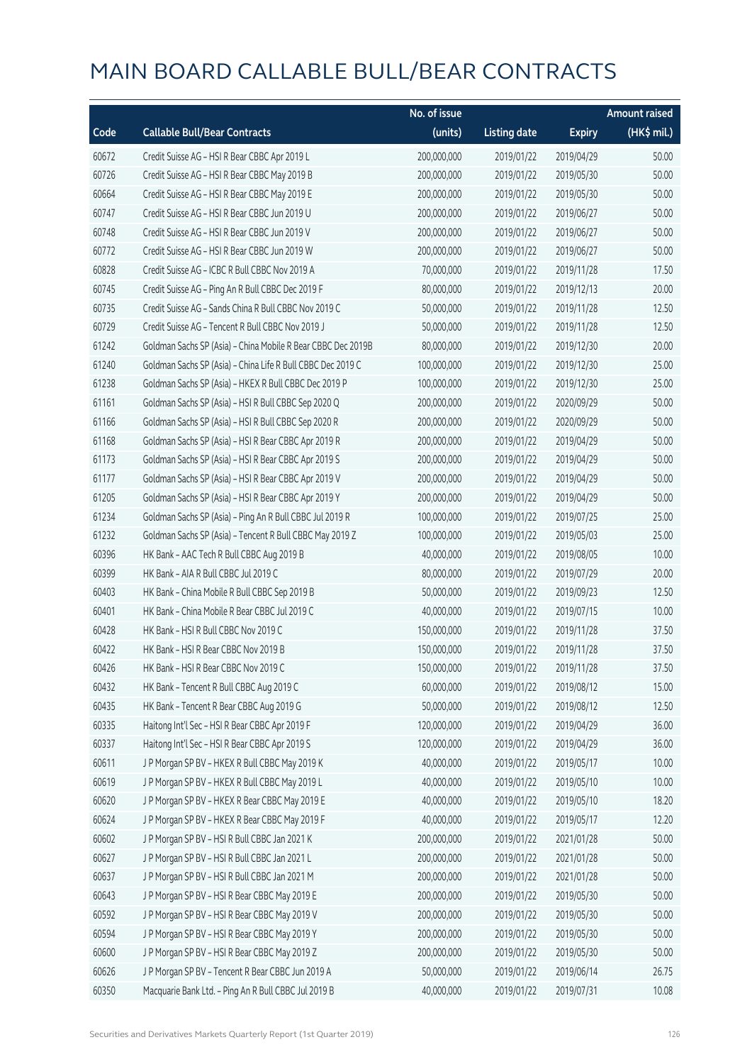# MAIN BOARD CALLABLE BULL/BEAR CONTRACTS

| Code | Callable Bull/Bear Contracts | No. of issue (units) | Listing date | Expiry | Amount raised (HK$ mil.) |
|---|---|---|---|---|---|
| 60672 | Credit Suisse AG – HSI R Bear CBBC Apr 2019 L | 200,000,000 | 2019/01/22 | 2019/04/29 | 50.00 |
| 60726 | Credit Suisse AG – HSI R Bear CBBC May 2019 B | 200,000,000 | 2019/01/22 | 2019/05/30 | 50.00 |
| 60664 | Credit Suisse AG – HSI R Bear CBBC May 2019 E | 200,000,000 | 2019/01/22 | 2019/05/30 | 50.00 |
| 60747 | Credit Suisse AG – HSI R Bear CBBC Jun 2019 U | 200,000,000 | 2019/01/22 | 2019/06/27 | 50.00 |
| 60748 | Credit Suisse AG – HSI R Bear CBBC Jun 2019 V | 200,000,000 | 2019/01/22 | 2019/06/27 | 50.00 |
| 60772 | Credit Suisse AG – HSI R Bear CBBC Jun 2019 W | 200,000,000 | 2019/01/22 | 2019/06/27 | 50.00 |
| 60828 | Credit Suisse AG – ICBC R Bull CBBC Nov 2019 A | 70,000,000 | 2019/01/22 | 2019/11/28 | 17.50 |
| 60745 | Credit Suisse AG – Ping An R Bull CBBC Dec 2019 F | 80,000,000 | 2019/01/22 | 2019/12/13 | 20.00 |
| 60735 | Credit Suisse AG – Sands China R Bull CBBC Nov 2019 C | 50,000,000 | 2019/01/22 | 2019/11/28 | 12.50 |
| 60729 | Credit Suisse AG – Tencent R Bull CBBC Nov 2019 J | 50,000,000 | 2019/01/22 | 2019/11/28 | 12.50 |
| 61242 | Goldman Sachs SP (Asia) – China Mobile R Bear CBBC Dec 2019B | 80,000,000 | 2019/01/22 | 2019/12/30 | 20.00 |
| 61240 | Goldman Sachs SP (Asia) – China Life R Bull CBBC Dec 2019 C | 100,000,000 | 2019/01/22 | 2019/12/30 | 25.00 |
| 61238 | Goldman Sachs SP (Asia) – HKEX R Bull CBBC Dec 2019 P | 100,000,000 | 2019/01/22 | 2019/12/30 | 25.00 |
| 61161 | Goldman Sachs SP (Asia) – HSI R Bull CBBC Sep 2020 Q | 200,000,000 | 2019/01/22 | 2020/09/29 | 50.00 |
| 61166 | Goldman Sachs SP (Asia) – HSI R Bull CBBC Sep 2020 R | 200,000,000 | 2019/01/22 | 2020/09/29 | 50.00 |
| 61168 | Goldman Sachs SP (Asia) – HSI R Bear CBBC Apr 2019 R | 200,000,000 | 2019/01/22 | 2019/04/29 | 50.00 |
| 61173 | Goldman Sachs SP (Asia) – HSI R Bear CBBC Apr 2019 S | 200,000,000 | 2019/01/22 | 2019/04/29 | 50.00 |
| 61177 | Goldman Sachs SP (Asia) – HSI R Bear CBBC Apr 2019 V | 200,000,000 | 2019/01/22 | 2019/04/29 | 50.00 |
| 61205 | Goldman Sachs SP (Asia) – HSI R Bear CBBC Apr 2019 Y | 200,000,000 | 2019/01/22 | 2019/04/29 | 50.00 |
| 61234 | Goldman Sachs SP (Asia) – Ping An R Bull CBBC Jul 2019 R | 100,000,000 | 2019/01/22 | 2019/07/25 | 25.00 |
| 61232 | Goldman Sachs SP (Asia) – Tencent R Bull CBBC May 2019 Z | 100,000,000 | 2019/01/22 | 2019/05/03 | 25.00 |
| 60396 | HK Bank – AAC Tech R Bull CBBC Aug 2019 B | 40,000,000 | 2019/01/22 | 2019/08/05 | 10.00 |
| 60399 | HK Bank – AIA R Bull CBBC Jul 2019 C | 80,000,000 | 2019/01/22 | 2019/07/29 | 20.00 |
| 60403 | HK Bank – China Mobile R Bull CBBC Sep 2019 B | 50,000,000 | 2019/01/22 | 2019/09/23 | 12.50 |
| 60401 | HK Bank – China Mobile R Bear CBBC Jul 2019 C | 40,000,000 | 2019/01/22 | 2019/07/15 | 10.00 |
| 60428 | HK Bank – HSI R Bull CBBC Nov 2019 C | 150,000,000 | 2019/01/22 | 2019/11/28 | 37.50 |
| 60422 | HK Bank – HSI R Bear CBBC Nov 2019 B | 150,000,000 | 2019/01/22 | 2019/11/28 | 37.50 |
| 60426 | HK Bank – HSI R Bear CBBC Nov 2019 C | 150,000,000 | 2019/01/22 | 2019/11/28 | 37.50 |
| 60432 | HK Bank – Tencent R Bull CBBC Aug 2019 C | 60,000,000 | 2019/01/22 | 2019/08/12 | 15.00 |
| 60435 | HK Bank – Tencent R Bear CBBC Aug 2019 G | 50,000,000 | 2019/01/22 | 2019/08/12 | 12.50 |
| 60335 | Haitong Int'l Sec – HSI R Bear CBBC Apr 2019 F | 120,000,000 | 2019/01/22 | 2019/04/29 | 36.00 |
| 60337 | Haitong Int'l Sec – HSI R Bear CBBC Apr 2019 S | 120,000,000 | 2019/01/22 | 2019/04/29 | 36.00 |
| 60611 | J P Morgan SP BV – HKEX R Bull CBBC May 2019 K | 40,000,000 | 2019/01/22 | 2019/05/17 | 10.00 |
| 60619 | J P Morgan SP BV – HKEX R Bull CBBC May 2019 L | 40,000,000 | 2019/01/22 | 2019/05/10 | 10.00 |
| 60620 | J P Morgan SP BV – HKEX R Bear CBBC May 2019 E | 40,000,000 | 2019/01/22 | 2019/05/10 | 18.20 |
| 60624 | J P Morgan SP BV – HKEX R Bear CBBC May 2019 F | 40,000,000 | 2019/01/22 | 2019/05/17 | 12.20 |
| 60602 | J P Morgan SP BV – HSI R Bull CBBC Jan 2021 K | 200,000,000 | 2019/01/22 | 2021/01/28 | 50.00 |
| 60627 | J P Morgan SP BV – HSI R Bull CBBC Jan 2021 L | 200,000,000 | 2019/01/22 | 2021/01/28 | 50.00 |
| 60637 | J P Morgan SP BV – HSI R Bull CBBC Jan 2021 M | 200,000,000 | 2019/01/22 | 2021/01/28 | 50.00 |
| 60643 | J P Morgan SP BV – HSI R Bear CBBC May 2019 E | 200,000,000 | 2019/01/22 | 2019/05/30 | 50.00 |
| 60592 | J P Morgan SP BV – HSI R Bear CBBC May 2019 V | 200,000,000 | 2019/01/22 | 2019/05/30 | 50.00 |
| 60594 | J P Morgan SP BV – HSI R Bear CBBC May 2019 Y | 200,000,000 | 2019/01/22 | 2019/05/30 | 50.00 |
| 60600 | J P Morgan SP BV – HSI R Bear CBBC May 2019 Z | 200,000,000 | 2019/01/22 | 2019/05/30 | 50.00 |
| 60626 | J P Morgan SP BV – Tencent R Bear CBBC Jun 2019 A | 50,000,000 | 2019/01/22 | 2019/06/14 | 26.75 |
| 60350 | Macquarie Bank Ltd. – Ping An R Bull CBBC Jul 2019 B | 40,000,000 | 2019/01/22 | 2019/07/31 | 10.08 |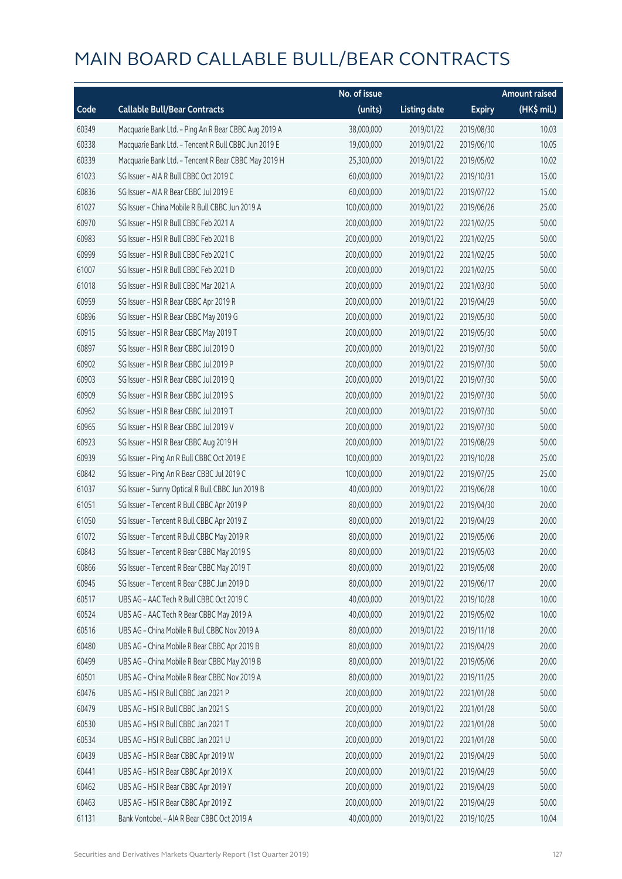# MAIN BOARD CALLABLE BULL/BEAR CONTRACTS

| Code | Callable Bull/Bear Contracts | No. of issue (units) | Listing date | Expiry | Amount raised (HK$ mil.) |
|---|---|---|---|---|---|
| 60349 | Macquarie Bank Ltd. – Ping An R Bear CBBC Aug 2019 A | 38,000,000 | 2019/01/22 | 2019/08/30 | 10.03 |
| 60338 | Macquarie Bank Ltd. – Tencent R Bull CBBC Jun 2019 E | 19,000,000 | 2019/01/22 | 2019/06/10 | 10.05 |
| 60339 | Macquarie Bank Ltd. – Tencent R Bear CBBC May 2019 H | 25,300,000 | 2019/01/22 | 2019/05/02 | 10.02 |
| 61023 | SG Issuer – AIA R Bull CBBC Oct 2019 C | 60,000,000 | 2019/01/22 | 2019/10/31 | 15.00 |
| 60836 | SG Issuer – AIA R Bear CBBC Jul 2019 E | 60,000,000 | 2019/01/22 | 2019/07/22 | 15.00 |
| 61027 | SG Issuer – China Mobile R Bull CBBC Jun 2019 A | 100,000,000 | 2019/01/22 | 2019/06/26 | 25.00 |
| 60970 | SG Issuer – HSI R Bull CBBC Feb 2021 A | 200,000,000 | 2019/01/22 | 2021/02/25 | 50.00 |
| 60983 | SG Issuer – HSI R Bull CBBC Feb 2021 B | 200,000,000 | 2019/01/22 | 2021/02/25 | 50.00 |
| 60999 | SG Issuer – HSI R Bull CBBC Feb 2021 C | 200,000,000 | 2019/01/22 | 2021/02/25 | 50.00 |
| 61007 | SG Issuer – HSI R Bull CBBC Feb 2021 D | 200,000,000 | 2019/01/22 | 2021/02/25 | 50.00 |
| 61018 | SG Issuer – HSI R Bull CBBC Mar 2021 A | 200,000,000 | 2019/01/22 | 2021/03/30 | 50.00 |
| 60959 | SG Issuer – HSI R Bear CBBC Apr 2019 R | 200,000,000 | 2019/01/22 | 2019/04/29 | 50.00 |
| 60896 | SG Issuer – HSI R Bear CBBC May 2019 G | 200,000,000 | 2019/01/22 | 2019/05/30 | 50.00 |
| 60915 | SG Issuer – HSI R Bear CBBC May 2019 T | 200,000,000 | 2019/01/22 | 2019/05/30 | 50.00 |
| 60897 | SG Issuer – HSI R Bear CBBC Jul 2019 O | 200,000,000 | 2019/01/22 | 2019/07/30 | 50.00 |
| 60902 | SG Issuer – HSI R Bear CBBC Jul 2019 P | 200,000,000 | 2019/01/22 | 2019/07/30 | 50.00 |
| 60903 | SG Issuer – HSI R Bear CBBC Jul 2019 Q | 200,000,000 | 2019/01/22 | 2019/07/30 | 50.00 |
| 60909 | SG Issuer – HSI R Bear CBBC Jul 2019 S | 200,000,000 | 2019/01/22 | 2019/07/30 | 50.00 |
| 60962 | SG Issuer – HSI R Bear CBBC Jul 2019 T | 200,000,000 | 2019/01/22 | 2019/07/30 | 50.00 |
| 60965 | SG Issuer – HSI R Bear CBBC Jul 2019 V | 200,000,000 | 2019/01/22 | 2019/07/30 | 50.00 |
| 60923 | SG Issuer – HSI R Bear CBBC Aug 2019 H | 200,000,000 | 2019/01/22 | 2019/08/29 | 50.00 |
| 60939 | SG Issuer – Ping An R Bull CBBC Oct 2019 E | 100,000,000 | 2019/01/22 | 2019/10/28 | 25.00 |
| 60842 | SG Issuer – Ping An R Bear CBBC Jul 2019 C | 100,000,000 | 2019/01/22 | 2019/07/25 | 25.00 |
| 61037 | SG Issuer – Sunny Optical R Bull CBBC Jun 2019 B | 40,000,000 | 2019/01/22 | 2019/06/28 | 10.00 |
| 61051 | SG Issuer – Tencent R Bull CBBC Apr 2019 P | 80,000,000 | 2019/01/22 | 2019/04/30 | 20.00 |
| 61050 | SG Issuer – Tencent R Bull CBBC Apr 2019 Z | 80,000,000 | 2019/01/22 | 2019/04/29 | 20.00 |
| 61072 | SG Issuer – Tencent R Bull CBBC May 2019 R | 80,000,000 | 2019/01/22 | 2019/05/06 | 20.00 |
| 60843 | SG Issuer – Tencent R Bear CBBC May 2019 S | 80,000,000 | 2019/01/22 | 2019/05/03 | 20.00 |
| 60866 | SG Issuer – Tencent R Bear CBBC May 2019 T | 80,000,000 | 2019/01/22 | 2019/05/08 | 20.00 |
| 60945 | SG Issuer – Tencent R Bear CBBC Jun 2019 D | 80,000,000 | 2019/01/22 | 2019/06/17 | 20.00 |
| 60517 | UBS AG – AAC Tech R Bull CBBC Oct 2019 C | 40,000,000 | 2019/01/22 | 2019/10/28 | 10.00 |
| 60524 | UBS AG – AAC Tech R Bear CBBC May 2019 A | 40,000,000 | 2019/01/22 | 2019/05/02 | 10.00 |
| 60516 | UBS AG – China Mobile R Bull CBBC Nov 2019 A | 80,000,000 | 2019/01/22 | 2019/11/18 | 20.00 |
| 60480 | UBS AG – China Mobile R Bear CBBC Apr 2019 B | 80,000,000 | 2019/01/22 | 2019/04/29 | 20.00 |
| 60499 | UBS AG – China Mobile R Bear CBBC May 2019 B | 80,000,000 | 2019/01/22 | 2019/05/06 | 20.00 |
| 60501 | UBS AG – China Mobile R Bear CBBC Nov 2019 A | 80,000,000 | 2019/01/22 | 2019/11/25 | 20.00 |
| 60476 | UBS AG – HSI R Bull CBBC Jan 2021 P | 200,000,000 | 2019/01/22 | 2021/01/28 | 50.00 |
| 60479 | UBS AG – HSI R Bull CBBC Jan 2021 S | 200,000,000 | 2019/01/22 | 2021/01/28 | 50.00 |
| 60530 | UBS AG – HSI R Bull CBBC Jan 2021 T | 200,000,000 | 2019/01/22 | 2021/01/28 | 50.00 |
| 60534 | UBS AG – HSI R Bull CBBC Jan 2021 U | 200,000,000 | 2019/01/22 | 2021/01/28 | 50.00 |
| 60439 | UBS AG – HSI R Bear CBBC Apr 2019 W | 200,000,000 | 2019/01/22 | 2019/04/29 | 50.00 |
| 60441 | UBS AG – HSI R Bear CBBC Apr 2019 X | 200,000,000 | 2019/01/22 | 2019/04/29 | 50.00 |
| 60462 | UBS AG – HSI R Bear CBBC Apr 2019 Y | 200,000,000 | 2019/01/22 | 2019/04/29 | 50.00 |
| 60463 | UBS AG – HSI R Bear CBBC Apr 2019 Z | 200,000,000 | 2019/01/22 | 2019/04/29 | 50.00 |
| 61131 | Bank Vontobel – AIA R Bear CBBC Oct 2019 A | 40,000,000 | 2019/01/22 | 2019/10/25 | 10.04 |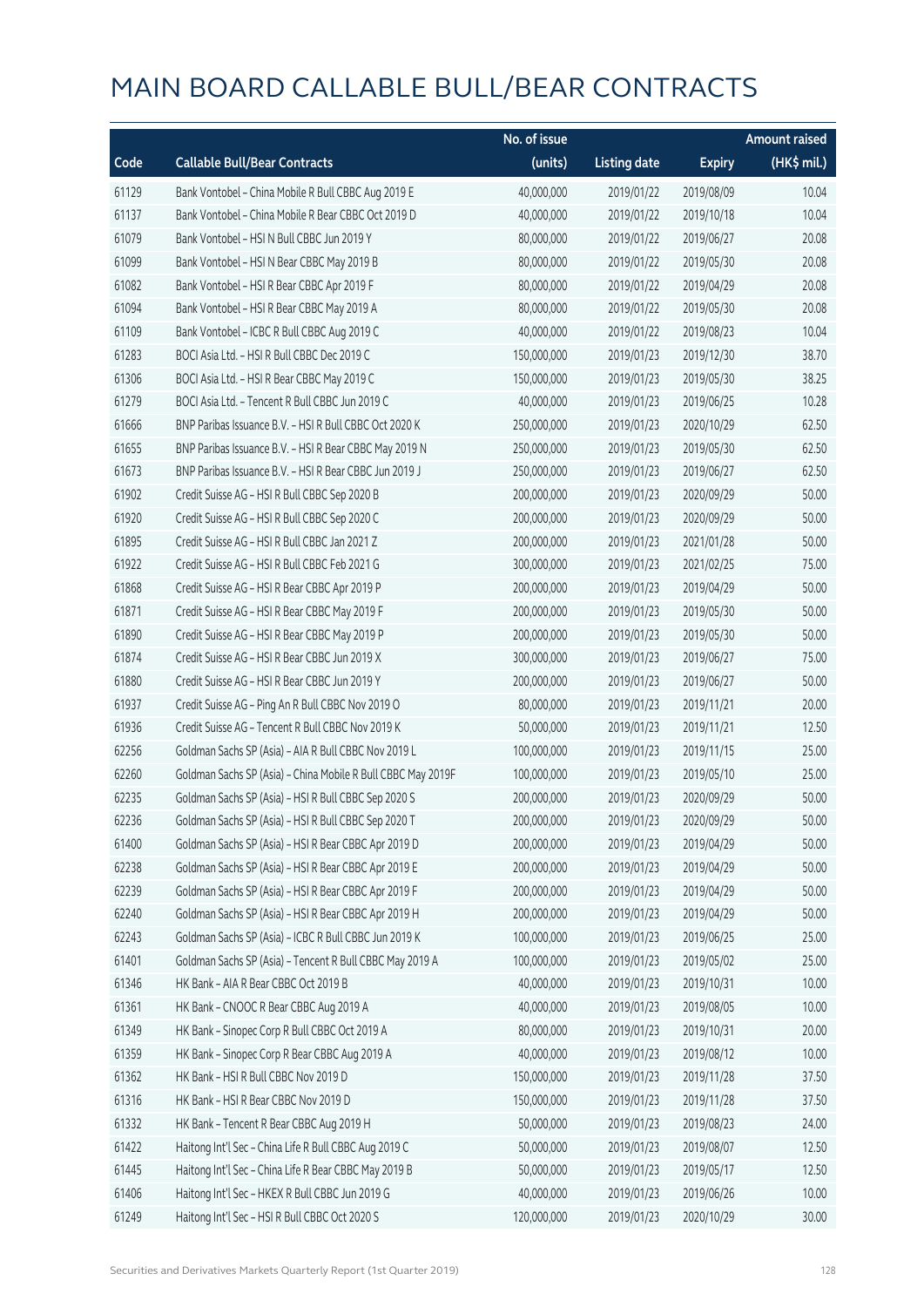# MAIN BOARD CALLABLE BULL/BEAR CONTRACTS

| Code | Callable Bull/Bear Contracts | No. of issue (units) | Listing date | Expiry | Amount raised (HK$ mil.) |
|---|---|---|---|---|---|
| 61129 | Bank Vontobel – China Mobile R Bull CBBC Aug 2019 E | 40,000,000 | 2019/01/22 | 2019/08/09 | 10.04 |
| 61137 | Bank Vontobel – China Mobile R Bear CBBC Oct 2019 D | 40,000,000 | 2019/01/22 | 2019/10/18 | 10.04 |
| 61079 | Bank Vontobel – HSI N Bull CBBC Jun 2019 Y | 80,000,000 | 2019/01/22 | 2019/06/27 | 20.08 |
| 61099 | Bank Vontobel – HSI N Bear CBBC May 2019 B | 80,000,000 | 2019/01/22 | 2019/05/30 | 20.08 |
| 61082 | Bank Vontobel – HSI R Bear CBBC Apr 2019 F | 80,000,000 | 2019/01/22 | 2019/04/29 | 20.08 |
| 61094 | Bank Vontobel – HSI R Bear CBBC May 2019 A | 80,000,000 | 2019/01/22 | 2019/05/30 | 20.08 |
| 61109 | Bank Vontobel – ICBC R Bull CBBC Aug 2019 C | 40,000,000 | 2019/01/22 | 2019/08/23 | 10.04 |
| 61283 | BOCI Asia Ltd. – HSI R Bull CBBC Dec 2019 C | 150,000,000 | 2019/01/23 | 2019/12/30 | 38.70 |
| 61306 | BOCI Asia Ltd. – HSI R Bear CBBC May 2019 C | 150,000,000 | 2019/01/23 | 2019/05/30 | 38.25 |
| 61279 | BOCI Asia Ltd. – Tencent R Bull CBBC Jun 2019 C | 40,000,000 | 2019/01/23 | 2019/06/25 | 10.28 |
| 61666 | BNP Paribas Issuance B.V. – HSI R Bull CBBC Oct 2020 K | 250,000,000 | 2019/01/23 | 2020/10/29 | 62.50 |
| 61655 | BNP Paribas Issuance B.V. – HSI R Bear CBBC May 2019 N | 250,000,000 | 2019/01/23 | 2019/05/30 | 62.50 |
| 61673 | BNP Paribas Issuance B.V. – HSI R Bear CBBC Jun 2019 J | 250,000,000 | 2019/01/23 | 2019/06/27 | 62.50 |
| 61902 | Credit Suisse AG – HSI R Bull CBBC Sep 2020 B | 200,000,000 | 2019/01/23 | 2020/09/29 | 50.00 |
| 61920 | Credit Suisse AG – HSI R Bull CBBC Sep 2020 C | 200,000,000 | 2019/01/23 | 2020/09/29 | 50.00 |
| 61895 | Credit Suisse AG – HSI R Bull CBBC Jan 2021 Z | 200,000,000 | 2019/01/23 | 2021/01/28 | 50.00 |
| 61922 | Credit Suisse AG – HSI R Bull CBBC Feb 2021 G | 300,000,000 | 2019/01/23 | 2021/02/25 | 75.00 |
| 61868 | Credit Suisse AG – HSI R Bear CBBC Apr 2019 P | 200,000,000 | 2019/01/23 | 2019/04/29 | 50.00 |
| 61871 | Credit Suisse AG – HSI R Bear CBBC May 2019 F | 200,000,000 | 2019/01/23 | 2019/05/30 | 50.00 |
| 61890 | Credit Suisse AG – HSI R Bear CBBC May 2019 P | 200,000,000 | 2019/01/23 | 2019/05/30 | 50.00 |
| 61874 | Credit Suisse AG – HSI R Bear CBBC Jun 2019 X | 300,000,000 | 2019/01/23 | 2019/06/27 | 75.00 |
| 61880 | Credit Suisse AG – HSI R Bear CBBC Jun 2019 Y | 200,000,000 | 2019/01/23 | 2019/06/27 | 50.00 |
| 61937 | Credit Suisse AG – Ping An R Bull CBBC Nov 2019 O | 80,000,000 | 2019/01/23 | 2019/11/21 | 20.00 |
| 61936 | Credit Suisse AG – Tencent R Bull CBBC Nov 2019 K | 50,000,000 | 2019/01/23 | 2019/11/21 | 12.50 |
| 62256 | Goldman Sachs SP (Asia) – AIA R Bull CBBC Nov 2019 L | 100,000,000 | 2019/01/23 | 2019/11/15 | 25.00 |
| 62260 | Goldman Sachs SP (Asia) – China Mobile R Bull CBBC May 2019F | 100,000,000 | 2019/01/23 | 2019/05/10 | 25.00 |
| 62235 | Goldman Sachs SP (Asia) – HSI R Bull CBBC Sep 2020 S | 200,000,000 | 2019/01/23 | 2020/09/29 | 50.00 |
| 62236 | Goldman Sachs SP (Asia) – HSI R Bull CBBC Sep 2020 T | 200,000,000 | 2019/01/23 | 2020/09/29 | 50.00 |
| 61400 | Goldman Sachs SP (Asia) – HSI R Bear CBBC Apr 2019 D | 200,000,000 | 2019/01/23 | 2019/04/29 | 50.00 |
| 62238 | Goldman Sachs SP (Asia) – HSI R Bear CBBC Apr 2019 E | 200,000,000 | 2019/01/23 | 2019/04/29 | 50.00 |
| 62239 | Goldman Sachs SP (Asia) – HSI R Bear CBBC Apr 2019 F | 200,000,000 | 2019/01/23 | 2019/04/29 | 50.00 |
| 62240 | Goldman Sachs SP (Asia) – HSI R Bear CBBC Apr 2019 H | 200,000,000 | 2019/01/23 | 2019/04/29 | 50.00 |
| 62243 | Goldman Sachs SP (Asia) – ICBC R Bull CBBC Jun 2019 K | 100,000,000 | 2019/01/23 | 2019/06/25 | 25.00 |
| 61401 | Goldman Sachs SP (Asia) – Tencent R Bull CBBC May 2019 A | 100,000,000 | 2019/01/23 | 2019/05/02 | 25.00 |
| 61346 | HK Bank – AIA R Bear CBBC Oct 2019 B | 40,000,000 | 2019/01/23 | 2019/10/31 | 10.00 |
| 61361 | HK Bank – CNOOC R Bear CBBC Aug 2019 A | 40,000,000 | 2019/01/23 | 2019/08/05 | 10.00 |
| 61349 | HK Bank – Sinopec Corp R Bull CBBC Oct 2019 A | 80,000,000 | 2019/01/23 | 2019/10/31 | 20.00 |
| 61359 | HK Bank – Sinopec Corp R Bear CBBC Aug 2019 A | 40,000,000 | 2019/01/23 | 2019/08/12 | 10.00 |
| 61362 | HK Bank – HSI R Bull CBBC Nov 2019 D | 150,000,000 | 2019/01/23 | 2019/11/28 | 37.50 |
| 61316 | HK Bank – HSI R Bear CBBC Nov 2019 D | 150,000,000 | 2019/01/23 | 2019/11/28 | 37.50 |
| 61332 | HK Bank – Tencent R Bear CBBC Aug 2019 H | 50,000,000 | 2019/01/23 | 2019/08/23 | 24.00 |
| 61422 | Haitong Int'l Sec – China Life R Bull CBBC Aug 2019 C | 50,000,000 | 2019/01/23 | 2019/08/07 | 12.50 |
| 61445 | Haitong Int'l Sec – China Life R Bear CBBC May 2019 B | 50,000,000 | 2019/01/23 | 2019/05/17 | 12.50 |
| 61406 | Haitong Int'l Sec – HKEX R Bull CBBC Jun 2019 G | 40,000,000 | 2019/01/23 | 2019/06/26 | 10.00 |
| 61249 | Haitong Int'l Sec – HSI R Bull CBBC Oct 2020 S | 120,000,000 | 2019/01/23 | 2020/10/29 | 30.00 |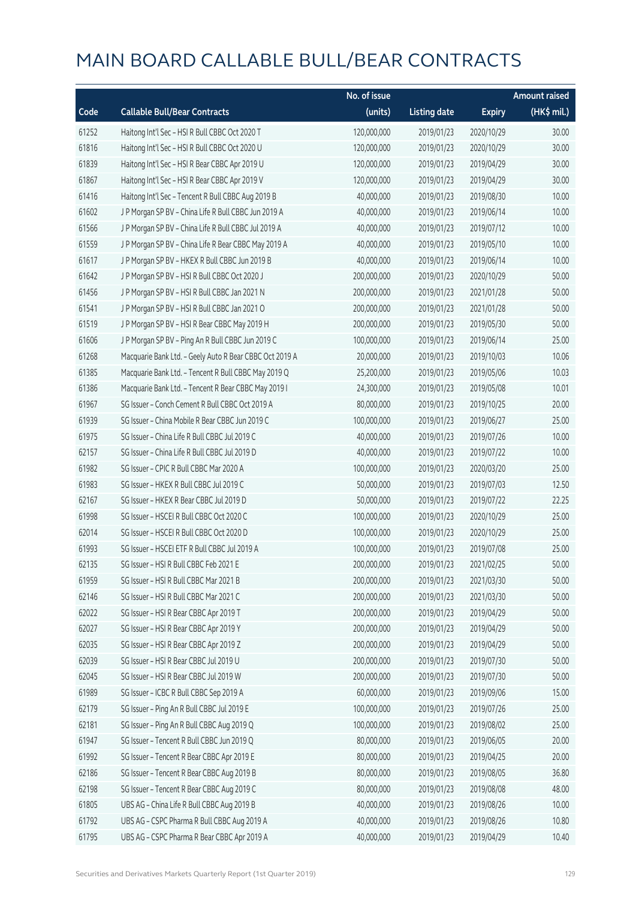# MAIN BOARD CALLABLE BULL/BEAR CONTRACTS

| Code | Callable Bull/Bear Contracts | No. of issue (units) | Listing date | Expiry | Amount raised (HK$ mil.) |
|---|---|---|---|---|---|
| 61252 | Haitong Int'l Sec – HSI R Bull CBBC Oct 2020 T | 120,000,000 | 2019/01/23 | 2020/10/29 | 30.00 |
| 61816 | Haitong Int'l Sec – HSI R Bull CBBC Oct 2020 U | 120,000,000 | 2019/01/23 | 2020/10/29 | 30.00 |
| 61839 | Haitong Int'l Sec – HSI R Bear CBBC Apr 2019 U | 120,000,000 | 2019/01/23 | 2019/04/29 | 30.00 |
| 61867 | Haitong Int'l Sec – HSI R Bear CBBC Apr 2019 V | 120,000,000 | 2019/01/23 | 2019/04/29 | 30.00 |
| 61416 | Haitong Int'l Sec – Tencent R Bull CBBC Aug 2019 B | 40,000,000 | 2019/01/23 | 2019/08/30 | 10.00 |
| 61602 | J P Morgan SP BV – China Life R Bull CBBC Jun 2019 A | 40,000,000 | 2019/01/23 | 2019/06/14 | 10.00 |
| 61566 | J P Morgan SP BV – China Life R Bull CBBC Jul 2019 A | 40,000,000 | 2019/01/23 | 2019/07/12 | 10.00 |
| 61559 | J P Morgan SP BV – China Life R Bear CBBC May 2019 A | 40,000,000 | 2019/01/23 | 2019/05/10 | 10.00 |
| 61617 | J P Morgan SP BV – HKEX R Bull CBBC Jun 2019 B | 40,000,000 | 2019/01/23 | 2019/06/14 | 10.00 |
| 61642 | J P Morgan SP BV – HSI R Bull CBBC Oct 2020 J | 200,000,000 | 2019/01/23 | 2020/10/29 | 50.00 |
| 61456 | J P Morgan SP BV – HSI R Bull CBBC Jan 2021 N | 200,000,000 | 2019/01/23 | 2021/01/28 | 50.00 |
| 61541 | J P Morgan SP BV – HSI R Bull CBBC Jan 2021 O | 200,000,000 | 2019/01/23 | 2021/01/28 | 50.00 |
| 61519 | J P Morgan SP BV – HSI R Bear CBBC May 2019 H | 200,000,000 | 2019/01/23 | 2019/05/30 | 50.00 |
| 61606 | J P Morgan SP BV – Ping An R Bull CBBC Jun 2019 C | 100,000,000 | 2019/01/23 | 2019/06/14 | 25.00 |
| 61268 | Macquarie Bank Ltd. – Geely Auto R Bear CBBC Oct 2019 A | 20,000,000 | 2019/01/23 | 2019/10/03 | 10.06 |
| 61385 | Macquarie Bank Ltd. – Tencent R Bull CBBC May 2019 Q | 25,200,000 | 2019/01/23 | 2019/05/06 | 10.03 |
| 61386 | Macquarie Bank Ltd. – Tencent R Bear CBBC May 2019 I | 24,300,000 | 2019/01/23 | 2019/05/08 | 10.01 |
| 61967 | SG Issuer – Conch Cement R Bull CBBC Oct 2019 A | 80,000,000 | 2019/01/23 | 2019/10/25 | 20.00 |
| 61939 | SG Issuer – China Mobile R Bear CBBC Jun 2019 C | 100,000,000 | 2019/01/23 | 2019/06/27 | 25.00 |
| 61975 | SG Issuer – China Life R Bull CBBC Jul 2019 C | 40,000,000 | 2019/01/23 | 2019/07/26 | 10.00 |
| 62157 | SG Issuer – China Life R Bull CBBC Jul 2019 D | 40,000,000 | 2019/01/23 | 2019/07/22 | 10.00 |
| 61982 | SG Issuer – CPIC R Bull CBBC Mar 2020 A | 100,000,000 | 2019/01/23 | 2020/03/20 | 25.00 |
| 61983 | SG Issuer – HKEX R Bull CBBC Jul 2019 C | 50,000,000 | 2019/01/23 | 2019/07/03 | 12.50 |
| 62167 | SG Issuer – HKEX R Bear CBBC Jul 2019 D | 50,000,000 | 2019/01/23 | 2019/07/22 | 22.25 |
| 61998 | SG Issuer – HSCEI R Bull CBBC Oct 2020 C | 100,000,000 | 2019/01/23 | 2020/10/29 | 25.00 |
| 62014 | SG Issuer – HSCEI R Bull CBBC Oct 2020 D | 100,000,000 | 2019/01/23 | 2020/10/29 | 25.00 |
| 61993 | SG Issuer – HSCEI ETF R Bull CBBC Jul 2019 A | 100,000,000 | 2019/01/23 | 2019/07/08 | 25.00 |
| 62135 | SG Issuer – HSI R Bull CBBC Feb 2021 E | 200,000,000 | 2019/01/23 | 2021/02/25 | 50.00 |
| 61959 | SG Issuer – HSI R Bull CBBC Mar 2021 B | 200,000,000 | 2019/01/23 | 2021/03/30 | 50.00 |
| 62146 | SG Issuer – HSI R Bull CBBC Mar 2021 C | 200,000,000 | 2019/01/23 | 2021/03/30 | 50.00 |
| 62022 | SG Issuer – HSI R Bear CBBC Apr 2019 T | 200,000,000 | 2019/01/23 | 2019/04/29 | 50.00 |
| 62027 | SG Issuer – HSI R Bear CBBC Apr 2019 Y | 200,000,000 | 2019/01/23 | 2019/04/29 | 50.00 |
| 62035 | SG Issuer – HSI R Bear CBBC Apr 2019 Z | 200,000,000 | 2019/01/23 | 2019/04/29 | 50.00 |
| 62039 | SG Issuer – HSI R Bear CBBC Jul 2019 U | 200,000,000 | 2019/01/23 | 2019/07/30 | 50.00 |
| 62045 | SG Issuer – HSI R Bear CBBC Jul 2019 W | 200,000,000 | 2019/01/23 | 2019/07/30 | 50.00 |
| 61989 | SG Issuer – ICBC R Bull CBBC Sep 2019 A | 60,000,000 | 2019/01/23 | 2019/09/06 | 15.00 |
| 62179 | SG Issuer – Ping An R Bull CBBC Jul 2019 E | 100,000,000 | 2019/01/23 | 2019/07/26 | 25.00 |
| 62181 | SG Issuer – Ping An R Bull CBBC Aug 2019 Q | 100,000,000 | 2019/01/23 | 2019/08/02 | 25.00 |
| 61947 | SG Issuer – Tencent R Bull CBBC Jun 2019 Q | 80,000,000 | 2019/01/23 | 2019/06/05 | 20.00 |
| 61992 | SG Issuer – Tencent R Bear CBBC Apr 2019 E | 80,000,000 | 2019/01/23 | 2019/04/25 | 20.00 |
| 62186 | SG Issuer – Tencent R Bear CBBC Aug 2019 B | 80,000,000 | 2019/01/23 | 2019/08/05 | 36.80 |
| 62198 | SG Issuer – Tencent R Bear CBBC Aug 2019 C | 80,000,000 | 2019/01/23 | 2019/08/08 | 48.00 |
| 61805 | UBS AG – China Life R Bull CBBC Aug 2019 B | 40,000,000 | 2019/01/23 | 2019/08/26 | 10.00 |
| 61792 | UBS AG – CSPC Pharma R Bull CBBC Aug 2019 A | 40,000,000 | 2019/01/23 | 2019/08/26 | 10.80 |
| 61795 | UBS AG – CSPC Pharma R Bear CBBC Apr 2019 A | 40,000,000 | 2019/01/23 | 2019/04/29 | 10.40 |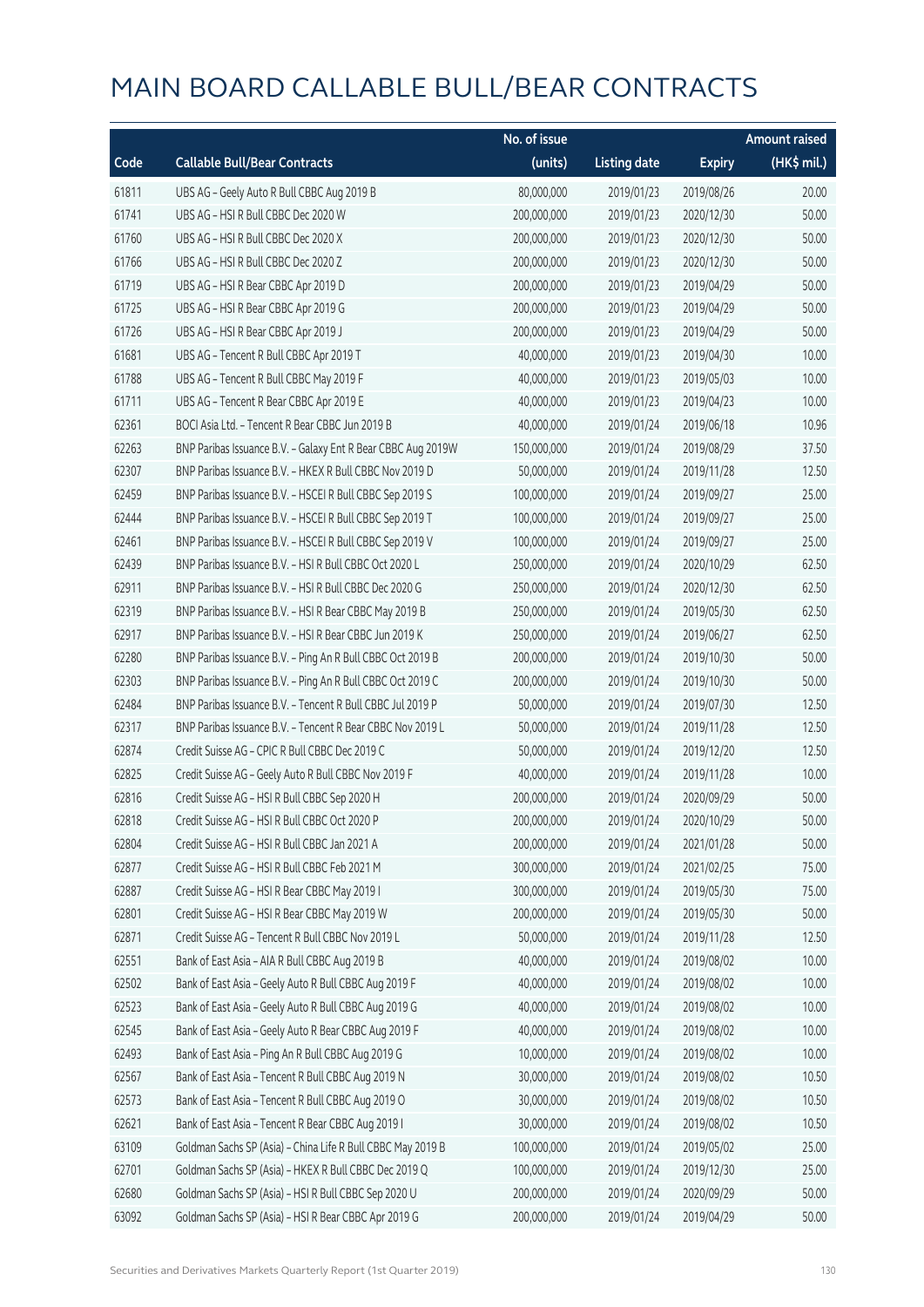# MAIN BOARD CALLABLE BULL/BEAR CONTRACTS

| Code | Callable Bull/Bear Contracts | No. of issue (units) | Listing date | Expiry | Amount raised (HK$ mil.) |
|---|---|---|---|---|---|
| 61811 | UBS AG - Geely Auto R Bull CBBC Aug 2019 B | 80,000,000 | 2019/01/23 | 2019/08/26 | 20.00 |
| 61741 | UBS AG - HSI R Bull CBBC Dec 2020 W | 200,000,000 | 2019/01/23 | 2020/12/30 | 50.00 |
| 61760 | UBS AG - HSI R Bull CBBC Dec 2020 X | 200,000,000 | 2019/01/23 | 2020/12/30 | 50.00 |
| 61766 | UBS AG - HSI R Bull CBBC Dec 2020 Z | 200,000,000 | 2019/01/23 | 2020/12/30 | 50.00 |
| 61719 | UBS AG - HSI R Bear CBBC Apr 2019 D | 200,000,000 | 2019/01/23 | 2019/04/29 | 50.00 |
| 61725 | UBS AG - HSI R Bear CBBC Apr 2019 G | 200,000,000 | 2019/01/23 | 2019/04/29 | 50.00 |
| 61726 | UBS AG - HSI R Bear CBBC Apr 2019 J | 200,000,000 | 2019/01/23 | 2019/04/29 | 50.00 |
| 61681 | UBS AG - Tencent R Bull CBBC Apr 2019 T | 40,000,000 | 2019/01/23 | 2019/04/30 | 10.00 |
| 61788 | UBS AG - Tencent R Bull CBBC May 2019 F | 40,000,000 | 2019/01/23 | 2019/05/03 | 10.00 |
| 61711 | UBS AG - Tencent R Bear CBBC Apr 2019 E | 40,000,000 | 2019/01/23 | 2019/04/23 | 10.00 |
| 62361 | BOCI Asia Ltd. - Tencent R Bear CBBC Jun 2019 B | 40,000,000 | 2019/01/24 | 2019/06/18 | 10.96 |
| 62263 | BNP Paribas Issuance B.V. - Galaxy Ent R Bear CBBC Aug 2019W | 150,000,000 | 2019/01/24 | 2019/08/29 | 37.50 |
| 62307 | BNP Paribas Issuance B.V. - HKEX R Bull CBBC Nov 2019 D | 50,000,000 | 2019/01/24 | 2019/11/28 | 12.50 |
| 62459 | BNP Paribas Issuance B.V. - HSCEI R Bull CBBC Sep 2019 S | 100,000,000 | 2019/01/24 | 2019/09/27 | 25.00 |
| 62444 | BNP Paribas Issuance B.V. - HSCEI R Bull CBBC Sep 2019 T | 100,000,000 | 2019/01/24 | 2019/09/27 | 25.00 |
| 62461 | BNP Paribas Issuance B.V. - HSCEI R Bull CBBC Sep 2019 V | 100,000,000 | 2019/01/24 | 2019/09/27 | 25.00 |
| 62439 | BNP Paribas Issuance B.V. - HSI R Bull CBBC Oct 2020 L | 250,000,000 | 2019/01/24 | 2020/10/29 | 62.50 |
| 62911 | BNP Paribas Issuance B.V. - HSI R Bull CBBC Dec 2020 G | 250,000,000 | 2019/01/24 | 2020/12/30 | 62.50 |
| 62319 | BNP Paribas Issuance B.V. - HSI R Bear CBBC May 2019 B | 250,000,000 | 2019/01/24 | 2019/05/30 | 62.50 |
| 62917 | BNP Paribas Issuance B.V. - HSI R Bear CBBC Jun 2019 K | 250,000,000 | 2019/01/24 | 2019/06/27 | 62.50 |
| 62280 | BNP Paribas Issuance B.V. - Ping An R Bull CBBC Oct 2019 B | 200,000,000 | 2019/01/24 | 2019/10/30 | 50.00 |
| 62303 | BNP Paribas Issuance B.V. - Ping An R Bull CBBC Oct 2019 C | 200,000,000 | 2019/01/24 | 2019/10/30 | 50.00 |
| 62484 | BNP Paribas Issuance B.V. - Tencent R Bull CBBC Jul 2019 P | 50,000,000 | 2019/01/24 | 2019/07/30 | 12.50 |
| 62317 | BNP Paribas Issuance B.V. - Tencent R Bear CBBC Nov 2019 L | 50,000,000 | 2019/01/24 | 2019/11/28 | 12.50 |
| 62874 | Credit Suisse AG - CPIC R Bull CBBC Dec 2019 C | 50,000,000 | 2019/01/24 | 2019/12/20 | 12.50 |
| 62825 | Credit Suisse AG - Geely Auto R Bull CBBC Nov 2019 F | 40,000,000 | 2019/01/24 | 2019/11/28 | 10.00 |
| 62816 | Credit Suisse AG - HSI R Bull CBBC Sep 2020 H | 200,000,000 | 2019/01/24 | 2020/09/29 | 50.00 |
| 62818 | Credit Suisse AG - HSI R Bull CBBC Oct 2020 P | 200,000,000 | 2019/01/24 | 2020/10/29 | 50.00 |
| 62804 | Credit Suisse AG - HSI R Bull CBBC Jan 2021 A | 200,000,000 | 2019/01/24 | 2021/01/28 | 50.00 |
| 62877 | Credit Suisse AG - HSI R Bull CBBC Feb 2021 M | 300,000,000 | 2019/01/24 | 2021/02/25 | 75.00 |
| 62887 | Credit Suisse AG - HSI R Bear CBBC May 2019 I | 300,000,000 | 2019/01/24 | 2019/05/30 | 75.00 |
| 62801 | Credit Suisse AG - HSI R Bear CBBC May 2019 W | 200,000,000 | 2019/01/24 | 2019/05/30 | 50.00 |
| 62871 | Credit Suisse AG - Tencent R Bull CBBC Nov 2019 L | 50,000,000 | 2019/01/24 | 2019/11/28 | 12.50 |
| 62551 | Bank of East Asia - AIA R Bull CBBC Aug 2019 B | 40,000,000 | 2019/01/24 | 2019/08/02 | 10.00 |
| 62502 | Bank of East Asia - Geely Auto R Bull CBBC Aug 2019 F | 40,000,000 | 2019/01/24 | 2019/08/02 | 10.00 |
| 62523 | Bank of East Asia - Geely Auto R Bull CBBC Aug 2019 G | 40,000,000 | 2019/01/24 | 2019/08/02 | 10.00 |
| 62545 | Bank of East Asia - Geely Auto R Bear CBBC Aug 2019 F | 40,000,000 | 2019/01/24 | 2019/08/02 | 10.00 |
| 62493 | Bank of East Asia - Ping An R Bull CBBC Aug 2019 G | 10,000,000 | 2019/01/24 | 2019/08/02 | 10.00 |
| 62567 | Bank of East Asia - Tencent R Bull CBBC Aug 2019 N | 30,000,000 | 2019/01/24 | 2019/08/02 | 10.50 |
| 62573 | Bank of East Asia - Tencent R Bull CBBC Aug 2019 O | 30,000,000 | 2019/01/24 | 2019/08/02 | 10.50 |
| 62621 | Bank of East Asia - Tencent R Bear CBBC Aug 2019 I | 30,000,000 | 2019/01/24 | 2019/08/02 | 10.50 |
| 63109 | Goldman Sachs SP (Asia) - China Life R Bull CBBC May 2019 B | 100,000,000 | 2019/01/24 | 2019/05/02 | 25.00 |
| 62701 | Goldman Sachs SP (Asia) - HKEX R Bull CBBC Dec 2019 Q | 100,000,000 | 2019/01/24 | 2019/12/30 | 25.00 |
| 62680 | Goldman Sachs SP (Asia) - HSI R Bull CBBC Sep 2020 U | 200,000,000 | 2019/01/24 | 2020/09/29 | 50.00 |
| 63092 | Goldman Sachs SP (Asia) - HSI R Bear CBBC Apr 2019 G | 200,000,000 | 2019/01/24 | 2019/04/29 | 50.00 |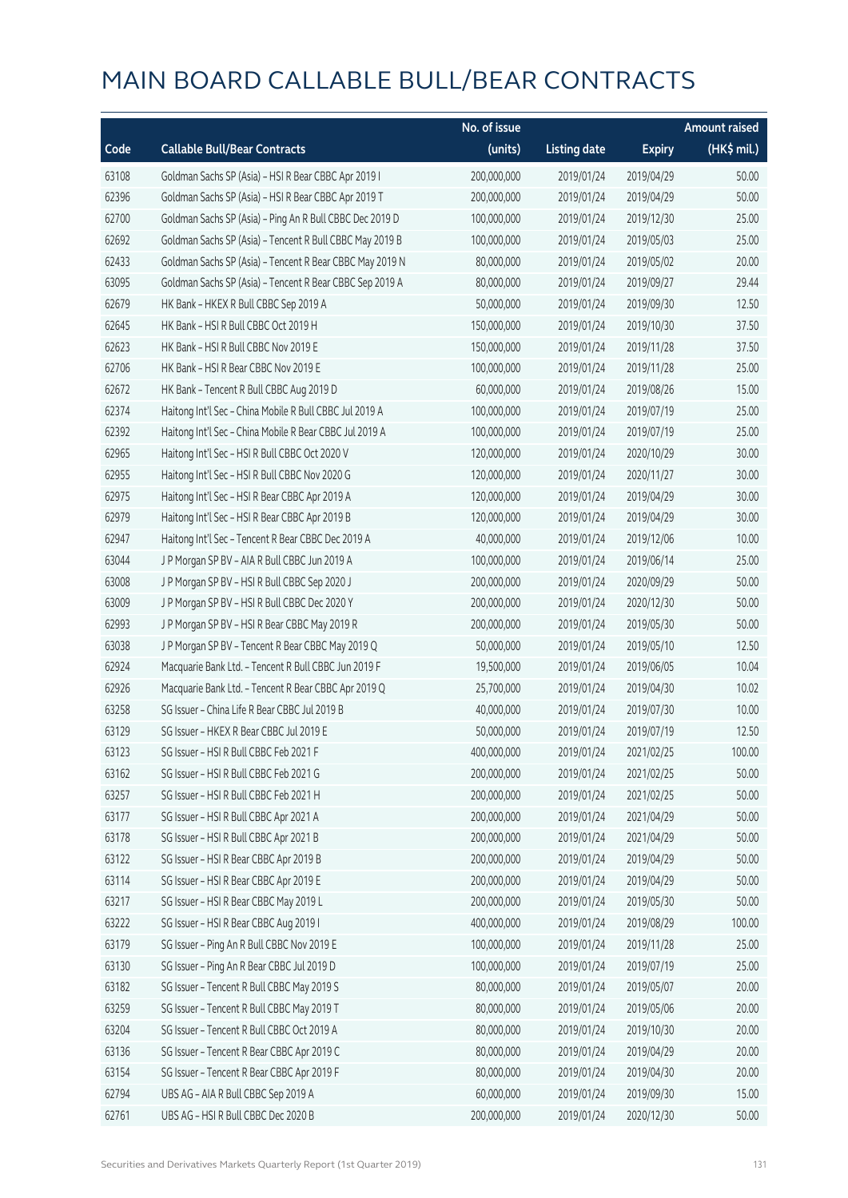# MAIN BOARD CALLABLE BULL/BEAR CONTRACTS

| Code | Callable Bull/Bear Contracts | No. of issue (units) | Listing date | Expiry | Amount raised (HK$ mil.) |
|---|---|---|---|---|---|
| 63108 | Goldman Sachs SP (Asia) – HSI R Bear CBBC Apr 2019 I | 200,000,000 | 2019/01/24 | 2019/04/29 | 50.00 |
| 62396 | Goldman Sachs SP (Asia) – HSI R Bear CBBC Apr 2019 T | 200,000,000 | 2019/01/24 | 2019/04/29 | 50.00 |
| 62700 | Goldman Sachs SP (Asia) – Ping An R Bull CBBC Dec 2019 D | 100,000,000 | 2019/01/24 | 2019/12/30 | 25.00 |
| 62692 | Goldman Sachs SP (Asia) – Tencent R Bull CBBC May 2019 B | 100,000,000 | 2019/01/24 | 2019/05/03 | 25.00 |
| 62433 | Goldman Sachs SP (Asia) – Tencent R Bear CBBC May 2019 N | 80,000,000 | 2019/01/24 | 2019/05/02 | 20.00 |
| 63095 | Goldman Sachs SP (Asia) – Tencent R Bear CBBC Sep 2019 A | 80,000,000 | 2019/01/24 | 2019/09/27 | 29.44 |
| 62679 | HK Bank – HKEX R Bull CBBC Sep 2019 A | 50,000,000 | 2019/01/24 | 2019/09/30 | 12.50 |
| 62645 | HK Bank – HSI R Bull CBBC Oct 2019 H | 150,000,000 | 2019/01/24 | 2019/10/30 | 37.50 |
| 62623 | HK Bank – HSI R Bull CBBC Nov 2019 E | 150,000,000 | 2019/01/24 | 2019/11/28 | 37.50 |
| 62706 | HK Bank – HSI R Bear CBBC Nov 2019 E | 100,000,000 | 2019/01/24 | 2019/11/28 | 25.00 |
| 62672 | HK Bank – Tencent R Bull CBBC Aug 2019 D | 60,000,000 | 2019/01/24 | 2019/08/26 | 15.00 |
| 62374 | Haitong Int'l Sec – China Mobile R Bull CBBC Jul 2019 A | 100,000,000 | 2019/01/24 | 2019/07/19 | 25.00 |
| 62392 | Haitong Int'l Sec – China Mobile R Bear CBBC Jul 2019 A | 100,000,000 | 2019/01/24 | 2019/07/19 | 25.00 |
| 62965 | Haitong Int'l Sec – HSI R Bull CBBC Oct 2020 V | 120,000,000 | 2019/01/24 | 2020/10/29 | 30.00 |
| 62955 | Haitong Int'l Sec – HSI R Bull CBBC Nov 2020 G | 120,000,000 | 2019/01/24 | 2020/11/27 | 30.00 |
| 62975 | Haitong Int'l Sec – HSI R Bear CBBC Apr 2019 A | 120,000,000 | 2019/01/24 | 2019/04/29 | 30.00 |
| 62979 | Haitong Int'l Sec – HSI R Bear CBBC Apr 2019 B | 120,000,000 | 2019/01/24 | 2019/04/29 | 30.00 |
| 62947 | Haitong Int'l Sec – Tencent R Bear CBBC Dec 2019 A | 40,000,000 | 2019/01/24 | 2019/12/06 | 10.00 |
| 63044 | J P Morgan SP BV – AIA R Bull CBBC Jun 2019 A | 100,000,000 | 2019/01/24 | 2019/06/14 | 25.00 |
| 63008 | J P Morgan SP BV – HSI R Bull CBBC Sep 2020 J | 200,000,000 | 2019/01/24 | 2020/09/29 | 50.00 |
| 63009 | J P Morgan SP BV – HSI R Bull CBBC Dec 2020 Y | 200,000,000 | 2019/01/24 | 2020/12/30 | 50.00 |
| 62993 | J P Morgan SP BV – HSI R Bear CBBC May 2019 R | 200,000,000 | 2019/01/24 | 2019/05/30 | 50.00 |
| 63038 | J P Morgan SP BV – Tencent R Bear CBBC May 2019 Q | 50,000,000 | 2019/01/24 | 2019/05/10 | 12.50 |
| 62924 | Macquarie Bank Ltd. – Tencent R Bull CBBC Jun 2019 F | 19,500,000 | 2019/01/24 | 2019/06/05 | 10.04 |
| 62926 | Macquarie Bank Ltd. – Tencent R Bear CBBC Apr 2019 Q | 25,700,000 | 2019/01/24 | 2019/04/30 | 10.02 |
| 63258 | SG Issuer – China Life R Bear CBBC Jul 2019 B | 40,000,000 | 2019/01/24 | 2019/07/30 | 10.00 |
| 63129 | SG Issuer – HKEX R Bear CBBC Jul 2019 E | 50,000,000 | 2019/01/24 | 2019/07/19 | 12.50 |
| 63123 | SG Issuer – HSI R Bull CBBC Feb 2021 F | 400,000,000 | 2019/01/24 | 2021/02/25 | 100.00 |
| 63162 | SG Issuer – HSI R Bull CBBC Feb 2021 G | 200,000,000 | 2019/01/24 | 2021/02/25 | 50.00 |
| 63257 | SG Issuer – HSI R Bull CBBC Feb 2021 H | 200,000,000 | 2019/01/24 | 2021/02/25 | 50.00 |
| 63177 | SG Issuer – HSI R Bull CBBC Apr 2021 A | 200,000,000 | 2019/01/24 | 2021/04/29 | 50.00 |
| 63178 | SG Issuer – HSI R Bull CBBC Apr 2021 B | 200,000,000 | 2019/01/24 | 2021/04/29 | 50.00 |
| 63122 | SG Issuer – HSI R Bear CBBC Apr 2019 B | 200,000,000 | 2019/01/24 | 2019/04/29 | 50.00 |
| 63114 | SG Issuer – HSI R Bear CBBC Apr 2019 E | 200,000,000 | 2019/01/24 | 2019/04/29 | 50.00 |
| 63217 | SG Issuer – HSI R Bear CBBC May 2019 L | 200,000,000 | 2019/01/24 | 2019/05/30 | 50.00 |
| 63222 | SG Issuer – HSI R Bear CBBC Aug 2019 I | 400,000,000 | 2019/01/24 | 2019/08/29 | 100.00 |
| 63179 | SG Issuer – Ping An R Bull CBBC Nov 2019 E | 100,000,000 | 2019/01/24 | 2019/11/28 | 25.00 |
| 63130 | SG Issuer – Ping An R Bear CBBC Jul 2019 D | 100,000,000 | 2019/01/24 | 2019/07/19 | 25.00 |
| 63182 | SG Issuer – Tencent R Bull CBBC May 2019 S | 80,000,000 | 2019/01/24 | 2019/05/07 | 20.00 |
| 63259 | SG Issuer – Tencent R Bull CBBC May 2019 T | 80,000,000 | 2019/01/24 | 2019/05/06 | 20.00 |
| 63204 | SG Issuer – Tencent R Bull CBBC Oct 2019 A | 80,000,000 | 2019/01/24 | 2019/10/30 | 20.00 |
| 63136 | SG Issuer – Tencent R Bear CBBC Apr 2019 C | 80,000,000 | 2019/01/24 | 2019/04/29 | 20.00 |
| 63154 | SG Issuer – Tencent R Bear CBBC Apr 2019 F | 80,000,000 | 2019/01/24 | 2019/04/30 | 20.00 |
| 62794 | UBS AG – AIA R Bull CBBC Sep 2019 A | 60,000,000 | 2019/01/24 | 2019/09/30 | 15.00 |
| 62761 | UBS AG – HSI R Bull CBBC Dec 2020 B | 200,000,000 | 2019/01/24 | 2020/12/30 | 50.00 |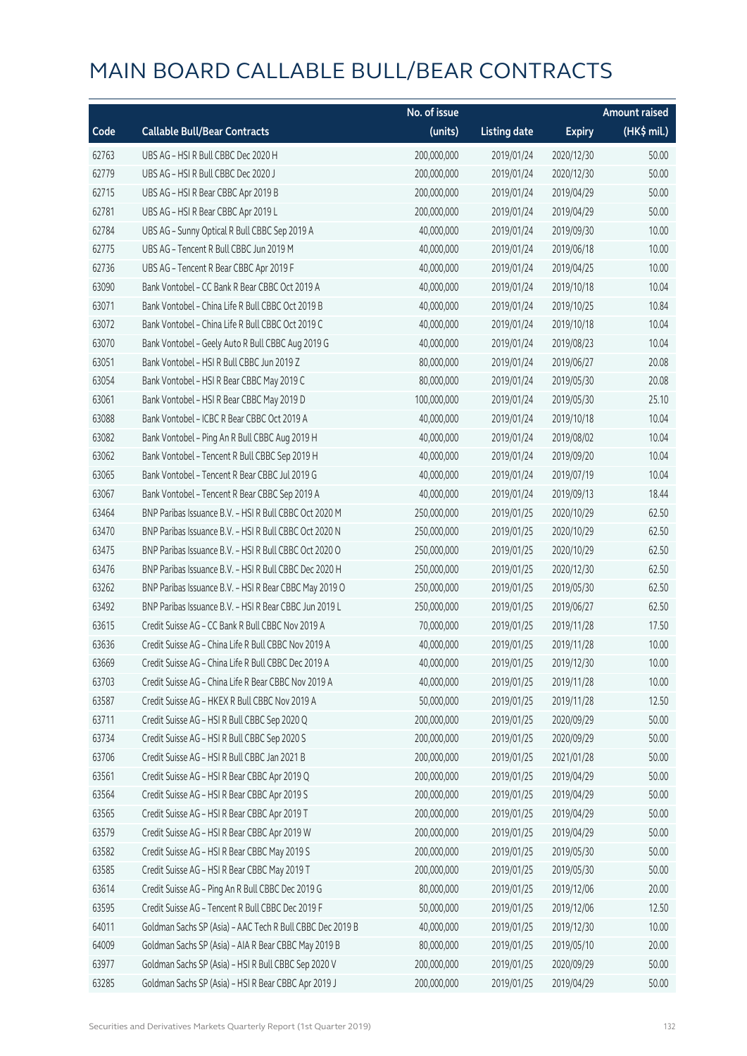# MAIN BOARD CALLABLE BULL/BEAR CONTRACTS

| Code | Callable Bull/Bear Contracts | No. of issue (units) | Listing date | Expiry | Amount raised (HK$ mil.) |
|---|---|---|---|---|---|
| 62763 | UBS AG - HSI R Bull CBBC Dec 2020 H | 200,000,000 | 2019/01/24 | 2020/12/30 | 50.00 |
| 62779 | UBS AG - HSI R Bull CBBC Dec 2020 J | 200,000,000 | 2019/01/24 | 2020/12/30 | 50.00 |
| 62715 | UBS AG - HSI R Bear CBBC Apr 2019 B | 200,000,000 | 2019/01/24 | 2019/04/29 | 50.00 |
| 62781 | UBS AG - HSI R Bear CBBC Apr 2019 L | 200,000,000 | 2019/01/24 | 2019/04/29 | 50.00 |
| 62784 | UBS AG - Sunny Optical R Bull CBBC Sep 2019 A | 40,000,000 | 2019/01/24 | 2019/09/30 | 10.00 |
| 62775 | UBS AG - Tencent R Bull CBBC Jun 2019 M | 40,000,000 | 2019/01/24 | 2019/06/18 | 10.00 |
| 62736 | UBS AG - Tencent R Bear CBBC Apr 2019 F | 40,000,000 | 2019/01/24 | 2019/04/25 | 10.00 |
| 63090 | Bank Vontobel - CC Bank R Bear CBBC Oct 2019 A | 40,000,000 | 2019/01/24 | 2019/10/18 | 10.04 |
| 63071 | Bank Vontobel - China Life R Bull CBBC Oct 2019 B | 40,000,000 | 2019/01/24 | 2019/10/25 | 10.84 |
| 63072 | Bank Vontobel - China Life R Bull CBBC Oct 2019 C | 40,000,000 | 2019/01/24 | 2019/10/18 | 10.04 |
| 63070 | Bank Vontobel - Geely Auto R Bull CBBC Aug 2019 G | 40,000,000 | 2019/01/24 | 2019/08/23 | 10.04 |
| 63051 | Bank Vontobel - HSI R Bull CBBC Jun 2019 Z | 80,000,000 | 2019/01/24 | 2019/06/27 | 20.08 |
| 63054 | Bank Vontobel - HSI R Bear CBBC May 2019 C | 80,000,000 | 2019/01/24 | 2019/05/30 | 20.08 |
| 63061 | Bank Vontobel - HSI R Bear CBBC May 2019 D | 100,000,000 | 2019/01/24 | 2019/05/30 | 25.10 |
| 63088 | Bank Vontobel - ICBC R Bear CBBC Oct 2019 A | 40,000,000 | 2019/01/24 | 2019/10/18 | 10.04 |
| 63082 | Bank Vontobel - Ping An R Bull CBBC Aug 2019 H | 40,000,000 | 2019/01/24 | 2019/08/02 | 10.04 |
| 63062 | Bank Vontobel - Tencent R Bull CBBC Sep 2019 H | 40,000,000 | 2019/01/24 | 2019/09/20 | 10.04 |
| 63065 | Bank Vontobel - Tencent R Bear CBBC Jul 2019 G | 40,000,000 | 2019/01/24 | 2019/07/19 | 10.04 |
| 63067 | Bank Vontobel - Tencent R Bear CBBC Sep 2019 A | 40,000,000 | 2019/01/24 | 2019/09/13 | 18.44 |
| 63464 | BNP Paribas Issuance B.V. - HSI R Bull CBBC Oct 2020 M | 250,000,000 | 2019/01/25 | 2020/10/29 | 62.50 |
| 63470 | BNP Paribas Issuance B.V. - HSI R Bull CBBC Oct 2020 N | 250,000,000 | 2019/01/25 | 2020/10/29 | 62.50 |
| 63475 | BNP Paribas Issuance B.V. - HSI R Bull CBBC Oct 2020 O | 250,000,000 | 2019/01/25 | 2020/10/29 | 62.50 |
| 63476 | BNP Paribas Issuance B.V. - HSI R Bull CBBC Dec 2020 H | 250,000,000 | 2019/01/25 | 2020/12/30 | 62.50 |
| 63262 | BNP Paribas Issuance B.V. - HSI R Bear CBBC May 2019 O | 250,000,000 | 2019/01/25 | 2019/05/30 | 62.50 |
| 63492 | BNP Paribas Issuance B.V. - HSI R Bear CBBC Jun 2019 L | 250,000,000 | 2019/01/25 | 2019/06/27 | 62.50 |
| 63615 | Credit Suisse AG - CC Bank R Bull CBBC Nov 2019 A | 70,000,000 | 2019/01/25 | 2019/11/28 | 17.50 |
| 63636 | Credit Suisse AG - China Life R Bull CBBC Nov 2019 A | 40,000,000 | 2019/01/25 | 2019/11/28 | 10.00 |
| 63669 | Credit Suisse AG - China Life R Bull CBBC Dec 2019 A | 40,000,000 | 2019/01/25 | 2019/12/30 | 10.00 |
| 63703 | Credit Suisse AG - China Life R Bear CBBC Nov 2019 A | 40,000,000 | 2019/01/25 | 2019/11/28 | 10.00 |
| 63587 | Credit Suisse AG - HKEX R Bull CBBC Nov 2019 A | 50,000,000 | 2019/01/25 | 2019/11/28 | 12.50 |
| 63711 | Credit Suisse AG - HSI R Bull CBBC Sep 2020 Q | 200,000,000 | 2019/01/25 | 2020/09/29 | 50.00 |
| 63734 | Credit Suisse AG - HSI R Bull CBBC Sep 2020 S | 200,000,000 | 2019/01/25 | 2020/09/29 | 50.00 |
| 63706 | Credit Suisse AG - HSI R Bull CBBC Jan 2021 B | 200,000,000 | 2019/01/25 | 2021/01/28 | 50.00 |
| 63561 | Credit Suisse AG - HSI R Bear CBBC Apr 2019 Q | 200,000,000 | 2019/01/25 | 2019/04/29 | 50.00 |
| 63564 | Credit Suisse AG - HSI R Bear CBBC Apr 2019 S | 200,000,000 | 2019/01/25 | 2019/04/29 | 50.00 |
| 63565 | Credit Suisse AG - HSI R Bear CBBC Apr 2019 T | 200,000,000 | 2019/01/25 | 2019/04/29 | 50.00 |
| 63579 | Credit Suisse AG - HSI R Bear CBBC Apr 2019 W | 200,000,000 | 2019/01/25 | 2019/04/29 | 50.00 |
| 63582 | Credit Suisse AG - HSI R Bear CBBC May 2019 S | 200,000,000 | 2019/01/25 | 2019/05/30 | 50.00 |
| 63585 | Credit Suisse AG - HSI R Bear CBBC May 2019 T | 200,000,000 | 2019/01/25 | 2019/05/30 | 50.00 |
| 63614 | Credit Suisse AG - Ping An R Bull CBBC Dec 2019 G | 80,000,000 | 2019/01/25 | 2019/12/06 | 20.00 |
| 63595 | Credit Suisse AG - Tencent R Bull CBBC Dec 2019 F | 50,000,000 | 2019/01/25 | 2019/12/06 | 12.50 |
| 64011 | Goldman Sachs SP (Asia) - AAC Tech R Bull CBBC Dec 2019 B | 40,000,000 | 2019/01/25 | 2019/12/30 | 10.00 |
| 64009 | Goldman Sachs SP (Asia) - AIA R Bear CBBC May 2019 B | 80,000,000 | 2019/01/25 | 2019/05/10 | 20.00 |
| 63977 | Goldman Sachs SP (Asia) - HSI R Bull CBBC Sep 2020 V | 200,000,000 | 2019/01/25 | 2020/09/29 | 50.00 |
| 63285 | Goldman Sachs SP (Asia) - HSI R Bear CBBC Apr 2019 J | 200,000,000 | 2019/01/25 | 2019/04/29 | 50.00 |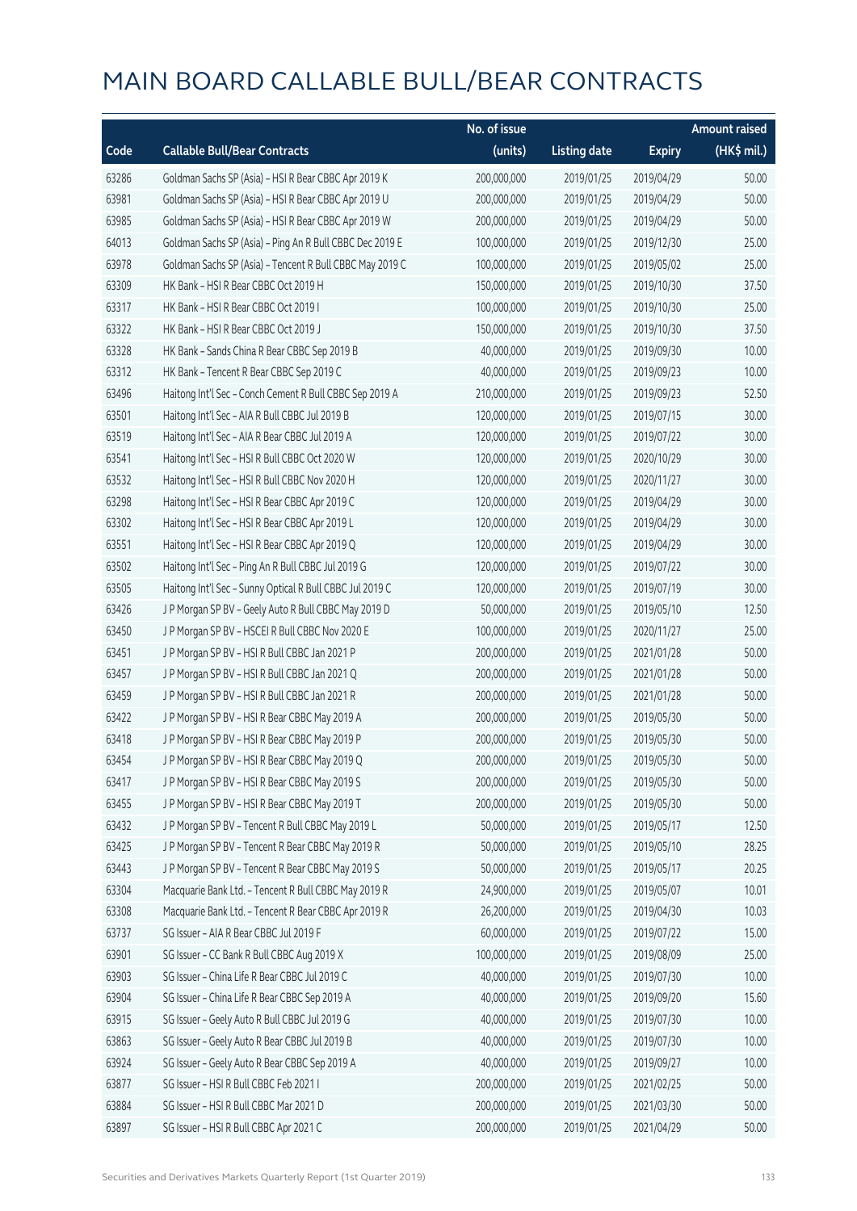# MAIN BOARD CALLABLE BULL/BEAR CONTRACTS

| Code | Callable Bull/Bear Contracts | No. of issue (units) | Listing date | Expiry | Amount raised (HK$ mil.) |
|---|---|---|---|---|---|
| 63286 | Goldman Sachs SP (Asia) - HSI R Bear CBBC Apr 2019 K | 200,000,000 | 2019/01/25 | 2019/04/29 | 50.00 |
| 63981 | Goldman Sachs SP (Asia) - HSI R Bear CBBC Apr 2019 U | 200,000,000 | 2019/01/25 | 2019/04/29 | 50.00 |
| 63985 | Goldman Sachs SP (Asia) - HSI R Bear CBBC Apr 2019 W | 200,000,000 | 2019/01/25 | 2019/04/29 | 50.00 |
| 64013 | Goldman Sachs SP (Asia) - Ping An R Bull CBBC Dec 2019 E | 100,000,000 | 2019/01/25 | 2019/12/30 | 25.00 |
| 63978 | Goldman Sachs SP (Asia) - Tencent R Bull CBBC May 2019 C | 100,000,000 | 2019/01/25 | 2019/05/02 | 25.00 |
| 63309 | HK Bank - HSI R Bear CBBC Oct 2019 H | 150,000,000 | 2019/01/25 | 2019/10/30 | 37.50 |
| 63317 | HK Bank - HSI R Bear CBBC Oct 2019 I | 100,000,000 | 2019/01/25 | 2019/10/30 | 25.00 |
| 63322 | HK Bank - HSI R Bear CBBC Oct 2019 J | 150,000,000 | 2019/01/25 | 2019/10/30 | 37.50 |
| 63328 | HK Bank - Sands China R Bear CBBC Sep 2019 B | 40,000,000 | 2019/01/25 | 2019/09/30 | 10.00 |
| 63312 | HK Bank - Tencent R Bear CBBC Sep 2019 C | 40,000,000 | 2019/01/25 | 2019/09/23 | 10.00 |
| 63496 | Haitong Int'l Sec - Conch Cement R Bull CBBC Sep 2019 A | 210,000,000 | 2019/01/25 | 2019/09/23 | 52.50 |
| 63501 | Haitong Int'l Sec - AIA R Bull CBBC Jul 2019 B | 120,000,000 | 2019/01/25 | 2019/07/15 | 30.00 |
| 63519 | Haitong Int'l Sec - AIA R Bear CBBC Jul 2019 A | 120,000,000 | 2019/01/25 | 2019/07/22 | 30.00 |
| 63541 | Haitong Int'l Sec - HSI R Bull CBBC Oct 2020 W | 120,000,000 | 2019/01/25 | 2020/10/29 | 30.00 |
| 63532 | Haitong Int'l Sec - HSI R Bull CBBC Nov 2020 H | 120,000,000 | 2019/01/25 | 2020/11/27 | 30.00 |
| 63298 | Haitong Int'l Sec - HSI R Bear CBBC Apr 2019 C | 120,000,000 | 2019/01/25 | 2019/04/29 | 30.00 |
| 63302 | Haitong Int'l Sec - HSI R Bear CBBC Apr 2019 L | 120,000,000 | 2019/01/25 | 2019/04/29 | 30.00 |
| 63551 | Haitong Int'l Sec - HSI R Bear CBBC Apr 2019 Q | 120,000,000 | 2019/01/25 | 2019/04/29 | 30.00 |
| 63502 | Haitong Int'l Sec - Ping An R Bull CBBC Jul 2019 G | 120,000,000 | 2019/01/25 | 2019/07/22 | 30.00 |
| 63505 | Haitong Int'l Sec - Sunny Optical R Bull CBBC Jul 2019 C | 120,000,000 | 2019/01/25 | 2019/07/19 | 30.00 |
| 63426 | J P Morgan SP BV - Geely Auto R Bull CBBC May 2019 D | 50,000,000 | 2019/01/25 | 2019/05/10 | 12.50 |
| 63450 | J P Morgan SP BV - HSCEI R Bull CBBC Nov 2020 E | 100,000,000 | 2019/01/25 | 2020/11/27 | 25.00 |
| 63451 | J P Morgan SP BV - HSI R Bull CBBC Jan 2021 P | 200,000,000 | 2019/01/25 | 2021/01/28 | 50.00 |
| 63457 | J P Morgan SP BV - HSI R Bull CBBC Jan 2021 Q | 200,000,000 | 2019/01/25 | 2021/01/28 | 50.00 |
| 63459 | J P Morgan SP BV - HSI R Bull CBBC Jan 2021 R | 200,000,000 | 2019/01/25 | 2021/01/28 | 50.00 |
| 63422 | J P Morgan SP BV - HSI R Bear CBBC May 2019 A | 200,000,000 | 2019/01/25 | 2019/05/30 | 50.00 |
| 63418 | J P Morgan SP BV - HSI R Bear CBBC May 2019 P | 200,000,000 | 2019/01/25 | 2019/05/30 | 50.00 |
| 63454 | J P Morgan SP BV - HSI R Bear CBBC May 2019 Q | 200,000,000 | 2019/01/25 | 2019/05/30 | 50.00 |
| 63417 | J P Morgan SP BV - HSI R Bear CBBC May 2019 S | 200,000,000 | 2019/01/25 | 2019/05/30 | 50.00 |
| 63455 | J P Morgan SP BV - HSI R Bear CBBC May 2019 T | 200,000,000 | 2019/01/25 | 2019/05/30 | 50.00 |
| 63432 | J P Morgan SP BV - Tencent R Bull CBBC May 2019 L | 50,000,000 | 2019/01/25 | 2019/05/17 | 12.50 |
| 63425 | J P Morgan SP BV - Tencent R Bear CBBC May 2019 R | 50,000,000 | 2019/01/25 | 2019/05/10 | 28.25 |
| 63443 | J P Morgan SP BV - Tencent R Bear CBBC May 2019 S | 50,000,000 | 2019/01/25 | 2019/05/17 | 20.25 |
| 63304 | Macquarie Bank Ltd. - Tencent R Bull CBBC May 2019 R | 24,900,000 | 2019/01/25 | 2019/05/07 | 10.01 |
| 63308 | Macquarie Bank Ltd. - Tencent R Bear CBBC Apr 2019 R | 26,200,000 | 2019/01/25 | 2019/04/30 | 10.03 |
| 63737 | SG Issuer - AIA R Bear CBBC Jul 2019 F | 60,000,000 | 2019/01/25 | 2019/07/22 | 15.00 |
| 63901 | SG Issuer - CC Bank R Bull CBBC Aug 2019 X | 100,000,000 | 2019/01/25 | 2019/08/09 | 25.00 |
| 63903 | SG Issuer - China Life R Bear CBBC Jul 2019 C | 40,000,000 | 2019/01/25 | 2019/07/30 | 10.00 |
| 63904 | SG Issuer - China Life R Bear CBBC Sep 2019 A | 40,000,000 | 2019/01/25 | 2019/09/20 | 15.60 |
| 63915 | SG Issuer - Geely Auto R Bull CBBC Jul 2019 G | 40,000,000 | 2019/01/25 | 2019/07/30 | 10.00 |
| 63863 | SG Issuer - Geely Auto R Bear CBBC Jul 2019 B | 40,000,000 | 2019/01/25 | 2019/07/30 | 10.00 |
| 63924 | SG Issuer - Geely Auto R Bear CBBC Sep 2019 A | 40,000,000 | 2019/01/25 | 2019/09/27 | 10.00 |
| 63877 | SG Issuer - HSI R Bull CBBC Feb 2021 I | 200,000,000 | 2019/01/25 | 2021/02/25 | 50.00 |
| 63884 | SG Issuer - HSI R Bull CBBC Mar 2021 D | 200,000,000 | 2019/01/25 | 2021/03/30 | 50.00 |
| 63897 | SG Issuer - HSI R Bull CBBC Apr 2021 C | 200,000,000 | 2019/01/25 | 2021/04/29 | 50.00 |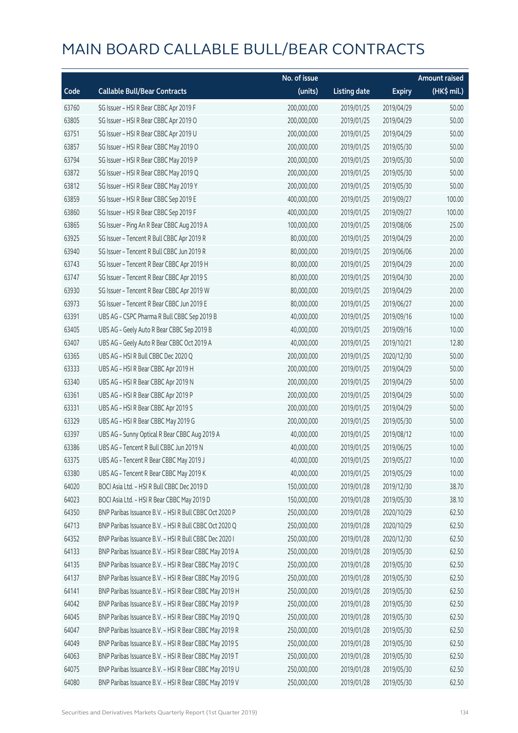# MAIN BOARD CALLABLE BULL/BEAR CONTRACTS

| Code | Callable Bull/Bear Contracts | No. of issue (units) | Listing date | Expiry | Amount raised (HK$ mil.) |
|---|---|---|---|---|---|
| 63760 | SG Issuer – HSI R Bear CBBC Apr 2019 F | 200,000,000 | 2019/01/25 | 2019/04/29 | 50.00 |
| 63805 | SG Issuer – HSI R Bear CBBC Apr 2019 O | 200,000,000 | 2019/01/25 | 2019/04/29 | 50.00 |
| 63751 | SG Issuer – HSI R Bear CBBC Apr 2019 U | 200,000,000 | 2019/01/25 | 2019/04/29 | 50.00 |
| 63857 | SG Issuer – HSI R Bear CBBC May 2019 O | 200,000,000 | 2019/01/25 | 2019/05/30 | 50.00 |
| 63794 | SG Issuer – HSI R Bear CBBC May 2019 P | 200,000,000 | 2019/01/25 | 2019/05/30 | 50.00 |
| 63872 | SG Issuer – HSI R Bear CBBC May 2019 Q | 200,000,000 | 2019/01/25 | 2019/05/30 | 50.00 |
| 63812 | SG Issuer – HSI R Bear CBBC May 2019 Y | 200,000,000 | 2019/01/25 | 2019/05/30 | 50.00 |
| 63859 | SG Issuer – HSI R Bear CBBC Sep 2019 E | 400,000,000 | 2019/01/25 | 2019/09/27 | 100.00 |
| 63860 | SG Issuer – HSI R Bear CBBC Sep 2019 F | 400,000,000 | 2019/01/25 | 2019/09/27 | 100.00 |
| 63865 | SG Issuer – Ping An R Bear CBBC Aug 2019 A | 100,000,000 | 2019/01/25 | 2019/08/06 | 25.00 |
| 63925 | SG Issuer – Tencent R Bull CBBC Apr 2019 R | 80,000,000 | 2019/01/25 | 2019/04/29 | 20.00 |
| 63940 | SG Issuer – Tencent R Bull CBBC Jun 2019 R | 80,000,000 | 2019/01/25 | 2019/06/06 | 20.00 |
| 63743 | SG Issuer – Tencent R Bear CBBC Apr 2019 H | 80,000,000 | 2019/01/25 | 2019/04/29 | 20.00 |
| 63747 | SG Issuer – Tencent R Bear CBBC Apr 2019 S | 80,000,000 | 2019/01/25 | 2019/04/30 | 20.00 |
| 63930 | SG Issuer – Tencent R Bear CBBC Apr 2019 W | 80,000,000 | 2019/01/25 | 2019/04/29 | 20.00 |
| 63973 | SG Issuer – Tencent R Bear CBBC Jun 2019 E | 80,000,000 | 2019/01/25 | 2019/06/27 | 20.00 |
| 63391 | UBS AG – CSPC Pharma R Bull CBBC Sep 2019 B | 40,000,000 | 2019/01/25 | 2019/09/16 | 10.00 |
| 63405 | UBS AG – Geely Auto R Bear CBBC Sep 2019 B | 40,000,000 | 2019/01/25 | 2019/09/16 | 10.00 |
| 63407 | UBS AG – Geely Auto R Bear CBBC Oct 2019 A | 40,000,000 | 2019/01/25 | 2019/10/21 | 12.80 |
| 63365 | UBS AG – HSI R Bull CBBC Dec 2020 Q | 200,000,000 | 2019/01/25 | 2020/12/30 | 50.00 |
| 63333 | UBS AG – HSI R Bear CBBC Apr 2019 H | 200,000,000 | 2019/01/25 | 2019/04/29 | 50.00 |
| 63340 | UBS AG – HSI R Bear CBBC Apr 2019 N | 200,000,000 | 2019/01/25 | 2019/04/29 | 50.00 |
| 63361 | UBS AG – HSI R Bear CBBC Apr 2019 P | 200,000,000 | 2019/01/25 | 2019/04/29 | 50.00 |
| 63331 | UBS AG – HSI R Bear CBBC Apr 2019 S | 200,000,000 | 2019/01/25 | 2019/04/29 | 50.00 |
| 63329 | UBS AG – HSI R Bear CBBC May 2019 G | 200,000,000 | 2019/01/25 | 2019/05/30 | 50.00 |
| 63397 | UBS AG – Sunny Optical R Bear CBBC Aug 2019 A | 40,000,000 | 2019/01/25 | 2019/08/12 | 10.00 |
| 63386 | UBS AG – Tencent R Bull CBBC Jun 2019 N | 40,000,000 | 2019/01/25 | 2019/06/25 | 10.00 |
| 63375 | UBS AG – Tencent R Bear CBBC May 2019 J | 40,000,000 | 2019/01/25 | 2019/05/27 | 10.00 |
| 63380 | UBS AG – Tencent R Bear CBBC May 2019 K | 40,000,000 | 2019/01/25 | 2019/05/29 | 10.00 |
| 64020 | BOCI Asia Ltd. – HSI R Bull CBBC Dec 2019 D | 150,000,000 | 2019/01/28 | 2019/12/30 | 38.70 |
| 64023 | BOCI Asia Ltd. – HSI R Bear CBBC May 2019 D | 150,000,000 | 2019/01/28 | 2019/05/30 | 38.10 |
| 64350 | BNP Paribas Issuance B.V. – HSI R Bull CBBC Oct 2020 P | 250,000,000 | 2019/01/28 | 2020/10/29 | 62.50 |
| 64713 | BNP Paribas Issuance B.V. – HSI R Bull CBBC Oct 2020 Q | 250,000,000 | 2019/01/28 | 2020/10/29 | 62.50 |
| 64352 | BNP Paribas Issuance B.V. – HSI R Bull CBBC Dec 2020 I | 250,000,000 | 2019/01/28 | 2020/12/30 | 62.50 |
| 64133 | BNP Paribas Issuance B.V. – HSI R Bear CBBC May 2019 A | 250,000,000 | 2019/01/28 | 2019/05/30 | 62.50 |
| 64135 | BNP Paribas Issuance B.V. – HSI R Bear CBBC May 2019 C | 250,000,000 | 2019/01/28 | 2019/05/30 | 62.50 |
| 64137 | BNP Paribas Issuance B.V. – HSI R Bear CBBC May 2019 G | 250,000,000 | 2019/01/28 | 2019/05/30 | 62.50 |
| 64141 | BNP Paribas Issuance B.V. – HSI R Bear CBBC May 2019 H | 250,000,000 | 2019/01/28 | 2019/05/30 | 62.50 |
| 64042 | BNP Paribas Issuance B.V. – HSI R Bear CBBC May 2019 P | 250,000,000 | 2019/01/28 | 2019/05/30 | 62.50 |
| 64045 | BNP Paribas Issuance B.V. – HSI R Bear CBBC May 2019 Q | 250,000,000 | 2019/01/28 | 2019/05/30 | 62.50 |
| 64047 | BNP Paribas Issuance B.V. – HSI R Bear CBBC May 2019 R | 250,000,000 | 2019/01/28 | 2019/05/30 | 62.50 |
| 64049 | BNP Paribas Issuance B.V. – HSI R Bear CBBC May 2019 S | 250,000,000 | 2019/01/28 | 2019/05/30 | 62.50 |
| 64063 | BNP Paribas Issuance B.V. – HSI R Bear CBBC May 2019 T | 250,000,000 | 2019/01/28 | 2019/05/30 | 62.50 |
| 64075 | BNP Paribas Issuance B.V. – HSI R Bear CBBC May 2019 U | 250,000,000 | 2019/01/28 | 2019/05/30 | 62.50 |
| 64080 | BNP Paribas Issuance B.V. – HSI R Bear CBBC May 2019 V | 250,000,000 | 2019/01/28 | 2019/05/30 | 62.50 |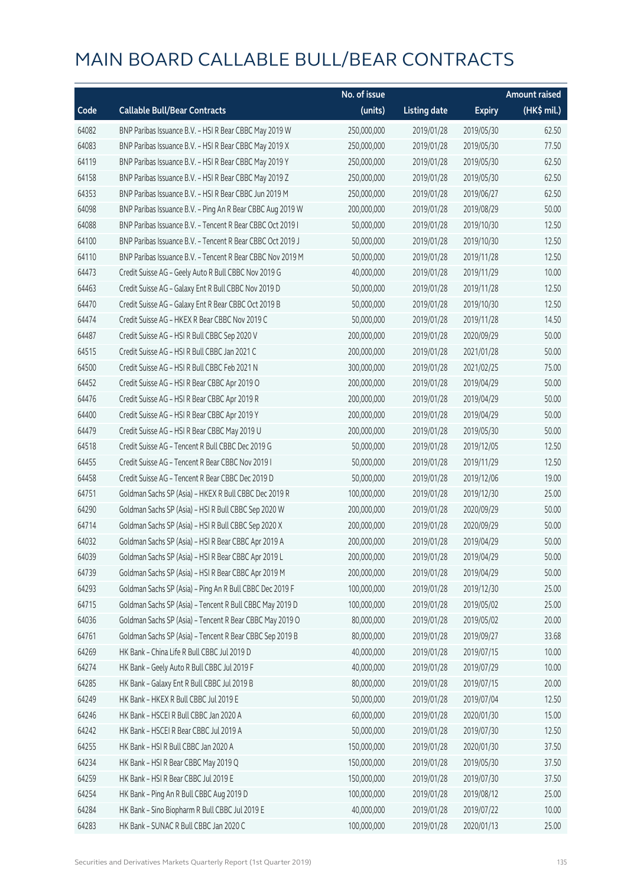# MAIN BOARD CALLABLE BULL/BEAR CONTRACTS

| Code | Callable Bull/Bear Contracts | No. of issue (units) | Listing date | Expiry | Amount raised (HK$ mil.) |
|---|---|---|---|---|---|
| 64082 | BNP Paribas Issuance B.V. – HSI R Bear CBBC May 2019 W | 250,000,000 | 2019/01/28 | 2019/05/30 | 62.50 |
| 64083 | BNP Paribas Issuance B.V. – HSI R Bear CBBC May 2019 X | 250,000,000 | 2019/01/28 | 2019/05/30 | 77.50 |
| 64119 | BNP Paribas Issuance B.V. – HSI R Bear CBBC May 2019 Y | 250,000,000 | 2019/01/28 | 2019/05/30 | 62.50 |
| 64158 | BNP Paribas Issuance B.V. – HSI R Bear CBBC May 2019 Z | 250,000,000 | 2019/01/28 | 2019/05/30 | 62.50 |
| 64353 | BNP Paribas Issuance B.V. – HSI R Bear CBBC Jun 2019 M | 250,000,000 | 2019/01/28 | 2019/06/27 | 62.50 |
| 64098 | BNP Paribas Issuance B.V. – Ping An R Bear CBBC Aug 2019 W | 200,000,000 | 2019/01/28 | 2019/08/29 | 50.00 |
| 64088 | BNP Paribas Issuance B.V. – Tencent R Bear CBBC Oct 2019 I | 50,000,000 | 2019/01/28 | 2019/10/30 | 12.50 |
| 64100 | BNP Paribas Issuance B.V. – Tencent R Bear CBBC Oct 2019 J | 50,000,000 | 2019/01/28 | 2019/10/30 | 12.50 |
| 64110 | BNP Paribas Issuance B.V. – Tencent R Bear CBBC Nov 2019 M | 50,000,000 | 2019/01/28 | 2019/11/28 | 12.50 |
| 64473 | Credit Suisse AG – Geely Auto R Bull CBBC Nov 2019 G | 40,000,000 | 2019/01/28 | 2019/11/29 | 10.00 |
| 64463 | Credit Suisse AG – Galaxy Ent R Bull CBBC Nov 2019 D | 50,000,000 | 2019/01/28 | 2019/11/28 | 12.50 |
| 64470 | Credit Suisse AG – Galaxy Ent R Bear CBBC Oct 2019 B | 50,000,000 | 2019/01/28 | 2019/10/30 | 12.50 |
| 64474 | Credit Suisse AG – HKEX R Bear CBBC Nov 2019 C | 50,000,000 | 2019/01/28 | 2019/11/28 | 14.50 |
| 64487 | Credit Suisse AG – HSI R Bull CBBC Sep 2020 V | 200,000,000 | 2019/01/28 | 2020/09/29 | 50.00 |
| 64515 | Credit Suisse AG – HSI R Bull CBBC Jan 2021 C | 200,000,000 | 2019/01/28 | 2021/01/28 | 50.00 |
| 64500 | Credit Suisse AG – HSI R Bull CBBC Feb 2021 N | 300,000,000 | 2019/01/28 | 2021/02/25 | 75.00 |
| 64452 | Credit Suisse AG – HSI R Bear CBBC Apr 2019 O | 200,000,000 | 2019/01/28 | 2019/04/29 | 50.00 |
| 64476 | Credit Suisse AG – HSI R Bear CBBC Apr 2019 R | 200,000,000 | 2019/01/28 | 2019/04/29 | 50.00 |
| 64400 | Credit Suisse AG – HSI R Bear CBBC Apr 2019 Y | 200,000,000 | 2019/01/28 | 2019/04/29 | 50.00 |
| 64479 | Credit Suisse AG – HSI R Bear CBBC May 2019 U | 200,000,000 | 2019/01/28 | 2019/05/30 | 50.00 |
| 64518 | Credit Suisse AG – Tencent R Bull CBBC Dec 2019 G | 50,000,000 | 2019/01/28 | 2019/12/05 | 12.50 |
| 64455 | Credit Suisse AG – Tencent R Bear CBBC Nov 2019 I | 50,000,000 | 2019/01/28 | 2019/11/29 | 12.50 |
| 64458 | Credit Suisse AG – Tencent R Bear CBBC Dec 2019 D | 50,000,000 | 2019/01/28 | 2019/12/06 | 19.00 |
| 64751 | Goldman Sachs SP (Asia) – HKEX R Bull CBBC Dec 2019 R | 100,000,000 | 2019/01/28 | 2019/12/30 | 25.00 |
| 64290 | Goldman Sachs SP (Asia) – HSI R Bull CBBC Sep 2020 W | 200,000,000 | 2019/01/28 | 2020/09/29 | 50.00 |
| 64714 | Goldman Sachs SP (Asia) – HSI R Bull CBBC Sep 2020 X | 200,000,000 | 2019/01/28 | 2020/09/29 | 50.00 |
| 64032 | Goldman Sachs SP (Asia) – HSI R Bear CBBC Apr 2019 A | 200,000,000 | 2019/01/28 | 2019/04/29 | 50.00 |
| 64039 | Goldman Sachs SP (Asia) – HSI R Bear CBBC Apr 2019 L | 200,000,000 | 2019/01/28 | 2019/04/29 | 50.00 |
| 64739 | Goldman Sachs SP (Asia) – HSI R Bear CBBC Apr 2019 M | 200,000,000 | 2019/01/28 | 2019/04/29 | 50.00 |
| 64293 | Goldman Sachs SP (Asia) – Ping An R Bull CBBC Dec 2019 F | 100,000,000 | 2019/01/28 | 2019/12/30 | 25.00 |
| 64715 | Goldman Sachs SP (Asia) – Tencent R Bull CBBC May 2019 D | 100,000,000 | 2019/01/28 | 2019/05/02 | 25.00 |
| 64036 | Goldman Sachs SP (Asia) – Tencent R Bear CBBC May 2019 O | 80,000,000 | 2019/01/28 | 2019/05/02 | 20.00 |
| 64761 | Goldman Sachs SP (Asia) – Tencent R Bear CBBC Sep 2019 B | 80,000,000 | 2019/01/28 | 2019/09/27 | 33.68 |
| 64269 | HK Bank – China Life R Bull CBBC Jul 2019 D | 40,000,000 | 2019/01/28 | 2019/07/15 | 10.00 |
| 64274 | HK Bank – Geely Auto R Bull CBBC Jul 2019 F | 40,000,000 | 2019/01/28 | 2019/07/29 | 10.00 |
| 64285 | HK Bank – Galaxy Ent R Bull CBBC Jul 2019 B | 80,000,000 | 2019/01/28 | 2019/07/15 | 20.00 |
| 64249 | HK Bank – HKEX R Bull CBBC Jul 2019 E | 50,000,000 | 2019/01/28 | 2019/07/04 | 12.50 |
| 64246 | HK Bank – HSCEI R Bull CBBC Jan 2020 A | 60,000,000 | 2019/01/28 | 2020/01/30 | 15.00 |
| 64242 | HK Bank – HSCEI R Bear CBBC Jul 2019 A | 50,000,000 | 2019/01/28 | 2019/07/30 | 12.50 |
| 64255 | HK Bank – HSI R Bull CBBC Jan 2020 A | 150,000,000 | 2019/01/28 | 2020/01/30 | 37.50 |
| 64234 | HK Bank – HSI R Bear CBBC May 2019 Q | 150,000,000 | 2019/01/28 | 2019/05/30 | 37.50 |
| 64259 | HK Bank – HSI R Bear CBBC Jul 2019 E | 150,000,000 | 2019/01/28 | 2019/07/30 | 37.50 |
| 64254 | HK Bank – Ping An R Bull CBBC Aug 2019 D | 100,000,000 | 2019/01/28 | 2019/08/12 | 25.00 |
| 64284 | HK Bank – Sino Biopharm R Bull CBBC Jul 2019 E | 40,000,000 | 2019/01/28 | 2019/07/22 | 10.00 |
| 64283 | HK Bank – SUNAC R Bull CBBC Jan 2020 C | 100,000,000 | 2019/01/28 | 2020/01/13 | 25.00 |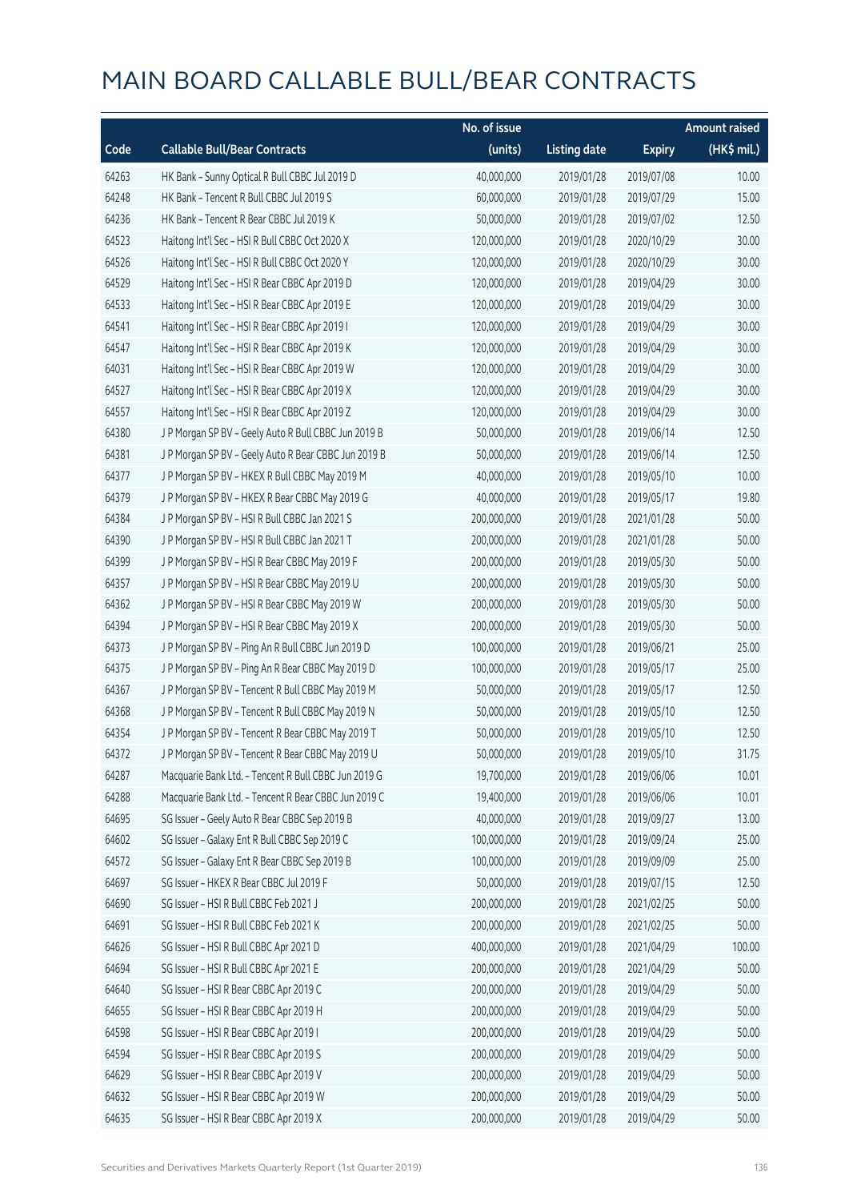# MAIN BOARD CALLABLE BULL/BEAR CONTRACTS

| Code | Callable Bull/Bear Contracts | No. of issue (units) | Listing date | Expiry | Amount raised (HK$ mil.) |
|---|---|---|---|---|---|
| 64263 | HK Bank – Sunny Optical R Bull CBBC Jul 2019 D | 40,000,000 | 2019/01/28 | 2019/07/08 | 10.00 |
| 64248 | HK Bank – Tencent R Bull CBBC Jul 2019 S | 60,000,000 | 2019/01/28 | 2019/07/29 | 15.00 |
| 64236 | HK Bank – Tencent R Bear CBBC Jul 2019 K | 50,000,000 | 2019/01/28 | 2019/07/02 | 12.50 |
| 64523 | Haitong Int'l Sec – HSI R Bull CBBC Oct 2020 X | 120,000,000 | 2019/01/28 | 2020/10/29 | 30.00 |
| 64526 | Haitong Int'l Sec – HSI R Bull CBBC Oct 2020 Y | 120,000,000 | 2019/01/28 | 2020/10/29 | 30.00 |
| 64529 | Haitong Int'l Sec – HSI R Bear CBBC Apr 2019 D | 120,000,000 | 2019/01/28 | 2019/04/29 | 30.00 |
| 64533 | Haitong Int'l Sec – HSI R Bear CBBC Apr 2019 E | 120,000,000 | 2019/01/28 | 2019/04/29 | 30.00 |
| 64541 | Haitong Int'l Sec – HSI R Bear CBBC Apr 2019 I | 120,000,000 | 2019/01/28 | 2019/04/29 | 30.00 |
| 64547 | Haitong Int'l Sec – HSI R Bear CBBC Apr 2019 K | 120,000,000 | 2019/01/28 | 2019/04/29 | 30.00 |
| 64031 | Haitong Int'l Sec – HSI R Bear CBBC Apr 2019 W | 120,000,000 | 2019/01/28 | 2019/04/29 | 30.00 |
| 64527 | Haitong Int'l Sec – HSI R Bear CBBC Apr 2019 X | 120,000,000 | 2019/01/28 | 2019/04/29 | 30.00 |
| 64557 | Haitong Int'l Sec – HSI R Bear CBBC Apr 2019 Z | 120,000,000 | 2019/01/28 | 2019/04/29 | 30.00 |
| 64380 | J P Morgan SP BV – Geely Auto R Bull CBBC Jun 2019 B | 50,000,000 | 2019/01/28 | 2019/06/14 | 12.50 |
| 64381 | J P Morgan SP BV – Geely Auto R Bear CBBC Jun 2019 B | 50,000,000 | 2019/01/28 | 2019/06/14 | 12.50 |
| 64377 | J P Morgan SP BV – HKEX R Bull CBBC May 2019 M | 40,000,000 | 2019/01/28 | 2019/05/10 | 10.00 |
| 64379 | J P Morgan SP BV – HKEX R Bear CBBC May 2019 G | 40,000,000 | 2019/01/28 | 2019/05/17 | 19.80 |
| 64384 | J P Morgan SP BV – HSI R Bull CBBC Jan 2021 S | 200,000,000 | 2019/01/28 | 2021/01/28 | 50.00 |
| 64390 | J P Morgan SP BV – HSI R Bull CBBC Jan 2021 T | 200,000,000 | 2019/01/28 | 2021/01/28 | 50.00 |
| 64399 | J P Morgan SP BV – HSI R Bear CBBC May 2019 F | 200,000,000 | 2019/01/28 | 2019/05/30 | 50.00 |
| 64357 | J P Morgan SP BV – HSI R Bear CBBC May 2019 U | 200,000,000 | 2019/01/28 | 2019/05/30 | 50.00 |
| 64362 | J P Morgan SP BV – HSI R Bear CBBC May 2019 W | 200,000,000 | 2019/01/28 | 2019/05/30 | 50.00 |
| 64394 | J P Morgan SP BV – HSI R Bear CBBC May 2019 X | 200,000,000 | 2019/01/28 | 2019/05/30 | 50.00 |
| 64373 | J P Morgan SP BV – Ping An R Bull CBBC Jun 2019 D | 100,000,000 | 2019/01/28 | 2019/06/21 | 25.00 |
| 64375 | J P Morgan SP BV – Ping An R Bear CBBC May 2019 D | 100,000,000 | 2019/01/28 | 2019/05/17 | 25.00 |
| 64367 | J P Morgan SP BV – Tencent R Bull CBBC May 2019 M | 50,000,000 | 2019/01/28 | 2019/05/17 | 12.50 |
| 64368 | J P Morgan SP BV – Tencent R Bull CBBC May 2019 N | 50,000,000 | 2019/01/28 | 2019/05/10 | 12.50 |
| 64354 | J P Morgan SP BV – Tencent R Bear CBBC May 2019 T | 50,000,000 | 2019/01/28 | 2019/05/10 | 12.50 |
| 64372 | J P Morgan SP BV – Tencent R Bear CBBC May 2019 U | 50,000,000 | 2019/01/28 | 2019/05/10 | 31.75 |
| 64287 | Macquarie Bank Ltd. – Tencent R Bull CBBC Jun 2019 G | 19,700,000 | 2019/01/28 | 2019/06/06 | 10.01 |
| 64288 | Macquarie Bank Ltd. – Tencent R Bear CBBC Jun 2019 C | 19,400,000 | 2019/01/28 | 2019/06/06 | 10.01 |
| 64695 | SG Issuer – Geely Auto R Bear CBBC Sep 2019 B | 40,000,000 | 2019/01/28 | 2019/09/27 | 13.00 |
| 64602 | SG Issuer – Galaxy Ent R Bull CBBC Sep 2019 C | 100,000,000 | 2019/01/28 | 2019/09/24 | 25.00 |
| 64572 | SG Issuer – Galaxy Ent R Bear CBBC Sep 2019 B | 100,000,000 | 2019/01/28 | 2019/09/09 | 25.00 |
| 64697 | SG Issuer – HKEX R Bear CBBC Jul 2019 F | 50,000,000 | 2019/01/28 | 2019/07/15 | 12.50 |
| 64690 | SG Issuer – HSI R Bull CBBC Feb 2021 J | 200,000,000 | 2019/01/28 | 2021/02/25 | 50.00 |
| 64691 | SG Issuer – HSI R Bull CBBC Feb 2021 K | 200,000,000 | 2019/01/28 | 2021/02/25 | 50.00 |
| 64626 | SG Issuer – HSI R Bull CBBC Apr 2021 D | 400,000,000 | 2019/01/28 | 2021/04/29 | 100.00 |
| 64694 | SG Issuer – HSI R Bull CBBC Apr 2021 E | 200,000,000 | 2019/01/28 | 2021/04/29 | 50.00 |
| 64640 | SG Issuer – HSI R Bear CBBC Apr 2019 C | 200,000,000 | 2019/01/28 | 2019/04/29 | 50.00 |
| 64655 | SG Issuer – HSI R Bear CBBC Apr 2019 H | 200,000,000 | 2019/01/28 | 2019/04/29 | 50.00 |
| 64598 | SG Issuer – HSI R Bear CBBC Apr 2019 I | 200,000,000 | 2019/01/28 | 2019/04/29 | 50.00 |
| 64594 | SG Issuer – HSI R Bear CBBC Apr 2019 S | 200,000,000 | 2019/01/28 | 2019/04/29 | 50.00 |
| 64629 | SG Issuer – HSI R Bear CBBC Apr 2019 V | 200,000,000 | 2019/01/28 | 2019/04/29 | 50.00 |
| 64632 | SG Issuer – HSI R Bear CBBC Apr 2019 W | 200,000,000 | 2019/01/28 | 2019/04/29 | 50.00 |
| 64635 | SG Issuer – HSI R Bear CBBC Apr 2019 X | 200,000,000 | 2019/01/28 | 2019/04/29 | 50.00 |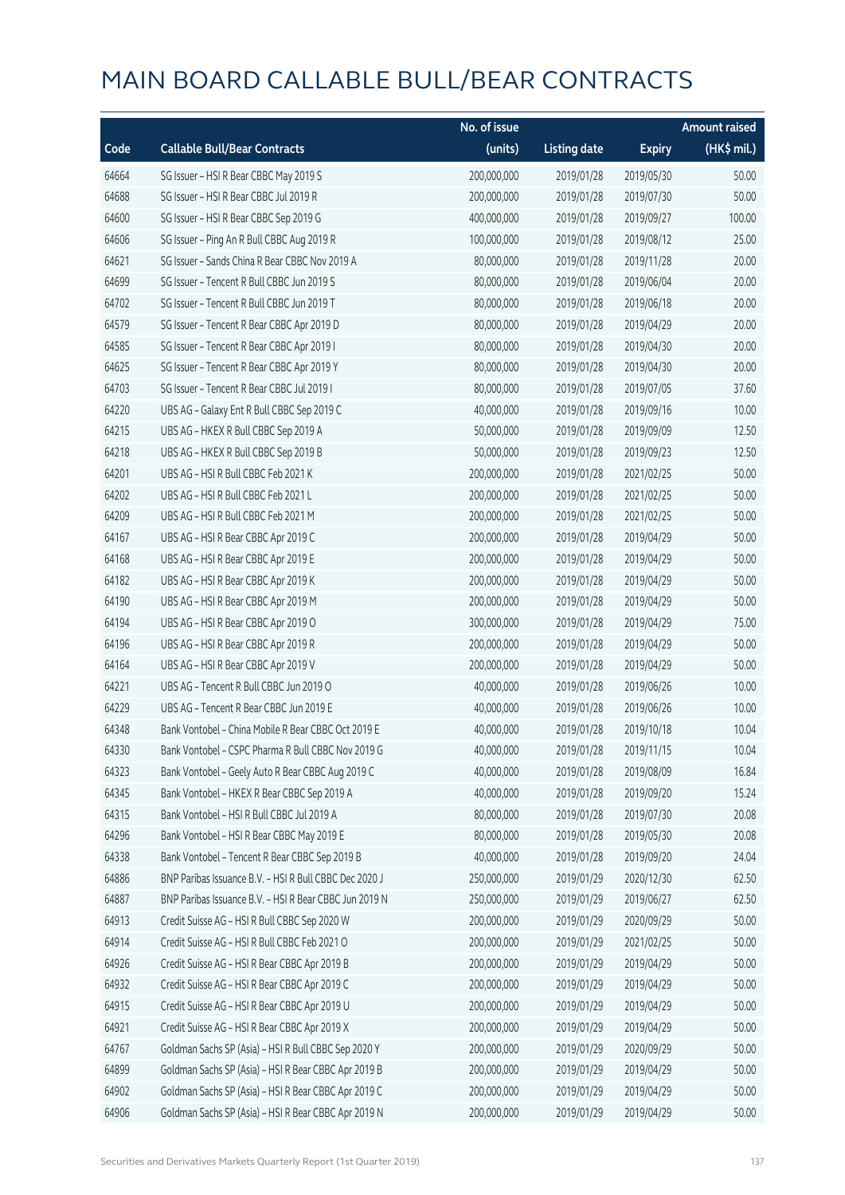# MAIN BOARD CALLABLE BULL/BEAR CONTRACTS

| Code | Callable Bull/Bear Contracts | No. of issue (units) | Listing date | Expiry | Amount raised (HK$ mil.) |
|---|---|---|---|---|---|
| 64664 | SG Issuer – HSI R Bear CBBC May 2019 S | 200,000,000 | 2019/01/28 | 2019/05/30 | 50.00 |
| 64688 | SG Issuer – HSI R Bear CBBC Jul 2019 R | 200,000,000 | 2019/01/28 | 2019/07/30 | 50.00 |
| 64600 | SG Issuer – HSI R Bear CBBC Sep 2019 G | 400,000,000 | 2019/01/28 | 2019/09/27 | 100.00 |
| 64606 | SG Issuer – Ping An R Bull CBBC Aug 2019 R | 100,000,000 | 2019/01/28 | 2019/08/12 | 25.00 |
| 64621 | SG Issuer – Sands China R Bear CBBC Nov 2019 A | 80,000,000 | 2019/01/28 | 2019/11/28 | 20.00 |
| 64699 | SG Issuer – Tencent R Bull CBBC Jun 2019 S | 80,000,000 | 2019/01/28 | 2019/06/04 | 20.00 |
| 64702 | SG Issuer – Tencent R Bull CBBC Jun 2019 T | 80,000,000 | 2019/01/28 | 2019/06/18 | 20.00 |
| 64579 | SG Issuer – Tencent R Bear CBBC Apr 2019 D | 80,000,000 | 2019/01/28 | 2019/04/29 | 20.00 |
| 64585 | SG Issuer – Tencent R Bear CBBC Apr 2019 I | 80,000,000 | 2019/01/28 | 2019/04/30 | 20.00 |
| 64625 | SG Issuer – Tencent R Bear CBBC Apr 2019 Y | 80,000,000 | 2019/01/28 | 2019/04/30 | 20.00 |
| 64703 | SG Issuer – Tencent R Bear CBBC Jul 2019 I | 80,000,000 | 2019/01/28 | 2019/07/05 | 37.60 |
| 64220 | UBS AG – Galaxy Ent R Bull CBBC Sep 2019 C | 40,000,000 | 2019/01/28 | 2019/09/16 | 10.00 |
| 64215 | UBS AG – HKEX R Bull CBBC Sep 2019 A | 50,000,000 | 2019/01/28 | 2019/09/09 | 12.50 |
| 64218 | UBS AG – HKEX R Bull CBBC Sep 2019 B | 50,000,000 | 2019/01/28 | 2019/09/23 | 12.50 |
| 64201 | UBS AG – HSI R Bull CBBC Feb 2021 K | 200,000,000 | 2019/01/28 | 2021/02/25 | 50.00 |
| 64202 | UBS AG – HSI R Bull CBBC Feb 2021 L | 200,000,000 | 2019/01/28 | 2021/02/25 | 50.00 |
| 64209 | UBS AG – HSI R Bull CBBC Feb 2021 M | 200,000,000 | 2019/01/28 | 2021/02/25 | 50.00 |
| 64167 | UBS AG – HSI R Bear CBBC Apr 2019 C | 200,000,000 | 2019/01/28 | 2019/04/29 | 50.00 |
| 64168 | UBS AG – HSI R Bear CBBC Apr 2019 E | 200,000,000 | 2019/01/28 | 2019/04/29 | 50.00 |
| 64182 | UBS AG – HSI R Bear CBBC Apr 2019 K | 200,000,000 | 2019/01/28 | 2019/04/29 | 50.00 |
| 64190 | UBS AG – HSI R Bear CBBC Apr 2019 M | 200,000,000 | 2019/01/28 | 2019/04/29 | 50.00 |
| 64194 | UBS AG – HSI R Bear CBBC Apr 2019 O | 300,000,000 | 2019/01/28 | 2019/04/29 | 75.00 |
| 64196 | UBS AG – HSI R Bear CBBC Apr 2019 R | 200,000,000 | 2019/01/28 | 2019/04/29 | 50.00 |
| 64164 | UBS AG – HSI R Bear CBBC Apr 2019 V | 200,000,000 | 2019/01/28 | 2019/04/29 | 50.00 |
| 64221 | UBS AG – Tencent R Bull CBBC Jun 2019 O | 40,000,000 | 2019/01/28 | 2019/06/26 | 10.00 |
| 64229 | UBS AG – Tencent R Bear CBBC Jun 2019 E | 40,000,000 | 2019/01/28 | 2019/06/26 | 10.00 |
| 64348 | Bank Vontobel – China Mobile R Bear CBBC Oct 2019 E | 40,000,000 | 2019/01/28 | 2019/10/18 | 10.04 |
| 64330 | Bank Vontobel – CSPC Pharma R Bull CBBC Nov 2019 G | 40,000,000 | 2019/01/28 | 2019/11/15 | 10.04 |
| 64323 | Bank Vontobel – Geely Auto R Bear CBBC Aug 2019 C | 40,000,000 | 2019/01/28 | 2019/08/09 | 16.84 |
| 64345 | Bank Vontobel – HKEX R Bear CBBC Sep 2019 A | 40,000,000 | 2019/01/28 | 2019/09/20 | 15.24 |
| 64315 | Bank Vontobel – HSI R Bull CBBC Jul 2019 A | 80,000,000 | 2019/01/28 | 2019/07/30 | 20.08 |
| 64296 | Bank Vontobel – HSI R Bear CBBC May 2019 E | 80,000,000 | 2019/01/28 | 2019/05/30 | 20.08 |
| 64338 | Bank Vontobel – Tencent R Bear CBBC Sep 2019 B | 40,000,000 | 2019/01/28 | 2019/09/20 | 24.04 |
| 64886 | BNP Paribas Issuance B.V. – HSI R Bull CBBC Dec 2020 J | 250,000,000 | 2019/01/29 | 2020/12/30 | 62.50 |
| 64887 | BNP Paribas Issuance B.V. – HSI R Bear CBBC Jun 2019 N | 250,000,000 | 2019/01/29 | 2019/06/27 | 62.50 |
| 64913 | Credit Suisse AG – HSI R Bull CBBC Sep 2020 W | 200,000,000 | 2019/01/29 | 2020/09/29 | 50.00 |
| 64914 | Credit Suisse AG – HSI R Bull CBBC Feb 2021 O | 200,000,000 | 2019/01/29 | 2021/02/25 | 50.00 |
| 64926 | Credit Suisse AG – HSI R Bear CBBC Apr 2019 B | 200,000,000 | 2019/01/29 | 2019/04/29 | 50.00 |
| 64932 | Credit Suisse AG – HSI R Bear CBBC Apr 2019 C | 200,000,000 | 2019/01/29 | 2019/04/29 | 50.00 |
| 64915 | Credit Suisse AG – HSI R Bear CBBC Apr 2019 U | 200,000,000 | 2019/01/29 | 2019/04/29 | 50.00 |
| 64921 | Credit Suisse AG – HSI R Bear CBBC Apr 2019 X | 200,000,000 | 2019/01/29 | 2019/04/29 | 50.00 |
| 64767 | Goldman Sachs SP (Asia) – HSI R Bull CBBC Sep 2020 Y | 200,000,000 | 2019/01/29 | 2020/09/29 | 50.00 |
| 64899 | Goldman Sachs SP (Asia) – HSI R Bear CBBC Apr 2019 B | 200,000,000 | 2019/01/29 | 2019/04/29 | 50.00 |
| 64902 | Goldman Sachs SP (Asia) – HSI R Bear CBBC Apr 2019 C | 200,000,000 | 2019/01/29 | 2019/04/29 | 50.00 |
| 64906 | Goldman Sachs SP (Asia) – HSI R Bear CBBC Apr 2019 N | 200,000,000 | 2019/01/29 | 2019/04/29 | 50.00 |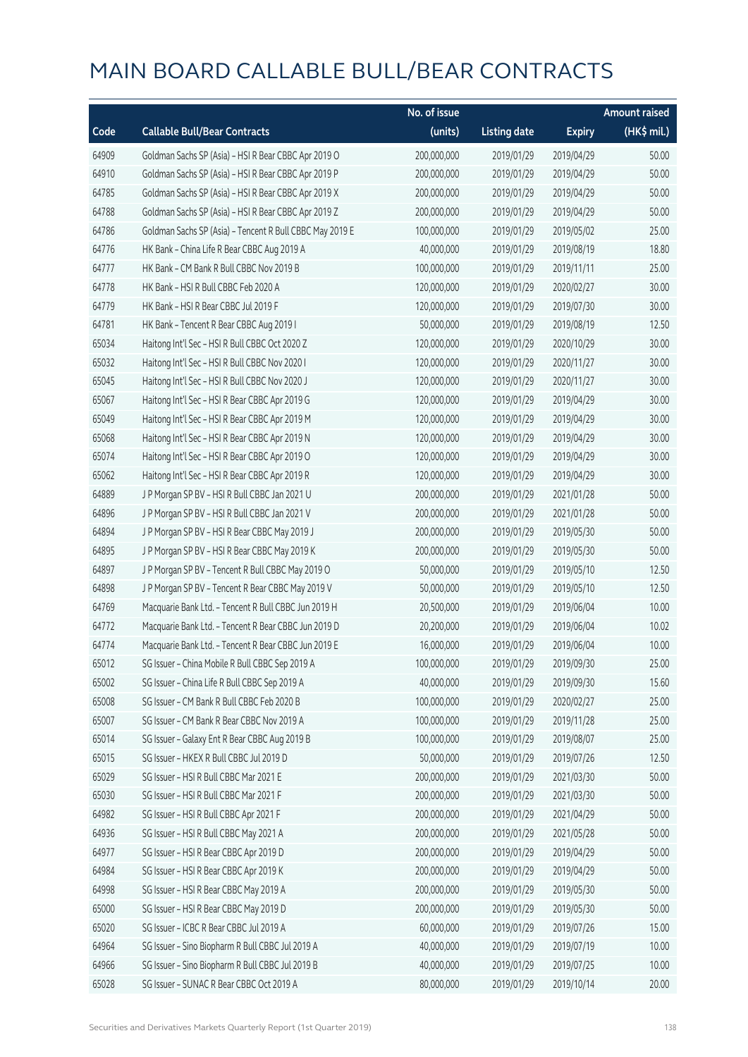# MAIN BOARD CALLABLE BULL/BEAR CONTRACTS

| Code | Callable Bull/Bear Contracts | No. of issue (units) | Listing date | Expiry | Amount raised (HK$ mil.) |
|---|---|---|---|---|---|
| 64909 | Goldman Sachs SP (Asia) – HSI R Bear CBBC Apr 2019 O | 200,000,000 | 2019/01/29 | 2019/04/29 | 50.00 |
| 64910 | Goldman Sachs SP (Asia) – HSI R Bear CBBC Apr 2019 P | 200,000,000 | 2019/01/29 | 2019/04/29 | 50.00 |
| 64785 | Goldman Sachs SP (Asia) – HSI R Bear CBBC Apr 2019 X | 200,000,000 | 2019/01/29 | 2019/04/29 | 50.00 |
| 64788 | Goldman Sachs SP (Asia) – HSI R Bear CBBC Apr 2019 Z | 200,000,000 | 2019/01/29 | 2019/04/29 | 50.00 |
| 64786 | Goldman Sachs SP (Asia) – Tencent R Bull CBBC May 2019 E | 100,000,000 | 2019/01/29 | 2019/05/02 | 25.00 |
| 64776 | HK Bank – China Life R Bear CBBC Aug 2019 A | 40,000,000 | 2019/01/29 | 2019/08/19 | 18.80 |
| 64777 | HK Bank – CM Bank R Bull CBBC Nov 2019 B | 100,000,000 | 2019/01/29 | 2019/11/11 | 25.00 |
| 64778 | HK Bank – HSI R Bull CBBC Feb 2020 A | 120,000,000 | 2019/01/29 | 2020/02/27 | 30.00 |
| 64779 | HK Bank – HSI R Bear CBBC Jul 2019 F | 120,000,000 | 2019/01/29 | 2019/07/30 | 30.00 |
| 64781 | HK Bank – Tencent R Bear CBBC Aug 2019 I | 50,000,000 | 2019/01/29 | 2019/08/19 | 12.50 |
| 65034 | Haitong Int'l Sec – HSI R Bull CBBC Oct 2020 Z | 120,000,000 | 2019/01/29 | 2020/10/29 | 30.00 |
| 65032 | Haitong Int'l Sec – HSI R Bull CBBC Nov 2020 I | 120,000,000 | 2019/01/29 | 2020/11/27 | 30.00 |
| 65045 | Haitong Int'l Sec – HSI R Bull CBBC Nov 2020 J | 120,000,000 | 2019/01/29 | 2020/11/27 | 30.00 |
| 65067 | Haitong Int'l Sec – HSI R Bear CBBC Apr 2019 G | 120,000,000 | 2019/01/29 | 2019/04/29 | 30.00 |
| 65049 | Haitong Int'l Sec – HSI R Bear CBBC Apr 2019 M | 120,000,000 | 2019/01/29 | 2019/04/29 | 30.00 |
| 65068 | Haitong Int'l Sec – HSI R Bear CBBC Apr 2019 N | 120,000,000 | 2019/01/29 | 2019/04/29 | 30.00 |
| 65074 | Haitong Int'l Sec – HSI R Bear CBBC Apr 2019 O | 120,000,000 | 2019/01/29 | 2019/04/29 | 30.00 |
| 65062 | Haitong Int'l Sec – HSI R Bear CBBC Apr 2019 R | 120,000,000 | 2019/01/29 | 2019/04/29 | 30.00 |
| 64889 | J P Morgan SP BV – HSI R Bull CBBC Jan 2021 U | 200,000,000 | 2019/01/29 | 2021/01/28 | 50.00 |
| 64896 | J P Morgan SP BV – HSI R Bull CBBC Jan 2021 V | 200,000,000 | 2019/01/29 | 2021/01/28 | 50.00 |
| 64894 | J P Morgan SP BV – HSI R Bear CBBC May 2019 J | 200,000,000 | 2019/01/29 | 2019/05/30 | 50.00 |
| 64895 | J P Morgan SP BV – HSI R Bear CBBC May 2019 K | 200,000,000 | 2019/01/29 | 2019/05/30 | 50.00 |
| 64897 | J P Morgan SP BV – Tencent R Bull CBBC May 2019 O | 50,000,000 | 2019/01/29 | 2019/05/10 | 12.50 |
| 64898 | J P Morgan SP BV – Tencent R Bear CBBC May 2019 V | 50,000,000 | 2019/01/29 | 2019/05/10 | 12.50 |
| 64769 | Macquarie Bank Ltd. – Tencent R Bull CBBC Jun 2019 H | 20,500,000 | 2019/01/29 | 2019/06/04 | 10.00 |
| 64772 | Macquarie Bank Ltd. – Tencent R Bear CBBC Jun 2019 D | 20,200,000 | 2019/01/29 | 2019/06/04 | 10.02 |
| 64774 | Macquarie Bank Ltd. – Tencent R Bear CBBC Jun 2019 E | 16,000,000 | 2019/01/29 | 2019/06/04 | 10.00 |
| 65012 | SG Issuer – China Mobile R Bull CBBC Sep 2019 A | 100,000,000 | 2019/01/29 | 2019/09/30 | 25.00 |
| 65002 | SG Issuer – China Life R Bull CBBC Sep 2019 A | 40,000,000 | 2019/01/29 | 2019/09/30 | 15.60 |
| 65008 | SG Issuer – CM Bank R Bull CBBC Feb 2020 B | 100,000,000 | 2019/01/29 | 2020/02/27 | 25.00 |
| 65007 | SG Issuer – CM Bank R Bear CBBC Nov 2019 A | 100,000,000 | 2019/01/29 | 2019/11/28 | 25.00 |
| 65014 | SG Issuer – Galaxy Ent R Bear CBBC Aug 2019 B | 100,000,000 | 2019/01/29 | 2019/08/07 | 25.00 |
| 65015 | SG Issuer – HKEX R Bull CBBC Jul 2019 D | 50,000,000 | 2019/01/29 | 2019/07/26 | 12.50 |
| 65029 | SG Issuer – HSI R Bull CBBC Mar 2021 E | 200,000,000 | 2019/01/29 | 2021/03/30 | 50.00 |
| 65030 | SG Issuer – HSI R Bull CBBC Mar 2021 F | 200,000,000 | 2019/01/29 | 2021/03/30 | 50.00 |
| 64982 | SG Issuer – HSI R Bull CBBC Apr 2021 F | 200,000,000 | 2019/01/29 | 2021/04/29 | 50.00 |
| 64936 | SG Issuer – HSI R Bull CBBC May 2021 A | 200,000,000 | 2019/01/29 | 2021/05/28 | 50.00 |
| 64977 | SG Issuer – HSI R Bear CBBC Apr 2019 D | 200,000,000 | 2019/01/29 | 2019/04/29 | 50.00 |
| 64984 | SG Issuer – HSI R Bear CBBC Apr 2019 K | 200,000,000 | 2019/01/29 | 2019/04/29 | 50.00 |
| 64998 | SG Issuer – HSI R Bear CBBC May 2019 A | 200,000,000 | 2019/01/29 | 2019/05/30 | 50.00 |
| 65000 | SG Issuer – HSI R Bear CBBC May 2019 D | 200,000,000 | 2019/01/29 | 2019/05/30 | 50.00 |
| 65020 | SG Issuer – ICBC R Bear CBBC Jul 2019 A | 60,000,000 | 2019/01/29 | 2019/07/26 | 15.00 |
| 64964 | SG Issuer – Sino Biopharm R Bull CBBC Jul 2019 A | 40,000,000 | 2019/01/29 | 2019/07/19 | 10.00 |
| 64966 | SG Issuer – Sino Biopharm R Bull CBBC Jul 2019 B | 40,000,000 | 2019/01/29 | 2019/07/25 | 10.00 |
| 65028 | SG Issuer – SUNAC R Bear CBBC Oct 2019 A | 80,000,000 | 2019/01/29 | 2019/10/14 | 20.00 |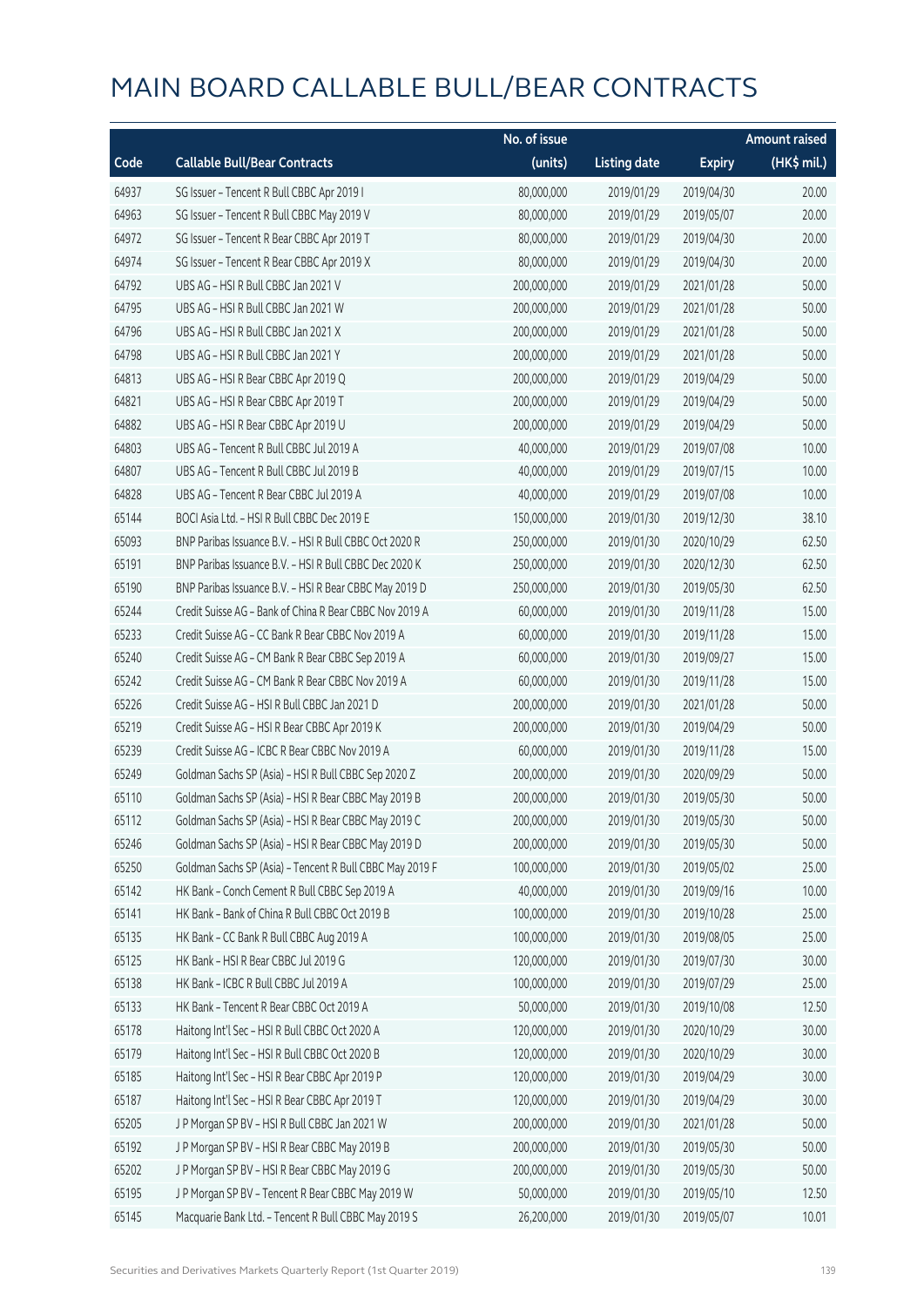# MAIN BOARD CALLABLE BULL/BEAR CONTRACTS

| Code | Callable Bull/Bear Contracts | No. of issue (units) | Listing date | Expiry | Amount raised (HK$ mil.) |
|---|---|---|---|---|---|
| 64937 | SG Issuer – Tencent R Bull CBBC Apr 2019 I | 80,000,000 | 2019/01/29 | 2019/04/30 | 20.00 |
| 64963 | SG Issuer – Tencent R Bull CBBC May 2019 V | 80,000,000 | 2019/01/29 | 2019/05/07 | 20.00 |
| 64972 | SG Issuer – Tencent R Bear CBBC Apr 2019 T | 80,000,000 | 2019/01/29 | 2019/04/30 | 20.00 |
| 64974 | SG Issuer – Tencent R Bear CBBC Apr 2019 X | 80,000,000 | 2019/01/29 | 2019/04/30 | 20.00 |
| 64792 | UBS AG – HSI R Bull CBBC Jan 2021 V | 200,000,000 | 2019/01/29 | 2021/01/28 | 50.00 |
| 64795 | UBS AG – HSI R Bull CBBC Jan 2021 W | 200,000,000 | 2019/01/29 | 2021/01/28 | 50.00 |
| 64796 | UBS AG – HSI R Bull CBBC Jan 2021 X | 200,000,000 | 2019/01/29 | 2021/01/28 | 50.00 |
| 64798 | UBS AG – HSI R Bull CBBC Jan 2021 Y | 200,000,000 | 2019/01/29 | 2021/01/28 | 50.00 |
| 64813 | UBS AG – HSI R Bear CBBC Apr 2019 Q | 200,000,000 | 2019/01/29 | 2019/04/29 | 50.00 |
| 64821 | UBS AG – HSI R Bear CBBC Apr 2019 T | 200,000,000 | 2019/01/29 | 2019/04/29 | 50.00 |
| 64882 | UBS AG – HSI R Bear CBBC Apr 2019 U | 200,000,000 | 2019/01/29 | 2019/04/29 | 50.00 |
| 64803 | UBS AG – Tencent R Bull CBBC Jul 2019 A | 40,000,000 | 2019/01/29 | 2019/07/08 | 10.00 |
| 64807 | UBS AG – Tencent R Bull CBBC Jul 2019 B | 40,000,000 | 2019/01/29 | 2019/07/15 | 10.00 |
| 64828 | UBS AG – Tencent R Bear CBBC Jul 2019 A | 40,000,000 | 2019/01/29 | 2019/07/08 | 10.00 |
| 65144 | BOCI Asia Ltd. – HSI R Bull CBBC Dec 2019 E | 150,000,000 | 2019/01/30 | 2019/12/30 | 38.10 |
| 65093 | BNP Paribas Issuance B.V. – HSI R Bull CBBC Oct 2020 R | 250,000,000 | 2019/01/30 | 2020/10/29 | 62.50 |
| 65191 | BNP Paribas Issuance B.V. – HSI R Bull CBBC Dec 2020 K | 250,000,000 | 2019/01/30 | 2020/12/30 | 62.50 |
| 65190 | BNP Paribas Issuance B.V. – HSI R Bear CBBC May 2019 D | 250,000,000 | 2019/01/30 | 2019/05/30 | 62.50 |
| 65244 | Credit Suisse AG – Bank of China R Bear CBBC Nov 2019 A | 60,000,000 | 2019/01/30 | 2019/11/28 | 15.00 |
| 65233 | Credit Suisse AG – CC Bank R Bear CBBC Nov 2019 A | 60,000,000 | 2019/01/30 | 2019/11/28 | 15.00 |
| 65240 | Credit Suisse AG – CM Bank R Bear CBBC Sep 2019 A | 60,000,000 | 2019/01/30 | 2019/09/27 | 15.00 |
| 65242 | Credit Suisse AG – CM Bank R Bear CBBC Nov 2019 A | 60,000,000 | 2019/01/30 | 2019/11/28 | 15.00 |
| 65226 | Credit Suisse AG – HSI R Bull CBBC Jan 2021 D | 200,000,000 | 2019/01/30 | 2021/01/28 | 50.00 |
| 65219 | Credit Suisse AG – HSI R Bear CBBC Apr 2019 K | 200,000,000 | 2019/01/30 | 2019/04/29 | 50.00 |
| 65239 | Credit Suisse AG – ICBC R Bear CBBC Nov 2019 A | 60,000,000 | 2019/01/30 | 2019/11/28 | 15.00 |
| 65249 | Goldman Sachs SP (Asia) – HSI R Bull CBBC Sep 2020 Z | 200,000,000 | 2019/01/30 | 2020/09/29 | 50.00 |
| 65110 | Goldman Sachs SP (Asia) – HSI R Bear CBBC May 2019 B | 200,000,000 | 2019/01/30 | 2019/05/30 | 50.00 |
| 65112 | Goldman Sachs SP (Asia) – HSI R Bear CBBC May 2019 C | 200,000,000 | 2019/01/30 | 2019/05/30 | 50.00 |
| 65246 | Goldman Sachs SP (Asia) – HSI R Bear CBBC May 2019 D | 200,000,000 | 2019/01/30 | 2019/05/30 | 50.00 |
| 65250 | Goldman Sachs SP (Asia) – Tencent R Bull CBBC May 2019 F | 100,000,000 | 2019/01/30 | 2019/05/02 | 25.00 |
| 65142 | HK Bank – Conch Cement R Bull CBBC Sep 2019 A | 40,000,000 | 2019/01/30 | 2019/09/16 | 10.00 |
| 65141 | HK Bank – Bank of China R Bull CBBC Oct 2019 B | 100,000,000 | 2019/01/30 | 2019/10/28 | 25.00 |
| 65135 | HK Bank – CC Bank R Bull CBBC Aug 2019 A | 100,000,000 | 2019/01/30 | 2019/08/05 | 25.00 |
| 65125 | HK Bank – HSI R Bear CBBC Jul 2019 G | 120,000,000 | 2019/01/30 | 2019/07/30 | 30.00 |
| 65138 | HK Bank – ICBC R Bull CBBC Jul 2019 A | 100,000,000 | 2019/01/30 | 2019/07/29 | 25.00 |
| 65133 | HK Bank – Tencent R Bear CBBC Oct 2019 A | 50,000,000 | 2019/01/30 | 2019/10/08 | 12.50 |
| 65178 | Haitong Int'l Sec – HSI R Bull CBBC Oct 2020 A | 120,000,000 | 2019/01/30 | 2020/10/29 | 30.00 |
| 65179 | Haitong Int'l Sec – HSI R Bull CBBC Oct 2020 B | 120,000,000 | 2019/01/30 | 2020/10/29 | 30.00 |
| 65185 | Haitong Int'l Sec – HSI R Bear CBBC Apr 2019 P | 120,000,000 | 2019/01/30 | 2019/04/29 | 30.00 |
| 65187 | Haitong Int'l Sec – HSI R Bear CBBC Apr 2019 T | 120,000,000 | 2019/01/30 | 2019/04/29 | 30.00 |
| 65205 | J P Morgan SP BV – HSI R Bull CBBC Jan 2021 W | 200,000,000 | 2019/01/30 | 2021/01/28 | 50.00 |
| 65192 | J P Morgan SP BV – HSI R Bear CBBC May 2019 B | 200,000,000 | 2019/01/30 | 2019/05/30 | 50.00 |
| 65202 | J P Morgan SP BV – HSI R Bear CBBC May 2019 G | 200,000,000 | 2019/01/30 | 2019/05/30 | 50.00 |
| 65195 | J P Morgan SP BV – Tencent R Bear CBBC May 2019 W | 50,000,000 | 2019/01/30 | 2019/05/10 | 12.50 |
| 65145 | Macquarie Bank Ltd. – Tencent R Bull CBBC May 2019 S | 26,200,000 | 2019/01/30 | 2019/05/07 | 10.01 |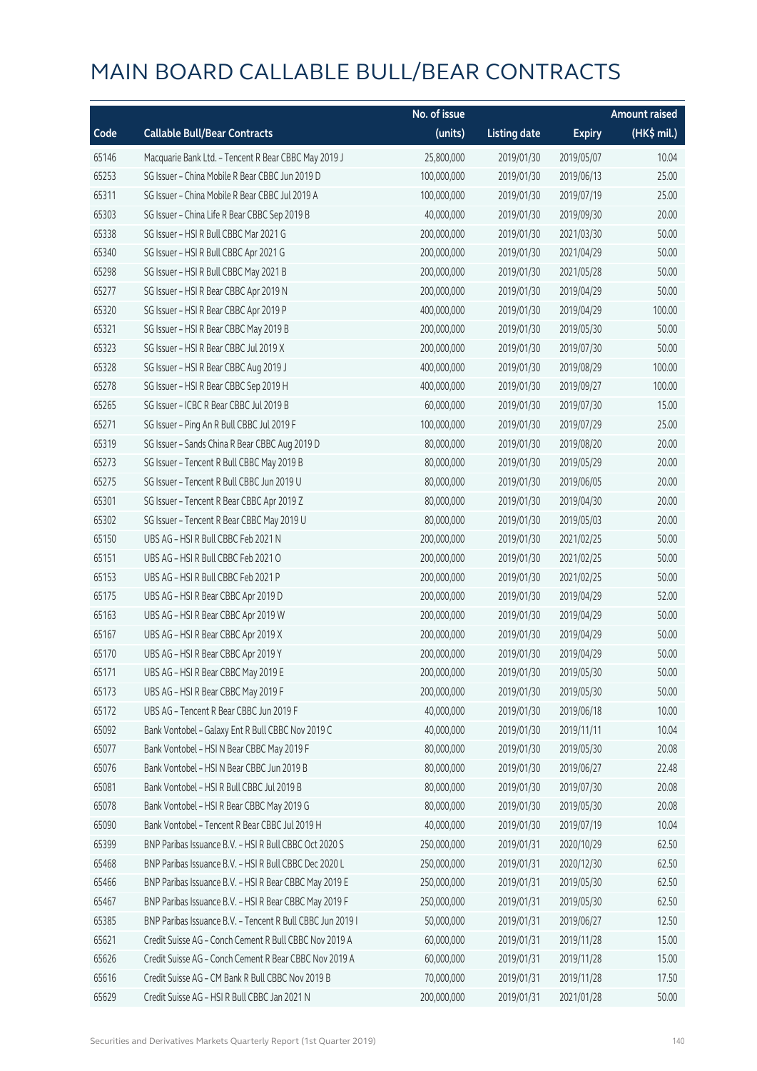# MAIN BOARD CALLABLE BULL/BEAR CONTRACTS

| Code | Callable Bull/Bear Contracts | No. of issue (units) | Listing date | Expiry | Amount raised (HK$ mil.) |
|---|---|---|---|---|---|
| 65146 | Macquarie Bank Ltd. – Tencent R Bear CBBC May 2019 J | 25,800,000 | 2019/01/30 | 2019/05/07 | 10.04 |
| 65253 | SG Issuer – China Mobile R Bear CBBC Jun 2019 D | 100,000,000 | 2019/01/30 | 2019/06/13 | 25.00 |
| 65311 | SG Issuer – China Mobile R Bear CBBC Jul 2019 A | 100,000,000 | 2019/01/30 | 2019/07/19 | 25.00 |
| 65303 | SG Issuer – China Life R Bear CBBC Sep 2019 B | 40,000,000 | 2019/01/30 | 2019/09/30 | 20.00 |
| 65338 | SG Issuer – HSI R Bull CBBC Mar 2021 G | 200,000,000 | 2019/01/30 | 2021/03/30 | 50.00 |
| 65340 | SG Issuer – HSI R Bull CBBC Apr 2021 G | 200,000,000 | 2019/01/30 | 2021/04/29 | 50.00 |
| 65298 | SG Issuer – HSI R Bull CBBC May 2021 B | 200,000,000 | 2019/01/30 | 2021/05/28 | 50.00 |
| 65277 | SG Issuer – HSI R Bear CBBC Apr 2019 N | 200,000,000 | 2019/01/30 | 2019/04/29 | 50.00 |
| 65320 | SG Issuer – HSI R Bear CBBC Apr 2019 P | 400,000,000 | 2019/01/30 | 2019/04/29 | 100.00 |
| 65321 | SG Issuer – HSI R Bear CBBC May 2019 B | 200,000,000 | 2019/01/30 | 2019/05/30 | 50.00 |
| 65323 | SG Issuer – HSI R Bear CBBC Jul 2019 X | 200,000,000 | 2019/01/30 | 2019/07/30 | 50.00 |
| 65328 | SG Issuer – HSI R Bear CBBC Aug 2019 J | 400,000,000 | 2019/01/30 | 2019/08/29 | 100.00 |
| 65278 | SG Issuer – HSI R Bear CBBC Sep 2019 H | 400,000,000 | 2019/01/30 | 2019/09/27 | 100.00 |
| 65265 | SG Issuer – ICBC R Bear CBBC Jul 2019 B | 60,000,000 | 2019/01/30 | 2019/07/30 | 15.00 |
| 65271 | SG Issuer – Ping An R Bull CBBC Jul 2019 F | 100,000,000 | 2019/01/30 | 2019/07/29 | 25.00 |
| 65319 | SG Issuer – Sands China R Bear CBBC Aug 2019 D | 80,000,000 | 2019/01/30 | 2019/08/20 | 20.00 |
| 65273 | SG Issuer – Tencent R Bull CBBC May 2019 B | 80,000,000 | 2019/01/30 | 2019/05/29 | 20.00 |
| 65275 | SG Issuer – Tencent R Bull CBBC Jun 2019 U | 80,000,000 | 2019/01/30 | 2019/06/05 | 20.00 |
| 65301 | SG Issuer – Tencent R Bear CBBC Apr 2019 Z | 80,000,000 | 2019/01/30 | 2019/04/30 | 20.00 |
| 65302 | SG Issuer – Tencent R Bear CBBC May 2019 U | 80,000,000 | 2019/01/30 | 2019/05/03 | 20.00 |
| 65150 | UBS AG – HSI R Bull CBBC Feb 2021 N | 200,000,000 | 2019/01/30 | 2021/02/25 | 50.00 |
| 65151 | UBS AG – HSI R Bull CBBC Feb 2021 O | 200,000,000 | 2019/01/30 | 2021/02/25 | 50.00 |
| 65153 | UBS AG – HSI R Bull CBBC Feb 2021 P | 200,000,000 | 2019/01/30 | 2021/02/25 | 50.00 |
| 65175 | UBS AG – HSI R Bear CBBC Apr 2019 D | 200,000,000 | 2019/01/30 | 2019/04/29 | 52.00 |
| 65163 | UBS AG – HSI R Bear CBBC Apr 2019 W | 200,000,000 | 2019/01/30 | 2019/04/29 | 50.00 |
| 65167 | UBS AG – HSI R Bear CBBC Apr 2019 X | 200,000,000 | 2019/01/30 | 2019/04/29 | 50.00 |
| 65170 | UBS AG – HSI R Bear CBBC Apr 2019 Y | 200,000,000 | 2019/01/30 | 2019/04/29 | 50.00 |
| 65171 | UBS AG – HSI R Bear CBBC May 2019 E | 200,000,000 | 2019/01/30 | 2019/05/30 | 50.00 |
| 65173 | UBS AG – HSI R Bear CBBC May 2019 F | 200,000,000 | 2019/01/30 | 2019/05/30 | 50.00 |
| 65172 | UBS AG – Tencent R Bear CBBC Jun 2019 F | 40,000,000 | 2019/01/30 | 2019/06/18 | 10.00 |
| 65092 | Bank Vontobel – Galaxy Ent R Bull CBBC Nov 2019 C | 40,000,000 | 2019/01/30 | 2019/11/11 | 10.04 |
| 65077 | Bank Vontobel – HSI N Bear CBBC May 2019 F | 80,000,000 | 2019/01/30 | 2019/05/30 | 20.08 |
| 65076 | Bank Vontobel – HSI N Bear CBBC Jun 2019 B | 80,000,000 | 2019/01/30 | 2019/06/27 | 22.48 |
| 65081 | Bank Vontobel – HSI R Bull CBBC Jul 2019 B | 80,000,000 | 2019/01/30 | 2019/07/30 | 20.08 |
| 65078 | Bank Vontobel – HSI R Bear CBBC May 2019 G | 80,000,000 | 2019/01/30 | 2019/05/30 | 20.08 |
| 65090 | Bank Vontobel – Tencent R Bear CBBC Jul 2019 H | 40,000,000 | 2019/01/30 | 2019/07/19 | 10.04 |
| 65399 | BNP Paribas Issuance B.V. – HSI R Bull CBBC Oct 2020 S | 250,000,000 | 2019/01/31 | 2020/10/29 | 62.50 |
| 65468 | BNP Paribas Issuance B.V. – HSI R Bull CBBC Dec 2020 L | 250,000,000 | 2019/01/31 | 2020/12/30 | 62.50 |
| 65466 | BNP Paribas Issuance B.V. – HSI R Bear CBBC May 2019 E | 250,000,000 | 2019/01/31 | 2019/05/30 | 62.50 |
| 65467 | BNP Paribas Issuance B.V. – HSI R Bear CBBC May 2019 F | 250,000,000 | 2019/01/31 | 2019/05/30 | 62.50 |
| 65385 | BNP Paribas Issuance B.V. – Tencent R Bull CBBC Jun 2019 I | 50,000,000 | 2019/01/31 | 2019/06/27 | 12.50 |
| 65621 | Credit Suisse AG – Conch Cement R Bull CBBC Nov 2019 A | 60,000,000 | 2019/01/31 | 2019/11/28 | 15.00 |
| 65626 | Credit Suisse AG – Conch Cement R Bear CBBC Nov 2019 A | 60,000,000 | 2019/01/31 | 2019/11/28 | 15.00 |
| 65616 | Credit Suisse AG – CM Bank R Bull CBBC Nov 2019 B | 70,000,000 | 2019/01/31 | 2019/11/28 | 17.50 |
| 65629 | Credit Suisse AG – HSI R Bull CBBC Jan 2021 N | 200,000,000 | 2019/01/31 | 2021/01/28 | 50.00 |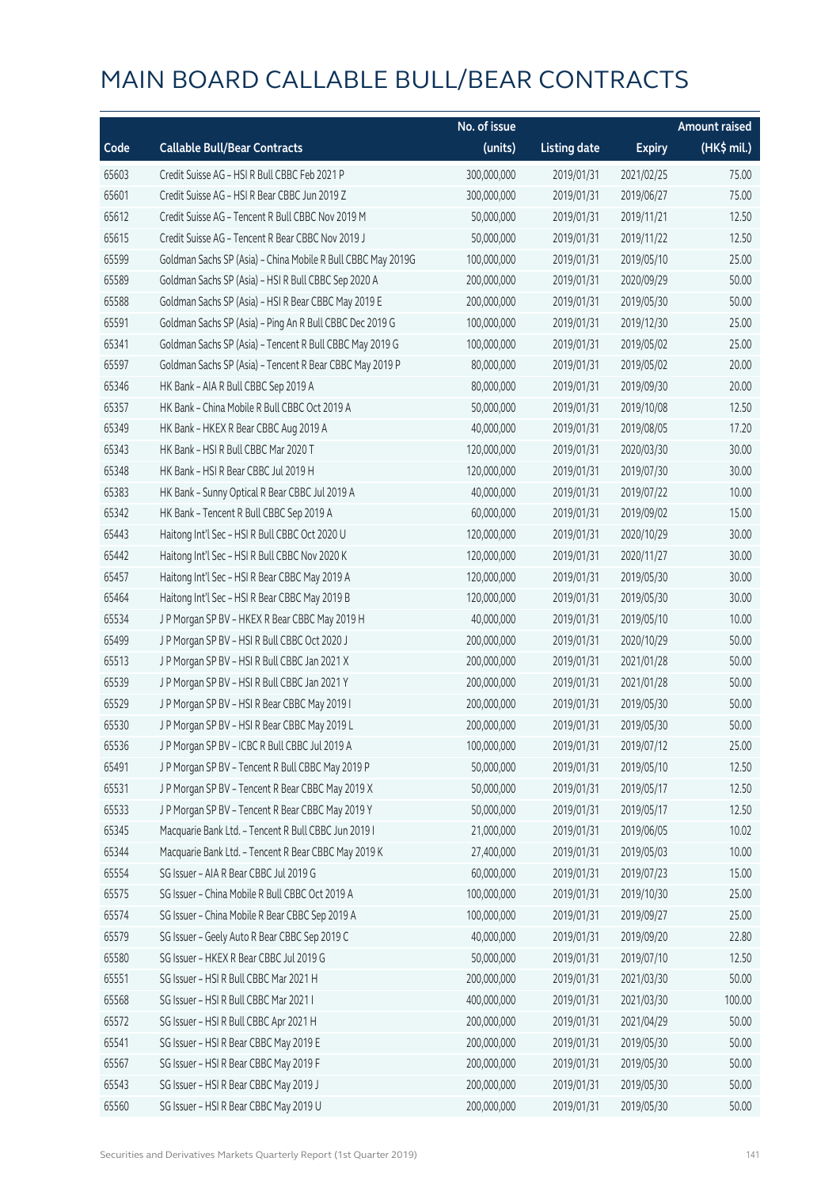# MAIN BOARD CALLABLE BULL/BEAR CONTRACTS

| Code | Callable Bull/Bear Contracts | No. of issue (units) | Listing date | Expiry | Amount raised (HK$ mil.) |
|---|---|---|---|---|---|
| 65603 | Credit Suisse AG – HSI R Bull CBBC Feb 2021 P | 300,000,000 | 2019/01/31 | 2021/02/25 | 75.00 |
| 65601 | Credit Suisse AG – HSI R Bear CBBC Jun 2019 Z | 300,000,000 | 2019/01/31 | 2019/06/27 | 75.00 |
| 65612 | Credit Suisse AG – Tencent R Bull CBBC Nov 2019 M | 50,000,000 | 2019/01/31 | 2019/11/21 | 12.50 |
| 65615 | Credit Suisse AG – Tencent R Bear CBBC Nov 2019 J | 50,000,000 | 2019/01/31 | 2019/11/22 | 12.50 |
| 65599 | Goldman Sachs SP (Asia) – China Mobile R Bull CBBC May 2019G | 100,000,000 | 2019/01/31 | 2019/05/10 | 25.00 |
| 65589 | Goldman Sachs SP (Asia) – HSI R Bull CBBC Sep 2020 A | 200,000,000 | 2019/01/31 | 2020/09/29 | 50.00 |
| 65588 | Goldman Sachs SP (Asia) – HSI R Bear CBBC May 2019 E | 200,000,000 | 2019/01/31 | 2019/05/30 | 50.00 |
| 65591 | Goldman Sachs SP (Asia) – Ping An R Bull CBBC Dec 2019 G | 100,000,000 | 2019/01/31 | 2019/12/30 | 25.00 |
| 65341 | Goldman Sachs SP (Asia) – Tencent R Bull CBBC May 2019 G | 100,000,000 | 2019/01/31 | 2019/05/02 | 25.00 |
| 65597 | Goldman Sachs SP (Asia) – Tencent R Bear CBBC May 2019 P | 80,000,000 | 2019/01/31 | 2019/05/02 | 20.00 |
| 65346 | HK Bank – AIA R Bull CBBC Sep 2019 A | 80,000,000 | 2019/01/31 | 2019/09/30 | 20.00 |
| 65357 | HK Bank – China Mobile R Bull CBBC Oct 2019 A | 50,000,000 | 2019/01/31 | 2019/10/08 | 12.50 |
| 65349 | HK Bank – HKEX R Bear CBBC Aug 2019 A | 40,000,000 | 2019/01/31 | 2019/08/05 | 17.20 |
| 65343 | HK Bank – HSI R Bull CBBC Mar 2020 T | 120,000,000 | 2019/01/31 | 2020/03/30 | 30.00 |
| 65348 | HK Bank – HSI R Bear CBBC Jul 2019 H | 120,000,000 | 2019/01/31 | 2019/07/30 | 30.00 |
| 65383 | HK Bank – Sunny Optical R Bear CBBC Jul 2019 A | 40,000,000 | 2019/01/31 | 2019/07/22 | 10.00 |
| 65342 | HK Bank – Tencent R Bull CBBC Sep 2019 A | 60,000,000 | 2019/01/31 | 2019/09/02 | 15.00 |
| 65443 | Haitong Int'l Sec – HSI R Bull CBBC Oct 2020 U | 120,000,000 | 2019/01/31 | 2020/10/29 | 30.00 |
| 65442 | Haitong Int'l Sec – HSI R Bull CBBC Nov 2020 K | 120,000,000 | 2019/01/31 | 2020/11/27 | 30.00 |
| 65457 | Haitong Int'l Sec – HSI R Bear CBBC May 2019 A | 120,000,000 | 2019/01/31 | 2019/05/30 | 30.00 |
| 65464 | Haitong Int'l Sec – HSI R Bear CBBC May 2019 B | 120,000,000 | 2019/01/31 | 2019/05/30 | 30.00 |
| 65534 | J P Morgan SP BV – HKEX R Bear CBBC May 2019 H | 40,000,000 | 2019/01/31 | 2019/05/10 | 10.00 |
| 65499 | J P Morgan SP BV – HSI R Bull CBBC Oct 2020 J | 200,000,000 | 2019/01/31 | 2020/10/29 | 50.00 |
| 65513 | J P Morgan SP BV – HSI R Bull CBBC Jan 2021 X | 200,000,000 | 2019/01/31 | 2021/01/28 | 50.00 |
| 65539 | J P Morgan SP BV – HSI R Bull CBBC Jan 2021 Y | 200,000,000 | 2019/01/31 | 2021/01/28 | 50.00 |
| 65529 | J P Morgan SP BV – HSI R Bear CBBC May 2019 I | 200,000,000 | 2019/01/31 | 2019/05/30 | 50.00 |
| 65530 | J P Morgan SP BV – HSI R Bear CBBC May 2019 L | 200,000,000 | 2019/01/31 | 2019/05/30 | 50.00 |
| 65536 | J P Morgan SP BV – ICBC R Bull CBBC Jul 2019 A | 100,000,000 | 2019/01/31 | 2019/07/12 | 25.00 |
| 65491 | J P Morgan SP BV – Tencent R Bull CBBC May 2019 P | 50,000,000 | 2019/01/31 | 2019/05/10 | 12.50 |
| 65531 | J P Morgan SP BV – Tencent R Bear CBBC May 2019 X | 50,000,000 | 2019/01/31 | 2019/05/17 | 12.50 |
| 65533 | J P Morgan SP BV – Tencent R Bear CBBC May 2019 Y | 50,000,000 | 2019/01/31 | 2019/05/17 | 12.50 |
| 65345 | Macquarie Bank Ltd. – Tencent R Bull CBBC Jun 2019 I | 21,000,000 | 2019/01/31 | 2019/06/05 | 10.02 |
| 65344 | Macquarie Bank Ltd. – Tencent R Bear CBBC May 2019 K | 27,400,000 | 2019/01/31 | 2019/05/03 | 10.00 |
| 65554 | SG Issuer – AIA R Bear CBBC Jul 2019 G | 60,000,000 | 2019/01/31 | 2019/07/23 | 15.00 |
| 65575 | SG Issuer – China Mobile R Bull CBBC Oct 2019 A | 100,000,000 | 2019/01/31 | 2019/10/30 | 25.00 |
| 65574 | SG Issuer – China Mobile R Bear CBBC Sep 2019 A | 100,000,000 | 2019/01/31 | 2019/09/27 | 25.00 |
| 65579 | SG Issuer – Geely Auto R Bear CBBC Sep 2019 C | 40,000,000 | 2019/01/31 | 2019/09/20 | 22.80 |
| 65580 | SG Issuer – HKEX R Bear CBBC Jul 2019 G | 50,000,000 | 2019/01/31 | 2019/07/10 | 12.50 |
| 65551 | SG Issuer – HSI R Bull CBBC Mar 2021 H | 200,000,000 | 2019/01/31 | 2021/03/30 | 50.00 |
| 65568 | SG Issuer – HSI R Bull CBBC Mar 2021 I | 400,000,000 | 2019/01/31 | 2021/03/30 | 100.00 |
| 65572 | SG Issuer – HSI R Bull CBBC Apr 2021 H | 200,000,000 | 2019/01/31 | 2021/04/29 | 50.00 |
| 65541 | SG Issuer – HSI R Bear CBBC May 2019 E | 200,000,000 | 2019/01/31 | 2019/05/30 | 50.00 |
| 65567 | SG Issuer – HSI R Bear CBBC May 2019 F | 200,000,000 | 2019/01/31 | 2019/05/30 | 50.00 |
| 65543 | SG Issuer – HSI R Bear CBBC May 2019 J | 200,000,000 | 2019/01/31 | 2019/05/30 | 50.00 |
| 65560 | SG Issuer – HSI R Bear CBBC May 2019 U | 200,000,000 | 2019/01/31 | 2019/05/30 | 50.00 |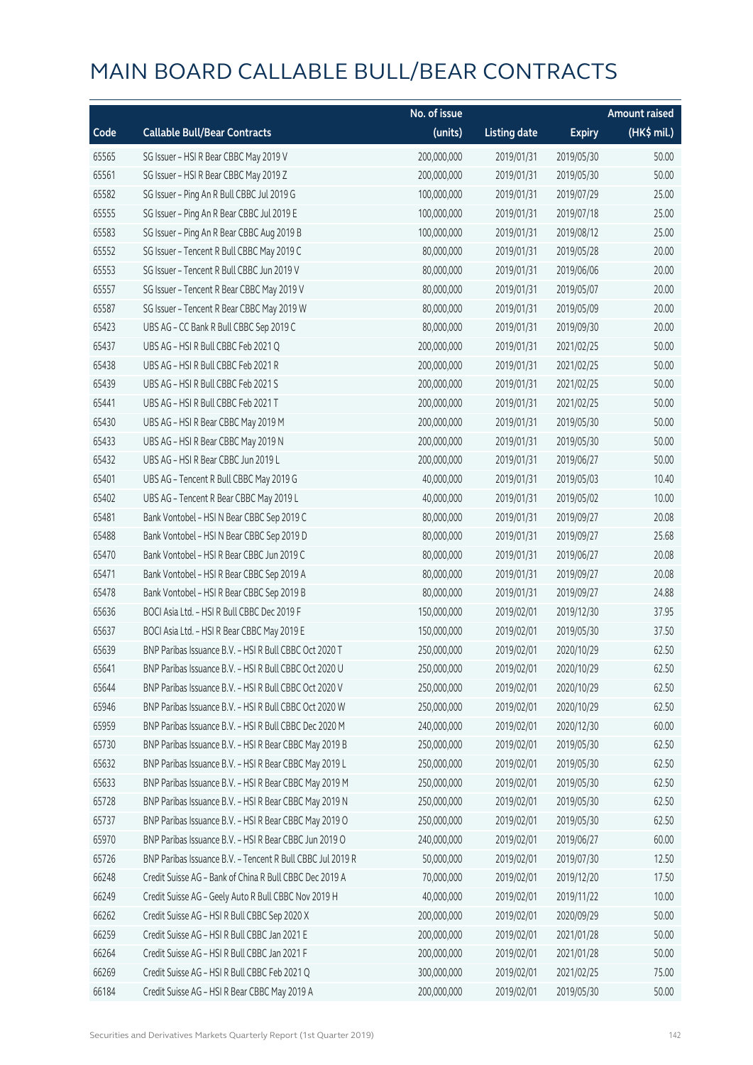# MAIN BOARD CALLABLE BULL/BEAR CONTRACTS

| Code | Callable Bull/Bear Contracts | No. of issue (units) | Listing date | Expiry | Amount raised (HK$ mil.) |
|---|---|---|---|---|---|
| 65565 | SG Issuer – HSI R Bear CBBC May 2019 V | 200,000,000 | 2019/01/31 | 2019/05/30 | 50.00 |
| 65561 | SG Issuer – HSI R Bear CBBC May 2019 Z | 200,000,000 | 2019/01/31 | 2019/05/30 | 50.00 |
| 65582 | SG Issuer – Ping An R Bull CBBC Jul 2019 G | 100,000,000 | 2019/01/31 | 2019/07/29 | 25.00 |
| 65555 | SG Issuer – Ping An R Bear CBBC Jul 2019 E | 100,000,000 | 2019/01/31 | 2019/07/18 | 25.00 |
| 65583 | SG Issuer – Ping An R Bear CBBC Aug 2019 B | 100,000,000 | 2019/01/31 | 2019/08/12 | 25.00 |
| 65552 | SG Issuer – Tencent R Bull CBBC May 2019 C | 80,000,000 | 2019/01/31 | 2019/05/28 | 20.00 |
| 65553 | SG Issuer – Tencent R Bull CBBC Jun 2019 V | 80,000,000 | 2019/01/31 | 2019/06/06 | 20.00 |
| 65557 | SG Issuer – Tencent R Bear CBBC May 2019 V | 80,000,000 | 2019/01/31 | 2019/05/07 | 20.00 |
| 65587 | SG Issuer – Tencent R Bear CBBC May 2019 W | 80,000,000 | 2019/01/31 | 2019/05/09 | 20.00 |
| 65423 | UBS AG – CC Bank R Bull CBBC Sep 2019 C | 80,000,000 | 2019/01/31 | 2019/09/30 | 20.00 |
| 65437 | UBS AG – HSI R Bull CBBC Feb 2021 Q | 200,000,000 | 2019/01/31 | 2021/02/25 | 50.00 |
| 65438 | UBS AG – HSI R Bull CBBC Feb 2021 R | 200,000,000 | 2019/01/31 | 2021/02/25 | 50.00 |
| 65439 | UBS AG – HSI R Bull CBBC Feb 2021 S | 200,000,000 | 2019/01/31 | 2021/02/25 | 50.00 |
| 65441 | UBS AG – HSI R Bull CBBC Feb 2021 T | 200,000,000 | 2019/01/31 | 2021/02/25 | 50.00 |
| 65430 | UBS AG – HSI R Bear CBBC May 2019 M | 200,000,000 | 2019/01/31 | 2019/05/30 | 50.00 |
| 65433 | UBS AG – HSI R Bear CBBC May 2019 N | 200,000,000 | 2019/01/31 | 2019/05/30 | 50.00 |
| 65432 | UBS AG – HSI R Bear CBBC Jun 2019 L | 200,000,000 | 2019/01/31 | 2019/06/27 | 50.00 |
| 65401 | UBS AG – Tencent R Bull CBBC May 2019 G | 40,000,000 | 2019/01/31 | 2019/05/03 | 10.40 |
| 65402 | UBS AG – Tencent R Bear CBBC May 2019 L | 40,000,000 | 2019/01/31 | 2019/05/02 | 10.00 |
| 65481 | Bank Vontobel – HSI N Bear CBBC Sep 2019 C | 80,000,000 | 2019/01/31 | 2019/09/27 | 20.08 |
| 65488 | Bank Vontobel – HSI N Bear CBBC Sep 2019 D | 80,000,000 | 2019/01/31 | 2019/09/27 | 25.68 |
| 65470 | Bank Vontobel – HSI R Bear CBBC Jun 2019 C | 80,000,000 | 2019/01/31 | 2019/06/27 | 20.08 |
| 65471 | Bank Vontobel – HSI R Bear CBBC Sep 2019 A | 80,000,000 | 2019/01/31 | 2019/09/27 | 20.08 |
| 65478 | Bank Vontobel – HSI R Bear CBBC Sep 2019 B | 80,000,000 | 2019/01/31 | 2019/09/27 | 24.88 |
| 65636 | BOCI Asia Ltd. – HSI R Bull CBBC Dec 2019 F | 150,000,000 | 2019/02/01 | 2019/12/30 | 37.95 |
| 65637 | BOCI Asia Ltd. – HSI R Bear CBBC May 2019 E | 150,000,000 | 2019/02/01 | 2019/05/30 | 37.50 |
| 65639 | BNP Paribas Issuance B.V. – HSI R Bull CBBC Oct 2020 T | 250,000,000 | 2019/02/01 | 2020/10/29 | 62.50 |
| 65641 | BNP Paribas Issuance B.V. – HSI R Bull CBBC Oct 2020 U | 250,000,000 | 2019/02/01 | 2020/10/29 | 62.50 |
| 65644 | BNP Paribas Issuance B.V. – HSI R Bull CBBC Oct 2020 V | 250,000,000 | 2019/02/01 | 2020/10/29 | 62.50 |
| 65946 | BNP Paribas Issuance B.V. – HSI R Bull CBBC Oct 2020 W | 250,000,000 | 2019/02/01 | 2020/10/29 | 62.50 |
| 65959 | BNP Paribas Issuance B.V. – HSI R Bull CBBC Dec 2020 M | 240,000,000 | 2019/02/01 | 2020/12/30 | 60.00 |
| 65730 | BNP Paribas Issuance B.V. – HSI R Bear CBBC May 2019 B | 250,000,000 | 2019/02/01 | 2019/05/30 | 62.50 |
| 65632 | BNP Paribas Issuance B.V. – HSI R Bear CBBC May 2019 L | 250,000,000 | 2019/02/01 | 2019/05/30 | 62.50 |
| 65633 | BNP Paribas Issuance B.V. – HSI R Bear CBBC May 2019 M | 250,000,000 | 2019/02/01 | 2019/05/30 | 62.50 |
| 65728 | BNP Paribas Issuance B.V. – HSI R Bear CBBC May 2019 N | 250,000,000 | 2019/02/01 | 2019/05/30 | 62.50 |
| 65737 | BNP Paribas Issuance B.V. – HSI R Bear CBBC May 2019 O | 250,000,000 | 2019/02/01 | 2019/05/30 | 62.50 |
| 65970 | BNP Paribas Issuance B.V. – HSI R Bear CBBC Jun 2019 O | 240,000,000 | 2019/02/01 | 2019/06/27 | 60.00 |
| 65726 | BNP Paribas Issuance B.V. – Tencent R Bull CBBC Jul 2019 R | 50,000,000 | 2019/02/01 | 2019/07/30 | 12.50 |
| 66248 | Credit Suisse AG – Bank of China R Bull CBBC Dec 2019 A | 70,000,000 | 2019/02/01 | 2019/12/20 | 17.50 |
| 66249 | Credit Suisse AG – Geely Auto R Bull CBBC Nov 2019 H | 40,000,000 | 2019/02/01 | 2019/11/22 | 10.00 |
| 66262 | Credit Suisse AG – HSI R Bull CBBC Sep 2020 X | 200,000,000 | 2019/02/01 | 2020/09/29 | 50.00 |
| 66259 | Credit Suisse AG – HSI R Bull CBBC Jan 2021 E | 200,000,000 | 2019/02/01 | 2021/01/28 | 50.00 |
| 66264 | Credit Suisse AG – HSI R Bull CBBC Jan 2021 F | 200,000,000 | 2019/02/01 | 2021/01/28 | 50.00 |
| 66269 | Credit Suisse AG – HSI R Bull CBBC Feb 2021 Q | 300,000,000 | 2019/02/01 | 2021/02/25 | 75.00 |
| 66184 | Credit Suisse AG – HSI R Bear CBBC May 2019 A | 200,000,000 | 2019/02/01 | 2019/05/30 | 50.00 |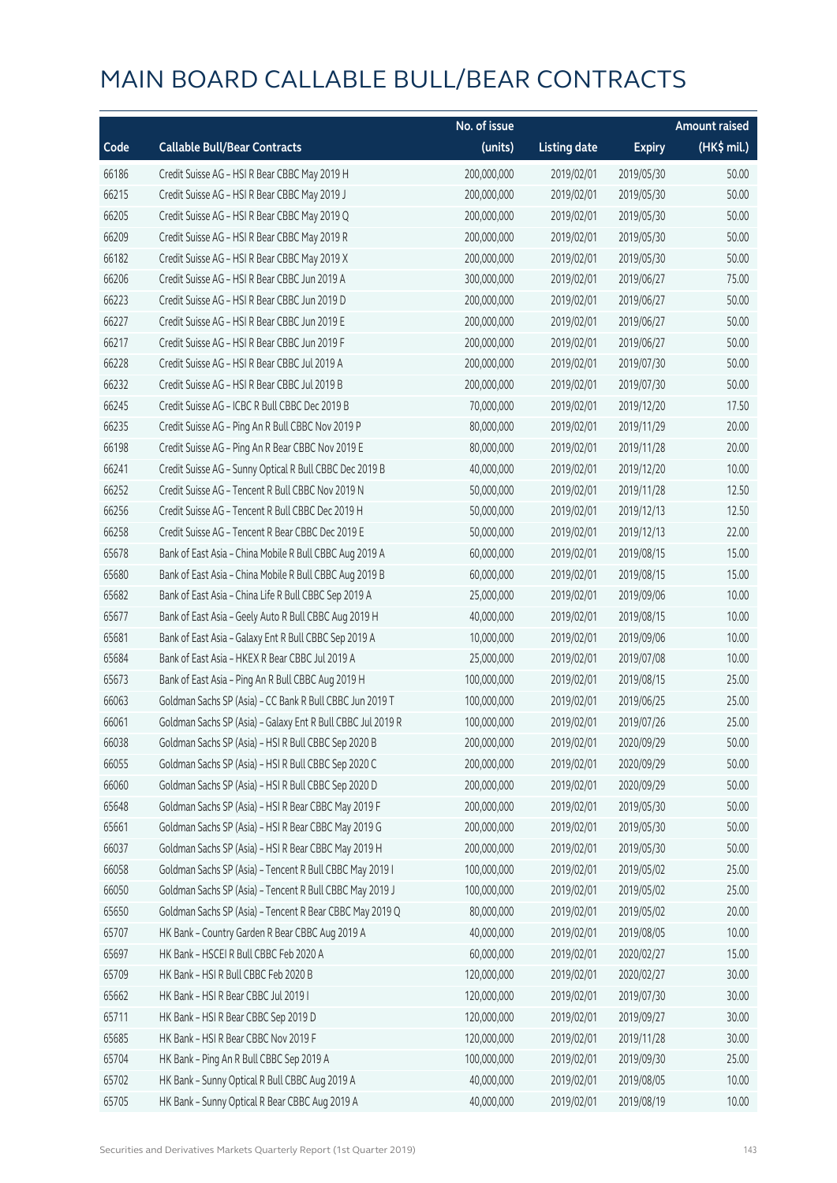# MAIN BOARD CALLABLE BULL/BEAR CONTRACTS

| Code | Callable Bull/Bear Contracts | No. of issue (units) | Listing date | Expiry | Amount raised (HK$ mil.) |
|---|---|---|---|---|---|
| 66186 | Credit Suisse AG – HSI R Bear CBBC May 2019 H | 200,000,000 | 2019/02/01 | 2019/05/30 | 50.00 |
| 66215 | Credit Suisse AG – HSI R Bear CBBC May 2019 J | 200,000,000 | 2019/02/01 | 2019/05/30 | 50.00 |
| 66205 | Credit Suisse AG – HSI R Bear CBBC May 2019 Q | 200,000,000 | 2019/02/01 | 2019/05/30 | 50.00 |
| 66209 | Credit Suisse AG – HSI R Bear CBBC May 2019 R | 200,000,000 | 2019/02/01 | 2019/05/30 | 50.00 |
| 66182 | Credit Suisse AG – HSI R Bear CBBC May 2019 X | 200,000,000 | 2019/02/01 | 2019/05/30 | 50.00 |
| 66206 | Credit Suisse AG – HSI R Bear CBBC Jun 2019 A | 300,000,000 | 2019/02/01 | 2019/06/27 | 75.00 |
| 66223 | Credit Suisse AG – HSI R Bear CBBC Jun 2019 D | 200,000,000 | 2019/02/01 | 2019/06/27 | 50.00 |
| 66227 | Credit Suisse AG – HSI R Bear CBBC Jun 2019 E | 200,000,000 | 2019/02/01 | 2019/06/27 | 50.00 |
| 66217 | Credit Suisse AG – HSI R Bear CBBC Jun 2019 F | 200,000,000 | 2019/02/01 | 2019/06/27 | 50.00 |
| 66228 | Credit Suisse AG – HSI R Bear CBBC Jul 2019 A | 200,000,000 | 2019/02/01 | 2019/07/30 | 50.00 |
| 66232 | Credit Suisse AG – HSI R Bear CBBC Jul 2019 B | 200,000,000 | 2019/02/01 | 2019/07/30 | 50.00 |
| 66245 | Credit Suisse AG – ICBC R Bull CBBC Dec 2019 B | 70,000,000 | 2019/02/01 | 2019/12/20 | 17.50 |
| 66235 | Credit Suisse AG – Ping An R Bull CBBC Nov 2019 P | 80,000,000 | 2019/02/01 | 2019/11/29 | 20.00 |
| 66198 | Credit Suisse AG – Ping An R Bear CBBC Nov 2019 E | 80,000,000 | 2019/02/01 | 2019/11/28 | 20.00 |
| 66241 | Credit Suisse AG – Sunny Optical R Bull CBBC Dec 2019 B | 40,000,000 | 2019/02/01 | 2019/12/20 | 10.00 |
| 66252 | Credit Suisse AG – Tencent R Bull CBBC Nov 2019 N | 50,000,000 | 2019/02/01 | 2019/11/28 | 12.50 |
| 66256 | Credit Suisse AG – Tencent R Bull CBBC Dec 2019 H | 50,000,000 | 2019/02/01 | 2019/12/13 | 12.50 |
| 66258 | Credit Suisse AG – Tencent R Bear CBBC Dec 2019 E | 50,000,000 | 2019/02/01 | 2019/12/13 | 22.00 |
| 65678 | Bank of East Asia – China Mobile R Bull CBBC Aug 2019 A | 60,000,000 | 2019/02/01 | 2019/08/15 | 15.00 |
| 65680 | Bank of East Asia – China Mobile R Bull CBBC Aug 2019 B | 60,000,000 | 2019/02/01 | 2019/08/15 | 15.00 |
| 65682 | Bank of East Asia – China Life R Bull CBBC Sep 2019 A | 25,000,000 | 2019/02/01 | 2019/09/06 | 10.00 |
| 65677 | Bank of East Asia – Geely Auto R Bull CBBC Aug 2019 H | 40,000,000 | 2019/02/01 | 2019/08/15 | 10.00 |
| 65681 | Bank of East Asia – Galaxy Ent R Bull CBBC Sep 2019 A | 10,000,000 | 2019/02/01 | 2019/09/06 | 10.00 |
| 65684 | Bank of East Asia – HKEX R Bear CBBC Jul 2019 A | 25,000,000 | 2019/02/01 | 2019/07/08 | 10.00 |
| 65673 | Bank of East Asia – Ping An R Bull CBBC Aug 2019 H | 100,000,000 | 2019/02/01 | 2019/08/15 | 25.00 |
| 66063 | Goldman Sachs SP (Asia) – CC Bank R Bull CBBC Jun 2019 T | 100,000,000 | 2019/02/01 | 2019/06/25 | 25.00 |
| 66061 | Goldman Sachs SP (Asia) – Galaxy Ent R Bull CBBC Jul 2019 R | 100,000,000 | 2019/02/01 | 2019/07/26 | 25.00 |
| 66038 | Goldman Sachs SP (Asia) – HSI R Bull CBBC Sep 2020 B | 200,000,000 | 2019/02/01 | 2020/09/29 | 50.00 |
| 66055 | Goldman Sachs SP (Asia) – HSI R Bull CBBC Sep 2020 C | 200,000,000 | 2019/02/01 | 2020/09/29 | 50.00 |
| 66060 | Goldman Sachs SP (Asia) – HSI R Bull CBBC Sep 2020 D | 200,000,000 | 2019/02/01 | 2020/09/29 | 50.00 |
| 65648 | Goldman Sachs SP (Asia) – HSI R Bear CBBC May 2019 F | 200,000,000 | 2019/02/01 | 2019/05/30 | 50.00 |
| 65661 | Goldman Sachs SP (Asia) – HSI R Bear CBBC May 2019 G | 200,000,000 | 2019/02/01 | 2019/05/30 | 50.00 |
| 66037 | Goldman Sachs SP (Asia) – HSI R Bear CBBC May 2019 H | 200,000,000 | 2019/02/01 | 2019/05/30 | 50.00 |
| 66058 | Goldman Sachs SP (Asia) – Tencent R Bull CBBC May 2019 I | 100,000,000 | 2019/02/01 | 2019/05/02 | 25.00 |
| 66050 | Goldman Sachs SP (Asia) – Tencent R Bull CBBC May 2019 J | 100,000,000 | 2019/02/01 | 2019/05/02 | 25.00 |
| 65650 | Goldman Sachs SP (Asia) – Tencent R Bear CBBC May 2019 Q | 80,000,000 | 2019/02/01 | 2019/05/02 | 20.00 |
| 65707 | HK Bank – Country Garden R Bear CBBC Aug 2019 A | 40,000,000 | 2019/02/01 | 2019/08/05 | 10.00 |
| 65697 | HK Bank – HSCEI R Bull CBBC Feb 2020 A | 60,000,000 | 2019/02/01 | 2020/02/27 | 15.00 |
| 65709 | HK Bank – HSI R Bull CBBC Feb 2020 B | 120,000,000 | 2019/02/01 | 2020/02/27 | 30.00 |
| 65662 | HK Bank – HSI R Bear CBBC Jul 2019 I | 120,000,000 | 2019/02/01 | 2019/07/30 | 30.00 |
| 65711 | HK Bank – HSI R Bear CBBC Sep 2019 D | 120,000,000 | 2019/02/01 | 2019/09/27 | 30.00 |
| 65685 | HK Bank – HSI R Bear CBBC Nov 2019 F | 120,000,000 | 2019/02/01 | 2019/11/28 | 30.00 |
| 65704 | HK Bank – Ping An R Bull CBBC Sep 2019 A | 100,000,000 | 2019/02/01 | 2019/09/30 | 25.00 |
| 65702 | HK Bank – Sunny Optical R Bull CBBC Aug 2019 A | 40,000,000 | 2019/02/01 | 2019/08/05 | 10.00 |
| 65705 | HK Bank – Sunny Optical R Bear CBBC Aug 2019 A | 40,000,000 | 2019/02/01 | 2019/08/19 | 10.00 |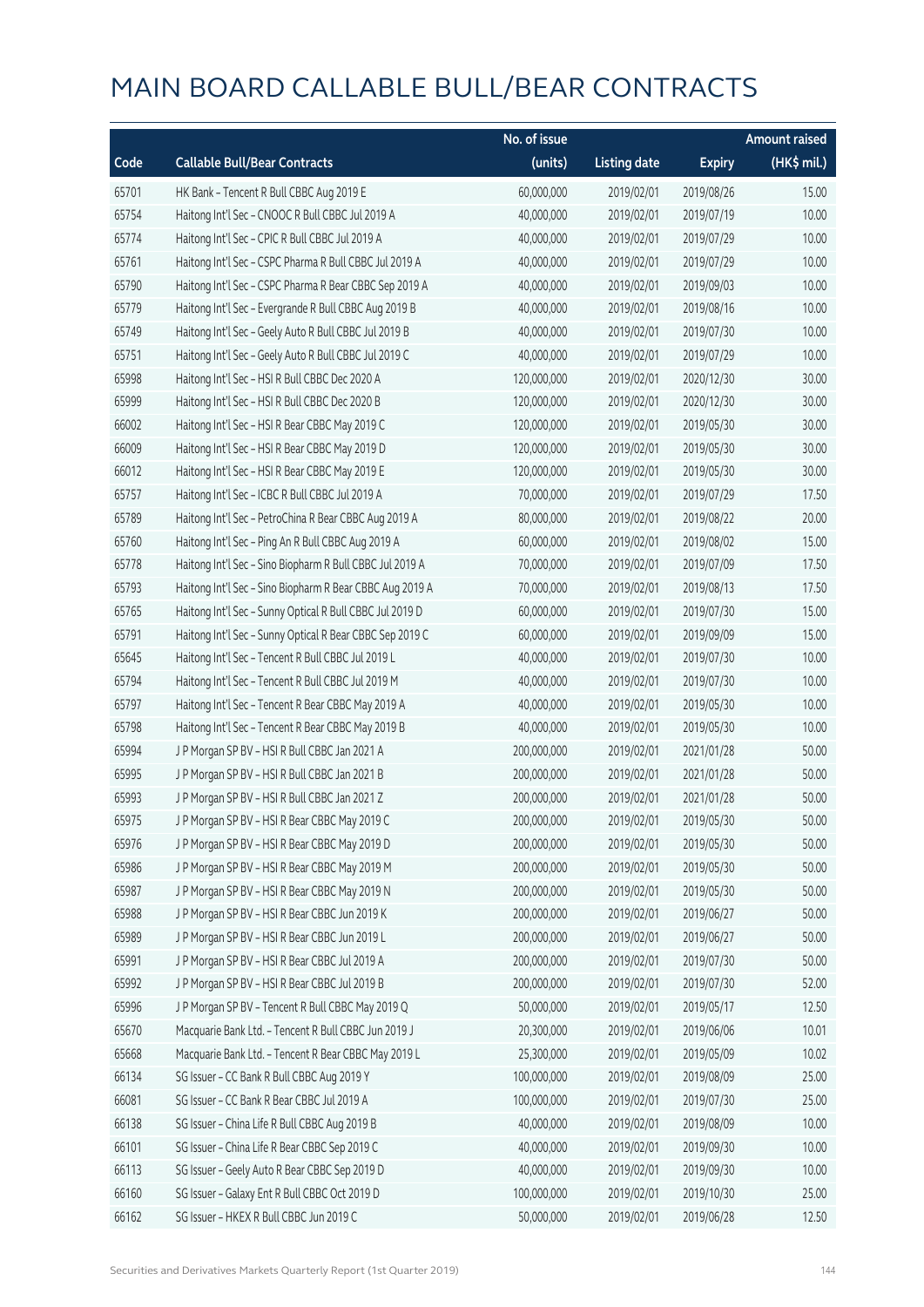# MAIN BOARD CALLABLE BULL/BEAR CONTRACTS

| Code | Callable Bull/Bear Contracts | No. of issue (units) | Listing date | Expiry | Amount raised (HK$ mil.) |
|---|---|---|---|---|---|
| 65701 | HK Bank – Tencent R Bull CBBC Aug 2019 E | 60,000,000 | 2019/02/01 | 2019/08/26 | 15.00 |
| 65754 | Haitong Int'l Sec – CNOOC R Bull CBBC Jul 2019 A | 40,000,000 | 2019/02/01 | 2019/07/19 | 10.00 |
| 65774 | Haitong Int'l Sec – CPIC R Bull CBBC Jul 2019 A | 40,000,000 | 2019/02/01 | 2019/07/29 | 10.00 |
| 65761 | Haitong Int'l Sec – CSPC Pharma R Bull CBBC Jul 2019 A | 40,000,000 | 2019/02/01 | 2019/07/29 | 10.00 |
| 65790 | Haitong Int'l Sec – CSPC Pharma R Bear CBBC Sep 2019 A | 40,000,000 | 2019/02/01 | 2019/09/03 | 10.00 |
| 65779 | Haitong Int'l Sec – Evergrande R Bull CBBC Aug 2019 B | 40,000,000 | 2019/02/01 | 2019/08/16 | 10.00 |
| 65749 | Haitong Int'l Sec – Geely Auto R Bull CBBC Jul 2019 B | 40,000,000 | 2019/02/01 | 2019/07/30 | 10.00 |
| 65751 | Haitong Int'l Sec – Geely Auto R Bull CBBC Jul 2019 C | 40,000,000 | 2019/02/01 | 2019/07/29 | 10.00 |
| 65998 | Haitong Int'l Sec – HSI R Bull CBBC Dec 2020 A | 120,000,000 | 2019/02/01 | 2020/12/30 | 30.00 |
| 65999 | Haitong Int'l Sec – HSI R Bull CBBC Dec 2020 B | 120,000,000 | 2019/02/01 | 2020/12/30 | 30.00 |
| 66002 | Haitong Int'l Sec – HSI R Bear CBBC May 2019 C | 120,000,000 | 2019/02/01 | 2019/05/30 | 30.00 |
| 66009 | Haitong Int'l Sec – HSI R Bear CBBC May 2019 D | 120,000,000 | 2019/02/01 | 2019/05/30 | 30.00 |
| 66012 | Haitong Int'l Sec – HSI R Bear CBBC May 2019 E | 120,000,000 | 2019/02/01 | 2019/05/30 | 30.00 |
| 65757 | Haitong Int'l Sec – ICBC R Bull CBBC Jul 2019 A | 70,000,000 | 2019/02/01 | 2019/07/29 | 17.50 |
| 65789 | Haitong Int'l Sec – PetroChina R Bear CBBC Aug 2019 A | 80,000,000 | 2019/02/01 | 2019/08/22 | 20.00 |
| 65760 | Haitong Int'l Sec – Ping An R Bull CBBC Aug 2019 A | 60,000,000 | 2019/02/01 | 2019/08/02 | 15.00 |
| 65778 | Haitong Int'l Sec – Sino Biopharm R Bull CBBC Jul 2019 A | 70,000,000 | 2019/02/01 | 2019/07/09 | 17.50 |
| 65793 | Haitong Int'l Sec – Sino Biopharm R Bear CBBC Aug 2019 A | 70,000,000 | 2019/02/01 | 2019/08/13 | 17.50 |
| 65765 | Haitong Int'l Sec – Sunny Optical R Bull CBBC Jul 2019 D | 60,000,000 | 2019/02/01 | 2019/07/30 | 15.00 |
| 65791 | Haitong Int'l Sec – Sunny Optical R Bear CBBC Sep 2019 C | 60,000,000 | 2019/02/01 | 2019/09/09 | 15.00 |
| 65645 | Haitong Int'l Sec – Tencent R Bull CBBC Jul 2019 L | 40,000,000 | 2019/02/01 | 2019/07/30 | 10.00 |
| 65794 | Haitong Int'l Sec – Tencent R Bull CBBC Jul 2019 M | 40,000,000 | 2019/02/01 | 2019/07/30 | 10.00 |
| 65797 | Haitong Int'l Sec – Tencent R Bear CBBC May 2019 A | 40,000,000 | 2019/02/01 | 2019/05/30 | 10.00 |
| 65798 | Haitong Int'l Sec – Tencent R Bear CBBC May 2019 B | 40,000,000 | 2019/02/01 | 2019/05/30 | 10.00 |
| 65994 | J P Morgan SP BV – HSI R Bull CBBC Jan 2021 A | 200,000,000 | 2019/02/01 | 2021/01/28 | 50.00 |
| 65995 | J P Morgan SP BV – HSI R Bull CBBC Jan 2021 B | 200,000,000 | 2019/02/01 | 2021/01/28 | 50.00 |
| 65993 | J P Morgan SP BV – HSI R Bull CBBC Jan 2021 Z | 200,000,000 | 2019/02/01 | 2021/01/28 | 50.00 |
| 65975 | J P Morgan SP BV – HSI R Bear CBBC May 2019 C | 200,000,000 | 2019/02/01 | 2019/05/30 | 50.00 |
| 65976 | J P Morgan SP BV – HSI R Bear CBBC May 2019 D | 200,000,000 | 2019/02/01 | 2019/05/30 | 50.00 |
| 65986 | J P Morgan SP BV – HSI R Bear CBBC May 2019 M | 200,000,000 | 2019/02/01 | 2019/05/30 | 50.00 |
| 65987 | J P Morgan SP BV – HSI R Bear CBBC May 2019 N | 200,000,000 | 2019/02/01 | 2019/05/30 | 50.00 |
| 65988 | J P Morgan SP BV – HSI R Bear CBBC Jun 2019 K | 200,000,000 | 2019/02/01 | 2019/06/27 | 50.00 |
| 65989 | J P Morgan SP BV – HSI R Bear CBBC Jun 2019 L | 200,000,000 | 2019/02/01 | 2019/06/27 | 50.00 |
| 65991 | J P Morgan SP BV – HSI R Bear CBBC Jul 2019 A | 200,000,000 | 2019/02/01 | 2019/07/30 | 50.00 |
| 65992 | J P Morgan SP BV – HSI R Bear CBBC Jul 2019 B | 200,000,000 | 2019/02/01 | 2019/07/30 | 52.00 |
| 65996 | J P Morgan SP BV – Tencent R Bull CBBC May 2019 Q | 50,000,000 | 2019/02/01 | 2019/05/17 | 12.50 |
| 65670 | Macquarie Bank Ltd. – Tencent R Bull CBBC Jun 2019 J | 20,300,000 | 2019/02/01 | 2019/06/06 | 10.01 |
| 65668 | Macquarie Bank Ltd. – Tencent R Bear CBBC May 2019 L | 25,300,000 | 2019/02/01 | 2019/05/09 | 10.02 |
| 66134 | SG Issuer – CC Bank R Bull CBBC Aug 2019 Y | 100,000,000 | 2019/02/01 | 2019/08/09 | 25.00 |
| 66081 | SG Issuer – CC Bank R Bear CBBC Jul 2019 A | 100,000,000 | 2019/02/01 | 2019/07/30 | 25.00 |
| 66138 | SG Issuer – China Life R Bull CBBC Aug 2019 B | 40,000,000 | 2019/02/01 | 2019/08/09 | 10.00 |
| 66101 | SG Issuer – China Life R Bear CBBC Sep 2019 C | 40,000,000 | 2019/02/01 | 2019/09/30 | 10.00 |
| 66113 | SG Issuer – Geely Auto R Bear CBBC Sep 2019 D | 40,000,000 | 2019/02/01 | 2019/09/30 | 10.00 |
| 66160 | SG Issuer – Galaxy Ent R Bull CBBC Oct 2019 D | 100,000,000 | 2019/02/01 | 2019/10/30 | 25.00 |
| 66162 | SG Issuer – HKEX R Bull CBBC Jun 2019 C | 50,000,000 | 2019/02/01 | 2019/06/28 | 12.50 |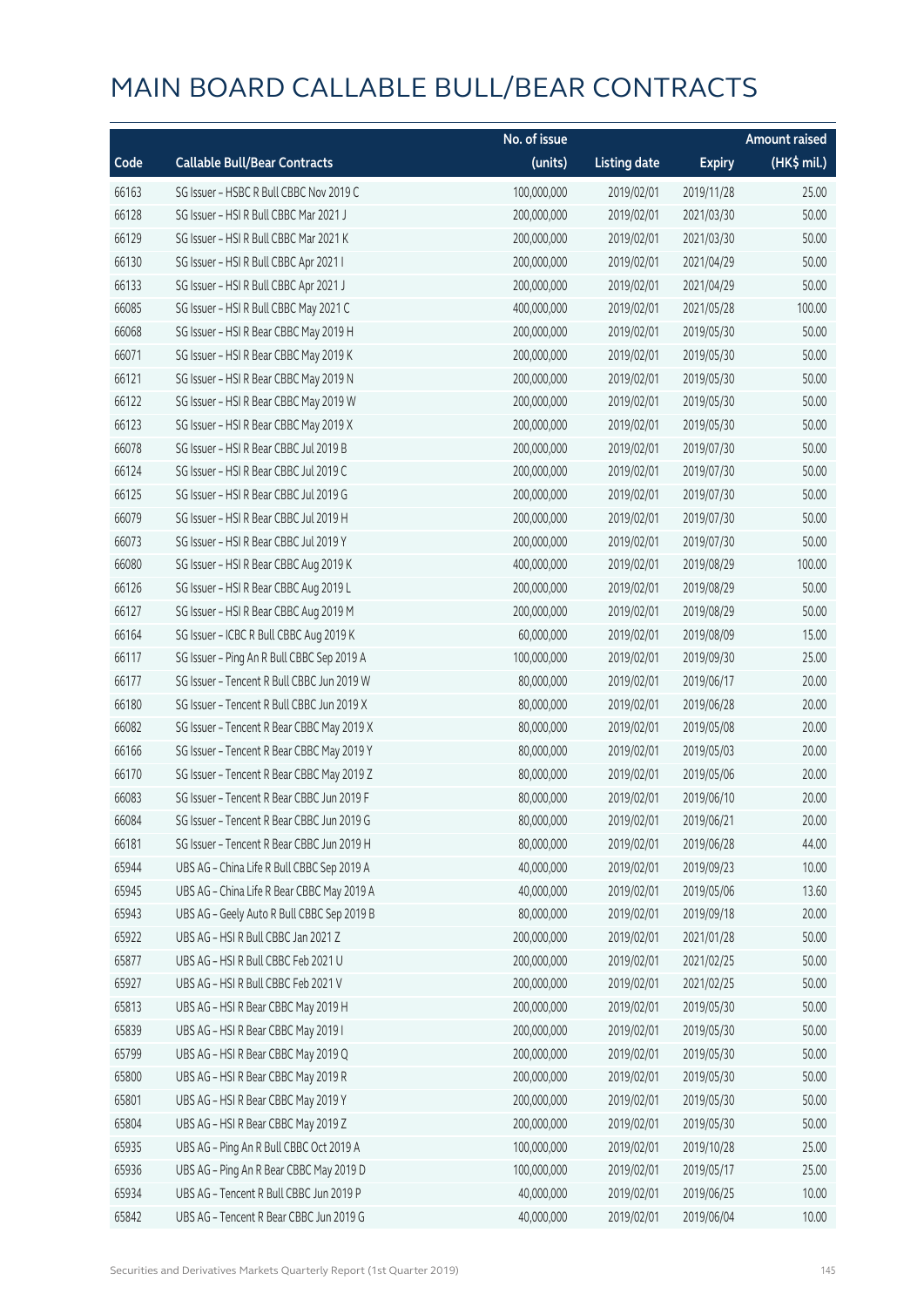# MAIN BOARD CALLABLE BULL/BEAR CONTRACTS

| Code | Callable Bull/Bear Contracts | No. of issue (units) | Listing date | Expiry | Amount raised (HK$ mil.) |
|---|---|---|---|---|---|
| 66163 | SG Issuer – HSBC R Bull CBBC Nov 2019 C | 100,000,000 | 2019/02/01 | 2019/11/28 | 25.00 |
| 66128 | SG Issuer – HSI R Bull CBBC Mar 2021 J | 200,000,000 | 2019/02/01 | 2021/03/30 | 50.00 |
| 66129 | SG Issuer – HSI R Bull CBBC Mar 2021 K | 200,000,000 | 2019/02/01 | 2021/03/30 | 50.00 |
| 66130 | SG Issuer – HSI R Bull CBBC Apr 2021 I | 200,000,000 | 2019/02/01 | 2021/04/29 | 50.00 |
| 66133 | SG Issuer – HSI R Bull CBBC Apr 2021 J | 200,000,000 | 2019/02/01 | 2021/04/29 | 50.00 |
| 66085 | SG Issuer – HSI R Bull CBBC May 2021 C | 400,000,000 | 2019/02/01 | 2021/05/28 | 100.00 |
| 66068 | SG Issuer – HSI R Bear CBBC May 2019 H | 200,000,000 | 2019/02/01 | 2019/05/30 | 50.00 |
| 66071 | SG Issuer – HSI R Bear CBBC May 2019 K | 200,000,000 | 2019/02/01 | 2019/05/30 | 50.00 |
| 66121 | SG Issuer – HSI R Bear CBBC May 2019 N | 200,000,000 | 2019/02/01 | 2019/05/30 | 50.00 |
| 66122 | SG Issuer – HSI R Bear CBBC May 2019 W | 200,000,000 | 2019/02/01 | 2019/05/30 | 50.00 |
| 66123 | SG Issuer – HSI R Bear CBBC May 2019 X | 200,000,000 | 2019/02/01 | 2019/05/30 | 50.00 |
| 66078 | SG Issuer – HSI R Bear CBBC Jul 2019 B | 200,000,000 | 2019/02/01 | 2019/07/30 | 50.00 |
| 66124 | SG Issuer – HSI R Bear CBBC Jul 2019 C | 200,000,000 | 2019/02/01 | 2019/07/30 | 50.00 |
| 66125 | SG Issuer – HSI R Bear CBBC Jul 2019 G | 200,000,000 | 2019/02/01 | 2019/07/30 | 50.00 |
| 66079 | SG Issuer – HSI R Bear CBBC Jul 2019 H | 200,000,000 | 2019/02/01 | 2019/07/30 | 50.00 |
| 66073 | SG Issuer – HSI R Bear CBBC Jul 2019 Y | 200,000,000 | 2019/02/01 | 2019/07/30 | 50.00 |
| 66080 | SG Issuer – HSI R Bear CBBC Aug 2019 K | 400,000,000 | 2019/02/01 | 2019/08/29 | 100.00 |
| 66126 | SG Issuer – HSI R Bear CBBC Aug 2019 L | 200,000,000 | 2019/02/01 | 2019/08/29 | 50.00 |
| 66127 | SG Issuer – HSI R Bear CBBC Aug 2019 M | 200,000,000 | 2019/02/01 | 2019/08/29 | 50.00 |
| 66164 | SG Issuer – ICBC R Bull CBBC Aug 2019 K | 60,000,000 | 2019/02/01 | 2019/08/09 | 15.00 |
| 66117 | SG Issuer – Ping An R Bull CBBC Sep 2019 A | 100,000,000 | 2019/02/01 | 2019/09/30 | 25.00 |
| 66177 | SG Issuer – Tencent R Bull CBBC Jun 2019 W | 80,000,000 | 2019/02/01 | 2019/06/17 | 20.00 |
| 66180 | SG Issuer – Tencent R Bull CBBC Jun 2019 X | 80,000,000 | 2019/02/01 | 2019/06/28 | 20.00 |
| 66082 | SG Issuer – Tencent R Bear CBBC May 2019 X | 80,000,000 | 2019/02/01 | 2019/05/08 | 20.00 |
| 66166 | SG Issuer – Tencent R Bear CBBC May 2019 Y | 80,000,000 | 2019/02/01 | 2019/05/03 | 20.00 |
| 66170 | SG Issuer – Tencent R Bear CBBC May 2019 Z | 80,000,000 | 2019/02/01 | 2019/05/06 | 20.00 |
| 66083 | SG Issuer – Tencent R Bear CBBC Jun 2019 F | 80,000,000 | 2019/02/01 | 2019/06/10 | 20.00 |
| 66084 | SG Issuer – Tencent R Bear CBBC Jun 2019 G | 80,000,000 | 2019/02/01 | 2019/06/21 | 20.00 |
| 66181 | SG Issuer – Tencent R Bear CBBC Jun 2019 H | 80,000,000 | 2019/02/01 | 2019/06/28 | 44.00 |
| 65944 | UBS AG – China Life R Bull CBBC Sep 2019 A | 40,000,000 | 2019/02/01 | 2019/09/23 | 10.00 |
| 65945 | UBS AG – China Life R Bear CBBC May 2019 A | 40,000,000 | 2019/02/01 | 2019/05/06 | 13.60 |
| 65943 | UBS AG – Geely Auto R Bull CBBC Sep 2019 B | 80,000,000 | 2019/02/01 | 2019/09/18 | 20.00 |
| 65922 | UBS AG – HSI R Bull CBBC Jan 2021 Z | 200,000,000 | 2019/02/01 | 2021/01/28 | 50.00 |
| 65877 | UBS AG – HSI R Bull CBBC Feb 2021 U | 200,000,000 | 2019/02/01 | 2021/02/25 | 50.00 |
| 65927 | UBS AG – HSI R Bull CBBC Feb 2021 V | 200,000,000 | 2019/02/01 | 2021/02/25 | 50.00 |
| 65813 | UBS AG – HSI R Bear CBBC May 2019 H | 200,000,000 | 2019/02/01 | 2019/05/30 | 50.00 |
| 65839 | UBS AG – HSI R Bear CBBC May 2019 I | 200,000,000 | 2019/02/01 | 2019/05/30 | 50.00 |
| 65799 | UBS AG – HSI R Bear CBBC May 2019 Q | 200,000,000 | 2019/02/01 | 2019/05/30 | 50.00 |
| 65800 | UBS AG – HSI R Bear CBBC May 2019 R | 200,000,000 | 2019/02/01 | 2019/05/30 | 50.00 |
| 65801 | UBS AG – HSI R Bear CBBC May 2019 Y | 200,000,000 | 2019/02/01 | 2019/05/30 | 50.00 |
| 65804 | UBS AG – HSI R Bear CBBC May 2019 Z | 200,000,000 | 2019/02/01 | 2019/05/30 | 50.00 |
| 65935 | UBS AG – Ping An R Bull CBBC Oct 2019 A | 100,000,000 | 2019/02/01 | 2019/10/28 | 25.00 |
| 65936 | UBS AG – Ping An R Bear CBBC May 2019 D | 100,000,000 | 2019/02/01 | 2019/05/17 | 25.00 |
| 65934 | UBS AG – Tencent R Bull CBBC Jun 2019 P | 40,000,000 | 2019/02/01 | 2019/06/25 | 10.00 |
| 65842 | UBS AG – Tencent R Bear CBBC Jun 2019 G | 40,000,000 | 2019/02/01 | 2019/06/04 | 10.00 |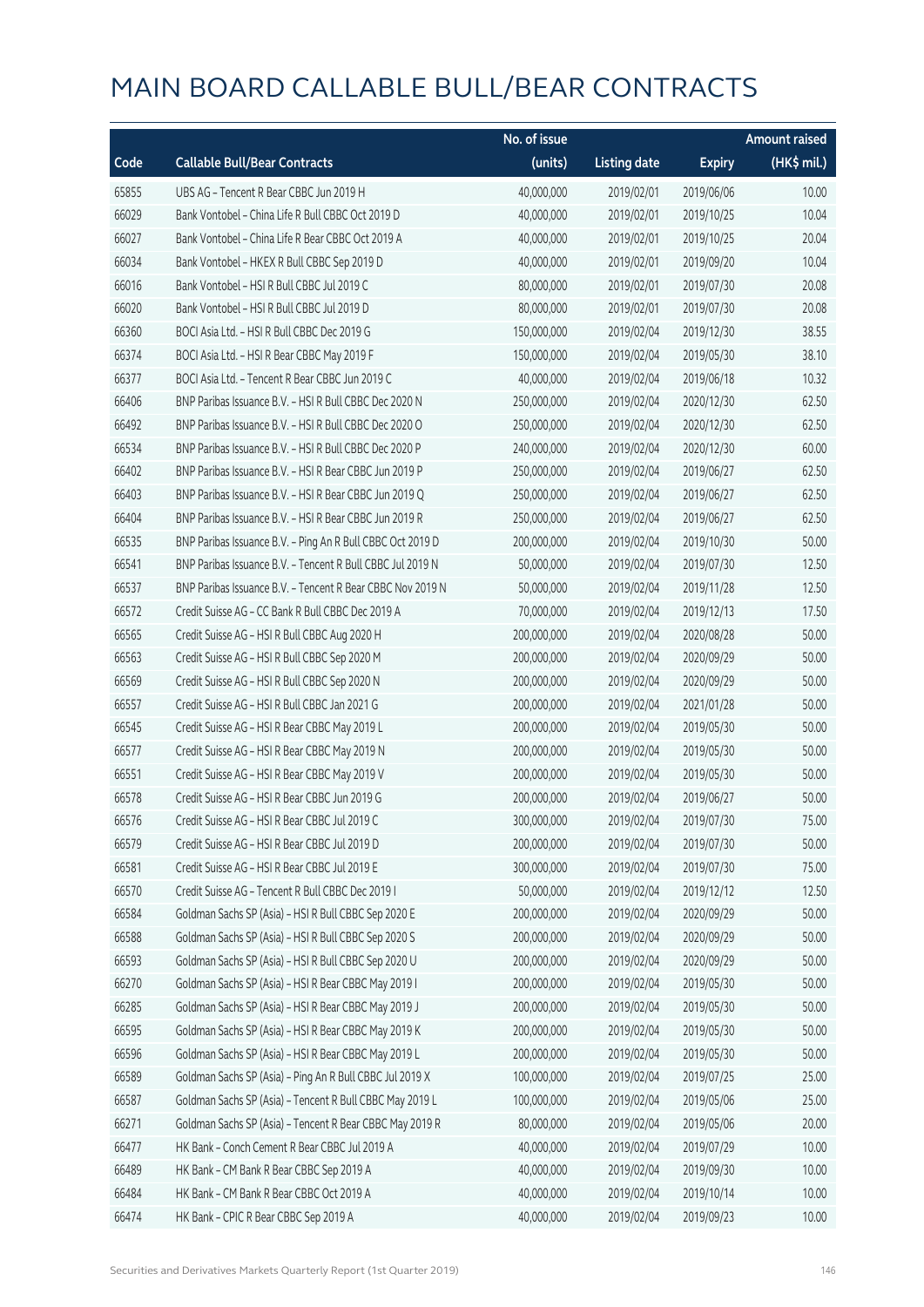# MAIN BOARD CALLABLE BULL/BEAR CONTRACTS

| Code | Callable Bull/Bear Contracts | No. of issue (units) | Listing date | Expiry | Amount raised (HK$ mil.) |
|---|---|---|---|---|---|
| 65855 | UBS AG – Tencent R Bear CBBC Jun 2019 H | 40,000,000 | 2019/02/01 | 2019/06/06 | 10.00 |
| 66029 | Bank Vontobel – China Life R Bull CBBC Oct 2019 D | 40,000,000 | 2019/02/01 | 2019/10/25 | 10.04 |
| 66027 | Bank Vontobel – China Life R Bear CBBC Oct 2019 A | 40,000,000 | 2019/02/01 | 2019/10/25 | 20.04 |
| 66034 | Bank Vontobel – HKEX R Bull CBBC Sep 2019 D | 40,000,000 | 2019/02/01 | 2019/09/20 | 10.04 |
| 66016 | Bank Vontobel – HSI R Bull CBBC Jul 2019 C | 80,000,000 | 2019/02/01 | 2019/07/30 | 20.08 |
| 66020 | Bank Vontobel – HSI R Bull CBBC Jul 2019 D | 80,000,000 | 2019/02/01 | 2019/07/30 | 20.08 |
| 66360 | BOCI Asia Ltd. – HSI R Bull CBBC Dec 2019 G | 150,000,000 | 2019/02/04 | 2019/12/30 | 38.55 |
| 66374 | BOCI Asia Ltd. – HSI R Bear CBBC May 2019 F | 150,000,000 | 2019/02/04 | 2019/05/30 | 38.10 |
| 66377 | BOCI Asia Ltd. – Tencent R Bear CBBC Jun 2019 C | 40,000,000 | 2019/02/04 | 2019/06/18 | 10.32 |
| 66406 | BNP Paribas Issuance B.V. – HSI R Bull CBBC Dec 2020 N | 250,000,000 | 2019/02/04 | 2020/12/30 | 62.50 |
| 66492 | BNP Paribas Issuance B.V. – HSI R Bull CBBC Dec 2020 O | 250,000,000 | 2019/02/04 | 2020/12/30 | 62.50 |
| 66534 | BNP Paribas Issuance B.V. – HSI R Bull CBBC Dec 2020 P | 240,000,000 | 2019/02/04 | 2020/12/30 | 60.00 |
| 66402 | BNP Paribas Issuance B.V. – HSI R Bear CBBC Jun 2019 P | 250,000,000 | 2019/02/04 | 2019/06/27 | 62.50 |
| 66403 | BNP Paribas Issuance B.V. – HSI R Bear CBBC Jun 2019 Q | 250,000,000 | 2019/02/04 | 2019/06/27 | 62.50 |
| 66404 | BNP Paribas Issuance B.V. – HSI R Bear CBBC Jun 2019 R | 250,000,000 | 2019/02/04 | 2019/06/27 | 62.50 |
| 66535 | BNP Paribas Issuance B.V. – Ping An R Bull CBBC Oct 2019 D | 200,000,000 | 2019/02/04 | 2019/10/30 | 50.00 |
| 66541 | BNP Paribas Issuance B.V. – Tencent R Bull CBBC Jul 2019 N | 50,000,000 | 2019/02/04 | 2019/07/30 | 12.50 |
| 66537 | BNP Paribas Issuance B.V. – Tencent R Bear CBBC Nov 2019 N | 50,000,000 | 2019/02/04 | 2019/11/28 | 12.50 |
| 66572 | Credit Suisse AG – CC Bank R Bull CBBC Dec 2019 A | 70,000,000 | 2019/02/04 | 2019/12/13 | 17.50 |
| 66565 | Credit Suisse AG – HSI R Bull CBBC Aug 2020 H | 200,000,000 | 2019/02/04 | 2020/08/28 | 50.00 |
| 66563 | Credit Suisse AG – HSI R Bull CBBC Sep 2020 M | 200,000,000 | 2019/02/04 | 2020/09/29 | 50.00 |
| 66569 | Credit Suisse AG – HSI R Bull CBBC Sep 2020 N | 200,000,000 | 2019/02/04 | 2020/09/29 | 50.00 |
| 66557 | Credit Suisse AG – HSI R Bull CBBC Jan 2021 G | 200,000,000 | 2019/02/04 | 2021/01/28 | 50.00 |
| 66545 | Credit Suisse AG – HSI R Bear CBBC May 2019 L | 200,000,000 | 2019/02/04 | 2019/05/30 | 50.00 |
| 66577 | Credit Suisse AG – HSI R Bear CBBC May 2019 N | 200,000,000 | 2019/02/04 | 2019/05/30 | 50.00 |
| 66551 | Credit Suisse AG – HSI R Bear CBBC May 2019 V | 200,000,000 | 2019/02/04 | 2019/05/30 | 50.00 |
| 66578 | Credit Suisse AG – HSI R Bear CBBC Jun 2019 G | 200,000,000 | 2019/02/04 | 2019/06/27 | 50.00 |
| 66576 | Credit Suisse AG – HSI R Bear CBBC Jul 2019 C | 300,000,000 | 2019/02/04 | 2019/07/30 | 75.00 |
| 66579 | Credit Suisse AG – HSI R Bear CBBC Jul 2019 D | 200,000,000 | 2019/02/04 | 2019/07/30 | 50.00 |
| 66581 | Credit Suisse AG – HSI R Bear CBBC Jul 2019 E | 300,000,000 | 2019/02/04 | 2019/07/30 | 75.00 |
| 66570 | Credit Suisse AG – Tencent R Bull CBBC Dec 2019 I | 50,000,000 | 2019/02/04 | 2019/12/12 | 12.50 |
| 66584 | Goldman Sachs SP (Asia) – HSI R Bull CBBC Sep 2020 E | 200,000,000 | 2019/02/04 | 2020/09/29 | 50.00 |
| 66588 | Goldman Sachs SP (Asia) – HSI R Bull CBBC Sep 2020 S | 200,000,000 | 2019/02/04 | 2020/09/29 | 50.00 |
| 66593 | Goldman Sachs SP (Asia) – HSI R Bull CBBC Sep 2020 U | 200,000,000 | 2019/02/04 | 2020/09/29 | 50.00 |
| 66270 | Goldman Sachs SP (Asia) – HSI R Bear CBBC May 2019 I | 200,000,000 | 2019/02/04 | 2019/05/30 | 50.00 |
| 66285 | Goldman Sachs SP (Asia) – HSI R Bear CBBC May 2019 J | 200,000,000 | 2019/02/04 | 2019/05/30 | 50.00 |
| 66595 | Goldman Sachs SP (Asia) – HSI R Bear CBBC May 2019 K | 200,000,000 | 2019/02/04 | 2019/05/30 | 50.00 |
| 66596 | Goldman Sachs SP (Asia) – HSI R Bear CBBC May 2019 L | 200,000,000 | 2019/02/04 | 2019/05/30 | 50.00 |
| 66589 | Goldman Sachs SP (Asia) – Ping An R Bull CBBC Jul 2019 X | 100,000,000 | 2019/02/04 | 2019/07/25 | 25.00 |
| 66587 | Goldman Sachs SP (Asia) – Tencent R Bull CBBC May 2019 L | 100,000,000 | 2019/02/04 | 2019/05/06 | 25.00 |
| 66271 | Goldman Sachs SP (Asia) – Tencent R Bear CBBC May 2019 R | 80,000,000 | 2019/02/04 | 2019/05/06 | 20.00 |
| 66477 | HK Bank – Conch Cement R Bear CBBC Jul 2019 A | 40,000,000 | 2019/02/04 | 2019/07/29 | 10.00 |
| 66489 | HK Bank – CM Bank R Bear CBBC Sep 2019 A | 40,000,000 | 2019/02/04 | 2019/09/30 | 10.00 |
| 66484 | HK Bank – CM Bank R Bear CBBC Oct 2019 A | 40,000,000 | 2019/02/04 | 2019/10/14 | 10.00 |
| 66474 | HK Bank – CPIC R Bear CBBC Sep 2019 A | 40,000,000 | 2019/02/04 | 2019/09/23 | 10.00 |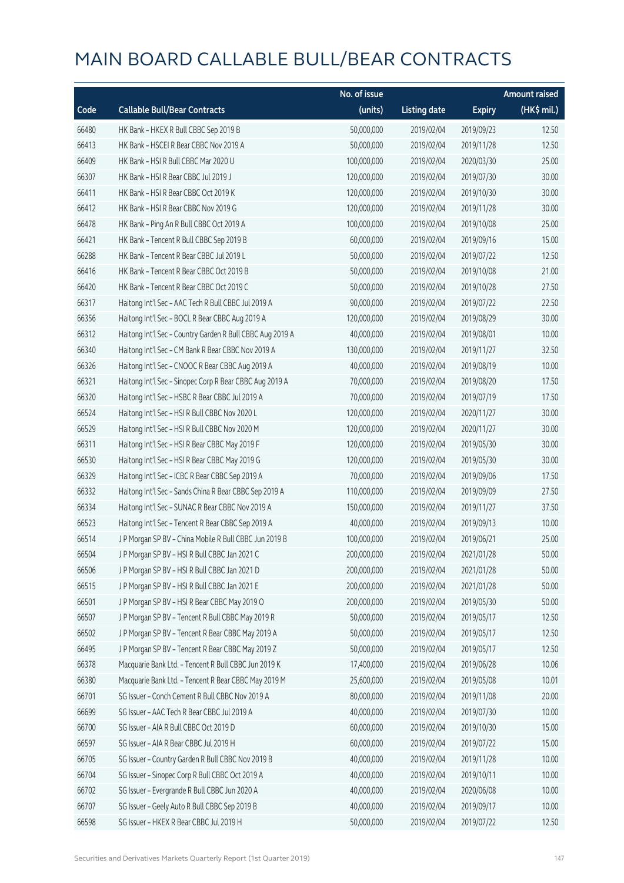# MAIN BOARD CALLABLE BULL/BEAR CONTRACTS

| Code | Callable Bull/Bear Contracts | No. of issue (units) | Listing date | Expiry | Amount raised (HK$ mil.) |
|---|---|---|---|---|---|
| 66480 | HK Bank – HKEX R Bull CBBC Sep 2019 B | 50,000,000 | 2019/02/04 | 2019/09/23 | 12.50 |
| 66413 | HK Bank – HSCEI R Bear CBBC Nov 2019 A | 50,000,000 | 2019/02/04 | 2019/11/28 | 12.50 |
| 66409 | HK Bank – HSI R Bull CBBC Mar 2020 U | 100,000,000 | 2019/02/04 | 2020/03/30 | 25.00 |
| 66307 | HK Bank – HSI R Bear CBBC Jul 2019 J | 120,000,000 | 2019/02/04 | 2019/07/30 | 30.00 |
| 66411 | HK Bank – HSI R Bear CBBC Oct 2019 K | 120,000,000 | 2019/02/04 | 2019/10/30 | 30.00 |
| 66412 | HK Bank – HSI R Bear CBBC Nov 2019 G | 120,000,000 | 2019/02/04 | 2019/11/28 | 30.00 |
| 66478 | HK Bank – Ping An R Bull CBBC Oct 2019 A | 100,000,000 | 2019/02/04 | 2019/10/08 | 25.00 |
| 66421 | HK Bank – Tencent R Bull CBBC Sep 2019 B | 60,000,000 | 2019/02/04 | 2019/09/16 | 15.00 |
| 66288 | HK Bank – Tencent R Bear CBBC Jul 2019 L | 50,000,000 | 2019/02/04 | 2019/07/22 | 12.50 |
| 66416 | HK Bank – Tencent R Bear CBBC Oct 2019 B | 50,000,000 | 2019/02/04 | 2019/10/08 | 21.00 |
| 66420 | HK Bank – Tencent R Bear CBBC Oct 2019 C | 50,000,000 | 2019/02/04 | 2019/10/28 | 27.50 |
| 66317 | Haitong Int'l Sec – AAC Tech R Bull CBBC Jul 2019 A | 90,000,000 | 2019/02/04 | 2019/07/22 | 22.50 |
| 66356 | Haitong Int'l Sec – BOCL R Bear CBBC Aug 2019 A | 120,000,000 | 2019/02/04 | 2019/08/29 | 30.00 |
| 66312 | Haitong Int'l Sec – Country Garden R Bull CBBC Aug 2019 A | 40,000,000 | 2019/02/04 | 2019/08/01 | 10.00 |
| 66340 | Haitong Int'l Sec – CM Bank R Bear CBBC Nov 2019 A | 130,000,000 | 2019/02/04 | 2019/11/27 | 32.50 |
| 66326 | Haitong Int'l Sec – CNOOC R Bear CBBC Aug 2019 A | 40,000,000 | 2019/02/04 | 2019/08/19 | 10.00 |
| 66321 | Haitong Int'l Sec – Sinopec Corp R Bear CBBC Aug 2019 A | 70,000,000 | 2019/02/04 | 2019/08/20 | 17.50 |
| 66320 | Haitong Int'l Sec – HSBC R Bear CBBC Jul 2019 A | 70,000,000 | 2019/02/04 | 2019/07/19 | 17.50 |
| 66524 | Haitong Int'l Sec – HSI R Bull CBBC Nov 2020 L | 120,000,000 | 2019/02/04 | 2020/11/27 | 30.00 |
| 66529 | Haitong Int'l Sec – HSI R Bull CBBC Nov 2020 M | 120,000,000 | 2019/02/04 | 2020/11/27 | 30.00 |
| 66311 | Haitong Int'l Sec – HSI R Bear CBBC May 2019 F | 120,000,000 | 2019/02/04 | 2019/05/30 | 30.00 |
| 66530 | Haitong Int'l Sec – HSI R Bear CBBC May 2019 G | 120,000,000 | 2019/02/04 | 2019/05/30 | 30.00 |
| 66329 | Haitong Int'l Sec – ICBC R Bear CBBC Sep 2019 A | 70,000,000 | 2019/02/04 | 2019/09/06 | 17.50 |
| 66332 | Haitong Int'l Sec – Sands China R Bear CBBC Sep 2019 A | 110,000,000 | 2019/02/04 | 2019/09/09 | 27.50 |
| 66334 | Haitong Int'l Sec – SUNAC R Bear CBBC Nov 2019 A | 150,000,000 | 2019/02/04 | 2019/11/27 | 37.50 |
| 66523 | Haitong Int'l Sec – Tencent R Bear CBBC Sep 2019 A | 40,000,000 | 2019/02/04 | 2019/09/13 | 10.00 |
| 66514 | J P Morgan SP BV – China Mobile R Bull CBBC Jun 2019 B | 100,000,000 | 2019/02/04 | 2019/06/21 | 25.00 |
| 66504 | J P Morgan SP BV – HSI R Bull CBBC Jan 2021 C | 200,000,000 | 2019/02/04 | 2021/01/28 | 50.00 |
| 66506 | J P Morgan SP BV – HSI R Bull CBBC Jan 2021 D | 200,000,000 | 2019/02/04 | 2021/01/28 | 50.00 |
| 66515 | J P Morgan SP BV – HSI R Bull CBBC Jan 2021 E | 200,000,000 | 2019/02/04 | 2021/01/28 | 50.00 |
| 66501 | J P Morgan SP BV – HSI R Bear CBBC May 2019 O | 200,000,000 | 2019/02/04 | 2019/05/30 | 50.00 |
| 66507 | J P Morgan SP BV – Tencent R Bull CBBC May 2019 R | 50,000,000 | 2019/02/04 | 2019/05/17 | 12.50 |
| 66502 | J P Morgan SP BV – Tencent R Bear CBBC May 2019 A | 50,000,000 | 2019/02/04 | 2019/05/17 | 12.50 |
| 66495 | J P Morgan SP BV – Tencent R Bear CBBC May 2019 Z | 50,000,000 | 2019/02/04 | 2019/05/17 | 12.50 |
| 66378 | Macquarie Bank Ltd. – Tencent R Bull CBBC Jun 2019 K | 17,400,000 | 2019/02/04 | 2019/06/28 | 10.06 |
| 66380 | Macquarie Bank Ltd. – Tencent R Bear CBBC May 2019 M | 25,600,000 | 2019/02/04 | 2019/05/08 | 10.01 |
| 66701 | SG Issuer – Conch Cement R Bull CBBC Nov 2019 A | 80,000,000 | 2019/02/04 | 2019/11/08 | 20.00 |
| 66699 | SG Issuer – AAC Tech R Bear CBBC Jul 2019 A | 40,000,000 | 2019/02/04 | 2019/07/30 | 10.00 |
| 66700 | SG Issuer – AIA R Bull CBBC Oct 2019 D | 60,000,000 | 2019/02/04 | 2019/10/30 | 15.00 |
| 66597 | SG Issuer – AIA R Bear CBBC Jul 2019 H | 60,000,000 | 2019/02/04 | 2019/07/22 | 15.00 |
| 66705 | SG Issuer – Country Garden R Bull CBBC Nov 2019 B | 40,000,000 | 2019/02/04 | 2019/11/28 | 10.00 |
| 66704 | SG Issuer – Sinopec Corp R Bull CBBC Oct 2019 A | 40,000,000 | 2019/02/04 | 2019/10/11 | 10.00 |
| 66702 | SG Issuer – Evergrande R Bull CBBC Jun 2020 A | 40,000,000 | 2019/02/04 | 2020/06/08 | 10.00 |
| 66707 | SG Issuer – Geely Auto R Bull CBBC Sep 2019 B | 40,000,000 | 2019/02/04 | 2019/09/17 | 10.00 |
| 66598 | SG Issuer – HKEX R Bear CBBC Jul 2019 H | 50,000,000 | 2019/02/04 | 2019/07/22 | 12.50 |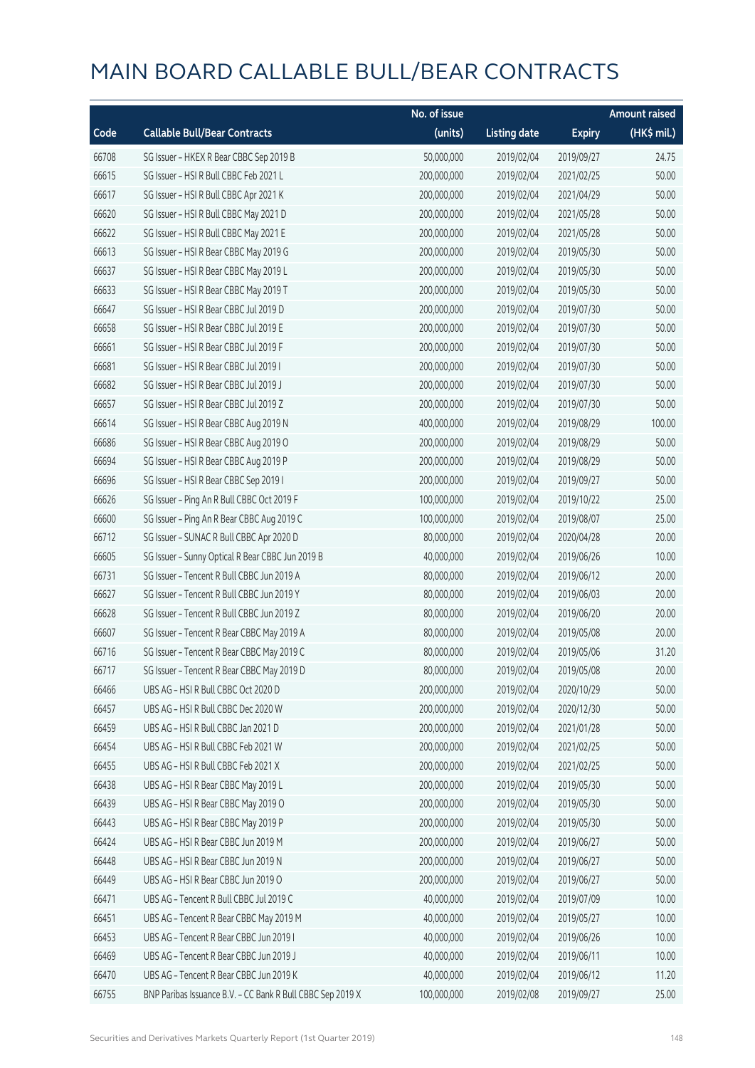# MAIN BOARD CALLABLE BULL/BEAR CONTRACTS

| Code | Callable Bull/Bear Contracts | No. of issue (units) | Listing date | Expiry | Amount raised (HK$ mil.) |
|---|---|---|---|---|---|
| 66708 | SG Issuer – HKEX R Bear CBBC Sep 2019 B | 50,000,000 | 2019/02/04 | 2019/09/27 | 24.75 |
| 66615 | SG Issuer – HSI R Bull CBBC Feb 2021 L | 200,000,000 | 2019/02/04 | 2021/02/25 | 50.00 |
| 66617 | SG Issuer – HSI R Bull CBBC Apr 2021 K | 200,000,000 | 2019/02/04 | 2021/04/29 | 50.00 |
| 66620 | SG Issuer – HSI R Bull CBBC May 2021 D | 200,000,000 | 2019/02/04 | 2021/05/28 | 50.00 |
| 66622 | SG Issuer – HSI R Bull CBBC May 2021 E | 200,000,000 | 2019/02/04 | 2021/05/28 | 50.00 |
| 66613 | SG Issuer – HSI R Bear CBBC May 2019 G | 200,000,000 | 2019/02/04 | 2019/05/30 | 50.00 |
| 66637 | SG Issuer – HSI R Bear CBBC May 2019 L | 200,000,000 | 2019/02/04 | 2019/05/30 | 50.00 |
| 66633 | SG Issuer – HSI R Bear CBBC May 2019 T | 200,000,000 | 2019/02/04 | 2019/05/30 | 50.00 |
| 66647 | SG Issuer – HSI R Bear CBBC Jul 2019 D | 200,000,000 | 2019/02/04 | 2019/07/30 | 50.00 |
| 66658 | SG Issuer – HSI R Bear CBBC Jul 2019 E | 200,000,000 | 2019/02/04 | 2019/07/30 | 50.00 |
| 66661 | SG Issuer – HSI R Bear CBBC Jul 2019 F | 200,000,000 | 2019/02/04 | 2019/07/30 | 50.00 |
| 66681 | SG Issuer – HSI R Bear CBBC Jul 2019 I | 200,000,000 | 2019/02/04 | 2019/07/30 | 50.00 |
| 66682 | SG Issuer – HSI R Bear CBBC Jul 2019 J | 200,000,000 | 2019/02/04 | 2019/07/30 | 50.00 |
| 66657 | SG Issuer – HSI R Bear CBBC Jul 2019 Z | 200,000,000 | 2019/02/04 | 2019/07/30 | 50.00 |
| 66614 | SG Issuer – HSI R Bear CBBC Aug 2019 N | 400,000,000 | 2019/02/04 | 2019/08/29 | 100.00 |
| 66686 | SG Issuer – HSI R Bear CBBC Aug 2019 O | 200,000,000 | 2019/02/04 | 2019/08/29 | 50.00 |
| 66694 | SG Issuer – HSI R Bear CBBC Aug 2019 P | 200,000,000 | 2019/02/04 | 2019/08/29 | 50.00 |
| 66696 | SG Issuer – HSI R Bear CBBC Sep 2019 I | 200,000,000 | 2019/02/04 | 2019/09/27 | 50.00 |
| 66626 | SG Issuer – Ping An R Bull CBBC Oct 2019 F | 100,000,000 | 2019/02/04 | 2019/10/22 | 25.00 |
| 66600 | SG Issuer – Ping An R Bear CBBC Aug 2019 C | 100,000,000 | 2019/02/04 | 2019/08/07 | 25.00 |
| 66712 | SG Issuer – SUNAC R Bull CBBC Apr 2020 D | 80,000,000 | 2019/02/04 | 2020/04/28 | 20.00 |
| 66605 | SG Issuer – Sunny Optical R Bear CBBC Jun 2019 B | 40,000,000 | 2019/02/04 | 2019/06/26 | 10.00 |
| 66731 | SG Issuer – Tencent R Bull CBBC Jun 2019 A | 80,000,000 | 2019/02/04 | 2019/06/12 | 20.00 |
| 66627 | SG Issuer – Tencent R Bull CBBC Jun 2019 Y | 80,000,000 | 2019/02/04 | 2019/06/03 | 20.00 |
| 66628 | SG Issuer – Tencent R Bull CBBC Jun 2019 Z | 80,000,000 | 2019/02/04 | 2019/06/20 | 20.00 |
| 66607 | SG Issuer – Tencent R Bear CBBC May 2019 A | 80,000,000 | 2019/02/04 | 2019/05/08 | 20.00 |
| 66716 | SG Issuer – Tencent R Bear CBBC May 2019 C | 80,000,000 | 2019/02/04 | 2019/05/06 | 31.20 |
| 66717 | SG Issuer – Tencent R Bear CBBC May 2019 D | 80,000,000 | 2019/02/04 | 2019/05/08 | 20.00 |
| 66466 | UBS AG – HSI R Bull CBBC Oct 2020 D | 200,000,000 | 2019/02/04 | 2020/10/29 | 50.00 |
| 66457 | UBS AG – HSI R Bull CBBC Dec 2020 W | 200,000,000 | 2019/02/04 | 2020/12/30 | 50.00 |
| 66459 | UBS AG – HSI R Bull CBBC Jan 2021 D | 200,000,000 | 2019/02/04 | 2021/01/28 | 50.00 |
| 66454 | UBS AG – HSI R Bull CBBC Feb 2021 W | 200,000,000 | 2019/02/04 | 2021/02/25 | 50.00 |
| 66455 | UBS AG – HSI R Bull CBBC Feb 2021 X | 200,000,000 | 2019/02/04 | 2021/02/25 | 50.00 |
| 66438 | UBS AG – HSI R Bear CBBC May 2019 L | 200,000,000 | 2019/02/04 | 2019/05/30 | 50.00 |
| 66439 | UBS AG – HSI R Bear CBBC May 2019 O | 200,000,000 | 2019/02/04 | 2019/05/30 | 50.00 |
| 66443 | UBS AG – HSI R Bear CBBC May 2019 P | 200,000,000 | 2019/02/04 | 2019/05/30 | 50.00 |
| 66424 | UBS AG – HSI R Bear CBBC Jun 2019 M | 200,000,000 | 2019/02/04 | 2019/06/27 | 50.00 |
| 66448 | UBS AG – HSI R Bear CBBC Jun 2019 N | 200,000,000 | 2019/02/04 | 2019/06/27 | 50.00 |
| 66449 | UBS AG – HSI R Bear CBBC Jun 2019 O | 200,000,000 | 2019/02/04 | 2019/06/27 | 50.00 |
| 66471 | UBS AG – Tencent R Bull CBBC Jul 2019 C | 40,000,000 | 2019/02/04 | 2019/07/09 | 10.00 |
| 66451 | UBS AG – Tencent R Bear CBBC May 2019 M | 40,000,000 | 2019/02/04 | 2019/05/27 | 10.00 |
| 66453 | UBS AG – Tencent R Bear CBBC Jun 2019 I | 40,000,000 | 2019/02/04 | 2019/06/26 | 10.00 |
| 66469 | UBS AG – Tencent R Bear CBBC Jun 2019 J | 40,000,000 | 2019/02/04 | 2019/06/11 | 10.00 |
| 66470 | UBS AG – Tencent R Bear CBBC Jun 2019 K | 40,000,000 | 2019/02/04 | 2019/06/12 | 11.20 |
| 66755 | BNP Paribas Issuance B.V. – CC Bank R Bull CBBC Sep 2019 X | 100,000,000 | 2019/02/08 | 2019/09/27 | 25.00 |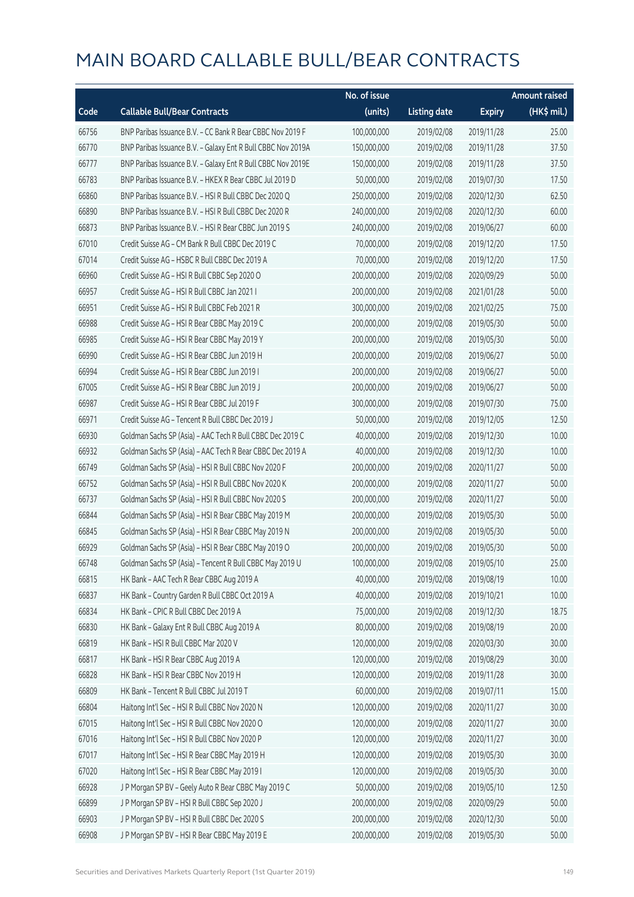# MAIN BOARD CALLABLE BULL/BEAR CONTRACTS

| Code | Callable Bull/Bear Contracts | No. of issue (units) | Listing date | Expiry | Amount raised (HK$ mil.) |
|---|---|---|---|---|---|
| 66756 | BNP Paribas Issuance B.V. – CC Bank R Bear CBBC Nov 2019 F | 100,000,000 | 2019/02/08 | 2019/11/28 | 25.00 |
| 66770 | BNP Paribas Issuance B.V. – Galaxy Ent R Bull CBBC Nov 2019A | 150,000,000 | 2019/02/08 | 2019/11/28 | 37.50 |
| 66777 | BNP Paribas Issuance B.V. – Galaxy Ent R Bull CBBC Nov 2019E | 150,000,000 | 2019/02/08 | 2019/11/28 | 37.50 |
| 66783 | BNP Paribas Issuance B.V. – HKEX R Bear CBBC Jul 2019 D | 50,000,000 | 2019/02/08 | 2019/07/30 | 17.50 |
| 66860 | BNP Paribas Issuance B.V. – HSI R Bull CBBC Dec 2020 Q | 250,000,000 | 2019/02/08 | 2020/12/30 | 62.50 |
| 66890 | BNP Paribas Issuance B.V. – HSI R Bull CBBC Dec 2020 R | 240,000,000 | 2019/02/08 | 2020/12/30 | 60.00 |
| 66873 | BNP Paribas Issuance B.V. – HSI R Bear CBBC Jun 2019 S | 240,000,000 | 2019/02/08 | 2019/06/27 | 60.00 |
| 67010 | Credit Suisse AG – CM Bank R Bull CBBC Dec 2019 C | 70,000,000 | 2019/02/08 | 2019/12/20 | 17.50 |
| 67014 | Credit Suisse AG – HSBC R Bull CBBC Dec 2019 A | 70,000,000 | 2019/02/08 | 2019/12/20 | 17.50 |
| 66960 | Credit Suisse AG – HSI R Bull CBBC Sep 2020 O | 200,000,000 | 2019/02/08 | 2020/09/29 | 50.00 |
| 66957 | Credit Suisse AG – HSI R Bull CBBC Jan 2021 I | 200,000,000 | 2019/02/08 | 2021/01/28 | 50.00 |
| 66951 | Credit Suisse AG – HSI R Bull CBBC Feb 2021 R | 300,000,000 | 2019/02/08 | 2021/02/25 | 75.00 |
| 66988 | Credit Suisse AG – HSI R Bear CBBC May 2019 C | 200,000,000 | 2019/02/08 | 2019/05/30 | 50.00 |
| 66985 | Credit Suisse AG – HSI R Bear CBBC May 2019 Y | 200,000,000 | 2019/02/08 | 2019/05/30 | 50.00 |
| 66990 | Credit Suisse AG – HSI R Bear CBBC Jun 2019 H | 200,000,000 | 2019/02/08 | 2019/06/27 | 50.00 |
| 66994 | Credit Suisse AG – HSI R Bear CBBC Jun 2019 I | 200,000,000 | 2019/02/08 | 2019/06/27 | 50.00 |
| 67005 | Credit Suisse AG – HSI R Bear CBBC Jun 2019 J | 200,000,000 | 2019/02/08 | 2019/06/27 | 50.00 |
| 66987 | Credit Suisse AG – HSI R Bear CBBC Jul 2019 F | 300,000,000 | 2019/02/08 | 2019/07/30 | 75.00 |
| 66971 | Credit Suisse AG – Tencent R Bull CBBC Dec 2019 J | 50,000,000 | 2019/02/08 | 2019/12/05 | 12.50 |
| 66930 | Goldman Sachs SP (Asia) – AAC Tech R Bull CBBC Dec 2019 C | 40,000,000 | 2019/02/08 | 2019/12/30 | 10.00 |
| 66932 | Goldman Sachs SP (Asia) – AAC Tech R Bear CBBC Dec 2019 A | 40,000,000 | 2019/02/08 | 2019/12/30 | 10.00 |
| 66749 | Goldman Sachs SP (Asia) – HSI R Bull CBBC Nov 2020 F | 200,000,000 | 2019/02/08 | 2020/11/27 | 50.00 |
| 66752 | Goldman Sachs SP (Asia) – HSI R Bull CBBC Nov 2020 K | 200,000,000 | 2019/02/08 | 2020/11/27 | 50.00 |
| 66737 | Goldman Sachs SP (Asia) – HSI R Bull CBBC Nov 2020 S | 200,000,000 | 2019/02/08 | 2020/11/27 | 50.00 |
| 66844 | Goldman Sachs SP (Asia) – HSI R Bear CBBC May 2019 M | 200,000,000 | 2019/02/08 | 2019/05/30 | 50.00 |
| 66845 | Goldman Sachs SP (Asia) – HSI R Bear CBBC May 2019 N | 200,000,000 | 2019/02/08 | 2019/05/30 | 50.00 |
| 66929 | Goldman Sachs SP (Asia) – HSI R Bear CBBC May 2019 O | 200,000,000 | 2019/02/08 | 2019/05/30 | 50.00 |
| 66748 | Goldman Sachs SP (Asia) – Tencent R Bull CBBC May 2019 U | 100,000,000 | 2019/02/08 | 2019/05/10 | 25.00 |
| 66815 | HK Bank – AAC Tech R Bear CBBC Aug 2019 A | 40,000,000 | 2019/02/08 | 2019/08/19 | 10.00 |
| 66837 | HK Bank – Country Garden R Bull CBBC Oct 2019 A | 40,000,000 | 2019/02/08 | 2019/10/21 | 10.00 |
| 66834 | HK Bank – CPIC R Bull CBBC Dec 2019 A | 75,000,000 | 2019/02/08 | 2019/12/30 | 18.75 |
| 66830 | HK Bank – Galaxy Ent R Bull CBBC Aug 2019 A | 80,000,000 | 2019/02/08 | 2019/08/19 | 20.00 |
| 66819 | HK Bank – HSI R Bull CBBC Mar 2020 V | 120,000,000 | 2019/02/08 | 2020/03/30 | 30.00 |
| 66817 | HK Bank – HSI R Bear CBBC Aug 2019 A | 120,000,000 | 2019/02/08 | 2019/08/29 | 30.00 |
| 66828 | HK Bank – HSI R Bear CBBC Nov 2019 H | 120,000,000 | 2019/02/08 | 2019/11/28 | 30.00 |
| 66809 | HK Bank – Tencent R Bull CBBC Jul 2019 T | 60,000,000 | 2019/02/08 | 2019/07/11 | 15.00 |
| 66804 | Haitong Int'l Sec – HSI R Bull CBBC Nov 2020 N | 120,000,000 | 2019/02/08 | 2020/11/27 | 30.00 |
| 67015 | Haitong Int'l Sec – HSI R Bull CBBC Nov 2020 O | 120,000,000 | 2019/02/08 | 2020/11/27 | 30.00 |
| 67016 | Haitong Int'l Sec – HSI R Bull CBBC Nov 2020 P | 120,000,000 | 2019/02/08 | 2020/11/27 | 30.00 |
| 67017 | Haitong Int'l Sec – HSI R Bear CBBC May 2019 H | 120,000,000 | 2019/02/08 | 2019/05/30 | 30.00 |
| 67020 | Haitong Int'l Sec – HSI R Bear CBBC May 2019 I | 120,000,000 | 2019/02/08 | 2019/05/30 | 30.00 |
| 66928 | J P Morgan SP BV – Geely Auto R Bear CBBC May 2019 C | 50,000,000 | 2019/02/08 | 2019/05/10 | 12.50 |
| 66899 | J P Morgan SP BV – HSI R Bull CBBC Sep 2020 J | 200,000,000 | 2019/02/08 | 2020/09/29 | 50.00 |
| 66903 | J P Morgan SP BV – HSI R Bull CBBC Dec 2020 S | 200,000,000 | 2019/02/08 | 2020/12/30 | 50.00 |
| 66908 | J P Morgan SP BV – HSI R Bear CBBC May 2019 E | 200,000,000 | 2019/02/08 | 2019/05/30 | 50.00 |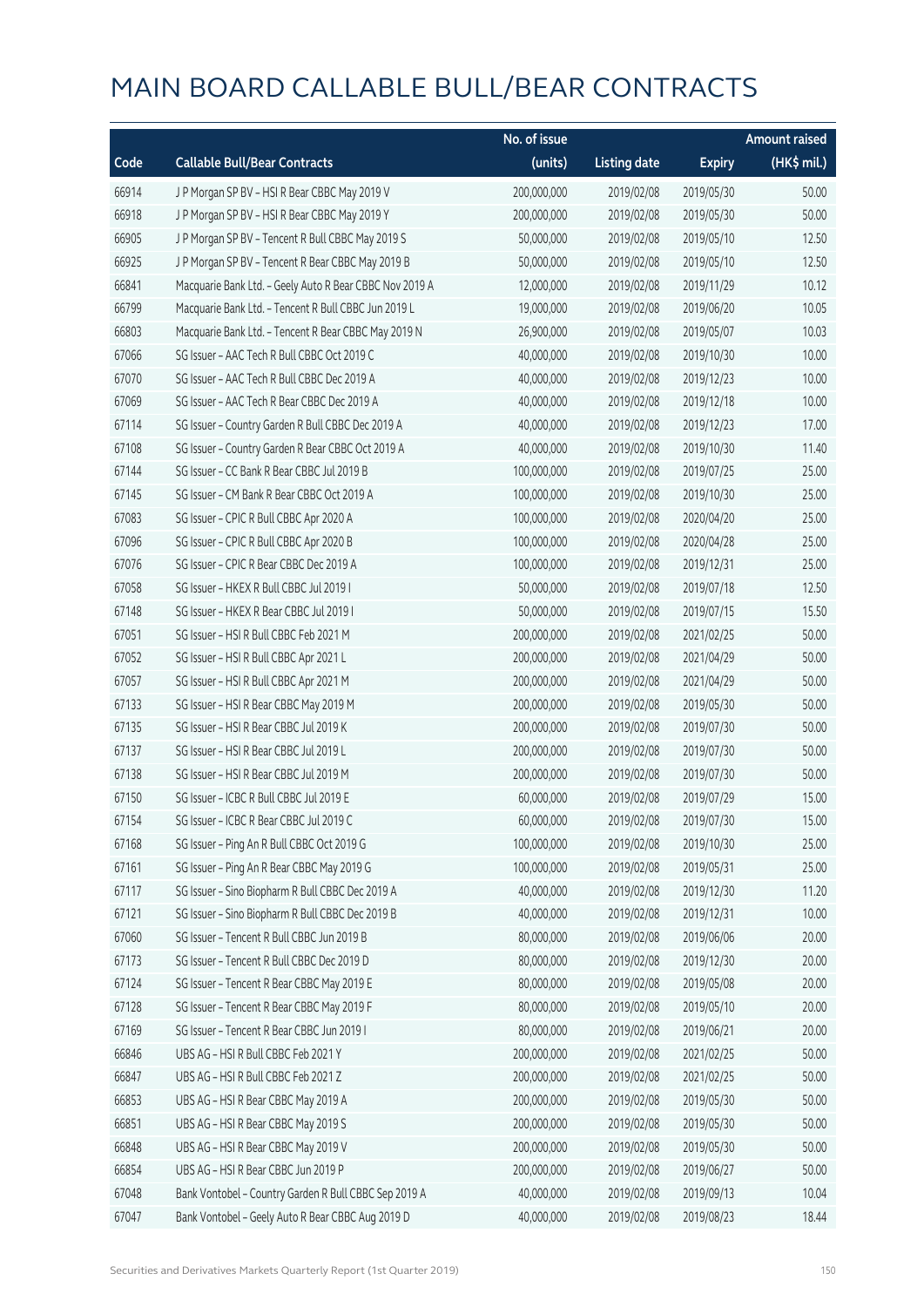# MAIN BOARD CALLABLE BULL/BEAR CONTRACTS

| Code | Callable Bull/Bear Contracts | No. of issue (units) | Listing date | Expiry | Amount raised (HK$ mil.) |
|---|---|---|---|---|---|
| 66914 | J P Morgan SP BV - HSI R Bear CBBC May 2019 V | 200,000,000 | 2019/02/08 | 2019/05/30 | 50.00 |
| 66918 | J P Morgan SP BV - HSI R Bear CBBC May 2019 Y | 200,000,000 | 2019/02/08 | 2019/05/30 | 50.00 |
| 66905 | J P Morgan SP BV - Tencent R Bull CBBC May 2019 S | 50,000,000 | 2019/02/08 | 2019/05/10 | 12.50 |
| 66925 | J P Morgan SP BV - Tencent R Bear CBBC May 2019 B | 50,000,000 | 2019/02/08 | 2019/05/10 | 12.50 |
| 66841 | Macquarie Bank Ltd. - Geely Auto R Bear CBBC Nov 2019 A | 12,000,000 | 2019/02/08 | 2019/11/29 | 10.12 |
| 66799 | Macquarie Bank Ltd. - Tencent R Bull CBBC Jun 2019 L | 19,000,000 | 2019/02/08 | 2019/06/20 | 10.05 |
| 66803 | Macquarie Bank Ltd. - Tencent R Bear CBBC May 2019 N | 26,900,000 | 2019/02/08 | 2019/05/07 | 10.03 |
| 67066 | SG Issuer - AAC Tech R Bull CBBC Oct 2019 C | 40,000,000 | 2019/02/08 | 2019/10/30 | 10.00 |
| 67070 | SG Issuer - AAC Tech R Bull CBBC Dec 2019 A | 40,000,000 | 2019/02/08 | 2019/12/23 | 10.00 |
| 67069 | SG Issuer - AAC Tech R Bear CBBC Dec 2019 A | 40,000,000 | 2019/02/08 | 2019/12/18 | 10.00 |
| 67114 | SG Issuer - Country Garden R Bull CBBC Dec 2019 A | 40,000,000 | 2019/02/08 | 2019/12/23 | 17.00 |
| 67108 | SG Issuer - Country Garden R Bear CBBC Oct 2019 A | 40,000,000 | 2019/02/08 | 2019/10/30 | 11.40 |
| 67144 | SG Issuer - CC Bank R Bear CBBC Jul 2019 B | 100,000,000 | 2019/02/08 | 2019/07/25 | 25.00 |
| 67145 | SG Issuer - CM Bank R Bear CBBC Oct 2019 A | 100,000,000 | 2019/02/08 | 2019/10/30 | 25.00 |
| 67083 | SG Issuer - CPIC R Bull CBBC Apr 2020 A | 100,000,000 | 2019/02/08 | 2020/04/20 | 25.00 |
| 67096 | SG Issuer - CPIC R Bull CBBC Apr 2020 B | 100,000,000 | 2019/02/08 | 2020/04/28 | 25.00 |
| 67076 | SG Issuer - CPIC R Bear CBBC Dec 2019 A | 100,000,000 | 2019/02/08 | 2019/12/31 | 25.00 |
| 67058 | SG Issuer - HKEX R Bull CBBC Jul 2019 I | 50,000,000 | 2019/02/08 | 2019/07/18 | 12.50 |
| 67148 | SG Issuer - HKEX R Bear CBBC Jul 2019 I | 50,000,000 | 2019/02/08 | 2019/07/15 | 15.50 |
| 67051 | SG Issuer - HSI R Bull CBBC Feb 2021 M | 200,000,000 | 2019/02/08 | 2021/02/25 | 50.00 |
| 67052 | SG Issuer - HSI R Bull CBBC Apr 2021 L | 200,000,000 | 2019/02/08 | 2021/04/29 | 50.00 |
| 67057 | SG Issuer - HSI R Bull CBBC Apr 2021 M | 200,000,000 | 2019/02/08 | 2021/04/29 | 50.00 |
| 67133 | SG Issuer - HSI R Bear CBBC May 2019 M | 200,000,000 | 2019/02/08 | 2019/05/30 | 50.00 |
| 67135 | SG Issuer - HSI R Bear CBBC Jul 2019 K | 200,000,000 | 2019/02/08 | 2019/07/30 | 50.00 |
| 67137 | SG Issuer - HSI R Bear CBBC Jul 2019 L | 200,000,000 | 2019/02/08 | 2019/07/30 | 50.00 |
| 67138 | SG Issuer - HSI R Bear CBBC Jul 2019 M | 200,000,000 | 2019/02/08 | 2019/07/30 | 50.00 |
| 67150 | SG Issuer - ICBC R Bull CBBC Jul 2019 E | 60,000,000 | 2019/02/08 | 2019/07/29 | 15.00 |
| 67154 | SG Issuer - ICBC R Bear CBBC Jul 2019 C | 60,000,000 | 2019/02/08 | 2019/07/30 | 15.00 |
| 67168 | SG Issuer - Ping An R Bull CBBC Oct 2019 G | 100,000,000 | 2019/02/08 | 2019/10/30 | 25.00 |
| 67161 | SG Issuer - Ping An R Bear CBBC May 2019 G | 100,000,000 | 2019/02/08 | 2019/05/31 | 25.00 |
| 67117 | SG Issuer - Sino Biopharm R Bull CBBC Dec 2019 A | 40,000,000 | 2019/02/08 | 2019/12/30 | 11.20 |
| 67121 | SG Issuer - Sino Biopharm R Bull CBBC Dec 2019 B | 40,000,000 | 2019/02/08 | 2019/12/31 | 10.00 |
| 67060 | SG Issuer - Tencent R Bull CBBC Jun 2019 B | 80,000,000 | 2019/02/08 | 2019/06/06 | 20.00 |
| 67173 | SG Issuer - Tencent R Bull CBBC Dec 2019 D | 80,000,000 | 2019/02/08 | 2019/12/30 | 20.00 |
| 67124 | SG Issuer - Tencent R Bear CBBC May 2019 E | 80,000,000 | 2019/02/08 | 2019/05/08 | 20.00 |
| 67128 | SG Issuer - Tencent R Bear CBBC May 2019 F | 80,000,000 | 2019/02/08 | 2019/05/10 | 20.00 |
| 67169 | SG Issuer - Tencent R Bear CBBC Jun 2019 I | 80,000,000 | 2019/02/08 | 2019/06/21 | 20.00 |
| 66846 | UBS AG - HSI R Bull CBBC Feb 2021 Y | 200,000,000 | 2019/02/08 | 2021/02/25 | 50.00 |
| 66847 | UBS AG - HSI R Bull CBBC Feb 2021 Z | 200,000,000 | 2019/02/08 | 2021/02/25 | 50.00 |
| 66853 | UBS AG - HSI R Bear CBBC May 2019 A | 200,000,000 | 2019/02/08 | 2019/05/30 | 50.00 |
| 66851 | UBS AG - HSI R Bear CBBC May 2019 S | 200,000,000 | 2019/02/08 | 2019/05/30 | 50.00 |
| 66848 | UBS AG - HSI R Bear CBBC May 2019 V | 200,000,000 | 2019/02/08 | 2019/05/30 | 50.00 |
| 66854 | UBS AG - HSI R Bear CBBC Jun 2019 P | 200,000,000 | 2019/02/08 | 2019/06/27 | 50.00 |
| 67048 | Bank Vontobel - Country Garden R Bull CBBC Sep 2019 A | 40,000,000 | 2019/02/08 | 2019/09/13 | 10.04 |
| 67047 | Bank Vontobel - Geely Auto R Bear CBBC Aug 2019 D | 40,000,000 | 2019/02/08 | 2019/08/23 | 18.44 |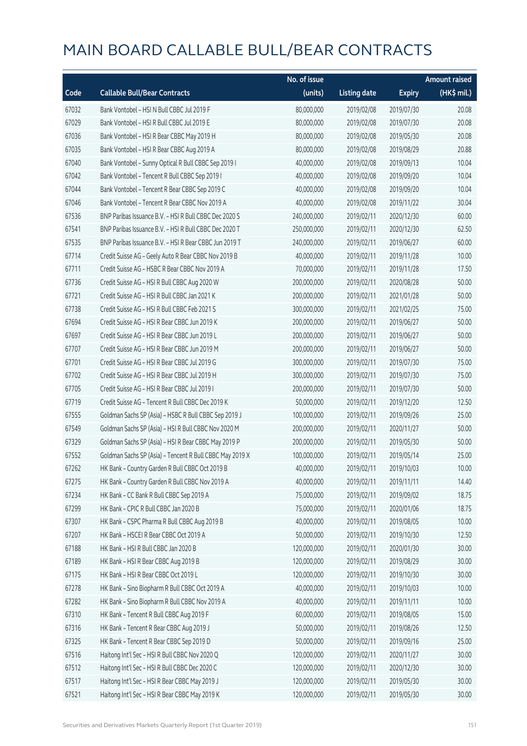# MAIN BOARD CALLABLE BULL/BEAR CONTRACTS

| Code | Callable Bull/Bear Contracts | No. of issue (units) | Listing date | Expiry | Amount raised (HK$ mil.) |
|---|---|---|---|---|---|
| 67032 | Bank Vontobel – HSI N Bull CBBC Jul 2019 F | 80,000,000 | 2019/02/08 | 2019/07/30 | 20.08 |
| 67029 | Bank Vontobel – HSI R Bull CBBC Jul 2019 E | 80,000,000 | 2019/02/08 | 2019/07/30 | 20.08 |
| 67036 | Bank Vontobel – HSI R Bear CBBC May 2019 H | 80,000,000 | 2019/02/08 | 2019/05/30 | 20.08 |
| 67035 | Bank Vontobel – HSI R Bear CBBC Aug 2019 A | 80,000,000 | 2019/02/08 | 2019/08/29 | 20.88 |
| 67040 | Bank Vontobel – Sunny Optical R Bull CBBC Sep 2019 I | 40,000,000 | 2019/02/08 | 2019/09/13 | 10.04 |
| 67042 | Bank Vontobel – Tencent R Bull CBBC Sep 2019 I | 40,000,000 | 2019/02/08 | 2019/09/20 | 10.04 |
| 67044 | Bank Vontobel – Tencent R Bear CBBC Sep 2019 C | 40,000,000 | 2019/02/08 | 2019/09/20 | 10.04 |
| 67046 | Bank Vontobel – Tencent R Bear CBBC Nov 2019 A | 40,000,000 | 2019/02/08 | 2019/11/22 | 30.04 |
| 67536 | BNP Paribas Issuance B.V. – HSI R Bull CBBC Dec 2020 S | 240,000,000 | 2019/02/11 | 2020/12/30 | 60.00 |
| 67541 | BNP Paribas Issuance B.V. – HSI R Bull CBBC Dec 2020 T | 250,000,000 | 2019/02/11 | 2020/12/30 | 62.50 |
| 67535 | BNP Paribas Issuance B.V. – HSI R Bear CBBC Jun 2019 T | 240,000,000 | 2019/02/11 | 2019/06/27 | 60.00 |
| 67714 | Credit Suisse AG – Geely Auto R Bear CBBC Nov 2019 B | 40,000,000 | 2019/02/11 | 2019/11/28 | 10.00 |
| 67711 | Credit Suisse AG – HSBC R Bear CBBC Nov 2019 A | 70,000,000 | 2019/02/11 | 2019/11/28 | 17.50 |
| 67736 | Credit Suisse AG – HSI R Bull CBBC Aug 2020 W | 200,000,000 | 2019/02/11 | 2020/08/28 | 50.00 |
| 67721 | Credit Suisse AG – HSI R Bull CBBC Jan 2021 K | 200,000,000 | 2019/02/11 | 2021/01/28 | 50.00 |
| 67738 | Credit Suisse AG – HSI R Bull CBBC Feb 2021 S | 300,000,000 | 2019/02/11 | 2021/02/25 | 75.00 |
| 67694 | Credit Suisse AG – HSI R Bear CBBC Jun 2019 K | 200,000,000 | 2019/02/11 | 2019/06/27 | 50.00 |
| 67697 | Credit Suisse AG – HSI R Bear CBBC Jun 2019 L | 200,000,000 | 2019/02/11 | 2019/06/27 | 50.00 |
| 67707 | Credit Suisse AG – HSI R Bear CBBC Jun 2019 M | 200,000,000 | 2019/02/11 | 2019/06/27 | 50.00 |
| 67701 | Credit Suisse AG – HSI R Bear CBBC Jul 2019 G | 300,000,000 | 2019/02/11 | 2019/07/30 | 75.00 |
| 67702 | Credit Suisse AG – HSI R Bear CBBC Jul 2019 H | 300,000,000 | 2019/02/11 | 2019/07/30 | 75.00 |
| 67705 | Credit Suisse AG – HSI R Bear CBBC Jul 2019 I | 200,000,000 | 2019/02/11 | 2019/07/30 | 50.00 |
| 67719 | Credit Suisse AG – Tencent R Bull CBBC Dec 2019 K | 50,000,000 | 2019/02/11 | 2019/12/20 | 12.50 |
| 67555 | Goldman Sachs SP (Asia) – HSBC R Bull CBBC Sep 2019 J | 100,000,000 | 2019/02/11 | 2019/09/26 | 25.00 |
| 67549 | Goldman Sachs SP (Asia) – HSI R Bull CBBC Nov 2020 M | 200,000,000 | 2019/02/11 | 2020/11/27 | 50.00 |
| 67329 | Goldman Sachs SP (Asia) – HSI R Bear CBBC May 2019 P | 200,000,000 | 2019/02/11 | 2019/05/30 | 50.00 |
| 67552 | Goldman Sachs SP (Asia) – Tencent R Bull CBBC May 2019 X | 100,000,000 | 2019/02/11 | 2019/05/14 | 25.00 |
| 67262 | HK Bank – Country Garden R Bull CBBC Oct 2019 B | 40,000,000 | 2019/02/11 | 2019/10/03 | 10.00 |
| 67275 | HK Bank – Country Garden R Bull CBBC Nov 2019 A | 40,000,000 | 2019/02/11 | 2019/11/11 | 14.40 |
| 67234 | HK Bank – CC Bank R Bull CBBC Sep 2019 A | 75,000,000 | 2019/02/11 | 2019/09/02 | 18.75 |
| 67299 | HK Bank – CPIC R Bull CBBC Jan 2020 B | 75,000,000 | 2019/02/11 | 2020/01/06 | 18.75 |
| 67307 | HK Bank – CSPC Pharma R Bull CBBC Aug 2019 B | 40,000,000 | 2019/02/11 | 2019/08/05 | 10.00 |
| 67207 | HK Bank – HSCEI R Bear CBBC Oct 2019 A | 50,000,000 | 2019/02/11 | 2019/10/30 | 12.50 |
| 67188 | HK Bank – HSI R Bull CBBC Jan 2020 B | 120,000,000 | 2019/02/11 | 2020/01/30 | 30.00 |
| 67189 | HK Bank – HSI R Bear CBBC Aug 2019 B | 120,000,000 | 2019/02/11 | 2019/08/29 | 30.00 |
| 67175 | HK Bank – HSI R Bear CBBC Oct 2019 L | 120,000,000 | 2019/02/11 | 2019/10/30 | 30.00 |
| 67278 | HK Bank – Sino Biopharm R Bull CBBC Oct 2019 A | 40,000,000 | 2019/02/11 | 2019/10/03 | 10.00 |
| 67282 | HK Bank – Sino Biopharm R Bull CBBC Nov 2019 A | 40,000,000 | 2019/02/11 | 2019/11/11 | 10.00 |
| 67310 | HK Bank – Tencent R Bull CBBC Aug 2019 F | 60,000,000 | 2019/02/11 | 2019/08/05 | 15.00 |
| 67316 | HK Bank – Tencent R Bear CBBC Aug 2019 J | 50,000,000 | 2019/02/11 | 2019/08/26 | 12.50 |
| 67325 | HK Bank – Tencent R Bear CBBC Sep 2019 D | 50,000,000 | 2019/02/11 | 2019/09/16 | 25.00 |
| 67516 | Haitong Int'l Sec – HSI R Bull CBBC Nov 2020 Q | 120,000,000 | 2019/02/11 | 2020/11/27 | 30.00 |
| 67512 | Haitong Int'l Sec – HSI R Bull CBBC Dec 2020 C | 120,000,000 | 2019/02/11 | 2020/12/30 | 30.00 |
| 67517 | Haitong Int'l Sec – HSI R Bear CBBC May 2019 J | 120,000,000 | 2019/02/11 | 2019/05/30 | 30.00 |
| 67521 | Haitong Int'l Sec – HSI R Bear CBBC May 2019 K | 120,000,000 | 2019/02/11 | 2019/05/30 | 30.00 |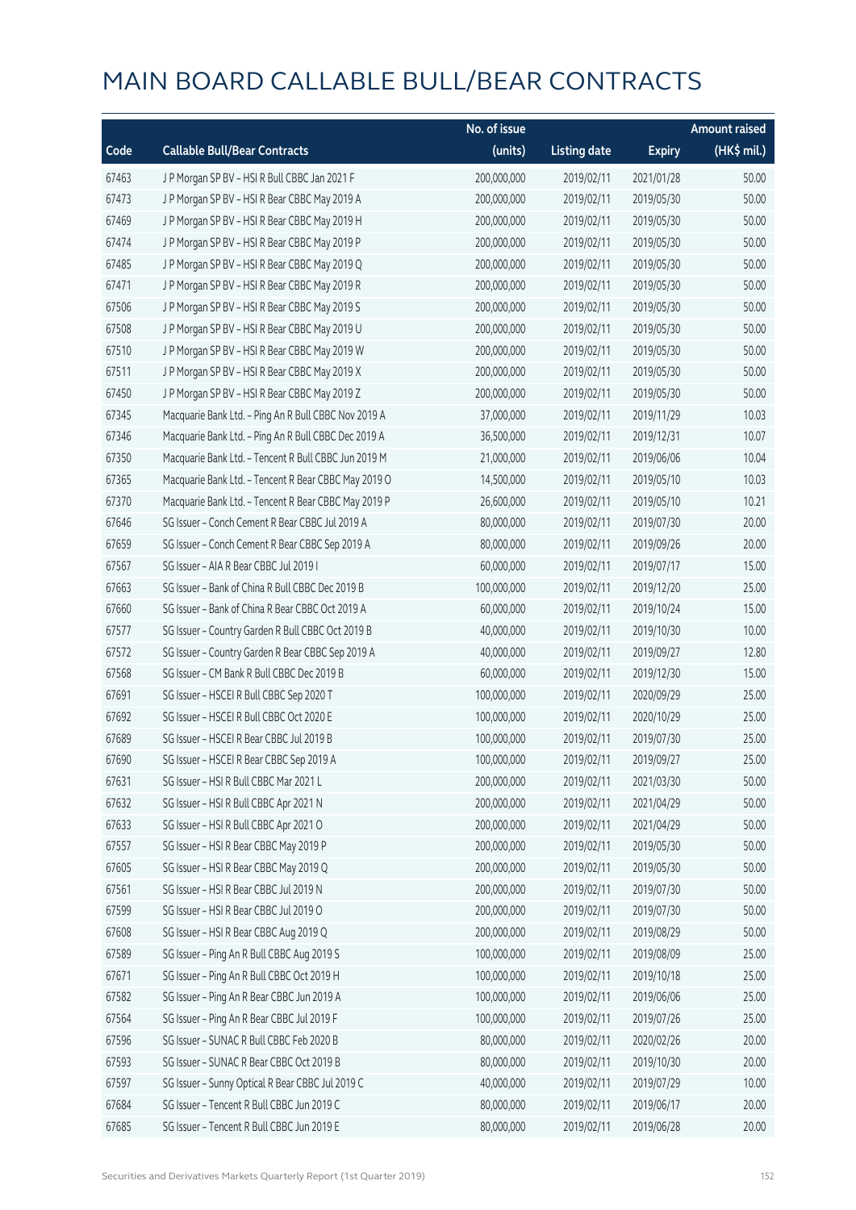# MAIN BOARD CALLABLE BULL/BEAR CONTRACTS

| Code | Callable Bull/Bear Contracts | No. of issue (units) | Listing date | Expiry | Amount raised (HK$ mil.) |
|---|---|---|---|---|---|
| 67463 | J P Morgan SP BV – HSI R Bull CBBC Jan 2021 F | 200,000,000 | 2019/02/11 | 2021/01/28 | 50.00 |
| 67473 | J P Morgan SP BV – HSI R Bear CBBC May 2019 A | 200,000,000 | 2019/02/11 | 2019/05/30 | 50.00 |
| 67469 | J P Morgan SP BV – HSI R Bear CBBC May 2019 H | 200,000,000 | 2019/02/11 | 2019/05/30 | 50.00 |
| 67474 | J P Morgan SP BV – HSI R Bear CBBC May 2019 P | 200,000,000 | 2019/02/11 | 2019/05/30 | 50.00 |
| 67485 | J P Morgan SP BV – HSI R Bear CBBC May 2019 Q | 200,000,000 | 2019/02/11 | 2019/05/30 | 50.00 |
| 67471 | J P Morgan SP BV – HSI R Bear CBBC May 2019 R | 200,000,000 | 2019/02/11 | 2019/05/30 | 50.00 |
| 67506 | J P Morgan SP BV – HSI R Bear CBBC May 2019 S | 200,000,000 | 2019/02/11 | 2019/05/30 | 50.00 |
| 67508 | J P Morgan SP BV – HSI R Bear CBBC May 2019 U | 200,000,000 | 2019/02/11 | 2019/05/30 | 50.00 |
| 67510 | J P Morgan SP BV – HSI R Bear CBBC May 2019 W | 200,000,000 | 2019/02/11 | 2019/05/30 | 50.00 |
| 67511 | J P Morgan SP BV – HSI R Bear CBBC May 2019 X | 200,000,000 | 2019/02/11 | 2019/05/30 | 50.00 |
| 67450 | J P Morgan SP BV – HSI R Bear CBBC May 2019 Z | 200,000,000 | 2019/02/11 | 2019/05/30 | 50.00 |
| 67345 | Macquarie Bank Ltd. – Ping An R Bull CBBC Nov 2019 A | 37,000,000 | 2019/02/11 | 2019/11/29 | 10.03 |
| 67346 | Macquarie Bank Ltd. – Ping An R Bull CBBC Dec 2019 A | 36,500,000 | 2019/02/11 | 2019/12/31 | 10.07 |
| 67350 | Macquarie Bank Ltd. – Tencent R Bull CBBC Jun 2019 M | 21,000,000 | 2019/02/11 | 2019/06/06 | 10.04 |
| 67365 | Macquarie Bank Ltd. – Tencent R Bear CBBC May 2019 O | 14,500,000 | 2019/02/11 | 2019/05/10 | 10.03 |
| 67370 | Macquarie Bank Ltd. – Tencent R Bear CBBC May 2019 P | 26,600,000 | 2019/02/11 | 2019/05/10 | 10.21 |
| 67646 | SG Issuer – Conch Cement R Bear CBBC Jul 2019 A | 80,000,000 | 2019/02/11 | 2019/07/30 | 20.00 |
| 67659 | SG Issuer – Conch Cement R Bear CBBC Sep 2019 A | 80,000,000 | 2019/02/11 | 2019/09/26 | 20.00 |
| 67567 | SG Issuer – AIA R Bear CBBC Jul 2019 I | 60,000,000 | 2019/02/11 | 2019/07/17 | 15.00 |
| 67663 | SG Issuer – Bank of China R Bull CBBC Dec 2019 B | 100,000,000 | 2019/02/11 | 2019/12/20 | 25.00 |
| 67660 | SG Issuer – Bank of China R Bear CBBC Oct 2019 A | 60,000,000 | 2019/02/11 | 2019/10/24 | 15.00 |
| 67577 | SG Issuer – Country Garden R Bull CBBC Oct 2019 B | 40,000,000 | 2019/02/11 | 2019/10/30 | 10.00 |
| 67572 | SG Issuer – Country Garden R Bear CBBC Sep 2019 A | 40,000,000 | 2019/02/11 | 2019/09/27 | 12.80 |
| 67568 | SG Issuer – CM Bank R Bull CBBC Dec 2019 B | 60,000,000 | 2019/02/11 | 2019/12/30 | 15.00 |
| 67691 | SG Issuer – HSCEI R Bull CBBC Sep 2020 T | 100,000,000 | 2019/02/11 | 2020/09/29 | 25.00 |
| 67692 | SG Issuer – HSCEI R Bull CBBC Oct 2020 E | 100,000,000 | 2019/02/11 | 2020/10/29 | 25.00 |
| 67689 | SG Issuer – HSCEI R Bear CBBC Jul 2019 B | 100,000,000 | 2019/02/11 | 2019/07/30 | 25.00 |
| 67690 | SG Issuer – HSCEI R Bear CBBC Sep 2019 A | 100,000,000 | 2019/02/11 | 2019/09/27 | 25.00 |
| 67631 | SG Issuer – HSI R Bull CBBC Mar 2021 L | 200,000,000 | 2019/02/11 | 2021/03/30 | 50.00 |
| 67632 | SG Issuer – HSI R Bull CBBC Apr 2021 N | 200,000,000 | 2019/02/11 | 2021/04/29 | 50.00 |
| 67633 | SG Issuer – HSI R Bull CBBC Apr 2021 O | 200,000,000 | 2019/02/11 | 2021/04/29 | 50.00 |
| 67557 | SG Issuer – HSI R Bear CBBC May 2019 P | 200,000,000 | 2019/02/11 | 2019/05/30 | 50.00 |
| 67605 | SG Issuer – HSI R Bear CBBC May 2019 Q | 200,000,000 | 2019/02/11 | 2019/05/30 | 50.00 |
| 67561 | SG Issuer – HSI R Bear CBBC Jul 2019 N | 200,000,000 | 2019/02/11 | 2019/07/30 | 50.00 |
| 67599 | SG Issuer – HSI R Bear CBBC Jul 2019 O | 200,000,000 | 2019/02/11 | 2019/07/30 | 50.00 |
| 67608 | SG Issuer – HSI R Bear CBBC Aug 2019 Q | 200,000,000 | 2019/02/11 | 2019/08/29 | 50.00 |
| 67589 | SG Issuer – Ping An R Bull CBBC Aug 2019 S | 100,000,000 | 2019/02/11 | 2019/08/09 | 25.00 |
| 67671 | SG Issuer – Ping An R Bull CBBC Oct 2019 H | 100,000,000 | 2019/02/11 | 2019/10/18 | 25.00 |
| 67582 | SG Issuer – Ping An R Bear CBBC Jun 2019 A | 100,000,000 | 2019/02/11 | 2019/06/06 | 25.00 |
| 67564 | SG Issuer – Ping An R Bear CBBC Jul 2019 F | 100,000,000 | 2019/02/11 | 2019/07/26 | 25.00 |
| 67596 | SG Issuer – SUNAC R Bull CBBC Feb 2020 B | 80,000,000 | 2019/02/11 | 2020/02/26 | 20.00 |
| 67593 | SG Issuer – SUNAC R Bear CBBC Oct 2019 B | 80,000,000 | 2019/02/11 | 2019/10/30 | 20.00 |
| 67597 | SG Issuer – Sunny Optical R Bear CBBC Jul 2019 C | 40,000,000 | 2019/02/11 | 2019/07/29 | 10.00 |
| 67684 | SG Issuer – Tencent R Bull CBBC Jun 2019 C | 80,000,000 | 2019/02/11 | 2019/06/17 | 20.00 |
| 67685 | SG Issuer – Tencent R Bull CBBC Jun 2019 E | 80,000,000 | 2019/02/11 | 2019/06/28 | 20.00 |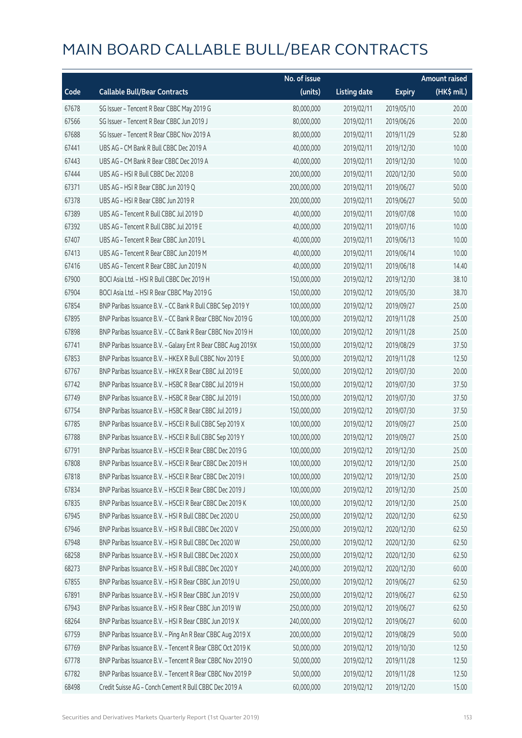# MAIN BOARD CALLABLE BULL/BEAR CONTRACTS

| Code | Callable Bull/Bear Contracts | No. of issue (units) | Listing date | Expiry | Amount raised (HK$ mil.) |
|---|---|---|---|---|---|
| 67678 | SG Issuer – Tencent R Bear CBBC May 2019 G | 80,000,000 | 2019/02/11 | 2019/05/10 | 20.00 |
| 67566 | SG Issuer – Tencent R Bear CBBC Jun 2019 J | 80,000,000 | 2019/02/11 | 2019/06/26 | 20.00 |
| 67688 | SG Issuer – Tencent R Bear CBBC Nov 2019 A | 80,000,000 | 2019/02/11 | 2019/11/29 | 52.80 |
| 67441 | UBS AG – CM Bank R Bull CBBC Dec 2019 A | 40,000,000 | 2019/02/11 | 2019/12/30 | 10.00 |
| 67443 | UBS AG – CM Bank R Bear CBBC Dec 2019 A | 40,000,000 | 2019/02/11 | 2019/12/30 | 10.00 |
| 67444 | UBS AG – HSI R Bull CBBC Dec 2020 B | 200,000,000 | 2019/02/11 | 2020/12/30 | 50.00 |
| 67371 | UBS AG – HSI R Bear CBBC Jun 2019 Q | 200,000,000 | 2019/02/11 | 2019/06/27 | 50.00 |
| 67378 | UBS AG – HSI R Bear CBBC Jun 2019 R | 200,000,000 | 2019/02/11 | 2019/06/27 | 50.00 |
| 67389 | UBS AG – Tencent R Bull CBBC Jul 2019 D | 40,000,000 | 2019/02/11 | 2019/07/08 | 10.00 |
| 67392 | UBS AG – Tencent R Bull CBBC Jul 2019 E | 40,000,000 | 2019/02/11 | 2019/07/16 | 10.00 |
| 67407 | UBS AG – Tencent R Bear CBBC Jun 2019 L | 40,000,000 | 2019/02/11 | 2019/06/13 | 10.00 |
| 67413 | UBS AG – Tencent R Bear CBBC Jun 2019 M | 40,000,000 | 2019/02/11 | 2019/06/14 | 10.00 |
| 67416 | UBS AG – Tencent R Bear CBBC Jun 2019 N | 40,000,000 | 2019/02/11 | 2019/06/18 | 14.40 |
| 67900 | BOCI Asia Ltd. – HSI R Bull CBBC Dec 2019 H | 150,000,000 | 2019/02/12 | 2019/12/30 | 38.10 |
| 67904 | BOCI Asia Ltd. – HSI R Bear CBBC May 2019 G | 150,000,000 | 2019/02/12 | 2019/05/30 | 38.70 |
| 67854 | BNP Paribas Issuance B.V. – CC Bank R Bull CBBC Sep 2019 Y | 100,000,000 | 2019/02/12 | 2019/09/27 | 25.00 |
| 67895 | BNP Paribas Issuance B.V. – CC Bank R Bear CBBC Nov 2019 G | 100,000,000 | 2019/02/12 | 2019/11/28 | 25.00 |
| 67898 | BNP Paribas Issuance B.V. – CC Bank R Bear CBBC Nov 2019 H | 100,000,000 | 2019/02/12 | 2019/11/28 | 25.00 |
| 67741 | BNP Paribas Issuance B.V. – Galaxy Ent R Bear CBBC Aug 2019X | 150,000,000 | 2019/02/12 | 2019/08/29 | 37.50 |
| 67853 | BNP Paribas Issuance B.V. – HKEX R Bull CBBC Nov 2019 E | 50,000,000 | 2019/02/12 | 2019/11/28 | 12.50 |
| 67767 | BNP Paribas Issuance B.V. – HKEX R Bear CBBC Jul 2019 E | 50,000,000 | 2019/02/12 | 2019/07/30 | 20.00 |
| 67742 | BNP Paribas Issuance B.V. – HSBC R Bear CBBC Jul 2019 H | 150,000,000 | 2019/02/12 | 2019/07/30 | 37.50 |
| 67749 | BNP Paribas Issuance B.V. – HSBC R Bear CBBC Jul 2019 I | 150,000,000 | 2019/02/12 | 2019/07/30 | 37.50 |
| 67754 | BNP Paribas Issuance B.V. – HSBC R Bear CBBC Jul 2019 J | 150,000,000 | 2019/02/12 | 2019/07/30 | 37.50 |
| 67785 | BNP Paribas Issuance B.V. – HSCEI R Bull CBBC Sep 2019 X | 100,000,000 | 2019/02/12 | 2019/09/27 | 25.00 |
| 67788 | BNP Paribas Issuance B.V. – HSCEI R Bull CBBC Sep 2019 Y | 100,000,000 | 2019/02/12 | 2019/09/27 | 25.00 |
| 67791 | BNP Paribas Issuance B.V. – HSCEI R Bear CBBC Dec 2019 G | 100,000,000 | 2019/02/12 | 2019/12/30 | 25.00 |
| 67808 | BNP Paribas Issuance B.V. – HSCEI R Bear CBBC Dec 2019 H | 100,000,000 | 2019/02/12 | 2019/12/30 | 25.00 |
| 67818 | BNP Paribas Issuance B.V. – HSCEI R Bear CBBC Dec 2019 I | 100,000,000 | 2019/02/12 | 2019/12/30 | 25.00 |
| 67834 | BNP Paribas Issuance B.V. – HSCEI R Bear CBBC Dec 2019 J | 100,000,000 | 2019/02/12 | 2019/12/30 | 25.00 |
| 67835 | BNP Paribas Issuance B.V. – HSCEI R Bear CBBC Dec 2019 K | 100,000,000 | 2019/02/12 | 2019/12/30 | 25.00 |
| 67945 | BNP Paribas Issuance B.V. – HSI R Bull CBBC Dec 2020 U | 250,000,000 | 2019/02/12 | 2020/12/30 | 62.50 |
| 67946 | BNP Paribas Issuance B.V. – HSI R Bull CBBC Dec 2020 V | 250,000,000 | 2019/02/12 | 2020/12/30 | 62.50 |
| 67948 | BNP Paribas Issuance B.V. – HSI R Bull CBBC Dec 2020 W | 250,000,000 | 2019/02/12 | 2020/12/30 | 62.50 |
| 68258 | BNP Paribas Issuance B.V. – HSI R Bull CBBC Dec 2020 X | 250,000,000 | 2019/02/12 | 2020/12/30 | 62.50 |
| 68273 | BNP Paribas Issuance B.V. – HSI R Bull CBBC Dec 2020 Y | 240,000,000 | 2019/02/12 | 2020/12/30 | 60.00 |
| 67855 | BNP Paribas Issuance B.V. – HSI R Bear CBBC Jun 2019 U | 250,000,000 | 2019/02/12 | 2019/06/27 | 62.50 |
| 67891 | BNP Paribas Issuance B.V. – HSI R Bear CBBC Jun 2019 V | 250,000,000 | 2019/02/12 | 2019/06/27 | 62.50 |
| 67943 | BNP Paribas Issuance B.V. – HSI R Bear CBBC Jun 2019 W | 250,000,000 | 2019/02/12 | 2019/06/27 | 62.50 |
| 68264 | BNP Paribas Issuance B.V. – HSI R Bear CBBC Jun 2019 X | 240,000,000 | 2019/02/12 | 2019/06/27 | 60.00 |
| 67759 | BNP Paribas Issuance B.V. – Ping An R Bear CBBC Aug 2019 X | 200,000,000 | 2019/02/12 | 2019/08/29 | 50.00 |
| 67769 | BNP Paribas Issuance B.V. – Tencent R Bear CBBC Oct 2019 K | 50,000,000 | 2019/02/12 | 2019/10/30 | 12.50 |
| 67778 | BNP Paribas Issuance B.V. – Tencent R Bear CBBC Nov 2019 O | 50,000,000 | 2019/02/12 | 2019/11/28 | 12.50 |
| 67782 | BNP Paribas Issuance B.V. – Tencent R Bear CBBC Nov 2019 P | 50,000,000 | 2019/02/12 | 2019/11/28 | 12.50 |
| 68498 | Credit Suisse AG – Conch Cement R Bull CBBC Dec 2019 A | 60,000,000 | 2019/02/12 | 2019/12/20 | 15.00 |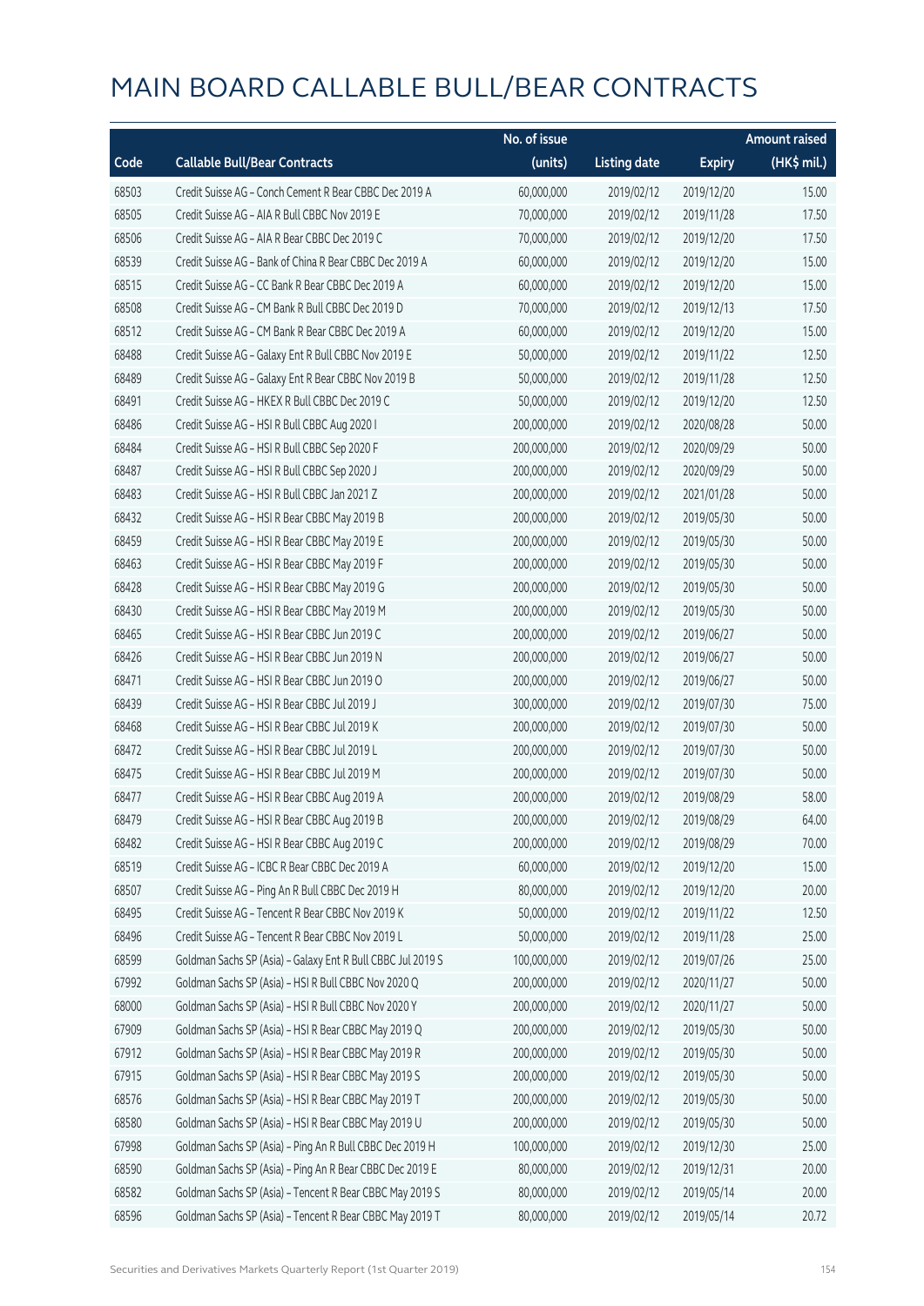# MAIN BOARD CALLABLE BULL/BEAR CONTRACTS

| Code | Callable Bull/Bear Contracts | No. of issue (units) | Listing date | Expiry | Amount raised (HK$ mil.) |
|---|---|---|---|---|---|
| 68503 | Credit Suisse AG – Conch Cement R Bear CBBC Dec 2019 A | 60,000,000 | 2019/02/12 | 2019/12/20 | 15.00 |
| 68505 | Credit Suisse AG – AIA R Bull CBBC Nov 2019 E | 70,000,000 | 2019/02/12 | 2019/11/28 | 17.50 |
| 68506 | Credit Suisse AG – AIA R Bear CBBC Dec 2019 C | 70,000,000 | 2019/02/12 | 2019/12/20 | 17.50 |
| 68539 | Credit Suisse AG – Bank of China R Bear CBBC Dec 2019 A | 60,000,000 | 2019/02/12 | 2019/12/20 | 15.00 |
| 68515 | Credit Suisse AG – CC Bank R Bear CBBC Dec 2019 A | 60,000,000 | 2019/02/12 | 2019/12/20 | 15.00 |
| 68508 | Credit Suisse AG – CM Bank R Bull CBBC Dec 2019 D | 70,000,000 | 2019/02/12 | 2019/12/13 | 17.50 |
| 68512 | Credit Suisse AG – CM Bank R Bear CBBC Dec 2019 A | 60,000,000 | 2019/02/12 | 2019/12/20 | 15.00 |
| 68488 | Credit Suisse AG – Galaxy Ent R Bull CBBC Nov 2019 E | 50,000,000 | 2019/02/12 | 2019/11/22 | 12.50 |
| 68489 | Credit Suisse AG – Galaxy Ent R Bear CBBC Nov 2019 B | 50,000,000 | 2019/02/12 | 2019/11/28 | 12.50 |
| 68491 | Credit Suisse AG – HKEX R Bull CBBC Dec 2019 C | 50,000,000 | 2019/02/12 | 2019/12/20 | 12.50 |
| 68486 | Credit Suisse AG – HSI R Bull CBBC Aug 2020 I | 200,000,000 | 2019/02/12 | 2020/08/28 | 50.00 |
| 68484 | Credit Suisse AG – HSI R Bull CBBC Sep 2020 F | 200,000,000 | 2019/02/12 | 2020/09/29 | 50.00 |
| 68487 | Credit Suisse AG – HSI R Bull CBBC Sep 2020 J | 200,000,000 | 2019/02/12 | 2020/09/29 | 50.00 |
| 68483 | Credit Suisse AG – HSI R Bull CBBC Jan 2021 Z | 200,000,000 | 2019/02/12 | 2021/01/28 | 50.00 |
| 68432 | Credit Suisse AG – HSI R Bear CBBC May 2019 B | 200,000,000 | 2019/02/12 | 2019/05/30 | 50.00 |
| 68459 | Credit Suisse AG – HSI R Bear CBBC May 2019 E | 200,000,000 | 2019/02/12 | 2019/05/30 | 50.00 |
| 68463 | Credit Suisse AG – HSI R Bear CBBC May 2019 F | 200,000,000 | 2019/02/12 | 2019/05/30 | 50.00 |
| 68428 | Credit Suisse AG – HSI R Bear CBBC May 2019 G | 200,000,000 | 2019/02/12 | 2019/05/30 | 50.00 |
| 68430 | Credit Suisse AG – HSI R Bear CBBC May 2019 M | 200,000,000 | 2019/02/12 | 2019/05/30 | 50.00 |
| 68465 | Credit Suisse AG – HSI R Bear CBBC Jun 2019 C | 200,000,000 | 2019/02/12 | 2019/06/27 | 50.00 |
| 68426 | Credit Suisse AG – HSI R Bear CBBC Jun 2019 N | 200,000,000 | 2019/02/12 | 2019/06/27 | 50.00 |
| 68471 | Credit Suisse AG – HSI R Bear CBBC Jun 2019 O | 200,000,000 | 2019/02/12 | 2019/06/27 | 50.00 |
| 68439 | Credit Suisse AG – HSI R Bear CBBC Jul 2019 J | 300,000,000 | 2019/02/12 | 2019/07/30 | 75.00 |
| 68468 | Credit Suisse AG – HSI R Bear CBBC Jul 2019 K | 200,000,000 | 2019/02/12 | 2019/07/30 | 50.00 |
| 68472 | Credit Suisse AG – HSI R Bear CBBC Jul 2019 L | 200,000,000 | 2019/02/12 | 2019/07/30 | 50.00 |
| 68475 | Credit Suisse AG – HSI R Bear CBBC Jul 2019 M | 200,000,000 | 2019/02/12 | 2019/07/30 | 50.00 |
| 68477 | Credit Suisse AG – HSI R Bear CBBC Aug 2019 A | 200,000,000 | 2019/02/12 | 2019/08/29 | 58.00 |
| 68479 | Credit Suisse AG – HSI R Bear CBBC Aug 2019 B | 200,000,000 | 2019/02/12 | 2019/08/29 | 64.00 |
| 68482 | Credit Suisse AG – HSI R Bear CBBC Aug 2019 C | 200,000,000 | 2019/02/12 | 2019/08/29 | 70.00 |
| 68519 | Credit Suisse AG – ICBC R Bear CBBC Dec 2019 A | 60,000,000 | 2019/02/12 | 2019/12/20 | 15.00 |
| 68507 | Credit Suisse AG – Ping An R Bull CBBC Dec 2019 H | 80,000,000 | 2019/02/12 | 2019/12/20 | 20.00 |
| 68495 | Credit Suisse AG – Tencent R Bear CBBC Nov 2019 K | 50,000,000 | 2019/02/12 | 2019/11/22 | 12.50 |
| 68496 | Credit Suisse AG – Tencent R Bear CBBC Nov 2019 L | 50,000,000 | 2019/02/12 | 2019/11/28 | 25.00 |
| 68599 | Goldman Sachs SP (Asia) – Galaxy Ent R Bull CBBC Jul 2019 S | 100,000,000 | 2019/02/12 | 2019/07/26 | 25.00 |
| 67992 | Goldman Sachs SP (Asia) – HSI R Bull CBBC Nov 2020 Q | 200,000,000 | 2019/02/12 | 2020/11/27 | 50.00 |
| 68000 | Goldman Sachs SP (Asia) – HSI R Bull CBBC Nov 2020 Y | 200,000,000 | 2019/02/12 | 2020/11/27 | 50.00 |
| 67909 | Goldman Sachs SP (Asia) – HSI R Bear CBBC May 2019 Q | 200,000,000 | 2019/02/12 | 2019/05/30 | 50.00 |
| 67912 | Goldman Sachs SP (Asia) – HSI R Bear CBBC May 2019 R | 200,000,000 | 2019/02/12 | 2019/05/30 | 50.00 |
| 67915 | Goldman Sachs SP (Asia) – HSI R Bear CBBC May 2019 S | 200,000,000 | 2019/02/12 | 2019/05/30 | 50.00 |
| 68576 | Goldman Sachs SP (Asia) – HSI R Bear CBBC May 2019 T | 200,000,000 | 2019/02/12 | 2019/05/30 | 50.00 |
| 68580 | Goldman Sachs SP (Asia) – HSI R Bear CBBC May 2019 U | 200,000,000 | 2019/02/12 | 2019/05/30 | 50.00 |
| 67998 | Goldman Sachs SP (Asia) – Ping An R Bull CBBC Dec 2019 H | 100,000,000 | 2019/02/12 | 2019/12/30 | 25.00 |
| 68590 | Goldman Sachs SP (Asia) – Ping An R Bear CBBC Dec 2019 E | 80,000,000 | 2019/02/12 | 2019/12/31 | 20.00 |
| 68582 | Goldman Sachs SP (Asia) – Tencent R Bear CBBC May 2019 S | 80,000,000 | 2019/02/12 | 2019/05/14 | 20.00 |
| 68596 | Goldman Sachs SP (Asia) – Tencent R Bear CBBC May 2019 T | 80,000,000 | 2019/02/12 | 2019/05/14 | 20.72 |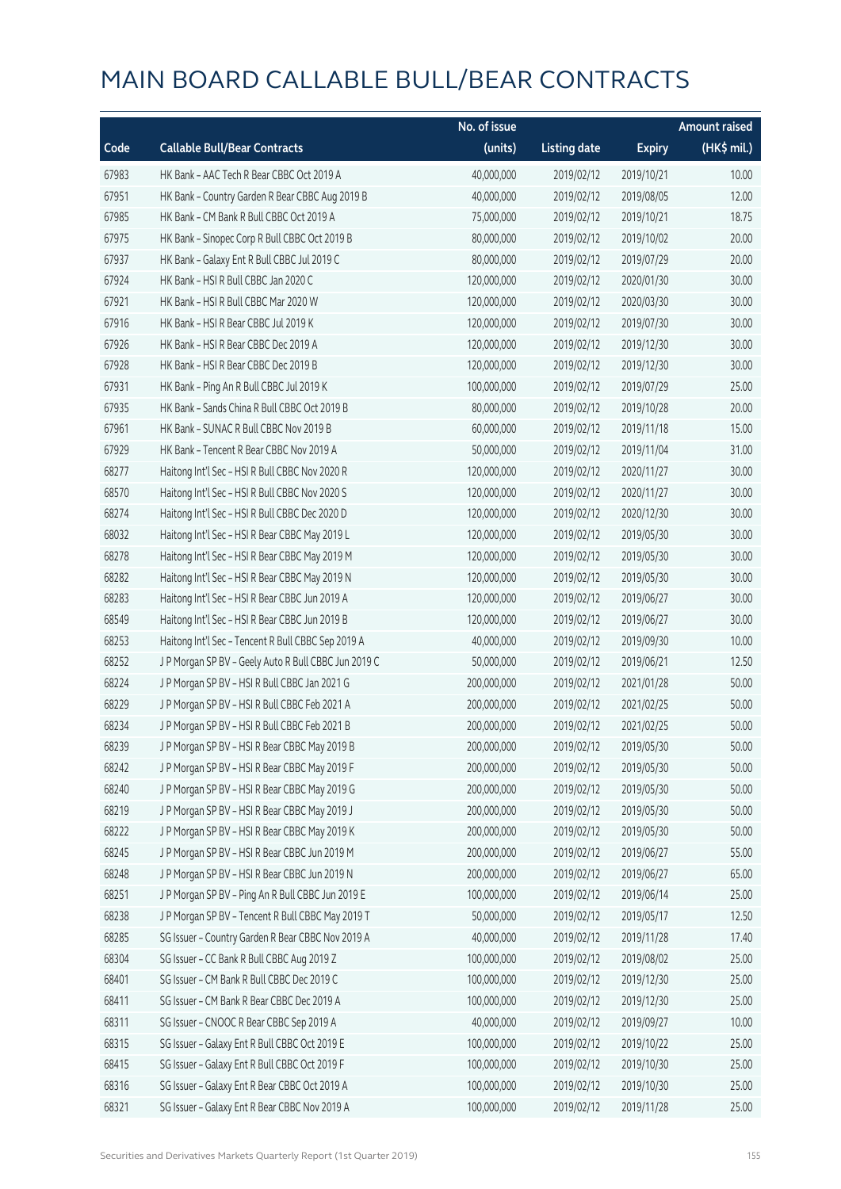# MAIN BOARD CALLABLE BULL/BEAR CONTRACTS

| Code | Callable Bull/Bear Contracts | No. of issue (units) | Listing date | Expiry | Amount raised (HK$ mil.) |
|---|---|---|---|---|---|
| 67983 | HK Bank – AAC Tech R Bear CBBC Oct 2019 A | 40,000,000 | 2019/02/12 | 2019/10/21 | 10.00 |
| 67951 | HK Bank – Country Garden R Bear CBBC Aug 2019 B | 40,000,000 | 2019/02/12 | 2019/08/05 | 12.00 |
| 67985 | HK Bank – CM Bank R Bull CBBC Oct 2019 A | 75,000,000 | 2019/02/12 | 2019/10/21 | 18.75 |
| 67975 | HK Bank – Sinopec Corp R Bull CBBC Oct 2019 B | 80,000,000 | 2019/02/12 | 2019/10/02 | 20.00 |
| 67937 | HK Bank – Galaxy Ent R Bull CBBC Jul 2019 C | 80,000,000 | 2019/02/12 | 2019/07/29 | 20.00 |
| 67924 | HK Bank – HSI R Bull CBBC Jan 2020 C | 120,000,000 | 2019/02/12 | 2020/01/30 | 30.00 |
| 67921 | HK Bank – HSI R Bull CBBC Mar 2020 W | 120,000,000 | 2019/02/12 | 2020/03/30 | 30.00 |
| 67916 | HK Bank – HSI R Bear CBBC Jul 2019 K | 120,000,000 | 2019/02/12 | 2019/07/30 | 30.00 |
| 67926 | HK Bank – HSI R Bear CBBC Dec 2019 A | 120,000,000 | 2019/02/12 | 2019/12/30 | 30.00 |
| 67928 | HK Bank – HSI R Bear CBBC Dec 2019 B | 120,000,000 | 2019/02/12 | 2019/12/30 | 30.00 |
| 67931 | HK Bank – Ping An R Bull CBBC Jul 2019 K | 100,000,000 | 2019/02/12 | 2019/07/29 | 25.00 |
| 67935 | HK Bank – Sands China R Bull CBBC Oct 2019 B | 80,000,000 | 2019/02/12 | 2019/10/28 | 20.00 |
| 67961 | HK Bank – SUNAC R Bull CBBC Nov 2019 B | 60,000,000 | 2019/02/12 | 2019/11/18 | 15.00 |
| 67929 | HK Bank – Tencent R Bear CBBC Nov 2019 A | 50,000,000 | 2019/02/12 | 2019/11/04 | 31.00 |
| 68277 | Haitong Int'l Sec – HSI R Bull CBBC Nov 2020 R | 120,000,000 | 2019/02/12 | 2020/11/27 | 30.00 |
| 68570 | Haitong Int'l Sec – HSI R Bull CBBC Nov 2020 S | 120,000,000 | 2019/02/12 | 2020/11/27 | 30.00 |
| 68274 | Haitong Int'l Sec – HSI R Bull CBBC Dec 2020 D | 120,000,000 | 2019/02/12 | 2020/12/30 | 30.00 |
| 68032 | Haitong Int'l Sec – HSI R Bear CBBC May 2019 L | 120,000,000 | 2019/02/12 | 2019/05/30 | 30.00 |
| 68278 | Haitong Int'l Sec – HSI R Bear CBBC May 2019 M | 120,000,000 | 2019/02/12 | 2019/05/30 | 30.00 |
| 68282 | Haitong Int'l Sec – HSI R Bear CBBC May 2019 N | 120,000,000 | 2019/02/12 | 2019/05/30 | 30.00 |
| 68283 | Haitong Int'l Sec – HSI R Bear CBBC Jun 2019 A | 120,000,000 | 2019/02/12 | 2019/06/27 | 30.00 |
| 68549 | Haitong Int'l Sec – HSI R Bear CBBC Jun 2019 B | 120,000,000 | 2019/02/12 | 2019/06/27 | 30.00 |
| 68253 | Haitong Int'l Sec – Tencent R Bull CBBC Sep 2019 A | 40,000,000 | 2019/02/12 | 2019/09/30 | 10.00 |
| 68252 | J P Morgan SP BV – Geely Auto R Bull CBBC Jun 2019 C | 50,000,000 | 2019/02/12 | 2019/06/21 | 12.50 |
| 68224 | J P Morgan SP BV – HSI R Bull CBBC Jan 2021 G | 200,000,000 | 2019/02/12 | 2021/01/28 | 50.00 |
| 68229 | J P Morgan SP BV – HSI R Bull CBBC Feb 2021 A | 200,000,000 | 2019/02/12 | 2021/02/25 | 50.00 |
| 68234 | J P Morgan SP BV – HSI R Bull CBBC Feb 2021 B | 200,000,000 | 2019/02/12 | 2021/02/25 | 50.00 |
| 68239 | J P Morgan SP BV – HSI R Bear CBBC May 2019 B | 200,000,000 | 2019/02/12 | 2019/05/30 | 50.00 |
| 68242 | J P Morgan SP BV – HSI R Bear CBBC May 2019 F | 200,000,000 | 2019/02/12 | 2019/05/30 | 50.00 |
| 68240 | J P Morgan SP BV – HSI R Bear CBBC May 2019 G | 200,000,000 | 2019/02/12 | 2019/05/30 | 50.00 |
| 68219 | J P Morgan SP BV – HSI R Bear CBBC May 2019 J | 200,000,000 | 2019/02/12 | 2019/05/30 | 50.00 |
| 68222 | J P Morgan SP BV – HSI R Bear CBBC May 2019 K | 200,000,000 | 2019/02/12 | 2019/05/30 | 50.00 |
| 68245 | J P Morgan SP BV – HSI R Bear CBBC Jun 2019 M | 200,000,000 | 2019/02/12 | 2019/06/27 | 55.00 |
| 68248 | J P Morgan SP BV – HSI R Bear CBBC Jun 2019 N | 200,000,000 | 2019/02/12 | 2019/06/27 | 65.00 |
| 68251 | J P Morgan SP BV – Ping An R Bull CBBC Jun 2019 E | 100,000,000 | 2019/02/12 | 2019/06/14 | 25.00 |
| 68238 | J P Morgan SP BV – Tencent R Bull CBBC May 2019 T | 50,000,000 | 2019/02/12 | 2019/05/17 | 12.50 |
| 68285 | SG Issuer – Country Garden R Bear CBBC Nov 2019 A | 40,000,000 | 2019/02/12 | 2019/11/28 | 17.40 |
| 68304 | SG Issuer – CC Bank R Bull CBBC Aug 2019 Z | 100,000,000 | 2019/02/12 | 2019/08/02 | 25.00 |
| 68401 | SG Issuer – CM Bank R Bull CBBC Dec 2019 C | 100,000,000 | 2019/02/12 | 2019/12/30 | 25.00 |
| 68411 | SG Issuer – CM Bank R Bear CBBC Dec 2019 A | 100,000,000 | 2019/02/12 | 2019/12/30 | 25.00 |
| 68311 | SG Issuer – CNOOC R Bear CBBC Sep 2019 A | 40,000,000 | 2019/02/12 | 2019/09/27 | 10.00 |
| 68315 | SG Issuer – Galaxy Ent R Bull CBBC Oct 2019 E | 100,000,000 | 2019/02/12 | 2019/10/22 | 25.00 |
| 68415 | SG Issuer – Galaxy Ent R Bull CBBC Oct 2019 F | 100,000,000 | 2019/02/12 | 2019/10/30 | 25.00 |
| 68316 | SG Issuer – Galaxy Ent R Bear CBBC Oct 2019 A | 100,000,000 | 2019/02/12 | 2019/10/30 | 25.00 |
| 68321 | SG Issuer – Galaxy Ent R Bear CBBC Nov 2019 A | 100,000,000 | 2019/02/12 | 2019/11/28 | 25.00 |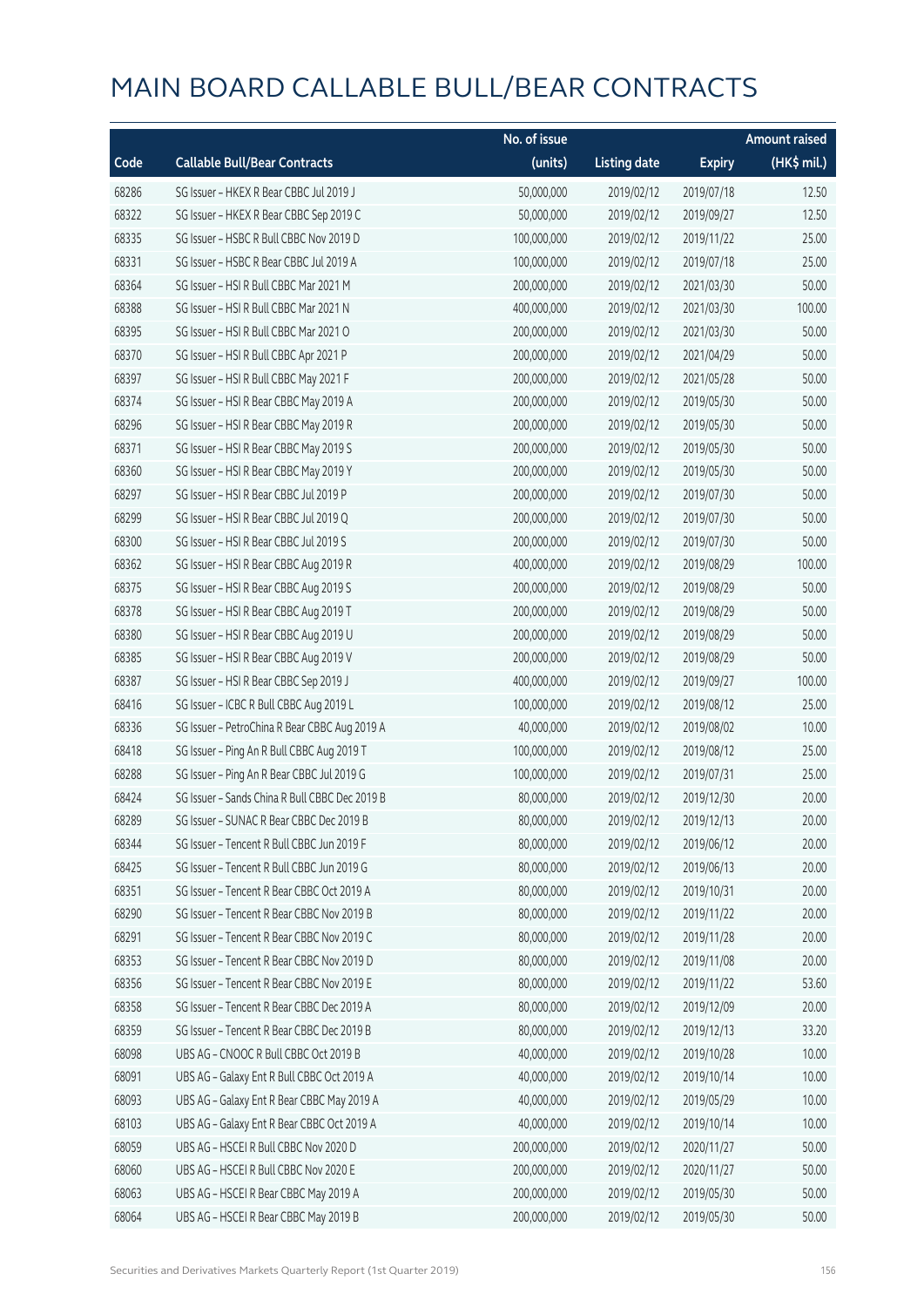# MAIN BOARD CALLABLE BULL/BEAR CONTRACTS

| Code | Callable Bull/Bear Contracts | No. of issue (units) | Listing date | Expiry | Amount raised (HK$ mil.) |
|---|---|---|---|---|---|
| 68286 | SG Issuer – HKEX R Bear CBBC Jul 2019 J | 50,000,000 | 2019/02/12 | 2019/07/18 | 12.50 |
| 68322 | SG Issuer – HKEX R Bear CBBC Sep 2019 C | 50,000,000 | 2019/02/12 | 2019/09/27 | 12.50 |
| 68335 | SG Issuer – HSBC R Bull CBBC Nov 2019 D | 100,000,000 | 2019/02/12 | 2019/11/22 | 25.00 |
| 68331 | SG Issuer – HSBC R Bear CBBC Jul 2019 A | 100,000,000 | 2019/02/12 | 2019/07/18 | 25.00 |
| 68364 | SG Issuer – HSI R Bull CBBC Mar 2021 M | 200,000,000 | 2019/02/12 | 2021/03/30 | 50.00 |
| 68388 | SG Issuer – HSI R Bull CBBC Mar 2021 N | 400,000,000 | 2019/02/12 | 2021/03/30 | 100.00 |
| 68395 | SG Issuer – HSI R Bull CBBC Mar 2021 O | 200,000,000 | 2019/02/12 | 2021/03/30 | 50.00 |
| 68370 | SG Issuer – HSI R Bull CBBC Apr 2021 P | 200,000,000 | 2019/02/12 | 2021/04/29 | 50.00 |
| 68397 | SG Issuer – HSI R Bull CBBC May 2021 F | 200,000,000 | 2019/02/12 | 2021/05/28 | 50.00 |
| 68374 | SG Issuer – HSI R Bear CBBC May 2019 A | 200,000,000 | 2019/02/12 | 2019/05/30 | 50.00 |
| 68296 | SG Issuer – HSI R Bear CBBC May 2019 R | 200,000,000 | 2019/02/12 | 2019/05/30 | 50.00 |
| 68371 | SG Issuer – HSI R Bear CBBC May 2019 S | 200,000,000 | 2019/02/12 | 2019/05/30 | 50.00 |
| 68360 | SG Issuer – HSI R Bear CBBC May 2019 Y | 200,000,000 | 2019/02/12 | 2019/05/30 | 50.00 |
| 68297 | SG Issuer – HSI R Bear CBBC Jul 2019 P | 200,000,000 | 2019/02/12 | 2019/07/30 | 50.00 |
| 68299 | SG Issuer – HSI R Bear CBBC Jul 2019 Q | 200,000,000 | 2019/02/12 | 2019/07/30 | 50.00 |
| 68300 | SG Issuer – HSI R Bear CBBC Jul 2019 S | 200,000,000 | 2019/02/12 | 2019/07/30 | 50.00 |
| 68362 | SG Issuer – HSI R Bear CBBC Aug 2019 R | 400,000,000 | 2019/02/12 | 2019/08/29 | 100.00 |
| 68375 | SG Issuer – HSI R Bear CBBC Aug 2019 S | 200,000,000 | 2019/02/12 | 2019/08/29 | 50.00 |
| 68378 | SG Issuer – HSI R Bear CBBC Aug 2019 T | 200,000,000 | 2019/02/12 | 2019/08/29 | 50.00 |
| 68380 | SG Issuer – HSI R Bear CBBC Aug 2019 U | 200,000,000 | 2019/02/12 | 2019/08/29 | 50.00 |
| 68385 | SG Issuer – HSI R Bear CBBC Aug 2019 V | 200,000,000 | 2019/02/12 | 2019/08/29 | 50.00 |
| 68387 | SG Issuer – HSI R Bear CBBC Sep 2019 J | 400,000,000 | 2019/02/12 | 2019/09/27 | 100.00 |
| 68416 | SG Issuer – ICBC R Bull CBBC Aug 2019 L | 100,000,000 | 2019/02/12 | 2019/08/12 | 25.00 |
| 68336 | SG Issuer – PetroChina R Bear CBBC Aug 2019 A | 40,000,000 | 2019/02/12 | 2019/08/02 | 10.00 |
| 68418 | SG Issuer – Ping An R Bull CBBC Aug 2019 T | 100,000,000 | 2019/02/12 | 2019/08/12 | 25.00 |
| 68288 | SG Issuer – Ping An R Bear CBBC Jul 2019 G | 100,000,000 | 2019/02/12 | 2019/07/31 | 25.00 |
| 68424 | SG Issuer – Sands China R Bull CBBC Dec 2019 B | 80,000,000 | 2019/02/12 | 2019/12/30 | 20.00 |
| 68289 | SG Issuer – SUNAC R Bear CBBC Dec 2019 B | 80,000,000 | 2019/02/12 | 2019/12/13 | 20.00 |
| 68344 | SG Issuer – Tencent R Bull CBBC Jun 2019 F | 80,000,000 | 2019/02/12 | 2019/06/12 | 20.00 |
| 68425 | SG Issuer – Tencent R Bull CBBC Jun 2019 G | 80,000,000 | 2019/02/12 | 2019/06/13 | 20.00 |
| 68351 | SG Issuer – Tencent R Bear CBBC Oct 2019 A | 80,000,000 | 2019/02/12 | 2019/10/31 | 20.00 |
| 68290 | SG Issuer – Tencent R Bear CBBC Nov 2019 B | 80,000,000 | 2019/02/12 | 2019/11/22 | 20.00 |
| 68291 | SG Issuer – Tencent R Bear CBBC Nov 2019 C | 80,000,000 | 2019/02/12 | 2019/11/28 | 20.00 |
| 68353 | SG Issuer – Tencent R Bear CBBC Nov 2019 D | 80,000,000 | 2019/02/12 | 2019/11/08 | 20.00 |
| 68356 | SG Issuer – Tencent R Bear CBBC Nov 2019 E | 80,000,000 | 2019/02/12 | 2019/11/22 | 53.60 |
| 68358 | SG Issuer – Tencent R Bear CBBC Dec 2019 A | 80,000,000 | 2019/02/12 | 2019/12/09 | 20.00 |
| 68359 | SG Issuer – Tencent R Bear CBBC Dec 2019 B | 80,000,000 | 2019/02/12 | 2019/12/13 | 33.20 |
| 68098 | UBS AG – CNOOC R Bull CBBC Oct 2019 B | 40,000,000 | 2019/02/12 | 2019/10/28 | 10.00 |
| 68091 | UBS AG – Galaxy Ent R Bull CBBC Oct 2019 A | 40,000,000 | 2019/02/12 | 2019/10/14 | 10.00 |
| 68093 | UBS AG – Galaxy Ent R Bear CBBC May 2019 A | 40,000,000 | 2019/02/12 | 2019/05/29 | 10.00 |
| 68103 | UBS AG – Galaxy Ent R Bear CBBC Oct 2019 A | 40,000,000 | 2019/02/12 | 2019/10/14 | 10.00 |
| 68059 | UBS AG – HSCEI R Bull CBBC Nov 2020 D | 200,000,000 | 2019/02/12 | 2020/11/27 | 50.00 |
| 68060 | UBS AG – HSCEI R Bull CBBC Nov 2020 E | 200,000,000 | 2019/02/12 | 2020/11/27 | 50.00 |
| 68063 | UBS AG – HSCEI R Bear CBBC May 2019 A | 200,000,000 | 2019/02/12 | 2019/05/30 | 50.00 |
| 68064 | UBS AG – HSCEI R Bear CBBC May 2019 B | 200,000,000 | 2019/02/12 | 2019/05/30 | 50.00 |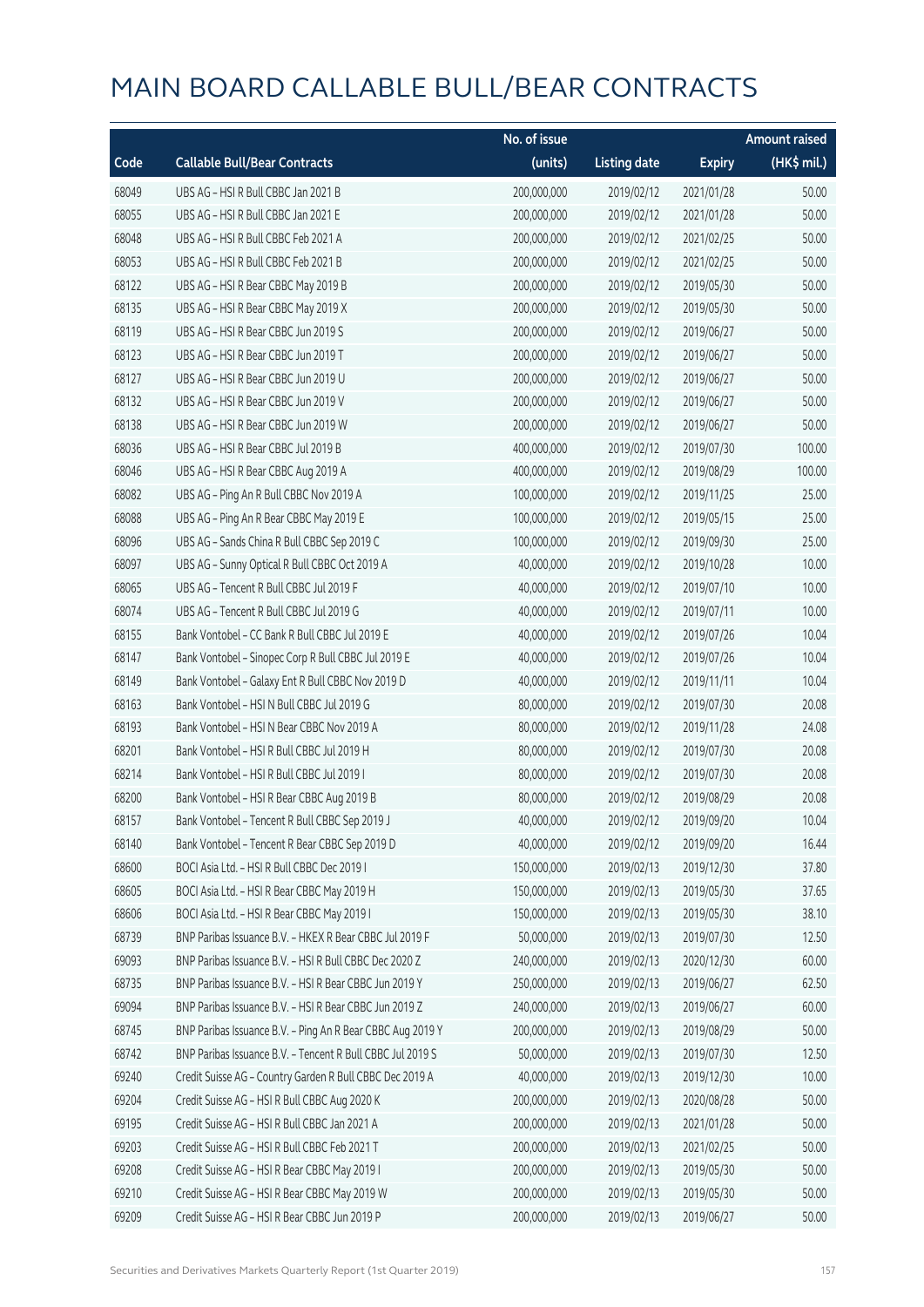# MAIN BOARD CALLABLE BULL/BEAR CONTRACTS

| Code | Callable Bull/Bear Contracts | No. of issue (units) | Listing date | Expiry | Amount raised (HK$ mil.) |
|---|---|---|---|---|---|
| 68049 | UBS AG - HSI R Bull CBBC Jan 2021 B | 200,000,000 | 2019/02/12 | 2021/01/28 | 50.00 |
| 68055 | UBS AG - HSI R Bull CBBC Jan 2021 E | 200,000,000 | 2019/02/12 | 2021/01/28 | 50.00 |
| 68048 | UBS AG - HSI R Bull CBBC Feb 2021 A | 200,000,000 | 2019/02/12 | 2021/02/25 | 50.00 |
| 68053 | UBS AG - HSI R Bull CBBC Feb 2021 B | 200,000,000 | 2019/02/12 | 2021/02/25 | 50.00 |
| 68122 | UBS AG - HSI R Bear CBBC May 2019 B | 200,000,000 | 2019/02/12 | 2019/05/30 | 50.00 |
| 68135 | UBS AG - HSI R Bear CBBC May 2019 X | 200,000,000 | 2019/02/12 | 2019/05/30 | 50.00 |
| 68119 | UBS AG - HSI R Bear CBBC Jun 2019 S | 200,000,000 | 2019/02/12 | 2019/06/27 | 50.00 |
| 68123 | UBS AG - HSI R Bear CBBC Jun 2019 T | 200,000,000 | 2019/02/12 | 2019/06/27 | 50.00 |
| 68127 | UBS AG - HSI R Bear CBBC Jun 2019 U | 200,000,000 | 2019/02/12 | 2019/06/27 | 50.00 |
| 68132 | UBS AG - HSI R Bear CBBC Jun 2019 V | 200,000,000 | 2019/02/12 | 2019/06/27 | 50.00 |
| 68138 | UBS AG - HSI R Bear CBBC Jun 2019 W | 200,000,000 | 2019/02/12 | 2019/06/27 | 50.00 |
| 68036 | UBS AG - HSI R Bear CBBC Jul 2019 B | 400,000,000 | 2019/02/12 | 2019/07/30 | 100.00 |
| 68046 | UBS AG - HSI R Bear CBBC Aug 2019 A | 400,000,000 | 2019/02/12 | 2019/08/29 | 100.00 |
| 68082 | UBS AG - Ping An R Bull CBBC Nov 2019 A | 100,000,000 | 2019/02/12 | 2019/11/25 | 25.00 |
| 68088 | UBS AG - Ping An R Bear CBBC May 2019 E | 100,000,000 | 2019/02/12 | 2019/05/15 | 25.00 |
| 68096 | UBS AG - Sands China R Bull CBBC Sep 2019 C | 100,000,000 | 2019/02/12 | 2019/09/30 | 25.00 |
| 68097 | UBS AG - Sunny Optical R Bull CBBC Oct 2019 A | 40,000,000 | 2019/02/12 | 2019/10/28 | 10.00 |
| 68065 | UBS AG - Tencent R Bull CBBC Jul 2019 F | 40,000,000 | 2019/02/12 | 2019/07/10 | 10.00 |
| 68074 | UBS AG - Tencent R Bull CBBC Jul 2019 G | 40,000,000 | 2019/02/12 | 2019/07/11 | 10.00 |
| 68155 | Bank Vontobel - CC Bank R Bull CBBC Jul 2019 E | 40,000,000 | 2019/02/12 | 2019/07/26 | 10.04 |
| 68147 | Bank Vontobel - Sinopec Corp R Bull CBBC Jul 2019 E | 40,000,000 | 2019/02/12 | 2019/07/26 | 10.04 |
| 68149 | Bank Vontobel - Galaxy Ent R Bull CBBC Nov 2019 D | 40,000,000 | 2019/02/12 | 2019/11/11 | 10.04 |
| 68163 | Bank Vontobel - HSI N Bull CBBC Jul 2019 G | 80,000,000 | 2019/02/12 | 2019/07/30 | 20.08 |
| 68193 | Bank Vontobel - HSI N Bear CBBC Nov 2019 A | 80,000,000 | 2019/02/12 | 2019/11/28 | 24.08 |
| 68201 | Bank Vontobel - HSI R Bull CBBC Jul 2019 H | 80,000,000 | 2019/02/12 | 2019/07/30 | 20.08 |
| 68214 | Bank Vontobel - HSI R Bull CBBC Jul 2019 I | 80,000,000 | 2019/02/12 | 2019/07/30 | 20.08 |
| 68200 | Bank Vontobel - HSI R Bear CBBC Aug 2019 B | 80,000,000 | 2019/02/12 | 2019/08/29 | 20.08 |
| 68157 | Bank Vontobel - Tencent R Bull CBBC Sep 2019 J | 40,000,000 | 2019/02/12 | 2019/09/20 | 10.04 |
| 68140 | Bank Vontobel - Tencent R Bear CBBC Sep 2019 D | 40,000,000 | 2019/02/12 | 2019/09/20 | 16.44 |
| 68600 | BOCI Asia Ltd. - HSI R Bull CBBC Dec 2019 I | 150,000,000 | 2019/02/13 | 2019/12/30 | 37.80 |
| 68605 | BOCI Asia Ltd. - HSI R Bear CBBC May 2019 H | 150,000,000 | 2019/02/13 | 2019/05/30 | 37.65 |
| 68606 | BOCI Asia Ltd. - HSI R Bear CBBC May 2019 I | 150,000,000 | 2019/02/13 | 2019/05/30 | 38.10 |
| 68739 | BNP Paribas Issuance B.V. - HKEX R Bear CBBC Jul 2019 F | 50,000,000 | 2019/02/13 | 2019/07/30 | 12.50 |
| 69093 | BNP Paribas Issuance B.V. - HSI R Bull CBBC Dec 2020 Z | 240,000,000 | 2019/02/13 | 2020/12/30 | 60.00 |
| 68735 | BNP Paribas Issuance B.V. - HSI R Bear CBBC Jun 2019 Y | 250,000,000 | 2019/02/13 | 2019/06/27 | 62.50 |
| 69094 | BNP Paribas Issuance B.V. - HSI R Bear CBBC Jun 2019 Z | 240,000,000 | 2019/02/13 | 2019/06/27 | 60.00 |
| 68745 | BNP Paribas Issuance B.V. - Ping An R Bear CBBC Aug 2019 Y | 200,000,000 | 2019/02/13 | 2019/08/29 | 50.00 |
| 68742 | BNP Paribas Issuance B.V. - Tencent R Bull CBBC Jul 2019 S | 50,000,000 | 2019/02/13 | 2019/07/30 | 12.50 |
| 69240 | Credit Suisse AG - Country Garden R Bull CBBC Dec 2019 A | 40,000,000 | 2019/02/13 | 2019/12/30 | 10.00 |
| 69204 | Credit Suisse AG - HSI R Bull CBBC Aug 2020 K | 200,000,000 | 2019/02/13 | 2020/08/28 | 50.00 |
| 69195 | Credit Suisse AG - HSI R Bull CBBC Jan 2021 A | 200,000,000 | 2019/02/13 | 2021/01/28 | 50.00 |
| 69203 | Credit Suisse AG - HSI R Bull CBBC Feb 2021 T | 200,000,000 | 2019/02/13 | 2021/02/25 | 50.00 |
| 69208 | Credit Suisse AG - HSI R Bear CBBC May 2019 I | 200,000,000 | 2019/02/13 | 2019/05/30 | 50.00 |
| 69210 | Credit Suisse AG - HSI R Bear CBBC May 2019 W | 200,000,000 | 2019/02/13 | 2019/05/30 | 50.00 |
| 69209 | Credit Suisse AG - HSI R Bear CBBC Jun 2019 P | 200,000,000 | 2019/02/13 | 2019/06/27 | 50.00 |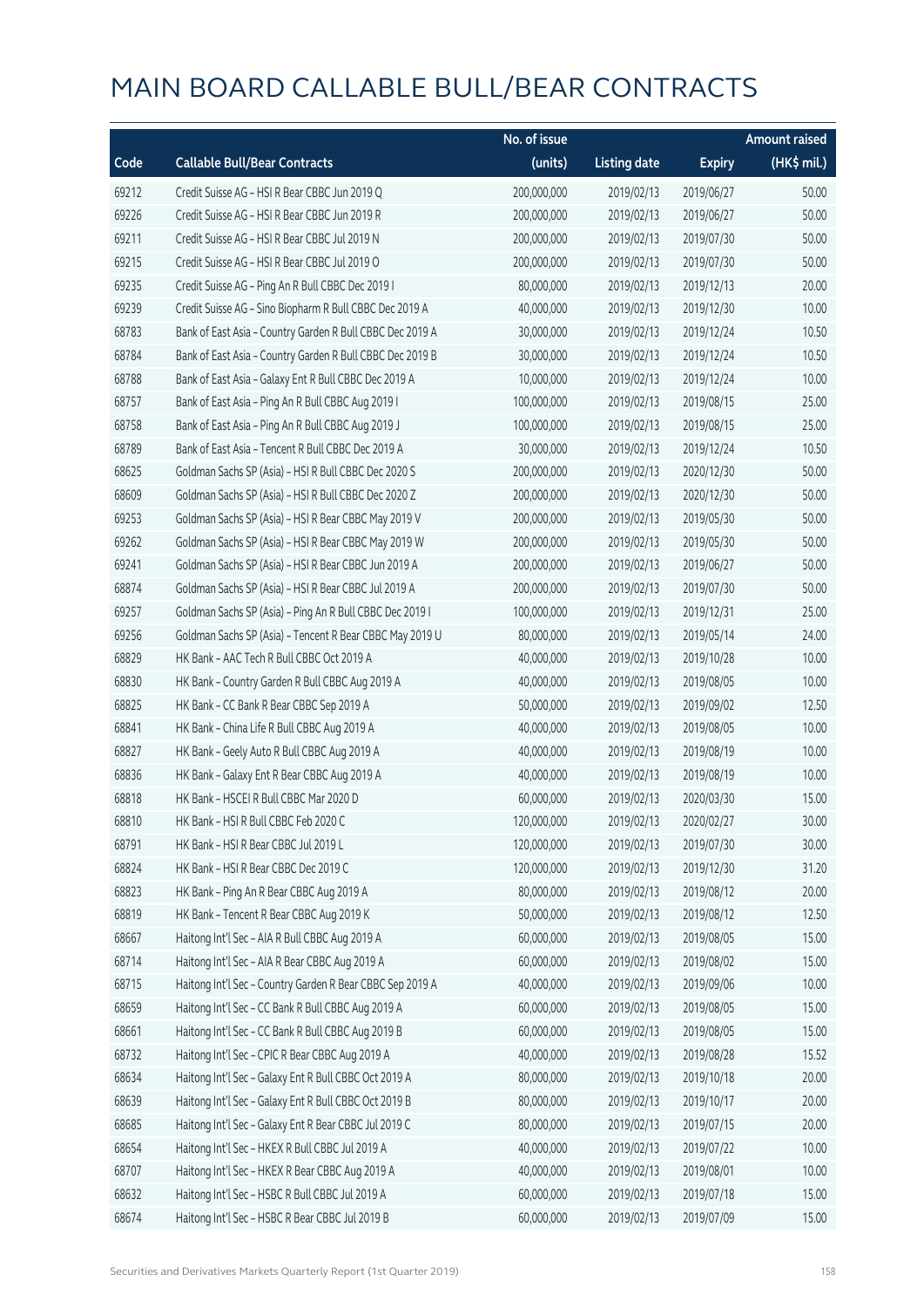# MAIN BOARD CALLABLE BULL/BEAR CONTRACTS

| Code | Callable Bull/Bear Contracts | No. of issue (units) | Listing date | Expiry | Amount raised (HK$ mil.) |
|---|---|---|---|---|---|
| 69212 | Credit Suisse AG – HSI R Bear CBBC Jun 2019 Q | 200,000,000 | 2019/02/13 | 2019/06/27 | 50.00 |
| 69226 | Credit Suisse AG – HSI R Bear CBBC Jun 2019 R | 200,000,000 | 2019/02/13 | 2019/06/27 | 50.00 |
| 69211 | Credit Suisse AG – HSI R Bear CBBC Jul 2019 N | 200,000,000 | 2019/02/13 | 2019/07/30 | 50.00 |
| 69215 | Credit Suisse AG – HSI R Bear CBBC Jul 2019 O | 200,000,000 | 2019/02/13 | 2019/07/30 | 50.00 |
| 69235 | Credit Suisse AG – Ping An R Bull CBBC Dec 2019 I | 80,000,000 | 2019/02/13 | 2019/12/13 | 20.00 |
| 69239 | Credit Suisse AG – Sino Biopharm R Bull CBBC Dec 2019 A | 40,000,000 | 2019/02/13 | 2019/12/30 | 10.00 |
| 68783 | Bank of East Asia – Country Garden R Bull CBBC Dec 2019 A | 30,000,000 | 2019/02/13 | 2019/12/24 | 10.50 |
| 68784 | Bank of East Asia – Country Garden R Bull CBBC Dec 2019 B | 30,000,000 | 2019/02/13 | 2019/12/24 | 10.50 |
| 68788 | Bank of East Asia – Galaxy Ent R Bull CBBC Dec 2019 A | 10,000,000 | 2019/02/13 | 2019/12/24 | 10.00 |
| 68757 | Bank of East Asia – Ping An R Bull CBBC Aug 2019 I | 100,000,000 | 2019/02/13 | 2019/08/15 | 25.00 |
| 68758 | Bank of East Asia – Ping An R Bull CBBC Aug 2019 J | 100,000,000 | 2019/02/13 | 2019/08/15 | 25.00 |
| 68789 | Bank of East Asia – Tencent R Bull CBBC Dec 2019 A | 30,000,000 | 2019/02/13 | 2019/12/24 | 10.50 |
| 68625 | Goldman Sachs SP (Asia) – HSI R Bull CBBC Dec 2020 S | 200,000,000 | 2019/02/13 | 2020/12/30 | 50.00 |
| 68609 | Goldman Sachs SP (Asia) – HSI R Bull CBBC Dec 2020 Z | 200,000,000 | 2019/02/13 | 2020/12/30 | 50.00 |
| 69253 | Goldman Sachs SP (Asia) – HSI R Bear CBBC May 2019 V | 200,000,000 | 2019/02/13 | 2019/05/30 | 50.00 |
| 69262 | Goldman Sachs SP (Asia) – HSI R Bear CBBC May 2019 W | 200,000,000 | 2019/02/13 | 2019/05/30 | 50.00 |
| 69241 | Goldman Sachs SP (Asia) – HSI R Bear CBBC Jun 2019 A | 200,000,000 | 2019/02/13 | 2019/06/27 | 50.00 |
| 68874 | Goldman Sachs SP (Asia) – HSI R Bear CBBC Jul 2019 A | 200,000,000 | 2019/02/13 | 2019/07/30 | 50.00 |
| 69257 | Goldman Sachs SP (Asia) – Ping An R Bull CBBC Dec 2019 I | 100,000,000 | 2019/02/13 | 2019/12/31 | 25.00 |
| 69256 | Goldman Sachs SP (Asia) – Tencent R Bear CBBC May 2019 U | 80,000,000 | 2019/02/13 | 2019/05/14 | 24.00 |
| 68829 | HK Bank – AAC Tech R Bull CBBC Oct 2019 A | 40,000,000 | 2019/02/13 | 2019/10/28 | 10.00 |
| 68830 | HK Bank – Country Garden R Bull CBBC Aug 2019 A | 40,000,000 | 2019/02/13 | 2019/08/05 | 10.00 |
| 68825 | HK Bank – CC Bank R Bear CBBC Sep 2019 A | 50,000,000 | 2019/02/13 | 2019/09/02 | 12.50 |
| 68841 | HK Bank – China Life R Bull CBBC Aug 2019 A | 40,000,000 | 2019/02/13 | 2019/08/05 | 10.00 |
| 68827 | HK Bank – Geely Auto R Bull CBBC Aug 2019 A | 40,000,000 | 2019/02/13 | 2019/08/19 | 10.00 |
| 68836 | HK Bank – Galaxy Ent R Bear CBBC Aug 2019 A | 40,000,000 | 2019/02/13 | 2019/08/19 | 10.00 |
| 68818 | HK Bank – HSCEI R Bull CBBC Mar 2020 D | 60,000,000 | 2019/02/13 | 2020/03/30 | 15.00 |
| 68810 | HK Bank – HSI R Bull CBBC Feb 2020 C | 120,000,000 | 2019/02/13 | 2020/02/27 | 30.00 |
| 68791 | HK Bank – HSI R Bear CBBC Jul 2019 L | 120,000,000 | 2019/02/13 | 2019/07/30 | 30.00 |
| 68824 | HK Bank – HSI R Bear CBBC Dec 2019 C | 120,000,000 | 2019/02/13 | 2019/12/30 | 31.20 |
| 68823 | HK Bank – Ping An R Bear CBBC Aug 2019 A | 80,000,000 | 2019/02/13 | 2019/08/12 | 20.00 |
| 68819 | HK Bank – Tencent R Bear CBBC Aug 2019 K | 50,000,000 | 2019/02/13 | 2019/08/12 | 12.50 |
| 68667 | Haitong Int'l Sec – AIA R Bull CBBC Aug 2019 A | 60,000,000 | 2019/02/13 | 2019/08/05 | 15.00 |
| 68714 | Haitong Int'l Sec – AIA R Bear CBBC Aug 2019 A | 60,000,000 | 2019/02/13 | 2019/08/02 | 15.00 |
| 68715 | Haitong Int'l Sec – Country Garden R Bear CBBC Sep 2019 A | 40,000,000 | 2019/02/13 | 2019/09/06 | 10.00 |
| 68659 | Haitong Int'l Sec – CC Bank R Bull CBBC Aug 2019 A | 60,000,000 | 2019/02/13 | 2019/08/05 | 15.00 |
| 68661 | Haitong Int'l Sec – CC Bank R Bull CBBC Aug 2019 B | 60,000,000 | 2019/02/13 | 2019/08/05 | 15.00 |
| 68732 | Haitong Int'l Sec – CPIC R Bear CBBC Aug 2019 A | 40,000,000 | 2019/02/13 | 2019/08/28 | 15.52 |
| 68634 | Haitong Int'l Sec – Galaxy Ent R Bull CBBC Oct 2019 A | 80,000,000 | 2019/02/13 | 2019/10/18 | 20.00 |
| 68639 | Haitong Int'l Sec – Galaxy Ent R Bull CBBC Oct 2019 B | 80,000,000 | 2019/02/13 | 2019/10/17 | 20.00 |
| 68685 | Haitong Int'l Sec – Galaxy Ent R Bear CBBC Jul 2019 C | 80,000,000 | 2019/02/13 | 2019/07/15 | 20.00 |
| 68654 | Haitong Int'l Sec – HKEX R Bull CBBC Jul 2019 A | 40,000,000 | 2019/02/13 | 2019/07/22 | 10.00 |
| 68707 | Haitong Int'l Sec – HKEX R Bear CBBC Aug 2019 A | 40,000,000 | 2019/02/13 | 2019/08/01 | 10.00 |
| 68632 | Haitong Int'l Sec – HSBC R Bull CBBC Jul 2019 A | 60,000,000 | 2019/02/13 | 2019/07/18 | 15.00 |
| 68674 | Haitong Int'l Sec – HSBC R Bear CBBC Jul 2019 B | 60,000,000 | 2019/02/13 | 2019/07/09 | 15.00 |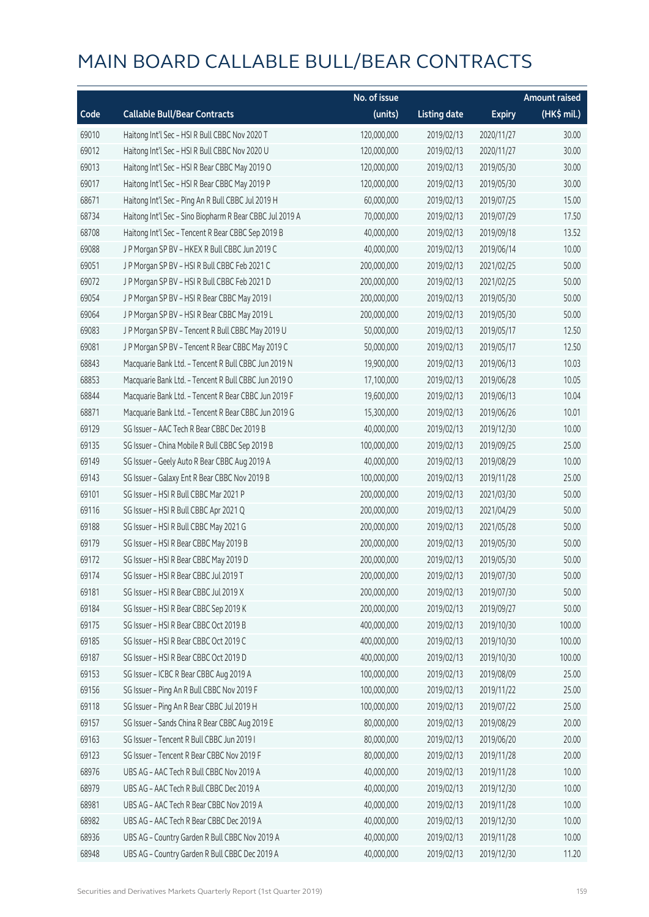# MAIN BOARD CALLABLE BULL/BEAR CONTRACTS

| Code | Callable Bull/Bear Contracts | No. of issue (units) | Listing date | Expiry | Amount raised (HK$ mil.) |
|---|---|---|---|---|---|
| 69010 | Haitong Int'l Sec – HSI R Bull CBBC Nov 2020 T | 120,000,000 | 2019/02/13 | 2020/11/27 | 30.00 |
| 69012 | Haitong Int'l Sec – HSI R Bull CBBC Nov 2020 U | 120,000,000 | 2019/02/13 | 2020/11/27 | 30.00 |
| 69013 | Haitong Int'l Sec – HSI R Bear CBBC May 2019 O | 120,000,000 | 2019/02/13 | 2019/05/30 | 30.00 |
| 69017 | Haitong Int'l Sec – HSI R Bear CBBC May 2019 P | 120,000,000 | 2019/02/13 | 2019/05/30 | 30.00 |
| 68671 | Haitong Int'l Sec – Ping An R Bull CBBC Jul 2019 H | 60,000,000 | 2019/02/13 | 2019/07/25 | 15.00 |
| 68734 | Haitong Int'l Sec – Sino Biopharm R Bear CBBC Jul 2019 A | 70,000,000 | 2019/02/13 | 2019/07/29 | 17.50 |
| 68708 | Haitong Int'l Sec – Tencent R Bear CBBC Sep 2019 B | 40,000,000 | 2019/02/13 | 2019/09/18 | 13.52 |
| 69088 | J P Morgan SP BV – HKEX R Bull CBBC Jun 2019 C | 40,000,000 | 2019/02/13 | 2019/06/14 | 10.00 |
| 69051 | J P Morgan SP BV – HSI R Bull CBBC Feb 2021 C | 200,000,000 | 2019/02/13 | 2021/02/25 | 50.00 |
| 69072 | J P Morgan SP BV – HSI R Bull CBBC Feb 2021 D | 200,000,000 | 2019/02/13 | 2021/02/25 | 50.00 |
| 69054 | J P Morgan SP BV – HSI R Bear CBBC May 2019 I | 200,000,000 | 2019/02/13 | 2019/05/30 | 50.00 |
| 69064 | J P Morgan SP BV – HSI R Bear CBBC May 2019 L | 200,000,000 | 2019/02/13 | 2019/05/30 | 50.00 |
| 69083 | J P Morgan SP BV – Tencent R Bull CBBC May 2019 U | 50,000,000 | 2019/02/13 | 2019/05/17 | 12.50 |
| 69081 | J P Morgan SP BV – Tencent R Bear CBBC May 2019 C | 50,000,000 | 2019/02/13 | 2019/05/17 | 12.50 |
| 68843 | Macquarie Bank Ltd. – Tencent R Bull CBBC Jun 2019 N | 19,900,000 | 2019/02/13 | 2019/06/13 | 10.03 |
| 68853 | Macquarie Bank Ltd. – Tencent R Bull CBBC Jun 2019 O | 17,100,000 | 2019/02/13 | 2019/06/28 | 10.05 |
| 68844 | Macquarie Bank Ltd. – Tencent R Bear CBBC Jun 2019 F | 19,600,000 | 2019/02/13 | 2019/06/13 | 10.04 |
| 68871 | Macquarie Bank Ltd. – Tencent R Bear CBBC Jun 2019 G | 15,300,000 | 2019/02/13 | 2019/06/26 | 10.01 |
| 69129 | SG Issuer – AAC Tech R Bear CBBC Dec 2019 B | 40,000,000 | 2019/02/13 | 2019/12/30 | 10.00 |
| 69135 | SG Issuer – China Mobile R Bull CBBC Sep 2019 B | 100,000,000 | 2019/02/13 | 2019/09/25 | 25.00 |
| 69149 | SG Issuer – Geely Auto R Bear CBBC Aug 2019 A | 40,000,000 | 2019/02/13 | 2019/08/29 | 10.00 |
| 69143 | SG Issuer – Galaxy Ent R Bear CBBC Nov 2019 B | 100,000,000 | 2019/02/13 | 2019/11/28 | 25.00 |
| 69101 | SG Issuer – HSI R Bull CBBC Mar 2021 P | 200,000,000 | 2019/02/13 | 2021/03/30 | 50.00 |
| 69116 | SG Issuer – HSI R Bull CBBC Apr 2021 Q | 200,000,000 | 2019/02/13 | 2021/04/29 | 50.00 |
| 69188 | SG Issuer – HSI R Bull CBBC May 2021 G | 200,000,000 | 2019/02/13 | 2021/05/28 | 50.00 |
| 69179 | SG Issuer – HSI R Bear CBBC May 2019 B | 200,000,000 | 2019/02/13 | 2019/05/30 | 50.00 |
| 69172 | SG Issuer – HSI R Bear CBBC May 2019 D | 200,000,000 | 2019/02/13 | 2019/05/30 | 50.00 |
| 69174 | SG Issuer – HSI R Bear CBBC Jul 2019 T | 200,000,000 | 2019/02/13 | 2019/07/30 | 50.00 |
| 69181 | SG Issuer – HSI R Bear CBBC Jul 2019 X | 200,000,000 | 2019/02/13 | 2019/07/30 | 50.00 |
| 69184 | SG Issuer – HSI R Bear CBBC Sep 2019 K | 200,000,000 | 2019/02/13 | 2019/09/27 | 50.00 |
| 69175 | SG Issuer – HSI R Bear CBBC Oct 2019 B | 400,000,000 | 2019/02/13 | 2019/10/30 | 100.00 |
| 69185 | SG Issuer – HSI R Bear CBBC Oct 2019 C | 400,000,000 | 2019/02/13 | 2019/10/30 | 100.00 |
| 69187 | SG Issuer – HSI R Bear CBBC Oct 2019 D | 400,000,000 | 2019/02/13 | 2019/10/30 | 100.00 |
| 69153 | SG Issuer – ICBC R Bear CBBC Aug 2019 A | 100,000,000 | 2019/02/13 | 2019/08/09 | 25.00 |
| 69156 | SG Issuer – Ping An R Bull CBBC Nov 2019 F | 100,000,000 | 2019/02/13 | 2019/11/22 | 25.00 |
| 69118 | SG Issuer – Ping An R Bear CBBC Jul 2019 H | 100,000,000 | 2019/02/13 | 2019/07/22 | 25.00 |
| 69157 | SG Issuer – Sands China R Bear CBBC Aug 2019 E | 80,000,000 | 2019/02/13 | 2019/08/29 | 20.00 |
| 69163 | SG Issuer – Tencent R Bull CBBC Jun 2019 I | 80,000,000 | 2019/02/13 | 2019/06/20 | 20.00 |
| 69123 | SG Issuer – Tencent R Bear CBBC Nov 2019 F | 80,000,000 | 2019/02/13 | 2019/11/28 | 20.00 |
| 68976 | UBS AG – AAC Tech R Bull CBBC Nov 2019 A | 40,000,000 | 2019/02/13 | 2019/11/28 | 10.00 |
| 68979 | UBS AG – AAC Tech R Bull CBBC Dec 2019 A | 40,000,000 | 2019/02/13 | 2019/12/30 | 10.00 |
| 68981 | UBS AG – AAC Tech R Bear CBBC Nov 2019 A | 40,000,000 | 2019/02/13 | 2019/11/28 | 10.00 |
| 68982 | UBS AG – AAC Tech R Bear CBBC Dec 2019 A | 40,000,000 | 2019/02/13 | 2019/12/30 | 10.00 |
| 68936 | UBS AG – Country Garden R Bull CBBC Nov 2019 A | 40,000,000 | 2019/02/13 | 2019/11/28 | 10.00 |
| 68948 | UBS AG – Country Garden R Bull CBBC Dec 2019 A | 40,000,000 | 2019/02/13 | 2019/12/30 | 11.20 |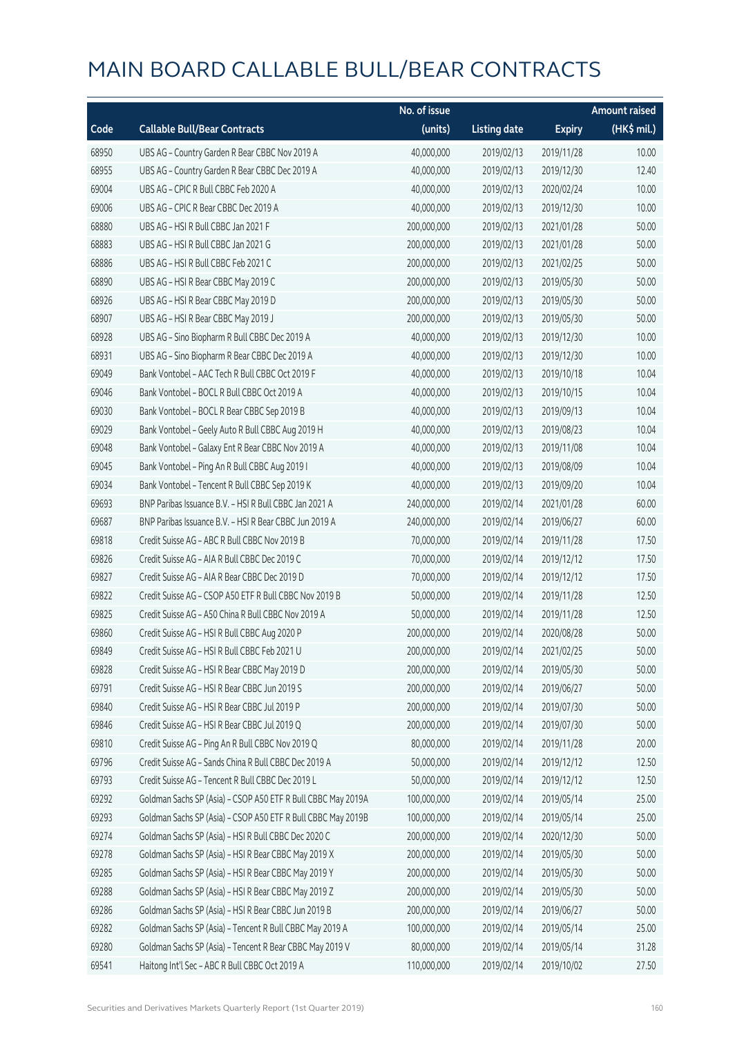# MAIN BOARD CALLABLE BULL/BEAR CONTRACTS

| Code | Callable Bull/Bear Contracts | No. of issue (units) | Listing date | Expiry | Amount raised (HK$ mil.) |
|---|---|---|---|---|---|
| 68950 | UBS AG – Country Garden R Bear CBBC Nov 2019 A | 40,000,000 | 2019/02/13 | 2019/11/28 | 10.00 |
| 68955 | UBS AG – Country Garden R Bear CBBC Dec 2019 A | 40,000,000 | 2019/02/13 | 2019/12/30 | 12.40 |
| 69004 | UBS AG – CPIC R Bull CBBC Feb 2020 A | 40,000,000 | 2019/02/13 | 2020/02/24 | 10.00 |
| 69006 | UBS AG – CPIC R Bear CBBC Dec 2019 A | 40,000,000 | 2019/02/13 | 2019/12/30 | 10.00 |
| 68880 | UBS AG – HSI R Bull CBBC Jan 2021 F | 200,000,000 | 2019/02/13 | 2021/01/28 | 50.00 |
| 68883 | UBS AG – HSI R Bull CBBC Jan 2021 G | 200,000,000 | 2019/02/13 | 2021/01/28 | 50.00 |
| 68886 | UBS AG – HSI R Bull CBBC Feb 2021 C | 200,000,000 | 2019/02/13 | 2021/02/25 | 50.00 |
| 68890 | UBS AG – HSI R Bear CBBC May 2019 C | 200,000,000 | 2019/02/13 | 2019/05/30 | 50.00 |
| 68926 | UBS AG – HSI R Bear CBBC May 2019 D | 200,000,000 | 2019/02/13 | 2019/05/30 | 50.00 |
| 68907 | UBS AG – HSI R Bear CBBC May 2019 J | 200,000,000 | 2019/02/13 | 2019/05/30 | 50.00 |
| 68928 | UBS AG – Sino Biopharm R Bull CBBC Dec 2019 A | 40,000,000 | 2019/02/13 | 2019/12/30 | 10.00 |
| 68931 | UBS AG – Sino Biopharm R Bear CBBC Dec 2019 A | 40,000,000 | 2019/02/13 | 2019/12/30 | 10.00 |
| 69049 | Bank Vontobel – AAC Tech R Bull CBBC Oct 2019 F | 40,000,000 | 2019/02/13 | 2019/10/18 | 10.04 |
| 69046 | Bank Vontobel – BOCL R Bull CBBC Oct 2019 A | 40,000,000 | 2019/02/13 | 2019/10/15 | 10.04 |
| 69030 | Bank Vontobel – BOCL R Bear CBBC Sep 2019 B | 40,000,000 | 2019/02/13 | 2019/09/13 | 10.04 |
| 69029 | Bank Vontobel – Geely Auto R Bull CBBC Aug 2019 H | 40,000,000 | 2019/02/13 | 2019/08/23 | 10.04 |
| 69048 | Bank Vontobel – Galaxy Ent R Bear CBBC Nov 2019 A | 40,000,000 | 2019/02/13 | 2019/11/08 | 10.04 |
| 69045 | Bank Vontobel – Ping An R Bull CBBC Aug 2019 I | 40,000,000 | 2019/02/13 | 2019/08/09 | 10.04 |
| 69034 | Bank Vontobel – Tencent R Bull CBBC Sep 2019 K | 40,000,000 | 2019/02/13 | 2019/09/20 | 10.04 |
| 69693 | BNP Paribas Issuance B.V. – HSI R Bull CBBC Jan 2021 A | 240,000,000 | 2019/02/14 | 2021/01/28 | 60.00 |
| 69687 | BNP Paribas Issuance B.V. – HSI R Bear CBBC Jun 2019 A | 240,000,000 | 2019/02/14 | 2019/06/27 | 60.00 |
| 69818 | Credit Suisse AG – ABC R Bull CBBC Nov 2019 B | 70,000,000 | 2019/02/14 | 2019/11/28 | 17.50 |
| 69826 | Credit Suisse AG – AIA R Bull CBBC Dec 2019 C | 70,000,000 | 2019/02/14 | 2019/12/12 | 17.50 |
| 69827 | Credit Suisse AG – AIA R Bear CBBC Dec 2019 D | 70,000,000 | 2019/02/14 | 2019/12/12 | 17.50 |
| 69822 | Credit Suisse AG – CSOP A50 ETF R Bull CBBC Nov 2019 B | 50,000,000 | 2019/02/14 | 2019/11/28 | 12.50 |
| 69825 | Credit Suisse AG – A50 China R Bull CBBC Nov 2019 A | 50,000,000 | 2019/02/14 | 2019/11/28 | 12.50 |
| 69860 | Credit Suisse AG – HSI R Bull CBBC Aug 2020 P | 200,000,000 | 2019/02/14 | 2020/08/28 | 50.00 |
| 69849 | Credit Suisse AG – HSI R Bull CBBC Feb 2021 U | 200,000,000 | 2019/02/14 | 2021/02/25 | 50.00 |
| 69828 | Credit Suisse AG – HSI R Bear CBBC May 2019 D | 200,000,000 | 2019/02/14 | 2019/05/30 | 50.00 |
| 69791 | Credit Suisse AG – HSI R Bear CBBC Jun 2019 S | 200,000,000 | 2019/02/14 | 2019/06/27 | 50.00 |
| 69840 | Credit Suisse AG – HSI R Bear CBBC Jul 2019 P | 200,000,000 | 2019/02/14 | 2019/07/30 | 50.00 |
| 69846 | Credit Suisse AG – HSI R Bear CBBC Jul 2019 Q | 200,000,000 | 2019/02/14 | 2019/07/30 | 50.00 |
| 69810 | Credit Suisse AG – Ping An R Bull CBBC Nov 2019 Q | 80,000,000 | 2019/02/14 | 2019/11/28 | 20.00 |
| 69796 | Credit Suisse AG – Sands China R Bull CBBC Dec 2019 A | 50,000,000 | 2019/02/14 | 2019/12/12 | 12.50 |
| 69793 | Credit Suisse AG – Tencent R Bull CBBC Dec 2019 L | 50,000,000 | 2019/02/14 | 2019/12/12 | 12.50 |
| 69292 | Goldman Sachs SP (Asia) – CSOP A50 ETF R Bull CBBC May 2019A | 100,000,000 | 2019/02/14 | 2019/05/14 | 25.00 |
| 69293 | Goldman Sachs SP (Asia) – CSOP A50 ETF R Bull CBBC May 2019B | 100,000,000 | 2019/02/14 | 2019/05/14 | 25.00 |
| 69274 | Goldman Sachs SP (Asia) – HSI R Bull CBBC Dec 2020 C | 200,000,000 | 2019/02/14 | 2020/12/30 | 50.00 |
| 69278 | Goldman Sachs SP (Asia) – HSI R Bear CBBC May 2019 X | 200,000,000 | 2019/02/14 | 2019/05/30 | 50.00 |
| 69285 | Goldman Sachs SP (Asia) – HSI R Bear CBBC May 2019 Y | 200,000,000 | 2019/02/14 | 2019/05/30 | 50.00 |
| 69288 | Goldman Sachs SP (Asia) – HSI R Bear CBBC May 2019 Z | 200,000,000 | 2019/02/14 | 2019/05/30 | 50.00 |
| 69286 | Goldman Sachs SP (Asia) – HSI R Bear CBBC Jun 2019 B | 200,000,000 | 2019/02/14 | 2019/06/27 | 50.00 |
| 69282 | Goldman Sachs SP (Asia) – Tencent R Bull CBBC May 2019 A | 100,000,000 | 2019/02/14 | 2019/05/14 | 25.00 |
| 69280 | Goldman Sachs SP (Asia) – Tencent R Bear CBBC May 2019 V | 80,000,000 | 2019/02/14 | 2019/05/14 | 31.28 |
| 69541 | Haitong Int'l Sec – ABC R Bull CBBC Oct 2019 A | 110,000,000 | 2019/02/14 | 2019/10/02 | 27.50 |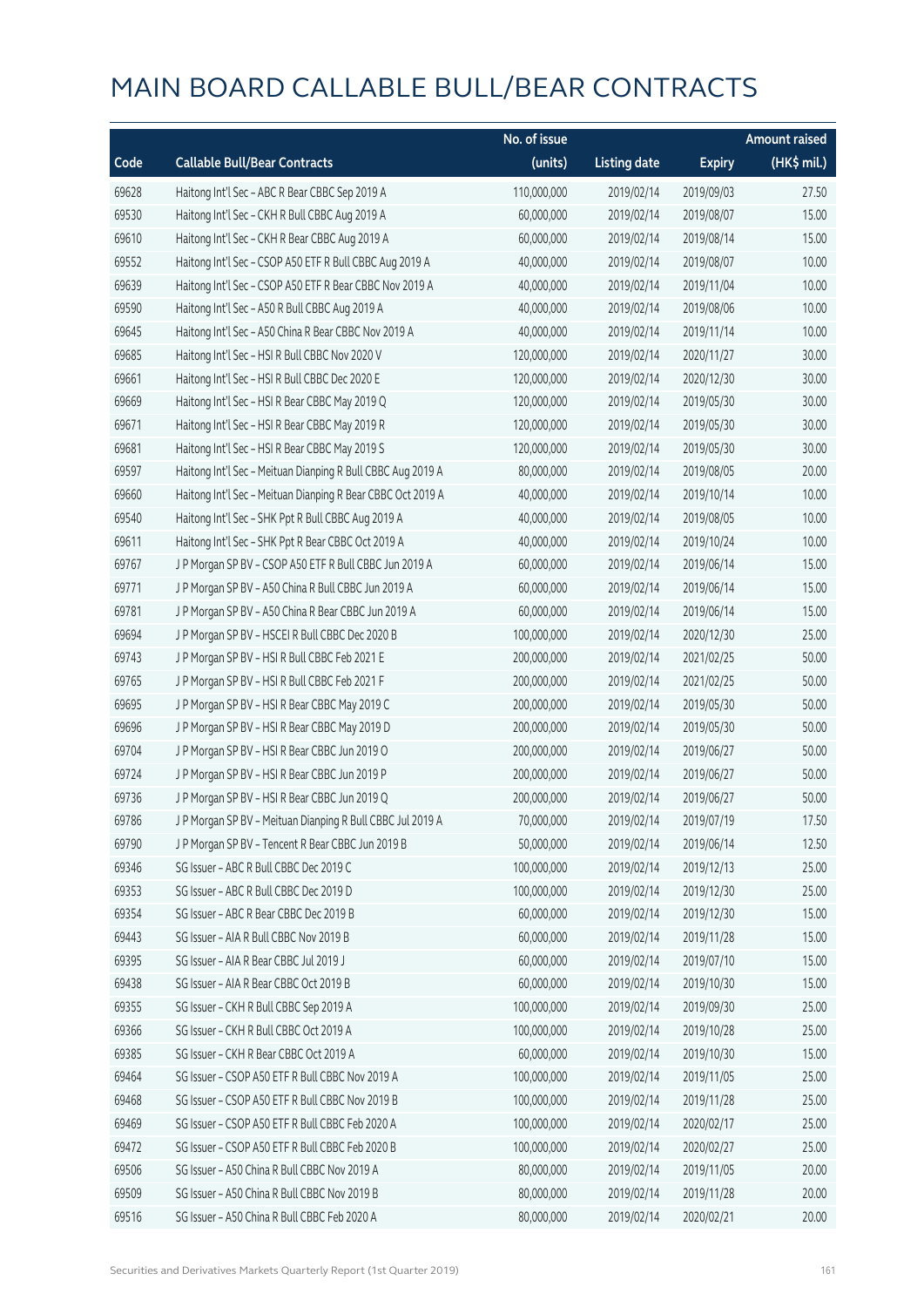# MAIN BOARD CALLABLE BULL/BEAR CONTRACTS

| Code | Callable Bull/Bear Contracts | No. of issue (units) | Listing date | Expiry | Amount raised (HK$ mil.) |
|---|---|---|---|---|---|
| 69628 | Haitong Int'l Sec – ABC R Bear CBBC Sep 2019 A | 110,000,000 | 2019/02/14 | 2019/09/03 | 27.50 |
| 69530 | Haitong Int'l Sec – CKH R Bull CBBC Aug 2019 A | 60,000,000 | 2019/02/14 | 2019/08/07 | 15.00 |
| 69610 | Haitong Int'l Sec – CKH R Bear CBBC Aug 2019 A | 60,000,000 | 2019/02/14 | 2019/08/14 | 15.00 |
| 69552 | Haitong Int'l Sec – CSOP A50 ETF R Bull CBBC Aug 2019 A | 40,000,000 | 2019/02/14 | 2019/08/07 | 10.00 |
| 69639 | Haitong Int'l Sec – CSOP A50 ETF R Bear CBBC Nov 2019 A | 40,000,000 | 2019/02/14 | 2019/11/04 | 10.00 |
| 69590 | Haitong Int'l Sec – A50 R Bull CBBC Aug 2019 A | 40,000,000 | 2019/02/14 | 2019/08/06 | 10.00 |
| 69645 | Haitong Int'l Sec – A50 China R Bear CBBC Nov 2019 A | 40,000,000 | 2019/02/14 | 2019/11/14 | 10.00 |
| 69685 | Haitong Int'l Sec – HSI R Bull CBBC Nov 2020 V | 120,000,000 | 2019/02/14 | 2020/11/27 | 30.00 |
| 69661 | Haitong Int'l Sec – HSI R Bull CBBC Dec 2020 E | 120,000,000 | 2019/02/14 | 2020/12/30 | 30.00 |
| 69669 | Haitong Int'l Sec – HSI R Bear CBBC May 2019 Q | 120,000,000 | 2019/02/14 | 2019/05/30 | 30.00 |
| 69671 | Haitong Int'l Sec – HSI R Bear CBBC May 2019 R | 120,000,000 | 2019/02/14 | 2019/05/30 | 30.00 |
| 69681 | Haitong Int'l Sec – HSI R Bear CBBC May 2019 S | 120,000,000 | 2019/02/14 | 2019/05/30 | 30.00 |
| 69597 | Haitong Int'l Sec – Meituan Dianping R Bull CBBC Aug 2019 A | 80,000,000 | 2019/02/14 | 2019/08/05 | 20.00 |
| 69660 | Haitong Int'l Sec – Meituan Dianping R Bear CBBC Oct 2019 A | 40,000,000 | 2019/02/14 | 2019/10/14 | 10.00 |
| 69540 | Haitong Int'l Sec – SHK Ppt R Bull CBBC Aug 2019 A | 40,000,000 | 2019/02/14 | 2019/08/05 | 10.00 |
| 69611 | Haitong Int'l Sec – SHK Ppt R Bear CBBC Oct 2019 A | 40,000,000 | 2019/02/14 | 2019/10/24 | 10.00 |
| 69767 | J P Morgan SP BV – CSOP A50 ETF R Bull CBBC Jun 2019 A | 60,000,000 | 2019/02/14 | 2019/06/14 | 15.00 |
| 69771 | J P Morgan SP BV – A50 China R Bull CBBC Jun 2019 A | 60,000,000 | 2019/02/14 | 2019/06/14 | 15.00 |
| 69781 | J P Morgan SP BV – A50 China R Bear CBBC Jun 2019 A | 60,000,000 | 2019/02/14 | 2019/06/14 | 15.00 |
| 69694 | J P Morgan SP BV – HSCEI R Bull CBBC Dec 2020 B | 100,000,000 | 2019/02/14 | 2020/12/30 | 25.00 |
| 69743 | J P Morgan SP BV – HSI R Bull CBBC Feb 2021 E | 200,000,000 | 2019/02/14 | 2021/02/25 | 50.00 |
| 69765 | J P Morgan SP BV – HSI R Bull CBBC Feb 2021 F | 200,000,000 | 2019/02/14 | 2021/02/25 | 50.00 |
| 69695 | J P Morgan SP BV – HSI R Bear CBBC May 2019 C | 200,000,000 | 2019/02/14 | 2019/05/30 | 50.00 |
| 69696 | J P Morgan SP BV – HSI R Bear CBBC May 2019 D | 200,000,000 | 2019/02/14 | 2019/05/30 | 50.00 |
| 69704 | J P Morgan SP BV – HSI R Bear CBBC Jun 2019 O | 200,000,000 | 2019/02/14 | 2019/06/27 | 50.00 |
| 69724 | J P Morgan SP BV – HSI R Bear CBBC Jun 2019 P | 200,000,000 | 2019/02/14 | 2019/06/27 | 50.00 |
| 69736 | J P Morgan SP BV – HSI R Bear CBBC Jun 2019 Q | 200,000,000 | 2019/02/14 | 2019/06/27 | 50.00 |
| 69786 | J P Morgan SP BV – Meituan Dianping R Bull CBBC Jul 2019 A | 70,000,000 | 2019/02/14 | 2019/07/19 | 17.50 |
| 69790 | J P Morgan SP BV – Tencent R Bear CBBC Jun 2019 B | 50,000,000 | 2019/02/14 | 2019/06/14 | 12.50 |
| 69346 | SG Issuer – ABC R Bull CBBC Dec 2019 C | 100,000,000 | 2019/02/14 | 2019/12/13 | 25.00 |
| 69353 | SG Issuer – ABC R Bull CBBC Dec 2019 D | 100,000,000 | 2019/02/14 | 2019/12/30 | 25.00 |
| 69354 | SG Issuer – ABC R Bear CBBC Dec 2019 B | 60,000,000 | 2019/02/14 | 2019/12/30 | 15.00 |
| 69443 | SG Issuer – AIA R Bull CBBC Nov 2019 B | 60,000,000 | 2019/02/14 | 2019/11/28 | 15.00 |
| 69395 | SG Issuer – AIA R Bear CBBC Jul 2019 J | 60,000,000 | 2019/02/14 | 2019/07/10 | 15.00 |
| 69438 | SG Issuer – AIA R Bear CBBC Oct 2019 B | 60,000,000 | 2019/02/14 | 2019/10/30 | 15.00 |
| 69355 | SG Issuer – CKH R Bull CBBC Sep 2019 A | 100,000,000 | 2019/02/14 | 2019/09/30 | 25.00 |
| 69366 | SG Issuer – CKH R Bull CBBC Oct 2019 A | 100,000,000 | 2019/02/14 | 2019/10/28 | 25.00 |
| 69385 | SG Issuer – CKH R Bear CBBC Oct 2019 A | 60,000,000 | 2019/02/14 | 2019/10/30 | 15.00 |
| 69464 | SG Issuer – CSOP A50 ETF R Bull CBBC Nov 2019 A | 100,000,000 | 2019/02/14 | 2019/11/05 | 25.00 |
| 69468 | SG Issuer – CSOP A50 ETF R Bull CBBC Nov 2019 B | 100,000,000 | 2019/02/14 | 2019/11/28 | 25.00 |
| 69469 | SG Issuer – CSOP A50 ETF R Bull CBBC Feb 2020 A | 100,000,000 | 2019/02/14 | 2020/02/17 | 25.00 |
| 69472 | SG Issuer – CSOP A50 ETF R Bull CBBC Feb 2020 B | 100,000,000 | 2019/02/14 | 2020/02/27 | 25.00 |
| 69506 | SG Issuer – A50 China R Bull CBBC Nov 2019 A | 80,000,000 | 2019/02/14 | 2019/11/05 | 20.00 |
| 69509 | SG Issuer – A50 China R Bull CBBC Nov 2019 B | 80,000,000 | 2019/02/14 | 2019/11/28 | 20.00 |
| 69516 | SG Issuer – A50 China R Bull CBBC Feb 2020 A | 80,000,000 | 2019/02/14 | 2020/02/21 | 20.00 |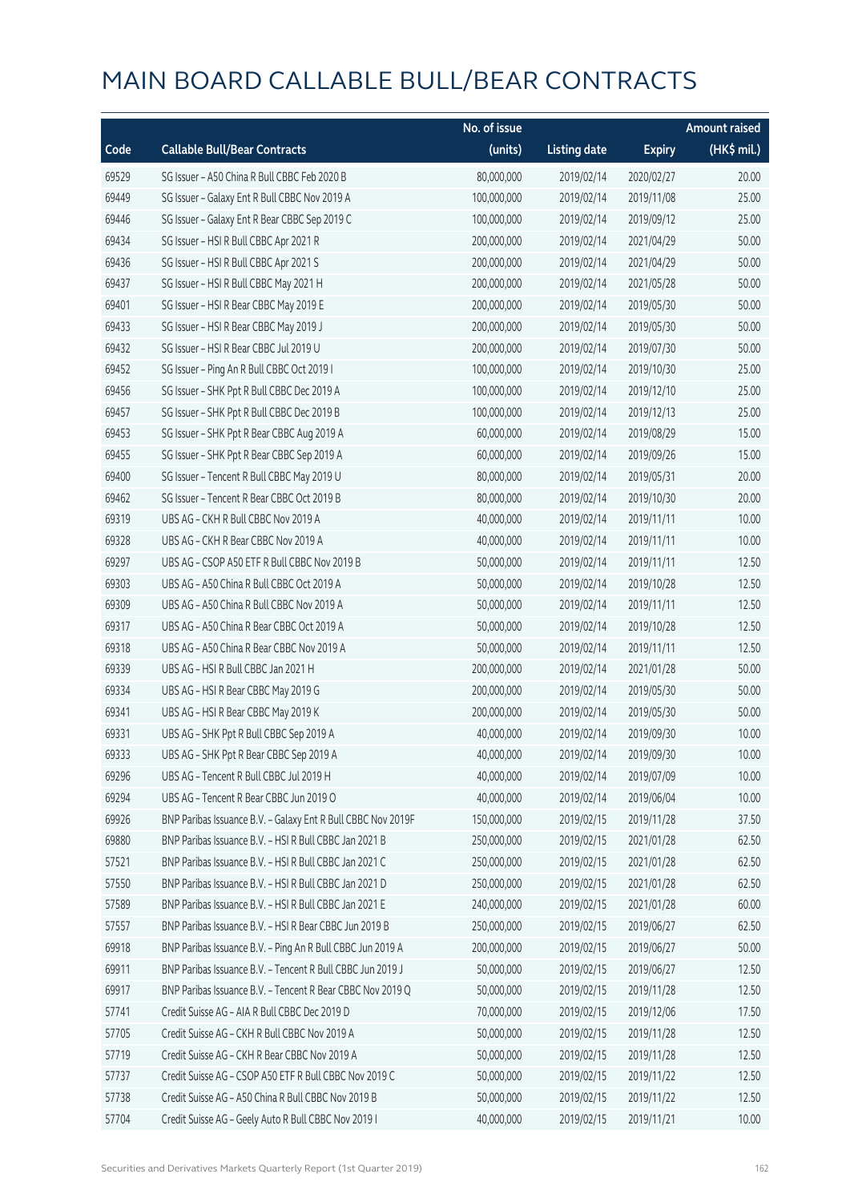# MAIN BOARD CALLABLE BULL/BEAR CONTRACTS

| Code | Callable Bull/Bear Contracts | No. of issue (units) | Listing date | Expiry | Amount raised (HK$ mil.) |
|---|---|---|---|---|---|
| 69529 | SG Issuer – A50 China R Bull CBBC Feb 2020 B | 80,000,000 | 2019/02/14 | 2020/02/27 | 20.00 |
| 69449 | SG Issuer – Galaxy Ent R Bull CBBC Nov 2019 A | 100,000,000 | 2019/02/14 | 2019/11/08 | 25.00 |
| 69446 | SG Issuer – Galaxy Ent R Bear CBBC Sep 2019 C | 100,000,000 | 2019/02/14 | 2019/09/12 | 25.00 |
| 69434 | SG Issuer – HSI R Bull CBBC Apr 2021 R | 200,000,000 | 2019/02/14 | 2021/04/29 | 50.00 |
| 69436 | SG Issuer – HSI R Bull CBBC Apr 2021 S | 200,000,000 | 2019/02/14 | 2021/04/29 | 50.00 |
| 69437 | SG Issuer – HSI R Bull CBBC May 2021 H | 200,000,000 | 2019/02/14 | 2021/05/28 | 50.00 |
| 69401 | SG Issuer – HSI R Bear CBBC May 2019 E | 200,000,000 | 2019/02/14 | 2019/05/30 | 50.00 |
| 69433 | SG Issuer – HSI R Bear CBBC May 2019 J | 200,000,000 | 2019/02/14 | 2019/05/30 | 50.00 |
| 69432 | SG Issuer – HSI R Bear CBBC Jul 2019 U | 200,000,000 | 2019/02/14 | 2019/07/30 | 50.00 |
| 69452 | SG Issuer – Ping An R Bull CBBC Oct 2019 I | 100,000,000 | 2019/02/14 | 2019/10/30 | 25.00 |
| 69456 | SG Issuer – SHK Ppt R Bull CBBC Dec 2019 A | 100,000,000 | 2019/02/14 | 2019/12/10 | 25.00 |
| 69457 | SG Issuer – SHK Ppt R Bull CBBC Dec 2019 B | 100,000,000 | 2019/02/14 | 2019/12/13 | 25.00 |
| 69453 | SG Issuer – SHK Ppt R Bear CBBC Aug 2019 A | 60,000,000 | 2019/02/14 | 2019/08/29 | 15.00 |
| 69455 | SG Issuer – SHK Ppt R Bear CBBC Sep 2019 A | 60,000,000 | 2019/02/14 | 2019/09/26 | 15.00 |
| 69400 | SG Issuer – Tencent R Bull CBBC May 2019 U | 80,000,000 | 2019/02/14 | 2019/05/31 | 20.00 |
| 69462 | SG Issuer – Tencent R Bear CBBC Oct 2019 B | 80,000,000 | 2019/02/14 | 2019/10/30 | 20.00 |
| 69319 | UBS AG – CKH R Bull CBBC Nov 2019 A | 40,000,000 | 2019/02/14 | 2019/11/11 | 10.00 |
| 69328 | UBS AG – CKH R Bear CBBC Nov 2019 A | 40,000,000 | 2019/02/14 | 2019/11/11 | 10.00 |
| 69297 | UBS AG – CSOP A50 ETF R Bull CBBC Nov 2019 B | 50,000,000 | 2019/02/14 | 2019/11/11 | 12.50 |
| 69303 | UBS AG – A50 China R Bull CBBC Oct 2019 A | 50,000,000 | 2019/02/14 | 2019/10/28 | 12.50 |
| 69309 | UBS AG – A50 China R Bull CBBC Nov 2019 A | 50,000,000 | 2019/02/14 | 2019/11/11 | 12.50 |
| 69317 | UBS AG – A50 China R Bear CBBC Oct 2019 A | 50,000,000 | 2019/02/14 | 2019/10/28 | 12.50 |
| 69318 | UBS AG – A50 China R Bear CBBC Nov 2019 A | 50,000,000 | 2019/02/14 | 2019/11/11 | 12.50 |
| 69339 | UBS AG – HSI R Bull CBBC Jan 2021 H | 200,000,000 | 2019/02/14 | 2021/01/28 | 50.00 |
| 69334 | UBS AG – HSI R Bear CBBC May 2019 G | 200,000,000 | 2019/02/14 | 2019/05/30 | 50.00 |
| 69341 | UBS AG – HSI R Bear CBBC May 2019 K | 200,000,000 | 2019/02/14 | 2019/05/30 | 50.00 |
| 69331 | UBS AG – SHK Ppt R Bull CBBC Sep 2019 A | 40,000,000 | 2019/02/14 | 2019/09/30 | 10.00 |
| 69333 | UBS AG – SHK Ppt R Bear CBBC Sep 2019 A | 40,000,000 | 2019/02/14 | 2019/09/30 | 10.00 |
| 69296 | UBS AG – Tencent R Bull CBBC Jul 2019 H | 40,000,000 | 2019/02/14 | 2019/07/09 | 10.00 |
| 69294 | UBS AG – Tencent R Bear CBBC Jun 2019 O | 40,000,000 | 2019/02/14 | 2019/06/04 | 10.00 |
| 69926 | BNP Paribas Issuance B.V. – Galaxy Ent R Bull CBBC Nov 2019F | 150,000,000 | 2019/02/15 | 2019/11/28 | 37.50 |
| 69880 | BNP Paribas Issuance B.V. – HSI R Bull CBBC Jan 2021 B | 250,000,000 | 2019/02/15 | 2021/01/28 | 62.50 |
| 57521 | BNP Paribas Issuance B.V. – HSI R Bull CBBC Jan 2021 C | 250,000,000 | 2019/02/15 | 2021/01/28 | 62.50 |
| 57550 | BNP Paribas Issuance B.V. – HSI R Bull CBBC Jan 2021 D | 250,000,000 | 2019/02/15 | 2021/01/28 | 62.50 |
| 57589 | BNP Paribas Issuance B.V. – HSI R Bull CBBC Jan 2021 E | 240,000,000 | 2019/02/15 | 2021/01/28 | 60.00 |
| 57557 | BNP Paribas Issuance B.V. – HSI R Bear CBBC Jun 2019 B | 250,000,000 | 2019/02/15 | 2019/06/27 | 62.50 |
| 69918 | BNP Paribas Issuance B.V. – Ping An R Bull CBBC Jun 2019 A | 200,000,000 | 2019/02/15 | 2019/06/27 | 50.00 |
| 69911 | BNP Paribas Issuance B.V. – Tencent R Bull CBBC Jun 2019 J | 50,000,000 | 2019/02/15 | 2019/06/27 | 12.50 |
| 69917 | BNP Paribas Issuance B.V. – Tencent R Bear CBBC Nov 2019 Q | 50,000,000 | 2019/02/15 | 2019/11/28 | 12.50 |
| 57741 | Credit Suisse AG – AIA R Bull CBBC Dec 2019 D | 70,000,000 | 2019/02/15 | 2019/12/06 | 17.50 |
| 57705 | Credit Suisse AG – CKH R Bull CBBC Nov 2019 A | 50,000,000 | 2019/02/15 | 2019/11/28 | 12.50 |
| 57719 | Credit Suisse AG – CKH R Bear CBBC Nov 2019 A | 50,000,000 | 2019/02/15 | 2019/11/28 | 12.50 |
| 57737 | Credit Suisse AG – CSOP A50 ETF R Bull CBBC Nov 2019 C | 50,000,000 | 2019/02/15 | 2019/11/22 | 12.50 |
| 57738 | Credit Suisse AG – A50 China R Bull CBBC Nov 2019 B | 50,000,000 | 2019/02/15 | 2019/11/22 | 12.50 |
| 57704 | Credit Suisse AG – Geely Auto R Bull CBBC Nov 2019 I | 40,000,000 | 2019/02/15 | 2019/11/21 | 10.00 |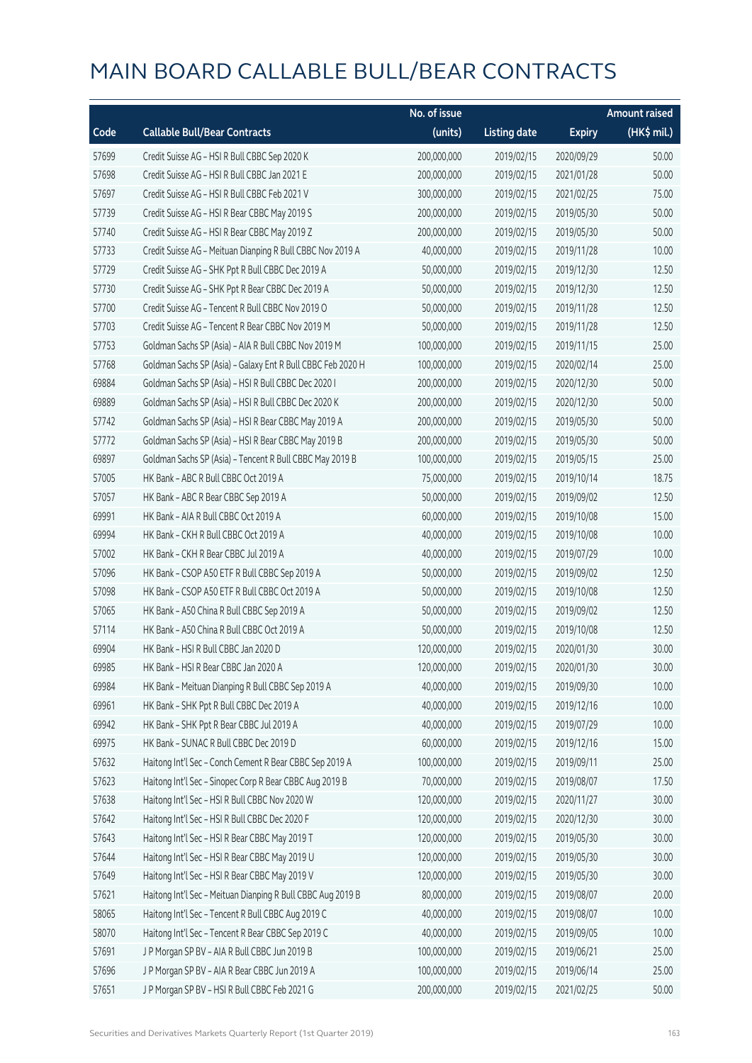# MAIN BOARD CALLABLE BULL/BEAR CONTRACTS

| Code | Callable Bull/Bear Contracts | No. of issue (units) | Listing date | Expiry | Amount raised (HK$ mil.) |
|---|---|---|---|---|---|
| 57699 | Credit Suisse AG – HSI R Bull CBBC Sep 2020 K | 200,000,000 | 2019/02/15 | 2020/09/29 | 50.00 |
| 57698 | Credit Suisse AG – HSI R Bull CBBC Jan 2021 E | 200,000,000 | 2019/02/15 | 2021/01/28 | 50.00 |
| 57697 | Credit Suisse AG – HSI R Bull CBBC Feb 2021 V | 300,000,000 | 2019/02/15 | 2021/02/25 | 75.00 |
| 57739 | Credit Suisse AG – HSI R Bear CBBC May 2019 S | 200,000,000 | 2019/02/15 | 2019/05/30 | 50.00 |
| 57740 | Credit Suisse AG – HSI R Bear CBBC May 2019 Z | 200,000,000 | 2019/02/15 | 2019/05/30 | 50.00 |
| 57733 | Credit Suisse AG – Meituan Dianping R Bull CBBC Nov 2019 A | 40,000,000 | 2019/02/15 | 2019/11/28 | 10.00 |
| 57729 | Credit Suisse AG – SHK Ppt R Bull CBBC Dec 2019 A | 50,000,000 | 2019/02/15 | 2019/12/30 | 12.50 |
| 57730 | Credit Suisse AG – SHK Ppt R Bear CBBC Dec 2019 A | 50,000,000 | 2019/02/15 | 2019/12/30 | 12.50 |
| 57700 | Credit Suisse AG – Tencent R Bull CBBC Nov 2019 O | 50,000,000 | 2019/02/15 | 2019/11/28 | 12.50 |
| 57703 | Credit Suisse AG – Tencent R Bear CBBC Nov 2019 M | 50,000,000 | 2019/02/15 | 2019/11/28 | 12.50 |
| 57753 | Goldman Sachs SP (Asia) – AIA R Bull CBBC Nov 2019 M | 100,000,000 | 2019/02/15 | 2019/11/15 | 25.00 |
| 57768 | Goldman Sachs SP (Asia) – Galaxy Ent R Bull CBBC Feb 2020 H | 100,000,000 | 2019/02/15 | 2020/02/14 | 25.00 |
| 69884 | Goldman Sachs SP (Asia) – HSI R Bull CBBC Dec 2020 I | 200,000,000 | 2019/02/15 | 2020/12/30 | 50.00 |
| 69889 | Goldman Sachs SP (Asia) – HSI R Bull CBBC Dec 2020 K | 200,000,000 | 2019/02/15 | 2020/12/30 | 50.00 |
| 57742 | Goldman Sachs SP (Asia) – HSI R Bear CBBC May 2019 A | 200,000,000 | 2019/02/15 | 2019/05/30 | 50.00 |
| 57772 | Goldman Sachs SP (Asia) – HSI R Bear CBBC May 2019 B | 200,000,000 | 2019/02/15 | 2019/05/30 | 50.00 |
| 69897 | Goldman Sachs SP (Asia) – Tencent R Bull CBBC May 2019 B | 100,000,000 | 2019/02/15 | 2019/05/15 | 25.00 |
| 57005 | HK Bank – ABC R Bull CBBC Oct 2019 A | 75,000,000 | 2019/02/15 | 2019/10/14 | 18.75 |
| 57057 | HK Bank – ABC R Bear CBBC Sep 2019 A | 50,000,000 | 2019/02/15 | 2019/09/02 | 12.50 |
| 69991 | HK Bank – AIA R Bull CBBC Oct 2019 A | 60,000,000 | 2019/02/15 | 2019/10/08 | 15.00 |
| 69994 | HK Bank – CKH R Bull CBBC Oct 2019 A | 40,000,000 | 2019/02/15 | 2019/10/08 | 10.00 |
| 57002 | HK Bank – CKH R Bear CBBC Jul 2019 A | 40,000,000 | 2019/02/15 | 2019/07/29 | 10.00 |
| 57096 | HK Bank – CSOP A50 ETF R Bull CBBC Sep 2019 A | 50,000,000 | 2019/02/15 | 2019/09/02 | 12.50 |
| 57098 | HK Bank – CSOP A50 ETF R Bull CBBC Oct 2019 A | 50,000,000 | 2019/02/15 | 2019/10/08 | 12.50 |
| 57065 | HK Bank – A50 China R Bull CBBC Sep 2019 A | 50,000,000 | 2019/02/15 | 2019/09/02 | 12.50 |
| 57114 | HK Bank – A50 China R Bull CBBC Oct 2019 A | 50,000,000 | 2019/02/15 | 2019/10/08 | 12.50 |
| 69904 | HK Bank – HSI R Bull CBBC Jan 2020 D | 120,000,000 | 2019/02/15 | 2020/01/30 | 30.00 |
| 69985 | HK Bank – HSI R Bear CBBC Jan 2020 A | 120,000,000 | 2019/02/15 | 2020/01/30 | 30.00 |
| 69984 | HK Bank – Meituan Dianping R Bull CBBC Sep 2019 A | 40,000,000 | 2019/02/15 | 2019/09/30 | 10.00 |
| 69961 | HK Bank – SHK Ppt R Bull CBBC Dec 2019 A | 40,000,000 | 2019/02/15 | 2019/12/16 | 10.00 |
| 69942 | HK Bank – SHK Ppt R Bear CBBC Jul 2019 A | 40,000,000 | 2019/02/15 | 2019/07/29 | 10.00 |
| 69975 | HK Bank – SUNAC R Bull CBBC Dec 2019 D | 60,000,000 | 2019/02/15 | 2019/12/16 | 15.00 |
| 57632 | Haitong Int'l Sec – Conch Cement R Bear CBBC Sep 2019 A | 100,000,000 | 2019/02/15 | 2019/09/11 | 25.00 |
| 57623 | Haitong Int'l Sec – Sinopec Corp R Bear CBBC Aug 2019 B | 70,000,000 | 2019/02/15 | 2019/08/07 | 17.50 |
| 57638 | Haitong Int'l Sec – HSI R Bull CBBC Nov 2020 W | 120,000,000 | 2019/02/15 | 2020/11/27 | 30.00 |
| 57642 | Haitong Int'l Sec – HSI R Bull CBBC Dec 2020 F | 120,000,000 | 2019/02/15 | 2020/12/30 | 30.00 |
| 57643 | Haitong Int'l Sec – HSI R Bear CBBC May 2019 T | 120,000,000 | 2019/02/15 | 2019/05/30 | 30.00 |
| 57644 | Haitong Int'l Sec – HSI R Bear CBBC May 2019 U | 120,000,000 | 2019/02/15 | 2019/05/30 | 30.00 |
| 57649 | Haitong Int'l Sec – HSI R Bear CBBC May 2019 V | 120,000,000 | 2019/02/15 | 2019/05/30 | 30.00 |
| 57621 | Haitong Int'l Sec – Meituan Dianping R Bull CBBC Aug 2019 B | 80,000,000 | 2019/02/15 | 2019/08/07 | 20.00 |
| 58065 | Haitong Int'l Sec – Tencent R Bull CBBC Aug 2019 C | 40,000,000 | 2019/02/15 | 2019/08/07 | 10.00 |
| 58070 | Haitong Int'l Sec – Tencent R Bear CBBC Sep 2019 C | 40,000,000 | 2019/02/15 | 2019/09/05 | 10.00 |
| 57691 | J P Morgan SP BV – AIA R Bull CBBC Jun 2019 B | 100,000,000 | 2019/02/15 | 2019/06/21 | 25.00 |
| 57696 | J P Morgan SP BV – AIA R Bear CBBC Jun 2019 A | 100,000,000 | 2019/02/15 | 2019/06/14 | 25.00 |
| 57651 | J P Morgan SP BV – HSI R Bull CBBC Feb 2021 G | 200,000,000 | 2019/02/15 | 2021/02/25 | 50.00 |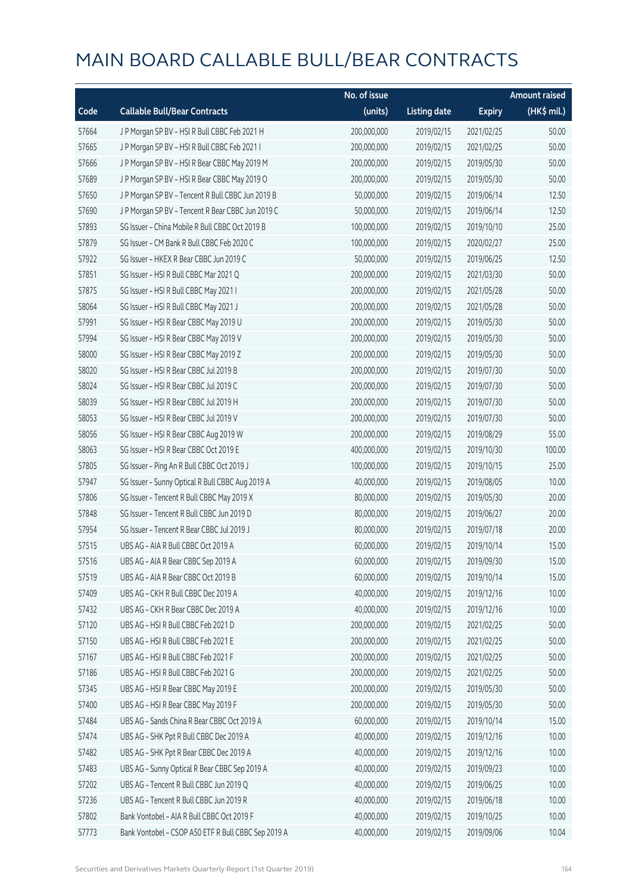# MAIN BOARD CALLABLE BULL/BEAR CONTRACTS

| Code | Callable Bull/Bear Contracts | No. of issue (units) | Listing date | Expiry | Amount raised (HK$ mil.) |
|---|---|---|---|---|---|
| 57664 | J P Morgan SP BV – HSI R Bull CBBC Feb 2021 H | 200,000,000 | 2019/02/15 | 2021/02/25 | 50.00 |
| 57665 | J P Morgan SP BV – HSI R Bull CBBC Feb 2021 I | 200,000,000 | 2019/02/15 | 2021/02/25 | 50.00 |
| 57666 | J P Morgan SP BV – HSI R Bear CBBC May 2019 M | 200,000,000 | 2019/02/15 | 2019/05/30 | 50.00 |
| 57689 | J P Morgan SP BV – HSI R Bear CBBC May 2019 O | 200,000,000 | 2019/02/15 | 2019/05/30 | 50.00 |
| 57650 | J P Morgan SP BV – Tencent R Bull CBBC Jun 2019 B | 50,000,000 | 2019/02/15 | 2019/06/14 | 12.50 |
| 57690 | J P Morgan SP BV – Tencent R Bear CBBC Jun 2019 C | 50,000,000 | 2019/02/15 | 2019/06/14 | 12.50 |
| 57893 | SG Issuer – China Mobile R Bull CBBC Oct 2019 B | 100,000,000 | 2019/02/15 | 2019/10/10 | 25.00 |
| 57879 | SG Issuer – CM Bank R Bull CBBC Feb 2020 C | 100,000,000 | 2019/02/15 | 2020/02/27 | 25.00 |
| 57922 | SG Issuer – HKEX R Bear CBBC Jun 2019 C | 50,000,000 | 2019/02/15 | 2019/06/25 | 12.50 |
| 57851 | SG Issuer – HSI R Bull CBBC Mar 2021 Q | 200,000,000 | 2019/02/15 | 2021/03/30 | 50.00 |
| 57875 | SG Issuer – HSI R Bull CBBC May 2021 I | 200,000,000 | 2019/02/15 | 2021/05/28 | 50.00 |
| 58064 | SG Issuer – HSI R Bull CBBC May 2021 J | 200,000,000 | 2019/02/15 | 2021/05/28 | 50.00 |
| 57991 | SG Issuer – HSI R Bear CBBC May 2019 U | 200,000,000 | 2019/02/15 | 2019/05/30 | 50.00 |
| 57994 | SG Issuer – HSI R Bear CBBC May 2019 V | 200,000,000 | 2019/02/15 | 2019/05/30 | 50.00 |
| 58000 | SG Issuer – HSI R Bear CBBC May 2019 Z | 200,000,000 | 2019/02/15 | 2019/05/30 | 50.00 |
| 58020 | SG Issuer – HSI R Bear CBBC Jul 2019 B | 200,000,000 | 2019/02/15 | 2019/07/30 | 50.00 |
| 58024 | SG Issuer – HSI R Bear CBBC Jul 2019 C | 200,000,000 | 2019/02/15 | 2019/07/30 | 50.00 |
| 58039 | SG Issuer – HSI R Bear CBBC Jul 2019 H | 200,000,000 | 2019/02/15 | 2019/07/30 | 50.00 |
| 58053 | SG Issuer – HSI R Bear CBBC Jul 2019 V | 200,000,000 | 2019/02/15 | 2019/07/30 | 50.00 |
| 58056 | SG Issuer – HSI R Bear CBBC Aug 2019 W | 200,000,000 | 2019/02/15 | 2019/08/29 | 55.00 |
| 58063 | SG Issuer – HSI R Bear CBBC Oct 2019 E | 400,000,000 | 2019/02/15 | 2019/10/30 | 100.00 |
| 57805 | SG Issuer – Ping An R Bull CBBC Oct 2019 J | 100,000,000 | 2019/02/15 | 2019/10/15 | 25.00 |
| 57947 | SG Issuer – Sunny Optical R Bull CBBC Aug 2019 A | 40,000,000 | 2019/02/15 | 2019/08/05 | 10.00 |
| 57806 | SG Issuer – Tencent R Bull CBBC May 2019 X | 80,000,000 | 2019/02/15 | 2019/05/30 | 20.00 |
| 57848 | SG Issuer – Tencent R Bull CBBC Jun 2019 D | 80,000,000 | 2019/02/15 | 2019/06/27 | 20.00 |
| 57954 | SG Issuer – Tencent R Bear CBBC Jul 2019 J | 80,000,000 | 2019/02/15 | 2019/07/18 | 20.00 |
| 57515 | UBS AG – AIA R Bull CBBC Oct 2019 A | 60,000,000 | 2019/02/15 | 2019/10/14 | 15.00 |
| 57516 | UBS AG – AIA R Bear CBBC Sep 2019 A | 60,000,000 | 2019/02/15 | 2019/09/30 | 15.00 |
| 57519 | UBS AG – AIA R Bear CBBC Oct 2019 B | 60,000,000 | 2019/02/15 | 2019/10/14 | 15.00 |
| 57409 | UBS AG – CKH R Bull CBBC Dec 2019 A | 40,000,000 | 2019/02/15 | 2019/12/16 | 10.00 |
| 57432 | UBS AG – CKH R Bear CBBC Dec 2019 A | 40,000,000 | 2019/02/15 | 2019/12/16 | 10.00 |
| 57120 | UBS AG – HSI R Bull CBBC Feb 2021 D | 200,000,000 | 2019/02/15 | 2021/02/25 | 50.00 |
| 57150 | UBS AG – HSI R Bull CBBC Feb 2021 E | 200,000,000 | 2019/02/15 | 2021/02/25 | 50.00 |
| 57167 | UBS AG – HSI R Bull CBBC Feb 2021 F | 200,000,000 | 2019/02/15 | 2021/02/25 | 50.00 |
| 57186 | UBS AG – HSI R Bull CBBC Feb 2021 G | 200,000,000 | 2019/02/15 | 2021/02/25 | 50.00 |
| 57345 | UBS AG – HSI R Bear CBBC May 2019 E | 200,000,000 | 2019/02/15 | 2019/05/30 | 50.00 |
| 57400 | UBS AG – HSI R Bear CBBC May 2019 F | 200,000,000 | 2019/02/15 | 2019/05/30 | 50.00 |
| 57484 | UBS AG – Sands China R Bear CBBC Oct 2019 A | 60,000,000 | 2019/02/15 | 2019/10/14 | 15.00 |
| 57474 | UBS AG – SHK Ppt R Bull CBBC Dec 2019 A | 40,000,000 | 2019/02/15 | 2019/12/16 | 10.00 |
| 57482 | UBS AG – SHK Ppt R Bear CBBC Dec 2019 A | 40,000,000 | 2019/02/15 | 2019/12/16 | 10.00 |
| 57483 | UBS AG – Sunny Optical R Bear CBBC Sep 2019 A | 40,000,000 | 2019/02/15 | 2019/09/23 | 10.00 |
| 57202 | UBS AG – Tencent R Bull CBBC Jun 2019 Q | 40,000,000 | 2019/02/15 | 2019/06/25 | 10.00 |
| 57236 | UBS AG – Tencent R Bull CBBC Jun 2019 R | 40,000,000 | 2019/02/15 | 2019/06/18 | 10.00 |
| 57802 | Bank Vontobel – AIA R Bull CBBC Oct 2019 F | 40,000,000 | 2019/02/15 | 2019/10/25 | 10.00 |
| 57773 | Bank Vontobel – CSOP A50 ETF R Bull CBBC Sep 2019 A | 40,000,000 | 2019/02/15 | 2019/09/06 | 10.04 |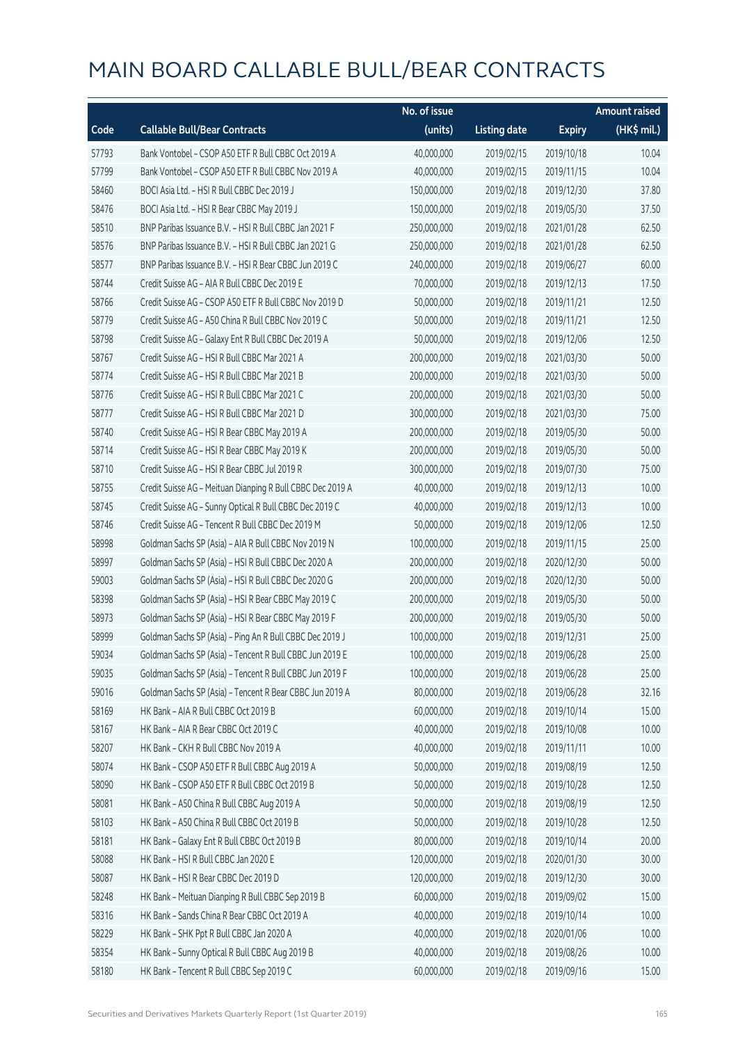# MAIN BOARD CALLABLE BULL/BEAR CONTRACTS

| Code | Callable Bull/Bear Contracts | No. of issue (units) | Listing date | Expiry | Amount raised (HK$ mil.) |
|---|---|---|---|---|---|
| 57793 | Bank Vontobel – CSOP A50 ETF R Bull CBBC Oct 2019 A | 40,000,000 | 2019/02/15 | 2019/10/18 | 10.04 |
| 57799 | Bank Vontobel – CSOP A50 ETF R Bull CBBC Nov 2019 A | 40,000,000 | 2019/02/15 | 2019/11/15 | 10.04 |
| 58460 | BOCI Asia Ltd. – HSI R Bull CBBC Dec 2019 J | 150,000,000 | 2019/02/18 | 2019/12/30 | 37.80 |
| 58476 | BOCI Asia Ltd. – HSI R Bear CBBC May 2019 J | 150,000,000 | 2019/02/18 | 2019/05/30 | 37.50 |
| 58510 | BNP Paribas Issuance B.V. – HSI R Bull CBBC Jan 2021 F | 250,000,000 | 2019/02/18 | 2021/01/28 | 62.50 |
| 58576 | BNP Paribas Issuance B.V. – HSI R Bull CBBC Jan 2021 G | 250,000,000 | 2019/02/18 | 2021/01/28 | 62.50 |
| 58577 | BNP Paribas Issuance B.V. – HSI R Bear CBBC Jun 2019 C | 240,000,000 | 2019/02/18 | 2019/06/27 | 60.00 |
| 58744 | Credit Suisse AG – AIA R Bull CBBC Dec 2019 E | 70,000,000 | 2019/02/18 | 2019/12/13 | 17.50 |
| 58766 | Credit Suisse AG – CSOP A50 ETF R Bull CBBC Nov 2019 D | 50,000,000 | 2019/02/18 | 2019/11/21 | 12.50 |
| 58779 | Credit Suisse AG – A50 China R Bull CBBC Nov 2019 C | 50,000,000 | 2019/02/18 | 2019/11/21 | 12.50 |
| 58798 | Credit Suisse AG – Galaxy Ent R Bull CBBC Dec 2019 A | 50,000,000 | 2019/02/18 | 2019/12/06 | 12.50 |
| 58767 | Credit Suisse AG – HSI R Bull CBBC Mar 2021 A | 200,000,000 | 2019/02/18 | 2021/03/30 | 50.00 |
| 58774 | Credit Suisse AG – HSI R Bull CBBC Mar 2021 B | 200,000,000 | 2019/02/18 | 2021/03/30 | 50.00 |
| 58776 | Credit Suisse AG – HSI R Bull CBBC Mar 2021 C | 200,000,000 | 2019/02/18 | 2021/03/30 | 50.00 |
| 58777 | Credit Suisse AG – HSI R Bull CBBC Mar 2021 D | 300,000,000 | 2019/02/18 | 2021/03/30 | 75.00 |
| 58740 | Credit Suisse AG – HSI R Bear CBBC May 2019 A | 200,000,000 | 2019/02/18 | 2019/05/30 | 50.00 |
| 58714 | Credit Suisse AG – HSI R Bear CBBC May 2019 K | 200,000,000 | 2019/02/18 | 2019/05/30 | 50.00 |
| 58710 | Credit Suisse AG – HSI R Bear CBBC Jul 2019 R | 300,000,000 | 2019/02/18 | 2019/07/30 | 75.00 |
| 58755 | Credit Suisse AG – Meituan Dianping R Bull CBBC Dec 2019 A | 40,000,000 | 2019/02/18 | 2019/12/13 | 10.00 |
| 58745 | Credit Suisse AG – Sunny Optical R Bull CBBC Dec 2019 C | 40,000,000 | 2019/02/18 | 2019/12/13 | 10.00 |
| 58746 | Credit Suisse AG – Tencent R Bull CBBC Dec 2019 M | 50,000,000 | 2019/02/18 | 2019/12/06 | 12.50 |
| 58998 | Goldman Sachs SP (Asia) – AIA R Bull CBBC Nov 2019 N | 100,000,000 | 2019/02/18 | 2019/11/15 | 25.00 |
| 58997 | Goldman Sachs SP (Asia) – HSI R Bull CBBC Dec 2020 A | 200,000,000 | 2019/02/18 | 2020/12/30 | 50.00 |
| 59003 | Goldman Sachs SP (Asia) – HSI R Bull CBBC Dec 2020 G | 200,000,000 | 2019/02/18 | 2020/12/30 | 50.00 |
| 58398 | Goldman Sachs SP (Asia) – HSI R Bear CBBC May 2019 C | 200,000,000 | 2019/02/18 | 2019/05/30 | 50.00 |
| 58973 | Goldman Sachs SP (Asia) – HSI R Bear CBBC May 2019 F | 200,000,000 | 2019/02/18 | 2019/05/30 | 50.00 |
| 58999 | Goldman Sachs SP (Asia) – Ping An R Bull CBBC Dec 2019 J | 100,000,000 | 2019/02/18 | 2019/12/31 | 25.00 |
| 59034 | Goldman Sachs SP (Asia) – Tencent R Bull CBBC Jun 2019 E | 100,000,000 | 2019/02/18 | 2019/06/28 | 25.00 |
| 59035 | Goldman Sachs SP (Asia) – Tencent R Bull CBBC Jun 2019 F | 100,000,000 | 2019/02/18 | 2019/06/28 | 25.00 |
| 59016 | Goldman Sachs SP (Asia) – Tencent R Bear CBBC Jun 2019 A | 80,000,000 | 2019/02/18 | 2019/06/28 | 32.16 |
| 58169 | HK Bank – AIA R Bull CBBC Oct 2019 B | 60,000,000 | 2019/02/18 | 2019/10/14 | 15.00 |
| 58167 | HK Bank – AIA R Bear CBBC Oct 2019 C | 40,000,000 | 2019/02/18 | 2019/10/08 | 10.00 |
| 58207 | HK Bank – CKH R Bull CBBC Nov 2019 A | 40,000,000 | 2019/02/18 | 2019/11/11 | 10.00 |
| 58074 | HK Bank – CSOP A50 ETF R Bull CBBC Aug 2019 A | 50,000,000 | 2019/02/18 | 2019/08/19 | 12.50 |
| 58090 | HK Bank – CSOP A50 ETF R Bull CBBC Oct 2019 B | 50,000,000 | 2019/02/18 | 2019/10/28 | 12.50 |
| 58081 | HK Bank – A50 China R Bull CBBC Aug 2019 A | 50,000,000 | 2019/02/18 | 2019/08/19 | 12.50 |
| 58103 | HK Bank – A50 China R Bull CBBC Oct 2019 B | 50,000,000 | 2019/02/18 | 2019/10/28 | 12.50 |
| 58181 | HK Bank – Galaxy Ent R Bull CBBC Oct 2019 B | 80,000,000 | 2019/02/18 | 2019/10/14 | 20.00 |
| 58088 | HK Bank – HSI R Bull CBBC Jan 2020 E | 120,000,000 | 2019/02/18 | 2020/01/30 | 30.00 |
| 58087 | HK Bank – HSI R Bear CBBC Dec 2019 D | 120,000,000 | 2019/02/18 | 2019/12/30 | 30.00 |
| 58248 | HK Bank – Meituan Dianping R Bull CBBC Sep 2019 B | 60,000,000 | 2019/02/18 | 2019/09/02 | 15.00 |
| 58316 | HK Bank – Sands China R Bear CBBC Oct 2019 A | 40,000,000 | 2019/02/18 | 2019/10/14 | 10.00 |
| 58229 | HK Bank – SHK Ppt R Bull CBBC Jan 2020 A | 40,000,000 | 2019/02/18 | 2020/01/06 | 10.00 |
| 58354 | HK Bank – Sunny Optical R Bull CBBC Aug 2019 B | 40,000,000 | 2019/02/18 | 2019/08/26 | 10.00 |
| 58180 | HK Bank – Tencent R Bull CBBC Sep 2019 C | 60,000,000 | 2019/02/18 | 2019/09/16 | 15.00 |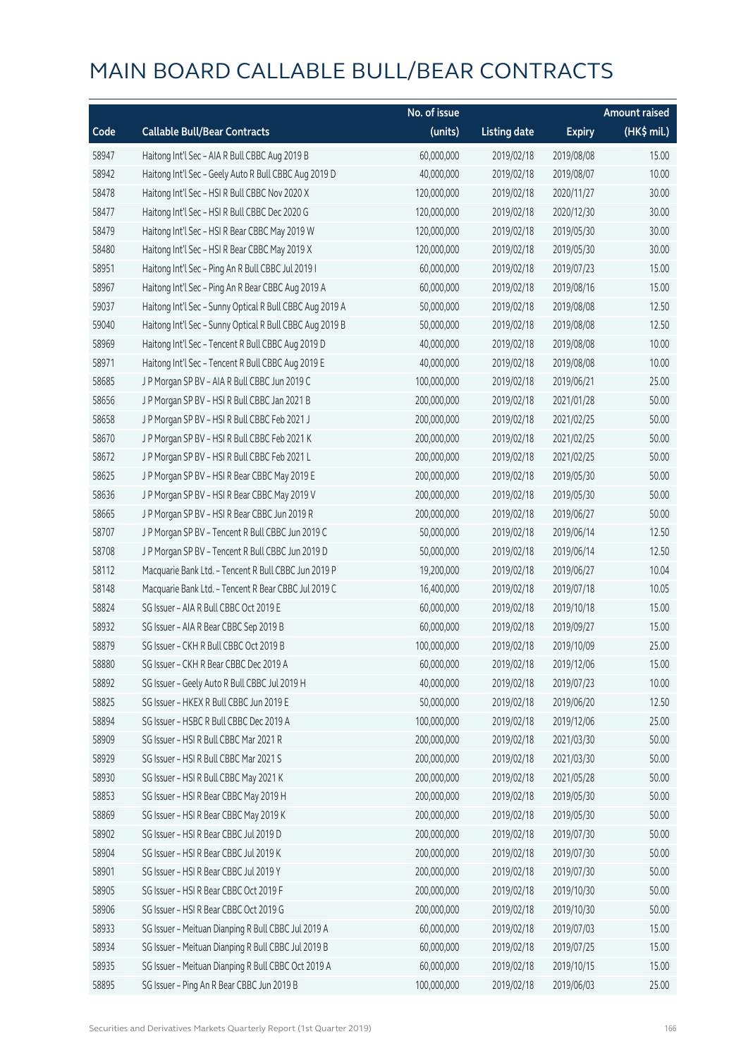# MAIN BOARD CALLABLE BULL/BEAR CONTRACTS

| Code | Callable Bull/Bear Contracts | No. of issue (units) | Listing date | Expiry | Amount raised (HK$ mil.) |
|---|---|---|---|---|---|
| 58947 | Haitong Int'l Sec – AIA R Bull CBBC Aug 2019 B | 60,000,000 | 2019/02/18 | 2019/08/08 | 15.00 |
| 58942 | Haitong Int'l Sec – Geely Auto R Bull CBBC Aug 2019 D | 40,000,000 | 2019/02/18 | 2019/08/07 | 10.00 |
| 58478 | Haitong Int'l Sec – HSI R Bull CBBC Nov 2020 X | 120,000,000 | 2019/02/18 | 2020/11/27 | 30.00 |
| 58477 | Haitong Int'l Sec – HSI R Bull CBBC Dec 2020 G | 120,000,000 | 2019/02/18 | 2020/12/30 | 30.00 |
| 58479 | Haitong Int'l Sec – HSI R Bear CBBC May 2019 W | 120,000,000 | 2019/02/18 | 2019/05/30 | 30.00 |
| 58480 | Haitong Int'l Sec – HSI R Bear CBBC May 2019 X | 120,000,000 | 2019/02/18 | 2019/05/30 | 30.00 |
| 58951 | Haitong Int'l Sec – Ping An R Bull CBBC Jul 2019 I | 60,000,000 | 2019/02/18 | 2019/07/23 | 15.00 |
| 58967 | Haitong Int'l Sec – Ping An R Bear CBBC Aug 2019 A | 60,000,000 | 2019/02/18 | 2019/08/16 | 15.00 |
| 59037 | Haitong Int'l Sec – Sunny Optical R Bull CBBC Aug 2019 A | 50,000,000 | 2019/02/18 | 2019/08/08 | 12.50 |
| 59040 | Haitong Int'l Sec – Sunny Optical R Bull CBBC Aug 2019 B | 50,000,000 | 2019/02/18 | 2019/08/08 | 12.50 |
| 58969 | Haitong Int'l Sec – Tencent R Bull CBBC Aug 2019 D | 40,000,000 | 2019/02/18 | 2019/08/08 | 10.00 |
| 58971 | Haitong Int'l Sec – Tencent R Bull CBBC Aug 2019 E | 40,000,000 | 2019/02/18 | 2019/08/08 | 10.00 |
| 58685 | J P Morgan SP BV – AIA R Bull CBBC Jun 2019 C | 100,000,000 | 2019/02/18 | 2019/06/21 | 25.00 |
| 58656 | J P Morgan SP BV – HSI R Bull CBBC Jan 2021 B | 200,000,000 | 2019/02/18 | 2021/01/28 | 50.00 |
| 58658 | J P Morgan SP BV – HSI R Bull CBBC Feb 2021 J | 200,000,000 | 2019/02/18 | 2021/02/25 | 50.00 |
| 58670 | J P Morgan SP BV – HSI R Bull CBBC Feb 2021 K | 200,000,000 | 2019/02/18 | 2021/02/25 | 50.00 |
| 58672 | J P Morgan SP BV – HSI R Bull CBBC Feb 2021 L | 200,000,000 | 2019/02/18 | 2021/02/25 | 50.00 |
| 58625 | J P Morgan SP BV – HSI R Bear CBBC May 2019 E | 200,000,000 | 2019/02/18 | 2019/05/30 | 50.00 |
| 58636 | J P Morgan SP BV – HSI R Bear CBBC May 2019 V | 200,000,000 | 2019/02/18 | 2019/05/30 | 50.00 |
| 58665 | J P Morgan SP BV – HSI R Bear CBBC Jun 2019 R | 200,000,000 | 2019/02/18 | 2019/06/27 | 50.00 |
| 58707 | J P Morgan SP BV – Tencent R Bull CBBC Jun 2019 C | 50,000,000 | 2019/02/18 | 2019/06/14 | 12.50 |
| 58708 | J P Morgan SP BV – Tencent R Bull CBBC Jun 2019 D | 50,000,000 | 2019/02/18 | 2019/06/14 | 12.50 |
| 58112 | Macquarie Bank Ltd. – Tencent R Bull CBBC Jun 2019 P | 19,200,000 | 2019/02/18 | 2019/06/27 | 10.04 |
| 58148 | Macquarie Bank Ltd. – Tencent R Bear CBBC Jul 2019 C | 16,400,000 | 2019/02/18 | 2019/07/18 | 10.05 |
| 58824 | SG Issuer – AIA R Bull CBBC Oct 2019 E | 60,000,000 | 2019/02/18 | 2019/10/18 | 15.00 |
| 58932 | SG Issuer – AIA R Bear CBBC Sep 2019 B | 60,000,000 | 2019/02/18 | 2019/09/27 | 15.00 |
| 58879 | SG Issuer – CKH R Bull CBBC Oct 2019 B | 100,000,000 | 2019/02/18 | 2019/10/09 | 25.00 |
| 58880 | SG Issuer – CKH R Bear CBBC Dec 2019 A | 60,000,000 | 2019/02/18 | 2019/12/06 | 15.00 |
| 58892 | SG Issuer – Geely Auto R Bull CBBC Jul 2019 H | 40,000,000 | 2019/02/18 | 2019/07/23 | 10.00 |
| 58825 | SG Issuer – HKEX R Bull CBBC Jun 2019 E | 50,000,000 | 2019/02/18 | 2019/06/20 | 12.50 |
| 58894 | SG Issuer – HSBC R Bull CBBC Dec 2019 A | 100,000,000 | 2019/02/18 | 2019/12/06 | 25.00 |
| 58909 | SG Issuer – HSI R Bull CBBC Mar 2021 R | 200,000,000 | 2019/02/18 | 2021/03/30 | 50.00 |
| 58929 | SG Issuer – HSI R Bull CBBC Mar 2021 S | 200,000,000 | 2019/02/18 | 2021/03/30 | 50.00 |
| 58930 | SG Issuer – HSI R Bull CBBC May 2021 K | 200,000,000 | 2019/02/18 | 2021/05/28 | 50.00 |
| 58853 | SG Issuer – HSI R Bear CBBC May 2019 H | 200,000,000 | 2019/02/18 | 2019/05/30 | 50.00 |
| 58869 | SG Issuer – HSI R Bear CBBC May 2019 K | 200,000,000 | 2019/02/18 | 2019/05/30 | 50.00 |
| 58902 | SG Issuer – HSI R Bear CBBC Jul 2019 D | 200,000,000 | 2019/02/18 | 2019/07/30 | 50.00 |
| 58904 | SG Issuer – HSI R Bear CBBC Jul 2019 K | 200,000,000 | 2019/02/18 | 2019/07/30 | 50.00 |
| 58901 | SG Issuer – HSI R Bear CBBC Jul 2019 Y | 200,000,000 | 2019/02/18 | 2019/07/30 | 50.00 |
| 58905 | SG Issuer – HSI R Bear CBBC Oct 2019 F | 200,000,000 | 2019/02/18 | 2019/10/30 | 50.00 |
| 58906 | SG Issuer – HSI R Bear CBBC Oct 2019 G | 200,000,000 | 2019/02/18 | 2019/10/30 | 50.00 |
| 58933 | SG Issuer – Meituan Dianping R Bull CBBC Jul 2019 A | 60,000,000 | 2019/02/18 | 2019/07/03 | 15.00 |
| 58934 | SG Issuer – Meituan Dianping R Bull CBBC Jul 2019 B | 60,000,000 | 2019/02/18 | 2019/07/25 | 15.00 |
| 58935 | SG Issuer – Meituan Dianping R Bull CBBC Oct 2019 A | 60,000,000 | 2019/02/18 | 2019/10/15 | 15.00 |
| 58895 | SG Issuer – Ping An R Bear CBBC Jun 2019 B | 100,000,000 | 2019/02/18 | 2019/06/03 | 25.00 |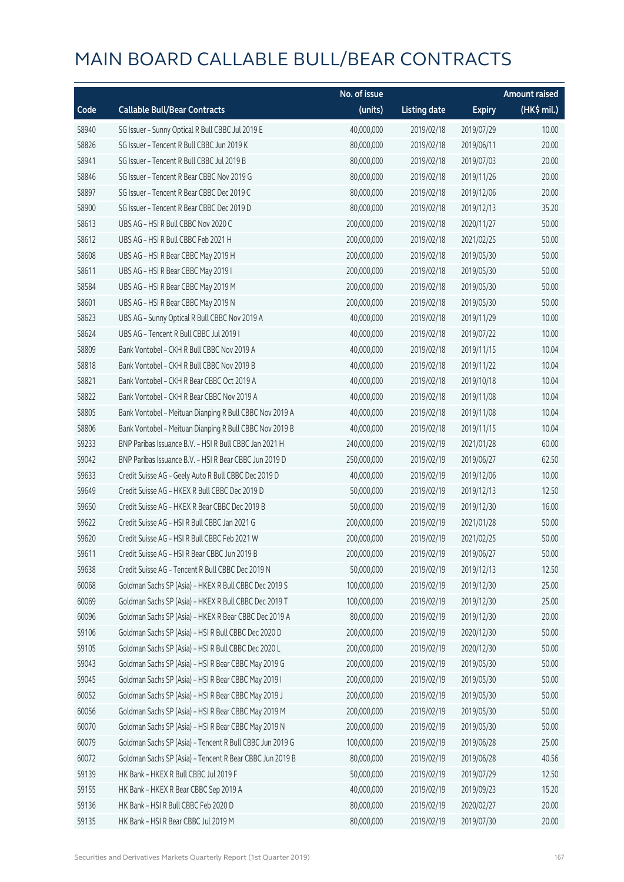# MAIN BOARD CALLABLE BULL/BEAR CONTRACTS

| Code | Callable Bull/Bear Contracts | No. of issue (units) | Listing date | Expiry | Amount raised (HK$ mil.) |
|---|---|---|---|---|---|
| 58940 | SG Issuer – Sunny Optical R Bull CBBC Jul 2019 E | 40,000,000 | 2019/02/18 | 2019/07/29 | 10.00 |
| 58826 | SG Issuer – Tencent R Bull CBBC Jun 2019 K | 80,000,000 | 2019/02/18 | 2019/06/11 | 20.00 |
| 58941 | SG Issuer – Tencent R Bull CBBC Jul 2019 B | 80,000,000 | 2019/02/18 | 2019/07/03 | 20.00 |
| 58846 | SG Issuer – Tencent R Bear CBBC Nov 2019 G | 80,000,000 | 2019/02/18 | 2019/11/26 | 20.00 |
| 58897 | SG Issuer – Tencent R Bear CBBC Dec 2019 C | 80,000,000 | 2019/02/18 | 2019/12/06 | 20.00 |
| 58900 | SG Issuer – Tencent R Bear CBBC Dec 2019 D | 80,000,000 | 2019/02/18 | 2019/12/13 | 35.20 |
| 58613 | UBS AG – HSI R Bull CBBC Nov 2020 C | 200,000,000 | 2019/02/18 | 2020/11/27 | 50.00 |
| 58612 | UBS AG – HSI R Bull CBBC Feb 2021 H | 200,000,000 | 2019/02/18 | 2021/02/25 | 50.00 |
| 58608 | UBS AG – HSI R Bear CBBC May 2019 H | 200,000,000 | 2019/02/18 | 2019/05/30 | 50.00 |
| 58611 | UBS AG – HSI R Bear CBBC May 2019 I | 200,000,000 | 2019/02/18 | 2019/05/30 | 50.00 |
| 58584 | UBS AG – HSI R Bear CBBC May 2019 M | 200,000,000 | 2019/02/18 | 2019/05/30 | 50.00 |
| 58601 | UBS AG – HSI R Bear CBBC May 2019 N | 200,000,000 | 2019/02/18 | 2019/05/30 | 50.00 |
| 58623 | UBS AG – Sunny Optical R Bull CBBC Nov 2019 A | 40,000,000 | 2019/02/18 | 2019/11/29 | 10.00 |
| 58624 | UBS AG – Tencent R Bull CBBC Jul 2019 I | 40,000,000 | 2019/02/18 | 2019/07/22 | 10.00 |
| 58809 | Bank Vontobel – CKH R Bull CBBC Nov 2019 A | 40,000,000 | 2019/02/18 | 2019/11/15 | 10.04 |
| 58818 | Bank Vontobel – CKH R Bull CBBC Nov 2019 B | 40,000,000 | 2019/02/18 | 2019/11/22 | 10.04 |
| 58821 | Bank Vontobel – CKH R Bear CBBC Oct 2019 A | 40,000,000 | 2019/02/18 | 2019/10/18 | 10.04 |
| 58822 | Bank Vontobel – CKH R Bear CBBC Nov 2019 A | 40,000,000 | 2019/02/18 | 2019/11/08 | 10.04 |
| 58805 | Bank Vontobel – Meituan Dianping R Bull CBBC Nov 2019 A | 40,000,000 | 2019/02/18 | 2019/11/08 | 10.04 |
| 58806 | Bank Vontobel – Meituan Dianping R Bull CBBC Nov 2019 B | 40,000,000 | 2019/02/18 | 2019/11/15 | 10.04 |
| 59233 | BNP Paribas Issuance B.V. – HSI R Bull CBBC Jan 2021 H | 240,000,000 | 2019/02/19 | 2021/01/28 | 60.00 |
| 59042 | BNP Paribas Issuance B.V. – HSI R Bear CBBC Jun 2019 D | 250,000,000 | 2019/02/19 | 2019/06/27 | 62.50 |
| 59633 | Credit Suisse AG – Geely Auto R Bull CBBC Dec 2019 D | 40,000,000 | 2019/02/19 | 2019/12/06 | 10.00 |
| 59649 | Credit Suisse AG – HKEX R Bull CBBC Dec 2019 D | 50,000,000 | 2019/02/19 | 2019/12/13 | 12.50 |
| 59650 | Credit Suisse AG – HKEX R Bear CBBC Dec 2019 B | 50,000,000 | 2019/02/19 | 2019/12/30 | 16.00 |
| 59622 | Credit Suisse AG – HSI R Bull CBBC Jan 2021 G | 200,000,000 | 2019/02/19 | 2021/01/28 | 50.00 |
| 59620 | Credit Suisse AG – HSI R Bull CBBC Feb 2021 W | 200,000,000 | 2019/02/19 | 2021/02/25 | 50.00 |
| 59611 | Credit Suisse AG – HSI R Bear CBBC Jun 2019 B | 200,000,000 | 2019/02/19 | 2019/06/27 | 50.00 |
| 59638 | Credit Suisse AG – Tencent R Bull CBBC Dec 2019 N | 50,000,000 | 2019/02/19 | 2019/12/13 | 12.50 |
| 60068 | Goldman Sachs SP (Asia) – HKEX R Bull CBBC Dec 2019 S | 100,000,000 | 2019/02/19 | 2019/12/30 | 25.00 |
| 60069 | Goldman Sachs SP (Asia) – HKEX R Bull CBBC Dec 2019 T | 100,000,000 | 2019/02/19 | 2019/12/30 | 25.00 |
| 60096 | Goldman Sachs SP (Asia) – HKEX R Bear CBBC Dec 2019 A | 80,000,000 | 2019/02/19 | 2019/12/30 | 20.00 |
| 59106 | Goldman Sachs SP (Asia) – HSI R Bull CBBC Dec 2020 D | 200,000,000 | 2019/02/19 | 2020/12/30 | 50.00 |
| 59105 | Goldman Sachs SP (Asia) – HSI R Bull CBBC Dec 2020 L | 200,000,000 | 2019/02/19 | 2020/12/30 | 50.00 |
| 59043 | Goldman Sachs SP (Asia) – HSI R Bear CBBC May 2019 G | 200,000,000 | 2019/02/19 | 2019/05/30 | 50.00 |
| 59045 | Goldman Sachs SP (Asia) – HSI R Bear CBBC May 2019 I | 200,000,000 | 2019/02/19 | 2019/05/30 | 50.00 |
| 60052 | Goldman Sachs SP (Asia) – HSI R Bear CBBC May 2019 J | 200,000,000 | 2019/02/19 | 2019/05/30 | 50.00 |
| 60056 | Goldman Sachs SP (Asia) – HSI R Bear CBBC May 2019 M | 200,000,000 | 2019/02/19 | 2019/05/30 | 50.00 |
| 60070 | Goldman Sachs SP (Asia) – HSI R Bear CBBC May 2019 N | 200,000,000 | 2019/02/19 | 2019/05/30 | 50.00 |
| 60079 | Goldman Sachs SP (Asia) – Tencent R Bull CBBC Jun 2019 G | 100,000,000 | 2019/02/19 | 2019/06/28 | 25.00 |
| 60072 | Goldman Sachs SP (Asia) – Tencent R Bear CBBC Jun 2019 B | 80,000,000 | 2019/02/19 | 2019/06/28 | 40.56 |
| 59139 | HK Bank – HKEX R Bull CBBC Jul 2019 F | 50,000,000 | 2019/02/19 | 2019/07/29 | 12.50 |
| 59155 | HK Bank – HKEX R Bear CBBC Sep 2019 A | 40,000,000 | 2019/02/19 | 2019/09/23 | 15.20 |
| 59136 | HK Bank – HSI R Bull CBBC Feb 2020 D | 80,000,000 | 2019/02/19 | 2020/02/27 | 20.00 |
| 59135 | HK Bank – HSI R Bear CBBC Jul 2019 M | 80,000,000 | 2019/02/19 | 2019/07/30 | 20.00 |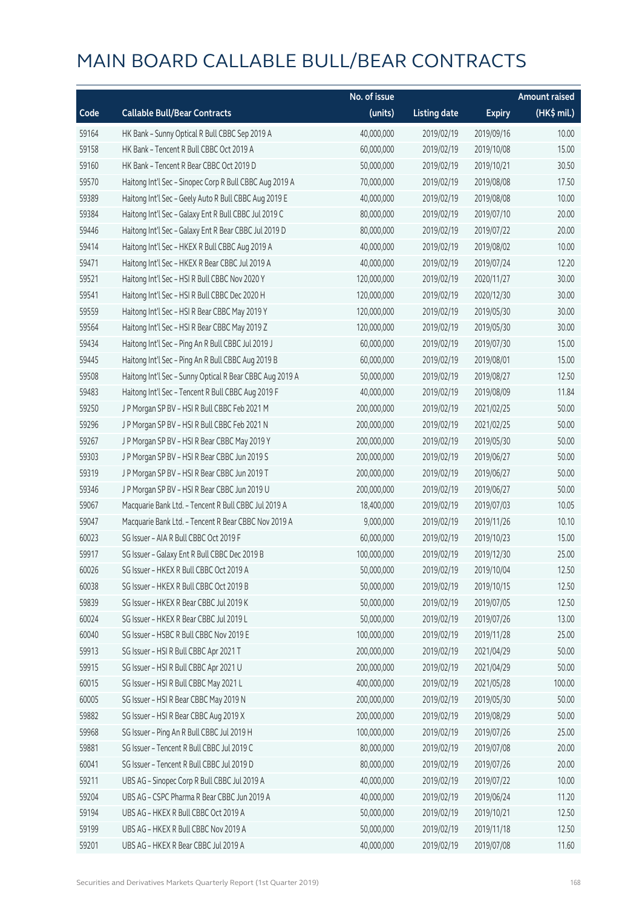# MAIN BOARD CALLABLE BULL/BEAR CONTRACTS

| Code | Callable Bull/Bear Contracts | No. of issue (units) | Listing date | Expiry | Amount raised (HK$ mil.) |
|---|---|---|---|---|---|
| 59164 | HK Bank – Sunny Optical R Bull CBBC Sep 2019 A | 40,000,000 | 2019/02/19 | 2019/09/16 | 10.00 |
| 59158 | HK Bank – Tencent R Bull CBBC Oct 2019 A | 60,000,000 | 2019/02/19 | 2019/10/08 | 15.00 |
| 59160 | HK Bank – Tencent R Bear CBBC Oct 2019 D | 50,000,000 | 2019/02/19 | 2019/10/21 | 30.50 |
| 59570 | Haitong Int'l Sec – Sinopec Corp R Bull CBBC Aug 2019 A | 70,000,000 | 2019/02/19 | 2019/08/08 | 17.50 |
| 59389 | Haitong Int'l Sec – Geely Auto R Bull CBBC Aug 2019 E | 40,000,000 | 2019/02/19 | 2019/08/08 | 10.00 |
| 59384 | Haitong Int'l Sec – Galaxy Ent R Bull CBBC Jul 2019 C | 80,000,000 | 2019/02/19 | 2019/07/10 | 20.00 |
| 59446 | Haitong Int'l Sec – Galaxy Ent R Bear CBBC Jul 2019 D | 80,000,000 | 2019/02/19 | 2019/07/22 | 20.00 |
| 59414 | Haitong Int'l Sec – HKEX R Bull CBBC Aug 2019 A | 40,000,000 | 2019/02/19 | 2019/08/02 | 10.00 |
| 59471 | Haitong Int'l Sec – HKEX R Bear CBBC Jul 2019 A | 40,000,000 | 2019/02/19 | 2019/07/24 | 12.20 |
| 59521 | Haitong Int'l Sec – HSI R Bull CBBC Nov 2020 Y | 120,000,000 | 2019/02/19 | 2020/11/27 | 30.00 |
| 59541 | Haitong Int'l Sec – HSI R Bull CBBC Dec 2020 H | 120,000,000 | 2019/02/19 | 2020/12/30 | 30.00 |
| 59559 | Haitong Int'l Sec – HSI R Bear CBBC May 2019 Y | 120,000,000 | 2019/02/19 | 2019/05/30 | 30.00 |
| 59564 | Haitong Int'l Sec – HSI R Bear CBBC May 2019 Z | 120,000,000 | 2019/02/19 | 2019/05/30 | 30.00 |
| 59434 | Haitong Int'l Sec – Ping An R Bull CBBC Jul 2019 J | 60,000,000 | 2019/02/19 | 2019/07/30 | 15.00 |
| 59445 | Haitong Int'l Sec – Ping An R Bull CBBC Aug 2019 B | 60,000,000 | 2019/02/19 | 2019/08/01 | 15.00 |
| 59508 | Haitong Int'l Sec – Sunny Optical R Bear CBBC Aug 2019 A | 50,000,000 | 2019/02/19 | 2019/08/27 | 12.50 |
| 59483 | Haitong Int'l Sec – Tencent R Bull CBBC Aug 2019 F | 40,000,000 | 2019/02/19 | 2019/08/09 | 11.84 |
| 59250 | J P Morgan SP BV – HSI R Bull CBBC Feb 2021 M | 200,000,000 | 2019/02/19 | 2021/02/25 | 50.00 |
| 59296 | J P Morgan SP BV – HSI R Bull CBBC Feb 2021 N | 200,000,000 | 2019/02/19 | 2021/02/25 | 50.00 |
| 59267 | J P Morgan SP BV – HSI R Bear CBBC May 2019 Y | 200,000,000 | 2019/02/19 | 2019/05/30 | 50.00 |
| 59303 | J P Morgan SP BV – HSI R Bear CBBC Jun 2019 S | 200,000,000 | 2019/02/19 | 2019/06/27 | 50.00 |
| 59319 | J P Morgan SP BV – HSI R Bear CBBC Jun 2019 T | 200,000,000 | 2019/02/19 | 2019/06/27 | 50.00 |
| 59346 | J P Morgan SP BV – HSI R Bear CBBC Jun 2019 U | 200,000,000 | 2019/02/19 | 2019/06/27 | 50.00 |
| 59067 | Macquarie Bank Ltd. – Tencent R Bull CBBC Jul 2019 A | 18,400,000 | 2019/02/19 | 2019/07/03 | 10.05 |
| 59047 | Macquarie Bank Ltd. – Tencent R Bear CBBC Nov 2019 A | 9,000,000 | 2019/02/19 | 2019/11/26 | 10.10 |
| 60023 | SG Issuer – AIA R Bull CBBC Oct 2019 F | 60,000,000 | 2019/02/19 | 2019/10/23 | 15.00 |
| 59917 | SG Issuer – Galaxy Ent R Bull CBBC Dec 2019 B | 100,000,000 | 2019/02/19 | 2019/12/30 | 25.00 |
| 60026 | SG Issuer – HKEX R Bull CBBC Oct 2019 A | 50,000,000 | 2019/02/19 | 2019/10/04 | 12.50 |
| 60038 | SG Issuer – HKEX R Bull CBBC Oct 2019 B | 50,000,000 | 2019/02/19 | 2019/10/15 | 12.50 |
| 59839 | SG Issuer – HKEX R Bear CBBC Jul 2019 K | 50,000,000 | 2019/02/19 | 2019/07/05 | 12.50 |
| 60024 | SG Issuer – HKEX R Bear CBBC Jul 2019 L | 50,000,000 | 2019/02/19 | 2019/07/26 | 13.00 |
| 60040 | SG Issuer – HSBC R Bull CBBC Nov 2019 E | 100,000,000 | 2019/02/19 | 2019/11/28 | 25.00 |
| 59913 | SG Issuer – HSI R Bull CBBC Apr 2021 T | 200,000,000 | 2019/02/19 | 2021/04/29 | 50.00 |
| 59915 | SG Issuer – HSI R Bull CBBC Apr 2021 U | 200,000,000 | 2019/02/19 | 2021/04/29 | 50.00 |
| 60015 | SG Issuer – HSI R Bull CBBC May 2021 L | 400,000,000 | 2019/02/19 | 2021/05/28 | 100.00 |
| 60005 | SG Issuer – HSI R Bear CBBC May 2019 N | 200,000,000 | 2019/02/19 | 2019/05/30 | 50.00 |
| 59882 | SG Issuer – HSI R Bear CBBC Aug 2019 X | 200,000,000 | 2019/02/19 | 2019/08/29 | 50.00 |
| 59968 | SG Issuer – Ping An R Bull CBBC Jul 2019 H | 100,000,000 | 2019/02/19 | 2019/07/26 | 25.00 |
| 59881 | SG Issuer – Tencent R Bull CBBC Jul 2019 C | 80,000,000 | 2019/02/19 | 2019/07/08 | 20.00 |
| 60041 | SG Issuer – Tencent R Bull CBBC Jul 2019 D | 80,000,000 | 2019/02/19 | 2019/07/26 | 20.00 |
| 59211 | UBS AG – Sinopec Corp R Bull CBBC Jul 2019 A | 40,000,000 | 2019/02/19 | 2019/07/22 | 10.00 |
| 59204 | UBS AG – CSPC Pharma R Bear CBBC Jun 2019 A | 40,000,000 | 2019/02/19 | 2019/06/24 | 11.20 |
| 59194 | UBS AG – HKEX R Bull CBBC Oct 2019 A | 50,000,000 | 2019/02/19 | 2019/10/21 | 12.50 |
| 59199 | UBS AG – HKEX R Bull CBBC Nov 2019 A | 50,000,000 | 2019/02/19 | 2019/11/18 | 12.50 |
| 59201 | UBS AG – HKEX R Bear CBBC Jul 2019 A | 40,000,000 | 2019/02/19 | 2019/07/08 | 11.60 |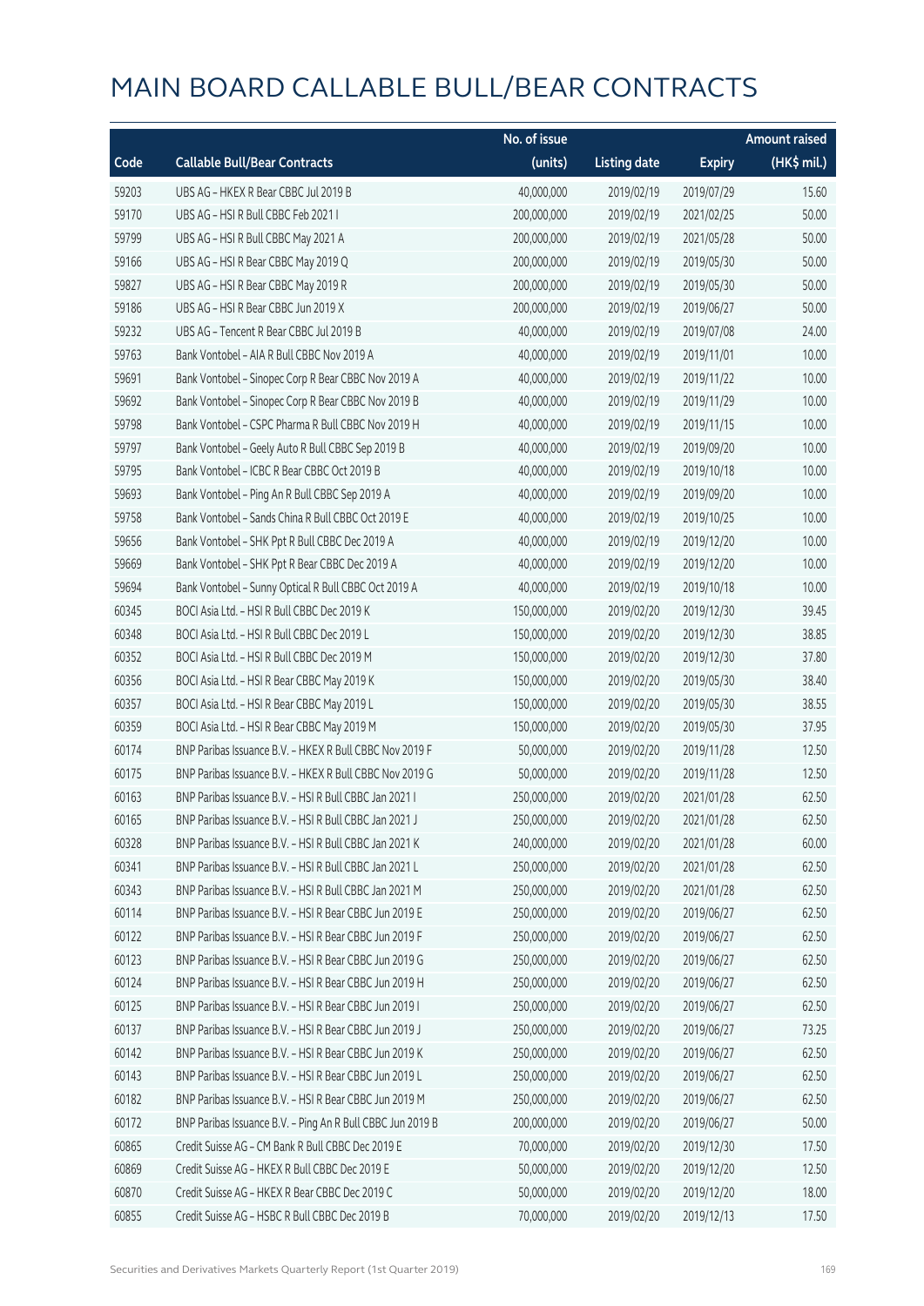# MAIN BOARD CALLABLE BULL/BEAR CONTRACTS

| Code | Callable Bull/Bear Contracts | No. of issue (units) | Listing date | Expiry | Amount raised (HK$ mil.) |
|---|---|---|---|---|---|
| 59203 | UBS AG - HKEX R Bear CBBC Jul 2019 B | 40,000,000 | 2019/02/19 | 2019/07/29 | 15.60 |
| 59170 | UBS AG - HSI R Bull CBBC Feb 2021 I | 200,000,000 | 2019/02/19 | 2021/02/25 | 50.00 |
| 59799 | UBS AG - HSI R Bull CBBC May 2021 A | 200,000,000 | 2019/02/19 | 2021/05/28 | 50.00 |
| 59166 | UBS AG - HSI R Bear CBBC May 2019 Q | 200,000,000 | 2019/02/19 | 2019/05/30 | 50.00 |
| 59827 | UBS AG - HSI R Bear CBBC May 2019 R | 200,000,000 | 2019/02/19 | 2019/05/30 | 50.00 |
| 59186 | UBS AG - HSI R Bear CBBC Jun 2019 X | 200,000,000 | 2019/02/19 | 2019/06/27 | 50.00 |
| 59232 | UBS AG - Tencent R Bear CBBC Jul 2019 B | 40,000,000 | 2019/02/19 | 2019/07/08 | 24.00 |
| 59763 | Bank Vontobel - AIA R Bull CBBC Nov 2019 A | 40,000,000 | 2019/02/19 | 2019/11/01 | 10.00 |
| 59691 | Bank Vontobel - Sinopec Corp R Bear CBBC Nov 2019 A | 40,000,000 | 2019/02/19 | 2019/11/22 | 10.00 |
| 59692 | Bank Vontobel - Sinopec Corp R Bear CBBC Nov 2019 B | 40,000,000 | 2019/02/19 | 2019/11/29 | 10.00 |
| 59798 | Bank Vontobel - CSPC Pharma R Bull CBBC Nov 2019 H | 40,000,000 | 2019/02/19 | 2019/11/15 | 10.00 |
| 59797 | Bank Vontobel - Geely Auto R Bull CBBC Sep 2019 B | 40,000,000 | 2019/02/19 | 2019/09/20 | 10.00 |
| 59795 | Bank Vontobel - ICBC R Bear CBBC Oct 2019 B | 40,000,000 | 2019/02/19 | 2019/10/18 | 10.00 |
| 59693 | Bank Vontobel - Ping An R Bull CBBC Sep 2019 A | 40,000,000 | 2019/02/19 | 2019/09/20 | 10.00 |
| 59758 | Bank Vontobel - Sands China R Bull CBBC Oct 2019 E | 40,000,000 | 2019/02/19 | 2019/10/25 | 10.00 |
| 59656 | Bank Vontobel - SHK Ppt R Bull CBBC Dec 2019 A | 40,000,000 | 2019/02/19 | 2019/12/20 | 10.00 |
| 59669 | Bank Vontobel - SHK Ppt R Bear CBBC Dec 2019 A | 40,000,000 | 2019/02/19 | 2019/12/20 | 10.00 |
| 59694 | Bank Vontobel - Sunny Optical R Bull CBBC Oct 2019 A | 40,000,000 | 2019/02/19 | 2019/10/18 | 10.00 |
| 60345 | BOCI Asia Ltd. - HSI R Bull CBBC Dec 2019 K | 150,000,000 | 2019/02/20 | 2019/12/30 | 39.45 |
| 60348 | BOCI Asia Ltd. - HSI R Bull CBBC Dec 2019 L | 150,000,000 | 2019/02/20 | 2019/12/30 | 38.85 |
| 60352 | BOCI Asia Ltd. - HSI R Bull CBBC Dec 2019 M | 150,000,000 | 2019/02/20 | 2019/12/30 | 37.80 |
| 60356 | BOCI Asia Ltd. - HSI R Bear CBBC May 2019 K | 150,000,000 | 2019/02/20 | 2019/05/30 | 38.40 |
| 60357 | BOCI Asia Ltd. - HSI R Bear CBBC May 2019 L | 150,000,000 | 2019/02/20 | 2019/05/30 | 38.55 |
| 60359 | BOCI Asia Ltd. - HSI R Bear CBBC May 2019 M | 150,000,000 | 2019/02/20 | 2019/05/30 | 37.95 |
| 60174 | BNP Paribas Issuance B.V. - HKEX R Bull CBBC Nov 2019 F | 50,000,000 | 2019/02/20 | 2019/11/28 | 12.50 |
| 60175 | BNP Paribas Issuance B.V. - HKEX R Bull CBBC Nov 2019 G | 50,000,000 | 2019/02/20 | 2019/11/28 | 12.50 |
| 60163 | BNP Paribas Issuance B.V. - HSI R Bull CBBC Jan 2021 I | 250,000,000 | 2019/02/20 | 2021/01/28 | 62.50 |
| 60165 | BNP Paribas Issuance B.V. - HSI R Bull CBBC Jan 2021 J | 250,000,000 | 2019/02/20 | 2021/01/28 | 62.50 |
| 60328 | BNP Paribas Issuance B.V. - HSI R Bull CBBC Jan 2021 K | 240,000,000 | 2019/02/20 | 2021/01/28 | 60.00 |
| 60341 | BNP Paribas Issuance B.V. - HSI R Bull CBBC Jan 2021 L | 250,000,000 | 2019/02/20 | 2021/01/28 | 62.50 |
| 60343 | BNP Paribas Issuance B.V. - HSI R Bull CBBC Jan 2021 M | 250,000,000 | 2019/02/20 | 2021/01/28 | 62.50 |
| 60114 | BNP Paribas Issuance B.V. - HSI R Bear CBBC Jun 2019 E | 250,000,000 | 2019/02/20 | 2019/06/27 | 62.50 |
| 60122 | BNP Paribas Issuance B.V. - HSI R Bear CBBC Jun 2019 F | 250,000,000 | 2019/02/20 | 2019/06/27 | 62.50 |
| 60123 | BNP Paribas Issuance B.V. - HSI R Bear CBBC Jun 2019 G | 250,000,000 | 2019/02/20 | 2019/06/27 | 62.50 |
| 60124 | BNP Paribas Issuance B.V. - HSI R Bear CBBC Jun 2019 H | 250,000,000 | 2019/02/20 | 2019/06/27 | 62.50 |
| 60125 | BNP Paribas Issuance B.V. - HSI R Bear CBBC Jun 2019 I | 250,000,000 | 2019/02/20 | 2019/06/27 | 62.50 |
| 60137 | BNP Paribas Issuance B.V. - HSI R Bear CBBC Jun 2019 J | 250,000,000 | 2019/02/20 | 2019/06/27 | 73.25 |
| 60142 | BNP Paribas Issuance B.V. - HSI R Bear CBBC Jun 2019 K | 250,000,000 | 2019/02/20 | 2019/06/27 | 62.50 |
| 60143 | BNP Paribas Issuance B.V. - HSI R Bear CBBC Jun 2019 L | 250,000,000 | 2019/02/20 | 2019/06/27 | 62.50 |
| 60182 | BNP Paribas Issuance B.V. - HSI R Bear CBBC Jun 2019 M | 250,000,000 | 2019/02/20 | 2019/06/27 | 62.50 |
| 60172 | BNP Paribas Issuance B.V. - Ping An R Bull CBBC Jun 2019 B | 200,000,000 | 2019/02/20 | 2019/06/27 | 50.00 |
| 60865 | Credit Suisse AG - CM Bank R Bull CBBC Dec 2019 E | 70,000,000 | 2019/02/20 | 2019/12/30 | 17.50 |
| 60869 | Credit Suisse AG - HKEX R Bull CBBC Dec 2019 E | 50,000,000 | 2019/02/20 | 2019/12/20 | 12.50 |
| 60870 | Credit Suisse AG - HKEX R Bear CBBC Dec 2019 C | 50,000,000 | 2019/02/20 | 2019/12/20 | 18.00 |
| 60855 | Credit Suisse AG - HSBC R Bull CBBC Dec 2019 B | 70,000,000 | 2019/02/20 | 2019/12/13 | 17.50 |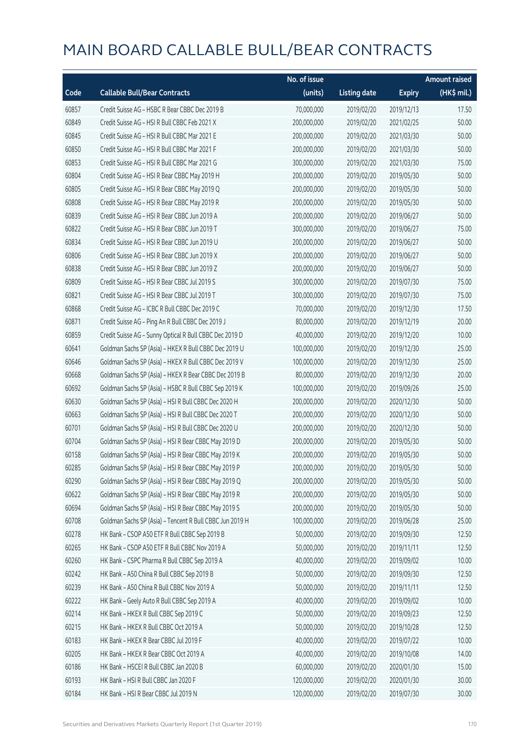# MAIN BOARD CALLABLE BULL/BEAR CONTRACTS

| Code | Callable Bull/Bear Contracts | No. of issue (units) | Listing date | Expiry | Amount raised (HK$ mil.) |
|---|---|---|---|---|---|
| 60857 | Credit Suisse AG – HSBC R Bear CBBC Dec 2019 B | 70,000,000 | 2019/02/20 | 2019/12/13 | 17.50 |
| 60849 | Credit Suisse AG – HSI R Bull CBBC Feb 2021 X | 200,000,000 | 2019/02/20 | 2021/02/25 | 50.00 |
| 60845 | Credit Suisse AG – HSI R Bull CBBC Mar 2021 E | 200,000,000 | 2019/02/20 | 2021/03/30 | 50.00 |
| 60850 | Credit Suisse AG – HSI R Bull CBBC Mar 2021 F | 200,000,000 | 2019/02/20 | 2021/03/30 | 50.00 |
| 60853 | Credit Suisse AG – HSI R Bull CBBC Mar 2021 G | 300,000,000 | 2019/02/20 | 2021/03/30 | 75.00 |
| 60804 | Credit Suisse AG – HSI R Bear CBBC May 2019 H | 200,000,000 | 2019/02/20 | 2019/05/30 | 50.00 |
| 60805 | Credit Suisse AG – HSI R Bear CBBC May 2019 Q | 200,000,000 | 2019/02/20 | 2019/05/30 | 50.00 |
| 60808 | Credit Suisse AG – HSI R Bear CBBC May 2019 R | 200,000,000 | 2019/02/20 | 2019/05/30 | 50.00 |
| 60839 | Credit Suisse AG – HSI R Bear CBBC Jun 2019 A | 200,000,000 | 2019/02/20 | 2019/06/27 | 50.00 |
| 60822 | Credit Suisse AG – HSI R Bear CBBC Jun 2019 T | 300,000,000 | 2019/02/20 | 2019/06/27 | 75.00 |
| 60834 | Credit Suisse AG – HSI R Bear CBBC Jun 2019 U | 200,000,000 | 2019/02/20 | 2019/06/27 | 50.00 |
| 60806 | Credit Suisse AG – HSI R Bear CBBC Jun 2019 X | 200,000,000 | 2019/02/20 | 2019/06/27 | 50.00 |
| 60838 | Credit Suisse AG – HSI R Bear CBBC Jun 2019 Z | 200,000,000 | 2019/02/20 | 2019/06/27 | 50.00 |
| 60809 | Credit Suisse AG – HSI R Bear CBBC Jul 2019 S | 300,000,000 | 2019/02/20 | 2019/07/30 | 75.00 |
| 60821 | Credit Suisse AG – HSI R Bear CBBC Jul 2019 T | 300,000,000 | 2019/02/20 | 2019/07/30 | 75.00 |
| 60868 | Credit Suisse AG – ICBC R Bull CBBC Dec 2019 C | 70,000,000 | 2019/02/20 | 2019/12/30 | 17.50 |
| 60871 | Credit Suisse AG – Ping An R Bull CBBC Dec 2019 J | 80,000,000 | 2019/02/20 | 2019/12/19 | 20.00 |
| 60859 | Credit Suisse AG – Sunny Optical R Bull CBBC Dec 2019 D | 40,000,000 | 2019/02/20 | 2019/12/20 | 10.00 |
| 60641 | Goldman Sachs SP (Asia) – HKEX R Bull CBBC Dec 2019 U | 100,000,000 | 2019/02/20 | 2019/12/30 | 25.00 |
| 60646 | Goldman Sachs SP (Asia) – HKEX R Bull CBBC Dec 2019 V | 100,000,000 | 2019/02/20 | 2019/12/30 | 25.00 |
| 60668 | Goldman Sachs SP (Asia) – HKEX R Bear CBBC Dec 2019 B | 80,000,000 | 2019/02/20 | 2019/12/30 | 20.00 |
| 60692 | Goldman Sachs SP (Asia) – HSBC R Bull CBBC Sep 2019 K | 100,000,000 | 2019/02/20 | 2019/09/26 | 25.00 |
| 60630 | Goldman Sachs SP (Asia) – HSI R Bull CBBC Dec 2020 H | 200,000,000 | 2019/02/20 | 2020/12/30 | 50.00 |
| 60663 | Goldman Sachs SP (Asia) – HSI R Bull CBBC Dec 2020 T | 200,000,000 | 2019/02/20 | 2020/12/30 | 50.00 |
| 60701 | Goldman Sachs SP (Asia) – HSI R Bull CBBC Dec 2020 U | 200,000,000 | 2019/02/20 | 2020/12/30 | 50.00 |
| 60704 | Goldman Sachs SP (Asia) – HSI R Bear CBBC May 2019 D | 200,000,000 | 2019/02/20 | 2019/05/30 | 50.00 |
| 60158 | Goldman Sachs SP (Asia) – HSI R Bear CBBC May 2019 K | 200,000,000 | 2019/02/20 | 2019/05/30 | 50.00 |
| 60285 | Goldman Sachs SP (Asia) – HSI R Bear CBBC May 2019 P | 200,000,000 | 2019/02/20 | 2019/05/30 | 50.00 |
| 60290 | Goldman Sachs SP (Asia) – HSI R Bear CBBC May 2019 Q | 200,000,000 | 2019/02/20 | 2019/05/30 | 50.00 |
| 60622 | Goldman Sachs SP (Asia) – HSI R Bear CBBC May 2019 R | 200,000,000 | 2019/02/20 | 2019/05/30 | 50.00 |
| 60694 | Goldman Sachs SP (Asia) – HSI R Bear CBBC May 2019 S | 200,000,000 | 2019/02/20 | 2019/05/30 | 50.00 |
| 60708 | Goldman Sachs SP (Asia) – Tencent R Bull CBBC Jun 2019 H | 100,000,000 | 2019/02/20 | 2019/06/28 | 25.00 |
| 60278 | HK Bank – CSOP A50 ETF R Bull CBBC Sep 2019 B | 50,000,000 | 2019/02/20 | 2019/09/30 | 12.50 |
| 60265 | HK Bank – CSOP A50 ETF R Bull CBBC Nov 2019 A | 50,000,000 | 2019/02/20 | 2019/11/11 | 12.50 |
| 60260 | HK Bank – CSPC Pharma R Bull CBBC Sep 2019 A | 40,000,000 | 2019/02/20 | 2019/09/02 | 10.00 |
| 60242 | HK Bank – A50 China R Bull CBBC Sep 2019 B | 50,000,000 | 2019/02/20 | 2019/09/30 | 12.50 |
| 60239 | HK Bank – A50 China R Bull CBBC Nov 2019 A | 50,000,000 | 2019/02/20 | 2019/11/11 | 12.50 |
| 60222 | HK Bank – Geely Auto R Bull CBBC Sep 2019 A | 40,000,000 | 2019/02/20 | 2019/09/02 | 10.00 |
| 60214 | HK Bank – HKEX R Bull CBBC Sep 2019 C | 50,000,000 | 2019/02/20 | 2019/09/23 | 12.50 |
| 60215 | HK Bank – HKEX R Bull CBBC Oct 2019 A | 50,000,000 | 2019/02/20 | 2019/10/28 | 12.50 |
| 60183 | HK Bank – HKEX R Bear CBBC Jul 2019 F | 40,000,000 | 2019/02/20 | 2019/07/22 | 10.00 |
| 60205 | HK Bank – HKEX R Bear CBBC Oct 2019 A | 40,000,000 | 2019/02/20 | 2019/10/08 | 14.00 |
| 60186 | HK Bank – HSCEI R Bull CBBC Jan 2020 B | 60,000,000 | 2019/02/20 | 2020/01/30 | 15.00 |
| 60193 | HK Bank – HSI R Bull CBBC Jan 2020 F | 120,000,000 | 2019/02/20 | 2020/01/30 | 30.00 |
| 60184 | HK Bank – HSI R Bear CBBC Jul 2019 N | 120,000,000 | 2019/02/20 | 2019/07/30 | 30.00 |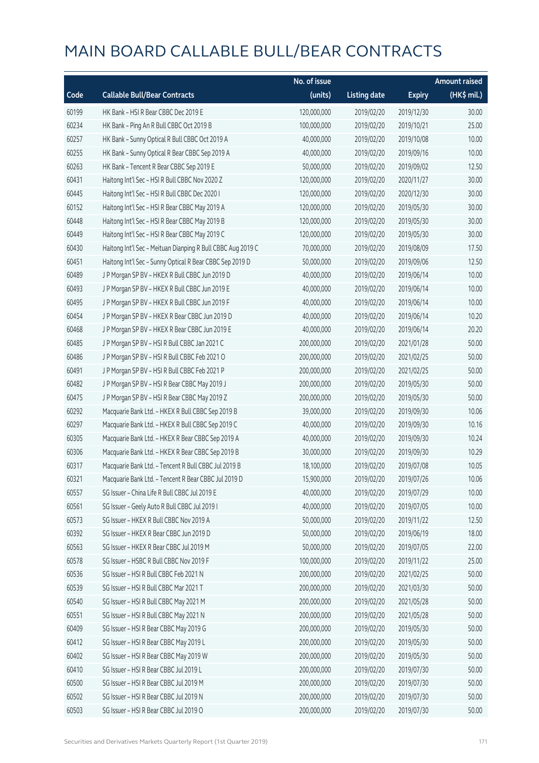# MAIN BOARD CALLABLE BULL/BEAR CONTRACTS

| Code | Callable Bull/Bear Contracts | No. of issue (units) | Listing date | Expiry | Amount raised (HK$ mil.) |
|---|---|---|---|---|---|
| 60199 | HK Bank – HSI R Bear CBBC Dec 2019 E | 120,000,000 | 2019/02/20 | 2019/12/30 | 30.00 |
| 60234 | HK Bank – Ping An R Bull CBBC Oct 2019 B | 100,000,000 | 2019/02/20 | 2019/10/21 | 25.00 |
| 60257 | HK Bank – Sunny Optical R Bull CBBC Oct 2019 A | 40,000,000 | 2019/02/20 | 2019/10/08 | 10.00 |
| 60255 | HK Bank – Sunny Optical R Bear CBBC Sep 2019 A | 40,000,000 | 2019/02/20 | 2019/09/16 | 10.00 |
| 60263 | HK Bank – Tencent R Bear CBBC Sep 2019 E | 50,000,000 | 2019/02/20 | 2019/09/02 | 12.50 |
| 60431 | Haitong Int'l Sec – HSI R Bull CBBC Nov 2020 Z | 120,000,000 | 2019/02/20 | 2020/11/27 | 30.00 |
| 60445 | Haitong Int'l Sec – HSI R Bull CBBC Dec 2020 I | 120,000,000 | 2019/02/20 | 2020/12/30 | 30.00 |
| 60152 | Haitong Int'l Sec – HSI R Bear CBBC May 2019 A | 120,000,000 | 2019/02/20 | 2019/05/30 | 30.00 |
| 60448 | Haitong Int'l Sec – HSI R Bear CBBC May 2019 B | 120,000,000 | 2019/02/20 | 2019/05/30 | 30.00 |
| 60449 | Haitong Int'l Sec – HSI R Bear CBBC May 2019 C | 120,000,000 | 2019/02/20 | 2019/05/30 | 30.00 |
| 60430 | Haitong Int'l Sec – Meituan Dianping R Bull CBBC Aug 2019 C | 70,000,000 | 2019/02/20 | 2019/08/09 | 17.50 |
| 60451 | Haitong Int'l Sec – Sunny Optical R Bear CBBC Sep 2019 D | 50,000,000 | 2019/02/20 | 2019/09/06 | 12.50 |
| 60489 | J P Morgan SP BV – HKEX R Bull CBBC Jun 2019 D | 40,000,000 | 2019/02/20 | 2019/06/14 | 10.00 |
| 60493 | J P Morgan SP BV – HKEX R Bull CBBC Jun 2019 E | 40,000,000 | 2019/02/20 | 2019/06/14 | 10.00 |
| 60495 | J P Morgan SP BV – HKEX R Bull CBBC Jun 2019 F | 40,000,000 | 2019/02/20 | 2019/06/14 | 10.00 |
| 60454 | J P Morgan SP BV – HKEX R Bear CBBC Jun 2019 D | 40,000,000 | 2019/02/20 | 2019/06/14 | 10.20 |
| 60468 | J P Morgan SP BV – HKEX R Bear CBBC Jun 2019 E | 40,000,000 | 2019/02/20 | 2019/06/14 | 20.20 |
| 60485 | J P Morgan SP BV – HSI R Bull CBBC Jan 2021 C | 200,000,000 | 2019/02/20 | 2021/01/28 | 50.00 |
| 60486 | J P Morgan SP BV – HSI R Bull CBBC Feb 2021 O | 200,000,000 | 2019/02/20 | 2021/02/25 | 50.00 |
| 60491 | J P Morgan SP BV – HSI R Bull CBBC Feb 2021 P | 200,000,000 | 2019/02/20 | 2021/02/25 | 50.00 |
| 60482 | J P Morgan SP BV – HSI R Bear CBBC May 2019 J | 200,000,000 | 2019/02/20 | 2019/05/30 | 50.00 |
| 60475 | J P Morgan SP BV – HSI R Bear CBBC May 2019 Z | 200,000,000 | 2019/02/20 | 2019/05/30 | 50.00 |
| 60292 | Macquarie Bank Ltd. – HKEX R Bull CBBC Sep 2019 B | 39,000,000 | 2019/02/20 | 2019/09/30 | 10.06 |
| 60297 | Macquarie Bank Ltd. – HKEX R Bull CBBC Sep 2019 C | 40,000,000 | 2019/02/20 | 2019/09/30 | 10.16 |
| 60305 | Macquarie Bank Ltd. – HKEX R Bear CBBC Sep 2019 A | 40,000,000 | 2019/02/20 | 2019/09/30 | 10.24 |
| 60306 | Macquarie Bank Ltd. – HKEX R Bear CBBC Sep 2019 B | 30,000,000 | 2019/02/20 | 2019/09/30 | 10.29 |
| 60317 | Macquarie Bank Ltd. – Tencent R Bull CBBC Jul 2019 B | 18,100,000 | 2019/02/20 | 2019/07/08 | 10.05 |
| 60321 | Macquarie Bank Ltd. – Tencent R Bear CBBC Jul 2019 D | 15,900,000 | 2019/02/20 | 2019/07/26 | 10.06 |
| 60557 | SG Issuer – China Life R Bull CBBC Jul 2019 E | 40,000,000 | 2019/02/20 | 2019/07/29 | 10.00 |
| 60561 | SG Issuer – Geely Auto R Bull CBBC Jul 2019 I | 40,000,000 | 2019/02/20 | 2019/07/05 | 10.00 |
| 60573 | SG Issuer – HKEX R Bull CBBC Nov 2019 A | 50,000,000 | 2019/02/20 | 2019/11/22 | 12.50 |
| 60392 | SG Issuer – HKEX R Bear CBBC Jun 2019 D | 50,000,000 | 2019/02/20 | 2019/06/19 | 18.00 |
| 60563 | SG Issuer – HKEX R Bear CBBC Jul 2019 M | 50,000,000 | 2019/02/20 | 2019/07/05 | 22.00 |
| 60578 | SG Issuer – HSBC R Bull CBBC Nov 2019 F | 100,000,000 | 2019/02/20 | 2019/11/22 | 25.00 |
| 60536 | SG Issuer – HSI R Bull CBBC Feb 2021 N | 200,000,000 | 2019/02/20 | 2021/02/25 | 50.00 |
| 60539 | SG Issuer – HSI R Bull CBBC Mar 2021 T | 200,000,000 | 2019/02/20 | 2021/03/30 | 50.00 |
| 60540 | SG Issuer – HSI R Bull CBBC May 2021 M | 200,000,000 | 2019/02/20 | 2021/05/28 | 50.00 |
| 60551 | SG Issuer – HSI R Bull CBBC May 2021 N | 200,000,000 | 2019/02/20 | 2021/05/28 | 50.00 |
| 60409 | SG Issuer – HSI R Bear CBBC May 2019 G | 200,000,000 | 2019/02/20 | 2019/05/30 | 50.00 |
| 60412 | SG Issuer – HSI R Bear CBBC May 2019 L | 200,000,000 | 2019/02/20 | 2019/05/30 | 50.00 |
| 60402 | SG Issuer – HSI R Bear CBBC May 2019 W | 200,000,000 | 2019/02/20 | 2019/05/30 | 50.00 |
| 60410 | SG Issuer – HSI R Bear CBBC Jul 2019 L | 200,000,000 | 2019/02/20 | 2019/07/30 | 50.00 |
| 60500 | SG Issuer – HSI R Bear CBBC Jul 2019 M | 200,000,000 | 2019/02/20 | 2019/07/30 | 50.00 |
| 60502 | SG Issuer – HSI R Bear CBBC Jul 2019 N | 200,000,000 | 2019/02/20 | 2019/07/30 | 50.00 |
| 60503 | SG Issuer – HSI R Bear CBBC Jul 2019 O | 200,000,000 | 2019/02/20 | 2019/07/30 | 50.00 |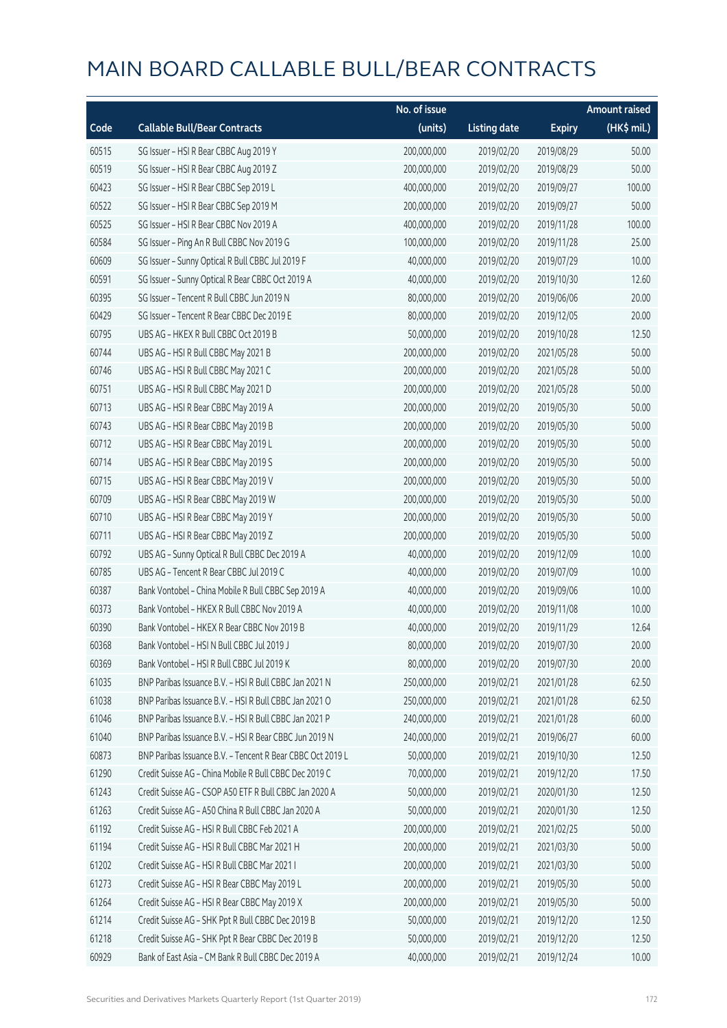# MAIN BOARD CALLABLE BULL/BEAR CONTRACTS

| Code | Callable Bull/Bear Contracts | No. of issue (units) | Listing date | Expiry | Amount raised (HK$ mil.) |
|---|---|---|---|---|---|
| 60515 | SG Issuer – HSI R Bear CBBC Aug 2019 Y | 200,000,000 | 2019/02/20 | 2019/08/29 | 50.00 |
| 60519 | SG Issuer – HSI R Bear CBBC Aug 2019 Z | 200,000,000 | 2019/02/20 | 2019/08/29 | 50.00 |
| 60423 | SG Issuer – HSI R Bear CBBC Sep 2019 L | 400,000,000 | 2019/02/20 | 2019/09/27 | 100.00 |
| 60522 | SG Issuer – HSI R Bear CBBC Sep 2019 M | 200,000,000 | 2019/02/20 | 2019/09/27 | 50.00 |
| 60525 | SG Issuer – HSI R Bear CBBC Nov 2019 A | 400,000,000 | 2019/02/20 | 2019/11/28 | 100.00 |
| 60584 | SG Issuer – Ping An R Bull CBBC Nov 2019 G | 100,000,000 | 2019/02/20 | 2019/11/28 | 25.00 |
| 60609 | SG Issuer – Sunny Optical R Bull CBBC Jul 2019 F | 40,000,000 | 2019/02/20 | 2019/07/29 | 10.00 |
| 60591 | SG Issuer – Sunny Optical R Bear CBBC Oct 2019 A | 40,000,000 | 2019/02/20 | 2019/10/30 | 12.60 |
| 60395 | SG Issuer – Tencent R Bull CBBC Jun 2019 N | 80,000,000 | 2019/02/20 | 2019/06/06 | 20.00 |
| 60429 | SG Issuer – Tencent R Bear CBBC Dec 2019 E | 80,000,000 | 2019/02/20 | 2019/12/05 | 20.00 |
| 60795 | UBS AG – HKEX R Bull CBBC Oct 2019 B | 50,000,000 | 2019/02/20 | 2019/10/28 | 12.50 |
| 60744 | UBS AG – HSI R Bull CBBC May 2021 B | 200,000,000 | 2019/02/20 | 2021/05/28 | 50.00 |
| 60746 | UBS AG – HSI R Bull CBBC May 2021 C | 200,000,000 | 2019/02/20 | 2021/05/28 | 50.00 |
| 60751 | UBS AG – HSI R Bull CBBC May 2021 D | 200,000,000 | 2019/02/20 | 2021/05/28 | 50.00 |
| 60713 | UBS AG – HSI R Bear CBBC May 2019 A | 200,000,000 | 2019/02/20 | 2019/05/30 | 50.00 |
| 60743 | UBS AG – HSI R Bear CBBC May 2019 B | 200,000,000 | 2019/02/20 | 2019/05/30 | 50.00 |
| 60712 | UBS AG – HSI R Bear CBBC May 2019 L | 200,000,000 | 2019/02/20 | 2019/05/30 | 50.00 |
| 60714 | UBS AG – HSI R Bear CBBC May 2019 S | 200,000,000 | 2019/02/20 | 2019/05/30 | 50.00 |
| 60715 | UBS AG – HSI R Bear CBBC May 2019 V | 200,000,000 | 2019/02/20 | 2019/05/30 | 50.00 |
| 60709 | UBS AG – HSI R Bear CBBC May 2019 W | 200,000,000 | 2019/02/20 | 2019/05/30 | 50.00 |
| 60710 | UBS AG – HSI R Bear CBBC May 2019 Y | 200,000,000 | 2019/02/20 | 2019/05/30 | 50.00 |
| 60711 | UBS AG – HSI R Bear CBBC May 2019 Z | 200,000,000 | 2019/02/20 | 2019/05/30 | 50.00 |
| 60792 | UBS AG – Sunny Optical R Bull CBBC Dec 2019 A | 40,000,000 | 2019/02/20 | 2019/12/09 | 10.00 |
| 60785 | UBS AG – Tencent R Bear CBBC Jul 2019 C | 40,000,000 | 2019/02/20 | 2019/07/09 | 10.00 |
| 60387 | Bank Vontobel – China Mobile R Bull CBBC Sep 2019 A | 40,000,000 | 2019/02/20 | 2019/09/06 | 10.00 |
| 60373 | Bank Vontobel – HKEX R Bull CBBC Nov 2019 A | 40,000,000 | 2019/02/20 | 2019/11/08 | 10.00 |
| 60390 | Bank Vontobel – HKEX R Bear CBBC Nov 2019 B | 40,000,000 | 2019/02/20 | 2019/11/29 | 12.64 |
| 60368 | Bank Vontobel – HSI N Bull CBBC Jul 2019 J | 80,000,000 | 2019/02/20 | 2019/07/30 | 20.00 |
| 60369 | Bank Vontobel – HSI R Bull CBBC Jul 2019 K | 80,000,000 | 2019/02/20 | 2019/07/30 | 20.00 |
| 61035 | BNP Paribas Issuance B.V. – HSI R Bull CBBC Jan 2021 N | 250,000,000 | 2019/02/21 | 2021/01/28 | 62.50 |
| 61038 | BNP Paribas Issuance B.V. – HSI R Bull CBBC Jan 2021 O | 250,000,000 | 2019/02/21 | 2021/01/28 | 62.50 |
| 61046 | BNP Paribas Issuance B.V. – HSI R Bull CBBC Jan 2021 P | 240,000,000 | 2019/02/21 | 2021/01/28 | 60.00 |
| 61040 | BNP Paribas Issuance B.V. – HSI R Bear CBBC Jun 2019 N | 240,000,000 | 2019/02/21 | 2019/06/27 | 60.00 |
| 60873 | BNP Paribas Issuance B.V. – Tencent R Bear CBBC Oct 2019 L | 50,000,000 | 2019/02/21 | 2019/10/30 | 12.50 |
| 61290 | Credit Suisse AG – China Mobile R Bull CBBC Dec 2019 C | 70,000,000 | 2019/02/21 | 2019/12/20 | 17.50 |
| 61243 | Credit Suisse AG – CSOP A50 ETF R Bull CBBC Jan 2020 A | 50,000,000 | 2019/02/21 | 2020/01/30 | 12.50 |
| 61263 | Credit Suisse AG – A50 China R Bull CBBC Jan 2020 A | 50,000,000 | 2019/02/21 | 2020/01/30 | 12.50 |
| 61192 | Credit Suisse AG – HSI R Bull CBBC Feb 2021 A | 200,000,000 | 2019/02/21 | 2021/02/25 | 50.00 |
| 61194 | Credit Suisse AG – HSI R Bull CBBC Mar 2021 H | 200,000,000 | 2019/02/21 | 2021/03/30 | 50.00 |
| 61202 | Credit Suisse AG – HSI R Bull CBBC Mar 2021 I | 200,000,000 | 2019/02/21 | 2021/03/30 | 50.00 |
| 61273 | Credit Suisse AG – HSI R Bear CBBC May 2019 L | 200,000,000 | 2019/02/21 | 2019/05/30 | 50.00 |
| 61264 | Credit Suisse AG – HSI R Bear CBBC May 2019 X | 200,000,000 | 2019/02/21 | 2019/05/30 | 50.00 |
| 61214 | Credit Suisse AG – SHK Ppt R Bull CBBC Dec 2019 B | 50,000,000 | 2019/02/21 | 2019/12/20 | 12.50 |
| 61218 | Credit Suisse AG – SHK Ppt R Bear CBBC Dec 2019 B | 50,000,000 | 2019/02/21 | 2019/12/20 | 12.50 |
| 60929 | Bank of East Asia – CM Bank R Bull CBBC Dec 2019 A | 40,000,000 | 2019/02/21 | 2019/12/24 | 10.00 |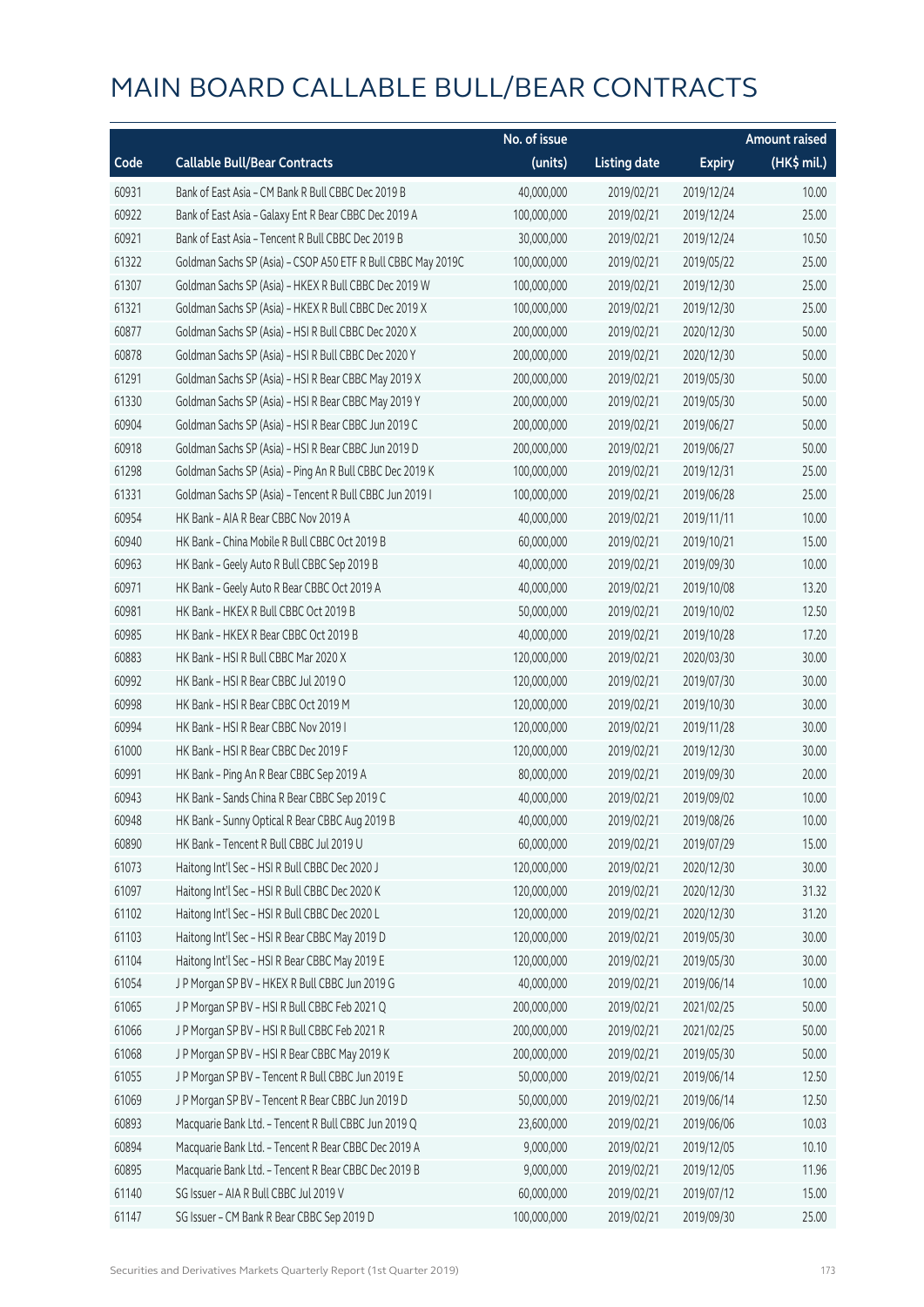# MAIN BOARD CALLABLE BULL/BEAR CONTRACTS

| Code | Callable Bull/Bear Contracts | No. of issue (units) | Listing date | Expiry | Amount raised (HK$ mil.) |
|---|---|---|---|---|---|
| 60931 | Bank of East Asia – CM Bank R Bull CBBC Dec 2019 B | 40,000,000 | 2019/02/21 | 2019/12/24 | 10.00 |
| 60922 | Bank of East Asia – Galaxy Ent R Bear CBBC Dec 2019 A | 100,000,000 | 2019/02/21 | 2019/12/24 | 25.00 |
| 60921 | Bank of East Asia – Tencent R Bull CBBC Dec 2019 B | 30,000,000 | 2019/02/21 | 2019/12/24 | 10.50 |
| 61322 | Goldman Sachs SP (Asia) – CSOP A50 ETF R Bull CBBC May 2019C | 100,000,000 | 2019/02/21 | 2019/05/22 | 25.00 |
| 61307 | Goldman Sachs SP (Asia) – HKEX R Bull CBBC Dec 2019 W | 100,000,000 | 2019/02/21 | 2019/12/30 | 25.00 |
| 61321 | Goldman Sachs SP (Asia) – HKEX R Bull CBBC Dec 2019 X | 100,000,000 | 2019/02/21 | 2019/12/30 | 25.00 |
| 60877 | Goldman Sachs SP (Asia) – HSI R Bull CBBC Dec 2020 X | 200,000,000 | 2019/02/21 | 2020/12/30 | 50.00 |
| 60878 | Goldman Sachs SP (Asia) – HSI R Bull CBBC Dec 2020 Y | 200,000,000 | 2019/02/21 | 2020/12/30 | 50.00 |
| 61291 | Goldman Sachs SP (Asia) – HSI R Bear CBBC May 2019 X | 200,000,000 | 2019/02/21 | 2019/05/30 | 50.00 |
| 61330 | Goldman Sachs SP (Asia) – HSI R Bear CBBC May 2019 Y | 200,000,000 | 2019/02/21 | 2019/05/30 | 50.00 |
| 60904 | Goldman Sachs SP (Asia) – HSI R Bear CBBC Jun 2019 C | 200,000,000 | 2019/02/21 | 2019/06/27 | 50.00 |
| 60918 | Goldman Sachs SP (Asia) – HSI R Bear CBBC Jun 2019 D | 200,000,000 | 2019/02/21 | 2019/06/27 | 50.00 |
| 61298 | Goldman Sachs SP (Asia) – Ping An R Bull CBBC Dec 2019 K | 100,000,000 | 2019/02/21 | 2019/12/31 | 25.00 |
| 61331 | Goldman Sachs SP (Asia) – Tencent R Bull CBBC Jun 2019 I | 100,000,000 | 2019/02/21 | 2019/06/28 | 25.00 |
| 60954 | HK Bank – AIA R Bear CBBC Nov 2019 A | 40,000,000 | 2019/02/21 | 2019/11/11 | 10.00 |
| 60940 | HK Bank – China Mobile R Bull CBBC Oct 2019 B | 60,000,000 | 2019/02/21 | 2019/10/21 | 15.00 |
| 60963 | HK Bank – Geely Auto R Bull CBBC Sep 2019 B | 40,000,000 | 2019/02/21 | 2019/09/30 | 10.00 |
| 60971 | HK Bank – Geely Auto R Bear CBBC Oct 2019 A | 40,000,000 | 2019/02/21 | 2019/10/08 | 13.20 |
| 60981 | HK Bank – HKEX R Bull CBBC Oct 2019 B | 50,000,000 | 2019/02/21 | 2019/10/02 | 12.50 |
| 60985 | HK Bank – HKEX R Bear CBBC Oct 2019 B | 40,000,000 | 2019/02/21 | 2019/10/28 | 17.20 |
| 60883 | HK Bank – HSI R Bull CBBC Mar 2020 X | 120,000,000 | 2019/02/21 | 2020/03/30 | 30.00 |
| 60992 | HK Bank – HSI R Bear CBBC Jul 2019 O | 120,000,000 | 2019/02/21 | 2019/07/30 | 30.00 |
| 60998 | HK Bank – HSI R Bear CBBC Oct 2019 M | 120,000,000 | 2019/02/21 | 2019/10/30 | 30.00 |
| 60994 | HK Bank – HSI R Bear CBBC Nov 2019 I | 120,000,000 | 2019/02/21 | 2019/11/28 | 30.00 |
| 61000 | HK Bank – HSI R Bear CBBC Dec 2019 F | 120,000,000 | 2019/02/21 | 2019/12/30 | 30.00 |
| 60991 | HK Bank – Ping An R Bear CBBC Sep 2019 A | 80,000,000 | 2019/02/21 | 2019/09/30 | 20.00 |
| 60943 | HK Bank – Sands China R Bear CBBC Sep 2019 C | 40,000,000 | 2019/02/21 | 2019/09/02 | 10.00 |
| 60948 | HK Bank – Sunny Optical R Bear CBBC Aug 2019 B | 40,000,000 | 2019/02/21 | 2019/08/26 | 10.00 |
| 60890 | HK Bank – Tencent R Bull CBBC Jul 2019 U | 60,000,000 | 2019/02/21 | 2019/07/29 | 15.00 |
| 61073 | Haitong Int'l Sec – HSI R Bull CBBC Dec 2020 J | 120,000,000 | 2019/02/21 | 2020/12/30 | 30.00 |
| 61097 | Haitong Int'l Sec – HSI R Bull CBBC Dec 2020 K | 120,000,000 | 2019/02/21 | 2020/12/30 | 31.32 |
| 61102 | Haitong Int'l Sec – HSI R Bull CBBC Dec 2020 L | 120,000,000 | 2019/02/21 | 2020/12/30 | 31.20 |
| 61103 | Haitong Int'l Sec – HSI R Bear CBBC May 2019 D | 120,000,000 | 2019/02/21 | 2019/05/30 | 30.00 |
| 61104 | Haitong Int'l Sec – HSI R Bear CBBC May 2019 E | 120,000,000 | 2019/02/21 | 2019/05/30 | 30.00 |
| 61054 | J P Morgan SP BV – HKEX R Bull CBBC Jun 2019 G | 40,000,000 | 2019/02/21 | 2019/06/14 | 10.00 |
| 61065 | J P Morgan SP BV – HSI R Bull CBBC Feb 2021 Q | 200,000,000 | 2019/02/21 | 2021/02/25 | 50.00 |
| 61066 | J P Morgan SP BV – HSI R Bull CBBC Feb 2021 R | 200,000,000 | 2019/02/21 | 2021/02/25 | 50.00 |
| 61068 | J P Morgan SP BV – HSI R Bear CBBC May 2019 K | 200,000,000 | 2019/02/21 | 2019/05/30 | 50.00 |
| 61055 | J P Morgan SP BV – Tencent R Bull CBBC Jun 2019 E | 50,000,000 | 2019/02/21 | 2019/06/14 | 12.50 |
| 61069 | J P Morgan SP BV – Tencent R Bear CBBC Jun 2019 D | 50,000,000 | 2019/02/21 | 2019/06/14 | 12.50 |
| 60893 | Macquarie Bank Ltd. – Tencent R Bull CBBC Jun 2019 Q | 23,600,000 | 2019/02/21 | 2019/06/06 | 10.03 |
| 60894 | Macquarie Bank Ltd. – Tencent R Bear CBBC Dec 2019 A | 9,000,000 | 2019/02/21 | 2019/12/05 | 10.10 |
| 60895 | Macquarie Bank Ltd. – Tencent R Bear CBBC Dec 2019 B | 9,000,000 | 2019/02/21 | 2019/12/05 | 11.96 |
| 61140 | SG Issuer – AIA R Bull CBBC Jul 2019 V | 60,000,000 | 2019/02/21 | 2019/07/12 | 15.00 |
| 61147 | SG Issuer – CM Bank R Bear CBBC Sep 2019 D | 100,000,000 | 2019/02/21 | 2019/09/30 | 25.00 |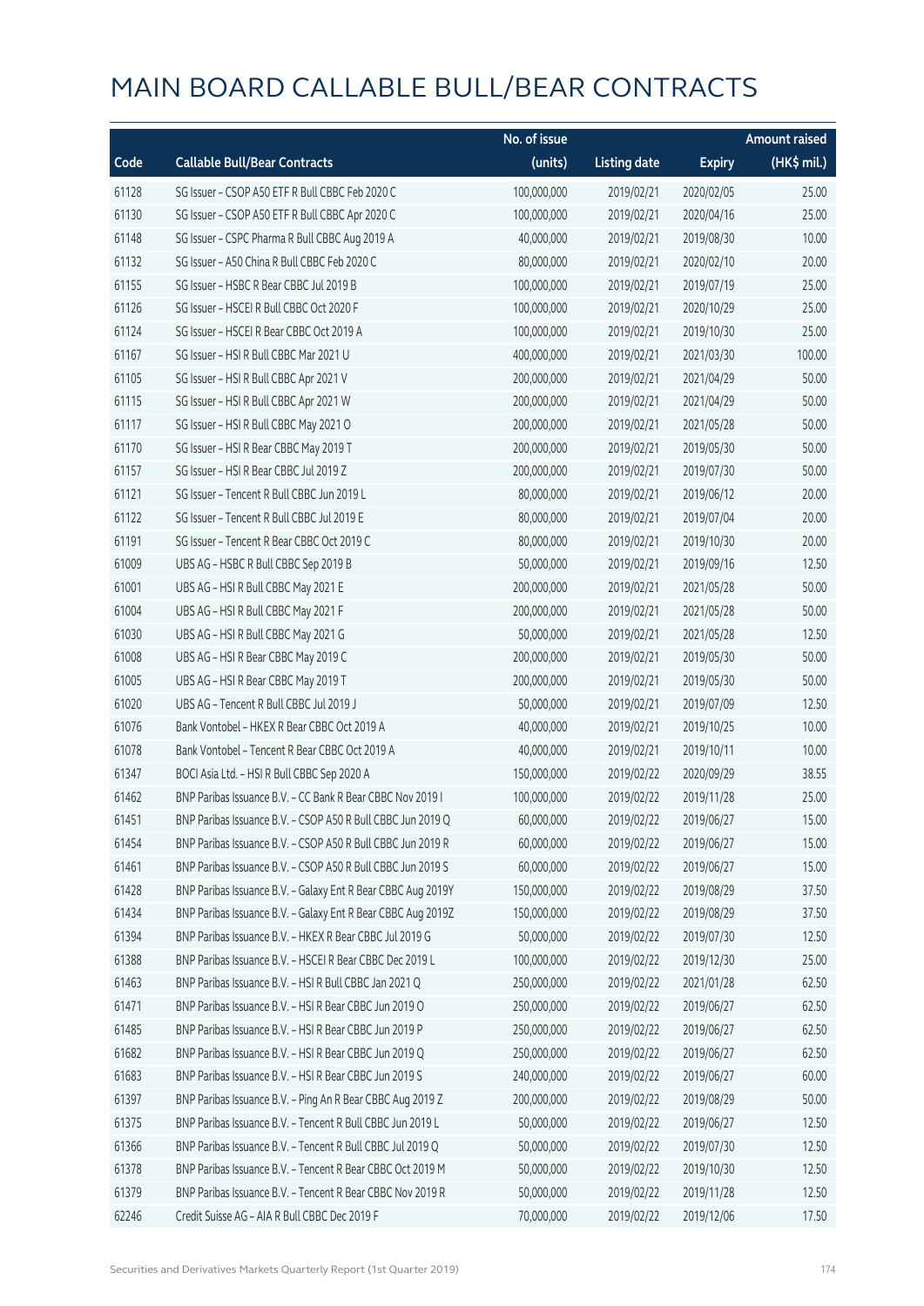# MAIN BOARD CALLABLE BULL/BEAR CONTRACTS

| Code | Callable Bull/Bear Contracts | No. of issue (units) | Listing date | Expiry | Amount raised (HK$ mil.) |
|---|---|---|---|---|---|
| 61128 | SG Issuer – CSOP A50 ETF R Bull CBBC Feb 2020 C | 100,000,000 | 2019/02/21 | 2020/02/05 | 25.00 |
| 61130 | SG Issuer – CSOP A50 ETF R Bull CBBC Apr 2020 C | 100,000,000 | 2019/02/21 | 2020/04/16 | 25.00 |
| 61148 | SG Issuer – CSPC Pharma R Bull CBBC Aug 2019 A | 40,000,000 | 2019/02/21 | 2019/08/30 | 10.00 |
| 61132 | SG Issuer – A50 China R Bull CBBC Feb 2020 C | 80,000,000 | 2019/02/21 | 2020/02/10 | 20.00 |
| 61155 | SG Issuer – HSBC R Bear CBBC Jul 2019 B | 100,000,000 | 2019/02/21 | 2019/07/19 | 25.00 |
| 61126 | SG Issuer – HSCEI R Bull CBBC Oct 2020 F | 100,000,000 | 2019/02/21 | 2020/10/29 | 25.00 |
| 61124 | SG Issuer – HSCEI R Bear CBBC Oct 2019 A | 100,000,000 | 2019/02/21 | 2019/10/30 | 25.00 |
| 61167 | SG Issuer – HSI R Bull CBBC Mar 2021 U | 400,000,000 | 2019/02/21 | 2021/03/30 | 100.00 |
| 61105 | SG Issuer – HSI R Bull CBBC Apr 2021 V | 200,000,000 | 2019/02/21 | 2021/04/29 | 50.00 |
| 61115 | SG Issuer – HSI R Bull CBBC Apr 2021 W | 200,000,000 | 2019/02/21 | 2021/04/29 | 50.00 |
| 61117 | SG Issuer – HSI R Bull CBBC May 2021 O | 200,000,000 | 2019/02/21 | 2021/05/28 | 50.00 |
| 61170 | SG Issuer – HSI R Bear CBBC May 2019 T | 200,000,000 | 2019/02/21 | 2019/05/30 | 50.00 |
| 61157 | SG Issuer – HSI R Bear CBBC Jul 2019 Z | 200,000,000 | 2019/02/21 | 2019/07/30 | 50.00 |
| 61121 | SG Issuer – Tencent R Bull CBBC Jun 2019 L | 80,000,000 | 2019/02/21 | 2019/06/12 | 20.00 |
| 61122 | SG Issuer – Tencent R Bull CBBC Jul 2019 E | 80,000,000 | 2019/02/21 | 2019/07/04 | 20.00 |
| 61191 | SG Issuer – Tencent R Bear CBBC Oct 2019 C | 80,000,000 | 2019/02/21 | 2019/10/30 | 20.00 |
| 61009 | UBS AG – HSBC R Bull CBBC Sep 2019 B | 50,000,000 | 2019/02/21 | 2019/09/16 | 12.50 |
| 61001 | UBS AG – HSI R Bull CBBC May 2021 E | 200,000,000 | 2019/02/21 | 2021/05/28 | 50.00 |
| 61004 | UBS AG – HSI R Bull CBBC May 2021 F | 200,000,000 | 2019/02/21 | 2021/05/28 | 50.00 |
| 61030 | UBS AG – HSI R Bull CBBC May 2021 G | 50,000,000 | 2019/02/21 | 2021/05/28 | 12.50 |
| 61008 | UBS AG – HSI R Bear CBBC May 2019 C | 200,000,000 | 2019/02/21 | 2019/05/30 | 50.00 |
| 61005 | UBS AG – HSI R Bear CBBC May 2019 T | 200,000,000 | 2019/02/21 | 2019/05/30 | 50.00 |
| 61020 | UBS AG – Tencent R Bull CBBC Jul 2019 J | 50,000,000 | 2019/02/21 | 2019/07/09 | 12.50 |
| 61076 | Bank Vontobel – HKEX R Bear CBBC Oct 2019 A | 40,000,000 | 2019/02/21 | 2019/10/25 | 10.00 |
| 61078 | Bank Vontobel – Tencent R Bear CBBC Oct 2019 A | 40,000,000 | 2019/02/21 | 2019/10/11 | 10.00 |
| 61347 | BOCI Asia Ltd. – HSI R Bull CBBC Sep 2020 A | 150,000,000 | 2019/02/22 | 2020/09/29 | 38.55 |
| 61462 | BNP Paribas Issuance B.V. – CC Bank R Bear CBBC Nov 2019 I | 100,000,000 | 2019/02/22 | 2019/11/28 | 25.00 |
| 61451 | BNP Paribas Issuance B.V. – CSOP A50 R Bull CBBC Jun 2019 Q | 60,000,000 | 2019/02/22 | 2019/06/27 | 15.00 |
| 61454 | BNP Paribas Issuance B.V. – CSOP A50 R Bull CBBC Jun 2019 R | 60,000,000 | 2019/02/22 | 2019/06/27 | 15.00 |
| 61461 | BNP Paribas Issuance B.V. – CSOP A50 R Bull CBBC Jun 2019 S | 60,000,000 | 2019/02/22 | 2019/06/27 | 15.00 |
| 61428 | BNP Paribas Issuance B.V. – Galaxy Ent R Bear CBBC Aug 2019Y | 150,000,000 | 2019/02/22 | 2019/08/29 | 37.50 |
| 61434 | BNP Paribas Issuance B.V. – Galaxy Ent R Bear CBBC Aug 2019Z | 150,000,000 | 2019/02/22 | 2019/08/29 | 37.50 |
| 61394 | BNP Paribas Issuance B.V. – HKEX R Bear CBBC Jul 2019 G | 50,000,000 | 2019/02/22 | 2019/07/30 | 12.50 |
| 61388 | BNP Paribas Issuance B.V. – HSCEI R Bear CBBC Dec 2019 L | 100,000,000 | 2019/02/22 | 2019/12/30 | 25.00 |
| 61463 | BNP Paribas Issuance B.V. – HSI R Bull CBBC Jan 2021 Q | 250,000,000 | 2019/02/22 | 2021/01/28 | 62.50 |
| 61471 | BNP Paribas Issuance B.V. – HSI R Bear CBBC Jun 2019 O | 250,000,000 | 2019/02/22 | 2019/06/27 | 62.50 |
| 61485 | BNP Paribas Issuance B.V. – HSI R Bear CBBC Jun 2019 P | 250,000,000 | 2019/02/22 | 2019/06/27 | 62.50 |
| 61682 | BNP Paribas Issuance B.V. – HSI R Bear CBBC Jun 2019 Q | 250,000,000 | 2019/02/22 | 2019/06/27 | 62.50 |
| 61683 | BNP Paribas Issuance B.V. – HSI R Bear CBBC Jun 2019 S | 240,000,000 | 2019/02/22 | 2019/06/27 | 60.00 |
| 61397 | BNP Paribas Issuance B.V. – Ping An R Bear CBBC Aug 2019 Z | 200,000,000 | 2019/02/22 | 2019/08/29 | 50.00 |
| 61375 | BNP Paribas Issuance B.V. – Tencent R Bull CBBC Jun 2019 L | 50,000,000 | 2019/02/22 | 2019/06/27 | 12.50 |
| 61366 | BNP Paribas Issuance B.V. – Tencent R Bull CBBC Jul 2019 Q | 50,000,000 | 2019/02/22 | 2019/07/30 | 12.50 |
| 61378 | BNP Paribas Issuance B.V. – Tencent R Bear CBBC Oct 2019 M | 50,000,000 | 2019/02/22 | 2019/10/30 | 12.50 |
| 61379 | BNP Paribas Issuance B.V. – Tencent R Bear CBBC Nov 2019 R | 50,000,000 | 2019/02/22 | 2019/11/28 | 12.50 |
| 62246 | Credit Suisse AG – AIA R Bull CBBC Dec 2019 F | 70,000,000 | 2019/02/22 | 2019/12/06 | 17.50 |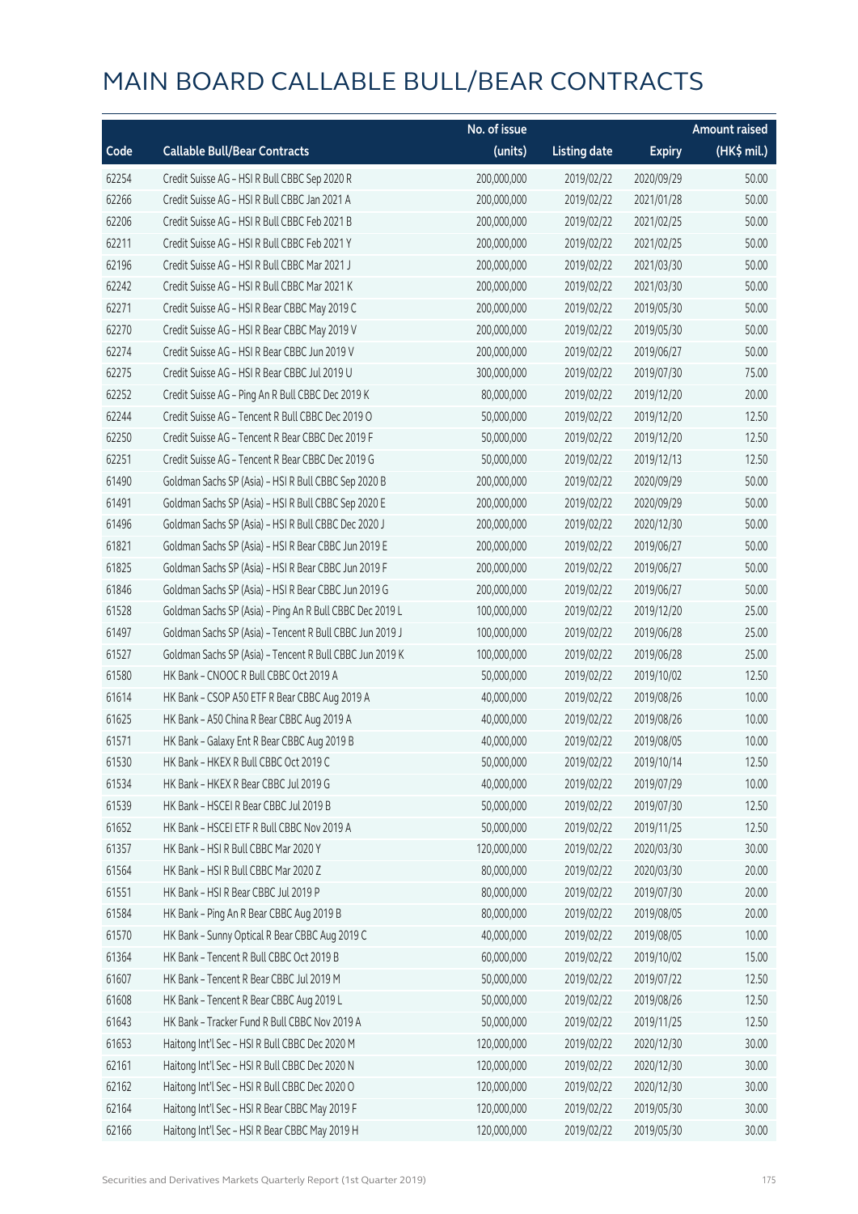# MAIN BOARD CALLABLE BULL/BEAR CONTRACTS

| Code | Callable Bull/Bear Contracts | No. of issue (units) | Listing date | Expiry | Amount raised (HK$ mil.) |
|---|---|---|---|---|---|
| 62254 | Credit Suisse AG – HSI R Bull CBBC Sep 2020 R | 200,000,000 | 2019/02/22 | 2020/09/29 | 50.00 |
| 62266 | Credit Suisse AG – HSI R Bull CBBC Jan 2021 A | 200,000,000 | 2019/02/22 | 2021/01/28 | 50.00 |
| 62206 | Credit Suisse AG – HSI R Bull CBBC Feb 2021 B | 200,000,000 | 2019/02/22 | 2021/02/25 | 50.00 |
| 62211 | Credit Suisse AG – HSI R Bull CBBC Feb 2021 Y | 200,000,000 | 2019/02/22 | 2021/02/25 | 50.00 |
| 62196 | Credit Suisse AG – HSI R Bull CBBC Mar 2021 J | 200,000,000 | 2019/02/22 | 2021/03/30 | 50.00 |
| 62242 | Credit Suisse AG – HSI R Bull CBBC Mar 2021 K | 200,000,000 | 2019/02/22 | 2021/03/30 | 50.00 |
| 62271 | Credit Suisse AG – HSI R Bear CBBC May 2019 C | 200,000,000 | 2019/02/22 | 2019/05/30 | 50.00 |
| 62270 | Credit Suisse AG – HSI R Bear CBBC May 2019 V | 200,000,000 | 2019/02/22 | 2019/05/30 | 50.00 |
| 62274 | Credit Suisse AG – HSI R Bear CBBC Jun 2019 V | 200,000,000 | 2019/02/22 | 2019/06/27 | 50.00 |
| 62275 | Credit Suisse AG – HSI R Bear CBBC Jul 2019 U | 300,000,000 | 2019/02/22 | 2019/07/30 | 75.00 |
| 62252 | Credit Suisse AG – Ping An R Bull CBBC Dec 2019 K | 80,000,000 | 2019/02/22 | 2019/12/20 | 20.00 |
| 62244 | Credit Suisse AG – Tencent R Bull CBBC Dec 2019 O | 50,000,000 | 2019/02/22 | 2019/12/20 | 12.50 |
| 62250 | Credit Suisse AG – Tencent R Bear CBBC Dec 2019 F | 50,000,000 | 2019/02/22 | 2019/12/20 | 12.50 |
| 62251 | Credit Suisse AG – Tencent R Bear CBBC Dec 2019 G | 50,000,000 | 2019/02/22 | 2019/12/13 | 12.50 |
| 61490 | Goldman Sachs SP (Asia) – HSI R Bull CBBC Sep 2020 B | 200,000,000 | 2019/02/22 | 2020/09/29 | 50.00 |
| 61491 | Goldman Sachs SP (Asia) – HSI R Bull CBBC Sep 2020 E | 200,000,000 | 2019/02/22 | 2020/09/29 | 50.00 |
| 61496 | Goldman Sachs SP (Asia) – HSI R Bull CBBC Dec 2020 J | 200,000,000 | 2019/02/22 | 2020/12/30 | 50.00 |
| 61821 | Goldman Sachs SP (Asia) – HSI R Bear CBBC Jun 2019 E | 200,000,000 | 2019/02/22 | 2019/06/27 | 50.00 |
| 61825 | Goldman Sachs SP (Asia) – HSI R Bear CBBC Jun 2019 F | 200,000,000 | 2019/02/22 | 2019/06/27 | 50.00 |
| 61846 | Goldman Sachs SP (Asia) – HSI R Bear CBBC Jun 2019 G | 200,000,000 | 2019/02/22 | 2019/06/27 | 50.00 |
| 61528 | Goldman Sachs SP (Asia) – Ping An R Bull CBBC Dec 2019 L | 100,000,000 | 2019/02/22 | 2019/12/20 | 25.00 |
| 61497 | Goldman Sachs SP (Asia) – Tencent R Bull CBBC Jun 2019 J | 100,000,000 | 2019/02/22 | 2019/06/28 | 25.00 |
| 61527 | Goldman Sachs SP (Asia) – Tencent R Bull CBBC Jun 2019 K | 100,000,000 | 2019/02/22 | 2019/06/28 | 25.00 |
| 61580 | HK Bank – CNOOC R Bull CBBC Oct 2019 A | 50,000,000 | 2019/02/22 | 2019/10/02 | 12.50 |
| 61614 | HK Bank – CSOP A50 ETF R Bear CBBC Aug 2019 A | 40,000,000 | 2019/02/22 | 2019/08/26 | 10.00 |
| 61625 | HK Bank – A50 China R Bear CBBC Aug 2019 A | 40,000,000 | 2019/02/22 | 2019/08/26 | 10.00 |
| 61571 | HK Bank – Galaxy Ent R Bear CBBC Aug 2019 B | 40,000,000 | 2019/02/22 | 2019/08/05 | 10.00 |
| 61530 | HK Bank – HKEX R Bull CBBC Oct 2019 C | 50,000,000 | 2019/02/22 | 2019/10/14 | 12.50 |
| 61534 | HK Bank – HKEX R Bear CBBC Jul 2019 G | 40,000,000 | 2019/02/22 | 2019/07/29 | 10.00 |
| 61539 | HK Bank – HSCEI R Bear CBBC Jul 2019 B | 50,000,000 | 2019/02/22 | 2019/07/30 | 12.50 |
| 61652 | HK Bank – HSCEI ETF R Bull CBBC Nov 2019 A | 50,000,000 | 2019/02/22 | 2019/11/25 | 12.50 |
| 61357 | HK Bank – HSI R Bull CBBC Mar 2020 Y | 120,000,000 | 2019/02/22 | 2020/03/30 | 30.00 |
| 61564 | HK Bank – HSI R Bull CBBC Mar 2020 Z | 80,000,000 | 2019/02/22 | 2020/03/30 | 20.00 |
| 61551 | HK Bank – HSI R Bear CBBC Jul 2019 P | 80,000,000 | 2019/02/22 | 2019/07/30 | 20.00 |
| 61584 | HK Bank – Ping An R Bear CBBC Aug 2019 B | 80,000,000 | 2019/02/22 | 2019/08/05 | 20.00 |
| 61570 | HK Bank – Sunny Optical R Bear CBBC Aug 2019 C | 40,000,000 | 2019/02/22 | 2019/08/05 | 10.00 |
| 61363 | HK Bank – Tencent R Bull CBBC Oct 2019 B | 60,000,000 | 2019/02/22 | 2019/10/02 | 15.00 |
| 61607 | HK Bank – Tencent R Bear CBBC Jul 2019 M | 50,000,000 | 2019/02/22 | 2019/07/22 | 12.50 |
| 61608 | HK Bank – Tencent R Bear CBBC Aug 2019 L | 50,000,000 | 2019/02/22 | 2019/08/26 | 12.50 |
| 61643 | HK Bank – Tracker Fund R Bull CBBC Nov 2019 A | 50,000,000 | 2019/02/22 | 2019/11/25 | 12.50 |
| 61653 | Haitong Int'l Sec – HSI R Bull CBBC Dec 2020 M | 120,000,000 | 2019/02/22 | 2020/12/30 | 30.00 |
| 62161 | Haitong Int'l Sec – HSI R Bull CBBC Dec 2020 N | 120,000,000 | 2019/02/22 | 2020/12/30 | 30.00 |
| 62162 | Haitong Int'l Sec – HSI R Bull CBBC Dec 2020 O | 120,000,000 | 2019/02/22 | 2020/12/30 | 30.00 |
| 62164 | Haitong Int'l Sec – HSI R Bear CBBC May 2019 F | 120,000,000 | 2019/02/22 | 2019/05/30 | 30.00 |
| 62166 | Haitong Int'l Sec – HSI R Bear CBBC May 2019 H | 120,000,000 | 2019/02/22 | 2019/05/30 | 30.00 |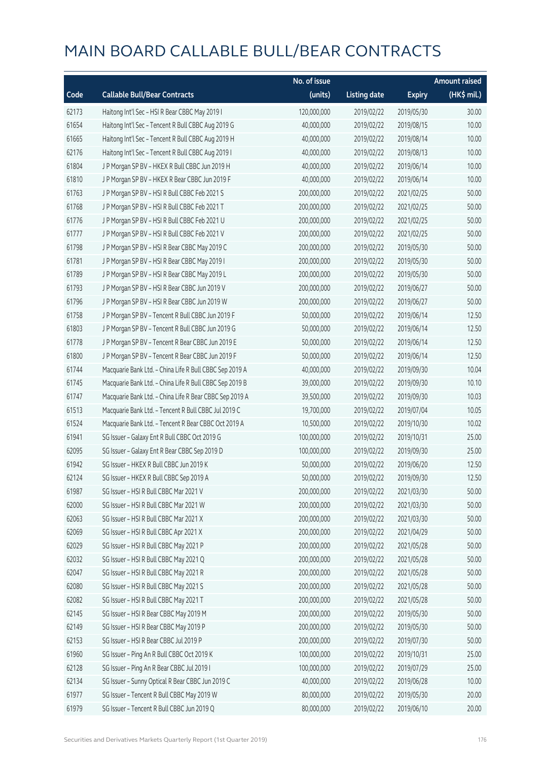# MAIN BOARD CALLABLE BULL/BEAR CONTRACTS

| Code | Callable Bull/Bear Contracts | No. of issue (units) | Listing date | Expiry | Amount raised (HK$ mil.) |
|---|---|---|---|---|---|
| 62173 | Haitong Int'l Sec – HSI R Bear CBBC May 2019 I | 120,000,000 | 2019/02/22 | 2019/05/30 | 30.00 |
| 61654 | Haitong Int'l Sec – Tencent R Bull CBBC Aug 2019 G | 40,000,000 | 2019/02/22 | 2019/08/15 | 10.00 |
| 61665 | Haitong Int'l Sec – Tencent R Bull CBBC Aug 2019 H | 40,000,000 | 2019/02/22 | 2019/08/14 | 10.00 |
| 62176 | Haitong Int'l Sec – Tencent R Bull CBBC Aug 2019 I | 40,000,000 | 2019/02/22 | 2019/08/13 | 10.00 |
| 61804 | J P Morgan SP BV – HKEX R Bull CBBC Jun 2019 H | 40,000,000 | 2019/02/22 | 2019/06/14 | 10.00 |
| 61810 | J P Morgan SP BV – HKEX R Bear CBBC Jun 2019 F | 40,000,000 | 2019/02/22 | 2019/06/14 | 10.00 |
| 61763 | J P Morgan SP BV – HSI R Bull CBBC Feb 2021 S | 200,000,000 | 2019/02/22 | 2021/02/25 | 50.00 |
| 61768 | J P Morgan SP BV – HSI R Bull CBBC Feb 2021 T | 200,000,000 | 2019/02/22 | 2021/02/25 | 50.00 |
| 61776 | J P Morgan SP BV – HSI R Bull CBBC Feb 2021 U | 200,000,000 | 2019/02/22 | 2021/02/25 | 50.00 |
| 61777 | J P Morgan SP BV – HSI R Bull CBBC Feb 2021 V | 200,000,000 | 2019/02/22 | 2021/02/25 | 50.00 |
| 61798 | J P Morgan SP BV – HSI R Bear CBBC May 2019 C | 200,000,000 | 2019/02/22 | 2019/05/30 | 50.00 |
| 61781 | J P Morgan SP BV – HSI R Bear CBBC May 2019 I | 200,000,000 | 2019/02/22 | 2019/05/30 | 50.00 |
| 61789 | J P Morgan SP BV – HSI R Bear CBBC May 2019 L | 200,000,000 | 2019/02/22 | 2019/05/30 | 50.00 |
| 61793 | J P Morgan SP BV – HSI R Bear CBBC Jun 2019 V | 200,000,000 | 2019/02/22 | 2019/06/27 | 50.00 |
| 61796 | J P Morgan SP BV – HSI R Bear CBBC Jun 2019 W | 200,000,000 | 2019/02/22 | 2019/06/27 | 50.00 |
| 61758 | J P Morgan SP BV – Tencent R Bull CBBC Jun 2019 F | 50,000,000 | 2019/02/22 | 2019/06/14 | 12.50 |
| 61803 | J P Morgan SP BV – Tencent R Bull CBBC Jun 2019 G | 50,000,000 | 2019/02/22 | 2019/06/14 | 12.50 |
| 61778 | J P Morgan SP BV – Tencent R Bear CBBC Jun 2019 E | 50,000,000 | 2019/02/22 | 2019/06/14 | 12.50 |
| 61800 | J P Morgan SP BV – Tencent R Bear CBBC Jun 2019 F | 50,000,000 | 2019/02/22 | 2019/06/14 | 12.50 |
| 61744 | Macquarie Bank Ltd. – China Life R Bull CBBC Sep 2019 A | 40,000,000 | 2019/02/22 | 2019/09/30 | 10.04 |
| 61745 | Macquarie Bank Ltd. – China Life R Bull CBBC Sep 2019 B | 39,000,000 | 2019/02/22 | 2019/09/30 | 10.10 |
| 61747 | Macquarie Bank Ltd. – China Life R Bear CBBC Sep 2019 A | 39,500,000 | 2019/02/22 | 2019/09/30 | 10.03 |
| 61513 | Macquarie Bank Ltd. – Tencent R Bull CBBC Jul 2019 C | 19,700,000 | 2019/02/22 | 2019/07/04 | 10.05 |
| 61524 | Macquarie Bank Ltd. – Tencent R Bear CBBC Oct 2019 A | 10,500,000 | 2019/02/22 | 2019/10/30 | 10.02 |
| 61941 | SG Issuer – Galaxy Ent R Bull CBBC Oct 2019 G | 100,000,000 | 2019/02/22 | 2019/10/31 | 25.00 |
| 62095 | SG Issuer – Galaxy Ent R Bear CBBC Sep 2019 D | 100,000,000 | 2019/02/22 | 2019/09/30 | 25.00 |
| 61942 | SG Issuer – HKEX R Bull CBBC Jun 2019 K | 50,000,000 | 2019/02/22 | 2019/06/20 | 12.50 |
| 62124 | SG Issuer – HKEX R Bull CBBC Sep 2019 A | 50,000,000 | 2019/02/22 | 2019/09/30 | 12.50 |
| 61987 | SG Issuer – HSI R Bull CBBC Mar 2021 V | 200,000,000 | 2019/02/22 | 2021/03/30 | 50.00 |
| 62000 | SG Issuer – HSI R Bull CBBC Mar 2021 W | 200,000,000 | 2019/02/22 | 2021/03/30 | 50.00 |
| 62063 | SG Issuer – HSI R Bull CBBC Mar 2021 X | 200,000,000 | 2019/02/22 | 2021/03/30 | 50.00 |
| 62069 | SG Issuer – HSI R Bull CBBC Apr 2021 X | 200,000,000 | 2019/02/22 | 2021/04/29 | 50.00 |
| 62029 | SG Issuer – HSI R Bull CBBC May 2021 P | 200,000,000 | 2019/02/22 | 2021/05/28 | 50.00 |
| 62032 | SG Issuer – HSI R Bull CBBC May 2021 Q | 200,000,000 | 2019/02/22 | 2021/05/28 | 50.00 |
| 62047 | SG Issuer – HSI R Bull CBBC May 2021 R | 200,000,000 | 2019/02/22 | 2021/05/28 | 50.00 |
| 62080 | SG Issuer – HSI R Bull CBBC May 2021 S | 200,000,000 | 2019/02/22 | 2021/05/28 | 50.00 |
| 62082 | SG Issuer – HSI R Bull CBBC May 2021 T | 200,000,000 | 2019/02/22 | 2021/05/28 | 50.00 |
| 62145 | SG Issuer – HSI R Bear CBBC May 2019 M | 200,000,000 | 2019/02/22 | 2019/05/30 | 50.00 |
| 62149 | SG Issuer – HSI R Bear CBBC May 2019 P | 200,000,000 | 2019/02/22 | 2019/05/30 | 50.00 |
| 62153 | SG Issuer – HSI R Bear CBBC Jul 2019 P | 200,000,000 | 2019/02/22 | 2019/07/30 | 50.00 |
| 61960 | SG Issuer – Ping An R Bull CBBC Oct 2019 K | 100,000,000 | 2019/02/22 | 2019/10/31 | 25.00 |
| 62128 | SG Issuer – Ping An R Bear CBBC Jul 2019 I | 100,000,000 | 2019/02/22 | 2019/07/29 | 25.00 |
| 62134 | SG Issuer – Sunny Optical R Bear CBBC Jun 2019 C | 40,000,000 | 2019/02/22 | 2019/06/28 | 10.00 |
| 61977 | SG Issuer – Tencent R Bull CBBC May 2019 W | 80,000,000 | 2019/02/22 | 2019/05/30 | 20.00 |
| 61979 | SG Issuer – Tencent R Bull CBBC Jun 2019 Q | 80,000,000 | 2019/02/22 | 2019/06/10 | 20.00 |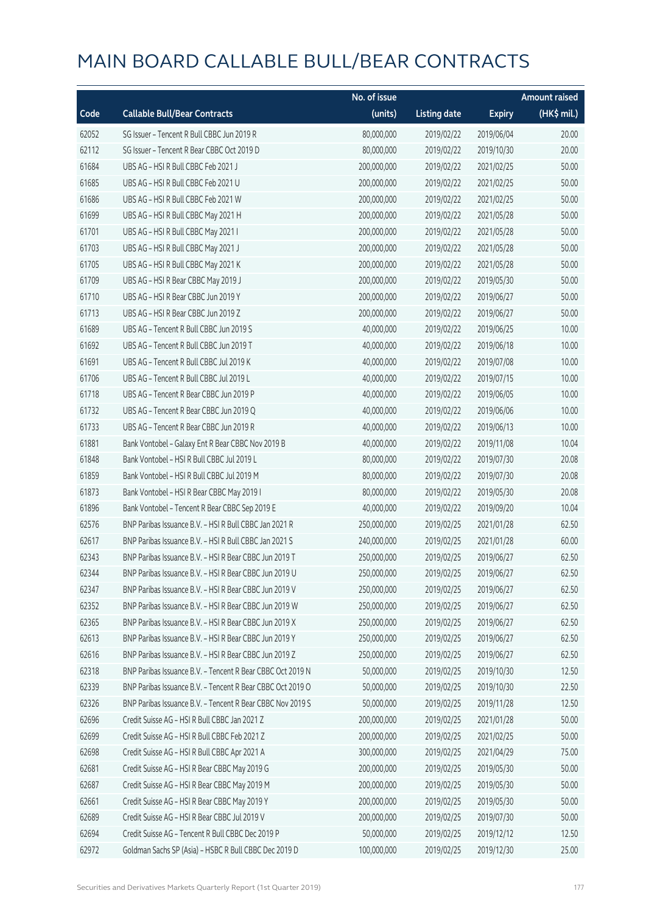# MAIN BOARD CALLABLE BULL/BEAR CONTRACTS

| Code | Callable Bull/Bear Contracts | No. of issue (units) | Listing date | Expiry | Amount raised (HK$ mil.) |
|---|---|---|---|---|---|
| 62052 | SG Issuer – Tencent R Bull CBBC Jun 2019 R | 80,000,000 | 2019/02/22 | 2019/06/04 | 20.00 |
| 62112 | SG Issuer – Tencent R Bear CBBC Oct 2019 D | 80,000,000 | 2019/02/22 | 2019/10/30 | 20.00 |
| 61684 | UBS AG – HSI R Bull CBBC Feb 2021 J | 200,000,000 | 2019/02/22 | 2021/02/25 | 50.00 |
| 61685 | UBS AG – HSI R Bull CBBC Feb 2021 U | 200,000,000 | 2019/02/22 | 2021/02/25 | 50.00 |
| 61686 | UBS AG – HSI R Bull CBBC Feb 2021 W | 200,000,000 | 2019/02/22 | 2021/02/25 | 50.00 |
| 61699 | UBS AG – HSI R Bull CBBC May 2021 H | 200,000,000 | 2019/02/22 | 2021/05/28 | 50.00 |
| 61701 | UBS AG – HSI R Bull CBBC May 2021 I | 200,000,000 | 2019/02/22 | 2021/05/28 | 50.00 |
| 61703 | UBS AG – HSI R Bull CBBC May 2021 J | 200,000,000 | 2019/02/22 | 2021/05/28 | 50.00 |
| 61705 | UBS AG – HSI R Bull CBBC May 2021 K | 200,000,000 | 2019/02/22 | 2021/05/28 | 50.00 |
| 61709 | UBS AG – HSI R Bear CBBC May 2019 J | 200,000,000 | 2019/02/22 | 2019/05/30 | 50.00 |
| 61710 | UBS AG – HSI R Bear CBBC Jun 2019 Y | 200,000,000 | 2019/02/22 | 2019/06/27 | 50.00 |
| 61713 | UBS AG – HSI R Bear CBBC Jun 2019 Z | 200,000,000 | 2019/02/22 | 2019/06/27 | 50.00 |
| 61689 | UBS AG – Tencent R Bull CBBC Jun 2019 S | 40,000,000 | 2019/02/22 | 2019/06/25 | 10.00 |
| 61692 | UBS AG – Tencent R Bull CBBC Jun 2019 T | 40,000,000 | 2019/02/22 | 2019/06/18 | 10.00 |
| 61691 | UBS AG – Tencent R Bull CBBC Jul 2019 K | 40,000,000 | 2019/02/22 | 2019/07/08 | 10.00 |
| 61706 | UBS AG – Tencent R Bull CBBC Jul 2019 L | 40,000,000 | 2019/02/22 | 2019/07/15 | 10.00 |
| 61718 | UBS AG – Tencent R Bear CBBC Jun 2019 P | 40,000,000 | 2019/02/22 | 2019/06/05 | 10.00 |
| 61732 | UBS AG – Tencent R Bear CBBC Jun 2019 Q | 40,000,000 | 2019/02/22 | 2019/06/06 | 10.00 |
| 61733 | UBS AG – Tencent R Bear CBBC Jun 2019 R | 40,000,000 | 2019/02/22 | 2019/06/13 | 10.00 |
| 61881 | Bank Vontobel – Galaxy Ent R Bear CBBC Nov 2019 B | 40,000,000 | 2019/02/22 | 2019/11/08 | 10.04 |
| 61848 | Bank Vontobel – HSI R Bull CBBC Jul 2019 L | 80,000,000 | 2019/02/22 | 2019/07/30 | 20.08 |
| 61859 | Bank Vontobel – HSI R Bull CBBC Jul 2019 M | 80,000,000 | 2019/02/22 | 2019/07/30 | 20.08 |
| 61873 | Bank Vontobel – HSI R Bear CBBC May 2019 I | 80,000,000 | 2019/02/22 | 2019/05/30 | 20.08 |
| 61896 | Bank Vontobel – Tencent R Bear CBBC Sep 2019 E | 40,000,000 | 2019/02/22 | 2019/09/20 | 10.04 |
| 62576 | BNP Paribas Issuance B.V. – HSI R Bull CBBC Jan 2021 R | 250,000,000 | 2019/02/25 | 2021/01/28 | 62.50 |
| 62617 | BNP Paribas Issuance B.V. – HSI R Bull CBBC Jan 2021 S | 240,000,000 | 2019/02/25 | 2021/01/28 | 60.00 |
| 62343 | BNP Paribas Issuance B.V. – HSI R Bear CBBC Jun 2019 T | 250,000,000 | 2019/02/25 | 2019/06/27 | 62.50 |
| 62344 | BNP Paribas Issuance B.V. – HSI R Bear CBBC Jun 2019 U | 250,000,000 | 2019/02/25 | 2019/06/27 | 62.50 |
| 62347 | BNP Paribas Issuance B.V. – HSI R Bear CBBC Jun 2019 V | 250,000,000 | 2019/02/25 | 2019/06/27 | 62.50 |
| 62352 | BNP Paribas Issuance B.V. – HSI R Bear CBBC Jun 2019 W | 250,000,000 | 2019/02/25 | 2019/06/27 | 62.50 |
| 62365 | BNP Paribas Issuance B.V. – HSI R Bear CBBC Jun 2019 X | 250,000,000 | 2019/02/25 | 2019/06/27 | 62.50 |
| 62613 | BNP Paribas Issuance B.V. – HSI R Bear CBBC Jun 2019 Y | 250,000,000 | 2019/02/25 | 2019/06/27 | 62.50 |
| 62616 | BNP Paribas Issuance B.V. – HSI R Bear CBBC Jun 2019 Z | 250,000,000 | 2019/02/25 | 2019/06/27 | 62.50 |
| 62318 | BNP Paribas Issuance B.V. – Tencent R Bear CBBC Oct 2019 N | 50,000,000 | 2019/02/25 | 2019/10/30 | 12.50 |
| 62339 | BNP Paribas Issuance B.V. – Tencent R Bear CBBC Oct 2019 O | 50,000,000 | 2019/02/25 | 2019/10/30 | 22.50 |
| 62326 | BNP Paribas Issuance B.V. – Tencent R Bear CBBC Nov 2019 S | 50,000,000 | 2019/02/25 | 2019/11/28 | 12.50 |
| 62696 | Credit Suisse AG – HSI R Bull CBBC Jan 2021 Z | 200,000,000 | 2019/02/25 | 2021/01/28 | 50.00 |
| 62699 | Credit Suisse AG – HSI R Bull CBBC Feb 2021 Z | 200,000,000 | 2019/02/25 | 2021/02/25 | 50.00 |
| 62698 | Credit Suisse AG – HSI R Bull CBBC Apr 2021 A | 300,000,000 | 2019/02/25 | 2021/04/29 | 75.00 |
| 62681 | Credit Suisse AG – HSI R Bear CBBC May 2019 G | 200,000,000 | 2019/02/25 | 2019/05/30 | 50.00 |
| 62687 | Credit Suisse AG – HSI R Bear CBBC May 2019 M | 200,000,000 | 2019/02/25 | 2019/05/30 | 50.00 |
| 62661 | Credit Suisse AG – HSI R Bear CBBC May 2019 Y | 200,000,000 | 2019/02/25 | 2019/05/30 | 50.00 |
| 62689 | Credit Suisse AG – HSI R Bear CBBC Jul 2019 V | 200,000,000 | 2019/02/25 | 2019/07/30 | 50.00 |
| 62694 | Credit Suisse AG – Tencent R Bull CBBC Dec 2019 P | 50,000,000 | 2019/02/25 | 2019/12/12 | 12.50 |
| 62972 | Goldman Sachs SP (Asia) – HSBC R Bull CBBC Dec 2019 D | 100,000,000 | 2019/02/25 | 2019/12/30 | 25.00 |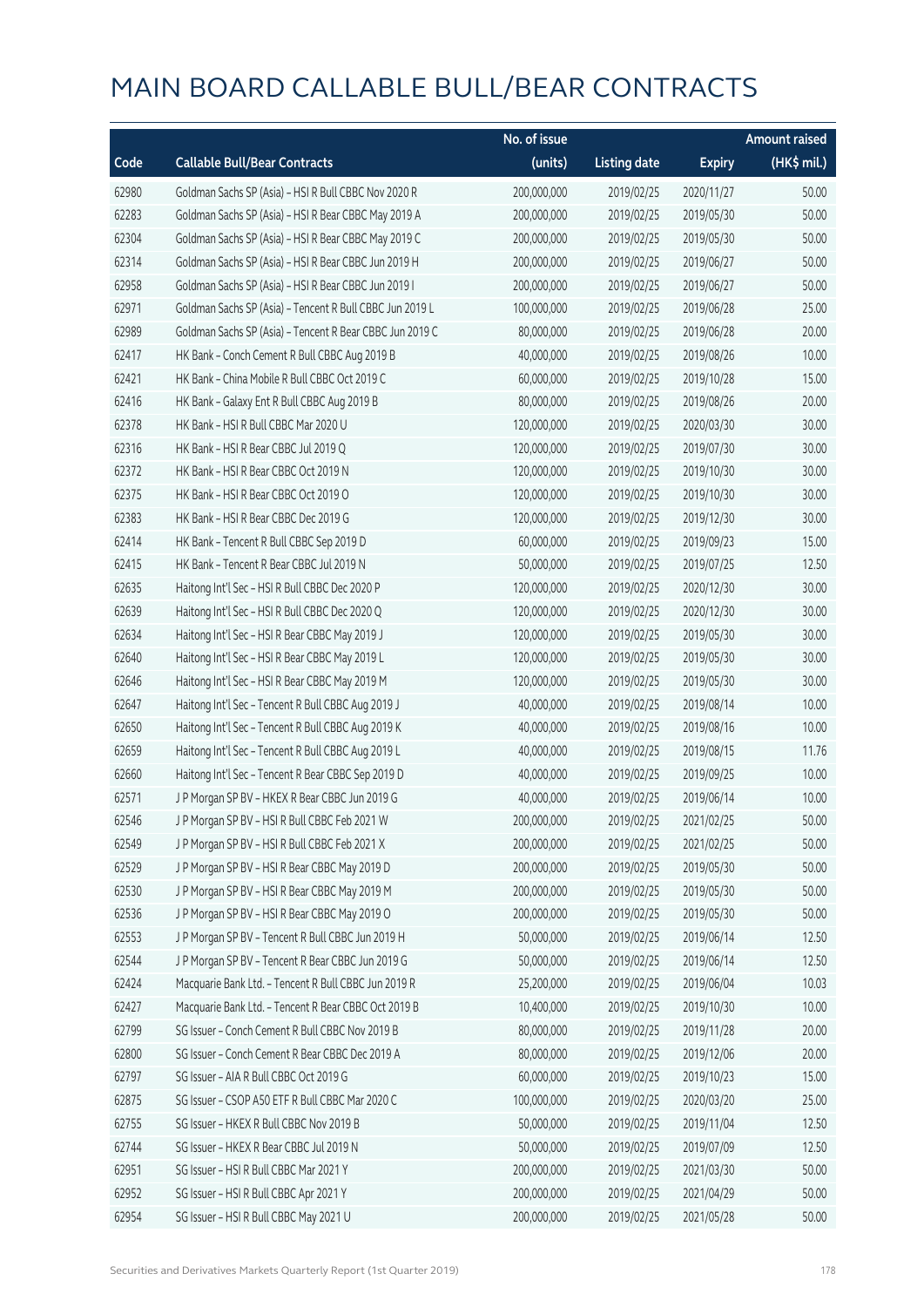# MAIN BOARD CALLABLE BULL/BEAR CONTRACTS

| Code | Callable Bull/Bear Contracts | No. of issue (units) | Listing date | Expiry | Amount raised (HK$ mil.) |
|---|---|---|---|---|---|
| 62980 | Goldman Sachs SP (Asia) - HSI R Bull CBBC Nov 2020 R | 200,000,000 | 2019/02/25 | 2020/11/27 | 50.00 |
| 62283 | Goldman Sachs SP (Asia) - HSI R Bear CBBC May 2019 A | 200,000,000 | 2019/02/25 | 2019/05/30 | 50.00 |
| 62304 | Goldman Sachs SP (Asia) - HSI R Bear CBBC May 2019 C | 200,000,000 | 2019/02/25 | 2019/05/30 | 50.00 |
| 62314 | Goldman Sachs SP (Asia) - HSI R Bear CBBC Jun 2019 H | 200,000,000 | 2019/02/25 | 2019/06/27 | 50.00 |
| 62958 | Goldman Sachs SP (Asia) - HSI R Bear CBBC Jun 2019 I | 200,000,000 | 2019/02/25 | 2019/06/27 | 50.00 |
| 62971 | Goldman Sachs SP (Asia) - Tencent R Bull CBBC Jun 2019 L | 100,000,000 | 2019/02/25 | 2019/06/28 | 25.00 |
| 62989 | Goldman Sachs SP (Asia) - Tencent R Bear CBBC Jun 2019 C | 80,000,000 | 2019/02/25 | 2019/06/28 | 20.00 |
| 62417 | HK Bank - Conch Cement R Bull CBBC Aug 2019 B | 40,000,000 | 2019/02/25 | 2019/08/26 | 10.00 |
| 62421 | HK Bank - China Mobile R Bull CBBC Oct 2019 C | 60,000,000 | 2019/02/25 | 2019/10/28 | 15.00 |
| 62416 | HK Bank - Galaxy Ent R Bull CBBC Aug 2019 B | 80,000,000 | 2019/02/25 | 2019/08/26 | 20.00 |
| 62378 | HK Bank - HSI R Bull CBBC Mar 2020 U | 120,000,000 | 2019/02/25 | 2020/03/30 | 30.00 |
| 62316 | HK Bank - HSI R Bear CBBC Jul 2019 Q | 120,000,000 | 2019/02/25 | 2019/07/30 | 30.00 |
| 62372 | HK Bank - HSI R Bear CBBC Oct 2019 N | 120,000,000 | 2019/02/25 | 2019/10/30 | 30.00 |
| 62375 | HK Bank - HSI R Bear CBBC Oct 2019 O | 120,000,000 | 2019/02/25 | 2019/10/30 | 30.00 |
| 62383 | HK Bank - HSI R Bear CBBC Dec 2019 G | 120,000,000 | 2019/02/25 | 2019/12/30 | 30.00 |
| 62414 | HK Bank - Tencent R Bull CBBC Sep 2019 D | 60,000,000 | 2019/02/25 | 2019/09/23 | 15.00 |
| 62415 | HK Bank - Tencent R Bear CBBC Jul 2019 N | 50,000,000 | 2019/02/25 | 2019/07/25 | 12.50 |
| 62635 | Haitong Int'l Sec - HSI R Bull CBBC Dec 2020 P | 120,000,000 | 2019/02/25 | 2020/12/30 | 30.00 |
| 62639 | Haitong Int'l Sec - HSI R Bull CBBC Dec 2020 Q | 120,000,000 | 2019/02/25 | 2020/12/30 | 30.00 |
| 62634 | Haitong Int'l Sec - HSI R Bear CBBC May 2019 J | 120,000,000 | 2019/02/25 | 2019/05/30 | 30.00 |
| 62640 | Haitong Int'l Sec - HSI R Bear CBBC May 2019 L | 120,000,000 | 2019/02/25 | 2019/05/30 | 30.00 |
| 62646 | Haitong Int'l Sec - HSI R Bear CBBC May 2019 M | 120,000,000 | 2019/02/25 | 2019/05/30 | 30.00 |
| 62647 | Haitong Int'l Sec - Tencent R Bull CBBC Aug 2019 J | 40,000,000 | 2019/02/25 | 2019/08/14 | 10.00 |
| 62650 | Haitong Int'l Sec - Tencent R Bull CBBC Aug 2019 K | 40,000,000 | 2019/02/25 | 2019/08/16 | 10.00 |
| 62659 | Haitong Int'l Sec - Tencent R Bull CBBC Aug 2019 L | 40,000,000 | 2019/02/25 | 2019/08/15 | 11.76 |
| 62660 | Haitong Int'l Sec - Tencent R Bear CBBC Sep 2019 D | 40,000,000 | 2019/02/25 | 2019/09/25 | 10.00 |
| 62571 | J P Morgan SP BV - HKEX R Bear CBBC Jun 2019 G | 40,000,000 | 2019/02/25 | 2019/06/14 | 10.00 |
| 62546 | J P Morgan SP BV - HSI R Bull CBBC Feb 2021 W | 200,000,000 | 2019/02/25 | 2021/02/25 | 50.00 |
| 62549 | J P Morgan SP BV - HSI R Bull CBBC Feb 2021 X | 200,000,000 | 2019/02/25 | 2021/02/25 | 50.00 |
| 62529 | J P Morgan SP BV - HSI R Bear CBBC May 2019 D | 200,000,000 | 2019/02/25 | 2019/05/30 | 50.00 |
| 62530 | J P Morgan SP BV - HSI R Bear CBBC May 2019 M | 200,000,000 | 2019/02/25 | 2019/05/30 | 50.00 |
| 62536 | J P Morgan SP BV - HSI R Bear CBBC May 2019 O | 200,000,000 | 2019/02/25 | 2019/05/30 | 50.00 |
| 62553 | J P Morgan SP BV - Tencent R Bull CBBC Jun 2019 H | 50,000,000 | 2019/02/25 | 2019/06/14 | 12.50 |
| 62544 | J P Morgan SP BV - Tencent R Bear CBBC Jun 2019 G | 50,000,000 | 2019/02/25 | 2019/06/14 | 12.50 |
| 62424 | Macquarie Bank Ltd. - Tencent R Bull CBBC Jun 2019 R | 25,200,000 | 2019/02/25 | 2019/06/04 | 10.03 |
| 62427 | Macquarie Bank Ltd. - Tencent R Bear CBBC Oct 2019 B | 10,400,000 | 2019/02/25 | 2019/10/30 | 10.00 |
| 62799 | SG Issuer - Conch Cement R Bull CBBC Nov 2019 B | 80,000,000 | 2019/02/25 | 2019/11/28 | 20.00 |
| 62800 | SG Issuer - Conch Cement R Bear CBBC Dec 2019 A | 80,000,000 | 2019/02/25 | 2019/12/06 | 20.00 |
| 62797 | SG Issuer - AIA R Bull CBBC Oct 2019 G | 60,000,000 | 2019/02/25 | 2019/10/23 | 15.00 |
| 62875 | SG Issuer - CSOP A50 ETF R Bull CBBC Mar 2020 C | 100,000,000 | 2019/02/25 | 2020/03/20 | 25.00 |
| 62755 | SG Issuer - HKEX R Bull CBBC Nov 2019 B | 50,000,000 | 2019/02/25 | 2019/11/04 | 12.50 |
| 62744 | SG Issuer - HKEX R Bear CBBC Jul 2019 N | 50,000,000 | 2019/02/25 | 2019/07/09 | 12.50 |
| 62951 | SG Issuer - HSI R Bull CBBC Mar 2021 Y | 200,000,000 | 2019/02/25 | 2021/03/30 | 50.00 |
| 62952 | SG Issuer - HSI R Bull CBBC Apr 2021 Y | 200,000,000 | 2019/02/25 | 2021/04/29 | 50.00 |
| 62954 | SG Issuer - HSI R Bull CBBC May 2021 U | 200,000,000 | 2019/02/25 | 2021/05/28 | 50.00 |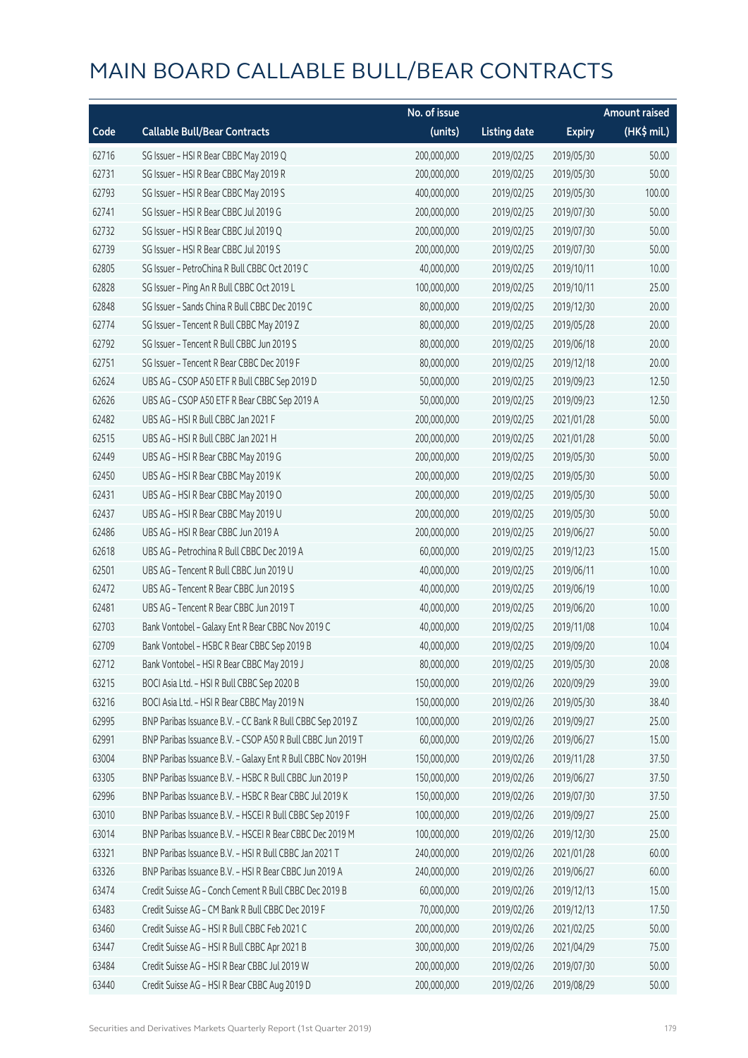# MAIN BOARD CALLABLE BULL/BEAR CONTRACTS

| Code | Callable Bull/Bear Contracts | No. of issue (units) | Listing date | Expiry | Amount raised (HK$ mil.) |
|---|---|---|---|---|---|
| 62716 | SG Issuer – HSI R Bear CBBC May 2019 Q | 200,000,000 | 2019/02/25 | 2019/05/30 | 50.00 |
| 62731 | SG Issuer – HSI R Bear CBBC May 2019 R | 200,000,000 | 2019/02/25 | 2019/05/30 | 50.00 |
| 62793 | SG Issuer – HSI R Bear CBBC May 2019 S | 400,000,000 | 2019/02/25 | 2019/05/30 | 100.00 |
| 62741 | SG Issuer – HSI R Bear CBBC Jul 2019 G | 200,000,000 | 2019/02/25 | 2019/07/30 | 50.00 |
| 62732 | SG Issuer – HSI R Bear CBBC Jul 2019 Q | 200,000,000 | 2019/02/25 | 2019/07/30 | 50.00 |
| 62739 | SG Issuer – HSI R Bear CBBC Jul 2019 S | 200,000,000 | 2019/02/25 | 2019/07/30 | 50.00 |
| 62805 | SG Issuer – PetroChina R Bull CBBC Oct 2019 C | 40,000,000 | 2019/02/25 | 2019/10/11 | 10.00 |
| 62828 | SG Issuer – Ping An R Bull CBBC Oct 2019 L | 100,000,000 | 2019/02/25 | 2019/10/11 | 25.00 |
| 62848 | SG Issuer – Sands China R Bull CBBC Dec 2019 C | 80,000,000 | 2019/02/25 | 2019/12/30 | 20.00 |
| 62774 | SG Issuer – Tencent R Bull CBBC May 2019 Z | 80,000,000 | 2019/02/25 | 2019/05/28 | 20.00 |
| 62792 | SG Issuer – Tencent R Bull CBBC Jun 2019 S | 80,000,000 | 2019/02/25 | 2019/06/18 | 20.00 |
| 62751 | SG Issuer – Tencent R Bear CBBC Dec 2019 F | 80,000,000 | 2019/02/25 | 2019/12/18 | 20.00 |
| 62624 | UBS AG – CSOP A50 ETF R Bull CBBC Sep 2019 D | 50,000,000 | 2019/02/25 | 2019/09/23 | 12.50 |
| 62626 | UBS AG – CSOP A50 ETF R Bear CBBC Sep 2019 A | 50,000,000 | 2019/02/25 | 2019/09/23 | 12.50 |
| 62482 | UBS AG – HSI R Bull CBBC Jan 2021 F | 200,000,000 | 2019/02/25 | 2021/01/28 | 50.00 |
| 62515 | UBS AG – HSI R Bull CBBC Jan 2021 H | 200,000,000 | 2019/02/25 | 2021/01/28 | 50.00 |
| 62449 | UBS AG – HSI R Bear CBBC May 2019 G | 200,000,000 | 2019/02/25 | 2019/05/30 | 50.00 |
| 62450 | UBS AG – HSI R Bear CBBC May 2019 K | 200,000,000 | 2019/02/25 | 2019/05/30 | 50.00 |
| 62431 | UBS AG – HSI R Bear CBBC May 2019 O | 200,000,000 | 2019/02/25 | 2019/05/30 | 50.00 |
| 62437 | UBS AG – HSI R Bear CBBC May 2019 U | 200,000,000 | 2019/02/25 | 2019/05/30 | 50.00 |
| 62486 | UBS AG – HSI R Bear CBBC Jun 2019 A | 200,000,000 | 2019/02/25 | 2019/06/27 | 50.00 |
| 62618 | UBS AG – Petrochina R Bull CBBC Dec 2019 A | 60,000,000 | 2019/02/25 | 2019/12/23 | 15.00 |
| 62501 | UBS AG – Tencent R Bull CBBC Jun 2019 U | 40,000,000 | 2019/02/25 | 2019/06/11 | 10.00 |
| 62472 | UBS AG – Tencent R Bear CBBC Jun 2019 S | 40,000,000 | 2019/02/25 | 2019/06/19 | 10.00 |
| 62481 | UBS AG – Tencent R Bear CBBC Jun 2019 T | 40,000,000 | 2019/02/25 | 2019/06/20 | 10.00 |
| 62703 | Bank Vontobel – Galaxy Ent R Bear CBBC Nov 2019 C | 40,000,000 | 2019/02/25 | 2019/11/08 | 10.04 |
| 62709 | Bank Vontobel – HSBC R Bear CBBC Sep 2019 B | 40,000,000 | 2019/02/25 | 2019/09/20 | 10.04 |
| 62712 | Bank Vontobel – HSI R Bear CBBC May 2019 J | 80,000,000 | 2019/02/25 | 2019/05/30 | 20.08 |
| 63215 | BOCI Asia Ltd. – HSI R Bull CBBC Sep 2020 B | 150,000,000 | 2019/02/26 | 2020/09/29 | 39.00 |
| 63216 | BOCI Asia Ltd. – HSI R Bear CBBC May 2019 N | 150,000,000 | 2019/02/26 | 2019/05/30 | 38.40 |
| 62995 | BNP Paribas Issuance B.V. – CC Bank R Bull CBBC Sep 2019 Z | 100,000,000 | 2019/02/26 | 2019/09/27 | 25.00 |
| 62991 | BNP Paribas Issuance B.V. – CSOP A50 R Bull CBBC Jun 2019 T | 60,000,000 | 2019/02/26 | 2019/06/27 | 15.00 |
| 63004 | BNP Paribas Issuance B.V. – Galaxy Ent R Bull CBBC Nov 2019H | 150,000,000 | 2019/02/26 | 2019/11/28 | 37.50 |
| 63305 | BNP Paribas Issuance B.V. – HSBC R Bull CBBC Jun 2019 P | 150,000,000 | 2019/02/26 | 2019/06/27 | 37.50 |
| 62996 | BNP Paribas Issuance B.V. – HSBC R Bear CBBC Jul 2019 K | 150,000,000 | 2019/02/26 | 2019/07/30 | 37.50 |
| 63010 | BNP Paribas Issuance B.V. – HSCEI R Bull CBBC Sep 2019 F | 100,000,000 | 2019/02/26 | 2019/09/27 | 25.00 |
| 63014 | BNP Paribas Issuance B.V. – HSCEI R Bear CBBC Dec 2019 M | 100,000,000 | 2019/02/26 | 2019/12/30 | 25.00 |
| 63321 | BNP Paribas Issuance B.V. – HSI R Bull CBBC Jan 2021 T | 240,000,000 | 2019/02/26 | 2021/01/28 | 60.00 |
| 63326 | BNP Paribas Issuance B.V. – HSI R Bear CBBC Jun 2019 A | 240,000,000 | 2019/02/26 | 2019/06/27 | 60.00 |
| 63474 | Credit Suisse AG – Conch Cement R Bull CBBC Dec 2019 B | 60,000,000 | 2019/02/26 | 2019/12/13 | 15.00 |
| 63483 | Credit Suisse AG – CM Bank R Bull CBBC Dec 2019 F | 70,000,000 | 2019/02/26 | 2019/12/13 | 17.50 |
| 63460 | Credit Suisse AG – HSI R Bull CBBC Feb 2021 C | 200,000,000 | 2019/02/26 | 2021/02/25 | 50.00 |
| 63447 | Credit Suisse AG – HSI R Bull CBBC Apr 2021 B | 300,000,000 | 2019/02/26 | 2021/04/29 | 75.00 |
| 63484 | Credit Suisse AG – HSI R Bear CBBC Jul 2019 W | 200,000,000 | 2019/02/26 | 2019/07/30 | 50.00 |
| 63440 | Credit Suisse AG – HSI R Bear CBBC Aug 2019 D | 200,000,000 | 2019/02/26 | 2019/08/29 | 50.00 |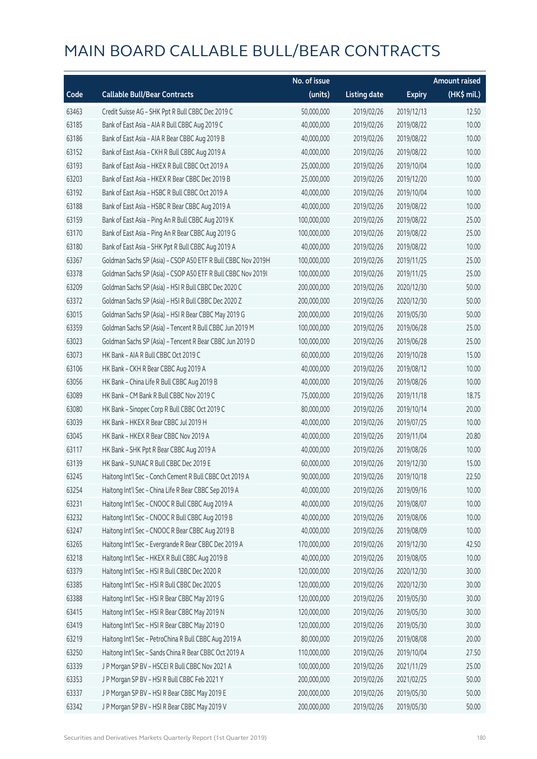# MAIN BOARD CALLABLE BULL/BEAR CONTRACTS

| Code | Callable Bull/Bear Contracts | No. of issue (units) | Listing date | Expiry | Amount raised (HK$ mil.) |
|---|---|---|---|---|---|
| 63463 | Credit Suisse AG – SHK Ppt R Bull CBBC Dec 2019 C | 50,000,000 | 2019/02/26 | 2019/12/13 | 12.50 |
| 63185 | Bank of East Asia – AIA R Bull CBBC Aug 2019 C | 40,000,000 | 2019/02/26 | 2019/08/22 | 10.00 |
| 63186 | Bank of East Asia – AIA R Bear CBBC Aug 2019 B | 40,000,000 | 2019/02/26 | 2019/08/22 | 10.00 |
| 63152 | Bank of East Asia – CKH R Bull CBBC Aug 2019 A | 40,000,000 | 2019/02/26 | 2019/08/22 | 10.00 |
| 63193 | Bank of East Asia – HKEX R Bull CBBC Oct 2019 A | 25,000,000 | 2019/02/26 | 2019/10/04 | 10.00 |
| 63203 | Bank of East Asia – HKEX R Bear CBBC Dec 2019 B | 25,000,000 | 2019/02/26 | 2019/12/20 | 10.00 |
| 63192 | Bank of East Asia – HSBC R Bull CBBC Oct 2019 A | 40,000,000 | 2019/02/26 | 2019/10/04 | 10.00 |
| 63188 | Bank of East Asia – HSBC R Bear CBBC Aug 2019 A | 40,000,000 | 2019/02/26 | 2019/08/22 | 10.00 |
| 63159 | Bank of East Asia – Ping An R Bull CBBC Aug 2019 K | 100,000,000 | 2019/02/26 | 2019/08/22 | 25.00 |
| 63170 | Bank of East Asia – Ping An R Bear CBBC Aug 2019 G | 100,000,000 | 2019/02/26 | 2019/08/22 | 25.00 |
| 63180 | Bank of East Asia – SHK Ppt R Bull CBBC Aug 2019 A | 40,000,000 | 2019/02/26 | 2019/08/22 | 10.00 |
| 63367 | Goldman Sachs SP (Asia) – CSOP A50 ETF R Bull CBBC Nov 2019H | 100,000,000 | 2019/02/26 | 2019/11/25 | 25.00 |
| 63378 | Goldman Sachs SP (Asia) – CSOP A50 ETF R Bull CBBC Nov 2019I | 100,000,000 | 2019/02/26 | 2019/11/25 | 25.00 |
| 63209 | Goldman Sachs SP (Asia) – HSI R Bull CBBC Dec 2020 C | 200,000,000 | 2019/02/26 | 2020/12/30 | 50.00 |
| 63372 | Goldman Sachs SP (Asia) – HSI R Bull CBBC Dec 2020 Z | 200,000,000 | 2019/02/26 | 2020/12/30 | 50.00 |
| 63015 | Goldman Sachs SP (Asia) – HSI R Bear CBBC May 2019 G | 200,000,000 | 2019/02/26 | 2019/05/30 | 50.00 |
| 63359 | Goldman Sachs SP (Asia) – Tencent R Bull CBBC Jun 2019 M | 100,000,000 | 2019/02/26 | 2019/06/28 | 25.00 |
| 63023 | Goldman Sachs SP (Asia) – Tencent R Bear CBBC Jun 2019 D | 100,000,000 | 2019/02/26 | 2019/06/28 | 25.00 |
| 63073 | HK Bank – AIA R Bull CBBC Oct 2019 C | 60,000,000 | 2019/02/26 | 2019/10/28 | 15.00 |
| 63106 | HK Bank – CKH R Bear CBBC Aug 2019 A | 40,000,000 | 2019/02/26 | 2019/08/12 | 10.00 |
| 63056 | HK Bank – China Life R Bull CBBC Aug 2019 B | 40,000,000 | 2019/02/26 | 2019/08/26 | 10.00 |
| 63089 | HK Bank – CM Bank R Bull CBBC Nov 2019 C | 75,000,000 | 2019/02/26 | 2019/11/18 | 18.75 |
| 63080 | HK Bank – Sinopec Corp R Bull CBBC Oct 2019 C | 80,000,000 | 2019/02/26 | 2019/10/14 | 20.00 |
| 63039 | HK Bank – HKEX R Bear CBBC Jul 2019 H | 40,000,000 | 2019/02/26 | 2019/07/25 | 10.00 |
| 63045 | HK Bank – HKEX R Bear CBBC Nov 2019 A | 40,000,000 | 2019/02/26 | 2019/11/04 | 20.80 |
| 63117 | HK Bank – SHK Ppt R Bear CBBC Aug 2019 A | 40,000,000 | 2019/02/26 | 2019/08/26 | 10.00 |
| 63139 | HK Bank – SUNAC R Bull CBBC Dec 2019 E | 60,000,000 | 2019/02/26 | 2019/12/30 | 15.00 |
| 63245 | Haitong Int'l Sec – Conch Cement R Bull CBBC Oct 2019 A | 90,000,000 | 2019/02/26 | 2019/10/18 | 22.50 |
| 63254 | Haitong Int'l Sec – China Life R Bear CBBC Sep 2019 A | 40,000,000 | 2019/02/26 | 2019/09/16 | 10.00 |
| 63231 | Haitong Int'l Sec – CNOOC R Bull CBBC Aug 2019 A | 40,000,000 | 2019/02/26 | 2019/08/07 | 10.00 |
| 63232 | Haitong Int'l Sec – CNOOC R Bull CBBC Aug 2019 B | 40,000,000 | 2019/02/26 | 2019/08/06 | 10.00 |
| 63247 | Haitong Int'l Sec – CNOOC R Bear CBBC Aug 2019 B | 40,000,000 | 2019/02/26 | 2019/08/09 | 10.00 |
| 63265 | Haitong Int'l Sec – Evergrande R Bear CBBC Dec 2019 A | 170,000,000 | 2019/02/26 | 2019/12/30 | 42.50 |
| 63218 | Haitong Int'l Sec – HKEX R Bull CBBC Aug 2019 B | 40,000,000 | 2019/02/26 | 2019/08/05 | 10.00 |
| 63379 | Haitong Int'l Sec – HSI R Bull CBBC Dec 2020 R | 120,000,000 | 2019/02/26 | 2020/12/30 | 30.00 |
| 63385 | Haitong Int'l Sec – HSI R Bull CBBC Dec 2020 S | 120,000,000 | 2019/02/26 | 2020/12/30 | 30.00 |
| 63388 | Haitong Int'l Sec – HSI R Bear CBBC May 2019 G | 120,000,000 | 2019/02/26 | 2019/05/30 | 30.00 |
| 63415 | Haitong Int'l Sec – HSI R Bear CBBC May 2019 N | 120,000,000 | 2019/02/26 | 2019/05/30 | 30.00 |
| 63419 | Haitong Int'l Sec – HSI R Bear CBBC May 2019 O | 120,000,000 | 2019/02/26 | 2019/05/30 | 30.00 |
| 63219 | Haitong Int'l Sec – PetroChina R Bull CBBC Aug 2019 A | 80,000,000 | 2019/02/26 | 2019/08/08 | 20.00 |
| 63250 | Haitong Int'l Sec – Sands China R Bear CBBC Oct 2019 A | 110,000,000 | 2019/02/26 | 2019/10/04 | 27.50 |
| 63339 | J P Morgan SP BV – HSCEI R Bull CBBC Nov 2021 A | 100,000,000 | 2019/02/26 | 2021/11/29 | 25.00 |
| 63353 | J P Morgan SP BV – HSI R Bull CBBC Feb 2021 Y | 200,000,000 | 2019/02/26 | 2021/02/25 | 50.00 |
| 63337 | J P Morgan SP BV – HSI R Bear CBBC May 2019 E | 200,000,000 | 2019/02/26 | 2019/05/30 | 50.00 |
| 63342 | J P Morgan SP BV – HSI R Bear CBBC May 2019 V | 200,000,000 | 2019/02/26 | 2019/05/30 | 50.00 |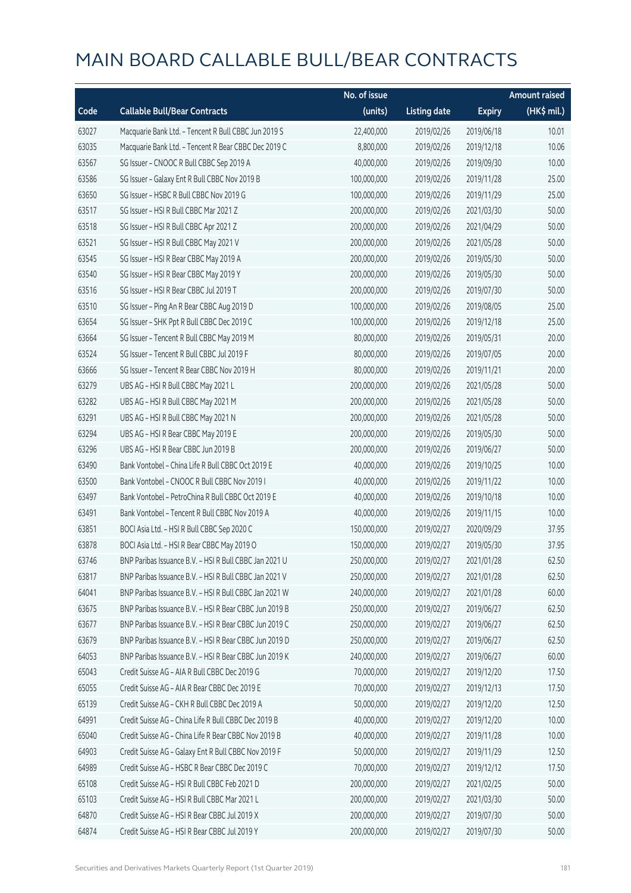# MAIN BOARD CALLABLE BULL/BEAR CONTRACTS

| Code | Callable Bull/Bear Contracts | No. of issue (units) | Listing date | Expiry | Amount raised (HK$ mil.) |
|---|---|---|---|---|---|
| 63027 | Macquarie Bank Ltd. – Tencent R Bull CBBC Jun 2019 S | 22,400,000 | 2019/02/26 | 2019/06/18 | 10.01 |
| 63035 | Macquarie Bank Ltd. – Tencent R Bear CBBC Dec 2019 C | 8,800,000 | 2019/02/26 | 2019/12/18 | 10.06 |
| 63567 | SG Issuer – CNOOC R Bull CBBC Sep 2019 A | 40,000,000 | 2019/02/26 | 2019/09/30 | 10.00 |
| 63586 | SG Issuer – Galaxy Ent R Bull CBBC Nov 2019 B | 100,000,000 | 2019/02/26 | 2019/11/28 | 25.00 |
| 63650 | SG Issuer – HSBC R Bull CBBC Nov 2019 G | 100,000,000 | 2019/02/26 | 2019/11/29 | 25.00 |
| 63517 | SG Issuer – HSI R Bull CBBC Mar 2021 Z | 200,000,000 | 2019/02/26 | 2021/03/30 | 50.00 |
| 63518 | SG Issuer – HSI R Bull CBBC Apr 2021 Z | 200,000,000 | 2019/02/26 | 2021/04/29 | 50.00 |
| 63521 | SG Issuer – HSI R Bull CBBC May 2021 V | 200,000,000 | 2019/02/26 | 2021/05/28 | 50.00 |
| 63545 | SG Issuer – HSI R Bear CBBC May 2019 A | 200,000,000 | 2019/02/26 | 2019/05/30 | 50.00 |
| 63540 | SG Issuer – HSI R Bear CBBC May 2019 Y | 200,000,000 | 2019/02/26 | 2019/05/30 | 50.00 |
| 63516 | SG Issuer – HSI R Bear CBBC Jul 2019 T | 200,000,000 | 2019/02/26 | 2019/07/30 | 50.00 |
| 63510 | SG Issuer – Ping An R Bear CBBC Aug 2019 D | 100,000,000 | 2019/02/26 | 2019/08/05 | 25.00 |
| 63654 | SG Issuer – SHK Ppt R Bull CBBC Dec 2019 C | 100,000,000 | 2019/02/26 | 2019/12/18 | 25.00 |
| 63664 | SG Issuer – Tencent R Bull CBBC May 2019 M | 80,000,000 | 2019/02/26 | 2019/05/31 | 20.00 |
| 63524 | SG Issuer – Tencent R Bull CBBC Jul 2019 F | 80,000,000 | 2019/02/26 | 2019/07/05 | 20.00 |
| 63666 | SG Issuer – Tencent R Bear CBBC Nov 2019 H | 80,000,000 | 2019/02/26 | 2019/11/21 | 20.00 |
| 63279 | UBS AG – HSI R Bull CBBC May 2021 L | 200,000,000 | 2019/02/26 | 2021/05/28 | 50.00 |
| 63282 | UBS AG – HSI R Bull CBBC May 2021 M | 200,000,000 | 2019/02/26 | 2021/05/28 | 50.00 |
| 63291 | UBS AG – HSI R Bull CBBC May 2021 N | 200,000,000 | 2019/02/26 | 2021/05/28 | 50.00 |
| 63294 | UBS AG – HSI R Bear CBBC May 2019 E | 200,000,000 | 2019/02/26 | 2019/05/30 | 50.00 |
| 63296 | UBS AG – HSI R Bear CBBC Jun 2019 B | 200,000,000 | 2019/02/26 | 2019/06/27 | 50.00 |
| 63490 | Bank Vontobel – China Life R Bull CBBC Oct 2019 E | 40,000,000 | 2019/02/26 | 2019/10/25 | 10.00 |
| 63500 | Bank Vontobel – CNOOC R Bull CBBC Nov 2019 I | 40,000,000 | 2019/02/26 | 2019/11/22 | 10.00 |
| 63497 | Bank Vontobel – PetroChina R Bull CBBC Oct 2019 E | 40,000,000 | 2019/02/26 | 2019/10/18 | 10.00 |
| 63491 | Bank Vontobel – Tencent R Bull CBBC Nov 2019 A | 40,000,000 | 2019/02/26 | 2019/11/15 | 10.00 |
| 63851 | BOCI Asia Ltd. – HSI R Bull CBBC Sep 2020 C | 150,000,000 | 2019/02/27 | 2020/09/29 | 37.95 |
| 63878 | BOCI Asia Ltd. – HSI R Bear CBBC May 2019 O | 150,000,000 | 2019/02/27 | 2019/05/30 | 37.95 |
| 63746 | BNP Paribas Issuance B.V. – HSI R Bull CBBC Jan 2021 U | 250,000,000 | 2019/02/27 | 2021/01/28 | 62.50 |
| 63817 | BNP Paribas Issuance B.V. – HSI R Bull CBBC Jan 2021 V | 250,000,000 | 2019/02/27 | 2021/01/28 | 62.50 |
| 64041 | BNP Paribas Issuance B.V. – HSI R Bull CBBC Jan 2021 W | 240,000,000 | 2019/02/27 | 2021/01/28 | 60.00 |
| 63675 | BNP Paribas Issuance B.V. – HSI R Bear CBBC Jun 2019 B | 250,000,000 | 2019/02/27 | 2019/06/27 | 62.50 |
| 63677 | BNP Paribas Issuance B.V. – HSI R Bear CBBC Jun 2019 C | 250,000,000 | 2019/02/27 | 2019/06/27 | 62.50 |
| 63679 | BNP Paribas Issuance B.V. – HSI R Bear CBBC Jun 2019 D | 250,000,000 | 2019/02/27 | 2019/06/27 | 62.50 |
| 64053 | BNP Paribas Issuance B.V. – HSI R Bear CBBC Jun 2019 K | 240,000,000 | 2019/02/27 | 2019/06/27 | 60.00 |
| 65043 | Credit Suisse AG – AIA R Bull CBBC Dec 2019 G | 70,000,000 | 2019/02/27 | 2019/12/20 | 17.50 |
| 65055 | Credit Suisse AG – AIA R Bear CBBC Dec 2019 E | 70,000,000 | 2019/02/27 | 2019/12/13 | 17.50 |
| 65139 | Credit Suisse AG – CKH R Bull CBBC Dec 2019 A | 50,000,000 | 2019/02/27 | 2019/12/20 | 12.50 |
| 64991 | Credit Suisse AG – China Life R Bull CBBC Dec 2019 B | 40,000,000 | 2019/02/27 | 2019/12/20 | 10.00 |
| 65040 | Credit Suisse AG – China Life R Bear CBBC Nov 2019 B | 40,000,000 | 2019/02/27 | 2019/11/28 | 10.00 |
| 64903 | Credit Suisse AG – Galaxy Ent R Bull CBBC Nov 2019 F | 50,000,000 | 2019/02/27 | 2019/11/29 | 12.50 |
| 64989 | Credit Suisse AG – HSBC R Bear CBBC Dec 2019 C | 70,000,000 | 2019/02/27 | 2019/12/12 | 17.50 |
| 65108 | Credit Suisse AG – HSI R Bull CBBC Feb 2021 D | 200,000,000 | 2019/02/27 | 2021/02/25 | 50.00 |
| 65103 | Credit Suisse AG – HSI R Bull CBBC Mar 2021 L | 200,000,000 | 2019/02/27 | 2021/03/30 | 50.00 |
| 64870 | Credit Suisse AG – HSI R Bear CBBC Jul 2019 X | 200,000,000 | 2019/02/27 | 2019/07/30 | 50.00 |
| 64874 | Credit Suisse AG – HSI R Bear CBBC Jul 2019 Y | 200,000,000 | 2019/02/27 | 2019/07/30 | 50.00 |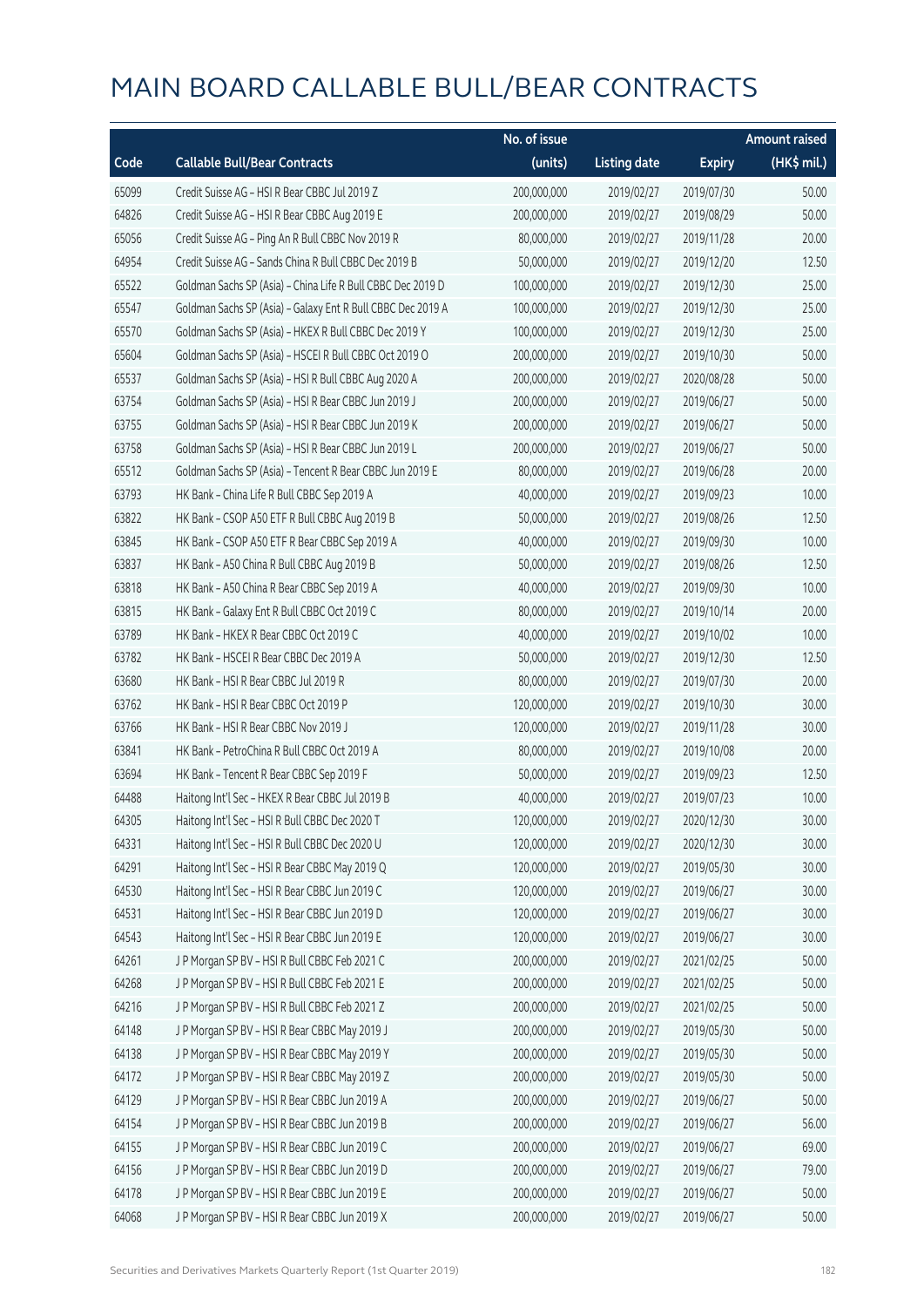# MAIN BOARD CALLABLE BULL/BEAR CONTRACTS

| Code | Callable Bull/Bear Contracts | No. of issue (units) | Listing date | Expiry | Amount raised (HK$ mil.) |
|---|---|---|---|---|---|
| 65099 | Credit Suisse AG - HSI R Bear CBBC Jul 2019 Z | 200,000,000 | 2019/02/27 | 2019/07/30 | 50.00 |
| 64826 | Credit Suisse AG - HSI R Bear CBBC Aug 2019 E | 200,000,000 | 2019/02/27 | 2019/08/29 | 50.00 |
| 65056 | Credit Suisse AG - Ping An R Bull CBBC Nov 2019 R | 80,000,000 | 2019/02/27 | 2019/11/28 | 20.00 |
| 64954 | Credit Suisse AG - Sands China R Bull CBBC Dec 2019 B | 50,000,000 | 2019/02/27 | 2019/12/20 | 12.50 |
| 65522 | Goldman Sachs SP (Asia) - China Life R Bull CBBC Dec 2019 D | 100,000,000 | 2019/02/27 | 2019/12/30 | 25.00 |
| 65547 | Goldman Sachs SP (Asia) - Galaxy Ent R Bull CBBC Dec 2019 A | 100,000,000 | 2019/02/27 | 2019/12/30 | 25.00 |
| 65570 | Goldman Sachs SP (Asia) - HKEX R Bull CBBC Dec 2019 Y | 100,000,000 | 2019/02/27 | 2019/12/30 | 25.00 |
| 65604 | Goldman Sachs SP (Asia) - HSCEI R Bull CBBC Oct 2019 O | 200,000,000 | 2019/02/27 | 2019/10/30 | 50.00 |
| 65537 | Goldman Sachs SP (Asia) - HSI R Bull CBBC Aug 2020 A | 200,000,000 | 2019/02/27 | 2020/08/28 | 50.00 |
| 63754 | Goldman Sachs SP (Asia) - HSI R Bear CBBC Jun 2019 J | 200,000,000 | 2019/02/27 | 2019/06/27 | 50.00 |
| 63755 | Goldman Sachs SP (Asia) - HSI R Bear CBBC Jun 2019 K | 200,000,000 | 2019/02/27 | 2019/06/27 | 50.00 |
| 63758 | Goldman Sachs SP (Asia) - HSI R Bear CBBC Jun 2019 L | 200,000,000 | 2019/02/27 | 2019/06/27 | 50.00 |
| 65512 | Goldman Sachs SP (Asia) - Tencent R Bear CBBC Jun 2019 E | 80,000,000 | 2019/02/27 | 2019/06/28 | 20.00 |
| 63793 | HK Bank - China Life R Bull CBBC Sep 2019 A | 40,000,000 | 2019/02/27 | 2019/09/23 | 10.00 |
| 63822 | HK Bank - CSOP A50 ETF R Bull CBBC Aug 2019 B | 50,000,000 | 2019/02/27 | 2019/08/26 | 12.50 |
| 63845 | HK Bank - CSOP A50 ETF R Bear CBBC Sep 2019 A | 40,000,000 | 2019/02/27 | 2019/09/30 | 10.00 |
| 63837 | HK Bank - A50 China R Bull CBBC Aug 2019 B | 50,000,000 | 2019/02/27 | 2019/08/26 | 12.50 |
| 63818 | HK Bank - A50 China R Bear CBBC Sep 2019 A | 40,000,000 | 2019/02/27 | 2019/09/30 | 10.00 |
| 63815 | HK Bank - Galaxy Ent R Bull CBBC Oct 2019 C | 80,000,000 | 2019/02/27 | 2019/10/14 | 20.00 |
| 63789 | HK Bank - HKEX R Bear CBBC Oct 2019 C | 40,000,000 | 2019/02/27 | 2019/10/02 | 10.00 |
| 63782 | HK Bank - HSCEI R Bear CBBC Dec 2019 A | 50,000,000 | 2019/02/27 | 2019/12/30 | 12.50 |
| 63680 | HK Bank - HSI R Bear CBBC Jul 2019 R | 80,000,000 | 2019/02/27 | 2019/07/30 | 20.00 |
| 63762 | HK Bank - HSI R Bear CBBC Oct 2019 P | 120,000,000 | 2019/02/27 | 2019/10/30 | 30.00 |
| 63766 | HK Bank - HSI R Bear CBBC Nov 2019 J | 120,000,000 | 2019/02/27 | 2019/11/28 | 30.00 |
| 63841 | HK Bank - PetroChina R Bull CBBC Oct 2019 A | 80,000,000 | 2019/02/27 | 2019/10/08 | 20.00 |
| 63694 | HK Bank - Tencent R Bear CBBC Sep 2019 F | 50,000,000 | 2019/02/27 | 2019/09/23 | 12.50 |
| 64488 | Haitong Int'l Sec - HKEX R Bear CBBC Jul 2019 B | 40,000,000 | 2019/02/27 | 2019/07/23 | 10.00 |
| 64305 | Haitong Int'l Sec - HSI R Bull CBBC Dec 2020 T | 120,000,000 | 2019/02/27 | 2020/12/30 | 30.00 |
| 64331 | Haitong Int'l Sec - HSI R Bull CBBC Dec 2020 U | 120,000,000 | 2019/02/27 | 2020/12/30 | 30.00 |
| 64291 | Haitong Int'l Sec - HSI R Bear CBBC May 2019 Q | 120,000,000 | 2019/02/27 | 2019/05/30 | 30.00 |
| 64530 | Haitong Int'l Sec - HSI R Bear CBBC Jun 2019 C | 120,000,000 | 2019/02/27 | 2019/06/27 | 30.00 |
| 64531 | Haitong Int'l Sec - HSI R Bear CBBC Jun 2019 D | 120,000,000 | 2019/02/27 | 2019/06/27 | 30.00 |
| 64543 | Haitong Int'l Sec - HSI R Bear CBBC Jun 2019 E | 120,000,000 | 2019/02/27 | 2019/06/27 | 30.00 |
| 64261 | J P Morgan SP BV - HSI R Bull CBBC Feb 2021 C | 200,000,000 | 2019/02/27 | 2021/02/25 | 50.00 |
| 64268 | J P Morgan SP BV - HSI R Bull CBBC Feb 2021 E | 200,000,000 | 2019/02/27 | 2021/02/25 | 50.00 |
| 64216 | J P Morgan SP BV - HSI R Bull CBBC Feb 2021 Z | 200,000,000 | 2019/02/27 | 2021/02/25 | 50.00 |
| 64148 | J P Morgan SP BV - HSI R Bear CBBC May 2019 J | 200,000,000 | 2019/02/27 | 2019/05/30 | 50.00 |
| 64138 | J P Morgan SP BV - HSI R Bear CBBC May 2019 Y | 200,000,000 | 2019/02/27 | 2019/05/30 | 50.00 |
| 64172 | J P Morgan SP BV - HSI R Bear CBBC May 2019 Z | 200,000,000 | 2019/02/27 | 2019/05/30 | 50.00 |
| 64129 | J P Morgan SP BV - HSI R Bear CBBC Jun 2019 A | 200,000,000 | 2019/02/27 | 2019/06/27 | 50.00 |
| 64154 | J P Morgan SP BV - HSI R Bear CBBC Jun 2019 B | 200,000,000 | 2019/02/27 | 2019/06/27 | 56.00 |
| 64155 | J P Morgan SP BV - HSI R Bear CBBC Jun 2019 C | 200,000,000 | 2019/02/27 | 2019/06/27 | 69.00 |
| 64156 | J P Morgan SP BV - HSI R Bear CBBC Jun 2019 D | 200,000,000 | 2019/02/27 | 2019/06/27 | 79.00 |
| 64178 | J P Morgan SP BV - HSI R Bear CBBC Jun 2019 E | 200,000,000 | 2019/02/27 | 2019/06/27 | 50.00 |
| 64068 | J P Morgan SP BV - HSI R Bear CBBC Jun 2019 X | 200,000,000 | 2019/02/27 | 2019/06/27 | 50.00 |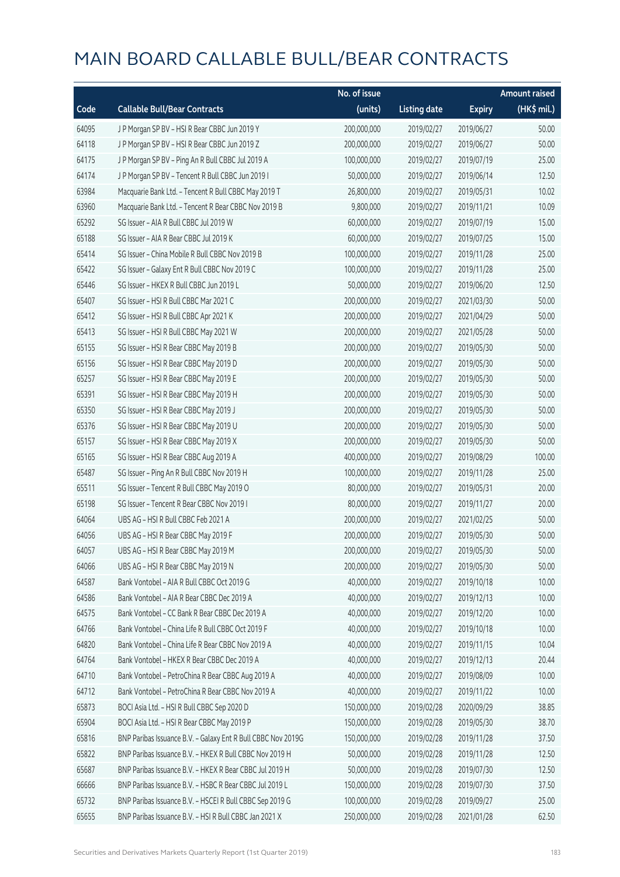# MAIN BOARD CALLABLE BULL/BEAR CONTRACTS

| Code | Callable Bull/Bear Contracts | No. of issue (units) | Listing date | Expiry | Amount raised (HK$ mil.) |
|---|---|---|---|---|---|
| 64095 | J P Morgan SP BV – HSI R Bear CBBC Jun 2019 Y | 200,000,000 | 2019/02/27 | 2019/06/27 | 50.00 |
| 64118 | J P Morgan SP BV – HSI R Bear CBBC Jun 2019 Z | 200,000,000 | 2019/02/27 | 2019/06/27 | 50.00 |
| 64175 | J P Morgan SP BV – Ping An R Bull CBBC Jul 2019 A | 100,000,000 | 2019/02/27 | 2019/07/19 | 25.00 |
| 64174 | J P Morgan SP BV – Tencent R Bull CBBC Jun 2019 I | 50,000,000 | 2019/02/27 | 2019/06/14 | 12.50 |
| 63984 | Macquarie Bank Ltd. – Tencent R Bull CBBC May 2019 T | 26,800,000 | 2019/02/27 | 2019/05/31 | 10.02 |
| 63960 | Macquarie Bank Ltd. – Tencent R Bear CBBC Nov 2019 B | 9,800,000 | 2019/02/27 | 2019/11/21 | 10.09 |
| 65292 | SG Issuer – AIA R Bull CBBC Jul 2019 W | 60,000,000 | 2019/02/27 | 2019/07/19 | 15.00 |
| 65188 | SG Issuer – AIA R Bear CBBC Jul 2019 K | 60,000,000 | 2019/02/27 | 2019/07/25 | 15.00 |
| 65414 | SG Issuer – China Mobile R Bull CBBC Nov 2019 B | 100,000,000 | 2019/02/27 | 2019/11/28 | 25.00 |
| 65422 | SG Issuer – Galaxy Ent R Bull CBBC Nov 2019 C | 100,000,000 | 2019/02/27 | 2019/11/28 | 25.00 |
| 65446 | SG Issuer – HKEX R Bull CBBC Jun 2019 L | 50,000,000 | 2019/02/27 | 2019/06/20 | 12.50 |
| 65407 | SG Issuer – HSI R Bull CBBC Mar 2021 C | 200,000,000 | 2019/02/27 | 2021/03/30 | 50.00 |
| 65412 | SG Issuer – HSI R Bull CBBC Apr 2021 K | 200,000,000 | 2019/02/27 | 2021/04/29 | 50.00 |
| 65413 | SG Issuer – HSI R Bull CBBC May 2021 W | 200,000,000 | 2019/02/27 | 2021/05/28 | 50.00 |
| 65155 | SG Issuer – HSI R Bear CBBC May 2019 B | 200,000,000 | 2019/02/27 | 2019/05/30 | 50.00 |
| 65156 | SG Issuer – HSI R Bear CBBC May 2019 D | 200,000,000 | 2019/02/27 | 2019/05/30 | 50.00 |
| 65257 | SG Issuer – HSI R Bear CBBC May 2019 E | 200,000,000 | 2019/02/27 | 2019/05/30 | 50.00 |
| 65391 | SG Issuer – HSI R Bear CBBC May 2019 H | 200,000,000 | 2019/02/27 | 2019/05/30 | 50.00 |
| 65350 | SG Issuer – HSI R Bear CBBC May 2019 J | 200,000,000 | 2019/02/27 | 2019/05/30 | 50.00 |
| 65376 | SG Issuer – HSI R Bear CBBC May 2019 U | 200,000,000 | 2019/02/27 | 2019/05/30 | 50.00 |
| 65157 | SG Issuer – HSI R Bear CBBC May 2019 X | 200,000,000 | 2019/02/27 | 2019/05/30 | 50.00 |
| 65165 | SG Issuer – HSI R Bear CBBC Aug 2019 A | 400,000,000 | 2019/02/27 | 2019/08/29 | 100.00 |
| 65487 | SG Issuer – Ping An R Bull CBBC Nov 2019 H | 100,000,000 | 2019/02/27 | 2019/11/28 | 25.00 |
| 65511 | SG Issuer – Tencent R Bull CBBC May 2019 O | 80,000,000 | 2019/02/27 | 2019/05/31 | 20.00 |
| 65198 | SG Issuer – Tencent R Bear CBBC Nov 2019 I | 80,000,000 | 2019/02/27 | 2019/11/27 | 20.00 |
| 64064 | UBS AG – HSI R Bull CBBC Feb 2021 A | 200,000,000 | 2019/02/27 | 2021/02/25 | 50.00 |
| 64056 | UBS AG – HSI R Bear CBBC May 2019 F | 200,000,000 | 2019/02/27 | 2019/05/30 | 50.00 |
| 64057 | UBS AG – HSI R Bear CBBC May 2019 M | 200,000,000 | 2019/02/27 | 2019/05/30 | 50.00 |
| 64066 | UBS AG – HSI R Bear CBBC May 2019 N | 200,000,000 | 2019/02/27 | 2019/05/30 | 50.00 |
| 64587 | Bank Vontobel – AIA R Bull CBBC Oct 2019 G | 40,000,000 | 2019/02/27 | 2019/10/18 | 10.00 |
| 64586 | Bank Vontobel – AIA R Bear CBBC Dec 2019 A | 40,000,000 | 2019/02/27 | 2019/12/13 | 10.00 |
| 64575 | Bank Vontobel – CC Bank R Bear CBBC Dec 2019 A | 40,000,000 | 2019/02/27 | 2019/12/20 | 10.00 |
| 64766 | Bank Vontobel – China Life R Bull CBBC Oct 2019 F | 40,000,000 | 2019/02/27 | 2019/10/18 | 10.00 |
| 64820 | Bank Vontobel – China Life R Bear CBBC Nov 2019 A | 40,000,000 | 2019/02/27 | 2019/11/15 | 10.04 |
| 64764 | Bank Vontobel – HKEX R Bear CBBC Dec 2019 A | 40,000,000 | 2019/02/27 | 2019/12/13 | 20.44 |
| 64710 | Bank Vontobel – PetroChina R Bear CBBC Aug 2019 A | 40,000,000 | 2019/02/27 | 2019/08/09 | 10.00 |
| 64712 | Bank Vontobel – PetroChina R Bear CBBC Nov 2019 A | 40,000,000 | 2019/02/27 | 2019/11/22 | 10.00 |
| 65873 | BOCI Asia Ltd. – HSI R Bull CBBC Sep 2020 D | 150,000,000 | 2019/02/28 | 2020/09/29 | 38.85 |
| 65904 | BOCI Asia Ltd. – HSI R Bear CBBC May 2019 P | 150,000,000 | 2019/02/28 | 2019/05/30 | 38.70 |
| 65816 | BNP Paribas Issuance B.V. – Galaxy Ent R Bull CBBC Nov 2019G | 150,000,000 | 2019/02/28 | 2019/11/28 | 37.50 |
| 65822 | BNP Paribas Issuance B.V. – HKEX R Bull CBBC Nov 2019 H | 50,000,000 | 2019/02/28 | 2019/11/28 | 12.50 |
| 65687 | BNP Paribas Issuance B.V. – HKEX R Bear CBBC Jul 2019 H | 50,000,000 | 2019/02/28 | 2019/07/30 | 12.50 |
| 66666 | BNP Paribas Issuance B.V. – HSBC R Bear CBBC Jul 2019 L | 150,000,000 | 2019/02/28 | 2019/07/30 | 37.50 |
| 65732 | BNP Paribas Issuance B.V. – HSCEI R Bull CBBC Sep 2019 G | 100,000,000 | 2019/02/28 | 2019/09/27 | 25.00 |
| 65655 | BNP Paribas Issuance B.V. – HSI R Bull CBBC Jan 2021 X | 250,000,000 | 2019/02/28 | 2021/01/28 | 62.50 |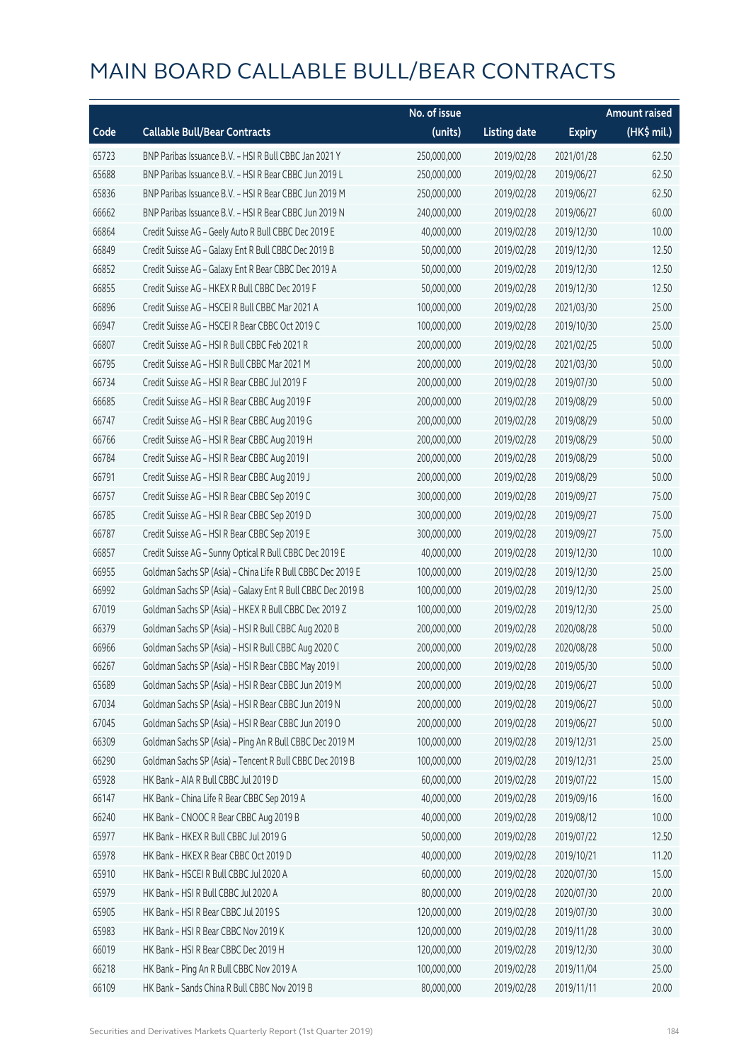# MAIN BOARD CALLABLE BULL/BEAR CONTRACTS

| Code | Callable Bull/Bear Contracts | No. of issue (units) | Listing date | Expiry | Amount raised (HK$ mil.) |
|---|---|---|---|---|---|
| 65723 | BNP Paribas Issuance B.V. – HSI R Bull CBBC Jan 2021 Y | 250,000,000 | 2019/02/28 | 2021/01/28 | 62.50 |
| 65688 | BNP Paribas Issuance B.V. – HSI R Bear CBBC Jun 2019 L | 250,000,000 | 2019/02/28 | 2019/06/27 | 62.50 |
| 65836 | BNP Paribas Issuance B.V. – HSI R Bear CBBC Jun 2019 M | 250,000,000 | 2019/02/28 | 2019/06/27 | 62.50 |
| 66662 | BNP Paribas Issuance B.V. – HSI R Bear CBBC Jun 2019 N | 240,000,000 | 2019/02/28 | 2019/06/27 | 60.00 |
| 66864 | Credit Suisse AG – Geely Auto R Bull CBBC Dec 2019 E | 40,000,000 | 2019/02/28 | 2019/12/30 | 10.00 |
| 66849 | Credit Suisse AG – Galaxy Ent R Bull CBBC Dec 2019 B | 50,000,000 | 2019/02/28 | 2019/12/30 | 12.50 |
| 66852 | Credit Suisse AG – Galaxy Ent R Bear CBBC Dec 2019 A | 50,000,000 | 2019/02/28 | 2019/12/30 | 12.50 |
| 66855 | Credit Suisse AG – HKEX R Bull CBBC Dec 2019 F | 50,000,000 | 2019/02/28 | 2019/12/30 | 12.50 |
| 66896 | Credit Suisse AG – HSCEI R Bull CBBC Mar 2021 A | 100,000,000 | 2019/02/28 | 2021/03/30 | 25.00 |
| 66947 | Credit Suisse AG – HSCEI R Bear CBBC Oct 2019 C | 100,000,000 | 2019/02/28 | 2019/10/30 | 25.00 |
| 66807 | Credit Suisse AG – HSI R Bull CBBC Feb 2021 R | 200,000,000 | 2019/02/28 | 2021/02/25 | 50.00 |
| 66795 | Credit Suisse AG – HSI R Bull CBBC Mar 2021 M | 200,000,000 | 2019/02/28 | 2021/03/30 | 50.00 |
| 66734 | Credit Suisse AG – HSI R Bear CBBC Jul 2019 F | 200,000,000 | 2019/02/28 | 2019/07/30 | 50.00 |
| 66685 | Credit Suisse AG – HSI R Bear CBBC Aug 2019 F | 200,000,000 | 2019/02/28 | 2019/08/29 | 50.00 |
| 66747 | Credit Suisse AG – HSI R Bear CBBC Aug 2019 G | 200,000,000 | 2019/02/28 | 2019/08/29 | 50.00 |
| 66766 | Credit Suisse AG – HSI R Bear CBBC Aug 2019 H | 200,000,000 | 2019/02/28 | 2019/08/29 | 50.00 |
| 66784 | Credit Suisse AG – HSI R Bear CBBC Aug 2019 I | 200,000,000 | 2019/02/28 | 2019/08/29 | 50.00 |
| 66791 | Credit Suisse AG – HSI R Bear CBBC Aug 2019 J | 200,000,000 | 2019/02/28 | 2019/08/29 | 50.00 |
| 66757 | Credit Suisse AG – HSI R Bear CBBC Sep 2019 C | 300,000,000 | 2019/02/28 | 2019/09/27 | 75.00 |
| 66785 | Credit Suisse AG – HSI R Bear CBBC Sep 2019 D | 300,000,000 | 2019/02/28 | 2019/09/27 | 75.00 |
| 66787 | Credit Suisse AG – HSI R Bear CBBC Sep 2019 E | 300,000,000 | 2019/02/28 | 2019/09/27 | 75.00 |
| 66857 | Credit Suisse AG – Sunny Optical R Bull CBBC Dec 2019 E | 40,000,000 | 2019/02/28 | 2019/12/30 | 10.00 |
| 66955 | Goldman Sachs SP (Asia) – China Life R Bull CBBC Dec 2019 E | 100,000,000 | 2019/02/28 | 2019/12/30 | 25.00 |
| 66992 | Goldman Sachs SP (Asia) – Galaxy Ent R Bull CBBC Dec 2019 B | 100,000,000 | 2019/02/28 | 2019/12/30 | 25.00 |
| 67019 | Goldman Sachs SP (Asia) – HKEX R Bull CBBC Dec 2019 Z | 100,000,000 | 2019/02/28 | 2019/12/30 | 25.00 |
| 66379 | Goldman Sachs SP (Asia) – HSI R Bull CBBC Aug 2020 B | 200,000,000 | 2019/02/28 | 2020/08/28 | 50.00 |
| 66966 | Goldman Sachs SP (Asia) – HSI R Bull CBBC Aug 2020 C | 200,000,000 | 2019/02/28 | 2020/08/28 | 50.00 |
| 66267 | Goldman Sachs SP (Asia) – HSI R Bear CBBC May 2019 I | 200,000,000 | 2019/02/28 | 2019/05/30 | 50.00 |
| 65689 | Goldman Sachs SP (Asia) – HSI R Bear CBBC Jun 2019 M | 200,000,000 | 2019/02/28 | 2019/06/27 | 50.00 |
| 67034 | Goldman Sachs SP (Asia) – HSI R Bear CBBC Jun 2019 N | 200,000,000 | 2019/02/28 | 2019/06/27 | 50.00 |
| 67045 | Goldman Sachs SP (Asia) – HSI R Bear CBBC Jun 2019 O | 200,000,000 | 2019/02/28 | 2019/06/27 | 50.00 |
| 66309 | Goldman Sachs SP (Asia) – Ping An R Bull CBBC Dec 2019 M | 100,000,000 | 2019/02/28 | 2019/12/31 | 25.00 |
| 66290 | Goldman Sachs SP (Asia) – Tencent R Bull CBBC Dec 2019 B | 100,000,000 | 2019/02/28 | 2019/12/31 | 25.00 |
| 65928 | HK Bank – AIA R Bull CBBC Jul 2019 D | 60,000,000 | 2019/02/28 | 2019/07/22 | 15.00 |
| 66147 | HK Bank – China Life R Bear CBBC Sep 2019 A | 40,000,000 | 2019/02/28 | 2019/09/16 | 16.00 |
| 66240 | HK Bank – CNOOC R Bear CBBC Aug 2019 B | 40,000,000 | 2019/02/28 | 2019/08/12 | 10.00 |
| 65977 | HK Bank – HKEX R Bull CBBC Jul 2019 G | 50,000,000 | 2019/02/28 | 2019/07/22 | 12.50 |
| 65978 | HK Bank – HKEX R Bear CBBC Oct 2019 D | 40,000,000 | 2019/02/28 | 2019/10/21 | 11.20 |
| 65910 | HK Bank – HSCEI R Bull CBBC Jul 2020 A | 60,000,000 | 2019/02/28 | 2020/07/30 | 15.00 |
| 65979 | HK Bank – HSI R Bull CBBC Jul 2020 A | 80,000,000 | 2019/02/28 | 2020/07/30 | 20.00 |
| 65905 | HK Bank – HSI R Bear CBBC Jul 2019 S | 120,000,000 | 2019/02/28 | 2019/07/30 | 30.00 |
| 65983 | HK Bank – HSI R Bear CBBC Nov 2019 K | 120,000,000 | 2019/02/28 | 2019/11/28 | 30.00 |
| 66019 | HK Bank – HSI R Bear CBBC Dec 2019 H | 120,000,000 | 2019/02/28 | 2019/12/30 | 30.00 |
| 66218 | HK Bank – Ping An R Bull CBBC Nov 2019 A | 100,000,000 | 2019/02/28 | 2019/11/04 | 25.00 |
| 66109 | HK Bank – Sands China R Bull CBBC Nov 2019 B | 80,000,000 | 2019/02/28 | 2019/11/11 | 20.00 |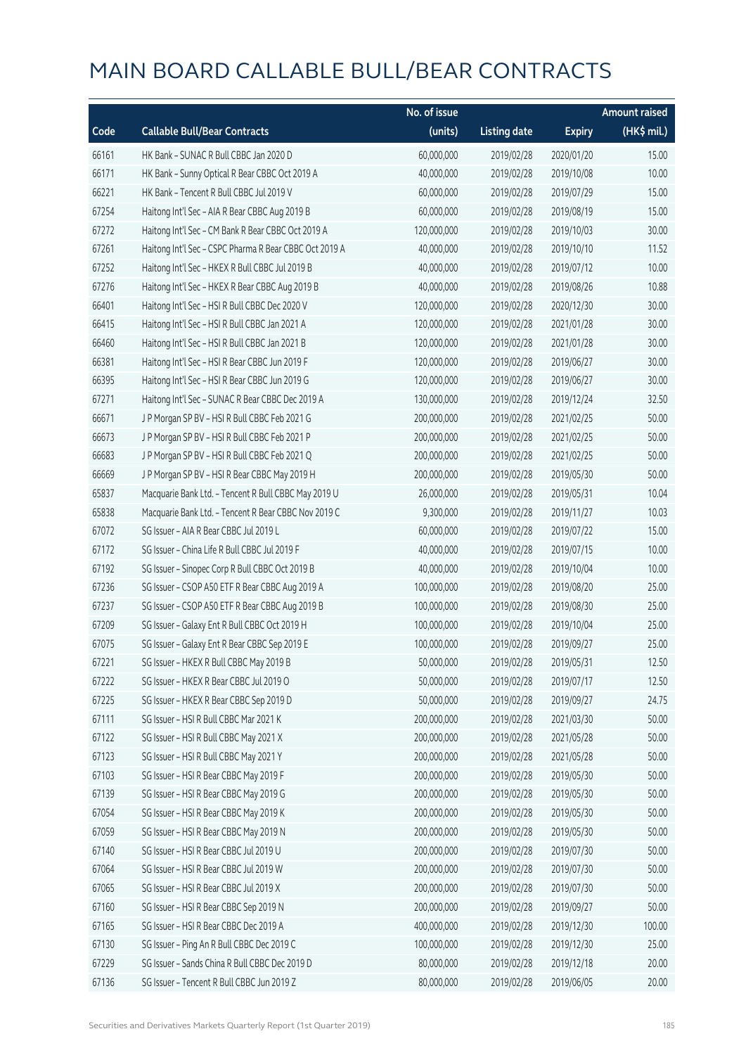# MAIN BOARD CALLABLE BULL/BEAR CONTRACTS

| Code | Callable Bull/Bear Contracts | No. of issue (units) | Listing date | Expiry | Amount raised (HK$ mil.) |
|---|---|---|---|---|---|
| 66161 | HK Bank – SUNAC R Bull CBBC Jan 2020 D | 60,000,000 | 2019/02/28 | 2020/01/20 | 15.00 |
| 66171 | HK Bank – Sunny Optical R Bear CBBC Oct 2019 A | 40,000,000 | 2019/02/28 | 2019/10/08 | 10.00 |
| 66221 | HK Bank – Tencent R Bull CBBC Jul 2019 V | 60,000,000 | 2019/02/28 | 2019/07/29 | 15.00 |
| 67254 | Haitong Int'l Sec – AIA R Bear CBBC Aug 2019 B | 60,000,000 | 2019/02/28 | 2019/08/19 | 15.00 |
| 67272 | Haitong Int'l Sec – CM Bank R Bear CBBC Oct 2019 A | 120,000,000 | 2019/02/28 | 2019/10/03 | 30.00 |
| 67261 | Haitong Int'l Sec – CSPC Pharma R Bear CBBC Oct 2019 A | 40,000,000 | 2019/02/28 | 2019/10/10 | 11.52 |
| 67252 | Haitong Int'l Sec – HKEX R Bull CBBC Jul 2019 B | 40,000,000 | 2019/02/28 | 2019/07/12 | 10.00 |
| 67276 | Haitong Int'l Sec – HKEX R Bear CBBC Aug 2019 B | 40,000,000 | 2019/02/28 | 2019/08/26 | 10.88 |
| 66401 | Haitong Int'l Sec – HSI R Bull CBBC Dec 2020 V | 120,000,000 | 2019/02/28 | 2020/12/30 | 30.00 |
| 66415 | Haitong Int'l Sec – HSI R Bull CBBC Jan 2021 A | 120,000,000 | 2019/02/28 | 2021/01/28 | 30.00 |
| 66460 | Haitong Int'l Sec – HSI R Bull CBBC Jan 2021 B | 120,000,000 | 2019/02/28 | 2021/01/28 | 30.00 |
| 66381 | Haitong Int'l Sec – HSI R Bear CBBC Jun 2019 F | 120,000,000 | 2019/02/28 | 2019/06/27 | 30.00 |
| 66395 | Haitong Int'l Sec – HSI R Bear CBBC Jun 2019 G | 120,000,000 | 2019/02/28 | 2019/06/27 | 30.00 |
| 67271 | Haitong Int'l Sec – SUNAC R Bear CBBC Dec 2019 A | 130,000,000 | 2019/02/28 | 2019/12/24 | 32.50 |
| 66671 | J P Morgan SP BV – HSI R Bull CBBC Feb 2021 G | 200,000,000 | 2019/02/28 | 2021/02/25 | 50.00 |
| 66673 | J P Morgan SP BV – HSI R Bull CBBC Feb 2021 P | 200,000,000 | 2019/02/28 | 2021/02/25 | 50.00 |
| 66683 | J P Morgan SP BV – HSI R Bull CBBC Feb 2021 Q | 200,000,000 | 2019/02/28 | 2021/02/25 | 50.00 |
| 66669 | J P Morgan SP BV – HSI R Bear CBBC May 2019 H | 200,000,000 | 2019/02/28 | 2019/05/30 | 50.00 |
| 65837 | Macquarie Bank Ltd. – Tencent R Bull CBBC May 2019 U | 26,000,000 | 2019/02/28 | 2019/05/31 | 10.04 |
| 65838 | Macquarie Bank Ltd. – Tencent R Bear CBBC Nov 2019 C | 9,300,000 | 2019/02/28 | 2019/11/27 | 10.03 |
| 67072 | SG Issuer – AIA R Bear CBBC Jul 2019 L | 60,000,000 | 2019/02/28 | 2019/07/22 | 15.00 |
| 67172 | SG Issuer – China Life R Bull CBBC Jul 2019 F | 40,000,000 | 2019/02/28 | 2019/07/15 | 10.00 |
| 67192 | SG Issuer – Sinopec Corp R Bull CBBC Oct 2019 B | 40,000,000 | 2019/02/28 | 2019/10/04 | 10.00 |
| 67236 | SG Issuer – CSOP A50 ETF R Bear CBBC Aug 2019 A | 100,000,000 | 2019/02/28 | 2019/08/20 | 25.00 |
| 67237 | SG Issuer – CSOP A50 ETF R Bear CBBC Aug 2019 B | 100,000,000 | 2019/02/28 | 2019/08/30 | 25.00 |
| 67209 | SG Issuer – Galaxy Ent R Bull CBBC Oct 2019 H | 100,000,000 | 2019/02/28 | 2019/10/04 | 25.00 |
| 67075 | SG Issuer – Galaxy Ent R Bear CBBC Sep 2019 E | 100,000,000 | 2019/02/28 | 2019/09/27 | 25.00 |
| 67221 | SG Issuer – HKEX R Bull CBBC May 2019 B | 50,000,000 | 2019/02/28 | 2019/05/31 | 12.50 |
| 67222 | SG Issuer – HKEX R Bear CBBC Jul 2019 O | 50,000,000 | 2019/02/28 | 2019/07/17 | 12.50 |
| 67225 | SG Issuer – HKEX R Bear CBBC Sep 2019 D | 50,000,000 | 2019/02/28 | 2019/09/27 | 24.75 |
| 67111 | SG Issuer – HSI R Bull CBBC Mar 2021 K | 200,000,000 | 2019/02/28 | 2021/03/30 | 50.00 |
| 67122 | SG Issuer – HSI R Bull CBBC May 2021 X | 200,000,000 | 2019/02/28 | 2021/05/28 | 50.00 |
| 67123 | SG Issuer – HSI R Bull CBBC May 2021 Y | 200,000,000 | 2019/02/28 | 2021/05/28 | 50.00 |
| 67103 | SG Issuer – HSI R Bear CBBC May 2019 F | 200,000,000 | 2019/02/28 | 2019/05/30 | 50.00 |
| 67139 | SG Issuer – HSI R Bear CBBC May 2019 G | 200,000,000 | 2019/02/28 | 2019/05/30 | 50.00 |
| 67054 | SG Issuer – HSI R Bear CBBC May 2019 K | 200,000,000 | 2019/02/28 | 2019/05/30 | 50.00 |
| 67059 | SG Issuer – HSI R Bear CBBC May 2019 N | 200,000,000 | 2019/02/28 | 2019/05/30 | 50.00 |
| 67140 | SG Issuer – HSI R Bear CBBC Jul 2019 U | 200,000,000 | 2019/02/28 | 2019/07/30 | 50.00 |
| 67064 | SG Issuer – HSI R Bear CBBC Jul 2019 W | 200,000,000 | 2019/02/28 | 2019/07/30 | 50.00 |
| 67065 | SG Issuer – HSI R Bear CBBC Jul 2019 X | 200,000,000 | 2019/02/28 | 2019/07/30 | 50.00 |
| 67160 | SG Issuer – HSI R Bear CBBC Sep 2019 N | 200,000,000 | 2019/02/28 | 2019/09/27 | 50.00 |
| 67165 | SG Issuer – HSI R Bear CBBC Dec 2019 A | 400,000,000 | 2019/02/28 | 2019/12/30 | 100.00 |
| 67130 | SG Issuer – Ping An R Bull CBBC Dec 2019 C | 100,000,000 | 2019/02/28 | 2019/12/30 | 25.00 |
| 67229 | SG Issuer – Sands China R Bull CBBC Dec 2019 D | 80,000,000 | 2019/02/28 | 2019/12/18 | 20.00 |
| 67136 | SG Issuer – Tencent R Bull CBBC Jun 2019 Z | 80,000,000 | 2019/02/28 | 2019/06/05 | 20.00 |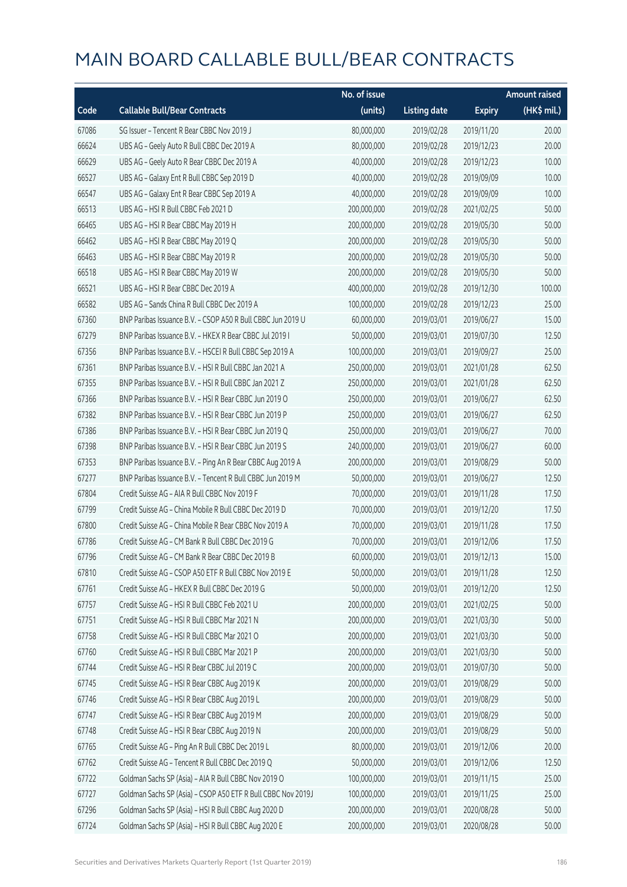# MAIN BOARD CALLABLE BULL/BEAR CONTRACTS

| Code | Callable Bull/Bear Contracts | No. of issue (units) | Listing date | Expiry | Amount raised (HK$ mil.) |
|---|---|---|---|---|---|
| 67086 | SG Issuer – Tencent R Bear CBBC Nov 2019 J | 80,000,000 | 2019/02/28 | 2019/11/20 | 20.00 |
| 66624 | UBS AG – Geely Auto R Bull CBBC Dec 2019 A | 80,000,000 | 2019/02/28 | 2019/12/23 | 20.00 |
| 66629 | UBS AG – Geely Auto R Bear CBBC Dec 2019 A | 40,000,000 | 2019/02/28 | 2019/12/23 | 10.00 |
| 66527 | UBS AG – Galaxy Ent R Bull CBBC Sep 2019 D | 40,000,000 | 2019/02/28 | 2019/09/09 | 10.00 |
| 66547 | UBS AG – Galaxy Ent R Bear CBBC Sep 2019 A | 40,000,000 | 2019/02/28 | 2019/09/09 | 10.00 |
| 66513 | UBS AG – HSI R Bull CBBC Feb 2021 D | 200,000,000 | 2019/02/28 | 2021/02/25 | 50.00 |
| 66465 | UBS AG – HSI R Bear CBBC May 2019 H | 200,000,000 | 2019/02/28 | 2019/05/30 | 50.00 |
| 66462 | UBS AG – HSI R Bear CBBC May 2019 Q | 200,000,000 | 2019/02/28 | 2019/05/30 | 50.00 |
| 66463 | UBS AG – HSI R Bear CBBC May 2019 R | 200,000,000 | 2019/02/28 | 2019/05/30 | 50.00 |
| 66518 | UBS AG – HSI R Bear CBBC May 2019 W | 200,000,000 | 2019/02/28 | 2019/05/30 | 50.00 |
| 66521 | UBS AG – HSI R Bear CBBC Dec 2019 A | 400,000,000 | 2019/02/28 | 2019/12/30 | 100.00 |
| 66582 | UBS AG – Sands China R Bull CBBC Dec 2019 A | 100,000,000 | 2019/02/28 | 2019/12/23 | 25.00 |
| 67360 | BNP Paribas Issuance B.V. – CSOP A50 R Bull CBBC Jun 2019 U | 60,000,000 | 2019/03/01 | 2019/06/27 | 15.00 |
| 67279 | BNP Paribas Issuance B.V. – HKEX R Bear CBBC Jul 2019 I | 50,000,000 | 2019/03/01 | 2019/07/30 | 12.50 |
| 67356 | BNP Paribas Issuance B.V. – HSCEI R Bull CBBC Sep 2019 A | 100,000,000 | 2019/03/01 | 2019/09/27 | 25.00 |
| 67361 | BNP Paribas Issuance B.V. – HSI R Bull CBBC Jan 2021 A | 250,000,000 | 2019/03/01 | 2021/01/28 | 62.50 |
| 67355 | BNP Paribas Issuance B.V. – HSI R Bull CBBC Jan 2021 Z | 250,000,000 | 2019/03/01 | 2021/01/28 | 62.50 |
| 67366 | BNP Paribas Issuance B.V. – HSI R Bear CBBC Jun 2019 O | 250,000,000 | 2019/03/01 | 2019/06/27 | 62.50 |
| 67382 | BNP Paribas Issuance B.V. – HSI R Bear CBBC Jun 2019 P | 250,000,000 | 2019/03/01 | 2019/06/27 | 62.50 |
| 67386 | BNP Paribas Issuance B.V. – HSI R Bear CBBC Jun 2019 Q | 250,000,000 | 2019/03/01 | 2019/06/27 | 70.00 |
| 67398 | BNP Paribas Issuance B.V. – HSI R Bear CBBC Jun 2019 S | 240,000,000 | 2019/03/01 | 2019/06/27 | 60.00 |
| 67353 | BNP Paribas Issuance B.V. – Ping An R Bear CBBC Aug 2019 A | 200,000,000 | 2019/03/01 | 2019/08/29 | 50.00 |
| 67277 | BNP Paribas Issuance B.V. – Tencent R Bull CBBC Jun 2019 M | 50,000,000 | 2019/03/01 | 2019/06/27 | 12.50 |
| 67804 | Credit Suisse AG – AIA R Bull CBBC Nov 2019 F | 70,000,000 | 2019/03/01 | 2019/11/28 | 17.50 |
| 67799 | Credit Suisse AG – China Mobile R Bull CBBC Dec 2019 D | 70,000,000 | 2019/03/01 | 2019/12/20 | 17.50 |
| 67800 | Credit Suisse AG – China Mobile R Bear CBBC Nov 2019 A | 70,000,000 | 2019/03/01 | 2019/11/28 | 17.50 |
| 67786 | Credit Suisse AG – CM Bank R Bull CBBC Dec 2019 G | 70,000,000 | 2019/03/01 | 2019/12/06 | 17.50 |
| 67796 | Credit Suisse AG – CM Bank R Bear CBBC Dec 2019 B | 60,000,000 | 2019/03/01 | 2019/12/13 | 15.00 |
| 67810 | Credit Suisse AG – CSOP A50 ETF R Bull CBBC Nov 2019 E | 50,000,000 | 2019/03/01 | 2019/11/28 | 12.50 |
| 67761 | Credit Suisse AG – HKEX R Bull CBBC Dec 2019 G | 50,000,000 | 2019/03/01 | 2019/12/20 | 12.50 |
| 67757 | Credit Suisse AG – HSI R Bull CBBC Feb 2021 U | 200,000,000 | 2019/03/01 | 2021/02/25 | 50.00 |
| 67751 | Credit Suisse AG – HSI R Bull CBBC Mar 2021 N | 200,000,000 | 2019/03/01 | 2021/03/30 | 50.00 |
| 67758 | Credit Suisse AG – HSI R Bull CBBC Mar 2021 O | 200,000,000 | 2019/03/01 | 2021/03/30 | 50.00 |
| 67760 | Credit Suisse AG – HSI R Bull CBBC Mar 2021 P | 200,000,000 | 2019/03/01 | 2021/03/30 | 50.00 |
| 67744 | Credit Suisse AG – HSI R Bear CBBC Jul 2019 C | 200,000,000 | 2019/03/01 | 2019/07/30 | 50.00 |
| 67745 | Credit Suisse AG – HSI R Bear CBBC Aug 2019 K | 200,000,000 | 2019/03/01 | 2019/08/29 | 50.00 |
| 67746 | Credit Suisse AG – HSI R Bear CBBC Aug 2019 L | 200,000,000 | 2019/03/01 | 2019/08/29 | 50.00 |
| 67747 | Credit Suisse AG – HSI R Bear CBBC Aug 2019 M | 200,000,000 | 2019/03/01 | 2019/08/29 | 50.00 |
| 67748 | Credit Suisse AG – HSI R Bear CBBC Aug 2019 N | 200,000,000 | 2019/03/01 | 2019/08/29 | 50.00 |
| 67765 | Credit Suisse AG – Ping An R Bull CBBC Dec 2019 L | 80,000,000 | 2019/03/01 | 2019/12/06 | 20.00 |
| 67762 | Credit Suisse AG – Tencent R Bull CBBC Dec 2019 Q | 50,000,000 | 2019/03/01 | 2019/12/06 | 12.50 |
| 67722 | Goldman Sachs SP (Asia) – AIA R Bull CBBC Nov 2019 O | 100,000,000 | 2019/03/01 | 2019/11/15 | 25.00 |
| 67727 | Goldman Sachs SP (Asia) – CSOP A50 ETF R Bull CBBC Nov 2019 J | 100,000,000 | 2019/03/01 | 2019/11/25 | 25.00 |
| 67296 | Goldman Sachs SP (Asia) – HSI R Bull CBBC Aug 2020 D | 200,000,000 | 2019/03/01 | 2020/08/28 | 50.00 |
| 67724 | Goldman Sachs SP (Asia) – HSI R Bull CBBC Aug 2020 E | 200,000,000 | 2019/03/01 | 2020/08/28 | 50.00 |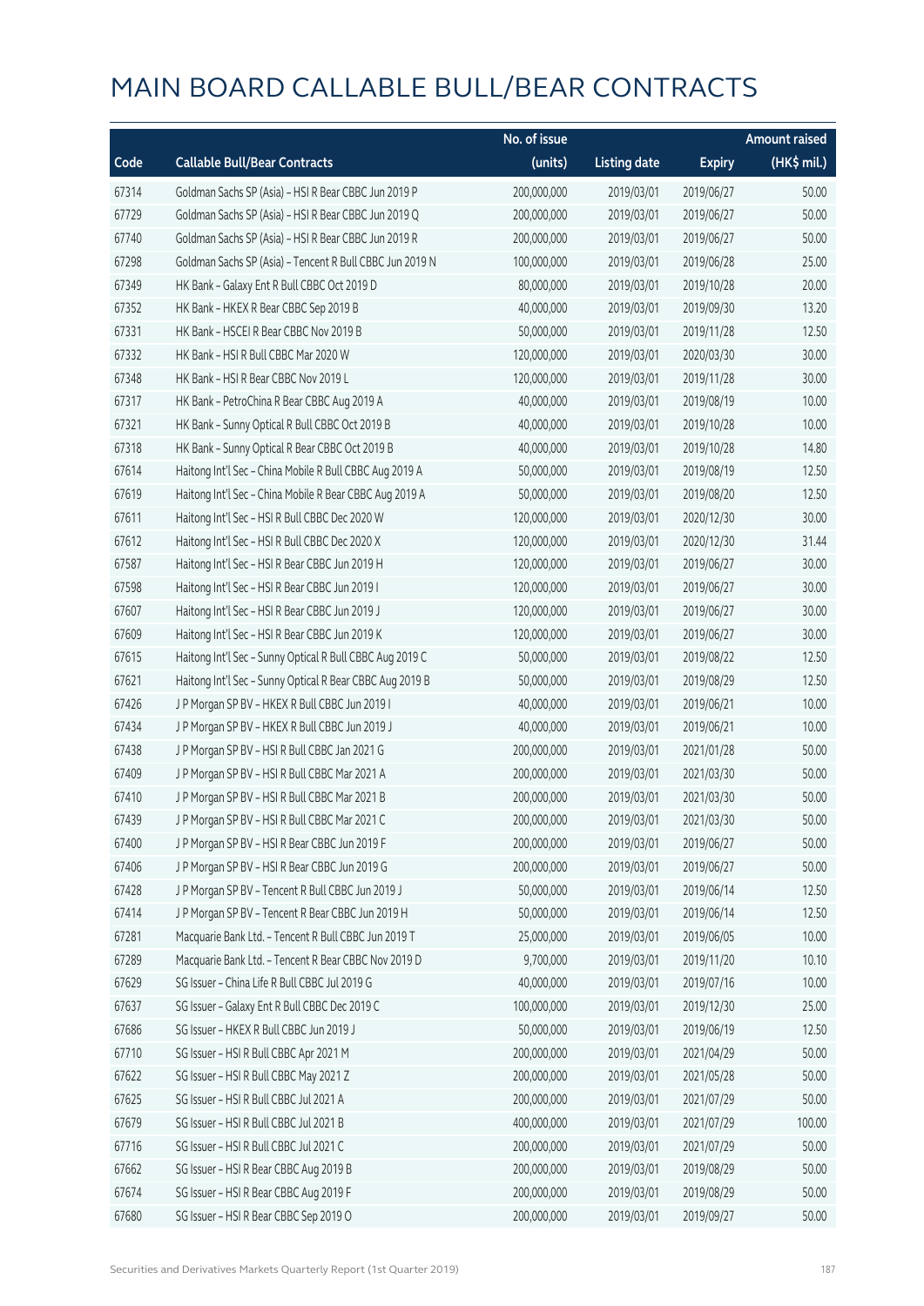# MAIN BOARD CALLABLE BULL/BEAR CONTRACTS

| Code | Callable Bull/Bear Contracts | No. of issue (units) | Listing date | Expiry | Amount raised (HK$ mil.) |
|---|---|---|---|---|---|
| 67314 | Goldman Sachs SP (Asia) – HSI R Bear CBBC Jun 2019 P | 200,000,000 | 2019/03/01 | 2019/06/27 | 50.00 |
| 67729 | Goldman Sachs SP (Asia) – HSI R Bear CBBC Jun 2019 Q | 200,000,000 | 2019/03/01 | 2019/06/27 | 50.00 |
| 67740 | Goldman Sachs SP (Asia) – HSI R Bear CBBC Jun 2019 R | 200,000,000 | 2019/03/01 | 2019/06/27 | 50.00 |
| 67298 | Goldman Sachs SP (Asia) – Tencent R Bull CBBC Jun 2019 N | 100,000,000 | 2019/03/01 | 2019/06/28 | 25.00 |
| 67349 | HK Bank – Galaxy Ent R Bull CBBC Oct 2019 D | 80,000,000 | 2019/03/01 | 2019/10/28 | 20.00 |
| 67352 | HK Bank – HKEX R Bear CBBC Sep 2019 B | 40,000,000 | 2019/03/01 | 2019/09/30 | 13.20 |
| 67331 | HK Bank – HSCEI R Bear CBBC Nov 2019 B | 50,000,000 | 2019/03/01 | 2019/11/28 | 12.50 |
| 67332 | HK Bank – HSI R Bull CBBC Mar 2020 W | 120,000,000 | 2019/03/01 | 2020/03/30 | 30.00 |
| 67348 | HK Bank – HSI R Bear CBBC Nov 2019 L | 120,000,000 | 2019/03/01 | 2019/11/28 | 30.00 |
| 67317 | HK Bank – PetroChina R Bear CBBC Aug 2019 A | 40,000,000 | 2019/03/01 | 2019/08/19 | 10.00 |
| 67321 | HK Bank – Sunny Optical R Bull CBBC Oct 2019 B | 40,000,000 | 2019/03/01 | 2019/10/28 | 10.00 |
| 67318 | HK Bank – Sunny Optical R Bear CBBC Oct 2019 B | 40,000,000 | 2019/03/01 | 2019/10/28 | 14.80 |
| 67614 | Haitong Int'l Sec – China Mobile R Bull CBBC Aug 2019 A | 50,000,000 | 2019/03/01 | 2019/08/19 | 12.50 |
| 67619 | Haitong Int'l Sec – China Mobile R Bear CBBC Aug 2019 A | 50,000,000 | 2019/03/01 | 2019/08/20 | 12.50 |
| 67611 | Haitong Int'l Sec – HSI R Bull CBBC Dec 2020 W | 120,000,000 | 2019/03/01 | 2020/12/30 | 30.00 |
| 67612 | Haitong Int'l Sec – HSI R Bull CBBC Dec 2020 X | 120,000,000 | 2019/03/01 | 2020/12/30 | 31.44 |
| 67587 | Haitong Int'l Sec – HSI R Bear CBBC Jun 2019 H | 120,000,000 | 2019/03/01 | 2019/06/27 | 30.00 |
| 67598 | Haitong Int'l Sec – HSI R Bear CBBC Jun 2019 I | 120,000,000 | 2019/03/01 | 2019/06/27 | 30.00 |
| 67607 | Haitong Int'l Sec – HSI R Bear CBBC Jun 2019 J | 120,000,000 | 2019/03/01 | 2019/06/27 | 30.00 |
| 67609 | Haitong Int'l Sec – HSI R Bear CBBC Jun 2019 K | 120,000,000 | 2019/03/01 | 2019/06/27 | 30.00 |
| 67615 | Haitong Int'l Sec – Sunny Optical R Bull CBBC Aug 2019 C | 50,000,000 | 2019/03/01 | 2019/08/22 | 12.50 |
| 67621 | Haitong Int'l Sec – Sunny Optical R Bear CBBC Aug 2019 B | 50,000,000 | 2019/03/01 | 2019/08/29 | 12.50 |
| 67426 | J P Morgan SP BV – HKEX R Bull CBBC Jun 2019 I | 40,000,000 | 2019/03/01 | 2019/06/21 | 10.00 |
| 67434 | J P Morgan SP BV – HKEX R Bull CBBC Jun 2019 J | 40,000,000 | 2019/03/01 | 2019/06/21 | 10.00 |
| 67438 | J P Morgan SP BV – HSI R Bull CBBC Jan 2021 G | 200,000,000 | 2019/03/01 | 2021/01/28 | 50.00 |
| 67409 | J P Morgan SP BV – HSI R Bull CBBC Mar 2021 A | 200,000,000 | 2019/03/01 | 2021/03/30 | 50.00 |
| 67410 | J P Morgan SP BV – HSI R Bull CBBC Mar 2021 B | 200,000,000 | 2019/03/01 | 2021/03/30 | 50.00 |
| 67439 | J P Morgan SP BV – HSI R Bull CBBC Mar 2021 C | 200,000,000 | 2019/03/01 | 2021/03/30 | 50.00 |
| 67400 | J P Morgan SP BV – HSI R Bear CBBC Jun 2019 F | 200,000,000 | 2019/03/01 | 2019/06/27 | 50.00 |
| 67406 | J P Morgan SP BV – HSI R Bear CBBC Jun 2019 G | 200,000,000 | 2019/03/01 | 2019/06/27 | 50.00 |
| 67428 | J P Morgan SP BV – Tencent R Bull CBBC Jun 2019 J | 50,000,000 | 2019/03/01 | 2019/06/14 | 12.50 |
| 67414 | J P Morgan SP BV – Tencent R Bear CBBC Jun 2019 H | 50,000,000 | 2019/03/01 | 2019/06/14 | 12.50 |
| 67281 | Macquarie Bank Ltd. – Tencent R Bull CBBC Jun 2019 T | 25,000,000 | 2019/03/01 | 2019/06/05 | 10.00 |
| 67289 | Macquarie Bank Ltd. – Tencent R Bear CBBC Nov 2019 D | 9,700,000 | 2019/03/01 | 2019/11/20 | 10.10 |
| 67629 | SG Issuer – China Life R Bull CBBC Jul 2019 G | 40,000,000 | 2019/03/01 | 2019/07/16 | 10.00 |
| 67637 | SG Issuer – Galaxy Ent R Bull CBBC Dec 2019 C | 100,000,000 | 2019/03/01 | 2019/12/30 | 25.00 |
| 67686 | SG Issuer – HKEX R Bull CBBC Jun 2019 J | 50,000,000 | 2019/03/01 | 2019/06/19 | 12.50 |
| 67710 | SG Issuer – HSI R Bull CBBC Apr 2021 M | 200,000,000 | 2019/03/01 | 2021/04/29 | 50.00 |
| 67622 | SG Issuer – HSI R Bull CBBC May 2021 Z | 200,000,000 | 2019/03/01 | 2021/05/28 | 50.00 |
| 67625 | SG Issuer – HSI R Bull CBBC Jul 2021 A | 200,000,000 | 2019/03/01 | 2021/07/29 | 50.00 |
| 67679 | SG Issuer – HSI R Bull CBBC Jul 2021 B | 400,000,000 | 2019/03/01 | 2021/07/29 | 100.00 |
| 67716 | SG Issuer – HSI R Bull CBBC Jul 2021 C | 200,000,000 | 2019/03/01 | 2021/07/29 | 50.00 |
| 67662 | SG Issuer – HSI R Bear CBBC Aug 2019 B | 200,000,000 | 2019/03/01 | 2019/08/29 | 50.00 |
| 67674 | SG Issuer – HSI R Bear CBBC Aug 2019 F | 200,000,000 | 2019/03/01 | 2019/08/29 | 50.00 |
| 67680 | SG Issuer – HSI R Bear CBBC Sep 2019 O | 200,000,000 | 2019/03/01 | 2019/09/27 | 50.00 |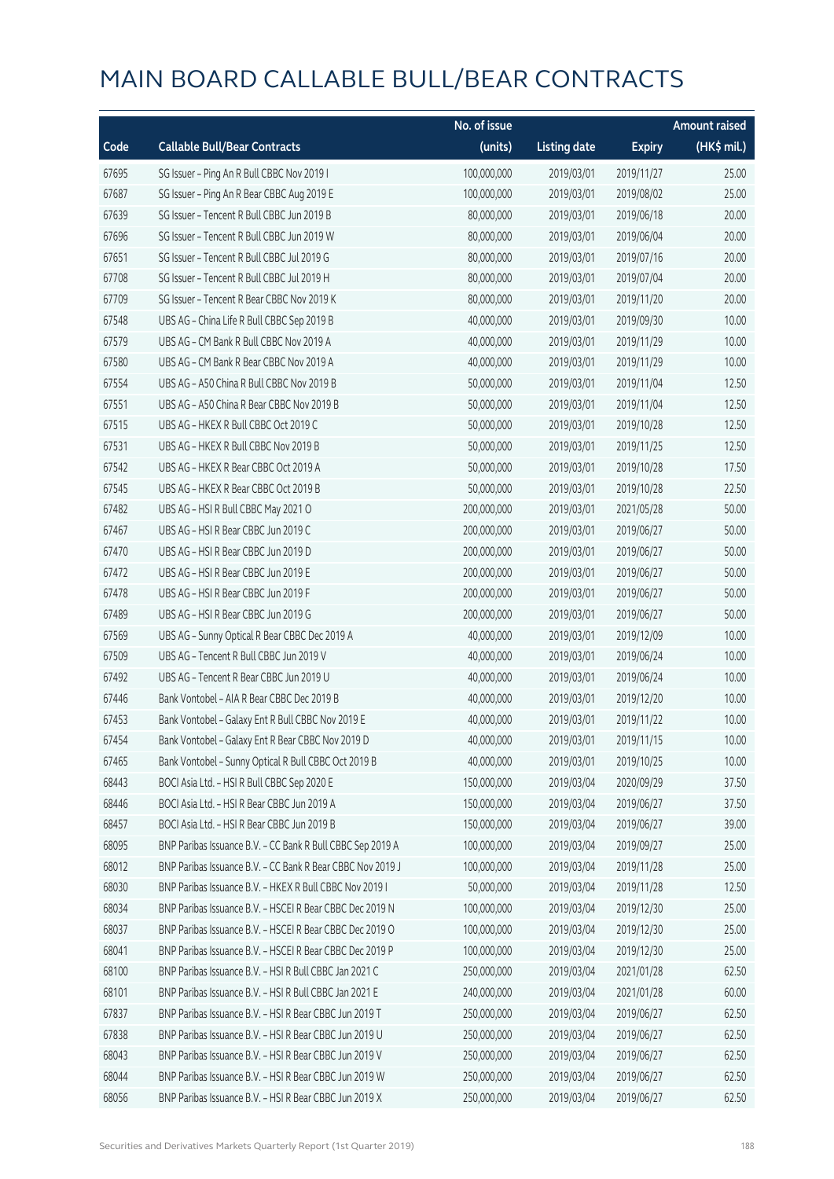# MAIN BOARD CALLABLE BULL/BEAR CONTRACTS

| Code | Callable Bull/Bear Contracts | No. of issue (units) | Listing date | Expiry | Amount raised (HK$ mil.) |
|---|---|---|---|---|---|
| 67695 | SG Issuer – Ping An R Bull CBBC Nov 2019 I | 100,000,000 | 2019/03/01 | 2019/11/27 | 25.00 |
| 67687 | SG Issuer – Ping An R Bear CBBC Aug 2019 E | 100,000,000 | 2019/03/01 | 2019/08/02 | 25.00 |
| 67639 | SG Issuer – Tencent R Bull CBBC Jun 2019 B | 80,000,000 | 2019/03/01 | 2019/06/18 | 20.00 |
| 67696 | SG Issuer – Tencent R Bull CBBC Jun 2019 W | 80,000,000 | 2019/03/01 | 2019/06/04 | 20.00 |
| 67651 | SG Issuer – Tencent R Bull CBBC Jul 2019 G | 80,000,000 | 2019/03/01 | 2019/07/16 | 20.00 |
| 67708 | SG Issuer – Tencent R Bull CBBC Jul 2019 H | 80,000,000 | 2019/03/01 | 2019/07/04 | 20.00 |
| 67709 | SG Issuer – Tencent R Bear CBBC Nov 2019 K | 80,000,000 | 2019/03/01 | 2019/11/20 | 20.00 |
| 67548 | UBS AG – China Life R Bull CBBC Sep 2019 B | 40,000,000 | 2019/03/01 | 2019/09/30 | 10.00 |
| 67579 | UBS AG – CM Bank R Bull CBBC Nov 2019 A | 40,000,000 | 2019/03/01 | 2019/11/29 | 10.00 |
| 67580 | UBS AG – CM Bank R Bear CBBC Nov 2019 A | 40,000,000 | 2019/03/01 | 2019/11/29 | 10.00 |
| 67554 | UBS AG – A50 China R Bull CBBC Nov 2019 B | 50,000,000 | 2019/03/01 | 2019/11/04 | 12.50 |
| 67551 | UBS AG – A50 China R Bear CBBC Nov 2019 B | 50,000,000 | 2019/03/01 | 2019/11/04 | 12.50 |
| 67515 | UBS AG – HKEX R Bull CBBC Oct 2019 C | 50,000,000 | 2019/03/01 | 2019/10/28 | 12.50 |
| 67531 | UBS AG – HKEX R Bull CBBC Nov 2019 B | 50,000,000 | 2019/03/01 | 2019/11/25 | 12.50 |
| 67542 | UBS AG – HKEX R Bear CBBC Oct 2019 A | 50,000,000 | 2019/03/01 | 2019/10/28 | 17.50 |
| 67545 | UBS AG – HKEX R Bear CBBC Oct 2019 B | 50,000,000 | 2019/03/01 | 2019/10/28 | 22.50 |
| 67482 | UBS AG – HSI R Bull CBBC May 2021 O | 200,000,000 | 2019/03/01 | 2021/05/28 | 50.00 |
| 67467 | UBS AG – HSI R Bear CBBC Jun 2019 C | 200,000,000 | 2019/03/01 | 2019/06/27 | 50.00 |
| 67470 | UBS AG – HSI R Bear CBBC Jun 2019 D | 200,000,000 | 2019/03/01 | 2019/06/27 | 50.00 |
| 67472 | UBS AG – HSI R Bear CBBC Jun 2019 E | 200,000,000 | 2019/03/01 | 2019/06/27 | 50.00 |
| 67478 | UBS AG – HSI R Bear CBBC Jun 2019 F | 200,000,000 | 2019/03/01 | 2019/06/27 | 50.00 |
| 67489 | UBS AG – HSI R Bear CBBC Jun 2019 G | 200,000,000 | 2019/03/01 | 2019/06/27 | 50.00 |
| 67569 | UBS AG – Sunny Optical R Bear CBBC Dec 2019 A | 40,000,000 | 2019/03/01 | 2019/12/09 | 10.00 |
| 67509 | UBS AG – Tencent R Bull CBBC Jun 2019 V | 40,000,000 | 2019/03/01 | 2019/06/24 | 10.00 |
| 67492 | UBS AG – Tencent R Bear CBBC Jun 2019 U | 40,000,000 | 2019/03/01 | 2019/06/24 | 10.00 |
| 67446 | Bank Vontobel – AIA R Bear CBBC Dec 2019 B | 40,000,000 | 2019/03/01 | 2019/12/20 | 10.00 |
| 67453 | Bank Vontobel – Galaxy Ent R Bull CBBC Nov 2019 E | 40,000,000 | 2019/03/01 | 2019/11/22 | 10.00 |
| 67454 | Bank Vontobel – Galaxy Ent R Bear CBBC Nov 2019 D | 40,000,000 | 2019/03/01 | 2019/11/15 | 10.00 |
| 67465 | Bank Vontobel – Sunny Optical R Bull CBBC Oct 2019 B | 40,000,000 | 2019/03/01 | 2019/10/25 | 10.00 |
| 68443 | BOCI Asia Ltd. – HSI R Bull CBBC Sep 2020 E | 150,000,000 | 2019/03/04 | 2020/09/29 | 37.50 |
| 68446 | BOCI Asia Ltd. – HSI R Bear CBBC Jun 2019 A | 150,000,000 | 2019/03/04 | 2019/06/27 | 37.50 |
| 68457 | BOCI Asia Ltd. – HSI R Bear CBBC Jun 2019 B | 150,000,000 | 2019/03/04 | 2019/06/27 | 39.00 |
| 68095 | BNP Paribas Issuance B.V. – CC Bank R Bull CBBC Sep 2019 A | 100,000,000 | 2019/03/04 | 2019/09/27 | 25.00 |
| 68012 | BNP Paribas Issuance B.V. – CC Bank R Bear CBBC Nov 2019 J | 100,000,000 | 2019/03/04 | 2019/11/28 | 25.00 |
| 68030 | BNP Paribas Issuance B.V. – HKEX R Bull CBBC Nov 2019 I | 50,000,000 | 2019/03/04 | 2019/11/28 | 12.50 |
| 68034 | BNP Paribas Issuance B.V. – HSCEI R Bear CBBC Dec 2019 N | 100,000,000 | 2019/03/04 | 2019/12/30 | 25.00 |
| 68037 | BNP Paribas Issuance B.V. – HSCEI R Bear CBBC Dec 2019 O | 100,000,000 | 2019/03/04 | 2019/12/30 | 25.00 |
| 68041 | BNP Paribas Issuance B.V. – HSCEI R Bear CBBC Dec 2019 P | 100,000,000 | 2019/03/04 | 2019/12/30 | 25.00 |
| 68100 | BNP Paribas Issuance B.V. – HSI R Bull CBBC Jan 2021 C | 250,000,000 | 2019/03/04 | 2021/01/28 | 62.50 |
| 68101 | BNP Paribas Issuance B.V. – HSI R Bull CBBC Jan 2021 E | 240,000,000 | 2019/03/04 | 2021/01/28 | 60.00 |
| 67837 | BNP Paribas Issuance B.V. – HSI R Bear CBBC Jun 2019 T | 250,000,000 | 2019/03/04 | 2019/06/27 | 62.50 |
| 67838 | BNP Paribas Issuance B.V. – HSI R Bear CBBC Jun 2019 U | 250,000,000 | 2019/03/04 | 2019/06/27 | 62.50 |
| 68043 | BNP Paribas Issuance B.V. – HSI R Bear CBBC Jun 2019 V | 250,000,000 | 2019/03/04 | 2019/06/27 | 62.50 |
| 68044 | BNP Paribas Issuance B.V. – HSI R Bear CBBC Jun 2019 W | 250,000,000 | 2019/03/04 | 2019/06/27 | 62.50 |
| 68056 | BNP Paribas Issuance B.V. – HSI R Bear CBBC Jun 2019 X | 250,000,000 | 2019/03/04 | 2019/06/27 | 62.50 |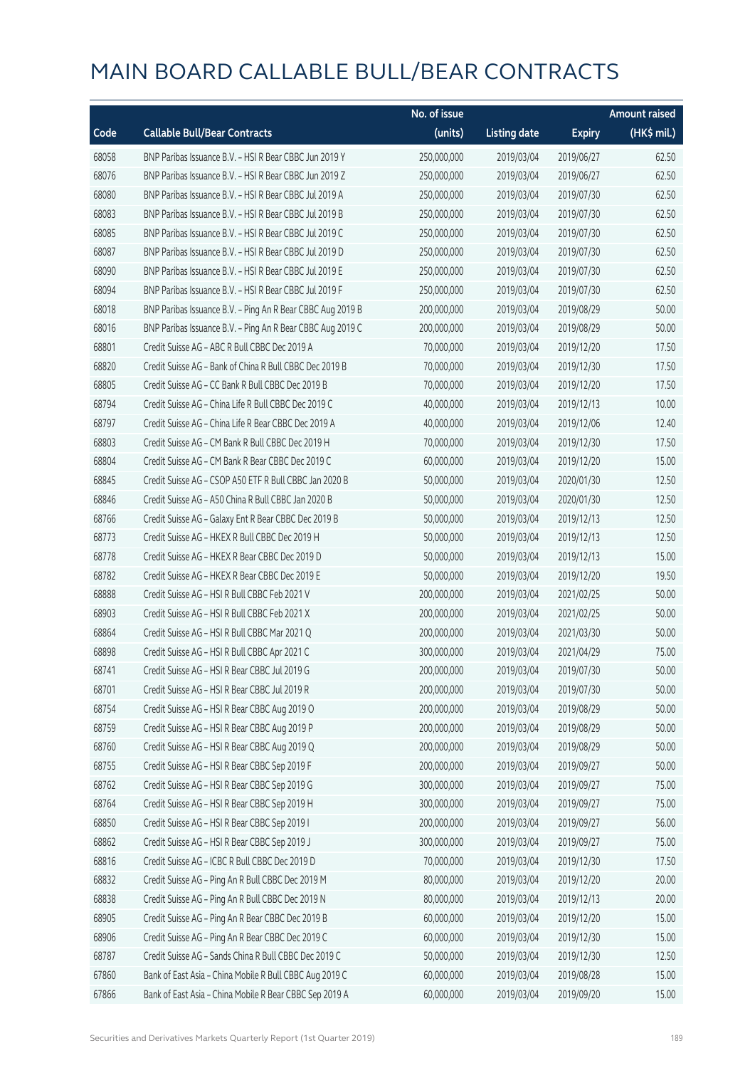# MAIN BOARD CALLABLE BULL/BEAR CONTRACTS

| Code | Callable Bull/Bear Contracts | No. of issue (units) | Listing date | Expiry | Amount raised (HK$ mil.) |
|---|---|---|---|---|---|
| 68058 | BNP Paribas Issuance B.V. – HSI R Bear CBBC Jun 2019 Y | 250,000,000 | 2019/03/04 | 2019/06/27 | 62.50 |
| 68076 | BNP Paribas Issuance B.V. – HSI R Bear CBBC Jun 2019 Z | 250,000,000 | 2019/03/04 | 2019/06/27 | 62.50 |
| 68080 | BNP Paribas Issuance B.V. – HSI R Bear CBBC Jul 2019 A | 250,000,000 | 2019/03/04 | 2019/07/30 | 62.50 |
| 68083 | BNP Paribas Issuance B.V. – HSI R Bear CBBC Jul 2019 B | 250,000,000 | 2019/03/04 | 2019/07/30 | 62.50 |
| 68085 | BNP Paribas Issuance B.V. – HSI R Bear CBBC Jul 2019 C | 250,000,000 | 2019/03/04 | 2019/07/30 | 62.50 |
| 68087 | BNP Paribas Issuance B.V. – HSI R Bear CBBC Jul 2019 D | 250,000,000 | 2019/03/04 | 2019/07/30 | 62.50 |
| 68090 | BNP Paribas Issuance B.V. – HSI R Bear CBBC Jul 2019 E | 250,000,000 | 2019/03/04 | 2019/07/30 | 62.50 |
| 68094 | BNP Paribas Issuance B.V. – HSI R Bear CBBC Jul 2019 F | 250,000,000 | 2019/03/04 | 2019/07/30 | 62.50 |
| 68018 | BNP Paribas Issuance B.V. – Ping An R Bear CBBC Aug 2019 B | 200,000,000 | 2019/03/04 | 2019/08/29 | 50.00 |
| 68016 | BNP Paribas Issuance B.V. – Ping An R Bear CBBC Aug 2019 C | 200,000,000 | 2019/03/04 | 2019/08/29 | 50.00 |
| 68801 | Credit Suisse AG – ABC R Bull CBBC Dec 2019 A | 70,000,000 | 2019/03/04 | 2019/12/20 | 17.50 |
| 68820 | Credit Suisse AG – Bank of China R Bull CBBC Dec 2019 B | 70,000,000 | 2019/03/04 | 2019/12/30 | 17.50 |
| 68805 | Credit Suisse AG – CC Bank R Bull CBBC Dec 2019 B | 70,000,000 | 2019/03/04 | 2019/12/20 | 17.50 |
| 68794 | Credit Suisse AG – China Life R Bull CBBC Dec 2019 C | 40,000,000 | 2019/03/04 | 2019/12/13 | 10.00 |
| 68797 | Credit Suisse AG – China Life R Bear CBBC Dec 2019 A | 40,000,000 | 2019/03/04 | 2019/12/06 | 12.40 |
| 68803 | Credit Suisse AG – CM Bank R Bull CBBC Dec 2019 H | 70,000,000 | 2019/03/04 | 2019/12/30 | 17.50 |
| 68804 | Credit Suisse AG – CM Bank R Bear CBBC Dec 2019 C | 60,000,000 | 2019/03/04 | 2019/12/20 | 15.00 |
| 68845 | Credit Suisse AG – CSOP A50 ETF R Bull CBBC Jan 2020 B | 50,000,000 | 2019/03/04 | 2020/01/30 | 12.50 |
| 68846 | Credit Suisse AG – A50 China R Bull CBBC Jan 2020 B | 50,000,000 | 2019/03/04 | 2020/01/30 | 12.50 |
| 68766 | Credit Suisse AG – Galaxy Ent R Bear CBBC Dec 2019 B | 50,000,000 | 2019/03/04 | 2019/12/13 | 12.50 |
| 68773 | Credit Suisse AG – HKEX R Bull CBBC Dec 2019 H | 50,000,000 | 2019/03/04 | 2019/12/13 | 12.50 |
| 68778 | Credit Suisse AG – HKEX R Bear CBBC Dec 2019 D | 50,000,000 | 2019/03/04 | 2019/12/13 | 15.00 |
| 68782 | Credit Suisse AG – HKEX R Bear CBBC Dec 2019 E | 50,000,000 | 2019/03/04 | 2019/12/20 | 19.50 |
| 68888 | Credit Suisse AG – HSI R Bull CBBC Feb 2021 V | 200,000,000 | 2019/03/04 | 2021/02/25 | 50.00 |
| 68903 | Credit Suisse AG – HSI R Bull CBBC Feb 2021 X | 200,000,000 | 2019/03/04 | 2021/02/25 | 50.00 |
| 68864 | Credit Suisse AG – HSI R Bull CBBC Mar 2021 Q | 200,000,000 | 2019/03/04 | 2021/03/30 | 50.00 |
| 68898 | Credit Suisse AG – HSI R Bull CBBC Apr 2021 C | 300,000,000 | 2019/03/04 | 2021/04/29 | 75.00 |
| 68741 | Credit Suisse AG – HSI R Bear CBBC Jul 2019 G | 200,000,000 | 2019/03/04 | 2019/07/30 | 50.00 |
| 68701 | Credit Suisse AG – HSI R Bear CBBC Jul 2019 R | 200,000,000 | 2019/03/04 | 2019/07/30 | 50.00 |
| 68754 | Credit Suisse AG – HSI R Bear CBBC Aug 2019 O | 200,000,000 | 2019/03/04 | 2019/08/29 | 50.00 |
| 68759 | Credit Suisse AG – HSI R Bear CBBC Aug 2019 P | 200,000,000 | 2019/03/04 | 2019/08/29 | 50.00 |
| 68760 | Credit Suisse AG – HSI R Bear CBBC Aug 2019 Q | 200,000,000 | 2019/03/04 | 2019/08/29 | 50.00 |
| 68755 | Credit Suisse AG – HSI R Bear CBBC Sep 2019 F | 200,000,000 | 2019/03/04 | 2019/09/27 | 50.00 |
| 68762 | Credit Suisse AG – HSI R Bear CBBC Sep 2019 G | 300,000,000 | 2019/03/04 | 2019/09/27 | 75.00 |
| 68764 | Credit Suisse AG – HSI R Bear CBBC Sep 2019 H | 300,000,000 | 2019/03/04 | 2019/09/27 | 75.00 |
| 68850 | Credit Suisse AG – HSI R Bear CBBC Sep 2019 I | 200,000,000 | 2019/03/04 | 2019/09/27 | 56.00 |
| 68862 | Credit Suisse AG – HSI R Bear CBBC Sep 2019 J | 300,000,000 | 2019/03/04 | 2019/09/27 | 75.00 |
| 68816 | Credit Suisse AG – ICBC R Bull CBBC Dec 2019 D | 70,000,000 | 2019/03/04 | 2019/12/30 | 17.50 |
| 68832 | Credit Suisse AG – Ping An R Bull CBBC Dec 2019 M | 80,000,000 | 2019/03/04 | 2019/12/20 | 20.00 |
| 68838 | Credit Suisse AG – Ping An R Bull CBBC Dec 2019 N | 80,000,000 | 2019/03/04 | 2019/12/13 | 20.00 |
| 68905 | Credit Suisse AG – Ping An R Bear CBBC Dec 2019 B | 60,000,000 | 2019/03/04 | 2019/12/20 | 15.00 |
| 68906 | Credit Suisse AG – Ping An R Bear CBBC Dec 2019 C | 60,000,000 | 2019/03/04 | 2019/12/30 | 15.00 |
| 68787 | Credit Suisse AG – Sands China R Bull CBBC Dec 2019 C | 50,000,000 | 2019/03/04 | 2019/12/30 | 12.50 |
| 67860 | Bank of East Asia – China Mobile R Bull CBBC Aug 2019 C | 60,000,000 | 2019/03/04 | 2019/08/28 | 15.00 |
| 67866 | Bank of East Asia – China Mobile R Bear CBBC Sep 2019 A | 60,000,000 | 2019/03/04 | 2019/09/20 | 15.00 |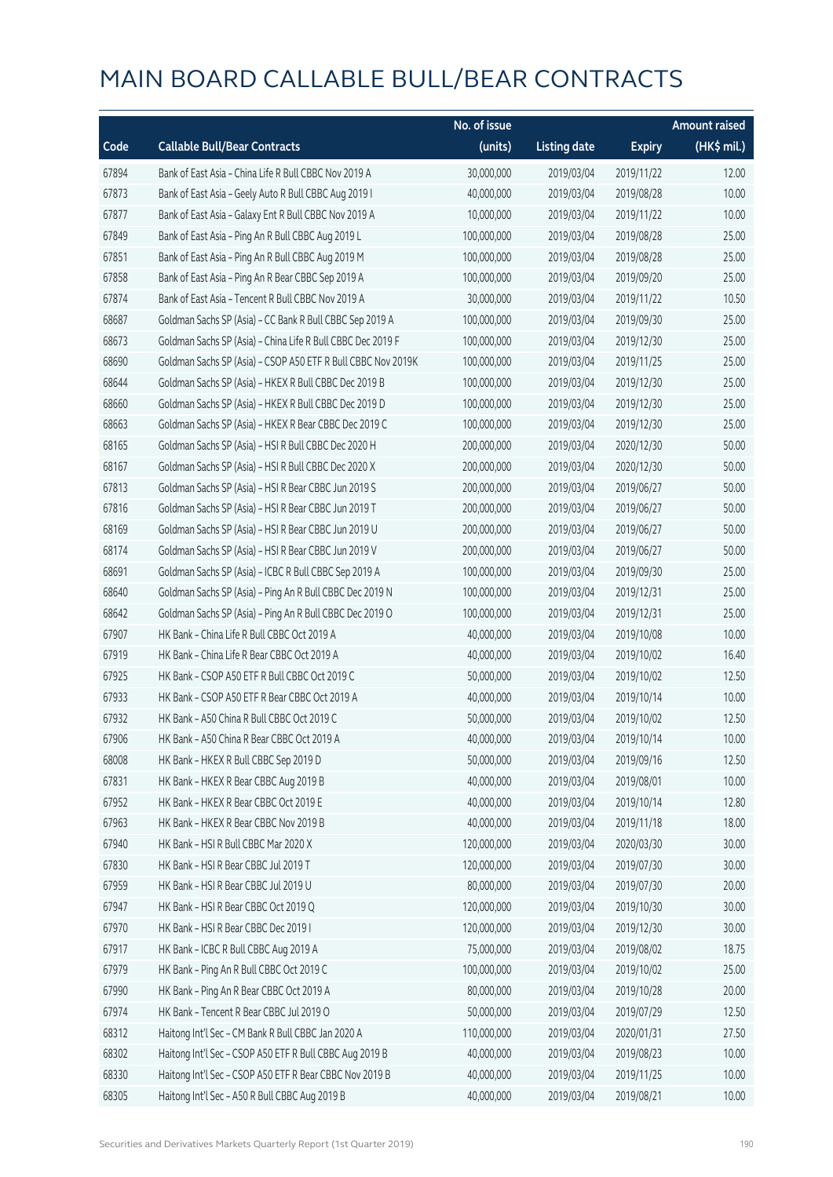# MAIN BOARD CALLABLE BULL/BEAR CONTRACTS

| Code | Callable Bull/Bear Contracts | No. of issue (units) | Listing date | Expiry | Amount raised (HK$ mil.) |
|---|---|---|---|---|---|
| 67894 | Bank of East Asia – China Life R Bull CBBC Nov 2019 A | 30,000,000 | 2019/03/04 | 2019/11/22 | 12.00 |
| 67873 | Bank of East Asia – Geely Auto R Bull CBBC Aug 2019 I | 40,000,000 | 2019/03/04 | 2019/08/28 | 10.00 |
| 67877 | Bank of East Asia – Galaxy Ent R Bull CBBC Nov 2019 A | 10,000,000 | 2019/03/04 | 2019/11/22 | 10.00 |
| 67849 | Bank of East Asia – Ping An R Bull CBBC Aug 2019 L | 100,000,000 | 2019/03/04 | 2019/08/28 | 25.00 |
| 67851 | Bank of East Asia – Ping An R Bull CBBC Aug 2019 M | 100,000,000 | 2019/03/04 | 2019/08/28 | 25.00 |
| 67858 | Bank of East Asia – Ping An R Bear CBBC Sep 2019 A | 100,000,000 | 2019/03/04 | 2019/09/20 | 25.00 |
| 67874 | Bank of East Asia – Tencent R Bull CBBC Nov 2019 A | 30,000,000 | 2019/03/04 | 2019/11/22 | 10.50 |
| 68687 | Goldman Sachs SP (Asia) – CC Bank R Bull CBBC Sep 2019 A | 100,000,000 | 2019/03/04 | 2019/09/30 | 25.00 |
| 68673 | Goldman Sachs SP (Asia) – China Life R Bull CBBC Dec 2019 F | 100,000,000 | 2019/03/04 | 2019/12/30 | 25.00 |
| 68690 | Goldman Sachs SP (Asia) – CSOP A50 ETF R Bull CBBC Nov 2019K | 100,000,000 | 2019/03/04 | 2019/11/25 | 25.00 |
| 68644 | Goldman Sachs SP (Asia) – HKEX R Bull CBBC Dec 2019 B | 100,000,000 | 2019/03/04 | 2019/12/30 | 25.00 |
| 68660 | Goldman Sachs SP (Asia) – HKEX R Bull CBBC Dec 2019 D | 100,000,000 | 2019/03/04 | 2019/12/30 | 25.00 |
| 68663 | Goldman Sachs SP (Asia) – HKEX R Bear CBBC Dec 2019 C | 100,000,000 | 2019/03/04 | 2019/12/30 | 25.00 |
| 68165 | Goldman Sachs SP (Asia) – HSI R Bull CBBC Dec 2020 H | 200,000,000 | 2019/03/04 | 2020/12/30 | 50.00 |
| 68167 | Goldman Sachs SP (Asia) – HSI R Bull CBBC Dec 2020 X | 200,000,000 | 2019/03/04 | 2020/12/30 | 50.00 |
| 67813 | Goldman Sachs SP (Asia) – HSI R Bear CBBC Jun 2019 S | 200,000,000 | 2019/03/04 | 2019/06/27 | 50.00 |
| 67816 | Goldman Sachs SP (Asia) – HSI R Bear CBBC Jun 2019 T | 200,000,000 | 2019/03/04 | 2019/06/27 | 50.00 |
| 68169 | Goldman Sachs SP (Asia) – HSI R Bear CBBC Jun 2019 U | 200,000,000 | 2019/03/04 | 2019/06/27 | 50.00 |
| 68174 | Goldman Sachs SP (Asia) – HSI R Bear CBBC Jun 2019 V | 200,000,000 | 2019/03/04 | 2019/06/27 | 50.00 |
| 68691 | Goldman Sachs SP (Asia) – ICBC R Bull CBBC Sep 2019 A | 100,000,000 | 2019/03/04 | 2019/09/30 | 25.00 |
| 68640 | Goldman Sachs SP (Asia) – Ping An R Bull CBBC Dec 2019 N | 100,000,000 | 2019/03/04 | 2019/12/31 | 25.00 |
| 68642 | Goldman Sachs SP (Asia) – Ping An R Bull CBBC Dec 2019 O | 100,000,000 | 2019/03/04 | 2019/12/31 | 25.00 |
| 67907 | HK Bank – China Life R Bull CBBC Oct 2019 A | 40,000,000 | 2019/03/04 | 2019/10/08 | 10.00 |
| 67919 | HK Bank – China Life R Bear CBBC Oct 2019 A | 40,000,000 | 2019/03/04 | 2019/10/02 | 16.40 |
| 67925 | HK Bank – CSOP A50 ETF R Bull CBBC Oct 2019 C | 50,000,000 | 2019/03/04 | 2019/10/02 | 12.50 |
| 67933 | HK Bank – CSOP A50 ETF R Bear CBBC Oct 2019 A | 40,000,000 | 2019/03/04 | 2019/10/14 | 10.00 |
| 67932 | HK Bank – A50 China R Bull CBBC Oct 2019 C | 50,000,000 | 2019/03/04 | 2019/10/02 | 12.50 |
| 67906 | HK Bank – A50 China R Bear CBBC Oct 2019 A | 40,000,000 | 2019/03/04 | 2019/10/14 | 10.00 |
| 68008 | HK Bank – HKEX R Bull CBBC Sep 2019 D | 50,000,000 | 2019/03/04 | 2019/09/16 | 12.50 |
| 67831 | HK Bank – HKEX R Bear CBBC Aug 2019 B | 40,000,000 | 2019/03/04 | 2019/08/01 | 10.00 |
| 67952 | HK Bank – HKEX R Bear CBBC Oct 2019 E | 40,000,000 | 2019/03/04 | 2019/10/14 | 12.80 |
| 67963 | HK Bank – HKEX R Bear CBBC Nov 2019 B | 40,000,000 | 2019/03/04 | 2019/11/18 | 18.00 |
| 67940 | HK Bank – HSI R Bull CBBC Mar 2020 X | 120,000,000 | 2019/03/04 | 2020/03/30 | 30.00 |
| 67830 | HK Bank – HSI R Bear CBBC Jul 2019 T | 120,000,000 | 2019/03/04 | 2019/07/30 | 30.00 |
| 67959 | HK Bank – HSI R Bear CBBC Jul 2019 U | 80,000,000 | 2019/03/04 | 2019/07/30 | 20.00 |
| 67947 | HK Bank – HSI R Bear CBBC Oct 2019 Q | 120,000,000 | 2019/03/04 | 2019/10/30 | 30.00 |
| 67970 | HK Bank – HSI R Bear CBBC Dec 2019 I | 120,000,000 | 2019/03/04 | 2019/12/30 | 30.00 |
| 67917 | HK Bank – ICBC R Bull CBBC Aug 2019 A | 75,000,000 | 2019/03/04 | 2019/08/02 | 18.75 |
| 67979 | HK Bank – Ping An R Bull CBBC Oct 2019 C | 100,000,000 | 2019/03/04 | 2019/10/02 | 25.00 |
| 67990 | HK Bank – Ping An R Bear CBBC Oct 2019 A | 80,000,000 | 2019/03/04 | 2019/10/28 | 20.00 |
| 67974 | HK Bank – Tencent R Bear CBBC Jul 2019 O | 50,000,000 | 2019/03/04 | 2019/07/29 | 12.50 |
| 68312 | Haitong Int'l Sec – CM Bank R Bull CBBC Jan 2020 A | 110,000,000 | 2019/03/04 | 2020/01/31 | 27.50 |
| 68302 | Haitong Int'l Sec – CSOP A50 ETF R Bull CBBC Aug 2019 B | 40,000,000 | 2019/03/04 | 2019/08/23 | 10.00 |
| 68330 | Haitong Int'l Sec – CSOP A50 ETF R Bear CBBC Nov 2019 B | 40,000,000 | 2019/03/04 | 2019/11/25 | 10.00 |
| 68305 | Haitong Int'l Sec – A50 R Bull CBBC Aug 2019 B | 40,000,000 | 2019/03/04 | 2019/08/21 | 10.00 |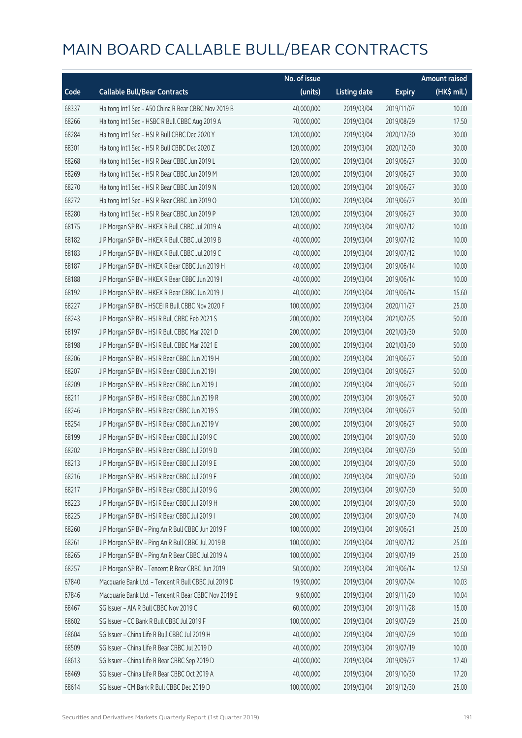# MAIN BOARD CALLABLE BULL/BEAR CONTRACTS

| Code | Callable Bull/Bear Contracts | No. of issue (units) | Listing date | Expiry | Amount raised (HK$ mil.) |
|---|---|---|---|---|---|
| 68337 | Haitong Int'l Sec – A50 China R Bear CBBC Nov 2019 B | 40,000,000 | 2019/03/04 | 2019/11/07 | 10.00 |
| 68266 | Haitong Int'l Sec – HSBC R Bull CBBC Aug 2019 A | 70,000,000 | 2019/03/04 | 2019/08/29 | 17.50 |
| 68284 | Haitong Int'l Sec – HSI R Bull CBBC Dec 2020 Y | 120,000,000 | 2019/03/04 | 2020/12/30 | 30.00 |
| 68301 | Haitong Int'l Sec – HSI R Bull CBBC Dec 2020 Z | 120,000,000 | 2019/03/04 | 2020/12/30 | 30.00 |
| 68268 | Haitong Int'l Sec – HSI R Bear CBBC Jun 2019 L | 120,000,000 | 2019/03/04 | 2019/06/27 | 30.00 |
| 68269 | Haitong Int'l Sec – HSI R Bear CBBC Jun 2019 M | 120,000,000 | 2019/03/04 | 2019/06/27 | 30.00 |
| 68270 | Haitong Int'l Sec – HSI R Bear CBBC Jun 2019 N | 120,000,000 | 2019/03/04 | 2019/06/27 | 30.00 |
| 68272 | Haitong Int'l Sec – HSI R Bear CBBC Jun 2019 O | 120,000,000 | 2019/03/04 | 2019/06/27 | 30.00 |
| 68280 | Haitong Int'l Sec – HSI R Bear CBBC Jun 2019 P | 120,000,000 | 2019/03/04 | 2019/06/27 | 30.00 |
| 68175 | J P Morgan SP BV – HKEX R Bull CBBC Jul 2019 A | 40,000,000 | 2019/03/04 | 2019/07/12 | 10.00 |
| 68182 | J P Morgan SP BV – HKEX R Bull CBBC Jul 2019 B | 40,000,000 | 2019/03/04 | 2019/07/12 | 10.00 |
| 68183 | J P Morgan SP BV – HKEX R Bull CBBC Jul 2019 C | 40,000,000 | 2019/03/04 | 2019/07/12 | 10.00 |
| 68187 | J P Morgan SP BV – HKEX R Bear CBBC Jun 2019 H | 40,000,000 | 2019/03/04 | 2019/06/14 | 10.00 |
| 68188 | J P Morgan SP BV – HKEX R Bear CBBC Jun 2019 I | 40,000,000 | 2019/03/04 | 2019/06/14 | 10.00 |
| 68192 | J P Morgan SP BV – HKEX R Bear CBBC Jun 2019 J | 40,000,000 | 2019/03/04 | 2019/06/14 | 15.60 |
| 68227 | J P Morgan SP BV – HSCEI R Bull CBBC Nov 2020 F | 100,000,000 | 2019/03/04 | 2020/11/27 | 25.00 |
| 68243 | J P Morgan SP BV – HSI R Bull CBBC Feb 2021 S | 200,000,000 | 2019/03/04 | 2021/02/25 | 50.00 |
| 68197 | J P Morgan SP BV – HSI R Bull CBBC Mar 2021 D | 200,000,000 | 2019/03/04 | 2021/03/30 | 50.00 |
| 68198 | J P Morgan SP BV – HSI R Bull CBBC Mar 2021 E | 200,000,000 | 2019/03/04 | 2021/03/30 | 50.00 |
| 68206 | J P Morgan SP BV – HSI R Bear CBBC Jun 2019 H | 200,000,000 | 2019/03/04 | 2019/06/27 | 50.00 |
| 68207 | J P Morgan SP BV – HSI R Bear CBBC Jun 2019 I | 200,000,000 | 2019/03/04 | 2019/06/27 | 50.00 |
| 68209 | J P Morgan SP BV – HSI R Bear CBBC Jun 2019 J | 200,000,000 | 2019/03/04 | 2019/06/27 | 50.00 |
| 68211 | J P Morgan SP BV – HSI R Bear CBBC Jun 2019 R | 200,000,000 | 2019/03/04 | 2019/06/27 | 50.00 |
| 68246 | J P Morgan SP BV – HSI R Bear CBBC Jun 2019 S | 200,000,000 | 2019/03/04 | 2019/06/27 | 50.00 |
| 68254 | J P Morgan SP BV – HSI R Bear CBBC Jun 2019 V | 200,000,000 | 2019/03/04 | 2019/06/27 | 50.00 |
| 68199 | J P Morgan SP BV – HSI R Bear CBBC Jul 2019 C | 200,000,000 | 2019/03/04 | 2019/07/30 | 50.00 |
| 68202 | J P Morgan SP BV – HSI R Bear CBBC Jul 2019 D | 200,000,000 | 2019/03/04 | 2019/07/30 | 50.00 |
| 68213 | J P Morgan SP BV – HSI R Bear CBBC Jul 2019 E | 200,000,000 | 2019/03/04 | 2019/07/30 | 50.00 |
| 68216 | J P Morgan SP BV – HSI R Bear CBBC Jul 2019 F | 200,000,000 | 2019/03/04 | 2019/07/30 | 50.00 |
| 68217 | J P Morgan SP BV – HSI R Bear CBBC Jul 2019 G | 200,000,000 | 2019/03/04 | 2019/07/30 | 50.00 |
| 68223 | J P Morgan SP BV – HSI R Bear CBBC Jul 2019 H | 200,000,000 | 2019/03/04 | 2019/07/30 | 50.00 |
| 68225 | J P Morgan SP BV – HSI R Bear CBBC Jul 2019 I | 200,000,000 | 2019/03/04 | 2019/07/30 | 74.00 |
| 68260 | J P Morgan SP BV – Ping An R Bull CBBC Jun 2019 F | 100,000,000 | 2019/03/04 | 2019/06/21 | 25.00 |
| 68261 | J P Morgan SP BV – Ping An R Bull CBBC Jul 2019 B | 100,000,000 | 2019/03/04 | 2019/07/12 | 25.00 |
| 68265 | J P Morgan SP BV – Ping An R Bear CBBC Jul 2019 A | 100,000,000 | 2019/03/04 | 2019/07/19 | 25.00 |
| 68257 | J P Morgan SP BV – Tencent R Bear CBBC Jun 2019 I | 50,000,000 | 2019/03/04 | 2019/06/14 | 12.50 |
| 67840 | Macquarie Bank Ltd. – Tencent R Bull CBBC Jul 2019 D | 19,900,000 | 2019/03/04 | 2019/07/04 | 10.03 |
| 67846 | Macquarie Bank Ltd. – Tencent R Bear CBBC Nov 2019 E | 9,600,000 | 2019/03/04 | 2019/11/20 | 10.04 |
| 68467 | SG Issuer – AIA R Bull CBBC Nov 2019 C | 60,000,000 | 2019/03/04 | 2019/11/28 | 15.00 |
| 68602 | SG Issuer – CC Bank R Bull CBBC Jul 2019 F | 100,000,000 | 2019/03/04 | 2019/07/29 | 25.00 |
| 68604 | SG Issuer – China Life R Bull CBBC Jul 2019 H | 40,000,000 | 2019/03/04 | 2019/07/29 | 10.00 |
| 68509 | SG Issuer – China Life R Bear CBBC Jul 2019 D | 40,000,000 | 2019/03/04 | 2019/07/19 | 10.00 |
| 68613 | SG Issuer – China Life R Bear CBBC Sep 2019 D | 40,000,000 | 2019/03/04 | 2019/09/27 | 17.40 |
| 68469 | SG Issuer – China Life R Bear CBBC Oct 2019 A | 40,000,000 | 2019/03/04 | 2019/10/30 | 17.20 |
| 68614 | SG Issuer – CM Bank R Bull CBBC Dec 2019 D | 100,000,000 | 2019/03/04 | 2019/12/30 | 25.00 |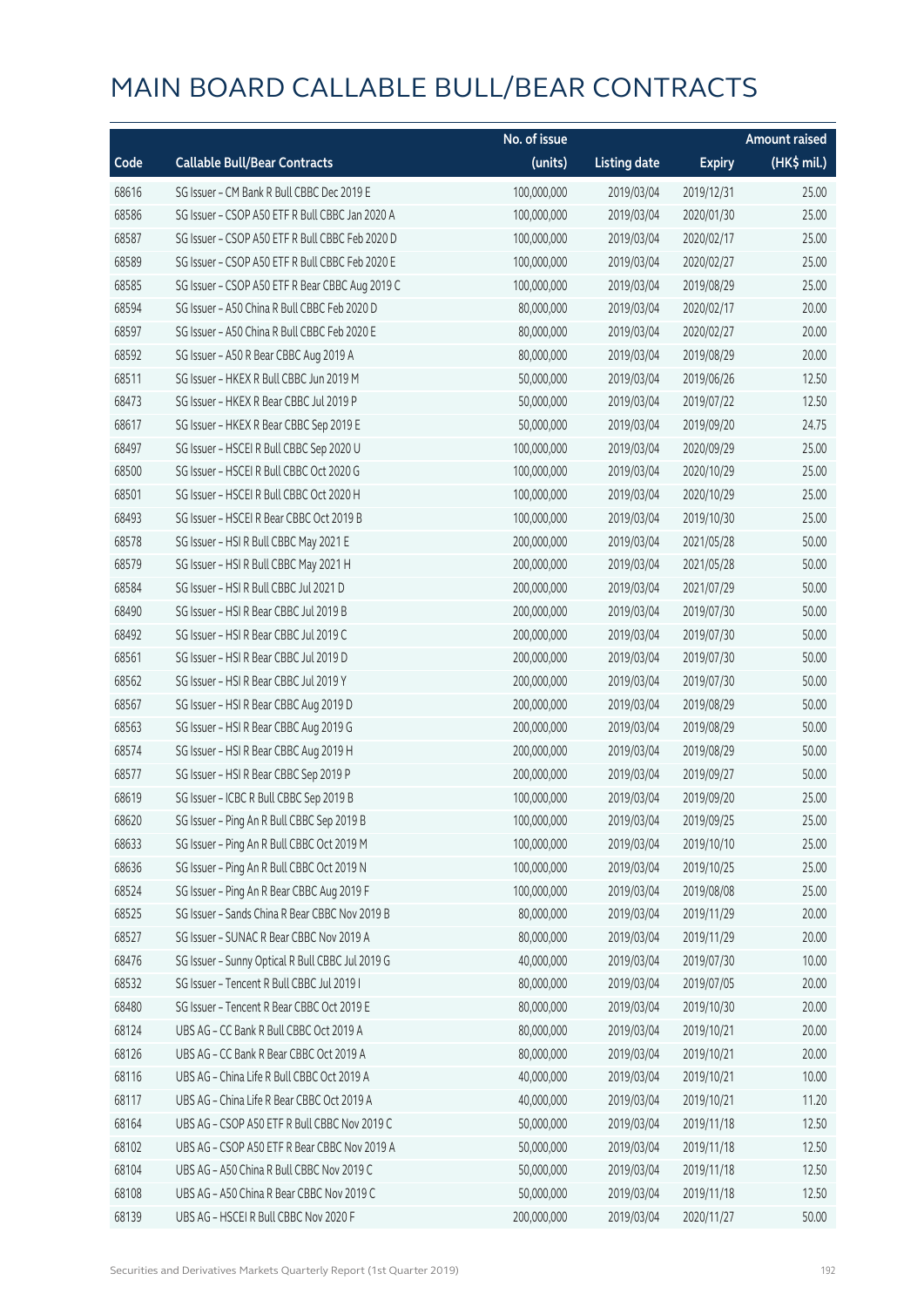# MAIN BOARD CALLABLE BULL/BEAR CONTRACTS

| Code | Callable Bull/Bear Contracts | No. of issue (units) | Listing date | Expiry | Amount raised (HK$ mil.) |
|---|---|---|---|---|---|
| 68616 | SG Issuer – CM Bank R Bull CBBC Dec 2019 E | 100,000,000 | 2019/03/04 | 2019/12/31 | 25.00 |
| 68586 | SG Issuer – CSOP A50 ETF R Bull CBBC Jan 2020 A | 100,000,000 | 2019/03/04 | 2020/01/30 | 25.00 |
| 68587 | SG Issuer – CSOP A50 ETF R Bull CBBC Feb 2020 D | 100,000,000 | 2019/03/04 | 2020/02/17 | 25.00 |
| 68589 | SG Issuer – CSOP A50 ETF R Bull CBBC Feb 2020 E | 100,000,000 | 2019/03/04 | 2020/02/27 | 25.00 |
| 68585 | SG Issuer – CSOP A50 ETF R Bear CBBC Aug 2019 C | 100,000,000 | 2019/03/04 | 2019/08/29 | 25.00 |
| 68594 | SG Issuer – A50 China R Bull CBBC Feb 2020 D | 80,000,000 | 2019/03/04 | 2020/02/17 | 20.00 |
| 68597 | SG Issuer – A50 China R Bull CBBC Feb 2020 E | 80,000,000 | 2019/03/04 | 2020/02/27 | 20.00 |
| 68592 | SG Issuer – A50 R Bear CBBC Aug 2019 A | 80,000,000 | 2019/03/04 | 2019/08/29 | 20.00 |
| 68511 | SG Issuer – HKEX R Bull CBBC Jun 2019 M | 50,000,000 | 2019/03/04 | 2019/06/26 | 12.50 |
| 68473 | SG Issuer – HKEX R Bear CBBC Jul 2019 P | 50,000,000 | 2019/03/04 | 2019/07/22 | 12.50 |
| 68617 | SG Issuer – HKEX R Bear CBBC Sep 2019 E | 50,000,000 | 2019/03/04 | 2019/09/20 | 24.75 |
| 68497 | SG Issuer – HSCEI R Bull CBBC Sep 2020 U | 100,000,000 | 2019/03/04 | 2020/09/29 | 25.00 |
| 68500 | SG Issuer – HSCEI R Bull CBBC Oct 2020 G | 100,000,000 | 2019/03/04 | 2020/10/29 | 25.00 |
| 68501 | SG Issuer – HSCEI R Bull CBBC Oct 2020 H | 100,000,000 | 2019/03/04 | 2020/10/29 | 25.00 |
| 68493 | SG Issuer – HSCEI R Bear CBBC Oct 2019 B | 100,000,000 | 2019/03/04 | 2019/10/30 | 25.00 |
| 68578 | SG Issuer – HSI R Bull CBBC May 2021 E | 200,000,000 | 2019/03/04 | 2021/05/28 | 50.00 |
| 68579 | SG Issuer – HSI R Bull CBBC May 2021 H | 200,000,000 | 2019/03/04 | 2021/05/28 | 50.00 |
| 68584 | SG Issuer – HSI R Bull CBBC Jul 2021 D | 200,000,000 | 2019/03/04 | 2021/07/29 | 50.00 |
| 68490 | SG Issuer – HSI R Bear CBBC Jul 2019 B | 200,000,000 | 2019/03/04 | 2019/07/30 | 50.00 |
| 68492 | SG Issuer – HSI R Bear CBBC Jul 2019 C | 200,000,000 | 2019/03/04 | 2019/07/30 | 50.00 |
| 68561 | SG Issuer – HSI R Bear CBBC Jul 2019 D | 200,000,000 | 2019/03/04 | 2019/07/30 | 50.00 |
| 68562 | SG Issuer – HSI R Bear CBBC Jul 2019 Y | 200,000,000 | 2019/03/04 | 2019/07/30 | 50.00 |
| 68567 | SG Issuer – HSI R Bear CBBC Aug 2019 D | 200,000,000 | 2019/03/04 | 2019/08/29 | 50.00 |
| 68563 | SG Issuer – HSI R Bear CBBC Aug 2019 G | 200,000,000 | 2019/03/04 | 2019/08/29 | 50.00 |
| 68574 | SG Issuer – HSI R Bear CBBC Aug 2019 H | 200,000,000 | 2019/03/04 | 2019/08/29 | 50.00 |
| 68577 | SG Issuer – HSI R Bear CBBC Sep 2019 P | 200,000,000 | 2019/03/04 | 2019/09/27 | 50.00 |
| 68619 | SG Issuer – ICBC R Bull CBBC Sep 2019 B | 100,000,000 | 2019/03/04 | 2019/09/20 | 25.00 |
| 68620 | SG Issuer – Ping An R Bull CBBC Sep 2019 B | 100,000,000 | 2019/03/04 | 2019/09/25 | 25.00 |
| 68633 | SG Issuer – Ping An R Bull CBBC Oct 2019 M | 100,000,000 | 2019/03/04 | 2019/10/10 | 25.00 |
| 68636 | SG Issuer – Ping An R Bull CBBC Oct 2019 N | 100,000,000 | 2019/03/04 | 2019/10/25 | 25.00 |
| 68524 | SG Issuer – Ping An R Bear CBBC Aug 2019 F | 100,000,000 | 2019/03/04 | 2019/08/08 | 25.00 |
| 68525 | SG Issuer – Sands China R Bear CBBC Nov 2019 B | 80,000,000 | 2019/03/04 | 2019/11/29 | 20.00 |
| 68527 | SG Issuer – SUNAC R Bear CBBC Nov 2019 A | 80,000,000 | 2019/03/04 | 2019/11/29 | 20.00 |
| 68476 | SG Issuer – Sunny Optical R Bull CBBC Jul 2019 G | 40,000,000 | 2019/03/04 | 2019/07/30 | 10.00 |
| 68532 | SG Issuer – Tencent R Bull CBBC Jul 2019 I | 80,000,000 | 2019/03/04 | 2019/07/05 | 20.00 |
| 68480 | SG Issuer – Tencent R Bear CBBC Oct 2019 E | 80,000,000 | 2019/03/04 | 2019/10/30 | 20.00 |
| 68124 | UBS AG – CC Bank R Bull CBBC Oct 2019 A | 80,000,000 | 2019/03/04 | 2019/10/21 | 20.00 |
| 68126 | UBS AG – CC Bank R Bear CBBC Oct 2019 A | 80,000,000 | 2019/03/04 | 2019/10/21 | 20.00 |
| 68116 | UBS AG – China Life R Bull CBBC Oct 2019 A | 40,000,000 | 2019/03/04 | 2019/10/21 | 10.00 |
| 68117 | UBS AG – China Life R Bear CBBC Oct 2019 A | 40,000,000 | 2019/03/04 | 2019/10/21 | 11.20 |
| 68164 | UBS AG – CSOP A50 ETF R Bull CBBC Nov 2019 C | 50,000,000 | 2019/03/04 | 2019/11/18 | 12.50 |
| 68102 | UBS AG – CSOP A50 ETF R Bear CBBC Nov 2019 A | 50,000,000 | 2019/03/04 | 2019/11/18 | 12.50 |
| 68104 | UBS AG – A50 China R Bull CBBC Nov 2019 C | 50,000,000 | 2019/03/04 | 2019/11/18 | 12.50 |
| 68108 | UBS AG – A50 China R Bear CBBC Nov 2019 C | 50,000,000 | 2019/03/04 | 2019/11/18 | 12.50 |
| 68139 | UBS AG – HSCEI R Bull CBBC Nov 2020 F | 200,000,000 | 2019/03/04 | 2020/11/27 | 50.00 |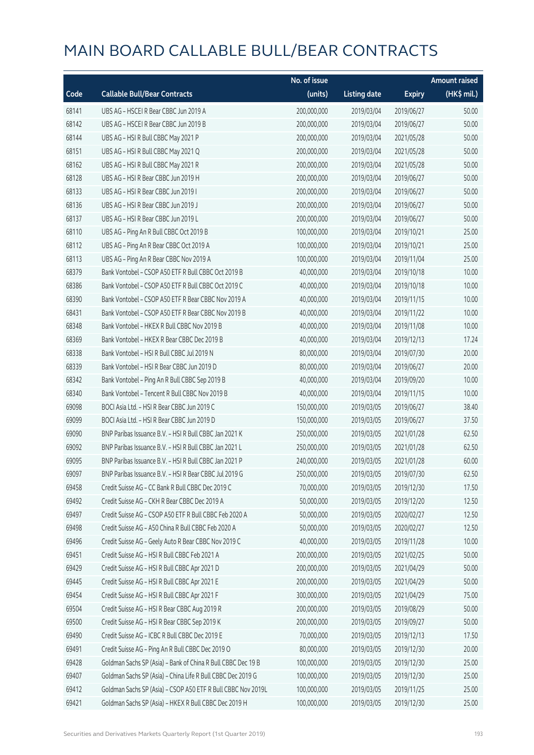# MAIN BOARD CALLABLE BULL/BEAR CONTRACTS

| Code | Callable Bull/Bear Contracts | No. of issue (units) | Listing date | Expiry | Amount raised (HK$ mil.) |
|---|---|---|---|---|---|
| 68141 | UBS AG – HSCEI R Bear CBBC Jun 2019 A | 200,000,000 | 2019/03/04 | 2019/06/27 | 50.00 |
| 68142 | UBS AG – HSCEI R Bear CBBC Jun 2019 B | 200,000,000 | 2019/03/04 | 2019/06/27 | 50.00 |
| 68144 | UBS AG – HSI R Bull CBBC May 2021 P | 200,000,000 | 2019/03/04 | 2021/05/28 | 50.00 |
| 68151 | UBS AG – HSI R Bull CBBC May 2021 Q | 200,000,000 | 2019/03/04 | 2021/05/28 | 50.00 |
| 68162 | UBS AG – HSI R Bull CBBC May 2021 R | 200,000,000 | 2019/03/04 | 2021/05/28 | 50.00 |
| 68128 | UBS AG – HSI R Bear CBBC Jun 2019 H | 200,000,000 | 2019/03/04 | 2019/06/27 | 50.00 |
| 68133 | UBS AG – HSI R Bear CBBC Jun 2019 I | 200,000,000 | 2019/03/04 | 2019/06/27 | 50.00 |
| 68136 | UBS AG – HSI R Bear CBBC Jun 2019 J | 200,000,000 | 2019/03/04 | 2019/06/27 | 50.00 |
| 68137 | UBS AG – HSI R Bear CBBC Jun 2019 L | 200,000,000 | 2019/03/04 | 2019/06/27 | 50.00 |
| 68110 | UBS AG – Ping An R Bull CBBC Oct 2019 B | 100,000,000 | 2019/03/04 | 2019/10/21 | 25.00 |
| 68112 | UBS AG – Ping An R Bear CBBC Oct 2019 A | 100,000,000 | 2019/03/04 | 2019/10/21 | 25.00 |
| 68113 | UBS AG – Ping An R Bear CBBC Nov 2019 A | 100,000,000 | 2019/03/04 | 2019/11/04 | 25.00 |
| 68379 | Bank Vontobel – CSOP A50 ETF R Bull CBBC Oct 2019 B | 40,000,000 | 2019/03/04 | 2019/10/18 | 10.00 |
| 68386 | Bank Vontobel – CSOP A50 ETF R Bull CBBC Oct 2019 C | 40,000,000 | 2019/03/04 | 2019/10/18 | 10.00 |
| 68390 | Bank Vontobel – CSOP A50 ETF R Bear CBBC Nov 2019 A | 40,000,000 | 2019/03/04 | 2019/11/15 | 10.00 |
| 68431 | Bank Vontobel – CSOP A50 ETF R Bear CBBC Nov 2019 B | 40,000,000 | 2019/03/04 | 2019/11/22 | 10.00 |
| 68348 | Bank Vontobel – HKEX R Bull CBBC Nov 2019 B | 40,000,000 | 2019/03/04 | 2019/11/08 | 10.00 |
| 68369 | Bank Vontobel – HKEX R Bear CBBC Dec 2019 B | 40,000,000 | 2019/03/04 | 2019/12/13 | 17.24 |
| 68338 | Bank Vontobel – HSI R Bull CBBC Jul 2019 N | 80,000,000 | 2019/03/04 | 2019/07/30 | 20.00 |
| 68339 | Bank Vontobel – HSI R Bear CBBC Jun 2019 D | 80,000,000 | 2019/03/04 | 2019/06/27 | 20.00 |
| 68342 | Bank Vontobel – Ping An R Bull CBBC Sep 2019 B | 40,000,000 | 2019/03/04 | 2019/09/20 | 10.00 |
| 68340 | Bank Vontobel – Tencent R Bull CBBC Nov 2019 B | 40,000,000 | 2019/03/04 | 2019/11/15 | 10.00 |
| 69098 | BOCI Asia Ltd. – HSI R Bear CBBC Jun 2019 C | 150,000,000 | 2019/03/05 | 2019/06/27 | 38.40 |
| 69099 | BOCI Asia Ltd. – HSI R Bear CBBC Jun 2019 D | 150,000,000 | 2019/03/05 | 2019/06/27 | 37.50 |
| 69090 | BNP Paribas Issuance B.V. – HSI R Bull CBBC Jan 2021 K | 250,000,000 | 2019/03/05 | 2021/01/28 | 62.50 |
| 69092 | BNP Paribas Issuance B.V. – HSI R Bull CBBC Jan 2021 L | 250,000,000 | 2019/03/05 | 2021/01/28 | 62.50 |
| 69095 | BNP Paribas Issuance B.V. – HSI R Bull CBBC Jan 2021 P | 240,000,000 | 2019/03/05 | 2021/01/28 | 60.00 |
| 69097 | BNP Paribas Issuance B.V. – HSI R Bear CBBC Jul 2019 G | 250,000,000 | 2019/03/05 | 2019/07/30 | 62.50 |
| 69458 | Credit Suisse AG – CC Bank R Bull CBBC Dec 2019 C | 70,000,000 | 2019/03/05 | 2019/12/30 | 17.50 |
| 69492 | Credit Suisse AG – CKH R Bear CBBC Dec 2019 A | 50,000,000 | 2019/03/05 | 2019/12/20 | 12.50 |
| 69497 | Credit Suisse AG – CSOP A50 ETF R Bull CBBC Feb 2020 A | 50,000,000 | 2019/03/05 | 2020/02/27 | 12.50 |
| 69498 | Credit Suisse AG – A50 China R Bull CBBC Feb 2020 A | 50,000,000 | 2019/03/05 | 2020/02/27 | 12.50 |
| 69496 | Credit Suisse AG – Geely Auto R Bear CBBC Nov 2019 C | 40,000,000 | 2019/03/05 | 2019/11/28 | 10.00 |
| 69451 | Credit Suisse AG – HSI R Bull CBBC Feb 2021 A | 200,000,000 | 2019/03/05 | 2021/02/25 | 50.00 |
| 69429 | Credit Suisse AG – HSI R Bull CBBC Apr 2021 D | 200,000,000 | 2019/03/05 | 2021/04/29 | 50.00 |
| 69445 | Credit Suisse AG – HSI R Bull CBBC Apr 2021 E | 200,000,000 | 2019/03/05 | 2021/04/29 | 50.00 |
| 69454 | Credit Suisse AG – HSI R Bull CBBC Apr 2021 F | 300,000,000 | 2019/03/05 | 2021/04/29 | 75.00 |
| 69504 | Credit Suisse AG – HSI R Bear CBBC Aug 2019 R | 200,000,000 | 2019/03/05 | 2019/08/29 | 50.00 |
| 69500 | Credit Suisse AG – HSI R Bear CBBC Sep 2019 K | 200,000,000 | 2019/03/05 | 2019/09/27 | 50.00 |
| 69490 | Credit Suisse AG – ICBC R Bull CBBC Dec 2019 E | 70,000,000 | 2019/03/05 | 2019/12/13 | 17.50 |
| 69491 | Credit Suisse AG – Ping An R Bull CBBC Dec 2019 O | 80,000,000 | 2019/03/05 | 2019/12/30 | 20.00 |
| 69428 | Goldman Sachs SP (Asia) – Bank of China R Bull CBBC Dec 19 B | 100,000,000 | 2019/03/05 | 2019/12/30 | 25.00 |
| 69407 | Goldman Sachs SP (Asia) – China Life R Bull CBBC Dec 2019 G | 100,000,000 | 2019/03/05 | 2019/12/30 | 25.00 |
| 69412 | Goldman Sachs SP (Asia) – CSOP A50 ETF R Bull CBBC Nov 2019L | 100,000,000 | 2019/03/05 | 2019/11/25 | 25.00 |
| 69421 | Goldman Sachs SP (Asia) – HKEX R Bull CBBC Dec 2019 H | 100,000,000 | 2019/03/05 | 2019/12/30 | 25.00 |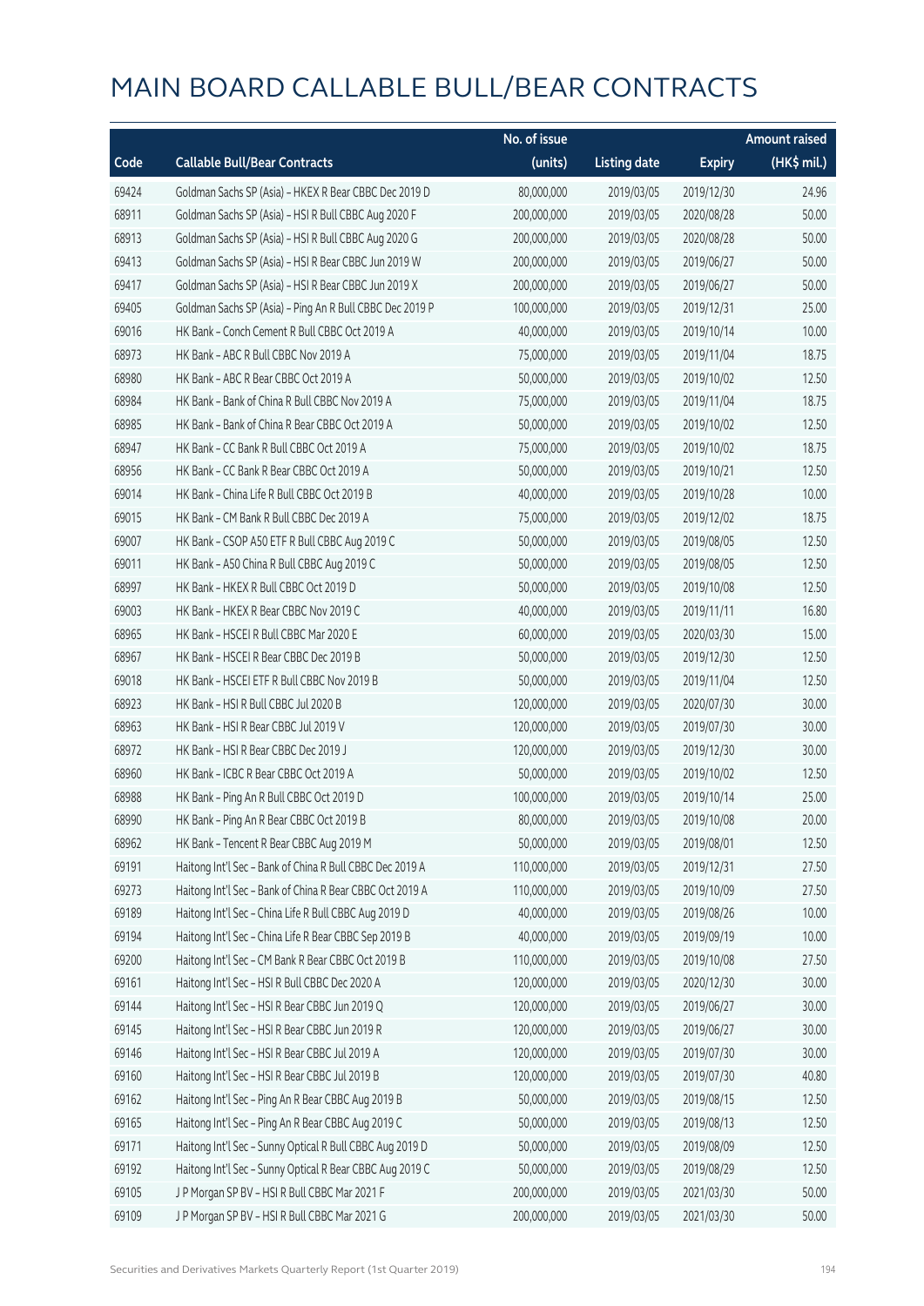# MAIN BOARD CALLABLE BULL/BEAR CONTRACTS

| Code | Callable Bull/Bear Contracts | No. of issue (units) | Listing date | Expiry | Amount raised (HK$ mil.) |
|---|---|---|---|---|---|
| 69424 | Goldman Sachs SP (Asia) – HKEX R Bear CBBC Dec 2019 D | 80,000,000 | 2019/03/05 | 2019/12/30 | 24.96 |
| 68911 | Goldman Sachs SP (Asia) – HSI R Bull CBBC Aug 2020 F | 200,000,000 | 2019/03/05 | 2020/08/28 | 50.00 |
| 68913 | Goldman Sachs SP (Asia) – HSI R Bull CBBC Aug 2020 G | 200,000,000 | 2019/03/05 | 2020/08/28 | 50.00 |
| 69413 | Goldman Sachs SP (Asia) – HSI R Bear CBBC Jun 2019 W | 200,000,000 | 2019/03/05 | 2019/06/27 | 50.00 |
| 69417 | Goldman Sachs SP (Asia) – HSI R Bear CBBC Jun 2019 X | 200,000,000 | 2019/03/05 | 2019/06/27 | 50.00 |
| 69405 | Goldman Sachs SP (Asia) – Ping An R Bull CBBC Dec 2019 P | 100,000,000 | 2019/03/05 | 2019/12/31 | 25.00 |
| 69016 | HK Bank – Conch Cement R Bull CBBC Oct 2019 A | 40,000,000 | 2019/03/05 | 2019/10/14 | 10.00 |
| 68973 | HK Bank – ABC R Bull CBBC Nov 2019 A | 75,000,000 | 2019/03/05 | 2019/11/04 | 18.75 |
| 68980 | HK Bank – ABC R Bear CBBC Oct 2019 A | 50,000,000 | 2019/03/05 | 2019/10/02 | 12.50 |
| 68984 | HK Bank – Bank of China R Bull CBBC Nov 2019 A | 75,000,000 | 2019/03/05 | 2019/11/04 | 18.75 |
| 68985 | HK Bank – Bank of China R Bear CBBC Oct 2019 A | 50,000,000 | 2019/03/05 | 2019/10/02 | 12.50 |
| 68947 | HK Bank – CC Bank R Bull CBBC Oct 2019 A | 75,000,000 | 2019/03/05 | 2019/10/02 | 18.75 |
| 68956 | HK Bank – CC Bank R Bear CBBC Oct 2019 A | 50,000,000 | 2019/03/05 | 2019/10/21 | 12.50 |
| 69014 | HK Bank – China Life R Bull CBBC Oct 2019 B | 40,000,000 | 2019/03/05 | 2019/10/28 | 10.00 |
| 69015 | HK Bank – CM Bank R Bull CBBC Dec 2019 A | 75,000,000 | 2019/03/05 | 2019/12/02 | 18.75 |
| 69007 | HK Bank – CSOP A50 ETF R Bull CBBC Aug 2019 C | 50,000,000 | 2019/03/05 | 2019/08/05 | 12.50 |
| 69011 | HK Bank – A50 China R Bull CBBC Aug 2019 C | 50,000,000 | 2019/03/05 | 2019/08/05 | 12.50 |
| 68997 | HK Bank – HKEX R Bull CBBC Oct 2019 D | 50,000,000 | 2019/03/05 | 2019/10/08 | 12.50 |
| 69003 | HK Bank – HKEX R Bear CBBC Nov 2019 C | 40,000,000 | 2019/03/05 | 2019/11/11 | 16.80 |
| 68965 | HK Bank – HSCEI R Bull CBBC Mar 2020 E | 60,000,000 | 2019/03/05 | 2020/03/30 | 15.00 |
| 68967 | HK Bank – HSCEI R Bear CBBC Dec 2019 B | 50,000,000 | 2019/03/05 | 2019/12/30 | 12.50 |
| 69018 | HK Bank – HSCEI ETF R Bull CBBC Nov 2019 B | 50,000,000 | 2019/03/05 | 2019/11/04 | 12.50 |
| 68923 | HK Bank – HSI R Bull CBBC Jul 2020 B | 120,000,000 | 2019/03/05 | 2020/07/30 | 30.00 |
| 68963 | HK Bank – HSI R Bear CBBC Jul 2019 V | 120,000,000 | 2019/03/05 | 2019/07/30 | 30.00 |
| 68972 | HK Bank – HSI R Bear CBBC Dec 2019 J | 120,000,000 | 2019/03/05 | 2019/12/30 | 30.00 |
| 68960 | HK Bank – ICBC R Bear CBBC Oct 2019 A | 50,000,000 | 2019/03/05 | 2019/10/02 | 12.50 |
| 68988 | HK Bank – Ping An R Bull CBBC Oct 2019 D | 100,000,000 | 2019/03/05 | 2019/10/14 | 25.00 |
| 68990 | HK Bank – Ping An R Bear CBBC Oct 2019 B | 80,000,000 | 2019/03/05 | 2019/10/08 | 20.00 |
| 68962 | HK Bank – Tencent R Bear CBBC Aug 2019 M | 50,000,000 | 2019/03/05 | 2019/08/01 | 12.50 |
| 69191 | Haitong Int'l Sec – Bank of China R Bull CBBC Dec 2019 A | 110,000,000 | 2019/03/05 | 2019/12/31 | 27.50 |
| 69273 | Haitong Int'l Sec – Bank of China R Bear CBBC Oct 2019 A | 110,000,000 | 2019/03/05 | 2019/10/09 | 27.50 |
| 69189 | Haitong Int'l Sec – China Life R Bull CBBC Aug 2019 D | 40,000,000 | 2019/03/05 | 2019/08/26 | 10.00 |
| 69194 | Haitong Int'l Sec – China Life R Bear CBBC Sep 2019 B | 40,000,000 | 2019/03/05 | 2019/09/19 | 10.00 |
| 69200 | Haitong Int'l Sec – CM Bank R Bear CBBC Oct 2019 B | 110,000,000 | 2019/03/05 | 2019/10/08 | 27.50 |
| 69161 | Haitong Int'l Sec – HSI R Bull CBBC Dec 2020 A | 120,000,000 | 2019/03/05 | 2020/12/30 | 30.00 |
| 69144 | Haitong Int'l Sec – HSI R Bear CBBC Jun 2019 Q | 120,000,000 | 2019/03/05 | 2019/06/27 | 30.00 |
| 69145 | Haitong Int'l Sec – HSI R Bear CBBC Jun 2019 R | 120,000,000 | 2019/03/05 | 2019/06/27 | 30.00 |
| 69146 | Haitong Int'l Sec – HSI R Bear CBBC Jul 2019 A | 120,000,000 | 2019/03/05 | 2019/07/30 | 30.00 |
| 69160 | Haitong Int'l Sec – HSI R Bear CBBC Jul 2019 B | 120,000,000 | 2019/03/05 | 2019/07/30 | 40.80 |
| 69162 | Haitong Int'l Sec – Ping An R Bear CBBC Aug 2019 B | 50,000,000 | 2019/03/05 | 2019/08/15 | 12.50 |
| 69165 | Haitong Int'l Sec – Ping An R Bear CBBC Aug 2019 C | 50,000,000 | 2019/03/05 | 2019/08/13 | 12.50 |
| 69171 | Haitong Int'l Sec – Sunny Optical R Bull CBBC Aug 2019 D | 50,000,000 | 2019/03/05 | 2019/08/09 | 12.50 |
| 69192 | Haitong Int'l Sec – Sunny Optical R Bear CBBC Aug 2019 C | 50,000,000 | 2019/03/05 | 2019/08/29 | 12.50 |
| 69105 | J P Morgan SP BV – HSI R Bull CBBC Mar 2021 F | 200,000,000 | 2019/03/05 | 2021/03/30 | 50.00 |
| 69109 | J P Morgan SP BV – HSI R Bull CBBC Mar 2021 G | 200,000,000 | 2019/03/05 | 2021/03/30 | 50.00 |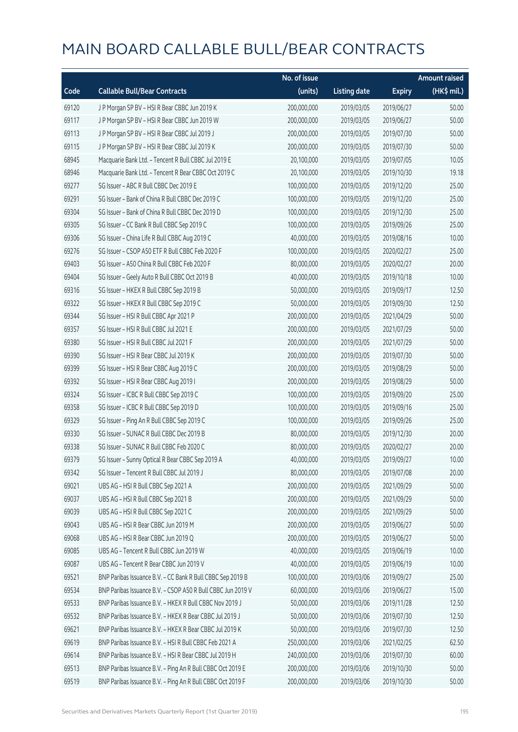# MAIN BOARD CALLABLE BULL/BEAR CONTRACTS

| Code | Callable Bull/Bear Contracts | No. of issue (units) | Listing date | Expiry | Amount raised (HK$ mil.) |
|---|---|---|---|---|---|
| 69120 | J P Morgan SP BV – HSI R Bear CBBC Jun 2019 K | 200,000,000 | 2019/03/05 | 2019/06/27 | 50.00 |
| 69117 | J P Morgan SP BV – HSI R Bear CBBC Jun 2019 W | 200,000,000 | 2019/03/05 | 2019/06/27 | 50.00 |
| 69113 | J P Morgan SP BV – HSI R Bear CBBC Jul 2019 J | 200,000,000 | 2019/03/05 | 2019/07/30 | 50.00 |
| 69115 | J P Morgan SP BV – HSI R Bear CBBC Jul 2019 K | 200,000,000 | 2019/03/05 | 2019/07/30 | 50.00 |
| 68945 | Macquarie Bank Ltd. – Tencent R Bull CBBC Jul 2019 E | 20,100,000 | 2019/03/05 | 2019/07/05 | 10.05 |
| 68946 | Macquarie Bank Ltd. – Tencent R Bear CBBC Oct 2019 C | 20,100,000 | 2019/03/05 | 2019/10/30 | 19.18 |
| 69277 | SG Issuer – ABC R Bull CBBC Dec 2019 E | 100,000,000 | 2019/03/05 | 2019/12/20 | 25.00 |
| 69291 | SG Issuer – Bank of China R Bull CBBC Dec 2019 C | 100,000,000 | 2019/03/05 | 2019/12/20 | 25.00 |
| 69304 | SG Issuer – Bank of China R Bull CBBC Dec 2019 D | 100,000,000 | 2019/03/05 | 2019/12/30 | 25.00 |
| 69305 | SG Issuer – CC Bank R Bull CBBC Sep 2019 C | 100,000,000 | 2019/03/05 | 2019/09/26 | 25.00 |
| 69306 | SG Issuer – China Life R Bull CBBC Aug 2019 C | 40,000,000 | 2019/03/05 | 2019/08/16 | 10.00 |
| 69276 | SG Issuer – CSOP A50 ETF R Bull CBBC Feb 2020 F | 100,000,000 | 2019/03/05 | 2020/02/27 | 25.00 |
| 69403 | SG Issuer – A50 China R Bull CBBC Feb 2020 F | 80,000,000 | 2019/03/05 | 2020/02/27 | 20.00 |
| 69404 | SG Issuer – Geely Auto R Bull CBBC Oct 2019 B | 40,000,000 | 2019/03/05 | 2019/10/18 | 10.00 |
| 69316 | SG Issuer – HKEX R Bull CBBC Sep 2019 B | 50,000,000 | 2019/03/05 | 2019/09/17 | 12.50 |
| 69322 | SG Issuer – HKEX R Bull CBBC Sep 2019 C | 50,000,000 | 2019/03/05 | 2019/09/30 | 12.50 |
| 69344 | SG Issuer – HSI R Bull CBBC Apr 2021 P | 200,000,000 | 2019/03/05 | 2021/04/29 | 50.00 |
| 69357 | SG Issuer – HSI R Bull CBBC Jul 2021 E | 200,000,000 | 2019/03/05 | 2021/07/29 | 50.00 |
| 69380 | SG Issuer – HSI R Bull CBBC Jul 2021 F | 200,000,000 | 2019/03/05 | 2021/07/29 | 50.00 |
| 69390 | SG Issuer – HSI R Bear CBBC Jul 2019 K | 200,000,000 | 2019/03/05 | 2019/07/30 | 50.00 |
| 69399 | SG Issuer – HSI R Bear CBBC Aug 2019 C | 200,000,000 | 2019/03/05 | 2019/08/29 | 50.00 |
| 69392 | SG Issuer – HSI R Bear CBBC Aug 2019 I | 200,000,000 | 2019/03/05 | 2019/08/29 | 50.00 |
| 69324 | SG Issuer – ICBC R Bull CBBC Sep 2019 C | 100,000,000 | 2019/03/05 | 2019/09/20 | 25.00 |
| 69358 | SG Issuer – ICBC R Bull CBBC Sep 2019 D | 100,000,000 | 2019/03/05 | 2019/09/16 | 25.00 |
| 69329 | SG Issuer – Ping An R Bull CBBC Sep 2019 C | 100,000,000 | 2019/03/05 | 2019/09/26 | 25.00 |
| 69330 | SG Issuer – SUNAC R Bull CBBC Dec 2019 B | 80,000,000 | 2019/03/05 | 2019/12/30 | 20.00 |
| 69338 | SG Issuer – SUNAC R Bull CBBC Feb 2020 C | 80,000,000 | 2019/03/05 | 2020/02/27 | 20.00 |
| 69379 | SG Issuer – Sunny Optical R Bear CBBC Sep 2019 A | 40,000,000 | 2019/03/05 | 2019/09/27 | 10.00 |
| 69342 | SG Issuer – Tencent R Bull CBBC Jul 2019 J | 80,000,000 | 2019/03/05 | 2019/07/08 | 20.00 |
| 69021 | UBS AG – HSI R Bull CBBC Sep 2021 A | 200,000,000 | 2019/03/05 | 2021/09/29 | 50.00 |
| 69037 | UBS AG – HSI R Bull CBBC Sep 2021 B | 200,000,000 | 2019/03/05 | 2021/09/29 | 50.00 |
| 69039 | UBS AG – HSI R Bull CBBC Sep 2021 C | 200,000,000 | 2019/03/05 | 2021/09/29 | 50.00 |
| 69043 | UBS AG – HSI R Bear CBBC Jun 2019 M | 200,000,000 | 2019/03/05 | 2019/06/27 | 50.00 |
| 69068 | UBS AG – HSI R Bear CBBC Jun 2019 Q | 200,000,000 | 2019/03/05 | 2019/06/27 | 50.00 |
| 69085 | UBS AG – Tencent R Bull CBBC Jun 2019 W | 40,000,000 | 2019/03/05 | 2019/06/19 | 10.00 |
| 69087 | UBS AG – Tencent R Bear CBBC Jun 2019 V | 40,000,000 | 2019/03/05 | 2019/06/19 | 10.00 |
| 69521 | BNP Paribas Issuance B.V. – CC Bank R Bull CBBC Sep 2019 B | 100,000,000 | 2019/03/06 | 2019/09/27 | 25.00 |
| 69534 | BNP Paribas Issuance B.V. – CSOP A50 R Bull CBBC Jun 2019 V | 60,000,000 | 2019/03/06 | 2019/06/27 | 15.00 |
| 69533 | BNP Paribas Issuance B.V. – HKEX R Bull CBBC Nov 2019 J | 50,000,000 | 2019/03/06 | 2019/11/28 | 12.50 |
| 69532 | BNP Paribas Issuance B.V. – HKEX R Bear CBBC Jul 2019 J | 50,000,000 | 2019/03/06 | 2019/07/30 | 12.50 |
| 69621 | BNP Paribas Issuance B.V. – HKEX R Bear CBBC Jul 2019 K | 50,000,000 | 2019/03/06 | 2019/07/30 | 12.50 |
| 69619 | BNP Paribas Issuance B.V. – HSI R Bull CBBC Feb 2021 A | 250,000,000 | 2019/03/06 | 2021/02/25 | 62.50 |
| 69614 | BNP Paribas Issuance B.V. – HSI R Bear CBBC Jul 2019 H | 240,000,000 | 2019/03/06 | 2019/07/30 | 60.00 |
| 69513 | BNP Paribas Issuance B.V. – Ping An R Bull CBBC Oct 2019 E | 200,000,000 | 2019/03/06 | 2019/10/30 | 50.00 |
| 69519 | BNP Paribas Issuance B.V. – Ping An R Bull CBBC Oct 2019 F | 200,000,000 | 2019/03/06 | 2019/10/30 | 50.00 |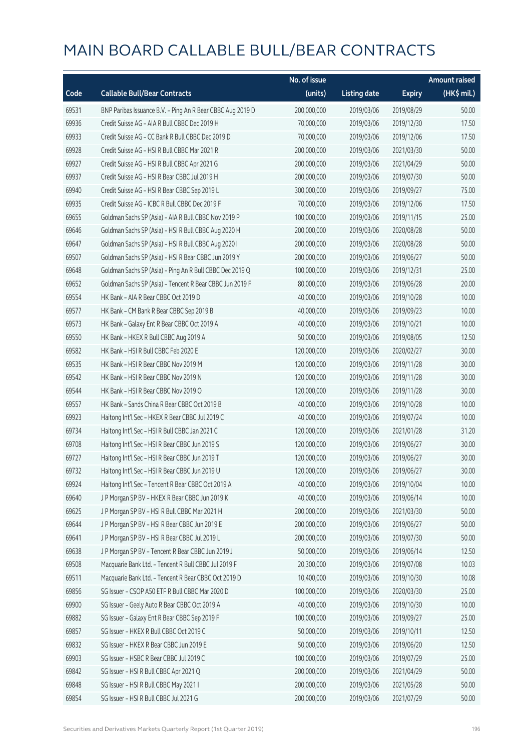# MAIN BOARD CALLABLE BULL/BEAR CONTRACTS

| Code | Callable Bull/Bear Contracts | No. of issue (units) | Listing date | Expiry | Amount raised (HK$ mil.) |
|---|---|---|---|---|---|
| 69531 | BNP Paribas Issuance B.V. - Ping An R Bear CBBC Aug 2019 D | 200,000,000 | 2019/03/06 | 2019/08/29 | 50.00 |
| 69936 | Credit Suisse AG - AIA R Bull CBBC Dec 2019 H | 70,000,000 | 2019/03/06 | 2019/12/30 | 17.50 |
| 69933 | Credit Suisse AG - CC Bank R Bull CBBC Dec 2019 D | 70,000,000 | 2019/03/06 | 2019/12/06 | 17.50 |
| 69928 | Credit Suisse AG - HSI R Bull CBBC Mar 2021 R | 200,000,000 | 2019/03/06 | 2021/03/30 | 50.00 |
| 69927 | Credit Suisse AG - HSI R Bull CBBC Apr 2021 G | 200,000,000 | 2019/03/06 | 2021/04/29 | 50.00 |
| 69937 | Credit Suisse AG - HSI R Bear CBBC Jul 2019 H | 200,000,000 | 2019/03/06 | 2019/07/30 | 50.00 |
| 69940 | Credit Suisse AG - HSI R Bear CBBC Sep 2019 L | 300,000,000 | 2019/03/06 | 2019/09/27 | 75.00 |
| 69935 | Credit Suisse AG - ICBC R Bull CBBC Dec 2019 F | 70,000,000 | 2019/03/06 | 2019/12/06 | 17.50 |
| 69655 | Goldman Sachs SP (Asia) - AIA R Bull CBBC Nov 2019 P | 100,000,000 | 2019/03/06 | 2019/11/15 | 25.00 |
| 69646 | Goldman Sachs SP (Asia) - HSI R Bull CBBC Aug 2020 H | 200,000,000 | 2019/03/06 | 2020/08/28 | 50.00 |
| 69647 | Goldman Sachs SP (Asia) - HSI R Bull CBBC Aug 2020 I | 200,000,000 | 2019/03/06 | 2020/08/28 | 50.00 |
| 69507 | Goldman Sachs SP (Asia) - HSI R Bear CBBC Jun 2019 Y | 200,000,000 | 2019/03/06 | 2019/06/27 | 50.00 |
| 69648 | Goldman Sachs SP (Asia) - Ping An R Bull CBBC Dec 2019 Q | 100,000,000 | 2019/03/06 | 2019/12/31 | 25.00 |
| 69652 | Goldman Sachs SP (Asia) - Tencent R Bear CBBC Jun 2019 F | 80,000,000 | 2019/03/06 | 2019/06/28 | 20.00 |
| 69554 | HK Bank - AIA R Bear CBBC Oct 2019 D | 40,000,000 | 2019/03/06 | 2019/10/28 | 10.00 |
| 69577 | HK Bank - CM Bank R Bear CBBC Sep 2019 B | 40,000,000 | 2019/03/06 | 2019/09/23 | 10.00 |
| 69573 | HK Bank - Galaxy Ent R Bear CBBC Oct 2019 A | 40,000,000 | 2019/03/06 | 2019/10/21 | 10.00 |
| 69550 | HK Bank - HKEX R Bull CBBC Aug 2019 A | 50,000,000 | 2019/03/06 | 2019/08/05 | 12.50 |
| 69582 | HK Bank - HSI R Bull CBBC Feb 2020 E | 120,000,000 | 2019/03/06 | 2020/02/27 | 30.00 |
| 69535 | HK Bank - HSI R Bear CBBC Nov 2019 M | 120,000,000 | 2019/03/06 | 2019/11/28 | 30.00 |
| 69542 | HK Bank - HSI R Bear CBBC Nov 2019 N | 120,000,000 | 2019/03/06 | 2019/11/28 | 30.00 |
| 69544 | HK Bank - HSI R Bear CBBC Nov 2019 O | 120,000,000 | 2019/03/06 | 2019/11/28 | 30.00 |
| 69557 | HK Bank - Sands China R Bear CBBC Oct 2019 B | 40,000,000 | 2019/03/06 | 2019/10/28 | 10.00 |
| 69923 | Haitong Int'l Sec - HKEX R Bear CBBC Jul 2019 C | 40,000,000 | 2019/03/06 | 2019/07/24 | 10.00 |
| 69734 | Haitong Int'l Sec - HSI R Bull CBBC Jan 2021 C | 120,000,000 | 2019/03/06 | 2021/01/28 | 31.20 |
| 69708 | Haitong Int'l Sec - HSI R Bear CBBC Jun 2019 S | 120,000,000 | 2019/03/06 | 2019/06/27 | 30.00 |
| 69727 | Haitong Int'l Sec - HSI R Bear CBBC Jun 2019 T | 120,000,000 | 2019/03/06 | 2019/06/27 | 30.00 |
| 69732 | Haitong Int'l Sec - HSI R Bear CBBC Jun 2019 U | 120,000,000 | 2019/03/06 | 2019/06/27 | 30.00 |
| 69924 | Haitong Int'l Sec - Tencent R Bear CBBC Oct 2019 A | 40,000,000 | 2019/03/06 | 2019/10/04 | 10.00 |
| 69640 | J P Morgan SP BV - HKEX R Bear CBBC Jun 2019 K | 40,000,000 | 2019/03/06 | 2019/06/14 | 10.00 |
| 69625 | J P Morgan SP BV - HSI R Bull CBBC Mar 2021 H | 200,000,000 | 2019/03/06 | 2021/03/30 | 50.00 |
| 69644 | J P Morgan SP BV - HSI R Bear CBBC Jun 2019 E | 200,000,000 | 2019/03/06 | 2019/06/27 | 50.00 |
| 69641 | J P Morgan SP BV - HSI R Bear CBBC Jul 2019 L | 200,000,000 | 2019/03/06 | 2019/07/30 | 50.00 |
| 69638 | J P Morgan SP BV - Tencent R Bear CBBC Jun 2019 J | 50,000,000 | 2019/03/06 | 2019/06/14 | 12.50 |
| 69508 | Macquarie Bank Ltd. - Tencent R Bull CBBC Jul 2019 F | 20,300,000 | 2019/03/06 | 2019/07/08 | 10.03 |
| 69511 | Macquarie Bank Ltd. - Tencent R Bear CBBC Oct 2019 D | 10,400,000 | 2019/03/06 | 2019/10/30 | 10.08 |
| 69856 | SG Issuer - CSOP A50 ETF R Bull CBBC Mar 2020 D | 100,000,000 | 2019/03/06 | 2020/03/30 | 25.00 |
| 69900 | SG Issuer - Geely Auto R Bear CBBC Oct 2019 A | 40,000,000 | 2019/03/06 | 2019/10/30 | 10.00 |
| 69882 | SG Issuer - Galaxy Ent R Bear CBBC Sep 2019 F | 100,000,000 | 2019/03/06 | 2019/09/27 | 25.00 |
| 69857 | SG Issuer - HKEX R Bull CBBC Oct 2019 C | 50,000,000 | 2019/03/06 | 2019/10/11 | 12.50 |
| 69832 | SG Issuer - HKEX R Bear CBBC Jun 2019 E | 50,000,000 | 2019/03/06 | 2019/06/20 | 12.50 |
| 69903 | SG Issuer - HSBC R Bear CBBC Jul 2019 C | 100,000,000 | 2019/03/06 | 2019/07/29 | 25.00 |
| 69842 | SG Issuer - HSI R Bull CBBC Apr 2021 Q | 200,000,000 | 2019/03/06 | 2021/04/29 | 50.00 |
| 69848 | SG Issuer - HSI R Bull CBBC May 2021 I | 200,000,000 | 2019/03/06 | 2021/05/28 | 50.00 |
| 69854 | SG Issuer - HSI R Bull CBBC Jul 2021 G | 200,000,000 | 2019/03/06 | 2021/07/29 | 50.00 |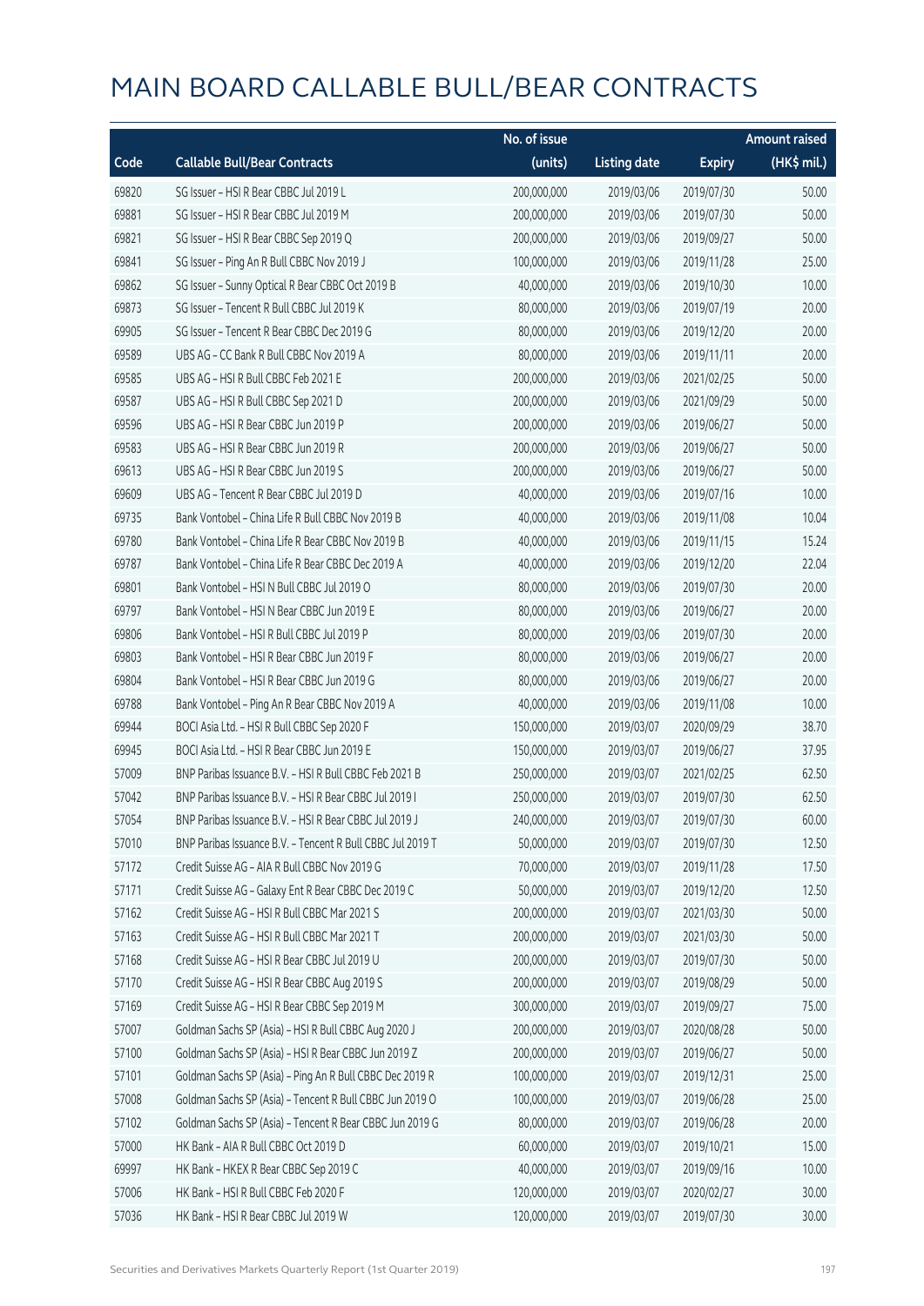# MAIN BOARD CALLABLE BULL/BEAR CONTRACTS

| Code | Callable Bull/Bear Contracts | No. of issue (units) | Listing date | Expiry | Amount raised (HK$ mil.) |
|---|---|---|---|---|---|
| 69820 | SG Issuer – HSI R Bear CBBC Jul 2019 L | 200,000,000 | 2019/03/06 | 2019/07/30 | 50.00 |
| 69881 | SG Issuer – HSI R Bear CBBC Jul 2019 M | 200,000,000 | 2019/03/06 | 2019/07/30 | 50.00 |
| 69821 | SG Issuer – HSI R Bear CBBC Sep 2019 Q | 200,000,000 | 2019/03/06 | 2019/09/27 | 50.00 |
| 69841 | SG Issuer – Ping An R Bull CBBC Nov 2019 J | 100,000,000 | 2019/03/06 | 2019/11/28 | 25.00 |
| 69862 | SG Issuer – Sunny Optical R Bear CBBC Oct 2019 B | 40,000,000 | 2019/03/06 | 2019/10/30 | 10.00 |
| 69873 | SG Issuer – Tencent R Bull CBBC Jul 2019 K | 80,000,000 | 2019/03/06 | 2019/07/19 | 20.00 |
| 69905 | SG Issuer – Tencent R Bear CBBC Dec 2019 G | 80,000,000 | 2019/03/06 | 2019/12/20 | 20.00 |
| 69589 | UBS AG – CC Bank R Bull CBBC Nov 2019 A | 80,000,000 | 2019/03/06 | 2019/11/11 | 20.00 |
| 69585 | UBS AG – HSI R Bull CBBC Feb 2021 E | 200,000,000 | 2019/03/06 | 2021/02/25 | 50.00 |
| 69587 | UBS AG – HSI R Bull CBBC Sep 2021 D | 200,000,000 | 2019/03/06 | 2021/09/29 | 50.00 |
| 69596 | UBS AG – HSI R Bear CBBC Jun 2019 P | 200,000,000 | 2019/03/06 | 2019/06/27 | 50.00 |
| 69583 | UBS AG – HSI R Bear CBBC Jun 2019 R | 200,000,000 | 2019/03/06 | 2019/06/27 | 50.00 |
| 69613 | UBS AG – HSI R Bear CBBC Jun 2019 S | 200,000,000 | 2019/03/06 | 2019/06/27 | 50.00 |
| 69609 | UBS AG – Tencent R Bear CBBC Jul 2019 D | 40,000,000 | 2019/03/06 | 2019/07/16 | 10.00 |
| 69735 | Bank Vontobel – China Life R Bull CBBC Nov 2019 B | 40,000,000 | 2019/03/06 | 2019/11/08 | 10.04 |
| 69780 | Bank Vontobel – China Life R Bear CBBC Nov 2019 B | 40,000,000 | 2019/03/06 | 2019/11/15 | 15.24 |
| 69787 | Bank Vontobel – China Life R Bear CBBC Dec 2019 A | 40,000,000 | 2019/03/06 | 2019/12/20 | 22.04 |
| 69801 | Bank Vontobel – HSI N Bull CBBC Jul 2019 O | 80,000,000 | 2019/03/06 | 2019/07/30 | 20.00 |
| 69797 | Bank Vontobel – HSI N Bear CBBC Jun 2019 E | 80,000,000 | 2019/03/06 | 2019/06/27 | 20.00 |
| 69806 | Bank Vontobel – HSI R Bull CBBC Jul 2019 P | 80,000,000 | 2019/03/06 | 2019/07/30 | 20.00 |
| 69803 | Bank Vontobel – HSI R Bear CBBC Jun 2019 F | 80,000,000 | 2019/03/06 | 2019/06/27 | 20.00 |
| 69804 | Bank Vontobel – HSI R Bear CBBC Jun 2019 G | 80,000,000 | 2019/03/06 | 2019/06/27 | 20.00 |
| 69788 | Bank Vontobel – Ping An R Bear CBBC Nov 2019 A | 40,000,000 | 2019/03/06 | 2019/11/08 | 10.00 |
| 69944 | BOCI Asia Ltd. – HSI R Bull CBBC Sep 2020 F | 150,000,000 | 2019/03/07 | 2020/09/29 | 38.70 |
| 69945 | BOCI Asia Ltd. – HSI R Bear CBBC Jun 2019 E | 150,000,000 | 2019/03/07 | 2019/06/27 | 37.95 |
| 57009 | BNP Paribas Issuance B.V. – HSI R Bull CBBC Feb 2021 B | 250,000,000 | 2019/03/07 | 2021/02/25 | 62.50 |
| 57042 | BNP Paribas Issuance B.V. – HSI R Bear CBBC Jul 2019 I | 250,000,000 | 2019/03/07 | 2019/07/30 | 62.50 |
| 57054 | BNP Paribas Issuance B.V. – HSI R Bear CBBC Jul 2019 J | 240,000,000 | 2019/03/07 | 2019/07/30 | 60.00 |
| 57010 | BNP Paribas Issuance B.V. – Tencent R Bull CBBC Jul 2019 T | 50,000,000 | 2019/03/07 | 2019/07/30 | 12.50 |
| 57172 | Credit Suisse AG – AIA R Bull CBBC Nov 2019 G | 70,000,000 | 2019/03/07 | 2019/11/28 | 17.50 |
| 57171 | Credit Suisse AG – Galaxy Ent R Bear CBBC Dec 2019 C | 50,000,000 | 2019/03/07 | 2019/12/20 | 12.50 |
| 57162 | Credit Suisse AG – HSI R Bull CBBC Mar 2021 S | 200,000,000 | 2019/03/07 | 2021/03/30 | 50.00 |
| 57163 | Credit Suisse AG – HSI R Bull CBBC Mar 2021 T | 200,000,000 | 2019/03/07 | 2021/03/30 | 50.00 |
| 57168 | Credit Suisse AG – HSI R Bear CBBC Jul 2019 U | 200,000,000 | 2019/03/07 | 2019/07/30 | 50.00 |
| 57170 | Credit Suisse AG – HSI R Bear CBBC Aug 2019 S | 200,000,000 | 2019/03/07 | 2019/08/29 | 50.00 |
| 57169 | Credit Suisse AG – HSI R Bear CBBC Sep 2019 M | 300,000,000 | 2019/03/07 | 2019/09/27 | 75.00 |
| 57007 | Goldman Sachs SP (Asia) – HSI R Bull CBBC Aug 2020 J | 200,000,000 | 2019/03/07 | 2020/08/28 | 50.00 |
| 57100 | Goldman Sachs SP (Asia) – HSI R Bear CBBC Jun 2019 Z | 200,000,000 | 2019/03/07 | 2019/06/27 | 50.00 |
| 57101 | Goldman Sachs SP (Asia) – Ping An R Bull CBBC Dec 2019 R | 100,000,000 | 2019/03/07 | 2019/12/31 | 25.00 |
| 57008 | Goldman Sachs SP (Asia) – Tencent R Bull CBBC Jun 2019 O | 100,000,000 | 2019/03/07 | 2019/06/28 | 25.00 |
| 57102 | Goldman Sachs SP (Asia) – Tencent R Bear CBBC Jun 2019 G | 80,000,000 | 2019/03/07 | 2019/06/28 | 20.00 |
| 57000 | HK Bank – AIA R Bull CBBC Oct 2019 D | 60,000,000 | 2019/03/07 | 2019/10/21 | 15.00 |
| 69997 | HK Bank – HKEX R Bear CBBC Sep 2019 C | 40,000,000 | 2019/03/07 | 2019/09/16 | 10.00 |
| 57006 | HK Bank – HSI R Bull CBBC Feb 2020 F | 120,000,000 | 2019/03/07 | 2020/02/27 | 30.00 |
| 57036 | HK Bank – HSI R Bear CBBC Jul 2019 W | 120,000,000 | 2019/03/07 | 2019/07/30 | 30.00 |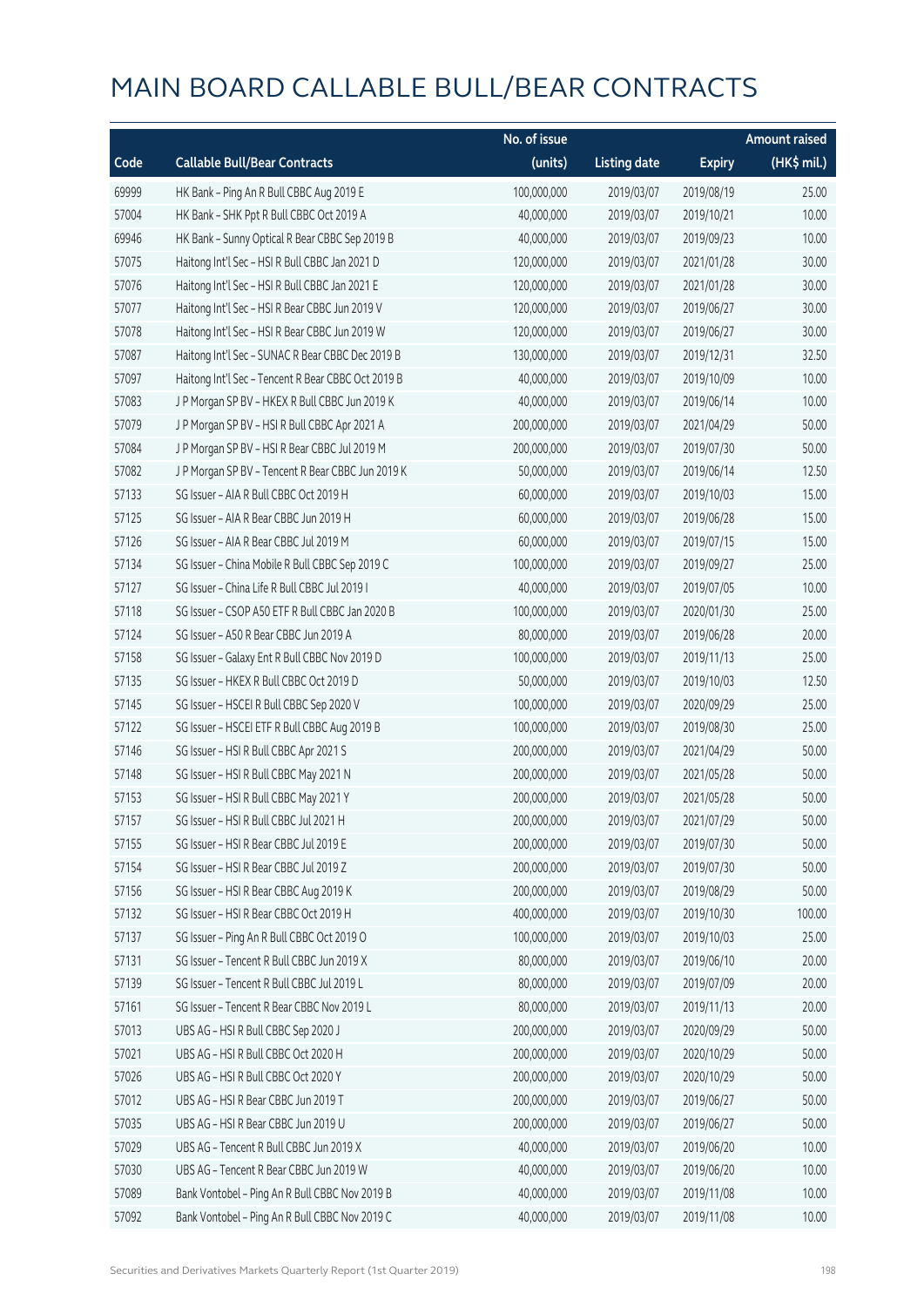# MAIN BOARD CALLABLE BULL/BEAR CONTRACTS

| Code | Callable Bull/Bear Contracts | No. of issue (units) | Listing date | Expiry | Amount raised (HK$ mil.) |
|---|---|---|---|---|---|
| 69999 | HK Bank – Ping An R Bull CBBC Aug 2019 E | 100,000,000 | 2019/03/07 | 2019/08/19 | 25.00 |
| 57004 | HK Bank – SHK Ppt R Bull CBBC Oct 2019 A | 40,000,000 | 2019/03/07 | 2019/10/21 | 10.00 |
| 69946 | HK Bank – Sunny Optical R Bear CBBC Sep 2019 B | 40,000,000 | 2019/03/07 | 2019/09/23 | 10.00 |
| 57075 | Haitong Int'l Sec – HSI R Bull CBBC Jan 2021 D | 120,000,000 | 2019/03/07 | 2021/01/28 | 30.00 |
| 57076 | Haitong Int'l Sec – HSI R Bull CBBC Jan 2021 E | 120,000,000 | 2019/03/07 | 2021/01/28 | 30.00 |
| 57077 | Haitong Int'l Sec – HSI R Bear CBBC Jun 2019 V | 120,000,000 | 2019/03/07 | 2019/06/27 | 30.00 |
| 57078 | Haitong Int'l Sec – HSI R Bear CBBC Jun 2019 W | 120,000,000 | 2019/03/07 | 2019/06/27 | 30.00 |
| 57087 | Haitong Int'l Sec – SUNAC R Bear CBBC Dec 2019 B | 130,000,000 | 2019/03/07 | 2019/12/31 | 32.50 |
| 57097 | Haitong Int'l Sec – Tencent R Bear CBBC Oct 2019 B | 40,000,000 | 2019/03/07 | 2019/10/09 | 10.00 |
| 57083 | J P Morgan SP BV – HKEX R Bull CBBC Jun 2019 K | 40,000,000 | 2019/03/07 | 2019/06/14 | 10.00 |
| 57079 | J P Morgan SP BV – HSI R Bull CBBC Apr 2021 A | 200,000,000 | 2019/03/07 | 2021/04/29 | 50.00 |
| 57084 | J P Morgan SP BV – HSI R Bear CBBC Jul 2019 M | 200,000,000 | 2019/03/07 | 2019/07/30 | 50.00 |
| 57082 | J P Morgan SP BV – Tencent R Bear CBBC Jun 2019 K | 50,000,000 | 2019/03/07 | 2019/06/14 | 12.50 |
| 57133 | SG Issuer – AIA R Bull CBBC Oct 2019 H | 60,000,000 | 2019/03/07 | 2019/10/03 | 15.00 |
| 57125 | SG Issuer – AIA R Bear CBBC Jun 2019 H | 60,000,000 | 2019/03/07 | 2019/06/28 | 15.00 |
| 57126 | SG Issuer – AIA R Bear CBBC Jul 2019 M | 60,000,000 | 2019/03/07 | 2019/07/15 | 15.00 |
| 57134 | SG Issuer – China Mobile R Bull CBBC Sep 2019 C | 100,000,000 | 2019/03/07 | 2019/09/27 | 25.00 |
| 57127 | SG Issuer – China Life R Bull CBBC Jul 2019 I | 40,000,000 | 2019/03/07 | 2019/07/05 | 10.00 |
| 57118 | SG Issuer – CSOP A50 ETF R Bull CBBC Jan 2020 B | 100,000,000 | 2019/03/07 | 2020/01/30 | 25.00 |
| 57124 | SG Issuer – A50 R Bear CBBC Jun 2019 A | 80,000,000 | 2019/03/07 | 2019/06/28 | 20.00 |
| 57158 | SG Issuer – Galaxy Ent R Bull CBBC Nov 2019 D | 100,000,000 | 2019/03/07 | 2019/11/13 | 25.00 |
| 57135 | SG Issuer – HKEX R Bull CBBC Oct 2019 D | 50,000,000 | 2019/03/07 | 2019/10/03 | 12.50 |
| 57145 | SG Issuer – HSCEI R Bull CBBC Sep 2020 V | 100,000,000 | 2019/03/07 | 2020/09/29 | 25.00 |
| 57122 | SG Issuer – HSCEI ETF R Bull CBBC Aug 2019 B | 100,000,000 | 2019/03/07 | 2019/08/30 | 25.00 |
| 57146 | SG Issuer – HSI R Bull CBBC Apr 2021 S | 200,000,000 | 2019/03/07 | 2021/04/29 | 50.00 |
| 57148 | SG Issuer – HSI R Bull CBBC May 2021 N | 200,000,000 | 2019/03/07 | 2021/05/28 | 50.00 |
| 57153 | SG Issuer – HSI R Bull CBBC May 2021 Y | 200,000,000 | 2019/03/07 | 2021/05/28 | 50.00 |
| 57157 | SG Issuer – HSI R Bull CBBC Jul 2021 H | 200,000,000 | 2019/03/07 | 2021/07/29 | 50.00 |
| 57155 | SG Issuer – HSI R Bear CBBC Jul 2019 E | 200,000,000 | 2019/03/07 | 2019/07/30 | 50.00 |
| 57154 | SG Issuer – HSI R Bear CBBC Jul 2019 Z | 200,000,000 | 2019/03/07 | 2019/07/30 | 50.00 |
| 57156 | SG Issuer – HSI R Bear CBBC Aug 2019 K | 200,000,000 | 2019/03/07 | 2019/08/29 | 50.00 |
| 57132 | SG Issuer – HSI R Bear CBBC Oct 2019 H | 400,000,000 | 2019/03/07 | 2019/10/30 | 100.00 |
| 57137 | SG Issuer – Ping An R Bull CBBC Oct 2019 O | 100,000,000 | 2019/03/07 | 2019/10/03 | 25.00 |
| 57131 | SG Issuer – Tencent R Bull CBBC Jun 2019 X | 80,000,000 | 2019/03/07 | 2019/06/10 | 20.00 |
| 57139 | SG Issuer – Tencent R Bull CBBC Jul 2019 L | 80,000,000 | 2019/03/07 | 2019/07/09 | 20.00 |
| 57161 | SG Issuer – Tencent R Bear CBBC Nov 2019 L | 80,000,000 | 2019/03/07 | 2019/11/13 | 20.00 |
| 57013 | UBS AG – HSI R Bull CBBC Sep 2020 J | 200,000,000 | 2019/03/07 | 2020/09/29 | 50.00 |
| 57021 | UBS AG – HSI R Bull CBBC Oct 2020 H | 200,000,000 | 2019/03/07 | 2020/10/29 | 50.00 |
| 57026 | UBS AG – HSI R Bull CBBC Oct 2020 Y | 200,000,000 | 2019/03/07 | 2020/10/29 | 50.00 |
| 57012 | UBS AG – HSI R Bear CBBC Jun 2019 T | 200,000,000 | 2019/03/07 | 2019/06/27 | 50.00 |
| 57035 | UBS AG – HSI R Bear CBBC Jun 2019 U | 200,000,000 | 2019/03/07 | 2019/06/27 | 50.00 |
| 57029 | UBS AG – Tencent R Bull CBBC Jun 2019 X | 40,000,000 | 2019/03/07 | 2019/06/20 | 10.00 |
| 57030 | UBS AG – Tencent R Bear CBBC Jun 2019 W | 40,000,000 | 2019/03/07 | 2019/06/20 | 10.00 |
| 57089 | Bank Vontobel – Ping An R Bull CBBC Nov 2019 B | 40,000,000 | 2019/03/07 | 2019/11/08 | 10.00 |
| 57092 | Bank Vontobel – Ping An R Bull CBBC Nov 2019 C | 40,000,000 | 2019/03/07 | 2019/11/08 | 10.00 |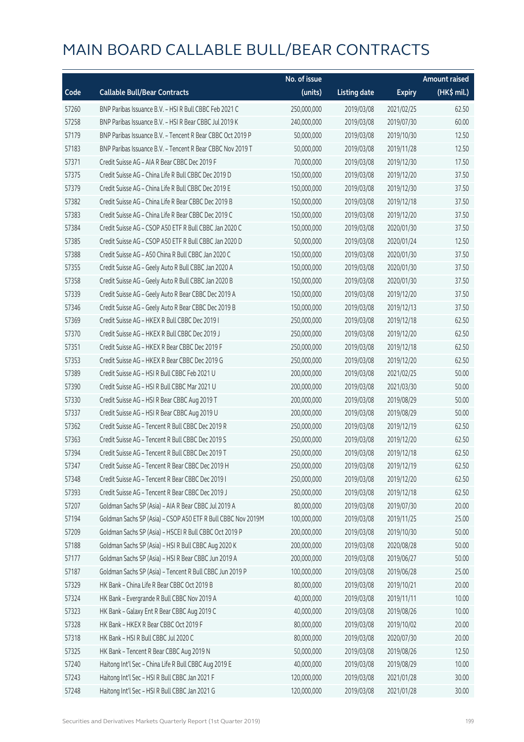# MAIN BOARD CALLABLE BULL/BEAR CONTRACTS

| Code | Callable Bull/Bear Contracts | No. of issue (units) | Listing date | Expiry | Amount raised (HK$ mil.) |
|---|---|---|---|---|---|
| 57260 | BNP Paribas Issuance B.V. – HSI R Bull CBBC Feb 2021 C | 250,000,000 | 2019/03/08 | 2021/02/25 | 62.50 |
| 57258 | BNP Paribas Issuance B.V. – HSI R Bear CBBC Jul 2019 K | 240,000,000 | 2019/03/08 | 2019/07/30 | 60.00 |
| 57179 | BNP Paribas Issuance B.V. – Tencent R Bear CBBC Oct 2019 P | 50,000,000 | 2019/03/08 | 2019/10/30 | 12.50 |
| 57183 | BNP Paribas Issuance B.V. – Tencent R Bear CBBC Nov 2019 T | 50,000,000 | 2019/03/08 | 2019/11/28 | 12.50 |
| 57371 | Credit Suisse AG – AIA R Bear CBBC Dec 2019 F | 70,000,000 | 2019/03/08 | 2019/12/30 | 17.50 |
| 57375 | Credit Suisse AG – China Life R Bull CBBC Dec 2019 D | 150,000,000 | 2019/03/08 | 2019/12/20 | 37.50 |
| 57379 | Credit Suisse AG – China Life R Bull CBBC Dec 2019 E | 150,000,000 | 2019/03/08 | 2019/12/30 | 37.50 |
| 57382 | Credit Suisse AG – China Life R Bear CBBC Dec 2019 B | 150,000,000 | 2019/03/08 | 2019/12/18 | 37.50 |
| 57383 | Credit Suisse AG – China Life R Bear CBBC Dec 2019 C | 150,000,000 | 2019/03/08 | 2019/12/20 | 37.50 |
| 57384 | Credit Suisse AG – CSOP A50 ETF R Bull CBBC Jan 2020 C | 150,000,000 | 2019/03/08 | 2020/01/30 | 37.50 |
| 57385 | Credit Suisse AG – CSOP A50 ETF R Bull CBBC Jan 2020 D | 50,000,000 | 2019/03/08 | 2020/01/24 | 12.50 |
| 57388 | Credit Suisse AG – A50 China R Bull CBBC Jan 2020 C | 150,000,000 | 2019/03/08 | 2020/01/30 | 37.50 |
| 57355 | Credit Suisse AG – Geely Auto R Bull CBBC Jan 2020 A | 150,000,000 | 2019/03/08 | 2020/01/30 | 37.50 |
| 57358 | Credit Suisse AG – Geely Auto R Bull CBBC Jan 2020 B | 150,000,000 | 2019/03/08 | 2020/01/30 | 37.50 |
| 57339 | Credit Suisse AG – Geely Auto R Bear CBBC Dec 2019 A | 150,000,000 | 2019/03/08 | 2019/12/20 | 37.50 |
| 57346 | Credit Suisse AG – Geely Auto R Bear CBBC Dec 2019 B | 150,000,000 | 2019/03/08 | 2019/12/13 | 37.50 |
| 57369 | Credit Suisse AG – HKEX R Bull CBBC Dec 2019 I | 250,000,000 | 2019/03/08 | 2019/12/18 | 62.50 |
| 57370 | Credit Suisse AG – HKEX R Bull CBBC Dec 2019 J | 250,000,000 | 2019/03/08 | 2019/12/20 | 62.50 |
| 57351 | Credit Suisse AG – HKEX R Bear CBBC Dec 2019 F | 250,000,000 | 2019/03/08 | 2019/12/18 | 62.50 |
| 57353 | Credit Suisse AG – HKEX R Bear CBBC Dec 2019 G | 250,000,000 | 2019/03/08 | 2019/12/20 | 62.50 |
| 57389 | Credit Suisse AG – HSI R Bull CBBC Feb 2021 U | 200,000,000 | 2019/03/08 | 2021/02/25 | 50.00 |
| 57390 | Credit Suisse AG – HSI R Bull CBBC Mar 2021 U | 200,000,000 | 2019/03/08 | 2021/03/30 | 50.00 |
| 57330 | Credit Suisse AG – HSI R Bear CBBC Aug 2019 T | 200,000,000 | 2019/03/08 | 2019/08/29 | 50.00 |
| 57337 | Credit Suisse AG – HSI R Bear CBBC Aug 2019 U | 200,000,000 | 2019/03/08 | 2019/08/29 | 50.00 |
| 57362 | Credit Suisse AG – Tencent R Bull CBBC Dec 2019 R | 250,000,000 | 2019/03/08 | 2019/12/19 | 62.50 |
| 57363 | Credit Suisse AG – Tencent R Bull CBBC Dec 2019 S | 250,000,000 | 2019/03/08 | 2019/12/20 | 62.50 |
| 57394 | Credit Suisse AG – Tencent R Bull CBBC Dec 2019 T | 250,000,000 | 2019/03/08 | 2019/12/18 | 62.50 |
| 57347 | Credit Suisse AG – Tencent R Bear CBBC Dec 2019 H | 250,000,000 | 2019/03/08 | 2019/12/19 | 62.50 |
| 57348 | Credit Suisse AG – Tencent R Bear CBBC Dec 2019 I | 250,000,000 | 2019/03/08 | 2019/12/20 | 62.50 |
| 57393 | Credit Suisse AG – Tencent R Bear CBBC Dec 2019 J | 250,000,000 | 2019/03/08 | 2019/12/18 | 62.50 |
| 57207 | Goldman Sachs SP (Asia) – AIA R Bear CBBC Jul 2019 A | 80,000,000 | 2019/03/08 | 2019/07/30 | 20.00 |
| 57194 | Goldman Sachs SP (Asia) – CSOP A50 ETF R Bull CBBC Nov 2019M | 100,000,000 | 2019/03/08 | 2019/11/25 | 25.00 |
| 57209 | Goldman Sachs SP (Asia) – HSCEI R Bull CBBC Oct 2019 P | 200,000,000 | 2019/03/08 | 2019/10/30 | 50.00 |
| 57188 | Goldman Sachs SP (Asia) – HSI R Bull CBBC Aug 2020 K | 200,000,000 | 2019/03/08 | 2020/08/28 | 50.00 |
| 57177 | Goldman Sachs SP (Asia) – HSI R Bear CBBC Jun 2019 A | 200,000,000 | 2019/03/08 | 2019/06/27 | 50.00 |
| 57187 | Goldman Sachs SP (Asia) – Tencent R Bull CBBC Jun 2019 P | 100,000,000 | 2019/03/08 | 2019/06/28 | 25.00 |
| 57329 | HK Bank – China Life R Bear CBBC Oct 2019 B | 80,000,000 | 2019/03/08 | 2019/10/21 | 20.00 |
| 57324 | HK Bank – Evergrande R Bull CBBC Nov 2019 A | 40,000,000 | 2019/03/08 | 2019/11/11 | 10.00 |
| 57323 | HK Bank – Galaxy Ent R Bear CBBC Aug 2019 C | 40,000,000 | 2019/03/08 | 2019/08/26 | 10.00 |
| 57328 | HK Bank – HKEX R Bear CBBC Oct 2019 F | 80,000,000 | 2019/03/08 | 2019/10/02 | 20.00 |
| 57318 | HK Bank – HSI R Bull CBBC Jul 2020 C | 80,000,000 | 2019/03/08 | 2020/07/30 | 20.00 |
| 57325 | HK Bank – Tencent R Bear CBBC Aug 2019 N | 50,000,000 | 2019/03/08 | 2019/08/26 | 12.50 |
| 57240 | Haitong Int'l Sec – China Life R Bull CBBC Aug 2019 E | 40,000,000 | 2019/03/08 | 2019/08/29 | 10.00 |
| 57243 | Haitong Int'l Sec – HSI R Bull CBBC Jan 2021 F | 120,000,000 | 2019/03/08 | 2021/01/28 | 30.00 |
| 57248 | Haitong Int'l Sec – HSI R Bull CBBC Jan 2021 G | 120,000,000 | 2019/03/08 | 2021/01/28 | 30.00 |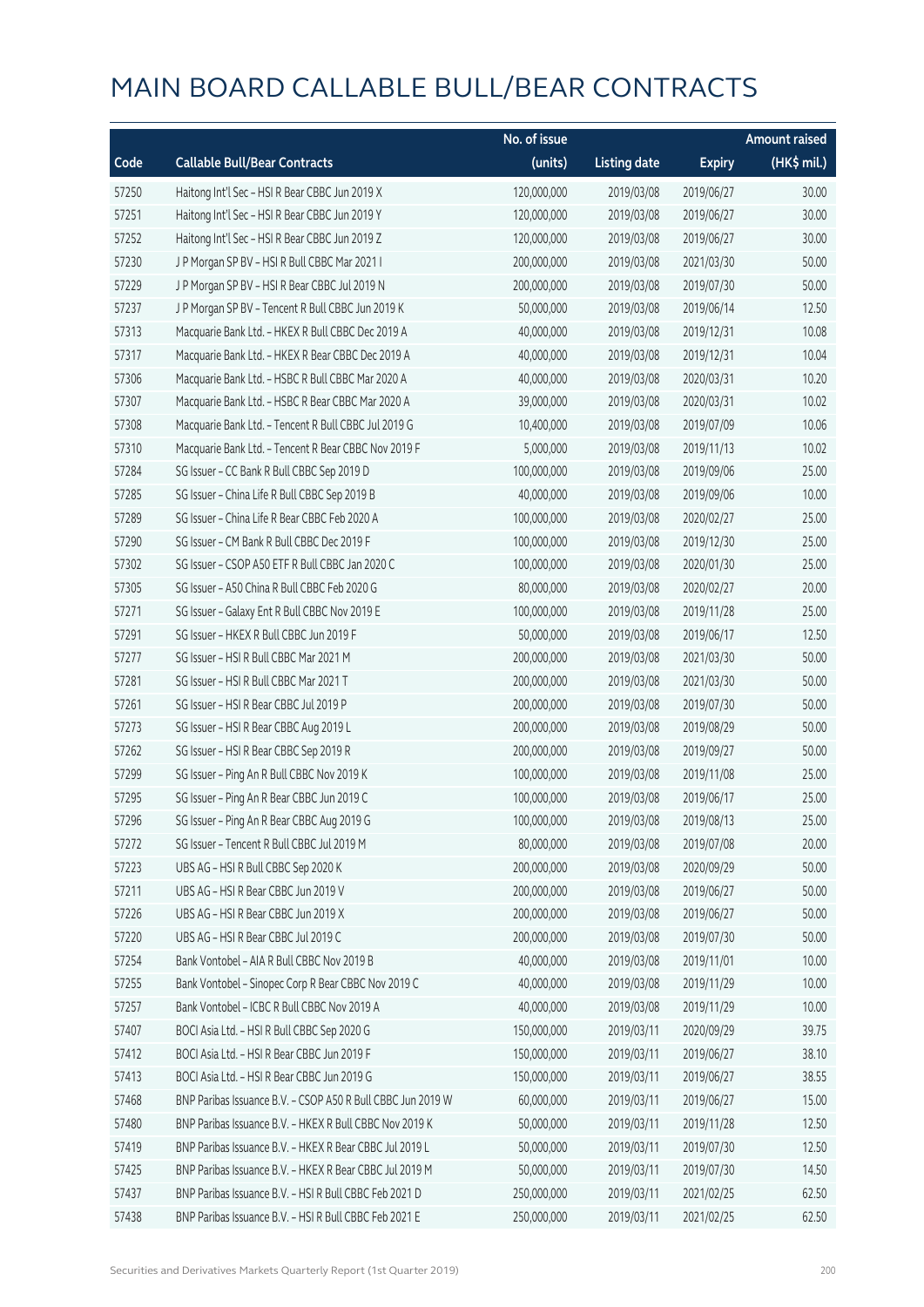# MAIN BOARD CALLABLE BULL/BEAR CONTRACTS

| Code | Callable Bull/Bear Contracts | No. of issue (units) | Listing date | Expiry | Amount raised (HK$ mil.) |
|---|---|---|---|---|---|
| 57250 | Haitong Int'l Sec – HSI R Bear CBBC Jun 2019 X | 120,000,000 | 2019/03/08 | 2019/06/27 | 30.00 |
| 57251 | Haitong Int'l Sec – HSI R Bear CBBC Jun 2019 Y | 120,000,000 | 2019/03/08 | 2019/06/27 | 30.00 |
| 57252 | Haitong Int'l Sec – HSI R Bear CBBC Jun 2019 Z | 120,000,000 | 2019/03/08 | 2019/06/27 | 30.00 |
| 57230 | J P Morgan SP BV – HSI R Bull CBBC Mar 2021 I | 200,000,000 | 2019/03/08 | 2021/03/30 | 50.00 |
| 57229 | J P Morgan SP BV – HSI R Bear CBBC Jul 2019 N | 200,000,000 | 2019/03/08 | 2019/07/30 | 50.00 |
| 57237 | J P Morgan SP BV – Tencent R Bull CBBC Jun 2019 K | 50,000,000 | 2019/03/08 | 2019/06/14 | 12.50 |
| 57313 | Macquarie Bank Ltd. – HKEX R Bull CBBC Dec 2019 A | 40,000,000 | 2019/03/08 | 2019/12/31 | 10.08 |
| 57317 | Macquarie Bank Ltd. – HKEX R Bear CBBC Dec 2019 A | 40,000,000 | 2019/03/08 | 2019/12/31 | 10.04 |
| 57306 | Macquarie Bank Ltd. – HSBC R Bull CBBC Mar 2020 A | 40,000,000 | 2019/03/08 | 2020/03/31 | 10.20 |
| 57307 | Macquarie Bank Ltd. – HSBC R Bear CBBC Mar 2020 A | 39,000,000 | 2019/03/08 | 2020/03/31 | 10.02 |
| 57308 | Macquarie Bank Ltd. – Tencent R Bull CBBC Jul 2019 G | 10,400,000 | 2019/03/08 | 2019/07/09 | 10.06 |
| 57310 | Macquarie Bank Ltd. – Tencent R Bear CBBC Nov 2019 F | 5,000,000 | 2019/03/08 | 2019/11/13 | 10.02 |
| 57284 | SG Issuer – CC Bank R Bull CBBC Sep 2019 D | 100,000,000 | 2019/03/08 | 2019/09/06 | 25.00 |
| 57285 | SG Issuer – China Life R Bull CBBC Sep 2019 B | 40,000,000 | 2019/03/08 | 2019/09/06 | 10.00 |
| 57289 | SG Issuer – China Life R Bear CBBC Feb 2020 A | 100,000,000 | 2019/03/08 | 2020/02/27 | 25.00 |
| 57290 | SG Issuer – CM Bank R Bull CBBC Dec 2019 F | 100,000,000 | 2019/03/08 | 2019/12/30 | 25.00 |
| 57302 | SG Issuer – CSOP A50 ETF R Bull CBBC Jan 2020 C | 100,000,000 | 2019/03/08 | 2020/01/30 | 25.00 |
| 57305 | SG Issuer – A50 China R Bull CBBC Feb 2020 G | 80,000,000 | 2019/03/08 | 2020/02/27 | 20.00 |
| 57271 | SG Issuer – Galaxy Ent R Bull CBBC Nov 2019 E | 100,000,000 | 2019/03/08 | 2019/11/28 | 25.00 |
| 57291 | SG Issuer – HKEX R Bull CBBC Jun 2019 F | 50,000,000 | 2019/03/08 | 2019/06/17 | 12.50 |
| 57277 | SG Issuer – HSI R Bull CBBC Mar 2021 M | 200,000,000 | 2019/03/08 | 2021/03/30 | 50.00 |
| 57281 | SG Issuer – HSI R Bull CBBC Mar 2021 T | 200,000,000 | 2019/03/08 | 2021/03/30 | 50.00 |
| 57261 | SG Issuer – HSI R Bear CBBC Jul 2019 P | 200,000,000 | 2019/03/08 | 2019/07/30 | 50.00 |
| 57273 | SG Issuer – HSI R Bear CBBC Aug 2019 L | 200,000,000 | 2019/03/08 | 2019/08/29 | 50.00 |
| 57262 | SG Issuer – HSI R Bear CBBC Sep 2019 R | 200,000,000 | 2019/03/08 | 2019/09/27 | 50.00 |
| 57299 | SG Issuer – Ping An R Bull CBBC Nov 2019 K | 100,000,000 | 2019/03/08 | 2019/11/08 | 25.00 |
| 57295 | SG Issuer – Ping An R Bear CBBC Jun 2019 C | 100,000,000 | 2019/03/08 | 2019/06/17 | 25.00 |
| 57296 | SG Issuer – Ping An R Bear CBBC Aug 2019 G | 100,000,000 | 2019/03/08 | 2019/08/13 | 25.00 |
| 57272 | SG Issuer – Tencent R Bull CBBC Jul 2019 M | 80,000,000 | 2019/03/08 | 2019/07/08 | 20.00 |
| 57223 | UBS AG – HSI R Bull CBBC Sep 2020 K | 200,000,000 | 2019/03/08 | 2020/09/29 | 50.00 |
| 57211 | UBS AG – HSI R Bear CBBC Jun 2019 V | 200,000,000 | 2019/03/08 | 2019/06/27 | 50.00 |
| 57226 | UBS AG – HSI R Bear CBBC Jun 2019 X | 200,000,000 | 2019/03/08 | 2019/06/27 | 50.00 |
| 57220 | UBS AG – HSI R Bear CBBC Jul 2019 C | 200,000,000 | 2019/03/08 | 2019/07/30 | 50.00 |
| 57254 | Bank Vontobel – AIA R Bull CBBC Nov 2019 B | 40,000,000 | 2019/03/08 | 2019/11/01 | 10.00 |
| 57255 | Bank Vontobel – Sinopec Corp R Bear CBBC Nov 2019 C | 40,000,000 | 2019/03/08 | 2019/11/29 | 10.00 |
| 57257 | Bank Vontobel – ICBC R Bull CBBC Nov 2019 A | 40,000,000 | 2019/03/08 | 2019/11/29 | 10.00 |
| 57407 | BOCI Asia Ltd. – HSI R Bull CBBC Sep 2020 G | 150,000,000 | 2019/03/11 | 2020/09/29 | 39.75 |
| 57412 | BOCI Asia Ltd. – HSI R Bear CBBC Jun 2019 F | 150,000,000 | 2019/03/11 | 2019/06/27 | 38.10 |
| 57413 | BOCI Asia Ltd. – HSI R Bear CBBC Jun 2019 G | 150,000,000 | 2019/03/11 | 2019/06/27 | 38.55 |
| 57468 | BNP Paribas Issuance B.V. – CSOP A50 R Bull CBBC Jun 2019 W | 60,000,000 | 2019/03/11 | 2019/06/27 | 15.00 |
| 57480 | BNP Paribas Issuance B.V. – HKEX R Bull CBBC Nov 2019 K | 50,000,000 | 2019/03/11 | 2019/11/28 | 12.50 |
| 57419 | BNP Paribas Issuance B.V. – HKEX R Bear CBBC Jul 2019 L | 50,000,000 | 2019/03/11 | 2019/07/30 | 12.50 |
| 57425 | BNP Paribas Issuance B.V. – HKEX R Bear CBBC Jul 2019 M | 50,000,000 | 2019/03/11 | 2019/07/30 | 14.50 |
| 57437 | BNP Paribas Issuance B.V. – HSI R Bull CBBC Feb 2021 D | 250,000,000 | 2019/03/11 | 2021/02/25 | 62.50 |
| 57438 | BNP Paribas Issuance B.V. – HSI R Bull CBBC Feb 2021 E | 250,000,000 | 2019/03/11 | 2021/02/25 | 62.50 |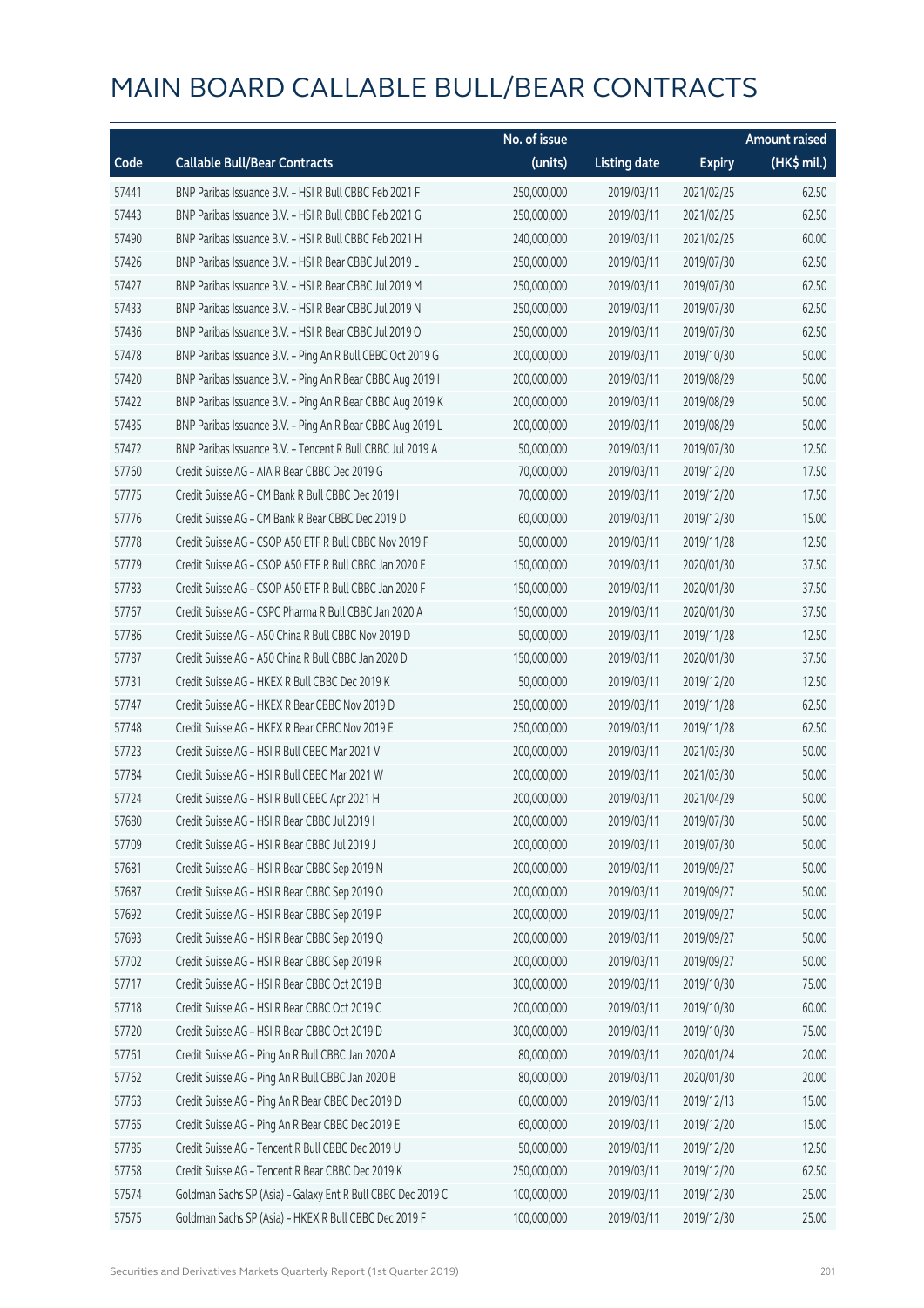# MAIN BOARD CALLABLE BULL/BEAR CONTRACTS

| Code | Callable Bull/Bear Contracts | No. of issue (units) | Listing date | Expiry | Amount raised (HK$ mil.) |
|---|---|---|---|---|---|
| 57441 | BNP Paribas Issuance B.V. – HSI R Bull CBBC Feb 2021 F | 250,000,000 | 2019/03/11 | 2021/02/25 | 62.50 |
| 57443 | BNP Paribas Issuance B.V. – HSI R Bull CBBC Feb 2021 G | 250,000,000 | 2019/03/11 | 2021/02/25 | 62.50 |
| 57490 | BNP Paribas Issuance B.V. – HSI R Bull CBBC Feb 2021 H | 240,000,000 | 2019/03/11 | 2021/02/25 | 60.00 |
| 57426 | BNP Paribas Issuance B.V. – HSI R Bear CBBC Jul 2019 L | 250,000,000 | 2019/03/11 | 2019/07/30 | 62.50 |
| 57427 | BNP Paribas Issuance B.V. – HSI R Bear CBBC Jul 2019 M | 250,000,000 | 2019/03/11 | 2019/07/30 | 62.50 |
| 57433 | BNP Paribas Issuance B.V. – HSI R Bear CBBC Jul 2019 N | 250,000,000 | 2019/03/11 | 2019/07/30 | 62.50 |
| 57436 | BNP Paribas Issuance B.V. – HSI R Bear CBBC Jul 2019 O | 250,000,000 | 2019/03/11 | 2019/07/30 | 62.50 |
| 57478 | BNP Paribas Issuance B.V. – Ping An R Bull CBBC Oct 2019 G | 200,000,000 | 2019/03/11 | 2019/10/30 | 50.00 |
| 57420 | BNP Paribas Issuance B.V. – Ping An R Bear CBBC Aug 2019 I | 200,000,000 | 2019/03/11 | 2019/08/29 | 50.00 |
| 57422 | BNP Paribas Issuance B.V. – Ping An R Bear CBBC Aug 2019 K | 200,000,000 | 2019/03/11 | 2019/08/29 | 50.00 |
| 57435 | BNP Paribas Issuance B.V. – Ping An R Bear CBBC Aug 2019 L | 200,000,000 | 2019/03/11 | 2019/08/29 | 50.00 |
| 57472 | BNP Paribas Issuance B.V. – Tencent R Bull CBBC Jul 2019 A | 50,000,000 | 2019/03/11 | 2019/07/30 | 12.50 |
| 57760 | Credit Suisse AG – AIA R Bear CBBC Dec 2019 G | 70,000,000 | 2019/03/11 | 2019/12/20 | 17.50 |
| 57775 | Credit Suisse AG – CM Bank R Bull CBBC Dec 2019 I | 70,000,000 | 2019/03/11 | 2019/12/20 | 17.50 |
| 57776 | Credit Suisse AG – CM Bank R Bear CBBC Dec 2019 D | 60,000,000 | 2019/03/11 | 2019/12/30 | 15.00 |
| 57778 | Credit Suisse AG – CSOP A50 ETF R Bull CBBC Nov 2019 F | 50,000,000 | 2019/03/11 | 2019/11/28 | 12.50 |
| 57779 | Credit Suisse AG – CSOP A50 ETF R Bull CBBC Jan 2020 E | 150,000,000 | 2019/03/11 | 2020/01/30 | 37.50 |
| 57783 | Credit Suisse AG – CSOP A50 ETF R Bull CBBC Jan 2020 F | 150,000,000 | 2019/03/11 | 2020/01/30 | 37.50 |
| 57767 | Credit Suisse AG – CSPC Pharma R Bull CBBC Jan 2020 A | 150,000,000 | 2019/03/11 | 2020/01/30 | 37.50 |
| 57786 | Credit Suisse AG – A50 China R Bull CBBC Nov 2019 D | 50,000,000 | 2019/03/11 | 2019/11/28 | 12.50 |
| 57787 | Credit Suisse AG – A50 China R Bull CBBC Jan 2020 D | 150,000,000 | 2019/03/11 | 2020/01/30 | 37.50 |
| 57731 | Credit Suisse AG – HKEX R Bull CBBC Dec 2019 K | 50,000,000 | 2019/03/11 | 2019/12/20 | 12.50 |
| 57747 | Credit Suisse AG – HKEX R Bear CBBC Nov 2019 D | 250,000,000 | 2019/03/11 | 2019/11/28 | 62.50 |
| 57748 | Credit Suisse AG – HKEX R Bear CBBC Nov 2019 E | 250,000,000 | 2019/03/11 | 2019/11/28 | 62.50 |
| 57723 | Credit Suisse AG – HSI R Bull CBBC Mar 2021 V | 200,000,000 | 2019/03/11 | 2021/03/30 | 50.00 |
| 57784 | Credit Suisse AG – HSI R Bull CBBC Mar 2021 W | 200,000,000 | 2019/03/11 | 2021/03/30 | 50.00 |
| 57724 | Credit Suisse AG – HSI R Bull CBBC Apr 2021 H | 200,000,000 | 2019/03/11 | 2021/04/29 | 50.00 |
| 57680 | Credit Suisse AG – HSI R Bear CBBC Jul 2019 I | 200,000,000 | 2019/03/11 | 2019/07/30 | 50.00 |
| 57709 | Credit Suisse AG – HSI R Bear CBBC Jul 2019 J | 200,000,000 | 2019/03/11 | 2019/07/30 | 50.00 |
| 57681 | Credit Suisse AG – HSI R Bear CBBC Sep 2019 N | 200,000,000 | 2019/03/11 | 2019/09/27 | 50.00 |
| 57687 | Credit Suisse AG – HSI R Bear CBBC Sep 2019 O | 200,000,000 | 2019/03/11 | 2019/09/27 | 50.00 |
| 57692 | Credit Suisse AG – HSI R Bear CBBC Sep 2019 P | 200,000,000 | 2019/03/11 | 2019/09/27 | 50.00 |
| 57693 | Credit Suisse AG – HSI R Bear CBBC Sep 2019 Q | 200,000,000 | 2019/03/11 | 2019/09/27 | 50.00 |
| 57702 | Credit Suisse AG – HSI R Bear CBBC Sep 2019 R | 200,000,000 | 2019/03/11 | 2019/09/27 | 50.00 |
| 57717 | Credit Suisse AG – HSI R Bear CBBC Oct 2019 B | 300,000,000 | 2019/03/11 | 2019/10/30 | 75.00 |
| 57718 | Credit Suisse AG – HSI R Bear CBBC Oct 2019 C | 200,000,000 | 2019/03/11 | 2019/10/30 | 60.00 |
| 57720 | Credit Suisse AG – HSI R Bear CBBC Oct 2019 D | 300,000,000 | 2019/03/11 | 2019/10/30 | 75.00 |
| 57761 | Credit Suisse AG – Ping An R Bull CBBC Jan 2020 A | 80,000,000 | 2019/03/11 | 2020/01/24 | 20.00 |
| 57762 | Credit Suisse AG – Ping An R Bull CBBC Jan 2020 B | 80,000,000 | 2019/03/11 | 2020/01/30 | 20.00 |
| 57763 | Credit Suisse AG – Ping An R Bear CBBC Dec 2019 D | 60,000,000 | 2019/03/11 | 2019/12/13 | 15.00 |
| 57765 | Credit Suisse AG – Ping An R Bear CBBC Dec 2019 E | 60,000,000 | 2019/03/11 | 2019/12/20 | 15.00 |
| 57785 | Credit Suisse AG – Tencent R Bull CBBC Dec 2019 U | 50,000,000 | 2019/03/11 | 2019/12/20 | 12.50 |
| 57758 | Credit Suisse AG – Tencent R Bear CBBC Dec 2019 K | 250,000,000 | 2019/03/11 | 2019/12/20 | 62.50 |
| 57574 | Goldman Sachs SP (Asia) – Galaxy Ent R Bull CBBC Dec 2019 C | 100,000,000 | 2019/03/11 | 2019/12/30 | 25.00 |
| 57575 | Goldman Sachs SP (Asia) – HKEX R Bull CBBC Dec 2019 F | 100,000,000 | 2019/03/11 | 2019/12/30 | 25.00 |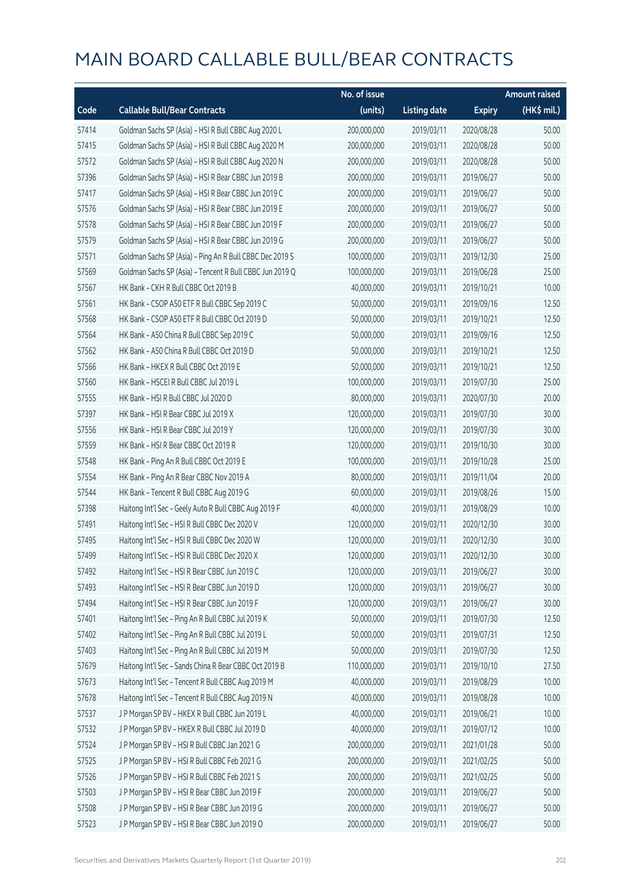# MAIN BOARD CALLABLE BULL/BEAR CONTRACTS

| Code | Callable Bull/Bear Contracts | No. of issue (units) | Listing date | Expiry | Amount raised (HK$ mil.) |
|---|---|---|---|---|---|
| 57414 | Goldman Sachs SP (Asia) – HSI R Bull CBBC Aug 2020 L | 200,000,000 | 2019/03/11 | 2020/08/28 | 50.00 |
| 57415 | Goldman Sachs SP (Asia) – HSI R Bull CBBC Aug 2020 M | 200,000,000 | 2019/03/11 | 2020/08/28 | 50.00 |
| 57572 | Goldman Sachs SP (Asia) – HSI R Bull CBBC Aug 2020 N | 200,000,000 | 2019/03/11 | 2020/08/28 | 50.00 |
| 57396 | Goldman Sachs SP (Asia) – HSI R Bear CBBC Jun 2019 B | 200,000,000 | 2019/03/11 | 2019/06/27 | 50.00 |
| 57417 | Goldman Sachs SP (Asia) – HSI R Bear CBBC Jun 2019 C | 200,000,000 | 2019/03/11 | 2019/06/27 | 50.00 |
| 57576 | Goldman Sachs SP (Asia) – HSI R Bear CBBC Jun 2019 E | 200,000,000 | 2019/03/11 | 2019/06/27 | 50.00 |
| 57578 | Goldman Sachs SP (Asia) – HSI R Bear CBBC Jun 2019 F | 200,000,000 | 2019/03/11 | 2019/06/27 | 50.00 |
| 57579 | Goldman Sachs SP (Asia) – HSI R Bear CBBC Jun 2019 G | 200,000,000 | 2019/03/11 | 2019/06/27 | 50.00 |
| 57571 | Goldman Sachs SP (Asia) – Ping An R Bull CBBC Dec 2019 S | 100,000,000 | 2019/03/11 | 2019/12/30 | 25.00 |
| 57569 | Goldman Sachs SP (Asia) – Tencent R Bull CBBC Jun 2019 Q | 100,000,000 | 2019/03/11 | 2019/06/28 | 25.00 |
| 57567 | HK Bank – CKH R Bull CBBC Oct 2019 B | 40,000,000 | 2019/03/11 | 2019/10/21 | 10.00 |
| 57561 | HK Bank – CSOP A50 ETF R Bull CBBC Sep 2019 C | 50,000,000 | 2019/03/11 | 2019/09/16 | 12.50 |
| 57568 | HK Bank – CSOP A50 ETF R Bull CBBC Oct 2019 D | 50,000,000 | 2019/03/11 | 2019/10/21 | 12.50 |
| 57564 | HK Bank – A50 China R Bull CBBC Sep 2019 C | 50,000,000 | 2019/03/11 | 2019/09/16 | 12.50 |
| 57562 | HK Bank – A50 China R Bull CBBC Oct 2019 D | 50,000,000 | 2019/03/11 | 2019/10/21 | 12.50 |
| 57566 | HK Bank – HKEX R Bull CBBC Oct 2019 E | 50,000,000 | 2019/03/11 | 2019/10/21 | 12.50 |
| 57560 | HK Bank – HSCEI R Bull CBBC Jul 2019 L | 100,000,000 | 2019/03/11 | 2019/07/30 | 25.00 |
| 57555 | HK Bank – HSI R Bull CBBC Jul 2020 D | 80,000,000 | 2019/03/11 | 2020/07/30 | 20.00 |
| 57397 | HK Bank – HSI R Bear CBBC Jul 2019 X | 120,000,000 | 2019/03/11 | 2019/07/30 | 30.00 |
| 57556 | HK Bank – HSI R Bear CBBC Jul 2019 Y | 120,000,000 | 2019/03/11 | 2019/07/30 | 30.00 |
| 57559 | HK Bank – HSI R Bear CBBC Oct 2019 R | 120,000,000 | 2019/03/11 | 2019/10/30 | 30.00 |
| 57548 | HK Bank – Ping An R Bull CBBC Oct 2019 E | 100,000,000 | 2019/03/11 | 2019/10/28 | 25.00 |
| 57554 | HK Bank – Ping An R Bear CBBC Nov 2019 A | 80,000,000 | 2019/03/11 | 2019/11/04 | 20.00 |
| 57544 | HK Bank – Tencent R Bull CBBC Aug 2019 G | 60,000,000 | 2019/03/11 | 2019/08/26 | 15.00 |
| 57398 | Haitong Int'l Sec – Geely Auto R Bull CBBC Aug 2019 F | 40,000,000 | 2019/03/11 | 2019/08/29 | 10.00 |
| 57491 | Haitong Int'l Sec – HSI R Bull CBBC Dec 2020 V | 120,000,000 | 2019/03/11 | 2020/12/30 | 30.00 |
| 57495 | Haitong Int'l Sec – HSI R Bull CBBC Dec 2020 W | 120,000,000 | 2019/03/11 | 2020/12/30 | 30.00 |
| 57499 | Haitong Int'l Sec – HSI R Bull CBBC Dec 2020 X | 120,000,000 | 2019/03/11 | 2020/12/30 | 30.00 |
| 57492 | Haitong Int'l Sec – HSI R Bear CBBC Jun 2019 C | 120,000,000 | 2019/03/11 | 2019/06/27 | 30.00 |
| 57493 | Haitong Int'l Sec – HSI R Bear CBBC Jun 2019 D | 120,000,000 | 2019/03/11 | 2019/06/27 | 30.00 |
| 57494 | Haitong Int'l Sec – HSI R Bear CBBC Jun 2019 F | 120,000,000 | 2019/03/11 | 2019/06/27 | 30.00 |
| 57401 | Haitong Int'l Sec – Ping An R Bull CBBC Jul 2019 K | 50,000,000 | 2019/03/11 | 2019/07/30 | 12.50 |
| 57402 | Haitong Int'l Sec – Ping An R Bull CBBC Jul 2019 L | 50,000,000 | 2019/03/11 | 2019/07/31 | 12.50 |
| 57403 | Haitong Int'l Sec – Ping An R Bull CBBC Jul 2019 M | 50,000,000 | 2019/03/11 | 2019/07/30 | 12.50 |
| 57679 | Haitong Int'l Sec – Sands China R Bear CBBC Oct 2019 B | 110,000,000 | 2019/03/11 | 2019/10/10 | 27.50 |
| 57673 | Haitong Int'l Sec – Tencent R Bull CBBC Aug 2019 M | 40,000,000 | 2019/03/11 | 2019/08/29 | 10.00 |
| 57678 | Haitong Int'l Sec – Tencent R Bull CBBC Aug 2019 N | 40,000,000 | 2019/03/11 | 2019/08/28 | 10.00 |
| 57537 | J P Morgan SP BV – HKEX R Bull CBBC Jun 2019 L | 40,000,000 | 2019/03/11 | 2019/06/21 | 10.00 |
| 57532 | J P Morgan SP BV – HKEX R Bull CBBC Jul 2019 D | 40,000,000 | 2019/03/11 | 2019/07/12 | 10.00 |
| 57524 | J P Morgan SP BV – HSI R Bull CBBC Jan 2021 G | 200,000,000 | 2019/03/11 | 2021/01/28 | 50.00 |
| 57525 | J P Morgan SP BV – HSI R Bull CBBC Feb 2021 G | 200,000,000 | 2019/03/11 | 2021/02/25 | 50.00 |
| 57526 | J P Morgan SP BV – HSI R Bull CBBC Feb 2021 S | 200,000,000 | 2019/03/11 | 2021/02/25 | 50.00 |
| 57503 | J P Morgan SP BV – HSI R Bear CBBC Jun 2019 F | 200,000,000 | 2019/03/11 | 2019/06/27 | 50.00 |
| 57508 | J P Morgan SP BV – HSI R Bear CBBC Jun 2019 G | 200,000,000 | 2019/03/11 | 2019/06/27 | 50.00 |
| 57523 | J P Morgan SP BV – HSI R Bear CBBC Jun 2019 O | 200,000,000 | 2019/03/11 | 2019/06/27 | 50.00 |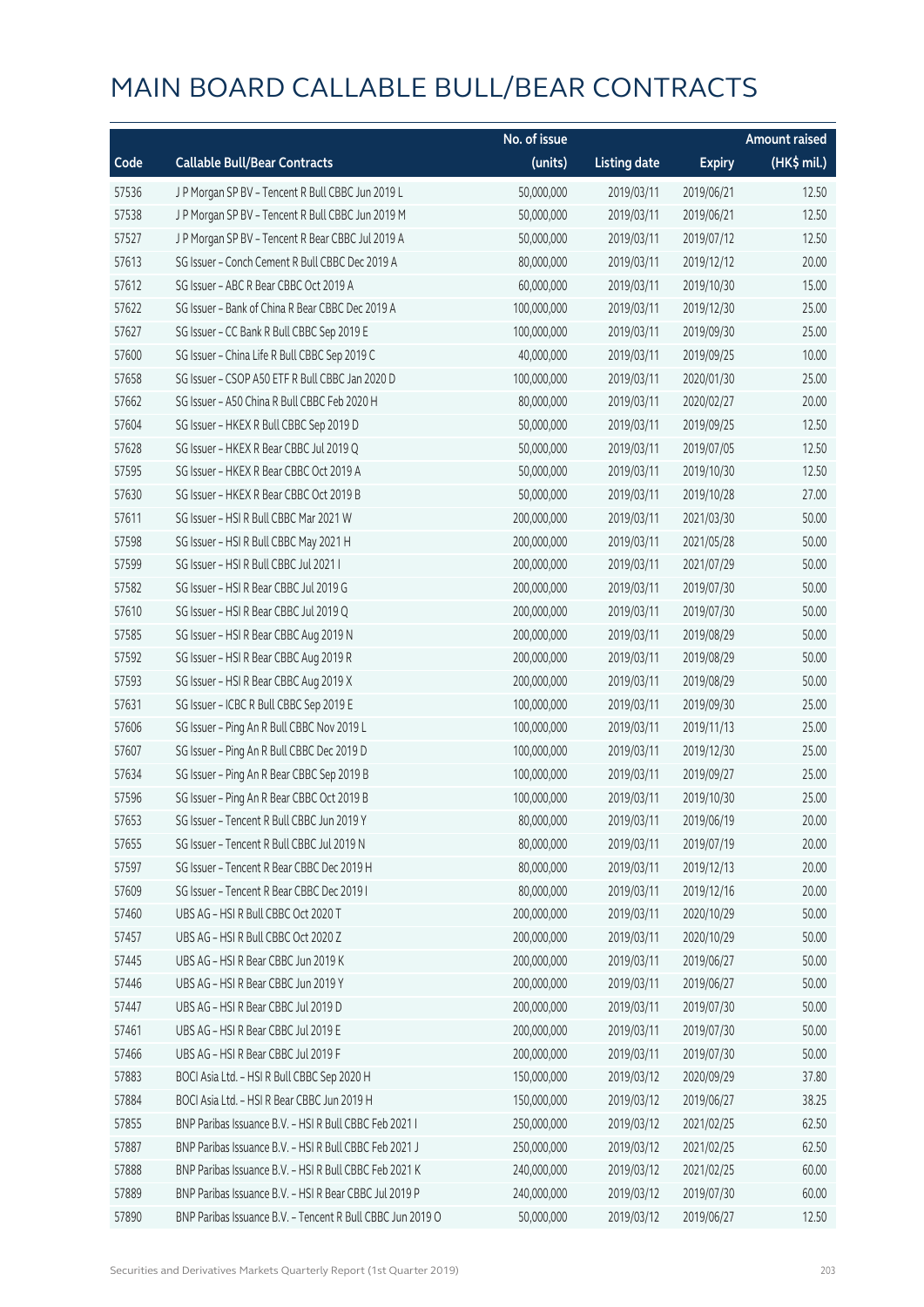# MAIN BOARD CALLABLE BULL/BEAR CONTRACTS

| Code | Callable Bull/Bear Contracts | No. of issue (units) | Listing date | Expiry | Amount raised (HK$ mil.) |
|---|---|---|---|---|---|
| 57536 | J P Morgan SP BV – Tencent R Bull CBBC Jun 2019 L | 50,000,000 | 2019/03/11 | 2019/06/21 | 12.50 |
| 57538 | J P Morgan SP BV – Tencent R Bull CBBC Jun 2019 M | 50,000,000 | 2019/03/11 | 2019/06/21 | 12.50 |
| 57527 | J P Morgan SP BV – Tencent R Bear CBBC Jul 2019 A | 50,000,000 | 2019/03/11 | 2019/07/12 | 12.50 |
| 57613 | SG Issuer – Conch Cement R Bull CBBC Dec 2019 A | 80,000,000 | 2019/03/11 | 2019/12/12 | 20.00 |
| 57612 | SG Issuer – ABC R Bear CBBC Oct 2019 A | 60,000,000 | 2019/03/11 | 2019/10/30 | 15.00 |
| 57622 | SG Issuer – Bank of China R Bear CBBC Dec 2019 A | 100,000,000 | 2019/03/11 | 2019/12/30 | 25.00 |
| 57627 | SG Issuer – CC Bank R Bull CBBC Sep 2019 E | 100,000,000 | 2019/03/11 | 2019/09/30 | 25.00 |
| 57600 | SG Issuer – China Life R Bull CBBC Sep 2019 C | 40,000,000 | 2019/03/11 | 2019/09/25 | 10.00 |
| 57658 | SG Issuer – CSOP A50 ETF R Bull CBBC Jan 2020 D | 100,000,000 | 2019/03/11 | 2020/01/30 | 25.00 |
| 57662 | SG Issuer – A50 China R Bull CBBC Feb 2020 H | 80,000,000 | 2019/03/11 | 2020/02/27 | 20.00 |
| 57604 | SG Issuer – HKEX R Bull CBBC Sep 2019 D | 50,000,000 | 2019/03/11 | 2019/09/25 | 12.50 |
| 57628 | SG Issuer – HKEX R Bear CBBC Jul 2019 Q | 50,000,000 | 2019/03/11 | 2019/07/05 | 12.50 |
| 57595 | SG Issuer – HKEX R Bear CBBC Oct 2019 A | 50,000,000 | 2019/03/11 | 2019/10/30 | 12.50 |
| 57630 | SG Issuer – HKEX R Bear CBBC Oct 2019 B | 50,000,000 | 2019/03/11 | 2019/10/28 | 27.00 |
| 57611 | SG Issuer – HSI R Bull CBBC Mar 2021 W | 200,000,000 | 2019/03/11 | 2021/03/30 | 50.00 |
| 57598 | SG Issuer – HSI R Bull CBBC May 2021 H | 200,000,000 | 2019/03/11 | 2021/05/28 | 50.00 |
| 57599 | SG Issuer – HSI R Bull CBBC Jul 2021 I | 200,000,000 | 2019/03/11 | 2021/07/29 | 50.00 |
| 57582 | SG Issuer – HSI R Bear CBBC Jul 2019 G | 200,000,000 | 2019/03/11 | 2019/07/30 | 50.00 |
| 57610 | SG Issuer – HSI R Bear CBBC Jul 2019 Q | 200,000,000 | 2019/03/11 | 2019/07/30 | 50.00 |
| 57585 | SG Issuer – HSI R Bear CBBC Aug 2019 N | 200,000,000 | 2019/03/11 | 2019/08/29 | 50.00 |
| 57592 | SG Issuer – HSI R Bear CBBC Aug 2019 R | 200,000,000 | 2019/03/11 | 2019/08/29 | 50.00 |
| 57593 | SG Issuer – HSI R Bear CBBC Aug 2019 X | 200,000,000 | 2019/03/11 | 2019/08/29 | 50.00 |
| 57631 | SG Issuer – ICBC R Bull CBBC Sep 2019 E | 100,000,000 | 2019/03/11 | 2019/09/30 | 25.00 |
| 57606 | SG Issuer – Ping An R Bull CBBC Nov 2019 L | 100,000,000 | 2019/03/11 | 2019/11/13 | 25.00 |
| 57607 | SG Issuer – Ping An R Bull CBBC Dec 2019 D | 100,000,000 | 2019/03/11 | 2019/12/30 | 25.00 |
| 57634 | SG Issuer – Ping An R Bear CBBC Sep 2019 B | 100,000,000 | 2019/03/11 | 2019/09/27 | 25.00 |
| 57596 | SG Issuer – Ping An R Bear CBBC Oct 2019 B | 100,000,000 | 2019/03/11 | 2019/10/30 | 25.00 |
| 57653 | SG Issuer – Tencent R Bull CBBC Jun 2019 Y | 80,000,000 | 2019/03/11 | 2019/06/19 | 20.00 |
| 57655 | SG Issuer – Tencent R Bull CBBC Jul 2019 N | 80,000,000 | 2019/03/11 | 2019/07/19 | 20.00 |
| 57597 | SG Issuer – Tencent R Bear CBBC Dec 2019 H | 80,000,000 | 2019/03/11 | 2019/12/13 | 20.00 |
| 57609 | SG Issuer – Tencent R Bear CBBC Dec 2019 I | 80,000,000 | 2019/03/11 | 2019/12/16 | 20.00 |
| 57460 | UBS AG – HSI R Bull CBBC Oct 2020 T | 200,000,000 | 2019/03/11 | 2020/10/29 | 50.00 |
| 57457 | UBS AG – HSI R Bull CBBC Oct 2020 Z | 200,000,000 | 2019/03/11 | 2020/10/29 | 50.00 |
| 57445 | UBS AG – HSI R Bear CBBC Jun 2019 K | 200,000,000 | 2019/03/11 | 2019/06/27 | 50.00 |
| 57446 | UBS AG – HSI R Bear CBBC Jun 2019 Y | 200,000,000 | 2019/03/11 | 2019/06/27 | 50.00 |
| 57447 | UBS AG – HSI R Bear CBBC Jul 2019 D | 200,000,000 | 2019/03/11 | 2019/07/30 | 50.00 |
| 57461 | UBS AG – HSI R Bear CBBC Jul 2019 E | 200,000,000 | 2019/03/11 | 2019/07/30 | 50.00 |
| 57466 | UBS AG – HSI R Bear CBBC Jul 2019 F | 200,000,000 | 2019/03/11 | 2019/07/30 | 50.00 |
| 57883 | BOCI Asia Ltd. – HSI R Bull CBBC Sep 2020 H | 150,000,000 | 2019/03/12 | 2020/09/29 | 37.80 |
| 57884 | BOCI Asia Ltd. – HSI R Bear CBBC Jun 2019 H | 150,000,000 | 2019/03/12 | 2019/06/27 | 38.25 |
| 57855 | BNP Paribas Issuance B.V. – HSI R Bull CBBC Feb 2021 I | 250,000,000 | 2019/03/12 | 2021/02/25 | 62.50 |
| 57887 | BNP Paribas Issuance B.V. – HSI R Bull CBBC Feb 2021 J | 250,000,000 | 2019/03/12 | 2021/02/25 | 62.50 |
| 57888 | BNP Paribas Issuance B.V. – HSI R Bull CBBC Feb 2021 K | 240,000,000 | 2019/03/12 | 2021/02/25 | 60.00 |
| 57889 | BNP Paribas Issuance B.V. – HSI R Bear CBBC Jul 2019 P | 240,000,000 | 2019/03/12 | 2019/07/30 | 60.00 |
| 57890 | BNP Paribas Issuance B.V. – Tencent R Bull CBBC Jun 2019 O | 50,000,000 | 2019/03/12 | 2019/06/27 | 12.50 |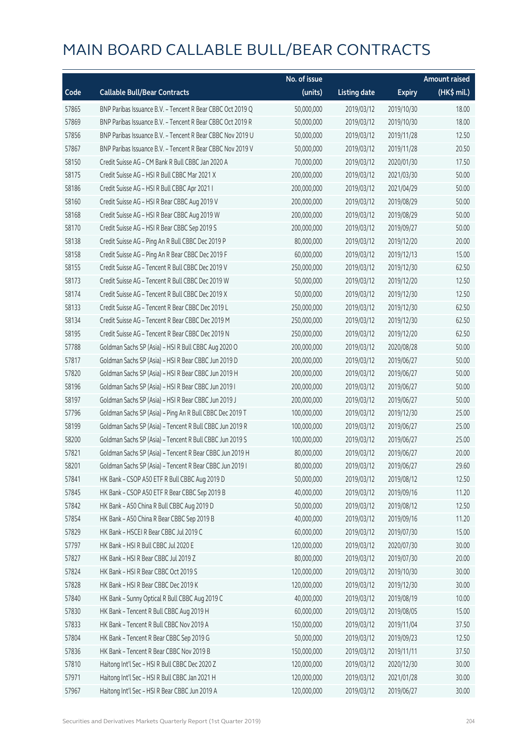# MAIN BOARD CALLABLE BULL/BEAR CONTRACTS

| Code | Callable Bull/Bear Contracts | No. of issue (units) | Listing date | Expiry | Amount raised (HK$ mil.) |
|---|---|---|---|---|---|
| 57865 | BNP Paribas Issuance B.V. – Tencent R Bear CBBC Oct 2019 Q | 50,000,000 | 2019/03/12 | 2019/10/30 | 18.00 |
| 57869 | BNP Paribas Issuance B.V. – Tencent R Bear CBBC Oct 2019 R | 50,000,000 | 2019/03/12 | 2019/10/30 | 18.00 |
| 57856 | BNP Paribas Issuance B.V. – Tencent R Bear CBBC Nov 2019 U | 50,000,000 | 2019/03/12 | 2019/11/28 | 12.50 |
| 57867 | BNP Paribas Issuance B.V. – Tencent R Bear CBBC Nov 2019 V | 50,000,000 | 2019/03/12 | 2019/11/28 | 20.50 |
| 58150 | Credit Suisse AG – CM Bank R Bull CBBC Jan 2020 A | 70,000,000 | 2019/03/12 | 2020/01/30 | 17.50 |
| 58175 | Credit Suisse AG – HSI R Bull CBBC Mar 2021 X | 200,000,000 | 2019/03/12 | 2021/03/30 | 50.00 |
| 58186 | Credit Suisse AG – HSI R Bull CBBC Apr 2021 I | 200,000,000 | 2019/03/12 | 2021/04/29 | 50.00 |
| 58160 | Credit Suisse AG – HSI R Bear CBBC Aug 2019 V | 200,000,000 | 2019/03/12 | 2019/08/29 | 50.00 |
| 58168 | Credit Suisse AG – HSI R Bear CBBC Aug 2019 W | 200,000,000 | 2019/03/12 | 2019/08/29 | 50.00 |
| 58170 | Credit Suisse AG – HSI R Bear CBBC Sep 2019 S | 200,000,000 | 2019/03/12 | 2019/09/27 | 50.00 |
| 58138 | Credit Suisse AG – Ping An R Bull CBBC Dec 2019 P | 80,000,000 | 2019/03/12 | 2019/12/20 | 20.00 |
| 58158 | Credit Suisse AG – Ping An R Bear CBBC Dec 2019 F | 60,000,000 | 2019/03/12 | 2019/12/13 | 15.00 |
| 58155 | Credit Suisse AG – Tencent R Bull CBBC Dec 2019 V | 250,000,000 | 2019/03/12 | 2019/12/30 | 62.50 |
| 58173 | Credit Suisse AG – Tencent R Bull CBBC Dec 2019 W | 50,000,000 | 2019/03/12 | 2019/12/20 | 12.50 |
| 58174 | Credit Suisse AG – Tencent R Bull CBBC Dec 2019 X | 50,000,000 | 2019/03/12 | 2019/12/30 | 12.50 |
| 58133 | Credit Suisse AG – Tencent R Bear CBBC Dec 2019 L | 250,000,000 | 2019/03/12 | 2019/12/30 | 62.50 |
| 58134 | Credit Suisse AG – Tencent R Bear CBBC Dec 2019 M | 250,000,000 | 2019/03/12 | 2019/12/30 | 62.50 |
| 58195 | Credit Suisse AG – Tencent R Bear CBBC Dec 2019 N | 250,000,000 | 2019/03/12 | 2019/12/20 | 62.50 |
| 57788 | Goldman Sachs SP (Asia) – HSI R Bull CBBC Aug 2020 O | 200,000,000 | 2019/03/12 | 2020/08/28 | 50.00 |
| 57817 | Goldman Sachs SP (Asia) – HSI R Bear CBBC Jun 2019 D | 200,000,000 | 2019/03/12 | 2019/06/27 | 50.00 |
| 57820 | Goldman Sachs SP (Asia) – HSI R Bear CBBC Jun 2019 H | 200,000,000 | 2019/03/12 | 2019/06/27 | 50.00 |
| 58196 | Goldman Sachs SP (Asia) – HSI R Bear CBBC Jun 2019 I | 200,000,000 | 2019/03/12 | 2019/06/27 | 50.00 |
| 58197 | Goldman Sachs SP (Asia) – HSI R Bear CBBC Jun 2019 J | 200,000,000 | 2019/03/12 | 2019/06/27 | 50.00 |
| 57796 | Goldman Sachs SP (Asia) – Ping An R Bull CBBC Dec 2019 T | 100,000,000 | 2019/03/12 | 2019/12/30 | 25.00 |
| 58199 | Goldman Sachs SP (Asia) – Tencent R Bull CBBC Jun 2019 R | 100,000,000 | 2019/03/12 | 2019/06/27 | 25.00 |
| 58200 | Goldman Sachs SP (Asia) – Tencent R Bull CBBC Jun 2019 S | 100,000,000 | 2019/03/12 | 2019/06/27 | 25.00 |
| 57821 | Goldman Sachs SP (Asia) – Tencent R Bear CBBC Jun 2019 H | 80,000,000 | 2019/03/12 | 2019/06/27 | 20.00 |
| 58201 | Goldman Sachs SP (Asia) – Tencent R Bear CBBC Jun 2019 I | 80,000,000 | 2019/03/12 | 2019/06/27 | 29.60 |
| 57841 | HK Bank – CSOP A50 ETF R Bull CBBC Aug 2019 D | 50,000,000 | 2019/03/12 | 2019/08/12 | 12.50 |
| 57845 | HK Bank – CSOP A50 ETF R Bear CBBC Sep 2019 B | 40,000,000 | 2019/03/12 | 2019/09/16 | 11.20 |
| 57842 | HK Bank – A50 China R Bull CBBC Aug 2019 D | 50,000,000 | 2019/03/12 | 2019/08/12 | 12.50 |
| 57854 | HK Bank – A50 China R Bear CBBC Sep 2019 B | 40,000,000 | 2019/03/12 | 2019/09/16 | 11.20 |
| 57829 | HK Bank – HSCEI R Bear CBBC Jul 2019 C | 60,000,000 | 2019/03/12 | 2019/07/30 | 15.00 |
| 57797 | HK Bank – HSI R Bull CBBC Jul 2020 E | 120,000,000 | 2019/03/12 | 2020/07/30 | 30.00 |
| 57827 | HK Bank – HSI R Bear CBBC Jul 2019 Z | 80,000,000 | 2019/03/12 | 2019/07/30 | 20.00 |
| 57824 | HK Bank – HSI R Bear CBBC Oct 2019 S | 120,000,000 | 2019/03/12 | 2019/10/30 | 30.00 |
| 57828 | HK Bank – HSI R Bear CBBC Dec 2019 K | 120,000,000 | 2019/03/12 | 2019/12/30 | 30.00 |
| 57840 | HK Bank – Sunny Optical R Bull CBBC Aug 2019 C | 40,000,000 | 2019/03/12 | 2019/08/19 | 10.00 |
| 57830 | HK Bank – Tencent R Bull CBBC Aug 2019 H | 60,000,000 | 2019/03/12 | 2019/08/05 | 15.00 |
| 57833 | HK Bank – Tencent R Bull CBBC Nov 2019 A | 150,000,000 | 2019/03/12 | 2019/11/04 | 37.50 |
| 57804 | HK Bank – Tencent R Bear CBBC Sep 2019 G | 50,000,000 | 2019/03/12 | 2019/09/23 | 12.50 |
| 57836 | HK Bank – Tencent R Bear CBBC Nov 2019 B | 150,000,000 | 2019/03/12 | 2019/11/11 | 37.50 |
| 57810 | Haitong Int'l Sec – HSI R Bull CBBC Dec 2020 Z | 120,000,000 | 2019/03/12 | 2020/12/30 | 30.00 |
| 57971 | Haitong Int'l Sec – HSI R Bull CBBC Jan 2021 H | 120,000,000 | 2019/03/12 | 2021/01/28 | 30.00 |
| 57967 | Haitong Int'l Sec – HSI R Bear CBBC Jun 2019 A | 120,000,000 | 2019/03/12 | 2019/06/27 | 30.00 |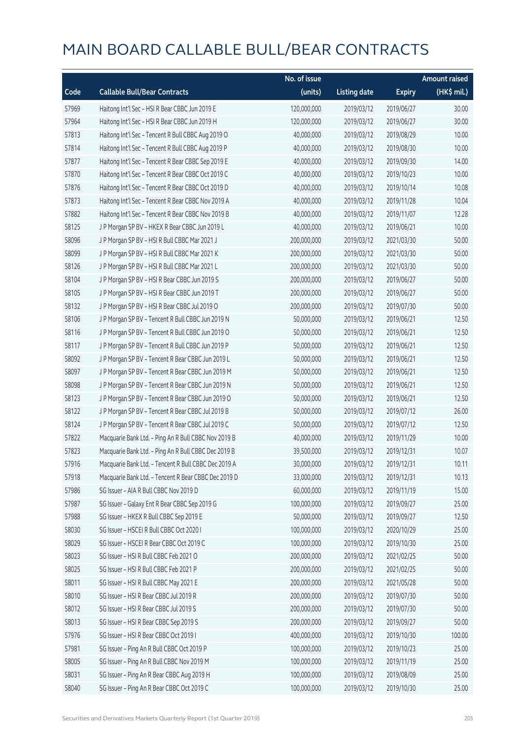# MAIN BOARD CALLABLE BULL/BEAR CONTRACTS

| Code | Callable Bull/Bear Contracts | No. of issue (units) | Listing date | Expiry | Amount raised (HK$ mil.) |
|---|---|---|---|---|---|
| 57969 | Haitong Int'l Sec – HSI R Bear CBBC Jun 2019 E | 120,000,000 | 2019/03/12 | 2019/06/27 | 30.00 |
| 57964 | Haitong Int'l Sec – HSI R Bear CBBC Jun 2019 H | 120,000,000 | 2019/03/12 | 2019/06/27 | 30.00 |
| 57813 | Haitong Int'l Sec – Tencent R Bull CBBC Aug 2019 O | 40,000,000 | 2019/03/12 | 2019/08/29 | 10.00 |
| 57814 | Haitong Int'l Sec – Tencent R Bull CBBC Aug 2019 P | 40,000,000 | 2019/03/12 | 2019/08/30 | 10.00 |
| 57877 | Haitong Int'l Sec – Tencent R Bear CBBC Sep 2019 E | 40,000,000 | 2019/03/12 | 2019/09/30 | 14.00 |
| 57870 | Haitong Int'l Sec – Tencent R Bear CBBC Oct 2019 C | 40,000,000 | 2019/03/12 | 2019/10/23 | 10.00 |
| 57876 | Haitong Int'l Sec – Tencent R Bear CBBC Oct 2019 D | 40,000,000 | 2019/03/12 | 2019/10/14 | 10.08 |
| 57873 | Haitong Int'l Sec – Tencent R Bear CBBC Nov 2019 A | 40,000,000 | 2019/03/12 | 2019/11/28 | 10.04 |
| 57882 | Haitong Int'l Sec – Tencent R Bear CBBC Nov 2019 B | 40,000,000 | 2019/03/12 | 2019/11/07 | 12.28 |
| 58125 | J P Morgan SP BV – HKEX R Bear CBBC Jun 2019 L | 40,000,000 | 2019/03/12 | 2019/06/21 | 10.00 |
| 58096 | J P Morgan SP BV – HSI R Bull CBBC Mar 2021 J | 200,000,000 | 2019/03/12 | 2021/03/30 | 50.00 |
| 58099 | J P Morgan SP BV – HSI R Bull CBBC Mar 2021 K | 200,000,000 | 2019/03/12 | 2021/03/30 | 50.00 |
| 58126 | J P Morgan SP BV – HSI R Bull CBBC Mar 2021 L | 200,000,000 | 2019/03/12 | 2021/03/30 | 50.00 |
| 58104 | J P Morgan SP BV – HSI R Bear CBBC Jun 2019 S | 200,000,000 | 2019/03/12 | 2019/06/27 | 50.00 |
| 58105 | J P Morgan SP BV – HSI R Bear CBBC Jun 2019 T | 200,000,000 | 2019/03/12 | 2019/06/27 | 50.00 |
| 58132 | J P Morgan SP BV – HSI R Bear CBBC Jul 2019 O | 200,000,000 | 2019/03/12 | 2019/07/30 | 50.00 |
| 58106 | J P Morgan SP BV – Tencent R Bull CBBC Jun 2019 N | 50,000,000 | 2019/03/12 | 2019/06/21 | 12.50 |
| 58116 | J P Morgan SP BV – Tencent R Bull CBBC Jun 2019 O | 50,000,000 | 2019/03/12 | 2019/06/21 | 12.50 |
| 58117 | J P Morgan SP BV – Tencent R Bull CBBC Jun 2019 P | 50,000,000 | 2019/03/12 | 2019/06/21 | 12.50 |
| 58092 | J P Morgan SP BV – Tencent R Bear CBBC Jun 2019 L | 50,000,000 | 2019/03/12 | 2019/06/21 | 12.50 |
| 58097 | J P Morgan SP BV – Tencent R Bear CBBC Jun 2019 M | 50,000,000 | 2019/03/12 | 2019/06/21 | 12.50 |
| 58098 | J P Morgan SP BV – Tencent R Bear CBBC Jun 2019 N | 50,000,000 | 2019/03/12 | 2019/06/21 | 12.50 |
| 58123 | J P Morgan SP BV – Tencent R Bear CBBC Jun 2019 O | 50,000,000 | 2019/03/12 | 2019/06/21 | 12.50 |
| 58122 | J P Morgan SP BV – Tencent R Bear CBBC Jul 2019 B | 50,000,000 | 2019/03/12 | 2019/07/12 | 26.00 |
| 58124 | J P Morgan SP BV – Tencent R Bear CBBC Jul 2019 C | 50,000,000 | 2019/03/12 | 2019/07/12 | 12.50 |
| 57822 | Macquarie Bank Ltd. – Ping An R Bull CBBC Nov 2019 B | 40,000,000 | 2019/03/12 | 2019/11/29 | 10.00 |
| 57823 | Macquarie Bank Ltd. – Ping An R Bull CBBC Dec 2019 B | 39,500,000 | 2019/03/12 | 2019/12/31 | 10.07 |
| 57916 | Macquarie Bank Ltd. – Tencent R Bull CBBC Dec 2019 A | 30,000,000 | 2019/03/12 | 2019/12/31 | 10.11 |
| 57918 | Macquarie Bank Ltd. – Tencent R Bear CBBC Dec 2019 D | 33,000,000 | 2019/03/12 | 2019/12/31 | 10.13 |
| 57986 | SG Issuer – AIA R Bull CBBC Nov 2019 D | 60,000,000 | 2019/03/12 | 2019/11/19 | 15.00 |
| 57987 | SG Issuer – Galaxy Ent R Bear CBBC Sep 2019 G | 100,000,000 | 2019/03/12 | 2019/09/27 | 25.00 |
| 57988 | SG Issuer – HKEX R Bull CBBC Sep 2019 E | 50,000,000 | 2019/03/12 | 2019/09/27 | 12.50 |
| 58030 | SG Issuer – HSCEI R Bull CBBC Oct 2020 I | 100,000,000 | 2019/03/12 | 2020/10/29 | 25.00 |
| 58029 | SG Issuer – HSCEI R Bear CBBC Oct 2019 C | 100,000,000 | 2019/03/12 | 2019/10/30 | 25.00 |
| 58023 | SG Issuer – HSI R Bull CBBC Feb 2021 O | 200,000,000 | 2019/03/12 | 2021/02/25 | 50.00 |
| 58025 | SG Issuer – HSI R Bull CBBC Feb 2021 P | 200,000,000 | 2019/03/12 | 2021/02/25 | 50.00 |
| 58011 | SG Issuer – HSI R Bull CBBC May 2021 E | 200,000,000 | 2019/03/12 | 2021/05/28 | 50.00 |
| 58010 | SG Issuer – HSI R Bear CBBC Jul 2019 R | 200,000,000 | 2019/03/12 | 2019/07/30 | 50.00 |
| 58012 | SG Issuer – HSI R Bear CBBC Jul 2019 S | 200,000,000 | 2019/03/12 | 2019/07/30 | 50.00 |
| 58013 | SG Issuer – HSI R Bear CBBC Sep 2019 S | 200,000,000 | 2019/03/12 | 2019/09/27 | 50.00 |
| 57976 | SG Issuer – HSI R Bear CBBC Oct 2019 I | 400,000,000 | 2019/03/12 | 2019/10/30 | 100.00 |
| 57981 | SG Issuer – Ping An R Bull CBBC Oct 2019 P | 100,000,000 | 2019/03/12 | 2019/10/23 | 25.00 |
| 58005 | SG Issuer – Ping An R Bull CBBC Nov 2019 M | 100,000,000 | 2019/03/12 | 2019/11/19 | 25.00 |
| 58031 | SG Issuer – Ping An R Bear CBBC Aug 2019 H | 100,000,000 | 2019/03/12 | 2019/08/09 | 25.00 |
| 58040 | SG Issuer – Ping An R Bear CBBC Oct 2019 C | 100,000,000 | 2019/03/12 | 2019/10/30 | 25.00 |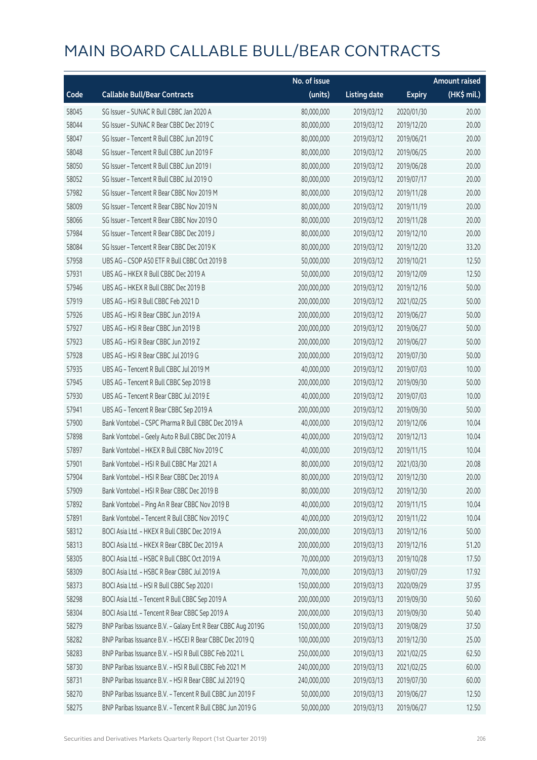# MAIN BOARD CALLABLE BULL/BEAR CONTRACTS

| Code | Callable Bull/Bear Contracts | No. of issue (units) | Listing date | Expiry | Amount raised (HK$ mil.) |
|---|---|---|---|---|---|
| 58045 | SG Issuer – SUNAC R Bull CBBC Jan 2020 A | 80,000,000 | 2019/03/12 | 2020/01/30 | 20.00 |
| 58044 | SG Issuer – SUNAC R Bear CBBC Dec 2019 C | 80,000,000 | 2019/03/12 | 2019/12/20 | 20.00 |
| 58047 | SG Issuer – Tencent R Bull CBBC Jun 2019 C | 80,000,000 | 2019/03/12 | 2019/06/21 | 20.00 |
| 58048 | SG Issuer – Tencent R Bull CBBC Jun 2019 F | 80,000,000 | 2019/03/12 | 2019/06/25 | 20.00 |
| 58050 | SG Issuer – Tencent R Bull CBBC Jun 2019 I | 80,000,000 | 2019/03/12 | 2019/06/28 | 20.00 |
| 58052 | SG Issuer – Tencent R Bull CBBC Jul 2019 O | 80,000,000 | 2019/03/12 | 2019/07/17 | 20.00 |
| 57982 | SG Issuer – Tencent R Bear CBBC Nov 2019 M | 80,000,000 | 2019/03/12 | 2019/11/28 | 20.00 |
| 58009 | SG Issuer – Tencent R Bear CBBC Nov 2019 N | 80,000,000 | 2019/03/12 | 2019/11/19 | 20.00 |
| 58066 | SG Issuer – Tencent R Bear CBBC Nov 2019 O | 80,000,000 | 2019/03/12 | 2019/11/28 | 20.00 |
| 57984 | SG Issuer – Tencent R Bear CBBC Dec 2019 J | 80,000,000 | 2019/03/12 | 2019/12/10 | 20.00 |
| 58084 | SG Issuer – Tencent R Bear CBBC Dec 2019 K | 80,000,000 | 2019/03/12 | 2019/12/20 | 33.20 |
| 57958 | UBS AG – CSOP A50 ETF R Bull CBBC Oct 2019 B | 50,000,000 | 2019/03/12 | 2019/10/21 | 12.50 |
| 57931 | UBS AG – HKEX R Bull CBBC Dec 2019 A | 50,000,000 | 2019/03/12 | 2019/12/09 | 12.50 |
| 57946 | UBS AG – HKEX R Bull CBBC Dec 2019 B | 200,000,000 | 2019/03/12 | 2019/12/16 | 50.00 |
| 57919 | UBS AG – HSI R Bull CBBC Feb 2021 D | 200,000,000 | 2019/03/12 | 2021/02/25 | 50.00 |
| 57926 | UBS AG – HSI R Bear CBBC Jun 2019 A | 200,000,000 | 2019/03/12 | 2019/06/27 | 50.00 |
| 57927 | UBS AG – HSI R Bear CBBC Jun 2019 B | 200,000,000 | 2019/03/12 | 2019/06/27 | 50.00 |
| 57923 | UBS AG – HSI R Bear CBBC Jun 2019 Z | 200,000,000 | 2019/03/12 | 2019/06/27 | 50.00 |
| 57928 | UBS AG – HSI R Bear CBBC Jul 2019 G | 200,000,000 | 2019/03/12 | 2019/07/30 | 50.00 |
| 57935 | UBS AG – Tencent R Bull CBBC Jul 2019 M | 40,000,000 | 2019/03/12 | 2019/07/03 | 10.00 |
| 57945 | UBS AG – Tencent R Bull CBBC Sep 2019 B | 200,000,000 | 2019/03/12 | 2019/09/30 | 50.00 |
| 57930 | UBS AG – Tencent R Bear CBBC Jul 2019 E | 40,000,000 | 2019/03/12 | 2019/07/03 | 10.00 |
| 57941 | UBS AG – Tencent R Bear CBBC Sep 2019 A | 200,000,000 | 2019/03/12 | 2019/09/30 | 50.00 |
| 57900 | Bank Vontobel – CSPC Pharma R Bull CBBC Dec 2019 A | 40,000,000 | 2019/03/12 | 2019/12/06 | 10.04 |
| 57898 | Bank Vontobel – Geely Auto R Bull CBBC Dec 2019 A | 40,000,000 | 2019/03/12 | 2019/12/13 | 10.04 |
| 57897 | Bank Vontobel – HKEX R Bull CBBC Nov 2019 C | 40,000,000 | 2019/03/12 | 2019/11/15 | 10.04 |
| 57901 | Bank Vontobel – HSI R Bull CBBC Mar 2021 A | 80,000,000 | 2019/03/12 | 2021/03/30 | 20.08 |
| 57904 | Bank Vontobel – HSI R Bear CBBC Dec 2019 A | 80,000,000 | 2019/03/12 | 2019/12/30 | 20.00 |
| 57909 | Bank Vontobel – HSI R Bear CBBC Dec 2019 B | 80,000,000 | 2019/03/12 | 2019/12/30 | 20.00 |
| 57892 | Bank Vontobel – Ping An R Bear CBBC Nov 2019 B | 40,000,000 | 2019/03/12 | 2019/11/15 | 10.04 |
| 57891 | Bank Vontobel – Tencent R Bull CBBC Nov 2019 C | 40,000,000 | 2019/03/12 | 2019/11/22 | 10.04 |
| 58312 | BOCI Asia Ltd. – HKEX R Bull CBBC Dec 2019 A | 200,000,000 | 2019/03/13 | 2019/12/16 | 50.00 |
| 58313 | BOCI Asia Ltd. – HKEX R Bear CBBC Dec 2019 A | 200,000,000 | 2019/03/13 | 2019/12/16 | 51.20 |
| 58305 | BOCI Asia Ltd. – HSBC R Bull CBBC Oct 2019 A | 70,000,000 | 2019/03/13 | 2019/10/28 | 17.50 |
| 58309 | BOCI Asia Ltd. – HSBC R Bear CBBC Jul 2019 A | 70,000,000 | 2019/03/13 | 2019/07/29 | 17.92 |
| 58373 | BOCI Asia Ltd. – HSI R Bull CBBC Sep 2020 I | 150,000,000 | 2019/03/13 | 2020/09/29 | 37.95 |
| 58298 | BOCI Asia Ltd. – Tencent R Bull CBBC Sep 2019 A | 200,000,000 | 2019/03/13 | 2019/09/30 | 50.60 |
| 58304 | BOCI Asia Ltd. – Tencent R Bear CBBC Sep 2019 A | 200,000,000 | 2019/03/13 | 2019/09/30 | 50.40 |
| 58279 | BNP Paribas Issuance B.V. – Galaxy Ent R Bear CBBC Aug 2019G | 150,000,000 | 2019/03/13 | 2019/08/29 | 37.50 |
| 58282 | BNP Paribas Issuance B.V. – HSCEI R Bear CBBC Dec 2019 Q | 100,000,000 | 2019/03/13 | 2019/12/30 | 25.00 |
| 58283 | BNP Paribas Issuance B.V. – HSI R Bull CBBC Feb 2021 L | 250,000,000 | 2019/03/13 | 2021/02/25 | 62.50 |
| 58730 | BNP Paribas Issuance B.V. – HSI R Bull CBBC Feb 2021 M | 240,000,000 | 2019/03/13 | 2021/02/25 | 60.00 |
| 58731 | BNP Paribas Issuance B.V. – HSI R Bear CBBC Jul 2019 Q | 240,000,000 | 2019/03/13 | 2019/07/30 | 60.00 |
| 58270 | BNP Paribas Issuance B.V. – Tencent R Bull CBBC Jun 2019 F | 50,000,000 | 2019/03/13 | 2019/06/27 | 12.50 |
| 58275 | BNP Paribas Issuance B.V. – Tencent R Bull CBBC Jun 2019 G | 50,000,000 | 2019/03/13 | 2019/06/27 | 12.50 |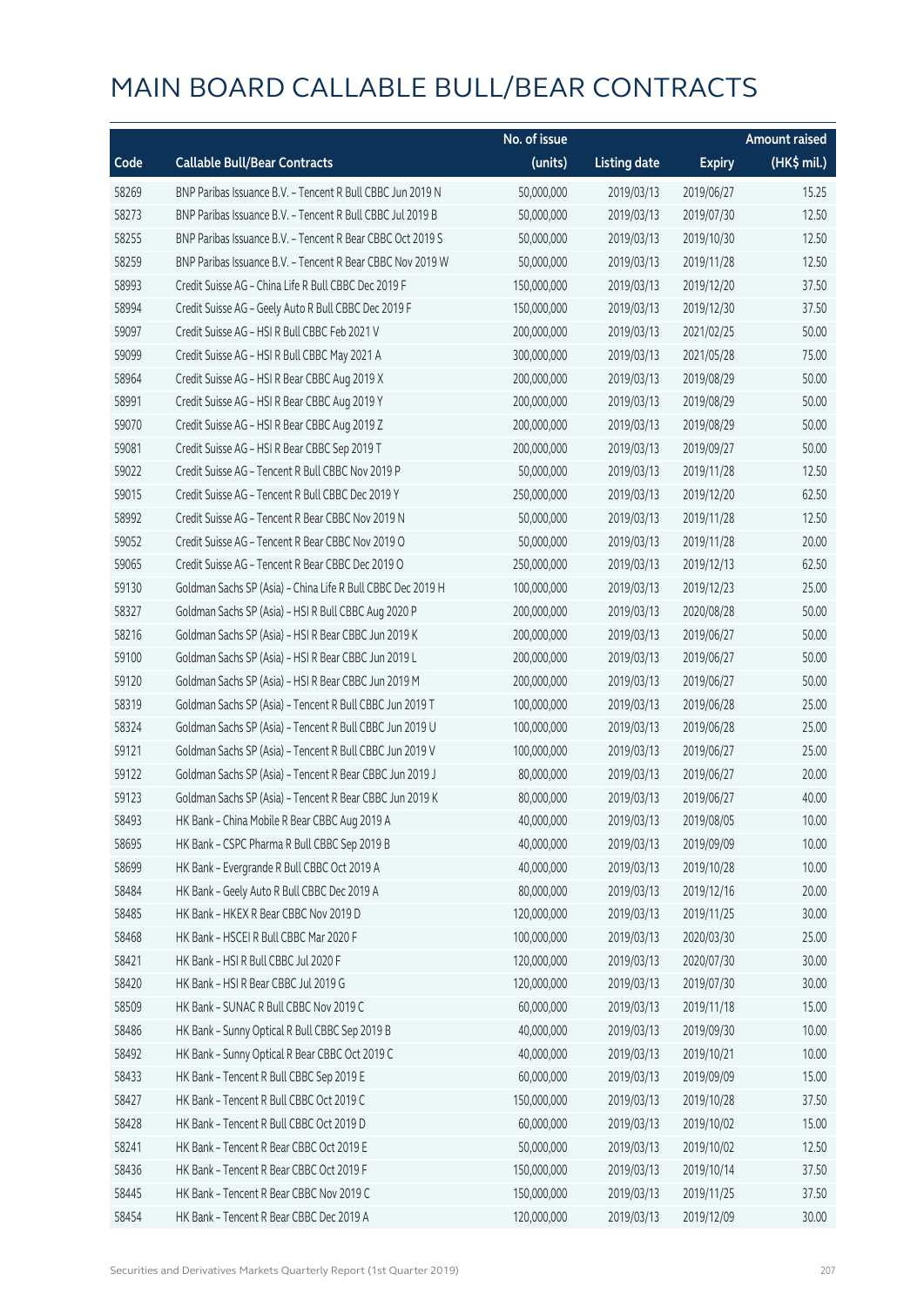# MAIN BOARD CALLABLE BULL/BEAR CONTRACTS

| Code | Callable Bull/Bear Contracts | No. of issue (units) | Listing date | Expiry | Amount raised (HK$ mil.) |
|---|---|---|---|---|---|
| 58269 | BNP Paribas Issuance B.V. – Tencent R Bull CBBC Jun 2019 N | 50,000,000 | 2019/03/13 | 2019/06/27 | 15.25 |
| 58273 | BNP Paribas Issuance B.V. – Tencent R Bull CBBC Jul 2019 B | 50,000,000 | 2019/03/13 | 2019/07/30 | 12.50 |
| 58255 | BNP Paribas Issuance B.V. – Tencent R Bear CBBC Oct 2019 S | 50,000,000 | 2019/03/13 | 2019/10/30 | 12.50 |
| 58259 | BNP Paribas Issuance B.V. – Tencent R Bear CBBC Nov 2019 W | 50,000,000 | 2019/03/13 | 2019/11/28 | 12.50 |
| 58993 | Credit Suisse AG – China Life R Bull CBBC Dec 2019 F | 150,000,000 | 2019/03/13 | 2019/12/20 | 37.50 |
| 58994 | Credit Suisse AG – Geely Auto R Bull CBBC Dec 2019 F | 150,000,000 | 2019/03/13 | 2019/12/30 | 37.50 |
| 59097 | Credit Suisse AG – HSI R Bull CBBC Feb 2021 V | 200,000,000 | 2019/03/13 | 2021/02/25 | 50.00 |
| 59099 | Credit Suisse AG – HSI R Bull CBBC May 2021 A | 300,000,000 | 2019/03/13 | 2021/05/28 | 75.00 |
| 58964 | Credit Suisse AG – HSI R Bear CBBC Aug 2019 X | 200,000,000 | 2019/03/13 | 2019/08/29 | 50.00 |
| 58991 | Credit Suisse AG – HSI R Bear CBBC Aug 2019 Y | 200,000,000 | 2019/03/13 | 2019/08/29 | 50.00 |
| 59070 | Credit Suisse AG – HSI R Bear CBBC Aug 2019 Z | 200,000,000 | 2019/03/13 | 2019/08/29 | 50.00 |
| 59081 | Credit Suisse AG – HSI R Bear CBBC Sep 2019 T | 200,000,000 | 2019/03/13 | 2019/09/27 | 50.00 |
| 59022 | Credit Suisse AG – Tencent R Bull CBBC Nov 2019 P | 50,000,000 | 2019/03/13 | 2019/11/28 | 12.50 |
| 59015 | Credit Suisse AG – Tencent R Bull CBBC Dec 2019 Y | 250,000,000 | 2019/03/13 | 2019/12/20 | 62.50 |
| 58992 | Credit Suisse AG – Tencent R Bear CBBC Nov 2019 N | 50,000,000 | 2019/03/13 | 2019/11/28 | 12.50 |
| 59052 | Credit Suisse AG – Tencent R Bear CBBC Nov 2019 O | 50,000,000 | 2019/03/13 | 2019/11/28 | 20.00 |
| 59065 | Credit Suisse AG – Tencent R Bear CBBC Dec 2019 O | 250,000,000 | 2019/03/13 | 2019/12/13 | 62.50 |
| 59130 | Goldman Sachs SP (Asia) – China Life R Bull CBBC Dec 2019 H | 100,000,000 | 2019/03/13 | 2019/12/23 | 25.00 |
| 58327 | Goldman Sachs SP (Asia) – HSI R Bull CBBC Aug 2020 P | 200,000,000 | 2019/03/13 | 2020/08/28 | 50.00 |
| 58216 | Goldman Sachs SP (Asia) – HSI R Bear CBBC Jun 2019 K | 200,000,000 | 2019/03/13 | 2019/06/27 | 50.00 |
| 59100 | Goldman Sachs SP (Asia) – HSI R Bear CBBC Jun 2019 L | 200,000,000 | 2019/03/13 | 2019/06/27 | 50.00 |
| 59120 | Goldman Sachs SP (Asia) – HSI R Bear CBBC Jun 2019 M | 200,000,000 | 2019/03/13 | 2019/06/27 | 50.00 |
| 58319 | Goldman Sachs SP (Asia) – Tencent R Bull CBBC Jun 2019 T | 100,000,000 | 2019/03/13 | 2019/06/28 | 25.00 |
| 58324 | Goldman Sachs SP (Asia) – Tencent R Bull CBBC Jun 2019 U | 100,000,000 | 2019/03/13 | 2019/06/28 | 25.00 |
| 59121 | Goldman Sachs SP (Asia) – Tencent R Bull CBBC Jun 2019 V | 100,000,000 | 2019/03/13 | 2019/06/27 | 25.00 |
| 59122 | Goldman Sachs SP (Asia) – Tencent R Bear CBBC Jun 2019 J | 80,000,000 | 2019/03/13 | 2019/06/27 | 20.00 |
| 59123 | Goldman Sachs SP (Asia) – Tencent R Bear CBBC Jun 2019 K | 80,000,000 | 2019/03/13 | 2019/06/27 | 40.00 |
| 58493 | HK Bank – China Mobile R Bear CBBC Aug 2019 A | 40,000,000 | 2019/03/13 | 2019/08/05 | 10.00 |
| 58695 | HK Bank – CSPC Pharma R Bull CBBC Sep 2019 B | 40,000,000 | 2019/03/13 | 2019/09/09 | 10.00 |
| 58699 | HK Bank – Evergrande R Bull CBBC Oct 2019 A | 40,000,000 | 2019/03/13 | 2019/10/28 | 10.00 |
| 58484 | HK Bank – Geely Auto R Bull CBBC Dec 2019 A | 80,000,000 | 2019/03/13 | 2019/12/16 | 20.00 |
| 58485 | HK Bank – HKEX R Bear CBBC Nov 2019 D | 120,000,000 | 2019/03/13 | 2019/11/25 | 30.00 |
| 58468 | HK Bank – HSCEI R Bull CBBC Mar 2020 F | 100,000,000 | 2019/03/13 | 2020/03/30 | 25.00 |
| 58421 | HK Bank – HSI R Bull CBBC Jul 2020 F | 120,000,000 | 2019/03/13 | 2020/07/30 | 30.00 |
| 58420 | HK Bank – HSI R Bear CBBC Jul 2019 G | 120,000,000 | 2019/03/13 | 2019/07/30 | 30.00 |
| 58509 | HK Bank – SUNAC R Bull CBBC Nov 2019 C | 60,000,000 | 2019/03/13 | 2019/11/18 | 15.00 |
| 58486 | HK Bank – Sunny Optical R Bull CBBC Sep 2019 B | 40,000,000 | 2019/03/13 | 2019/09/30 | 10.00 |
| 58492 | HK Bank – Sunny Optical R Bear CBBC Oct 2019 C | 40,000,000 | 2019/03/13 | 2019/10/21 | 10.00 |
| 58433 | HK Bank – Tencent R Bull CBBC Sep 2019 E | 60,000,000 | 2019/03/13 | 2019/09/09 | 15.00 |
| 58427 | HK Bank – Tencent R Bull CBBC Oct 2019 C | 150,000,000 | 2019/03/13 | 2019/10/28 | 37.50 |
| 58428 | HK Bank – Tencent R Bull CBBC Oct 2019 D | 60,000,000 | 2019/03/13 | 2019/10/02 | 15.00 |
| 58241 | HK Bank – Tencent R Bear CBBC Oct 2019 E | 50,000,000 | 2019/03/13 | 2019/10/02 | 12.50 |
| 58436 | HK Bank – Tencent R Bear CBBC Oct 2019 F | 150,000,000 | 2019/03/13 | 2019/10/14 | 37.50 |
| 58445 | HK Bank – Tencent R Bear CBBC Nov 2019 C | 150,000,000 | 2019/03/13 | 2019/11/25 | 37.50 |
| 58454 | HK Bank – Tencent R Bear CBBC Dec 2019 A | 120,000,000 | 2019/03/13 | 2019/12/09 | 30.00 |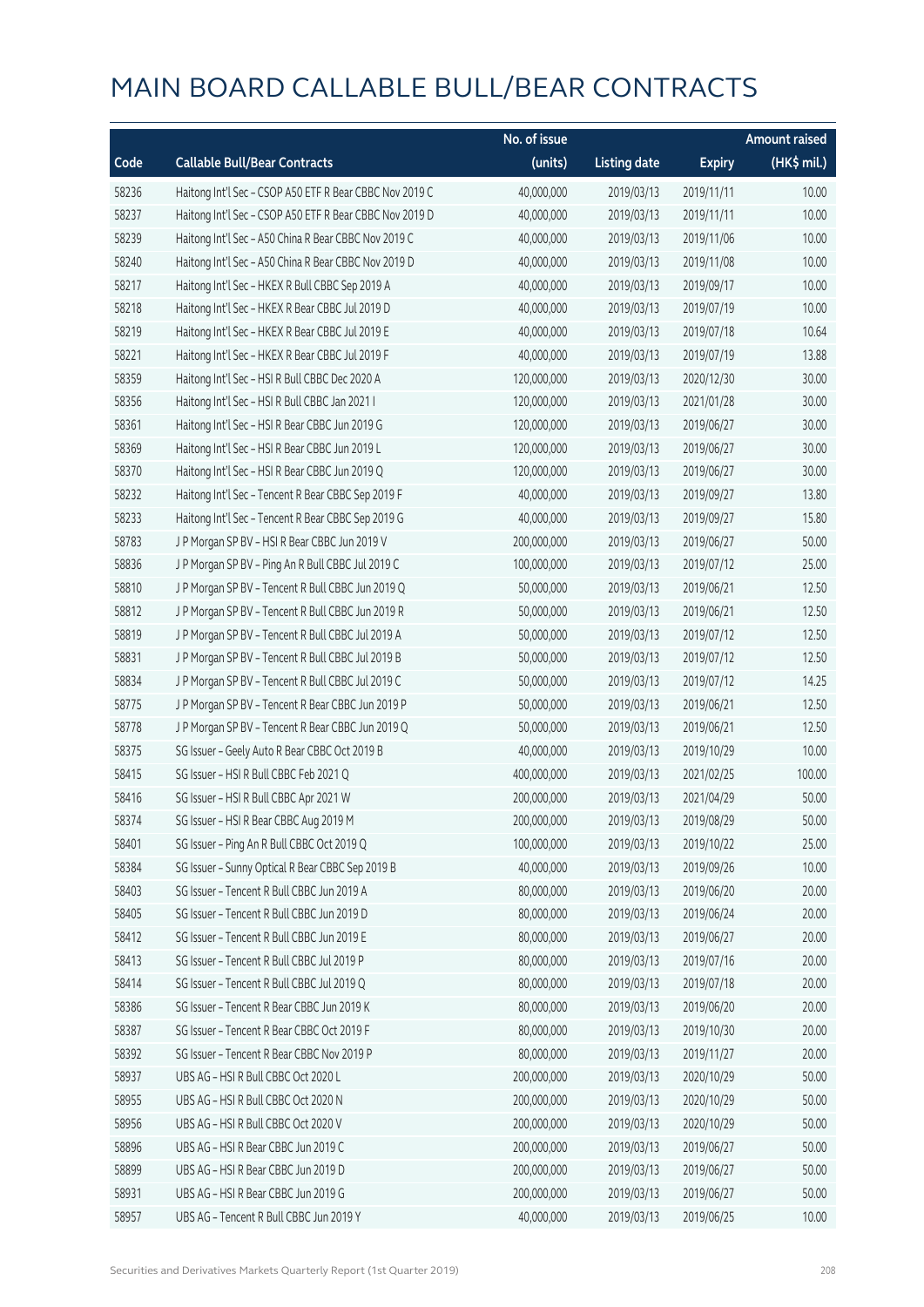# MAIN BOARD CALLABLE BULL/BEAR CONTRACTS

| Code | Callable Bull/Bear Contracts | No. of issue (units) | Listing date | Expiry | Amount raised (HK$ mil.) |
|---|---|---|---|---|---|
| 58236 | Haitong Int'l Sec – CSOP A50 ETF R Bear CBBC Nov 2019 C | 40,000,000 | 2019/03/13 | 2019/11/11 | 10.00 |
| 58237 | Haitong Int'l Sec – CSOP A50 ETF R Bear CBBC Nov 2019 D | 40,000,000 | 2019/03/13 | 2019/11/11 | 10.00 |
| 58239 | Haitong Int'l Sec – A50 China R Bear CBBC Nov 2019 C | 40,000,000 | 2019/03/13 | 2019/11/06 | 10.00 |
| 58240 | Haitong Int'l Sec – A50 China R Bear CBBC Nov 2019 D | 40,000,000 | 2019/03/13 | 2019/11/08 | 10.00 |
| 58217 | Haitong Int'l Sec – HKEX R Bull CBBC Sep 2019 A | 40,000,000 | 2019/03/13 | 2019/09/17 | 10.00 |
| 58218 | Haitong Int'l Sec – HKEX R Bear CBBC Jul 2019 D | 40,000,000 | 2019/03/13 | 2019/07/19 | 10.00 |
| 58219 | Haitong Int'l Sec – HKEX R Bear CBBC Jul 2019 E | 40,000,000 | 2019/03/13 | 2019/07/18 | 10.64 |
| 58221 | Haitong Int'l Sec – HKEX R Bear CBBC Jul 2019 F | 40,000,000 | 2019/03/13 | 2019/07/19 | 13.88 |
| 58359 | Haitong Int'l Sec – HSI R Bull CBBC Dec 2020 A | 120,000,000 | 2019/03/13 | 2020/12/30 | 30.00 |
| 58356 | Haitong Int'l Sec – HSI R Bull CBBC Jan 2021 I | 120,000,000 | 2019/03/13 | 2021/01/28 | 30.00 |
| 58361 | Haitong Int'l Sec – HSI R Bear CBBC Jun 2019 G | 120,000,000 | 2019/03/13 | 2019/06/27 | 30.00 |
| 58369 | Haitong Int'l Sec – HSI R Bear CBBC Jun 2019 L | 120,000,000 | 2019/03/13 | 2019/06/27 | 30.00 |
| 58370 | Haitong Int'l Sec – HSI R Bear CBBC Jun 2019 Q | 120,000,000 | 2019/03/13 | 2019/06/27 | 30.00 |
| 58232 | Haitong Int'l Sec – Tencent R Bear CBBC Sep 2019 F | 40,000,000 | 2019/03/13 | 2019/09/27 | 13.80 |
| 58233 | Haitong Int'l Sec – Tencent R Bear CBBC Sep 2019 G | 40,000,000 | 2019/03/13 | 2019/09/27 | 15.80 |
| 58783 | J P Morgan SP BV – HSI R Bear CBBC Jun 2019 V | 200,000,000 | 2019/03/13 | 2019/06/27 | 50.00 |
| 58836 | J P Morgan SP BV – Ping An R Bull CBBC Jul 2019 C | 100,000,000 | 2019/03/13 | 2019/07/12 | 25.00 |
| 58810 | J P Morgan SP BV – Tencent R Bull CBBC Jun 2019 Q | 50,000,000 | 2019/03/13 | 2019/06/21 | 12.50 |
| 58812 | J P Morgan SP BV – Tencent R Bull CBBC Jun 2019 R | 50,000,000 | 2019/03/13 | 2019/06/21 | 12.50 |
| 58819 | J P Morgan SP BV – Tencent R Bull CBBC Jul 2019 A | 50,000,000 | 2019/03/13 | 2019/07/12 | 12.50 |
| 58831 | J P Morgan SP BV – Tencent R Bull CBBC Jul 2019 B | 50,000,000 | 2019/03/13 | 2019/07/12 | 12.50 |
| 58834 | J P Morgan SP BV – Tencent R Bull CBBC Jul 2019 C | 50,000,000 | 2019/03/13 | 2019/07/12 | 14.25 |
| 58775 | J P Morgan SP BV – Tencent R Bear CBBC Jun 2019 P | 50,000,000 | 2019/03/13 | 2019/06/21 | 12.50 |
| 58778 | J P Morgan SP BV – Tencent R Bear CBBC Jun 2019 Q | 50,000,000 | 2019/03/13 | 2019/06/21 | 12.50 |
| 58375 | SG Issuer – Geely Auto R Bear CBBC Oct 2019 B | 40,000,000 | 2019/03/13 | 2019/10/29 | 10.00 |
| 58415 | SG Issuer – HSI R Bull CBBC Feb 2021 Q | 400,000,000 | 2019/03/13 | 2021/02/25 | 100.00 |
| 58416 | SG Issuer – HSI R Bull CBBC Apr 2021 W | 200,000,000 | 2019/03/13 | 2021/04/29 | 50.00 |
| 58374 | SG Issuer – HSI R Bear CBBC Aug 2019 M | 200,000,000 | 2019/03/13 | 2019/08/29 | 50.00 |
| 58401 | SG Issuer – Ping An R Bull CBBC Oct 2019 Q | 100,000,000 | 2019/03/13 | 2019/10/22 | 25.00 |
| 58384 | SG Issuer – Sunny Optical R Bear CBBC Sep 2019 B | 40,000,000 | 2019/03/13 | 2019/09/26 | 10.00 |
| 58403 | SG Issuer – Tencent R Bull CBBC Jun 2019 A | 80,000,000 | 2019/03/13 | 2019/06/20 | 20.00 |
| 58405 | SG Issuer – Tencent R Bull CBBC Jun 2019 D | 80,000,000 | 2019/03/13 | 2019/06/24 | 20.00 |
| 58412 | SG Issuer – Tencent R Bull CBBC Jun 2019 E | 80,000,000 | 2019/03/13 | 2019/06/27 | 20.00 |
| 58413 | SG Issuer – Tencent R Bull CBBC Jul 2019 P | 80,000,000 | 2019/03/13 | 2019/07/16 | 20.00 |
| 58414 | SG Issuer – Tencent R Bull CBBC Jul 2019 Q | 80,000,000 | 2019/03/13 | 2019/07/18 | 20.00 |
| 58386 | SG Issuer – Tencent R Bear CBBC Jun 2019 K | 80,000,000 | 2019/03/13 | 2019/06/20 | 20.00 |
| 58387 | SG Issuer – Tencent R Bear CBBC Oct 2019 F | 80,000,000 | 2019/03/13 | 2019/10/30 | 20.00 |
| 58392 | SG Issuer – Tencent R Bear CBBC Nov 2019 P | 80,000,000 | 2019/03/13 | 2019/11/27 | 20.00 |
| 58937 | UBS AG – HSI R Bull CBBC Oct 2020 L | 200,000,000 | 2019/03/13 | 2020/10/29 | 50.00 |
| 58955 | UBS AG – HSI R Bull CBBC Oct 2020 N | 200,000,000 | 2019/03/13 | 2020/10/29 | 50.00 |
| 58956 | UBS AG – HSI R Bull CBBC Oct 2020 V | 200,000,000 | 2019/03/13 | 2020/10/29 | 50.00 |
| 58896 | UBS AG – HSI R Bear CBBC Jun 2019 C | 200,000,000 | 2019/03/13 | 2019/06/27 | 50.00 |
| 58899 | UBS AG – HSI R Bear CBBC Jun 2019 D | 200,000,000 | 2019/03/13 | 2019/06/27 | 50.00 |
| 58931 | UBS AG – HSI R Bear CBBC Jun 2019 G | 200,000,000 | 2019/03/13 | 2019/06/27 | 50.00 |
| 58957 | UBS AG – Tencent R Bull CBBC Jun 2019 Y | 40,000,000 | 2019/03/13 | 2019/06/25 | 10.00 |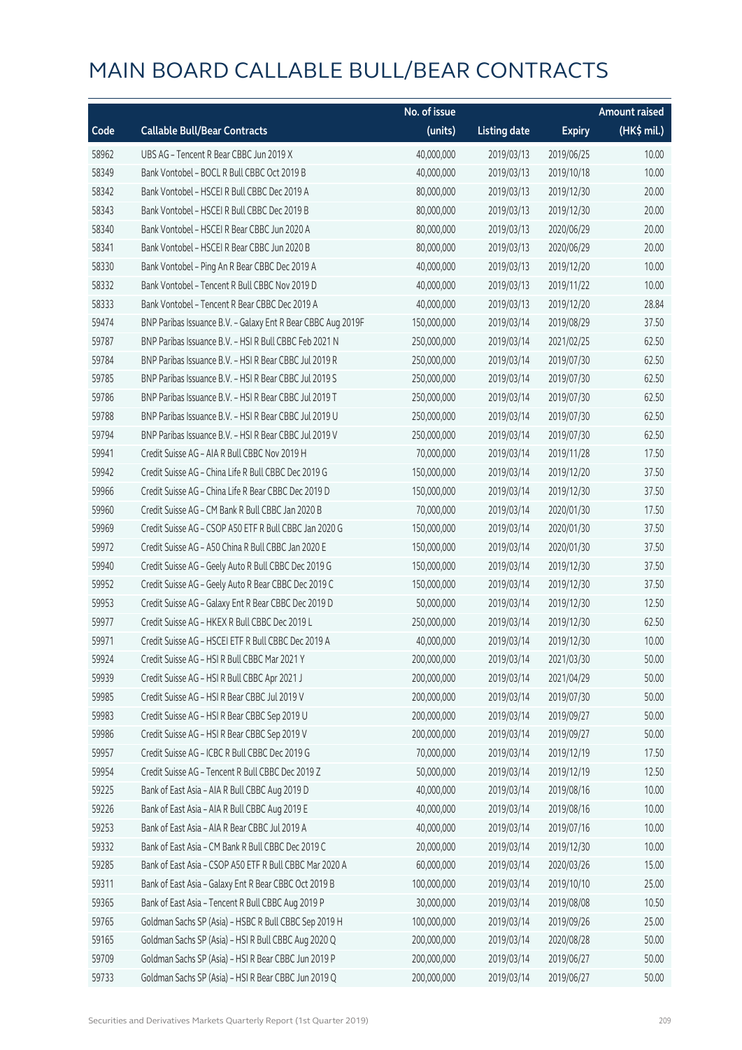# MAIN BOARD CALLABLE BULL/BEAR CONTRACTS

| Code | Callable Bull/Bear Contracts | No. of issue (units) | Listing date | Expiry | Amount raised (HK$ mil.) |
|---|---|---|---|---|---|
| 58962 | UBS AG – Tencent R Bear CBBC Jun 2019 X | 40,000,000 | 2019/03/13 | 2019/06/25 | 10.00 |
| 58349 | Bank Vontobel – BOCL R Bull CBBC Oct 2019 B | 40,000,000 | 2019/03/13 | 2019/10/18 | 10.00 |
| 58342 | Bank Vontobel – HSCEI R Bull CBBC Dec 2019 A | 80,000,000 | 2019/03/13 | 2019/12/30 | 20.00 |
| 58343 | Bank Vontobel – HSCEI R Bull CBBC Dec 2019 B | 80,000,000 | 2019/03/13 | 2019/12/30 | 20.00 |
| 58340 | Bank Vontobel – HSCEI R Bear CBBC Jun 2020 A | 80,000,000 | 2019/03/13 | 2020/06/29 | 20.00 |
| 58341 | Bank Vontobel – HSCEI R Bear CBBC Jun 2020 B | 80,000,000 | 2019/03/13 | 2020/06/29 | 20.00 |
| 58330 | Bank Vontobel – Ping An R Bear CBBC Dec 2019 A | 40,000,000 | 2019/03/13 | 2019/12/20 | 10.00 |
| 58332 | Bank Vontobel – Tencent R Bull CBBC Nov 2019 D | 40,000,000 | 2019/03/13 | 2019/11/22 | 10.00 |
| 58333 | Bank Vontobel – Tencent R Bear CBBC Dec 2019 A | 40,000,000 | 2019/03/13 | 2019/12/20 | 28.84 |
| 59474 | BNP Paribas Issuance B.V. – Galaxy Ent R Bear CBBC Aug 2019F | 150,000,000 | 2019/03/14 | 2019/08/29 | 37.50 |
| 59787 | BNP Paribas Issuance B.V. – HSI R Bull CBBC Feb 2021 N | 250,000,000 | 2019/03/14 | 2021/02/25 | 62.50 |
| 59784 | BNP Paribas Issuance B.V. – HSI R Bear CBBC Jul 2019 R | 250,000,000 | 2019/03/14 | 2019/07/30 | 62.50 |
| 59785 | BNP Paribas Issuance B.V. – HSI R Bear CBBC Jul 2019 S | 250,000,000 | 2019/03/14 | 2019/07/30 | 62.50 |
| 59786 | BNP Paribas Issuance B.V. – HSI R Bear CBBC Jul 2019 T | 250,000,000 | 2019/03/14 | 2019/07/30 | 62.50 |
| 59788 | BNP Paribas Issuance B.V. – HSI R Bear CBBC Jul 2019 U | 250,000,000 | 2019/03/14 | 2019/07/30 | 62.50 |
| 59794 | BNP Paribas Issuance B.V. – HSI R Bear CBBC Jul 2019 V | 250,000,000 | 2019/03/14 | 2019/07/30 | 62.50 |
| 59941 | Credit Suisse AG – AIA R Bull CBBC Nov 2019 H | 70,000,000 | 2019/03/14 | 2019/11/28 | 17.50 |
| 59942 | Credit Suisse AG – China Life R Bull CBBC Dec 2019 G | 150,000,000 | 2019/03/14 | 2019/12/20 | 37.50 |
| 59966 | Credit Suisse AG – China Life R Bear CBBC Dec 2019 D | 150,000,000 | 2019/03/14 | 2019/12/30 | 37.50 |
| 59960 | Credit Suisse AG – CM Bank R Bull CBBC Jan 2020 B | 70,000,000 | 2019/03/14 | 2020/01/30 | 17.50 |
| 59969 | Credit Suisse AG – CSOP A50 ETF R Bull CBBC Jan 2020 G | 150,000,000 | 2019/03/14 | 2020/01/30 | 37.50 |
| 59972 | Credit Suisse AG – A50 China R Bull CBBC Jan 2020 E | 150,000,000 | 2019/03/14 | 2020/01/30 | 37.50 |
| 59940 | Credit Suisse AG – Geely Auto R Bull CBBC Dec 2019 G | 150,000,000 | 2019/03/14 | 2019/12/30 | 37.50 |
| 59952 | Credit Suisse AG – Geely Auto R Bear CBBC Dec 2019 C | 150,000,000 | 2019/03/14 | 2019/12/30 | 37.50 |
| 59953 | Credit Suisse AG – Galaxy Ent R Bear CBBC Dec 2019 D | 50,000,000 | 2019/03/14 | 2019/12/30 | 12.50 |
| 59977 | Credit Suisse AG – HKEX R Bull CBBC Dec 2019 L | 250,000,000 | 2019/03/14 | 2019/12/30 | 62.50 |
| 59971 | Credit Suisse AG – HSCEI ETF R Bull CBBC Dec 2019 A | 40,000,000 | 2019/03/14 | 2019/12/30 | 10.00 |
| 59924 | Credit Suisse AG – HSI R Bull CBBC Mar 2021 Y | 200,000,000 | 2019/03/14 | 2021/03/30 | 50.00 |
| 59939 | Credit Suisse AG – HSI R Bull CBBC Apr 2021 J | 200,000,000 | 2019/03/14 | 2021/04/29 | 50.00 |
| 59985 | Credit Suisse AG – HSI R Bear CBBC Jul 2019 V | 200,000,000 | 2019/03/14 | 2019/07/30 | 50.00 |
| 59983 | Credit Suisse AG – HSI R Bear CBBC Sep 2019 U | 200,000,000 | 2019/03/14 | 2019/09/27 | 50.00 |
| 59986 | Credit Suisse AG – HSI R Bear CBBC Sep 2019 V | 200,000,000 | 2019/03/14 | 2019/09/27 | 50.00 |
| 59957 | Credit Suisse AG – ICBC R Bull CBBC Dec 2019 G | 70,000,000 | 2019/03/14 | 2019/12/19 | 17.50 |
| 59954 | Credit Suisse AG – Tencent R Bull CBBC Dec 2019 Z | 50,000,000 | 2019/03/14 | 2019/12/19 | 12.50 |
| 59225 | Bank of East Asia – AIA R Bull CBBC Aug 2019 D | 40,000,000 | 2019/03/14 | 2019/08/16 | 10.00 |
| 59226 | Bank of East Asia – AIA R Bull CBBC Aug 2019 E | 40,000,000 | 2019/03/14 | 2019/08/16 | 10.00 |
| 59253 | Bank of East Asia – AIA R Bear CBBC Jul 2019 A | 40,000,000 | 2019/03/14 | 2019/07/16 | 10.00 |
| 59332 | Bank of East Asia – CM Bank R Bull CBBC Dec 2019 C | 20,000,000 | 2019/03/14 | 2019/12/30 | 10.00 |
| 59285 | Bank of East Asia – CSOP A50 ETF R Bull CBBC Mar 2020 A | 60,000,000 | 2019/03/14 | 2020/03/26 | 15.00 |
| 59311 | Bank of East Asia – Galaxy Ent R Bear CBBC Oct 2019 B | 100,000,000 | 2019/03/14 | 2019/10/10 | 25.00 |
| 59365 | Bank of East Asia – Tencent R Bull CBBC Aug 2019 P | 30,000,000 | 2019/03/14 | 2019/08/08 | 10.50 |
| 59765 | Goldman Sachs SP (Asia) – HSBC R Bull CBBC Sep 2019 H | 100,000,000 | 2019/03/14 | 2019/09/26 | 25.00 |
| 59165 | Goldman Sachs SP (Asia) – HSI R Bull CBBC Aug 2020 Q | 200,000,000 | 2019/03/14 | 2020/08/28 | 50.00 |
| 59709 | Goldman Sachs SP (Asia) – HSI R Bear CBBC Jun 2019 P | 200,000,000 | 2019/03/14 | 2019/06/27 | 50.00 |
| 59733 | Goldman Sachs SP (Asia) – HSI R Bear CBBC Jun 2019 Q | 200,000,000 | 2019/03/14 | 2019/06/27 | 50.00 |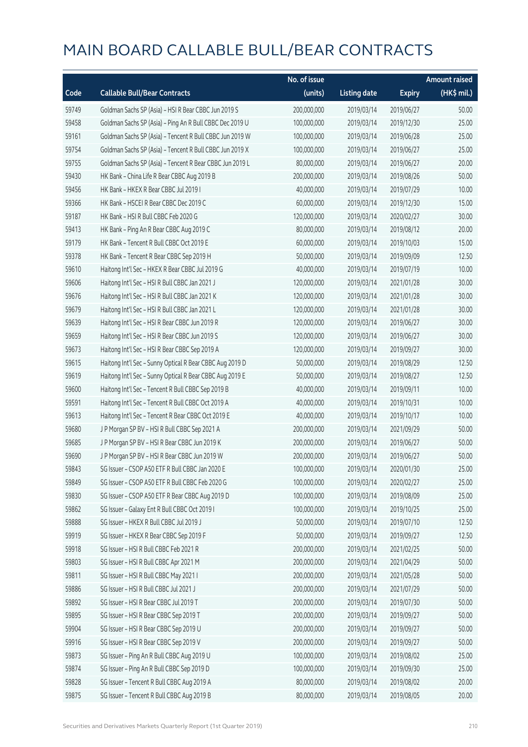# MAIN BOARD CALLABLE BULL/BEAR CONTRACTS

| Code | Callable Bull/Bear Contracts | No. of issue (units) | Listing date | Expiry | Amount raised (HK$ mil.) |
|---|---|---|---|---|---|
| 59749 | Goldman Sachs SP (Asia) – HSI R Bear CBBC Jun 2019 S | 200,000,000 | 2019/03/14 | 2019/06/27 | 50.00 |
| 59458 | Goldman Sachs SP (Asia) – Ping An R Bull CBBC Dec 2019 U | 100,000,000 | 2019/03/14 | 2019/12/30 | 25.00 |
| 59161 | Goldman Sachs SP (Asia) – Tencent R Bull CBBC Jun 2019 W | 100,000,000 | 2019/03/14 | 2019/06/28 | 25.00 |
| 59754 | Goldman Sachs SP (Asia) – Tencent R Bull CBBC Jun 2019 X | 100,000,000 | 2019/03/14 | 2019/06/27 | 25.00 |
| 59755 | Goldman Sachs SP (Asia) – Tencent R Bear CBBC Jun 2019 L | 80,000,000 | 2019/03/14 | 2019/06/27 | 20.00 |
| 59430 | HK Bank – China Life R Bear CBBC Aug 2019 B | 200,000,000 | 2019/03/14 | 2019/08/26 | 50.00 |
| 59456 | HK Bank – HKEX R Bear CBBC Jul 2019 I | 40,000,000 | 2019/03/14 | 2019/07/29 | 10.00 |
| 59366 | HK Bank – HSCEI R Bear CBBC Dec 2019 C | 60,000,000 | 2019/03/14 | 2019/12/30 | 15.00 |
| 59187 | HK Bank – HSI R Bull CBBC Feb 2020 G | 120,000,000 | 2019/03/14 | 2020/02/27 | 30.00 |
| 59413 | HK Bank – Ping An R Bear CBBC Aug 2019 C | 80,000,000 | 2019/03/14 | 2019/08/12 | 20.00 |
| 59179 | HK Bank – Tencent R Bull CBBC Oct 2019 E | 60,000,000 | 2019/03/14 | 2019/10/03 | 15.00 |
| 59378 | HK Bank – Tencent R Bear CBBC Sep 2019 H | 50,000,000 | 2019/03/14 | 2019/09/09 | 12.50 |
| 59610 | Haitong Int'l Sec – HKEX R Bear CBBC Jul 2019 G | 40,000,000 | 2019/03/14 | 2019/07/19 | 10.00 |
| 59606 | Haitong Int'l Sec – HSI R Bull CBBC Jan 2021 J | 120,000,000 | 2019/03/14 | 2021/01/28 | 30.00 |
| 59676 | Haitong Int'l Sec – HSI R Bull CBBC Jan 2021 K | 120,000,000 | 2019/03/14 | 2021/01/28 | 30.00 |
| 59679 | Haitong Int'l Sec – HSI R Bull CBBC Jan 2021 L | 120,000,000 | 2019/03/14 | 2021/01/28 | 30.00 |
| 59639 | Haitong Int'l Sec – HSI R Bear CBBC Jun 2019 R | 120,000,000 | 2019/03/14 | 2019/06/27 | 30.00 |
| 59659 | Haitong Int'l Sec – HSI R Bear CBBC Jun 2019 S | 120,000,000 | 2019/03/14 | 2019/06/27 | 30.00 |
| 59673 | Haitong Int'l Sec – HSI R Bear CBBC Sep 2019 A | 120,000,000 | 2019/03/14 | 2019/09/27 | 30.00 |
| 59615 | Haitong Int'l Sec – Sunny Optical R Bear CBBC Aug 2019 D | 50,000,000 | 2019/03/14 | 2019/08/29 | 12.50 |
| 59619 | Haitong Int'l Sec – Sunny Optical R Bear CBBC Aug 2019 E | 50,000,000 | 2019/03/14 | 2019/08/27 | 12.50 |
| 59600 | Haitong Int'l Sec – Tencent R Bull CBBC Sep 2019 B | 40,000,000 | 2019/03/14 | 2019/09/11 | 10.00 |
| 59591 | Haitong Int'l Sec – Tencent R Bull CBBC Oct 2019 A | 40,000,000 | 2019/03/14 | 2019/10/31 | 10.00 |
| 59613 | Haitong Int'l Sec – Tencent R Bear CBBC Oct 2019 E | 40,000,000 | 2019/03/14 | 2019/10/17 | 10.00 |
| 59680 | J P Morgan SP BV – HSI R Bull CBBC Sep 2021 A | 200,000,000 | 2019/03/14 | 2021/09/29 | 50.00 |
| 59685 | J P Morgan SP BV – HSI R Bear CBBC Jun 2019 K | 200,000,000 | 2019/03/14 | 2019/06/27 | 50.00 |
| 59690 | J P Morgan SP BV – HSI R Bear CBBC Jun 2019 W | 200,000,000 | 2019/03/14 | 2019/06/27 | 50.00 |
| 59843 | SG Issuer – CSOP A50 ETF R Bull CBBC Jan 2020 E | 100,000,000 | 2019/03/14 | 2020/01/30 | 25.00 |
| 59849 | SG Issuer – CSOP A50 ETF R Bull CBBC Feb 2020 G | 100,000,000 | 2019/03/14 | 2020/02/27 | 25.00 |
| 59830 | SG Issuer – CSOP A50 ETF R Bear CBBC Aug 2019 D | 100,000,000 | 2019/03/14 | 2019/08/09 | 25.00 |
| 59862 | SG Issuer – Galaxy Ent R Bull CBBC Oct 2019 I | 100,000,000 | 2019/03/14 | 2019/10/25 | 25.00 |
| 59888 | SG Issuer – HKEX R Bull CBBC Jul 2019 J | 50,000,000 | 2019/03/14 | 2019/07/10 | 12.50 |
| 59919 | SG Issuer – HKEX R Bear CBBC Sep 2019 F | 50,000,000 | 2019/03/14 | 2019/09/27 | 12.50 |
| 59918 | SG Issuer – HSI R Bull CBBC Feb 2021 R | 200,000,000 | 2019/03/14 | 2021/02/25 | 50.00 |
| 59803 | SG Issuer – HSI R Bull CBBC Apr 2021 M | 200,000,000 | 2019/03/14 | 2021/04/29 | 50.00 |
| 59811 | SG Issuer – HSI R Bull CBBC May 2021 I | 200,000,000 | 2019/03/14 | 2021/05/28 | 50.00 |
| 59886 | SG Issuer – HSI R Bull CBBC Jul 2021 J | 200,000,000 | 2019/03/14 | 2021/07/29 | 50.00 |
| 59892 | SG Issuer – HSI R Bear CBBC Jul 2019 T | 200,000,000 | 2019/03/14 | 2019/07/30 | 50.00 |
| 59895 | SG Issuer – HSI R Bear CBBC Sep 2019 T | 200,000,000 | 2019/03/14 | 2019/09/27 | 50.00 |
| 59904 | SG Issuer – HSI R Bear CBBC Sep 2019 U | 200,000,000 | 2019/03/14 | 2019/09/27 | 50.00 |
| 59916 | SG Issuer – HSI R Bear CBBC Sep 2019 V | 200,000,000 | 2019/03/14 | 2019/09/27 | 50.00 |
| 59873 | SG Issuer – Ping An R Bull CBBC Aug 2019 U | 100,000,000 | 2019/03/14 | 2019/08/02 | 25.00 |
| 59874 | SG Issuer – Ping An R Bull CBBC Sep 2019 D | 100,000,000 | 2019/03/14 | 2019/09/30 | 25.00 |
| 59828 | SG Issuer – Tencent R Bull CBBC Aug 2019 A | 80,000,000 | 2019/03/14 | 2019/08/02 | 20.00 |
| 59875 | SG Issuer – Tencent R Bull CBBC Aug 2019 B | 80,000,000 | 2019/03/14 | 2019/08/05 | 20.00 |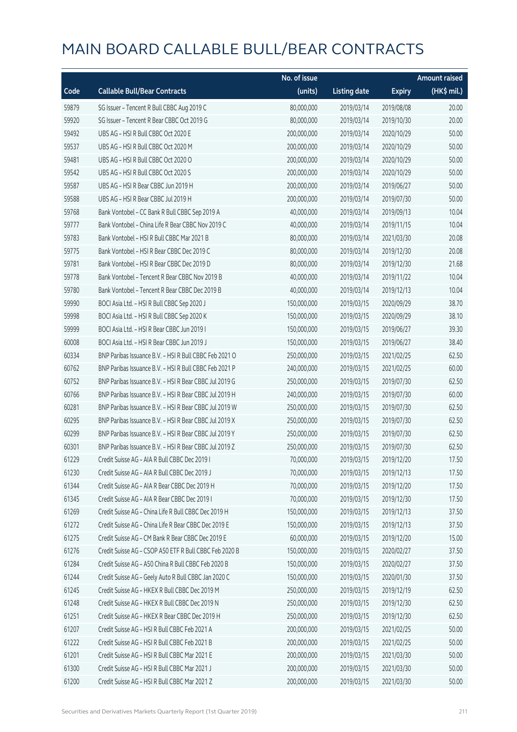# MAIN BOARD CALLABLE BULL/BEAR CONTRACTS

| Code | Callable Bull/Bear Contracts | No. of issue (units) | Listing date | Expiry | Amount raised (HK$ mil.) |
|---|---|---|---|---|---|
| 59879 | SG Issuer – Tencent R Bull CBBC Aug 2019 C | 80,000,000 | 2019/03/14 | 2019/08/08 | 20.00 |
| 59920 | SG Issuer – Tencent R Bear CBBC Oct 2019 G | 80,000,000 | 2019/03/14 | 2019/10/30 | 20.00 |
| 59492 | UBS AG – HSI R Bull CBBC Oct 2020 E | 200,000,000 | 2019/03/14 | 2020/10/29 | 50.00 |
| 59537 | UBS AG – HSI R Bull CBBC Oct 2020 M | 200,000,000 | 2019/03/14 | 2020/10/29 | 50.00 |
| 59481 | UBS AG – HSI R Bull CBBC Oct 2020 O | 200,000,000 | 2019/03/14 | 2020/10/29 | 50.00 |
| 59542 | UBS AG – HSI R Bull CBBC Oct 2020 S | 200,000,000 | 2019/03/14 | 2020/10/29 | 50.00 |
| 59587 | UBS AG – HSI R Bear CBBC Jun 2019 H | 200,000,000 | 2019/03/14 | 2019/06/27 | 50.00 |
| 59588 | UBS AG – HSI R Bear CBBC Jul 2019 H | 200,000,000 | 2019/03/14 | 2019/07/30 | 50.00 |
| 59768 | Bank Vontobel – CC Bank R Bull CBBC Sep 2019 A | 40,000,000 | 2019/03/14 | 2019/09/13 | 10.04 |
| 59777 | Bank Vontobel – China Life R Bear CBBC Nov 2019 C | 40,000,000 | 2019/03/14 | 2019/11/15 | 10.04 |
| 59783 | Bank Vontobel – HSI R Bull CBBC Mar 2021 B | 80,000,000 | 2019/03/14 | 2021/03/30 | 20.08 |
| 59775 | Bank Vontobel – HSI R Bear CBBC Dec 2019 C | 80,000,000 | 2019/03/14 | 2019/12/30 | 20.08 |
| 59781 | Bank Vontobel – HSI R Bear CBBC Dec 2019 D | 80,000,000 | 2019/03/14 | 2019/12/30 | 21.68 |
| 59778 | Bank Vontobel – Tencent R Bear CBBC Nov 2019 B | 40,000,000 | 2019/03/14 | 2019/11/22 | 10.04 |
| 59780 | Bank Vontobel – Tencent R Bear CBBC Dec 2019 B | 40,000,000 | 2019/03/14 | 2019/12/13 | 10.04 |
| 59990 | BOCI Asia Ltd. – HSI R Bull CBBC Sep 2020 J | 150,000,000 | 2019/03/15 | 2020/09/29 | 38.70 |
| 59998 | BOCI Asia Ltd. – HSI R Bull CBBC Sep 2020 K | 150,000,000 | 2019/03/15 | 2020/09/29 | 38.10 |
| 59999 | BOCI Asia Ltd. – HSI R Bear CBBC Jun 2019 I | 150,000,000 | 2019/03/15 | 2019/06/27 | 39.30 |
| 60008 | BOCI Asia Ltd. – HSI R Bear CBBC Jun 2019 J | 150,000,000 | 2019/03/15 | 2019/06/27 | 38.40 |
| 60334 | BNP Paribas Issuance B.V. – HSI R Bull CBBC Feb 2021 O | 250,000,000 | 2019/03/15 | 2021/02/25 | 62.50 |
| 60762 | BNP Paribas Issuance B.V. – HSI R Bull CBBC Feb 2021 P | 240,000,000 | 2019/03/15 | 2021/02/25 | 60.00 |
| 60752 | BNP Paribas Issuance B.V. – HSI R Bear CBBC Jul 2019 G | 250,000,000 | 2019/03/15 | 2019/07/30 | 62.50 |
| 60766 | BNP Paribas Issuance B.V. – HSI R Bear CBBC Jul 2019 H | 240,000,000 | 2019/03/15 | 2019/07/30 | 60.00 |
| 60281 | BNP Paribas Issuance B.V. – HSI R Bear CBBC Jul 2019 W | 250,000,000 | 2019/03/15 | 2019/07/30 | 62.50 |
| 60295 | BNP Paribas Issuance B.V. – HSI R Bear CBBC Jul 2019 X | 250,000,000 | 2019/03/15 | 2019/07/30 | 62.50 |
| 60299 | BNP Paribas Issuance B.V. – HSI R Bear CBBC Jul 2019 Y | 250,000,000 | 2019/03/15 | 2019/07/30 | 62.50 |
| 60301 | BNP Paribas Issuance B.V. – HSI R Bear CBBC Jul 2019 Z | 250,000,000 | 2019/03/15 | 2019/07/30 | 62.50 |
| 61229 | Credit Suisse AG – AIA R Bull CBBC Dec 2019 I | 70,000,000 | 2019/03/15 | 2019/12/20 | 17.50 |
| 61230 | Credit Suisse AG – AIA R Bull CBBC Dec 2019 J | 70,000,000 | 2019/03/15 | 2019/12/13 | 17.50 |
| 61344 | Credit Suisse AG – AIA R Bear CBBC Dec 2019 H | 70,000,000 | 2019/03/15 | 2019/12/20 | 17.50 |
| 61345 | Credit Suisse AG – AIA R Bear CBBC Dec 2019 I | 70,000,000 | 2019/03/15 | 2019/12/30 | 17.50 |
| 61269 | Credit Suisse AG – China Life R Bull CBBC Dec 2019 H | 150,000,000 | 2019/03/15 | 2019/12/13 | 37.50 |
| 61272 | Credit Suisse AG – China Life R Bear CBBC Dec 2019 E | 150,000,000 | 2019/03/15 | 2019/12/13 | 37.50 |
| 61275 | Credit Suisse AG – CM Bank R Bear CBBC Dec 2019 E | 60,000,000 | 2019/03/15 | 2019/12/20 | 15.00 |
| 61276 | Credit Suisse AG – CSOP A50 ETF R Bull CBBC Feb 2020 B | 150,000,000 | 2019/03/15 | 2020/02/27 | 37.50 |
| 61284 | Credit Suisse AG – A50 China R Bull CBBC Feb 2020 B | 150,000,000 | 2019/03/15 | 2020/02/27 | 37.50 |
| 61244 | Credit Suisse AG – Geely Auto R Bull CBBC Jan 2020 C | 150,000,000 | 2019/03/15 | 2020/01/30 | 37.50 |
| 61245 | Credit Suisse AG – HKEX R Bull CBBC Dec 2019 M | 250,000,000 | 2019/03/15 | 2019/12/19 | 62.50 |
| 61248 | Credit Suisse AG – HKEX R Bull CBBC Dec 2019 N | 250,000,000 | 2019/03/15 | 2019/12/30 | 62.50 |
| 61251 | Credit Suisse AG – HKEX R Bear CBBC Dec 2019 H | 250,000,000 | 2019/03/15 | 2019/12/30 | 62.50 |
| 61207 | Credit Suisse AG – HSI R Bull CBBC Feb 2021 A | 200,000,000 | 2019/03/15 | 2021/02/25 | 50.00 |
| 61222 | Credit Suisse AG – HSI R Bull CBBC Feb 2021 B | 200,000,000 | 2019/03/15 | 2021/02/25 | 50.00 |
| 61201 | Credit Suisse AG – HSI R Bull CBBC Mar 2021 E | 200,000,000 | 2019/03/15 | 2021/03/30 | 50.00 |
| 61300 | Credit Suisse AG – HSI R Bull CBBC Mar 2021 J | 200,000,000 | 2019/03/15 | 2021/03/30 | 50.00 |
| 61200 | Credit Suisse AG – HSI R Bull CBBC Mar 2021 Z | 200,000,000 | 2019/03/15 | 2021/03/30 | 50.00 |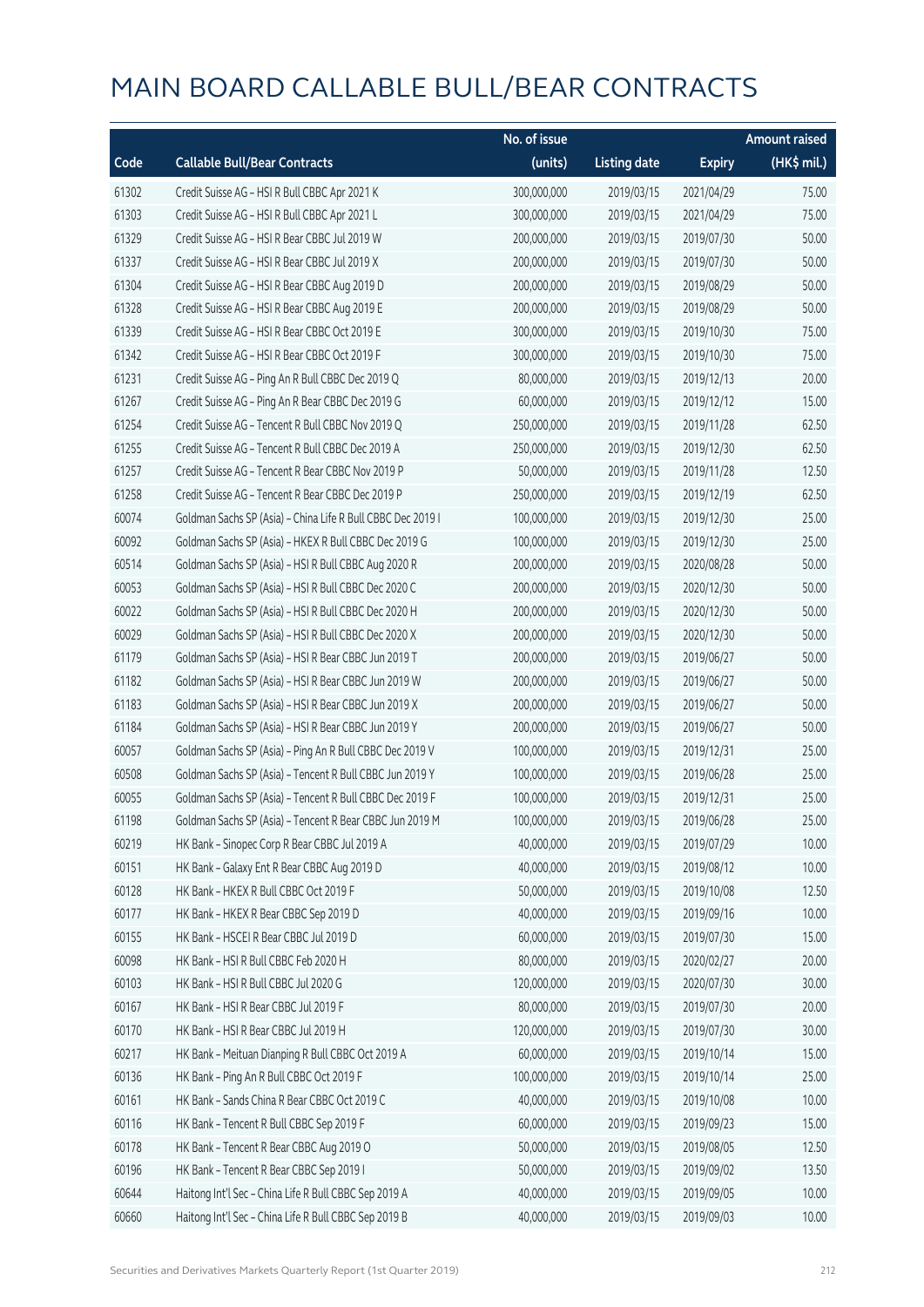# MAIN BOARD CALLABLE BULL/BEAR CONTRACTS

| Code | Callable Bull/Bear Contracts | No. of issue (units) | Listing date | Expiry | Amount raised (HK$ mil.) |
|---|---|---|---|---|---|
| 61302 | Credit Suisse AG – HSI R Bull CBBC Apr 2021 K | 300,000,000 | 2019/03/15 | 2021/04/29 | 75.00 |
| 61303 | Credit Suisse AG – HSI R Bull CBBC Apr 2021 L | 300,000,000 | 2019/03/15 | 2021/04/29 | 75.00 |
| 61329 | Credit Suisse AG – HSI R Bear CBBC Jul 2019 W | 200,000,000 | 2019/03/15 | 2019/07/30 | 50.00 |
| 61337 | Credit Suisse AG – HSI R Bear CBBC Jul 2019 X | 200,000,000 | 2019/03/15 | 2019/07/30 | 50.00 |
| 61304 | Credit Suisse AG – HSI R Bear CBBC Aug 2019 D | 200,000,000 | 2019/03/15 | 2019/08/29 | 50.00 |
| 61328 | Credit Suisse AG – HSI R Bear CBBC Aug 2019 E | 200,000,000 | 2019/03/15 | 2019/08/29 | 50.00 |
| 61339 | Credit Suisse AG – HSI R Bear CBBC Oct 2019 E | 300,000,000 | 2019/03/15 | 2019/10/30 | 75.00 |
| 61342 | Credit Suisse AG – HSI R Bear CBBC Oct 2019 F | 300,000,000 | 2019/03/15 | 2019/10/30 | 75.00 |
| 61231 | Credit Suisse AG – Ping An R Bull CBBC Dec 2019 Q | 80,000,000 | 2019/03/15 | 2019/12/13 | 20.00 |
| 61267 | Credit Suisse AG – Ping An R Bear CBBC Dec 2019 G | 60,000,000 | 2019/03/15 | 2019/12/12 | 15.00 |
| 61254 | Credit Suisse AG – Tencent R Bull CBBC Nov 2019 Q | 250,000,000 | 2019/03/15 | 2019/11/28 | 62.50 |
| 61255 | Credit Suisse AG – Tencent R Bull CBBC Dec 2019 A | 250,000,000 | 2019/03/15 | 2019/12/30 | 62.50 |
| 61257 | Credit Suisse AG – Tencent R Bear CBBC Nov 2019 P | 50,000,000 | 2019/03/15 | 2019/11/28 | 12.50 |
| 61258 | Credit Suisse AG – Tencent R Bear CBBC Dec 2019 P | 250,000,000 | 2019/03/15 | 2019/12/19 | 62.50 |
| 60074 | Goldman Sachs SP (Asia) – China Life R Bull CBBC Dec 2019 I | 100,000,000 | 2019/03/15 | 2019/12/30 | 25.00 |
| 60092 | Goldman Sachs SP (Asia) – HKEX R Bull CBBC Dec 2019 G | 100,000,000 | 2019/03/15 | 2019/12/30 | 25.00 |
| 60514 | Goldman Sachs SP (Asia) – HSI R Bull CBBC Aug 2020 R | 200,000,000 | 2019/03/15 | 2020/08/28 | 50.00 |
| 60053 | Goldman Sachs SP (Asia) – HSI R Bull CBBC Dec 2020 C | 200,000,000 | 2019/03/15 | 2020/12/30 | 50.00 |
| 60022 | Goldman Sachs SP (Asia) – HSI R Bull CBBC Dec 2020 H | 200,000,000 | 2019/03/15 | 2020/12/30 | 50.00 |
| 60029 | Goldman Sachs SP (Asia) – HSI R Bull CBBC Dec 2020 X | 200,000,000 | 2019/03/15 | 2020/12/30 | 50.00 |
| 61179 | Goldman Sachs SP (Asia) – HSI R Bear CBBC Jun 2019 T | 200,000,000 | 2019/03/15 | 2019/06/27 | 50.00 |
| 61182 | Goldman Sachs SP (Asia) – HSI R Bear CBBC Jun 2019 W | 200,000,000 | 2019/03/15 | 2019/06/27 | 50.00 |
| 61183 | Goldman Sachs SP (Asia) – HSI R Bear CBBC Jun 2019 X | 200,000,000 | 2019/03/15 | 2019/06/27 | 50.00 |
| 61184 | Goldman Sachs SP (Asia) – HSI R Bear CBBC Jun 2019 Y | 200,000,000 | 2019/03/15 | 2019/06/27 | 50.00 |
| 60057 | Goldman Sachs SP (Asia) – Ping An R Bull CBBC Dec 2019 V | 100,000,000 | 2019/03/15 | 2019/12/31 | 25.00 |
| 60508 | Goldman Sachs SP (Asia) – Tencent R Bull CBBC Jun 2019 Y | 100,000,000 | 2019/03/15 | 2019/06/28 | 25.00 |
| 60055 | Goldman Sachs SP (Asia) – Tencent R Bull CBBC Dec 2019 F | 100,000,000 | 2019/03/15 | 2019/12/31 | 25.00 |
| 61198 | Goldman Sachs SP (Asia) – Tencent R Bear CBBC Jun 2019 M | 100,000,000 | 2019/03/15 | 2019/06/28 | 25.00 |
| 60219 | HK Bank – Sinopec Corp R Bear CBBC Jul 2019 A | 40,000,000 | 2019/03/15 | 2019/07/29 | 10.00 |
| 60151 | HK Bank – Galaxy Ent R Bear CBBC Aug 2019 D | 40,000,000 | 2019/03/15 | 2019/08/12 | 10.00 |
| 60128 | HK Bank – HKEX R Bull CBBC Oct 2019 F | 50,000,000 | 2019/03/15 | 2019/10/08 | 12.50 |
| 60177 | HK Bank – HKEX R Bear CBBC Sep 2019 D | 40,000,000 | 2019/03/15 | 2019/09/16 | 10.00 |
| 60155 | HK Bank – HSCEI R Bear CBBC Jul 2019 D | 60,000,000 | 2019/03/15 | 2019/07/30 | 15.00 |
| 60098 | HK Bank – HSI R Bull CBBC Feb 2020 H | 80,000,000 | 2019/03/15 | 2020/02/27 | 20.00 |
| 60103 | HK Bank – HSI R Bull CBBC Jul 2020 G | 120,000,000 | 2019/03/15 | 2020/07/30 | 30.00 |
| 60167 | HK Bank – HSI R Bear CBBC Jul 2019 F | 80,000,000 | 2019/03/15 | 2019/07/30 | 20.00 |
| 60170 | HK Bank – HSI R Bear CBBC Jul 2019 H | 120,000,000 | 2019/03/15 | 2019/07/30 | 30.00 |
| 60217 | HK Bank – Meituan Dianping R Bull CBBC Oct 2019 A | 60,000,000 | 2019/03/15 | 2019/10/14 | 15.00 |
| 60136 | HK Bank – Ping An R Bull CBBC Oct 2019 F | 100,000,000 | 2019/03/15 | 2019/10/14 | 25.00 |
| 60161 | HK Bank – Sands China R Bear CBBC Oct 2019 C | 40,000,000 | 2019/03/15 | 2019/10/08 | 10.00 |
| 60116 | HK Bank – Tencent R Bull CBBC Sep 2019 F | 60,000,000 | 2019/03/15 | 2019/09/23 | 15.00 |
| 60178 | HK Bank – Tencent R Bear CBBC Aug 2019 O | 50,000,000 | 2019/03/15 | 2019/08/05 | 12.50 |
| 60196 | HK Bank – Tencent R Bear CBBC Sep 2019 I | 50,000,000 | 2019/03/15 | 2019/09/02 | 13.50 |
| 60644 | Haitong Int'l Sec – China Life R Bull CBBC Sep 2019 A | 40,000,000 | 2019/03/15 | 2019/09/05 | 10.00 |
| 60660 | Haitong Int'l Sec – China Life R Bull CBBC Sep 2019 B | 40,000,000 | 2019/03/15 | 2019/09/03 | 10.00 |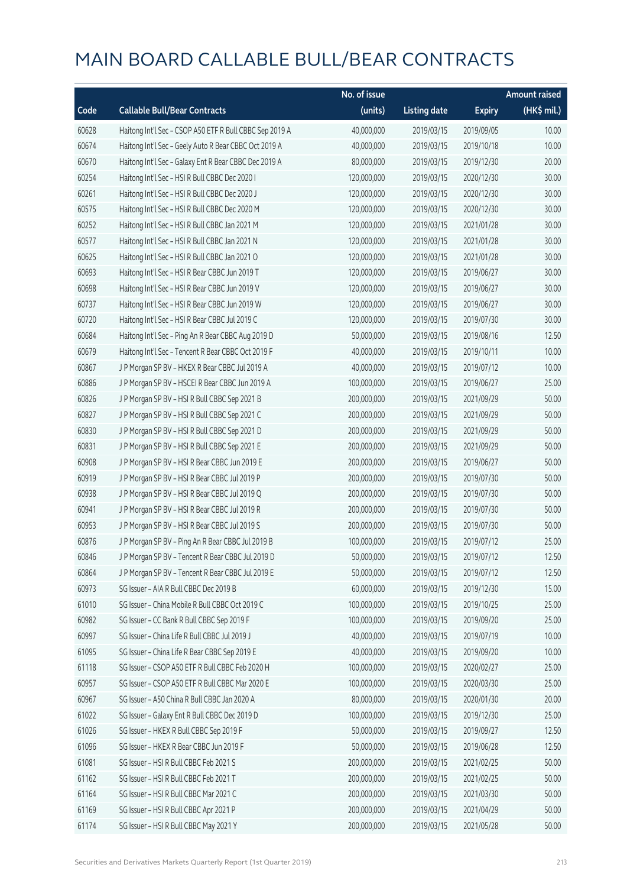# MAIN BOARD CALLABLE BULL/BEAR CONTRACTS

| Code | Callable Bull/Bear Contracts | No. of issue (units) | Listing date | Expiry | Amount raised (HK$ mil.) |
|---|---|---|---|---|---|
| 60628 | Haitong Int'l Sec – CSOP A50 ETF R Bull CBBC Sep 2019 A | 40,000,000 | 2019/03/15 | 2019/09/05 | 10.00 |
| 60674 | Haitong Int'l Sec – Geely Auto R Bear CBBC Oct 2019 A | 40,000,000 | 2019/03/15 | 2019/10/18 | 10.00 |
| 60670 | Haitong Int'l Sec – Galaxy Ent R Bear CBBC Dec 2019 A | 80,000,000 | 2019/03/15 | 2019/12/30 | 20.00 |
| 60254 | Haitong Int'l Sec – HSI R Bull CBBC Dec 2020 I | 120,000,000 | 2019/03/15 | 2020/12/30 | 30.00 |
| 60261 | Haitong Int'l Sec – HSI R Bull CBBC Dec 2020 J | 120,000,000 | 2019/03/15 | 2020/12/30 | 30.00 |
| 60575 | Haitong Int'l Sec – HSI R Bull CBBC Dec 2020 M | 120,000,000 | 2019/03/15 | 2020/12/30 | 30.00 |
| 60252 | Haitong Int'l Sec – HSI R Bull CBBC Jan 2021 M | 120,000,000 | 2019/03/15 | 2021/01/28 | 30.00 |
| 60577 | Haitong Int'l Sec – HSI R Bull CBBC Jan 2021 N | 120,000,000 | 2019/03/15 | 2021/01/28 | 30.00 |
| 60625 | Haitong Int'l Sec – HSI R Bull CBBC Jan 2021 O | 120,000,000 | 2019/03/15 | 2021/01/28 | 30.00 |
| 60693 | Haitong Int'l Sec – HSI R Bear CBBC Jun 2019 T | 120,000,000 | 2019/03/15 | 2019/06/27 | 30.00 |
| 60698 | Haitong Int'l Sec – HSI R Bear CBBC Jun 2019 V | 120,000,000 | 2019/03/15 | 2019/06/27 | 30.00 |
| 60737 | Haitong Int'l Sec – HSI R Bear CBBC Jun 2019 W | 120,000,000 | 2019/03/15 | 2019/06/27 | 30.00 |
| 60720 | Haitong Int'l Sec – HSI R Bear CBBC Jul 2019 C | 120,000,000 | 2019/03/15 | 2019/07/30 | 30.00 |
| 60684 | Haitong Int'l Sec – Ping An R Bear CBBC Aug 2019 D | 50,000,000 | 2019/03/15 | 2019/08/16 | 12.50 |
| 60679 | Haitong Int'l Sec – Tencent R Bear CBBC Oct 2019 F | 40,000,000 | 2019/03/15 | 2019/10/11 | 10.00 |
| 60867 | J P Morgan SP BV – HKEX R Bear CBBC Jul 2019 A | 40,000,000 | 2019/03/15 | 2019/07/12 | 10.00 |
| 60886 | J P Morgan SP BV – HSCEI R Bear CBBC Jun 2019 A | 100,000,000 | 2019/03/15 | 2019/06/27 | 25.00 |
| 60826 | J P Morgan SP BV – HSI R Bull CBBC Sep 2021 B | 200,000,000 | 2019/03/15 | 2021/09/29 | 50.00 |
| 60827 | J P Morgan SP BV – HSI R Bull CBBC Sep 2021 C | 200,000,000 | 2019/03/15 | 2021/09/29 | 50.00 |
| 60830 | J P Morgan SP BV – HSI R Bull CBBC Sep 2021 D | 200,000,000 | 2019/03/15 | 2021/09/29 | 50.00 |
| 60831 | J P Morgan SP BV – HSI R Bull CBBC Sep 2021 E | 200,000,000 | 2019/03/15 | 2021/09/29 | 50.00 |
| 60908 | J P Morgan SP BV – HSI R Bear CBBC Jun 2019 E | 200,000,000 | 2019/03/15 | 2019/06/27 | 50.00 |
| 60919 | J P Morgan SP BV – HSI R Bear CBBC Jul 2019 P | 200,000,000 | 2019/03/15 | 2019/07/30 | 50.00 |
| 60938 | J P Morgan SP BV – HSI R Bear CBBC Jul 2019 Q | 200,000,000 | 2019/03/15 | 2019/07/30 | 50.00 |
| 60941 | J P Morgan SP BV – HSI R Bear CBBC Jul 2019 R | 200,000,000 | 2019/03/15 | 2019/07/30 | 50.00 |
| 60953 | J P Morgan SP BV – HSI R Bear CBBC Jul 2019 S | 200,000,000 | 2019/03/15 | 2019/07/30 | 50.00 |
| 60876 | J P Morgan SP BV – Ping An R Bear CBBC Jul 2019 B | 100,000,000 | 2019/03/15 | 2019/07/12 | 25.00 |
| 60846 | J P Morgan SP BV – Tencent R Bear CBBC Jul 2019 D | 50,000,000 | 2019/03/15 | 2019/07/12 | 12.50 |
| 60864 | J P Morgan SP BV – Tencent R Bear CBBC Jul 2019 E | 50,000,000 | 2019/03/15 | 2019/07/12 | 12.50 |
| 60973 | SG Issuer – AIA R Bull CBBC Dec 2019 B | 60,000,000 | 2019/03/15 | 2019/12/30 | 15.00 |
| 61010 | SG Issuer – China Mobile R Bull CBBC Oct 2019 C | 100,000,000 | 2019/03/15 | 2019/10/25 | 25.00 |
| 60982 | SG Issuer – CC Bank R Bull CBBC Sep 2019 F | 100,000,000 | 2019/03/15 | 2019/09/20 | 25.00 |
| 60997 | SG Issuer – China Life R Bull CBBC Jul 2019 J | 40,000,000 | 2019/03/15 | 2019/07/19 | 10.00 |
| 61095 | SG Issuer – China Life R Bear CBBC Sep 2019 E | 40,000,000 | 2019/03/15 | 2019/09/20 | 10.00 |
| 61118 | SG Issuer – CSOP A50 ETF R Bull CBBC Feb 2020 H | 100,000,000 | 2019/03/15 | 2020/02/27 | 25.00 |
| 60957 | SG Issuer – CSOP A50 ETF R Bull CBBC Mar 2020 E | 100,000,000 | 2019/03/15 | 2020/03/30 | 25.00 |
| 60967 | SG Issuer – A50 China R Bull CBBC Jan 2020 A | 80,000,000 | 2019/03/15 | 2020/01/30 | 20.00 |
| 61022 | SG Issuer – Galaxy Ent R Bull CBBC Dec 2019 D | 100,000,000 | 2019/03/15 | 2019/12/30 | 25.00 |
| 61026 | SG Issuer – HKEX R Bull CBBC Sep 2019 F | 50,000,000 | 2019/03/15 | 2019/09/27 | 12.50 |
| 61096 | SG Issuer – HKEX R Bear CBBC Jun 2019 F | 50,000,000 | 2019/03/15 | 2019/06/28 | 12.50 |
| 61081 | SG Issuer – HSI R Bull CBBC Feb 2021 S | 200,000,000 | 2019/03/15 | 2021/02/25 | 50.00 |
| 61162 | SG Issuer – HSI R Bull CBBC Feb 2021 T | 200,000,000 | 2019/03/15 | 2021/02/25 | 50.00 |
| 61164 | SG Issuer – HSI R Bull CBBC Mar 2021 C | 200,000,000 | 2019/03/15 | 2021/03/30 | 50.00 |
| 61169 | SG Issuer – HSI R Bull CBBC Apr 2021 P | 200,000,000 | 2019/03/15 | 2021/04/29 | 50.00 |
| 61174 | SG Issuer – HSI R Bull CBBC May 2021 Y | 200,000,000 | 2019/03/15 | 2021/05/28 | 50.00 |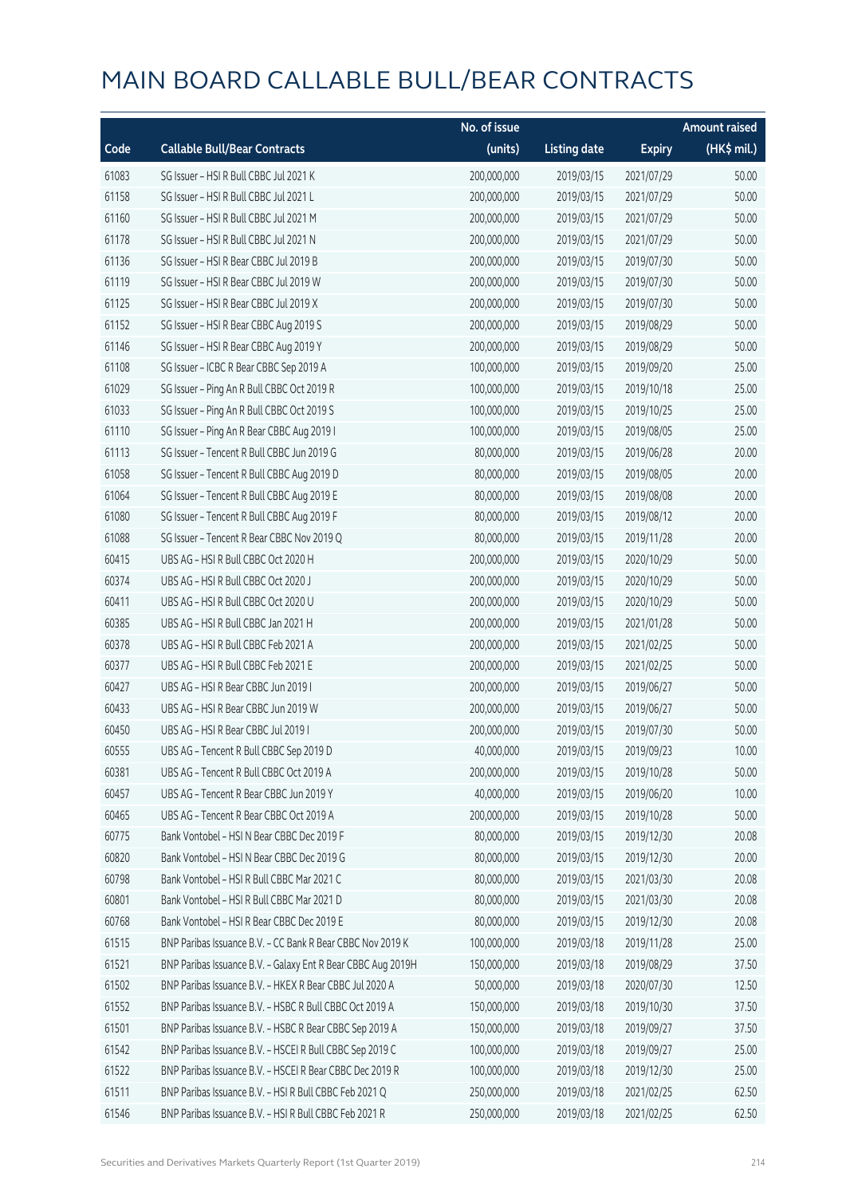# MAIN BOARD CALLABLE BULL/BEAR CONTRACTS

| Code | Callable Bull/Bear Contracts | No. of issue (units) | Listing date | Expiry | Amount raised (HK$ mil.) |
|---|---|---|---|---|---|
| 61083 | SG Issuer – HSI R Bull CBBC Jul 2021 K | 200,000,000 | 2019/03/15 | 2021/07/29 | 50.00 |
| 61158 | SG Issuer – HSI R Bull CBBC Jul 2021 L | 200,000,000 | 2019/03/15 | 2021/07/29 | 50.00 |
| 61160 | SG Issuer – HSI R Bull CBBC Jul 2021 M | 200,000,000 | 2019/03/15 | 2021/07/29 | 50.00 |
| 61178 | SG Issuer – HSI R Bull CBBC Jul 2021 N | 200,000,000 | 2019/03/15 | 2021/07/29 | 50.00 |
| 61136 | SG Issuer – HSI R Bear CBBC Jul 2019 B | 200,000,000 | 2019/03/15 | 2019/07/30 | 50.00 |
| 61119 | SG Issuer – HSI R Bear CBBC Jul 2019 W | 200,000,000 | 2019/03/15 | 2019/07/30 | 50.00 |
| 61125 | SG Issuer – HSI R Bear CBBC Jul 2019 X | 200,000,000 | 2019/03/15 | 2019/07/30 | 50.00 |
| 61152 | SG Issuer – HSI R Bear CBBC Aug 2019 S | 200,000,000 | 2019/03/15 | 2019/08/29 | 50.00 |
| 61146 | SG Issuer – HSI R Bear CBBC Aug 2019 Y | 200,000,000 | 2019/03/15 | 2019/08/29 | 50.00 |
| 61108 | SG Issuer – ICBC R Bear CBBC Sep 2019 A | 100,000,000 | 2019/03/15 | 2019/09/20 | 25.00 |
| 61029 | SG Issuer – Ping An R Bull CBBC Oct 2019 R | 100,000,000 | 2019/03/15 | 2019/10/18 | 25.00 |
| 61033 | SG Issuer – Ping An R Bull CBBC Oct 2019 S | 100,000,000 | 2019/03/15 | 2019/10/25 | 25.00 |
| 61110 | SG Issuer – Ping An R Bear CBBC Aug 2019 I | 100,000,000 | 2019/03/15 | 2019/08/05 | 25.00 |
| 61113 | SG Issuer – Tencent R Bull CBBC Jun 2019 G | 80,000,000 | 2019/03/15 | 2019/06/28 | 20.00 |
| 61058 | SG Issuer – Tencent R Bull CBBC Aug 2019 D | 80,000,000 | 2019/03/15 | 2019/08/05 | 20.00 |
| 61064 | SG Issuer – Tencent R Bull CBBC Aug 2019 E | 80,000,000 | 2019/03/15 | 2019/08/08 | 20.00 |
| 61080 | SG Issuer – Tencent R Bull CBBC Aug 2019 F | 80,000,000 | 2019/03/15 | 2019/08/12 | 20.00 |
| 61088 | SG Issuer – Tencent R Bear CBBC Nov 2019 Q | 80,000,000 | 2019/03/15 | 2019/11/28 | 20.00 |
| 60415 | UBS AG – HSI R Bull CBBC Oct 2020 H | 200,000,000 | 2019/03/15 | 2020/10/29 | 50.00 |
| 60374 | UBS AG – HSI R Bull CBBC Oct 2020 J | 200,000,000 | 2019/03/15 | 2020/10/29 | 50.00 |
| 60411 | UBS AG – HSI R Bull CBBC Oct 2020 U | 200,000,000 | 2019/03/15 | 2020/10/29 | 50.00 |
| 60385 | UBS AG – HSI R Bull CBBC Jan 2021 H | 200,000,000 | 2019/03/15 | 2021/01/28 | 50.00 |
| 60378 | UBS AG – HSI R Bull CBBC Feb 2021 A | 200,000,000 | 2019/03/15 | 2021/02/25 | 50.00 |
| 60377 | UBS AG – HSI R Bull CBBC Feb 2021 E | 200,000,000 | 2019/03/15 | 2021/02/25 | 50.00 |
| 60427 | UBS AG – HSI R Bear CBBC Jun 2019 I | 200,000,000 | 2019/03/15 | 2019/06/27 | 50.00 |
| 60433 | UBS AG – HSI R Bear CBBC Jun 2019 W | 200,000,000 | 2019/03/15 | 2019/06/27 | 50.00 |
| 60450 | UBS AG – HSI R Bear CBBC Jul 2019 I | 200,000,000 | 2019/03/15 | 2019/07/30 | 50.00 |
| 60555 | UBS AG – Tencent R Bull CBBC Sep 2019 D | 40,000,000 | 2019/03/15 | 2019/09/23 | 10.00 |
| 60381 | UBS AG – Tencent R Bull CBBC Oct 2019 A | 200,000,000 | 2019/03/15 | 2019/10/28 | 50.00 |
| 60457 | UBS AG – Tencent R Bear CBBC Jun 2019 Y | 40,000,000 | 2019/03/15 | 2019/06/20 | 10.00 |
| 60465 | UBS AG – Tencent R Bear CBBC Oct 2019 A | 200,000,000 | 2019/03/15 | 2019/10/28 | 50.00 |
| 60775 | Bank Vontobel – HSI N Bear CBBC Dec 2019 F | 80,000,000 | 2019/03/15 | 2019/12/30 | 20.08 |
| 60820 | Bank Vontobel – HSI N Bear CBBC Dec 2019 G | 80,000,000 | 2019/03/15 | 2019/12/30 | 20.00 |
| 60798 | Bank Vontobel – HSI R Bull CBBC Mar 2021 C | 80,000,000 | 2019/03/15 | 2021/03/30 | 20.08 |
| 60801 | Bank Vontobel – HSI R Bull CBBC Mar 2021 D | 80,000,000 | 2019/03/15 | 2021/03/30 | 20.08 |
| 60768 | Bank Vontobel – HSI R Bear CBBC Dec 2019 E | 80,000,000 | 2019/03/15 | 2019/12/30 | 20.08 |
| 61515 | BNP Paribas Issuance B.V. – CC Bank R Bear CBBC Nov 2019 K | 100,000,000 | 2019/03/18 | 2019/11/28 | 25.00 |
| 61521 | BNP Paribas Issuance B.V. – Galaxy Ent R Bear CBBC Aug 2019H | 150,000,000 | 2019/03/18 | 2019/08/29 | 37.50 |
| 61502 | BNP Paribas Issuance B.V. – HKEX R Bear CBBC Jul 2020 A | 50,000,000 | 2019/03/18 | 2020/07/30 | 12.50 |
| 61552 | BNP Paribas Issuance B.V. – HSBC R Bull CBBC Oct 2019 A | 150,000,000 | 2019/03/18 | 2019/10/30 | 37.50 |
| 61501 | BNP Paribas Issuance B.V. – HSBC R Bear CBBC Sep 2019 A | 150,000,000 | 2019/03/18 | 2019/09/27 | 37.50 |
| 61542 | BNP Paribas Issuance B.V. – HSCEI R Bull CBBC Sep 2019 C | 100,000,000 | 2019/03/18 | 2019/09/27 | 25.00 |
| 61522 | BNP Paribas Issuance B.V. – HSCEI R Bear CBBC Dec 2019 R | 100,000,000 | 2019/03/18 | 2019/12/30 | 25.00 |
| 61511 | BNP Paribas Issuance B.V. – HSI R Bull CBBC Feb 2021 Q | 250,000,000 | 2019/03/18 | 2021/02/25 | 62.50 |
| 61546 | BNP Paribas Issuance B.V. – HSI R Bull CBBC Feb 2021 R | 250,000,000 | 2019/03/18 | 2021/02/25 | 62.50 |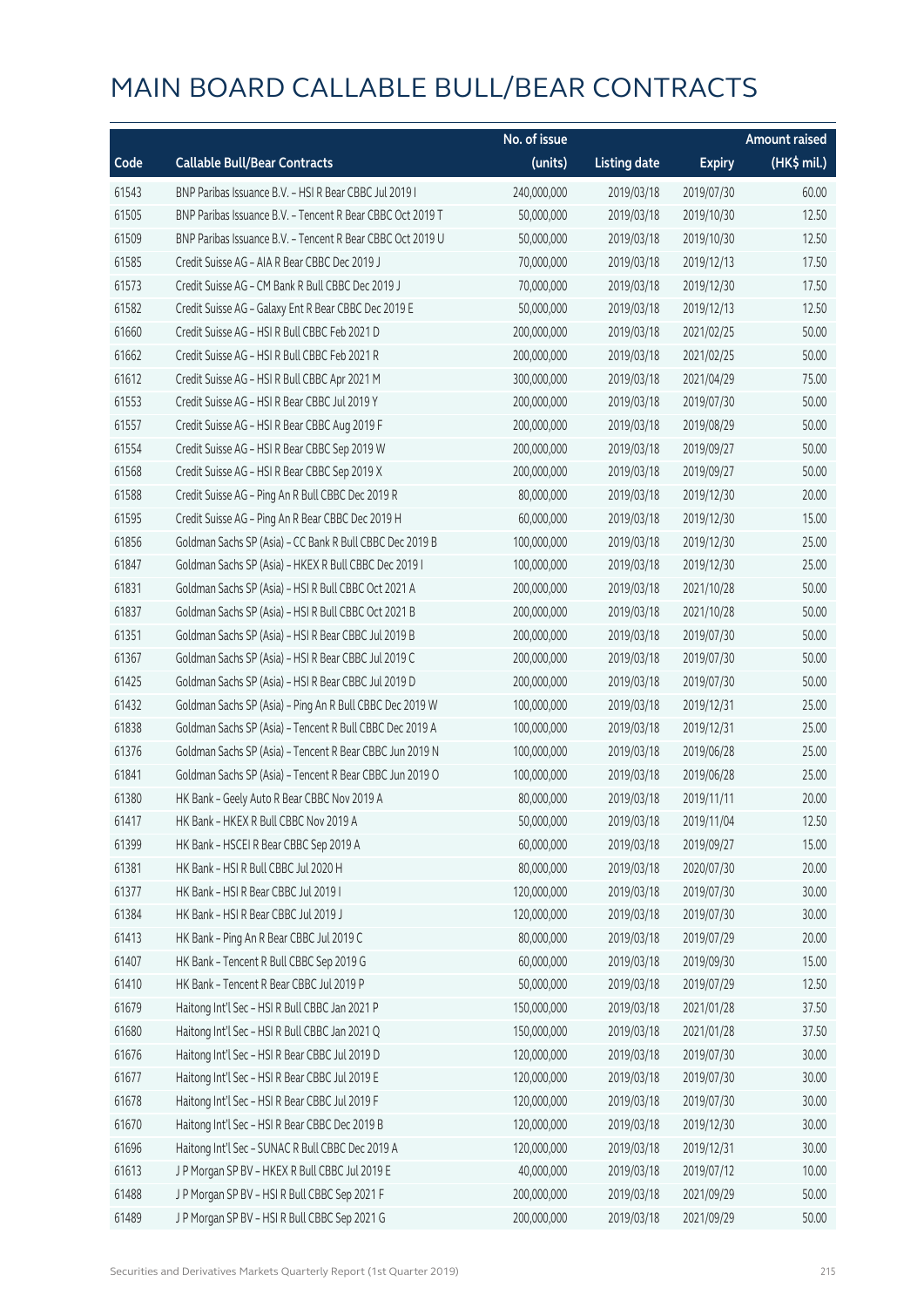# MAIN BOARD CALLABLE BULL/BEAR CONTRACTS

| Code | Callable Bull/Bear Contracts | No. of issue (units) | Listing date | Expiry | Amount raised (HK$ mil.) |
|---|---|---|---|---|---|
| 61543 | BNP Paribas Issuance B.V. – HSI R Bear CBBC Jul 2019 I | 240,000,000 | 2019/03/18 | 2019/07/30 | 60.00 |
| 61505 | BNP Paribas Issuance B.V. – Tencent R Bear CBBC Oct 2019 T | 50,000,000 | 2019/03/18 | 2019/10/30 | 12.50 |
| 61509 | BNP Paribas Issuance B.V. – Tencent R Bear CBBC Oct 2019 U | 50,000,000 | 2019/03/18 | 2019/10/30 | 12.50 |
| 61585 | Credit Suisse AG – AIA R Bear CBBC Dec 2019 J | 70,000,000 | 2019/03/18 | 2019/12/13 | 17.50 |
| 61573 | Credit Suisse AG – CM Bank R Bull CBBC Dec 2019 J | 70,000,000 | 2019/03/18 | 2019/12/30 | 17.50 |
| 61582 | Credit Suisse AG – Galaxy Ent R Bear CBBC Dec 2019 E | 50,000,000 | 2019/03/18 | 2019/12/13 | 12.50 |
| 61660 | Credit Suisse AG – HSI R Bull CBBC Feb 2021 D | 200,000,000 | 2019/03/18 | 2021/02/25 | 50.00 |
| 61662 | Credit Suisse AG – HSI R Bull CBBC Feb 2021 R | 200,000,000 | 2019/03/18 | 2021/02/25 | 50.00 |
| 61612 | Credit Suisse AG – HSI R Bull CBBC Apr 2021 M | 300,000,000 | 2019/03/18 | 2021/04/29 | 75.00 |
| 61553 | Credit Suisse AG – HSI R Bear CBBC Jul 2019 Y | 200,000,000 | 2019/03/18 | 2019/07/30 | 50.00 |
| 61557 | Credit Suisse AG – HSI R Bear CBBC Aug 2019 F | 200,000,000 | 2019/03/18 | 2019/08/29 | 50.00 |
| 61554 | Credit Suisse AG – HSI R Bear CBBC Sep 2019 W | 200,000,000 | 2019/03/18 | 2019/09/27 | 50.00 |
| 61568 | Credit Suisse AG – HSI R Bear CBBC Sep 2019 X | 200,000,000 | 2019/03/18 | 2019/09/27 | 50.00 |
| 61588 | Credit Suisse AG – Ping An R Bull CBBC Dec 2019 R | 80,000,000 | 2019/03/18 | 2019/12/30 | 20.00 |
| 61595 | Credit Suisse AG – Ping An R Bear CBBC Dec 2019 H | 60,000,000 | 2019/03/18 | 2019/12/30 | 15.00 |
| 61856 | Goldman Sachs SP (Asia) – CC Bank R Bull CBBC Dec 2019 B | 100,000,000 | 2019/03/18 | 2019/12/30 | 25.00 |
| 61847 | Goldman Sachs SP (Asia) – HKEX R Bull CBBC Dec 2019 I | 100,000,000 | 2019/03/18 | 2019/12/30 | 25.00 |
| 61831 | Goldman Sachs SP (Asia) – HSI R Bull CBBC Oct 2021 A | 200,000,000 | 2019/03/18 | 2021/10/28 | 50.00 |
| 61837 | Goldman Sachs SP (Asia) – HSI R Bull CBBC Oct 2021 B | 200,000,000 | 2019/03/18 | 2021/10/28 | 50.00 |
| 61351 | Goldman Sachs SP (Asia) – HSI R Bear CBBC Jul 2019 B | 200,000,000 | 2019/03/18 | 2019/07/30 | 50.00 |
| 61367 | Goldman Sachs SP (Asia) – HSI R Bear CBBC Jul 2019 C | 200,000,000 | 2019/03/18 | 2019/07/30 | 50.00 |
| 61425 | Goldman Sachs SP (Asia) – HSI R Bear CBBC Jul 2019 D | 200,000,000 | 2019/03/18 | 2019/07/30 | 50.00 |
| 61432 | Goldman Sachs SP (Asia) – Ping An R Bull CBBC Dec 2019 W | 100,000,000 | 2019/03/18 | 2019/12/31 | 25.00 |
| 61838 | Goldman Sachs SP (Asia) – Tencent R Bull CBBC Dec 2019 A | 100,000,000 | 2019/03/18 | 2019/12/31 | 25.00 |
| 61376 | Goldman Sachs SP (Asia) – Tencent R Bear CBBC Jun 2019 N | 100,000,000 | 2019/03/18 | 2019/06/28 | 25.00 |
| 61841 | Goldman Sachs SP (Asia) – Tencent R Bear CBBC Jun 2019 O | 100,000,000 | 2019/03/18 | 2019/06/28 | 25.00 |
| 61380 | HK Bank – Geely Auto R Bear CBBC Nov 2019 A | 80,000,000 | 2019/03/18 | 2019/11/11 | 20.00 |
| 61417 | HK Bank – HKEX R Bull CBBC Nov 2019 A | 50,000,000 | 2019/03/18 | 2019/11/04 | 12.50 |
| 61399 | HK Bank – HSCEI R Bear CBBC Sep 2019 A | 60,000,000 | 2019/03/18 | 2019/09/27 | 15.00 |
| 61381 | HK Bank – HSI R Bull CBBC Jul 2020 H | 80,000,000 | 2019/03/18 | 2020/07/30 | 20.00 |
| 61377 | HK Bank – HSI R Bear CBBC Jul 2019 I | 120,000,000 | 2019/03/18 | 2019/07/30 | 30.00 |
| 61384 | HK Bank – HSI R Bear CBBC Jul 2019 J | 120,000,000 | 2019/03/18 | 2019/07/30 | 30.00 |
| 61413 | HK Bank – Ping An R Bear CBBC Jul 2019 C | 80,000,000 | 2019/03/18 | 2019/07/29 | 20.00 |
| 61407 | HK Bank – Tencent R Bull CBBC Sep 2019 G | 60,000,000 | 2019/03/18 | 2019/09/30 | 15.00 |
| 61410 | HK Bank – Tencent R Bear CBBC Jul 2019 P | 50,000,000 | 2019/03/18 | 2019/07/29 | 12.50 |
| 61679 | Haitong Int'l Sec – HSI R Bull CBBC Jan 2021 P | 150,000,000 | 2019/03/18 | 2021/01/28 | 37.50 |
| 61680 | Haitong Int'l Sec – HSI R Bull CBBC Jan 2021 Q | 150,000,000 | 2019/03/18 | 2021/01/28 | 37.50 |
| 61676 | Haitong Int'l Sec – HSI R Bear CBBC Jul 2019 D | 120,000,000 | 2019/03/18 | 2019/07/30 | 30.00 |
| 61677 | Haitong Int'l Sec – HSI R Bear CBBC Jul 2019 E | 120,000,000 | 2019/03/18 | 2019/07/30 | 30.00 |
| 61678 | Haitong Int'l Sec – HSI R Bear CBBC Jul 2019 F | 120,000,000 | 2019/03/18 | 2019/07/30 | 30.00 |
| 61670 | Haitong Int'l Sec – HSI R Bear CBBC Dec 2019 B | 120,000,000 | 2019/03/18 | 2019/12/30 | 30.00 |
| 61696 | Haitong Int'l Sec – SUNAC R Bull CBBC Dec 2019 A | 120,000,000 | 2019/03/18 | 2019/12/31 | 30.00 |
| 61613 | J P Morgan SP BV – HKEX R Bull CBBC Jul 2019 E | 40,000,000 | 2019/03/18 | 2019/07/12 | 10.00 |
| 61488 | J P Morgan SP BV – HSI R Bull CBBC Sep 2021 F | 200,000,000 | 2019/03/18 | 2021/09/29 | 50.00 |
| 61489 | J P Morgan SP BV – HSI R Bull CBBC Sep 2021 G | 200,000,000 | 2019/03/18 | 2021/09/29 | 50.00 |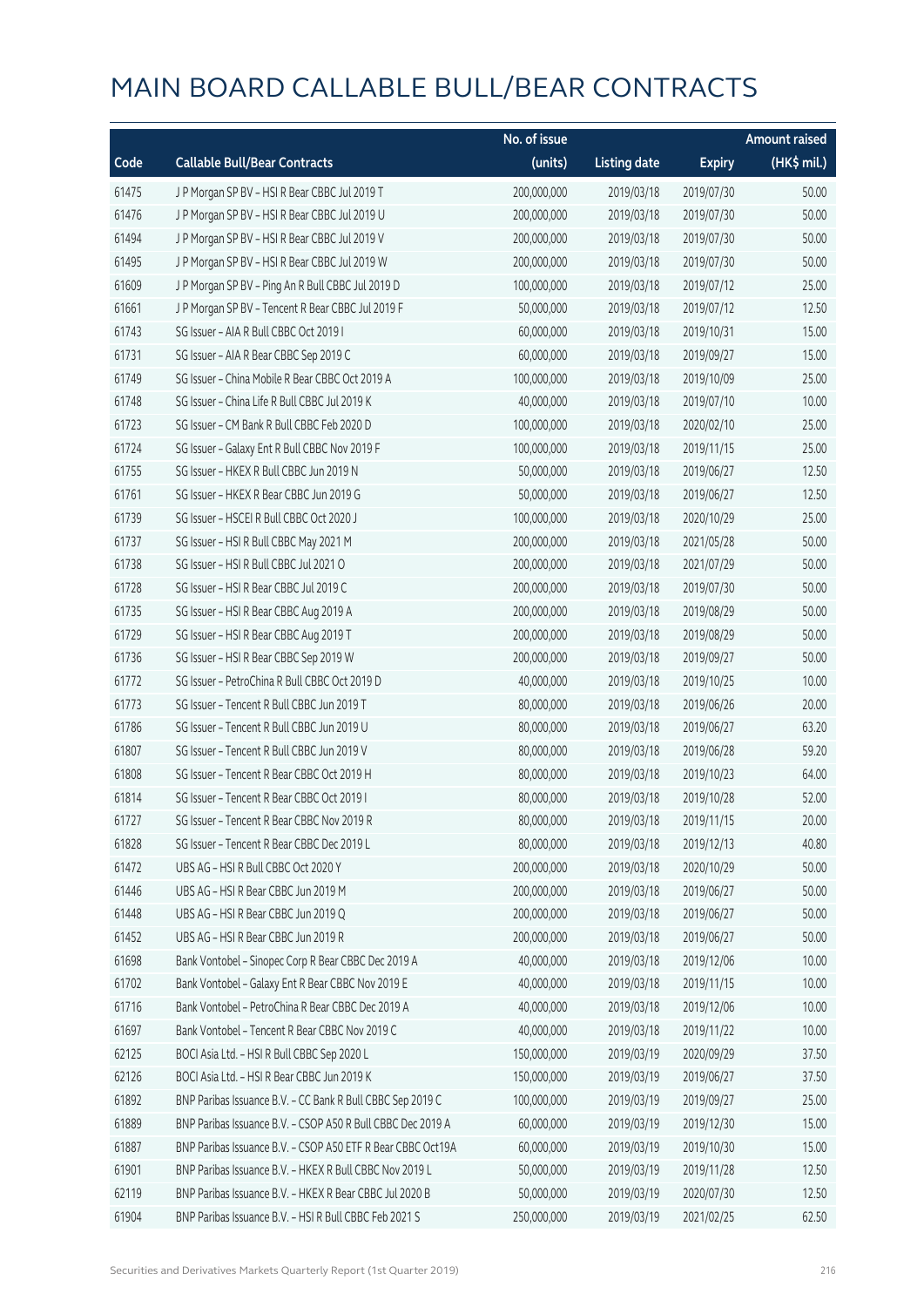# MAIN BOARD CALLABLE BULL/BEAR CONTRACTS

| Code | Callable Bull/Bear Contracts | No. of issue (units) | Listing date | Expiry | Amount raised (HK$ mil.) |
|---|---|---|---|---|---|
| 61475 | J P Morgan SP BV – HSI R Bear CBBC Jul 2019 T | 200,000,000 | 2019/03/18 | 2019/07/30 | 50.00 |
| 61476 | J P Morgan SP BV – HSI R Bear CBBC Jul 2019 U | 200,000,000 | 2019/03/18 | 2019/07/30 | 50.00 |
| 61494 | J P Morgan SP BV – HSI R Bear CBBC Jul 2019 V | 200,000,000 | 2019/03/18 | 2019/07/30 | 50.00 |
| 61495 | J P Morgan SP BV – HSI R Bear CBBC Jul 2019 W | 200,000,000 | 2019/03/18 | 2019/07/30 | 50.00 |
| 61609 | J P Morgan SP BV – Ping An R Bull CBBC Jul 2019 D | 100,000,000 | 2019/03/18 | 2019/07/12 | 25.00 |
| 61661 | J P Morgan SP BV – Tencent R Bear CBBC Jul 2019 F | 50,000,000 | 2019/03/18 | 2019/07/12 | 12.50 |
| 61743 | SG Issuer – AIA R Bull CBBC Oct 2019 I | 60,000,000 | 2019/03/18 | 2019/10/31 | 15.00 |
| 61731 | SG Issuer – AIA R Bear CBBC Sep 2019 C | 60,000,000 | 2019/03/18 | 2019/09/27 | 15.00 |
| 61749 | SG Issuer – China Mobile R Bear CBBC Oct 2019 A | 100,000,000 | 2019/03/18 | 2019/10/09 | 25.00 |
| 61748 | SG Issuer – China Life R Bull CBBC Jul 2019 K | 40,000,000 | 2019/03/18 | 2019/07/10 | 10.00 |
| 61723 | SG Issuer – CM Bank R Bull CBBC Feb 2020 D | 100,000,000 | 2019/03/18 | 2020/02/10 | 25.00 |
| 61724 | SG Issuer – Galaxy Ent R Bull CBBC Nov 2019 F | 100,000,000 | 2019/03/18 | 2019/11/15 | 25.00 |
| 61755 | SG Issuer – HKEX R Bull CBBC Jun 2019 N | 50,000,000 | 2019/03/18 | 2019/06/27 | 12.50 |
| 61761 | SG Issuer – HKEX R Bear CBBC Jun 2019 G | 50,000,000 | 2019/03/18 | 2019/06/27 | 12.50 |
| 61739 | SG Issuer – HSCEI R Bull CBBC Oct 2020 J | 100,000,000 | 2019/03/18 | 2020/10/29 | 25.00 |
| 61737 | SG Issuer – HSI R Bull CBBC May 2021 M | 200,000,000 | 2019/03/18 | 2021/05/28 | 50.00 |
| 61738 | SG Issuer – HSI R Bull CBBC Jul 2021 O | 200,000,000 | 2019/03/18 | 2021/07/29 | 50.00 |
| 61728 | SG Issuer – HSI R Bear CBBC Jul 2019 C | 200,000,000 | 2019/03/18 | 2019/07/30 | 50.00 |
| 61735 | SG Issuer – HSI R Bear CBBC Aug 2019 A | 200,000,000 | 2019/03/18 | 2019/08/29 | 50.00 |
| 61729 | SG Issuer – HSI R Bear CBBC Aug 2019 T | 200,000,000 | 2019/03/18 | 2019/08/29 | 50.00 |
| 61736 | SG Issuer – HSI R Bear CBBC Sep 2019 W | 200,000,000 | 2019/03/18 | 2019/09/27 | 50.00 |
| 61772 | SG Issuer – PetroChina R Bull CBBC Oct 2019 D | 40,000,000 | 2019/03/18 | 2019/10/25 | 10.00 |
| 61773 | SG Issuer – Tencent R Bull CBBC Jun 2019 T | 80,000,000 | 2019/03/18 | 2019/06/26 | 20.00 |
| 61786 | SG Issuer – Tencent R Bull CBBC Jun 2019 U | 80,000,000 | 2019/03/18 | 2019/06/27 | 63.20 |
| 61807 | SG Issuer – Tencent R Bull CBBC Jun 2019 V | 80,000,000 | 2019/03/18 | 2019/06/28 | 59.20 |
| 61808 | SG Issuer – Tencent R Bear CBBC Oct 2019 H | 80,000,000 | 2019/03/18 | 2019/10/23 | 64.00 |
| 61814 | SG Issuer – Tencent R Bear CBBC Oct 2019 I | 80,000,000 | 2019/03/18 | 2019/10/28 | 52.00 |
| 61727 | SG Issuer – Tencent R Bear CBBC Nov 2019 R | 80,000,000 | 2019/03/18 | 2019/11/15 | 20.00 |
| 61828 | SG Issuer – Tencent R Bear CBBC Dec 2019 L | 80,000,000 | 2019/03/18 | 2019/12/13 | 40.80 |
| 61472 | UBS AG – HSI R Bull CBBC Oct 2020 Y | 200,000,000 | 2019/03/18 | 2020/10/29 | 50.00 |
| 61446 | UBS AG – HSI R Bear CBBC Jun 2019 M | 200,000,000 | 2019/03/18 | 2019/06/27 | 50.00 |
| 61448 | UBS AG – HSI R Bear CBBC Jun 2019 Q | 200,000,000 | 2019/03/18 | 2019/06/27 | 50.00 |
| 61452 | UBS AG – HSI R Bear CBBC Jun 2019 R | 200,000,000 | 2019/03/18 | 2019/06/27 | 50.00 |
| 61698 | Bank Vontobel – Sinopec Corp R Bear CBBC Dec 2019 A | 40,000,000 | 2019/03/18 | 2019/12/06 | 10.00 |
| 61702 | Bank Vontobel – Galaxy Ent R Bear CBBC Nov 2019 E | 40,000,000 | 2019/03/18 | 2019/11/15 | 10.00 |
| 61716 | Bank Vontobel – PetroChina R Bear CBBC Dec 2019 A | 40,000,000 | 2019/03/18 | 2019/12/06 | 10.00 |
| 61697 | Bank Vontobel – Tencent R Bear CBBC Nov 2019 C | 40,000,000 | 2019/03/18 | 2019/11/22 | 10.00 |
| 62125 | BOCI Asia Ltd. – HSI R Bull CBBC Sep 2020 L | 150,000,000 | 2019/03/19 | 2020/09/29 | 37.50 |
| 62126 | BOCI Asia Ltd. – HSI R Bear CBBC Jun 2019 K | 150,000,000 | 2019/03/19 | 2019/06/27 | 37.50 |
| 61892 | BNP Paribas Issuance B.V. – CC Bank R Bull CBBC Sep 2019 C | 100,000,000 | 2019/03/19 | 2019/09/27 | 25.00 |
| 61889 | BNP Paribas Issuance B.V. – CSOP A50 R Bull CBBC Dec 2019 A | 60,000,000 | 2019/03/19 | 2019/12/30 | 15.00 |
| 61887 | BNP Paribas Issuance B.V. – CSOP A50 ETF R Bear CBBC Oct19A | 60,000,000 | 2019/03/19 | 2019/10/30 | 15.00 |
| 61901 | BNP Paribas Issuance B.V. – HKEX R Bull CBBC Nov 2019 L | 50,000,000 | 2019/03/19 | 2019/11/28 | 12.50 |
| 62119 | BNP Paribas Issuance B.V. – HKEX R Bear CBBC Jul 2020 B | 50,000,000 | 2019/03/19 | 2020/07/30 | 12.50 |
| 61904 | BNP Paribas Issuance B.V. – HSI R Bull CBBC Feb 2021 S | 250,000,000 | 2019/03/19 | 2021/02/25 | 62.50 |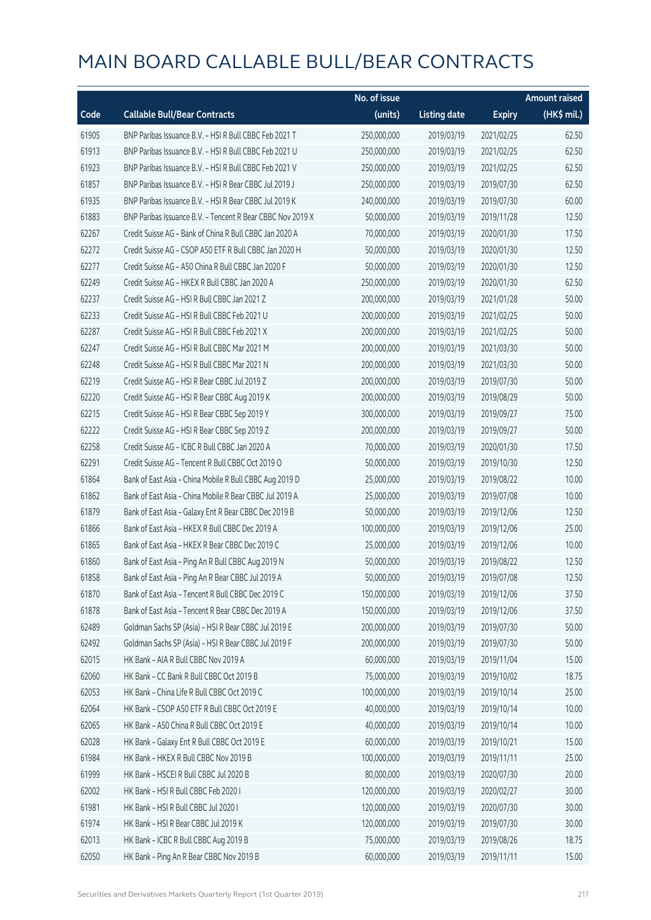# MAIN BOARD CALLABLE BULL/BEAR CONTRACTS

| Code | Callable Bull/Bear Contracts | No. of issue (units) | Listing date | Expiry | Amount raised (HK$ mil.) |
|---|---|---|---|---|---|
| 61905 | BNP Paribas Issuance B.V. – HSI R Bull CBBC Feb 2021 T | 250,000,000 | 2019/03/19 | 2021/02/25 | 62.50 |
| 61913 | BNP Paribas Issuance B.V. – HSI R Bull CBBC Feb 2021 U | 250,000,000 | 2019/03/19 | 2021/02/25 | 62.50 |
| 61923 | BNP Paribas Issuance B.V. – HSI R Bull CBBC Feb 2021 V | 250,000,000 | 2019/03/19 | 2021/02/25 | 62.50 |
| 61857 | BNP Paribas Issuance B.V. – HSI R Bear CBBC Jul 2019 J | 250,000,000 | 2019/03/19 | 2019/07/30 | 62.50 |
| 61935 | BNP Paribas Issuance B.V. – HSI R Bear CBBC Jul 2019 K | 240,000,000 | 2019/03/19 | 2019/07/30 | 60.00 |
| 61883 | BNP Paribas Issuance B.V. – Tencent R Bear CBBC Nov 2019 X | 50,000,000 | 2019/03/19 | 2019/11/28 | 12.50 |
| 62267 | Credit Suisse AG – Bank of China R Bull CBBC Jan 2020 A | 70,000,000 | 2019/03/19 | 2020/01/30 | 17.50 |
| 62272 | Credit Suisse AG – CSOP A50 ETF R Bull CBBC Jan 2020 H | 50,000,000 | 2019/03/19 | 2020/01/30 | 12.50 |
| 62277 | Credit Suisse AG – A50 China R Bull CBBC Jan 2020 F | 50,000,000 | 2019/03/19 | 2020/01/30 | 12.50 |
| 62249 | Credit Suisse AG – HKEX R Bull CBBC Jan 2020 A | 250,000,000 | 2019/03/19 | 2020/01/30 | 62.50 |
| 62237 | Credit Suisse AG – HSI R Bull CBBC Jan 2021 Z | 200,000,000 | 2019/03/19 | 2021/01/28 | 50.00 |
| 62233 | Credit Suisse AG – HSI R Bull CBBC Feb 2021 U | 200,000,000 | 2019/03/19 | 2021/02/25 | 50.00 |
| 62287 | Credit Suisse AG – HSI R Bull CBBC Feb 2021 X | 200,000,000 | 2019/03/19 | 2021/02/25 | 50.00 |
| 62247 | Credit Suisse AG – HSI R Bull CBBC Mar 2021 M | 200,000,000 | 2019/03/19 | 2021/03/30 | 50.00 |
| 62248 | Credit Suisse AG – HSI R Bull CBBC Mar 2021 N | 200,000,000 | 2019/03/19 | 2021/03/30 | 50.00 |
| 62219 | Credit Suisse AG – HSI R Bear CBBC Jul 2019 Z | 200,000,000 | 2019/03/19 | 2019/07/30 | 50.00 |
| 62220 | Credit Suisse AG – HSI R Bear CBBC Aug 2019 K | 200,000,000 | 2019/03/19 | 2019/08/29 | 50.00 |
| 62215 | Credit Suisse AG – HSI R Bear CBBC Sep 2019 Y | 300,000,000 | 2019/03/19 | 2019/09/27 | 75.00 |
| 62222 | Credit Suisse AG – HSI R Bear CBBC Sep 2019 Z | 200,000,000 | 2019/03/19 | 2019/09/27 | 50.00 |
| 62258 | Credit Suisse AG – ICBC R Bull CBBC Jan 2020 A | 70,000,000 | 2019/03/19 | 2020/01/30 | 17.50 |
| 62291 | Credit Suisse AG – Tencent R Bull CBBC Oct 2019 O | 50,000,000 | 2019/03/19 | 2019/10/30 | 12.50 |
| 61864 | Bank of East Asia – China Mobile R Bull CBBC Aug 2019 D | 25,000,000 | 2019/03/19 | 2019/08/22 | 10.00 |
| 61862 | Bank of East Asia – China Mobile R Bear CBBC Jul 2019 A | 25,000,000 | 2019/03/19 | 2019/07/08 | 10.00 |
| 61879 | Bank of East Asia – Galaxy Ent R Bear CBBC Dec 2019 B | 50,000,000 | 2019/03/19 | 2019/12/06 | 12.50 |
| 61866 | Bank of East Asia – HKEX R Bull CBBC Dec 2019 A | 100,000,000 | 2019/03/19 | 2019/12/06 | 25.00 |
| 61865 | Bank of East Asia – HKEX R Bear CBBC Dec 2019 C | 25,000,000 | 2019/03/19 | 2019/12/06 | 10.00 |
| 61860 | Bank of East Asia – Ping An R Bull CBBC Aug 2019 N | 50,000,000 | 2019/03/19 | 2019/08/22 | 12.50 |
| 61858 | Bank of East Asia – Ping An R Bear CBBC Jul 2019 A | 50,000,000 | 2019/03/19 | 2019/07/08 | 12.50 |
| 61870 | Bank of East Asia – Tencent R Bull CBBC Dec 2019 C | 150,000,000 | 2019/03/19 | 2019/12/06 | 37.50 |
| 61878 | Bank of East Asia – Tencent R Bear CBBC Dec 2019 A | 150,000,000 | 2019/03/19 | 2019/12/06 | 37.50 |
| 62489 | Goldman Sachs SP (Asia) – HSI R Bear CBBC Jul 2019 E | 200,000,000 | 2019/03/19 | 2019/07/30 | 50.00 |
| 62492 | Goldman Sachs SP (Asia) – HSI R Bear CBBC Jul 2019 F | 200,000,000 | 2019/03/19 | 2019/07/30 | 50.00 |
| 62015 | HK Bank – AIA R Bull CBBC Nov 2019 A | 60,000,000 | 2019/03/19 | 2019/11/04 | 15.00 |
| 62060 | HK Bank – CC Bank R Bull CBBC Oct 2019 B | 75,000,000 | 2019/03/19 | 2019/10/02 | 18.75 |
| 62053 | HK Bank – China Life R Bull CBBC Oct 2019 C | 100,000,000 | 2019/03/19 | 2019/10/14 | 25.00 |
| 62064 | HK Bank – CSOP A50 ETF R Bull CBBC Oct 2019 E | 40,000,000 | 2019/03/19 | 2019/10/14 | 10.00 |
| 62065 | HK Bank – A50 China R Bull CBBC Oct 2019 E | 40,000,000 | 2019/03/19 | 2019/10/14 | 10.00 |
| 62028 | HK Bank – Galaxy Ent R Bull CBBC Oct 2019 E | 60,000,000 | 2019/03/19 | 2019/10/21 | 15.00 |
| 61984 | HK Bank – HKEX R Bull CBBC Nov 2019 B | 100,000,000 | 2019/03/19 | 2019/11/11 | 25.00 |
| 61999 | HK Bank – HSCEI R Bull CBBC Jul 2020 B | 80,000,000 | 2019/03/19 | 2020/07/30 | 20.00 |
| 62002 | HK Bank – HSI R Bull CBBC Feb 2020 I | 120,000,000 | 2019/03/19 | 2020/02/27 | 30.00 |
| 61981 | HK Bank – HSI R Bull CBBC Jul 2020 I | 120,000,000 | 2019/03/19 | 2020/07/30 | 30.00 |
| 61974 | HK Bank – HSI R Bear CBBC Jul 2019 K | 120,000,000 | 2019/03/19 | 2019/07/30 | 30.00 |
| 62013 | HK Bank – ICBC R Bull CBBC Aug 2019 B | 75,000,000 | 2019/03/19 | 2019/08/26 | 18.75 |
| 62050 | HK Bank – Ping An R Bear CBBC Nov 2019 B | 60,000,000 | 2019/03/19 | 2019/11/11 | 15.00 |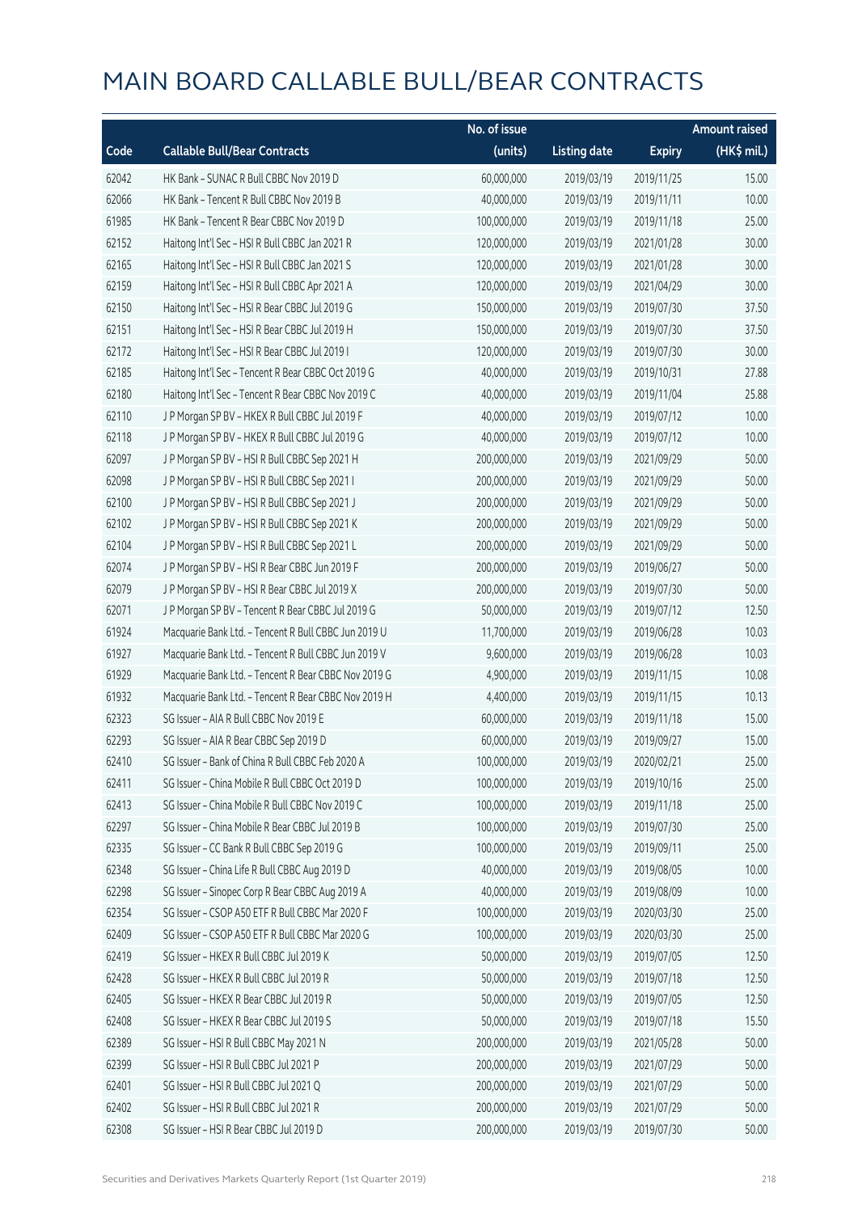# MAIN BOARD CALLABLE BULL/BEAR CONTRACTS

| Code | Callable Bull/Bear Contracts | No. of issue (units) | Listing date | Expiry | Amount raised (HK$ mil.) |
|---|---|---|---|---|---|
| 62042 | HK Bank – SUNAC R Bull CBBC Nov 2019 D | 60,000,000 | 2019/03/19 | 2019/11/25 | 15.00 |
| 62066 | HK Bank – Tencent R Bull CBBC Nov 2019 B | 40,000,000 | 2019/03/19 | 2019/11/11 | 10.00 |
| 61985 | HK Bank – Tencent R Bear CBBC Nov 2019 D | 100,000,000 | 2019/03/19 | 2019/11/18 | 25.00 |
| 62152 | Haitong Int'l Sec – HSI R Bull CBBC Jan 2021 R | 120,000,000 | 2019/03/19 | 2021/01/28 | 30.00 |
| 62165 | Haitong Int'l Sec – HSI R Bull CBBC Jan 2021 S | 120,000,000 | 2019/03/19 | 2021/01/28 | 30.00 |
| 62159 | Haitong Int'l Sec – HSI R Bull CBBC Apr 2021 A | 120,000,000 | 2019/03/19 | 2021/04/29 | 30.00 |
| 62150 | Haitong Int'l Sec – HSI R Bear CBBC Jul 2019 G | 150,000,000 | 2019/03/19 | 2019/07/30 | 37.50 |
| 62151 | Haitong Int'l Sec – HSI R Bear CBBC Jul 2019 H | 150,000,000 | 2019/03/19 | 2019/07/30 | 37.50 |
| 62172 | Haitong Int'l Sec – HSI R Bear CBBC Jul 2019 I | 120,000,000 | 2019/03/19 | 2019/07/30 | 30.00 |
| 62185 | Haitong Int'l Sec – Tencent R Bear CBBC Oct 2019 G | 40,000,000 | 2019/03/19 | 2019/10/31 | 27.88 |
| 62180 | Haitong Int'l Sec – Tencent R Bear CBBC Nov 2019 C | 40,000,000 | 2019/03/19 | 2019/11/04 | 25.88 |
| 62110 | J P Morgan SP BV – HKEX R Bull CBBC Jul 2019 F | 40,000,000 | 2019/03/19 | 2019/07/12 | 10.00 |
| 62118 | J P Morgan SP BV – HKEX R Bull CBBC Jul 2019 G | 40,000,000 | 2019/03/19 | 2019/07/12 | 10.00 |
| 62097 | J P Morgan SP BV – HSI R Bull CBBC Sep 2021 H | 200,000,000 | 2019/03/19 | 2021/09/29 | 50.00 |
| 62098 | J P Morgan SP BV – HSI R Bull CBBC Sep 2021 I | 200,000,000 | 2019/03/19 | 2021/09/29 | 50.00 |
| 62100 | J P Morgan SP BV – HSI R Bull CBBC Sep 2021 J | 200,000,000 | 2019/03/19 | 2021/09/29 | 50.00 |
| 62102 | J P Morgan SP BV – HSI R Bull CBBC Sep 2021 K | 200,000,000 | 2019/03/19 | 2021/09/29 | 50.00 |
| 62104 | J P Morgan SP BV – HSI R Bull CBBC Sep 2021 L | 200,000,000 | 2019/03/19 | 2021/09/29 | 50.00 |
| 62074 | J P Morgan SP BV – HSI R Bear CBBC Jun 2019 F | 200,000,000 | 2019/03/19 | 2019/06/27 | 50.00 |
| 62079 | J P Morgan SP BV – HSI R Bear CBBC Jul 2019 X | 200,000,000 | 2019/03/19 | 2019/07/30 | 50.00 |
| 62071 | J P Morgan SP BV – Tencent R Bear CBBC Jul 2019 G | 50,000,000 | 2019/03/19 | 2019/07/12 | 12.50 |
| 61924 | Macquarie Bank Ltd. – Tencent R Bull CBBC Jun 2019 U | 11,700,000 | 2019/03/19 | 2019/06/28 | 10.03 |
| 61927 | Macquarie Bank Ltd. – Tencent R Bull CBBC Jun 2019 V | 9,600,000 | 2019/03/19 | 2019/06/28 | 10.03 |
| 61929 | Macquarie Bank Ltd. – Tencent R Bear CBBC Nov 2019 G | 4,900,000 | 2019/03/19 | 2019/11/15 | 10.08 |
| 61932 | Macquarie Bank Ltd. – Tencent R Bear CBBC Nov 2019 H | 4,400,000 | 2019/03/19 | 2019/11/15 | 10.13 |
| 62323 | SG Issuer – AIA R Bull CBBC Nov 2019 E | 60,000,000 | 2019/03/19 | 2019/11/18 | 15.00 |
| 62293 | SG Issuer – AIA R Bear CBBC Sep 2019 D | 60,000,000 | 2019/03/19 | 2019/09/27 | 15.00 |
| 62410 | SG Issuer – Bank of China R Bull CBBC Feb 2020 A | 100,000,000 | 2019/03/19 | 2020/02/21 | 25.00 |
| 62411 | SG Issuer – China Mobile R Bull CBBC Oct 2019 D | 100,000,000 | 2019/03/19 | 2019/10/16 | 25.00 |
| 62413 | SG Issuer – China Mobile R Bull CBBC Nov 2019 C | 100,000,000 | 2019/03/19 | 2019/11/18 | 25.00 |
| 62297 | SG Issuer – China Mobile R Bear CBBC Jul 2019 B | 100,000,000 | 2019/03/19 | 2019/07/30 | 25.00 |
| 62335 | SG Issuer – CC Bank R Bull CBBC Sep 2019 G | 100,000,000 | 2019/03/19 | 2019/09/11 | 25.00 |
| 62348 | SG Issuer – China Life R Bull CBBC Aug 2019 D | 40,000,000 | 2019/03/19 | 2019/08/05 | 10.00 |
| 62298 | SG Issuer – Sinopec Corp R Bear CBBC Aug 2019 A | 40,000,000 | 2019/03/19 | 2019/08/09 | 10.00 |
| 62354 | SG Issuer – CSOP A50 ETF R Bull CBBC Mar 2020 F | 100,000,000 | 2019/03/19 | 2020/03/30 | 25.00 |
| 62409 | SG Issuer – CSOP A50 ETF R Bull CBBC Mar 2020 G | 100,000,000 | 2019/03/19 | 2020/03/30 | 25.00 |
| 62419 | SG Issuer – HKEX R Bull CBBC Jul 2019 K | 50,000,000 | 2019/03/19 | 2019/07/05 | 12.50 |
| 62428 | SG Issuer – HKEX R Bull CBBC Jul 2019 R | 50,000,000 | 2019/03/19 | 2019/07/18 | 12.50 |
| 62405 | SG Issuer – HKEX R Bear CBBC Jul 2019 R | 50,000,000 | 2019/03/19 | 2019/07/05 | 12.50 |
| 62408 | SG Issuer – HKEX R Bear CBBC Jul 2019 S | 50,000,000 | 2019/03/19 | 2019/07/18 | 15.50 |
| 62389 | SG Issuer – HSI R Bull CBBC May 2021 N | 200,000,000 | 2019/03/19 | 2021/05/28 | 50.00 |
| 62399 | SG Issuer – HSI R Bull CBBC Jul 2021 P | 200,000,000 | 2019/03/19 | 2021/07/29 | 50.00 |
| 62401 | SG Issuer – HSI R Bull CBBC Jul 2021 Q | 200,000,000 | 2019/03/19 | 2021/07/29 | 50.00 |
| 62402 | SG Issuer – HSI R Bull CBBC Jul 2021 R | 200,000,000 | 2019/03/19 | 2021/07/29 | 50.00 |
| 62308 | SG Issuer – HSI R Bear CBBC Jul 2019 D | 200,000,000 | 2019/03/19 | 2019/07/30 | 50.00 |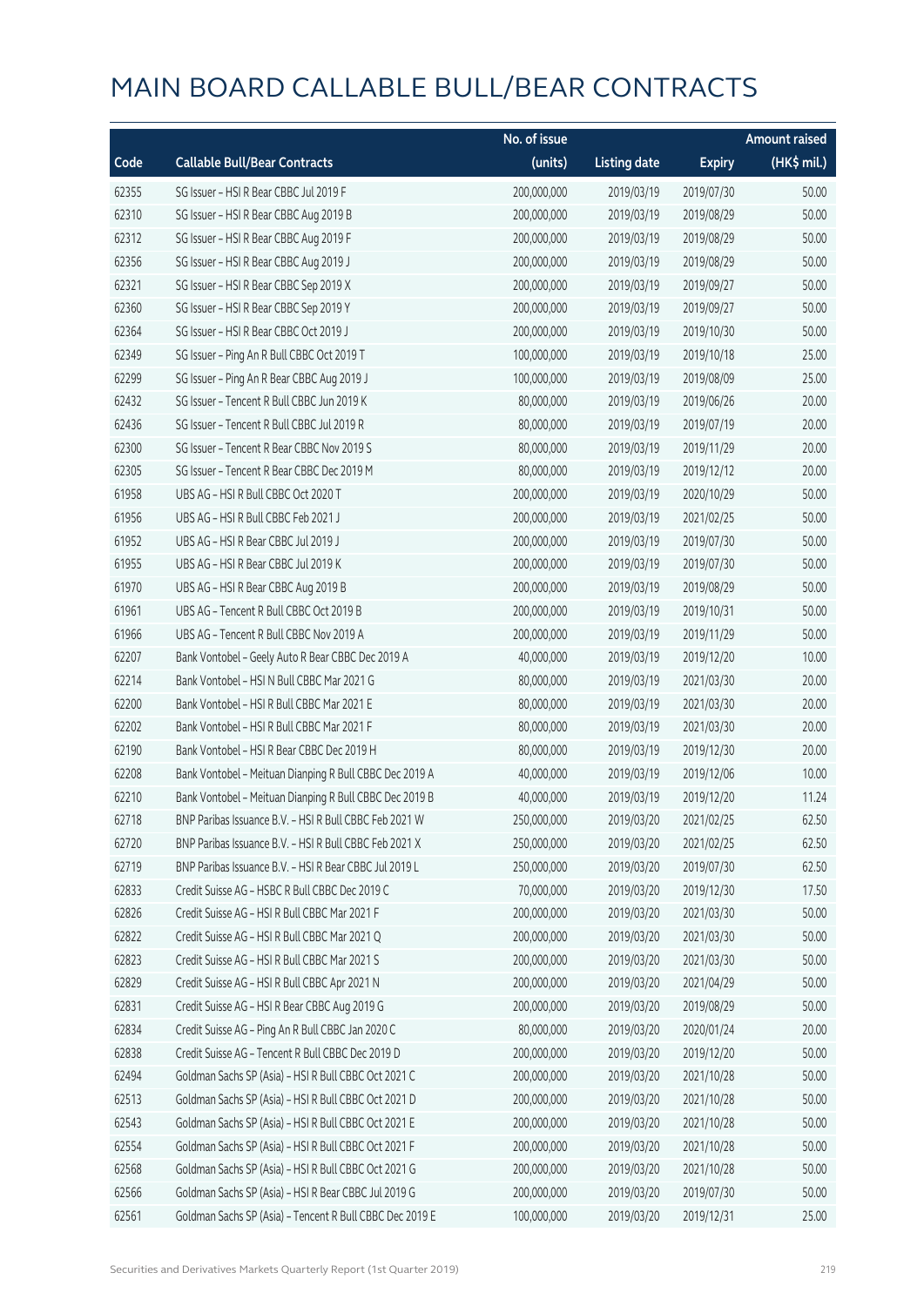# MAIN BOARD CALLABLE BULL/BEAR CONTRACTS

| Code | Callable Bull/Bear Contracts | No. of issue (units) | Listing date | Expiry | Amount raised (HK$ mil.) |
|---|---|---|---|---|---|
| 62355 | SG Issuer – HSI R Bear CBBC Jul 2019 F | 200,000,000 | 2019/03/19 | 2019/07/30 | 50.00 |
| 62310 | SG Issuer – HSI R Bear CBBC Aug 2019 B | 200,000,000 | 2019/03/19 | 2019/08/29 | 50.00 |
| 62312 | SG Issuer – HSI R Bear CBBC Aug 2019 F | 200,000,000 | 2019/03/19 | 2019/08/29 | 50.00 |
| 62356 | SG Issuer – HSI R Bear CBBC Aug 2019 J | 200,000,000 | 2019/03/19 | 2019/08/29 | 50.00 |
| 62321 | SG Issuer – HSI R Bear CBBC Sep 2019 X | 200,000,000 | 2019/03/19 | 2019/09/27 | 50.00 |
| 62360 | SG Issuer – HSI R Bear CBBC Sep 2019 Y | 200,000,000 | 2019/03/19 | 2019/09/27 | 50.00 |
| 62364 | SG Issuer – HSI R Bear CBBC Oct 2019 J | 200,000,000 | 2019/03/19 | 2019/10/30 | 50.00 |
| 62349 | SG Issuer – Ping An R Bull CBBC Oct 2019 T | 100,000,000 | 2019/03/19 | 2019/10/18 | 25.00 |
| 62299 | SG Issuer – Ping An R Bear CBBC Aug 2019 J | 100,000,000 | 2019/03/19 | 2019/08/09 | 25.00 |
| 62432 | SG Issuer – Tencent R Bull CBBC Jun 2019 K | 80,000,000 | 2019/03/19 | 2019/06/26 | 20.00 |
| 62436 | SG Issuer – Tencent R Bull CBBC Jul 2019 R | 80,000,000 | 2019/03/19 | 2019/07/19 | 20.00 |
| 62300 | SG Issuer – Tencent R Bear CBBC Nov 2019 S | 80,000,000 | 2019/03/19 | 2019/11/29 | 20.00 |
| 62305 | SG Issuer – Tencent R Bear CBBC Dec 2019 M | 80,000,000 | 2019/03/19 | 2019/12/12 | 20.00 |
| 61958 | UBS AG – HSI R Bull CBBC Oct 2020 T | 200,000,000 | 2019/03/19 | 2020/10/29 | 50.00 |
| 61956 | UBS AG – HSI R Bull CBBC Feb 2021 J | 200,000,000 | 2019/03/19 | 2021/02/25 | 50.00 |
| 61952 | UBS AG – HSI R Bear CBBC Jul 2019 J | 200,000,000 | 2019/03/19 | 2019/07/30 | 50.00 |
| 61955 | UBS AG – HSI R Bear CBBC Jul 2019 K | 200,000,000 | 2019/03/19 | 2019/07/30 | 50.00 |
| 61970 | UBS AG – HSI R Bear CBBC Aug 2019 B | 200,000,000 | 2019/03/19 | 2019/08/29 | 50.00 |
| 61961 | UBS AG – Tencent R Bull CBBC Oct 2019 B | 200,000,000 | 2019/03/19 | 2019/10/31 | 50.00 |
| 61966 | UBS AG – Tencent R Bull CBBC Nov 2019 A | 200,000,000 | 2019/03/19 | 2019/11/29 | 50.00 |
| 62207 | Bank Vontobel – Geely Auto R Bear CBBC Dec 2019 A | 40,000,000 | 2019/03/19 | 2019/12/20 | 10.00 |
| 62214 | Bank Vontobel – HSI N Bull CBBC Mar 2021 G | 80,000,000 | 2019/03/19 | 2021/03/30 | 20.00 |
| 62200 | Bank Vontobel – HSI R Bull CBBC Mar 2021 E | 80,000,000 | 2019/03/19 | 2021/03/30 | 20.00 |
| 62202 | Bank Vontobel – HSI R Bull CBBC Mar 2021 F | 80,000,000 | 2019/03/19 | 2021/03/30 | 20.00 |
| 62190 | Bank Vontobel – HSI R Bear CBBC Dec 2019 H | 80,000,000 | 2019/03/19 | 2019/12/30 | 20.00 |
| 62208 | Bank Vontobel – Meituan Dianping R Bull CBBC Dec 2019 A | 40,000,000 | 2019/03/19 | 2019/12/06 | 10.00 |
| 62210 | Bank Vontobel – Meituan Dianping R Bull CBBC Dec 2019 B | 40,000,000 | 2019/03/19 | 2019/12/20 | 11.24 |
| 62718 | BNP Paribas Issuance B.V. – HSI R Bull CBBC Feb 2021 W | 250,000,000 | 2019/03/20 | 2021/02/25 | 62.50 |
| 62720 | BNP Paribas Issuance B.V. – HSI R Bull CBBC Feb 2021 X | 250,000,000 | 2019/03/20 | 2021/02/25 | 62.50 |
| 62719 | BNP Paribas Issuance B.V. – HSI R Bear CBBC Jul 2019 L | 250,000,000 | 2019/03/20 | 2019/07/30 | 62.50 |
| 62833 | Credit Suisse AG – HSBC R Bull CBBC Dec 2019 C | 70,000,000 | 2019/03/20 | 2019/12/30 | 17.50 |
| 62826 | Credit Suisse AG – HSI R Bull CBBC Mar 2021 F | 200,000,000 | 2019/03/20 | 2021/03/30 | 50.00 |
| 62822 | Credit Suisse AG – HSI R Bull CBBC Mar 2021 Q | 200,000,000 | 2019/03/20 | 2021/03/30 | 50.00 |
| 62823 | Credit Suisse AG – HSI R Bull CBBC Mar 2021 S | 200,000,000 | 2019/03/20 | 2021/03/30 | 50.00 |
| 62829 | Credit Suisse AG – HSI R Bull CBBC Apr 2021 N | 200,000,000 | 2019/03/20 | 2021/04/29 | 50.00 |
| 62831 | Credit Suisse AG – HSI R Bear CBBC Aug 2019 G | 200,000,000 | 2019/03/20 | 2019/08/29 | 50.00 |
| 62834 | Credit Suisse AG – Ping An R Bull CBBC Jan 2020 C | 80,000,000 | 2019/03/20 | 2020/01/24 | 20.00 |
| 62838 | Credit Suisse AG – Tencent R Bull CBBC Dec 2019 D | 200,000,000 | 2019/03/20 | 2019/12/20 | 50.00 |
| 62494 | Goldman Sachs SP (Asia) – HSI R Bull CBBC Oct 2021 C | 200,000,000 | 2019/03/20 | 2021/10/28 | 50.00 |
| 62513 | Goldman Sachs SP (Asia) – HSI R Bull CBBC Oct 2021 D | 200,000,000 | 2019/03/20 | 2021/10/28 | 50.00 |
| 62543 | Goldman Sachs SP (Asia) – HSI R Bull CBBC Oct 2021 E | 200,000,000 | 2019/03/20 | 2021/10/28 | 50.00 |
| 62554 | Goldman Sachs SP (Asia) – HSI R Bull CBBC Oct 2021 F | 200,000,000 | 2019/03/20 | 2021/10/28 | 50.00 |
| 62568 | Goldman Sachs SP (Asia) – HSI R Bull CBBC Oct 2021 G | 200,000,000 | 2019/03/20 | 2021/10/28 | 50.00 |
| 62566 | Goldman Sachs SP (Asia) – HSI R Bear CBBC Jul 2019 G | 200,000,000 | 2019/03/20 | 2019/07/30 | 50.00 |
| 62561 | Goldman Sachs SP (Asia) – Tencent R Bull CBBC Dec 2019 E | 100,000,000 | 2019/03/20 | 2019/12/31 | 25.00 |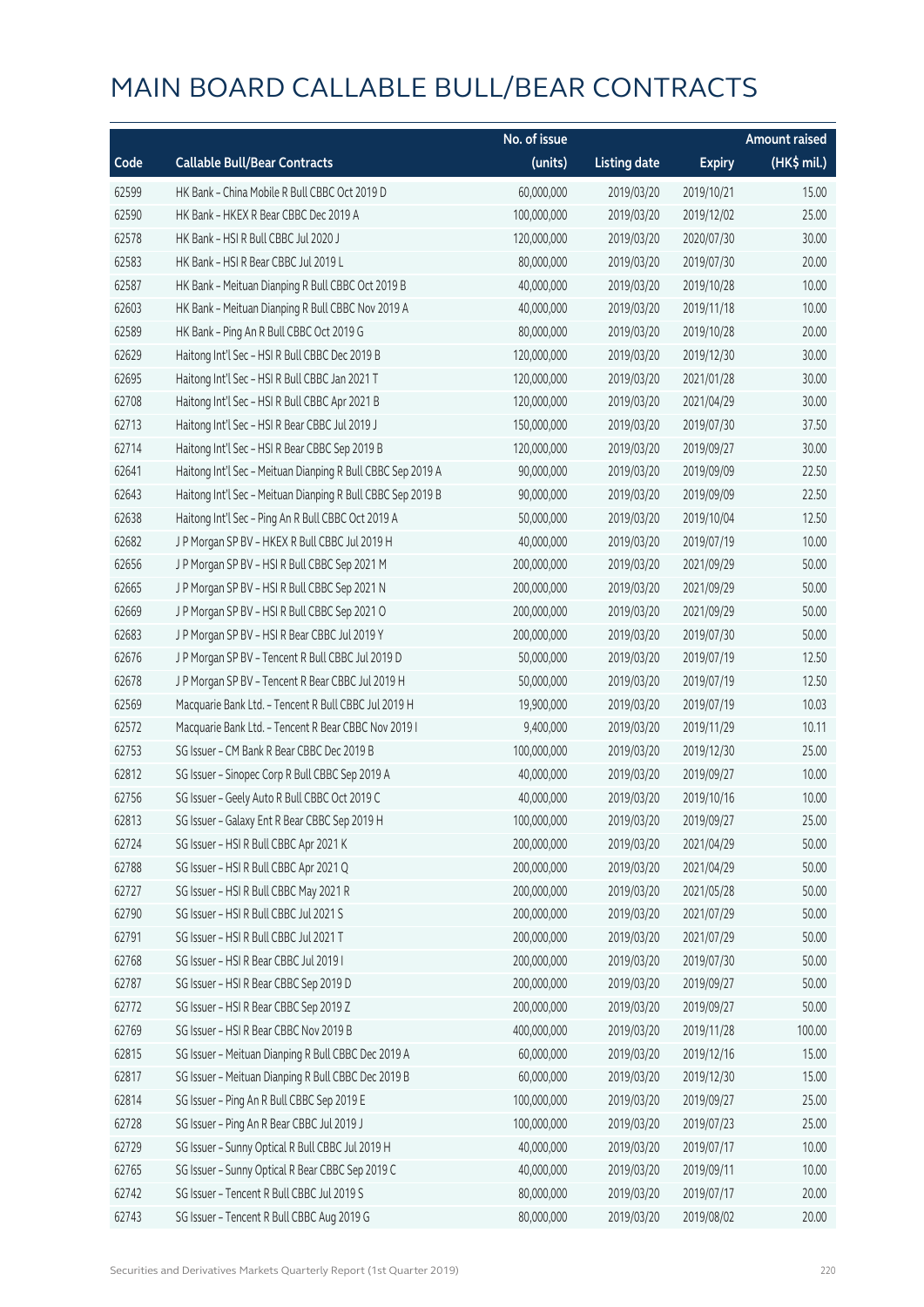# MAIN BOARD CALLABLE BULL/BEAR CONTRACTS

| Code | Callable Bull/Bear Contracts | No. of issue (units) | Listing date | Expiry | Amount raised (HK$ mil.) |
|---|---|---|---|---|---|
| 62599 | HK Bank – China Mobile R Bull CBBC Oct 2019 D | 60,000,000 | 2019/03/20 | 2019/10/21 | 15.00 |
| 62590 | HK Bank – HKEX R Bear CBBC Dec 2019 A | 100,000,000 | 2019/03/20 | 2019/12/02 | 25.00 |
| 62578 | HK Bank – HSI R Bull CBBC Jul 2020 J | 120,000,000 | 2019/03/20 | 2020/07/30 | 30.00 |
| 62583 | HK Bank – HSI R Bear CBBC Jul 2019 L | 80,000,000 | 2019/03/20 | 2019/07/30 | 20.00 |
| 62587 | HK Bank – Meituan Dianping R Bull CBBC Oct 2019 B | 40,000,000 | 2019/03/20 | 2019/10/28 | 10.00 |
| 62603 | HK Bank – Meituan Dianping R Bull CBBC Nov 2019 A | 40,000,000 | 2019/03/20 | 2019/11/18 | 10.00 |
| 62589 | HK Bank – Ping An R Bull CBBC Oct 2019 G | 80,000,000 | 2019/03/20 | 2019/10/28 | 20.00 |
| 62629 | Haitong Int'l Sec – HSI R Bull CBBC Dec 2019 B | 120,000,000 | 2019/03/20 | 2019/12/30 | 30.00 |
| 62695 | Haitong Int'l Sec – HSI R Bull CBBC Jan 2021 T | 120,000,000 | 2019/03/20 | 2021/01/28 | 30.00 |
| 62708 | Haitong Int'l Sec – HSI R Bull CBBC Apr 2021 B | 120,000,000 | 2019/03/20 | 2021/04/29 | 30.00 |
| 62713 | Haitong Int'l Sec – HSI R Bear CBBC Jul 2019 J | 150,000,000 | 2019/03/20 | 2019/07/30 | 37.50 |
| 62714 | Haitong Int'l Sec – HSI R Bear CBBC Sep 2019 B | 120,000,000 | 2019/03/20 | 2019/09/27 | 30.00 |
| 62641 | Haitong Int'l Sec – Meituan Dianping R Bull CBBC Sep 2019 A | 90,000,000 | 2019/03/20 | 2019/09/09 | 22.50 |
| 62643 | Haitong Int'l Sec – Meituan Dianping R Bull CBBC Sep 2019 B | 90,000,000 | 2019/03/20 | 2019/09/09 | 22.50 |
| 62638 | Haitong Int'l Sec – Ping An R Bull CBBC Oct 2019 A | 50,000,000 | 2019/03/20 | 2019/10/04 | 12.50 |
| 62682 | J P Morgan SP BV – HKEX R Bull CBBC Jul 2019 H | 40,000,000 | 2019/03/20 | 2019/07/19 | 10.00 |
| 62656 | J P Morgan SP BV – HSI R Bull CBBC Sep 2021 M | 200,000,000 | 2019/03/20 | 2021/09/29 | 50.00 |
| 62665 | J P Morgan SP BV – HSI R Bull CBBC Sep 2021 N | 200,000,000 | 2019/03/20 | 2021/09/29 | 50.00 |
| 62669 | J P Morgan SP BV – HSI R Bull CBBC Sep 2021 O | 200,000,000 | 2019/03/20 | 2021/09/29 | 50.00 |
| 62683 | J P Morgan SP BV – HSI R Bear CBBC Jul 2019 Y | 200,000,000 | 2019/03/20 | 2019/07/30 | 50.00 |
| 62676 | J P Morgan SP BV – Tencent R Bull CBBC Jul 2019 D | 50,000,000 | 2019/03/20 | 2019/07/19 | 12.50 |
| 62678 | J P Morgan SP BV – Tencent R Bear CBBC Jul 2019 H | 50,000,000 | 2019/03/20 | 2019/07/19 | 12.50 |
| 62569 | Macquarie Bank Ltd. – Tencent R Bull CBBC Jul 2019 H | 19,900,000 | 2019/03/20 | 2019/07/19 | 10.03 |
| 62572 | Macquarie Bank Ltd. – Tencent R Bear CBBC Nov 2019 I | 9,400,000 | 2019/03/20 | 2019/11/29 | 10.11 |
| 62753 | SG Issuer – CM Bank R Bear CBBC Dec 2019 B | 100,000,000 | 2019/03/20 | 2019/12/30 | 25.00 |
| 62812 | SG Issuer – Sinopec Corp R Bull CBBC Sep 2019 A | 40,000,000 | 2019/03/20 | 2019/09/27 | 10.00 |
| 62756 | SG Issuer – Geely Auto R Bull CBBC Oct 2019 C | 40,000,000 | 2019/03/20 | 2019/10/16 | 10.00 |
| 62813 | SG Issuer – Galaxy Ent R Bear CBBC Sep 2019 H | 100,000,000 | 2019/03/20 | 2019/09/27 | 25.00 |
| 62724 | SG Issuer – HSI R Bull CBBC Apr 2021 K | 200,000,000 | 2019/03/20 | 2021/04/29 | 50.00 |
| 62788 | SG Issuer – HSI R Bull CBBC Apr 2021 Q | 200,000,000 | 2019/03/20 | 2021/04/29 | 50.00 |
| 62727 | SG Issuer – HSI R Bull CBBC May 2021 R | 200,000,000 | 2019/03/20 | 2021/05/28 | 50.00 |
| 62790 | SG Issuer – HSI R Bull CBBC Jul 2021 S | 200,000,000 | 2019/03/20 | 2021/07/29 | 50.00 |
| 62791 | SG Issuer – HSI R Bull CBBC Jul 2021 T | 200,000,000 | 2019/03/20 | 2021/07/29 | 50.00 |
| 62768 | SG Issuer – HSI R Bear CBBC Jul 2019 I | 200,000,000 | 2019/03/20 | 2019/07/30 | 50.00 |
| 62787 | SG Issuer – HSI R Bear CBBC Sep 2019 D | 200,000,000 | 2019/03/20 | 2019/09/27 | 50.00 |
| 62772 | SG Issuer – HSI R Bear CBBC Sep 2019 Z | 200,000,000 | 2019/03/20 | 2019/09/27 | 50.00 |
| 62769 | SG Issuer – HSI R Bear CBBC Nov 2019 B | 400,000,000 | 2019/03/20 | 2019/11/28 | 100.00 |
| 62815 | SG Issuer – Meituan Dianping R Bull CBBC Dec 2019 A | 60,000,000 | 2019/03/20 | 2019/12/16 | 15.00 |
| 62817 | SG Issuer – Meituan Dianping R Bull CBBC Dec 2019 B | 60,000,000 | 2019/03/20 | 2019/12/30 | 15.00 |
| 62814 | SG Issuer – Ping An R Bull CBBC Sep 2019 E | 100,000,000 | 2019/03/20 | 2019/09/27 | 25.00 |
| 62728 | SG Issuer – Ping An R Bear CBBC Jul 2019 J | 100,000,000 | 2019/03/20 | 2019/07/23 | 25.00 |
| 62729 | SG Issuer – Sunny Optical R Bull CBBC Jul 2019 H | 40,000,000 | 2019/03/20 | 2019/07/17 | 10.00 |
| 62765 | SG Issuer – Sunny Optical R Bear CBBC Sep 2019 C | 40,000,000 | 2019/03/20 | 2019/09/11 | 10.00 |
| 62742 | SG Issuer – Tencent R Bull CBBC Jul 2019 S | 80,000,000 | 2019/03/20 | 2019/07/17 | 20.00 |
| 62743 | SG Issuer – Tencent R Bull CBBC Aug 2019 G | 80,000,000 | 2019/03/20 | 2019/08/02 | 20.00 |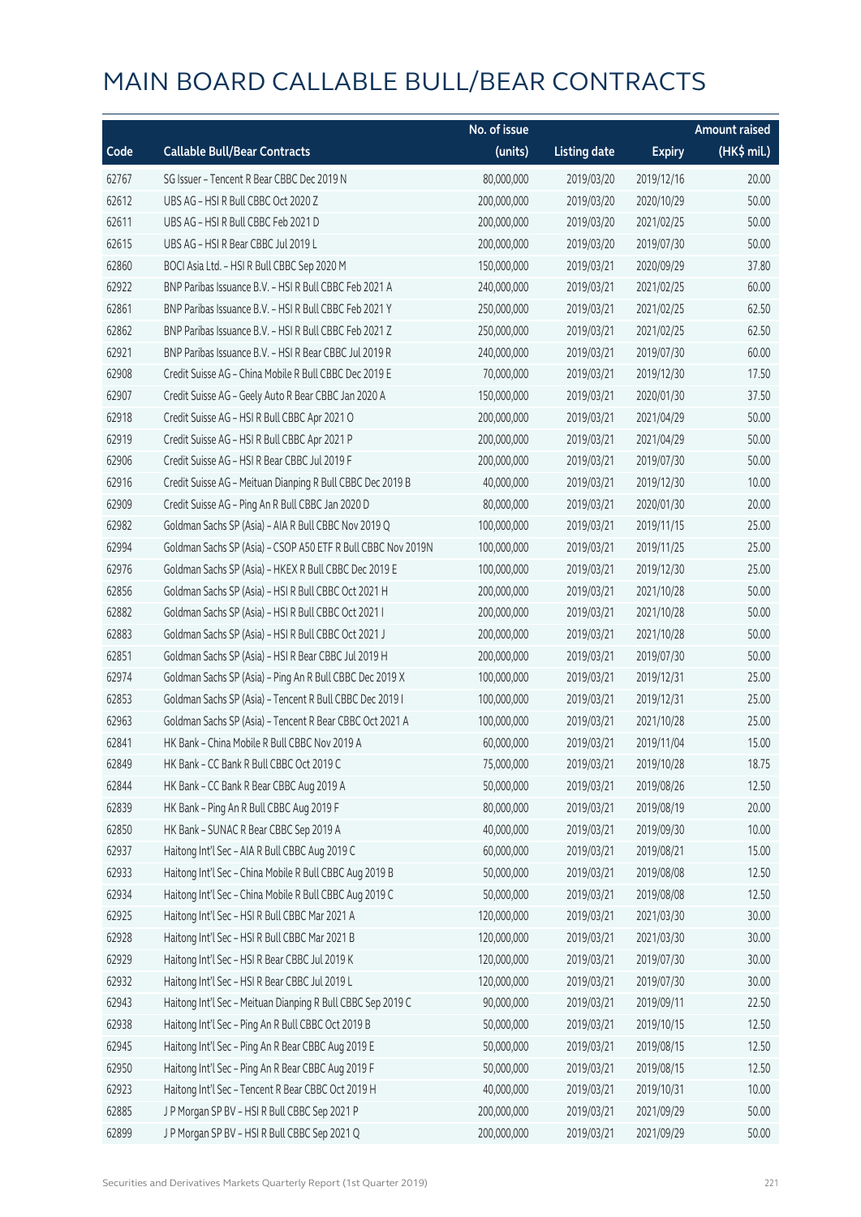# MAIN BOARD CALLABLE BULL/BEAR CONTRACTS

| Code | Callable Bull/Bear Contracts | No. of issue (units) | Listing date | Expiry | Amount raised (HK$ mil.) |
|---|---|---|---|---|---|
| 62767 | SG Issuer – Tencent R Bear CBBC Dec 2019 N | 80,000,000 | 2019/03/20 | 2019/12/16 | 20.00 |
| 62612 | UBS AG – HSI R Bull CBBC Oct 2020 Z | 200,000,000 | 2019/03/20 | 2020/10/29 | 50.00 |
| 62611 | UBS AG – HSI R Bull CBBC Feb 2021 D | 200,000,000 | 2019/03/20 | 2021/02/25 | 50.00 |
| 62615 | UBS AG – HSI R Bear CBBC Jul 2019 L | 200,000,000 | 2019/03/20 | 2019/07/30 | 50.00 |
| 62860 | BOCI Asia Ltd. – HSI R Bull CBBC Sep 2020 M | 150,000,000 | 2019/03/21 | 2020/09/29 | 37.80 |
| 62922 | BNP Paribas Issuance B.V. – HSI R Bull CBBC Feb 2021 A | 240,000,000 | 2019/03/21 | 2021/02/25 | 60.00 |
| 62861 | BNP Paribas Issuance B.V. – HSI R Bull CBBC Feb 2021 Y | 250,000,000 | 2019/03/21 | 2021/02/25 | 62.50 |
| 62862 | BNP Paribas Issuance B.V. – HSI R Bull CBBC Feb 2021 Z | 250,000,000 | 2019/03/21 | 2021/02/25 | 62.50 |
| 62921 | BNP Paribas Issuance B.V. – HSI R Bear CBBC Jul 2019 R | 240,000,000 | 2019/03/21 | 2019/07/30 | 60.00 |
| 62908 | Credit Suisse AG – China Mobile R Bull CBBC Dec 2019 E | 70,000,000 | 2019/03/21 | 2019/12/30 | 17.50 |
| 62907 | Credit Suisse AG – Geely Auto R Bear CBBC Jan 2020 A | 150,000,000 | 2019/03/21 | 2020/01/30 | 37.50 |
| 62918 | Credit Suisse AG – HSI R Bull CBBC Apr 2021 O | 200,000,000 | 2019/03/21 | 2021/04/29 | 50.00 |
| 62919 | Credit Suisse AG – HSI R Bull CBBC Apr 2021 P | 200,000,000 | 2019/03/21 | 2021/04/29 | 50.00 |
| 62906 | Credit Suisse AG – HSI R Bear CBBC Jul 2019 F | 200,000,000 | 2019/03/21 | 2019/07/30 | 50.00 |
| 62916 | Credit Suisse AG – Meituan Dianping R Bull CBBC Dec 2019 B | 40,000,000 | 2019/03/21 | 2019/12/30 | 10.00 |
| 62909 | Credit Suisse AG – Ping An R Bull CBBC Jan 2020 D | 80,000,000 | 2019/03/21 | 2020/01/30 | 20.00 |
| 62982 | Goldman Sachs SP (Asia) – AIA R Bull CBBC Nov 2019 Q | 100,000,000 | 2019/03/21 | 2019/11/15 | 25.00 |
| 62994 | Goldman Sachs SP (Asia) – CSOP A50 ETF R Bull CBBC Nov 2019N | 100,000,000 | 2019/03/21 | 2019/11/25 | 25.00 |
| 62976 | Goldman Sachs SP (Asia) – HKEX R Bull CBBC Dec 2019 E | 100,000,000 | 2019/03/21 | 2019/12/30 | 25.00 |
| 62856 | Goldman Sachs SP (Asia) – HSI R Bull CBBC Oct 2021 H | 200,000,000 | 2019/03/21 | 2021/10/28 | 50.00 |
| 62882 | Goldman Sachs SP (Asia) – HSI R Bull CBBC Oct 2021 I | 200,000,000 | 2019/03/21 | 2021/10/28 | 50.00 |
| 62883 | Goldman Sachs SP (Asia) – HSI R Bull CBBC Oct 2021 J | 200,000,000 | 2019/03/21 | 2021/10/28 | 50.00 |
| 62851 | Goldman Sachs SP (Asia) – HSI R Bear CBBC Jul 2019 H | 200,000,000 | 2019/03/21 | 2019/07/30 | 50.00 |
| 62974 | Goldman Sachs SP (Asia) – Ping An R Bull CBBC Dec 2019 X | 100,000,000 | 2019/03/21 | 2019/12/31 | 25.00 |
| 62853 | Goldman Sachs SP (Asia) – Tencent R Bull CBBC Dec 2019 I | 100,000,000 | 2019/03/21 | 2019/12/31 | 25.00 |
| 62963 | Goldman Sachs SP (Asia) – Tencent R Bear CBBC Oct 2021 A | 100,000,000 | 2019/03/21 | 2021/10/28 | 25.00 |
| 62841 | HK Bank – China Mobile R Bull CBBC Nov 2019 A | 60,000,000 | 2019/03/21 | 2019/11/04 | 15.00 |
| 62849 | HK Bank – CC Bank R Bull CBBC Oct 2019 C | 75,000,000 | 2019/03/21 | 2019/10/28 | 18.75 |
| 62844 | HK Bank – CC Bank R Bear CBBC Aug 2019 A | 50,000,000 | 2019/03/21 | 2019/08/26 | 12.50 |
| 62839 | HK Bank – Ping An R Bull CBBC Aug 2019 F | 80,000,000 | 2019/03/21 | 2019/08/19 | 20.00 |
| 62850 | HK Bank – SUNAC R Bear CBBC Sep 2019 A | 40,000,000 | 2019/03/21 | 2019/09/30 | 10.00 |
| 62937 | Haitong Int'l Sec – AIA R Bull CBBC Aug 2019 C | 60,000,000 | 2019/03/21 | 2019/08/21 | 15.00 |
| 62933 | Haitong Int'l Sec – China Mobile R Bull CBBC Aug 2019 B | 50,000,000 | 2019/03/21 | 2019/08/08 | 12.50 |
| 62934 | Haitong Int'l Sec – China Mobile R Bull CBBC Aug 2019 C | 50,000,000 | 2019/03/21 | 2019/08/08 | 12.50 |
| 62925 | Haitong Int'l Sec – HSI R Bull CBBC Mar 2021 A | 120,000,000 | 2019/03/21 | 2021/03/30 | 30.00 |
| 62928 | Haitong Int'l Sec – HSI R Bull CBBC Mar 2021 B | 120,000,000 | 2019/03/21 | 2021/03/30 | 30.00 |
| 62929 | Haitong Int'l Sec – HSI R Bear CBBC Jul 2019 K | 120,000,000 | 2019/03/21 | 2019/07/30 | 30.00 |
| 62932 | Haitong Int'l Sec – HSI R Bear CBBC Jul 2019 L | 120,000,000 | 2019/03/21 | 2019/07/30 | 30.00 |
| 62943 | Haitong Int'l Sec – Meituan Dianping R Bull CBBC Sep 2019 C | 90,000,000 | 2019/03/21 | 2019/09/11 | 22.50 |
| 62938 | Haitong Int'l Sec – Ping An R Bull CBBC Oct 2019 B | 50,000,000 | 2019/03/21 | 2019/10/15 | 12.50 |
| 62945 | Haitong Int'l Sec – Ping An R Bear CBBC Aug 2019 E | 50,000,000 | 2019/03/21 | 2019/08/15 | 12.50 |
| 62950 | Haitong Int'l Sec – Ping An R Bear CBBC Aug 2019 F | 50,000,000 | 2019/03/21 | 2019/08/15 | 12.50 |
| 62923 | Haitong Int'l Sec – Tencent R Bear CBBC Oct 2019 H | 40,000,000 | 2019/03/21 | 2019/10/31 | 10.00 |
| 62885 | J P Morgan SP BV – HSI R Bull CBBC Sep 2021 P | 200,000,000 | 2019/03/21 | 2021/09/29 | 50.00 |
| 62899 | J P Morgan SP BV – HSI R Bull CBBC Sep 2021 Q | 200,000,000 | 2019/03/21 | 2021/09/29 | 50.00 |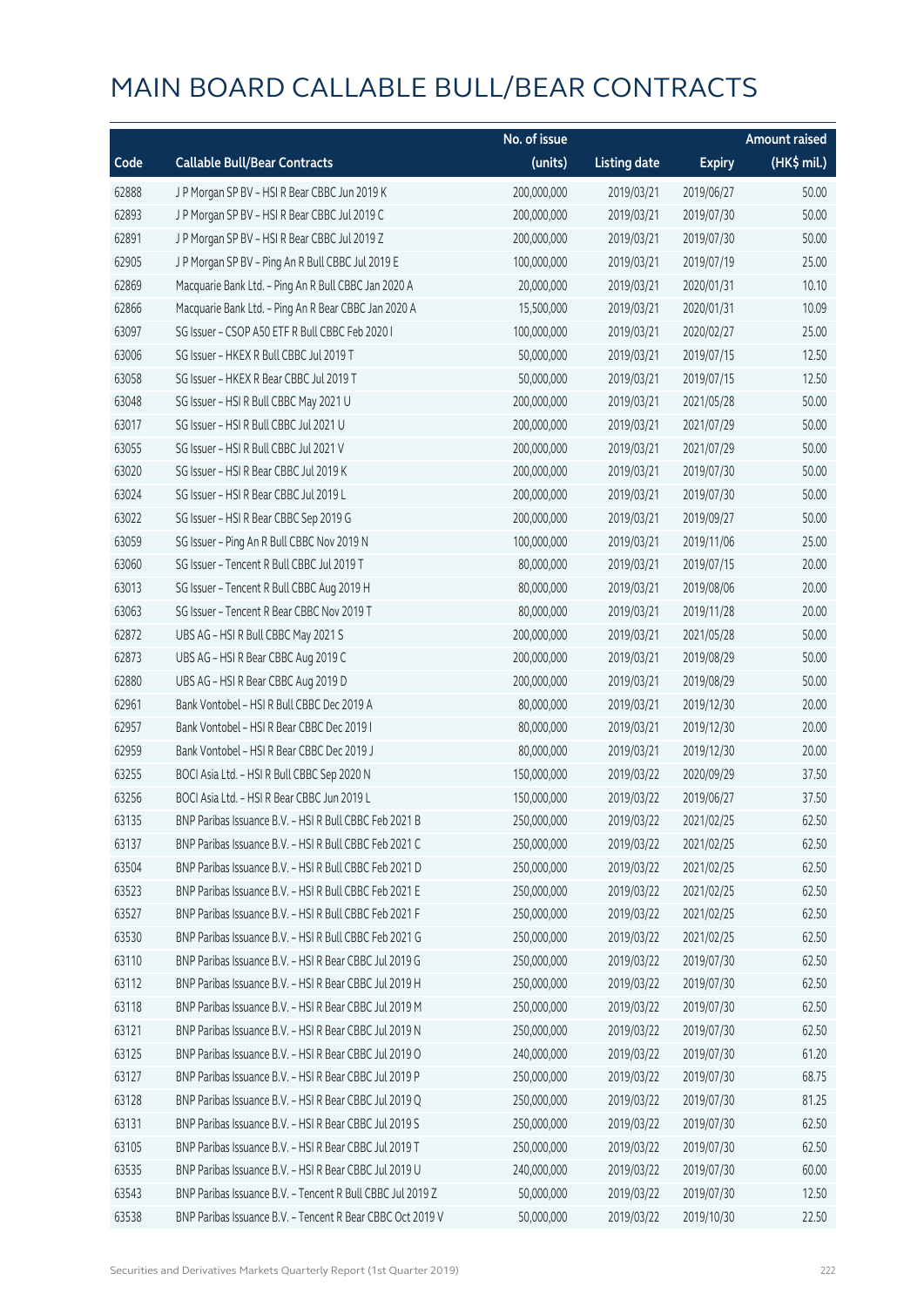# MAIN BOARD CALLABLE BULL/BEAR CONTRACTS

| Code | Callable Bull/Bear Contracts | No. of issue (units) | Listing date | Expiry | Amount raised (HK$ mil.) |
|---|---|---|---|---|---|
| 62888 | J P Morgan SP BV – HSI R Bear CBBC Jun 2019 K | 200,000,000 | 2019/03/21 | 2019/06/27 | 50.00 |
| 62893 | J P Morgan SP BV – HSI R Bear CBBC Jul 2019 C | 200,000,000 | 2019/03/21 | 2019/07/30 | 50.00 |
| 62891 | J P Morgan SP BV – HSI R Bear CBBC Jul 2019 Z | 200,000,000 | 2019/03/21 | 2019/07/30 | 50.00 |
| 62905 | J P Morgan SP BV – Ping An R Bull CBBC Jul 2019 E | 100,000,000 | 2019/03/21 | 2019/07/19 | 25.00 |
| 62869 | Macquarie Bank Ltd. – Ping An R Bull CBBC Jan 2020 A | 20,000,000 | 2019/03/21 | 2020/01/31 | 10.10 |
| 62866 | Macquarie Bank Ltd. – Ping An R Bear CBBC Jan 2020 A | 15,500,000 | 2019/03/21 | 2020/01/31 | 10.09 |
| 63097 | SG Issuer – CSOP A50 ETF R Bull CBBC Feb 2020 I | 100,000,000 | 2019/03/21 | 2020/02/27 | 25.00 |
| 63006 | SG Issuer – HKEX R Bull CBBC Jul 2019 T | 50,000,000 | 2019/03/21 | 2019/07/15 | 12.50 |
| 63058 | SG Issuer – HKEX R Bear CBBC Jul 2019 T | 50,000,000 | 2019/03/21 | 2019/07/15 | 12.50 |
| 63048 | SG Issuer – HSI R Bull CBBC May 2021 U | 200,000,000 | 2019/03/21 | 2021/05/28 | 50.00 |
| 63017 | SG Issuer – HSI R Bull CBBC Jul 2021 U | 200,000,000 | 2019/03/21 | 2021/07/29 | 50.00 |
| 63055 | SG Issuer – HSI R Bull CBBC Jul 2021 V | 200,000,000 | 2019/03/21 | 2021/07/29 | 50.00 |
| 63020 | SG Issuer – HSI R Bear CBBC Jul 2019 K | 200,000,000 | 2019/03/21 | 2019/07/30 | 50.00 |
| 63024 | SG Issuer – HSI R Bear CBBC Jul 2019 L | 200,000,000 | 2019/03/21 | 2019/07/30 | 50.00 |
| 63022 | SG Issuer – HSI R Bear CBBC Sep 2019 G | 200,000,000 | 2019/03/21 | 2019/09/27 | 50.00 |
| 63059 | SG Issuer – Ping An R Bull CBBC Nov 2019 N | 100,000,000 | 2019/03/21 | 2019/11/06 | 25.00 |
| 63060 | SG Issuer – Tencent R Bull CBBC Jul 2019 T | 80,000,000 | 2019/03/21 | 2019/07/15 | 20.00 |
| 63013 | SG Issuer – Tencent R Bull CBBC Aug 2019 H | 80,000,000 | 2019/03/21 | 2019/08/06 | 20.00 |
| 63063 | SG Issuer – Tencent R Bear CBBC Nov 2019 T | 80,000,000 | 2019/03/21 | 2019/11/28 | 20.00 |
| 62872 | UBS AG – HSI R Bull CBBC May 2021 S | 200,000,000 | 2019/03/21 | 2021/05/28 | 50.00 |
| 62873 | UBS AG – HSI R Bear CBBC Aug 2019 C | 200,000,000 | 2019/03/21 | 2019/08/29 | 50.00 |
| 62880 | UBS AG – HSI R Bear CBBC Aug 2019 D | 200,000,000 | 2019/03/21 | 2019/08/29 | 50.00 |
| 62961 | Bank Vontobel – HSI R Bull CBBC Dec 2019 A | 80,000,000 | 2019/03/21 | 2019/12/30 | 20.00 |
| 62957 | Bank Vontobel – HSI R Bear CBBC Dec 2019 I | 80,000,000 | 2019/03/21 | 2019/12/30 | 20.00 |
| 62959 | Bank Vontobel – HSI R Bear CBBC Dec 2019 J | 80,000,000 | 2019/03/21 | 2019/12/30 | 20.00 |
| 63255 | BOCI Asia Ltd. – HSI R Bull CBBC Sep 2020 N | 150,000,000 | 2019/03/22 | 2020/09/29 | 37.50 |
| 63256 | BOCI Asia Ltd. – HSI R Bear CBBC Jun 2019 L | 150,000,000 | 2019/03/22 | 2019/06/27 | 37.50 |
| 63135 | BNP Paribas Issuance B.V. – HSI R Bull CBBC Feb 2021 B | 250,000,000 | 2019/03/22 | 2021/02/25 | 62.50 |
| 63137 | BNP Paribas Issuance B.V. – HSI R Bull CBBC Feb 2021 C | 250,000,000 | 2019/03/22 | 2021/02/25 | 62.50 |
| 63504 | BNP Paribas Issuance B.V. – HSI R Bull CBBC Feb 2021 D | 250,000,000 | 2019/03/22 | 2021/02/25 | 62.50 |
| 63523 | BNP Paribas Issuance B.V. – HSI R Bull CBBC Feb 2021 E | 250,000,000 | 2019/03/22 | 2021/02/25 | 62.50 |
| 63527 | BNP Paribas Issuance B.V. – HSI R Bull CBBC Feb 2021 F | 250,000,000 | 2019/03/22 | 2021/02/25 | 62.50 |
| 63530 | BNP Paribas Issuance B.V. – HSI R Bull CBBC Feb 2021 G | 250,000,000 | 2019/03/22 | 2021/02/25 | 62.50 |
| 63110 | BNP Paribas Issuance B.V. – HSI R Bear CBBC Jul 2019 G | 250,000,000 | 2019/03/22 | 2019/07/30 | 62.50 |
| 63112 | BNP Paribas Issuance B.V. – HSI R Bear CBBC Jul 2019 H | 250,000,000 | 2019/03/22 | 2019/07/30 | 62.50 |
| 63118 | BNP Paribas Issuance B.V. – HSI R Bear CBBC Jul 2019 M | 250,000,000 | 2019/03/22 | 2019/07/30 | 62.50 |
| 63121 | BNP Paribas Issuance B.V. – HSI R Bear CBBC Jul 2019 N | 250,000,000 | 2019/03/22 | 2019/07/30 | 62.50 |
| 63125 | BNP Paribas Issuance B.V. – HSI R Bear CBBC Jul 2019 O | 240,000,000 | 2019/03/22 | 2019/07/30 | 61.20 |
| 63127 | BNP Paribas Issuance B.V. – HSI R Bear CBBC Jul 2019 P | 250,000,000 | 2019/03/22 | 2019/07/30 | 68.75 |
| 63128 | BNP Paribas Issuance B.V. – HSI R Bear CBBC Jul 2019 Q | 250,000,000 | 2019/03/22 | 2019/07/30 | 81.25 |
| 63131 | BNP Paribas Issuance B.V. – HSI R Bear CBBC Jul 2019 S | 250,000,000 | 2019/03/22 | 2019/07/30 | 62.50 |
| 63105 | BNP Paribas Issuance B.V. – HSI R Bear CBBC Jul 2019 T | 250,000,000 | 2019/03/22 | 2019/07/30 | 62.50 |
| 63535 | BNP Paribas Issuance B.V. – HSI R Bear CBBC Jul 2019 U | 240,000,000 | 2019/03/22 | 2019/07/30 | 60.00 |
| 63543 | BNP Paribas Issuance B.V. – Tencent R Bull CBBC Jul 2019 Z | 50,000,000 | 2019/03/22 | 2019/07/30 | 12.50 |
| 63538 | BNP Paribas Issuance B.V. – Tencent R Bear CBBC Oct 2019 V | 50,000,000 | 2019/03/22 | 2019/10/30 | 22.50 |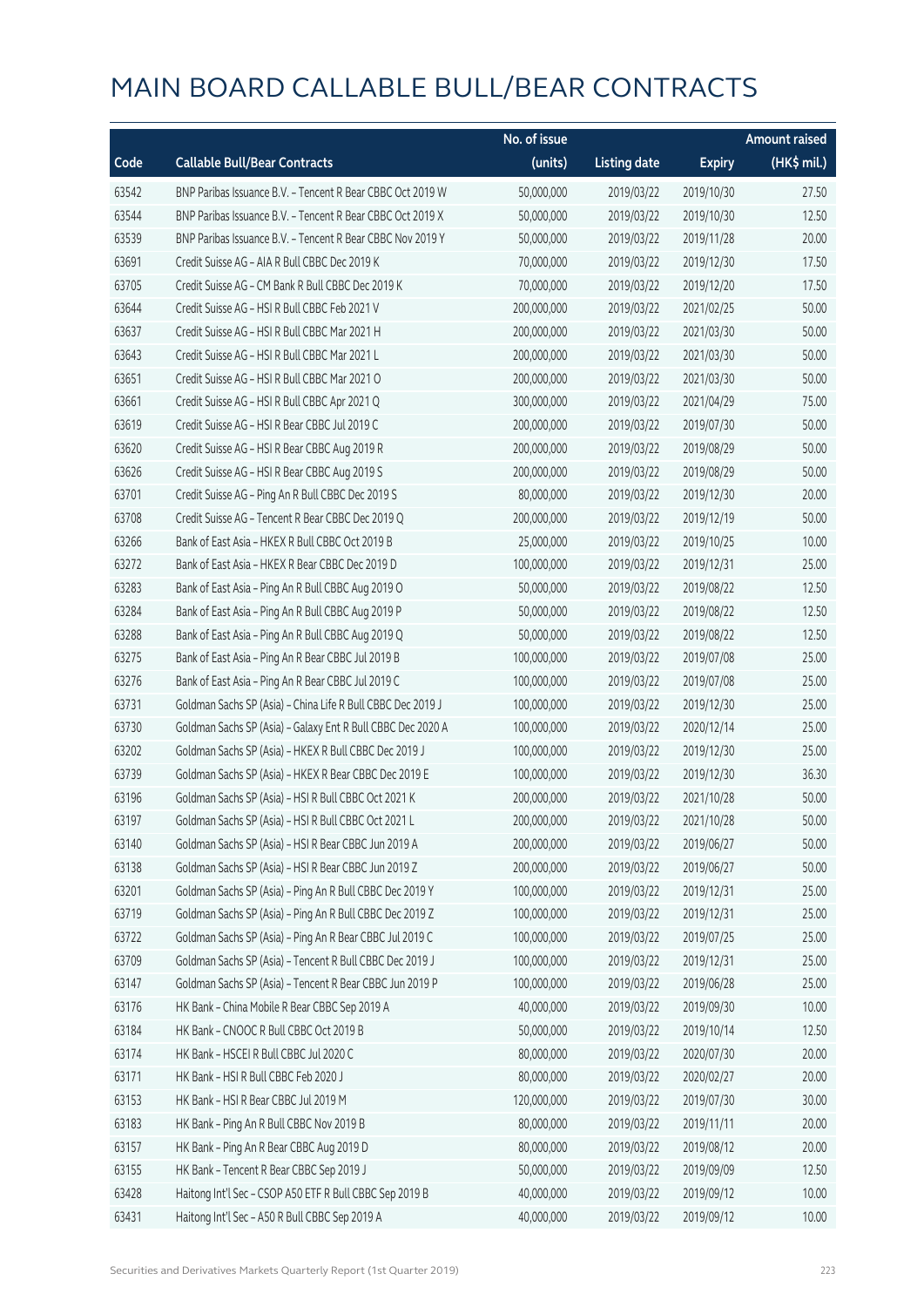# MAIN BOARD CALLABLE BULL/BEAR CONTRACTS

| Code | Callable Bull/Bear Contracts | No. of issue (units) | Listing date | Expiry | Amount raised (HK$ mil.) |
|---|---|---|---|---|---|
| 63542 | BNP Paribas Issuance B.V. – Tencent R Bear CBBC Oct 2019 W | 50,000,000 | 2019/03/22 | 2019/10/30 | 27.50 |
| 63544 | BNP Paribas Issuance B.V. – Tencent R Bear CBBC Oct 2019 X | 50,000,000 | 2019/03/22 | 2019/10/30 | 12.50 |
| 63539 | BNP Paribas Issuance B.V. – Tencent R Bear CBBC Nov 2019 Y | 50,000,000 | 2019/03/22 | 2019/11/28 | 20.00 |
| 63691 | Credit Suisse AG – AIA R Bull CBBC Dec 2019 K | 70,000,000 | 2019/03/22 | 2019/12/30 | 17.50 |
| 63705 | Credit Suisse AG – CM Bank R Bull CBBC Dec 2019 K | 70,000,000 | 2019/03/22 | 2019/12/20 | 17.50 |
| 63644 | Credit Suisse AG – HSI R Bull CBBC Feb 2021 V | 200,000,000 | 2019/03/22 | 2021/02/25 | 50.00 |
| 63637 | Credit Suisse AG – HSI R Bull CBBC Mar 2021 H | 200,000,000 | 2019/03/22 | 2021/03/30 | 50.00 |
| 63643 | Credit Suisse AG – HSI R Bull CBBC Mar 2021 L | 200,000,000 | 2019/03/22 | 2021/03/30 | 50.00 |
| 63651 | Credit Suisse AG – HSI R Bull CBBC Mar 2021 O | 200,000,000 | 2019/03/22 | 2021/03/30 | 50.00 |
| 63661 | Credit Suisse AG – HSI R Bull CBBC Apr 2021 Q | 300,000,000 | 2019/03/22 | 2021/04/29 | 75.00 |
| 63619 | Credit Suisse AG – HSI R Bear CBBC Jul 2019 C | 200,000,000 | 2019/03/22 | 2019/07/30 | 50.00 |
| 63620 | Credit Suisse AG – HSI R Bear CBBC Aug 2019 R | 200,000,000 | 2019/03/22 | 2019/08/29 | 50.00 |
| 63626 | Credit Suisse AG – HSI R Bear CBBC Aug 2019 S | 200,000,000 | 2019/03/22 | 2019/08/29 | 50.00 |
| 63701 | Credit Suisse AG – Ping An R Bull CBBC Dec 2019 S | 80,000,000 | 2019/03/22 | 2019/12/30 | 20.00 |
| 63708 | Credit Suisse AG – Tencent R Bear CBBC Dec 2019 Q | 200,000,000 | 2019/03/22 | 2019/12/19 | 50.00 |
| 63266 | Bank of East Asia – HKEX R Bull CBBC Oct 2019 B | 25,000,000 | 2019/03/22 | 2019/10/25 | 10.00 |
| 63272 | Bank of East Asia – HKEX R Bear CBBC Dec 2019 D | 100,000,000 | 2019/03/22 | 2019/12/31 | 25.00 |
| 63283 | Bank of East Asia – Ping An R Bull CBBC Aug 2019 O | 50,000,000 | 2019/03/22 | 2019/08/22 | 12.50 |
| 63284 | Bank of East Asia – Ping An R Bull CBBC Aug 2019 P | 50,000,000 | 2019/03/22 | 2019/08/22 | 12.50 |
| 63288 | Bank of East Asia – Ping An R Bull CBBC Aug 2019 Q | 50,000,000 | 2019/03/22 | 2019/08/22 | 12.50 |
| 63275 | Bank of East Asia – Ping An R Bear CBBC Jul 2019 B | 100,000,000 | 2019/03/22 | 2019/07/08 | 25.00 |
| 63276 | Bank of East Asia – Ping An R Bear CBBC Jul 2019 C | 100,000,000 | 2019/03/22 | 2019/07/08 | 25.00 |
| 63731 | Goldman Sachs SP (Asia) – China Life R Bull CBBC Dec 2019 J | 100,000,000 | 2019/03/22 | 2019/12/30 | 25.00 |
| 63730 | Goldman Sachs SP (Asia) – Galaxy Ent R Bull CBBC Dec 2020 A | 100,000,000 | 2019/03/22 | 2020/12/14 | 25.00 |
| 63202 | Goldman Sachs SP (Asia) – HKEX R Bull CBBC Dec 2019 J | 100,000,000 | 2019/03/22 | 2019/12/30 | 25.00 |
| 63739 | Goldman Sachs SP (Asia) – HKEX R Bear CBBC Dec 2019 E | 100,000,000 | 2019/03/22 | 2019/12/30 | 36.30 |
| 63196 | Goldman Sachs SP (Asia) – HSI R Bull CBBC Oct 2021 K | 200,000,000 | 2019/03/22 | 2021/10/28 | 50.00 |
| 63197 | Goldman Sachs SP (Asia) – HSI R Bull CBBC Oct 2021 L | 200,000,000 | 2019/03/22 | 2021/10/28 | 50.00 |
| 63140 | Goldman Sachs SP (Asia) – HSI R Bear CBBC Jun 2019 A | 200,000,000 | 2019/03/22 | 2019/06/27 | 50.00 |
| 63138 | Goldman Sachs SP (Asia) – HSI R Bear CBBC Jun 2019 Z | 200,000,000 | 2019/03/22 | 2019/06/27 | 50.00 |
| 63201 | Goldman Sachs SP (Asia) – Ping An R Bull CBBC Dec 2019 Y | 100,000,000 | 2019/03/22 | 2019/12/31 | 25.00 |
| 63719 | Goldman Sachs SP (Asia) – Ping An R Bull CBBC Dec 2019 Z | 100,000,000 | 2019/03/22 | 2019/12/31 | 25.00 |
| 63722 | Goldman Sachs SP (Asia) – Ping An R Bear CBBC Jul 2019 C | 100,000,000 | 2019/03/22 | 2019/07/25 | 25.00 |
| 63709 | Goldman Sachs SP (Asia) – Tencent R Bull CBBC Dec 2019 J | 100,000,000 | 2019/03/22 | 2019/12/31 | 25.00 |
| 63147 | Goldman Sachs SP (Asia) – Tencent R Bear CBBC Jun 2019 P | 100,000,000 | 2019/03/22 | 2019/06/28 | 25.00 |
| 63176 | HK Bank – China Mobile R Bear CBBC Sep 2019 A | 40,000,000 | 2019/03/22 | 2019/09/30 | 10.00 |
| 63184 | HK Bank – CNOOC R Bull CBBC Oct 2019 B | 50,000,000 | 2019/03/22 | 2019/10/14 | 12.50 |
| 63174 | HK Bank – HSCEI R Bull CBBC Jul 2020 C | 80,000,000 | 2019/03/22 | 2020/07/30 | 20.00 |
| 63171 | HK Bank – HSI R Bull CBBC Feb 2020 J | 80,000,000 | 2019/03/22 | 2020/02/27 | 20.00 |
| 63153 | HK Bank – HSI R Bear CBBC Jul 2019 M | 120,000,000 | 2019/03/22 | 2019/07/30 | 30.00 |
| 63183 | HK Bank – Ping An R Bull CBBC Nov 2019 B | 80,000,000 | 2019/03/22 | 2019/11/11 | 20.00 |
| 63157 | HK Bank – Ping An R Bear CBBC Aug 2019 D | 80,000,000 | 2019/03/22 | 2019/08/12 | 20.00 |
| 63155 | HK Bank – Tencent R Bear CBBC Sep 2019 J | 50,000,000 | 2019/03/22 | 2019/09/09 | 12.50 |
| 63428 | Haitong Int'l Sec – CSOP A50 ETF R Bull CBBC Sep 2019 B | 40,000,000 | 2019/03/22 | 2019/09/12 | 10.00 |
| 63431 | Haitong Int'l Sec – A50 R Bull CBBC Sep 2019 A | 40,000,000 | 2019/03/22 | 2019/09/12 | 10.00 |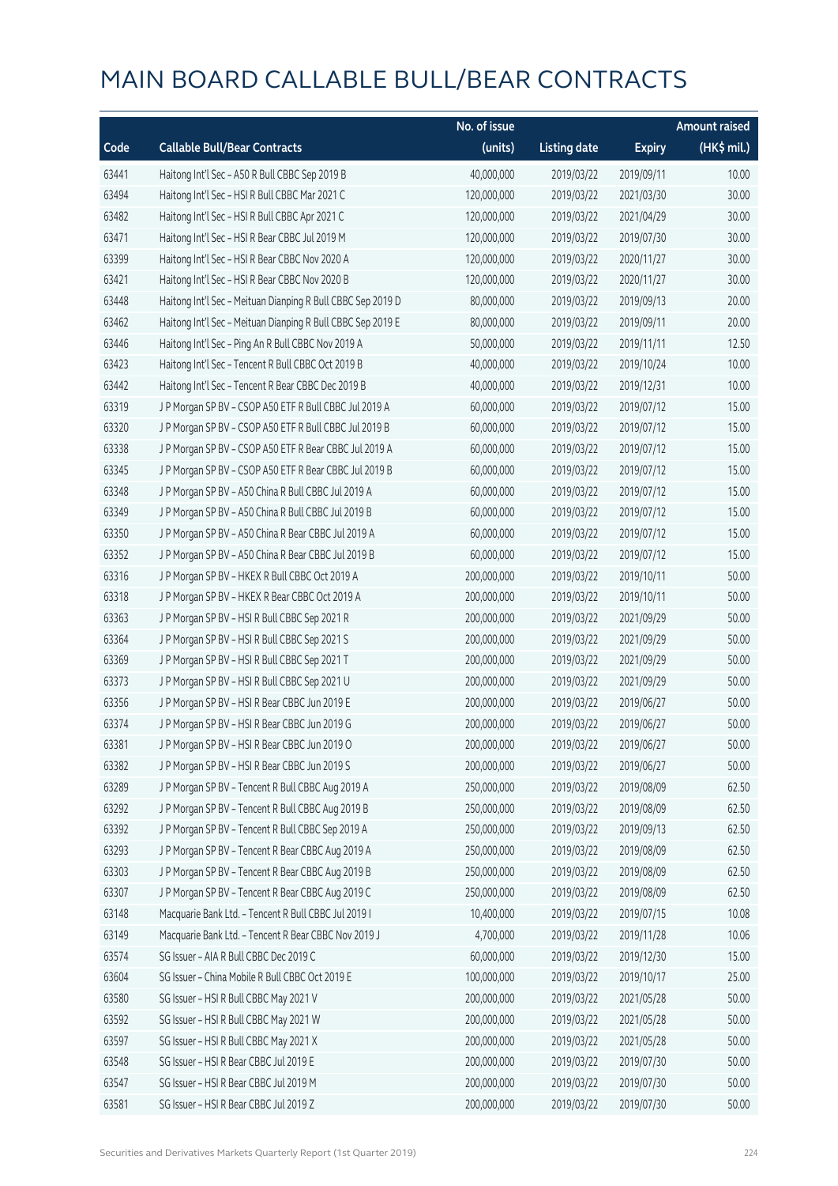# MAIN BOARD CALLABLE BULL/BEAR CONTRACTS

| Code | Callable Bull/Bear Contracts | No. of issue (units) | Listing date | Expiry | Amount raised (HK$ mil.) |
|---|---|---|---|---|---|
| 63441 | Haitong Int'l Sec – A50 R Bull CBBC Sep 2019 B | 40,000,000 | 2019/03/22 | 2019/09/11 | 10.00 |
| 63494 | Haitong Int'l Sec – HSI R Bull CBBC Mar 2021 C | 120,000,000 | 2019/03/22 | 2021/03/30 | 30.00 |
| 63482 | Haitong Int'l Sec – HSI R Bull CBBC Apr 2021 C | 120,000,000 | 2019/03/22 | 2021/04/29 | 30.00 |
| 63471 | Haitong Int'l Sec – HSI R Bear CBBC Jul 2019 M | 120,000,000 | 2019/03/22 | 2019/07/30 | 30.00 |
| 63399 | Haitong Int'l Sec – HSI R Bear CBBC Nov 2020 A | 120,000,000 | 2019/03/22 | 2020/11/27 | 30.00 |
| 63421 | Haitong Int'l Sec – HSI R Bear CBBC Nov 2020 B | 120,000,000 | 2019/03/22 | 2020/11/27 | 30.00 |
| 63448 | Haitong Int'l Sec – Meituan Dianping R Bull CBBC Sep 2019 D | 80,000,000 | 2019/03/22 | 2019/09/13 | 20.00 |
| 63462 | Haitong Int'l Sec – Meituan Dianping R Bull CBBC Sep 2019 E | 80,000,000 | 2019/03/22 | 2019/09/11 | 20.00 |
| 63446 | Haitong Int'l Sec – Ping An R Bull CBBC Nov 2019 A | 50,000,000 | 2019/03/22 | 2019/11/11 | 12.50 |
| 63423 | Haitong Int'l Sec – Tencent R Bull CBBC Oct 2019 B | 40,000,000 | 2019/03/22 | 2019/10/24 | 10.00 |
| 63442 | Haitong Int'l Sec – Tencent R Bear CBBC Dec 2019 B | 40,000,000 | 2019/03/22 | 2019/12/31 | 10.00 |
| 63319 | J P Morgan SP BV – CSOP A50 ETF R Bull CBBC Jul 2019 A | 60,000,000 | 2019/03/22 | 2019/07/12 | 15.00 |
| 63320 | J P Morgan SP BV – CSOP A50 ETF R Bull CBBC Jul 2019 B | 60,000,000 | 2019/03/22 | 2019/07/12 | 15.00 |
| 63338 | J P Morgan SP BV – CSOP A50 ETF R Bear CBBC Jul 2019 A | 60,000,000 | 2019/03/22 | 2019/07/12 | 15.00 |
| 63345 | J P Morgan SP BV – CSOP A50 ETF R Bear CBBC Jul 2019 B | 60,000,000 | 2019/03/22 | 2019/07/12 | 15.00 |
| 63348 | J P Morgan SP BV – A50 China R Bull CBBC Jul 2019 A | 60,000,000 | 2019/03/22 | 2019/07/12 | 15.00 |
| 63349 | J P Morgan SP BV – A50 China R Bull CBBC Jul 2019 B | 60,000,000 | 2019/03/22 | 2019/07/12 | 15.00 |
| 63350 | J P Morgan SP BV – A50 China R Bear CBBC Jul 2019 A | 60,000,000 | 2019/03/22 | 2019/07/12 | 15.00 |
| 63352 | J P Morgan SP BV – A50 China R Bear CBBC Jul 2019 B | 60,000,000 | 2019/03/22 | 2019/07/12 | 15.00 |
| 63316 | J P Morgan SP BV – HKEX R Bull CBBC Oct 2019 A | 200,000,000 | 2019/03/22 | 2019/10/11 | 50.00 |
| 63318 | J P Morgan SP BV – HKEX R Bear CBBC Oct 2019 A | 200,000,000 | 2019/03/22 | 2019/10/11 | 50.00 |
| 63363 | J P Morgan SP BV – HSI R Bull CBBC Sep 2021 R | 200,000,000 | 2019/03/22 | 2021/09/29 | 50.00 |
| 63364 | J P Morgan SP BV – HSI R Bull CBBC Sep 2021 S | 200,000,000 | 2019/03/22 | 2021/09/29 | 50.00 |
| 63369 | J P Morgan SP BV – HSI R Bull CBBC Sep 2021 T | 200,000,000 | 2019/03/22 | 2021/09/29 | 50.00 |
| 63373 | J P Morgan SP BV – HSI R Bull CBBC Sep 2021 U | 200,000,000 | 2019/03/22 | 2021/09/29 | 50.00 |
| 63356 | J P Morgan SP BV – HSI R Bear CBBC Jun 2019 E | 200,000,000 | 2019/03/22 | 2019/06/27 | 50.00 |
| 63374 | J P Morgan SP BV – HSI R Bear CBBC Jun 2019 G | 200,000,000 | 2019/03/22 | 2019/06/27 | 50.00 |
| 63381 | J P Morgan SP BV – HSI R Bear CBBC Jun 2019 O | 200,000,000 | 2019/03/22 | 2019/06/27 | 50.00 |
| 63382 | J P Morgan SP BV – HSI R Bear CBBC Jun 2019 S | 200,000,000 | 2019/03/22 | 2019/06/27 | 50.00 |
| 63289 | J P Morgan SP BV – Tencent R Bull CBBC Aug 2019 A | 250,000,000 | 2019/03/22 | 2019/08/09 | 62.50 |
| 63292 | J P Morgan SP BV – Tencent R Bull CBBC Aug 2019 B | 250,000,000 | 2019/03/22 | 2019/08/09 | 62.50 |
| 63392 | J P Morgan SP BV – Tencent R Bull CBBC Sep 2019 A | 250,000,000 | 2019/03/22 | 2019/09/13 | 62.50 |
| 63293 | J P Morgan SP BV – Tencent R Bear CBBC Aug 2019 A | 250,000,000 | 2019/03/22 | 2019/08/09 | 62.50 |
| 63303 | J P Morgan SP BV – Tencent R Bear CBBC Aug 2019 B | 250,000,000 | 2019/03/22 | 2019/08/09 | 62.50 |
| 63307 | J P Morgan SP BV – Tencent R Bear CBBC Aug 2019 C | 250,000,000 | 2019/03/22 | 2019/08/09 | 62.50 |
| 63148 | Macquarie Bank Ltd. – Tencent R Bull CBBC Jul 2019 I | 10,400,000 | 2019/03/22 | 2019/07/15 | 10.08 |
| 63149 | Macquarie Bank Ltd. – Tencent R Bear CBBC Nov 2019 J | 4,700,000 | 2019/03/22 | 2019/11/28 | 10.06 |
| 63574 | SG Issuer – AIA R Bull CBBC Dec 2019 C | 60,000,000 | 2019/03/22 | 2019/12/30 | 15.00 |
| 63604 | SG Issuer – China Mobile R Bull CBBC Oct 2019 E | 100,000,000 | 2019/03/22 | 2019/10/17 | 25.00 |
| 63580 | SG Issuer – HSI R Bull CBBC May 2021 V | 200,000,000 | 2019/03/22 | 2021/05/28 | 50.00 |
| 63592 | SG Issuer – HSI R Bull CBBC May 2021 W | 200,000,000 | 2019/03/22 | 2021/05/28 | 50.00 |
| 63597 | SG Issuer – HSI R Bull CBBC May 2021 X | 200,000,000 | 2019/03/22 | 2021/05/28 | 50.00 |
| 63548 | SG Issuer – HSI R Bear CBBC Jul 2019 E | 200,000,000 | 2019/03/22 | 2019/07/30 | 50.00 |
| 63547 | SG Issuer – HSI R Bear CBBC Jul 2019 M | 200,000,000 | 2019/03/22 | 2019/07/30 | 50.00 |
| 63581 | SG Issuer – HSI R Bear CBBC Jul 2019 Z | 200,000,000 | 2019/03/22 | 2019/07/30 | 50.00 |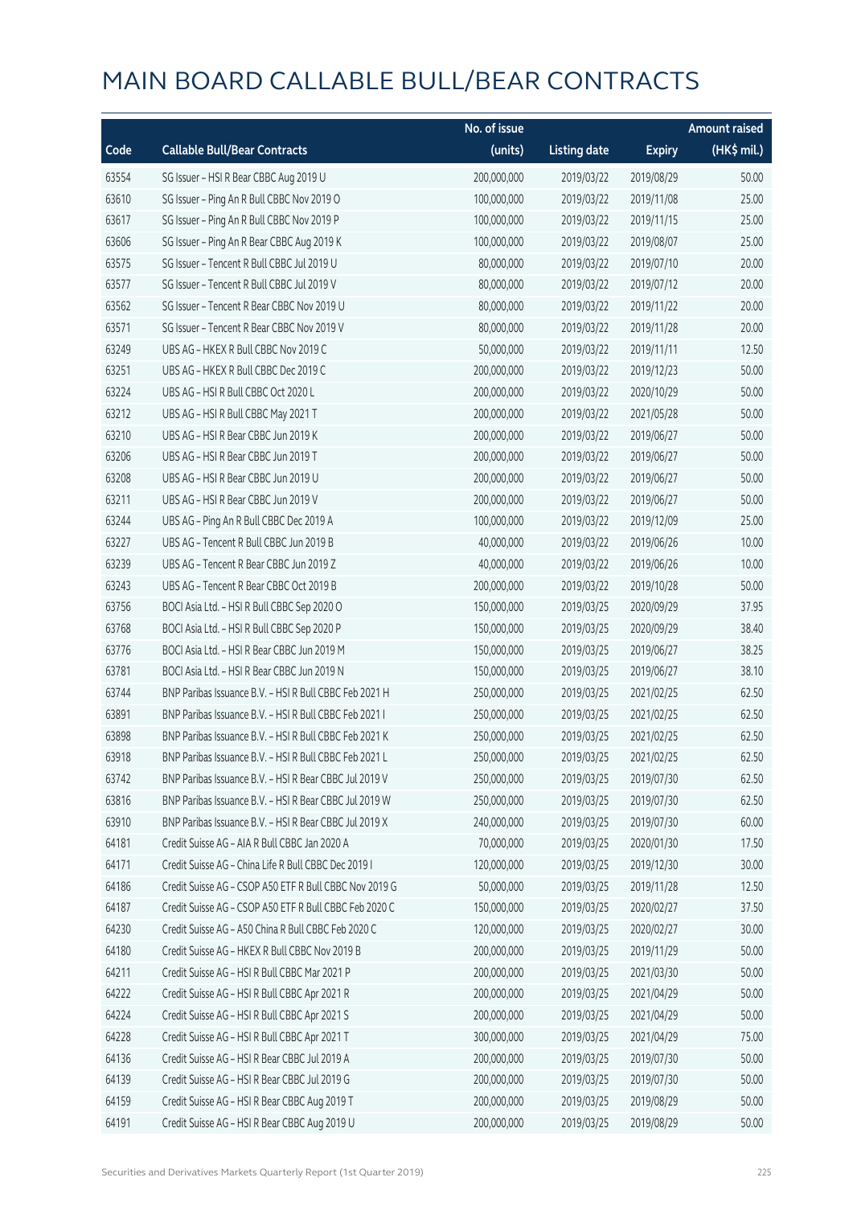# MAIN BOARD CALLABLE BULL/BEAR CONTRACTS

| Code | Callable Bull/Bear Contracts | No. of issue (units) | Listing date | Expiry | Amount raised (HK$ mil.) |
|---|---|---|---|---|---|
| 63554 | SG Issuer – HSI R Bear CBBC Aug 2019 U | 200,000,000 | 2019/03/22 | 2019/08/29 | 50.00 |
| 63610 | SG Issuer – Ping An R Bull CBBC Nov 2019 O | 100,000,000 | 2019/03/22 | 2019/11/08 | 25.00 |
| 63617 | SG Issuer – Ping An R Bull CBBC Nov 2019 P | 100,000,000 | 2019/03/22 | 2019/11/15 | 25.00 |
| 63606 | SG Issuer – Ping An R Bear CBBC Aug 2019 K | 100,000,000 | 2019/03/22 | 2019/08/07 | 25.00 |
| 63575 | SG Issuer – Tencent R Bull CBBC Jul 2019 U | 80,000,000 | 2019/03/22 | 2019/07/10 | 20.00 |
| 63577 | SG Issuer – Tencent R Bull CBBC Jul 2019 V | 80,000,000 | 2019/03/22 | 2019/07/12 | 20.00 |
| 63562 | SG Issuer – Tencent R Bear CBBC Nov 2019 U | 80,000,000 | 2019/03/22 | 2019/11/22 | 20.00 |
| 63571 | SG Issuer – Tencent R Bear CBBC Nov 2019 V | 80,000,000 | 2019/03/22 | 2019/11/28 | 20.00 |
| 63249 | UBS AG – HKEX R Bull CBBC Nov 2019 C | 50,000,000 | 2019/03/22 | 2019/11/11 | 12.50 |
| 63251 | UBS AG – HKEX R Bull CBBC Dec 2019 C | 200,000,000 | 2019/03/22 | 2019/12/23 | 50.00 |
| 63224 | UBS AG – HSI R Bull CBBC Oct 2020 L | 200,000,000 | 2019/03/22 | 2020/10/29 | 50.00 |
| 63212 | UBS AG – HSI R Bull CBBC May 2021 T | 200,000,000 | 2019/03/22 | 2021/05/28 | 50.00 |
| 63210 | UBS AG – HSI R Bear CBBC Jun 2019 K | 200,000,000 | 2019/03/22 | 2019/06/27 | 50.00 |
| 63206 | UBS AG – HSI R Bear CBBC Jun 2019 T | 200,000,000 | 2019/03/22 | 2019/06/27 | 50.00 |
| 63208 | UBS AG – HSI R Bear CBBC Jun 2019 U | 200,000,000 | 2019/03/22 | 2019/06/27 | 50.00 |
| 63211 | UBS AG – HSI R Bear CBBC Jun 2019 V | 200,000,000 | 2019/03/22 | 2019/06/27 | 50.00 |
| 63244 | UBS AG – Ping An R Bull CBBC Dec 2019 A | 100,000,000 | 2019/03/22 | 2019/12/09 | 25.00 |
| 63227 | UBS AG – Tencent R Bull CBBC Jun 2019 B | 40,000,000 | 2019/03/22 | 2019/06/26 | 10.00 |
| 63239 | UBS AG – Tencent R Bear CBBC Jun 2019 Z | 40,000,000 | 2019/03/22 | 2019/06/26 | 10.00 |
| 63243 | UBS AG – Tencent R Bear CBBC Oct 2019 B | 200,000,000 | 2019/03/22 | 2019/10/28 | 50.00 |
| 63756 | BOCI Asia Ltd. – HSI R Bull CBBC Sep 2020 O | 150,000,000 | 2019/03/25 | 2020/09/29 | 37.95 |
| 63768 | BOCI Asia Ltd. – HSI R Bull CBBC Sep 2020 P | 150,000,000 | 2019/03/25 | 2020/09/29 | 38.40 |
| 63776 | BOCI Asia Ltd. – HSI R Bear CBBC Jun 2019 M | 150,000,000 | 2019/03/25 | 2019/06/27 | 38.25 |
| 63781 | BOCI Asia Ltd. – HSI R Bear CBBC Jun 2019 N | 150,000,000 | 2019/03/25 | 2019/06/27 | 38.10 |
| 63744 | BNP Paribas Issuance B.V. – HSI R Bull CBBC Feb 2021 H | 250,000,000 | 2019/03/25 | 2021/02/25 | 62.50 |
| 63891 | BNP Paribas Issuance B.V. – HSI R Bull CBBC Feb 2021 I | 250,000,000 | 2019/03/25 | 2021/02/25 | 62.50 |
| 63898 | BNP Paribas Issuance B.V. – HSI R Bull CBBC Feb 2021 K | 250,000,000 | 2019/03/25 | 2021/02/25 | 62.50 |
| 63918 | BNP Paribas Issuance B.V. – HSI R Bull CBBC Feb 2021 L | 250,000,000 | 2019/03/25 | 2021/02/25 | 62.50 |
| 63742 | BNP Paribas Issuance B.V. – HSI R Bear CBBC Jul 2019 V | 250,000,000 | 2019/03/25 | 2019/07/30 | 62.50 |
| 63816 | BNP Paribas Issuance B.V. – HSI R Bear CBBC Jul 2019 W | 250,000,000 | 2019/03/25 | 2019/07/30 | 62.50 |
| 63910 | BNP Paribas Issuance B.V. – HSI R Bear CBBC Jul 2019 X | 240,000,000 | 2019/03/25 | 2019/07/30 | 60.00 |
| 64181 | Credit Suisse AG – AIA R Bull CBBC Jan 2020 A | 70,000,000 | 2019/03/25 | 2020/01/30 | 17.50 |
| 64171 | Credit Suisse AG – China Life R Bull CBBC Dec 2019 I | 120,000,000 | 2019/03/25 | 2019/12/30 | 30.00 |
| 64186 | Credit Suisse AG – CSOP A50 ETF R Bull CBBC Nov 2019 G | 50,000,000 | 2019/03/25 | 2019/11/28 | 12.50 |
| 64187 | Credit Suisse AG – CSOP A50 ETF R Bull CBBC Feb 2020 C | 150,000,000 | 2019/03/25 | 2020/02/27 | 37.50 |
| 64230 | Credit Suisse AG – A50 China R Bull CBBC Feb 2020 C | 120,000,000 | 2019/03/25 | 2020/02/27 | 30.00 |
| 64180 | Credit Suisse AG – HKEX R Bull CBBC Nov 2019 B | 200,000,000 | 2019/03/25 | 2019/11/29 | 50.00 |
| 64211 | Credit Suisse AG – HSI R Bull CBBC Mar 2021 P | 200,000,000 | 2019/03/25 | 2021/03/30 | 50.00 |
| 64222 | Credit Suisse AG – HSI R Bull CBBC Apr 2021 R | 200,000,000 | 2019/03/25 | 2021/04/29 | 50.00 |
| 64224 | Credit Suisse AG – HSI R Bull CBBC Apr 2021 S | 200,000,000 | 2019/03/25 | 2021/04/29 | 50.00 |
| 64228 | Credit Suisse AG – HSI R Bull CBBC Apr 2021 T | 300,000,000 | 2019/03/25 | 2021/04/29 | 75.00 |
| 64136 | Credit Suisse AG – HSI R Bear CBBC Jul 2019 A | 200,000,000 | 2019/03/25 | 2019/07/30 | 50.00 |
| 64139 | Credit Suisse AG – HSI R Bear CBBC Jul 2019 G | 200,000,000 | 2019/03/25 | 2019/07/30 | 50.00 |
| 64159 | Credit Suisse AG – HSI R Bear CBBC Aug 2019 T | 200,000,000 | 2019/03/25 | 2019/08/29 | 50.00 |
| 64191 | Credit Suisse AG – HSI R Bear CBBC Aug 2019 U | 200,000,000 | 2019/03/25 | 2019/08/29 | 50.00 |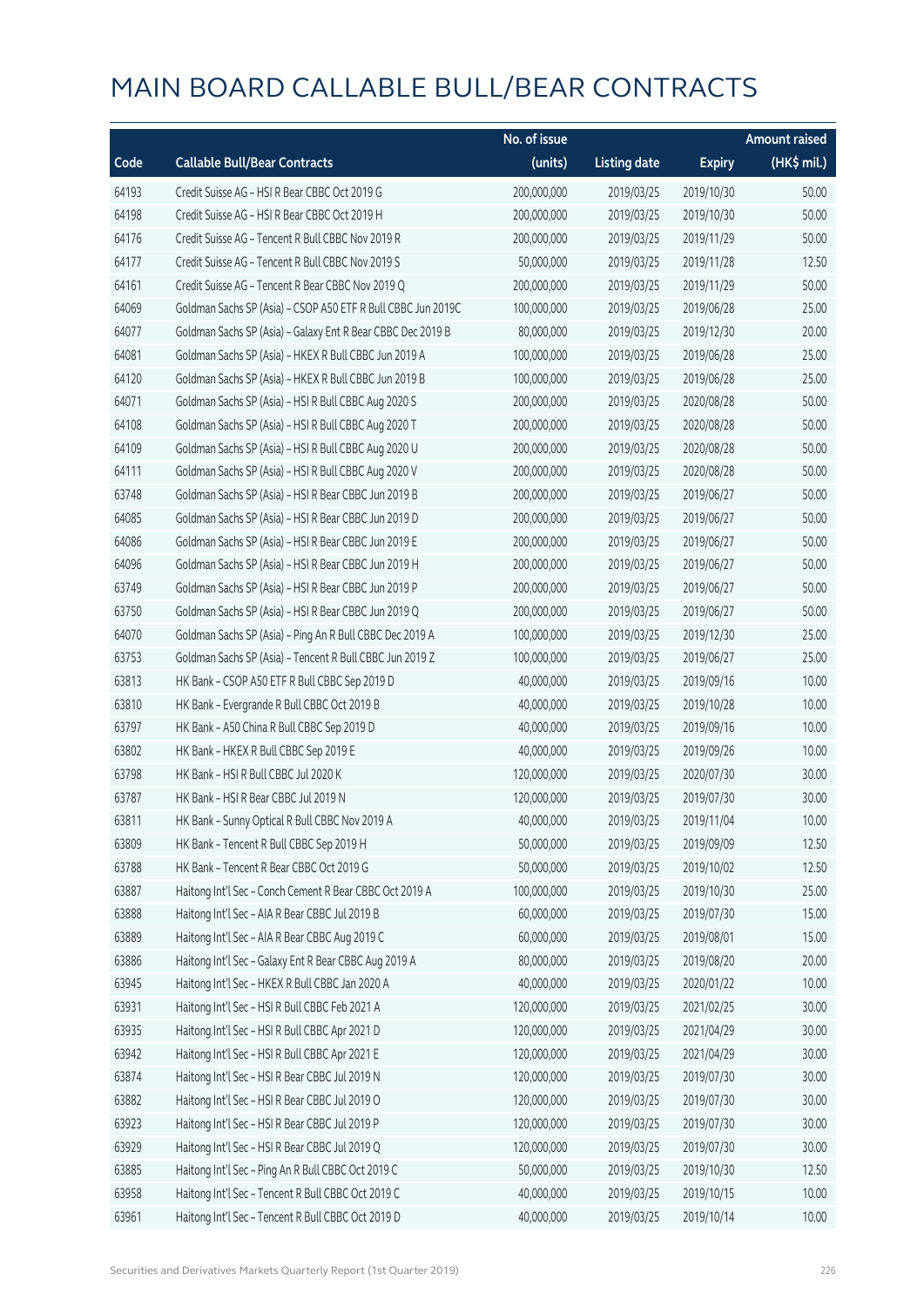# MAIN BOARD CALLABLE BULL/BEAR CONTRACTS

| Code | Callable Bull/Bear Contracts | No. of issue (units) | Listing date | Expiry | Amount raised (HK$ mil.) |
|---|---|---|---|---|---|
| 64193 | Credit Suisse AG – HSI R Bear CBBC Oct 2019 G | 200,000,000 | 2019/03/25 | 2019/10/30 | 50.00 |
| 64198 | Credit Suisse AG – HSI R Bear CBBC Oct 2019 H | 200,000,000 | 2019/03/25 | 2019/10/30 | 50.00 |
| 64176 | Credit Suisse AG – Tencent R Bull CBBC Nov 2019 R | 200,000,000 | 2019/03/25 | 2019/11/29 | 50.00 |
| 64177 | Credit Suisse AG – Tencent R Bull CBBC Nov 2019 S | 50,000,000 | 2019/03/25 | 2019/11/28 | 12.50 |
| 64161 | Credit Suisse AG – Tencent R Bear CBBC Nov 2019 Q | 200,000,000 | 2019/03/25 | 2019/11/29 | 50.00 |
| 64069 | Goldman Sachs SP (Asia) – CSOP A50 ETF R Bull CBBC Jun 2019C | 100,000,000 | 2019/03/25 | 2019/06/28 | 25.00 |
| 64077 | Goldman Sachs SP (Asia) – Galaxy Ent R Bear CBBC Dec 2019 B | 80,000,000 | 2019/03/25 | 2019/12/30 | 20.00 |
| 64081 | Goldman Sachs SP (Asia) – HKEX R Bull CBBC Jun 2019 A | 100,000,000 | 2019/03/25 | 2019/06/28 | 25.00 |
| 64120 | Goldman Sachs SP (Asia) – HKEX R Bull CBBC Jun 2019 B | 100,000,000 | 2019/03/25 | 2019/06/28 | 25.00 |
| 64071 | Goldman Sachs SP (Asia) – HSI R Bull CBBC Aug 2020 S | 200,000,000 | 2019/03/25 | 2020/08/28 | 50.00 |
| 64108 | Goldman Sachs SP (Asia) – HSI R Bull CBBC Aug 2020 T | 200,000,000 | 2019/03/25 | 2020/08/28 | 50.00 |
| 64109 | Goldman Sachs SP (Asia) – HSI R Bull CBBC Aug 2020 U | 200,000,000 | 2019/03/25 | 2020/08/28 | 50.00 |
| 64111 | Goldman Sachs SP (Asia) – HSI R Bull CBBC Aug 2020 V | 200,000,000 | 2019/03/25 | 2020/08/28 | 50.00 |
| 63748 | Goldman Sachs SP (Asia) – HSI R Bear CBBC Jun 2019 B | 200,000,000 | 2019/03/25 | 2019/06/27 | 50.00 |
| 64085 | Goldman Sachs SP (Asia) – HSI R Bear CBBC Jun 2019 D | 200,000,000 | 2019/03/25 | 2019/06/27 | 50.00 |
| 64086 | Goldman Sachs SP (Asia) – HSI R Bear CBBC Jun 2019 E | 200,000,000 | 2019/03/25 | 2019/06/27 | 50.00 |
| 64096 | Goldman Sachs SP (Asia) – HSI R Bear CBBC Jun 2019 H | 200,000,000 | 2019/03/25 | 2019/06/27 | 50.00 |
| 63749 | Goldman Sachs SP (Asia) – HSI R Bear CBBC Jun 2019 P | 200,000,000 | 2019/03/25 | 2019/06/27 | 50.00 |
| 63750 | Goldman Sachs SP (Asia) – HSI R Bear CBBC Jun 2019 Q | 200,000,000 | 2019/03/25 | 2019/06/27 | 50.00 |
| 64070 | Goldman Sachs SP (Asia) – Ping An R Bull CBBC Dec 2019 A | 100,000,000 | 2019/03/25 | 2019/12/30 | 25.00 |
| 63753 | Goldman Sachs SP (Asia) – Tencent R Bull CBBC Jun 2019 Z | 100,000,000 | 2019/03/25 | 2019/06/27 | 25.00 |
| 63813 | HK Bank – CSOP A50 ETF R Bull CBBC Sep 2019 D | 40,000,000 | 2019/03/25 | 2019/09/16 | 10.00 |
| 63810 | HK Bank – Evergrande R Bull CBBC Oct 2019 B | 40,000,000 | 2019/03/25 | 2019/10/28 | 10.00 |
| 63797 | HK Bank – A50 China R Bull CBBC Sep 2019 D | 40,000,000 | 2019/03/25 | 2019/09/16 | 10.00 |
| 63802 | HK Bank – HKEX R Bull CBBC Sep 2019 E | 40,000,000 | 2019/03/25 | 2019/09/26 | 10.00 |
| 63798 | HK Bank – HSI R Bull CBBC Jul 2020 K | 120,000,000 | 2019/03/25 | 2020/07/30 | 30.00 |
| 63787 | HK Bank – HSI R Bear CBBC Jul 2019 N | 120,000,000 | 2019/03/25 | 2019/07/30 | 30.00 |
| 63811 | HK Bank – Sunny Optical R Bull CBBC Nov 2019 A | 40,000,000 | 2019/03/25 | 2019/11/04 | 10.00 |
| 63809 | HK Bank – Tencent R Bull CBBC Sep 2019 H | 50,000,000 | 2019/03/25 | 2019/09/09 | 12.50 |
| 63788 | HK Bank – Tencent R Bear CBBC Oct 2019 G | 50,000,000 | 2019/03/25 | 2019/10/02 | 12.50 |
| 63887 | Haitong Int'l Sec – Conch Cement R Bear CBBC Oct 2019 A | 100,000,000 | 2019/03/25 | 2019/10/30 | 25.00 |
| 63888 | Haitong Int'l Sec – AIA R Bear CBBC Jul 2019 B | 60,000,000 | 2019/03/25 | 2019/07/30 | 15.00 |
| 63889 | Haitong Int'l Sec – AIA R Bear CBBC Aug 2019 C | 60,000,000 | 2019/03/25 | 2019/08/01 | 15.00 |
| 63886 | Haitong Int'l Sec – Galaxy Ent R Bear CBBC Aug 2019 A | 80,000,000 | 2019/03/25 | 2019/08/20 | 20.00 |
| 63945 | Haitong Int'l Sec – HKEX R Bull CBBC Jan 2020 A | 40,000,000 | 2019/03/25 | 2020/01/22 | 10.00 |
| 63931 | Haitong Int'l Sec – HSI R Bull CBBC Feb 2021 A | 120,000,000 | 2019/03/25 | 2021/02/25 | 30.00 |
| 63935 | Haitong Int'l Sec – HSI R Bull CBBC Apr 2021 D | 120,000,000 | 2019/03/25 | 2021/04/29 | 30.00 |
| 63942 | Haitong Int'l Sec – HSI R Bull CBBC Apr 2021 E | 120,000,000 | 2019/03/25 | 2021/04/29 | 30.00 |
| 63874 | Haitong Int'l Sec – HSI R Bear CBBC Jul 2019 N | 120,000,000 | 2019/03/25 | 2019/07/30 | 30.00 |
| 63882 | Haitong Int'l Sec – HSI R Bear CBBC Jul 2019 O | 120,000,000 | 2019/03/25 | 2019/07/30 | 30.00 |
| 63923 | Haitong Int'l Sec – HSI R Bear CBBC Jul 2019 P | 120,000,000 | 2019/03/25 | 2019/07/30 | 30.00 |
| 63929 | Haitong Int'l Sec – HSI R Bear CBBC Jul 2019 Q | 120,000,000 | 2019/03/25 | 2019/07/30 | 30.00 |
| 63885 | Haitong Int'l Sec – Ping An R Bull CBBC Oct 2019 C | 50,000,000 | 2019/03/25 | 2019/10/30 | 12.50 |
| 63958 | Haitong Int'l Sec – Tencent R Bull CBBC Oct 2019 C | 40,000,000 | 2019/03/25 | 2019/10/15 | 10.00 |
| 63961 | Haitong Int'l Sec – Tencent R Bull CBBC Oct 2019 D | 40,000,000 | 2019/03/25 | 2019/10/14 | 10.00 |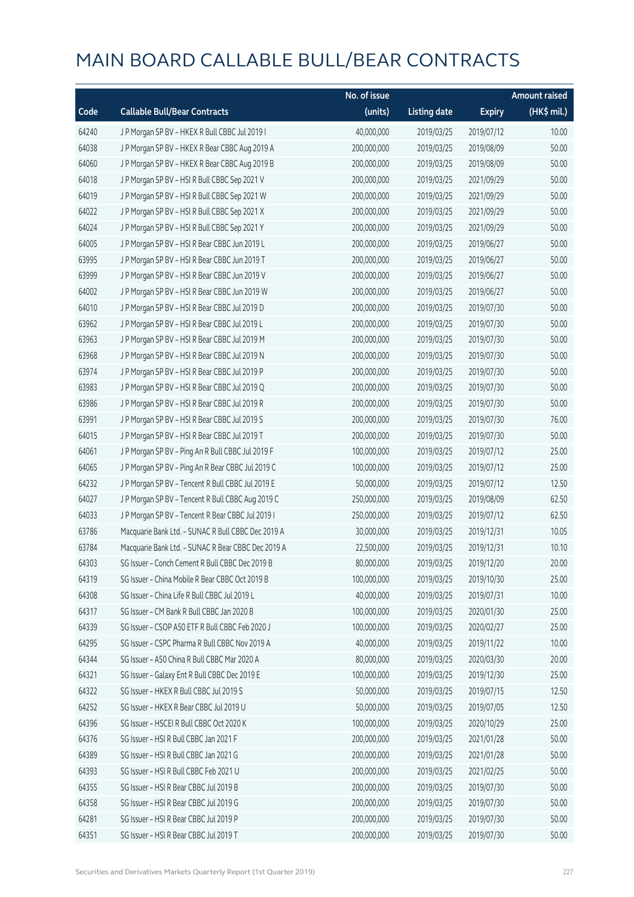# MAIN BOARD CALLABLE BULL/BEAR CONTRACTS

| Code | Callable Bull/Bear Contracts | No. of issue (units) | Listing date | Expiry | Amount raised (HK$ mil.) |
|---|---|---|---|---|---|
| 64240 | J P Morgan SP BV – HKEX R Bull CBBC Jul 2019 I | 40,000,000 | 2019/03/25 | 2019/07/12 | 10.00 |
| 64038 | J P Morgan SP BV – HKEX R Bear CBBC Aug 2019 A | 200,000,000 | 2019/03/25 | 2019/08/09 | 50.00 |
| 64060 | J P Morgan SP BV – HKEX R Bear CBBC Aug 2019 B | 200,000,000 | 2019/03/25 | 2019/08/09 | 50.00 |
| 64018 | J P Morgan SP BV – HSI R Bull CBBC Sep 2021 V | 200,000,000 | 2019/03/25 | 2021/09/29 | 50.00 |
| 64019 | J P Morgan SP BV – HSI R Bull CBBC Sep 2021 W | 200,000,000 | 2019/03/25 | 2021/09/29 | 50.00 |
| 64022 | J P Morgan SP BV – HSI R Bull CBBC Sep 2021 X | 200,000,000 | 2019/03/25 | 2021/09/29 | 50.00 |
| 64024 | J P Morgan SP BV – HSI R Bull CBBC Sep 2021 Y | 200,000,000 | 2019/03/25 | 2021/09/29 | 50.00 |
| 64005 | J P Morgan SP BV – HSI R Bear CBBC Jun 2019 L | 200,000,000 | 2019/03/25 | 2019/06/27 | 50.00 |
| 63995 | J P Morgan SP BV – HSI R Bear CBBC Jun 2019 T | 200,000,000 | 2019/03/25 | 2019/06/27 | 50.00 |
| 63999 | J P Morgan SP BV – HSI R Bear CBBC Jun 2019 V | 200,000,000 | 2019/03/25 | 2019/06/27 | 50.00 |
| 64002 | J P Morgan SP BV – HSI R Bear CBBC Jun 2019 W | 200,000,000 | 2019/03/25 | 2019/06/27 | 50.00 |
| 64010 | J P Morgan SP BV – HSI R Bear CBBC Jul 2019 D | 200,000,000 | 2019/03/25 | 2019/07/30 | 50.00 |
| 63962 | J P Morgan SP BV – HSI R Bear CBBC Jul 2019 L | 200,000,000 | 2019/03/25 | 2019/07/30 | 50.00 |
| 63963 | J P Morgan SP BV – HSI R Bear CBBC Jul 2019 M | 200,000,000 | 2019/03/25 | 2019/07/30 | 50.00 |
| 63968 | J P Morgan SP BV – HSI R Bear CBBC Jul 2019 N | 200,000,000 | 2019/03/25 | 2019/07/30 | 50.00 |
| 63974 | J P Morgan SP BV – HSI R Bear CBBC Jul 2019 P | 200,000,000 | 2019/03/25 | 2019/07/30 | 50.00 |
| 63983 | J P Morgan SP BV – HSI R Bear CBBC Jul 2019 Q | 200,000,000 | 2019/03/25 | 2019/07/30 | 50.00 |
| 63986 | J P Morgan SP BV – HSI R Bear CBBC Jul 2019 R | 200,000,000 | 2019/03/25 | 2019/07/30 | 50.00 |
| 63991 | J P Morgan SP BV – HSI R Bear CBBC Jul 2019 S | 200,000,000 | 2019/03/25 | 2019/07/30 | 76.00 |
| 64015 | J P Morgan SP BV – HSI R Bear CBBC Jul 2019 T | 200,000,000 | 2019/03/25 | 2019/07/30 | 50.00 |
| 64061 | J P Morgan SP BV – Ping An R Bull CBBC Jul 2019 F | 100,000,000 | 2019/03/25 | 2019/07/12 | 25.00 |
| 64065 | J P Morgan SP BV – Ping An R Bear CBBC Jul 2019 C | 100,000,000 | 2019/03/25 | 2019/07/12 | 25.00 |
| 64232 | J P Morgan SP BV – Tencent R Bull CBBC Jul 2019 E | 50,000,000 | 2019/03/25 | 2019/07/12 | 12.50 |
| 64027 | J P Morgan SP BV – Tencent R Bull CBBC Aug 2019 C | 250,000,000 | 2019/03/25 | 2019/08/09 | 62.50 |
| 64033 | J P Morgan SP BV – Tencent R Bear CBBC Jul 2019 I | 250,000,000 | 2019/03/25 | 2019/07/12 | 62.50 |
| 63786 | Macquarie Bank Ltd. – SUNAC R Bull CBBC Dec 2019 A | 30,000,000 | 2019/03/25 | 2019/12/31 | 10.05 |
| 63784 | Macquarie Bank Ltd. – SUNAC R Bear CBBC Dec 2019 A | 22,500,000 | 2019/03/25 | 2019/12/31 | 10.10 |
| 64303 | SG Issuer – Conch Cement R Bull CBBC Dec 2019 B | 80,000,000 | 2019/03/25 | 2019/12/20 | 20.00 |
| 64319 | SG Issuer – China Mobile R Bear CBBC Oct 2019 B | 100,000,000 | 2019/03/25 | 2019/10/30 | 25.00 |
| 64308 | SG Issuer – China Life R Bull CBBC Jul 2019 L | 40,000,000 | 2019/03/25 | 2019/07/31 | 10.00 |
| 64317 | SG Issuer – CM Bank R Bull CBBC Jan 2020 B | 100,000,000 | 2019/03/25 | 2020/01/30 | 25.00 |
| 64339 | SG Issuer – CSOP A50 ETF R Bull CBBC Feb 2020 J | 100,000,000 | 2019/03/25 | 2020/02/27 | 25.00 |
| 64295 | SG Issuer – CSPC Pharma R Bull CBBC Nov 2019 A | 40,000,000 | 2019/03/25 | 2019/11/22 | 10.00 |
| 64344 | SG Issuer – A50 China R Bull CBBC Mar 2020 A | 80,000,000 | 2019/03/25 | 2020/03/30 | 20.00 |
| 64321 | SG Issuer – Galaxy Ent R Bull CBBC Dec 2019 E | 100,000,000 | 2019/03/25 | 2019/12/30 | 25.00 |
| 64322 | SG Issuer – HKEX R Bull CBBC Jul 2019 S | 50,000,000 | 2019/03/25 | 2019/07/15 | 12.50 |
| 64252 | SG Issuer – HKEX R Bear CBBC Jul 2019 U | 50,000,000 | 2019/03/25 | 2019/07/05 | 12.50 |
| 64396 | SG Issuer – HSCEI R Bull CBBC Oct 2020 K | 100,000,000 | 2019/03/25 | 2020/10/29 | 25.00 |
| 64376 | SG Issuer – HSI R Bull CBBC Jan 2021 F | 200,000,000 | 2019/03/25 | 2021/01/28 | 50.00 |
| 64389 | SG Issuer – HSI R Bull CBBC Jan 2021 G | 200,000,000 | 2019/03/25 | 2021/01/28 | 50.00 |
| 64393 | SG Issuer – HSI R Bull CBBC Feb 2021 U | 200,000,000 | 2019/03/25 | 2021/02/25 | 50.00 |
| 64355 | SG Issuer – HSI R Bear CBBC Jul 2019 B | 200,000,000 | 2019/03/25 | 2019/07/30 | 50.00 |
| 64358 | SG Issuer – HSI R Bear CBBC Jul 2019 G | 200,000,000 | 2019/03/25 | 2019/07/30 | 50.00 |
| 64281 | SG Issuer – HSI R Bear CBBC Jul 2019 P | 200,000,000 | 2019/03/25 | 2019/07/30 | 50.00 |
| 64351 | SG Issuer – HSI R Bear CBBC Jul 2019 T | 200,000,000 | 2019/03/25 | 2019/07/30 | 50.00 |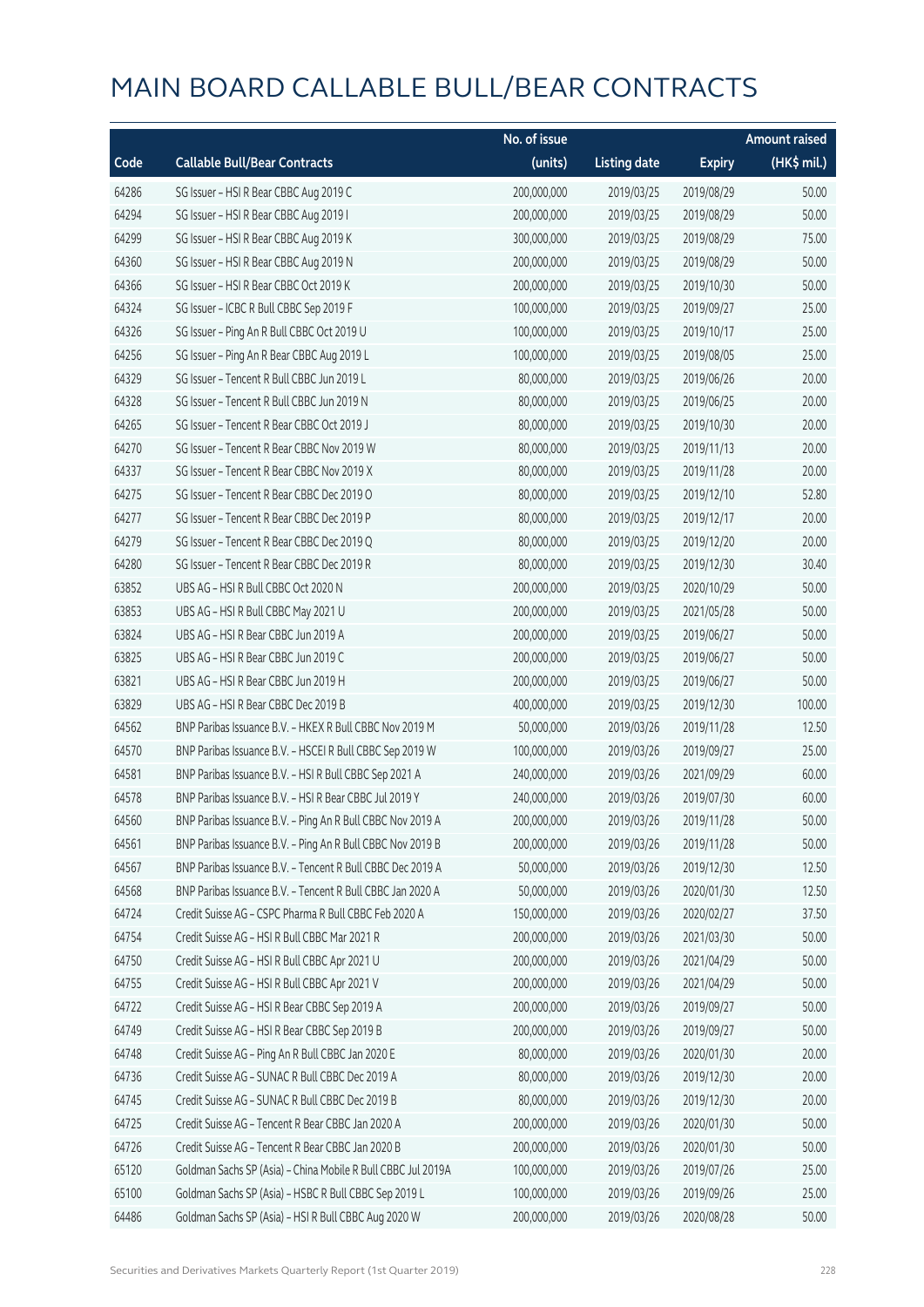# MAIN BOARD CALLABLE BULL/BEAR CONTRACTS

| Code | Callable Bull/Bear Contracts | No. of issue (units) | Listing date | Expiry | Amount raised (HK$ mil.) |
|---|---|---|---|---|---|
| 64286 | SG Issuer – HSI R Bear CBBC Aug 2019 C | 200,000,000 | 2019/03/25 | 2019/08/29 | 50.00 |
| 64294 | SG Issuer – HSI R Bear CBBC Aug 2019 I | 200,000,000 | 2019/03/25 | 2019/08/29 | 50.00 |
| 64299 | SG Issuer – HSI R Bear CBBC Aug 2019 K | 300,000,000 | 2019/03/25 | 2019/08/29 | 75.00 |
| 64360 | SG Issuer – HSI R Bear CBBC Aug 2019 N | 200,000,000 | 2019/03/25 | 2019/08/29 | 50.00 |
| 64366 | SG Issuer – HSI R Bear CBBC Oct 2019 K | 200,000,000 | 2019/03/25 | 2019/10/30 | 50.00 |
| 64324 | SG Issuer – ICBC R Bull CBBC Sep 2019 F | 100,000,000 | 2019/03/25 | 2019/09/27 | 25.00 |
| 64326 | SG Issuer – Ping An R Bull CBBC Oct 2019 U | 100,000,000 | 2019/03/25 | 2019/10/17 | 25.00 |
| 64256 | SG Issuer – Ping An R Bear CBBC Aug 2019 L | 100,000,000 | 2019/03/25 | 2019/08/05 | 25.00 |
| 64329 | SG Issuer – Tencent R Bull CBBC Jun 2019 L | 80,000,000 | 2019/03/25 | 2019/06/26 | 20.00 |
| 64328 | SG Issuer – Tencent R Bull CBBC Jun 2019 N | 80,000,000 | 2019/03/25 | 2019/06/25 | 20.00 |
| 64265 | SG Issuer – Tencent R Bear CBBC Oct 2019 J | 80,000,000 | 2019/03/25 | 2019/10/30 | 20.00 |
| 64270 | SG Issuer – Tencent R Bear CBBC Nov 2019 W | 80,000,000 | 2019/03/25 | 2019/11/13 | 20.00 |
| 64337 | SG Issuer – Tencent R Bear CBBC Nov 2019 X | 80,000,000 | 2019/03/25 | 2019/11/28 | 20.00 |
| 64275 | SG Issuer – Tencent R Bear CBBC Dec 2019 O | 80,000,000 | 2019/03/25 | 2019/12/10 | 52.80 |
| 64277 | SG Issuer – Tencent R Bear CBBC Dec 2019 P | 80,000,000 | 2019/03/25 | 2019/12/17 | 20.00 |
| 64279 | SG Issuer – Tencent R Bear CBBC Dec 2019 Q | 80,000,000 | 2019/03/25 | 2019/12/20 | 20.00 |
| 64280 | SG Issuer – Tencent R Bear CBBC Dec 2019 R | 80,000,000 | 2019/03/25 | 2019/12/30 | 30.40 |
| 63852 | UBS AG – HSI R Bull CBBC Oct 2020 N | 200,000,000 | 2019/03/25 | 2020/10/29 | 50.00 |
| 63853 | UBS AG – HSI R Bull CBBC May 2021 U | 200,000,000 | 2019/03/25 | 2021/05/28 | 50.00 |
| 63824 | UBS AG – HSI R Bear CBBC Jun 2019 A | 200,000,000 | 2019/03/25 | 2019/06/27 | 50.00 |
| 63825 | UBS AG – HSI R Bear CBBC Jun 2019 C | 200,000,000 | 2019/03/25 | 2019/06/27 | 50.00 |
| 63821 | UBS AG – HSI R Bear CBBC Jun 2019 H | 200,000,000 | 2019/03/25 | 2019/06/27 | 50.00 |
| 63829 | UBS AG – HSI R Bear CBBC Dec 2019 B | 400,000,000 | 2019/03/25 | 2019/12/30 | 100.00 |
| 64562 | BNP Paribas Issuance B.V. – HKEX R Bull CBBC Nov 2019 M | 50,000,000 | 2019/03/26 | 2019/11/28 | 12.50 |
| 64570 | BNP Paribas Issuance B.V. – HSCEI R Bull CBBC Sep 2019 W | 100,000,000 | 2019/03/26 | 2019/09/27 | 25.00 |
| 64581 | BNP Paribas Issuance B.V. – HSI R Bull CBBC Sep 2021 A | 240,000,000 | 2019/03/26 | 2021/09/29 | 60.00 |
| 64578 | BNP Paribas Issuance B.V. – HSI R Bear CBBC Jul 2019 Y | 240,000,000 | 2019/03/26 | 2019/07/30 | 60.00 |
| 64560 | BNP Paribas Issuance B.V. – Ping An R Bull CBBC Nov 2019 A | 200,000,000 | 2019/03/26 | 2019/11/28 | 50.00 |
| 64561 | BNP Paribas Issuance B.V. – Ping An R Bull CBBC Nov 2019 B | 200,000,000 | 2019/03/26 | 2019/11/28 | 50.00 |
| 64567 | BNP Paribas Issuance B.V. – Tencent R Bull CBBC Dec 2019 A | 50,000,000 | 2019/03/26 | 2019/12/30 | 12.50 |
| 64568 | BNP Paribas Issuance B.V. – Tencent R Bull CBBC Jan 2020 A | 50,000,000 | 2019/03/26 | 2020/01/30 | 12.50 |
| 64724 | Credit Suisse AG – CSPC Pharma R Bull CBBC Feb 2020 A | 150,000,000 | 2019/03/26 | 2020/02/27 | 37.50 |
| 64754 | Credit Suisse AG – HSI R Bull CBBC Mar 2021 R | 200,000,000 | 2019/03/26 | 2021/03/30 | 50.00 |
| 64750 | Credit Suisse AG – HSI R Bull CBBC Apr 2021 U | 200,000,000 | 2019/03/26 | 2021/04/29 | 50.00 |
| 64755 | Credit Suisse AG – HSI R Bull CBBC Apr 2021 V | 200,000,000 | 2019/03/26 | 2021/04/29 | 50.00 |
| 64722 | Credit Suisse AG – HSI R Bear CBBC Sep 2019 A | 200,000,000 | 2019/03/26 | 2019/09/27 | 50.00 |
| 64749 | Credit Suisse AG – HSI R Bear CBBC Sep 2019 B | 200,000,000 | 2019/03/26 | 2019/09/27 | 50.00 |
| 64748 | Credit Suisse AG – Ping An R Bull CBBC Jan 2020 E | 80,000,000 | 2019/03/26 | 2020/01/30 | 20.00 |
| 64736 | Credit Suisse AG – SUNAC R Bull CBBC Dec 2019 A | 80,000,000 | 2019/03/26 | 2019/12/30 | 20.00 |
| 64745 | Credit Suisse AG – SUNAC R Bull CBBC Dec 2019 B | 80,000,000 | 2019/03/26 | 2019/12/30 | 20.00 |
| 64725 | Credit Suisse AG – Tencent R Bear CBBC Jan 2020 A | 200,000,000 | 2019/03/26 | 2020/01/30 | 50.00 |
| 64726 | Credit Suisse AG – Tencent R Bear CBBC Jan 2020 B | 200,000,000 | 2019/03/26 | 2020/01/30 | 50.00 |
| 65120 | Goldman Sachs SP (Asia) – China Mobile R Bull CBBC Jul 2019A | 100,000,000 | 2019/03/26 | 2019/07/26 | 25.00 |
| 65100 | Goldman Sachs SP (Asia) – HSBC R Bull CBBC Sep 2019 L | 100,000,000 | 2019/03/26 | 2019/09/26 | 25.00 |
| 64486 | Goldman Sachs SP (Asia) – HSI R Bull CBBC Aug 2020 W | 200,000,000 | 2019/03/26 | 2020/08/28 | 50.00 |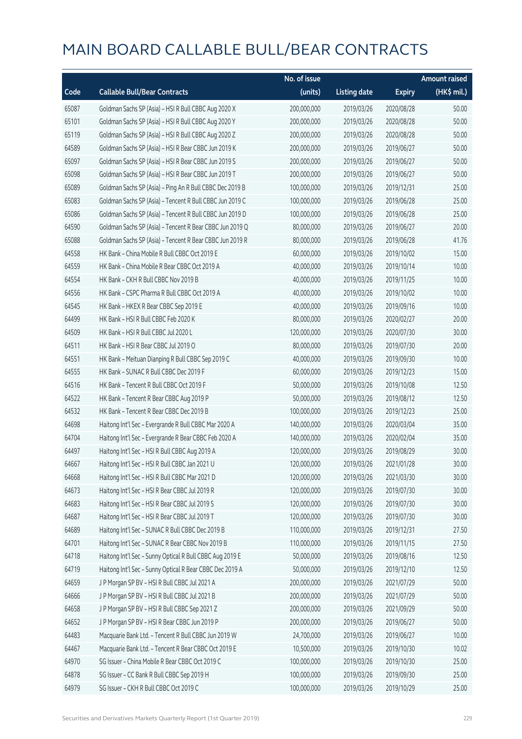# MAIN BOARD CALLABLE BULL/BEAR CONTRACTS

| Code | Callable Bull/Bear Contracts | No. of issue (units) | Listing date | Expiry | Amount raised (HK$ mil.) |
|---|---|---|---|---|---|
| 65087 | Goldman Sachs SP (Asia) – HSI R Bull CBBC Aug 2020 X | 200,000,000 | 2019/03/26 | 2020/08/28 | 50.00 |
| 65101 | Goldman Sachs SP (Asia) – HSI R Bull CBBC Aug 2020 Y | 200,000,000 | 2019/03/26 | 2020/08/28 | 50.00 |
| 65119 | Goldman Sachs SP (Asia) – HSI R Bull CBBC Aug 2020 Z | 200,000,000 | 2019/03/26 | 2020/08/28 | 50.00 |
| 64589 | Goldman Sachs SP (Asia) – HSI R Bear CBBC Jun 2019 K | 200,000,000 | 2019/03/26 | 2019/06/27 | 50.00 |
| 65097 | Goldman Sachs SP (Asia) – HSI R Bear CBBC Jun 2019 S | 200,000,000 | 2019/03/26 | 2019/06/27 | 50.00 |
| 65098 | Goldman Sachs SP (Asia) – HSI R Bear CBBC Jun 2019 T | 200,000,000 | 2019/03/26 | 2019/06/27 | 50.00 |
| 65089 | Goldman Sachs SP (Asia) – Ping An R Bull CBBC Dec 2019 B | 100,000,000 | 2019/03/26 | 2019/12/31 | 25.00 |
| 65083 | Goldman Sachs SP (Asia) – Tencent R Bull CBBC Jun 2019 C | 100,000,000 | 2019/03/26 | 2019/06/28 | 25.00 |
| 65086 | Goldman Sachs SP (Asia) – Tencent R Bull CBBC Jun 2019 D | 100,000,000 | 2019/03/26 | 2019/06/28 | 25.00 |
| 64590 | Goldman Sachs SP (Asia) – Tencent R Bear CBBC Jun 2019 Q | 80,000,000 | 2019/03/26 | 2019/06/27 | 20.00 |
| 65088 | Goldman Sachs SP (Asia) – Tencent R Bear CBBC Jun 2019 R | 80,000,000 | 2019/03/26 | 2019/06/28 | 41.76 |
| 64558 | HK Bank – China Mobile R Bull CBBC Oct 2019 E | 60,000,000 | 2019/03/26 | 2019/10/02 | 15.00 |
| 64559 | HK Bank – China Mobile R Bear CBBC Oct 2019 A | 40,000,000 | 2019/03/26 | 2019/10/14 | 10.00 |
| 64554 | HK Bank – CKH R Bull CBBC Nov 2019 B | 40,000,000 | 2019/03/26 | 2019/11/25 | 10.00 |
| 64556 | HK Bank – CSPC Pharma R Bull CBBC Oct 2019 A | 40,000,000 | 2019/03/26 | 2019/10/02 | 10.00 |
| 64545 | HK Bank – HKEX R Bear CBBC Sep 2019 E | 40,000,000 | 2019/03/26 | 2019/09/16 | 10.00 |
| 64499 | HK Bank – HSI R Bull CBBC Feb 2020 K | 80,000,000 | 2019/03/26 | 2020/02/27 | 20.00 |
| 64509 | HK Bank – HSI R Bull CBBC Jul 2020 L | 120,000,000 | 2019/03/26 | 2020/07/30 | 30.00 |
| 64511 | HK Bank – HSI R Bear CBBC Jul 2019 O | 80,000,000 | 2019/03/26 | 2019/07/30 | 20.00 |
| 64551 | HK Bank – Meituan Dianping R Bull CBBC Sep 2019 C | 40,000,000 | 2019/03/26 | 2019/09/30 | 10.00 |
| 64555 | HK Bank – SUNAC R Bull CBBC Dec 2019 F | 60,000,000 | 2019/03/26 | 2019/12/23 | 15.00 |
| 64516 | HK Bank – Tencent R Bull CBBC Oct 2019 F | 50,000,000 | 2019/03/26 | 2019/10/08 | 12.50 |
| 64522 | HK Bank – Tencent R Bear CBBC Aug 2019 P | 50,000,000 | 2019/03/26 | 2019/08/12 | 12.50 |
| 64532 | HK Bank – Tencent R Bear CBBC Dec 2019 B | 100,000,000 | 2019/03/26 | 2019/12/23 | 25.00 |
| 64698 | Haitong Int'l Sec – Evergrande R Bull CBBC Mar 2020 A | 140,000,000 | 2019/03/26 | 2020/03/04 | 35.00 |
| 64704 | Haitong Int'l Sec – Evergrande R Bear CBBC Feb 2020 A | 140,000,000 | 2019/03/26 | 2020/02/04 | 35.00 |
| 64497 | Haitong Int'l Sec – HSI R Bull CBBC Aug 2019 A | 120,000,000 | 2019/03/26 | 2019/08/29 | 30.00 |
| 64667 | Haitong Int'l Sec – HSI R Bull CBBC Jan 2021 U | 120,000,000 | 2019/03/26 | 2021/01/28 | 30.00 |
| 64668 | Haitong Int'l Sec – HSI R Bull CBBC Mar 2021 D | 120,000,000 | 2019/03/26 | 2021/03/30 | 30.00 |
| 64673 | Haitong Int'l Sec – HSI R Bear CBBC Jul 2019 R | 120,000,000 | 2019/03/26 | 2019/07/30 | 30.00 |
| 64683 | Haitong Int'l Sec – HSI R Bear CBBC Jul 2019 S | 120,000,000 | 2019/03/26 | 2019/07/30 | 30.00 |
| 64687 | Haitong Int'l Sec – HSI R Bear CBBC Jul 2019 T | 120,000,000 | 2019/03/26 | 2019/07/30 | 30.00 |
| 64689 | Haitong Int'l Sec – SUNAC R Bull CBBC Dec 2019 B | 110,000,000 | 2019/03/26 | 2019/12/31 | 27.50 |
| 64701 | Haitong Int'l Sec – SUNAC R Bear CBBC Nov 2019 B | 110,000,000 | 2019/03/26 | 2019/11/15 | 27.50 |
| 64718 | Haitong Int'l Sec – Sunny Optical R Bull CBBC Aug 2019 E | 50,000,000 | 2019/03/26 | 2019/08/16 | 12.50 |
| 64719 | Haitong Int'l Sec – Sunny Optical R Bear CBBC Dec 2019 A | 50,000,000 | 2019/03/26 | 2019/12/10 | 12.50 |
| 64659 | J P Morgan SP BV – HSI R Bull CBBC Jul 2021 A | 200,000,000 | 2019/03/26 | 2021/07/29 | 50.00 |
| 64666 | J P Morgan SP BV – HSI R Bull CBBC Jul 2021 B | 200,000,000 | 2019/03/26 | 2021/07/29 | 50.00 |
| 64658 | J P Morgan SP BV – HSI R Bull CBBC Sep 2021 Z | 200,000,000 | 2019/03/26 | 2021/09/29 | 50.00 |
| 64652 | J P Morgan SP BV – HSI R Bear CBBC Jun 2019 P | 200,000,000 | 2019/03/26 | 2019/06/27 | 50.00 |
| 64483 | Macquarie Bank Ltd. – Tencent R Bull CBBC Jun 2019 W | 24,700,000 | 2019/03/26 | 2019/06/27 | 10.00 |
| 64467 | Macquarie Bank Ltd. – Tencent R Bear CBBC Oct 2019 E | 10,500,000 | 2019/03/26 | 2019/10/30 | 10.02 |
| 64970 | SG Issuer – China Mobile R Bear CBBC Oct 2019 C | 100,000,000 | 2019/03/26 | 2019/10/30 | 25.00 |
| 64878 | SG Issuer – CC Bank R Bull CBBC Sep 2019 H | 100,000,000 | 2019/03/26 | 2019/09/30 | 25.00 |
| 64979 | SG Issuer – CKH R Bull CBBC Oct 2019 C | 100,000,000 | 2019/03/26 | 2019/10/29 | 25.00 |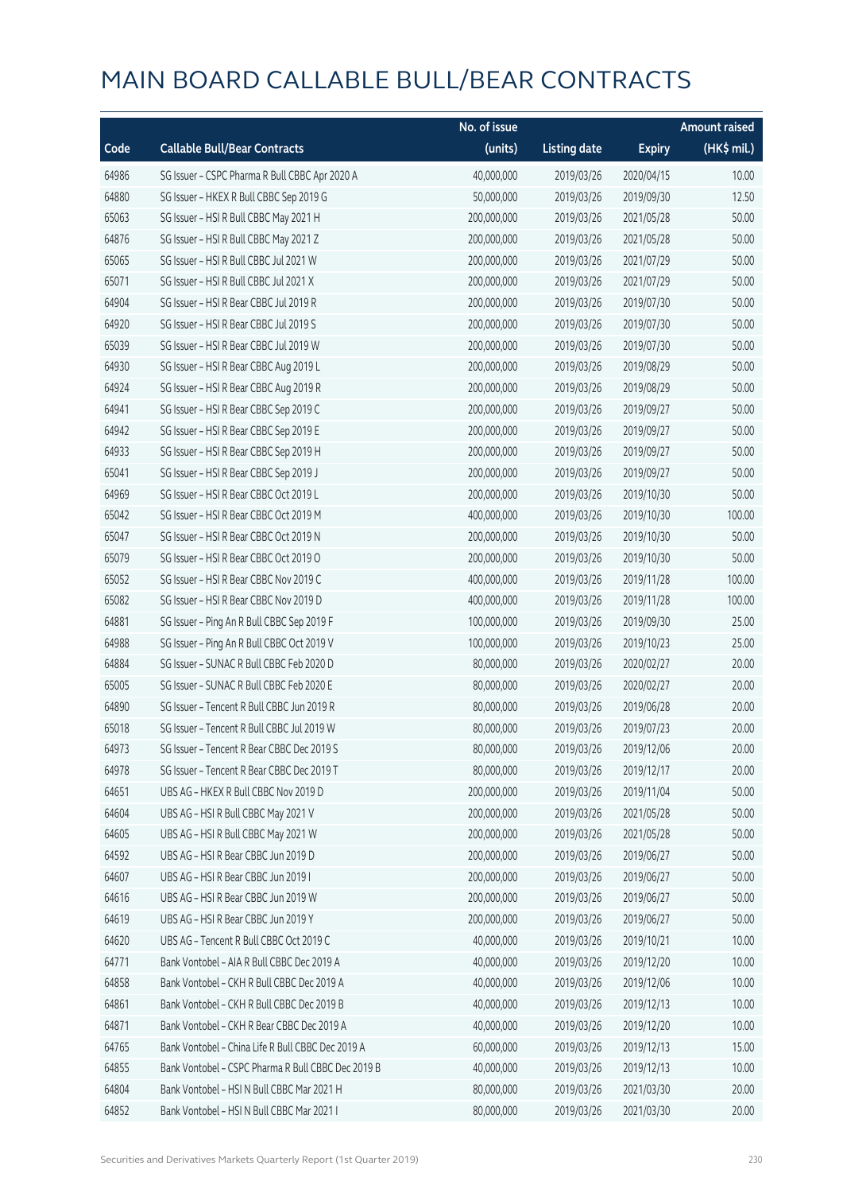# MAIN BOARD CALLABLE BULL/BEAR CONTRACTS

| Code | Callable Bull/Bear Contracts | No. of issue (units) | Listing date | Expiry | Amount raised (HK$ mil.) |
|---|---|---|---|---|---|
| 64986 | SG Issuer – CSPC Pharma R Bull CBBC Apr 2020 A | 40,000,000 | 2019/03/26 | 2020/04/15 | 10.00 |
| 64880 | SG Issuer – HKEX R Bull CBBC Sep 2019 G | 50,000,000 | 2019/03/26 | 2019/09/30 | 12.50 |
| 65063 | SG Issuer – HSI R Bull CBBC May 2021 H | 200,000,000 | 2019/03/26 | 2021/05/28 | 50.00 |
| 64876 | SG Issuer – HSI R Bull CBBC May 2021 Z | 200,000,000 | 2019/03/26 | 2021/05/28 | 50.00 |
| 65065 | SG Issuer – HSI R Bull CBBC Jul 2021 W | 200,000,000 | 2019/03/26 | 2021/07/29 | 50.00 |
| 65071 | SG Issuer – HSI R Bull CBBC Jul 2021 X | 200,000,000 | 2019/03/26 | 2021/07/29 | 50.00 |
| 64904 | SG Issuer – HSI R Bear CBBC Jul 2019 R | 200,000,000 | 2019/03/26 | 2019/07/30 | 50.00 |
| 64920 | SG Issuer – HSI R Bear CBBC Jul 2019 S | 200,000,000 | 2019/03/26 | 2019/07/30 | 50.00 |
| 65039 | SG Issuer – HSI R Bear CBBC Jul 2019 W | 200,000,000 | 2019/03/26 | 2019/07/30 | 50.00 |
| 64930 | SG Issuer – HSI R Bear CBBC Aug 2019 L | 200,000,000 | 2019/03/26 | 2019/08/29 | 50.00 |
| 64924 | SG Issuer – HSI R Bear CBBC Aug 2019 R | 200,000,000 | 2019/03/26 | 2019/08/29 | 50.00 |
| 64941 | SG Issuer – HSI R Bear CBBC Sep 2019 C | 200,000,000 | 2019/03/26 | 2019/09/27 | 50.00 |
| 64942 | SG Issuer – HSI R Bear CBBC Sep 2019 E | 200,000,000 | 2019/03/26 | 2019/09/27 | 50.00 |
| 64933 | SG Issuer – HSI R Bear CBBC Sep 2019 H | 200,000,000 | 2019/03/26 | 2019/09/27 | 50.00 |
| 65041 | SG Issuer – HSI R Bear CBBC Sep 2019 J | 200,000,000 | 2019/03/26 | 2019/09/27 | 50.00 |
| 64969 | SG Issuer – HSI R Bear CBBC Oct 2019 L | 200,000,000 | 2019/03/26 | 2019/10/30 | 50.00 |
| 65042 | SG Issuer – HSI R Bear CBBC Oct 2019 M | 400,000,000 | 2019/03/26 | 2019/10/30 | 100.00 |
| 65047 | SG Issuer – HSI R Bear CBBC Oct 2019 N | 200,000,000 | 2019/03/26 | 2019/10/30 | 50.00 |
| 65079 | SG Issuer – HSI R Bear CBBC Oct 2019 O | 200,000,000 | 2019/03/26 | 2019/10/30 | 50.00 |
| 65052 | SG Issuer – HSI R Bear CBBC Nov 2019 C | 400,000,000 | 2019/03/26 | 2019/11/28 | 100.00 |
| 65082 | SG Issuer – HSI R Bear CBBC Nov 2019 D | 400,000,000 | 2019/03/26 | 2019/11/28 | 100.00 |
| 64881 | SG Issuer – Ping An R Bull CBBC Sep 2019 F | 100,000,000 | 2019/03/26 | 2019/09/30 | 25.00 |
| 64988 | SG Issuer – Ping An R Bull CBBC Oct 2019 V | 100,000,000 | 2019/03/26 | 2019/10/23 | 25.00 |
| 64884 | SG Issuer – SUNAC R Bull CBBC Feb 2020 D | 80,000,000 | 2019/03/26 | 2020/02/27 | 20.00 |
| 65005 | SG Issuer – SUNAC R Bull CBBC Feb 2020 E | 80,000,000 | 2019/03/26 | 2020/02/27 | 20.00 |
| 64890 | SG Issuer – Tencent R Bull CBBC Jun 2019 R | 80,000,000 | 2019/03/26 | 2019/06/28 | 20.00 |
| 65018 | SG Issuer – Tencent R Bull CBBC Jul 2019 W | 80,000,000 | 2019/03/26 | 2019/07/23 | 20.00 |
| 64973 | SG Issuer – Tencent R Bear CBBC Dec 2019 S | 80,000,000 | 2019/03/26 | 2019/12/06 | 20.00 |
| 64978 | SG Issuer – Tencent R Bear CBBC Dec 2019 T | 80,000,000 | 2019/03/26 | 2019/12/17 | 20.00 |
| 64651 | UBS AG – HKEX R Bull CBBC Nov 2019 D | 200,000,000 | 2019/03/26 | 2019/11/04 | 50.00 |
| 64604 | UBS AG – HSI R Bull CBBC May 2021 V | 200,000,000 | 2019/03/26 | 2021/05/28 | 50.00 |
| 64605 | UBS AG – HSI R Bull CBBC May 2021 W | 200,000,000 | 2019/03/26 | 2021/05/28 | 50.00 |
| 64592 | UBS AG – HSI R Bear CBBC Jun 2019 D | 200,000,000 | 2019/03/26 | 2019/06/27 | 50.00 |
| 64607 | UBS AG – HSI R Bear CBBC Jun 2019 I | 200,000,000 | 2019/03/26 | 2019/06/27 | 50.00 |
| 64616 | UBS AG – HSI R Bear CBBC Jun 2019 W | 200,000,000 | 2019/03/26 | 2019/06/27 | 50.00 |
| 64619 | UBS AG – HSI R Bear CBBC Jun 2019 Y | 200,000,000 | 2019/03/26 | 2019/06/27 | 50.00 |
| 64620 | UBS AG – Tencent R Bull CBBC Oct 2019 C | 40,000,000 | 2019/03/26 | 2019/10/21 | 10.00 |
| 64771 | Bank Vontobel – AIA R Bull CBBC Dec 2019 A | 40,000,000 | 2019/03/26 | 2019/12/20 | 10.00 |
| 64858 | Bank Vontobel – CKH R Bull CBBC Dec 2019 A | 40,000,000 | 2019/03/26 | 2019/12/06 | 10.00 |
| 64861 | Bank Vontobel – CKH R Bull CBBC Dec 2019 B | 40,000,000 | 2019/03/26 | 2019/12/13 | 10.00 |
| 64871 | Bank Vontobel – CKH R Bear CBBC Dec 2019 A | 40,000,000 | 2019/03/26 | 2019/12/20 | 10.00 |
| 64765 | Bank Vontobel – China Life R Bull CBBC Dec 2019 A | 60,000,000 | 2019/03/26 | 2019/12/13 | 15.00 |
| 64855 | Bank Vontobel – CSPC Pharma R Bull CBBC Dec 2019 B | 40,000,000 | 2019/03/26 | 2019/12/13 | 10.00 |
| 64804 | Bank Vontobel – HSI N Bull CBBC Mar 2021 H | 80,000,000 | 2019/03/26 | 2021/03/30 | 20.00 |
| 64852 | Bank Vontobel – HSI N Bull CBBC Mar 2021 I | 80,000,000 | 2019/03/26 | 2021/03/30 | 20.00 |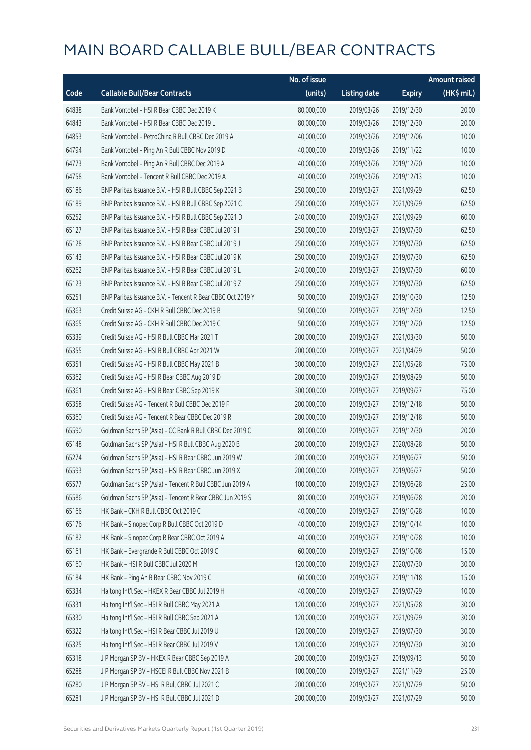# MAIN BOARD CALLABLE BULL/BEAR CONTRACTS

| Code | Callable Bull/Bear Contracts | No. of issue (units) | Listing date | Expiry | Amount raised (HK$ mil.) |
|---|---|---|---|---|---|
| 64838 | Bank Vontobel – HSI R Bear CBBC Dec 2019 K | 80,000,000 | 2019/03/26 | 2019/12/30 | 20.00 |
| 64843 | Bank Vontobel – HSI R Bear CBBC Dec 2019 L | 80,000,000 | 2019/03/26 | 2019/12/30 | 20.00 |
| 64853 | Bank Vontobel – PetroChina R Bull CBBC Dec 2019 A | 40,000,000 | 2019/03/26 | 2019/12/06 | 10.00 |
| 64794 | Bank Vontobel – Ping An R Bull CBBC Nov 2019 D | 40,000,000 | 2019/03/26 | 2019/11/22 | 10.00 |
| 64773 | Bank Vontobel – Ping An R Bull CBBC Dec 2019 A | 40,000,000 | 2019/03/26 | 2019/12/20 | 10.00 |
| 64758 | Bank Vontobel – Tencent R Bull CBBC Dec 2019 A | 40,000,000 | 2019/03/26 | 2019/12/13 | 10.00 |
| 65186 | BNP Paribas Issuance B.V. – HSI R Bull CBBC Sep 2021 B | 250,000,000 | 2019/03/27 | 2021/09/29 | 62.50 |
| 65189 | BNP Paribas Issuance B.V. – HSI R Bull CBBC Sep 2021 C | 250,000,000 | 2019/03/27 | 2021/09/29 | 62.50 |
| 65252 | BNP Paribas Issuance B.V. – HSI R Bull CBBC Sep 2021 D | 240,000,000 | 2019/03/27 | 2021/09/29 | 60.00 |
| 65127 | BNP Paribas Issuance B.V. – HSI R Bear CBBC Jul 2019 I | 250,000,000 | 2019/03/27 | 2019/07/30 | 62.50 |
| 65128 | BNP Paribas Issuance B.V. – HSI R Bear CBBC Jul 2019 J | 250,000,000 | 2019/03/27 | 2019/07/30 | 62.50 |
| 65143 | BNP Paribas Issuance B.V. – HSI R Bear CBBC Jul 2019 K | 250,000,000 | 2019/03/27 | 2019/07/30 | 62.50 |
| 65262 | BNP Paribas Issuance B.V. – HSI R Bear CBBC Jul 2019 L | 240,000,000 | 2019/03/27 | 2019/07/30 | 60.00 |
| 65123 | BNP Paribas Issuance B.V. – HSI R Bear CBBC Jul 2019 Z | 250,000,000 | 2019/03/27 | 2019/07/30 | 62.50 |
| 65251 | BNP Paribas Issuance B.V. – Tencent R Bear CBBC Oct 2019 Y | 50,000,000 | 2019/03/27 | 2019/10/30 | 12.50 |
| 65363 | Credit Suisse AG – CKH R Bull CBBC Dec 2019 B | 50,000,000 | 2019/03/27 | 2019/12/30 | 12.50 |
| 65365 | Credit Suisse AG – CKH R Bull CBBC Dec 2019 C | 50,000,000 | 2019/03/27 | 2019/12/20 | 12.50 |
| 65339 | Credit Suisse AG – HSI R Bull CBBC Mar 2021 T | 200,000,000 | 2019/03/27 | 2021/03/30 | 50.00 |
| 65355 | Credit Suisse AG – HSI R Bull CBBC Apr 2021 W | 200,000,000 | 2019/03/27 | 2021/04/29 | 50.00 |
| 65351 | Credit Suisse AG – HSI R Bull CBBC May 2021 B | 300,000,000 | 2019/03/27 | 2021/05/28 | 75.00 |
| 65362 | Credit Suisse AG – HSI R Bear CBBC Aug 2019 D | 200,000,000 | 2019/03/27 | 2019/08/29 | 50.00 |
| 65361 | Credit Suisse AG – HSI R Bear CBBC Sep 2019 K | 300,000,000 | 2019/03/27 | 2019/09/27 | 75.00 |
| 65358 | Credit Suisse AG – Tencent R Bull CBBC Dec 2019 F | 200,000,000 | 2019/03/27 | 2019/12/18 | 50.00 |
| 65360 | Credit Suisse AG – Tencent R Bear CBBC Dec 2019 R | 200,000,000 | 2019/03/27 | 2019/12/18 | 50.00 |
| 65590 | Goldman Sachs SP (Asia) – CC Bank R Bull CBBC Dec 2019 C | 80,000,000 | 2019/03/27 | 2019/12/30 | 20.00 |
| 65148 | Goldman Sachs SP (Asia) – HSI R Bull CBBC Aug 2020 B | 200,000,000 | 2019/03/27 | 2020/08/28 | 50.00 |
| 65274 | Goldman Sachs SP (Asia) – HSI R Bear CBBC Jun 2019 W | 200,000,000 | 2019/03/27 | 2019/06/27 | 50.00 |
| 65593 | Goldman Sachs SP (Asia) – HSI R Bear CBBC Jun 2019 X | 200,000,000 | 2019/03/27 | 2019/06/27 | 50.00 |
| 65577 | Goldman Sachs SP (Asia) – Tencent R Bull CBBC Jun 2019 A | 100,000,000 | 2019/03/27 | 2019/06/28 | 25.00 |
| 65586 | Goldman Sachs SP (Asia) – Tencent R Bear CBBC Jun 2019 S | 80,000,000 | 2019/03/27 | 2019/06/28 | 20.00 |
| 65166 | HK Bank – CKH R Bull CBBC Oct 2019 C | 40,000,000 | 2019/03/27 | 2019/10/28 | 10.00 |
| 65176 | HK Bank – Sinopec Corp R Bull CBBC Oct 2019 D | 40,000,000 | 2019/03/27 | 2019/10/14 | 10.00 |
| 65182 | HK Bank – Sinopec Corp R Bear CBBC Oct 2019 A | 40,000,000 | 2019/03/27 | 2019/10/28 | 10.00 |
| 65161 | HK Bank – Evergrande R Bull CBBC Oct 2019 C | 60,000,000 | 2019/03/27 | 2019/10/08 | 15.00 |
| 65160 | HK Bank – HSI R Bull CBBC Jul 2020 M | 120,000,000 | 2019/03/27 | 2020/07/30 | 30.00 |
| 65184 | HK Bank – Ping An R Bear CBBC Nov 2019 C | 60,000,000 | 2019/03/27 | 2019/11/18 | 15.00 |
| 65334 | Haitong Int'l Sec – HKEX R Bear CBBC Jul 2019 H | 40,000,000 | 2019/03/27 | 2019/07/29 | 10.00 |
| 65331 | Haitong Int'l Sec – HSI R Bull CBBC May 2021 A | 120,000,000 | 2019/03/27 | 2021/05/28 | 30.00 |
| 65330 | Haitong Int'l Sec – HSI R Bull CBBC Sep 2021 A | 120,000,000 | 2019/03/27 | 2021/09/29 | 30.00 |
| 65322 | Haitong Int'l Sec – HSI R Bear CBBC Jul 2019 U | 120,000,000 | 2019/03/27 | 2019/07/30 | 30.00 |
| 65325 | Haitong Int'l Sec – HSI R Bear CBBC Jul 2019 V | 120,000,000 | 2019/03/27 | 2019/07/30 | 30.00 |
| 65318 | J P Morgan SP BV – HKEX R Bear CBBC Sep 2019 A | 200,000,000 | 2019/03/27 | 2019/09/13 | 50.00 |
| 65288 | J P Morgan SP BV – HSCEI R Bull CBBC Nov 2021 B | 100,000,000 | 2019/03/27 | 2021/11/29 | 25.00 |
| 65280 | J P Morgan SP BV – HSI R Bull CBBC Jul 2021 C | 200,000,000 | 2019/03/27 | 2021/07/29 | 50.00 |
| 65281 | J P Morgan SP BV – HSI R Bull CBBC Jul 2021 D | 200,000,000 | 2019/03/27 | 2021/07/29 | 50.00 |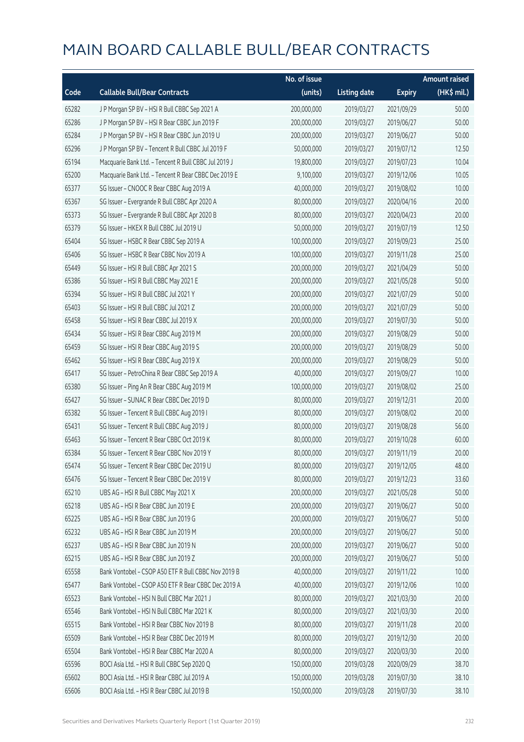# MAIN BOARD CALLABLE BULL/BEAR CONTRACTS

| Code | Callable Bull/Bear Contracts | No. of issue (units) | Listing date | Expiry | Amount raised (HK$ mil.) |
|---|---|---|---|---|---|
| 65282 | J P Morgan SP BV – HSI R Bull CBBC Sep 2021 A | 200,000,000 | 2019/03/27 | 2021/09/29 | 50.00 |
| 65286 | J P Morgan SP BV – HSI R Bear CBBC Jun 2019 F | 200,000,000 | 2019/03/27 | 2019/06/27 | 50.00 |
| 65284 | J P Morgan SP BV – HSI R Bear CBBC Jun 2019 U | 200,000,000 | 2019/03/27 | 2019/06/27 | 50.00 |
| 65296 | J P Morgan SP BV – Tencent R Bull CBBC Jul 2019 F | 50,000,000 | 2019/03/27 | 2019/07/12 | 12.50 |
| 65194 | Macquarie Bank Ltd. – Tencent R Bull CBBC Jul 2019 J | 19,800,000 | 2019/03/27 | 2019/07/23 | 10.04 |
| 65200 | Macquarie Bank Ltd. – Tencent R Bear CBBC Dec 2019 E | 9,100,000 | 2019/03/27 | 2019/12/06 | 10.05 |
| 65377 | SG Issuer – CNOOC R Bear CBBC Aug 2019 A | 40,000,000 | 2019/03/27 | 2019/08/02 | 10.00 |
| 65367 | SG Issuer – Evergrande R Bull CBBC Apr 2020 A | 80,000,000 | 2019/03/27 | 2020/04/16 | 20.00 |
| 65373 | SG Issuer – Evergrande R Bull CBBC Apr 2020 B | 80,000,000 | 2019/03/27 | 2020/04/23 | 20.00 |
| 65379 | SG Issuer – HKEX R Bull CBBC Jul 2019 U | 50,000,000 | 2019/03/27 | 2019/07/19 | 12.50 |
| 65404 | SG Issuer – HSBC R Bear CBBC Sep 2019 A | 100,000,000 | 2019/03/27 | 2019/09/23 | 25.00 |
| 65406 | SG Issuer – HSBC R Bear CBBC Nov 2019 A | 100,000,000 | 2019/03/27 | 2019/11/28 | 25.00 |
| 65449 | SG Issuer – HSI R Bull CBBC Apr 2021 S | 200,000,000 | 2019/03/27 | 2021/04/29 | 50.00 |
| 65386 | SG Issuer – HSI R Bull CBBC May 2021 E | 200,000,000 | 2019/03/27 | 2021/05/28 | 50.00 |
| 65394 | SG Issuer – HSI R Bull CBBC Jul 2021 Y | 200,000,000 | 2019/03/27 | 2021/07/29 | 50.00 |
| 65403 | SG Issuer – HSI R Bull CBBC Jul 2021 Z | 200,000,000 | 2019/03/27 | 2021/07/29 | 50.00 |
| 65458 | SG Issuer – HSI R Bear CBBC Jul 2019 X | 200,000,000 | 2019/03/27 | 2019/07/30 | 50.00 |
| 65434 | SG Issuer – HSI R Bear CBBC Aug 2019 M | 200,000,000 | 2019/03/27 | 2019/08/29 | 50.00 |
| 65459 | SG Issuer – HSI R Bear CBBC Aug 2019 S | 200,000,000 | 2019/03/27 | 2019/08/29 | 50.00 |
| 65462 | SG Issuer – HSI R Bear CBBC Aug 2019 X | 200,000,000 | 2019/03/27 | 2019/08/29 | 50.00 |
| 65417 | SG Issuer – PetroChina R Bear CBBC Sep 2019 A | 40,000,000 | 2019/03/27 | 2019/09/27 | 10.00 |
| 65380 | SG Issuer – Ping An R Bear CBBC Aug 2019 M | 100,000,000 | 2019/03/27 | 2019/08/02 | 25.00 |
| 65427 | SG Issuer – SUNAC R Bear CBBC Dec 2019 D | 80,000,000 | 2019/03/27 | 2019/12/31 | 20.00 |
| 65382 | SG Issuer – Tencent R Bull CBBC Aug 2019 I | 80,000,000 | 2019/03/27 | 2019/08/02 | 20.00 |
| 65431 | SG Issuer – Tencent R Bull CBBC Aug 2019 J | 80,000,000 | 2019/03/27 | 2019/08/28 | 56.00 |
| 65463 | SG Issuer – Tencent R Bear CBBC Oct 2019 K | 80,000,000 | 2019/03/27 | 2019/10/28 | 60.00 |
| 65384 | SG Issuer – Tencent R Bear CBBC Nov 2019 Y | 80,000,000 | 2019/03/27 | 2019/11/19 | 20.00 |
| 65474 | SG Issuer – Tencent R Bear CBBC Dec 2019 U | 80,000,000 | 2019/03/27 | 2019/12/05 | 48.00 |
| 65476 | SG Issuer – Tencent R Bear CBBC Dec 2019 V | 80,000,000 | 2019/03/27 | 2019/12/23 | 33.60 |
| 65210 | UBS AG – HSI R Bull CBBC May 2021 X | 200,000,000 | 2019/03/27 | 2021/05/28 | 50.00 |
| 65218 | UBS AG – HSI R Bear CBBC Jun 2019 E | 200,000,000 | 2019/03/27 | 2019/06/27 | 50.00 |
| 65225 | UBS AG – HSI R Bear CBBC Jun 2019 G | 200,000,000 | 2019/03/27 | 2019/06/27 | 50.00 |
| 65232 | UBS AG – HSI R Bear CBBC Jun 2019 M | 200,000,000 | 2019/03/27 | 2019/06/27 | 50.00 |
| 65237 | UBS AG – HSI R Bear CBBC Jun 2019 N | 200,000,000 | 2019/03/27 | 2019/06/27 | 50.00 |
| 65215 | UBS AG – HSI R Bear CBBC Jun 2019 Z | 200,000,000 | 2019/03/27 | 2019/06/27 | 50.00 |
| 65558 | Bank Vontobel – CSOP A50 ETF R Bull CBBC Nov 2019 B | 40,000,000 | 2019/03/27 | 2019/11/22 | 10.00 |
| 65477 | Bank Vontobel – CSOP A50 ETF R Bear CBBC Dec 2019 A | 40,000,000 | 2019/03/27 | 2019/12/06 | 10.00 |
| 65523 | Bank Vontobel – HSI N Bull CBBC Mar 2021 J | 80,000,000 | 2019/03/27 | 2021/03/30 | 20.00 |
| 65546 | Bank Vontobel – HSI N Bull CBBC Mar 2021 K | 80,000,000 | 2019/03/27 | 2021/03/30 | 20.00 |
| 65515 | Bank Vontobel – HSI R Bear CBBC Nov 2019 B | 80,000,000 | 2019/03/27 | 2019/11/28 | 20.00 |
| 65509 | Bank Vontobel – HSI R Bear CBBC Dec 2019 M | 80,000,000 | 2019/03/27 | 2019/12/30 | 20.00 |
| 65504 | Bank Vontobel – HSI R Bear CBBC Mar 2020 A | 80,000,000 | 2019/03/27 | 2020/03/30 | 20.00 |
| 65596 | BOCI Asia Ltd. – HSI R Bull CBBC Sep 2020 Q | 150,000,000 | 2019/03/28 | 2020/09/29 | 38.70 |
| 65602 | BOCI Asia Ltd. – HSI R Bear CBBC Jul 2019 A | 150,000,000 | 2019/03/28 | 2019/07/30 | 38.10 |
| 65606 | BOCI Asia Ltd. – HSI R Bear CBBC Jul 2019 B | 150,000,000 | 2019/03/28 | 2019/07/30 | 38.10 |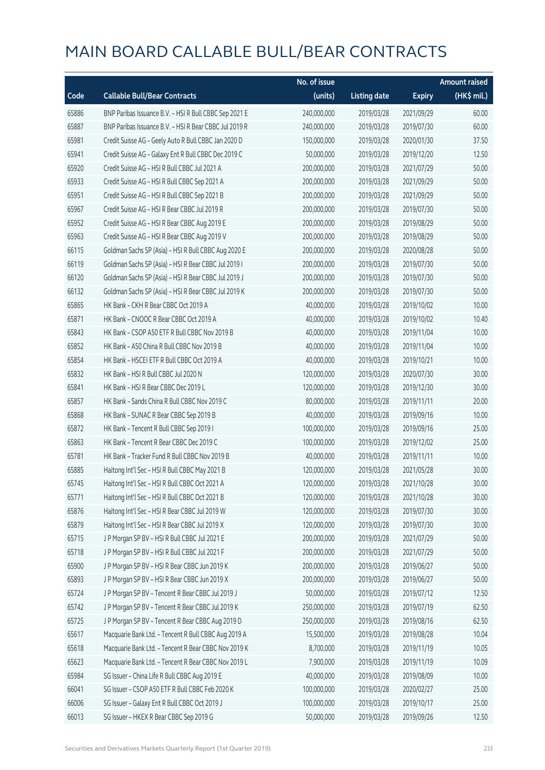# MAIN BOARD CALLABLE BULL/BEAR CONTRACTS

| Code | Callable Bull/Bear Contracts | No. of issue (units) | Listing date | Expiry | Amount raised (HK$ mil.) |
|---|---|---|---|---|---|
| 65886 | BNP Paribas Issuance B.V. – HSI R Bull CBBC Sep 2021 E | 240,000,000 | 2019/03/28 | 2021/09/29 | 60.00 |
| 65887 | BNP Paribas Issuance B.V. – HSI R Bear CBBC Jul 2019 R | 240,000,000 | 2019/03/28 | 2019/07/30 | 60.00 |
| 65981 | Credit Suisse AG – Geely Auto R Bull CBBC Jan 2020 D | 150,000,000 | 2019/03/28 | 2020/01/30 | 37.50 |
| 65941 | Credit Suisse AG – Galaxy Ent R Bull CBBC Dec 2019 C | 50,000,000 | 2019/03/28 | 2019/12/20 | 12.50 |
| 65920 | Credit Suisse AG – HSI R Bull CBBC Jul 2021 A | 200,000,000 | 2019/03/28 | 2021/07/29 | 50.00 |
| 65933 | Credit Suisse AG – HSI R Bull CBBC Sep 2021 A | 200,000,000 | 2019/03/28 | 2021/09/29 | 50.00 |
| 65951 | Credit Suisse AG – HSI R Bull CBBC Sep 2021 B | 200,000,000 | 2019/03/28 | 2021/09/29 | 50.00 |
| 65967 | Credit Suisse AG – HSI R Bear CBBC Jul 2019 R | 200,000,000 | 2019/03/28 | 2019/07/30 | 50.00 |
| 65952 | Credit Suisse AG – HSI R Bear CBBC Aug 2019 E | 200,000,000 | 2019/03/28 | 2019/08/29 | 50.00 |
| 65963 | Credit Suisse AG – HSI R Bear CBBC Aug 2019 V | 200,000,000 | 2019/03/28 | 2019/08/29 | 50.00 |
| 66115 | Goldman Sachs SP (Asia) – HSI R Bull CBBC Aug 2020 E | 200,000,000 | 2019/03/28 | 2020/08/28 | 50.00 |
| 66119 | Goldman Sachs SP (Asia) – HSI R Bear CBBC Jul 2019 I | 200,000,000 | 2019/03/28 | 2019/07/30 | 50.00 |
| 66120 | Goldman Sachs SP (Asia) – HSI R Bear CBBC Jul 2019 J | 200,000,000 | 2019/03/28 | 2019/07/30 | 50.00 |
| 66132 | Goldman Sachs SP (Asia) – HSI R Bear CBBC Jul 2019 K | 200,000,000 | 2019/03/28 | 2019/07/30 | 50.00 |
| 65865 | HK Bank – CKH R Bear CBBC Oct 2019 A | 40,000,000 | 2019/03/28 | 2019/10/02 | 10.00 |
| 65871 | HK Bank – CNOOC R Bear CBBC Oct 2019 A | 40,000,000 | 2019/03/28 | 2019/10/02 | 10.40 |
| 65843 | HK Bank – CSOP A50 ETF R Bull CBBC Nov 2019 B | 40,000,000 | 2019/03/28 | 2019/11/04 | 10.00 |
| 65852 | HK Bank – A50 China R Bull CBBC Nov 2019 B | 40,000,000 | 2019/03/28 | 2019/11/04 | 10.00 |
| 65854 | HK Bank – HSCEI ETF R Bull CBBC Oct 2019 A | 40,000,000 | 2019/03/28 | 2019/10/21 | 10.00 |
| 65832 | HK Bank – HSI R Bull CBBC Jul 2020 N | 120,000,000 | 2019/03/28 | 2020/07/30 | 30.00 |
| 65841 | HK Bank – HSI R Bear CBBC Dec 2019 L | 120,000,000 | 2019/03/28 | 2019/12/30 | 30.00 |
| 65857 | HK Bank – Sands China R Bull CBBC Nov 2019 C | 80,000,000 | 2019/03/28 | 2019/11/11 | 20.00 |
| 65868 | HK Bank – SUNAC R Bear CBBC Sep 2019 B | 40,000,000 | 2019/03/28 | 2019/09/16 | 10.00 |
| 65872 | HK Bank – Tencent R Bull CBBC Sep 2019 I | 100,000,000 | 2019/03/28 | 2019/09/16 | 25.00 |
| 65863 | HK Bank – Tencent R Bear CBBC Dec 2019 C | 100,000,000 | 2019/03/28 | 2019/12/02 | 25.00 |
| 65781 | HK Bank – Tracker Fund R Bull CBBC Nov 2019 B | 40,000,000 | 2019/03/28 | 2019/11/11 | 10.00 |
| 65885 | Haitong Int'l Sec – HSI R Bull CBBC May 2021 B | 120,000,000 | 2019/03/28 | 2021/05/28 | 30.00 |
| 65745 | Haitong Int'l Sec – HSI R Bull CBBC Oct 2021 A | 120,000,000 | 2019/03/28 | 2021/10/28 | 30.00 |
| 65771 | Haitong Int'l Sec – HSI R Bull CBBC Oct 2021 B | 120,000,000 | 2019/03/28 | 2021/10/28 | 30.00 |
| 65876 | Haitong Int'l Sec – HSI R Bear CBBC Jul 2019 W | 120,000,000 | 2019/03/28 | 2019/07/30 | 30.00 |
| 65879 | Haitong Int'l Sec – HSI R Bear CBBC Jul 2019 X | 120,000,000 | 2019/03/28 | 2019/07/30 | 30.00 |
| 65715 | J P Morgan SP BV – HSI R Bull CBBC Jul 2021 E | 200,000,000 | 2019/03/28 | 2021/07/29 | 50.00 |
| 65718 | J P Morgan SP BV – HSI R Bull CBBC Jul 2021 F | 200,000,000 | 2019/03/28 | 2021/07/29 | 50.00 |
| 65900 | J P Morgan SP BV – HSI R Bear CBBC Jun 2019 K | 200,000,000 | 2019/03/28 | 2019/06/27 | 50.00 |
| 65893 | J P Morgan SP BV – HSI R Bear CBBC Jun 2019 X | 200,000,000 | 2019/03/28 | 2019/06/27 | 50.00 |
| 65724 | J P Morgan SP BV – Tencent R Bear CBBC Jul 2019 J | 50,000,000 | 2019/03/28 | 2019/07/12 | 12.50 |
| 65742 | J P Morgan SP BV – Tencent R Bear CBBC Jul 2019 K | 250,000,000 | 2019/03/28 | 2019/07/19 | 62.50 |
| 65725 | J P Morgan SP BV – Tencent R Bear CBBC Aug 2019 D | 250,000,000 | 2019/03/28 | 2019/08/16 | 62.50 |
| 65617 | Macquarie Bank Ltd. – Tencent R Bull CBBC Aug 2019 A | 15,500,000 | 2019/03/28 | 2019/08/28 | 10.04 |
| 65618 | Macquarie Bank Ltd. – Tencent R Bear CBBC Nov 2019 K | 8,700,000 | 2019/03/28 | 2019/11/19 | 10.05 |
| 65623 | Macquarie Bank Ltd. – Tencent R Bear CBBC Nov 2019 L | 7,900,000 | 2019/03/28 | 2019/11/19 | 10.09 |
| 65984 | SG Issuer – China Life R Bull CBBC Aug 2019 E | 40,000,000 | 2019/03/28 | 2019/08/09 | 10.00 |
| 66041 | SG Issuer – CSOP A50 ETF R Bull CBBC Feb 2020 K | 100,000,000 | 2019/03/28 | 2020/02/27 | 25.00 |
| 66006 | SG Issuer – Galaxy Ent R Bull CBBC Oct 2019 J | 100,000,000 | 2019/03/28 | 2019/10/17 | 25.00 |
| 66013 | SG Issuer – HKEX R Bear CBBC Sep 2019 G | 50,000,000 | 2019/03/28 | 2019/09/26 | 12.50 |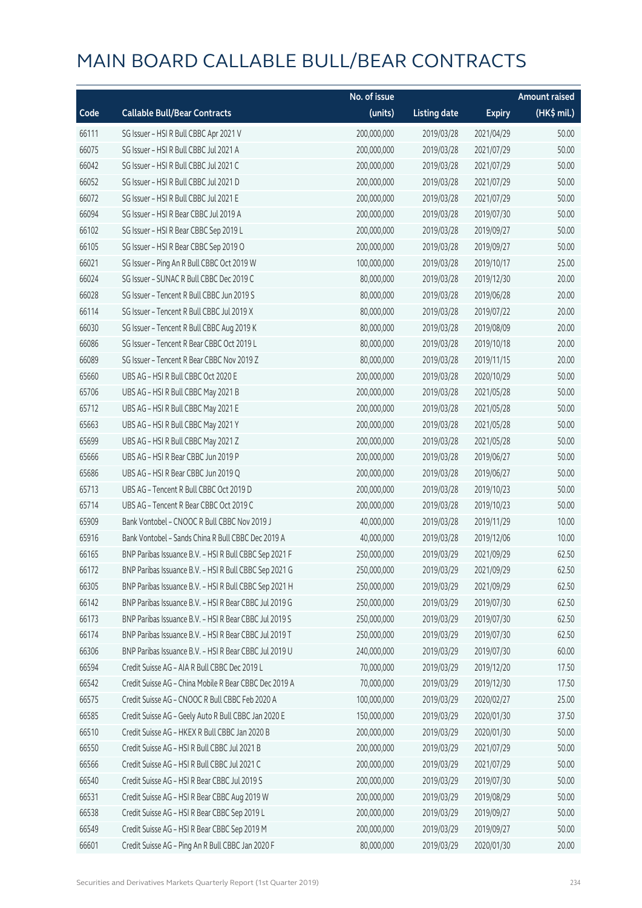# MAIN BOARD CALLABLE BULL/BEAR CONTRACTS

| Code | Callable Bull/Bear Contracts | No. of issue (units) | Listing date | Expiry | Amount raised (HK$ mil.) |
|---|---|---|---|---|---|
| 66111 | SG Issuer – HSI R Bull CBBC Apr 2021 V | 200,000,000 | 2019/03/28 | 2021/04/29 | 50.00 |
| 66075 | SG Issuer – HSI R Bull CBBC Jul 2021 A | 200,000,000 | 2019/03/28 | 2021/07/29 | 50.00 |
| 66042 | SG Issuer – HSI R Bull CBBC Jul 2021 C | 200,000,000 | 2019/03/28 | 2021/07/29 | 50.00 |
| 66052 | SG Issuer – HSI R Bull CBBC Jul 2021 D | 200,000,000 | 2019/03/28 | 2021/07/29 | 50.00 |
| 66072 | SG Issuer – HSI R Bull CBBC Jul 2021 E | 200,000,000 | 2019/03/28 | 2021/07/29 | 50.00 |
| 66094 | SG Issuer – HSI R Bear CBBC Jul 2019 A | 200,000,000 | 2019/03/28 | 2019/07/30 | 50.00 |
| 66102 | SG Issuer – HSI R Bear CBBC Sep 2019 L | 200,000,000 | 2019/03/28 | 2019/09/27 | 50.00 |
| 66105 | SG Issuer – HSI R Bear CBBC Sep 2019 O | 200,000,000 | 2019/03/28 | 2019/09/27 | 50.00 |
| 66021 | SG Issuer – Ping An R Bull CBBC Oct 2019 W | 100,000,000 | 2019/03/28 | 2019/10/17 | 25.00 |
| 66024 | SG Issuer – SUNAC R Bull CBBC Dec 2019 C | 80,000,000 | 2019/03/28 | 2019/12/30 | 20.00 |
| 66028 | SG Issuer – Tencent R Bull CBBC Jun 2019 S | 80,000,000 | 2019/03/28 | 2019/06/28 | 20.00 |
| 66114 | SG Issuer – Tencent R Bull CBBC Jul 2019 X | 80,000,000 | 2019/03/28 | 2019/07/22 | 20.00 |
| 66030 | SG Issuer – Tencent R Bull CBBC Aug 2019 K | 80,000,000 | 2019/03/28 | 2019/08/09 | 20.00 |
| 66086 | SG Issuer – Tencent R Bear CBBC Oct 2019 L | 80,000,000 | 2019/03/28 | 2019/10/18 | 20.00 |
| 66089 | SG Issuer – Tencent R Bear CBBC Nov 2019 Z | 80,000,000 | 2019/03/28 | 2019/11/15 | 20.00 |
| 65660 | UBS AG – HSI R Bull CBBC Oct 2020 E | 200,000,000 | 2019/03/28 | 2020/10/29 | 50.00 |
| 65706 | UBS AG – HSI R Bull CBBC May 2021 B | 200,000,000 | 2019/03/28 | 2021/05/28 | 50.00 |
| 65712 | UBS AG – HSI R Bull CBBC May 2021 E | 200,000,000 | 2019/03/28 | 2021/05/28 | 50.00 |
| 65663 | UBS AG – HSI R Bull CBBC May 2021 Y | 200,000,000 | 2019/03/28 | 2021/05/28 | 50.00 |
| 65699 | UBS AG – HSI R Bull CBBC May 2021 Z | 200,000,000 | 2019/03/28 | 2021/05/28 | 50.00 |
| 65666 | UBS AG – HSI R Bear CBBC Jun 2019 P | 200,000,000 | 2019/03/28 | 2019/06/27 | 50.00 |
| 65686 | UBS AG – HSI R Bear CBBC Jun 2019 Q | 200,000,000 | 2019/03/28 | 2019/06/27 | 50.00 |
| 65713 | UBS AG – Tencent R Bull CBBC Oct 2019 D | 200,000,000 | 2019/03/28 | 2019/10/23 | 50.00 |
| 65714 | UBS AG – Tencent R Bear CBBC Oct 2019 C | 200,000,000 | 2019/03/28 | 2019/10/23 | 50.00 |
| 65909 | Bank Vontobel – CNOOC R Bull CBBC Nov 2019 J | 40,000,000 | 2019/03/28 | 2019/11/29 | 10.00 |
| 65916 | Bank Vontobel – Sands China R Bull CBBC Dec 2019 A | 40,000,000 | 2019/03/28 | 2019/12/06 | 10.00 |
| 66165 | BNP Paribas Issuance B.V. – HSI R Bull CBBC Sep 2021 F | 250,000,000 | 2019/03/29 | 2021/09/29 | 62.50 |
| 66172 | BNP Paribas Issuance B.V. – HSI R Bull CBBC Sep 2021 G | 250,000,000 | 2019/03/29 | 2021/09/29 | 62.50 |
| 66305 | BNP Paribas Issuance B.V. – HSI R Bull CBBC Sep 2021 H | 250,000,000 | 2019/03/29 | 2021/09/29 | 62.50 |
| 66142 | BNP Paribas Issuance B.V. – HSI R Bear CBBC Jul 2019 G | 250,000,000 | 2019/03/29 | 2019/07/30 | 62.50 |
| 66173 | BNP Paribas Issuance B.V. – HSI R Bear CBBC Jul 2019 S | 250,000,000 | 2019/03/29 | 2019/07/30 | 62.50 |
| 66174 | BNP Paribas Issuance B.V. – HSI R Bear CBBC Jul 2019 T | 250,000,000 | 2019/03/29 | 2019/07/30 | 62.50 |
| 66306 | BNP Paribas Issuance B.V. – HSI R Bear CBBC Jul 2019 U | 240,000,000 | 2019/03/29 | 2019/07/30 | 60.00 |
| 66594 | Credit Suisse AG – AIA R Bull CBBC Dec 2019 L | 70,000,000 | 2019/03/29 | 2019/12/20 | 17.50 |
| 66542 | Credit Suisse AG – China Mobile R Bear CBBC Dec 2019 A | 70,000,000 | 2019/03/29 | 2019/12/30 | 17.50 |
| 66575 | Credit Suisse AG – CNOOC R Bull CBBC Feb 2020 A | 100,000,000 | 2019/03/29 | 2020/02/27 | 25.00 |
| 66585 | Credit Suisse AG – Geely Auto R Bull CBBC Jan 2020 E | 150,000,000 | 2019/03/29 | 2020/01/30 | 37.50 |
| 66510 | Credit Suisse AG – HKEX R Bull CBBC Jan 2020 B | 200,000,000 | 2019/03/29 | 2020/01/30 | 50.00 |
| 66550 | Credit Suisse AG – HSI R Bull CBBC Jul 2021 B | 200,000,000 | 2019/03/29 | 2021/07/29 | 50.00 |
| 66566 | Credit Suisse AG – HSI R Bull CBBC Jul 2021 C | 200,000,000 | 2019/03/29 | 2021/07/29 | 50.00 |
| 66540 | Credit Suisse AG – HSI R Bear CBBC Jul 2019 S | 200,000,000 | 2019/03/29 | 2019/07/30 | 50.00 |
| 66531 | Credit Suisse AG – HSI R Bear CBBC Aug 2019 W | 200,000,000 | 2019/03/29 | 2019/08/29 | 50.00 |
| 66538 | Credit Suisse AG – HSI R Bear CBBC Sep 2019 L | 200,000,000 | 2019/03/29 | 2019/09/27 | 50.00 |
| 66549 | Credit Suisse AG – HSI R Bear CBBC Sep 2019 M | 200,000,000 | 2019/03/29 | 2019/09/27 | 50.00 |
| 66601 | Credit Suisse AG – Ping An R Bull CBBC Jan 2020 F | 80,000,000 | 2019/03/29 | 2020/01/30 | 20.00 |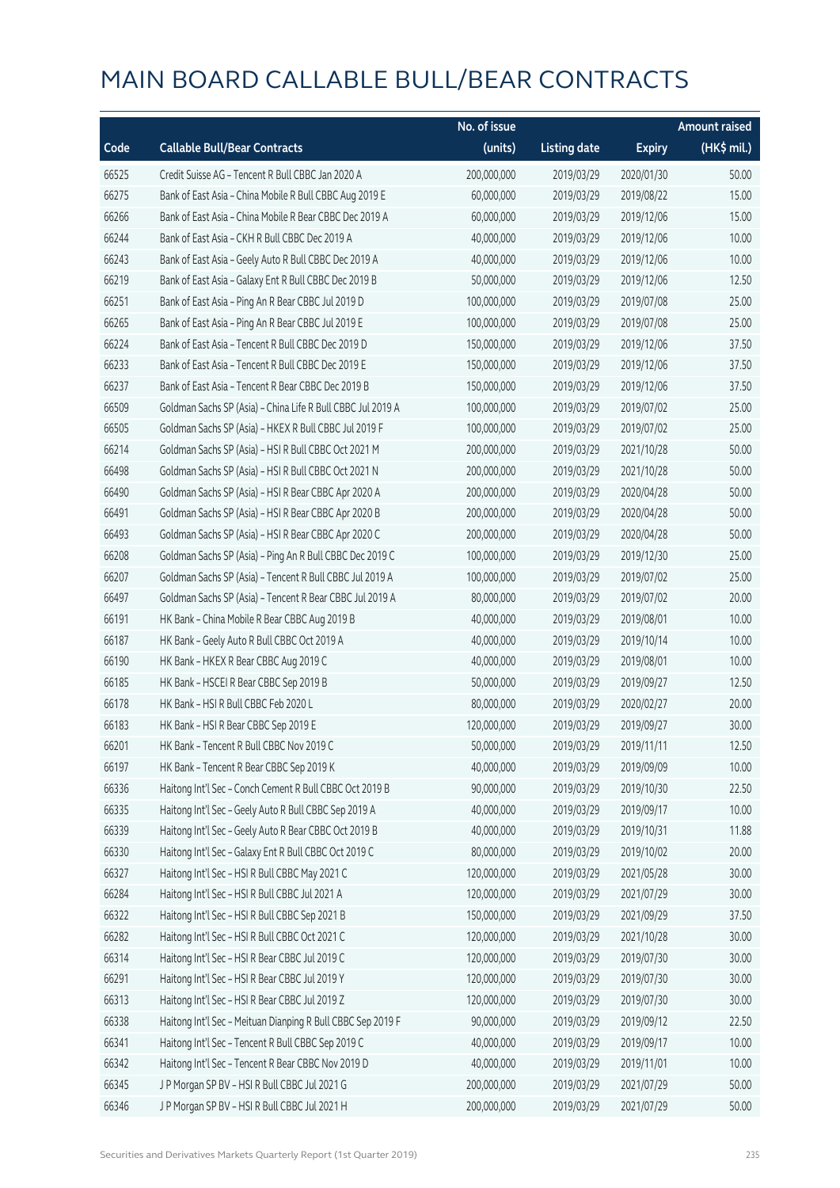# MAIN BOARD CALLABLE BULL/BEAR CONTRACTS

| Code | Callable Bull/Bear Contracts | No. of issue (units) | Listing date | Expiry | Amount raised (HK$ mil.) |
|---|---|---|---|---|---|
| 66525 | Credit Suisse AG – Tencent R Bull CBBC Jan 2020 A | 200,000,000 | 2019/03/29 | 2020/01/30 | 50.00 |
| 66275 | Bank of East Asia – China Mobile R Bull CBBC Aug 2019 E | 60,000,000 | 2019/03/29 | 2019/08/22 | 15.00 |
| 66266 | Bank of East Asia – China Mobile R Bear CBBC Dec 2019 A | 60,000,000 | 2019/03/29 | 2019/12/06 | 15.00 |
| 66244 | Bank of East Asia – CKH R Bull CBBC Dec 2019 A | 40,000,000 | 2019/03/29 | 2019/12/06 | 10.00 |
| 66243 | Bank of East Asia – Geely Auto R Bull CBBC Dec 2019 A | 40,000,000 | 2019/03/29 | 2019/12/06 | 10.00 |
| 66219 | Bank of East Asia – Galaxy Ent R Bull CBBC Dec 2019 B | 50,000,000 | 2019/03/29 | 2019/12/06 | 12.50 |
| 66251 | Bank of East Asia – Ping An R Bear CBBC Jul 2019 D | 100,000,000 | 2019/03/29 | 2019/07/08 | 25.00 |
| 66265 | Bank of East Asia – Ping An R Bear CBBC Jul 2019 E | 100,000,000 | 2019/03/29 | 2019/07/08 | 25.00 |
| 66224 | Bank of East Asia – Tencent R Bull CBBC Dec 2019 D | 150,000,000 | 2019/03/29 | 2019/12/06 | 37.50 |
| 66233 | Bank of East Asia – Tencent R Bull CBBC Dec 2019 E | 150,000,000 | 2019/03/29 | 2019/12/06 | 37.50 |
| 66237 | Bank of East Asia – Tencent R Bear CBBC Dec 2019 B | 150,000,000 | 2019/03/29 | 2019/12/06 | 37.50 |
| 66509 | Goldman Sachs SP (Asia) – China Life R Bull CBBC Jul 2019 A | 100,000,000 | 2019/03/29 | 2019/07/02 | 25.00 |
| 66505 | Goldman Sachs SP (Asia) – HKEX R Bull CBBC Jul 2019 F | 100,000,000 | 2019/03/29 | 2019/07/02 | 25.00 |
| 66214 | Goldman Sachs SP (Asia) – HSI R Bull CBBC Oct 2021 M | 200,000,000 | 2019/03/29 | 2021/10/28 | 50.00 |
| 66498 | Goldman Sachs SP (Asia) – HSI R Bull CBBC Oct 2021 N | 200,000,000 | 2019/03/29 | 2021/10/28 | 50.00 |
| 66490 | Goldman Sachs SP (Asia) – HSI R Bear CBBC Apr 2020 A | 200,000,000 | 2019/03/29 | 2020/04/28 | 50.00 |
| 66491 | Goldman Sachs SP (Asia) – HSI R Bear CBBC Apr 2020 B | 200,000,000 | 2019/03/29 | 2020/04/28 | 50.00 |
| 66493 | Goldman Sachs SP (Asia) – HSI R Bear CBBC Apr 2020 C | 200,000,000 | 2019/03/29 | 2020/04/28 | 50.00 |
| 66208 | Goldman Sachs SP (Asia) – Ping An R Bull CBBC Dec 2019 C | 100,000,000 | 2019/03/29 | 2019/12/30 | 25.00 |
| 66207 | Goldman Sachs SP (Asia) – Tencent R Bull CBBC Jul 2019 A | 100,000,000 | 2019/03/29 | 2019/07/02 | 25.00 |
| 66497 | Goldman Sachs SP (Asia) – Tencent R Bear CBBC Jul 2019 A | 80,000,000 | 2019/03/29 | 2019/07/02 | 20.00 |
| 66191 | HK Bank – China Mobile R Bear CBBC Aug 2019 B | 40,000,000 | 2019/03/29 | 2019/08/01 | 10.00 |
| 66187 | HK Bank – Geely Auto R Bull CBBC Oct 2019 A | 40,000,000 | 2019/03/29 | 2019/10/14 | 10.00 |
| 66190 | HK Bank – HKEX R Bear CBBC Aug 2019 C | 40,000,000 | 2019/03/29 | 2019/08/01 | 10.00 |
| 66185 | HK Bank – HSCEI R Bear CBBC Sep 2019 B | 50,000,000 | 2019/03/29 | 2019/09/27 | 12.50 |
| 66178 | HK Bank – HSI R Bull CBBC Feb 2020 L | 80,000,000 | 2019/03/29 | 2020/02/27 | 20.00 |
| 66183 | HK Bank – HSI R Bear CBBC Sep 2019 E | 120,000,000 | 2019/03/29 | 2019/09/27 | 30.00 |
| 66201 | HK Bank – Tencent R Bull CBBC Nov 2019 C | 50,000,000 | 2019/03/29 | 2019/11/11 | 12.50 |
| 66197 | HK Bank – Tencent R Bear CBBC Sep 2019 K | 40,000,000 | 2019/03/29 | 2019/09/09 | 10.00 |
| 66336 | Haitong Int'l Sec – Conch Cement R Bull CBBC Oct 2019 B | 90,000,000 | 2019/03/29 | 2019/10/30 | 22.50 |
| 66335 | Haitong Int'l Sec – Geely Auto R Bull CBBC Sep 2019 A | 40,000,000 | 2019/03/29 | 2019/09/17 | 10.00 |
| 66339 | Haitong Int'l Sec – Geely Auto R Bear CBBC Oct 2019 B | 40,000,000 | 2019/03/29 | 2019/10/31 | 11.88 |
| 66330 | Haitong Int'l Sec – Galaxy Ent R Bull CBBC Oct 2019 C | 80,000,000 | 2019/03/29 | 2019/10/02 | 20.00 |
| 66327 | Haitong Int'l Sec – HSI R Bull CBBC May 2021 C | 120,000,000 | 2019/03/29 | 2021/05/28 | 30.00 |
| 66284 | Haitong Int'l Sec – HSI R Bull CBBC Jul 2021 A | 120,000,000 | 2019/03/29 | 2021/07/29 | 30.00 |
| 66322 | Haitong Int'l Sec – HSI R Bull CBBC Sep 2021 B | 150,000,000 | 2019/03/29 | 2021/09/29 | 37.50 |
| 66282 | Haitong Int'l Sec – HSI R Bull CBBC Oct 2021 C | 120,000,000 | 2019/03/29 | 2021/10/28 | 30.00 |
| 66314 | Haitong Int'l Sec – HSI R Bear CBBC Jul 2019 C | 120,000,000 | 2019/03/29 | 2019/07/30 | 30.00 |
| 66291 | Haitong Int'l Sec – HSI R Bear CBBC Jul 2019 Y | 120,000,000 | 2019/03/29 | 2019/07/30 | 30.00 |
| 66313 | Haitong Int'l Sec – HSI R Bear CBBC Jul 2019 Z | 120,000,000 | 2019/03/29 | 2019/07/30 | 30.00 |
| 66338 | Haitong Int'l Sec – Meituan Dianping R Bull CBBC Sep 2019 F | 90,000,000 | 2019/03/29 | 2019/09/12 | 22.50 |
| 66341 | Haitong Int'l Sec – Tencent R Bull CBBC Sep 2019 C | 40,000,000 | 2019/03/29 | 2019/09/17 | 10.00 |
| 66342 | Haitong Int'l Sec – Tencent R Bear CBBC Nov 2019 D | 40,000,000 | 2019/03/29 | 2019/11/01 | 10.00 |
| 66345 | J P Morgan SP BV – HSI R Bull CBBC Jul 2021 G | 200,000,000 | 2019/03/29 | 2021/07/29 | 50.00 |
| 66346 | J P Morgan SP BV – HSI R Bull CBBC Jul 2021 H | 200,000,000 | 2019/03/29 | 2021/07/29 | 50.00 |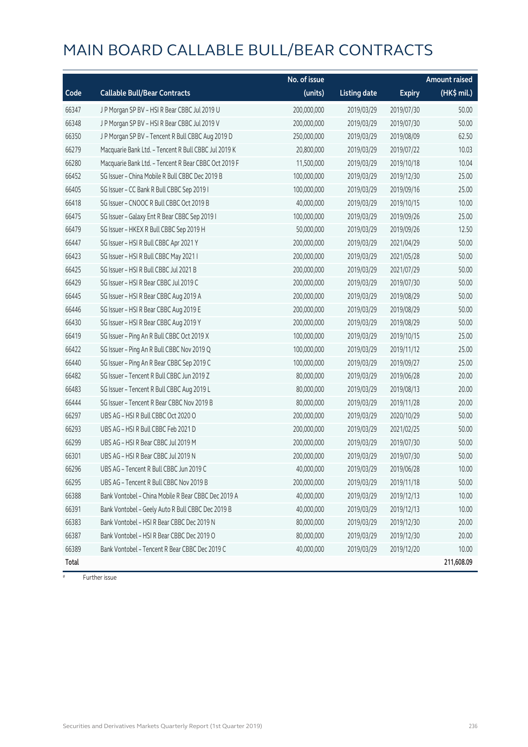# MAIN BOARD CALLABLE BULL/BEAR CONTRACTS

| Code | Callable Bull/Bear Contracts | No. of issue (units) | Listing date | Expiry | Amount raised (HK$ mil.) |
|---|---|---|---|---|---|
| 66347 | J P Morgan SP BV - HSI R Bear CBBC Jul 2019 U | 200,000,000 | 2019/03/29 | 2019/07/30 | 50.00 |
| 66348 | J P Morgan SP BV - HSI R Bear CBBC Jul 2019 V | 200,000,000 | 2019/03/29 | 2019/07/30 | 50.00 |
| 66350 | J P Morgan SP BV - Tencent R Bull CBBC Aug 2019 D | 250,000,000 | 2019/03/29 | 2019/08/09 | 62.50 |
| 66279 | Macquarie Bank Ltd. - Tencent R Bull CBBC Jul 2019 K | 20,800,000 | 2019/03/29 | 2019/07/22 | 10.03 |
| 66280 | Macquarie Bank Ltd. - Tencent R Bear CBBC Oct 2019 F | 11,500,000 | 2019/03/29 | 2019/10/18 | 10.04 |
| 66452 | SG Issuer - China Mobile R Bull CBBC Dec 2019 B | 100,000,000 | 2019/03/29 | 2019/12/30 | 25.00 |
| 66405 | SG Issuer - CC Bank R Bull CBBC Sep 2019 I | 100,000,000 | 2019/03/29 | 2019/09/16 | 25.00 |
| 66418 | SG Issuer - CNOOC R Bull CBBC Oct 2019 B | 40,000,000 | 2019/03/29 | 2019/10/15 | 10.00 |
| 66475 | SG Issuer - Galaxy Ent R Bear CBBC Sep 2019 I | 100,000,000 | 2019/03/29 | 2019/09/26 | 25.00 |
| 66479 | SG Issuer - HKEX R Bull CBBC Sep 2019 H | 50,000,000 | 2019/03/29 | 2019/09/26 | 12.50 |
| 66447 | SG Issuer - HSI R Bull CBBC Apr 2021 Y | 200,000,000 | 2019/03/29 | 2021/04/29 | 50.00 |
| 66423 | SG Issuer - HSI R Bull CBBC May 2021 I | 200,000,000 | 2019/03/29 | 2021/05/28 | 50.00 |
| 66425 | SG Issuer - HSI R Bull CBBC Jul 2021 B | 200,000,000 | 2019/03/29 | 2021/07/29 | 50.00 |
| 66429 | SG Issuer - HSI R Bear CBBC Jul 2019 C | 200,000,000 | 2019/03/29 | 2019/07/30 | 50.00 |
| 66445 | SG Issuer - HSI R Bear CBBC Aug 2019 A | 200,000,000 | 2019/03/29 | 2019/08/29 | 50.00 |
| 66446 | SG Issuer - HSI R Bear CBBC Aug 2019 E | 200,000,000 | 2019/03/29 | 2019/08/29 | 50.00 |
| 66430 | SG Issuer - HSI R Bear CBBC Aug 2019 Y | 200,000,000 | 2019/03/29 | 2019/08/29 | 50.00 |
| 66419 | SG Issuer - Ping An R Bull CBBC Oct 2019 X | 100,000,000 | 2019/03/29 | 2019/10/15 | 25.00 |
| 66422 | SG Issuer - Ping An R Bull CBBC Nov 2019 Q | 100,000,000 | 2019/03/29 | 2019/11/12 | 25.00 |
| 66440 | SG Issuer - Ping An R Bear CBBC Sep 2019 C | 100,000,000 | 2019/03/29 | 2019/09/27 | 25.00 |
| 66482 | SG Issuer - Tencent R Bull CBBC Jun 2019 Z | 80,000,000 | 2019/03/29 | 2019/06/28 | 20.00 |
| 66483 | SG Issuer - Tencent R Bull CBBC Aug 2019 L | 80,000,000 | 2019/03/29 | 2019/08/13 | 20.00 |
| 66444 | SG Issuer - Tencent R Bear CBBC Nov 2019 B | 80,000,000 | 2019/03/29 | 2019/11/28 | 20.00 |
| 66297 | UBS AG - HSI R Bull CBBC Oct 2020 O | 200,000,000 | 2019/03/29 | 2020/10/29 | 50.00 |
| 66293 | UBS AG - HSI R Bull CBBC Feb 2021 D | 200,000,000 | 2019/03/29 | 2021/02/25 | 50.00 |
| 66299 | UBS AG - HSI R Bear CBBC Jul 2019 M | 200,000,000 | 2019/03/29 | 2019/07/30 | 50.00 |
| 66301 | UBS AG - HSI R Bear CBBC Jul 2019 N | 200,000,000 | 2019/03/29 | 2019/07/30 | 50.00 |
| 66296 | UBS AG - Tencent R Bull CBBC Jun 2019 C | 40,000,000 | 2019/03/29 | 2019/06/28 | 10.00 |
| 66295 | UBS AG - Tencent R Bull CBBC Nov 2019 B | 200,000,000 | 2019/03/29 | 2019/11/18 | 50.00 |
| 66388 | Bank Vontobel - China Mobile R Bear CBBC Dec 2019 A | 40,000,000 | 2019/03/29 | 2019/12/13 | 10.00 |
| 66391 | Bank Vontobel - Geely Auto R Bull CBBC Dec 2019 B | 40,000,000 | 2019/03/29 | 2019/12/13 | 10.00 |
| 66383 | Bank Vontobel - HSI R Bear CBBC Dec 2019 N | 80,000,000 | 2019/03/29 | 2019/12/30 | 20.00 |
| 66387 | Bank Vontobel - HSI R Bear CBBC Dec 2019 O | 80,000,000 | 2019/03/29 | 2019/12/30 | 20.00 |
| 66389 | Bank Vontobel - Tencent R Bear CBBC Dec 2019 C | 40,000,000 | 2019/03/29 | 2019/12/20 | 10.00 |
| **Total** | | | | | **211,608.09** |

# Further issue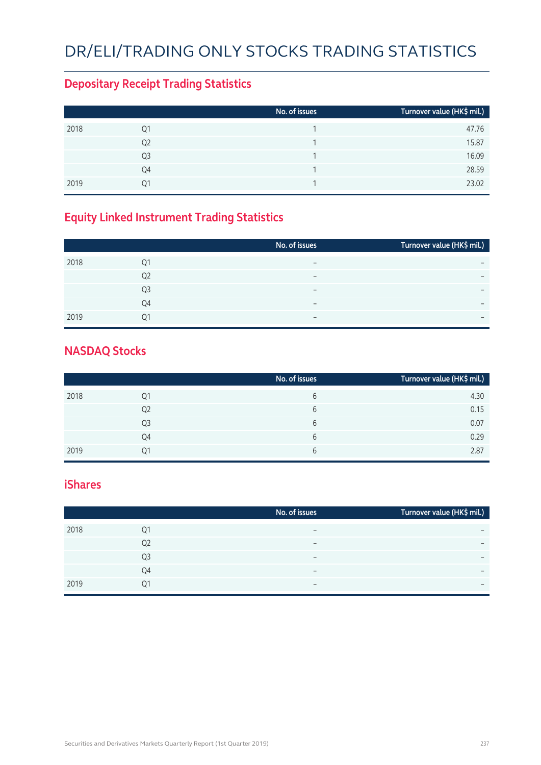# DR/ELI/TRADING ONLY STOCKS TRADING STATISTICS

## Depositary Receipt Trading Statistics

| | | No. of issues | Turnover value (HK$ mil.) |
|---|---|---|---|
| 2018 | Q1 | 1 | 47.76 |
| | Q2 | 1 | 15.87 |
| | Q3 | 1 | 16.09 |
| | Q4 | 1 | 28.59 |
| 2019 | Q1 | 1 | 23.02 |

## Equity Linked Instrument Trading Statistics

| | | No. of issues | Turnover value (HK$ mil.) |
|---|---|---|---|
| 2018 | Q1 | – | – |
| | Q2 | – | – |
| | Q3 | – | – |
| | Q4 | – | – |
| 2019 | Q1 | – | – |

## NASDAQ Stocks

| | | No. of issues | Turnover value (HK$ mil.) |
|---|---|---|---|
| 2018 | Q1 | 6 | 4.30 |
| | Q2 | 6 | 0.15 |
| | Q3 | 6 | 0.07 |
| | Q4 | 6 | 0.29 |
| 2019 | Q1 | 6 | 2.87 |

## iShares

| | | No. of issues | Turnover value (HK$ mil.) |
|---|---|---|---|
| 2018 | Q1 | – | – |
| | Q2 | – | – |
| | Q3 | – | – |
| | Q4 | – | – |
| 2019 | Q1 | – | – |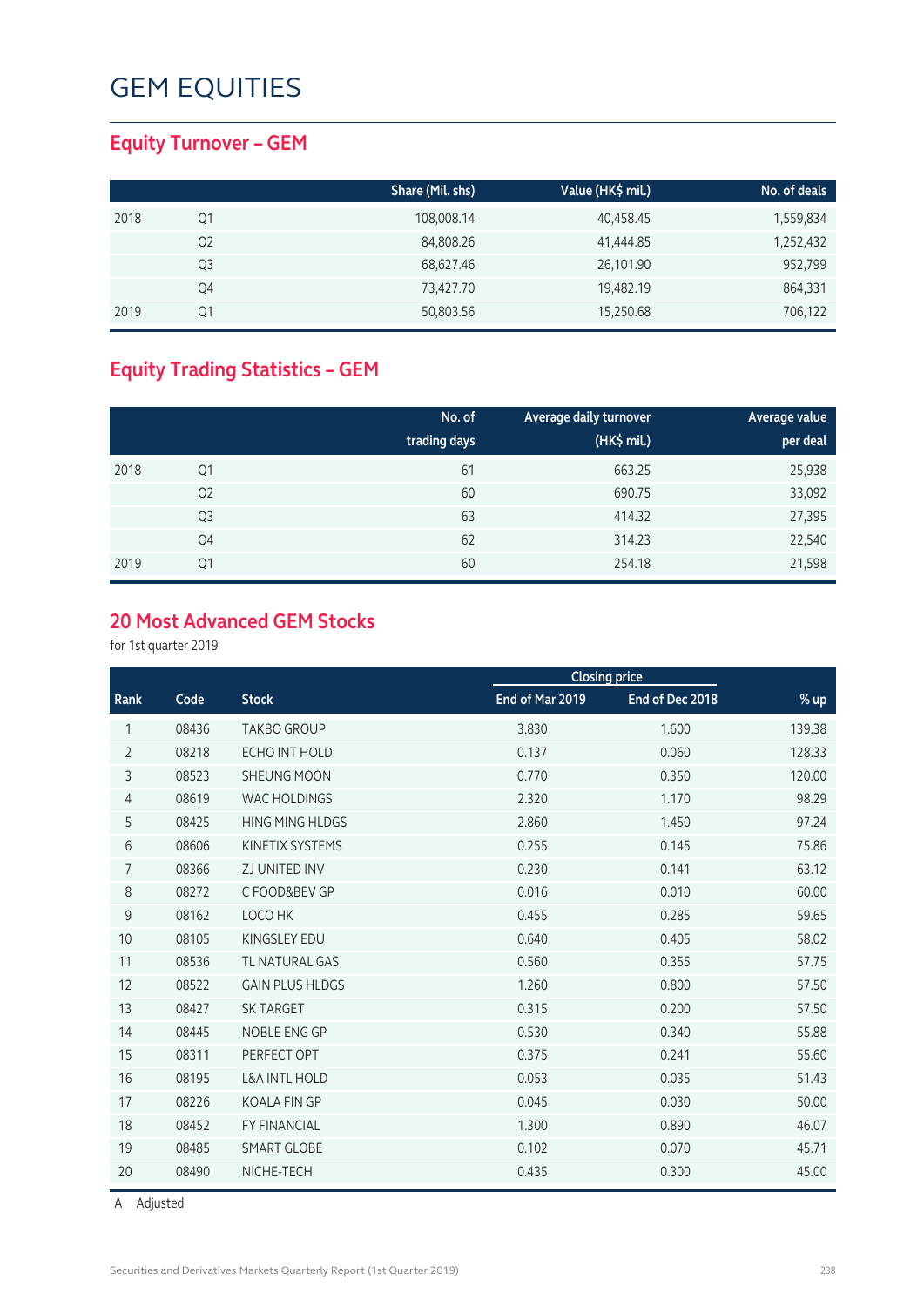# GEM EQUITIES

## Equity Turnover – GEM

| | | Share (Mil. shs) | Value (HK$ mil.) | No. of deals |
|---|---|---|---|---|
| 2018 | Q1 | 108,008.14 | 40,458.45 | 1,559,834 |
| | Q2 | 84,808.26 | 41,444.85 | 1,252,432 |
| | Q3 | 68,627.46 | 26,101.90 | 952,799 |
| | Q4 | 73,427.70 | 19,482.19 | 864,331 |
| 2019 | Q1 | 50,803.56 | 15,250.68 | 706,122 |

## Equity Trading Statistics – GEM

| | | No. of trading days | Average daily turnover (HK$ mil.) | Average value per deal |
|---|---|---|---|---|
| 2018 | Q1 | 61 | 663.25 | 25,938 |
| | Q2 | 60 | 690.75 | 33,092 |
| | Q3 | 63 | 414.32 | 27,395 |
| | Q4 | 62 | 314.23 | 22,540 |
| 2019 | Q1 | 60 | 254.18 | 21,598 |

## 20 Most Advanced GEM Stocks

for 1st quarter 2019

| | | | Closing price | | |
|---|---|---|---|---|---|
| Rank | Code | Stock | End of Mar 2019 | End of Dec 2018 | % up |
| 1 | 08436 | TAKBO GROUP | 3.830 | 1.600 | 139.38 |
| 2 | 08218 | ECHO INT HOLD | 0.137 | 0.060 | 128.33 |
| 3 | 08523 | SHEUNG MOON | 0.770 | 0.350 | 120.00 |
| 4 | 08619 | WAC HOLDINGS | 2.320 | 1.170 | 98.29 |
| 5 | 08425 | HING MING HLDGS | 2.860 | 1.450 | 97.24 |
| 6 | 08606 | KINETIX SYSTEMS | 0.255 | 0.145 | 75.86 |
| 7 | 08366 | ZJ UNITED INV | 0.230 | 0.141 | 63.12 |
| 8 | 08272 | C FOOD&BEV GP | 0.016 | 0.010 | 60.00 |
| 9 | 08162 | LOCO HK | 0.455 | 0.285 | 59.65 |
| 10 | 08105 | KINGSLEY EDU | 0.640 | 0.405 | 58.02 |
| 11 | 08536 | TL NATURAL GAS | 0.560 | 0.355 | 57.75 |
| 12 | 08522 | GAIN PLUS HLDGS | 1.260 | 0.800 | 57.50 |
| 13 | 08427 | SK TARGET | 0.315 | 0.200 | 57.50 |
| 14 | 08445 | NOBLE ENG GP | 0.530 | 0.340 | 55.88 |
| 15 | 08311 | PERFECT OPT | 0.375 | 0.241 | 55.60 |
| 16 | 08195 | L&A INTL HOLD | 0.053 | 0.035 | 51.43 |
| 17 | 08226 | KOALA FIN GP | 0.045 | 0.030 | 50.00 |
| 18 | 08452 | FY FINANCIAL | 1.300 | 0.890 | 46.07 |
| 19 | 08485 | SMART GLOBE | 0.102 | 0.070 | 45.71 |
| 20 | 08490 | NICHE-TECH | 0.435 | 0.300 | 45.00 |

A Adjusted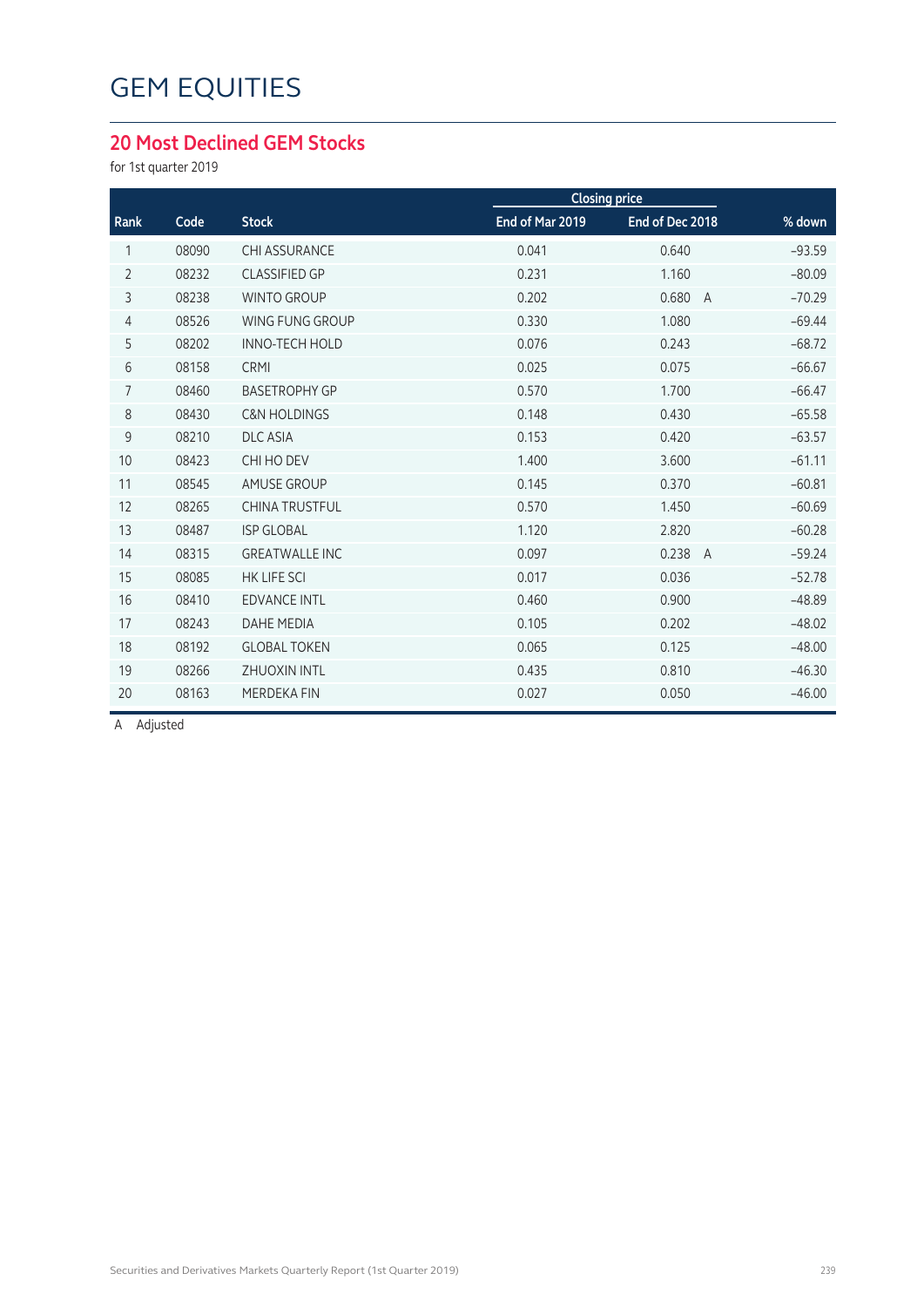# GEM EQUITIES

## 20 Most Declined GEM Stocks

for 1st quarter 2019

| Rank | Code | Stock | Closing price | | % down |
|---|---|---|---|---|---|
| | | | End of Mar 2019 | End of Dec 2018 | |
| 1 | 08090 | CHI ASSURANCE | 0.041 | 0.640 | -93.59 |
| 2 | 08232 | CLASSIFIED GP | 0.231 | 1.160 | -80.09 |
| 3 | 08238 | WINTO GROUP | 0.202 | 0.680 A | -70.29 |
| 4 | 08526 | WING FUNG GROUP | 0.330 | 1.080 | -69.44 |
| 5 | 08202 | INNO-TECH HOLD | 0.076 | 0.243 | -68.72 |
| 6 | 08158 | CRMI | 0.025 | 0.075 | -66.67 |
| 7 | 08460 | BASETROPHY GP | 0.570 | 1.700 | -66.47 |
| 8 | 08430 | C&N HOLDINGS | 0.148 | 0.430 | -65.58 |
| 9 | 08210 | DLC ASIA | 0.153 | 0.420 | -63.57 |
| 10 | 08423 | CHI HO DEV | 1.400 | 3.600 | -61.11 |
| 11 | 08545 | AMUSE GROUP | 0.145 | 0.370 | -60.81 |
| 12 | 08265 | CHINA TRUSTFUL | 0.570 | 1.450 | -60.69 |
| 13 | 08487 | ISP GLOBAL | 1.120 | 2.820 | -60.28 |
| 14 | 08315 | GREATWALLE INC | 0.097 | 0.238 A | -59.24 |
| 15 | 08085 | HK LIFE SCI | 0.017 | 0.036 | -52.78 |
| 16 | 08410 | EDVANCE INTL | 0.460 | 0.900 | -48.89 |
| 17 | 08243 | DAHE MEDIA | 0.105 | 0.202 | -48.02 |
| 18 | 08192 | GLOBAL TOKEN | 0.065 | 0.125 | -48.00 |
| 19 | 08266 | ZHUOXIN INTL | 0.435 | 0.810 | -46.30 |
| 20 | 08163 | MERDEKA FIN | 0.027 | 0.050 | -46.00 |

A Adjusted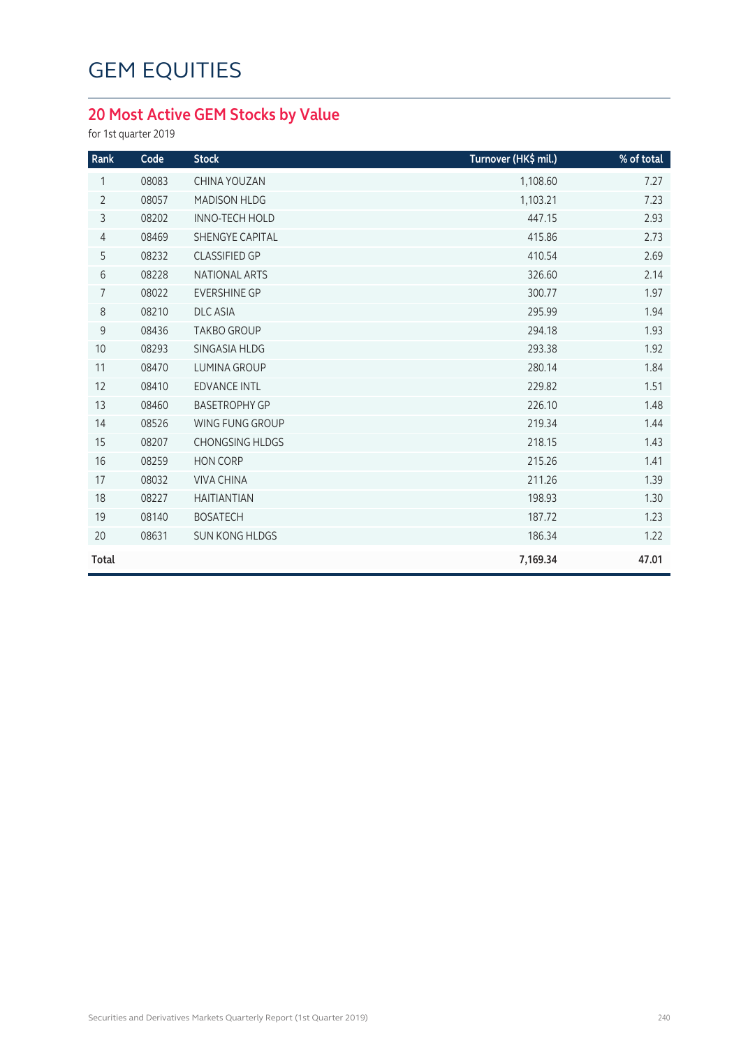# GEM EQUITIES

## 20 Most Active GEM Stocks by Value

for 1st quarter 2019

| Rank | Code | Stock | Turnover (HK$ mil.) | % of total |
|---|---|---|---|---|
| 1 | 08083 | CHINA YOUZAN | 1,108.60 | 7.27 |
| 2 | 08057 | MADISON HLDG | 1,103.21 | 7.23 |
| 3 | 08202 | INNO-TECH HOLD | 447.15 | 2.93 |
| 4 | 08469 | SHENGYE CAPITAL | 415.86 | 2.73 |
| 5 | 08232 | CLASSIFIED GP | 410.54 | 2.69 |
| 6 | 08228 | NATIONAL ARTS | 326.60 | 2.14 |
| 7 | 08022 | EVERSHINE GP | 300.77 | 1.97 |
| 8 | 08210 | DLC ASIA | 295.99 | 1.94 |
| 9 | 08436 | TAKBO GROUP | 294.18 | 1.93 |
| 10 | 08293 | SINGASIA HLDG | 293.38 | 1.92 |
| 11 | 08470 | LUMINA GROUP | 280.14 | 1.84 |
| 12 | 08410 | EDVANCE INTL | 229.82 | 1.51 |
| 13 | 08460 | BASETROPHY GP | 226.10 | 1.48 |
| 14 | 08526 | WING FUNG GROUP | 219.34 | 1.44 |
| 15 | 08207 | CHONGSING HLDGS | 218.15 | 1.43 |
| 16 | 08259 | HON CORP | 215.26 | 1.41 |
| 17 | 08032 | VIVA CHINA | 211.26 | 1.39 |
| 18 | 08227 | HAITIANTIAN | 198.93 | 1.30 |
| 19 | 08140 | BOSATECH | 187.72 | 1.23 |
| 20 | 08631 | SUN KONG HLDGS | 186.34 | 1.22 |
| **Total** | | | **7,169.34** | **47.01** |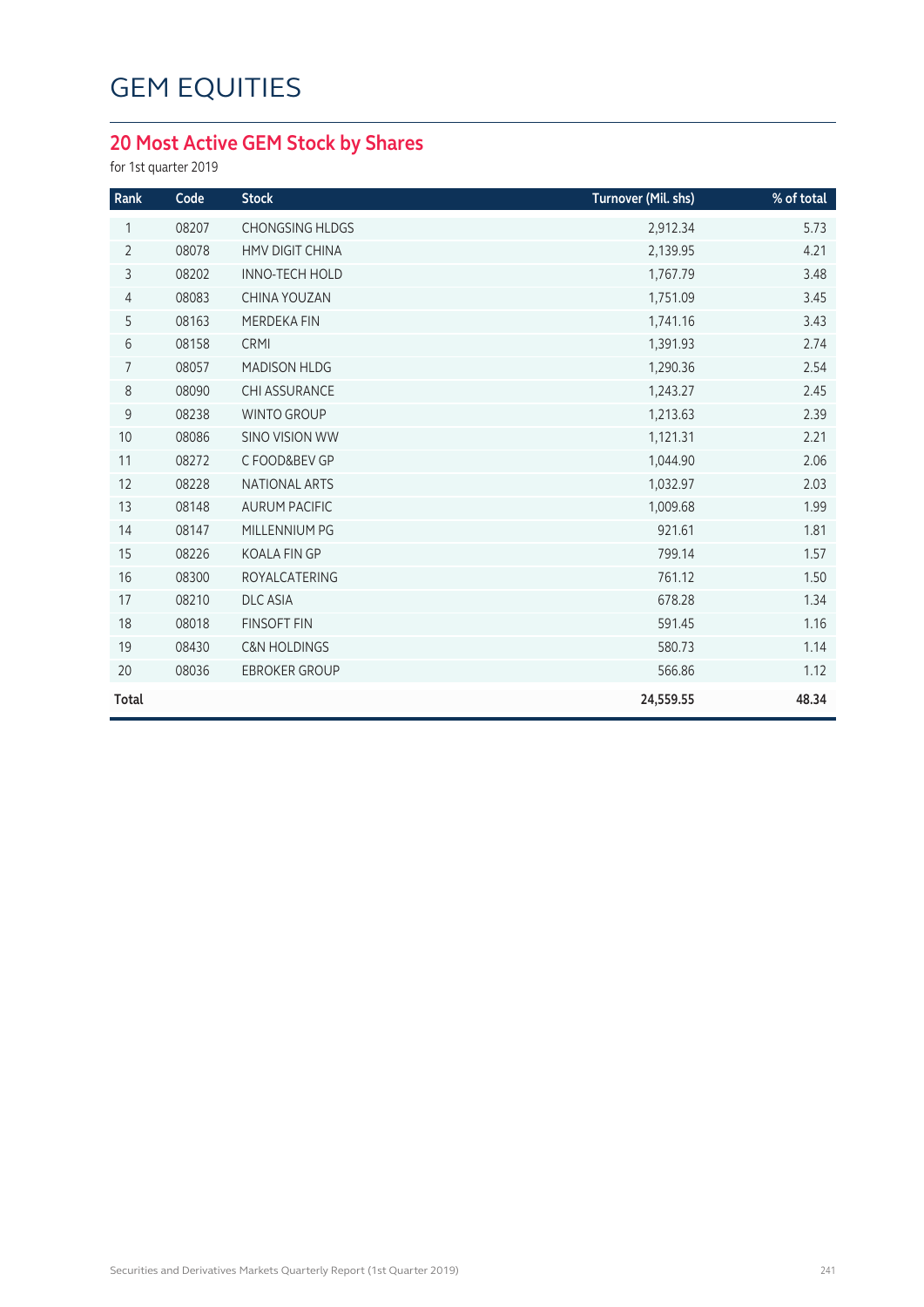# GEM EQUITIES

## 20 Most Active GEM Stock by Shares

for 1st quarter 2019

| Rank | Code | Stock | Turnover (Mil. shs) | % of total |
|---|---|---|---|---|
| 1 | 08207 | CHONGSING HLDGS | 2,912.34 | 5.73 |
| 2 | 08078 | HMV DIGIT CHINA | 2,139.95 | 4.21 |
| 3 | 08202 | INNO-TECH HOLD | 1,767.79 | 3.48 |
| 4 | 08083 | CHINA YOUZAN | 1,751.09 | 3.45 |
| 5 | 08163 | MERDEKA FIN | 1,741.16 | 3.43 |
| 6 | 08158 | CRMI | 1,391.93 | 2.74 |
| 7 | 08057 | MADISON HLDG | 1,290.36 | 2.54 |
| 8 | 08090 | CHI ASSURANCE | 1,243.27 | 2.45 |
| 9 | 08238 | WINTO GROUP | 1,213.63 | 2.39 |
| 10 | 08086 | SINO VISION WW | 1,121.31 | 2.21 |
| 11 | 08272 | C FOOD&BEV GP | 1,044.90 | 2.06 |
| 12 | 08228 | NATIONAL ARTS | 1,032.97 | 2.03 |
| 13 | 08148 | AURUM PACIFIC | 1,009.68 | 1.99 |
| 14 | 08147 | MILLENNIUM PG | 921.61 | 1.81 |
| 15 | 08226 | KOALA FIN GP | 799.14 | 1.57 |
| 16 | 08300 | ROYALCATERING | 761.12 | 1.50 |
| 17 | 08210 | DLC ASIA | 678.28 | 1.34 |
| 18 | 08018 | FINSOFT FIN | 591.45 | 1.16 |
| 19 | 08430 | C&N HOLDINGS | 580.73 | 1.14 |
| 20 | 08036 | EBROKER GROUP | 566.86 | 1.12 |
| **Total** | | | **24,559.55** | **48.34** |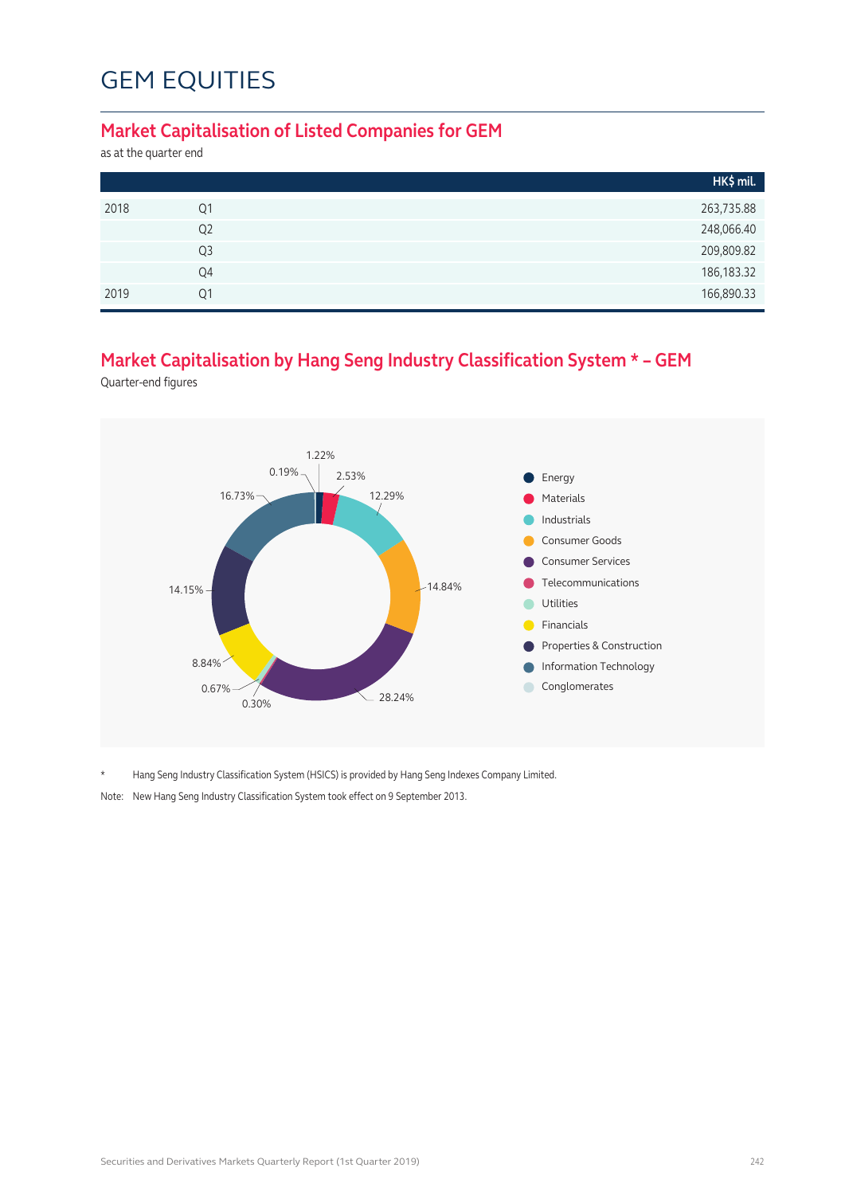# GEM EQUITIES

## Market Capitalisation of Listed Companies for GEM

as at the quarter end

| | | HK$ mil. |
|---|---|---|
| 2018 | Q1 | 263,735.88 |
| | Q2 | 248,066.40 |
| | Q3 | 209,809.82 |
| | Q4 | 186,183.32 |
| 2019 | Q1 | 166,890.33 |

## Market Capitalisation by Hang Seng Industry Classification System * – GEM

Quarter-end figures

| Industry | % |
|---|---|
| Energy | 1.22% |
| Materials | 2.53% |
| Industrials | 12.29% |
| Consumer Goods | 14.84% |
| Consumer Services | 28.24% |
| Telecommunications | 0.30% |
| Utilities | 0.67% |
| Financials | 8.84% |
| Properties & Construction | 14.15% |
| Information Technology | 16.73% |
| Conglomerates | 0.19% |

* Hang Seng Industry Classification System (HSICS) is provided by Hang Seng Indexes Company Limited.

Note: New Hang Seng Industry Classification System took effect on 9 September 2013.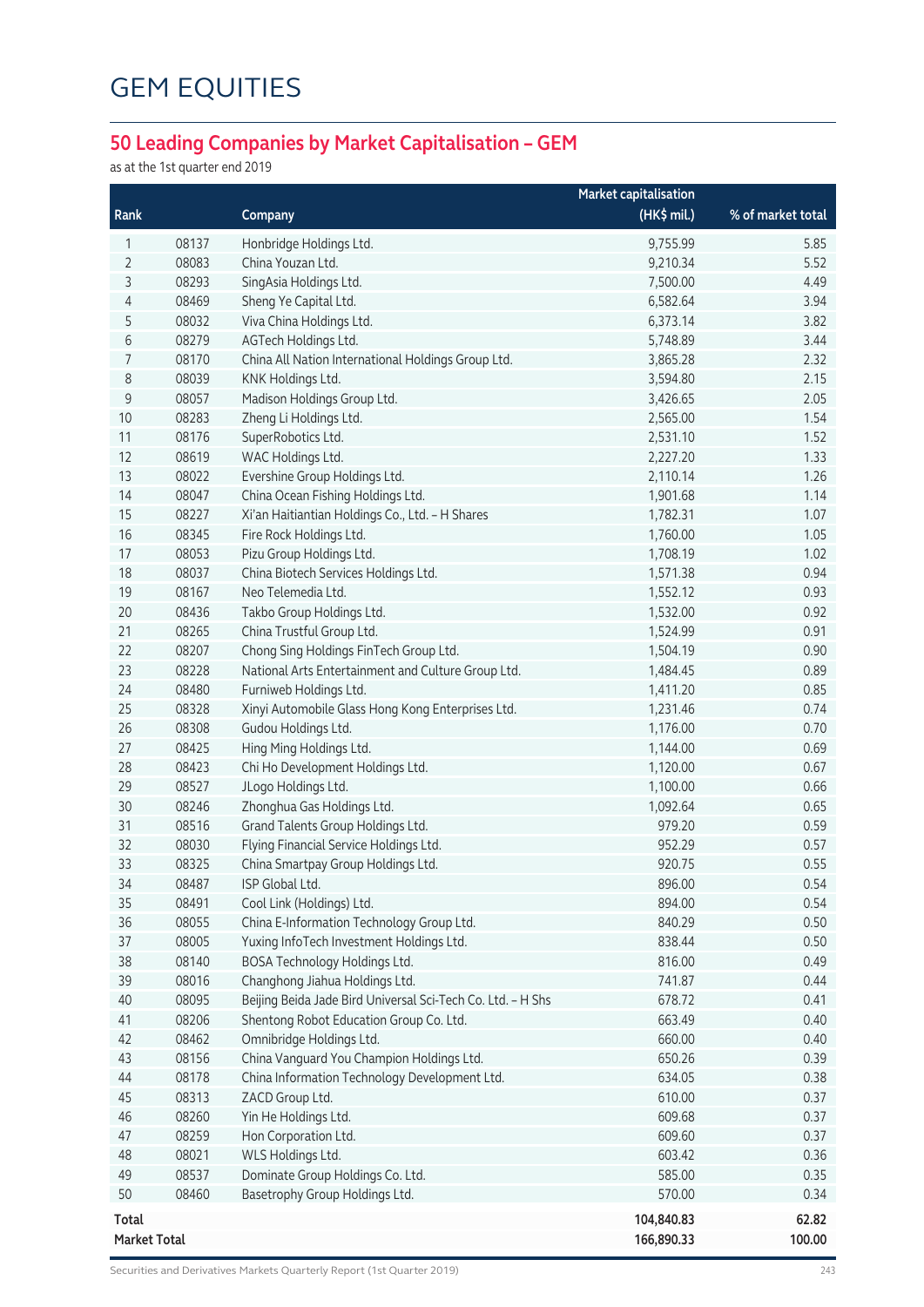# GEM EQUITIES

## 50 Leading Companies by Market Capitalisation – GEM

as at the 1st quarter end 2019

| Rank | | Company | Market capitalisation (HK$ mil.) | % of market total |
|---|---|---|---|---|
| 1 | 08137 | Honbridge Holdings Ltd. | 9,755.99 | 5.85 |
| 2 | 08083 | China Youzan Ltd. | 9,210.34 | 5.52 |
| 3 | 08293 | SingAsia Holdings Ltd. | 7,500.00 | 4.49 |
| 4 | 08469 | Sheng Ye Capital Ltd. | 6,582.64 | 3.94 |
| 5 | 08032 | Viva China Holdings Ltd. | 6,373.14 | 3.82 |
| 6 | 08279 | AGTech Holdings Ltd. | 5,748.89 | 3.44 |
| 7 | 08170 | China All Nation International Holdings Group Ltd. | 3,865.28 | 2.32 |
| 8 | 08039 | KNK Holdings Ltd. | 3,594.80 | 2.15 |
| 9 | 08057 | Madison Holdings Group Ltd. | 3,426.65 | 2.05 |
| 10 | 08283 | Zheng Li Holdings Ltd. | 2,565.00 | 1.54 |
| 11 | 08176 | SuperRobotics Ltd. | 2,531.10 | 1.52 |
| 12 | 08619 | WAC Holdings Ltd. | 2,227.20 | 1.33 |
| 13 | 08022 | Evershine Group Holdings Ltd. | 2,110.14 | 1.26 |
| 14 | 08047 | China Ocean Fishing Holdings Ltd. | 1,901.68 | 1.14 |
| 15 | 08227 | Xi'an Haitiantian Holdings Co., Ltd. – H Shares | 1,782.31 | 1.07 |
| 16 | 08345 | Fire Rock Holdings Ltd. | 1,760.00 | 1.05 |
| 17 | 08053 | Pizu Group Holdings Ltd. | 1,708.19 | 1.02 |
| 18 | 08037 | China Biotech Services Holdings Ltd. | 1,571.38 | 0.94 |
| 19 | 08167 | Neo Telemedia Ltd. | 1,552.12 | 0.93 |
| 20 | 08436 | Takbo Group Holdings Ltd. | 1,532.00 | 0.92 |
| 21 | 08265 | China Trustful Group Ltd. | 1,524.99 | 0.91 |
| 22 | 08207 | Chong Sing Holdings FinTech Group Ltd. | 1,504.19 | 0.90 |
| 23 | 08228 | National Arts Entertainment and Culture Group Ltd. | 1,484.45 | 0.89 |
| 24 | 08480 | Furniweb Holdings Ltd. | 1,411.20 | 0.85 |
| 25 | 08328 | Xinyi Automobile Glass Hong Kong Enterprises Ltd. | 1,231.46 | 0.74 |
| 26 | 08308 | Gudou Holdings Ltd. | 1,176.00 | 0.70 |
| 27 | 08425 | Hing Ming Holdings Ltd. | 1,144.00 | 0.69 |
| 28 | 08423 | Chi Ho Development Holdings Ltd. | 1,120.00 | 0.67 |
| 29 | 08527 | JLogo Holdings Ltd. | 1,100.00 | 0.66 |
| 30 | 08246 | Zhonghua Gas Holdings Ltd. | 1,092.64 | 0.65 |
| 31 | 08516 | Grand Talents Group Holdings Ltd. | 979.20 | 0.59 |
| 32 | 08030 | Flying Financial Service Holdings Ltd. | 952.29 | 0.57 |
| 33 | 08325 | China Smartpay Group Holdings Ltd. | 920.75 | 0.55 |
| 34 | 08487 | ISP Global Ltd. | 896.00 | 0.54 |
| 35 | 08491 | Cool Link (Holdings) Ltd. | 894.00 | 0.54 |
| 36 | 08055 | China E-Information Technology Group Ltd. | 840.29 | 0.50 |
| 37 | 08005 | Yuxing InfoTech Investment Holdings Ltd. | 838.44 | 0.50 |
| 38 | 08140 | BOSA Technology Holdings Ltd. | 816.00 | 0.49 |
| 39 | 08016 | Changhong Jiahua Holdings Ltd. | 741.87 | 0.44 |
| 40 | 08095 | Beijing Beida Jade Bird Universal Sci-Tech Co. Ltd. – H Shs | 678.72 | 0.41 |
| 41 | 08206 | Shentong Robot Education Group Co. Ltd. | 663.49 | 0.40 |
| 42 | 08462 | Omnibridge Holdings Ltd. | 660.00 | 0.40 |
| 43 | 08156 | China Vanguard You Champion Holdings Ltd. | 650.26 | 0.39 |
| 44 | 08178 | China Information Technology Development Ltd. | 634.05 | 0.38 |
| 45 | 08313 | ZACD Group Ltd. | 610.00 | 0.37 |
| 46 | 08260 | Yin He Holdings Ltd. | 609.68 | 0.37 |
| 47 | 08259 | Hon Corporation Ltd. | 609.60 | 0.37 |
| 48 | 08021 | WLS Holdings Ltd. | 603.42 | 0.36 |
| 49 | 08537 | Dominate Group Holdings Co. Ltd. | 585.00 | 0.35 |
| 50 | 08460 | Basetrophy Group Holdings Ltd. | 570.00 | 0.34 |
| **Total** | | | **104,840.83** | **62.82** |
| **Market Total** | | | **166,890.33** | **100.00** |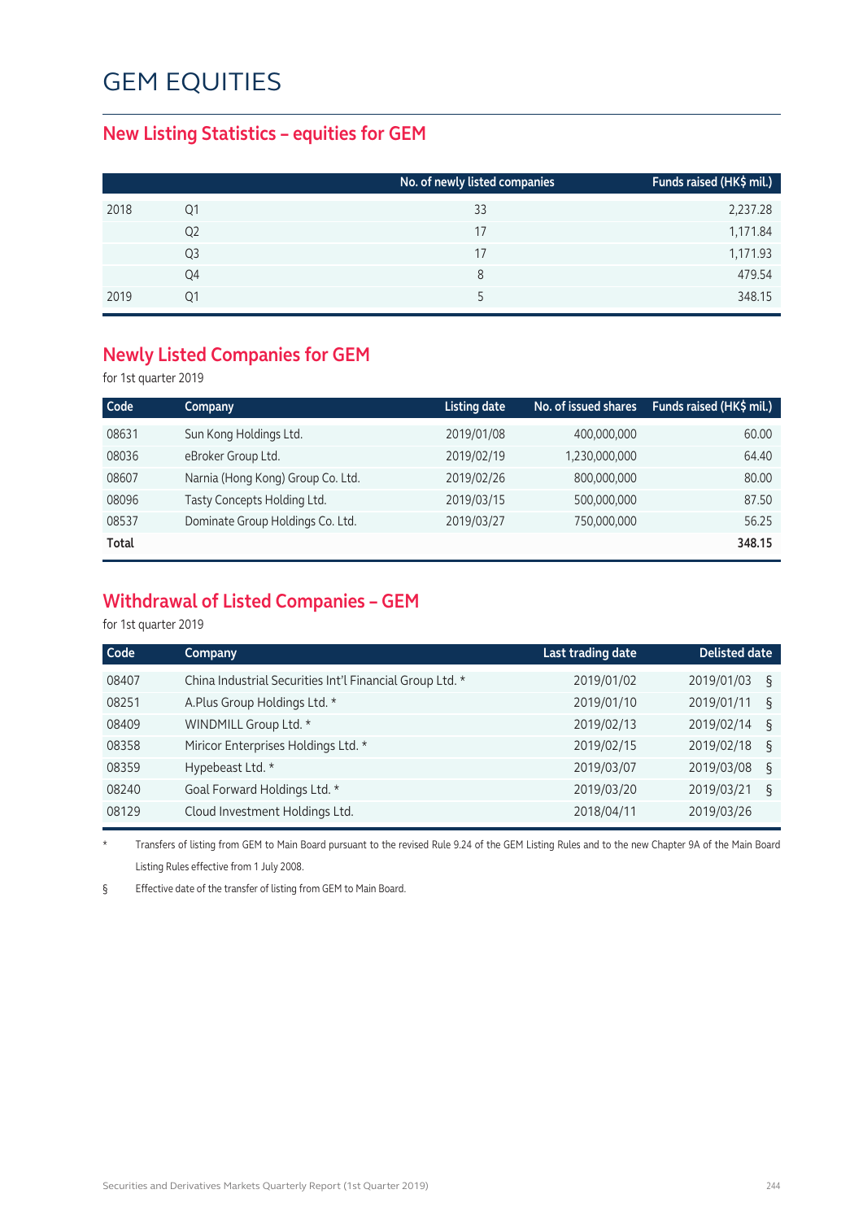# GEM EQUITIES

## New Listing Statistics – equities for GEM

| | | No. of newly listed companies | Funds raised (HK$ mil.) |
|---|---|---|---|
| 2018 | Q1 | 33 | 2,237.28 |
| | Q2 | 17 | 1,171.84 |
| | Q3 | 17 | 1,171.93 |
| | Q4 | 8 | 479.54 |
| 2019 | Q1 | 5 | 348.15 |

## Newly Listed Companies for GEM

for 1st quarter 2019

| Code | Company | Listing date | No. of issued shares | Funds raised (HK$ mil.) |
|---|---|---|---|---|
| 08631 | Sun Kong Holdings Ltd. | 2019/01/08 | 400,000,000 | 60.00 |
| 08036 | eBroker Group Ltd. | 2019/02/19 | 1,230,000,000 | 64.40 |
| 08607 | Narnia (Hong Kong) Group Co. Ltd. | 2019/02/26 | 800,000,000 | 80.00 |
| 08096 | Tasty Concepts Holding Ltd. | 2019/03/15 | 500,000,000 | 87.50 |
| 08537 | Dominate Group Holdings Co. Ltd. | 2019/03/27 | 750,000,000 | 56.25 |
| **Total** | | | | **348.15** |

## Withdrawal of Listed Companies – GEM

for 1st quarter 2019

| Code | Company | Last trading date | Delisted date |
|---|---|---|---|
| 08407 | China Industrial Securities Int'l Financial Group Ltd. * | 2019/01/02 | 2019/01/03 § |
| 08251 | A.Plus Group Holdings Ltd. * | 2019/01/10 | 2019/01/11 § |
| 08409 | WINDMILL Group Ltd. * | 2019/02/13 | 2019/02/14 § |
| 08358 | Miricor Enterprises Holdings Ltd. * | 2019/02/15 | 2019/02/18 § |
| 08359 | Hypebeast Ltd. * | 2019/03/07 | 2019/03/08 § |
| 08240 | Goal Forward Holdings Ltd. * | 2019/03/20 | 2019/03/21 § |
| 08129 | Cloud Investment Holdings Ltd. | 2018/04/11 | 2019/03/26 |

\* Transfers of listing from GEM to Main Board pursuant to the revised Rule 9.24 of the GEM Listing Rules and to the new Chapter 9A of the Main Board Listing Rules effective from 1 July 2008.

§ Effective date of the transfer of listing from GEM to Main Board.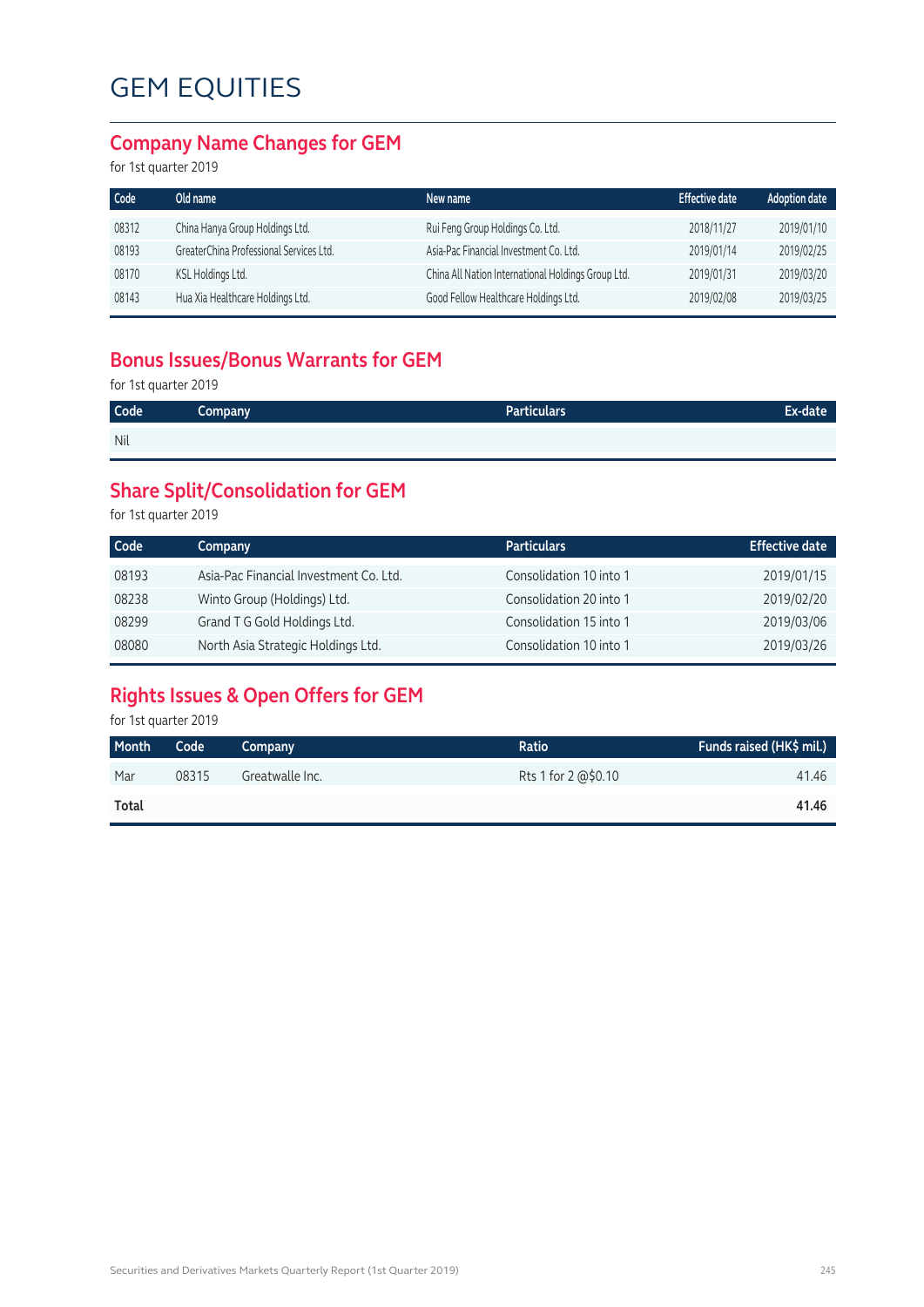# GEM EQUITIES

## Company Name Changes for GEM

for 1st quarter 2019

| Code | Old name | New name | Effective date | Adoption date |
|---|---|---|---|---|
| 08312 | China Hanya Group Holdings Ltd. | Rui Feng Group Holdings Co. Ltd. | 2018/11/27 | 2019/01/10 |
| 08193 | GreaterChina Professional Services Ltd. | Asia-Pac Financial Investment Co. Ltd. | 2019/01/14 | 2019/02/25 |
| 08170 | KSL Holdings Ltd. | China All Nation International Holdings Group Ltd. | 2019/01/31 | 2019/03/20 |
| 08143 | Hua Xia Healthcare Holdings Ltd. | Good Fellow Healthcare Holdings Ltd. | 2019/02/08 | 2019/03/25 |

## Bonus Issues/Bonus Warrants for GEM

for 1st quarter 2019

| Code | Company | Particulars | Ex-date |
|---|---|---|---|
| Nil | | | |

## Share Split/Consolidation for GEM

for 1st quarter 2019

| Code | Company | Particulars | Effective date |
|---|---|---|---|
| 08193 | Asia-Pac Financial Investment Co. Ltd. | Consolidation 10 into 1 | 2019/01/15 |
| 08238 | Winto Group (Holdings) Ltd. | Consolidation 20 into 1 | 2019/02/20 |
| 08299 | Grand T G Gold Holdings Ltd. | Consolidation 15 into 1 | 2019/03/06 |
| 08080 | North Asia Strategic Holdings Ltd. | Consolidation 10 into 1 | 2019/03/26 |

## Rights Issues & Open Offers for GEM

for 1st quarter 2019

| Month | Code | Company | Ratio | Funds raised (HK$ mil.) |
|---|---|---|---|---|
| Mar | 08315 | Greatwalle Inc. | Rts 1 for 2 @$0.10 | 41.46 |
| **Total** | | | | **41.46** |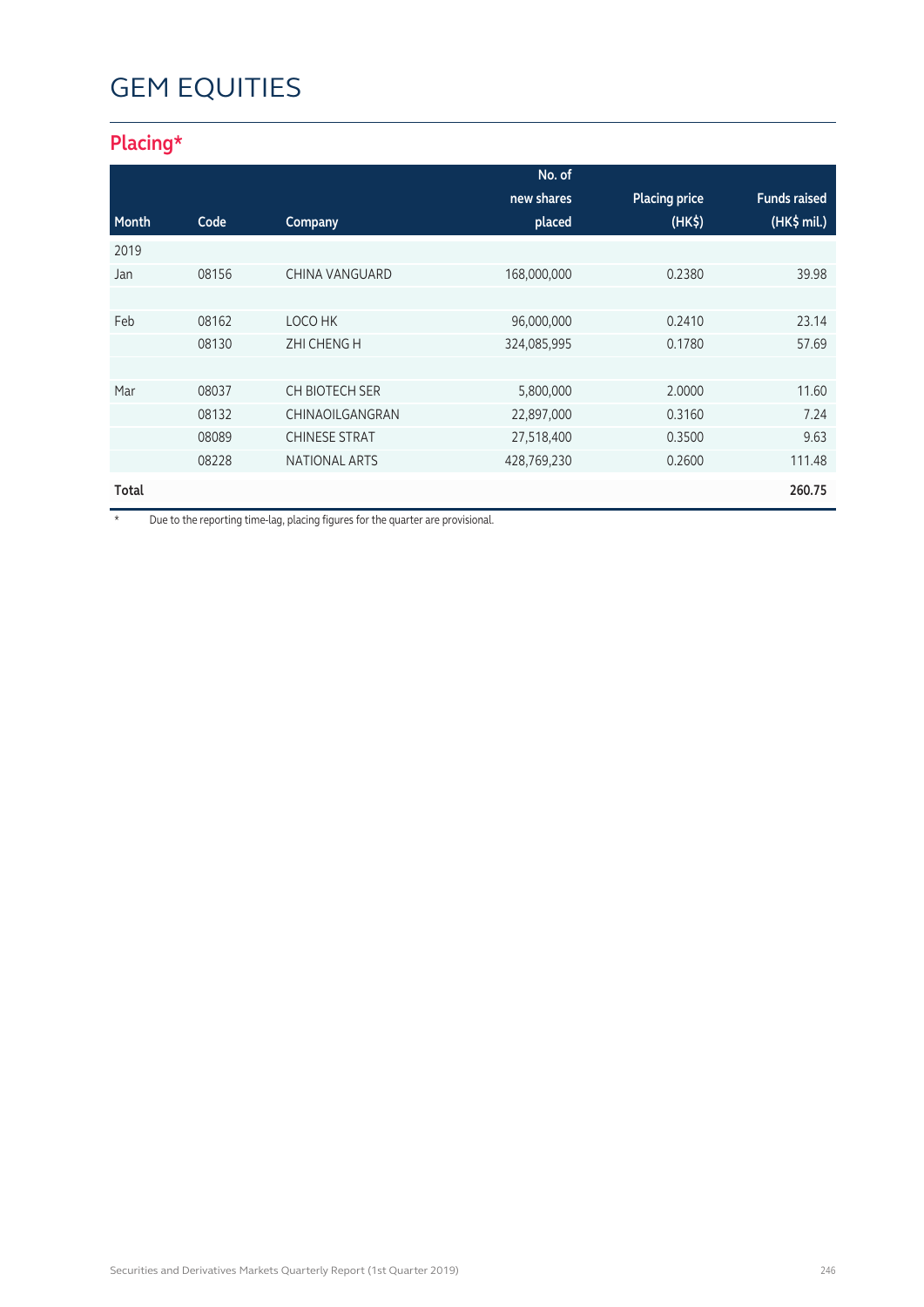# GEM EQUITIES

## Placing*

| Month | Code | Company | No. of new shares placed | Placing price (HK$) | Funds raised (HK$ mil.) |
|---|---|---|---|---|---|
| 2019 | | | | | |
| Jan | 08156 | CHINA VANGUARD | 168,000,000 | 0.2380 | 39.98 |
| | | | | | |
| Feb | 08162 | LOCO HK | 96,000,000 | 0.2410 | 23.14 |
| | 08130 | ZHI CHENG H | 324,085,995 | 0.1780 | 57.69 |
| | | | | | |
| Mar | 08037 | CH BIOTECH SER | 5,800,000 | 2.0000 | 11.60 |
| | 08132 | CHINAOILGANGRAN | 22,897,000 | 0.3160 | 7.24 |
| | 08089 | CHINESE STRAT | 27,518,400 | 0.3500 | 9.63 |
| | 08228 | NATIONAL ARTS | 428,769,230 | 0.2600 | 111.48 |
| **Total** | | | | | **260.75** |

* Due to the reporting time-lag, placing figures for the quarter are provisional.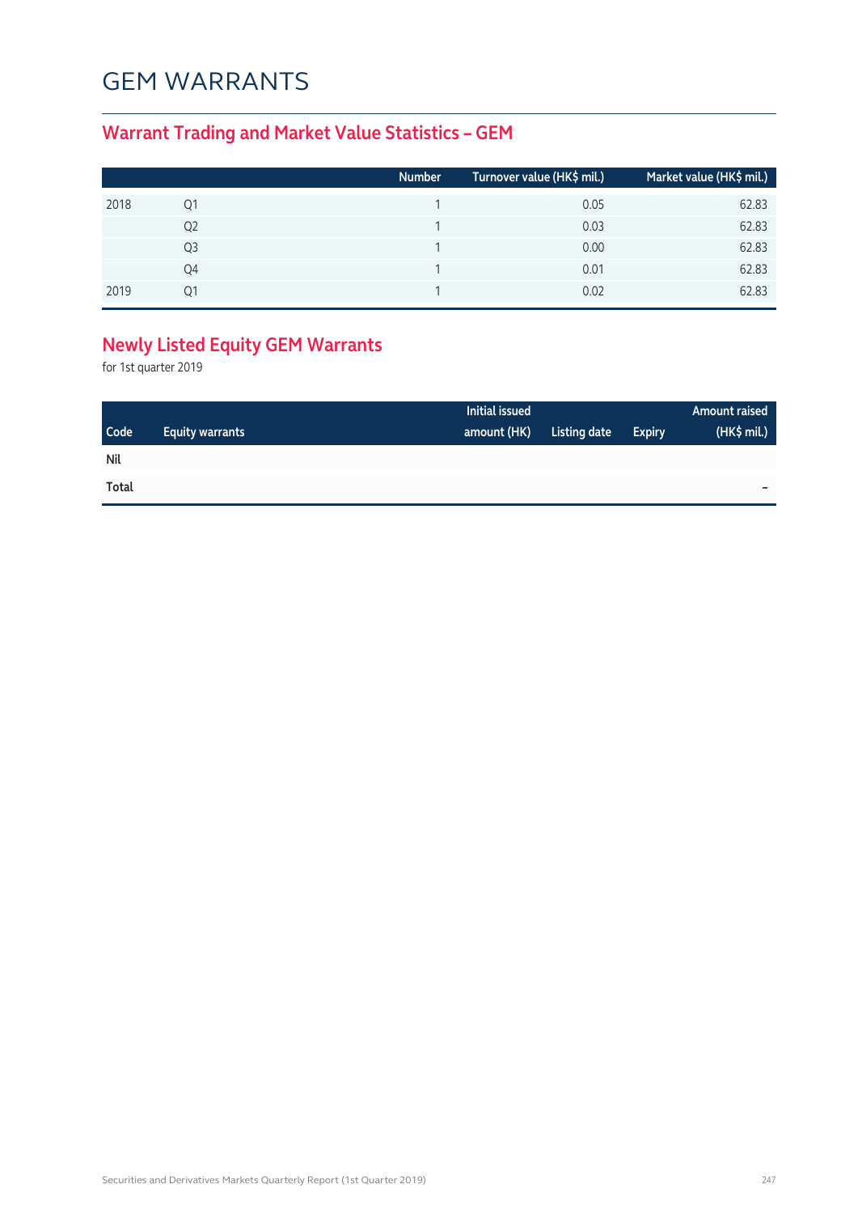# GEM WARRANTS

## Warrant Trading and Market Value Statistics – GEM

| | | Number | Turnover value (HK$ mil.) | Market value (HK$ mil.) |
|---|---|---|---|---|
| 2018 | Q1 | 1 | 0.05 | 62.83 |
| | Q2 | 1 | 0.03 | 62.83 |
| | Q3 | 1 | 0.00 | 62.83 |
| | Q4 | 1 | 0.01 | 62.83 |
| 2019 | Q1 | 1 | 0.02 | 62.83 |

## Newly Listed Equity GEM Warrants

for 1st quarter 2019

| Code | Equity warrants | Initial issued amount (HK) | Listing date | Expiry | Amount raised (HK$ mil.) |
|---|---|---|---|---|---|
| **Nil** | | | | | |
| **Total** | | | | | – |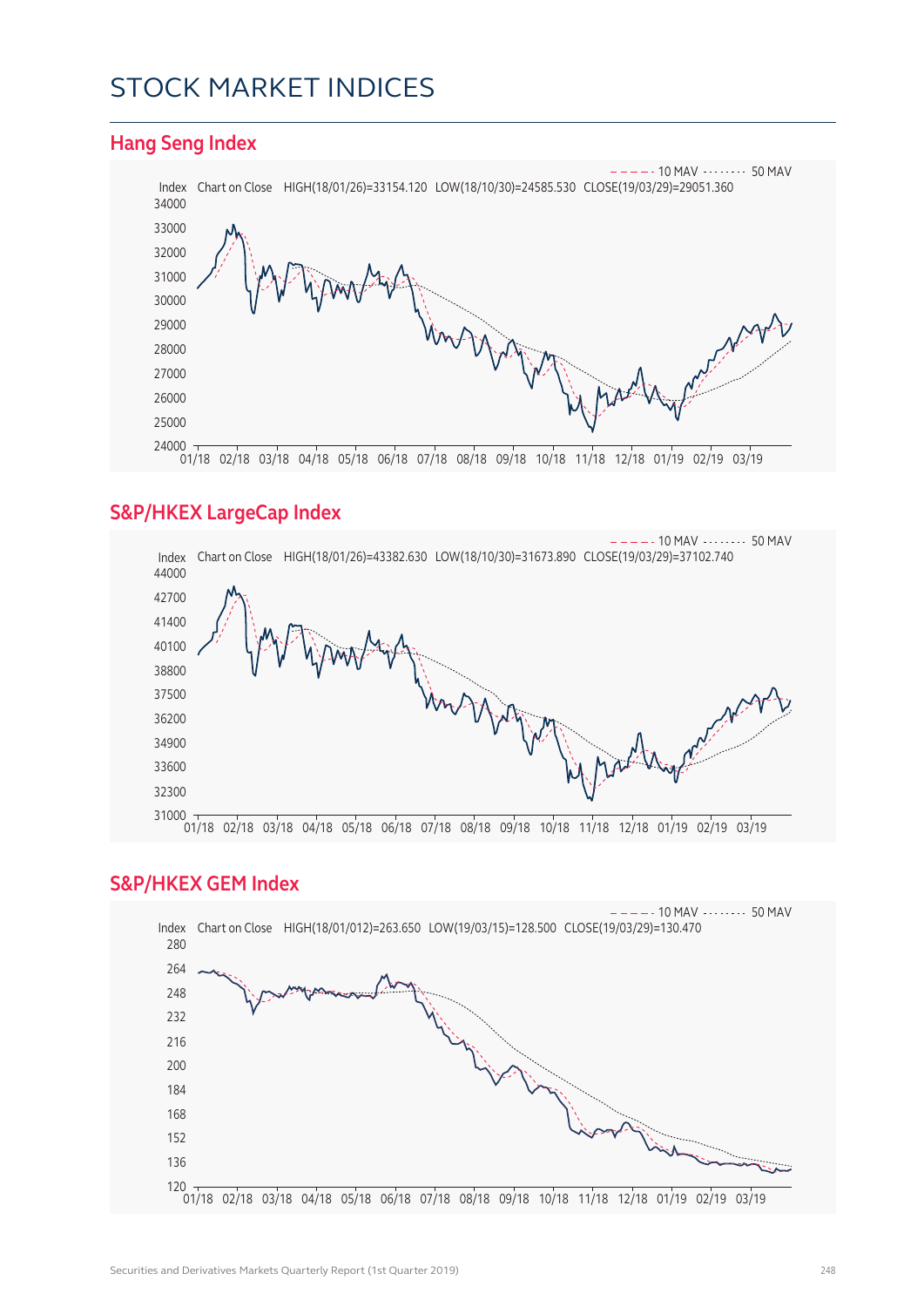# STOCK MARKET INDICES

## Hang Seng Index

Index Chart on Close HIGH(18/01/26)=33154.120 LOW(18/10/30)=24585.530 CLOSE(19/03/29)=29051.360

## S&P/HKEX LargeCap Index

Index Chart on Close HIGH(18/01/26)=43382.630 LOW(18/10/30)=31673.890 CLOSE(19/03/29)=37102.740

## S&P/HKEX GEM Index

Index Chart on Close HIGH(18/01/012)=263.650 LOW(19/03/15)=128.500 CLOSE(19/03/29)=130.470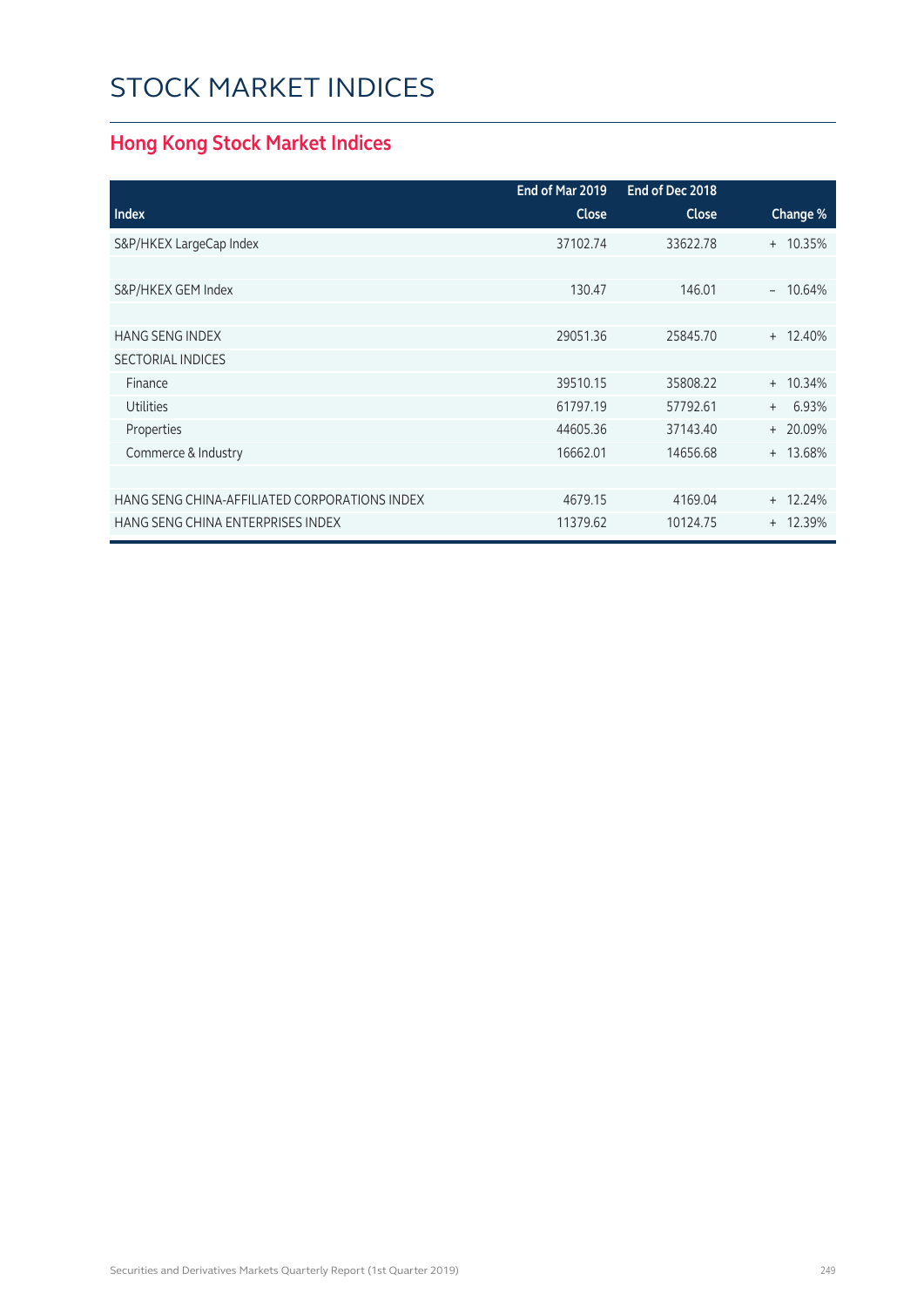# STOCK MARKET INDICES

## Hong Kong Stock Market Indices

| Index | End of Mar 2019 Close | End of Dec 2018 Close | Change % |
|---|---|---|---|
| S&P/HKEX LargeCap Index | 37102.74 | 33622.78 | + 10.35% |
| | | | |
| S&P/HKEX GEM Index | 130.47 | 146.01 | – 10.64% |
| | | | |
| HANG SENG INDEX | 29051.36 | 25845.70 | + 12.40% |
| SECTORIAL INDICES | | | |
| Finance | 39510.15 | 35808.22 | + 10.34% |
| Utilities | 61797.19 | 57792.61 | + 6.93% |
| Properties | 44605.36 | 37143.40 | + 20.09% |
| Commerce & Industry | 16662.01 | 14656.68 | + 13.68% |
| | | | |
| HANG SENG CHINA-AFFILIATED CORPORATIONS INDEX | 4679.15 | 4169.04 | + 12.24% |
| HANG SENG CHINA ENTERPRISES INDEX | 11379.62 | 10124.75 | + 12.39% |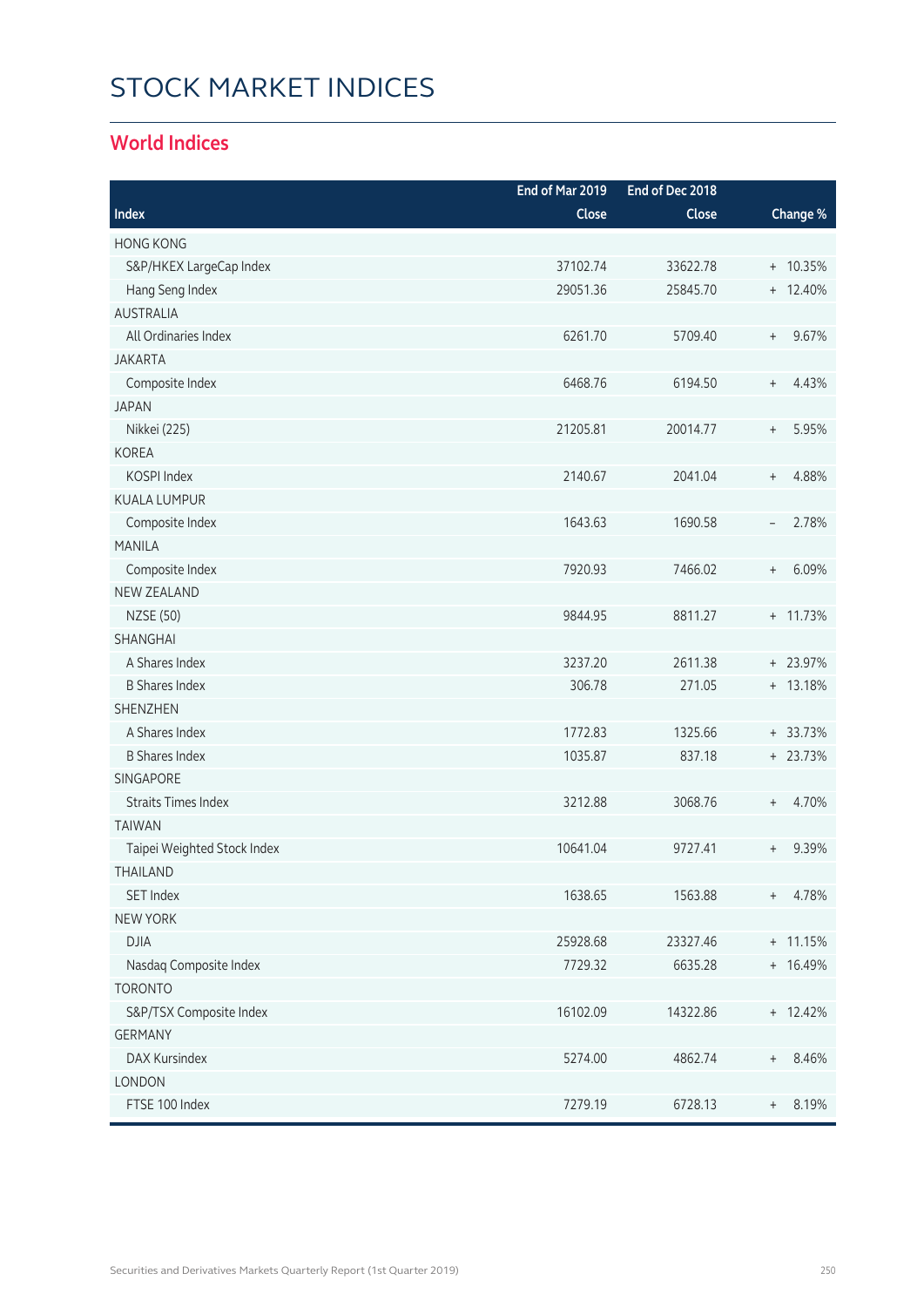# STOCK MARKET INDICES

## World Indices

| Index | End of Mar 2019 Close | End of Dec 2018 Close | Change % |
|---|---|---|---|
| HONG KONG | | | |
| S&P/HKEX LargeCap Index | 37102.74 | 33622.78 | + 10.35% |
| Hang Seng Index | 29051.36 | 25845.70 | + 12.40% |
| AUSTRALIA | | | |
| All Ordinaries Index | 6261.70 | 5709.40 | + 9.67% |
| JAKARTA | | | |
| Composite Index | 6468.76 | 6194.50 | + 4.43% |
| JAPAN | | | |
| Nikkei (225) | 21205.81 | 20014.77 | + 5.95% |
| KOREA | | | |
| KOSPI Index | 2140.67 | 2041.04 | + 4.88% |
| KUALA LUMPUR | | | |
| Composite Index | 1643.63 | 1690.58 | – 2.78% |
| MANILA | | | |
| Composite Index | 7920.93 | 7466.02 | + 6.09% |
| NEW ZEALAND | | | |
| NZSE (50) | 9844.95 | 8811.27 | + 11.73% |
| SHANGHAI | | | |
| A Shares Index | 3237.20 | 2611.38 | + 23.97% |
| B Shares Index | 306.78 | 271.05 | + 13.18% |
| SHENZHEN | | | |
| A Shares Index | 1772.83 | 1325.66 | + 33.73% |
| B Shares Index | 1035.87 | 837.18 | + 23.73% |
| SINGAPORE | | | |
| Straits Times Index | 3212.88 | 3068.76 | + 4.70% |
| TAIWAN | | | |
| Taipei Weighted Stock Index | 10641.04 | 9727.41 | + 9.39% |
| THAILAND | | | |
| SET Index | 1638.65 | 1563.88 | + 4.78% |
| NEW YORK | | | |
| DJIA | 25928.68 | 23327.46 | + 11.15% |
| Nasdaq Composite Index | 7729.32 | 6635.28 | + 16.49% |
| TORONTO | | | |
| S&P/TSX Composite Index | 16102.09 | 14322.86 | + 12.42% |
| GERMANY | | | |
| DAX Kursindex | 5274.00 | 4862.74 | + 8.46% |
| LONDON | | | |
| FTSE 100 Index | 7279.19 | 6728.13 | + 8.19% |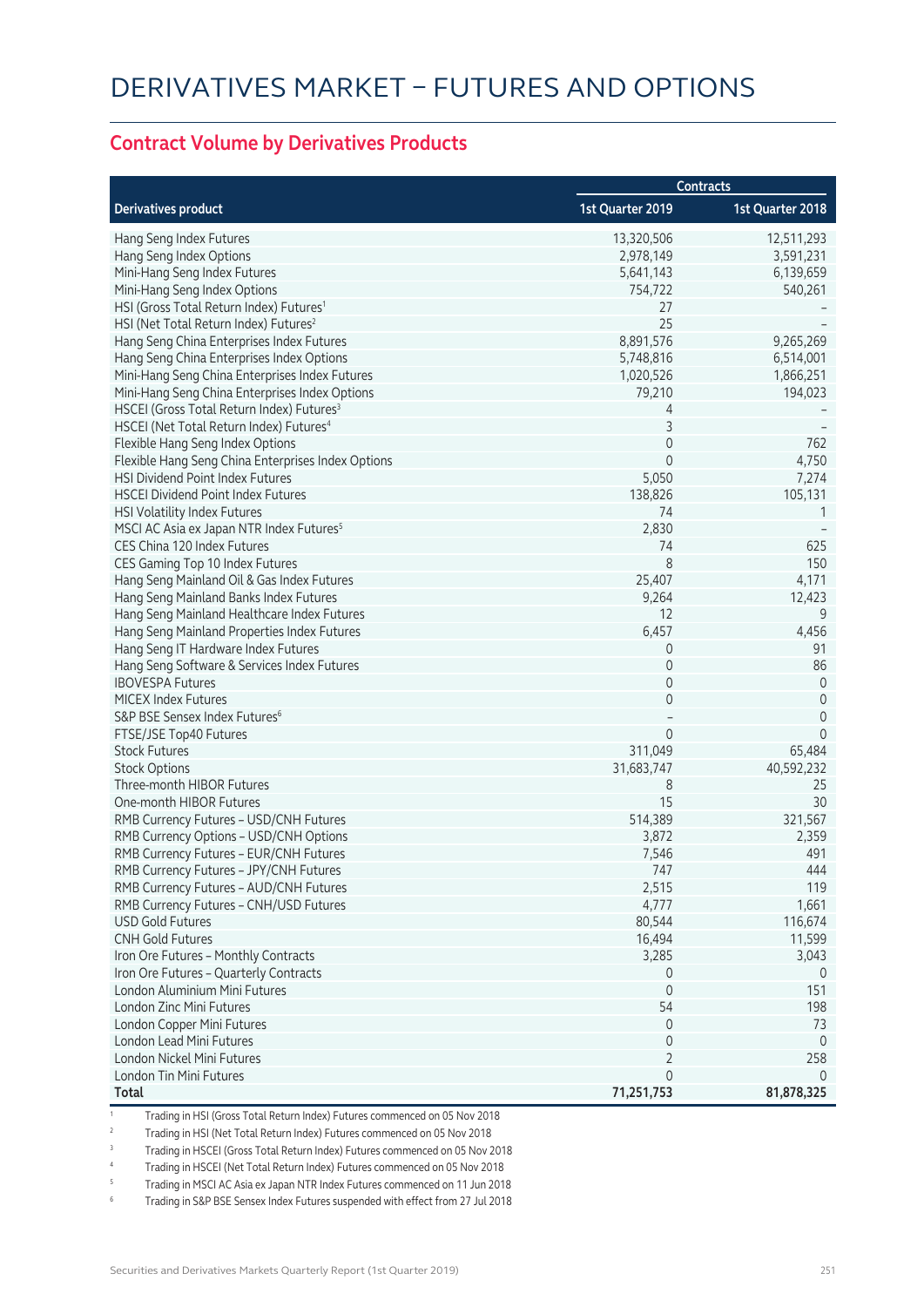# DERIVATIVES MARKET – FUTURES AND OPTIONS

## Contract Volume by Derivatives Products

| Derivatives product | Contracts | |
|---|---|---|
| | 1st Quarter 2019 | 1st Quarter 2018 |
| Hang Seng Index Futures | 13,320,506 | 12,511,293 |
| Hang Seng Index Options | 2,978,149 | 3,591,231 |
| Mini-Hang Seng Index Futures | 5,641,143 | 6,139,659 |
| Mini-Hang Seng Index Options | 754,722 | 540,261 |
| HSI (Gross Total Return Index) Futures[1] | 27 | – |
| HSI (Net Total Return Index) Futures[2] | 25 | – |
| Hang Seng China Enterprises Index Futures | 8,891,576 | 9,265,269 |
| Hang Seng China Enterprises Index Options | 5,748,816 | 6,514,001 |
| Mini-Hang Seng China Enterprises Index Futures | 1,020,526 | 1,866,251 |
| Mini-Hang Seng China Enterprises Index Options | 79,210 | 194,023 |
| HSCEI (Gross Total Return Index) Futures[3] | 4 | – |
| HSCEI (Net Total Return Index) Futures[4] | 3 | – |
| Flexible Hang Seng Index Options | 0 | 762 |
| Flexible Hang Seng China Enterprises Index Options | 0 | 4,750 |
| HSI Dividend Point Index Futures | 5,050 | 7,274 |
| HSCEI Dividend Point Index Futures | 138,826 | 105,131 |
| HSI Volatility Index Futures | 74 | 1 |
| MSCI AC Asia ex Japan NTR Index Futures[5] | 2,830 | – |
| CES China 120 Index Futures | 74 | 625 |
| CES Gaming Top 10 Index Futures | 8 | 150 |
| Hang Seng Mainland Oil & Gas Index Futures | 25,407 | 4,171 |
| Hang Seng Mainland Banks Index Futures | 9,264 | 12,423 |
| Hang Seng Mainland Healthcare Index Futures | 12 | 9 |
| Hang Seng Mainland Properties Index Futures | 6,457 | 4,456 |
| Hang Seng IT Hardware Index Futures | 0 | 91 |
| Hang Seng Software & Services Index Futures | 0 | 86 |
| IBOVESPA Futures | 0 | 0 |
| MICEX Index Futures | 0 | 0 |
| S&P BSE Sensex Index Futures[6] | – | 0 |
| FTSE/JSE Top40 Futures | 0 | 0 |
| Stock Futures | 311,049 | 65,484 |
| Stock Options | 31,683,747 | 40,592,232 |
| Three-month HIBOR Futures | 8 | 25 |
| One-month HIBOR Futures | 15 | 30 |
| RMB Currency Futures – USD/CNH Futures | 514,389 | 321,567 |
| RMB Currency Options – USD/CNH Options | 3,872 | 2,359 |
| RMB Currency Futures – EUR/CNH Futures | 7,546 | 491 |
| RMB Currency Futures – JPY/CNH Futures | 747 | 444 |
| RMB Currency Futures – AUD/CNH Futures | 2,515 | 119 |
| RMB Currency Futures – CNH/USD Futures | 4,777 | 1,661 |
| USD Gold Futures | 80,544 | 116,674 |
| CNH Gold Futures | 16,494 | 11,599 |
| Iron Ore Futures – Monthly Contracts | 3,285 | 3,043 |
| Iron Ore Futures – Quarterly Contracts | 0 | 0 |
| London Aluminium Mini Futures | 0 | 151 |
| London Zinc Mini Futures | 54 | 198 |
| London Copper Mini Futures | 0 | 73 |
| London Lead Mini Futures | 0 | 0 |
| London Nickel Mini Futures | 2 | 258 |
| London Tin Mini Futures | 0 | 0 |
| **Total** | **71,251,753** | **81,878,325** |

1 Trading in HSI (Gross Total Return Index) Futures commenced on 05 Nov 2018

2 Trading in HSI (Net Total Return Index) Futures commenced on 05 Nov 2018

3 Trading in HSCEI (Gross Total Return Index) Futures commenced on 05 Nov 2018

4 Trading in HSCEI (Net Total Return Index) Futures commenced on 05 Nov 2018

5 Trading in MSCI AC Asia ex Japan NTR Index Futures commenced on 11 Jun 2018

6 Trading in S&P BSE Sensex Index Futures suspended with effect from 27 Jul 2018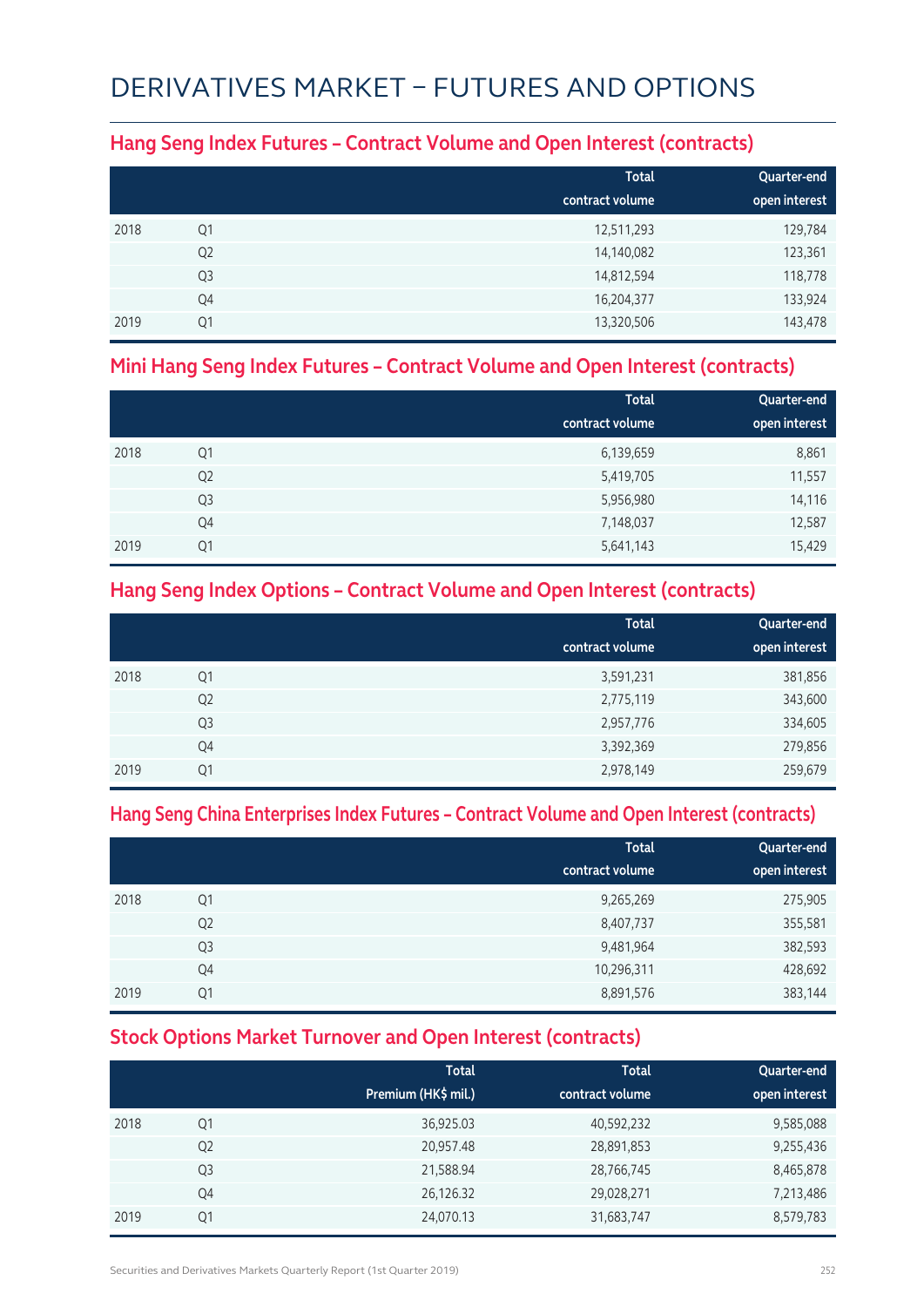# DERIVATIVES MARKET – FUTURES AND OPTIONS

## Hang Seng Index Futures – Contract Volume and Open Interest (contracts)

| | | Total contract volume | Quarter-end open interest |
|---|---|---|---|
| 2018 | Q1 | 12,511,293 | 129,784 |
| | Q2 | 14,140,082 | 123,361 |
| | Q3 | 14,812,594 | 118,778 |
| | Q4 | 16,204,377 | 133,924 |
| 2019 | Q1 | 13,320,506 | 143,478 |

## Mini Hang Seng Index Futures – Contract Volume and Open Interest (contracts)

| | | Total contract volume | Quarter-end open interest |
|---|---|---|---|
| 2018 | Q1 | 6,139,659 | 8,861 |
| | Q2 | 5,419,705 | 11,557 |
| | Q3 | 5,956,980 | 14,116 |
| | Q4 | 7,148,037 | 12,587 |
| 2019 | Q1 | 5,641,143 | 15,429 |

## Hang Seng Index Options – Contract Volume and Open Interest (contracts)

| | | Total contract volume | Quarter-end open interest |
|---|---|---|---|
| 2018 | Q1 | 3,591,231 | 381,856 |
| | Q2 | 2,775,119 | 343,600 |
| | Q3 | 2,957,776 | 334,605 |
| | Q4 | 3,392,369 | 279,856 |
| 2019 | Q1 | 2,978,149 | 259,679 |

## Hang Seng China Enterprises Index Futures – Contract Volume and Open Interest (contracts)

| | | Total contract volume | Quarter-end open interest |
|---|---|---|---|
| 2018 | Q1 | 9,265,269 | 275,905 |
| | Q2 | 8,407,737 | 355,581 |
| | Q3 | 9,481,964 | 382,593 |
| | Q4 | 10,296,311 | 428,692 |
| 2019 | Q1 | 8,891,576 | 383,144 |

## Stock Options Market Turnover and Open Interest (contracts)

| | | Total Premium (HK$ mil.) | Total contract volume | Quarter-end open interest |
|---|---|---|---|---|
| 2018 | Q1 | 36,925.03 | 40,592,232 | 9,585,088 |
| | Q2 | 20,957.48 | 28,891,853 | 9,255,436 |
| | Q3 | 21,588.94 | 28,766,745 | 8,465,878 |
| | Q4 | 26,126.32 | 29,028,271 | 7,213,486 |
| 2019 | Q1 | 24,070.13 | 31,683,747 | 8,579,783 |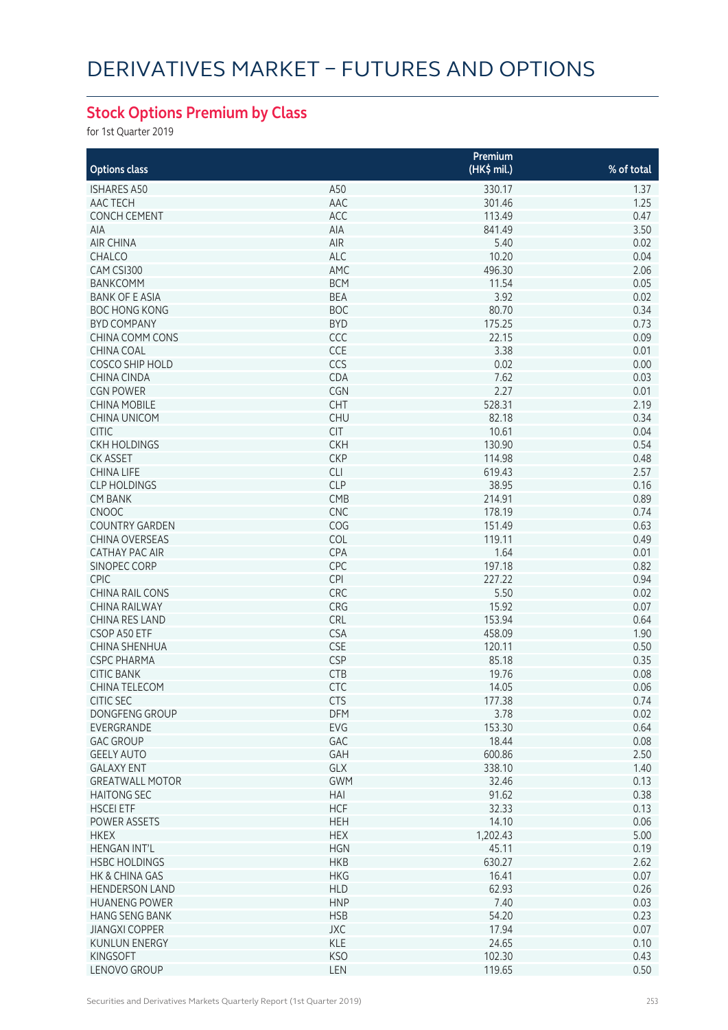# DERIVATIVES MARKET – FUTURES AND OPTIONS

## Stock Options Premium by Class

for 1st Quarter 2019

| Options class | | Premium (HK$ mil.) | % of total |
|---|---|---|---|
| ISHARES A50 | A50 | 330.17 | 1.37 |
| AAC TECH | AAC | 301.46 | 1.25 |
| CONCH CEMENT | ACC | 113.49 | 0.47 |
| AIA | AIA | 841.49 | 3.50 |
| AIR CHINA | AIR | 5.40 | 0.02 |
| CHALCO | ALC | 10.20 | 0.04 |
| CAM CSI300 | AMC | 496.30 | 2.06 |
| BANKCOMM | BCM | 11.54 | 0.05 |
| BANK OF E ASIA | BEA | 3.92 | 0.02 |
| BOC HONG KONG | BOC | 80.70 | 0.34 |
| BYD COMPANY | BYD | 175.25 | 0.73 |
| CHINA COMM CONS | CCC | 22.15 | 0.09 |
| CHINA COAL | CCE | 3.38 | 0.01 |
| COSCO SHIP HOLD | CCS | 0.02 | 0.00 |
| CHINA CINDA | CDA | 7.62 | 0.03 |
| CGN POWER | CGN | 2.27 | 0.01 |
| CHINA MOBILE | CHT | 528.31 | 2.19 |
| CHINA UNICOM | CHU | 82.18 | 0.34 |
| CITIC | CIT | 10.61 | 0.04 |
| CKH HOLDINGS | CKH | 130.90 | 0.54 |
| CK ASSET | CKP | 114.98 | 0.48 |
| CHINA LIFE | CLI | 619.43 | 2.57 |
| CLP HOLDINGS | CLP | 38.95 | 0.16 |
| CM BANK | CMB | 214.91 | 0.89 |
| CNOOC | CNC | 178.19 | 0.74 |
| COUNTRY GARDEN | COG | 151.49 | 0.63 |
| CHINA OVERSEAS | COL | 119.11 | 0.49 |
| CATHAY PAC AIR | CPA | 1.64 | 0.01 |
| SINOPEC CORP | CPC | 197.18 | 0.82 |
| CPIC | CPI | 227.22 | 0.94 |
| CHINA RAIL CONS | CRC | 5.50 | 0.02 |
| CHINA RAILWAY | CRG | 15.92 | 0.07 |
| CHINA RES LAND | CRL | 153.94 | 0.64 |
| CSOP A50 ETF | CSA | 458.09 | 1.90 |
| CHINA SHENHUA | CSE | 120.11 | 0.50 |
| CSPC PHARMA | CSP | 85.18 | 0.35 |
| CITIC BANK | CTB | 19.76 | 0.08 |
| CHINA TELECOM | CTC | 14.05 | 0.06 |
| CITIC SEC | CTS | 177.38 | 0.74 |
| DONGFENG GROUP | DFM | 3.78 | 0.02 |
| EVERGRANDE | EVG | 153.30 | 0.64 |
| GAC GROUP | GAC | 18.44 | 0.08 |
| GEELY AUTO | GAH | 600.86 | 2.50 |
| GALAXY ENT | GLX | 338.10 | 1.40 |
| GREATWALL MOTOR | GWM | 32.46 | 0.13 |
| HAITONG SEC | HAI | 91.62 | 0.38 |
| HSCEI ETF | HCF | 32.33 | 0.13 |
| POWER ASSETS | HEH | 14.10 | 0.06 |
| HKEX | HEX | 1,202.43 | 5.00 |
| HENGAN INT'L | HGN | 45.11 | 0.19 |
| HSBC HOLDINGS | HKB | 630.27 | 2.62 |
| HK & CHINA GAS | HKG | 16.41 | 0.07 |
| HENDERSON LAND | HLD | 62.93 | 0.26 |
| HUANENG POWER | HNP | 7.40 | 0.03 |
| HANG SENG BANK | HSB | 54.20 | 0.23 |
| JIANGXI COPPER | JXC | 17.94 | 0.07 |
| KUNLUN ENERGY | KLE | 24.65 | 0.10 |
| KINGSOFT | KSO | 102.30 | 0.43 |
| LENOVO GROUP | LEN | 119.65 | 0.50 |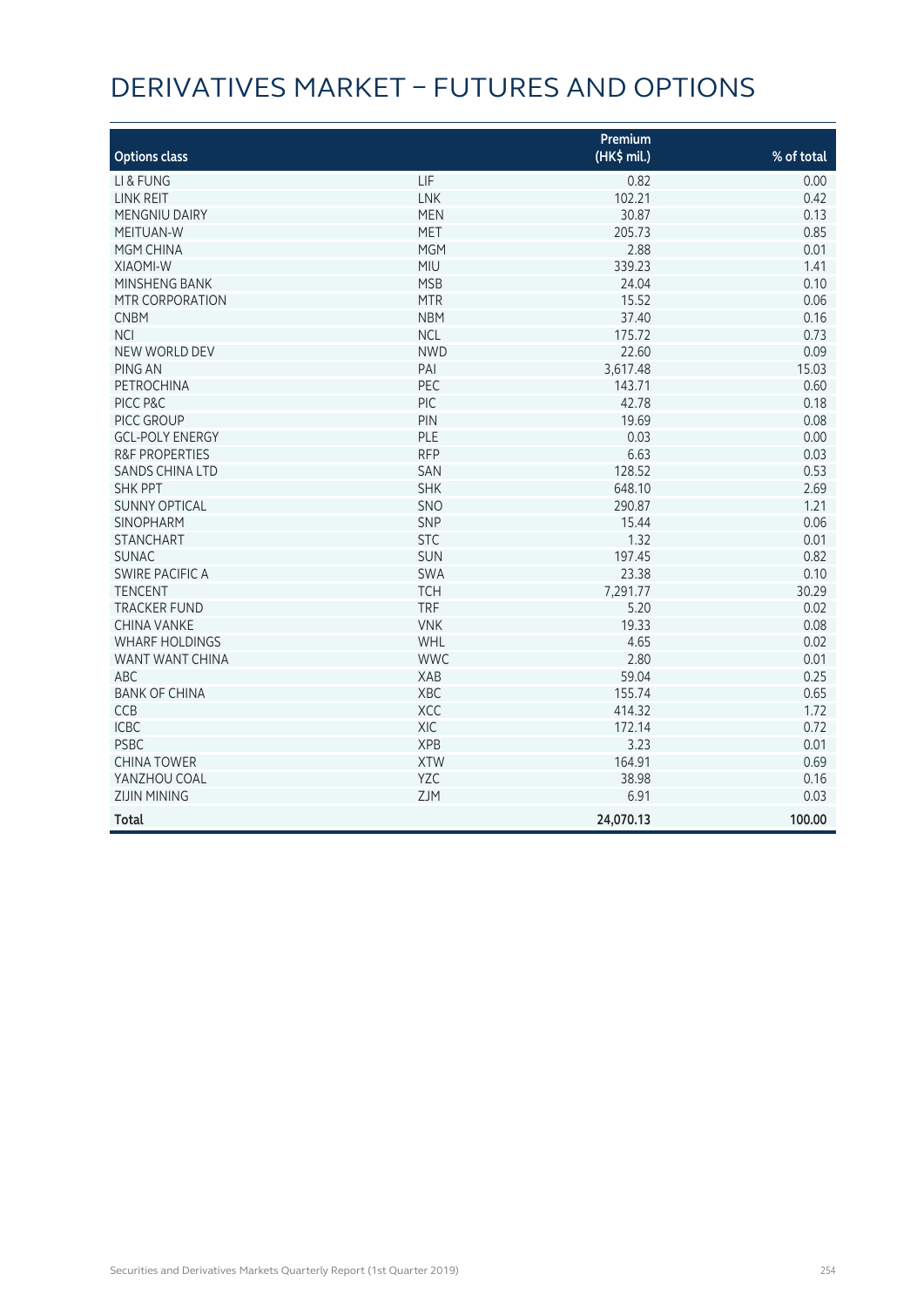# DERIVATIVES MARKET – FUTURES AND OPTIONS

| Options class | | Premium (HK$ mil.) | % of total |
|---|---|---|---|
| LI & FUNG | LIF | 0.82 | 0.00 |
| LINK REIT | LNK | 102.21 | 0.42 |
| MENGNIU DAIRY | MEN | 30.87 | 0.13 |
| MEITUAN-W | MET | 205.73 | 0.85 |
| MGM CHINA | MGM | 2.88 | 0.01 |
| XIAOMI-W | MIU | 339.23 | 1.41 |
| MINSHENG BANK | MSB | 24.04 | 0.10 |
| MTR CORPORATION | MTR | 15.52 | 0.06 |
| CNBM | NBM | 37.40 | 0.16 |
| NCI | NCL | 175.72 | 0.73 |
| NEW WORLD DEV | NWD | 22.60 | 0.09 |
| PING AN | PAI | 3,617.48 | 15.03 |
| PETROCHINA | PEC | 143.71 | 0.60 |
| PICC P&C | PIC | 42.78 | 0.18 |
| PICC GROUP | PIN | 19.69 | 0.08 |
| GCL-POLY ENERGY | PLE | 0.03 | 0.00 |
| R&F PROPERTIES | RFP | 6.63 | 0.03 |
| SANDS CHINA LTD | SAN | 128.52 | 0.53 |
| SHK PPT | SHK | 648.10 | 2.69 |
| SUNNY OPTICAL | SNO | 290.87 | 1.21 |
| SINOPHARM | SNP | 15.44 | 0.06 |
| STANCHART | STC | 1.32 | 0.01 |
| SUNAC | SUN | 197.45 | 0.82 |
| SWIRE PACIFIC A | SWA | 23.38 | 0.10 |
| TENCENT | TCH | 7,291.77 | 30.29 |
| TRACKER FUND | TRF | 5.20 | 0.02 |
| CHINA VANKE | VNK | 19.33 | 0.08 |
| WHARF HOLDINGS | WHL | 4.65 | 0.02 |
| WANT WANT CHINA | WWC | 2.80 | 0.01 |
| ABC | XAB | 59.04 | 0.25 |
| BANK OF CHINA | XBC | 155.74 | 0.65 |
| CCB | XCC | 414.32 | 1.72 |
| ICBC | XIC | 172.14 | 0.72 |
| PSBC | XPB | 3.23 | 0.01 |
| CHINA TOWER | XTW | 164.91 | 0.69 |
| YANZHOU COAL | YZC | 38.98 | 0.16 |
| ZIJIN MINING | ZJM | 6.91 | 0.03 |
| **Total** | | **24,070.13** | **100.00** |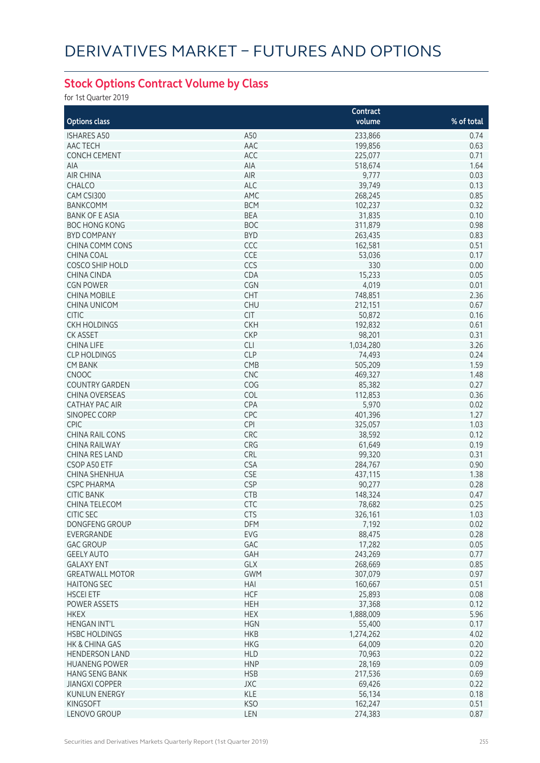# DERIVATIVES MARKET – FUTURES AND OPTIONS

## Stock Options Contract Volume by Class

for 1st Quarter 2019

| Options class | | Contract volume | % of total |
|---|---|---|---|
| ISHARES A50 | A50 | 233,866 | 0.74 |
| AAC TECH | AAC | 199,856 | 0.63 |
| CONCH CEMENT | ACC | 225,077 | 0.71 |
| AIA | AIA | 518,674 | 1.64 |
| AIR CHINA | AIR | 9,777 | 0.03 |
| CHALCO | ALC | 39,749 | 0.13 |
| CAM CSI300 | AMC | 268,245 | 0.85 |
| BANKCOMM | BCM | 102,237 | 0.32 |
| BANK OF E ASIA | BEA | 31,835 | 0.10 |
| BOC HONG KONG | BOC | 311,879 | 0.98 |
| BYD COMPANY | BYD | 263,435 | 0.83 |
| CHINA COMM CONS | CCC | 162,581 | 0.51 |
| CHINA COAL | CCE | 53,036 | 0.17 |
| COSCO SHIP HOLD | CCS | 330 | 0.00 |
| CHINA CINDA | CDA | 15,233 | 0.05 |
| CGN POWER | CGN | 4,019 | 0.01 |
| CHINA MOBILE | CHT | 748,851 | 2.36 |
| CHINA UNICOM | CHU | 212,151 | 0.67 |
| CITIC | CIT | 50,872 | 0.16 |
| CKH HOLDINGS | CKH | 192,832 | 0.61 |
| CK ASSET | CKP | 98,201 | 0.31 |
| CHINA LIFE | CLI | 1,034,280 | 3.26 |
| CLP HOLDINGS | CLP | 74,493 | 0.24 |
| CM BANK | CMB | 505,209 | 1.59 |
| CNOOC | CNC | 469,327 | 1.48 |
| COUNTRY GARDEN | COG | 85,382 | 0.27 |
| CHINA OVERSEAS | COL | 112,853 | 0.36 |
| CATHAY PAC AIR | CPA | 5,970 | 0.02 |
| SINOPEC CORP | CPC | 401,396 | 1.27 |
| CPIC | CPI | 325,057 | 1.03 |
| CHINA RAIL CONS | CRC | 38,592 | 0.12 |
| CHINA RAILWAY | CRG | 61,649 | 0.19 |
| CHINA RES LAND | CRL | 99,320 | 0.31 |
| CSOP A50 ETF | CSA | 284,767 | 0.90 |
| CHINA SHENHUA | CSE | 437,115 | 1.38 |
| CSPC PHARMA | CSP | 90,277 | 0.28 |
| CITIC BANK | CTB | 148,324 | 0.47 |
| CHINA TELECOM | CTC | 78,682 | 0.25 |
| CITIC SEC | CTS | 326,161 | 1.03 |
| DONGFENG GROUP | DFM | 7,192 | 0.02 |
| EVERGRANDE | EVG | 88,475 | 0.28 |
| GAC GROUP | GAC | 17,282 | 0.05 |
| GEELY AUTO | GAH | 243,269 | 0.77 |
| GALAXY ENT | GLX | 268,669 | 0.85 |
| GREATWALL MOTOR | GWM | 307,079 | 0.97 |
| HAITONG SEC | HAI | 160,667 | 0.51 |
| HSCEI ETF | HCF | 25,893 | 0.08 |
| POWER ASSETS | HEH | 37,368 | 0.12 |
| HKEX | HEX | 1,888,009 | 5.96 |
| HENGAN INT'L | HGN | 55,400 | 0.17 |
| HSBC HOLDINGS | HKB | 1,274,262 | 4.02 |
| HK & CHINA GAS | HKG | 64,009 | 0.20 |
| HENDERSON LAND | HLD | 70,963 | 0.22 |
| HUANENG POWER | HNP | 28,169 | 0.09 |
| HANG SENG BANK | HSB | 217,536 | 0.69 |
| JIANGXI COPPER | JXC | 69,426 | 0.22 |
| KUNLUN ENERGY | KLE | 56,134 | 0.18 |
| KINGSOFT | KSO | 162,247 | 0.51 |
| LENOVO GROUP | LEN | 274,383 | 0.87 |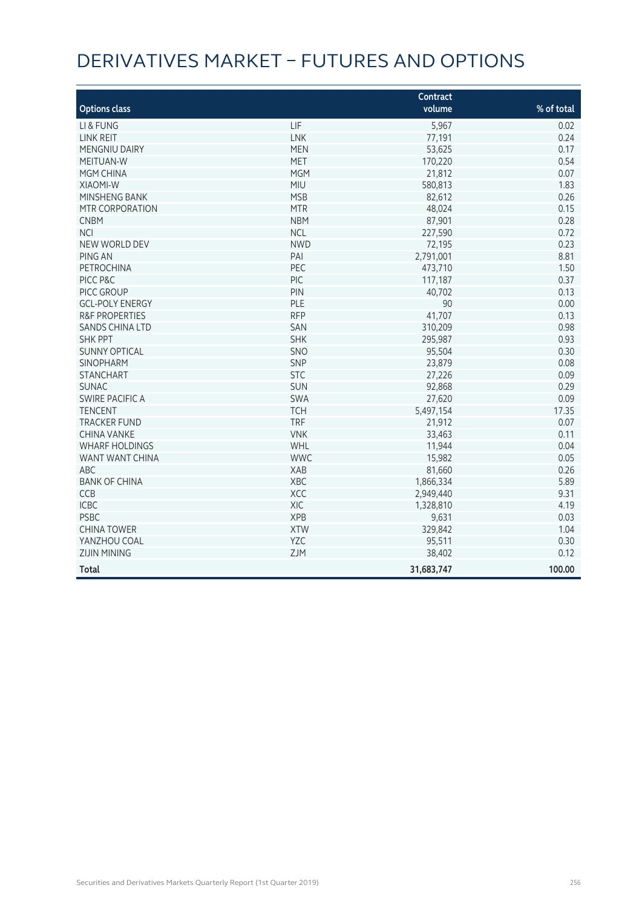# DERIVATIVES MARKET – FUTURES AND OPTIONS

| Options class | | Contract volume | % of total |
|---|---|---|---|
| LI & FUNG | LIF | 5,967 | 0.02 |
| LINK REIT | LNK | 77,191 | 0.24 |
| MENGNIU DAIRY | MEN | 53,625 | 0.17 |
| MEITUAN-W | MET | 170,220 | 0.54 |
| MGM CHINA | MGM | 21,812 | 0.07 |
| XIAOMI-W | MIU | 580,813 | 1.83 |
| MINSHENG BANK | MSB | 82,612 | 0.26 |
| MTR CORPORATION | MTR | 48,024 | 0.15 |
| CNBM | NBM | 87,901 | 0.28 |
| NCI | NCL | 227,590 | 0.72 |
| NEW WORLD DEV | NWD | 72,195 | 0.23 |
| PING AN | PAI | 2,791,001 | 8.81 |
| PETROCHINA | PEC | 473,710 | 1.50 |
| PICC P&C | PIC | 117,187 | 0.37 |
| PICC GROUP | PIN | 40,702 | 0.13 |
| GCL-POLY ENERGY | PLE | 90 | 0.00 |
| R&F PROPERTIES | RFP | 41,707 | 0.13 |
| SANDS CHINA LTD | SAN | 310,209 | 0.98 |
| SHK PPT | SHK | 295,987 | 0.93 |
| SUNNY OPTICAL | SNO | 95,504 | 0.30 |
| SINOPHARM | SNP | 23,879 | 0.08 |
| STANCHART | STC | 27,226 | 0.09 |
| SUNAC | SUN | 92,868 | 0.29 |
| SWIRE PACIFIC A | SWA | 27,620 | 0.09 |
| TENCENT | TCH | 5,497,154 | 17.35 |
| TRACKER FUND | TRF | 21,912 | 0.07 |
| CHINA VANKE | VNK | 33,463 | 0.11 |
| WHARF HOLDINGS | WHL | 11,944 | 0.04 |
| WANT WANT CHINA | WWC | 15,982 | 0.05 |
| ABC | XAB | 81,660 | 0.26 |
| BANK OF CHINA | XBC | 1,866,334 | 5.89 |
| CCB | XCC | 2,949,440 | 9.31 |
| ICBC | XIC | 1,328,810 | 4.19 |
| PSBC | XPB | 9,631 | 0.03 |
| CHINA TOWER | XTW | 329,842 | 1.04 |
| YANZHOU COAL | YZC | 95,511 | 0.30 |
| ZIJIN MINING | ZJM | 38,402 | 0.12 |
| **Total** | | **31,683,747** | **100.00** |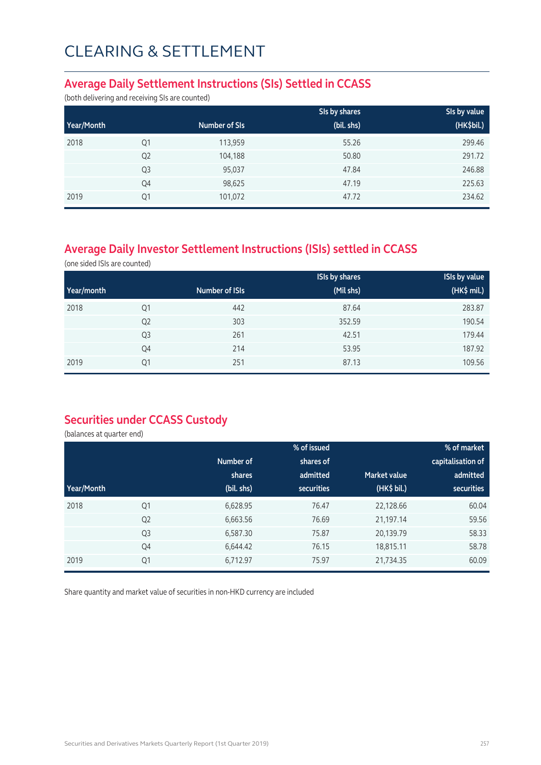# CLEARING & SETTLEMENT

## Average Daily Settlement Instructions (SIs) Settled in CCASS

(both delivering and receiving SIs are counted)

| Year/Month | | Number of SIs | SIs by shares (bil. shs) | SIs by value (HK$bil.) |
|---|---|---|---|---|
| 2018 | Q1 | 113,959 | 55.26 | 299.46 |
| | Q2 | 104,188 | 50.80 | 291.72 |
| | Q3 | 95,037 | 47.84 | 246.88 |
| | Q4 | 98,625 | 47.19 | 225.63 |
| 2019 | Q1 | 101,072 | 47.72 | 234.62 |

## Average Daily Investor Settlement Instructions (ISIs) settled in CCASS

(one sided ISIs are counted)

| Year/month | | Number of ISIs | ISIs by shares (Mil shs) | ISIs by value (HK$ mil.) |
|---|---|---|---|---|
| 2018 | Q1 | 442 | 87.64 | 283.87 |
| | Q2 | 303 | 352.59 | 190.54 |
| | Q3 | 261 | 42.51 | 179.44 |
| | Q4 | 214 | 53.95 | 187.92 |
| 2019 | Q1 | 251 | 87.13 | 109.56 |

## Securities under CCASS Custody

(balances at quarter end)

| Year/Month | | Number of shares (bil. shs) | % of issued shares of admitted securities | Market value (HK$ bil.) | % of market capitalisation of admitted securities |
|---|---|---|---|---|---|
| 2018 | Q1 | 6,628.95 | 76.47 | 22,128.66 | 60.04 |
| | Q2 | 6,663.56 | 76.69 | 21,197.14 | 59.56 |
| | Q3 | 6,587.30 | 75.87 | 20,139.79 | 58.33 |
| | Q4 | 6,644.42 | 76.15 | 18,815.11 | 58.78 |
| 2019 | Q1 | 6,712.97 | 75.97 | 21,734.35 | 60.09 |

Share quantity and market value of securities in non-HKD currency are included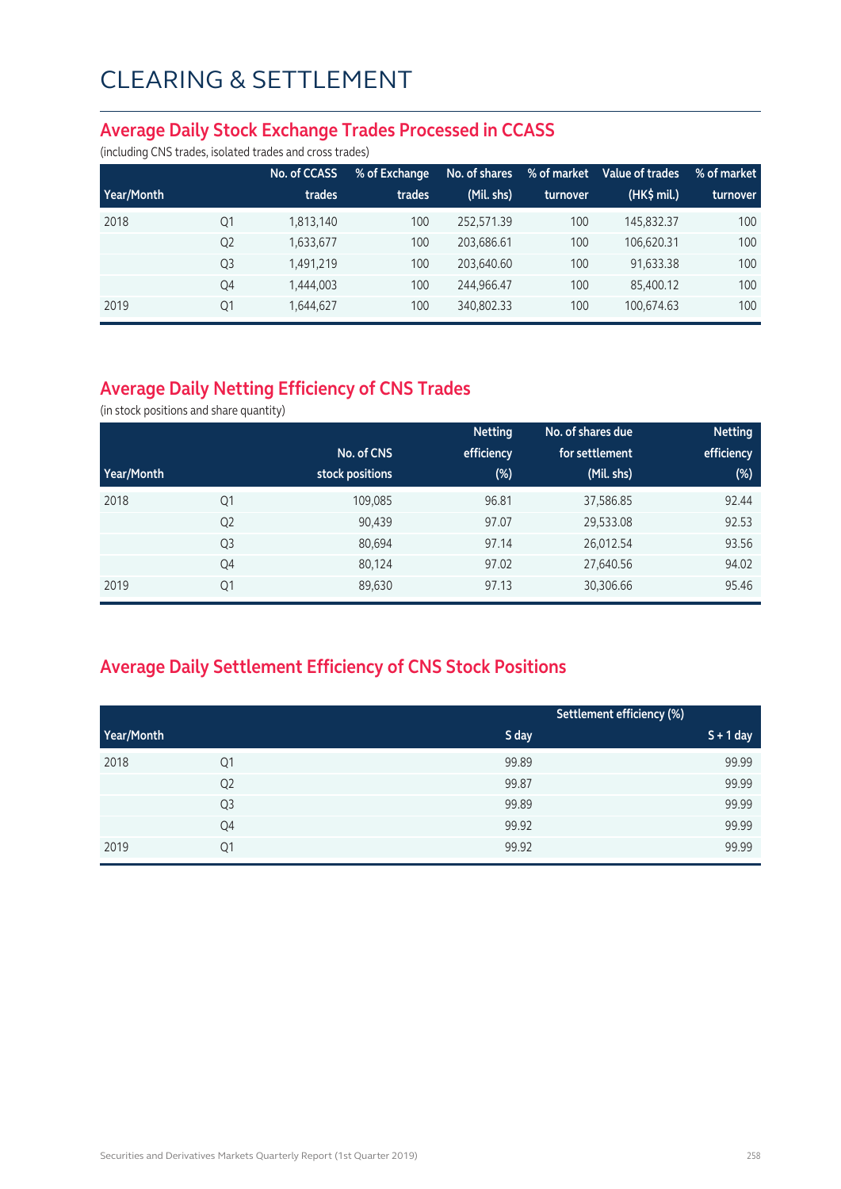# CLEARING & SETTLEMENT

## Average Daily Stock Exchange Trades Processed in CCASS

(including CNS trades, isolated trades and cross trades)

| Year/Month | | No. of CCASS trades | % of Exchange trades | No. of shares (Mil. shs) | % of market turnover | Value of trades (HK$ mil.) | % of market turnover |
|---|---|---|---|---|---|---|---|
| 2018 | Q1 | 1,813,140 | 100 | 252,571.39 | 100 | 145,832.37 | 100 |
| | Q2 | 1,633,677 | 100 | 203,686.61 | 100 | 106,620.31 | 100 |
| | Q3 | 1,491,219 | 100 | 203,640.60 | 100 | 91,633.38 | 100 |
| | Q4 | 1,444,003 | 100 | 244,966.47 | 100 | 85,400.12 | 100 |
| 2019 | Q1 | 1,644,627 | 100 | 340,802.33 | 100 | 100,674.63 | 100 |

## Average Daily Netting Efficiency of CNS Trades

(in stock positions and share quantity)

| Year/Month | | No. of CNS stock positions | Netting efficiency (%) | No. of shares due for settlement (Mil. shs) | Netting efficiency (%) |
|---|---|---|---|---|---|
| 2018 | Q1 | 109,085 | 96.81 | 37,586.85 | 92.44 |
| | Q2 | 90,439 | 97.07 | 29,533.08 | 92.53 |
| | Q3 | 80,694 | 97.14 | 26,012.54 | 93.56 |
| | Q4 | 80,124 | 97.02 | 27,640.56 | 94.02 |
| 2019 | Q1 | 89,630 | 97.13 | 30,306.66 | 95.46 |

## Average Daily Settlement Efficiency of CNS Stock Positions

| | | Settlement efficiency (%) | |
|---|---|---|---|
| Year/Month | | S day | S + 1 day |
| 2018 | Q1 | 99.89 | 99.99 |
| | Q2 | 99.87 | 99.99 |
| | Q3 | 99.89 | 99.99 |
| | Q4 | 99.92 | 99.99 |
| 2019 | Q1 | 99.92 | 99.99 |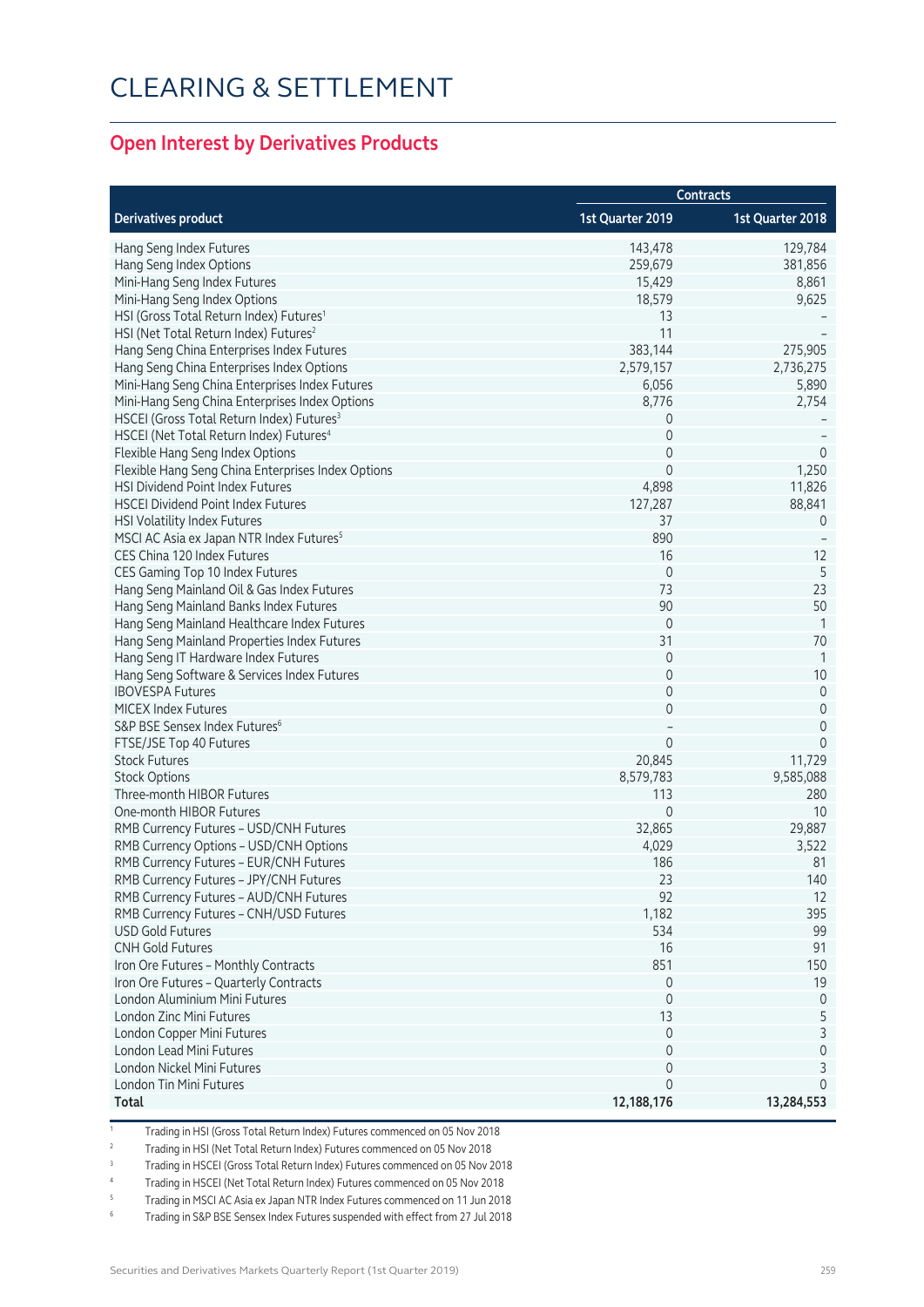# CLEARING & SETTLEMENT

## Open Interest by Derivatives Products

| Derivatives product | Contracts | |
|---|---|---|
| | 1st Quarter 2019 | 1st Quarter 2018 |
| Hang Seng Index Futures | 143,478 | 129,784 |
| Hang Seng Index Options | 259,679 | 381,856 |
| Mini-Hang Seng Index Futures | 15,429 | 8,861 |
| Mini-Hang Seng Index Options | 18,579 | 9,625 |
| HSI (Gross Total Return Index) Futures[1] | 13 | – |
| HSI (Net Total Return Index) Futures[2] | 11 | – |
| Hang Seng China Enterprises Index Futures | 383,144 | 275,905 |
| Hang Seng China Enterprises Index Options | 2,579,157 | 2,736,275 |
| Mini-Hang Seng China Enterprises Index Futures | 6,056 | 5,890 |
| Mini-Hang Seng China Enterprises Index Options | 8,776 | 2,754 |
| HSCEI (Gross Total Return Index) Futures[3] | 0 | – |
| HSCEI (Net Total Return Index) Futures[4] | 0 | – |
| Flexible Hang Seng Index Options | 0 | 0 |
| Flexible Hang Seng China Enterprises Index Options | 0 | 1,250 |
| HSI Dividend Point Index Futures | 4,898 | 11,826 |
| HSCEI Dividend Point Index Futures | 127,287 | 88,841 |
| HSI Volatility Index Futures | 37 | 0 |
| MSCI AC Asia ex Japan NTR Index Futures[5] | 890 | – |
| CES China 120 Index Futures | 16 | 12 |
| CES Gaming Top 10 Index Futures | 0 | 5 |
| Hang Seng Mainland Oil & Gas Index Futures | 73 | 23 |
| Hang Seng Mainland Banks Index Futures | 90 | 50 |
| Hang Seng Mainland Healthcare Index Futures | 0 | 1 |
| Hang Seng Mainland Properties Index Futures | 31 | 70 |
| Hang Seng IT Hardware Index Futures | 0 | 1 |
| Hang Seng Software & Services Index Futures | 0 | 10 |
| IBOVESPA Futures | 0 | 0 |
| MICEX Index Futures | 0 | 0 |
| S&P BSE Sensex Index Futures[6] | – | 0 |
| FTSE/JSE Top 40 Futures | 0 | 0 |
| Stock Futures | 20,845 | 11,729 |
| Stock Options | 8,579,783 | 9,585,088 |
| Three-month HIBOR Futures | 113 | 280 |
| One-month HIBOR Futures | 0 | 10 |
| RMB Currency Futures – USD/CNH Futures | 32,865 | 29,887 |
| RMB Currency Options – USD/CNH Options | 4,029 | 3,522 |
| RMB Currency Futures – EUR/CNH Futures | 186 | 81 |
| RMB Currency Futures – JPY/CNH Futures | 23 | 140 |
| RMB Currency Futures – AUD/CNH Futures | 92 | 12 |
| RMB Currency Futures – CNH/USD Futures | 1,182 | 395 |
| USD Gold Futures | 534 | 99 |
| CNH Gold Futures | 16 | 91 |
| Iron Ore Futures – Monthly Contracts | 851 | 150 |
| Iron Ore Futures – Quarterly Contracts | 0 | 19 |
| London Aluminium Mini Futures | 0 | 0 |
| London Zinc Mini Futures | 13 | 5 |
| London Copper Mini Futures | 0 | 3 |
| London Lead Mini Futures | 0 | 0 |
| London Nickel Mini Futures | 0 | 3 |
| London Tin Mini Futures | 0 | 0 |
| **Total** | **12,188,176** | **13,284,553** |

1 Trading in HSI (Gross Total Return Index) Futures commenced on 05 Nov 2018

2 Trading in HSI (Net Total Return Index) Futures commenced on 05 Nov 2018

3 Trading in HSCEI (Gross Total Return Index) Futures commenced on 05 Nov 2018

4 Trading in HSCEI (Net Total Return Index) Futures commenced on 05 Nov 2018

5 Trading in MSCI AC Asia ex Japan NTR Index Futures commenced on 11 Jun 2018

6 Trading in S&P BSE Sensex Index Futures suspended with effect from 27 Jul 2018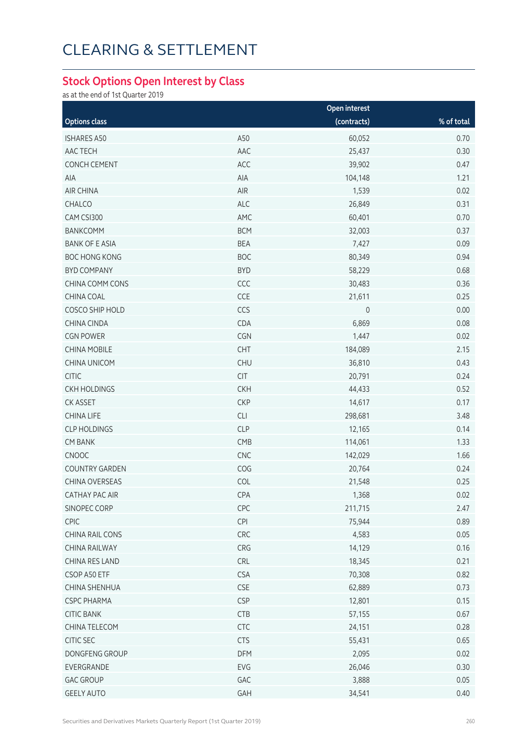# CLEARING & SETTLEMENT

## Stock Options Open Interest by Class

as at the end of 1st Quarter 2019

| Options class | | Open interest (contracts) | % of total |
|---|---|---|---|
| ISHARES A50 | A50 | 60,052 | 0.70 |
| AAC TECH | AAC | 25,437 | 0.30 |
| CONCH CEMENT | ACC | 39,902 | 0.47 |
| AIA | AIA | 104,148 | 1.21 |
| AIR CHINA | AIR | 1,539 | 0.02 |
| CHALCO | ALC | 26,849 | 0.31 |
| CAM CSI300 | AMC | 60,401 | 0.70 |
| BANKCOMM | BCM | 32,003 | 0.37 |
| BANK OF E ASIA | BEA | 7,427 | 0.09 |
| BOC HONG KONG | BOC | 80,349 | 0.94 |
| BYD COMPANY | BYD | 58,229 | 0.68 |
| CHINA COMM CONS | CCC | 30,483 | 0.36 |
| CHINA COAL | CCE | 21,611 | 0.25 |
| COSCO SHIP HOLD | CCS | 0 | 0.00 |
| CHINA CINDA | CDA | 6,869 | 0.08 |
| CGN POWER | CGN | 1,447 | 0.02 |
| CHINA MOBILE | CHT | 184,089 | 2.15 |
| CHINA UNICOM | CHU | 36,810 | 0.43 |
| CITIC | CIT | 20,791 | 0.24 |
| CKH HOLDINGS | CKH | 44,433 | 0.52 |
| CK ASSET | CKP | 14,617 | 0.17 |
| CHINA LIFE | CLI | 298,681 | 3.48 |
| CLP HOLDINGS | CLP | 12,165 | 0.14 |
| CM BANK | CMB | 114,061 | 1.33 |
| CNOOC | CNC | 142,029 | 1.66 |
| COUNTRY GARDEN | COG | 20,764 | 0.24 |
| CHINA OVERSEAS | COL | 21,548 | 0.25 |
| CATHAY PAC AIR | CPA | 1,368 | 0.02 |
| SINOPEC CORP | CPC | 211,715 | 2.47 |
| CPIC | CPI | 75,944 | 0.89 |
| CHINA RAIL CONS | CRC | 4,583 | 0.05 |
| CHINA RAILWAY | CRG | 14,129 | 0.16 |
| CHINA RES LAND | CRL | 18,345 | 0.21 |
| CSOP A50 ETF | CSA | 70,308 | 0.82 |
| CHINA SHENHUA | CSE | 62,889 | 0.73 |
| CSPC PHARMA | CSP | 12,801 | 0.15 |
| CITIC BANK | CTB | 57,155 | 0.67 |
| CHINA TELECOM | CTC | 24,151 | 0.28 |
| CITIC SEC | CTS | 55,431 | 0.65 |
| DONGFENG GROUP | DFM | 2,095 | 0.02 |
| EVERGRANDE | EVG | 26,046 | 0.30 |
| GAC GROUP | GAC | 3,888 | 0.05 |
| GEELY AUTO | GAH | 34,541 | 0.40 |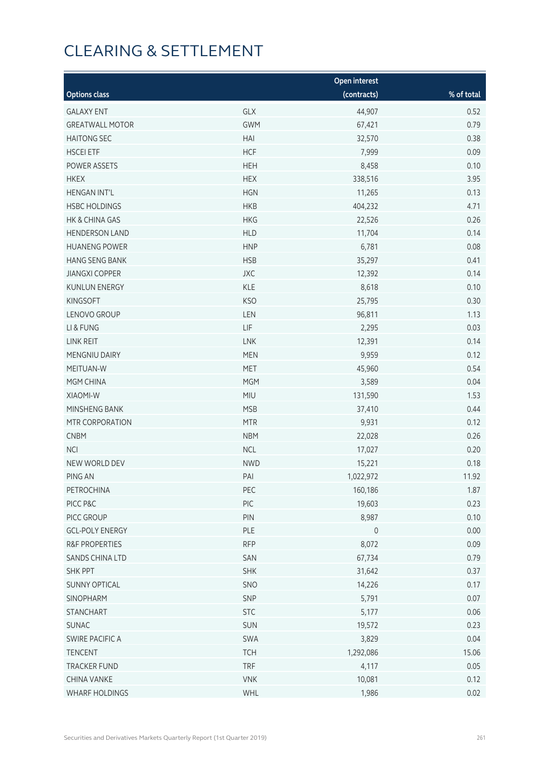# CLEARING & SETTLEMENT

| Options class | | Open interest (contracts) | % of total |
|---|---|---|---|
| GALAXY ENT | GLX | 44,907 | 0.52 |
| GREATWALL MOTOR | GWM | 67,421 | 0.79 |
| HAITONG SEC | HAI | 32,570 | 0.38 |
| HSCEI ETF | HCF | 7,999 | 0.09 |
| POWER ASSETS | HEH | 8,458 | 0.10 |
| HKEX | HEX | 338,516 | 3.95 |
| HENGAN INT'L | HGN | 11,265 | 0.13 |
| HSBC HOLDINGS | HKB | 404,232 | 4.71 |
| HK & CHINA GAS | HKG | 22,526 | 0.26 |
| HENDERSON LAND | HLD | 11,704 | 0.14 |
| HUANENG POWER | HNP | 6,781 | 0.08 |
| HANG SENG BANK | HSB | 35,297 | 0.41 |
| JIANGXI COPPER | JXC | 12,392 | 0.14 |
| KUNLUN ENERGY | KLE | 8,618 | 0.10 |
| KINGSOFT | KSO | 25,795 | 0.30 |
| LENOVO GROUP | LEN | 96,811 | 1.13 |
| LI & FUNG | LIF | 2,295 | 0.03 |
| LINK REIT | LNK | 12,391 | 0.14 |
| MENGNIU DAIRY | MEN | 9,959 | 0.12 |
| MEITUAN-W | MET | 45,960 | 0.54 |
| MGM CHINA | MGM | 3,589 | 0.04 |
| XIAOMI-W | MIU | 131,590 | 1.53 |
| MINSHENG BANK | MSB | 37,410 | 0.44 |
| MTR CORPORATION | MTR | 9,931 | 0.12 |
| CNBM | NBM | 22,028 | 0.26 |
| NCI | NCL | 17,027 | 0.20 |
| NEW WORLD DEV | NWD | 15,221 | 0.18 |
| PING AN | PAI | 1,022,972 | 11.92 |
| PETROCHINA | PEC | 160,186 | 1.87 |
| PICC P&C | PIC | 19,603 | 0.23 |
| PICC GROUP | PIN | 8,987 | 0.10 |
| GCL-POLY ENERGY | PLE | 0 | 0.00 |
| R&F PROPERTIES | RFP | 8,072 | 0.09 |
| SANDS CHINA LTD | SAN | 67,734 | 0.79 |
| SHK PPT | SHK | 31,642 | 0.37 |
| SUNNY OPTICAL | SNO | 14,226 | 0.17 |
| SINOPHARM | SNP | 5,791 | 0.07 |
| STANCHART | STC | 5,177 | 0.06 |
| SUNAC | SUN | 19,572 | 0.23 |
| SWIRE PACIFIC A | SWA | 3,829 | 0.04 |
| TENCENT | TCH | 1,292,086 | 15.06 |
| TRACKER FUND | TRF | 4,117 | 0.05 |
| CHINA VANKE | VNK | 10,081 | 0.12 |
| WHARF HOLDINGS | WHL | 1,986 | 0.02 |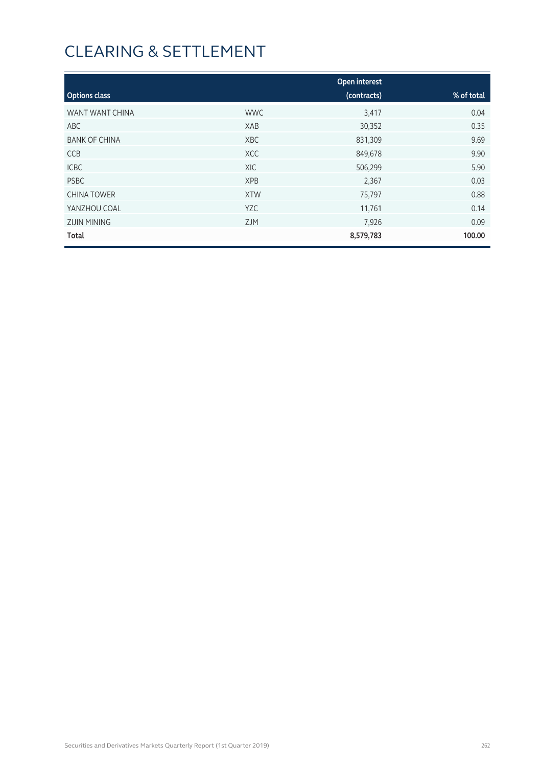# CLEARING & SETTLEMENT

| Options class | | Open interest (contracts) | % of total |
|---|---|---|---|
| WANT WANT CHINA | WWC | 3,417 | 0.04 |
| ABC | XAB | 30,352 | 0.35 |
| BANK OF CHINA | XBC | 831,309 | 9.69 |
| CCB | XCC | 849,678 | 9.90 |
| ICBC | XIC | 506,299 | 5.90 |
| PSBC | XPB | 2,367 | 0.03 |
| CHINA TOWER | XTW | 75,797 | 0.88 |
| YANZHOU COAL | YZC | 11,761 | 0.14 |
| ZIJIN MINING | ZJM | 7,926 | 0.09 |
| **Total** | | **8,579,783** | **100.00** |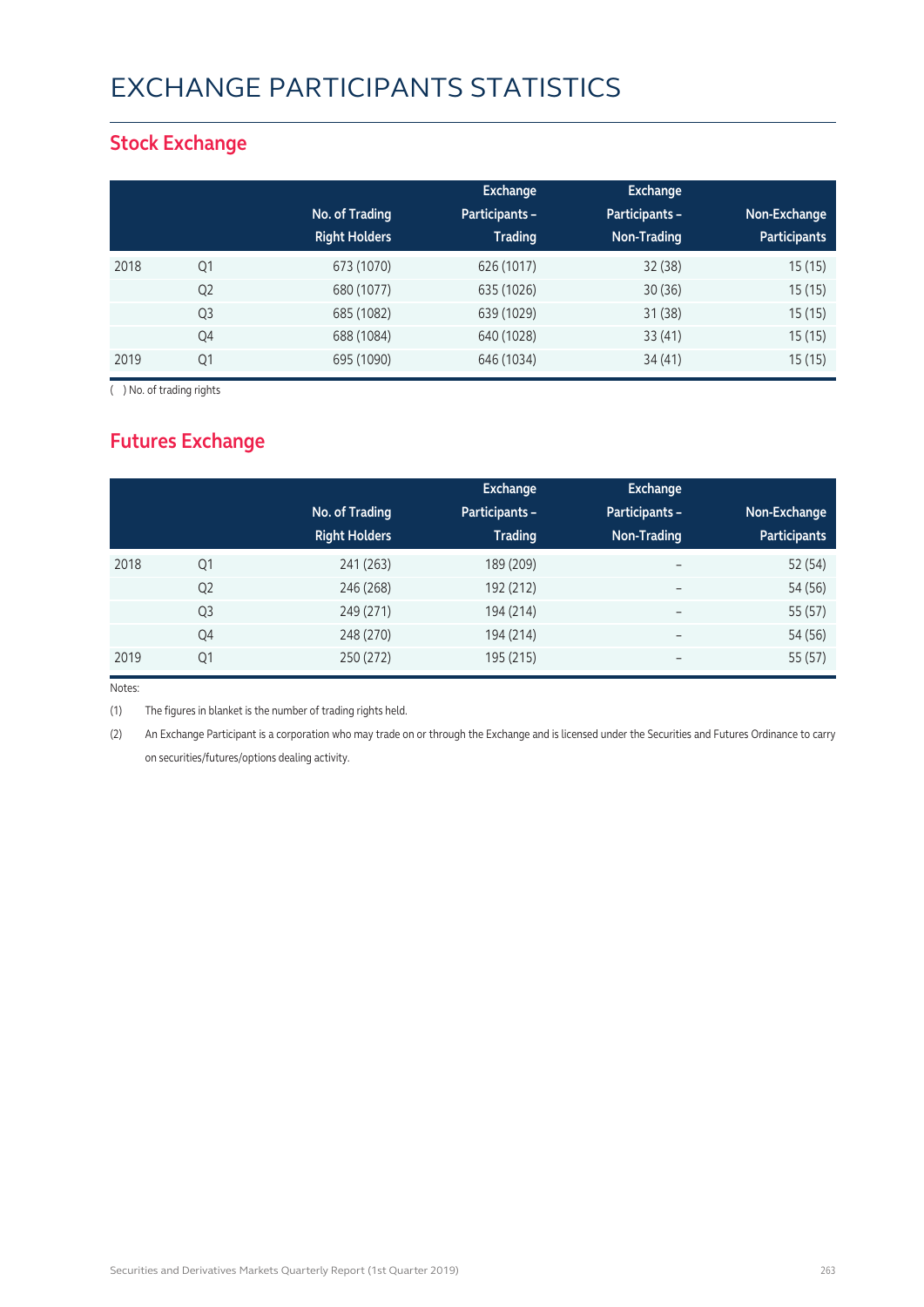# EXCHANGE PARTICIPANTS STATISTICS

## Stock Exchange

| | | No. of Trading Right Holders | Exchange Participants – Trading | Exchange Participants – Non-Trading | Non-Exchange Participants |
|---|---|---|---|---|---|
| 2018 | Q1 | 673 (1070) | 626 (1017) | 32 (38) | 15 (15) |
| | Q2 | 680 (1077) | 635 (1026) | 30 (36) | 15 (15) |
| | Q3 | 685 (1082) | 639 (1029) | 31 (38) | 15 (15) |
| | Q4 | 688 (1084) | 640 (1028) | 33 (41) | 15 (15) |
| 2019 | Q1 | 695 (1090) | 646 (1034) | 34 (41) | 15 (15) |

( ) No. of trading rights

## Futures Exchange

| | | No. of Trading Right Holders | Exchange Participants – Trading | Exchange Participants – Non-Trading | Non-Exchange Participants |
|---|---|---|---|---|---|
| 2018 | Q1 | 241 (263) | 189 (209) | – | 52 (54) |
| | Q2 | 246 (268) | 192 (212) | – | 54 (56) |
| | Q3 | 249 (271) | 194 (214) | – | 55 (57) |
| | Q4 | 248 (270) | 194 (214) | – | 54 (56) |
| 2019 | Q1 | 250 (272) | 195 (215) | – | 55 (57) |

Notes:

(1) The figures in blanket is the number of trading rights held.

(2) An Exchange Participant is a corporation who may trade on or through the Exchange and is licensed under the Securities and Futures Ordinance to carry on securities/futures/options dealing activity.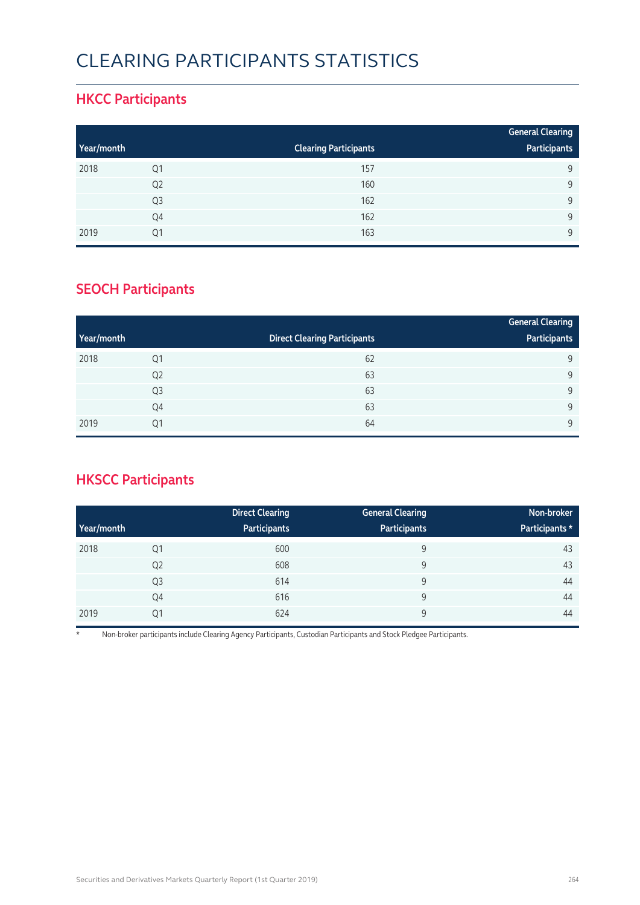# CLEARING PARTICIPANTS STATISTICS

## HKCC Participants

| Year/month | | Clearing Participants | General Clearing Participants |
|---|---|---|---|
| 2018 | Q1 | 157 | 9 |
| | Q2 | 160 | 9 |
| | Q3 | 162 | 9 |
| | Q4 | 162 | 9 |
| 2019 | Q1 | 163 | 9 |

## SEOCH Participants

| Year/month | | Direct Clearing Participants | General Clearing Participants |
|---|---|---|---|
| 2018 | Q1 | 62 | 9 |
| | Q2 | 63 | 9 |
| | Q3 | 63 | 9 |
| | Q4 | 63 | 9 |
| 2019 | Q1 | 64 | 9 |

## HKSCC Participants

| Year/month | | Direct Clearing Participants | General Clearing Participants | Non-broker Participants * |
|---|---|---|---|---|
| 2018 | Q1 | 600 | 9 | 43 |
| | Q2 | 608 | 9 | 43 |
| | Q3 | 614 | 9 | 44 |
| | Q4 | 616 | 9 | 44 |
| 2019 | Q1 | 624 | 9 | 44 |

* Non-broker participants include Clearing Agency Participants, Custodian Participants and Stock Pledgee Participants.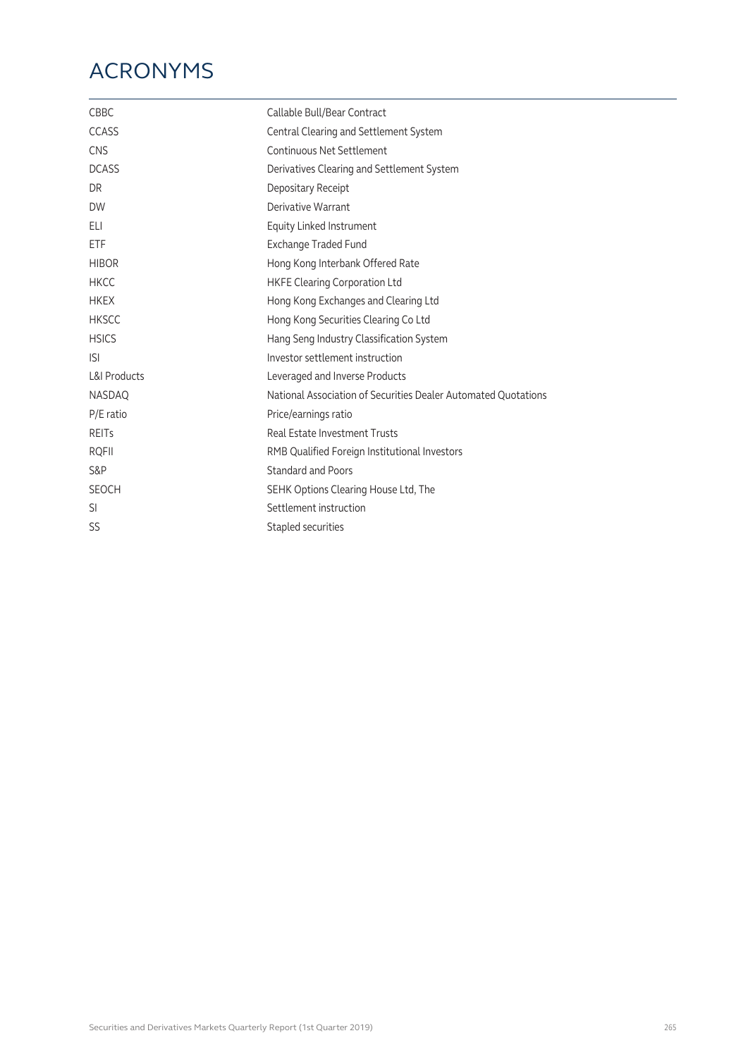# ACRONYMS

| | |
|---|---|
| CBBC | Callable Bull/Bear Contract |
| CCASS | Central Clearing and Settlement System |
| CNS | Continuous Net Settlement |
| DCASS | Derivatives Clearing and Settlement System |
| DR | Depositary Receipt |
| DW | Derivative Warrant |
| ELI | Equity Linked Instrument |
| ETF | Exchange Traded Fund |
| HIBOR | Hong Kong Interbank Offered Rate |
| HKCC | HKFE Clearing Corporation Ltd |
| HKEX | Hong Kong Exchanges and Clearing Ltd |
| HKSCC | Hong Kong Securities Clearing Co Ltd |
| HSICS | Hang Seng Industry Classification System |
| ISI | Investor settlement instruction |
| L&I Products | Leveraged and Inverse Products |
| NASDAQ | National Association of Securities Dealer Automated Quotations |
| P/E ratio | Price/earnings ratio |
| REITs | Real Estate Investment Trusts |
| RQFII | RMB Qualified Foreign Institutional Investors |
| S&P | Standard and Poors |
| SEOCH | SEHK Options Clearing House Ltd, The |
| SI | Settlement instruction |
| SS | Stapled securities |